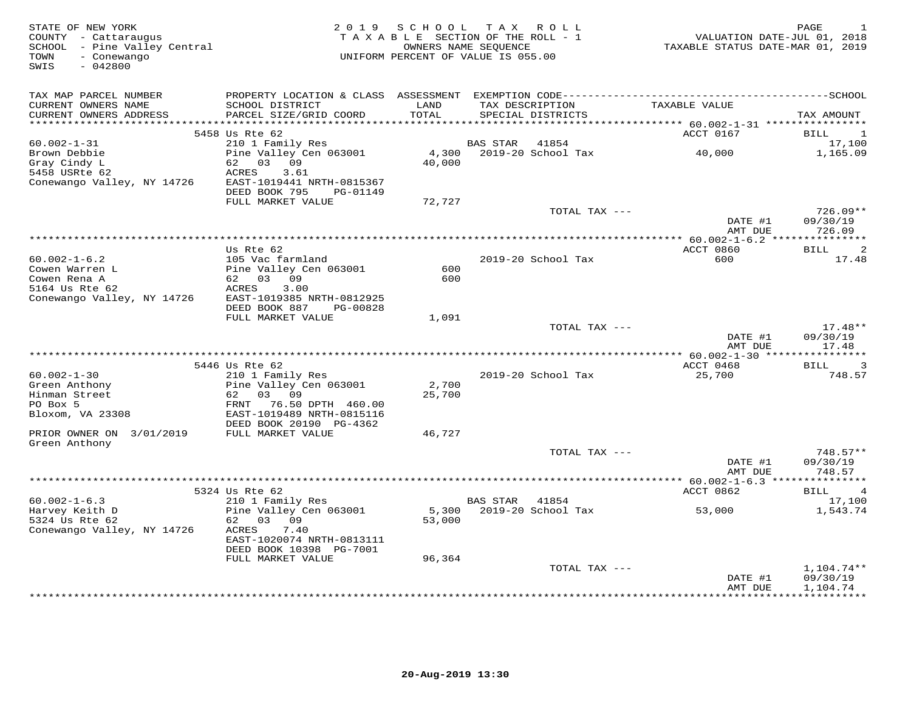STATE OF NEW YORK
COUNTY - Cattaraugus
SCHOOL - Pine Valley Central
TOWN - Conewango
SWIS - 042800

2019 SCHOOL TAX ROLL
TAXABLE SECTION OF THE ROLL - 1
OWNERS NAME SEQUENCE
UNIFORM PERCENT OF VALUE IS 055.00

VALUATION DATE-JUL 01, 2018
TAXABLE STATUS DATE-MAR 01, 2019

| TAX MAP PARCEL NUMBER / CURRENT OWNERS NAME / CURRENT OWNERS ADDRESS | PROPERTY LOCATION & CLASS / SCHOOL DISTRICT / PARCEL SIZE/GRID COORD | ASSESSMENT LAND / TOTAL | EXEMPTION CODE / TAX DESCRIPTION / SPECIAL DISTRICTS | TAXABLE VALUE | TAX AMOUNT |
|---|---|---|---|---|---|
| 60.002-1-31 | 5458 Us Rte 62 | | | ACCT 0167 | BILL 1 |
| | 210 1 Family Res | | BAS STAR 41854 | | 17,100 |
| Brown Debbie | Pine Valley Cen 063001 | 4,300 | 2019-20 School Tax | 40,000 | 1,165.09 |
| Gray Cindy L | 62 03 09 | 40,000 | | | |
| 5458 USRte 62 | ACRES 3.61 | | | | |
| Conewango Valley, NY 14726 | EAST-1019441 NRTH-0815367 | | | | |
| | DEED BOOK 795 PG-01149 | | | | |
| | FULL MARKET VALUE | 72,727 | | | |
| | | | TOTAL TAX --- | | 726.09** |
| | | | | DATE #1 | 09/30/19 |
| | | | | AMT DUE | 726.09 |
| 60.002-1-6.2 | Us Rte 62 | | | ACCT 0860 | BILL 2 |
| | 105 Vac farmland | | 2019-20 School Tax | 600 | 17.48 |
| Cowen Warren L | Pine Valley Cen 063001 | 600 | | | |
| Cowen Rena A | 62 03 09 | 600 | | | |
| 5164 Us Rte 62 | ACRES 3.00 | | | | |
| Conewango Valley, NY 14726 | EAST-1019385 NRTH-0812925 | | | | |
| | DEED BOOK 887 PG-00828 | | | | |
| | FULL MARKET VALUE | 1,091 | | | |
| | | | TOTAL TAX --- | | 17.48** |
| | | | | DATE #1 | 09/30/19 |
| | | | | AMT DUE | 17.48 |
| 60.002-1-30 | 5446 Us Rte 62 | | | ACCT 0468 | BILL 3 |
| | 210 1 Family Res | | 2019-20 School Tax | 25,700 | 748.57 |
| Green Anthony | Pine Valley Cen 063001 | 2,700 | | | |
| Hinman Street | 62 03 09 | 25,700 | | | |
| PO Box 5 | FRNT 76.50 DPTH 460.00 | | | | |
| Bloxom, VA 23308 | EAST-1019489 NRTH-0815116 | | | | |
| | DEED BOOK 20190 PG-4362 | | | | |
| PRIOR OWNER ON 3/01/2019 | FULL MARKET VALUE | 46,727 | | | |
| Green Anthony | | | | | |
| | | | TOTAL TAX --- | | 748.57** |
| | | | | DATE #1 | 09/30/19 |
| | | | | AMT DUE | 748.57 |
| 60.002-1-6.3 | 5324 Us Rte 62 | | | ACCT 0862 | BILL 4 |
| | 210 1 Family Res | | BAS STAR 41854 | | 17,100 |
| Harvey Keith D | Pine Valley Cen 063001 | 5,300 | 2019-20 School Tax | 53,000 | 1,543.74 |
| 5324 Us Rte 62 | 62 03 09 | 53,000 | | | |
| Conewango Valley, NY 14726 | ACRES 7.40 | | | | |
| | EAST-1020074 NRTH-0813111 | | | | |
| | DEED BOOK 10398 PG-7001 | | | | |
| | FULL MARKET VALUE | 96,364 | | | |
| | | | TOTAL TAX --- | | 1,104.74** |
| | | | | DATE #1 | 09/30/19 |
| | | | | AMT DUE | 1,104.74 |

20-Aug-2019 13:30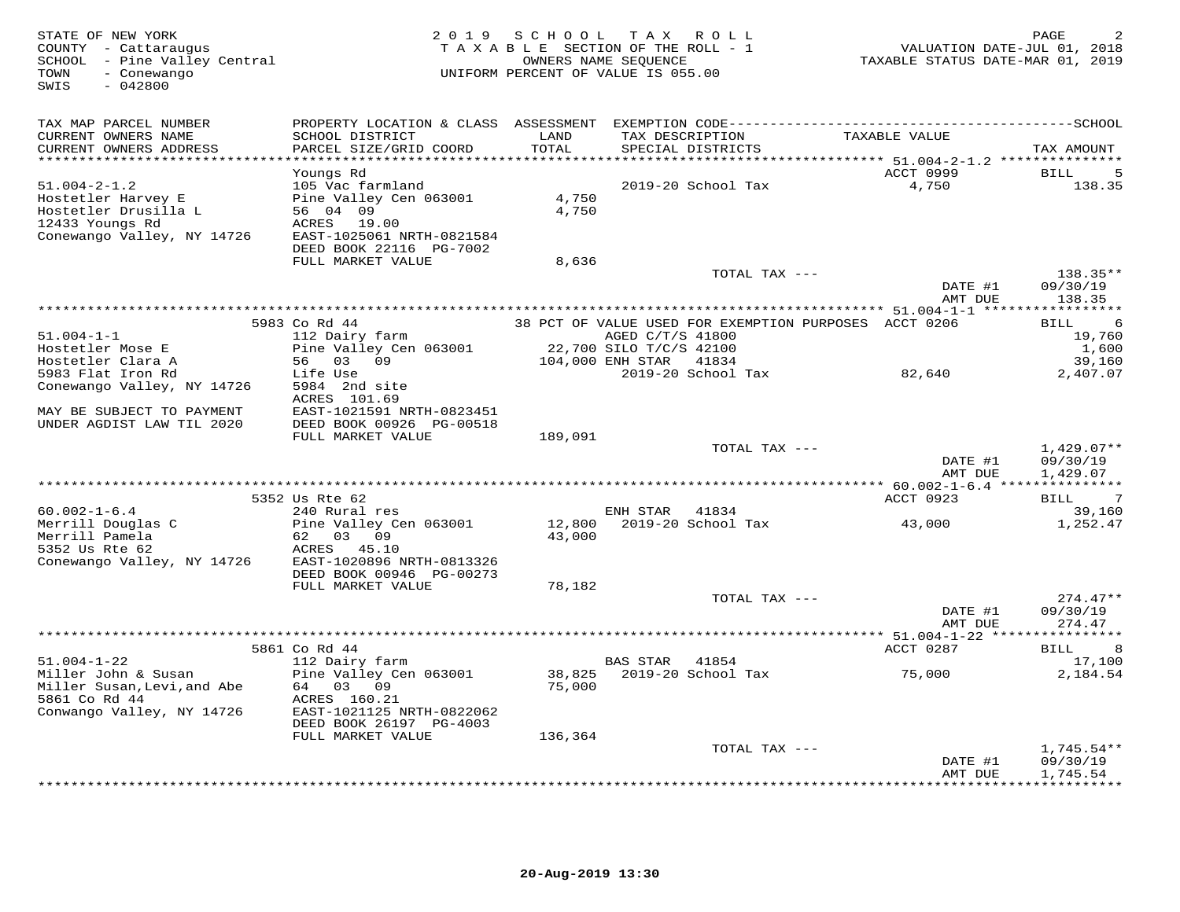STATE OF NEW YORK
COUNTY - Cattaraugus
SCHOOL - Pine Valley Central
TOWN - Conewango
SWIS - 042800

2019 SCHOOL TAX ROLL
TAXABLE SECTION OF THE ROLL - 1
OWNERS NAME SEQUENCE
UNIFORM PERCENT OF VALUE IS 055.00

VALUATION DATE-JUL 01, 2018
TAXABLE STATUS DATE-MAR 01, 2019

| TAX MAP PARCEL NUMBER / CURRENT OWNERS NAME / CURRENT OWNERS ADDRESS | PROPERTY LOCATION & CLASS / SCHOOL DISTRICT / PARCEL SIZE/GRID COORD | ASSESSMENT LAND / TOTAL | EXEMPTION CODE / TAX DESCRIPTION / SPECIAL DISTRICTS | TAXABLE VALUE | TAX AMOUNT |
|---|---|---|---|---|---|
| **51.004-2-1.2** | Youngs Rd | | | ACCT 0999 | BILL 5 |
| 51.004-2-1.2 | 105 Vac farmland | | 2019-20 School Tax | 4,750 | 138.35 |
| Hostetler Harvey E | Pine Valley Cen 063001 | 4,750 | | | |
| Hostetler Drusilla L | 56 04 09 | 4,750 | | | |
| 12433 Youngs Rd | ACRES 19.00 | | | | |
| Conewango Valley, NY 14726 | EAST-1025061 NRTH-0821584 | | | | |
| | DEED BOOK 22116 PG-7002 | | | | |
| | FULL MARKET VALUE | 8,636 | | | |
| | | | TOTAL TAX --- | | 138.35** |
| | | | | DATE #1 | 09/30/19 |
| | | | | AMT DUE | 138.35 |
| **51.004-1-1** | 5983 Co Rd 44 | | 38 PCT OF VALUE USED FOR EXEMPTION PURPOSES | ACCT 0206 | BILL 6 |
| 51.004-1-1 | 112 Dairy farm | | AGED C/T/S 41800 | | 19,760 |
| Hostetler Mose E | Pine Valley Cen 063001 | 22,700 | SILO T/C/S 42100 | | 1,600 |
| Hostetler Clara A | 56 03 09 | 104,000 | ENH STAR 41834 | | 39,160 |
| 5983 Flat Iron Rd | Life Use | | 2019-20 School Tax | 82,640 | 2,407.07 |
| Conewango Valley, NY 14726 | 5984 2nd site | | | | |
| | ACRES 101.69 | | | | |
| MAY BE SUBJECT TO PAYMENT | EAST-1021591 NRTH-0823451 | | | | |
| UNDER AGDIST LAW TIL 2020 | DEED BOOK 00926 PG-00518 | | | | |
| | FULL MARKET VALUE | 189,091 | | | |
| | | | TOTAL TAX --- | | 1,429.07** |
| | | | | DATE #1 | 09/30/19 |
| | | | | AMT DUE | 1,429.07 |
| **60.002-1-6.4** | 5352 Us Rte 62 | | | ACCT 0923 | BILL 7 |
| 60.002-1-6.4 | 240 Rural res | | ENH STAR 41834 | | 39,160 |
| Merrill Douglas C | Pine Valley Cen 063001 | 12,800 | 2019-20 School Tax | 43,000 | 1,252.47 |
| Merrill Pamela | 62 03 09 | 43,000 | | | |
| 5352 Us Rte 62 | ACRES 45.10 | | | | |
| Conewango Valley, NY 14726 | EAST-1020896 NRTH-0813326 | | | | |
| | DEED BOOK 00946 PG-00273 | | | | |
| | FULL MARKET VALUE | 78,182 | | | |
| | | | TOTAL TAX --- | | 274.47** |
| | | | | DATE #1 | 09/30/19 |
| | | | | AMT DUE | 274.47 |
| **51.004-1-22** | 5861 Co Rd 44 | | | ACCT 0287 | BILL 8 |
| 51.004-1-22 | 112 Dairy farm | | BAS STAR 41854 | | 17,100 |
| Miller John & Susan | Pine Valley Cen 063001 | 38,825 | 2019-20 School Tax | 75,000 | 2,184.54 |
| Miller Susan,Levi,and Abe | 64 03 09 | 75,000 | | | |
| 5861 Co Rd 44 | ACRES 160.21 | | | | |
| Conwango Valley, NY 14726 | EAST-1021125 NRTH-0822062 | | | | |
| | DEED BOOK 26197 PG-4003 | | | | |
| | FULL MARKET VALUE | 136,364 | | | |
| | | | TOTAL TAX --- | | 1,745.54** |
| | | | | DATE #1 | 09/30/19 |
| | | | | AMT DUE | 1,745.54 |

20-Aug-2019 13:30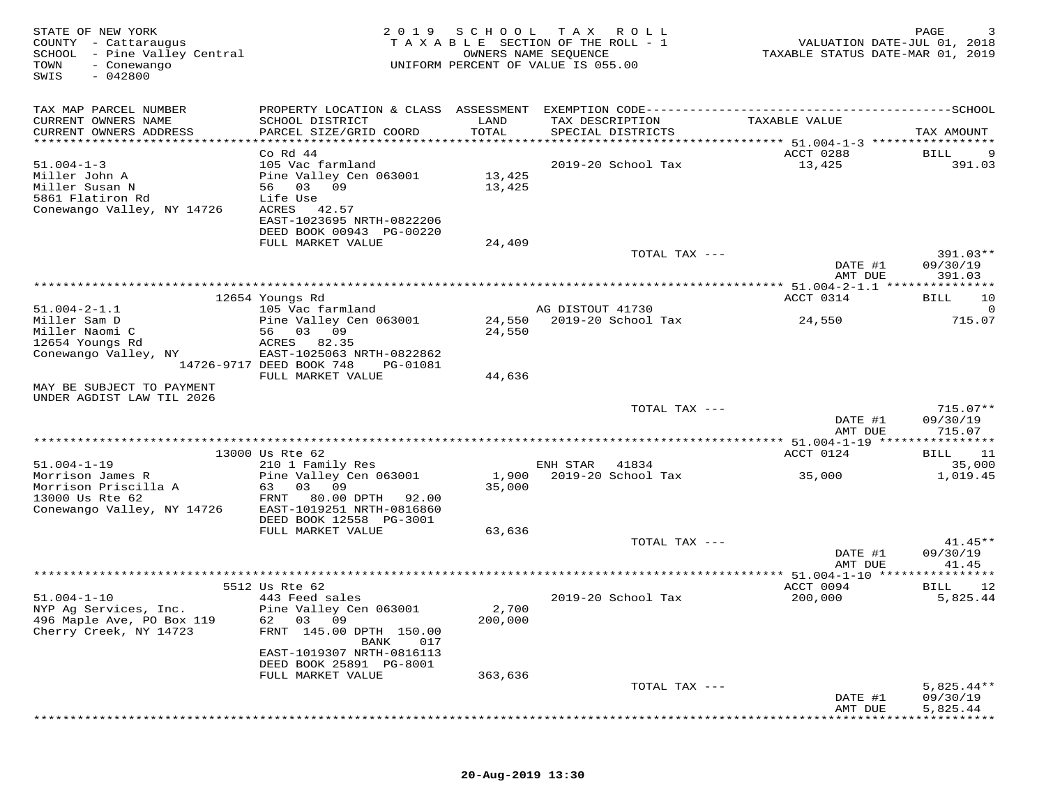STATE OF NEW YORK
COUNTY - Cattaraugus
SCHOOL - Pine Valley Central
TOWN - Conewango
SWIS - 042800

2019 SCHOOL TAX ROLL
TAXABLE SECTION OF THE ROLL - 1
OWNERS NAME SEQUENCE
UNIFORM PERCENT OF VALUE IS 055.00

VALUATION DATE-JUL 01, 2018
TAXABLE STATUS DATE-MAR 01, 2019

| TAX MAP PARCEL NUMBER / CURRENT OWNERS NAME / CURRENT OWNERS ADDRESS | PROPERTY LOCATION & CLASS / SCHOOL DISTRICT / PARCEL SIZE/GRID COORD | ASSESSMENT LAND / TOTAL | EXEMPTION CODE / TAX DESCRIPTION / SPECIAL DISTRICTS | TAXABLE VALUE | TAX AMOUNT |
|---|---|---|---|---|---|
| **51.004-1-3** | Co Rd 44 | | | ACCT 0288 | BILL 9 |
| 51.004-1-3 | 105 Vac farmland | | 2019-20 School Tax | 13,425 | 391.03 |
| Miller John A | Pine Valley Cen 063001 | 13,425 | | | |
| Miller Susan N | 56 03 09 | 13,425 | | | |
| 5861 Flatiron Rd | Life Use | | | | |
| Conewango Valley, NY 14726 | ACRES 42.57 | | | | |
| | EAST-1023695 NRTH-0822206 | | | | |
| | DEED BOOK 00943 PG-00220 | | | | |
| | FULL MARKET VALUE | 24,409 | | | |
| | | | TOTAL TAX --- | | 391.03** |
| | | | | DATE #1 | 09/30/19 |
| | | | | AMT DUE | 391.03 |
| **51.004-2-1.1** | 12654 Youngs Rd | | | ACCT 0314 | BILL 10 |
| 51.004-2-1.1 | 105 Vac farmland | | AG DISTOUT 41730 | | 0 |
| Miller Sam D | Pine Valley Cen 063001 | 24,550 | 2019-20 School Tax | 24,550 | 715.07 |
| Miller Naomi C | 56 03 09 | 24,550 | | | |
| 12654 Youngs Rd | ACRES 82.35 | | | | |
| Conewango Valley, NY | EAST-1025063 NRTH-0822862 | | | | |
| 14726-9717 | DEED BOOK 748 PG-01081 | | | | |
| | FULL MARKET VALUE | 44,636 | | | |
| MAY BE SUBJECT TO PAYMENT UNDER AGDIST LAW TIL 2026 | | | | | |
| | | | TOTAL TAX --- | | 715.07** |
| | | | | DATE #1 | 09/30/19 |
| | | | | AMT DUE | 715.07 |
| **51.004-1-19** | 13000 Us Rte 62 | | | ACCT 0124 | BILL 11 |
| 51.004-1-19 | 210 1 Family Res | | ENH STAR 41834 | | 35,000 |
| Morrison James R | Pine Valley Cen 063001 | 1,900 | 2019-20 School Tax | 35,000 | 1,019.45 |
| Morrison Priscilla A | 63 03 09 | 35,000 | | | |
| 13000 Us Rte 62 | FRNT 80.00 DPTH 92.00 | | | | |
| Conewango Valley, NY 14726 | EAST-1019251 NRTH-0816860 | | | | |
| | DEED BOOK 12558 PG-3001 | | | | |
| | FULL MARKET VALUE | 63,636 | | | |
| | | | TOTAL TAX --- | | 41.45** |
| | | | | DATE #1 | 09/30/19 |
| | | | | AMT DUE | 41.45 |
| **51.004-1-10** | 5512 Us Rte 62 | | | ACCT 0094 | BILL 12 |
| 51.004-1-10 | 443 Feed sales | | 2019-20 School Tax | 200,000 | 5,825.44 |
| NYP Ag Services, Inc. | Pine Valley Cen 063001 | 2,700 | | | |
| 496 Maple Ave, PO Box 119 | 62 03 09 | 200,000 | | | |
| Cherry Creek, NY 14723 | FRNT 145.00 DPTH 150.00 | | | | |
| | BANK 017 | | | | |
| | EAST-1019307 NRTH-0816113 | | | | |
| | DEED BOOK 25891 PG-8001 | | | | |
| | FULL MARKET VALUE | 363,636 | | | |
| | | | TOTAL TAX --- | | 5,825.44** |
| | | | | DATE #1 | 09/30/19 |
| | | | | AMT DUE | 5,825.44 |

20-Aug-2019 13:30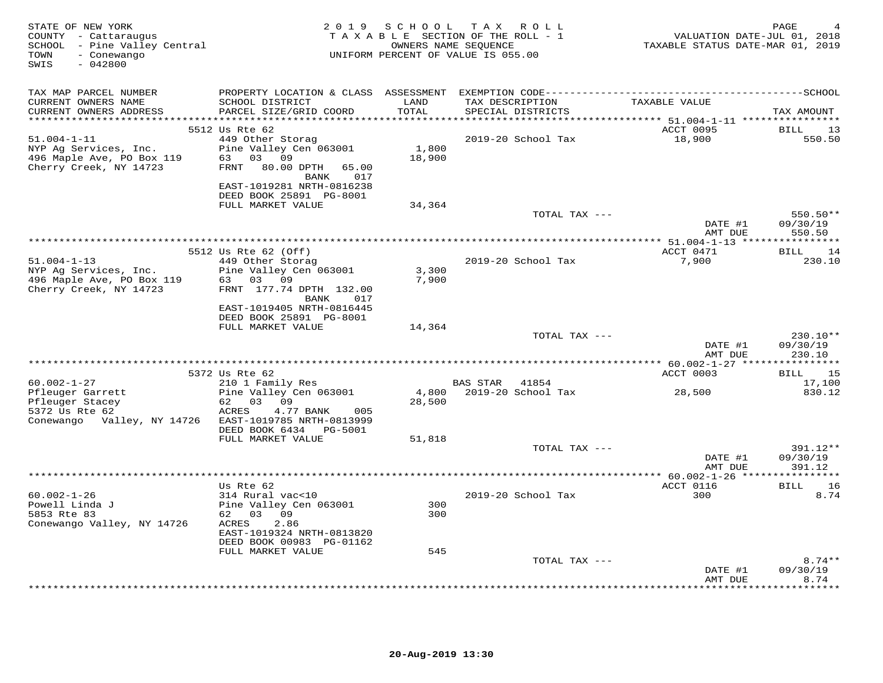STATE OF NEW YORK
COUNTY - Cattaraugus
SCHOOL - Pine Valley Central
TOWN - Conewango
SWIS - 042800

2019 SCHOOL TAX ROLL
TAXABLE SECTION OF THE ROLL - 1
OWNERS NAME SEQUENCE
UNIFORM PERCENT OF VALUE IS 055.00

VALUATION DATE-JUL 01, 2018
TAXABLE STATUS DATE-MAR 01, 2019

| TAX MAP PARCEL NUMBER / CURRENT OWNERS NAME / CURRENT OWNERS ADDRESS | PROPERTY LOCATION & CLASS / SCHOOL DISTRICT / PARCEL SIZE/GRID COORD | ASSESSMENT LAND / TOTAL | EXEMPTION CODE / TAX DESCRIPTION / SPECIAL DISTRICTS | TAXABLE VALUE | TAX AMOUNT |
|---|---|---|---|---|---|
| **51.004-1-11** | 5512 Us Rte 62 | | | ACCT 0095 | BILL 13 |
| 51.004-1-11 | 449 Other Storag | | 2019-20 School Tax | 18,900 | 550.50 |
| NYP Ag Services, Inc. | Pine Valley Cen 063001 | 1,800 | | | |
| 496 Maple Ave, PO Box 119 | 63 03 09 | 18,900 | | | |
| Cherry Creek, NY 14723 | FRNT 80.00 DPTH 65.00 BANK 017 | | | | |
| | EAST-1019281 NRTH-0816238 | | | | |
| | DEED BOOK 25891 PG-8001 | | | | |
| | FULL MARKET VALUE | 34,364 | | | |
| | | | TOTAL TAX --- | | 550.50** |
| | | | | DATE #1 | 09/30/19 |
| | | | | AMT DUE | 550.50 |
| **51.004-1-13** | 5512 Us Rte 62 (Off) | | | ACCT 0471 | BILL 14 |
| 51.004-1-13 | 449 Other Storag | | 2019-20 School Tax | 7,900 | 230.10 |
| NYP Ag Services, Inc. | Pine Valley Cen 063001 | 3,300 | | | |
| 496 Maple Ave, PO Box 119 | 63 03 09 | 7,900 | | | |
| Cherry Creek, NY 14723 | FRNT 177.74 DPTH 132.00 BANK 017 | | | | |
| | EAST-1019405 NRTH-0816445 | | | | |
| | DEED BOOK 25891 PG-8001 | | | | |
| | FULL MARKET VALUE | 14,364 | | | |
| | | | TOTAL TAX --- | | 230.10** |
| | | | | DATE #1 | 09/30/19 |
| | | | | AMT DUE | 230.10 |
| **60.002-1-27** | 5372 Us Rte 62 | | | ACCT 0003 | BILL 15 |
| 60.002-1-27 | 210 1 Family Res | | BAS STAR 41854 | | 17,100 |
| Pfleuger Garrett | Pine Valley Cen 063001 | 4,800 | 2019-20 School Tax | 28,500 | 830.12 |
| Pfleuger Stacey | 62 03 09 | 28,500 | | | |
| 5372 Us Rte 62 | ACRES 4.77 BANK 005 | | | | |
| Conewango Valley, NY 14726 | EAST-1019785 NRTH-0813999 | | | | |
| | DEED BOOK 6434 PG-5001 | | | | |
| | FULL MARKET VALUE | 51,818 | | | |
| | | | TOTAL TAX --- | | 391.12** |
| | | | | DATE #1 | 09/30/19 |
| | | | | AMT DUE | 391.12 |
| **60.002-1-26** | Us Rte 62 | | | ACCT 0116 | BILL 16 |
| 60.002-1-26 | 314 Rural vac<10 | | 2019-20 School Tax | 300 | 8.74 |
| Powell Linda J | Pine Valley Cen 063001 | 300 | | | |
| 5853 Rte 83 | 62 03 09 | 300 | | | |
| Conewango Valley, NY 14726 | ACRES 2.86 | | | | |
| | EAST-1019324 NRTH-0813820 | | | | |
| | DEED BOOK 00983 PG-01162 | | | | |
| | FULL MARKET VALUE | 545 | | | |
| | | | TOTAL TAX --- | | 8.74** |
| | | | | DATE #1 | 09/30/19 |
| | | | | AMT DUE | 8.74 |

20-Aug-2019 13:30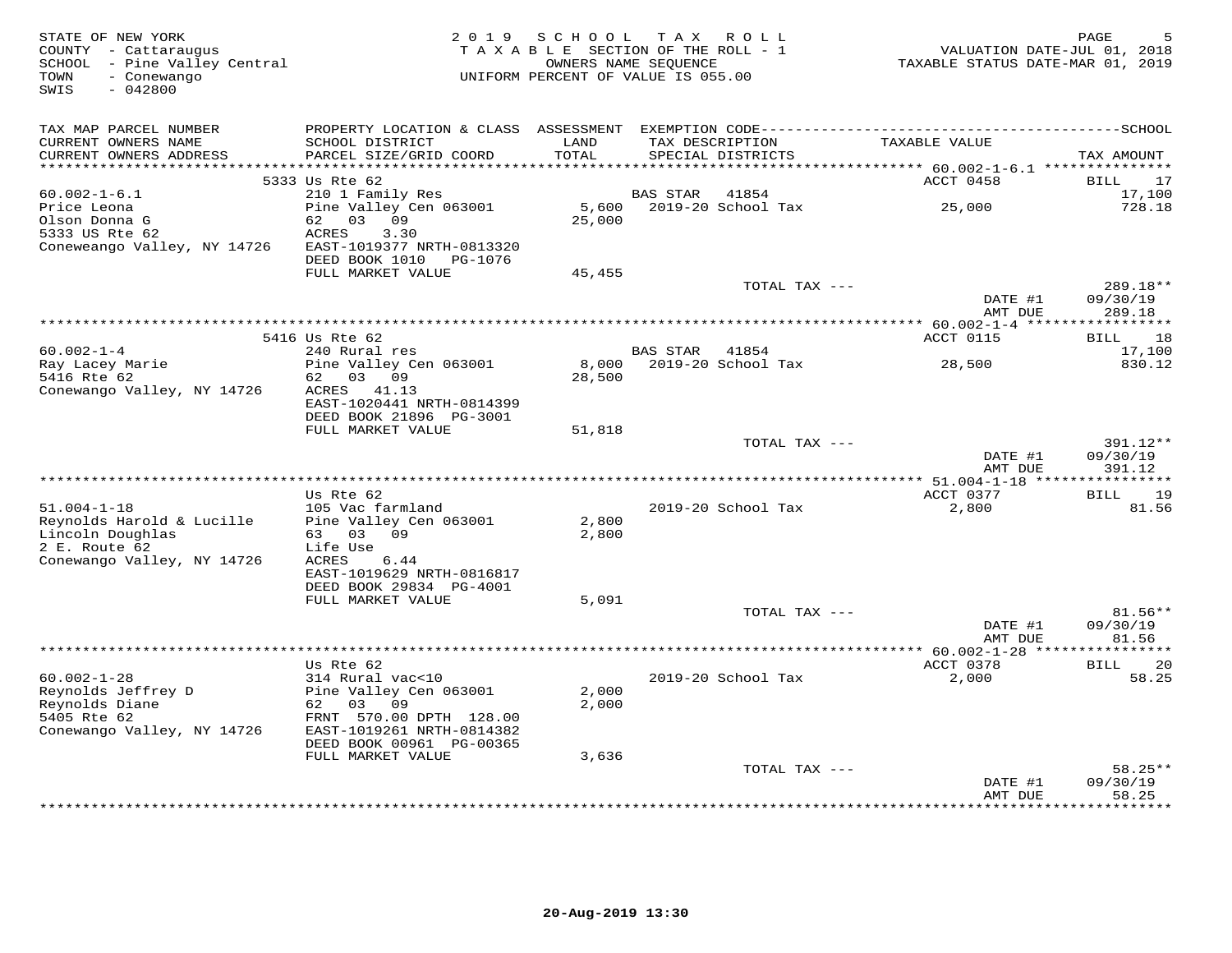STATE OF NEW YORK
COUNTY - Cattaraugus
SCHOOL - Pine Valley Central
TOWN - Conewango
SWIS - 042800

2019 SCHOOL TAX ROLL
TAXABLE SECTION OF THE ROLL - 1
OWNERS NAME SEQUENCE
UNIFORM PERCENT OF VALUE IS 055.00

VALUATION DATE-JUL 01, 2018
TAXABLE STATUS DATE-MAR 01, 2019

| TAX MAP PARCEL NUMBER / CURRENT OWNERS NAME / CURRENT OWNERS ADDRESS | PROPERTY LOCATION & CLASS / SCHOOL DISTRICT / PARCEL SIZE/GRID COORD | ASSESSMENT LAND / TOTAL | EXEMPTION CODE / TAX DESCRIPTION / SPECIAL DISTRICTS | TAXABLE VALUE | SCHOOL TAX AMOUNT |
|---|---|---|---|---|---|
| | 5333 Us Rte 62 | | | ACCT 0458 | BILL 17 |
| 60.002-1-6.1 | 210 1 Family Res | | BAS STAR 41854 | | 17,100 |
| Price Leona | Pine Valley Cen 063001 | 5,600 | 2019-20 School Tax | 25,000 | 728.18 |
| Olson Donna G | 62 03 09 | 25,000 | | | |
| 5333 US Rte 62 | ACRES 3.30 | | | | |
| Coneweango Valley, NY 14726 | EAST-1019377 NRTH-0813320 | | | | |
| | DEED BOOK 1010 PG-1076 | | | | |
| | FULL MARKET VALUE | 45,455 | | | |
| | | | TOTAL TAX --- | | 289.18** |
| | | | | DATE #1 | 09/30/19 |
| | | | | AMT DUE | 289.18 |
| | 5416 Us Rte 62 | | | ACCT 0115 | BILL 18 |
| 60.002-1-4 | 240 Rural res | | BAS STAR 41854 | | 17,100 |
| Ray Lacey Marie | Pine Valley Cen 063001 | 8,000 | 2019-20 School Tax | 28,500 | 830.12 |
| 5416 Rte 62 | 62 03 09 | 28,500 | | | |
| Conewango Valley, NY 14726 | ACRES 41.13 | | | | |
| | EAST-1020441 NRTH-0814399 | | | | |
| | DEED BOOK 21896 PG-3001 | | | | |
| | FULL MARKET VALUE | 51,818 | | | |
| | | | TOTAL TAX --- | | 391.12** |
| | | | | DATE #1 | 09/30/19 |
| | | | | AMT DUE | 391.12 |
| | Us Rte 62 | | | ACCT 0377 | BILL 19 |
| 51.004-1-18 | 105 Vac farmland | | 2019-20 School Tax | 2,800 | 81.56 |
| Reynolds Harold & Lucille | Pine Valley Cen 063001 | 2,800 | | | |
| Lincoln Doughlas | 63 03 09 | 2,800 | | | |
| 2 E. Route 62 | Life Use | | | | |
| Conewango Valley, NY 14726 | ACRES 6.44 | | | | |
| | EAST-1019629 NRTH-0816817 | | | | |
| | DEED BOOK 29834 PG-4001 | | | | |
| | FULL MARKET VALUE | 5,091 | | | |
| | | | TOTAL TAX --- | | 81.56** |
| | | | | DATE #1 | 09/30/19 |
| | | | | AMT DUE | 81.56 |
| | Us Rte 62 | | | ACCT 0378 | BILL 20 |
| 60.002-1-28 | 314 Rural vac<10 | | 2019-20 School Tax | 2,000 | 58.25 |
| Reynolds Jeffrey D | Pine Valley Cen 063001 | 2,000 | | | |
| Reynolds Diane | 62 03 09 | 2,000 | | | |
| 5405 Rte 62 | FRNT 570.00 DPTH 128.00 | | | | |
| Conewango Valley, NY 14726 | EAST-1019261 NRTH-0814382 | | | | |
| | DEED BOOK 00961 PG-00365 | | | | |
| | FULL MARKET VALUE | 3,636 | | | |
| | | | TOTAL TAX --- | | 58.25** |
| | | | | DATE #1 | 09/30/19 |
| | | | | AMT DUE | 58.25 |

20-Aug-2019 13:30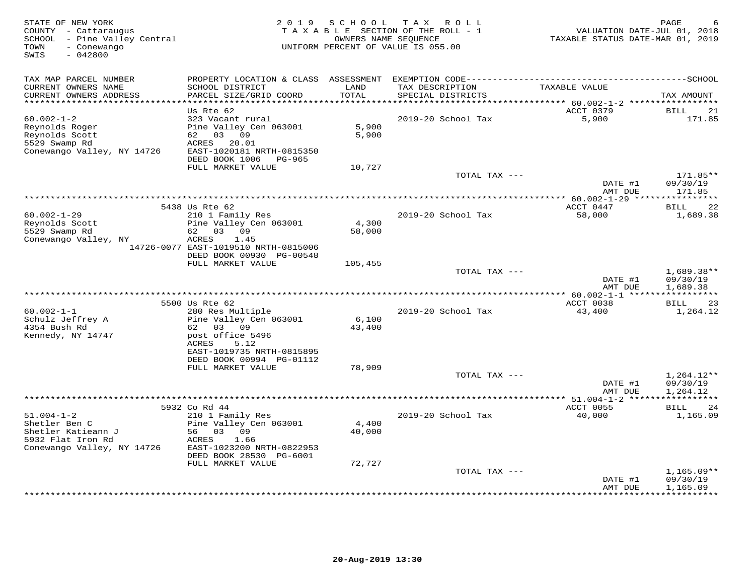STATE OF NEW YORK
COUNTY - Cattaraugus
SCHOOL - Pine Valley Central
TOWN - Conewango
SWIS - 042800

2019 SCHOOL TAX ROLL
TAXABLE SECTION OF THE ROLL - 1
OWNERS NAME SEQUENCE
UNIFORM PERCENT OF VALUE IS 055.00

VALUATION DATE-JUL 01, 2018
TAXABLE STATUS DATE-MAR 01, 2019

| TAX MAP PARCEL NUMBER / CURRENT OWNERS NAME / CURRENT OWNERS ADDRESS | PROPERTY LOCATION & CLASS / SCHOOL DISTRICT / PARCEL SIZE/GRID COORD | ASSESSMENT LAND / TOTAL | EXEMPTION CODE / TAX DESCRIPTION / SPECIAL DISTRICTS | TAXABLE VALUE | SCHOOL TAX AMOUNT |
|---|---|---|---|---|---|
| 60.002-1-2 | Us Rte 62 | | | ACCT 0379 | BILL 21 |
| Reynolds Roger | 323 Vacant rural | | 2019-20 School Tax | 5,900 | 171.85 |
| Reynolds Scott | Pine Valley Cen 063001 | 5,900 | | | |
| 5529 Swamp Rd | 62 03 09 | 5,900 | | | |
| Conewango Valley, NY 14726 | ACRES 20.01 | | | | |
| | EAST-1020181 NRTH-0815350 | | | | |
| | DEED BOOK 1006 PG-965 | | | | |
| | FULL MARKET VALUE | 10,727 | | | |
| | | | TOTAL TAX --- | | 171.85** |
| | | | | DATE #1 | 09/30/19 |
| | | | | AMT DUE | 171.85 |
| 60.002-1-29 | 5438 Us Rte 62 | | | ACCT 0447 | BILL 22 |
| Reynolds Scott | 210 1 Family Res | | 2019-20 School Tax | 58,000 | 1,689.38 |
| 5529 Swamp Rd | Pine Valley Cen 063001 | 4,300 | | | |
| Conewango Valley, NY 14726-0077 | 62 03 09 | 58,000 | | | |
| | ACRES 1.45 | | | | |
| | EAST-1019510 NRTH-0815006 | | | | |
| | DEED BOOK 00930 PG-00548 | | | | |
| | FULL MARKET VALUE | 105,455 | | | |
| | | | TOTAL TAX --- | | 1,689.38** |
| | | | | DATE #1 | 09/30/19 |
| | | | | AMT DUE | 1,689.38 |
| 60.002-1-1 | 5500 Us Rte 62 | | | ACCT 0038 | BILL 23 |
| Schulz Jeffrey A | 280 Res Multiple | | 2019-20 School Tax | 43,400 | 1,264.12 |
| 4354 Bush Rd | Pine Valley Cen 063001 | 6,100 | | | |
| Kennedy, NY 14747 | 62 03 09 | 43,400 | | | |
| | post office 5496 | | | | |
| | ACRES 5.12 | | | | |
| | EAST-1019735 NRTH-0815895 | | | | |
| | DEED BOOK 00994 PG-01112 | | | | |
| | FULL MARKET VALUE | 78,909 | | | |
| | | | TOTAL TAX --- | | 1,264.12** |
| | | | | DATE #1 | 09/30/19 |
| | | | | AMT DUE | 1,264.12 |
| 51.004-1-2 | 5932 Co Rd 44 | | | ACCT 0055 | BILL 24 |
| Shetler Ben C | 210 1 Family Res | | 2019-20 School Tax | 40,000 | 1,165.09 |
| Shetler Katieann J | Pine Valley Cen 063001 | 4,400 | | | |
| 5932 Flat Iron Rd | 56 03 09 | 40,000 | | | |
| Conewango Valley, NY 14726 | ACRES 1.66 | | | | |
| | EAST-1023200 NRTH-0822953 | | | | |
| | DEED BOOK 28530 PG-6001 | | | | |
| | FULL MARKET VALUE | 72,727 | | | |
| | | | TOTAL TAX --- | | 1,165.09** |
| | | | | DATE #1 | 09/30/19 |
| | | | | AMT DUE | 1,165.09 |

20-Aug-2019 13:30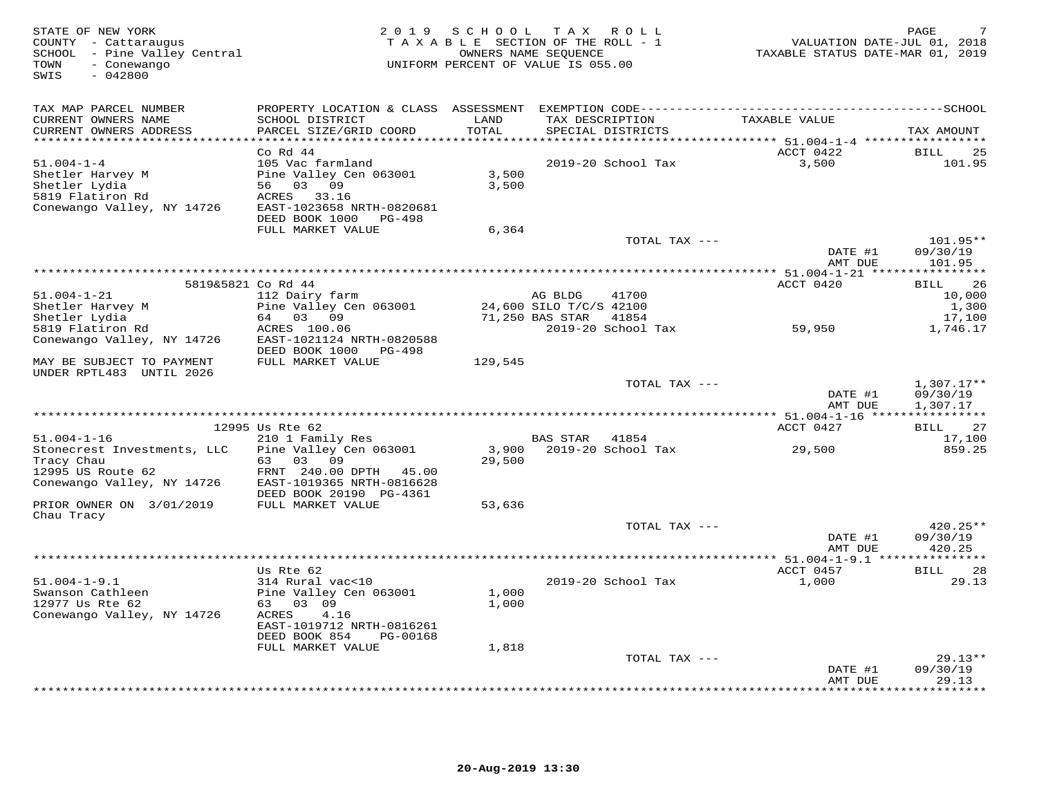STATE OF NEW YORK
COUNTY - Cattaraugus
SCHOOL - Pine Valley Central
TOWN - Conewango
SWIS - 042800

2019 SCHOOL TAX ROLL
TAXABLE SECTION OF THE ROLL - 1
OWNERS NAME SEQUENCE
UNIFORM PERCENT OF VALUE IS 055.00

VALUATION DATE-JUL 01, 2018
TAXABLE STATUS DATE-MAR 01, 2019

| TAX MAP PARCEL NUMBER / CURRENT OWNERS NAME / CURRENT OWNERS ADDRESS | PROPERTY LOCATION & CLASS / SCHOOL DISTRICT / PARCEL SIZE/GRID COORD | ASSESSMENT LAND / TOTAL | EXEMPTION CODE / TAX DESCRIPTION / SPECIAL DISTRICTS | TAXABLE VALUE | SCHOOL TAX AMOUNT |
|---|---|---|---|---|---|
| | Co Rd 44 | | | ACCT 0422 | BILL 25 |
| 51.004-1-4 | 105 Vac farmland | | 2019-20 School Tax | 3,500 | 101.95 |
| Shetler Harvey M | Pine Valley Cen 063001 | 3,500 | | | |
| Shetler Lydia | 56 03 09 | 3,500 | | | |
| 5819 Flatiron Rd | ACRES 33.16 | | | | |
| Conewango Valley, NY 14726 | EAST-1023658 NRTH-0820681 | | | | |
| | DEED BOOK 1000 PG-498 | | | | |
| | FULL MARKET VALUE | 6,364 | | | |
| | | | TOTAL TAX --- | | 101.95** |
| | | | | DATE #1 | 09/30/19 |
| | | | | AMT DUE | 101.95 |
| | 5819&5821 Co Rd 44 | | | ACCT 0420 | BILL 26 |
| 51.004-1-21 | 112 Dairy farm | | AG BLDG 41700 | | 10,000 |
| Shetler Harvey M | Pine Valley Cen 063001 | 24,600 | SILO T/C/S 42100 | | 1,300 |
| Shetler Lydia | 64 03 09 | 71,250 | BAS STAR 41854 | | 17,100 |
| 5819 Flatiron Rd | ACRES 100.06 | | 2019-20 School Tax | 59,950 | 1,746.17 |
| Conewango Valley, NY 14726 | EAST-1021124 NRTH-0820588 | | | | |
| | DEED BOOK 1000 PG-498 | | | | |
| MAY BE SUBJECT TO PAYMENT | FULL MARKET VALUE | 129,545 | | | |
| UNDER RPTL483 UNTIL 2026 | | | | | |
| | | | TOTAL TAX --- | | 1,307.17** |
| | | | | DATE #1 | 09/30/19 |
| | | | | AMT DUE | 1,307.17 |
| | 12995 Us Rte 62 | | | ACCT 0427 | BILL 27 |
| 51.004-1-16 | 210 1 Family Res | | BAS STAR 41854 | | 17,100 |
| Stonecrest Investments, LLC | Pine Valley Cen 063001 | 3,900 | 2019-20 School Tax | 29,500 | 859.25 |
| Tracy Chau | 63 03 09 | 29,500 | | | |
| 12995 US Route 62 | FRNT 240.00 DPTH 45.00 | | | | |
| Conewango Valley, NY 14726 | EAST-1019365 NRTH-0816628 | | | | |
| | DEED BOOK 20190 PG-4361 | | | | |
| PRIOR OWNER ON 3/01/2019 | FULL MARKET VALUE | 53,636 | | | |
| Chau Tracy | | | | | |
| | | | TOTAL TAX --- | | 420.25** |
| | | | | DATE #1 | 09/30/19 |
| | | | | AMT DUE | 420.25 |
| | Us Rte 62 | | | ACCT 0457 | BILL 28 |
| 51.004-1-9.1 | 314 Rural vac<10 | | 2019-20 School Tax | 1,000 | 29.13 |
| Swanson Cathleen | Pine Valley Cen 063001 | 1,000 | | | |
| 12977 Us Rte 62 | 63 03 09 | 1,000 | | | |
| Conewango Valley, NY 14726 | ACRES 4.16 | | | | |
| | EAST-1019712 NRTH-0816261 | | | | |
| | DEED BOOK 854 PG-00168 | | | | |
| | FULL MARKET VALUE | 1,818 | | | |
| | | | TOTAL TAX --- | | 29.13** |
| | | | | DATE #1 | 09/30/19 |
| | | | | AMT DUE | 29.13 |

20-Aug-2019 13:30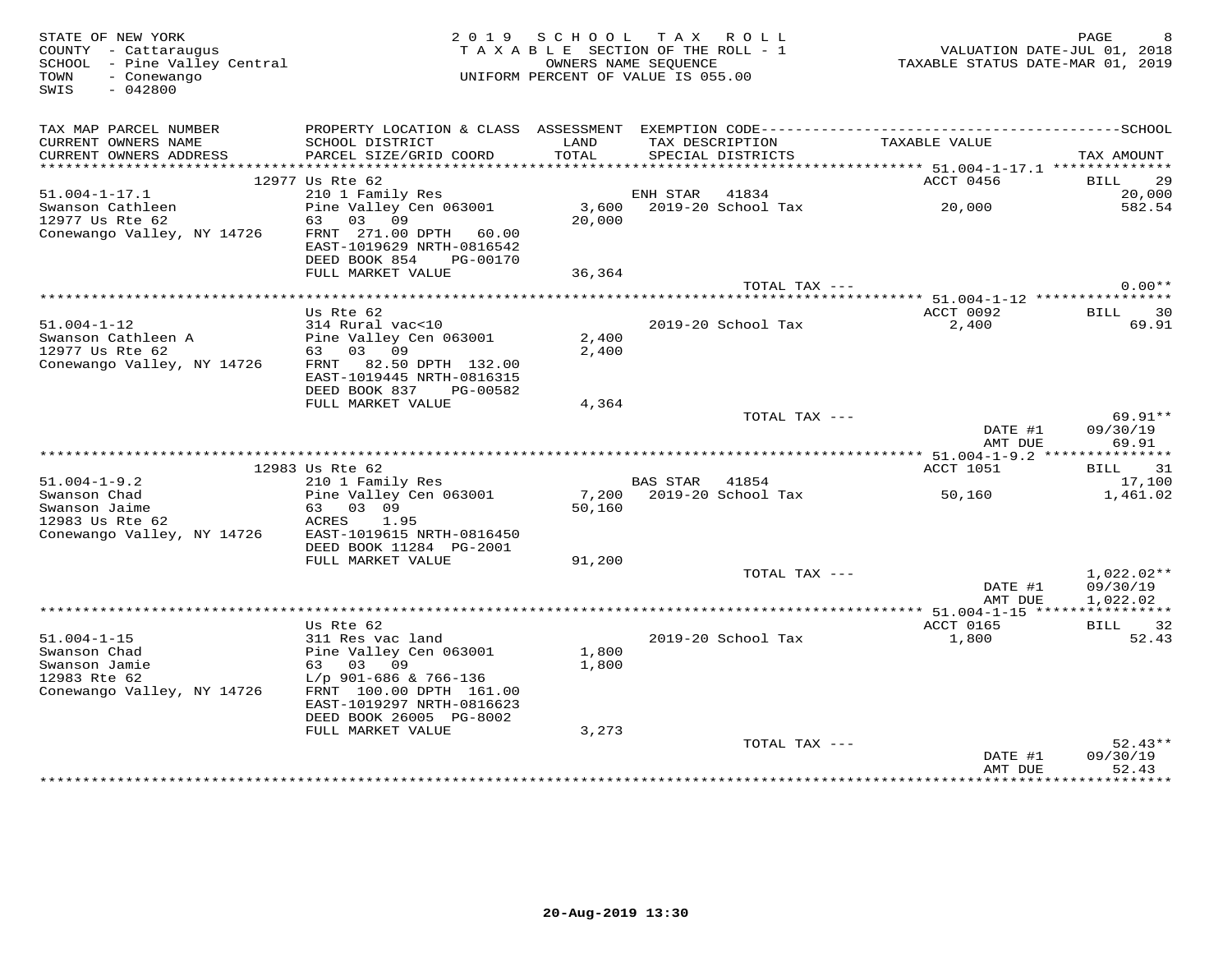STATE OF NEW YORK
COUNTY - Cattaraugus
SCHOOL - Pine Valley Central
TOWN - Conewango
SWIS - 042800

2019 SCHOOL TAX ROLL
TAXABLE SECTION OF THE ROLL - 1
OWNERS NAME SEQUENCE
UNIFORM PERCENT OF VALUE IS 055.00

VALUATION DATE-JUL 01, 2018
TAXABLE STATUS DATE-MAR 01, 2019

| TAX MAP PARCEL NUMBER / CURRENT OWNERS NAME / CURRENT OWNERS ADDRESS | PROPERTY LOCATION & CLASS / SCHOOL DISTRICT / PARCEL SIZE/GRID COORD | ASSESSMENT LAND / TOTAL | EXEMPTION CODE / TAX DESCRIPTION / SPECIAL DISTRICTS | TAXABLE VALUE | TAX AMOUNT |
|---|---|---|---|---|---|
| | 12977 Us Rte 62 | | | ACCT 0456 | BILL 29 |
| 51.004-1-17.1 | 210 1 Family Res | | ENH STAR 41834 | | 20,000 |
| Swanson Cathleen | Pine Valley Cen 063001 | 3,600 | 2019-20 School Tax | 20,000 | 582.54 |
| 12977 Us Rte 62 | 63 03 09 | 20,000 | | | |
| Conewango Valley, NY 14726 | FRNT 271.00 DPTH 60.00 | | | | |
| | EAST-1019629 NRTH-0816542 | | | | |
| | DEED BOOK 854 PG-00170 | | | | |
| | FULL MARKET VALUE | 36,364 | | | |
| | | | TOTAL TAX --- | | 0.00** |
| | Us Rte 62 | | | ACCT 0092 | BILL 30 |
| 51.004-1-12 | 314 Rural vac<10 | | 2019-20 School Tax | 2,400 | 69.91 |
| Swanson Cathleen A | Pine Valley Cen 063001 | 2,400 | | | |
| 12977 Us Rte 62 | 63 03 09 | 2,400 | | | |
| Conewango Valley, NY 14726 | FRNT 82.50 DPTH 132.00 | | | | |
| | EAST-1019445 NRTH-0816315 | | | | |
| | DEED BOOK 837 PG-00582 | | | | |
| | FULL MARKET VALUE | 4,364 | | | |
| | | | TOTAL TAX --- | | 69.91** |
| | | | | DATE #1 | 09/30/19 |
| | | | | AMT DUE | 69.91 |
| | 12983 Us Rte 62 | | | ACCT 1051 | BILL 31 |
| 51.004-1-9.2 | 210 1 Family Res | | BAS STAR 41854 | | 17,100 |
| Swanson Chad | Pine Valley Cen 063001 | 7,200 | 2019-20 School Tax | 50,160 | 1,461.02 |
| Swanson Jaime | 63 03 09 | 50,160 | | | |
| 12983 Us Rte 62 | ACRES 1.95 | | | | |
| Conewango Valley, NY 14726 | EAST-1019615 NRTH-0816450 | | | | |
| | DEED BOOK 11284 PG-2001 | | | | |
| | FULL MARKET VALUE | 91,200 | | | |
| | | | TOTAL TAX --- | | 1,022.02** |
| | | | | DATE #1 | 09/30/19 |
| | | | | AMT DUE | 1,022.02 |
| | Us Rte 62 | | | ACCT 0165 | BILL 32 |
| 51.004-1-15 | 311 Res vac land | | 2019-20 School Tax | 1,800 | 52.43 |
| Swanson Chad | Pine Valley Cen 063001 | 1,800 | | | |
| Swanson Jamie | 63 03 09 | 1,800 | | | |
| 12983 Rte 62 | L/p 901-686 & 766-136 | | | | |
| Conewango Valley, NY 14726 | FRNT 100.00 DPTH 161.00 | | | | |
| | EAST-1019297 NRTH-0816623 | | | | |
| | DEED BOOK 26005 PG-8002 | | | | |
| | FULL MARKET VALUE | 3,273 | | | |
| | | | TOTAL TAX --- | | 52.43** |
| | | | | DATE #1 | 09/30/19 |
| | | | | AMT DUE | 52.43 |

20-Aug-2019 13:30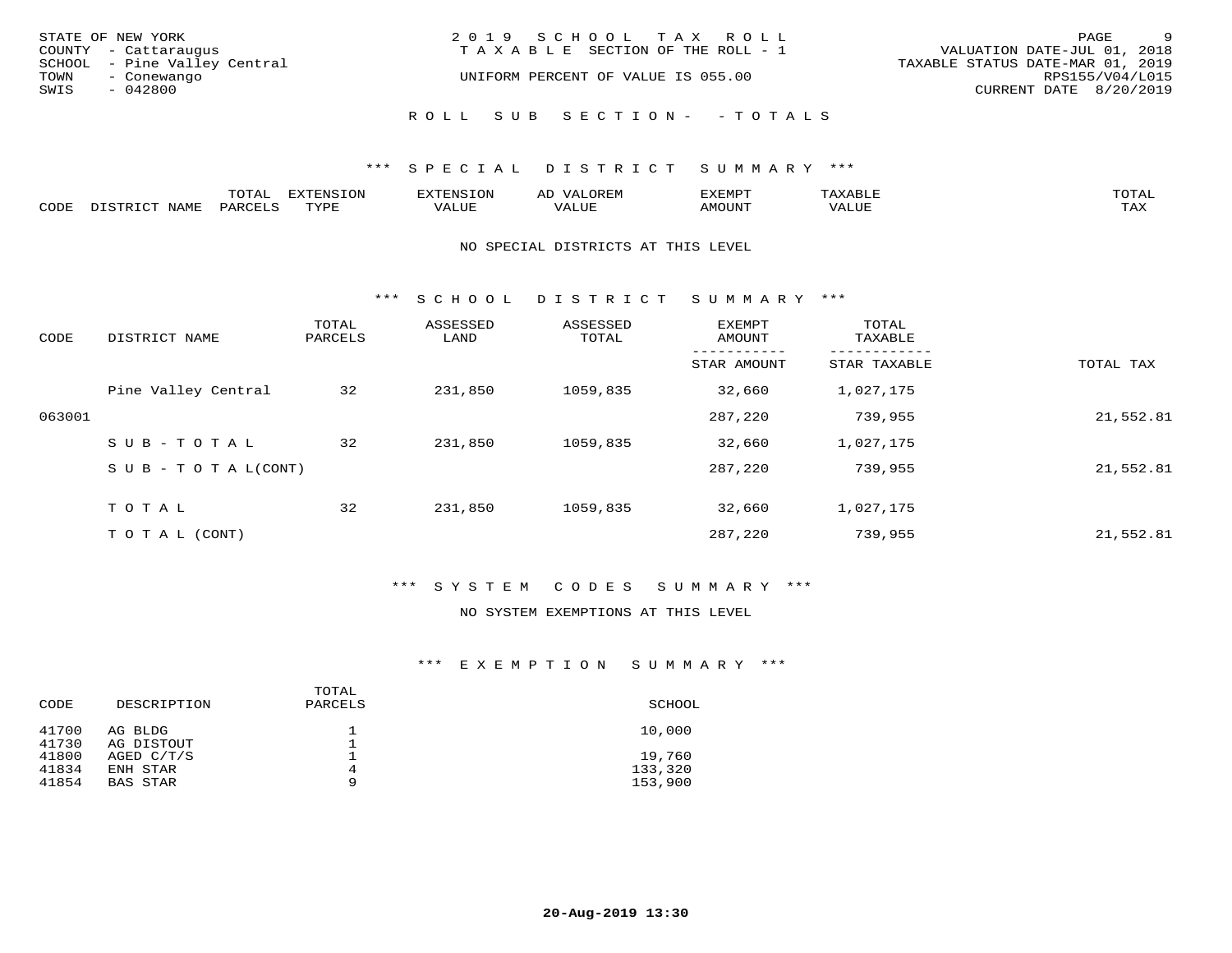STATE OF NEW YORK
COUNTY - Cattaraugus
SCHOOL - Pine Valley Central
TOWN - Conewango
SWIS - 042800

2019 SCHOOL TAX ROLL
TAXABLE SECTION OF THE ROLL - 1
UNIFORM PERCENT OF VALUE IS 055.00

VALUATION DATE-JUL 01, 2018
TAXABLE STATUS DATE-MAR 01, 2019
RPS155/V04/L015
CURRENT DATE 8/20/2019

## ROLL SUB SECTION- - TOTALS

### *** SPECIAL DISTRICT SUMMARY ***

| CODE | DISTRICT NAME | TOTAL PARCELS | EXTENSION TYPE | EXTENSION VALUE | AD VALOREM VALUE | EXEMPT AMOUNT | TAXABLE VALUE | TOTAL TAX |
|---|---|---|---|---|---|---|---|---|

NO SPECIAL DISTRICTS AT THIS LEVEL

### *** SCHOOL DISTRICT SUMMARY ***

| CODE | DISTRICT NAME | TOTAL PARCELS | ASSESSED LAND | ASSESSED TOTAL | EXEMPT AMOUNT / STAR AMOUNT | TOTAL TAXABLE / STAR TAXABLE | TOTAL TAX |
|---|---|---|---|---|---|---|---|
| | Pine Valley Central | 32 | 231,850 | 1059,835 | 32,660 | 1,027,175 | |
| 063001 | | | | | 287,220 | 739,955 | 21,552.81 |
| | SUB-TOTAL | 32 | 231,850 | 1059,835 | 32,660 | 1,027,175 | |
| | SUB-TOTAL(CONT) | | | | 287,220 | 739,955 | 21,552.81 |
| | TOTAL | 32 | 231,850 | 1059,835 | 32,660 | 1,027,175 | |
| | TOTAL (CONT) | | | | 287,220 | 739,955 | 21,552.81 |

### *** SYSTEM CODES SUMMARY ***

NO SYSTEM EXEMPTIONS AT THIS LEVEL

### *** EXEMPTION SUMMARY ***

| CODE | DESCRIPTION | TOTAL PARCELS | SCHOOL |
|---|---|---|---|
| 41700 | AG BLDG | 1 | 10,000 |
| 41730 | AG DISTOUT | 1 | |
| 41800 | AGED C/T/S | 1 | 19,760 |
| 41834 | ENH STAR | 4 | 133,320 |
| 41854 | BAS STAR | 9 | 153,900 |

20-Aug-2019 13:30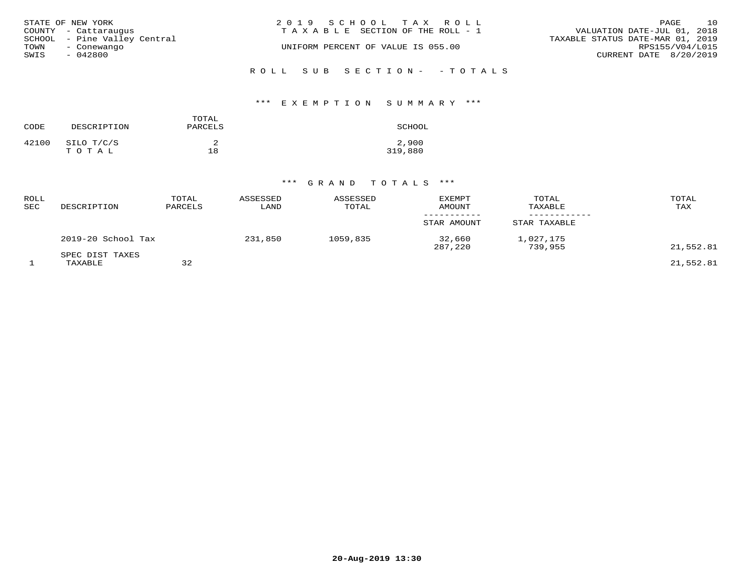STATE OF NEW YORK
COUNTY - Cattaraugus
SCHOOL - Pine Valley Central
TOWN - Conewango
SWIS - 042800

2019 SCHOOL TAX ROLL
TAXABLE SECTION OF THE ROLL - 1

UNIFORM PERCENT OF VALUE IS 055.00

VALUATION DATE-JUL 01, 2018
TAXABLE STATUS DATE-MAR 01, 2019
RPS155/V04/L015
CURRENT DATE 8/20/2019

ROLL SUB SECTION- - TOTALS

### *** EXEMPTION SUMMARY ***

| CODE | DESCRIPTION | TOTAL PARCELS | SCHOOL |
|---|---|---|---|
| 42100 | SILO T/C/S | 2 | 2,900 |
| | T O T A L | 18 | 319,880 |

### *** GRAND TOTALS ***

| ROLL SEC | DESCRIPTION | TOTAL PARCELS | ASSESSED LAND | ASSESSED TOTAL | EXEMPT AMOUNT / STAR AMOUNT | TOTAL TAXABLE / STAR TAXABLE | TOTAL TAX |
|---|---|---|---|---|---|---|---|
| | 2019-20 School Tax | | 231,850 | 1059,835 | 32,660 | 1,027,175 | |
| | | | | | 287,220 | 739,955 | 21,552.81 |
| | SPEC DIST TAXES | | | | | | |
| 1 | TAXABLE | 32 | | | | | 21,552.81 |

20-Aug-2019 13:30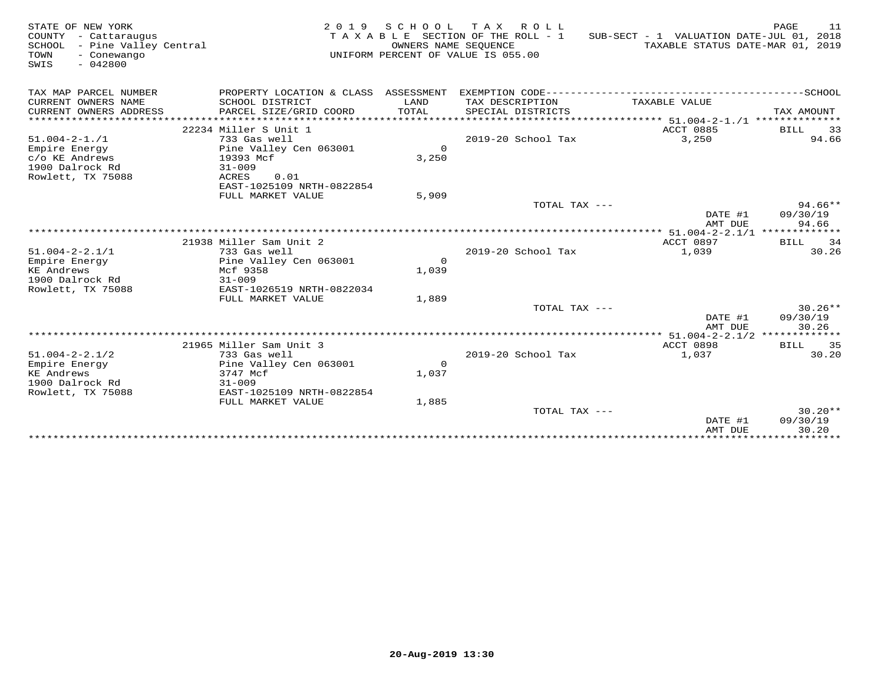STATE OF NEW YORK
COUNTY - Cattaraugus
SCHOOL - Pine Valley Central
TOWN - Conewango
SWIS - 042800

2 0 1 9 S C H O O L T A X R O L L
T A X A B L E SECTION OF THE ROLL - 1
OWNERS NAME SEQUENCE
UNIFORM PERCENT OF VALUE IS 055.00

SUB-SECT - 1 VALUATION DATE-JUL 01, 2018
TAXABLE STATUS DATE-MAR 01, 2019

| TAX MAP PARCEL NUMBER / CURRENT OWNERS NAME / CURRENT OWNERS ADDRESS | PROPERTY LOCATION & CLASS / SCHOOL DISTRICT / PARCEL SIZE/GRID COORD | ASSESSMENT LAND / TOTAL | EXEMPTION CODE / TAX DESCRIPTION / SPECIAL DISTRICTS | TAXABLE VALUE | TAX AMOUNT |
|---|---|---|---|---|---|
| | 22234 Miller S Unit 1 | | | ACCT 0885 | BILL 33 |
| 51.004-2-1./1 | 733 Gas well | | 2019-20 School Tax | 3,250 | 94.66 |
| Empire Energy | Pine Valley Cen 063001 | 0 | | | |
| c/o KE Andrews | 19393 Mcf | 3,250 | | | |
| 1900 Dalrock Rd | 31-009 | | | | |
| Rowlett, TX 75088 | ACRES 0.01 | | | | |
| | EAST-1025109 NRTH-0822854 | | | | |
| | FULL MARKET VALUE | 5,909 | | | |
| | | | TOTAL TAX --- | | 94.66** |
| | | | | DATE #1 | 09/30/19 |
| | | | | AMT DUE | 94.66 |
| | 21938 Miller Sam Unit 2 | | | ACCT 0897 | BILL 34 |
| 51.004-2-2.1/1 | 733 Gas well | | 2019-20 School Tax | 1,039 | 30.26 |
| Empire Energy | Pine Valley Cen 063001 | 0 | | | |
| KE Andrews | Mcf 9358 | 1,039 | | | |
| 1900 Dalrock Rd | 31-009 | | | | |
| Rowlett, TX 75088 | EAST-1026519 NRTH-0822034 | | | | |
| | FULL MARKET VALUE | 1,889 | | | |
| | | | TOTAL TAX --- | | 30.26** |
| | | | | DATE #1 | 09/30/19 |
| | | | | AMT DUE | 30.26 |
| | 21965 Miller Sam Unit 3 | | | ACCT 0898 | BILL 35 |
| 51.004-2-2.1/2 | 733 Gas well | | 2019-20 School Tax | 1,037 | 30.20 |
| Empire Energy | Pine Valley Cen 063001 | 0 | | | |
| KE Andrews | 3747 Mcf | 1,037 | | | |
| 1900 Dalrock Rd | 31-009 | | | | |
| Rowlett, TX 75088 | EAST-1025109 NRTH-0822854 | | | | |
| | FULL MARKET VALUE | 1,885 | | | |
| | | | TOTAL TAX --- | | 30.20** |
| | | | | DATE #1 | 09/30/19 |
| | | | | AMT DUE | 30.20 |

**20-Aug-2019 13:30**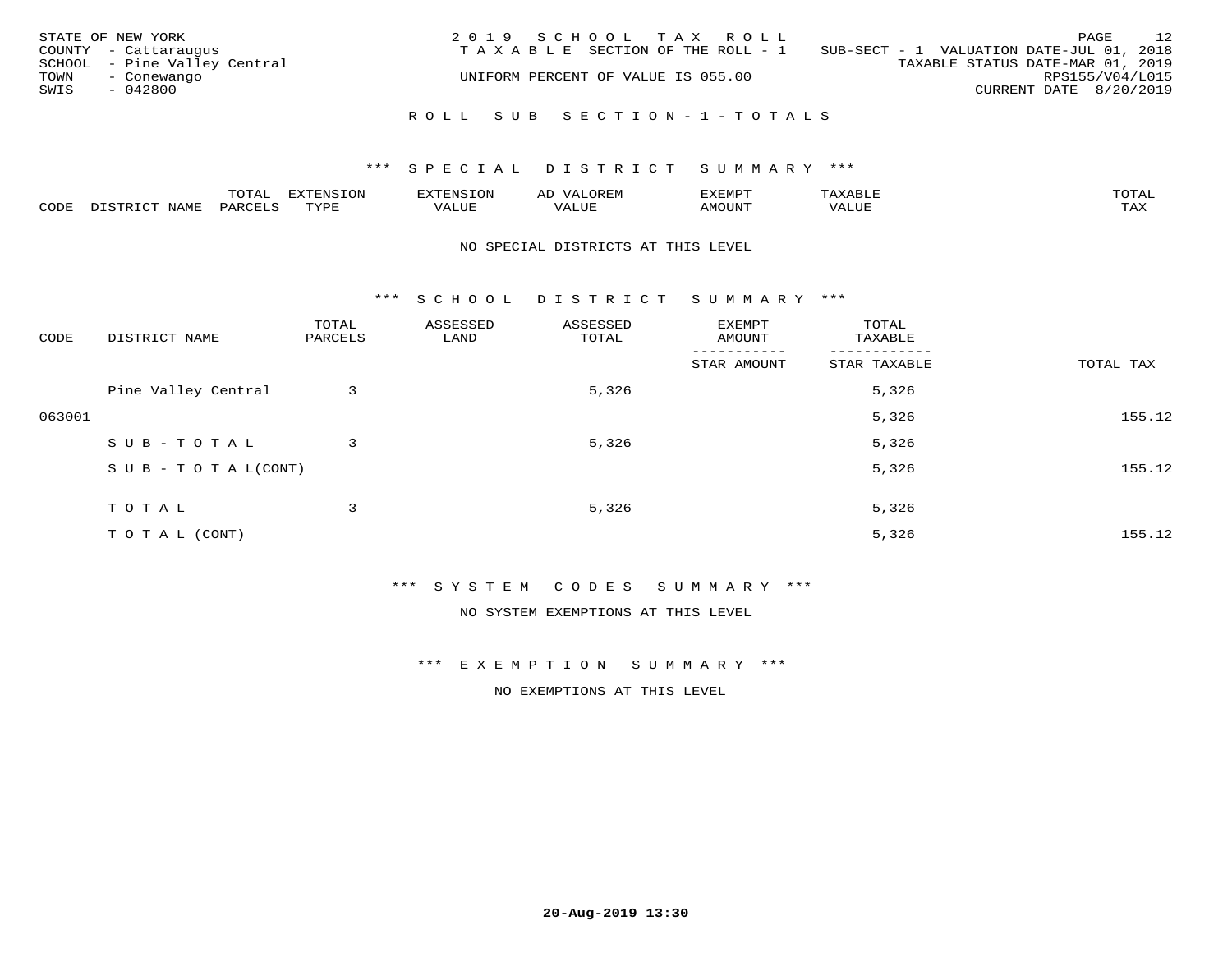STATE OF NEW YORK
COUNTY - Cattaraugus
SCHOOL - Pine Valley Central
TOWN - Conewango
SWIS - 042800

2019 SCHOOL TAX ROLL
TAXABLE SECTION OF THE ROLL - 1
UNIFORM PERCENT OF VALUE IS 055.00

SUB-SECT - 1 VALUATION DATE-JUL 01, 2018
TAXABLE STATUS DATE-MAR 01, 2019
RPS155/V04/L015
CURRENT DATE 8/20/2019

## ROLL SUB SECTION-1-TOTALS

### *** SPECIAL DISTRICT SUMMARY ***

| CODE | DISTRICT NAME | TOTAL PARCELS | EXTENSION TYPE | EXTENSION VALUE | AD VALOREM VALUE | EXEMPT AMOUNT | TAXABLE VALUE | TOTAL TAX |
|---|---|---|---|---|---|---|---|---|

NO SPECIAL DISTRICTS AT THIS LEVEL

### *** SCHOOL DISTRICT SUMMARY ***

| CODE | DISTRICT NAME | TOTAL PARCELS | ASSESSED LAND | ASSESSED TOTAL | EXEMPT AMOUNT / STAR AMOUNT | TOTAL TAXABLE / STAR TAXABLE | TOTAL TAX |
|---|---|---|---|---|---|---|---|
| | Pine Valley Central | 3 | | 5,326 | | 5,326 | |
| 063001 | | | | | | 5,326 | 155.12 |
| | SUB-TOTAL | 3 | | 5,326 | | 5,326 | |
| | SUB-TOTAL(CONT) | | | | | 5,326 | 155.12 |
| | TOTAL | 3 | | 5,326 | | 5,326 | |
| | TOTAL (CONT) | | | | | 5,326 | 155.12 |

### *** SYSTEM CODES SUMMARY ***

NO SYSTEM EXEMPTIONS AT THIS LEVEL

### *** EXEMPTION SUMMARY ***

NO EXEMPTIONS AT THIS LEVEL

20-Aug-2019 13:30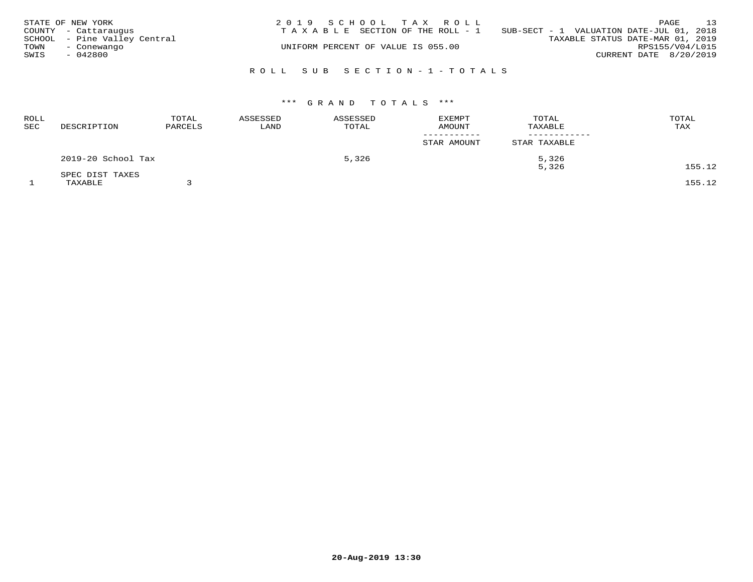STATE OF NEW YORK
COUNTY - Cattaraugus
SCHOOL - Pine Valley Central
TOWN - Conewango
SWIS - 042800

2019 SCHOOL TAX ROLL
TAXABLE SECTION OF THE ROLL - 1
UNIFORM PERCENT OF VALUE IS 055.00

SUB-SECT - 1 VALUATION DATE-JUL 01, 2018
TAXABLE STATUS DATE-MAR 01, 2019
RPS155/V04/L015
CURRENT DATE 8/20/2019

## ROLL SUB SECTION-1-TOTALS

### *** GRAND TOTALS ***

| ROLL SEC | DESCRIPTION | TOTAL PARCELS | ASSESSED LAND | ASSESSED TOTAL | EXEMPT AMOUNT / STAR AMOUNT | TOTAL TAXABLE / STAR TAXABLE | TOTAL TAX |
|---|---|---|---|---|---|---|---|
| | 2019-20 School Tax | | | 5,326 | | 5,326 | |
| | | | | | | 5,326 | 155.12 |
| | SPEC DIST TAXES | | | | | | |
| 1 | TAXABLE | 3 | | | | | 155.12 |

20-Aug-2019 13:30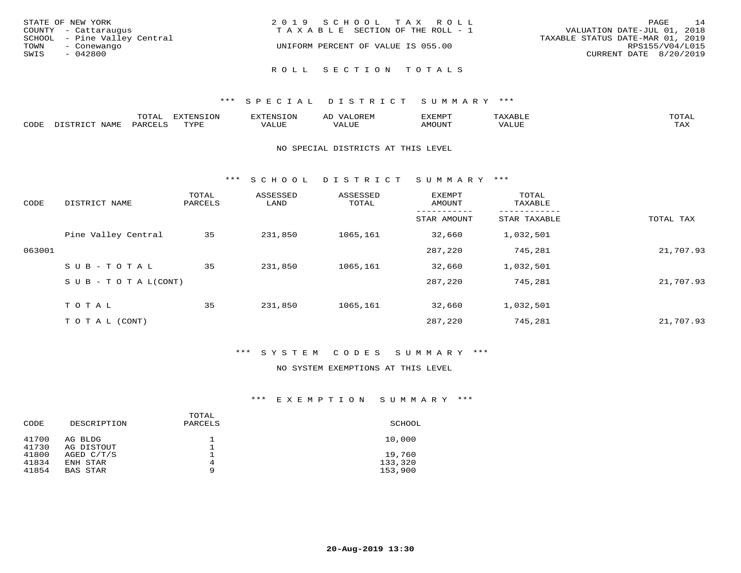STATE OF NEW YORK
COUNTY - Cattaraugus
SCHOOL - Pine Valley Central
TOWN - Conewango
SWIS - 042800

2019 SCHOOL TAX ROLL
TAXABLE SECTION OF THE ROLL - 1
UNIFORM PERCENT OF VALUE IS 055.00

VALUATION DATE-JUL 01, 2018
TAXABLE STATUS DATE-MAR 01, 2019
RPS155/V04/L015
CURRENT DATE 8/20/2019

## ROLL SECTION TOTALS

### *** SPECIAL DISTRICT SUMMARY ***

| CODE | DISTRICT NAME | TOTAL PARCELS | EXTENSION TYPE | EXTENSION VALUE | AD VALOREM VALUE | EXEMPT AMOUNT | TAXABLE VALUE | TOTAL TAX |
|---|---|---|---|---|---|---|---|---|

NO SPECIAL DISTRICTS AT THIS LEVEL

### *** SCHOOL DISTRICT SUMMARY ***

| CODE | DISTRICT NAME | TOTAL PARCELS | ASSESSED LAND | ASSESSED TOTAL | EXEMPT AMOUNT / STAR AMOUNT | TOTAL TAXABLE / STAR TAXABLE | TOTAL TAX |
|---|---|---|---|---|---|---|---|
| | Pine Valley Central | 35 | 231,850 | 1065,161 | 32,660 | 1,032,501 | |
| 063001 | | | | | 287,220 | 745,281 | 21,707.93 |
| | SUB-TOTAL | 35 | 231,850 | 1065,161 | 32,660 | 1,032,501 | |
| | SUB-TOTAL(CONT) | | | | 287,220 | 745,281 | 21,707.93 |
| | TOTAL | 35 | 231,850 | 1065,161 | 32,660 | 1,032,501 | |
| | TOTAL (CONT) | | | | 287,220 | 745,281 | 21,707.93 |

### *** SYSTEM CODES SUMMARY ***

NO SYSTEM EXEMPTIONS AT THIS LEVEL

### *** EXEMPTION SUMMARY ***

| CODE | DESCRIPTION | TOTAL PARCELS | SCHOOL |
|---|---|---|---|
| 41700 | AG BLDG | 1 | 10,000 |
| 41730 | AG DISTOUT | 1 | |
| 41800 | AGED C/T/S | 1 | 19,760 |
| 41834 | ENH STAR | 4 | 133,320 |
| 41854 | BAS STAR | 9 | 153,900 |

20-Aug-2019 13:30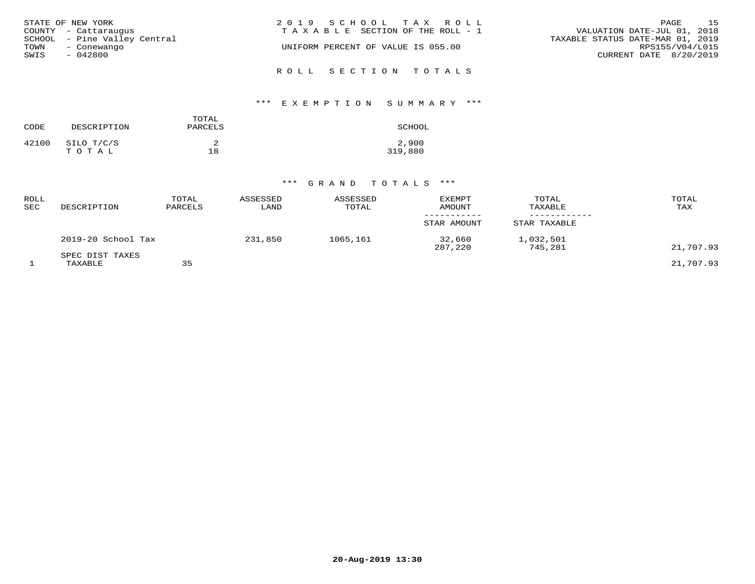STATE OF NEW YORK
COUNTY - Cattaraugus
SCHOOL - Pine Valley Central
TOWN - Conewango
SWIS - 042800

2019 SCHOOL TAX ROLL
TAXABLE SECTION OF THE ROLL - 1
UNIFORM PERCENT OF VALUE IS 055.00

VALUATION DATE-JUL 01, 2018
TAXABLE STATUS DATE-MAR 01, 2019
RPS155/V04/L015
CURRENT DATE 8/20/2019

## ROLL SECTION TOTALS

### *** EXEMPTION SUMMARY ***

| CODE | DESCRIPTION | TOTAL PARCELS | SCHOOL |
|---|---|---|---|
| 42100 | SILO T/C/S | 2 | 2,900 |
| | T O T A L | 18 | 319,880 |

### *** GRAND TOTALS ***

| ROLL SEC | DESCRIPTION | TOTAL PARCELS | ASSESSED LAND | ASSESSED TOTAL | EXEMPT AMOUNT / STAR AMOUNT | TOTAL TAXABLE / STAR TAXABLE | TOTAL TAX |
|---|---|---|---|---|---|---|---|
| | 2019-20 School Tax | | 231,850 | 1065,161 | 32,660 | 1,032,501 | |
| | | | | | 287,220 | 745,281 | 21,707.93 |
| | SPEC DIST TAXES | | | | | | |
| 1 | TAXABLE | 35 | | | | | 21,707.93 |

**20-Aug-2019 13:30**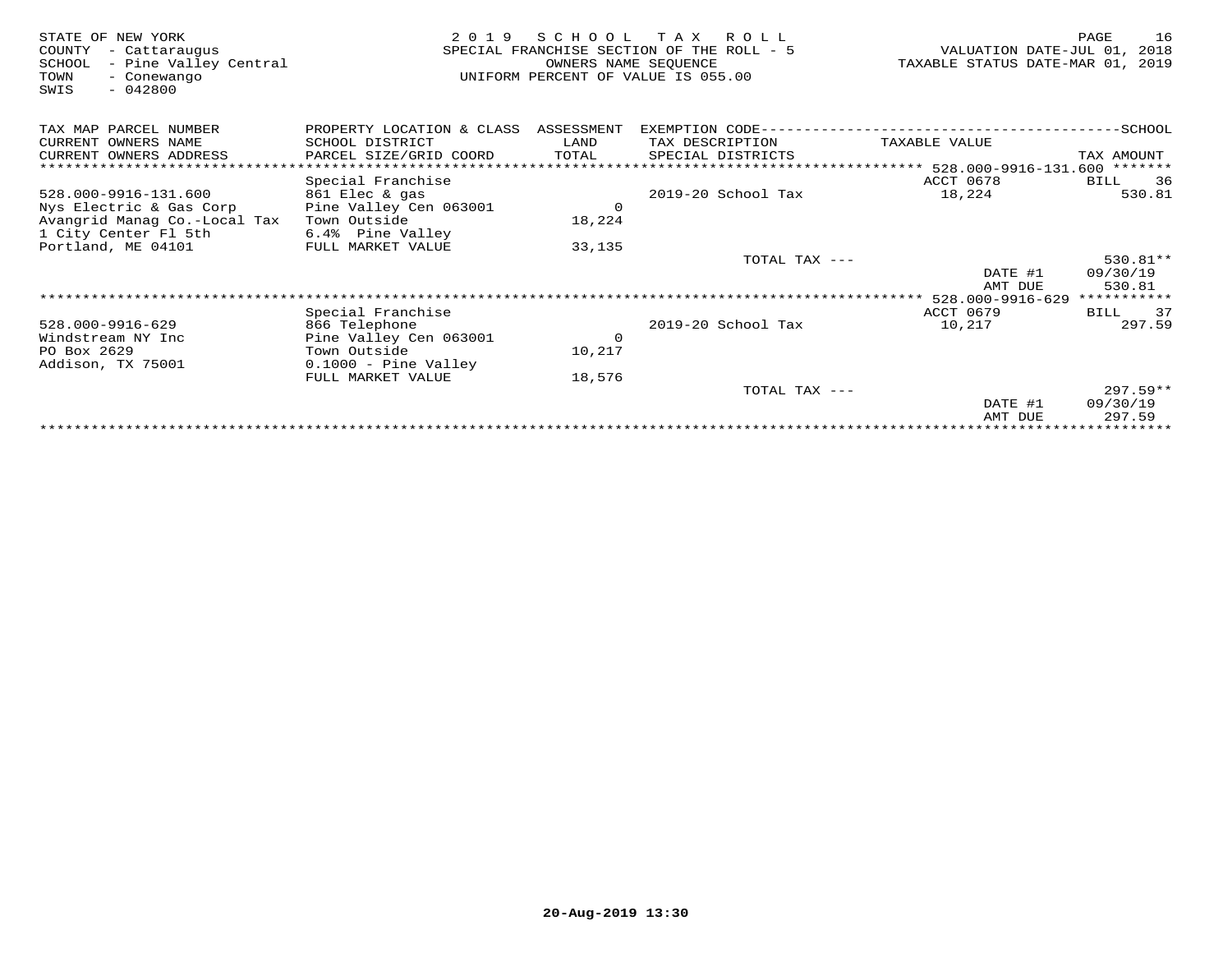STATE OF NEW YORK
COUNTY - Cattaraugus
SCHOOL - Pine Valley Central
TOWN - Conewango
SWIS - 042800

# 2019 SCHOOL TAX ROLL
SPECIAL FRANCHISE SECTION OF THE ROLL - 5
OWNERS NAME SEQUENCE
UNIFORM PERCENT OF VALUE IS 055.00

VALUATION DATE-JUL 01, 2018
TAXABLE STATUS DATE-MAR 01, 2019

| TAX MAP PARCEL NUMBER / CURRENT OWNERS NAME / CURRENT OWNERS ADDRESS | PROPERTY LOCATION & CLASS / SCHOOL DISTRICT / PARCEL SIZE/GRID COORD | ASSESSMENT LAND / TOTAL | EXEMPTION CODE / TAX DESCRIPTION / SPECIAL DISTRICTS | TAXABLE VALUE | SCHOOL TAX AMOUNT |
|---|---|---|---|---|---|
| | Special Franchise | | | ACCT 0678 | BILL 36 |
| 528.000-9916-131.600 | 861 Elec & gas | | 2019-20 School Tax | 18,224 | 530.81 |
| Nys Electric & Gas Corp | Pine Valley Cen 063001 | 0 | | | |
| Avangrid Manag Co.-Local Tax | Town Outside | 18,224 | | | |
| 1 City Center Fl 5th | 6.4% Pine Valley | | | | |
| Portland, ME 04101 | FULL MARKET VALUE | 33,135 | | | |
| | | | TOTAL TAX --- | | 530.81** |
| | | | | DATE #1 | 09/30/19 |
| | | | | AMT DUE | 530.81 |
| | Special Franchise | | | ACCT 0679 | BILL 37 |
| 528.000-9916-629 | 866 Telephone | | 2019-20 School Tax | 10,217 | 297.59 |
| Windstream NY Inc | Pine Valley Cen 063001 | 0 | | | |
| PO Box 2629 | Town Outside | 10,217 | | | |
| Addison, TX 75001 | 0.1000 - Pine Valley | | | | |
| | FULL MARKET VALUE | 18,576 | | | |
| | | | TOTAL TAX --- | | 297.59** |
| | | | | DATE #1 | 09/30/19 |
| | | | | AMT DUE | 297.59 |

20-Aug-2019 13:30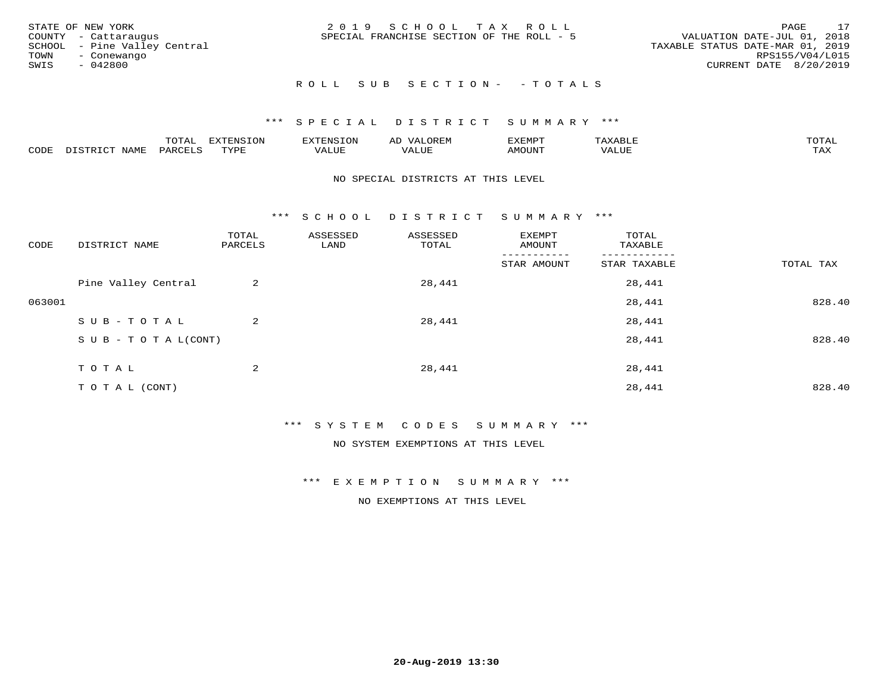STATE OF NEW YORK
COUNTY - Cattaraugus
SCHOOL - Pine Valley Central
TOWN - Conewango
SWIS - 042800

2 0 1 9 S C H O O L T A X R O L L
SPECIAL FRANCHISE SECTION OF THE ROLL - 5

VALUATION DATE-JUL 01, 2018
TAXABLE STATUS DATE-MAR 01, 2019
RPS155/V04/L015
CURRENT DATE 8/20/2019

R O L L S U B S E C T I O N - - T O T A L S

*** S P E C I A L D I S T R I C T S U M M A R Y ***

| CODE | DISTRICT NAME | TOTAL PARCELS | EXTENSION TYPE | EXTENSION VALUE | AD VALOREM VALUE | EXEMPT AMOUNT | TAXABLE VALUE | TOTAL TAX |
|---|---|---|---|---|---|---|---|---|

NO SPECIAL DISTRICTS AT THIS LEVEL

*** S C H O O L D I S T R I C T S U M M A R Y ***

| CODE | DISTRICT NAME | TOTAL PARCELS | ASSESSED LAND | ASSESSED TOTAL | EXEMPT AMOUNT / STAR AMOUNT | TOTAL TAXABLE / STAR TAXABLE | TOTAL TAX |
|---|---|---|---|---|---|---|---|
| | Pine Valley Central | 2 | | 28,441 | | 28,441 | |
| 063001 | | | | | | 28,441 | 828.40 |
| | S U B - T O T A L | 2 | | 28,441 | | 28,441 | |
| | S U B - T O T A L(CONT) | | | | | 28,441 | 828.40 |
| | T O T A L | 2 | | 28,441 | | 28,441 | |
| | T O T A L (CONT) | | | | | 28,441 | 828.40 |

*** S Y S T E M C O D E S S U M M A R Y ***

NO SYSTEM EXEMPTIONS AT THIS LEVEL

*** E X E M P T I O N S U M M A R Y ***

NO EXEMPTIONS AT THIS LEVEL

20-Aug-2019 13:30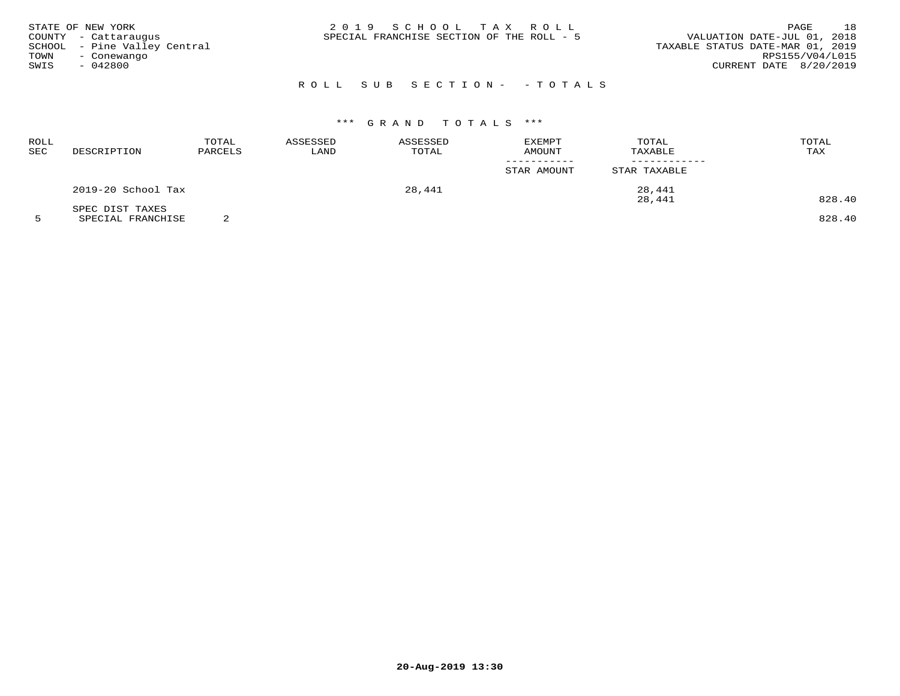STATE OF NEW YORK
COUNTY - Cattaraugus
SCHOOL - Pine Valley Central
TOWN - Conewango
SWIS - 042800

2 0 1 9 S C H O O L T A X R O L L
SPECIAL FRANCHISE SECTION OF THE ROLL - 5

VALUATION DATE-JUL 01, 2018
TAXABLE STATUS DATE-MAR 01, 2019
RPS155/V04/L015
CURRENT DATE 8/20/2019

R O L L S U B S E C T I O N - - T O T A L S

*** G R A N D T O T A L S ***

| ROLL SEC | DESCRIPTION | TOTAL PARCELS | ASSESSED LAND | ASSESSED TOTAL | EXEMPT AMOUNT / STAR AMOUNT | TOTAL TAXABLE / STAR TAXABLE | TOTAL TAX |
|---|---|---|---|---|---|---|---|
| | 2019-20 School Tax | | | 28,441 | | 28,441 | |
| | | | | | | 28,441 | 828.40 |
| | SPEC DIST TAXES | | | | | | |
| 5 | SPECIAL FRANCHISE | 2 | | | | | 828.40 |

**20-Aug-2019 13:30**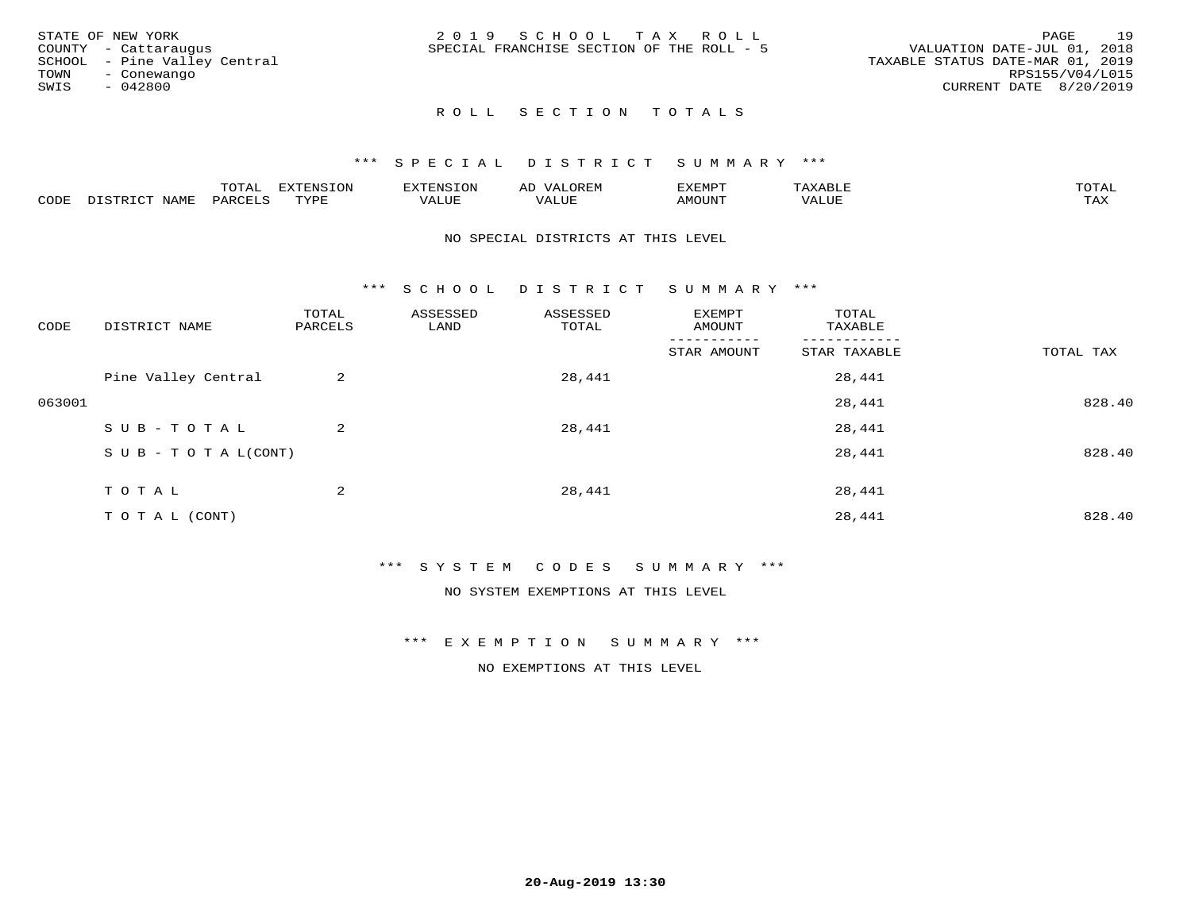STATE OF NEW YORK
COUNTY - Cattaraugus
SCHOOL - Pine Valley Central
TOWN - Conewango
SWIS - 042800

2019 SCHOOL TAX ROLL
SPECIAL FRANCHISE SECTION OF THE ROLL - 5

VALUATION DATE-JUL 01, 2018
TAXABLE STATUS DATE-MAR 01, 2019
RPS155/V04/L015
CURRENT DATE 8/20/2019

## ROLL SECTION TOTALS

### *** SPECIAL DISTRICT SUMMARY ***

| CODE | DISTRICT NAME | TOTAL PARCELS | EXTENSION TYPE | EXTENSION VALUE | AD VALOREM VALUE | EXEMPT AMOUNT | TAXABLE VALUE | TOTAL TAX |
|---|---|---|---|---|---|---|---|---|

NO SPECIAL DISTRICTS AT THIS LEVEL

### *** SCHOOL DISTRICT SUMMARY ***

| CODE | DISTRICT NAME | TOTAL PARCELS | ASSESSED LAND | ASSESSED TOTAL | EXEMPT AMOUNT / STAR AMOUNT | TOTAL TAXABLE / STAR TAXABLE | TOTAL TAX |
|---|---|---|---|---|---|---|---|
| | Pine Valley Central | 2 | | 28,441 | | 28,441 | |
| 063001 | | | | | | 28,441 | 828.40 |
| | SUB-TOTAL | 2 | | 28,441 | | 28,441 | |
| | SUB-TOTAL(CONT) | | | | | 28,441 | 828.40 |
| | TOTAL | 2 | | 28,441 | | 28,441 | |
| | TOTAL (CONT) | | | | | 28,441 | 828.40 |

### *** SYSTEM CODES SUMMARY ***

NO SYSTEM EXEMPTIONS AT THIS LEVEL

### *** EXEMPTION SUMMARY ***

NO EXEMPTIONS AT THIS LEVEL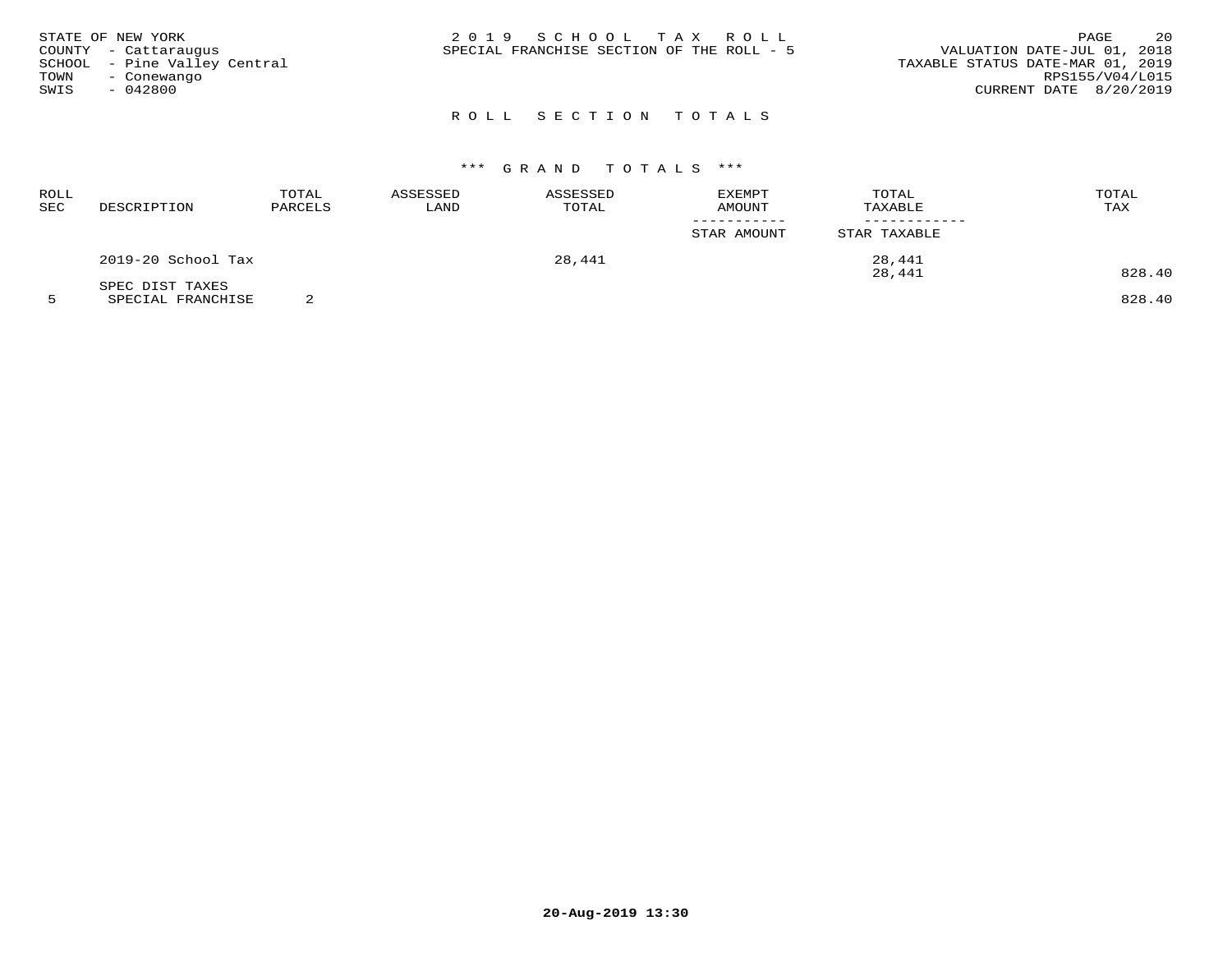STATE OF NEW YORK
COUNTY - Cattaraugus
SCHOOL - Pine Valley Central
TOWN - Conewango
SWIS - 042800

2 0 1 9 S C H O O L T A X R O L L
SPECIAL FRANCHISE SECTION OF THE ROLL - 5

VALUATION DATE-JUL 01, 2018
TAXABLE STATUS DATE-MAR 01, 2019
RPS155/V04/L015
CURRENT DATE 8/20/2019

## R O L L S E C T I O N T O T A L S

### *** G R A N D T O T A L S ***

| ROLL SEC | DESCRIPTION | TOTAL PARCELS | ASSESSED LAND | ASSESSED TOTAL | EXEMPT AMOUNT / STAR AMOUNT | TOTAL TAXABLE / STAR TAXABLE | TOTAL TAX |
|---|---|---|---|---|---|---|---|
| | 2019-20 School Tax | | | 28,441 | | 28,441 | |
| | | | | | | 28,441 | 828.40 |
| | SPEC DIST TAXES | | | | | | |
| 5 | SPECIAL FRANCHISE | 2 | | | | | 828.40 |

20-Aug-2019 13:30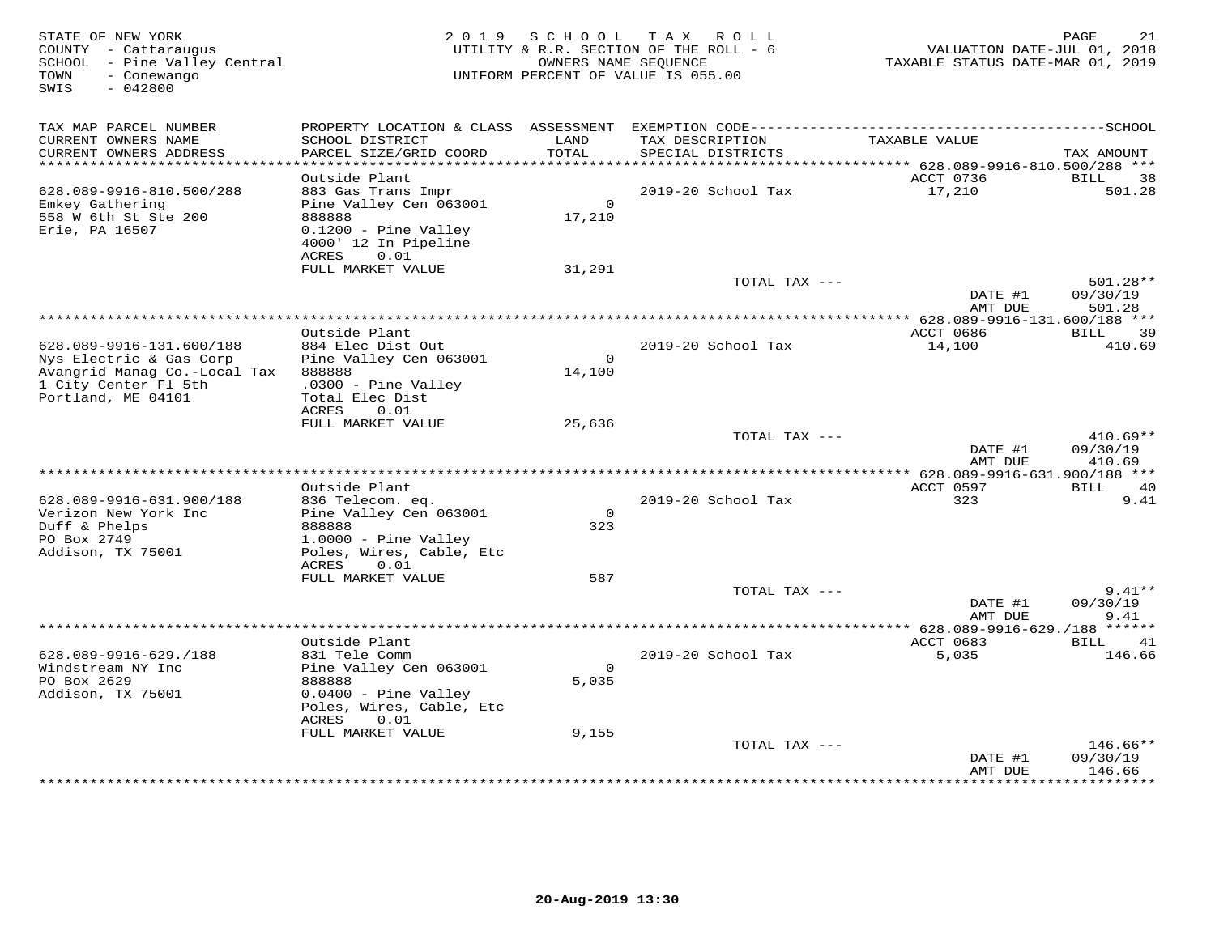STATE OF NEW YORK
COUNTY - Cattaraugus
SCHOOL - Pine Valley Central
TOWN - Conewango
SWIS - 042800

2019 SCHOOL TAX ROLL
UTILITY & R.R. SECTION OF THE ROLL - 6
OWNERS NAME SEQUENCE
UNIFORM PERCENT OF VALUE IS 055.00

VALUATION DATE-JUL 01, 2018
TAXABLE STATUS DATE-MAR 01, 2019

| TAX MAP PARCEL NUMBER / CURRENT OWNERS NAME / CURRENT OWNERS ADDRESS | PROPERTY LOCATION & CLASS / SCHOOL DISTRICT / PARCEL SIZE/GRID COORD | ASSESSMENT LAND / TOTAL | EXEMPTION CODE / TAX DESCRIPTION / SPECIAL DISTRICTS | TAXABLE VALUE | SCHOOL TAX AMOUNT |
|---|---|---|---|---|---|
| **628.089-9916-810.500/288** | Outside Plant | | | ACCT 0736 | BILL 38 |
| 628.089-9916-810.500/288 | 883 Gas Trans Impr | | 2019-20 School Tax | 17,210 | 501.28 |
| Emkey Gathering | Pine Valley Cen 063001 | 0 | | | |
| 558 W 6th St Ste 200 | 888888 | 17,210 | | | |
| Erie, PA 16507 | 0.1200 - Pine Valley | | | | |
| | 4000' 12 In Pipeline | | | | |
| | ACRES 0.01 | | | | |
| | FULL MARKET VALUE | 31,291 | | | |
| | | | TOTAL TAX --- | | 501.28** |
| | | | | DATE #1 | 09/30/19 |
| | | | | AMT DUE | 501.28 |
| **628.089-9916-131.600/188** | Outside Plant | | | ACCT 0686 | BILL 39 |
| 628.089-9916-131.600/188 | 884 Elec Dist Out | | 2019-20 School Tax | 14,100 | 410.69 |
| Nys Electric & Gas Corp | Pine Valley Cen 063001 | 0 | | | |
| Avangrid Manag Co.-Local Tax | 888888 | 14,100 | | | |
| 1 City Center Fl 5th | .0300 - Pine Valley | | | | |
| Portland, ME 04101 | Total Elec Dist | | | | |
| | ACRES 0.01 | | | | |
| | FULL MARKET VALUE | 25,636 | | | |
| | | | TOTAL TAX --- | | 410.69** |
| | | | | DATE #1 | 09/30/19 |
| | | | | AMT DUE | 410.69 |
| **628.089-9916-631.900/188** | Outside Plant | | | ACCT 0597 | BILL 40 |
| 628.089-9916-631.900/188 | 836 Telecom. eq. | | 2019-20 School Tax | 323 | 9.41 |
| Verizon New York Inc | Pine Valley Cen 063001 | 0 | | | |
| Duff & Phelps | 888888 | 323 | | | |
| PO Box 2749 | 1.0000 - Pine Valley | | | | |
| Addison, TX 75001 | Poles, Wires, Cable, Etc | | | | |
| | ACRES 0.01 | | | | |
| | FULL MARKET VALUE | 587 | | | |
| | | | TOTAL TAX --- | | 9.41** |
| | | | | DATE #1 | 09/30/19 |
| | | | | AMT DUE | 9.41 |
| **628.089-9916-629./188** | Outside Plant | | | ACCT 0683 | BILL 41 |
| 628.089-9916-629./188 | 831 Tele Comm | | 2019-20 School Tax | 5,035 | 146.66 |
| Windstream NY Inc | Pine Valley Cen 063001 | 0 | | | |
| PO Box 2629 | 888888 | 5,035 | | | |
| Addison, TX 75001 | 0.0400 - Pine Valley | | | | |
| | Poles, Wires, Cable, Etc | | | | |
| | ACRES 0.01 | | | | |
| | FULL MARKET VALUE | 9,155 | | | |
| | | | TOTAL TAX --- | | 146.66** |
| | | | | DATE #1 | 09/30/19 |
| | | | | AMT DUE | 146.66 |

20-Aug-2019 13:30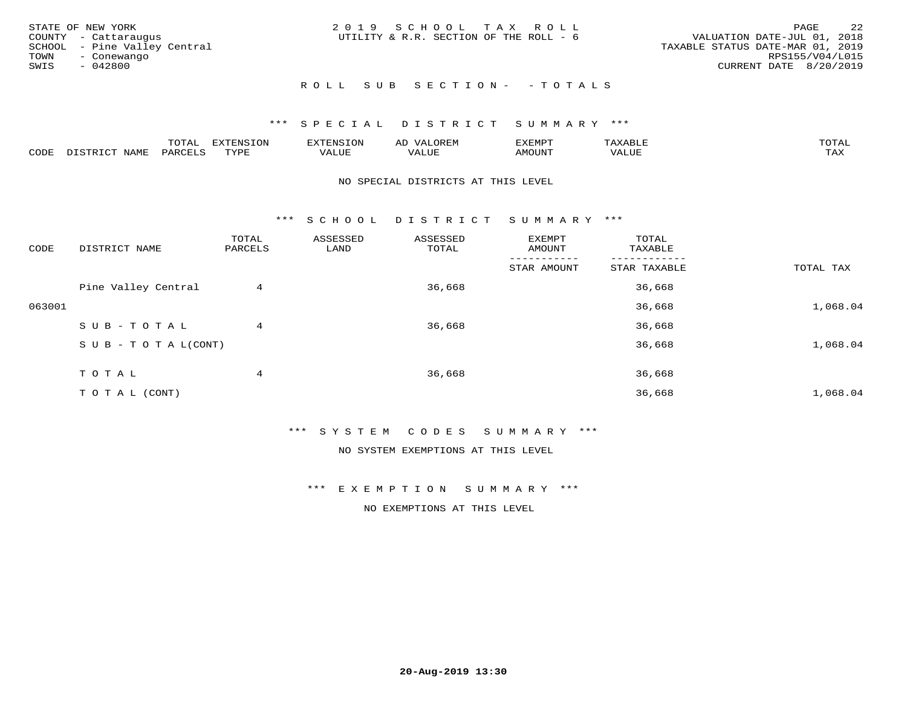STATE OF NEW YORK
COUNTY - Cattaraugus
SCHOOL - Pine Valley Central
TOWN - Conewango
SWIS - 042800

2019 SCHOOL TAX ROLL
UTILITY & R.R. SECTION OF THE ROLL - 6

VALUATION DATE-JUL 01, 2018
TAXABLE STATUS DATE-MAR 01, 2019
RPS155/V04/L015
CURRENT DATE 8/20/2019

## ROLL SUB SECTION- - TOTALS

### *** SPECIAL DISTRICT SUMMARY ***

| CODE | DISTRICT NAME | TOTAL PARCELS | EXTENSION TYPE | EXTENSION VALUE | AD VALOREM VALUE | EXEMPT AMOUNT | TAXABLE VALUE | TOTAL TAX |
|---|---|---|---|---|---|---|---|---|

NO SPECIAL DISTRICTS AT THIS LEVEL

### *** SCHOOL DISTRICT SUMMARY ***

| CODE | DISTRICT NAME | TOTAL PARCELS | ASSESSED LAND | ASSESSED TOTAL | EXEMPT AMOUNT / STAR AMOUNT | TOTAL TAXABLE / STAR TAXABLE | TOTAL TAX |
|---|---|---|---|---|---|---|---|
| | Pine Valley Central | 4 | | 36,668 | | 36,668 | |
| 063001 | | | | | | 36,668 | 1,068.04 |
| | SUB-TOTAL | 4 | | 36,668 | | 36,668 | |
| | SUB-TOTAL(CONT) | | | | | 36,668 | 1,068.04 |
| | TOTAL | 4 | | 36,668 | | 36,668 | |
| | TOTAL (CONT) | | | | | 36,668 | 1,068.04 |

### *** SYSTEM CODES SUMMARY ***

NO SYSTEM EXEMPTIONS AT THIS LEVEL

### *** EXEMPTION SUMMARY ***

NO EXEMPTIONS AT THIS LEVEL

20-Aug-2019 13:30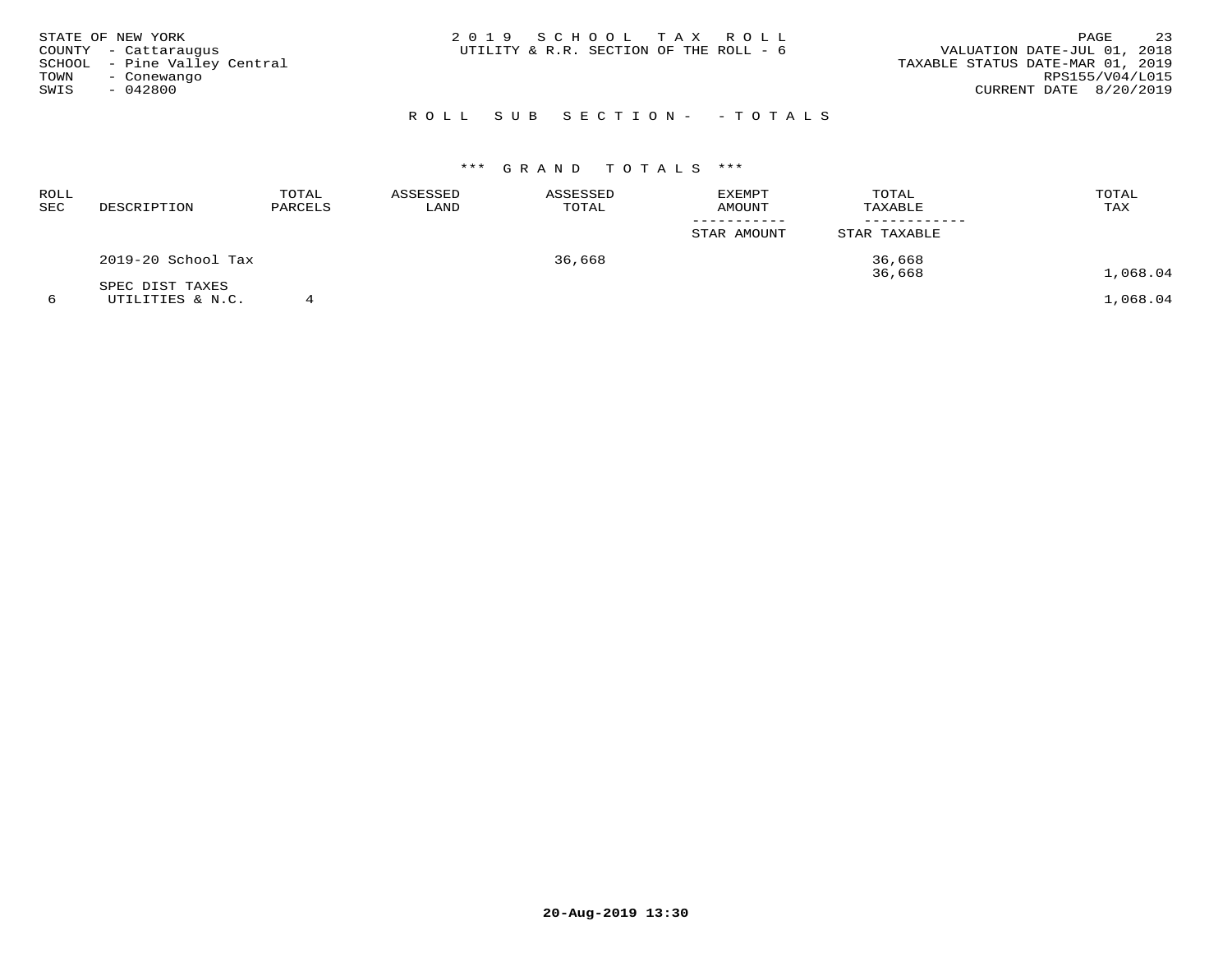STATE OF NEW YORK
COUNTY - Cattaraugus
SCHOOL - Pine Valley Central
TOWN - Conewango
SWIS - 042800

2 0 1 9 S C H O O L T A X R O L L
UTILITY & R.R. SECTION OF THE ROLL - 6

VALUATION DATE-JUL 01, 2018
TAXABLE STATUS DATE-MAR 01, 2019
RPS155/V04/L015
CURRENT DATE 8/20/2019

## R O L L S U B S E C T I O N - - T O T A L S

### \*\*\* G R A N D T O T A L S \*\*\*

| ROLL SEC | DESCRIPTION | TOTAL PARCELS | ASSESSED LAND | ASSESSED TOTAL | EXEMPT AMOUNT / STAR AMOUNT | TOTAL TAXABLE / STAR TAXABLE | TOTAL TAX |
|---|---|---|---|---|---|---|---|
| | 2019-20 School Tax | | | 36,668 | | 36,668<br>36,668 | 1,068.04 |
| | SPEC DIST TAXES | | | | | | |
| 6 | UTILITIES & N.C. | 4 | | | | | 1,068.04 |

20-Aug-2019 13:30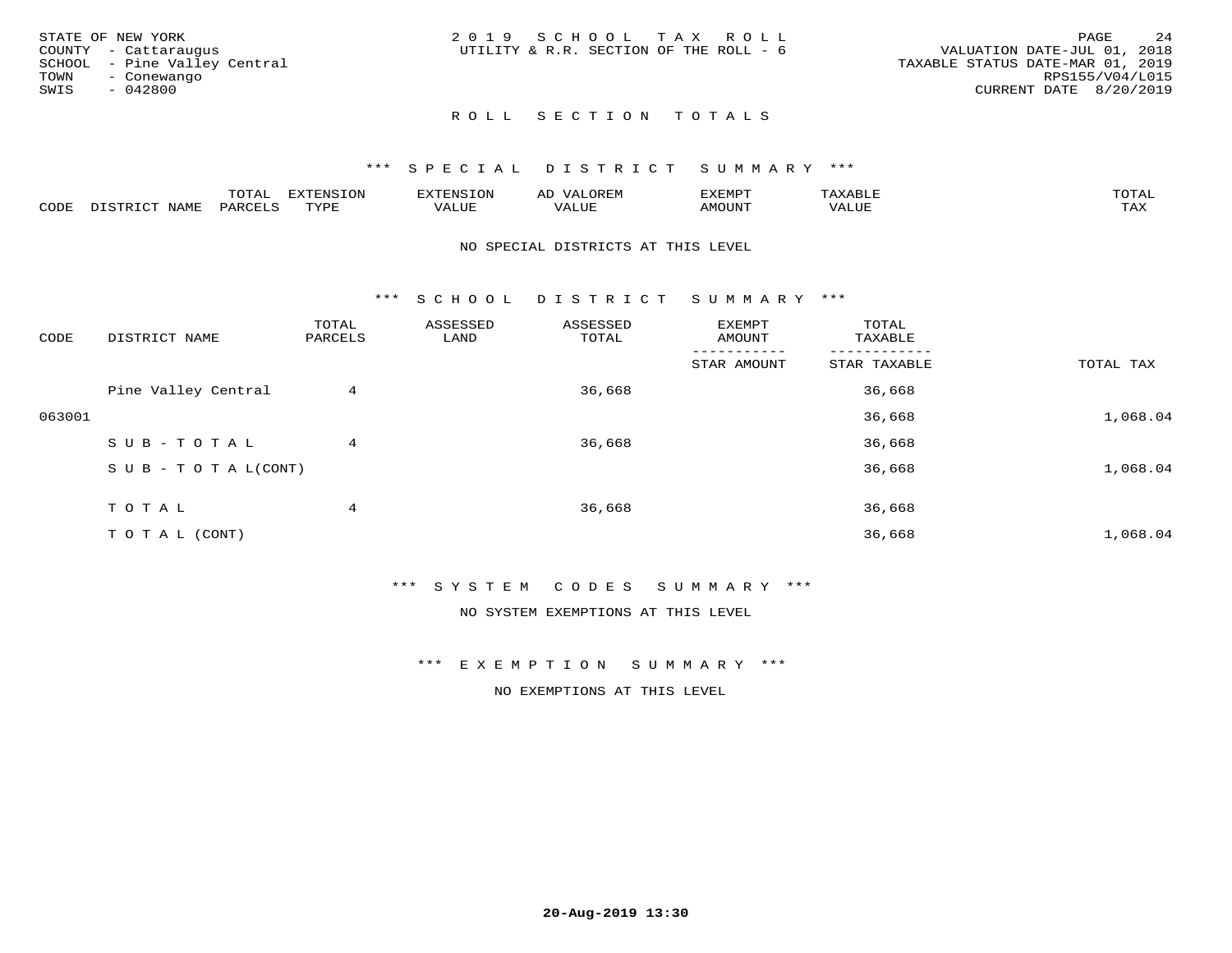STATE OF NEW YORK
COUNTY - Cattaraugus
SCHOOL - Pine Valley Central
TOWN - Conewango
SWIS - 042800

2 0 1 9 S C H O O L T A X R O L L
UTILITY & R.R. SECTION OF THE ROLL - 6

VALUATION DATE-JUL 01, 2018
TAXABLE STATUS DATE-MAR 01, 2019
RPS155/V04/L015
CURRENT DATE 8/20/2019

## R O L L S E C T I O N T O T A L S

### *** S P E C I A L D I S T R I C T S U M M A R Y ***

| CODE | DISTRICT NAME | TOTAL PARCELS | EXTENSION TYPE | EXTENSION VALUE | AD VALOREM VALUE | EXEMPT AMOUNT | TAXABLE VALUE | TOTAL TAX |
|---|---|---|---|---|---|---|---|---|

NO SPECIAL DISTRICTS AT THIS LEVEL

### *** S C H O O L D I S T R I C T S U M M A R Y ***

| CODE | DISTRICT NAME | TOTAL PARCELS | ASSESSED LAND | ASSESSED TOTAL | EXEMPT AMOUNT / STAR AMOUNT | TOTAL TAXABLE / STAR TAXABLE | TOTAL TAX |
|---|---|---|---|---|---|---|---|
| | Pine Valley Central | 4 | | 36,668 | | 36,668 | |
| 063001 | | | | | | 36,668 | 1,068.04 |
| | S U B - T O T A L | 4 | | 36,668 | | 36,668 | |
| | S U B - T O T A L(CONT) | | | | | 36,668 | 1,068.04 |
| | T O T A L | 4 | | 36,668 | | 36,668 | |
| | T O T A L (CONT) | | | | | 36,668 | 1,068.04 |

### *** S Y S T E M C O D E S S U M M A R Y ***

NO SYSTEM EXEMPTIONS AT THIS LEVEL

### *** E X E M P T I O N S U M M A R Y ***

NO EXEMPTIONS AT THIS LEVEL

20-Aug-2019 13:30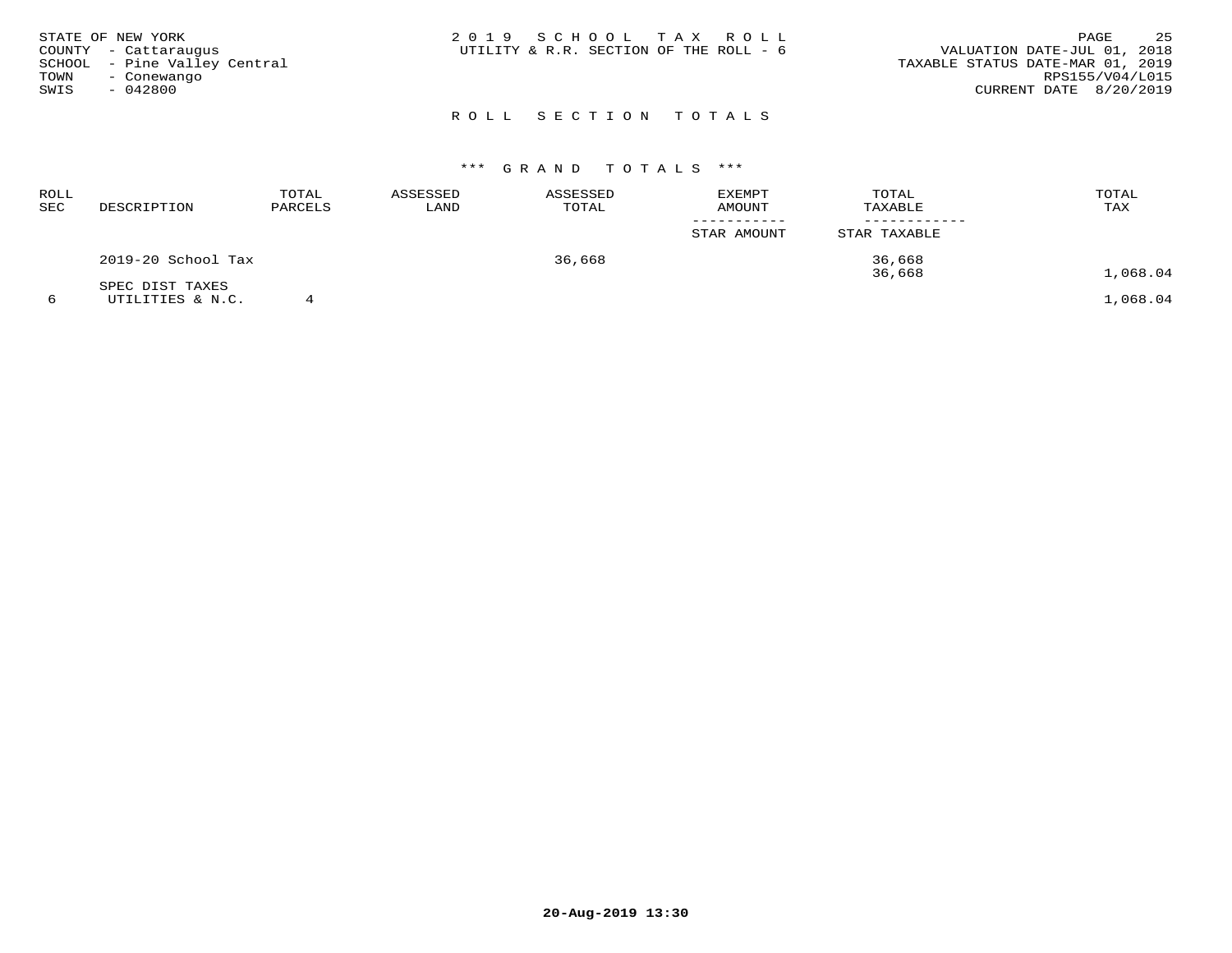STATE OF NEW YORK
COUNTY - Cattaraugus
SCHOOL - Pine Valley Central
TOWN - Conewango
SWIS - 042800

2019 SCHOOL TAX ROLL
UTILITY & R.R. SECTION OF THE ROLL - 6

VALUATION DATE-JUL 01, 2018
TAXABLE STATUS DATE-MAR 01, 2019
RPS155/V04/L015
CURRENT DATE 8/20/2019

## ROLL SECTION TOTALS

### *** GRAND TOTALS ***

| ROLL SEC | DESCRIPTION | TOTAL PARCELS | ASSESSED LAND | ASSESSED TOTAL | EXEMPT AMOUNT / STAR AMOUNT | TOTAL TAXABLE / STAR TAXABLE | TOTAL TAX |
|---|---|---|---|---|---|---|---|
| | 2019-20 School Tax | | | 36,668 | | 36,668 | |
| | | | | | | 36,668 | 1,068.04 |
| | SPEC DIST TAXES | | | | | | |
| 6 | UTILITIES & N.C. | 4 | | | | | 1,068.04 |

20-Aug-2019 13:30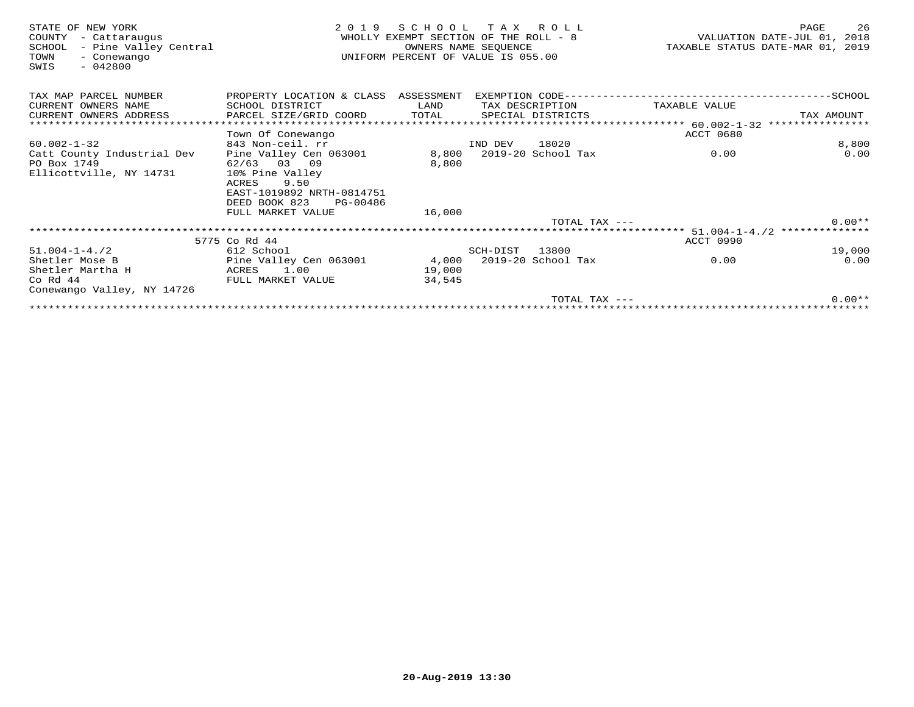STATE OF NEW YORK
COUNTY - Cattaraugus
SCHOOL - Pine Valley Central
TOWN - Conewango
SWIS - 042800

2019 SCHOOL TAX ROLL
WHOLLY EXEMPT SECTION OF THE ROLL - 8
OWNERS NAME SEQUENCE
UNIFORM PERCENT OF VALUE IS 055.00

VALUATION DATE-JUL 01, 2018
TAXABLE STATUS DATE-MAR 01, 2019

| TAX MAP PARCEL NUMBER / CURRENT OWNERS NAME / CURRENT OWNERS ADDRESS | PROPERTY LOCATION & CLASS / SCHOOL DISTRICT / PARCEL SIZE/GRID COORD | ASSESSMENT LAND / TOTAL | EXEMPTION CODE / TAX DESCRIPTION / SPECIAL DISTRICTS | TAXABLE VALUE | SCHOOL / TAX AMOUNT |
|---|---|---|---|---|---|
| **60.002-1-32** | Town Of Conewango | | | ACCT 0680 | |
| 60.002-1-32 | 843 Non-ceil. rr | | IND DEV 18020 | | 8,800 |
| Catt County Industrial Dev | Pine Valley Cen 063001 | 8,800 | 2019-20 School Tax | 0.00 | 0.00 |
| PO Box 1749 | 62/63 03 09 | 8,800 | | | |
| Ellicottville, NY 14731 | 10% Pine Valley | | | | |
| | ACRES 9.50 | | | | |
| | EAST-1019892 NRTH-0814751 | | | | |
| | DEED BOOK 823 PG-00486 | | | | |
| | FULL MARKET VALUE | 16,000 | | | |
| | | | TOTAL TAX --- | | 0.00** |
| **51.004-1-4./2** | 5775 Co Rd 44 | | | ACCT 0990 | |
| 51.004-1-4./2 | 612 School | | SCH-DIST 13800 | | 19,000 |
| Shetler Mose B | Pine Valley Cen 063001 | 4,000 | 2019-20 School Tax | 0.00 | 0.00 |
| Shetler Martha H | ACRES 1.00 | 19,000 | | | |
| Co Rd 44 | FULL MARKET VALUE | 34,545 | | | |
| Conewango Valley, NY 14726 | | | | | |
| | | | TOTAL TAX --- | | 0.00** |

20-Aug-2019 13:30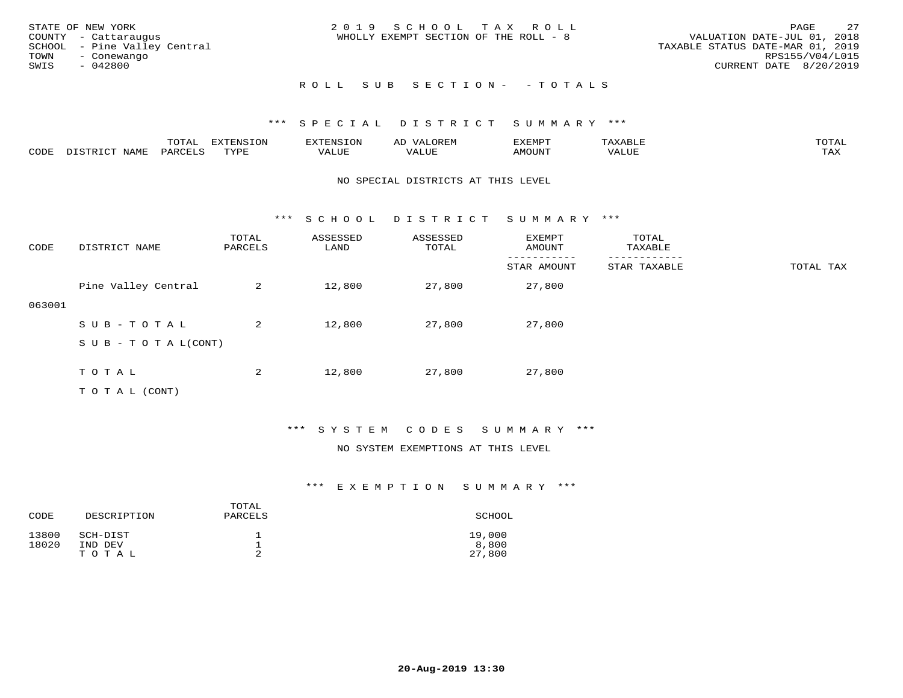STATE OF NEW YORK
COUNTY - Cattaraugus
SCHOOL - Pine Valley Central
TOWN - Conewango
SWIS - 042800

2019 SCHOOL TAX ROLL
WHOLLY EXEMPT SECTION OF THE ROLL - 8

VALUATION DATE-JUL 01, 2018
TAXABLE STATUS DATE-MAR 01, 2019
RPS155/V04/L015
CURRENT DATE 8/20/2019

ROLL SUB SECTION- - TOTALS

*** SPECIAL DISTRICT SUMMARY ***

| CODE | DISTRICT NAME | TOTAL PARCELS | EXTENSION TYPE | EXTENSION VALUE | AD VALOREM VALUE | EXEMPT AMOUNT | TAXABLE VALUE | TOTAL TAX |
|---|---|---|---|---|---|---|---|---|

NO SPECIAL DISTRICTS AT THIS LEVEL

*** SCHOOL DISTRICT SUMMARY ***

| CODE | DISTRICT NAME | TOTAL PARCELS | ASSESSED LAND | ASSESSED TOTAL | EXEMPT AMOUNT / STAR AMOUNT | TOTAL TAXABLE / STAR TAXABLE | TOTAL TAX |
|---|---|---|---|---|---|---|---|
| 063001 | Pine Valley Central | 2 | 12,800 | 27,800 | 27,800 | | |
| | SUB-TOTAL | 2 | 12,800 | 27,800 | 27,800 | | |
| | SUB-TOTAL(CONT) | | | | | | |
| | TOTAL | 2 | 12,800 | 27,800 | 27,800 | | |
| | TOTAL (CONT) | | | | | | |

*** SYSTEM CODES SUMMARY ***

NO SYSTEM EXEMPTIONS AT THIS LEVEL

*** EXEMPTION SUMMARY ***

| CODE | DESCRIPTION | TOTAL PARCELS | SCHOOL |
|---|---|---|---|
| 13800 | SCH-DIST | 1 | 19,000 |
| 18020 | IND DEV | 1 | 8,800 |
| | TOTAL | 2 | 27,800 |

20-Aug-2019 13:30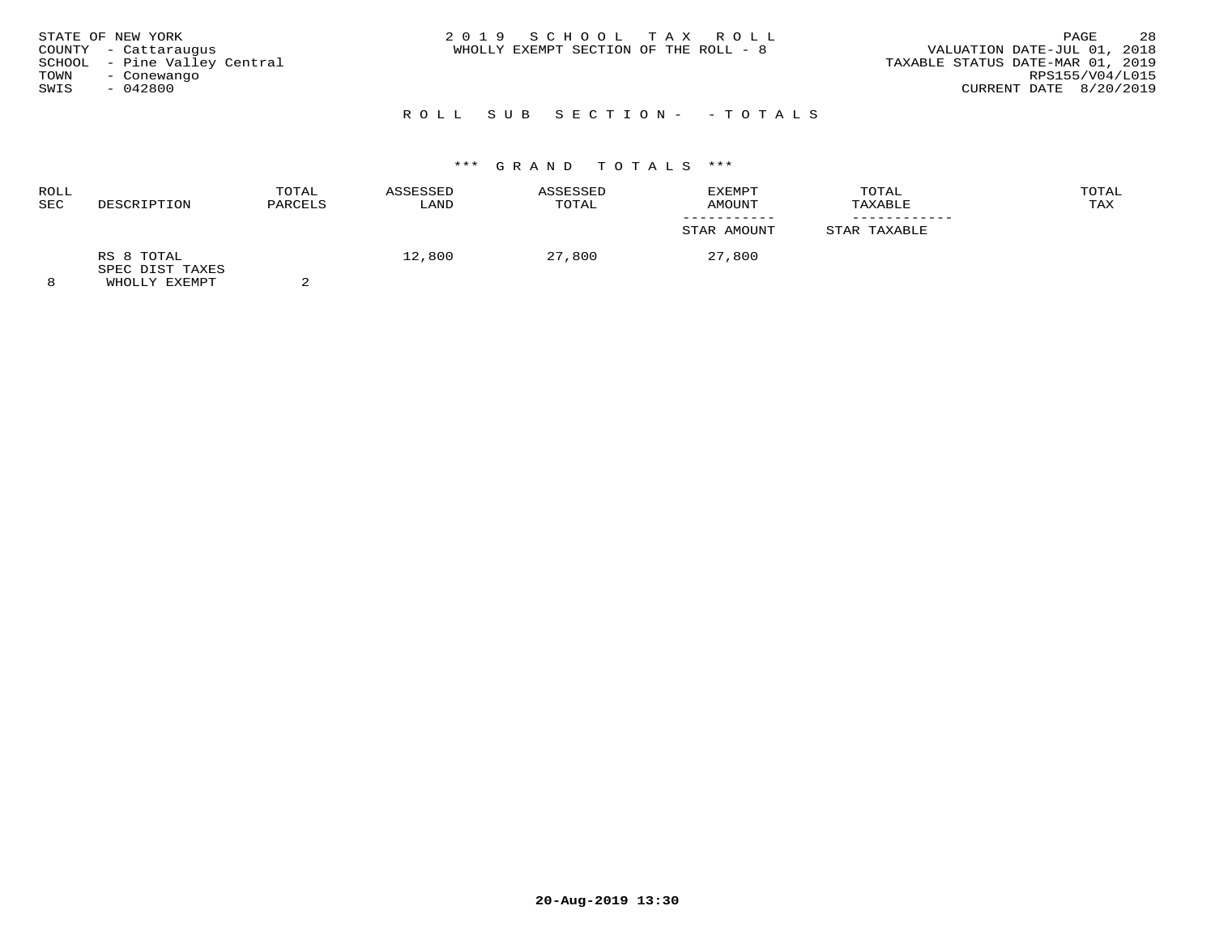STATE OF NEW YORK
COUNTY - Cattaraugus
SCHOOL - Pine Valley Central
TOWN - Conewango
SWIS - 042800

2 0 1 9 S C H O O L T A X R O L L
WHOLLY EXEMPT SECTION OF THE ROLL - 8

VALUATION DATE-JUL 01, 2018
TAXABLE STATUS DATE-MAR 01, 2019
RPS155/V04/L015
CURRENT DATE 8/20/2019

R O L L S U B S E C T I O N - - T O T A L S

\*\*\* G R A N D T O T A L S \*\*\*

| ROLL SEC | DESCRIPTION | TOTAL PARCELS | ASSESSED LAND | ASSESSED TOTAL | EXEMPT AMOUNT / STAR AMOUNT | TOTAL TAXABLE / STAR TAXABLE | TOTAL TAX |
|---|---|---|---|---|---|---|---|
| 8 | RS 8 TOTAL SPEC DIST TAXES WHOLLY EXEMPT | 2 | 12,800 | 27,800 | 27,800 | | |

20-Aug-2019 13:30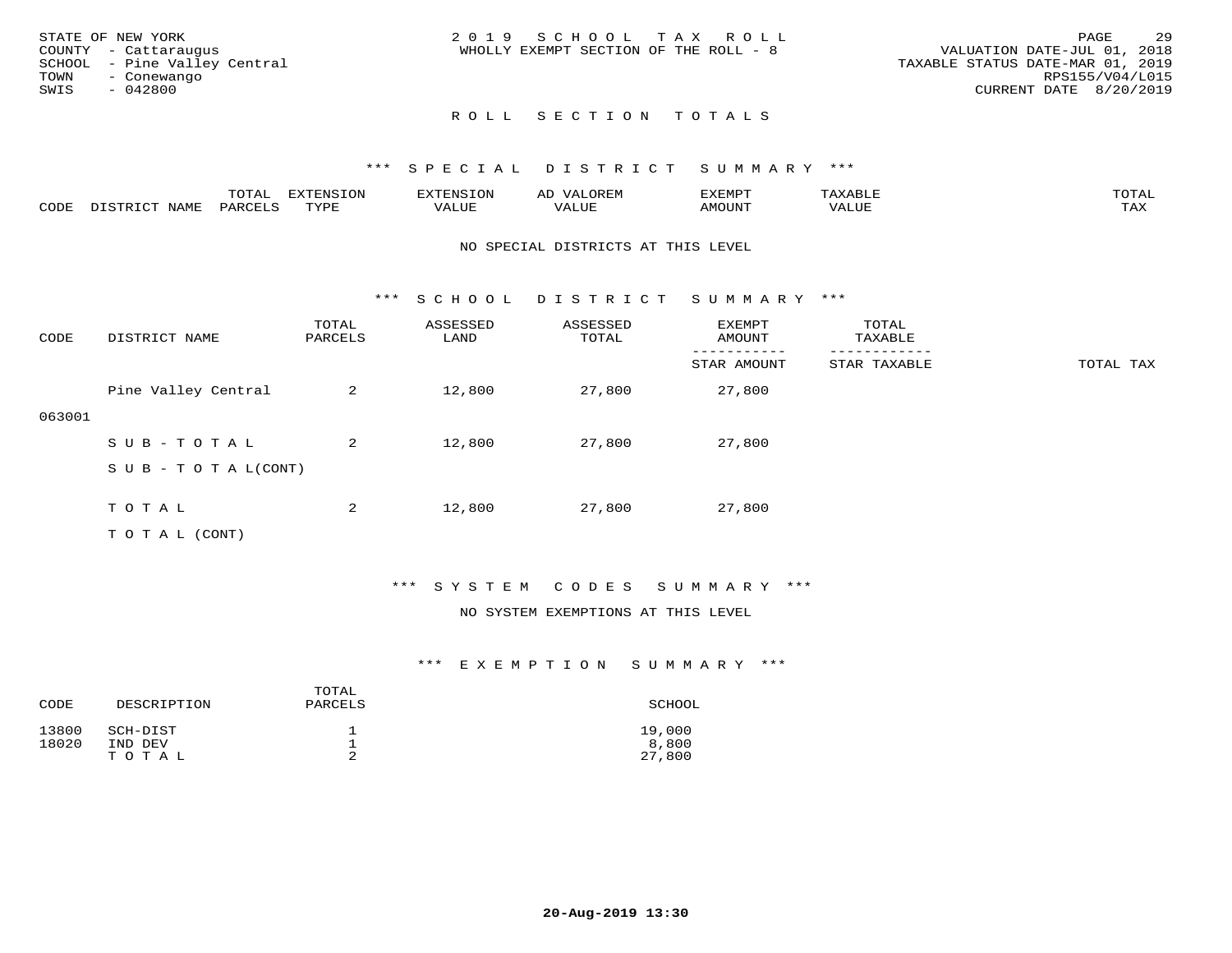STATE OF NEW YORK
COUNTY - Cattaraugus
SCHOOL - Pine Valley Central
TOWN - Conewango
SWIS - 042800

2019 SCHOOL TAX ROLL
WHOLLY EXEMPT SECTION OF THE ROLL - 8

VALUATION DATE-JUL 01, 2018
TAXABLE STATUS DATE-MAR 01, 2019
RPS155/V04/L015
CURRENT DATE 8/20/2019

## ROLL SECTION TOTALS

### *** SPECIAL DISTRICT SUMMARY ***

| CODE | DISTRICT NAME | TOTAL PARCELS | EXTENSION TYPE | EXTENSION VALUE | AD VALOREM VALUE | EXEMPT AMOUNT | TAXABLE VALUE | TOTAL TAX |
|---|---|---|---|---|---|---|---|---|

NO SPECIAL DISTRICTS AT THIS LEVEL

### *** SCHOOL DISTRICT SUMMARY ***

| CODE | DISTRICT NAME | TOTAL PARCELS | ASSESSED LAND | ASSESSED TOTAL | EXEMPT AMOUNT / STAR AMOUNT | TOTAL TAXABLE / STAR TAXABLE | TOTAL TAX |
|---|---|---|---|---|---|---|---|
| 063001 | Pine Valley Central | 2 | 12,800 | 27,800 | 27,800 | | |
| | SUB-TOTAL | 2 | 12,800 | 27,800 | 27,800 | | |
| | SUB-TOTAL(CONT) | | | | | | |
| | TOTAL | 2 | 12,800 | 27,800 | 27,800 | | |
| | TOTAL (CONT) | | | | | | |

### *** SYSTEM CODES SUMMARY ***

NO SYSTEM EXEMPTIONS AT THIS LEVEL

### *** EXEMPTION SUMMARY ***

| CODE | DESCRIPTION | TOTAL PARCELS | SCHOOL |
|---|---|---|---|
| 13800 | SCH-DIST | 1 | 19,000 |
| 18020 | IND DEV | 1 | 8,800 |
| | TOTAL | 2 | 27,800 |

20-Aug-2019 13:30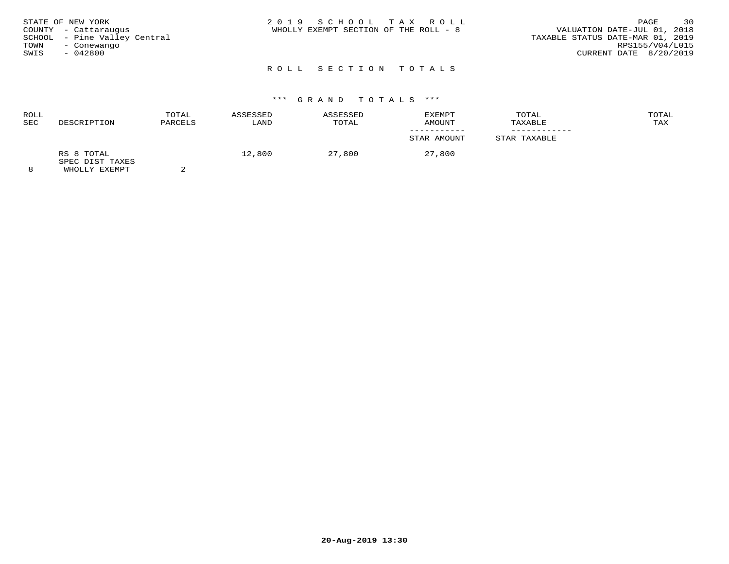STATE OF NEW YORK
COUNTY - Cattaraugus
SCHOOL - Pine Valley Central
TOWN - Conewango
SWIS - 042800

2 0 1 9 S C H O O L T A X R O L L
WHOLLY EXEMPT SECTION OF THE ROLL - 8

VALUATION DATE-JUL 01, 2018
TAXABLE STATUS DATE-MAR 01, 2019
RPS155/V04/L015
CURRENT DATE 8/20/2019

## R O L L S E C T I O N T O T A L S

### *** G R A N D T O T A L S ***

| ROLL SEC | DESCRIPTION | TOTAL PARCELS | ASSESSED LAND | ASSESSED TOTAL | EXEMPT AMOUNT / STAR AMOUNT | TOTAL TAXABLE / STAR TAXABLE | TOTAL TAX |
|---|---|---|---|---|---|---|---|
| | RS 8 TOTAL | | 12,800 | 27,800 | 27,800 | | |
| | SPEC DIST TAXES | | | | | | |
| 8 | WHOLLY EXEMPT | 2 | | | | | |

20-Aug-2019 13:30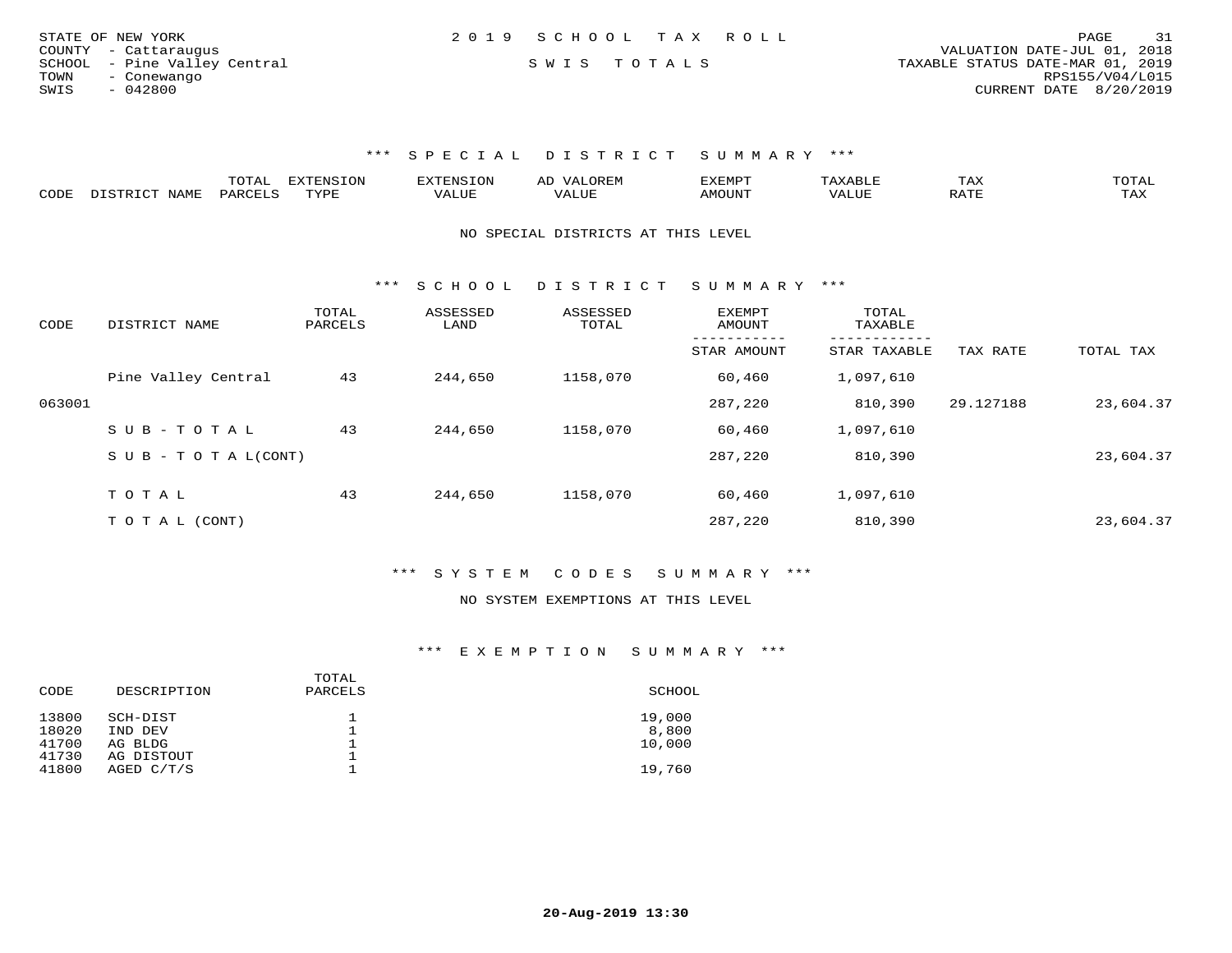STATE OF NEW YORK
COUNTY - Cattaraugus
SCHOOL - Pine Valley Central
TOWN - Conewango
SWIS - 042800

2019 SCHOOL TAX ROLL

SWIS TOTALS

VALUATION DATE-JUL 01, 2018
TAXABLE STATUS DATE-MAR 01, 2019
RPS155/V04/L015
CURRENT DATE 8/20/2019

### *** SPECIAL DISTRICT SUMMARY ***

| CODE | DISTRICT NAME | TOTAL PARCELS | EXTENSION TYPE | EXTENSION VALUE | AD VALOREM VALUE | EXEMPT AMOUNT | TAXABLE VALUE | TAX RATE | TOTAL TAX |
|---|---|---|---|---|---|---|---|---|---|

NO SPECIAL DISTRICTS AT THIS LEVEL

### *** SCHOOL DISTRICT SUMMARY ***

| CODE | DISTRICT NAME | TOTAL PARCELS | ASSESSED LAND | ASSESSED TOTAL | EXEMPT AMOUNT / STAR AMOUNT | TOTAL TAXABLE / STAR TAXABLE | TAX RATE | TOTAL TAX |
|---|---|---|---|---|---|---|---|---|
| | Pine Valley Central | 43 | 244,650 | 1158,070 | 60,460 | 1,097,610 | | |
| 063001 | | | | | 287,220 | 810,390 | 29.127188 | 23,604.37 |
| | SUB-TOTAL | 43 | 244,650 | 1158,070 | 60,460 | 1,097,610 | | |
| | SUB-TOTAL(CONT) | | | | 287,220 | 810,390 | | 23,604.37 |
| | TOTAL | 43 | 244,650 | 1158,070 | 60,460 | 1,097,610 | | |
| | TOTAL (CONT) | | | | 287,220 | 810,390 | | 23,604.37 |

### *** SYSTEM CODES SUMMARY ***

NO SYSTEM EXEMPTIONS AT THIS LEVEL

### *** EXEMPTION SUMMARY ***

| CODE | DESCRIPTION | TOTAL PARCELS | SCHOOL |
|---|---|---|---|
| 13800 | SCH-DIST | 1 | 19,000 |
| 18020 | IND DEV | 1 | 8,800 |
| 41700 | AG BLDG | 1 | 10,000 |
| 41730 | AG DISTOUT | 1 | |
| 41800 | AGED C/T/S | 1 | 19,760 |

20-Aug-2019 13:30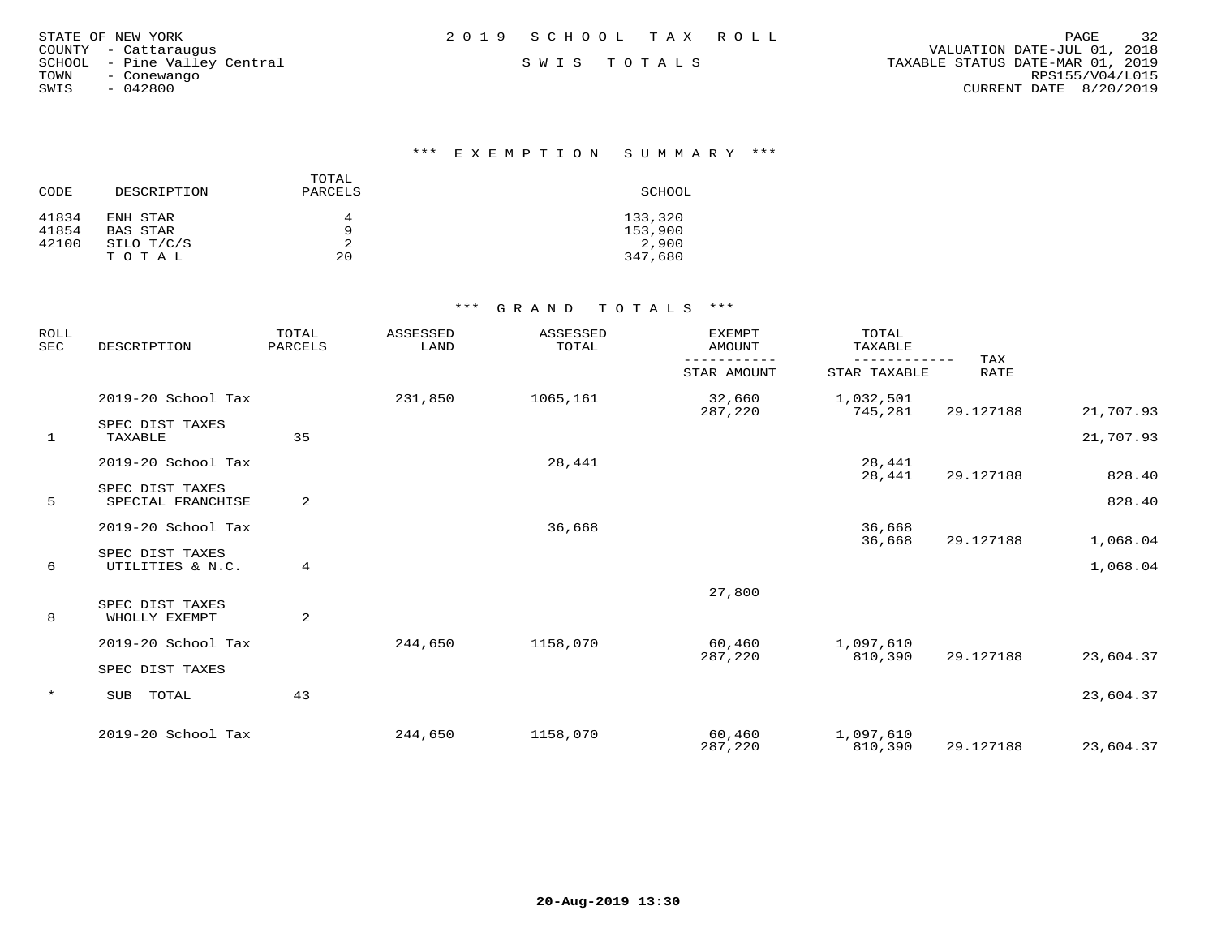STATE OF NEW YORK
COUNTY - Cattaraugus
SCHOOL - Pine Valley Central
TOWN - Conewango
SWIS - 042800

# 2019 SCHOOL TAX ROLL

SWIS TOTALS

VALUATION DATE-JUL 01, 2018
TAXABLE STATUS DATE-MAR 01, 2019
RPS155/V04/L015
CURRENT DATE 8/20/2019

## *** EXEMPTION SUMMARY ***

| CODE | DESCRIPTION | TOTAL PARCELS | SCHOOL |
|---|---|---|---|
| 41834 | ENH STAR | 4 | 133,320 |
| 41854 | BAS STAR | 9 | 153,900 |
| 42100 | SILO T/C/S | 2 | 2,900 |
| | TOTAL | 20 | 347,680 |

## *** GRAND TOTALS ***

| ROLL SEC | DESCRIPTION | TOTAL PARCELS | ASSESSED LAND | ASSESSED TOTAL | EXEMPT AMOUNT / STAR AMOUNT | TOTAL TAXABLE / STAR TAXABLE | TAX RATE | |
|---|---|---|---|---|---|---|---|---|
| | 2019-20 School Tax | | 231,850 | 1065,161 | 32,660 | 1,032,501 | | |
| | | | | | 287,220 | 745,281 | 29.127188 | 21,707.93 |
| | SPEC DIST TAXES | | | | | | | |
| 1 | TAXABLE | 35 | | | | | | 21,707.93 |
| | 2019-20 School Tax | | | 28,441 | | 28,441 | | |
| | | | | | | 28,441 | 29.127188 | 828.40 |
| | SPEC DIST TAXES | | | | | | | |
| 5 | SPECIAL FRANCHISE | 2 | | | | | | 828.40 |
| | 2019-20 School Tax | | | 36,668 | | 36,668 | | |
| | | | | | | 36,668 | 29.127188 | 1,068.04 |
| | SPEC DIST TAXES | | | | | | | |
| 6 | UTILITIES & N.C. | 4 | | | | | | 1,068.04 |
| | | | | | 27,800 | | | |
| | SPEC DIST TAXES | | | | | | | |
| 8 | WHOLLY EXEMPT | 2 | | | | | | |
| | 2019-20 School Tax | | 244,650 | 1158,070 | 60,460 | 1,097,610 | | |
| | | | | | 287,220 | 810,390 | 29.127188 | 23,604.37 |
| | SPEC DIST TAXES | | | | | | | |
| * | SUB TOTAL | 43 | | | | | | 23,604.37 |
| | 2019-20 School Tax | | 244,650 | 1158,070 | 60,460 | 1,097,610 | | |
| | | | | | 287,220 | 810,390 | 29.127188 | 23,604.37 |

20-Aug-2019 13:30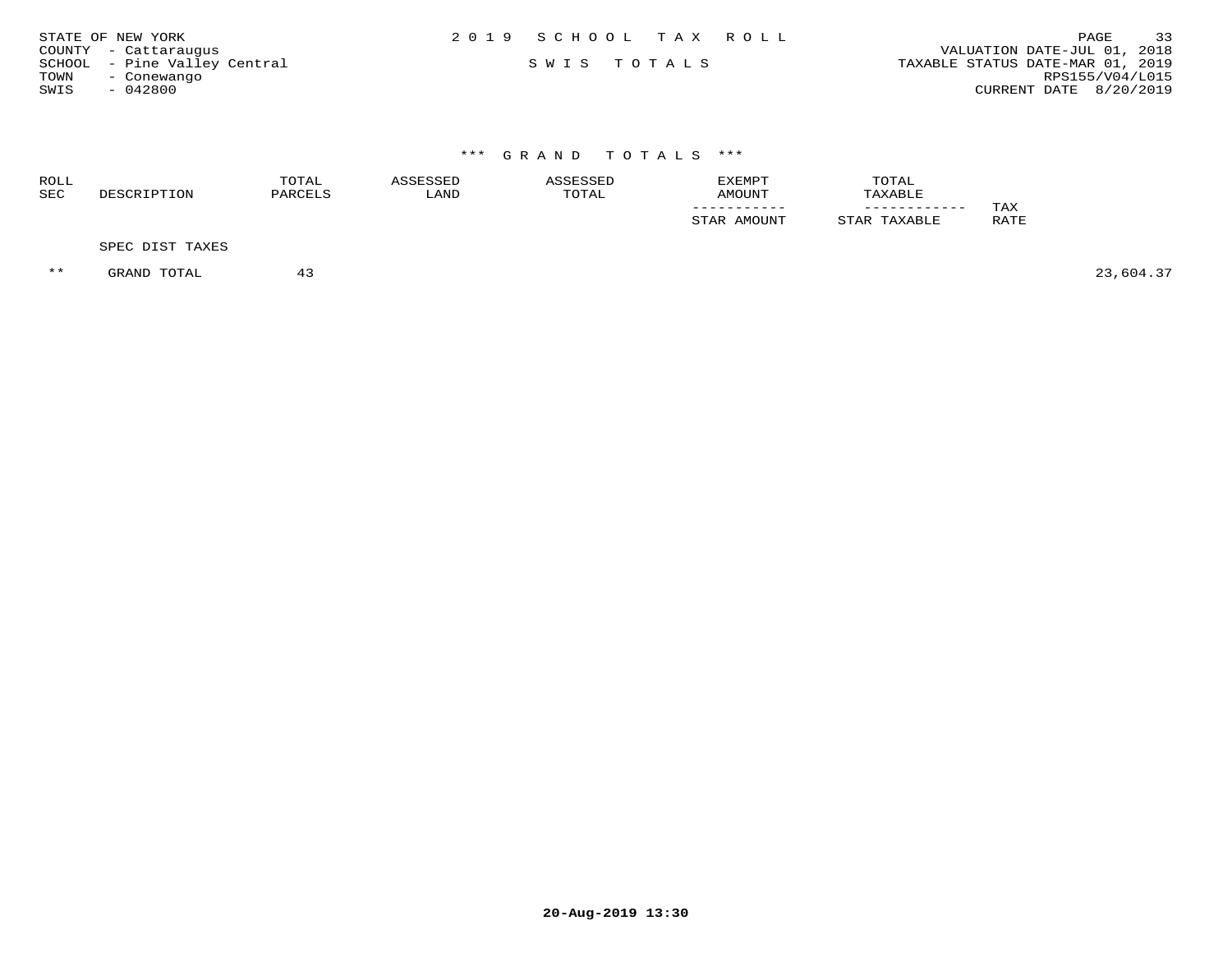STATE OF NEW YORK
COUNTY - Cattaraugus
SCHOOL - Pine Valley Central
TOWN - Conewango
SWIS - 042800

2019 SCHOOL TAX ROLL

SWIS TOTALS

VALUATION DATE-JUL 01, 2018
TAXABLE STATUS DATE-MAR 01, 2019
RPS155/V04/L015
CURRENT DATE 8/20/2019

### *** GRAND TOTALS ***

| ROLL SEC | DESCRIPTION | TOTAL PARCELS | ASSESSED LAND | ASSESSED TOTAL | EXEMPT AMOUNT / STAR AMOUNT | TOTAL TAXABLE / STAR TAXABLE | TAX RATE | |
|---|---|---|---|---|---|---|---|---|
| | SPEC DIST TAXES | | | | | | | |
| ** | GRAND TOTAL | 43 | | | | | | 23,604.37 |

20-Aug-2019 13:30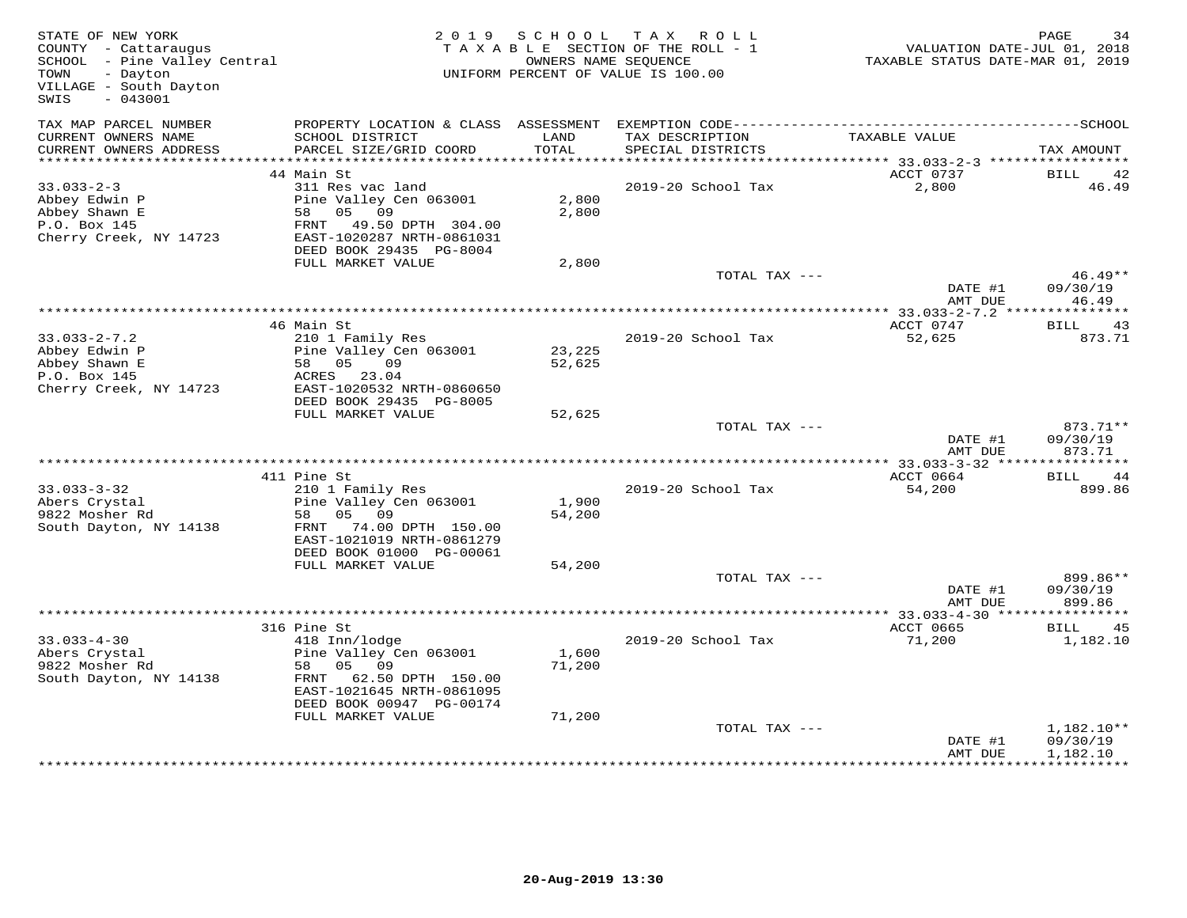STATE OF NEW YORK
COUNTY - Cattaraugus
SCHOOL - Pine Valley Central
TOWN - Dayton
VILLAGE - South Dayton
SWIS - 043001

2019 SCHOOL TAX ROLL
TAXABLE SECTION OF THE ROLL - 1
OWNERS NAME SEQUENCE
UNIFORM PERCENT OF VALUE IS 100.00

VALUATION DATE-JUL 01, 2018
TAXABLE STATUS DATE-MAR 01, 2019

| TAX MAP PARCEL NUMBER / CURRENT OWNERS NAME / CURRENT OWNERS ADDRESS | PROPERTY LOCATION & CLASS / SCHOOL DISTRICT / PARCEL SIZE/GRID COORD | ASSESSMENT LAND / TOTAL | EXEMPTION CODE / TAX DESCRIPTION / SPECIAL DISTRICTS | TAXABLE VALUE | TAX AMOUNT |
|---|---|---|---|---|---|
| **33.033-2-3** | 44 Main St | | | ACCT 0737 | BILL 42 |
| Abbey Edwin P | 311 Res vac land | | 2019-20 School Tax | 2,800 | 46.49 |
| Abbey Shawn E | Pine Valley Cen 063001 | 2,800 | | | |
| P.O. Box 145 | 58 05 09 | 2,800 | | | |
| Cherry Creek, NY 14723 | FRNT 49.50 DPTH 304.00 | | | | |
| | EAST-1020287 NRTH-0861031 | | | | |
| | DEED BOOK 29435 PG-8004 | | | | |
| | FULL MARKET VALUE | 2,800 | | | |
| | | | TOTAL TAX --- | | 46.49** |
| | | | | DATE #1 | 09/30/19 |
| | | | | AMT DUE | 46.49 |
| **33.033-2-7.2** | 46 Main St | | | ACCT 0747 | BILL 43 |
| Abbey Edwin P | 210 1 Family Res | | 2019-20 School Tax | 52,625 | 873.71 |
| Abbey Shawn E | Pine Valley Cen 063001 | 23,225 | | | |
| P.O. Box 145 | 58 05 09 | 52,625 | | | |
| Cherry Creek, NY 14723 | ACRES 23.04 | | | | |
| | EAST-1020532 NRTH-0860650 | | | | |
| | DEED BOOK 29435 PG-8005 | | | | |
| | FULL MARKET VALUE | 52,625 | | | |
| | | | TOTAL TAX --- | | 873.71** |
| | | | | DATE #1 | 09/30/19 |
| | | | | AMT DUE | 873.71 |
| **33.033-3-32** | 411 Pine St | | | ACCT 0664 | BILL 44 |
| Abers Crystal | 210 1 Family Res | | 2019-20 School Tax | 54,200 | 899.86 |
| 9822 Mosher Rd | Pine Valley Cen 063001 | 1,900 | | | |
| South Dayton, NY 14138 | 58 05 09 | 54,200 | | | |
| | FRNT 74.00 DPTH 150.00 | | | | |
| | EAST-1021019 NRTH-0861279 | | | | |
| | DEED BOOK 01000 PG-00061 | | | | |
| | FULL MARKET VALUE | 54,200 | | | |
| | | | TOTAL TAX --- | | 899.86** |
| | | | | DATE #1 | 09/30/19 |
| | | | | AMT DUE | 899.86 |
| **33.033-4-30** | 316 Pine St | | | ACCT 0665 | BILL 45 |
| Abers Crystal | 418 Inn/lodge | | 2019-20 School Tax | 71,200 | 1,182.10 |
| 9822 Mosher Rd | Pine Valley Cen 063001 | 1,600 | | | |
| South Dayton, NY 14138 | 58 05 09 | 71,200 | | | |
| | FRNT 62.50 DPTH 150.00 | | | | |
| | EAST-1021645 NRTH-0861095 | | | | |
| | DEED BOOK 00947 PG-00174 | | | | |
| | FULL MARKET VALUE | 71,200 | | | |
| | | | TOTAL TAX --- | | 1,182.10** |
| | | | | DATE #1 | 09/30/19 |
| | | | | AMT DUE | 1,182.10 |

20-Aug-2019 13:30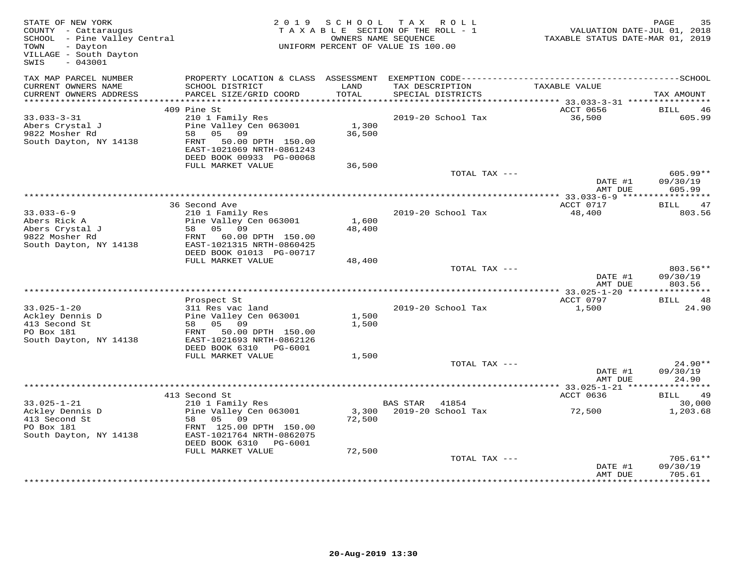STATE OF NEW YORK
COUNTY - Cattaraugus
SCHOOL - Pine Valley Central
TOWN - Dayton
VILLAGE - South Dayton
SWIS - 043001

2019 SCHOOL TAX ROLL
TAXABLE SECTION OF THE ROLL - 1
OWNERS NAME SEQUENCE
UNIFORM PERCENT OF VALUE IS 100.00

VALUATION DATE-JUL 01, 2018
TAXABLE STATUS DATE-MAR 01, 2019

| TAX MAP PARCEL NUMBER / CURRENT OWNERS NAME / CURRENT OWNERS ADDRESS | PROPERTY LOCATION & CLASS / SCHOOL DISTRICT / PARCEL SIZE/GRID COORD | ASSESSMENT LAND / TOTAL | EXEMPTION CODE / TAX DESCRIPTION / SPECIAL DISTRICTS | TAXABLE VALUE | TAX AMOUNT |
|---|---|---|---|---|---|
| **33.033-3-31** | 409 Pine St | | | ACCT 0656 | BILL 46 |
| Abers Crystal J | 210 1 Family Res | | | | |
| 9822 Mosher Rd | Pine Valley Cen 063001 | 1,300 | 2019-20 School Tax | 36,500 | 605.99 |
| South Dayton, NY 14138 | 58 05 09 | 36,500 | | | |
| | FRNT 50.00 DPTH 150.00 | | | | |
| | EAST-1021069 NRTH-0861243 | | | | |
| | DEED BOOK 00933 PG-00068 | | | | |
| | FULL MARKET VALUE | 36,500 | | | |
| | | | TOTAL TAX --- | | 605.99** |
| | | | | DATE #1 | 09/30/19 |
| | | | | AMT DUE | 605.99 |
| **33.033-6-9** | 36 Second Ave | | | ACCT 0717 | BILL 47 |
| Abers Rick A | 210 1 Family Res | | | | |
| Abers Crystal J | Pine Valley Cen 063001 | 1,600 | 2019-20 School Tax | 48,400 | 803.56 |
| 9822 Mosher Rd | 58 05 09 | 48,400 | | | |
| South Dayton, NY 14138 | FRNT 60.00 DPTH 150.00 | | | | |
| | EAST-1021315 NRTH-0860425 | | | | |
| | DEED BOOK 01013 PG-00717 | | | | |
| | FULL MARKET VALUE | 48,400 | | | |
| | | | TOTAL TAX --- | | 803.56** |
| | | | | DATE #1 | 09/30/19 |
| | | | | AMT DUE | 803.56 |
| **33.025-1-20** | Prospect St | | | ACCT 0797 | BILL 48 |
| Ackley Dennis D | 311 Res vac land | | | | |
| 413 Second St | Pine Valley Cen 063001 | 1,500 | 2019-20 School Tax | 1,500 | 24.90 |
| PO Box 181 | 58 05 09 | 1,500 | | | |
| South Dayton, NY 14138 | FRNT 50.00 DPTH 150.00 | | | | |
| | EAST-1021693 NRTH-0862126 | | | | |
| | DEED BOOK 6310 PG-6001 | | | | |
| | FULL MARKET VALUE | 1,500 | | | |
| | | | TOTAL TAX --- | | 24.90** |
| | | | | DATE #1 | 09/30/19 |
| | | | | AMT DUE | 24.90 |
| **33.025-1-21** | 413 Second St | | | ACCT 0636 | BILL 49 |
| Ackley Dennis D | 210 1 Family Res | | BAS STAR 41854 | | 30,000 |
| 413 Second St | Pine Valley Cen 063001 | 3,300 | 2019-20 School Tax | 72,500 | 1,203.68 |
| PO Box 181 | 58 05 09 | 72,500 | | | |
| South Dayton, NY 14138 | FRNT 125.00 DPTH 150.00 | | | | |
| | EAST-1021764 NRTH-0862075 | | | | |
| | DEED BOOK 6310 PG-6001 | | | | |
| | FULL MARKET VALUE | 72,500 | | | |
| | | | TOTAL TAX --- | | 705.61** |
| | | | | DATE #1 | 09/30/19 |
| | | | | AMT DUE | 705.61 |

20-Aug-2019 13:30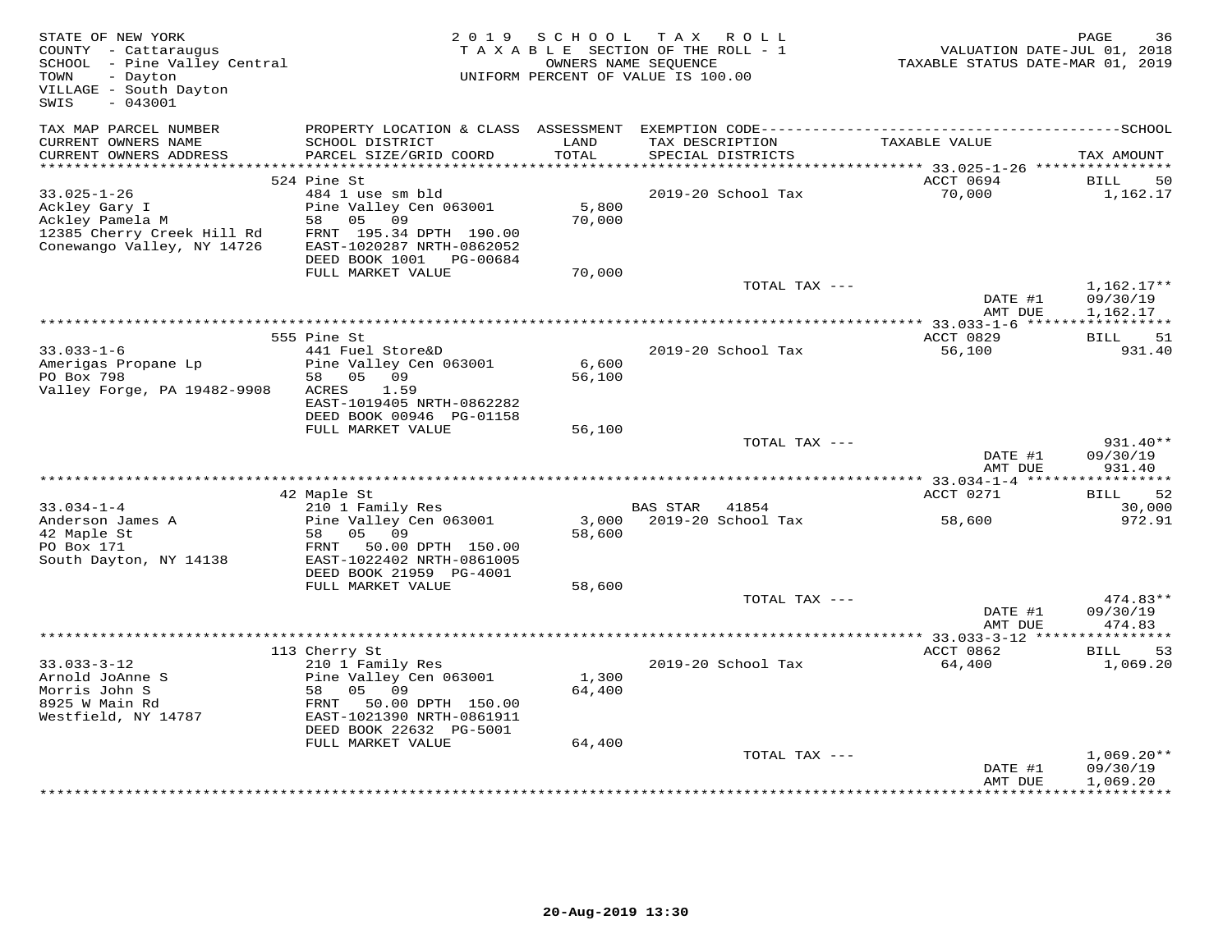STATE OF NEW YORK
COUNTY - Cattaraugus
SCHOOL - Pine Valley Central
TOWN - Dayton
VILLAGE - South Dayton
SWIS - 043001

2019 SCHOOL TAX ROLL
TAXABLE SECTION OF THE ROLL - 1
OWNERS NAME SEQUENCE
UNIFORM PERCENT OF VALUE IS 100.00

VALUATION DATE-JUL 01, 2018
TAXABLE STATUS DATE-MAR 01, 2019

| TAX MAP PARCEL NUMBER / CURRENT OWNERS NAME / CURRENT OWNERS ADDRESS | PROPERTY LOCATION & CLASS / SCHOOL DISTRICT / PARCEL SIZE/GRID COORD | ASSESSMENT LAND / TOTAL | EXEMPTION CODE / TAX DESCRIPTION / SPECIAL DISTRICTS | TAXABLE VALUE | TAX AMOUNT |
|---|---|---|---|---|---|
| | 524 Pine St | | | ACCT 0694 | BILL 50 |
| 33.025-1-26 | 484 1 use sm bld | | 2019-20 School Tax | 70,000 | 1,162.17 |
| Ackley Gary I | Pine Valley Cen 063001 | 5,800 | | | |
| Ackley Pamela M | 58 05 09 | 70,000 | | | |
| 12385 Cherry Creek Hill Rd | FRNT 195.34 DPTH 190.00 | | | | |
| Conewango Valley, NY 14726 | EAST-1020287 NRTH-0862052 | | | | |
| | DEED BOOK 1001 PG-00684 | | | | |
| | FULL MARKET VALUE | 70,000 | | | |
| | | | TOTAL TAX --- | | 1,162.17** |
| | | | | DATE #1 | 09/30/19 |
| | | | | AMT DUE | 1,162.17 |
| | 555 Pine St | | | ACCT 0829 | BILL 51 |
| 33.033-1-6 | 441 Fuel Store&D | | 2019-20 School Tax | 56,100 | 931.40 |
| Amerigas Propane Lp | Pine Valley Cen 063001 | 6,600 | | | |
| PO Box 798 | 58 05 09 | 56,100 | | | |
| Valley Forge, PA 19482-9908 | ACRES 1.59 | | | | |
| | EAST-1019405 NRTH-0862282 | | | | |
| | DEED BOOK 00946 PG-01158 | | | | |
| | FULL MARKET VALUE | 56,100 | | | |
| | | | TOTAL TAX --- | | 931.40** |
| | | | | DATE #1 | 09/30/19 |
| | | | | AMT DUE | 931.40 |
| | 42 Maple St | | | ACCT 0271 | BILL 52 |
| 33.034-1-4 | 210 1 Family Res | | BAS STAR 41854 | | 30,000 |
| Anderson James A | Pine Valley Cen 063001 | 3,000 | 2019-20 School Tax | 58,600 | 972.91 |
| 42 Maple St | 58 05 09 | 58,600 | | | |
| PO Box 171 | FRNT 50.00 DPTH 150.00 | | | | |
| South Dayton, NY 14138 | EAST-1022402 NRTH-0861005 | | | | |
| | DEED BOOK 21959 PG-4001 | | | | |
| | FULL MARKET VALUE | 58,600 | | | |
| | | | TOTAL TAX --- | | 474.83** |
| | | | | DATE #1 | 09/30/19 |
| | | | | AMT DUE | 474.83 |
| | 113 Cherry St | | | ACCT 0862 | BILL 53 |
| 33.033-3-12 | 210 1 Family Res | | 2019-20 School Tax | 64,400 | 1,069.20 |
| Arnold JoAnne S | Pine Valley Cen 063001 | 1,300 | | | |
| Morris John S | 58 05 09 | 64,400 | | | |
| 8925 W Main Rd | FRNT 50.00 DPTH 150.00 | | | | |
| Westfield, NY 14787 | EAST-1021390 NRTH-0861911 | | | | |
| | DEED BOOK 22632 PG-5001 | | | | |
| | FULL MARKET VALUE | 64,400 | | | |
| | | | TOTAL TAX --- | | 1,069.20** |
| | | | | DATE #1 | 09/30/19 |
| | | | | AMT DUE | 1,069.20 |

20-Aug-2019 13:30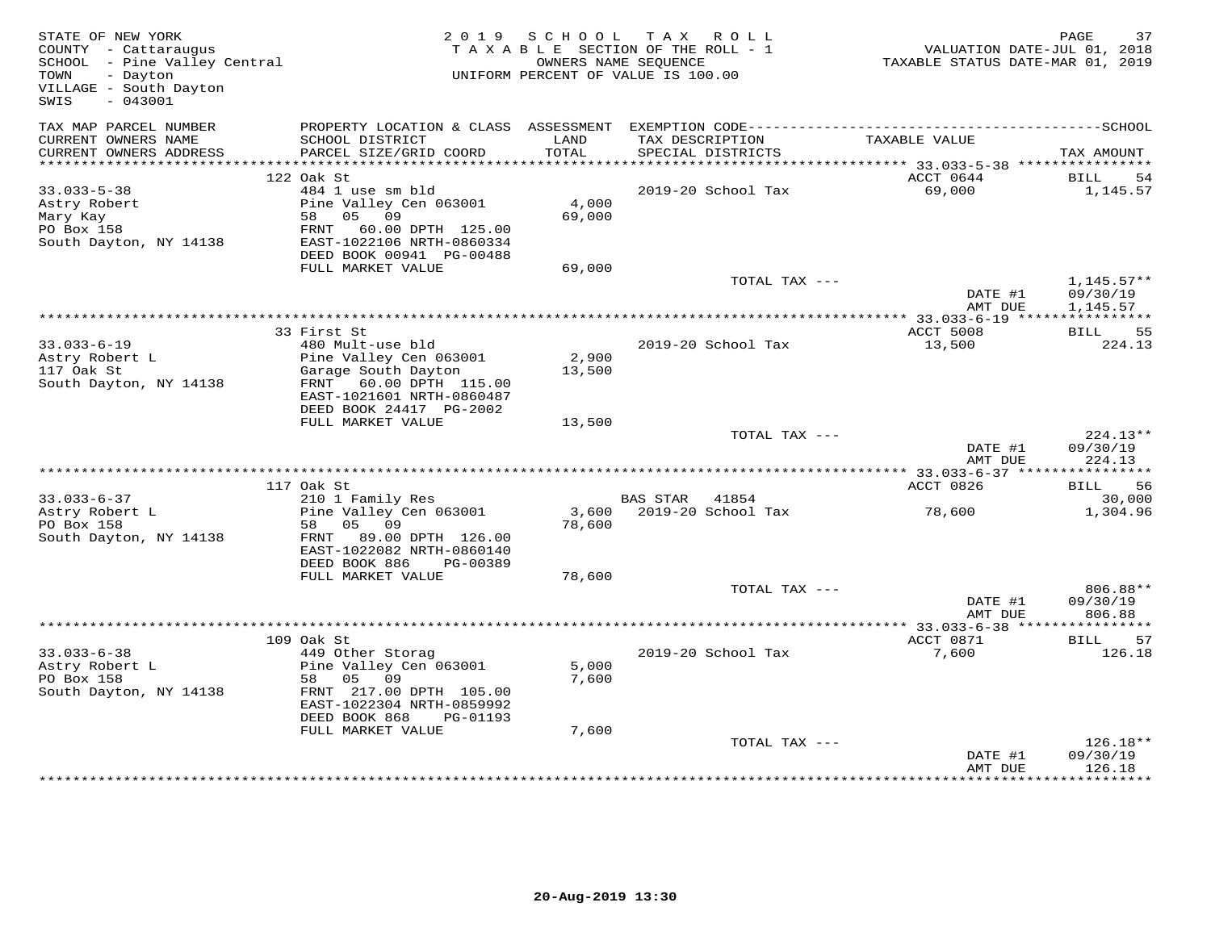STATE OF NEW YORK
COUNTY - Cattaraugus
SCHOOL - Pine Valley Central
TOWN - Dayton
VILLAGE - South Dayton
SWIS - 043001

2019 SCHOOL TAX ROLL
TAXABLE SECTION OF THE ROLL - 1
OWNERS NAME SEQUENCE
UNIFORM PERCENT OF VALUE IS 100.00

VALUATION DATE-JUL 01, 2018
TAXABLE STATUS DATE-MAR 01, 2019

| TAX MAP PARCEL NUMBER / CURRENT OWNERS NAME / CURRENT OWNERS ADDRESS | PROPERTY LOCATION & CLASS / SCHOOL DISTRICT / PARCEL SIZE/GRID COORD | ASSESSMENT LAND / TOTAL | EXEMPTION CODE / TAX DESCRIPTION / SPECIAL DISTRICTS | TAXABLE VALUE | TAX AMOUNT |
|---|---|---|---|---|---|
| | 122 Oak St | | | ACCT 0644 | BILL 54 |
| 33.033-5-38 | 484 1 use sm bld | | 2019-20 School Tax | 69,000 | 1,145.57 |
| Astry Robert | Pine Valley Cen 063001 | 4,000 | | | |
| Mary Kay | 58 05 09 | 69,000 | | | |
| PO Box 158 | FRNT 60.00 DPTH 125.00 | | | | |
| South Dayton, NY 14138 | EAST-1022106 NRTH-0860334 | | | | |
| | DEED BOOK 00941 PG-00488 | | | | |
| | FULL MARKET VALUE | 69,000 | | | |
| | | | TOTAL TAX --- | | 1,145.57** |
| | | | | DATE #1 | 09/30/19 |
| | | | | AMT DUE | 1,145.57 |
| | 33 First St | | | ACCT 5008 | BILL 55 |
| 33.033-6-19 | 480 Mult-use bld | | 2019-20 School Tax | 13,500 | 224.13 |
| Astry Robert L | Pine Valley Cen 063001 | 2,900 | | | |
| 117 Oak St | Garage South Dayton | 13,500 | | | |
| South Dayton, NY 14138 | FRNT 60.00 DPTH 115.00 | | | | |
| | EAST-1021601 NRTH-0860487 | | | | |
| | DEED BOOK 24417 PG-2002 | | | | |
| | FULL MARKET VALUE | 13,500 | | | |
| | | | TOTAL TAX --- | | 224.13** |
| | | | | DATE #1 | 09/30/19 |
| | | | | AMT DUE | 224.13 |
| | 117 Oak St | | | ACCT 0826 | BILL 56 |
| 33.033-6-37 | 210 1 Family Res | | BAS STAR 41854 | | 30,000 |
| Astry Robert L | Pine Valley Cen 063001 | 3,600 | 2019-20 School Tax | 78,600 | 1,304.96 |
| PO Box 158 | 58 05 09 | 78,600 | | | |
| South Dayton, NY 14138 | FRNT 89.00 DPTH 126.00 | | | | |
| | EAST-1022082 NRTH-0860140 | | | | |
| | DEED BOOK 886 PG-00389 | | | | |
| | FULL MARKET VALUE | 78,600 | | | |
| | | | TOTAL TAX --- | | 806.88** |
| | | | | DATE #1 | 09/30/19 |
| | | | | AMT DUE | 806.88 |
| | 109 Oak St | | | ACCT 0871 | BILL 57 |
| 33.033-6-38 | 449 Other Storag | | 2019-20 School Tax | 7,600 | 126.18 |
| Astry Robert L | Pine Valley Cen 063001 | 5,000 | | | |
| PO Box 158 | 58 05 09 | 7,600 | | | |
| South Dayton, NY 14138 | FRNT 217.00 DPTH 105.00 | | | | |
| | EAST-1022304 NRTH-0859992 | | | | |
| | DEED BOOK 868 PG-01193 | | | | |
| | FULL MARKET VALUE | 7,600 | | | |
| | | | TOTAL TAX --- | | 126.18** |
| | | | | DATE #1 | 09/30/19 |
| | | | | AMT DUE | 126.18 |

20-Aug-2019 13:30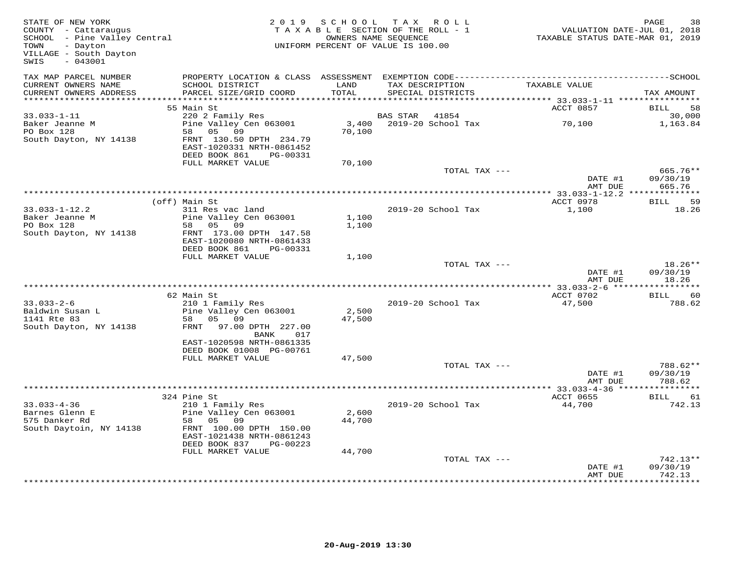STATE OF NEW YORK
COUNTY - Cattaraugus
SCHOOL - Pine Valley Central
TOWN - Dayton
VILLAGE - South Dayton
SWIS - 043001

2019 SCHOOL TAX ROLL
TAXABLE SECTION OF THE ROLL - 1
OWNERS NAME SEQUENCE
UNIFORM PERCENT OF VALUE IS 100.00

VALUATION DATE-JUL 01, 2018
TAXABLE STATUS DATE-MAR 01, 2019

| TAX MAP PARCEL NUMBER / CURRENT OWNERS NAME / CURRENT OWNERS ADDRESS | PROPERTY LOCATION & CLASS / SCHOOL DISTRICT / PARCEL SIZE/GRID COORD | ASSESSMENT LAND / TOTAL | EXEMPTION CODE / TAX DESCRIPTION / SPECIAL DISTRICTS | TAXABLE VALUE | TAX AMOUNT |
|---|---|---|---|---|---|
| | 55 Main St | | | ACCT 0857 | BILL 58 |
| 33.033-1-11 | 220 2 Family Res | | BAS STAR 41854 | | 30,000 |
| Baker Jeanne M | Pine Valley Cen 063001 | 3,400 | 2019-20 School Tax | 70,100 | 1,163.84 |
| PO Box 128 | 58 05 09 | 70,100 | | | |
| South Dayton, NY 14138 | FRNT 130.50 DPTH 234.79 | | | | |
| | EAST-1020331 NRTH-0861452 | | | | |
| | DEED BOOK 861 PG-00331 | | | | |
| | FULL MARKET VALUE | 70,100 | | | |
| | | | TOTAL TAX --- | | 665.76** |
| | | | | DATE #1 | 09/30/19 |
| | | | | AMT DUE | 665.76 |
| | (off) Main St | | | ACCT 0978 | BILL 59 |
| 33.033-1-12.2 | 311 Res vac land | | 2019-20 School Tax | 1,100 | 18.26 |
| Baker Jeanne M | Pine Valley Cen 063001 | 1,100 | | | |
| PO Box 128 | 58 05 09 | 1,100 | | | |
| South Dayton, NY 14138 | FRNT 173.00 DPTH 147.58 | | | | |
| | EAST-1020080 NRTH-0861433 | | | | |
| | DEED BOOK 861 PG-00331 | | | | |
| | FULL MARKET VALUE | 1,100 | | | |
| | | | TOTAL TAX --- | | 18.26** |
| | | | | DATE #1 | 09/30/19 |
| | | | | AMT DUE | 18.26 |
| | 62 Main St | | | ACCT 0702 | BILL 60 |
| 33.033-2-6 | 210 1 Family Res | | 2019-20 School Tax | 47,500 | 788.62 |
| Baldwin Susan L | Pine Valley Cen 063001 | 2,500 | | | |
| 1141 Rte 83 | 58 05 09 | 47,500 | | | |
| South Dayton, NY 14138 | FRNT 97.00 DPTH 227.00 | | | | |
| | BANK 017 | | | | |
| | EAST-1020598 NRTH-0861335 | | | | |
| | DEED BOOK 01008 PG-00761 | | | | |
| | FULL MARKET VALUE | 47,500 | | | |
| | | | TOTAL TAX --- | | 788.62** |
| | | | | DATE #1 | 09/30/19 |
| | | | | AMT DUE | 788.62 |
| | 324 Pine St | | | ACCT 0655 | BILL 61 |
| 33.033-4-36 | 210 1 Family Res | | 2019-20 School Tax | 44,700 | 742.13 |
| Barnes Glenn E | Pine Valley Cen 063001 | 2,600 | | | |
| 575 Danker Rd | 58 05 09 | 44,700 | | | |
| South Daytoin, NY 14138 | FRNT 100.00 DPTH 150.00 | | | | |
| | EAST-1021438 NRTH-0861243 | | | | |
| | DEED BOOK 837 PG-00223 | | | | |
| | FULL MARKET VALUE | 44,700 | | | |
| | | | TOTAL TAX --- | | 742.13** |
| | | | | DATE #1 | 09/30/19 |
| | | | | AMT DUE | 742.13 |

20-Aug-2019 13:30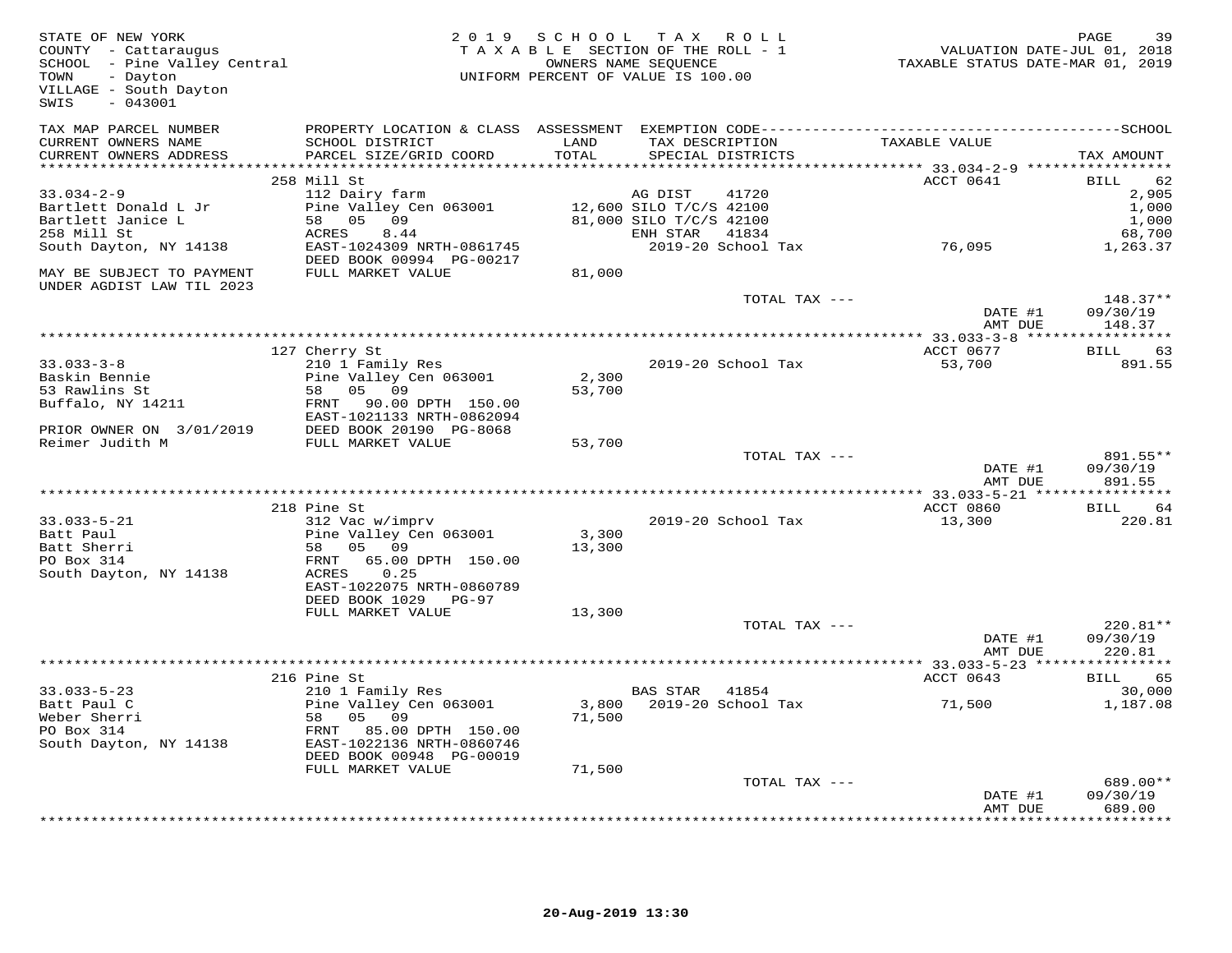STATE OF NEW YORK
COUNTY - Cattaraugus
SCHOOL - Pine Valley Central
TOWN - Dayton
VILLAGE - South Dayton
SWIS - 043001

2019 SCHOOL TAX ROLL
TAXABLE SECTION OF THE ROLL - 1
OWNERS NAME SEQUENCE
UNIFORM PERCENT OF VALUE IS 100.00

VALUATION DATE-JUL 01, 2018
TAXABLE STATUS DATE-MAR 01, 2019

| TAX MAP PARCEL NUMBER / CURRENT OWNERS NAME / CURRENT OWNERS ADDRESS | PROPERTY LOCATION & CLASS / SCHOOL DISTRICT / PARCEL SIZE/GRID COORD | ASSESSMENT LAND / TOTAL | EXEMPTION CODE / TAX DESCRIPTION / SPECIAL DISTRICTS | TAXABLE VALUE | SCHOOL / TAX AMOUNT |
|---|---|---|---|---|---|
| **33.034-2-9** | 258 Mill St | | | ACCT 0641 | BILL 62 |
| | 112 Dairy farm | | AG DIST 41720 | | 2,905 |
| Bartlett Donald L Jr | Pine Valley Cen 063001 | 12,600 | SILO T/C/S 42100 | | 1,000 |
| Bartlett Janice L | 58 05 09 | 81,000 | SILO T/C/S 42100 | | 1,000 |
| 258 Mill St | ACRES 8.44 | | ENH STAR 41834 | | 68,700 |
| South Dayton, NY 14138 | EAST-1024309 NRTH-0861745 | | 2019-20 School Tax | 76,095 | 1,263.37 |
| | DEED BOOK 00994 PG-00217 | | | | |
| MAY BE SUBJECT TO PAYMENT | FULL MARKET VALUE | 81,000 | | | |
| UNDER AGDIST LAW TIL 2023 | | | | | |
| | | | TOTAL TAX --- | | 148.37** |
| | | | | DATE #1 | 09/30/19 |
| | | | | AMT DUE | 148.37 |
| **33.033-3-8** | 127 Cherry St | | | ACCT 0677 | BILL 63 |
| | 210 1 Family Res | | 2019-20 School Tax | 53,700 | 891.55 |
| Baskin Bennie | Pine Valley Cen 063001 | 2,300 | | | |
| 53 Rawlins St | 58 05 09 | 53,700 | | | |
| Buffalo, NY 14211 | FRNT 90.00 DPTH 150.00 | | | | |
| | EAST-1021133 NRTH-0862094 | | | | |
| PRIOR OWNER ON 3/01/2019 | DEED BOOK 20190 PG-8068 | | | | |
| Reimer Judith M | FULL MARKET VALUE | 53,700 | | | |
| | | | TOTAL TAX --- | | 891.55** |
| | | | | DATE #1 | 09/30/19 |
| | | | | AMT DUE | 891.55 |
| **33.033-5-21** | 218 Pine St | | | ACCT 0860 | BILL 64 |
| | 312 Vac w/imprv | | 2019-20 School Tax | 13,300 | 220.81 |
| Batt Paul | Pine Valley Cen 063001 | 3,300 | | | |
| Batt Sherri | 58 05 09 | 13,300 | | | |
| PO Box 314 | FRNT 65.00 DPTH 150.00 | | | | |
| South Dayton, NY 14138 | ACRES 0.25 | | | | |
| | EAST-1022075 NRTH-0860789 | | | | |
| | DEED BOOK 1029 PG-97 | | | | |
| | FULL MARKET VALUE | 13,300 | | | |
| | | | TOTAL TAX --- | | 220.81** |
| | | | | DATE #1 | 09/30/19 |
| | | | | AMT DUE | 220.81 |
| **33.033-5-23** | 216 Pine St | | | ACCT 0643 | BILL 65 |
| | 210 1 Family Res | | BAS STAR 41854 | | 30,000 |
| Batt Paul C | Pine Valley Cen 063001 | 3,800 | 2019-20 School Tax | 71,500 | 1,187.08 |
| Weber Sherri | 58 05 09 | 71,500 | | | |
| PO Box 314 | FRNT 85.00 DPTH 150.00 | | | | |
| South Dayton, NY 14138 | EAST-1022136 NRTH-0860746 | | | | |
| | DEED BOOK 00948 PG-00019 | | | | |
| | FULL MARKET VALUE | 71,500 | | | |
| | | | TOTAL TAX --- | | 689.00** |
| | | | | DATE #1 | 09/30/19 |
| | | | | AMT DUE | 689.00 |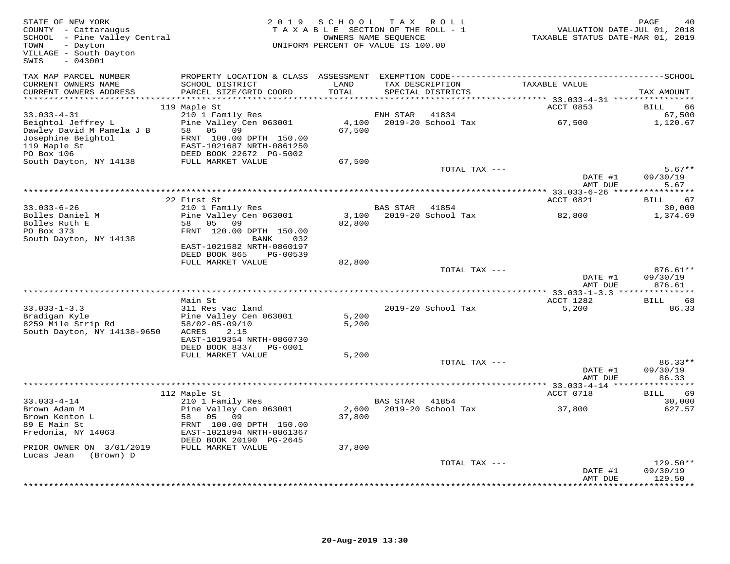STATE OF NEW YORK
COUNTY - Cattaraugus
SCHOOL - Pine Valley Central
TOWN - Dayton
VILLAGE - South Dayton
SWIS - 043001

2019 SCHOOL TAX ROLL
TAXABLE SECTION OF THE ROLL - 1
OWNERS NAME SEQUENCE
UNIFORM PERCENT OF VALUE IS 100.00

VALUATION DATE-JUL 01, 2018
TAXABLE STATUS DATE-MAR 01, 2019

| TAX MAP PARCEL NUMBER / CURRENT OWNERS NAME / CURRENT OWNERS ADDRESS | PROPERTY LOCATION & CLASS / SCHOOL DISTRICT / PARCEL SIZE/GRID COORD | ASSESSMENT LAND / TOTAL | EXEMPTION CODE / TAX DESCRIPTION / SPECIAL DISTRICTS | TAXABLE VALUE | TAX AMOUNT |
|---|---|---|---|---|---|
| **33.033-4-31** | 119 Maple St | | | ACCT 0853 | BILL 66 |
| 33.033-4-31 | 210 1 Family Res | | ENH STAR 41834 | | 67,500 |
| Beightol Jeffrey L | Pine Valley Cen 063001 | 4,100 | 2019-20 School Tax | 67,500 | 1,120.67 |
| Dawley David M Pamela J B | 58 05 09 | 67,500 | | | |
| Josephine Beightol | FRNT 100.00 DPTH 150.00 | | | | |
| 119 Maple St | EAST-1021687 NRTH-0861250 | | | | |
| PO Box 106 | DEED BOOK 22672 PG-5002 | | | | |
| South Dayton, NY 14138 | FULL MARKET VALUE | 67,500 | | | |
| | | | TOTAL TAX --- | | 5.67** |
| | | | | DATE #1 | 09/30/19 |
| | | | | AMT DUE | 5.67 |
| **33.033-6-26** | 22 First St | | | ACCT 0821 | BILL 67 |
| 33.033-6-26 | 210 1 Family Res | | BAS STAR 41854 | | 30,000 |
| Bolles Daniel M | Pine Valley Cen 063001 | 3,100 | 2019-20 School Tax | 82,800 | 1,374.69 |
| Bolles Ruth E | 58 05 09 | 82,800 | | | |
| PO Box 373 | FRNT 120.00 DPTH 150.00 | | | | |
| South Dayton, NY 14138 | BANK 032 | | | | |
| | EAST-1021582 NRTH-0860197 | | | | |
| | DEED BOOK 865 PG-00539 | | | | |
| | FULL MARKET VALUE | 82,800 | | | |
| | | | TOTAL TAX --- | | 876.61** |
| | | | | DATE #1 | 09/30/19 |
| | | | | AMT DUE | 876.61 |
| **33.033-1-3.3** | Main St | | | ACCT 1282 | BILL 68 |
| 33.033-1-3.3 | 311 Res vac land | | 2019-20 School Tax | 5,200 | 86.33 |
| Bradigan Kyle | Pine Valley Cen 063001 | 5,200 | | | |
| 8259 Mile Strip Rd | 58/02-05-09/10 | 5,200 | | | |
| South Dayton, NY 14138-9650 | ACRES 2.15 | | | | |
| | EAST-1019354 NRTH-0860730 | | | | |
| | DEED BOOK 8337 PG-6001 | | | | |
| | FULL MARKET VALUE | 5,200 | | | |
| | | | TOTAL TAX --- | | 86.33** |
| | | | | DATE #1 | 09/30/19 |
| | | | | AMT DUE | 86.33 |
| **33.033-4-14** | 112 Maple St | | | ACCT 0718 | BILL 69 |
| 33.033-4-14 | 210 1 Family Res | | BAS STAR 41854 | | 30,000 |
| Brown Adam M | Pine Valley Cen 063001 | 2,600 | 2019-20 School Tax | 37,800 | 627.57 |
| Brown Kenton L | 58 05 09 | 37,800 | | | |
| 89 E Main St | FRNT 100.00 DPTH 150.00 | | | | |
| Fredonia, NY 14063 | EAST-1021894 NRTH-0861367 | | | | |
| | DEED BOOK 20190 PG-2645 | | | | |
| PRIOR OWNER ON 3/01/2019 | FULL MARKET VALUE | 37,800 | | | |
| Lucas Jean (Brown) D | | | | | |
| | | | TOTAL TAX --- | | 129.50** |
| | | | | DATE #1 | 09/30/19 |
| | | | | AMT DUE | 129.50 |

20-Aug-2019 13:30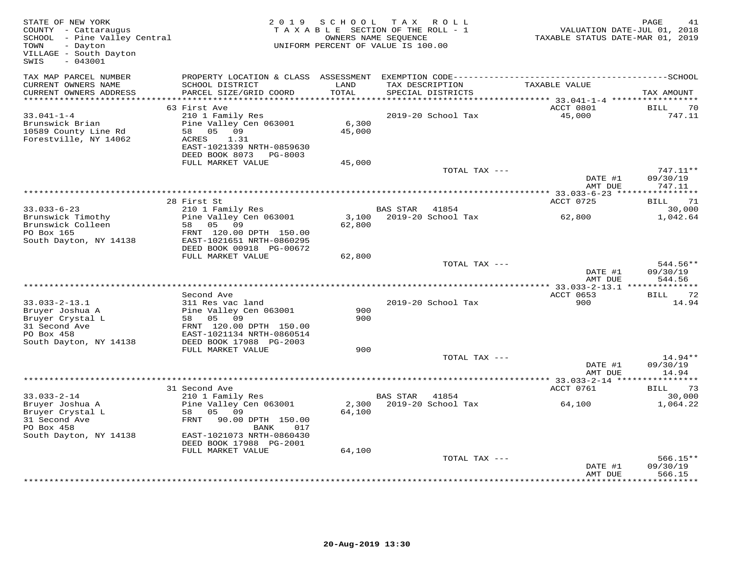STATE OF NEW YORK
COUNTY - Cattaraugus
SCHOOL - Pine Valley Central
TOWN - Dayton
VILLAGE - South Dayton
SWIS - 043001

2019 SCHOOL TAX ROLL
TAXABLE SECTION OF THE ROLL - 1
OWNERS NAME SEQUENCE
UNIFORM PERCENT OF VALUE IS 100.00

VALUATION DATE-JUL 01, 2018
TAXABLE STATUS DATE-MAR 01, 2019

| TAX MAP PARCEL NUMBER / CURRENT OWNERS NAME / CURRENT OWNERS ADDRESS | PROPERTY LOCATION & CLASS / SCHOOL DISTRICT / PARCEL SIZE/GRID COORD | ASSESSMENT LAND / TOTAL | EXEMPTION CODE / TAX DESCRIPTION / SPECIAL DISTRICTS | TAXABLE VALUE | TAX AMOUNT |
|---|---|---|---|---|---|
| **33.041-1-4** | 63 First Ave | | | ACCT 0801 | BILL 70 |
| 33.041-1-4 | 210 1 Family Res | | 2019-20 School Tax | 45,000 | 747.11 |
| Brunswick Brian | Pine Valley Cen 063001 | 6,300 | | | |
| 10589 County Line Rd | 58 05 09 | 45,000 | | | |
| Forestville, NY 14062 | ACRES 1.31 | | | | |
| | EAST-1021339 NRTH-0859630 | | | | |
| | DEED BOOK 8073 PG-8003 | | | | |
| | FULL MARKET VALUE | 45,000 | | | |
| | | | TOTAL TAX --- | | 747.11** |
| | | | | DATE #1 | 09/30/19 |
| | | | | AMT DUE | 747.11 |
| **33.033-6-23** | 28 First St | | | ACCT 0725 | BILL 71 |
| 33.033-6-23 | 210 1 Family Res | | BAS STAR 41854 | | 30,000 |
| Brunswick Timothy | Pine Valley Cen 063001 | 3,100 | 2019-20 School Tax | 62,800 | 1,042.64 |
| Brunswick Colleen | 58 05 09 | 62,800 | | | |
| PO Box 165 | FRNT 120.00 DPTH 150.00 | | | | |
| South Dayton, NY 14138 | EAST-1021651 NRTH-0860295 | | | | |
| | DEED BOOK 00918 PG-00672 | | | | |
| | FULL MARKET VALUE | 62,800 | | | |
| | | | TOTAL TAX --- | | 544.56** |
| | | | | DATE #1 | 09/30/19 |
| | | | | AMT DUE | 544.56 |
| **33.033-2-13.1** | Second Ave | | | ACCT 0653 | BILL 72 |
| 33.033-2-13.1 | 311 Res vac land | | 2019-20 School Tax | 900 | 14.94 |
| Bruyer Joshua A | Pine Valley Cen 063001 | 900 | | | |
| Bruyer Crystal L | 58 05 09 | 900 | | | |
| 31 Second Ave | FRNT 120.00 DPTH 150.00 | | | | |
| PO Box 458 | EAST-1021134 NRTH-0860514 | | | | |
| South Dayton, NY 14138 | DEED BOOK 17988 PG-2003 | | | | |
| | FULL MARKET VALUE | 900 | | | |
| | | | TOTAL TAX --- | | 14.94** |
| | | | | DATE #1 | 09/30/19 |
| | | | | AMT DUE | 14.94 |
| **33.033-2-14** | 31 Second Ave | | | ACCT 0761 | BILL 73 |
| 33.033-2-14 | 210 1 Family Res | | BAS STAR 41854 | | 30,000 |
| Bruyer Joshua A | Pine Valley Cen 063001 | 2,300 | 2019-20 School Tax | 64,100 | 1,064.22 |
| Bruyer Crystal L | 58 05 09 | 64,100 | | | |
| 31 Second Ave | FRNT 90.00 DPTH 150.00 | | | | |
| PO Box 458 | BANK 017 | | | | |
| South Dayton, NY 14138 | EAST-1021073 NRTH-0860430 | | | | |
| | DEED BOOK 17988 PG-2001 | | | | |
| | FULL MARKET VALUE | 64,100 | | | |
| | | | TOTAL TAX --- | | 566.15** |
| | | | | DATE #1 | 09/30/19 |
| | | | | AMT DUE | 566.15 |

20-Aug-2019 13:30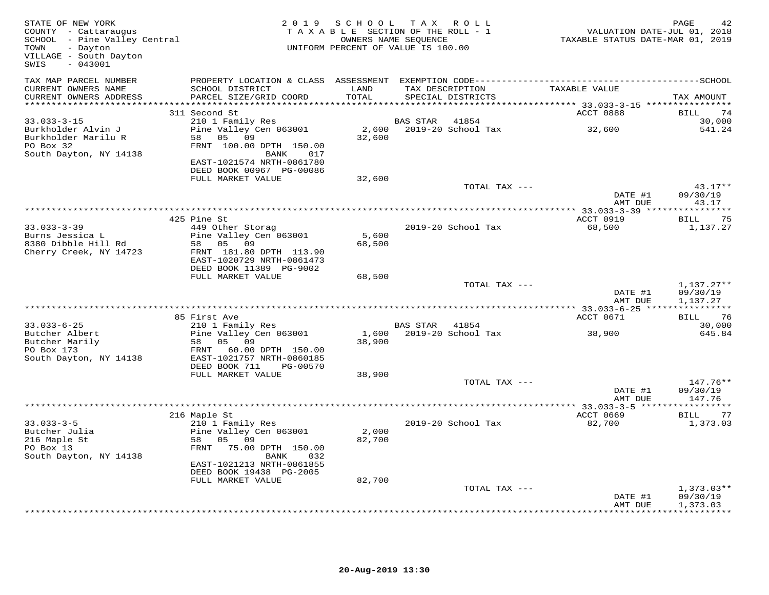STATE OF NEW YORK
COUNTY - Cattaraugus
SCHOOL - Pine Valley Central
TOWN - Dayton
VILLAGE - South Dayton
SWIS - 043001

2019 SCHOOL TAX ROLL
TAXABLE SECTION OF THE ROLL - 1
OWNERS NAME SEQUENCE
UNIFORM PERCENT OF VALUE IS 100.00

VALUATION DATE-JUL 01, 2018
TAXABLE STATUS DATE-MAR 01, 2019

| TAX MAP PARCEL NUMBER / CURRENT OWNERS NAME / CURRENT OWNERS ADDRESS | PROPERTY LOCATION & CLASS / SCHOOL DISTRICT / PARCEL SIZE/GRID COORD | ASSESSMENT LAND / TOTAL | EXEMPTION CODE / TAX DESCRIPTION / SPECIAL DISTRICTS | TAXABLE VALUE | TAX AMOUNT |
|---|---|---|---|---|---|
| | 311 Second St | | | ACCT 0888 | BILL 74 |
| 33.033-3-15 | 210 1 Family Res | | BAS STAR 41854 | | 30,000 |
| Burkholder Alvin J | Pine Valley Cen 063001 | 2,600 | 2019-20 School Tax | 32,600 | 541.24 |
| Burkholder Marilu R | 58 05 09 | 32,600 | | | |
| PO Box 32 | FRNT 100.00 DPTH 150.00 | | | | |
| South Dayton, NY 14138 | BANK 017 | | | | |
| | EAST-1021574 NRTH-0861780 | | | | |
| | DEED BOOK 00967 PG-00086 | | | | |
| | FULL MARKET VALUE | 32,600 | | | |
| | | | TOTAL TAX --- | | 43.17** |
| | | | | DATE #1 | 09/30/19 |
| | | | | AMT DUE | 43.17 |
| | 425 Pine St | | | ACCT 0919 | BILL 75 |
| 33.033-3-39 | 449 Other Storag | | 2019-20 School Tax | 68,500 | 1,137.27 |
| Burns Jessica L | Pine Valley Cen 063001 | 5,600 | | | |
| 8380 Dibble Hill Rd | 58 05 09 | 68,500 | | | |
| Cherry Creek, NY 14723 | FRNT 181.80 DPTH 113.90 | | | | |
| | EAST-1020729 NRTH-0861473 | | | | |
| | DEED BOOK 11389 PG-9002 | | | | |
| | FULL MARKET VALUE | 68,500 | | | |
| | | | TOTAL TAX --- | | 1,137.27** |
| | | | | DATE #1 | 09/30/19 |
| | | | | AMT DUE | 1,137.27 |
| | 85 First Ave | | | ACCT 0671 | BILL 76 |
| 33.033-6-25 | 210 1 Family Res | | BAS STAR 41854 | | 30,000 |
| Butcher Albert | Pine Valley Cen 063001 | 1,600 | 2019-20 School Tax | 38,900 | 645.84 |
| Butcher Marily | 58 05 09 | 38,900 | | | |
| PO Box 173 | FRNT 60.00 DPTH 150.00 | | | | |
| South Dayton, NY 14138 | EAST-1021757 NRTH-0860185 | | | | |
| | DEED BOOK 711 PG-00570 | | | | |
| | FULL MARKET VALUE | 38,900 | | | |
| | | | TOTAL TAX --- | | 147.76** |
| | | | | DATE #1 | 09/30/19 |
| | | | | AMT DUE | 147.76 |
| | 216 Maple St | | | ACCT 0669 | BILL 77 |
| 33.033-3-5 | 210 1 Family Res | | 2019-20 School Tax | 82,700 | 1,373.03 |
| Butcher Julia | Pine Valley Cen 063001 | 2,000 | | | |
| 216 Maple St | 58 05 09 | 82,700 | | | |
| PO Box 13 | FRNT 75.00 DPTH 150.00 | | | | |
| South Dayton, NY 14138 | BANK 032 | | | | |
| | EAST-1021213 NRTH-0861855 | | | | |
| | DEED BOOK 19438 PG-2005 | | | | |
| | FULL MARKET VALUE | 82,700 | | | |
| | | | TOTAL TAX --- | | 1,373.03** |
| | | | | DATE #1 | 09/30/19 |
| | | | | AMT DUE | 1,373.03 |

20-Aug-2019 13:30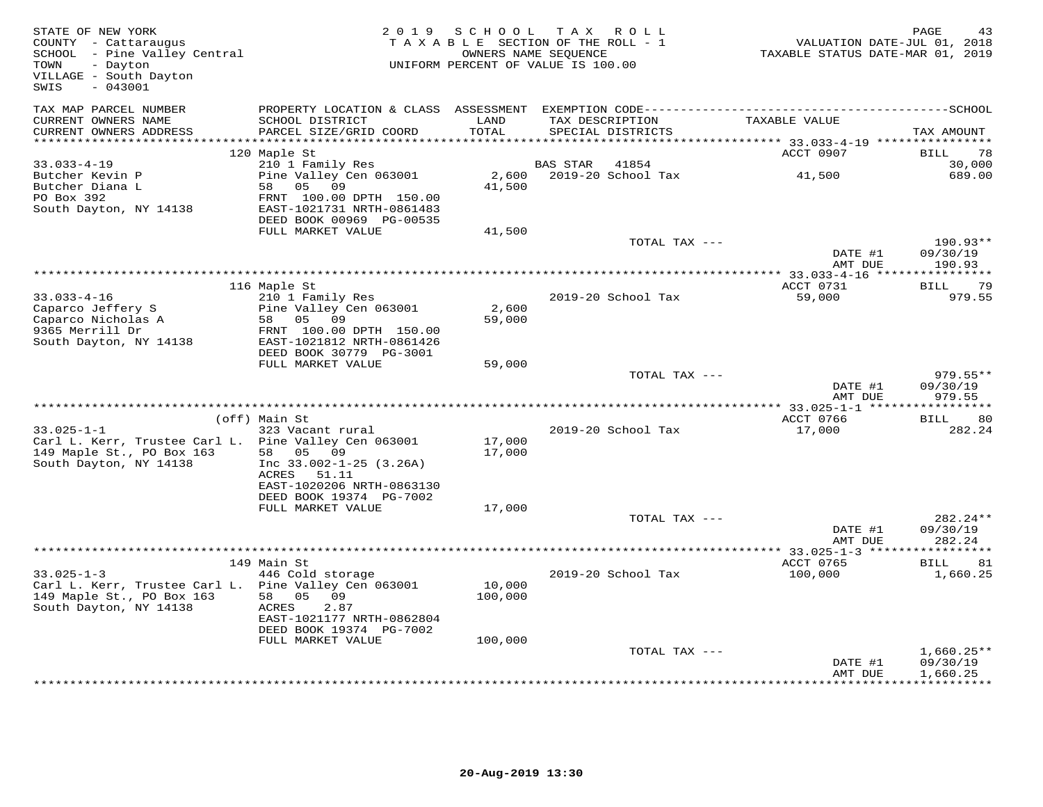STATE OF NEW YORK
COUNTY - Cattaraugus
SCHOOL - Pine Valley Central
TOWN - Dayton
VILLAGE - South Dayton
SWIS - 043001

2019 SCHOOL TAX ROLL
TAXABLE SECTION OF THE ROLL - 1
OWNERS NAME SEQUENCE
UNIFORM PERCENT OF VALUE IS 100.00

VALUATION DATE-JUL 01, 2018
TAXABLE STATUS DATE-MAR 01, 2019

| TAX MAP PARCEL NUMBER / CURRENT OWNERS NAME / CURRENT OWNERS ADDRESS | PROPERTY LOCATION & CLASS / SCHOOL DISTRICT / PARCEL SIZE/GRID COORD | ASSESSMENT LAND / TOTAL | EXEMPTION CODE / TAX DESCRIPTION / SPECIAL DISTRICTS | TAXABLE VALUE | SCHOOL TAX AMOUNT |
|---|---|---|---|---|---|
| **33.033-4-19** | 120 Maple St | | | ACCT 0907 | BILL 78 |
| 33.033-4-19 | 210 1 Family Res | | BAS STAR 41854 | | 30,000 |
| Butcher Kevin P | Pine Valley Cen 063001 | 2,600 | 2019-20 School Tax | 41,500 | 689.00 |
| Butcher Diana L | 58 05 09 | 41,500 | | | |
| PO Box 392 | FRNT 100.00 DPTH 150.00 | | | | |
| South Dayton, NY 14138 | EAST-1021731 NRTH-0861483 | | | | |
| | DEED BOOK 00969 PG-00535 | | | | |
| | FULL MARKET VALUE | 41,500 | | | |
| | | | TOTAL TAX --- | | 190.93** |
| | | | | DATE #1 | 09/30/19 |
| | | | | AMT DUE | 190.93 |
| **33.033-4-16** | 116 Maple St | | | ACCT 0731 | BILL 79 |
| 33.033-4-16 | 210 1 Family Res | | 2019-20 School Tax | 59,000 | 979.55 |
| Caparco Jeffery S | Pine Valley Cen 063001 | 2,600 | | | |
| Caparco Nicholas A | 58 05 09 | 59,000 | | | |
| 9365 Merrill Dr | FRNT 100.00 DPTH 150.00 | | | | |
| South Dayton, NY 14138 | EAST-1021812 NRTH-0861426 | | | | |
| | DEED BOOK 30779 PG-3001 | | | | |
| | FULL MARKET VALUE | 59,000 | | | |
| | | | TOTAL TAX --- | | 979.55** |
| | | | | DATE #1 | 09/30/19 |
| | | | | AMT DUE | 979.55 |
| **33.025-1-1** | (off) Main St | | | ACCT 0766 | BILL 80 |
| 33.025-1-1 | 323 Vacant rural | | 2019-20 School Tax | 17,000 | 282.24 |
| Carl L. Kerr, Trustee Carl L. | Pine Valley Cen 063001 | 17,000 | | | |
| 149 Maple St., PO Box 163 | 58 05 09 | 17,000 | | | |
| South Dayton, NY 14138 | Inc 33.002-1-25 (3.26A) | | | | |
| | ACRES 51.11 | | | | |
| | EAST-1020206 NRTH-0863130 | | | | |
| | DEED BOOK 19374 PG-7002 | | | | |
| | FULL MARKET VALUE | 17,000 | | | |
| | | | TOTAL TAX --- | | 282.24** |
| | | | | DATE #1 | 09/30/19 |
| | | | | AMT DUE | 282.24 |
| **33.025-1-3** | 149 Main St | | | ACCT 0765 | BILL 81 |
| 33.025-1-3 | 446 Cold storage | | 2019-20 School Tax | 100,000 | 1,660.25 |
| Carl L. Kerr, Trustee Carl L. | Pine Valley Cen 063001 | 10,000 | | | |
| 149 Maple St., PO Box 163 | 58 05 09 | 100,000 | | | |
| South Dayton, NY 14138 | ACRES 2.87 | | | | |
| | EAST-1021177 NRTH-0862804 | | | | |
| | DEED BOOK 19374 PG-7002 | | | | |
| | FULL MARKET VALUE | 100,000 | | | |
| | | | TOTAL TAX --- | | 1,660.25** |
| | | | | DATE #1 | 09/30/19 |
| | | | | AMT DUE | 1,660.25 |

20-Aug-2019 13:30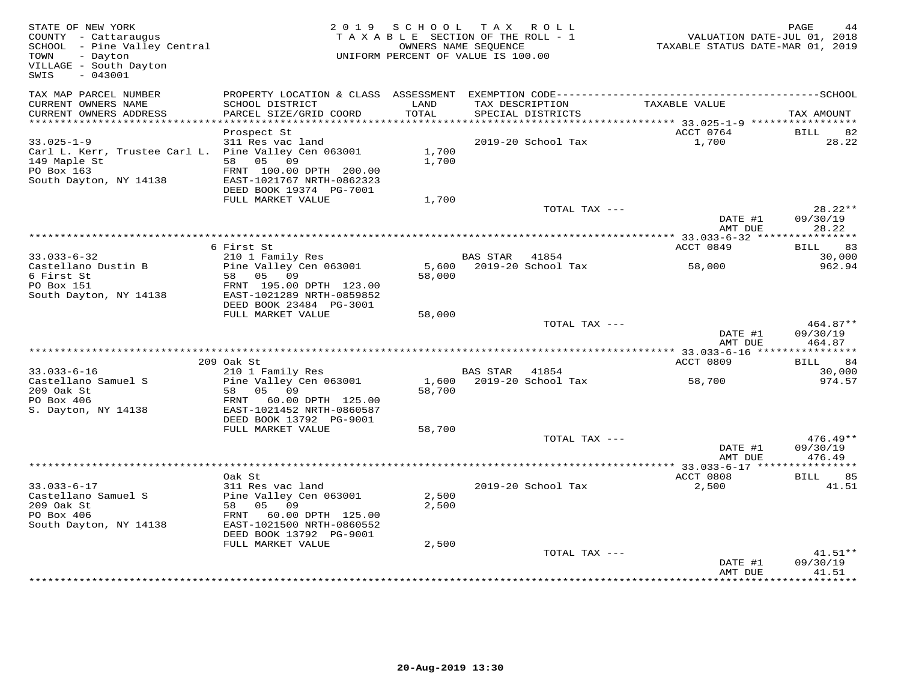STATE OF NEW YORK
COUNTY - Cattaraugus
SCHOOL - Pine Valley Central
TOWN - Dayton
VILLAGE - South Dayton
SWIS - 043001

2019 SCHOOL TAX ROLL
TAXABLE SECTION OF THE ROLL - 1
OWNERS NAME SEQUENCE
UNIFORM PERCENT OF VALUE IS 100.00

VALUATION DATE-JUL 01, 2018
TAXABLE STATUS DATE-MAR 01, 2019

| TAX MAP PARCEL NUMBER / CURRENT OWNERS NAME / CURRENT OWNERS ADDRESS | PROPERTY LOCATION & CLASS / SCHOOL DISTRICT / PARCEL SIZE/GRID COORD | ASSESSMENT LAND / TOTAL | EXEMPTION CODE / TAX DESCRIPTION / SPECIAL DISTRICTS | TAXABLE VALUE | TAX AMOUNT |
|---|---|---|---|---|---|
| | Prospect St | | | ACCT 0764 | BILL 82 |
| 33.025-1-9 | 311 Res vac land | | 2019-20 School Tax | 1,700 | 28.22 |
| Carl L. Kerr, Trustee Carl L. | Pine Valley Cen 063001 | 1,700 | | | |
| 149 Maple St | 58 05 09 | 1,700 | | | |
| PO Box 163 | FRNT 100.00 DPTH 200.00 | | | | |
| South Dayton, NY 14138 | EAST-1021767 NRTH-0862323 | | | | |
| | DEED BOOK 19374 PG-7001 | | | | |
| | FULL MARKET VALUE | 1,700 | | | |
| | | | TOTAL TAX --- | | 28.22** |
| | | | | DATE #1 | 09/30/19 |
| | | | | AMT DUE | 28.22 |
| | 6 First St | | | ACCT 0849 | BILL 83 |
| 33.033-6-32 | 210 1 Family Res | | BAS STAR 41854 | | 30,000 |
| Castellano Dustin B | Pine Valley Cen 063001 | 5,600 | 2019-20 School Tax | 58,000 | 962.94 |
| 6 First St | 58 05 09 | 58,000 | | | |
| PO Box 151 | FRNT 195.00 DPTH 123.00 | | | | |
| South Dayton, NY 14138 | EAST-1021289 NRTH-0859852 | | | | |
| | DEED BOOK 23484 PG-3001 | | | | |
| | FULL MARKET VALUE | 58,000 | | | |
| | | | TOTAL TAX --- | | 464.87** |
| | | | | DATE #1 | 09/30/19 |
| | | | | AMT DUE | 464.87 |
| | 209 Oak St | | | ACCT 0809 | BILL 84 |
| 33.033-6-16 | 210 1 Family Res | | BAS STAR 41854 | | 30,000 |
| Castellano Samuel S | Pine Valley Cen 063001 | 1,600 | 2019-20 School Tax | 58,700 | 974.57 |
| 209 Oak St | 58 05 09 | 58,700 | | | |
| PO Box 406 | FRNT 60.00 DPTH 125.00 | | | | |
| S. Dayton, NY 14138 | EAST-1021452 NRTH-0860587 | | | | |
| | DEED BOOK 13792 PG-9001 | | | | |
| | FULL MARKET VALUE | 58,700 | | | |
| | | | TOTAL TAX --- | | 476.49** |
| | | | | DATE #1 | 09/30/19 |
| | | | | AMT DUE | 476.49 |
| | Oak St | | | ACCT 0808 | BILL 85 |
| 33.033-6-17 | 311 Res vac land | | 2019-20 School Tax | 2,500 | 41.51 |
| Castellano Samuel S | Pine Valley Cen 063001 | 2,500 | | | |
| 209 Oak St | 58 05 09 | 2,500 | | | |
| PO Box 406 | FRNT 60.00 DPTH 125.00 | | | | |
| South Dayton, NY 14138 | EAST-1021500 NRTH-0860552 | | | | |
| | DEED BOOK 13792 PG-9001 | | | | |
| | FULL MARKET VALUE | 2,500 | | | |
| | | | TOTAL TAX --- | | 41.51** |
| | | | | DATE #1 | 09/30/19 |
| | | | | AMT DUE | 41.51 |

20-Aug-2019 13:30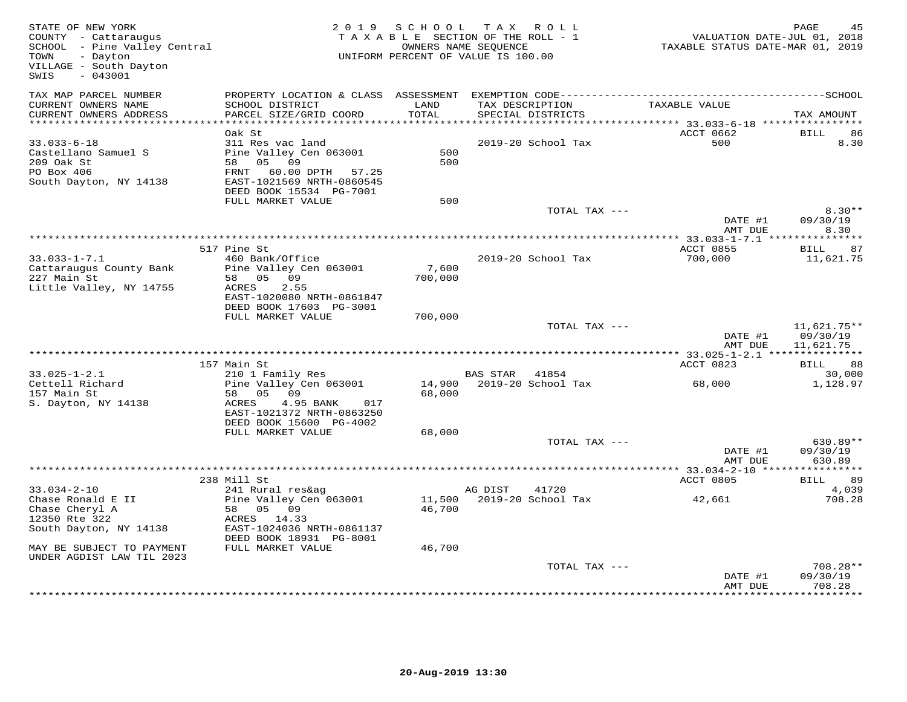STATE OF NEW YORK
COUNTY - Cattaraugus
SCHOOL - Pine Valley Central
TOWN - Dayton
VILLAGE - South Dayton
SWIS - 043001

2019 SCHOOL TAX ROLL
TAXABLE SECTION OF THE ROLL - 1
OWNERS NAME SEQUENCE
UNIFORM PERCENT OF VALUE IS 100.00

VALUATION DATE-JUL 01, 2018
TAXABLE STATUS DATE-MAR 01, 2019

| TAX MAP PARCEL NUMBER / CURRENT OWNERS NAME / CURRENT OWNERS ADDRESS | PROPERTY LOCATION & CLASS / SCHOOL DISTRICT / PARCEL SIZE/GRID COORD | ASSESSMENT LAND / TOTAL | EXEMPTION CODE / TAX DESCRIPTION / SPECIAL DISTRICTS | TAXABLE VALUE | TAX AMOUNT |
|---|---|---|---|---|---|
| 33.033-6-18 | Oak St | | | ACCT 0662 | BILL 86 |
| Castellano Samuel S | 311 Res vac land | | 2019-20 School Tax | 500 | 8.30 |
| 209 Oak St | Pine Valley Cen 063001 | 500 | | | |
| PO Box 406 | 58 05 09 | 500 | | | |
| South Dayton, NY 14138 | FRNT 60.00 DPTH 57.25 | | | | |
| | EAST-1021569 NRTH-0860545 | | | | |
| | DEED BOOK 15534 PG-7001 | | | | |
| | FULL MARKET VALUE | 500 | | | |
| | | | TOTAL TAX --- | | 8.30** |
| | | | | DATE #1 | 09/30/19 |
| | | | | AMT DUE | 8.30 |
| 33.033-1-7.1 | 517 Pine St | | | ACCT 0855 | BILL 87 |
| Cattaraugus County Bank | 460 Bank/Office | | 2019-20 School Tax | 700,000 | 11,621.75 |
| 227 Main St | Pine Valley Cen 063001 | 7,600 | | | |
| Little Valley, NY 14755 | 58 05 09 | 700,000 | | | |
| | ACRES 2.55 | | | | |
| | EAST-1020080 NRTH-0861847 | | | | |
| | DEED BOOK 17603 PG-3001 | | | | |
| | FULL MARKET VALUE | 700,000 | | | |
| | | | TOTAL TAX --- | | 11,621.75** |
| | | | | DATE #1 | 09/30/19 |
| | | | | AMT DUE | 11,621.75 |
| 33.025-1-2.1 | 157 Main St | | | ACCT 0823 | BILL 88 |
| Cettell Richard | 210 1 Family Res | | BAS STAR 41854 | | 30,000 |
| 157 Main St | Pine Valley Cen 063001 | 14,900 | 2019-20 School Tax | 68,000 | 1,128.97 |
| S. Dayton, NY 14138 | 58 05 09 | 68,000 | | | |
| | ACRES 4.95 BANK 017 | | | | |
| | EAST-1021372 NRTH-0863250 | | | | |
| | DEED BOOK 15600 PG-4002 | | | | |
| | FULL MARKET VALUE | 68,000 | | | |
| | | | TOTAL TAX --- | | 630.89** |
| | | | | DATE #1 | 09/30/19 |
| | | | | AMT DUE | 630.89 |
| 33.034-2-10 | 238 Mill St | | | ACCT 0805 | BILL 89 |
| Chase Ronald E II | 241 Rural res&ag | | AG DIST 41720 | | 4,039 |
| Chase Cheryl A | Pine Valley Cen 063001 | 11,500 | 2019-20 School Tax | 42,661 | 708.28 |
| 12350 Rte 322 | 58 05 09 | 46,700 | | | |
| South Dayton, NY 14138 | ACRES 14.33 | | | | |
| | EAST-1024036 NRTH-0861137 | | | | |
| | DEED BOOK 18931 PG-8001 | | | | |
| MAY BE SUBJECT TO PAYMENT | FULL MARKET VALUE | 46,700 | | | |
| UNDER AGDIST LAW TIL 2023 | | | | | |
| | | | TOTAL TAX --- | | 708.28** |
| | | | | DATE #1 | 09/30/19 |
| | | | | AMT DUE | 708.28 |

20-Aug-2019 13:30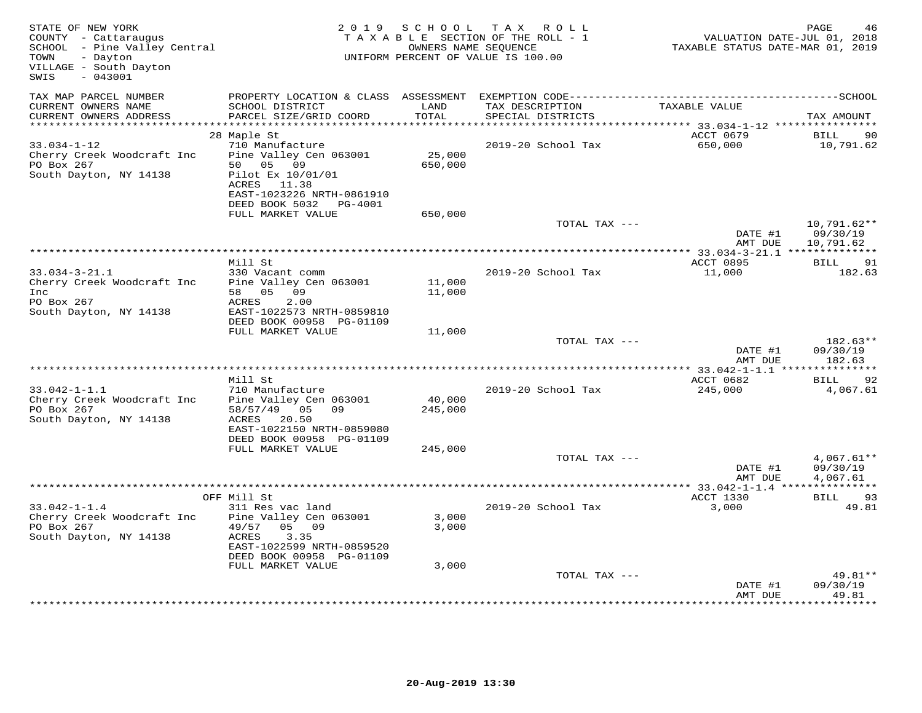STATE OF NEW YORK
COUNTY - Cattaraugus
SCHOOL - Pine Valley Central
TOWN - Dayton
VILLAGE - South Dayton
SWIS - 043001

2019 SCHOOL TAX ROLL
TAXABLE SECTION OF THE ROLL - 1
OWNERS NAME SEQUENCE
UNIFORM PERCENT OF VALUE IS 100.00

VALUATION DATE-JUL 01, 2018
TAXABLE STATUS DATE-MAR 01, 2019

| TAX MAP PARCEL NUMBER / CURRENT OWNERS NAME / CURRENT OWNERS ADDRESS | PROPERTY LOCATION & CLASS / SCHOOL DISTRICT / PARCEL SIZE/GRID COORD | ASSESSMENT LAND / TOTAL | EXEMPTION CODE / TAX DESCRIPTION / SPECIAL DISTRICTS | TAXABLE VALUE | SCHOOL TAX AMOUNT |
|---|---|---|---|---|---|
| **33.034-1-12** | 28 Maple St | | | ACCT 0679 | BILL 90 |
| 33.034-1-12 | 710 Manufacture | | 2019-20 School Tax | 650,000 | 10,791.62 |
| Cherry Creek Woodcraft Inc | Pine Valley Cen 063001 | 25,000 | | | |
| PO Box 267 | 50 05 09 | 650,000 | | | |
| South Dayton, NY 14138 | Pilot Ex 10/01/01 | | | | |
| | ACRES 11.38 | | | | |
| | EAST-1023226 NRTH-0861910 | | | | |
| | DEED BOOK 5032 PG-4001 | | | | |
| | FULL MARKET VALUE | 650,000 | | | |
| | | | TOTAL TAX --- | | 10,791.62** |
| | | | | DATE #1 | 09/30/19 |
| | | | | AMT DUE | 10,791.62 |
| **33.034-3-21.1** | Mill St | | | ACCT 0895 | BILL 91 |
| 33.034-3-21.1 | 330 Vacant comm | | 2019-20 School Tax | 11,000 | 182.63 |
| Cherry Creek Woodcraft Inc | Pine Valley Cen 063001 | 11,000 | | | |
| Inc | 58 05 09 | 11,000 | | | |
| PO Box 267 | ACRES 2.00 | | | | |
| South Dayton, NY 14138 | EAST-1022573 NRTH-0859810 | | | | |
| | DEED BOOK 00958 PG-01109 | | | | |
| | FULL MARKET VALUE | 11,000 | | | |
| | | | TOTAL TAX --- | | 182.63** |
| | | | | DATE #1 | 09/30/19 |
| | | | | AMT DUE | 182.63 |
| **33.042-1-1.1** | Mill St | | | ACCT 0682 | BILL 92 |
| 33.042-1-1.1 | 710 Manufacture | | 2019-20 School Tax | 245,000 | 4,067.61 |
| Cherry Creek Woodcraft Inc | Pine Valley Cen 063001 | 40,000 | | | |
| PO Box 267 | 58/57/49 05 09 | 245,000 | | | |
| South Dayton, NY 14138 | ACRES 20.50 | | | | |
| | EAST-1022150 NRTH-0859080 | | | | |
| | DEED BOOK 00958 PG-01109 | | | | |
| | FULL MARKET VALUE | 245,000 | | | |
| | | | TOTAL TAX --- | | 4,067.61** |
| | | | | DATE #1 | 09/30/19 |
| | | | | AMT DUE | 4,067.61 |
| **33.042-1-1.4** | OFF Mill St | | | ACCT 1330 | BILL 93 |
| 33.042-1-1.4 | 311 Res vac land | | 2019-20 School Tax | 3,000 | 49.81 |
| Cherry Creek Woodcraft Inc | Pine Valley Cen 063001 | 3,000 | | | |
| PO Box 267 | 49/57 05 09 | 3,000 | | | |
| South Dayton, NY 14138 | ACRES 3.35 | | | | |
| | EAST-1022599 NRTH-0859520 | | | | |
| | DEED BOOK 00958 PG-01109 | | | | |
| | FULL MARKET VALUE | 3,000 | | | |
| | | | TOTAL TAX --- | | 49.81** |
| | | | | DATE #1 | 09/30/19 |
| | | | | AMT DUE | 49.81 |

20-Aug-2019 13:30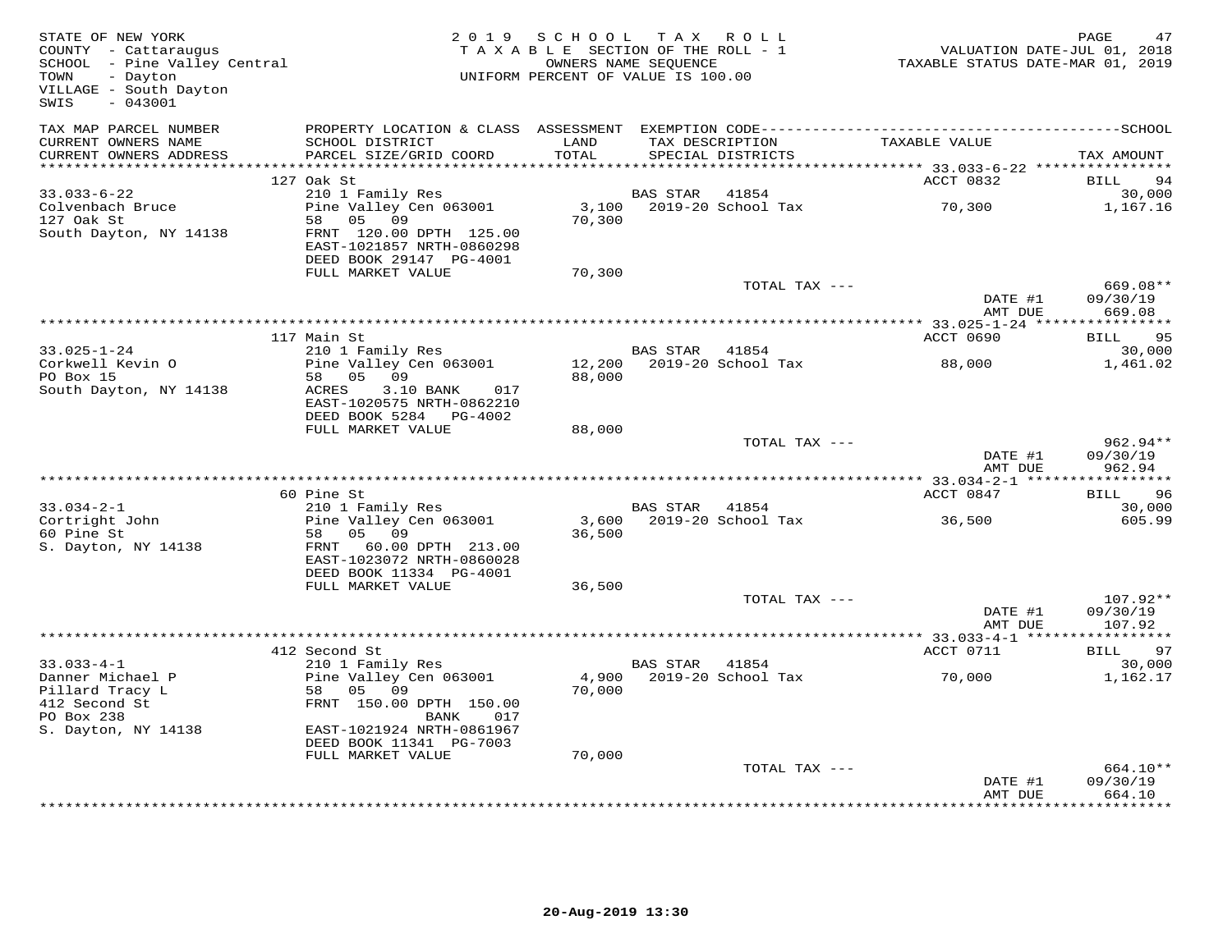STATE OF NEW YORK
COUNTY - Cattaraugus
SCHOOL - Pine Valley Central
TOWN - Dayton
VILLAGE - South Dayton
SWIS - 043001

2019 SCHOOL TAX ROLL
TAXABLE SECTION OF THE ROLL - 1
OWNERS NAME SEQUENCE
UNIFORM PERCENT OF VALUE IS 100.00

VALUATION DATE-JUL 01, 2018
TAXABLE STATUS DATE-MAR 01, 2019

| TAX MAP PARCEL NUMBER / CURRENT OWNERS NAME / CURRENT OWNERS ADDRESS | PROPERTY LOCATION & CLASS / SCHOOL DISTRICT / PARCEL SIZE/GRID COORD | ASSESSMENT LAND / TOTAL | EXEMPTION CODE / TAX DESCRIPTION / SPECIAL DISTRICTS | TAXABLE VALUE | TAX AMOUNT |
|---|---|---|---|---|---|
| | 127 Oak St | | | ACCT 0832 | BILL 94 |
| 33.033-6-22 | 210 1 Family Res | | BAS STAR 41854 | | 30,000 |
| Colvenbach Bruce | Pine Valley Cen 063001 | 3,100 | 2019-20 School Tax | 70,300 | 1,167.16 |
| 127 Oak St | 58 05 09 | 70,300 | | | |
| South Dayton, NY 14138 | FRNT 120.00 DPTH 125.00 | | | | |
| | EAST-1021857 NRTH-0860298 | | | | |
| | DEED BOOK 29147 PG-4001 | | | | |
| | FULL MARKET VALUE | 70,300 | | | |
| | | | TOTAL TAX --- | | 669.08** |
| | | | | DATE #1 | 09/30/19 |
| | | | | AMT DUE | 669.08 |
| | 117 Main St | | | ACCT 0690 | BILL 95 |
| 33.025-1-24 | 210 1 Family Res | | BAS STAR 41854 | | 30,000 |
| Corkwell Kevin O | Pine Valley Cen 063001 | 12,200 | 2019-20 School Tax | 88,000 | 1,461.02 |
| PO Box 15 | 58 05 09 | 88,000 | | | |
| South Dayton, NY 14138 | ACRES 3.10 BANK 017 | | | | |
| | EAST-1020575 NRTH-0862210 | | | | |
| | DEED BOOK 5284 PG-4002 | | | | |
| | FULL MARKET VALUE | 88,000 | | | |
| | | | TOTAL TAX --- | | 962.94** |
| | | | | DATE #1 | 09/30/19 |
| | | | | AMT DUE | 962.94 |
| | 60 Pine St | | | ACCT 0847 | BILL 96 |
| 33.034-2-1 | 210 1 Family Res | | BAS STAR 41854 | | 30,000 |
| Cortright John | Pine Valley Cen 063001 | 3,600 | 2019-20 School Tax | 36,500 | 605.99 |
| 60 Pine St | 58 05 09 | 36,500 | | | |
| S. Dayton, NY 14138 | FRNT 60.00 DPTH 213.00 | | | | |
| | EAST-1023072 NRTH-0860028 | | | | |
| | DEED BOOK 11334 PG-4001 | | | | |
| | FULL MARKET VALUE | 36,500 | | | |
| | | | TOTAL TAX --- | | 107.92** |
| | | | | DATE #1 | 09/30/19 |
| | | | | AMT DUE | 107.92 |
| | 412 Second St | | | ACCT 0711 | BILL 97 |
| 33.033-4-1 | 210 1 Family Res | | BAS STAR 41854 | | 30,000 |
| Danner Michael P | Pine Valley Cen 063001 | 4,900 | 2019-20 School Tax | 70,000 | 1,162.17 |
| Pillard Tracy L | 58 05 09 | 70,000 | | | |
| 412 Second St | FRNT 150.00 DPTH 150.00 | | | | |
| PO Box 238 | BANK 017 | | | | |
| S. Dayton, NY 14138 | EAST-1021924 NRTH-0861967 | | | | |
| | DEED BOOK 11341 PG-7003 | | | | |
| | FULL MARKET VALUE | 70,000 | | | |
| | | | TOTAL TAX --- | | 664.10** |
| | | | | DATE #1 | 09/30/19 |
| | | | | AMT DUE | 664.10 |

20-Aug-2019 13:30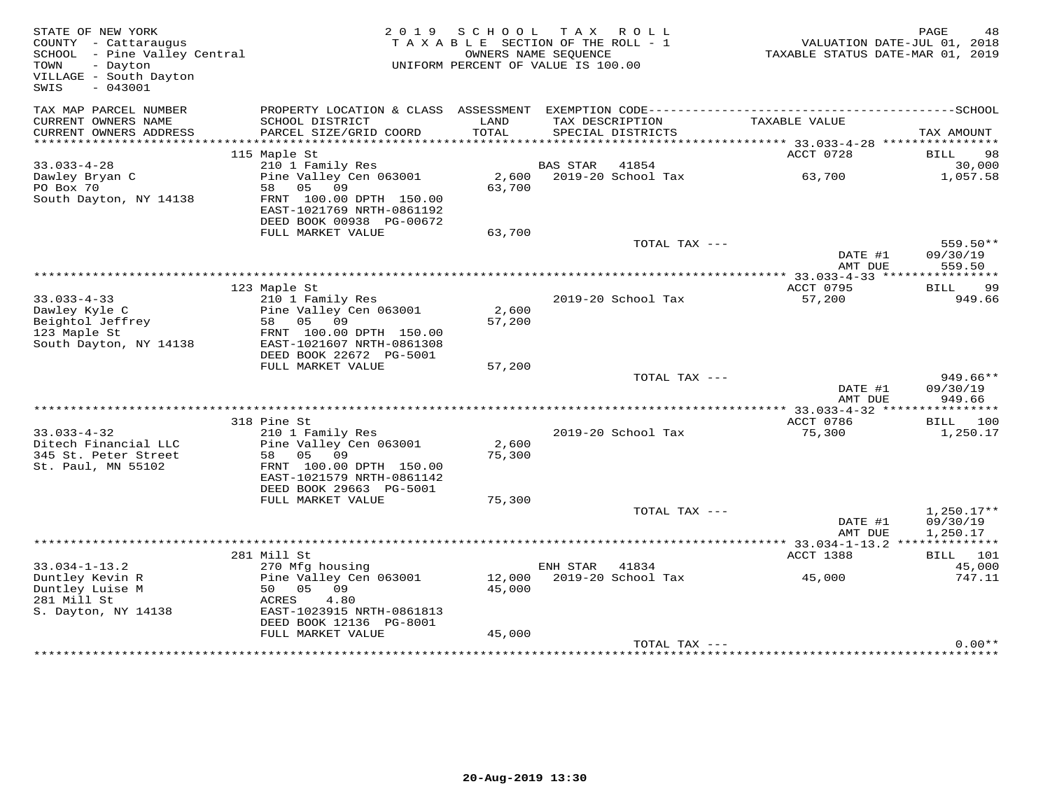STATE OF NEW YORK
COUNTY - Cattaraugus
SCHOOL - Pine Valley Central
TOWN - Dayton
VILLAGE - South Dayton
SWIS - 043001

2019 SCHOOL TAX ROLL
TAXABLE SECTION OF THE ROLL - 1
OWNERS NAME SEQUENCE
UNIFORM PERCENT OF VALUE IS 100.00

VALUATION DATE-JUL 01, 2018
TAXABLE STATUS DATE-MAR 01, 2019

| TAX MAP PARCEL NUMBER / CURRENT OWNERS NAME / CURRENT OWNERS ADDRESS | PROPERTY LOCATION & CLASS / SCHOOL DISTRICT / PARCEL SIZE/GRID COORD | ASSESSMENT LAND / TOTAL | EXEMPTION CODE / TAX DESCRIPTION / SPECIAL DISTRICTS | TAXABLE VALUE | SCHOOL TAX AMOUNT |
|---|---|---|---|---|---|
| **33.033-4-28** | 115 Maple St | | | ACCT 0728 | BILL 98 |
| 33.033-4-28 | 210 1 Family Res | | BAS STAR 41854 | | 30,000 |
| Dawley Bryan C | Pine Valley Cen 063001 | 2,600 | 2019-20 School Tax | 63,700 | 1,057.58 |
| PO Box 70 | 58 05 09 | 63,700 | | | |
| South Dayton, NY 14138 | FRNT 100.00 DPTH 150.00 | | | | |
| | EAST-1021769 NRTH-0861192 | | | | |
| | DEED BOOK 00938 PG-00672 | | | | |
| | FULL MARKET VALUE | 63,700 | | | |
| | | | TOTAL TAX --- | | 559.50** |
| | | | | DATE #1 | 09/30/19 |
| | | | | AMT DUE | 559.50 |
| **33.033-4-33** | 123 Maple St | | | ACCT 0795 | BILL 99 |
| 33.033-4-33 | 210 1 Family Res | | 2019-20 School Tax | 57,200 | 949.66 |
| Dawley Kyle C | Pine Valley Cen 063001 | 2,600 | | | |
| Beightol Jeffrey | 58 05 09 | 57,200 | | | |
| 123 Maple St | FRNT 100.00 DPTH 150.00 | | | | |
| South Dayton, NY 14138 | EAST-1021607 NRTH-0861308 | | | | |
| | DEED BOOK 22672 PG-5001 | | | | |
| | FULL MARKET VALUE | 57,200 | | | |
| | | | TOTAL TAX --- | | 949.66** |
| | | | | DATE #1 | 09/30/19 |
| | | | | AMT DUE | 949.66 |
| **33.033-4-32** | 318 Pine St | | | ACCT 0786 | BILL 100 |
| 33.033-4-32 | 210 1 Family Res | | 2019-20 School Tax | 75,300 | 1,250.17 |
| Ditech Financial LLC | Pine Valley Cen 063001 | 2,600 | | | |
| 345 St. Peter Street | 58 05 09 | 75,300 | | | |
| St. Paul, MN 55102 | FRNT 100.00 DPTH 150.00 | | | | |
| | EAST-1021579 NRTH-0861142 | | | | |
| | DEED BOOK 29663 PG-5001 | | | | |
| | FULL MARKET VALUE | 75,300 | | | |
| | | | TOTAL TAX --- | | 1,250.17** |
| | | | | DATE #1 | 09/30/19 |
| | | | | AMT DUE | 1,250.17 |
| **33.034-1-13.2** | 281 Mill St | | | ACCT 1388 | BILL 101 |
| 33.034-1-13.2 | 270 Mfg housing | | ENH STAR 41834 | | 45,000 |
| Duntley Kevin R | Pine Valley Cen 063001 | 12,000 | 2019-20 School Tax | 45,000 | 747.11 |
| Duntley Luise M | 50 05 09 | 45,000 | | | |
| 281 Mill St | ACRES 4.80 | | | | |
| S. Dayton, NY 14138 | EAST-1023915 NRTH-0861813 | | | | |
| | DEED BOOK 12136 PG-8001 | | | | |
| | FULL MARKET VALUE | 45,000 | | | |
| | | | TOTAL TAX --- | | 0.00** |

20-Aug-2019 13:30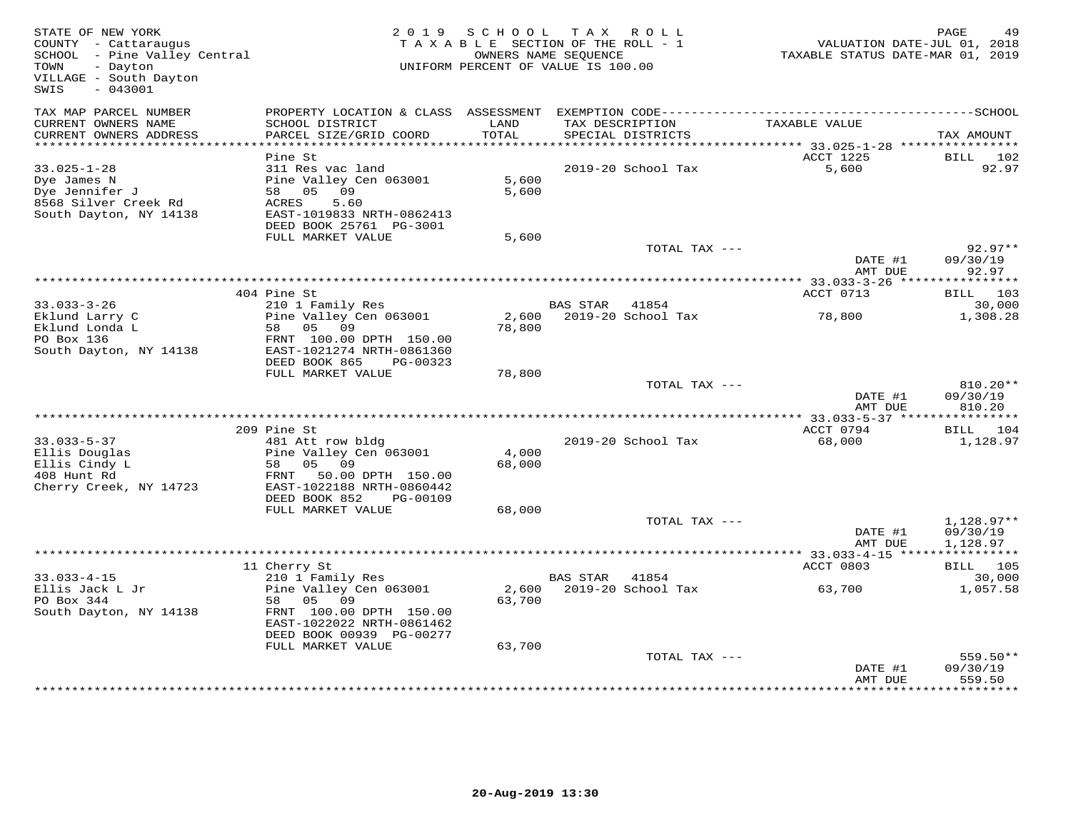STATE OF NEW YORK
COUNTY - Cattaraugus
SCHOOL - Pine Valley Central
TOWN - Dayton
VILLAGE - South Dayton
SWIS - 043001

2019 SCHOOL TAX ROLL
TAXABLE SECTION OF THE ROLL - 1
OWNERS NAME SEQUENCE
UNIFORM PERCENT OF VALUE IS 100.00

VALUATION DATE-JUL 01, 2018
TAXABLE STATUS DATE-MAR 01, 2019

| TAX MAP PARCEL NUMBER / CURRENT OWNERS NAME / CURRENT OWNERS ADDRESS | PROPERTY LOCATION & CLASS / SCHOOL DISTRICT / PARCEL SIZE/GRID COORD | ASSESSMENT LAND / TOTAL | EXEMPTION CODE / TAX DESCRIPTION / SPECIAL DISTRICTS | TAXABLE VALUE | TAX AMOUNT |
|---|---|---|---|---|---|
| | Pine St | | | ACCT 1225 | BILL 102 |
| 33.025-1-28 | 311 Res vac land | | 2019-20 School Tax | 5,600 | 92.97 |
| Dye James N | Pine Valley Cen 063001 | 5,600 | | | |
| Dye Jennifer J | 58 05 09 | 5,600 | | | |
| 8568 Silver Creek Rd | ACRES 5.60 | | | | |
| South Dayton, NY 14138 | EAST-1019833 NRTH-0862413 | | | | |
| | DEED BOOK 25761 PG-3001 | | | | |
| | FULL MARKET VALUE | 5,600 | | | |
| | | | TOTAL TAX --- | | 92.97** |
| | | | | DATE #1 | 09/30/19 |
| | | | | AMT DUE | 92.97 |
| | 404 Pine St | | | ACCT 0713 | BILL 103 |
| 33.033-3-26 | 210 1 Family Res | | BAS STAR 41854 | | 30,000 |
| Eklund Larry C | Pine Valley Cen 063001 | 2,600 | 2019-20 School Tax | 78,800 | 1,308.28 |
| Eklund Londa L | 58 05 09 | 78,800 | | | |
| PO Box 136 | FRNT 100.00 DPTH 150.00 | | | | |
| South Dayton, NY 14138 | EAST-1021274 NRTH-0861360 | | | | |
| | DEED BOOK 865 PG-00323 | | | | |
| | FULL MARKET VALUE | 78,800 | | | |
| | | | TOTAL TAX --- | | 810.20** |
| | | | | DATE #1 | 09/30/19 |
| | | | | AMT DUE | 810.20 |
| | 209 Pine St | | | ACCT 0794 | BILL 104 |
| 33.033-5-37 | 481 Att row bldg | | 2019-20 School Tax | 68,000 | 1,128.97 |
| Ellis Douglas | Pine Valley Cen 063001 | 4,000 | | | |
| Ellis Cindy L | 58 05 09 | 68,000 | | | |
| 408 Hunt Rd | FRNT 50.00 DPTH 150.00 | | | | |
| Cherry Creek, NY 14723 | EAST-1022188 NRTH-0860442 | | | | |
| | DEED BOOK 852 PG-00109 | | | | |
| | FULL MARKET VALUE | 68,000 | | | |
| | | | TOTAL TAX --- | | 1,128.97** |
| | | | | DATE #1 | 09/30/19 |
| | | | | AMT DUE | 1,128.97 |
| | 11 Cherry St | | | ACCT 0803 | BILL 105 |
| 33.033-4-15 | 210 1 Family Res | | BAS STAR 41854 | | 30,000 |
| Ellis Jack L Jr | Pine Valley Cen 063001 | 2,600 | 2019-20 School Tax | 63,700 | 1,057.58 |
| PO Box 344 | 58 05 09 | 63,700 | | | |
| South Dayton, NY 14138 | FRNT 100.00 DPTH 150.00 | | | | |
| | EAST-1022022 NRTH-0861462 | | | | |
| | DEED BOOK 00939 PG-00277 | | | | |
| | FULL MARKET VALUE | 63,700 | | | |
| | | | TOTAL TAX --- | | 559.50** |
| | | | | DATE #1 | 09/30/19 |
| | | | | AMT DUE | 559.50 |

20-Aug-2019 13:30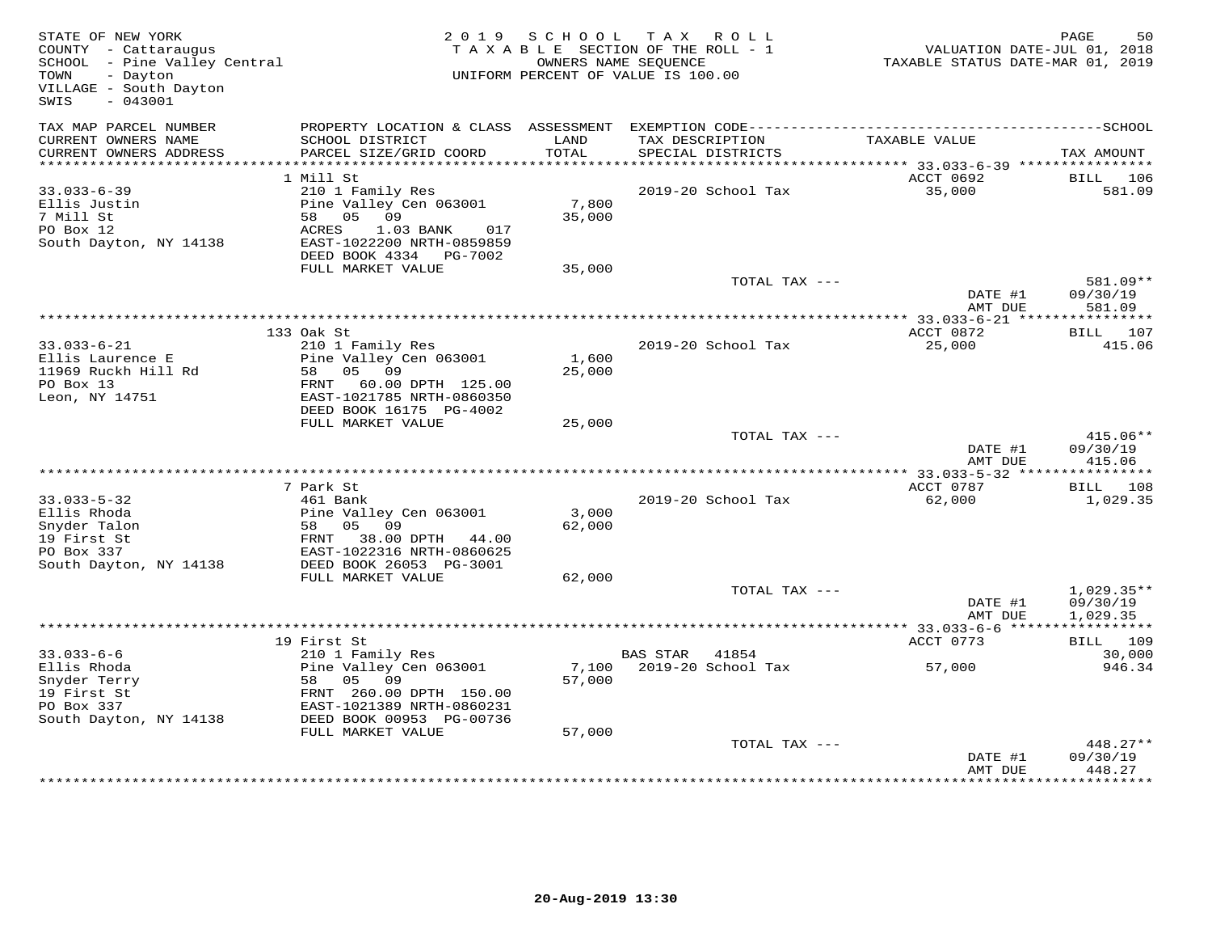STATE OF NEW YORK
COUNTY - Cattaraugus
SCHOOL - Pine Valley Central
TOWN - Dayton
VILLAGE - South Dayton
SWIS - 043001

2019 SCHOOL TAX ROLL
TAXABLE SECTION OF THE ROLL - 1
OWNERS NAME SEQUENCE
UNIFORM PERCENT OF VALUE IS 100.00

VALUATION DATE-JUL 01, 2018
TAXABLE STATUS DATE-MAR 01, 2019

| TAX MAP PARCEL NUMBER / CURRENT OWNERS NAME / CURRENT OWNERS ADDRESS | PROPERTY LOCATION & CLASS / SCHOOL DISTRICT / PARCEL SIZE/GRID COORD | ASSESSMENT LAND / TOTAL | EXEMPTION CODE / TAX DESCRIPTION / SPECIAL DISTRICTS | TAXABLE VALUE | TAX AMOUNT |
|---|---|---|---|---|---|
| **33.033-6-39** | 1 Mill St | | | ACCT 0692 | BILL 106 |
| 33.033-6-39 | 210 1 Family Res | | 2019-20 School Tax | 35,000 | 581.09 |
| Ellis Justin | Pine Valley Cen 063001 | 7,800 | | | |
| 7 Mill St | 58 05 09 | 35,000 | | | |
| PO Box 12 | ACRES 1.03 BANK 017 | | | | |
| South Dayton, NY 14138 | EAST-1022200 NRTH-0859859 | | | | |
| | DEED BOOK 4334 PG-7002 | | | | |
| | FULL MARKET VALUE | 35,000 | | | |
| | | | TOTAL TAX --- | | 581.09** |
| | | | | DATE #1 | 09/30/19 |
| | | | | AMT DUE | 581.09 |
| **33.033-6-21** | 133 Oak St | | | ACCT 0872 | BILL 107 |
| 33.033-6-21 | 210 1 Family Res | | 2019-20 School Tax | 25,000 | 415.06 |
| Ellis Laurence E | Pine Valley Cen 063001 | 1,600 | | | |
| 11969 Ruckh Hill Rd | 58 05 09 | 25,000 | | | |
| PO Box 13 | FRNT 60.00 DPTH 125.00 | | | | |
| Leon, NY 14751 | EAST-1021785 NRTH-0860350 | | | | |
| | DEED BOOK 16175 PG-4002 | | | | |
| | FULL MARKET VALUE | 25,000 | | | |
| | | | TOTAL TAX --- | | 415.06** |
| | | | | DATE #1 | 09/30/19 |
| | | | | AMT DUE | 415.06 |
| **33.033-5-32** | 7 Park St | | | ACCT 0787 | BILL 108 |
| 33.033-5-32 | 461 Bank | | 2019-20 School Tax | 62,000 | 1,029.35 |
| Ellis Rhoda | Pine Valley Cen 063001 | 3,000 | | | |
| Snyder Talon | 58 05 09 | 62,000 | | | |
| 19 First St | FRNT 38.00 DPTH 44.00 | | | | |
| PO Box 337 | EAST-1022316 NRTH-0860625 | | | | |
| South Dayton, NY 14138 | DEED BOOK 26053 PG-3001 | | | | |
| | FULL MARKET VALUE | 62,000 | | | |
| | | | TOTAL TAX --- | | 1,029.35** |
| | | | | DATE #1 | 09/30/19 |
| | | | | AMT DUE | 1,029.35 |
| **33.033-6-6** | 19 First St | | | ACCT 0773 | BILL 109 |
| 33.033-6-6 | 210 1 Family Res | | BAS STAR 41854 | | 30,000 |
| Ellis Rhoda | Pine Valley Cen 063001 | 7,100 | 2019-20 School Tax | 57,000 | 946.34 |
| Snyder Terry | 58 05 09 | 57,000 | | | |
| 19 First St | FRNT 260.00 DPTH 150.00 | | | | |
| PO Box 337 | EAST-1021389 NRTH-0860231 | | | | |
| South Dayton, NY 14138 | DEED BOOK 00953 PG-00736 | | | | |
| | FULL MARKET VALUE | 57,000 | | | |
| | | | TOTAL TAX --- | | 448.27** |
| | | | | DATE #1 | 09/30/19 |
| | | | | AMT DUE | 448.27 |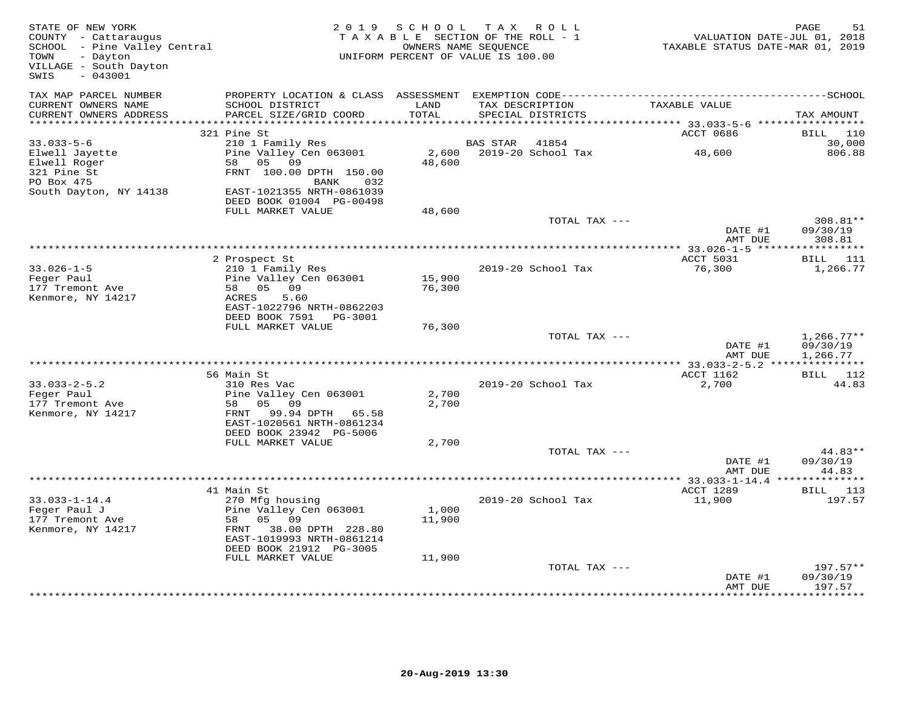STATE OF NEW YORK
COUNTY - Cattaraugus
SCHOOL - Pine Valley Central
TOWN - Dayton
VILLAGE - South Dayton
SWIS - 043001

2019 SCHOOL TAX ROLL
TAXABLE SECTION OF THE ROLL - 1
OWNERS NAME SEQUENCE
UNIFORM PERCENT OF VALUE IS 100.00

VALUATION DATE-JUL 01, 2018
TAXABLE STATUS DATE-MAR 01, 2019

| TAX MAP PARCEL NUMBER / CURRENT OWNERS NAME / CURRENT OWNERS ADDRESS | PROPERTY LOCATION & CLASS / SCHOOL DISTRICT / PARCEL SIZE/GRID COORD | ASSESSMENT LAND / TOTAL | EXEMPTION CODE / TAX DESCRIPTION / SPECIAL DISTRICTS | TAXABLE VALUE | SCHOOL TAX AMOUNT |
|---|---|---|---|---|---|
| **33.033-5-6** | 321 Pine St | | | ACCT 0686 | BILL 110 |
| Elwell Jayette | 210 1 Family Res | | BAS STAR 41854 | | 30,000 |
| Elwell Roger | Pine Valley Cen 063001 | 2,600 | 2019-20 School Tax | 48,600 | 806.88 |
| 321 Pine St | 58 05 09 | 48,600 | | | |
| PO Box 475 | FRNT 100.00 DPTH 150.00 | | | | |
| South Dayton, NY 14138 | BANK 032 | | | | |
| | EAST-1021355 NRTH-0861039 | | | | |
| | DEED BOOK 01004 PG-00498 | | | | |
| | FULL MARKET VALUE | 48,600 | | | |
| | | | TOTAL TAX --- | | 308.81** |
| | | | | DATE #1 | 09/30/19 |
| | | | | AMT DUE | 308.81 |
| **33.026-1-5** | 2 Prospect St | | | ACCT 5031 | BILL 111 |
| Feger Paul | 210 1 Family Res | | 2019-20 School Tax | 76,300 | 1,266.77 |
| 177 Tremont Ave | Pine Valley Cen 063001 | 15,900 | | | |
| Kenmore, NY 14217 | 58 05 09 | 76,300 | | | |
| | ACRES 5.60 | | | | |
| | EAST-1022796 NRTH-0862203 | | | | |
| | DEED BOOK 7591 PG-3001 | | | | |
| | FULL MARKET VALUE | 76,300 | | | |
| | | | TOTAL TAX --- | | 1,266.77** |
| | | | | DATE #1 | 09/30/19 |
| | | | | AMT DUE | 1,266.77 |
| **33.033-2-5.2** | 56 Main St | | | ACCT 1162 | BILL 112 |
| Feger Paul | 310 Res Vac | | 2019-20 School Tax | 2,700 | 44.83 |
| 177 Tremont Ave | Pine Valley Cen 063001 | 2,700 | | | |
| Kenmore, NY 14217 | 58 05 09 | 2,700 | | | |
| | FRNT 99.94 DPTH 65.58 | | | | |
| | EAST-1020561 NRTH-0861234 | | | | |
| | DEED BOOK 23942 PG-5006 | | | | |
| | FULL MARKET VALUE | 2,700 | | | |
| | | | TOTAL TAX --- | | 44.83** |
| | | | | DATE #1 | 09/30/19 |
| | | | | AMT DUE | 44.83 |
| **33.033-1-14.4** | 41 Main St | | | ACCT 1289 | BILL 113 |
| Feger Paul J | 270 Mfg housing | | 2019-20 School Tax | 11,900 | 197.57 |
| 177 Tremont Ave | Pine Valley Cen 063001 | 1,000 | | | |
| Kenmore, NY 14217 | 58 05 09 | 11,900 | | | |
| | FRNT 38.00 DPTH 228.80 | | | | |
| | EAST-1019993 NRTH-0861214 | | | | |
| | DEED BOOK 21912 PG-3005 | | | | |
| | FULL MARKET VALUE | 11,900 | | | |
| | | | TOTAL TAX --- | | 197.57** |
| | | | | DATE #1 | 09/30/19 |
| | | | | AMT DUE | 197.57 |

20-Aug-2019 13:30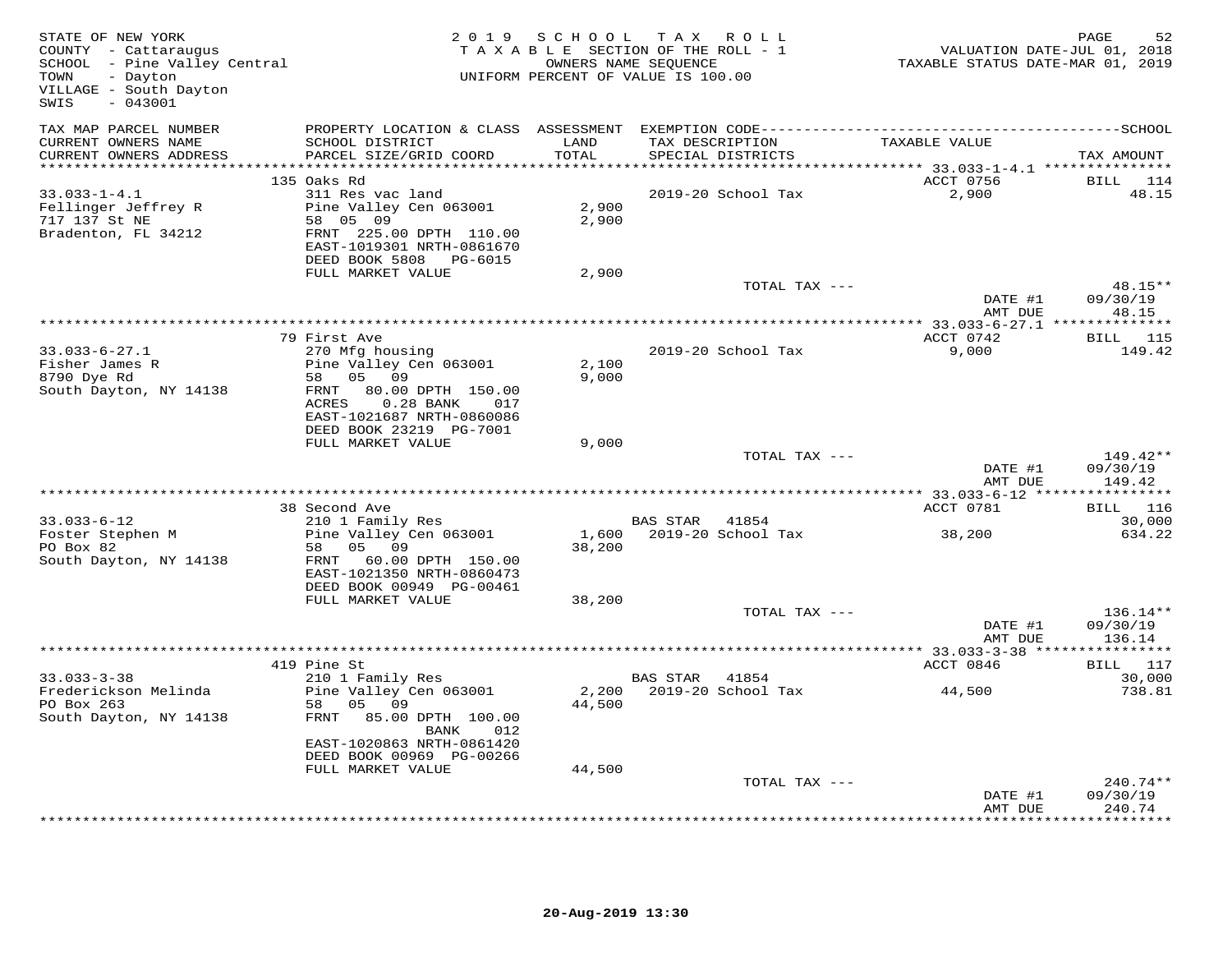STATE OF NEW YORK
COUNTY - Cattaraugus
SCHOOL - Pine Valley Central
TOWN - Dayton
VILLAGE - South Dayton
SWIS - 043001

2019 SCHOOL TAX ROLL
TAXABLE SECTION OF THE ROLL - 1
OWNERS NAME SEQUENCE
UNIFORM PERCENT OF VALUE IS 100.00

VALUATION DATE-JUL 01, 2018
TAXABLE STATUS DATE-MAR 01, 2019

| TAX MAP PARCEL NUMBER / CURRENT OWNERS NAME / CURRENT OWNERS ADDRESS | PROPERTY LOCATION & CLASS / SCHOOL DISTRICT / PARCEL SIZE/GRID COORD | ASSESSMENT LAND / TOTAL | EXEMPTION CODE / TAX DESCRIPTION / SPECIAL DISTRICTS | TAXABLE VALUE | TAX AMOUNT |
|---|---|---|---|---|---|
| 33.033-1-4.1 | 135 Oaks Rd | | | ACCT 0756 | BILL 114 |
| Fellinger Jeffrey R | 311 Res vac land | | 2019-20 School Tax | 2,900 | 48.15 |
| 717 137 St NE | Pine Valley Cen 063001 | 2,900 | | | |
| Bradenton, FL 34212 | 58 05 09 | 2,900 | | | |
| | FRNT 225.00 DPTH 110.00 | | | | |
| | EAST-1019301 NRTH-0861670 | | | | |
| | DEED BOOK 5808 PG-6015 | | | | |
| | FULL MARKET VALUE | 2,900 | | | |
| | | | TOTAL TAX --- | | 48.15** |
| | | | | DATE #1 | 09/30/19 |
| | | | | AMT DUE | 48.15 |
| 33.033-6-27.1 | 79 First Ave | | | ACCT 0742 | BILL 115 |
| Fisher James R | 270 Mfg housing | | 2019-20 School Tax | 9,000 | 149.42 |
| 8790 Dye Rd | Pine Valley Cen 063001 | 2,100 | | | |
| South Dayton, NY 14138 | 58 05 09 | 9,000 | | | |
| | FRNT 80.00 DPTH 150.00 | | | | |
| | ACRES 0.28 BANK 017 | | | | |
| | EAST-1021687 NRTH-0860086 | | | | |
| | DEED BOOK 23219 PG-7001 | | | | |
| | FULL MARKET VALUE | 9,000 | | | |
| | | | TOTAL TAX --- | | 149.42** |
| | | | | DATE #1 | 09/30/19 |
| | | | | AMT DUE | 149.42 |
| 33.033-6-12 | 38 Second Ave | | | ACCT 0781 | BILL 116 |
| Foster Stephen M | 210 1 Family Res | | BAS STAR 41854 | | 30,000 |
| PO Box 82 | Pine Valley Cen 063001 | 1,600 | 2019-20 School Tax | 38,200 | 634.22 |
| South Dayton, NY 14138 | 58 05 09 | 38,200 | | | |
| | FRNT 60.00 DPTH 150.00 | | | | |
| | EAST-1021350 NRTH-0860473 | | | | |
| | DEED BOOK 00949 PG-00461 | | | | |
| | FULL MARKET VALUE | 38,200 | | | |
| | | | TOTAL TAX --- | | 136.14** |
| | | | | DATE #1 | 09/30/19 |
| | | | | AMT DUE | 136.14 |
| 33.033-3-38 | 419 Pine St | | | ACCT 0846 | BILL 117 |
| Frederickson Melinda | 210 1 Family Res | | BAS STAR 41854 | | 30,000 |
| PO Box 263 | Pine Valley Cen 063001 | 2,200 | 2019-20 School Tax | 44,500 | 738.81 |
| South Dayton, NY 14138 | 58 05 09 | 44,500 | | | |
| | FRNT 85.00 DPTH 100.00 | | | | |
| | BANK 012 | | | | |
| | EAST-1020863 NRTH-0861420 | | | | |
| | DEED BOOK 00969 PG-00266 | | | | |
| | FULL MARKET VALUE | 44,500 | | | |
| | | | TOTAL TAX --- | | 240.74** |
| | | | | DATE #1 | 09/30/19 |
| | | | | AMT DUE | 240.74 |

20-Aug-2019 13:30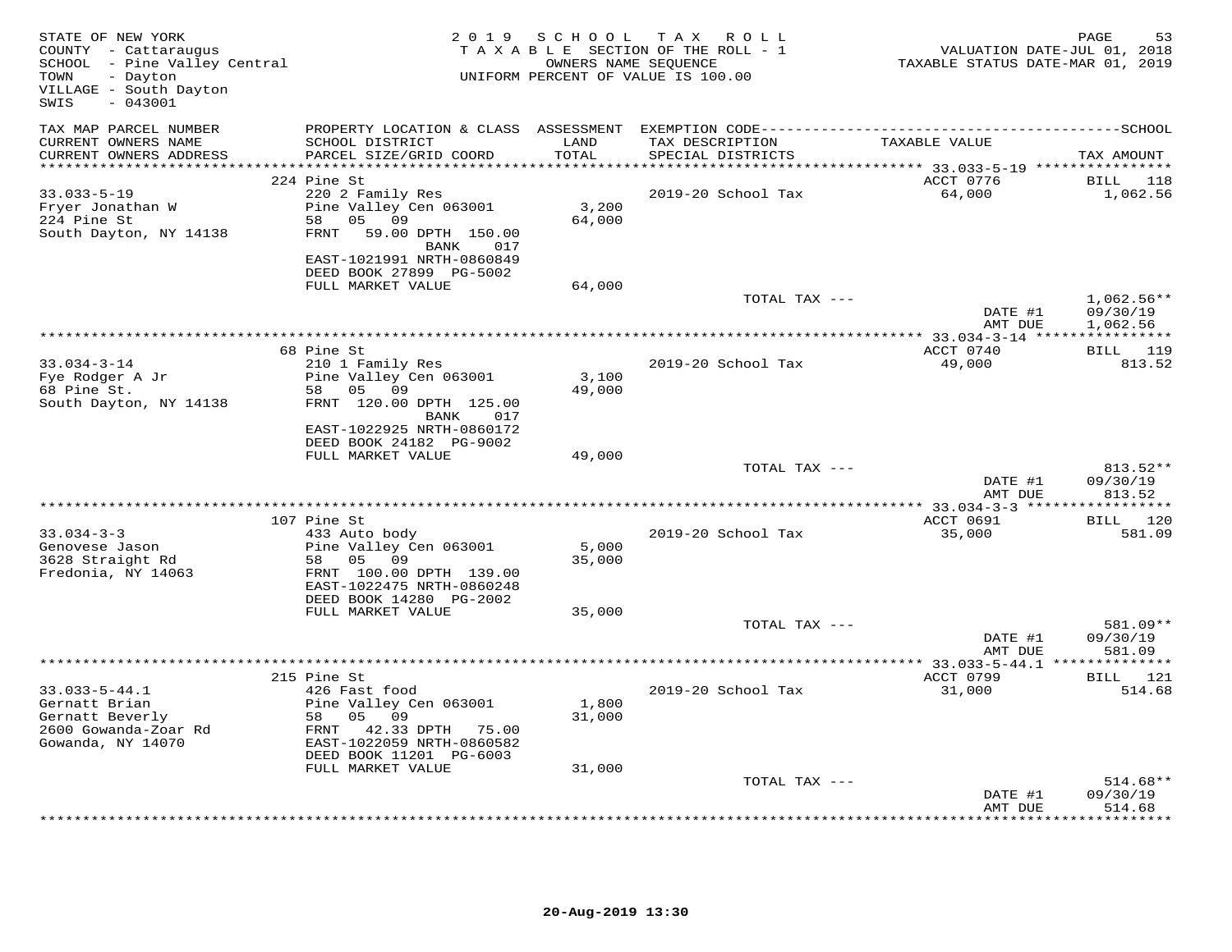STATE OF NEW YORK
COUNTY - Cattaraugus
SCHOOL - Pine Valley Central
TOWN - Dayton
VILLAGE - South Dayton
SWIS - 043001

**2019 SCHOOL TAX ROLL**
TAXABLE SECTION OF THE ROLL - 1
OWNERS NAME SEQUENCE
UNIFORM PERCENT OF VALUE IS 100.00

VALUATION DATE-JUL 01, 2018
TAXABLE STATUS DATE-MAR 01, 2019

| TAX MAP PARCEL NUMBER / CURRENT OWNERS NAME / CURRENT OWNERS ADDRESS | PROPERTY LOCATION & CLASS / SCHOOL DISTRICT / PARCEL SIZE/GRID COORD | ASSESSMENT LAND / TOTAL | EXEMPTION CODE / TAX DESCRIPTION / SPECIAL DISTRICTS | TAXABLE VALUE | TAX AMOUNT |
|---|---|---|---|---|---|
| | 224 Pine St | | | ACCT 0776 | BILL 118 |
| 33.033-5-19 | 220 2 Family Res | | 2019-20 School Tax | 64,000 | 1,062.56 |
| Fryer Jonathan W | Pine Valley Cen 063001 | 3,200 | | | |
| 224 Pine St | 58 05 09 | 64,000 | | | |
| South Dayton, NY 14138 | FRNT 59.00 DPTH 150.00 | | | | |
| | BANK 017 | | | | |
| | EAST-1021991 NRTH-0860849 | | | | |
| | DEED BOOK 27899 PG-5002 | | | | |
| | FULL MARKET VALUE | 64,000 | | | |
| | | | TOTAL TAX --- | | 1,062.56** |
| | | | | DATE #1 | 09/30/19 |
| | | | | AMT DUE | 1,062.56 |
| | 68 Pine St | | | ACCT 0740 | BILL 119 |
| 33.034-3-14 | 210 1 Family Res | | 2019-20 School Tax | 49,000 | 813.52 |
| Fye Rodger A Jr | Pine Valley Cen 063001 | 3,100 | | | |
| 68 Pine St. | 58 05 09 | 49,000 | | | |
| South Dayton, NY 14138 | FRNT 120.00 DPTH 125.00 | | | | |
| | BANK 017 | | | | |
| | EAST-1022925 NRTH-0860172 | | | | |
| | DEED BOOK 24182 PG-9002 | | | | |
| | FULL MARKET VALUE | 49,000 | | | |
| | | | TOTAL TAX --- | | 813.52** |
| | | | | DATE #1 | 09/30/19 |
| | | | | AMT DUE | 813.52 |
| | 107 Pine St | | | ACCT 0691 | BILL 120 |
| 33.034-3-3 | 433 Auto body | | 2019-20 School Tax | 35,000 | 581.09 |
| Genovese Jason | Pine Valley Cen 063001 | 5,000 | | | |
| 3628 Straight Rd | 58 05 09 | 35,000 | | | |
| Fredonia, NY 14063 | FRNT 100.00 DPTH 139.00 | | | | |
| | EAST-1022475 NRTH-0860248 | | | | |
| | DEED BOOK 14280 PG-2002 | | | | |
| | FULL MARKET VALUE | 35,000 | | | |
| | | | TOTAL TAX --- | | 581.09** |
| | | | | DATE #1 | 09/30/19 |
| | | | | AMT DUE | 581.09 |
| | 215 Pine St | | | ACCT 0799 | BILL 121 |
| 33.033-5-44.1 | 426 Fast food | | 2019-20 School Tax | 31,000 | 514.68 |
| Gernatt Brian | Pine Valley Cen 063001 | 1,800 | | | |
| Gernatt Beverly | 58 05 09 | 31,000 | | | |
| 2600 Gowanda-Zoar Rd | FRNT 42.33 DPTH 75.00 | | | | |
| Gowanda, NY 14070 | EAST-1022059 NRTH-0860582 | | | | |
| | DEED BOOK 11201 PG-6003 | | | | |
| | FULL MARKET VALUE | 31,000 | | | |
| | | | TOTAL TAX --- | | 514.68** |
| | | | | DATE #1 | 09/30/19 |
| | | | | AMT DUE | 514.68 |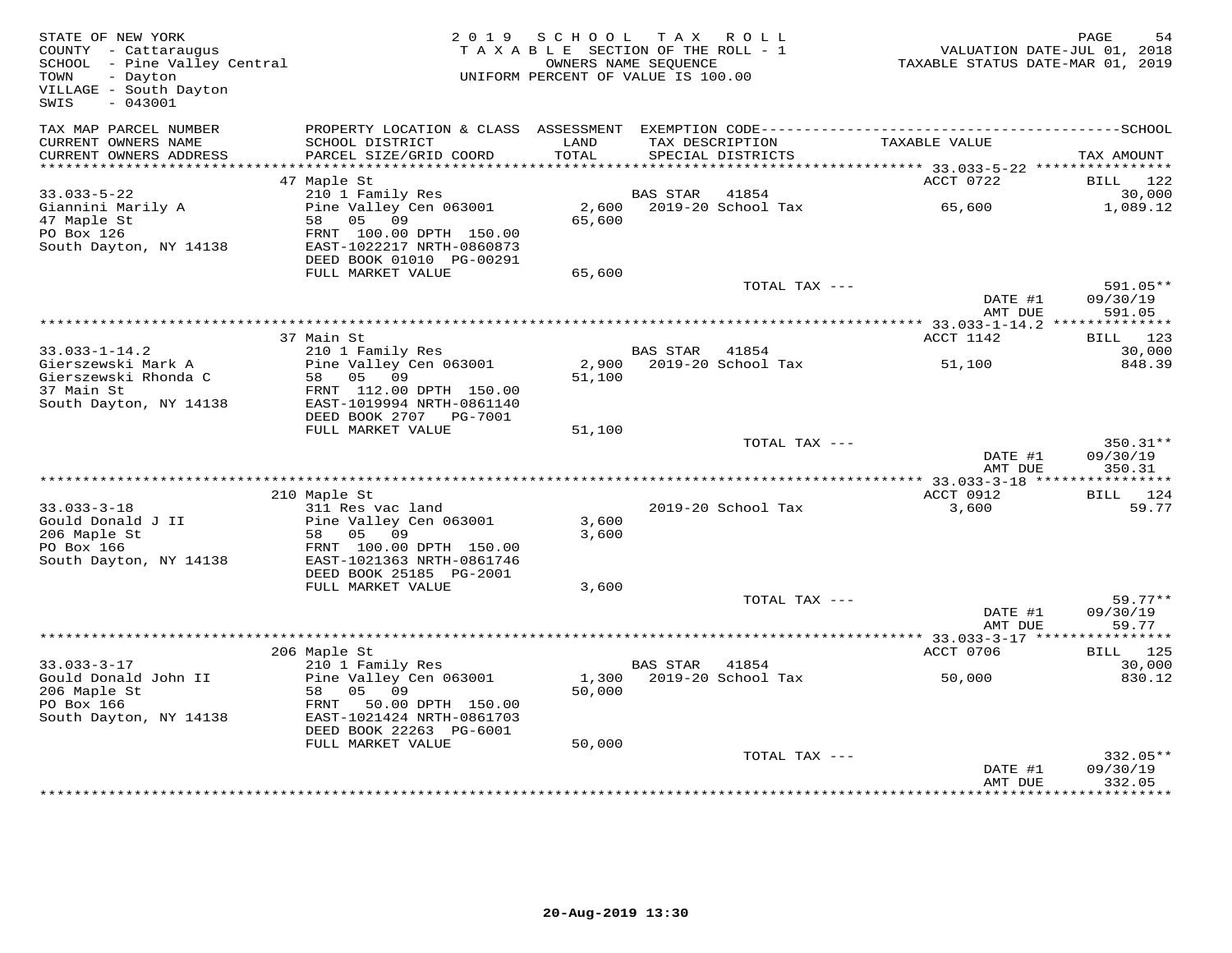STATE OF NEW YORK
COUNTY - Cattaraugus
SCHOOL - Pine Valley Central
TOWN - Dayton
VILLAGE - South Dayton
SWIS - 043001

2019 SCHOOL TAX ROLL
TAXABLE SECTION OF THE ROLL - 1
OWNERS NAME SEQUENCE
UNIFORM PERCENT OF VALUE IS 100.00

VALUATION DATE-JUL 01, 2018
TAXABLE STATUS DATE-MAR 01, 2019

| TAX MAP PARCEL NUMBER / CURRENT OWNERS NAME / CURRENT OWNERS ADDRESS | PROPERTY LOCATION & CLASS / SCHOOL DISTRICT / PARCEL SIZE/GRID COORD | ASSESSMENT LAND / TOTAL | EXEMPTION CODE / TAX DESCRIPTION / SPECIAL DISTRICTS | TAXABLE VALUE | TAX AMOUNT |
|---|---|---|---|---|---|
| **33.033-5-22** | 47 Maple St | | | ACCT 0722 | BILL 122 |
| 33.033-5-22 | 210 1 Family Res | | BAS STAR 41854 | | 30,000 |
| Giannini Marily A | Pine Valley Cen 063001 | 2,600 | 2019-20 School Tax | 65,600 | 1,089.12 |
| 47 Maple St | 58 05 09 | 65,600 | | | |
| PO Box 126 | FRNT 100.00 DPTH 150.00 | | | | |
| South Dayton, NY 14138 | EAST-1022217 NRTH-0860873 | | | | |
| | DEED BOOK 01010 PG-00291 | | | | |
| | FULL MARKET VALUE | 65,600 | | | |
| | | | TOTAL TAX --- | | 591.05** |
| | | | | DATE #1 | 09/30/19 |
| | | | | AMT DUE | 591.05 |
| **33.033-1-14.2** | 37 Main St | | | ACCT 1142 | BILL 123 |
| 33.033-1-14.2 | 210 1 Family Res | | BAS STAR 41854 | | 30,000 |
| Gierszewski Mark A | Pine Valley Cen 063001 | 2,900 | 2019-20 School Tax | 51,100 | 848.39 |
| Gierszewski Rhonda C | 58 05 09 | 51,100 | | | |
| 37 Main St | FRNT 112.00 DPTH 150.00 | | | | |
| South Dayton, NY 14138 | EAST-1019994 NRTH-0861140 | | | | |
| | DEED BOOK 2707 PG-7001 | | | | |
| | FULL MARKET VALUE | 51,100 | | | |
| | | | TOTAL TAX --- | | 350.31** |
| | | | | DATE #1 | 09/30/19 |
| | | | | AMT DUE | 350.31 |
| **33.033-3-18** | 210 Maple St | | | ACCT 0912 | BILL 124 |
| 33.033-3-18 | 311 Res vac land | | 2019-20 School Tax | 3,600 | 59.77 |
| Gould Donald J II | Pine Valley Cen 063001 | 3,600 | | | |
| 206 Maple St | 58 05 09 | 3,600 | | | |
| PO Box 166 | FRNT 100.00 DPTH 150.00 | | | | |
| South Dayton, NY 14138 | EAST-1021363 NRTH-0861746 | | | | |
| | DEED BOOK 25185 PG-2001 | | | | |
| | FULL MARKET VALUE | 3,600 | | | |
| | | | TOTAL TAX --- | | 59.77** |
| | | | | DATE #1 | 09/30/19 |
| | | | | AMT DUE | 59.77 |
| **33.033-3-17** | 206 Maple St | | | ACCT 0706 | BILL 125 |
| 33.033-3-17 | 210 1 Family Res | | BAS STAR 41854 | | 30,000 |
| Gould Donald John II | Pine Valley Cen 063001 | 1,300 | 2019-20 School Tax | 50,000 | 830.12 |
| 206 Maple St | 58 05 09 | 50,000 | | | |
| PO Box 166 | FRNT 50.00 DPTH 150.00 | | | | |
| South Dayton, NY 14138 | EAST-1021424 NRTH-0861703 | | | | |
| | DEED BOOK 22263 PG-6001 | | | | |
| | FULL MARKET VALUE | 50,000 | | | |
| | | | TOTAL TAX --- | | 332.05** |
| | | | | DATE #1 | 09/30/19 |
| | | | | AMT DUE | 332.05 |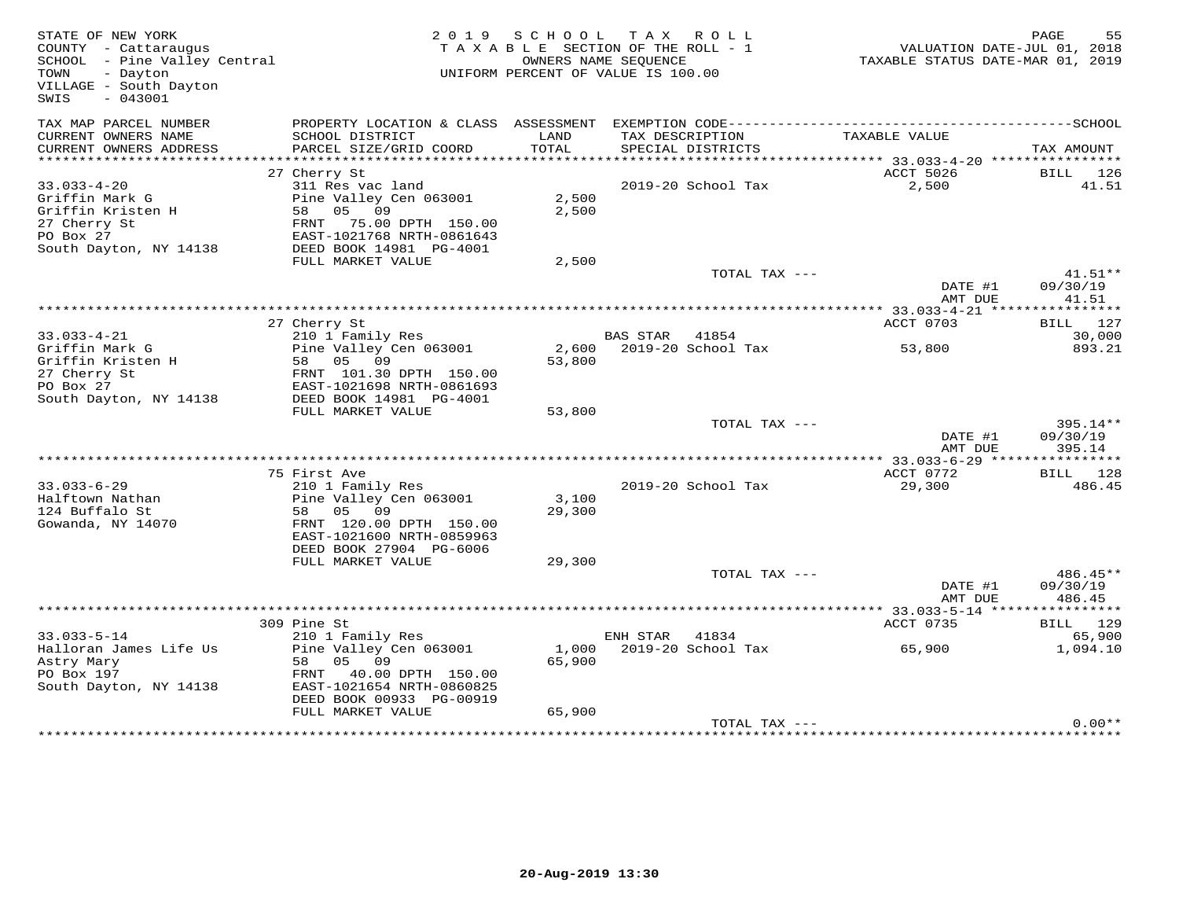STATE OF NEW YORK
COUNTY - Cattaraugus
SCHOOL - Pine Valley Central
TOWN - Dayton
VILLAGE - South Dayton
SWIS - 043001

2019 SCHOOL TAX ROLL
TAXABLE SECTION OF THE ROLL - 1
OWNERS NAME SEQUENCE
UNIFORM PERCENT OF VALUE IS 100.00

VALUATION DATE-JUL 01, 2018
TAXABLE STATUS DATE-MAR 01, 2019

| TAX MAP PARCEL NUMBER / CURRENT OWNERS NAME / CURRENT OWNERS ADDRESS | PROPERTY LOCATION & CLASS / SCHOOL DISTRICT / PARCEL SIZE/GRID COORD | ASSESSMENT LAND / TOTAL | EXEMPTION CODE / TAX DESCRIPTION / SPECIAL DISTRICTS | TAXABLE VALUE | TAX AMOUNT |
|---|---|---|---|---|---|
| | 27 Cherry St | | | ACCT 5026 | BILL 126 |
| 33.033-4-20 | 311 Res vac land | | 2019-20 School Tax | 2,500 | 41.51 |
| Griffin Mark G | Pine Valley Cen 063001 | 2,500 | | | |
| Griffin Kristen H | 58 05 09 | 2,500 | | | |
| 27 Cherry St | FRNT 75.00 DPTH 150.00 | | | | |
| PO Box 27 | EAST-1021768 NRTH-0861643 | | | | |
| South Dayton, NY 14138 | DEED BOOK 14981 PG-4001 | | | | |
| | FULL MARKET VALUE | 2,500 | | | |
| | | | TOTAL TAX --- | | 41.51** |
| | | | | DATE #1 | 09/30/19 |
| | | | | AMT DUE | 41.51 |
| | 27 Cherry St | | | ACCT 0703 | BILL 127 |
| 33.033-4-21 | 210 1 Family Res | | BAS STAR 41854 | | 30,000 |
| Griffin Mark G | Pine Valley Cen 063001 | 2,600 | 2019-20 School Tax | 53,800 | 893.21 |
| Griffin Kristen H | 58 05 09 | 53,800 | | | |
| 27 Cherry St | FRNT 101.30 DPTH 150.00 | | | | |
| PO Box 27 | EAST-1021698 NRTH-0861693 | | | | |
| South Dayton, NY 14138 | DEED BOOK 14981 PG-4001 | | | | |
| | FULL MARKET VALUE | 53,800 | | | |
| | | | TOTAL TAX --- | | 395.14** |
| | | | | DATE #1 | 09/30/19 |
| | | | | AMT DUE | 395.14 |
| | 75 First Ave | | | ACCT 0772 | BILL 128 |
| 33.033-6-29 | 210 1 Family Res | | 2019-20 School Tax | 29,300 | 486.45 |
| Halftown Nathan | Pine Valley Cen 063001 | 3,100 | | | |
| 124 Buffalo St | 58 05 09 | 29,300 | | | |
| Gowanda, NY 14070 | FRNT 120.00 DPTH 150.00 | | | | |
| | EAST-1021600 NRTH-0859963 | | | | |
| | DEED BOOK 27904 PG-6006 | | | | |
| | FULL MARKET VALUE | 29,300 | | | |
| | | | TOTAL TAX --- | | 486.45** |
| | | | | DATE #1 | 09/30/19 |
| | | | | AMT DUE | 486.45 |
| | 309 Pine St | | | ACCT 0735 | BILL 129 |
| 33.033-5-14 | 210 1 Family Res | | ENH STAR 41834 | | 65,900 |
| Halloran James Life Us | Pine Valley Cen 063001 | 1,000 | 2019-20 School Tax | 65,900 | 1,094.10 |
| Astry Mary | 58 05 09 | 65,900 | | | |
| PO Box 197 | FRNT 40.00 DPTH 150.00 | | | | |
| South Dayton, NY 14138 | EAST-1021654 NRTH-0860825 | | | | |
| | DEED BOOK 00933 PG-00919 | | | | |
| | FULL MARKET VALUE | 65,900 | | | |
| | | | TOTAL TAX --- | | 0.00** |

20-Aug-2019 13:30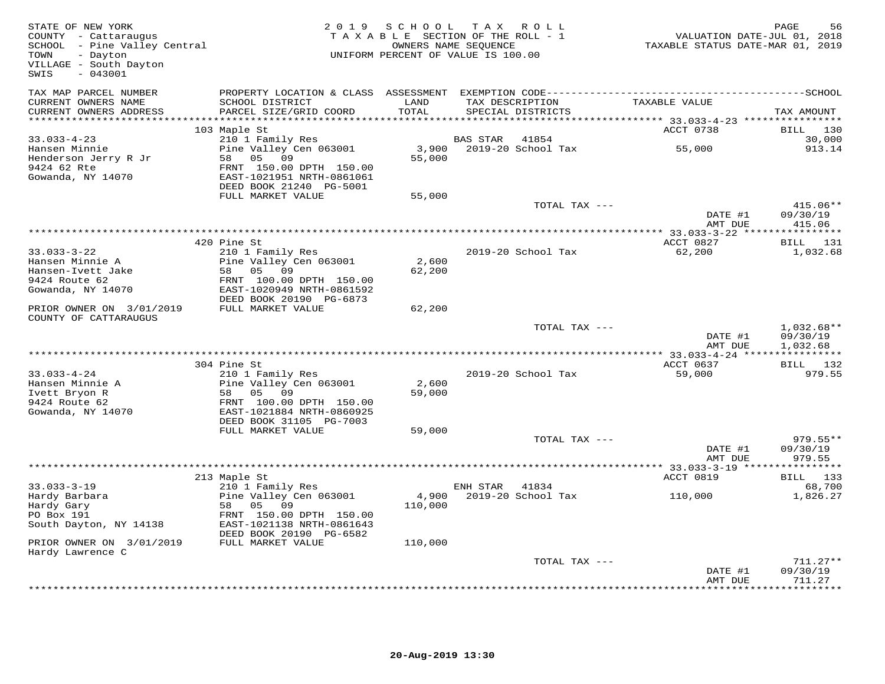STATE OF NEW YORK
COUNTY - Cattaraugus
SCHOOL - Pine Valley Central
TOWN - Dayton
VILLAGE - South Dayton
SWIS - 043001

2019 SCHOOL TAX ROLL
TAXABLE SECTION OF THE ROLL - 1
OWNERS NAME SEQUENCE
UNIFORM PERCENT OF VALUE IS 100.00

VALUATION DATE-JUL 01, 2018
TAXABLE STATUS DATE-MAR 01, 2019

| TAX MAP PARCEL NUMBER / CURRENT OWNERS NAME / CURRENT OWNERS ADDRESS | PROPERTY LOCATION & CLASS / SCHOOL DISTRICT / PARCEL SIZE/GRID COORD | ASSESSMENT LAND / TOTAL | EXEMPTION CODE / TAX DESCRIPTION / SPECIAL DISTRICTS | TAXABLE VALUE | TAX AMOUNT |
|---|---|---|---|---|---|
| | 103 Maple St | | | ACCT 0738 | BILL 130 |
| 33.033-4-23 | 210 1 Family Res | | BAS STAR 41854 | | 30,000 |
| Hansen Minnie | Pine Valley Cen 063001 | 3,900 | 2019-20 School Tax | 55,000 | 913.14 |
| Henderson Jerry R Jr | 58 05 09 | 55,000 | | | |
| 9424 62 Rte | FRNT 150.00 DPTH 150.00 | | | | |
| Gowanda, NY 14070 | EAST-1021951 NRTH-0861061 | | | | |
| | DEED BOOK 21240 PG-5001 | | | | |
| | FULL MARKET VALUE | 55,000 | | | |
| | | | TOTAL TAX --- | | 415.06** |
| | | | | DATE #1 | 09/30/19 |
| | | | | AMT DUE | 415.06 |
| | 420 Pine St | | | ACCT 0827 | BILL 131 |
| 33.033-3-22 | 210 1 Family Res | | 2019-20 School Tax | 62,200 | 1,032.68 |
| Hansen Minnie A | Pine Valley Cen 063001 | 2,600 | | | |
| Hansen-Ivett Jake | 58 05 09 | 62,200 | | | |
| 9424 Route 62 | FRNT 100.00 DPTH 150.00 | | | | |
| Gowanda, NY 14070 | EAST-1020949 NRTH-0861592 | | | | |
| | DEED BOOK 20190 PG-6873 | | | | |
| PRIOR OWNER ON 3/01/2019 | FULL MARKET VALUE | 62,200 | | | |
| COUNTY OF CATTARAUGUS | | | | | |
| | | | TOTAL TAX --- | | 1,032.68** |
| | | | | DATE #1 | 09/30/19 |
| | | | | AMT DUE | 1,032.68 |
| | 304 Pine St | | | ACCT 0637 | BILL 132 |
| 33.033-4-24 | 210 1 Family Res | | 2019-20 School Tax | 59,000 | 979.55 |
| Hansen Minnie A | Pine Valley Cen 063001 | 2,600 | | | |
| Ivett Bryon R | 58 05 09 | 59,000 | | | |
| 9424 Route 62 | FRNT 100.00 DPTH 150.00 | | | | |
| Gowanda, NY 14070 | EAST-1021884 NRTH-0860925 | | | | |
| | DEED BOOK 31105 PG-7003 | | | | |
| | FULL MARKET VALUE | 59,000 | | | |
| | | | TOTAL TAX --- | | 979.55** |
| | | | | DATE #1 | 09/30/19 |
| | | | | AMT DUE | 979.55 |
| | 213 Maple St | | | ACCT 0819 | BILL 133 |
| 33.033-3-19 | 210 1 Family Res | | ENH STAR 41834 | | 68,700 |
| Hardy Barbara | Pine Valley Cen 063001 | 4,900 | 2019-20 School Tax | 110,000 | 1,826.27 |
| Hardy Gary | 58 05 09 | 110,000 | | | |
| PO Box 191 | FRNT 150.00 DPTH 150.00 | | | | |
| South Dayton, NY 14138 | EAST-1021138 NRTH-0861643 | | | | |
| | DEED BOOK 20190 PG-6582 | | | | |
| PRIOR OWNER ON 3/01/2019 | FULL MARKET VALUE | 110,000 | | | |
| Hardy Lawrence C | | | | | |
| | | | TOTAL TAX --- | | 711.27** |
| | | | | DATE #1 | 09/30/19 |
| | | | | AMT DUE | 711.27 |

20-Aug-2019 13:30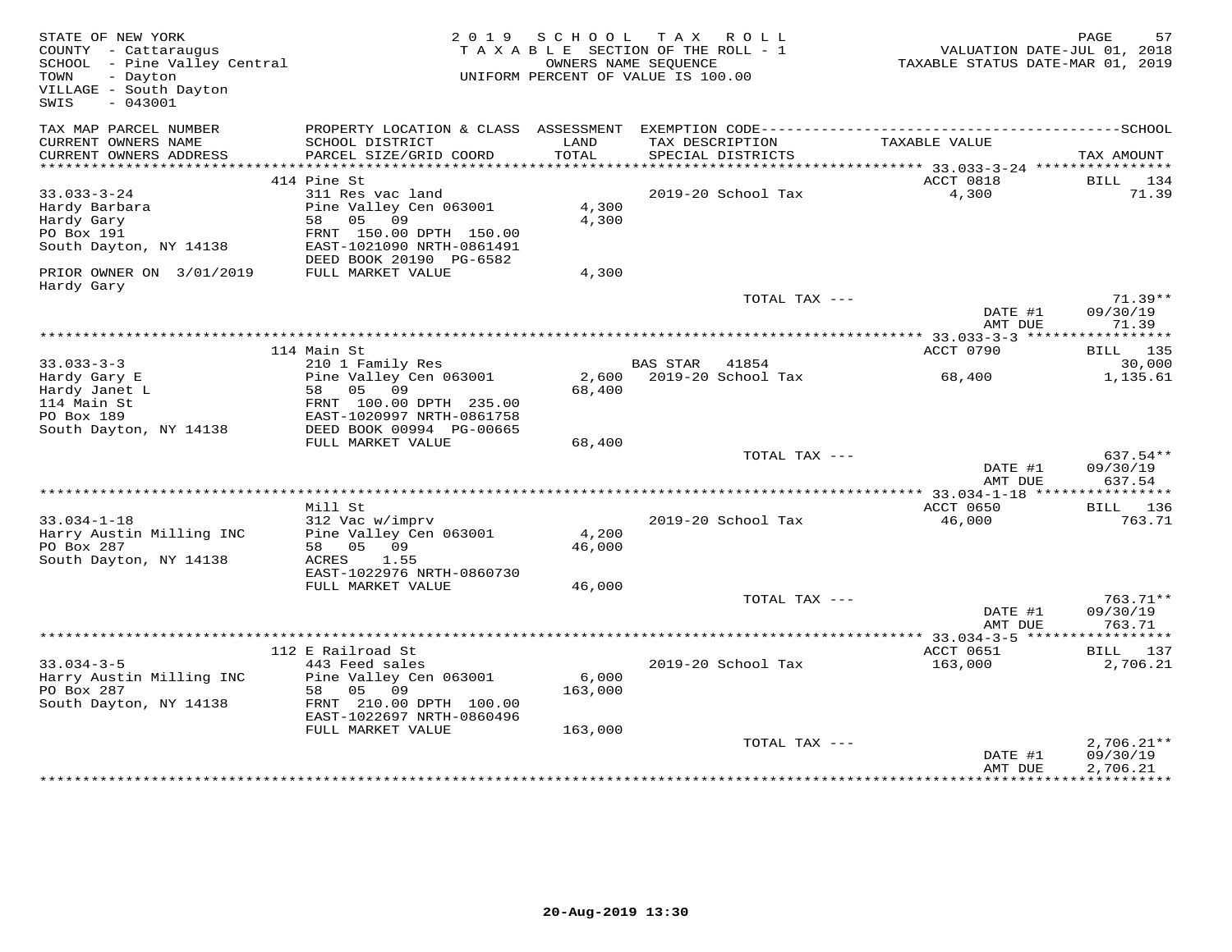STATE OF NEW YORK
COUNTY - Cattaraugus
SCHOOL - Pine Valley Central
TOWN - Dayton
VILLAGE - South Dayton
SWIS - 043001

2019 SCHOOL TAX ROLL
TAXABLE SECTION OF THE ROLL - 1
OWNERS NAME SEQUENCE
UNIFORM PERCENT OF VALUE IS 100.00

VALUATION DATE-JUL 01, 2018
TAXABLE STATUS DATE-MAR 01, 2019

| TAX MAP PARCEL NUMBER / CURRENT OWNERS NAME / CURRENT OWNERS ADDRESS | PROPERTY LOCATION & CLASS / SCHOOL DISTRICT / PARCEL SIZE/GRID COORD | ASSESSMENT LAND / TOTAL | EXEMPTION CODE / TAX DESCRIPTION / SPECIAL DISTRICTS | TAXABLE VALUE | TAX AMOUNT |
|---|---|---|---|---|---|
| | 414 Pine St | | | ACCT 0818 | BILL 134 |
| 33.033-3-24 | 311 Res vac land | | 2019-20 School Tax | 4,300 | 71.39 |
| Hardy Barbara | Pine Valley Cen 063001 | 4,300 | | | |
| Hardy Gary | 58 05 09 | 4,300 | | | |
| PO Box 191 | FRNT 150.00 DPTH 150.00 | | | | |
| South Dayton, NY 14138 | EAST-1021090 NRTH-0861491 | | | | |
| | DEED BOOK 20190 PG-6582 | | | | |
| PRIOR OWNER ON 3/01/2019 | FULL MARKET VALUE | 4,300 | | | |
| Hardy Gary | | | | | |
| | | | TOTAL TAX --- | | 71.39** |
| | | | | DATE #1 | 09/30/19 |
| | | | | AMT DUE | 71.39 |
| | 114 Main St | | | ACCT 0790 | BILL 135 |
| 33.033-3-3 | 210 1 Family Res | | BAS STAR 41854 | | 30,000 |
| Hardy Gary E | Pine Valley Cen 063001 | 2,600 | 2019-20 School Tax | 68,400 | 1,135.61 |
| Hardy Janet L | 58 05 09 | 68,400 | | | |
| 114 Main St | FRNT 100.00 DPTH 235.00 | | | | |
| PO Box 189 | EAST-1020997 NRTH-0861758 | | | | |
| South Dayton, NY 14138 | DEED BOOK 00994 PG-00665 | | | | |
| | FULL MARKET VALUE | 68,400 | | | |
| | | | TOTAL TAX --- | | 637.54** |
| | | | | DATE #1 | 09/30/19 |
| | | | | AMT DUE | 637.54 |
| | Mill St | | | ACCT 0650 | BILL 136 |
| 33.034-1-18 | 312 Vac w/imprv | | 2019-20 School Tax | 46,000 | 763.71 |
| Harry Austin Milling INC | Pine Valley Cen 063001 | 4,200 | | | |
| PO Box 287 | 58 05 09 | 46,000 | | | |
| South Dayton, NY 14138 | ACRES 1.55 | | | | |
| | EAST-1022976 NRTH-0860730 | | | | |
| | FULL MARKET VALUE | 46,000 | | | |
| | | | TOTAL TAX --- | | 763.71** |
| | | | | DATE #1 | 09/30/19 |
| | | | | AMT DUE | 763.71 |
| | 112 E Railroad St | | | ACCT 0651 | BILL 137 |
| 33.034-3-5 | 443 Feed sales | | 2019-20 School Tax | 163,000 | 2,706.21 |
| Harry Austin Milling INC | Pine Valley Cen 063001 | 6,000 | | | |
| PO Box 287 | 58 05 09 | 163,000 | | | |
| South Dayton, NY 14138 | FRNT 210.00 DPTH 100.00 | | | | |
| | EAST-1022697 NRTH-0860496 | | | | |
| | FULL MARKET VALUE | 163,000 | | | |
| | | | TOTAL TAX --- | | 2,706.21** |
| | | | | DATE #1 | 09/30/19 |
| | | | | AMT DUE | 2,706.21 |

20-Aug-2019 13:30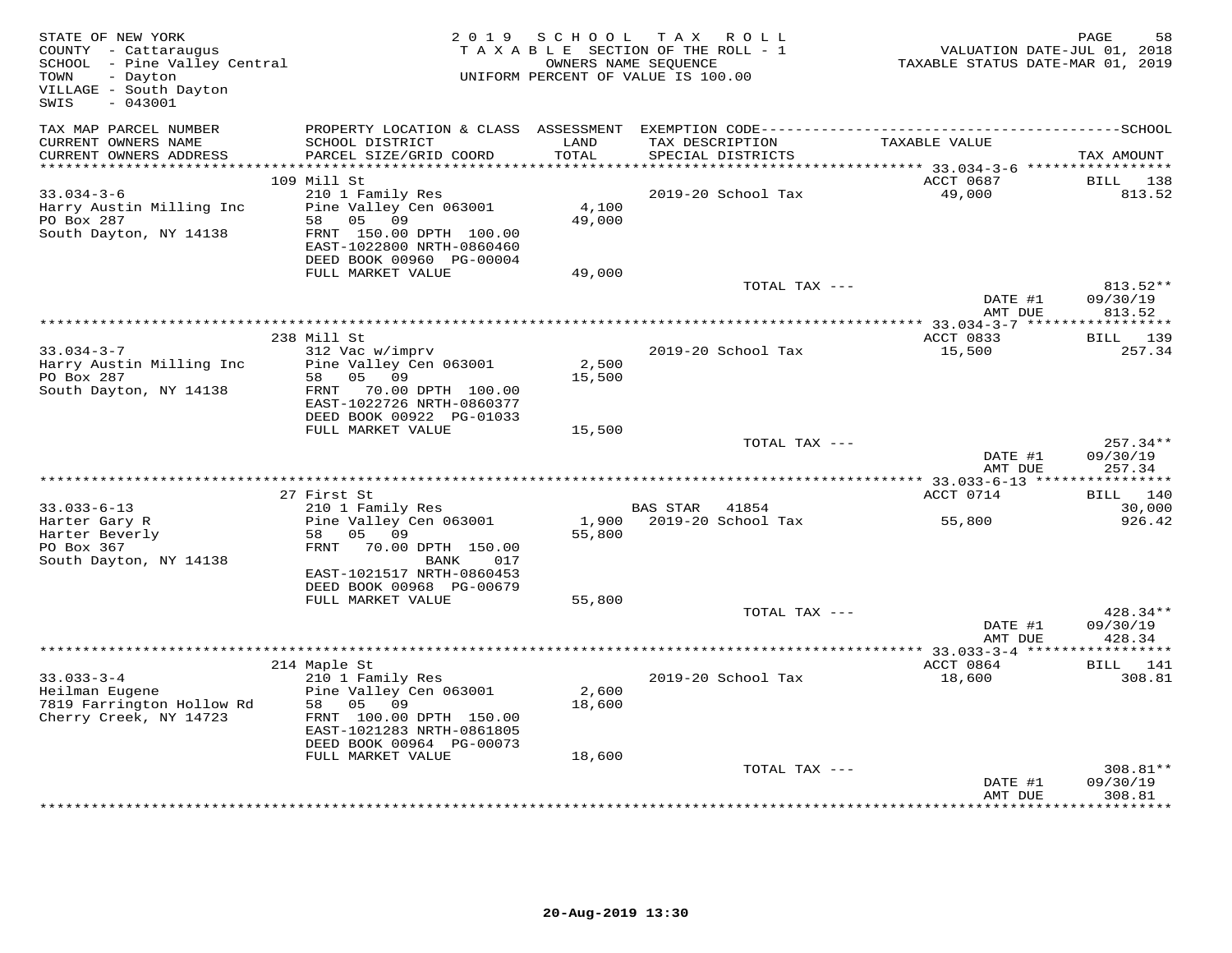STATE OF NEW YORK
COUNTY - Cattaraugus
SCHOOL - Pine Valley Central
TOWN - Dayton
VILLAGE - South Dayton
SWIS - 043001

2019 SCHOOL TAX ROLL
TAXABLE SECTION OF THE ROLL - 1
OWNERS NAME SEQUENCE
UNIFORM PERCENT OF VALUE IS 100.00

VALUATION DATE-JUL 01, 2018
TAXABLE STATUS DATE-MAR 01, 2019

| TAX MAP PARCEL NUMBER / CURRENT OWNERS NAME / CURRENT OWNERS ADDRESS | PROPERTY LOCATION & CLASS / SCHOOL DISTRICT / PARCEL SIZE/GRID COORD | ASSESSMENT LAND / TOTAL | EXEMPTION CODE / TAX DESCRIPTION / SPECIAL DISTRICTS | TAXABLE VALUE | TAX AMOUNT |
|---|---|---|---|---|---|
| | 109 Mill St | | | ACCT 0687 | BILL 138 |
| 33.034-3-6 | 210 1 Family Res | | 2019-20 School Tax | 49,000 | 813.52 |
| Harry Austin Milling Inc | Pine Valley Cen 063001 | 4,100 | | | |
| PO Box 287 | 58 05 09 | 49,000 | | | |
| South Dayton, NY 14138 | FRNT 150.00 DPTH 100.00 | | | | |
| | EAST-1022800 NRTH-0860460 | | | | |
| | DEED BOOK 00960 PG-00004 | | | | |
| | FULL MARKET VALUE | 49,000 | | | |
| | | | TOTAL TAX --- | | 813.52** |
| | | | | DATE #1 | 09/30/19 |
| | | | | AMT DUE | 813.52 |
| | 238 Mill St | | | ACCT 0833 | BILL 139 |
| 33.034-3-7 | 312 Vac w/imprv | | 2019-20 School Tax | 15,500 | 257.34 |
| Harry Austin Milling Inc | Pine Valley Cen 063001 | 2,500 | | | |
| PO Box 287 | 58 05 09 | 15,500 | | | |
| South Dayton, NY 14138 | FRNT 70.00 DPTH 100.00 | | | | |
| | EAST-1022726 NRTH-0860377 | | | | |
| | DEED BOOK 00922 PG-01033 | | | | |
| | FULL MARKET VALUE | 15,500 | | | |
| | | | TOTAL TAX --- | | 257.34** |
| | | | | DATE #1 | 09/30/19 |
| | | | | AMT DUE | 257.34 |
| | 27 First St | | | ACCT 0714 | BILL 140 |
| 33.033-6-13 | 210 1 Family Res | | BAS STAR 41854 | | 30,000 |
| Harter Gary R | Pine Valley Cen 063001 | 1,900 | 2019-20 School Tax | 55,800 | 926.42 |
| Harter Beverly | 58 05 09 | 55,800 | | | |
| PO Box 367 | FRNT 70.00 DPTH 150.00 | | | | |
| South Dayton, NY 14138 | BANK 017 | | | | |
| | EAST-1021517 NRTH-0860453 | | | | |
| | DEED BOOK 00968 PG-00679 | | | | |
| | FULL MARKET VALUE | 55,800 | | | |
| | | | TOTAL TAX --- | | 428.34** |
| | | | | DATE #1 | 09/30/19 |
| | | | | AMT DUE | 428.34 |
| | 214 Maple St | | | ACCT 0864 | BILL 141 |
| 33.033-3-4 | 210 1 Family Res | | 2019-20 School Tax | 18,600 | 308.81 |
| Heilman Eugene | Pine Valley Cen 063001 | 2,600 | | | |
| 7819 Farrington Hollow Rd | 58 05 09 | 18,600 | | | |
| Cherry Creek, NY 14723 | FRNT 100.00 DPTH 150.00 | | | | |
| | EAST-1021283 NRTH-0861805 | | | | |
| | DEED BOOK 00964 PG-00073 | | | | |
| | FULL MARKET VALUE | 18,600 | | | |
| | | | TOTAL TAX --- | | 308.81** |
| | | | | DATE #1 | 09/30/19 |
| | | | | AMT DUE | 308.81 |

20-Aug-2019 13:30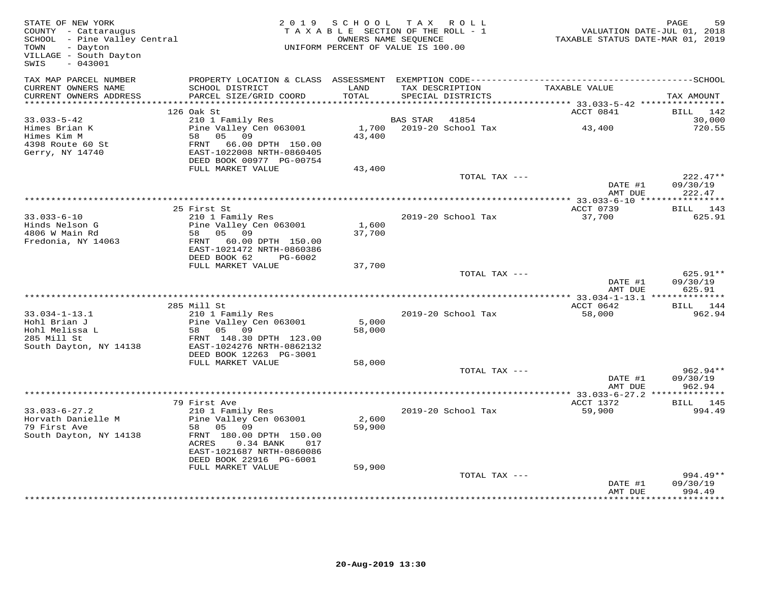STATE OF NEW YORK
COUNTY - Cattaraugus
SCHOOL - Pine Valley Central
TOWN - Dayton
VILLAGE - South Dayton
SWIS - 043001

2019 SCHOOL TAX ROLL
TAXABLE SECTION OF THE ROLL - 1
OWNERS NAME SEQUENCE
UNIFORM PERCENT OF VALUE IS 100.00

VALUATION DATE-JUL 01, 2018
TAXABLE STATUS DATE-MAR 01, 2019

| TAX MAP PARCEL NUMBER / CURRENT OWNERS NAME / CURRENT OWNERS ADDRESS | PROPERTY LOCATION & CLASS / SCHOOL DISTRICT / PARCEL SIZE/GRID COORD | ASSESSMENT LAND / TOTAL | EXEMPTION CODE / TAX DESCRIPTION / SPECIAL DISTRICTS | TAXABLE VALUE | TAX AMOUNT |
|---|---|---|---|---|---|
| **33.033-5-42** | 126 Oak St | | | ACCT 0841 | BILL 142 |
| Himes Brian K | 210 1 Family Res | | BAS STAR 41854 | | 30,000 |
| Himes Kim M | Pine Valley Cen 063001 | 1,700 | 2019-20 School Tax | 43,400 | 720.55 |
| 4398 Route 60 St | 58 05 09 | 43,400 | | | |
| Gerry, NY 14740 | FRNT 66.00 DPTH 150.00 | | | | |
| | EAST-1022008 NRTH-0860405 | | | | |
| | DEED BOOK 00977 PG-00754 | | | | |
| | FULL MARKET VALUE | 43,400 | | | |
| | | | TOTAL TAX --- | | 222.47** |
| | | | | DATE #1 | 09/30/19 |
| | | | | AMT DUE | 222.47 |
| **33.033-6-10** | 25 First St | | | ACCT 0739 | BILL 143 |
| Hinds Nelson G | 210 1 Family Res | | 2019-20 School Tax | 37,700 | 625.91 |
| 4806 W Main Rd | Pine Valley Cen 063001 | 1,600 | | | |
| Fredonia, NY 14063 | 58 05 09 | 37,700 | | | |
| | FRNT 60.00 DPTH 150.00 | | | | |
| | EAST-1021472 NRTH-0860386 | | | | |
| | DEED BOOK 62 PG-6002 | | | | |
| | FULL MARKET VALUE | 37,700 | | | |
| | | | TOTAL TAX --- | | 625.91** |
| | | | | DATE #1 | 09/30/19 |
| | | | | AMT DUE | 625.91 |
| **33.034-1-13.1** | 285 Mill St | | | ACCT 0642 | BILL 144 |
| Hohl Brian J | 210 1 Family Res | | 2019-20 School Tax | 58,000 | 962.94 |
| Hohl Melissa L | Pine Valley Cen 063001 | 5,000 | | | |
| 285 Mill St | 58 05 09 | 58,000 | | | |
| South Dayton, NY 14138 | FRNT 148.30 DPTH 123.00 | | | | |
| | EAST-1024276 NRTH-0862132 | | | | |
| | DEED BOOK 12263 PG-3001 | | | | |
| | FULL MARKET VALUE | 58,000 | | | |
| | | | TOTAL TAX --- | | 962.94** |
| | | | | DATE #1 | 09/30/19 |
| | | | | AMT DUE | 962.94 |
| **33.033-6-27.2** | 79 First Ave | | | ACCT 1372 | BILL 145 |
| Horvath Danielle M | 210 1 Family Res | | 2019-20 School Tax | 59,900 | 994.49 |
| 79 First Ave | Pine Valley Cen 063001 | 2,600 | | | |
| South Dayton, NY 14138 | 58 05 09 | 59,900 | | | |
| | FRNT 180.00 DPTH 150.00 | | | | |
| | ACRES 0.34 BANK 017 | | | | |
| | EAST-1021687 NRTH-0860086 | | | | |
| | DEED BOOK 22916 PG-6001 | | | | |
| | FULL MARKET VALUE | 59,900 | | | |
| | | | TOTAL TAX --- | | 994.49** |
| | | | | DATE #1 | 09/30/19 |
| | | | | AMT DUE | 994.49 |

20-Aug-2019 13:30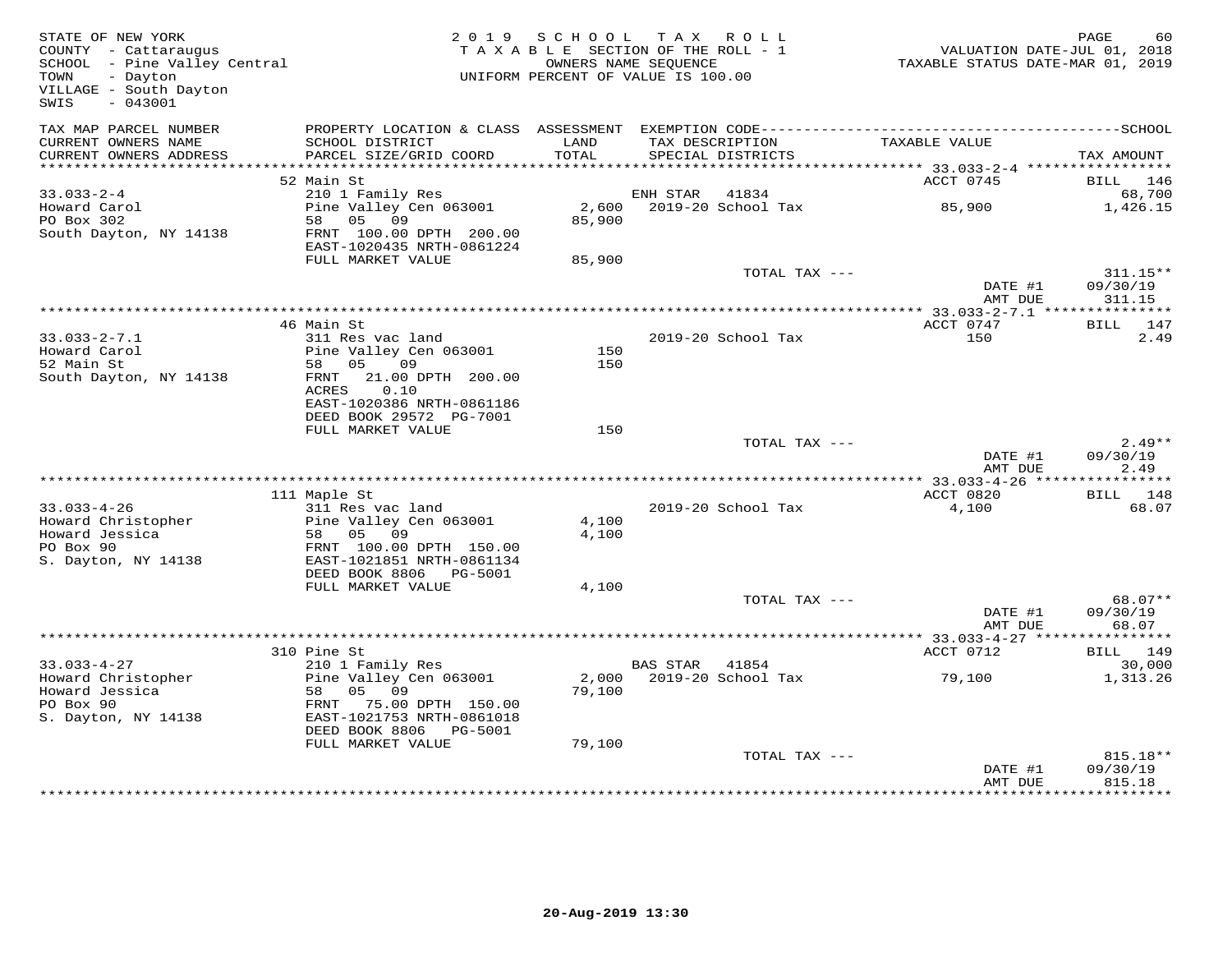STATE OF NEW YORK
COUNTY - Cattaraugus
SCHOOL - Pine Valley Central
TOWN - Dayton
VILLAGE - South Dayton
SWIS - 043001

2019 SCHOOL TAX ROLL
TAXABLE SECTION OF THE ROLL - 1
OWNERS NAME SEQUENCE
UNIFORM PERCENT OF VALUE IS 100.00

VALUATION DATE-JUL 01, 2018
TAXABLE STATUS DATE-MAR 01, 2019

| TAX MAP PARCEL NUMBER / CURRENT OWNERS NAME / CURRENT OWNERS ADDRESS | PROPERTY LOCATION & CLASS / SCHOOL DISTRICT / PARCEL SIZE/GRID COORD | ASSESSMENT LAND / TOTAL | EXEMPTION CODE / TAX DESCRIPTION / SPECIAL DISTRICTS | TAXABLE VALUE | TAX AMOUNT |
|---|---|---|---|---|---|
| 33.033-2-4 | 52 Main St | | | ACCT 0745 | BILL 146 |
| Howard Carol | 210 1 Family Res | | ENH STAR 41834 | | 68,700 |
| PO Box 302 | Pine Valley Cen 063001 | 2,600 | 2019-20 School Tax | 85,900 | 1,426.15 |
| South Dayton, NY 14138 | 58 05 09 | 85,900 | | | |
| | FRNT 100.00 DPTH 200.00 | | | | |
| | EAST-1020435 NRTH-0861224 | | | | |
| | FULL MARKET VALUE | 85,900 | | | |
| | | | TOTAL TAX --- | | 311.15** |
| | | | | DATE #1 | 09/30/19 |
| | | | | AMT DUE | 311.15 |
| 33.033-2-7.1 | 46 Main St | | | ACCT 0747 | BILL 147 |
| Howard Carol | 311 Res vac land | | 2019-20 School Tax | 150 | 2.49 |
| 52 Main St | Pine Valley Cen 063001 | 150 | | | |
| South Dayton, NY 14138 | 58 05 09 | 150 | | | |
| | FRNT 21.00 DPTH 200.00 | | | | |
| | ACRES 0.10 | | | | |
| | EAST-1020386 NRTH-0861186 | | | | |
| | DEED BOOK 29572 PG-7001 | | | | |
| | FULL MARKET VALUE | 150 | | | |
| | | | TOTAL TAX --- | | 2.49** |
| | | | | DATE #1 | 09/30/19 |
| | | | | AMT DUE | 2.49 |
| 33.033-4-26 | 111 Maple St | | | ACCT 0820 | BILL 148 |
| Howard Christopher | 311 Res vac land | | 2019-20 School Tax | 4,100 | 68.07 |
| Howard Jessica | Pine Valley Cen 063001 | 4,100 | | | |
| PO Box 90 | 58 05 09 | 4,100 | | | |
| S. Dayton, NY 14138 | FRNT 100.00 DPTH 150.00 | | | | |
| | EAST-1021851 NRTH-0861134 | | | | |
| | DEED BOOK 8806 PG-5001 | | | | |
| | FULL MARKET VALUE | 4,100 | | | |
| | | | TOTAL TAX --- | | 68.07** |
| | | | | DATE #1 | 09/30/19 |
| | | | | AMT DUE | 68.07 |
| 33.033-4-27 | 310 Pine St | | | ACCT 0712 | BILL 149 |
| Howard Christopher | 210 1 Family Res | | BAS STAR 41854 | | 30,000 |
| Howard Jessica | Pine Valley Cen 063001 | 2,000 | 2019-20 School Tax | 79,100 | 1,313.26 |
| PO Box 90 | 58 05 09 | 79,100 | | | |
| S. Dayton, NY 14138 | FRNT 75.00 DPTH 150.00 | | | | |
| | EAST-1021753 NRTH-0861018 | | | | |
| | DEED BOOK 8806 PG-5001 | | | | |
| | FULL MARKET VALUE | 79,100 | | | |
| | | | TOTAL TAX --- | | 815.18** |
| | | | | DATE #1 | 09/30/19 |
| | | | | AMT DUE | 815.18 |

20-Aug-2019 13:30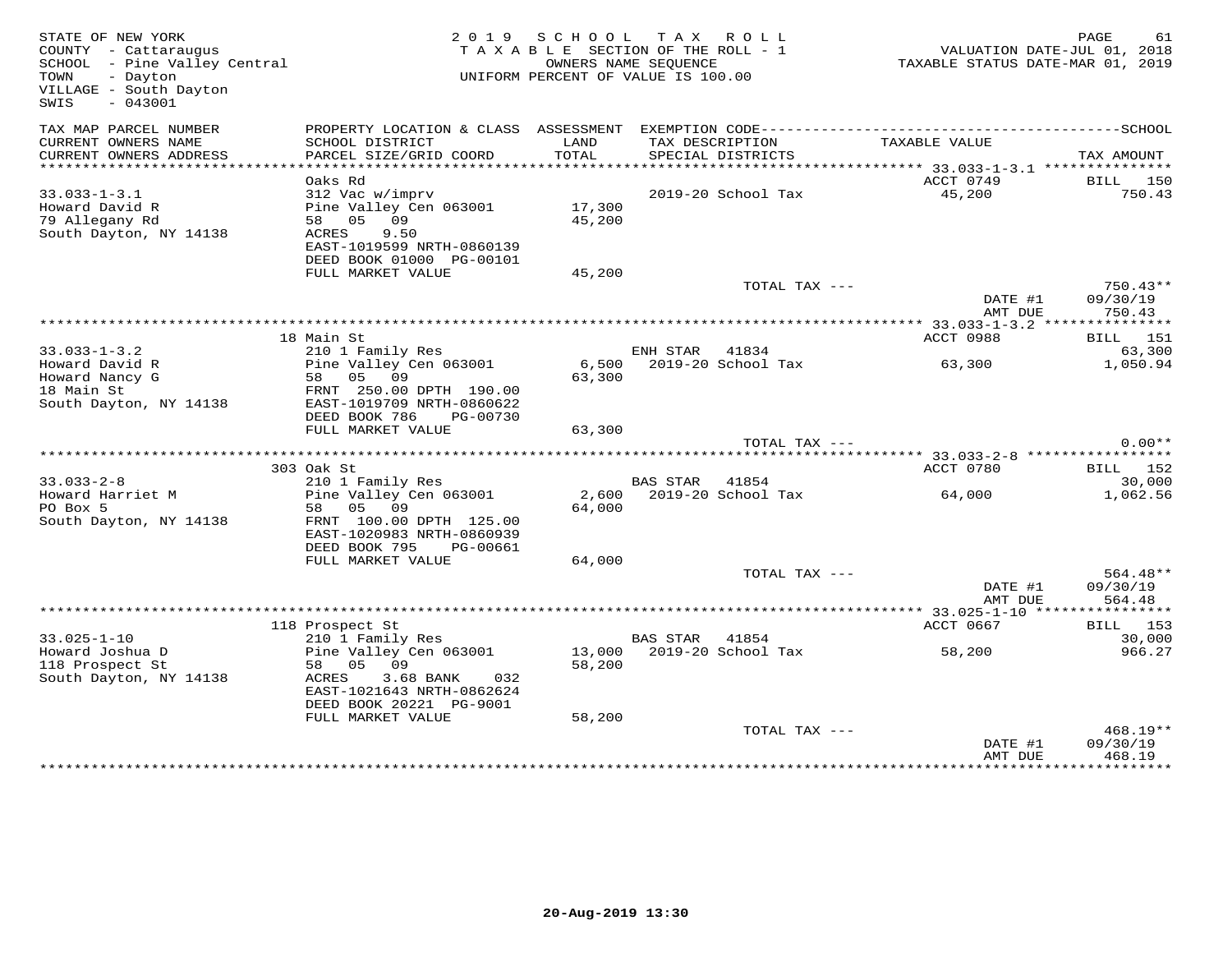STATE OF NEW YORK
COUNTY - Cattaraugus
SCHOOL - Pine Valley Central
TOWN - Dayton
VILLAGE - South Dayton
SWIS - 043001

**2019 SCHOOL TAX ROLL**
TAXABLE SECTION OF THE ROLL - 1
OWNERS NAME SEQUENCE
UNIFORM PERCENT OF VALUE IS 100.00

VALUATION DATE-JUL 01, 2018
TAXABLE STATUS DATE-MAR 01, 2019

| TAX MAP PARCEL NUMBER / CURRENT OWNERS NAME / CURRENT OWNERS ADDRESS | PROPERTY LOCATION & CLASS / SCHOOL DISTRICT / PARCEL SIZE/GRID COORD | ASSESSMENT LAND / TOTAL | EXEMPTION CODE / TAX DESCRIPTION / SPECIAL DISTRICTS | TAXABLE VALUE | TAX AMOUNT |
|---|---|---|---|---|---|
| **33.033-1-3.1** | Oaks Rd | | | ACCT 0749 | BILL 150 |
| Howard David R | 312 Vac w/imprv | | 2019-20 School Tax | 45,200 | 750.43 |
| 79 Allegany Rd | Pine Valley Cen 063001 | 17,300 | | | |
| South Dayton, NY 14138 | 58 05 09 | 45,200 | | | |
| | ACRES 9.50 | | | | |
| | EAST-1019599 NRTH-0860139 | | | | |
| | DEED BOOK 01000 PG-00101 | | | | |
| | FULL MARKET VALUE | 45,200 | | | |
| | | | TOTAL TAX --- | | 750.43** |
| | | | | DATE #1 | 09/30/19 |
| | | | | AMT DUE | 750.43 |
| **33.033-1-3.2** | 18 Main St | | | ACCT 0988 | BILL 151 |
| Howard David R | 210 1 Family Res | | ENH STAR 41834 | | 63,300 |
| Howard Nancy G | Pine Valley Cen 063001 | 6,500 | 2019-20 School Tax | 63,300 | 1,050.94 |
| 18 Main St | 58 05 09 | 63,300 | | | |
| South Dayton, NY 14138 | FRNT 250.00 DPTH 190.00 | | | | |
| | EAST-1019709 NRTH-0860622 | | | | |
| | DEED BOOK 786 PG-00730 | | | | |
| | FULL MARKET VALUE | 63,300 | | | |
| | | | TOTAL TAX --- | | 0.00** |
| **33.033-2-8** | 303 Oak St | | | ACCT 0780 | BILL 152 |
| Howard Harriet M | 210 1 Family Res | | BAS STAR 41854 | | 30,000 |
| PO Box 5 | Pine Valley Cen 063001 | 2,600 | 2019-20 School Tax | 64,000 | 1,062.56 |
| South Dayton, NY 14138 | 58 05 09 | 64,000 | | | |
| | FRNT 100.00 DPTH 125.00 | | | | |
| | EAST-1020983 NRTH-0860939 | | | | |
| | DEED BOOK 795 PG-00661 | | | | |
| | FULL MARKET VALUE | 64,000 | | | |
| | | | TOTAL TAX --- | | 564.48** |
| | | | | DATE #1 | 09/30/19 |
| | | | | AMT DUE | 564.48 |
| **33.025-1-10** | 118 Prospect St | | | ACCT 0667 | BILL 153 |
| Howard Joshua D | 210 1 Family Res | | BAS STAR 41854 | | 30,000 |
| 118 Prospect St | Pine Valley Cen 063001 | 13,000 | 2019-20 School Tax | 58,200 | 966.27 |
| South Dayton, NY 14138 | 58 05 09 | 58,200 | | | |
| | ACRES 3.68 BANK 032 | | | | |
| | EAST-1021643 NRTH-0862624 | | | | |
| | DEED BOOK 20221 PG-9001 | | | | |
| | FULL MARKET VALUE | 58,200 | | | |
| | | | TOTAL TAX --- | | 468.19** |
| | | | | DATE #1 | 09/30/19 |
| | | | | AMT DUE | 468.19 |

20-Aug-2019 13:30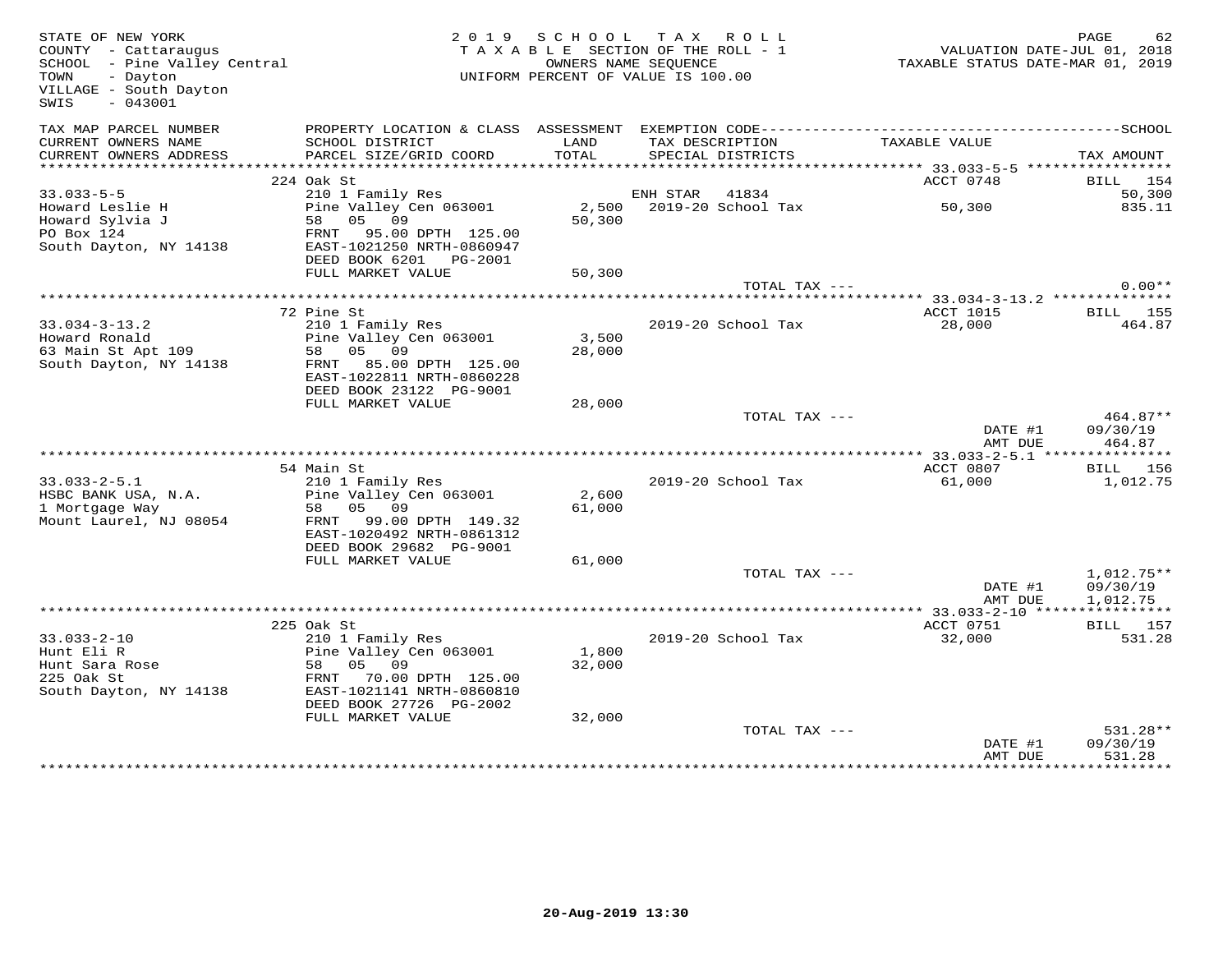STATE OF NEW YORK
COUNTY - Cattaraugus
SCHOOL - Pine Valley Central
TOWN - Dayton
VILLAGE - South Dayton
SWIS - 043001

2019 SCHOOL TAX ROLL
TAXABLE SECTION OF THE ROLL - 1
OWNERS NAME SEQUENCE
UNIFORM PERCENT OF VALUE IS 100.00

VALUATION DATE-JUL 01, 2018
TAXABLE STATUS DATE-MAR 01, 2019

| TAX MAP PARCEL NUMBER / CURRENT OWNERS NAME / CURRENT OWNERS ADDRESS | PROPERTY LOCATION & CLASS / SCHOOL DISTRICT / PARCEL SIZE/GRID COORD | ASSESSMENT LAND / TOTAL | EXEMPTION CODE / TAX DESCRIPTION / SPECIAL DISTRICTS | TAXABLE VALUE | SCHOOL TAX AMOUNT |
|---|---|---|---|---|---|
| **33.033-5-5** | 224 Oak St | | | ACCT 0748 | BILL 154 |
| Howard Leslie H | 210 1 Family Res | | ENH STAR 41834 | | 50,300 |
| Howard Sylvia J | Pine Valley Cen 063001 | 2,500 | 2019-20 School Tax | 50,300 | 835.11 |
| PO Box 124 | 58 05 09 | 50,300 | | | |
| South Dayton, NY 14138 | FRNT 95.00 DPTH 125.00 | | | | |
| | EAST-1021250 NRTH-0860947 | | | | |
| | DEED BOOK 6201 PG-2001 | | | | |
| | FULL MARKET VALUE | 50,300 | | | |
| | | | TOTAL TAX --- | | 0.00** |
| **33.034-3-13.2** | 72 Pine St | | | ACCT 1015 | BILL 155 |
| Howard Ronald | 210 1 Family Res | | 2019-20 School Tax | 28,000 | 464.87 |
| 63 Main St Apt 109 | Pine Valley Cen 063001 | 3,500 | | | |
| South Dayton, NY 14138 | 58 05 09 | 28,000 | | | |
| | FRNT 85.00 DPTH 125.00 | | | | |
| | EAST-1022811 NRTH-0860228 | | | | |
| | DEED BOOK 23122 PG-9001 | | | | |
| | FULL MARKET VALUE | 28,000 | | | |
| | | | TOTAL TAX --- | | 464.87** |
| | | | | DATE #1 | 09/30/19 |
| | | | | AMT DUE | 464.87 |
| **33.033-2-5.1** | 54 Main St | | | ACCT 0807 | BILL 156 |
| HSBC BANK USA, N.A. | 210 1 Family Res | | 2019-20 School Tax | 61,000 | 1,012.75 |
| 1 Mortgage Way | Pine Valley Cen 063001 | 2,600 | | | |
| Mount Laurel, NJ 08054 | 58 05 09 | 61,000 | | | |
| | FRNT 99.00 DPTH 149.32 | | | | |
| | EAST-1020492 NRTH-0861312 | | | | |
| | DEED BOOK 29682 PG-9001 | | | | |
| | FULL MARKET VALUE | 61,000 | | | |
| | | | TOTAL TAX --- | | 1,012.75** |
| | | | | DATE #1 | 09/30/19 |
| | | | | AMT DUE | 1,012.75 |
| **33.033-2-10** | 225 Oak St | | | ACCT 0751 | BILL 157 |
| Hunt Eli R | 210 1 Family Res | | 2019-20 School Tax | 32,000 | 531.28 |
| Hunt Sara Rose | Pine Valley Cen 063001 | 1,800 | | | |
| 225 Oak St | 58 05 09 | 32,000 | | | |
| South Dayton, NY 14138 | FRNT 70.00 DPTH 125.00 | | | | |
| | EAST-1021141 NRTH-0860810 | | | | |
| | DEED BOOK 27726 PG-2002 | | | | |
| | FULL MARKET VALUE | 32,000 | | | |
| | | | TOTAL TAX --- | | 531.28** |
| | | | | DATE #1 | 09/30/19 |
| | | | | AMT DUE | 531.28 |

20-Aug-2019 13:30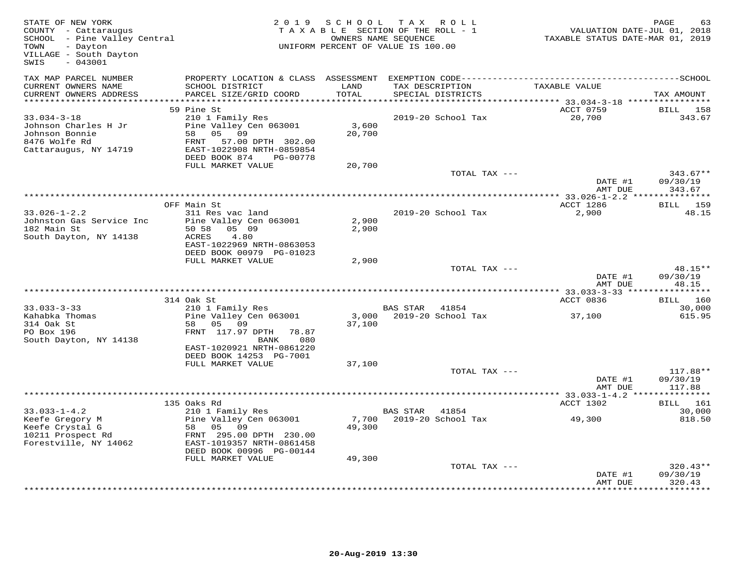STATE OF NEW YORK
COUNTY - Cattaraugus
SCHOOL - Pine Valley Central
TOWN - Dayton
VILLAGE - South Dayton
SWIS - 043001

2019 SCHOOL TAX ROLL
TAXABLE SECTION OF THE ROLL - 1
OWNERS NAME SEQUENCE
UNIFORM PERCENT OF VALUE IS 100.00

VALUATION DATE-JUL 01, 2018
TAXABLE STATUS DATE-MAR 01, 2019

| TAX MAP PARCEL NUMBER / CURRENT OWNERS NAME / CURRENT OWNERS ADDRESS | PROPERTY LOCATION & CLASS / SCHOOL DISTRICT / PARCEL SIZE/GRID COORD | ASSESSMENT LAND / TOTAL | EXEMPTION CODE / TAX DESCRIPTION / SPECIAL DISTRICTS | TAXABLE VALUE | TAX AMOUNT |
|---|---|---|---|---|---|
| **33.034-3-18** | 59 Pine St | | | ACCT 0759 | BILL 158 |
| Johnson Charles H Jr | 210 1 Family Res | | | | |
| Johnson Bonnie | Pine Valley Cen 063001 | 3,600 | 2019-20 School Tax | 20,700 | 343.67 |
| 8476 Wolfe Rd | 58 05 09 | 20,700 | | | |
| Cattaraugus, NY 14719 | FRNT 57.00 DPTH 302.00 | | | | |
| | EAST-1022908 NRTH-0859854 | | | | |
| | DEED BOOK 874 PG-00778 | | | | |
| | FULL MARKET VALUE | 20,700 | | | |
| | | | TOTAL TAX --- | | 343.67** |
| | | | | DATE #1 | 09/30/19 |
| | | | | AMT DUE | 343.67 |
| **33.026-1-2.2** | OFF Main St | | | ACCT 1286 | BILL 159 |
| Johnston Gas Service Inc | 311 Res vac land | | | | |
| 182 Main St | Pine Valley Cen 063001 | 2,900 | 2019-20 School Tax | 2,900 | 48.15 |
| South Dayton, NY 14138 | 50 58 05 09 | 2,900 | | | |
| | ACRES 4.80 | | | | |
| | EAST-1022969 NRTH-0863053 | | | | |
| | DEED BOOK 00979 PG-01023 | | | | |
| | FULL MARKET VALUE | 2,900 | | | |
| | | | TOTAL TAX --- | | 48.15** |
| | | | | DATE #1 | 09/30/19 |
| | | | | AMT DUE | 48.15 |
| **33.033-3-33** | 314 Oak St | | | ACCT 0836 | BILL 160 |
| Kahabka Thomas | 210 1 Family Res | | BAS STAR 41854 | | 30,000 |
| 314 Oak St | Pine Valley Cen 063001 | 3,000 | 2019-20 School Tax | 37,100 | 615.95 |
| PO Box 196 | 58 05 09 | 37,100 | | | |
| South Dayton, NY 14138 | FRNT 117.97 DPTH 78.87 | | | | |
| | BANK 080 | | | | |
| | EAST-1020921 NRTH-0861220 | | | | |
| | DEED BOOK 14253 PG-7001 | | | | |
| | FULL MARKET VALUE | 37,100 | | | |
| | | | TOTAL TAX --- | | 117.88** |
| | | | | DATE #1 | 09/30/19 |
| | | | | AMT DUE | 117.88 |
| **33.033-1-4.2** | 135 Oaks Rd | | | ACCT 1302 | BILL 161 |
| Keefe Gregory M | 210 1 Family Res | | BAS STAR 41854 | | 30,000 |
| Keefe Crystal G | Pine Valley Cen 063001 | 7,700 | 2019-20 School Tax | 49,300 | 818.50 |
| 10211 Prospect Rd | 58 05 09 | 49,300 | | | |
| Forestville, NY 14062 | FRNT 295.00 DPTH 230.00 | | | | |
| | EAST-1019357 NRTH-0861458 | | | | |
| | DEED BOOK 00996 PG-00144 | | | | |
| | FULL MARKET VALUE | 49,300 | | | |
| | | | TOTAL TAX --- | | 320.43** |
| | | | | DATE #1 | 09/30/19 |
| | | | | AMT DUE | 320.43 |

20-Aug-2019 13:30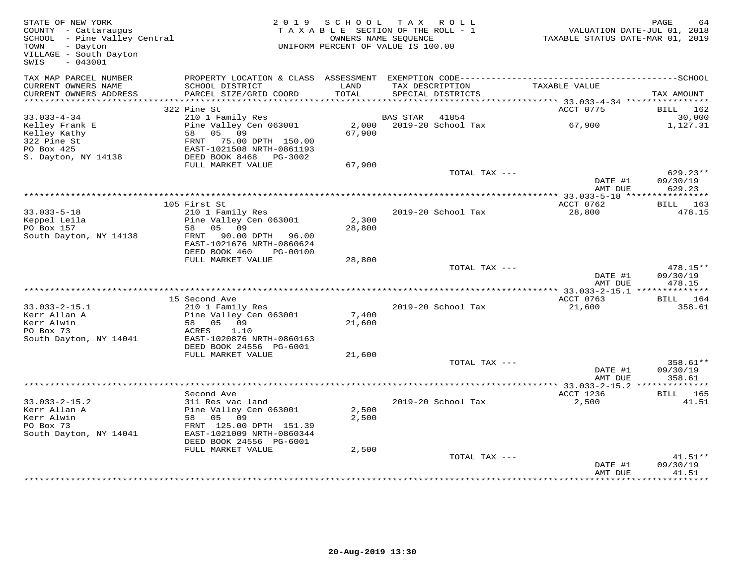STATE OF NEW YORK
COUNTY - Cattaraugus
SCHOOL - Pine Valley Central
TOWN - Dayton
VILLAGE - South Dayton
SWIS - 043001

2019 SCHOOL TAX ROLL
TAXABLE SECTION OF THE ROLL - 1
OWNERS NAME SEQUENCE
UNIFORM PERCENT OF VALUE IS 100.00

VALUATION DATE-JUL 01, 2018
TAXABLE STATUS DATE-MAR 01, 2019

| TAX MAP PARCEL NUMBER / CURRENT OWNERS NAME / CURRENT OWNERS ADDRESS | PROPERTY LOCATION & CLASS / SCHOOL DISTRICT / PARCEL SIZE/GRID COORD | ASSESSMENT LAND / TOTAL | EXEMPTION CODE / TAX DESCRIPTION / SPECIAL DISTRICTS | TAXABLE VALUE | TAX AMOUNT |
|---|---|---|---|---|---|
| | 322 Pine St | | | ACCT 0775 | BILL 162 |
| 33.033-4-34 | 210 1 Family Res | | BAS STAR 41854 | | 30,000 |
| Kelley Frank E | Pine Valley Cen 063001 | 2,000 | 2019-20 School Tax | 67,900 | 1,127.31 |
| Kelley Kathy | 58 05 09 | 67,900 | | | |
| 322 Pine St | FRNT 75.00 DPTH 150.00 | | | | |
| PO Box 425 | EAST-1021508 NRTH-0861193 | | | | |
| S. Dayton, NY 14138 | DEED BOOK 8468 PG-3002 | | | | |
| | FULL MARKET VALUE | 67,900 | | | |
| | | | TOTAL TAX --- | | 629.23** |
| | | | | DATE #1 | 09/30/19 |
| | | | | AMT DUE | 629.23 |
| | 105 First St | | | ACCT 0762 | BILL 163 |
| 33.033-5-18 | 210 1 Family Res | | 2019-20 School Tax | 28,800 | 478.15 |
| Keppel Leila | Pine Valley Cen 063001 | 2,300 | | | |
| PO Box 157 | 58 05 09 | 28,800 | | | |
| South Dayton, NY 14138 | FRNT 90.00 DPTH 96.00 | | | | |
| | EAST-1021676 NRTH-0860624 | | | | |
| | DEED BOOK 460 PG-00100 | | | | |
| | FULL MARKET VALUE | 28,800 | | | |
| | | | TOTAL TAX --- | | 478.15** |
| | | | | DATE #1 | 09/30/19 |
| | | | | AMT DUE | 478.15 |
| | 15 Second Ave | | | ACCT 0763 | BILL 164 |
| 33.033-2-15.1 | 210 1 Family Res | | 2019-20 School Tax | 21,600 | 358.61 |
| Kerr Allan A | Pine Valley Cen 063001 | 7,400 | | | |
| Kerr Alwin | 58 05 09 | 21,600 | | | |
| PO Box 73 | ACRES 1.10 | | | | |
| South Dayton, NY 14041 | EAST-1020876 NRTH-0860163 | | | | |
| | DEED BOOK 24556 PG-6001 | | | | |
| | FULL MARKET VALUE | 21,600 | | | |
| | | | TOTAL TAX --- | | 358.61** |
| | | | | DATE #1 | 09/30/19 |
| | | | | AMT DUE | 358.61 |
| | Second Ave | | | ACCT 1236 | BILL 165 |
| 33.033-2-15.2 | 311 Res vac land | | 2019-20 School Tax | 2,500 | 41.51 |
| Kerr Allan A | Pine Valley Cen 063001 | 2,500 | | | |
| Kerr Alwin | 58 05 09 | 2,500 | | | |
| PO Box 73 | FRNT 125.00 DPTH 151.39 | | | | |
| South Dayton, NY 14041 | EAST-1021009 NRTH-0860344 | | | | |
| | DEED BOOK 24556 PG-6001 | | | | |
| | FULL MARKET VALUE | 2,500 | | | |
| | | | TOTAL TAX --- | | 41.51** |
| | | | | DATE #1 | 09/30/19 |
| | | | | AMT DUE | 41.51 |

20-Aug-2019 13:30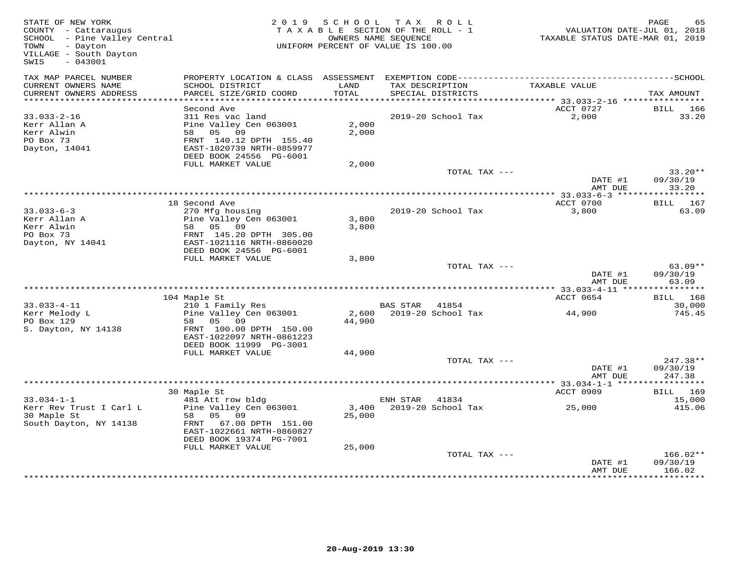STATE OF NEW YORK
COUNTY - Cattaraugus
SCHOOL - Pine Valley Central
TOWN - Dayton
VILLAGE - South Dayton
SWIS - 043001

2019 SCHOOL TAX ROLL
TAXABLE SECTION OF THE ROLL - 1
OWNERS NAME SEQUENCE
UNIFORM PERCENT OF VALUE IS 100.00

VALUATION DATE-JUL 01, 2018
TAXABLE STATUS DATE-MAR 01, 2019

| TAX MAP PARCEL NUMBER / CURRENT OWNERS NAME / CURRENT OWNERS ADDRESS | PROPERTY LOCATION & CLASS / SCHOOL DISTRICT / PARCEL SIZE/GRID COORD | ASSESSMENT LAND / TOTAL | EXEMPTION CODE / TAX DESCRIPTION / SPECIAL DISTRICTS | TAXABLE VALUE | TAX AMOUNT |
|---|---|---|---|---|---|
| | Second Ave | | | ACCT 0727 | BILL 166 |
| 33.033-2-16 | 311 Res vac land | | 2019-20 School Tax | 2,000 | 33.20 |
| Kerr Allan A | Pine Valley Cen 063001 | 2,000 | | | |
| Kerr Alwin | 58 05 09 | 2,000 | | | |
| PO Box 73 | FRNT 140.12 DPTH 155.40 | | | | |
| Dayton, 14041 | EAST-1020739 NRTH-0859977 | | | | |
| | DEED BOOK 24556 PG-6001 | | | | |
| | FULL MARKET VALUE | 2,000 | | | |
| | | | TOTAL TAX --- | | 33.20** |
| | | | | DATE #1 | 09/30/19 |
| | | | | AMT DUE | 33.20 |
| | 18 Second Ave | | | ACCT 0700 | BILL 167 |
| 33.033-6-3 | 270 Mfg housing | | 2019-20 School Tax | 3,800 | 63.09 |
| Kerr Allan A | Pine Valley Cen 063001 | 3,800 | | | |
| Kerr Alwin | 58 05 09 | 3,800 | | | |
| PO Box 73 | FRNT 145.20 DPTH 305.00 | | | | |
| Dayton, NY 14041 | EAST-1021116 NRTH-0860020 | | | | |
| | DEED BOOK 24556 PG-6001 | | | | |
| | FULL MARKET VALUE | 3,800 | | | |
| | | | TOTAL TAX --- | | 63.09** |
| | | | | DATE #1 | 09/30/19 |
| | | | | AMT DUE | 63.09 |
| | 104 Maple St | | | ACCT 0654 | BILL 168 |
| 33.033-4-11 | 210 1 Family Res | | BAS STAR 41854 | | 30,000 |
| Kerr Melody L | Pine Valley Cen 063001 | 2,600 | 2019-20 School Tax | 44,900 | 745.45 |
| PO Box 129 | 58 05 09 | 44,900 | | | |
| S. Dayton, NY 14138 | FRNT 100.00 DPTH 150.00 | | | | |
| | EAST-1022097 NRTH-0861223 | | | | |
| | DEED BOOK 11999 PG-3001 | | | | |
| | FULL MARKET VALUE | 44,900 | | | |
| | | | TOTAL TAX --- | | 247.38** |
| | | | | DATE #1 | 09/30/19 |
| | | | | AMT DUE | 247.38 |
| | 30 Maple St | | | ACCT 0909 | BILL 169 |
| 33.034-1-1 | 481 Att row bldg | | ENH STAR 41834 | | 15,000 |
| Kerr Rev Trust I Carl L | Pine Valley Cen 063001 | 3,400 | 2019-20 School Tax | 25,000 | 415.06 |
| 30 Maple St | 58 05 09 | 25,000 | | | |
| South Dayton, NY 14138 | FRNT 67.00 DPTH 151.00 | | | | |
| | EAST-1022661 NRTH-0860827 | | | | |
| | DEED BOOK 19374 PG-7001 | | | | |
| | FULL MARKET VALUE | 25,000 | | | |
| | | | TOTAL TAX --- | | 166.02** |
| | | | | DATE #1 | 09/30/19 |
| | | | | AMT DUE | 166.02 |

20-Aug-2019 13:30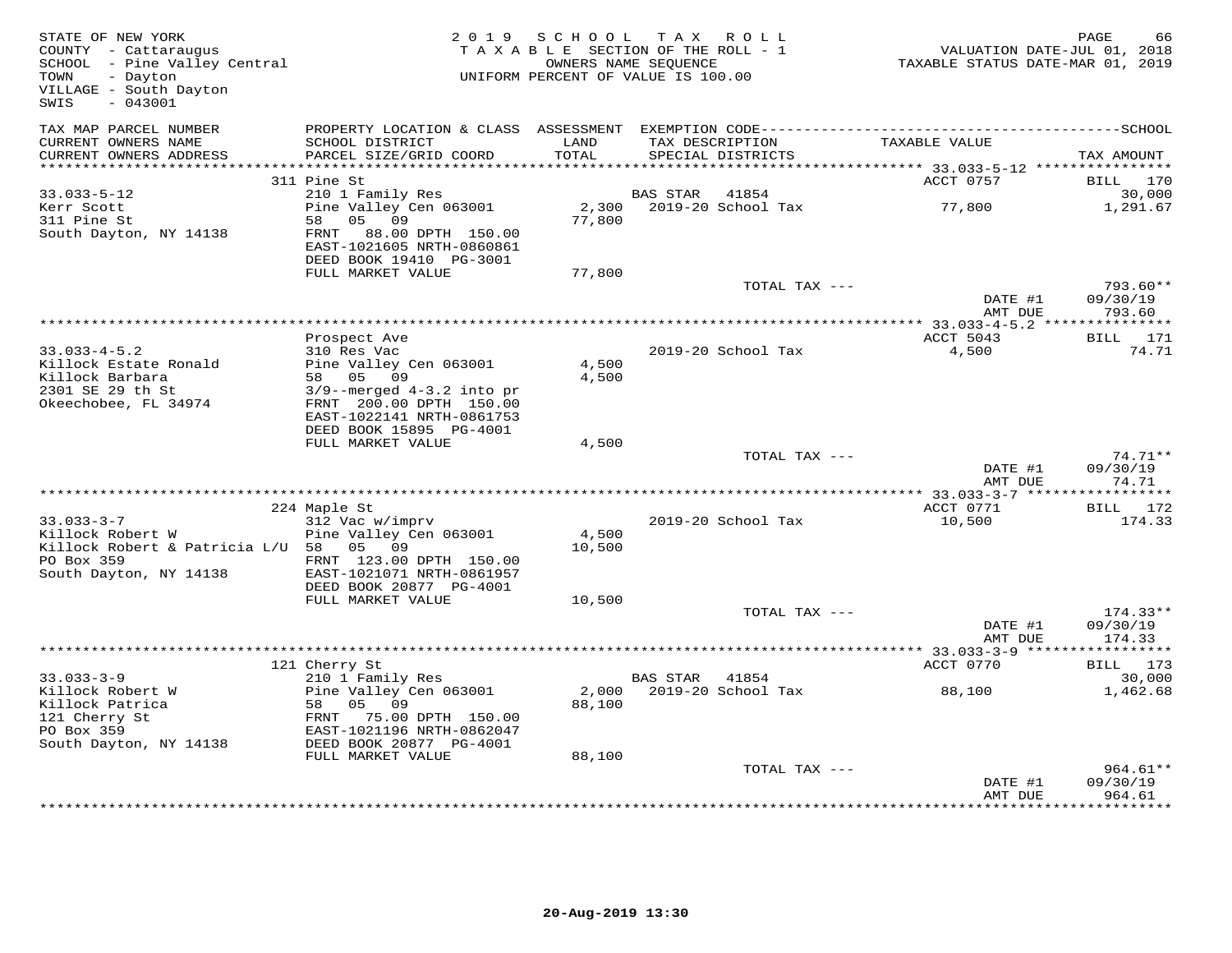STATE OF NEW YORK
COUNTY - Cattaraugus
SCHOOL - Pine Valley Central
TOWN - Dayton
VILLAGE - South Dayton
SWIS - 043001

2019 SCHOOL TAX ROLL
TAXABLE SECTION OF THE ROLL - 1
OWNERS NAME SEQUENCE
UNIFORM PERCENT OF VALUE IS 100.00

VALUATION DATE-JUL 01, 2018
TAXABLE STATUS DATE-MAR 01, 2019

| TAX MAP PARCEL NUMBER / CURRENT OWNERS NAME / CURRENT OWNERS ADDRESS | PROPERTY LOCATION & CLASS / SCHOOL DISTRICT / PARCEL SIZE/GRID COORD | ASSESSMENT LAND / TOTAL | EXEMPTION CODE / TAX DESCRIPTION / SPECIAL DISTRICTS | TAXABLE VALUE | SCHOOL TAX AMOUNT |
|---|---|---|---|---|---|
| **33.033-5-12** | 311 Pine St | | | ACCT 0757 | BILL 170 |
| | 210 1 Family Res | | BAS STAR 41854 | | 30,000 |
| Kerr Scott | Pine Valley Cen 063001 | 2,300 | 2019-20 School Tax | 77,800 | 1,291.67 |
| 311 Pine St | 58 05 09 | 77,800 | | | |
| South Dayton, NY 14138 | FRNT 88.00 DPTH 150.00 | | | | |
| | EAST-1021605 NRTH-0860861 | | | | |
| | DEED BOOK 19410 PG-3001 | | | | |
| | FULL MARKET VALUE | 77,800 | | | |
| | | | TOTAL TAX --- | | 793.60** |
| | | | | DATE #1 | 09/30/19 |
| | | | | AMT DUE | 793.60 |
| **33.033-4-5.2** | Prospect Ave | | | ACCT 5043 | BILL 171 |
| | 310 Res Vac | | 2019-20 School Tax | 4,500 | 74.71 |
| Killock Estate Ronald | Pine Valley Cen 063001 | 4,500 | | | |
| Killock Barbara | 58 05 09 | 4,500 | | | |
| 2301 SE 29 th St | 3/9--merged 4-3.2 into pr | | | | |
| Okeechobee, FL 34974 | FRNT 200.00 DPTH 150.00 | | | | |
| | EAST-1022141 NRTH-0861753 | | | | |
| | DEED BOOK 15895 PG-4001 | | | | |
| | FULL MARKET VALUE | 4,500 | | | |
| | | | TOTAL TAX --- | | 74.71** |
| | | | | DATE #1 | 09/30/19 |
| | | | | AMT DUE | 74.71 |
| **33.033-3-7** | 224 Maple St | | | ACCT 0771 | BILL 172 |
| | 312 Vac w/imprv | | 2019-20 School Tax | 10,500 | 174.33 |
| Killock Robert W | Pine Valley Cen 063001 | 4,500 | | | |
| Killock Robert & Patricia L/U | 58 05 09 | 10,500 | | | |
| PO Box 359 | FRNT 123.00 DPTH 150.00 | | | | |
| South Dayton, NY 14138 | EAST-1021071 NRTH-0861957 | | | | |
| | DEED BOOK 20877 PG-4001 | | | | |
| | FULL MARKET VALUE | 10,500 | | | |
| | | | TOTAL TAX --- | | 174.33** |
| | | | | DATE #1 | 09/30/19 |
| | | | | AMT DUE | 174.33 |
| **33.033-3-9** | 121 Cherry St | | | ACCT 0770 | BILL 173 |
| | 210 1 Family Res | | BAS STAR 41854 | | 30,000 |
| Killock Robert W | Pine Valley Cen 063001 | 2,000 | 2019-20 School Tax | 88,100 | 1,462.68 |
| Killock Patrica | 58 05 09 | 88,100 | | | |
| 121 Cherry St | FRNT 75.00 DPTH 150.00 | | | | |
| PO Box 359 | EAST-1021196 NRTH-0862047 | | | | |
| South Dayton, NY 14138 | DEED BOOK 20877 PG-4001 | | | | |
| | FULL MARKET VALUE | 88,100 | | | |
| | | | TOTAL TAX --- | | 964.61** |
| | | | | DATE #1 | 09/30/19 |
| | | | | AMT DUE | 964.61 |

20-Aug-2019 13:30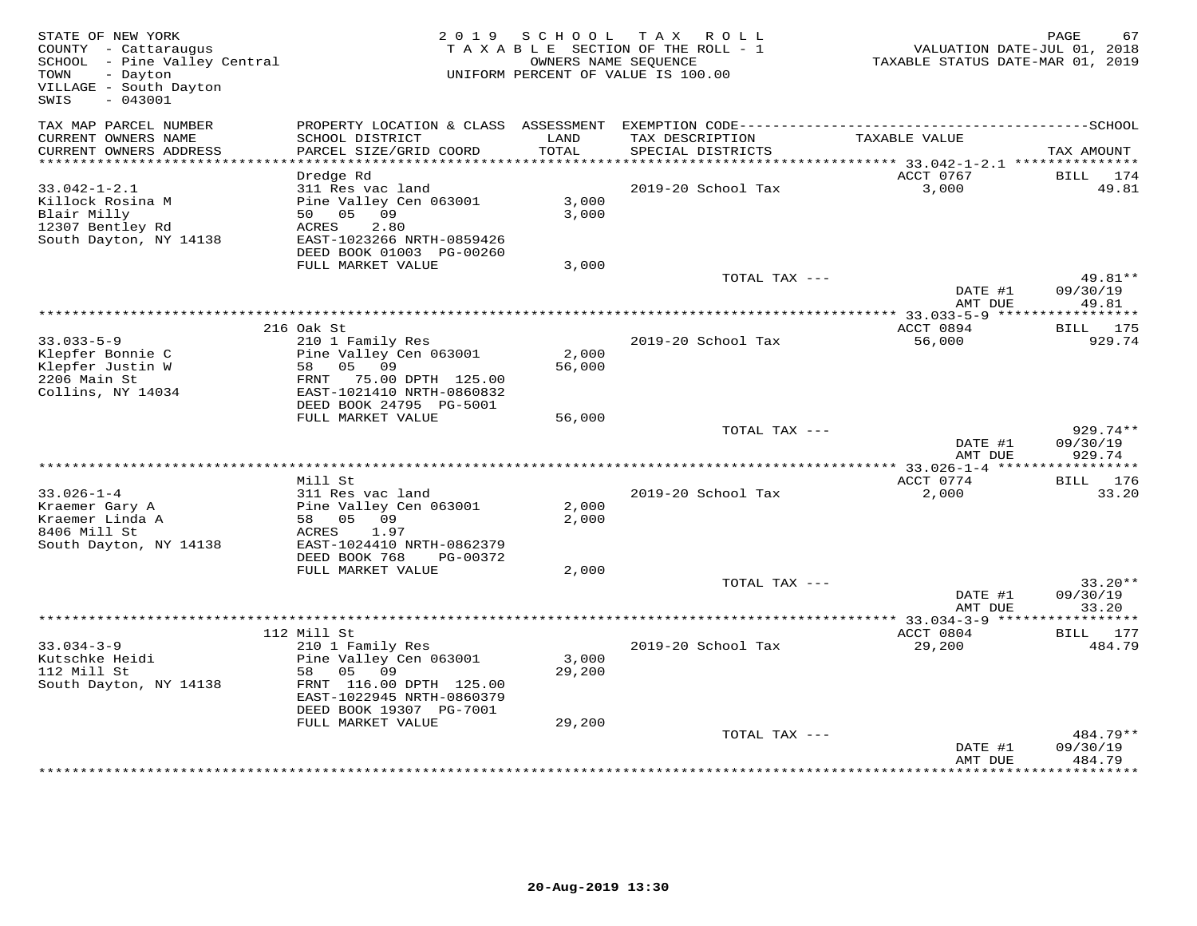STATE OF NEW YORK
COUNTY - Cattaraugus
SCHOOL - Pine Valley Central
TOWN - Dayton
VILLAGE - South Dayton
SWIS - 043001

2019 SCHOOL TAX ROLL
TAXABLE SECTION OF THE ROLL - 1
OWNERS NAME SEQUENCE
UNIFORM PERCENT OF VALUE IS 100.00

VALUATION DATE-JUL 01, 2018
TAXABLE STATUS DATE-MAR 01, 2019

| TAX MAP PARCEL NUMBER / CURRENT OWNERS NAME / CURRENT OWNERS ADDRESS | PROPERTY LOCATION & CLASS / SCHOOL DISTRICT / PARCEL SIZE/GRID COORD | ASSESSMENT LAND / TOTAL | EXEMPTION CODE / TAX DESCRIPTION / SPECIAL DISTRICTS | TAXABLE VALUE | TAX AMOUNT |
|---|---|---|---|---|---|
| 33.042-1-2.1 | Dredge Rd | | | ACCT 0767 | BILL 174 |
| Killock Rosina M | 311 Res vac land | | 2019-20 School Tax | 3,000 | 49.81 |
| Blair Milly | Pine Valley Cen 063001 | 3,000 | | | |
| 12307 Bentley Rd | 50 05 09 | 3,000 | | | |
| South Dayton, NY 14138 | ACRES 2.80 | | | | |
| | EAST-1023266 NRTH-0859426 | | | | |
| | DEED BOOK 01003 PG-00260 | | | | |
| | FULL MARKET VALUE | 3,000 | | | |
| | | | TOTAL TAX --- | | 49.81** |
| | | | | DATE #1 | 09/30/19 |
| | | | | AMT DUE | 49.81 |
| 33.033-5-9 | 216 Oak St | | | ACCT 0894 | BILL 175 |
| Klepfer Bonnie C | 210 1 Family Res | | 2019-20 School Tax | 56,000 | 929.74 |
| Klepfer Justin W | Pine Valley Cen 063001 | 2,000 | | | |
| 2206 Main St | 58 05 09 | 56,000 | | | |
| Collins, NY 14034 | FRNT 75.00 DPTH 125.00 | | | | |
| | EAST-1021410 NRTH-0860832 | | | | |
| | DEED BOOK 24795 PG-5001 | | | | |
| | FULL MARKET VALUE | 56,000 | | | |
| | | | TOTAL TAX --- | | 929.74** |
| | | | | DATE #1 | 09/30/19 |
| | | | | AMT DUE | 929.74 |
| 33.026-1-4 | Mill St | | | ACCT 0774 | BILL 176 |
| Kraemer Gary A | 311 Res vac land | | 2019-20 School Tax | 2,000 | 33.20 |
| Kraemer Linda A | Pine Valley Cen 063001 | 2,000 | | | |
| 8406 Mill St | 58 05 09 | 2,000 | | | |
| South Dayton, NY 14138 | ACRES 1.97 | | | | |
| | EAST-1024410 NRTH-0862379 | | | | |
| | DEED BOOK 768 PG-00372 | | | | |
| | FULL MARKET VALUE | 2,000 | | | |
| | | | TOTAL TAX --- | | 33.20** |
| | | | | DATE #1 | 09/30/19 |
| | | | | AMT DUE | 33.20 |
| 33.034-3-9 | 112 Mill St | | | ACCT 0804 | BILL 177 |
| Kutschke Heidi | 210 1 Family Res | | 2019-20 School Tax | 29,200 | 484.79 |
| 112 Mill St | Pine Valley Cen 063001 | 3,000 | | | |
| South Dayton, NY 14138 | 58 05 09 | 29,200 | | | |
| | FRNT 116.00 DPTH 125.00 | | | | |
| | EAST-1022945 NRTH-0860379 | | | | |
| | DEED BOOK 19307 PG-7001 | | | | |
| | FULL MARKET VALUE | 29,200 | | | |
| | | | TOTAL TAX --- | | 484.79** |
| | | | | DATE #1 | 09/30/19 |
| | | | | AMT DUE | 484.79 |

20-Aug-2019 13:30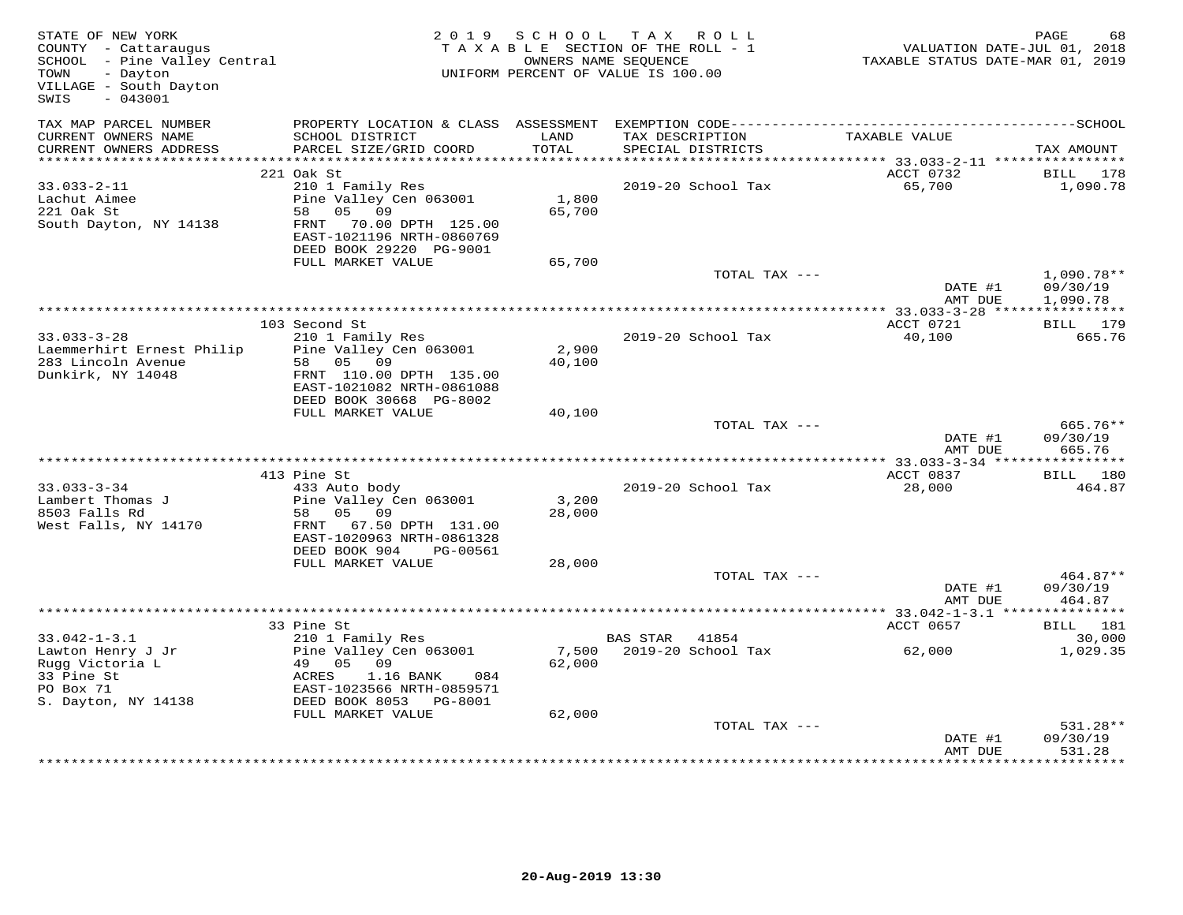STATE OF NEW YORK
COUNTY - Cattaraugus
SCHOOL - Pine Valley Central
TOWN - Dayton
VILLAGE - South Dayton
SWIS - 043001

2019 SCHOOL TAX ROLL
TAXABLE SECTION OF THE ROLL - 1
OWNERS NAME SEQUENCE
UNIFORM PERCENT OF VALUE IS 100.00

VALUATION DATE-JUL 01, 2018
TAXABLE STATUS DATE-MAR 01, 2019

| TAX MAP PARCEL NUMBER / CURRENT OWNERS NAME / CURRENT OWNERS ADDRESS | PROPERTY LOCATION & CLASS / SCHOOL DISTRICT / PARCEL SIZE/GRID COORD | ASSESSMENT LAND / TOTAL | EXEMPTION CODE / TAX DESCRIPTION / SPECIAL DISTRICTS | TAXABLE VALUE | TAX AMOUNT |
|---|---|---|---|---|---|
| **33.033-2-11** | 221 Oak St | | | ACCT 0732 | BILL 178 |
| 33.033-2-11 | 210 1 Family Res | | 2019-20 School Tax | 65,700 | 1,090.78 |
| Lachut Aimee | Pine Valley Cen 063001 | 1,800 | | | |
| 221 Oak St | 58 05 09 | 65,700 | | | |
| South Dayton, NY 14138 | FRNT 70.00 DPTH 125.00 | | | | |
| | EAST-1021196 NRTH-0860769 | | | | |
| | DEED BOOK 29220 PG-9001 | | | | |
| | FULL MARKET VALUE | 65,700 | | | |
| | | | TOTAL TAX --- | | 1,090.78** |
| | | | | DATE #1 | 09/30/19 |
| | | | | AMT DUE | 1,090.78 |
| **33.033-3-28** | 103 Second St | | | ACCT 0721 | BILL 179 |
| 33.033-3-28 | 210 1 Family Res | | 2019-20 School Tax | 40,100 | 665.76 |
| Laemmerhirt Ernest Philip | Pine Valley Cen 063001 | 2,900 | | | |
| 283 Lincoln Avenue | 58 05 09 | 40,100 | | | |
| Dunkirk, NY 14048 | FRNT 110.00 DPTH 135.00 | | | | |
| | EAST-1021082 NRTH-0861088 | | | | |
| | DEED BOOK 30668 PG-8002 | | | | |
| | FULL MARKET VALUE | 40,100 | | | |
| | | | TOTAL TAX --- | | 665.76** |
| | | | | DATE #1 | 09/30/19 |
| | | | | AMT DUE | 665.76 |
| **33.033-3-34** | 413 Pine St | | | ACCT 0837 | BILL 180 |
| 33.033-3-34 | 433 Auto body | | 2019-20 School Tax | 28,000 | 464.87 |
| Lambert Thomas J | Pine Valley Cen 063001 | 3,200 | | | |
| 8503 Falls Rd | 58 05 09 | 28,000 | | | |
| West Falls, NY 14170 | FRNT 67.50 DPTH 131.00 | | | | |
| | EAST-1020963 NRTH-0861328 | | | | |
| | DEED BOOK 904 PG-00561 | | | | |
| | FULL MARKET VALUE | 28,000 | | | |
| | | | TOTAL TAX --- | | 464.87** |
| | | | | DATE #1 | 09/30/19 |
| | | | | AMT DUE | 464.87 |
| **33.042-1-3.1** | 33 Pine St | | | ACCT 0657 | BILL 181 |
| 33.042-1-3.1 | 210 1 Family Res | | BAS STAR 41854 | | 30,000 |
| Lawton Henry J Jr | Pine Valley Cen 063001 | 7,500 | 2019-20 School Tax | 62,000 | 1,029.35 |
| Rugg Victoria L | 49 05 09 | 62,000 | | | |
| 33 Pine St | ACRES 1.16 BANK 084 | | | | |
| PO Box 71 | EAST-1023566 NRTH-0859571 | | | | |
| S. Dayton, NY 14138 | DEED BOOK 8053 PG-8001 | | | | |
| | FULL MARKET VALUE | 62,000 | | | |
| | | | TOTAL TAX --- | | 531.28** |
| | | | | DATE #1 | 09/30/19 |
| | | | | AMT DUE | 531.28 |

20-Aug-2019 13:30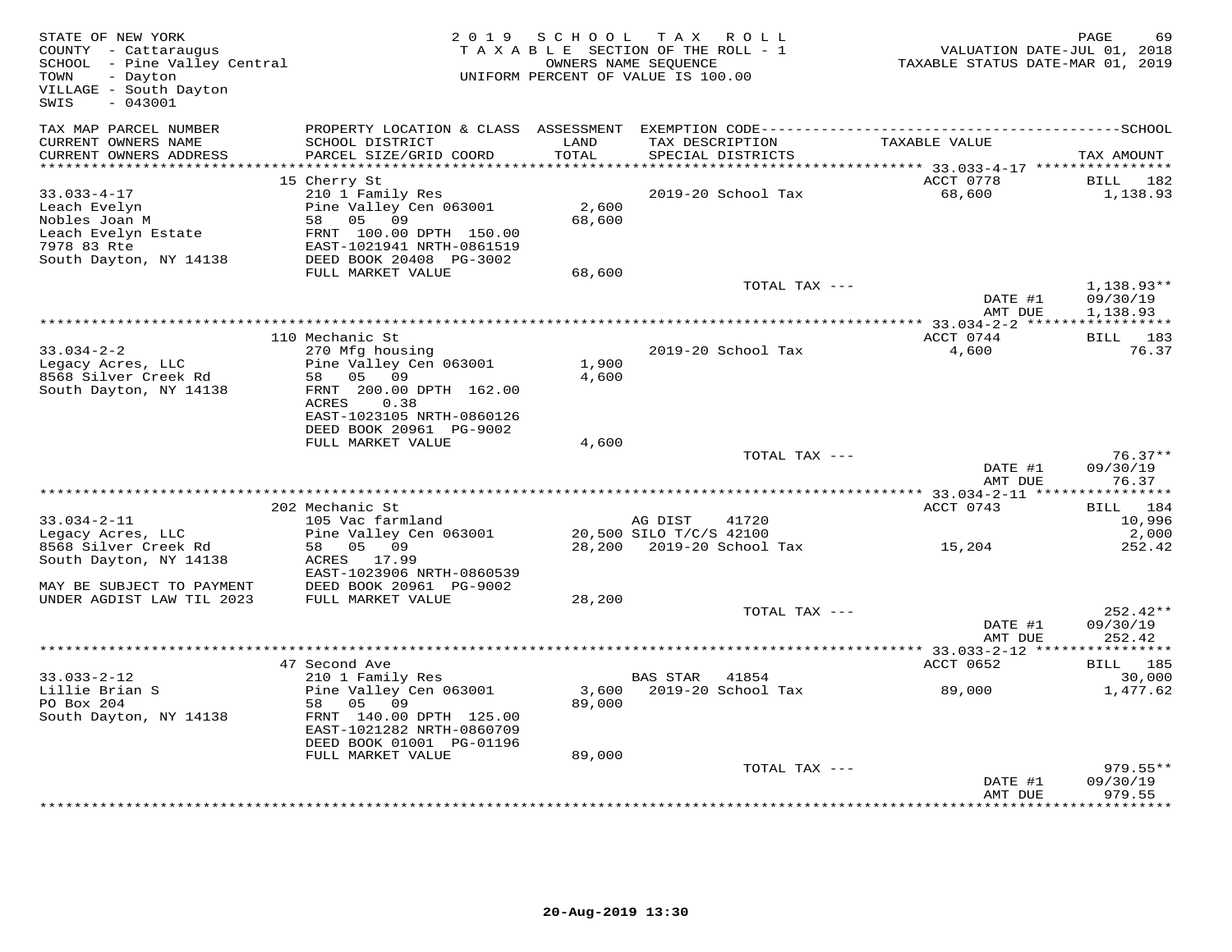STATE OF NEW YORK
COUNTY - Cattaraugus
SCHOOL - Pine Valley Central
TOWN - Dayton
VILLAGE - South Dayton
SWIS - 043001

2019 SCHOOL TAX ROLL
TAXABLE SECTION OF THE ROLL - 1
OWNERS NAME SEQUENCE
UNIFORM PERCENT OF VALUE IS 100.00

VALUATION DATE-JUL 01, 2018
TAXABLE STATUS DATE-MAR 01, 2019

| TAX MAP PARCEL NUMBER / CURRENT OWNERS NAME / CURRENT OWNERS ADDRESS | PROPERTY LOCATION & CLASS / SCHOOL DISTRICT / PARCEL SIZE/GRID COORD | ASSESSMENT LAND / TOTAL | EXEMPTION CODE / TAX DESCRIPTION / SPECIAL DISTRICTS | TAXABLE VALUE | SCHOOL TAX AMOUNT |
|---|---|---|---|---|---|
| | 15 Cherry St | | | ACCT 0778 | BILL 182 |
| 33.033-4-17 | 210 1 Family Res | | 2019-20 School Tax | 68,600 | 1,138.93 |
| Leach Evelyn | Pine Valley Cen 063001 | 2,600 | | | |
| Nobles Joan M | 58 05 09 | 68,600 | | | |
| Leach Evelyn Estate | FRNT 100.00 DPTH 150.00 | | | | |
| 7978 83 Rte | EAST-1021941 NRTH-0861519 | | | | |
| South Dayton, NY 14138 | DEED BOOK 20408 PG-3002 | | | | |
| | FULL MARKET VALUE | 68,600 | | | |
| | | | TOTAL TAX --- | | 1,138.93** |
| | | | | DATE #1 | 09/30/19 |
| | | | | AMT DUE | 1,138.93 |
| | 110 Mechanic St | | | ACCT 0744 | BILL 183 |
| 33.034-2-2 | 270 Mfg housing | | 2019-20 School Tax | 4,600 | 76.37 |
| Legacy Acres, LLC | Pine Valley Cen 063001 | 1,900 | | | |
| 8568 Silver Creek Rd | 58 05 09 | 4,600 | | | |
| South Dayton, NY 14138 | FRNT 200.00 DPTH 162.00 | | | | |
| | ACRES 0.38 | | | | |
| | EAST-1023105 NRTH-0860126 | | | | |
| | DEED BOOK 20961 PG-9002 | | | | |
| | FULL MARKET VALUE | 4,600 | | | |
| | | | TOTAL TAX --- | | 76.37** |
| | | | | DATE #1 | 09/30/19 |
| | | | | AMT DUE | 76.37 |
| | 202 Mechanic St | | | ACCT 0743 | BILL 184 |
| 33.034-2-11 | 105 Vac farmland | | AG DIST 41720 | | 10,996 |
| Legacy Acres, LLC | Pine Valley Cen 063001 | 20,500 | SILO T/C/S 42100 | | 2,000 |
| 8568 Silver Creek Rd | 58 05 09 | 28,200 | 2019-20 School Tax | 15,204 | 252.42 |
| South Dayton, NY 14138 | ACRES 17.99 | | | | |
| | EAST-1023906 NRTH-0860539 | | | | |
| MAY BE SUBJECT TO PAYMENT | DEED BOOK 20961 PG-9002 | | | | |
| UNDER AGDIST LAW TIL 2023 | FULL MARKET VALUE | 28,200 | | | |
| | | | TOTAL TAX --- | | 252.42** |
| | | | | DATE #1 | 09/30/19 |
| | | | | AMT DUE | 252.42 |
| | 47 Second Ave | | | ACCT 0652 | BILL 185 |
| 33.033-2-12 | 210 1 Family Res | | BAS STAR 41854 | | 30,000 |
| Lillie Brian S | Pine Valley Cen 063001 | 3,600 | 2019-20 School Tax | 89,000 | 1,477.62 |
| PO Box 204 | 58 05 09 | 89,000 | | | |
| South Dayton, NY 14138 | FRNT 140.00 DPTH 125.00 | | | | |
| | EAST-1021282 NRTH-0860709 | | | | |
| | DEED BOOK 01001 PG-01196 | | | | |
| | FULL MARKET VALUE | 89,000 | | | |
| | | | TOTAL TAX --- | | 979.55** |
| | | | | DATE #1 | 09/30/19 |
| | | | | AMT DUE | 979.55 |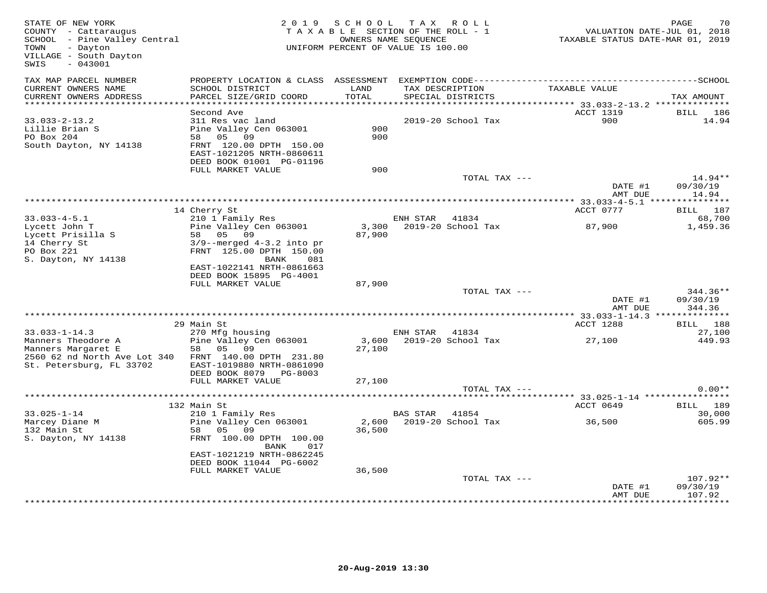STATE OF NEW YORK
COUNTY - Cattaraugus
SCHOOL - Pine Valley Central
TOWN - Dayton
VILLAGE - South Dayton
SWIS - 043001

2019 SCHOOL TAX ROLL
TAXABLE SECTION OF THE ROLL - 1
OWNERS NAME SEQUENCE
UNIFORM PERCENT OF VALUE IS 100.00

VALUATION DATE-JUL 01, 2018
TAXABLE STATUS DATE-MAR 01, 2019

| TAX MAP PARCEL NUMBER / CURRENT OWNERS NAME / CURRENT OWNERS ADDRESS | PROPERTY LOCATION & CLASS / SCHOOL DISTRICT / PARCEL SIZE/GRID COORD | ASSESSMENT LAND / TOTAL | EXEMPTION CODE / TAX DESCRIPTION / SPECIAL DISTRICTS | TAXABLE VALUE | SCHOOL TAX AMOUNT |
|---|---|---|---|---|---|
| **33.033-2-13.2** | Second Ave | | | ACCT 1319 | BILL 186 |
| Lillie Brian S | 311 Res vac land | | 2019-20 School Tax | 900 | 14.94 |
| PO Box 204 | Pine Valley Cen 063001 | 900 | | | |
| South Dayton, NY 14138 | 58 05 09 | 900 | | | |
| | FRNT 120.00 DPTH 150.00 | | | | |
| | EAST-1021205 NRTH-0860611 | | | | |
| | DEED BOOK 01001 PG-01196 | | | | |
| | FULL MARKET VALUE | 900 | | | |
| | | | TOTAL TAX --- | | 14.94** |
| | | | | DATE #1 | 09/30/19 |
| | | | | AMT DUE | 14.94 |
| **33.033-4-5.1** | 14 Cherry St | | | ACCT 0777 | BILL 187 |
| Lycett John T | 210 1 Family Res | | ENH STAR 41834 | | 68,700 |
| Lycett Prisilla S | Pine Valley Cen 063001 | 3,300 | 2019-20 School Tax | 87,900 | 1,459.36 |
| 14 Cherry St | 58 05 09 | 87,900 | | | |
| PO Box 221 | 3/9--merged 4-3.2 into pr | | | | |
| S. Dayton, NY 14138 | FRNT 125.00 DPTH 150.00 | | | | |
| | BANK 081 | | | | |
| | EAST-1022141 NRTH-0861663 | | | | |
| | DEED BOOK 15895 PG-4001 | | | | |
| | FULL MARKET VALUE | 87,900 | | | |
| | | | TOTAL TAX --- | | 344.36** |
| | | | | DATE #1 | 09/30/19 |
| | | | | AMT DUE | 344.36 |
| **33.033-1-14.3** | 29 Main St | | | ACCT 1288 | BILL 188 |
| Manners Theodore A | 270 Mfg housing | | ENH STAR 41834 | | 27,100 |
| Manners Margaret E | Pine Valley Cen 063001 | 3,600 | 2019-20 School Tax | 27,100 | 449.93 |
| 2560 62 nd North Ave Lot 340 | 58 05 09 | 27,100 | | | |
| St. Petersburg, FL 33702 | FRNT 140.00 DPTH 231.80 | | | | |
| | EAST-1019880 NRTH-0861090 | | | | |
| | DEED BOOK 8079 PG-8003 | | | | |
| | FULL MARKET VALUE | 27,100 | | | |
| | | | TOTAL TAX --- | | 0.00** |
| **33.025-1-14** | 132 Main St | | | ACCT 0649 | BILL 189 |
| Marcey Diane M | 210 1 Family Res | | BAS STAR 41854 | | 30,000 |
| 132 Main St | Pine Valley Cen 063001 | 2,600 | 2019-20 School Tax | 36,500 | 605.99 |
| S. Dayton, NY 14138 | 58 05 09 | 36,500 | | | |
| | FRNT 100.00 DPTH 100.00 | | | | |
| | BANK 017 | | | | |
| | EAST-1021219 NRTH-0862245 | | | | |
| | DEED BOOK 11044 PG-6002 | | | | |
| | FULL MARKET VALUE | 36,500 | | | |
| | | | TOTAL TAX --- | | 107.92** |
| | | | | DATE #1 | 09/30/19 |
| | | | | AMT DUE | 107.92 |

20-Aug-2019 13:30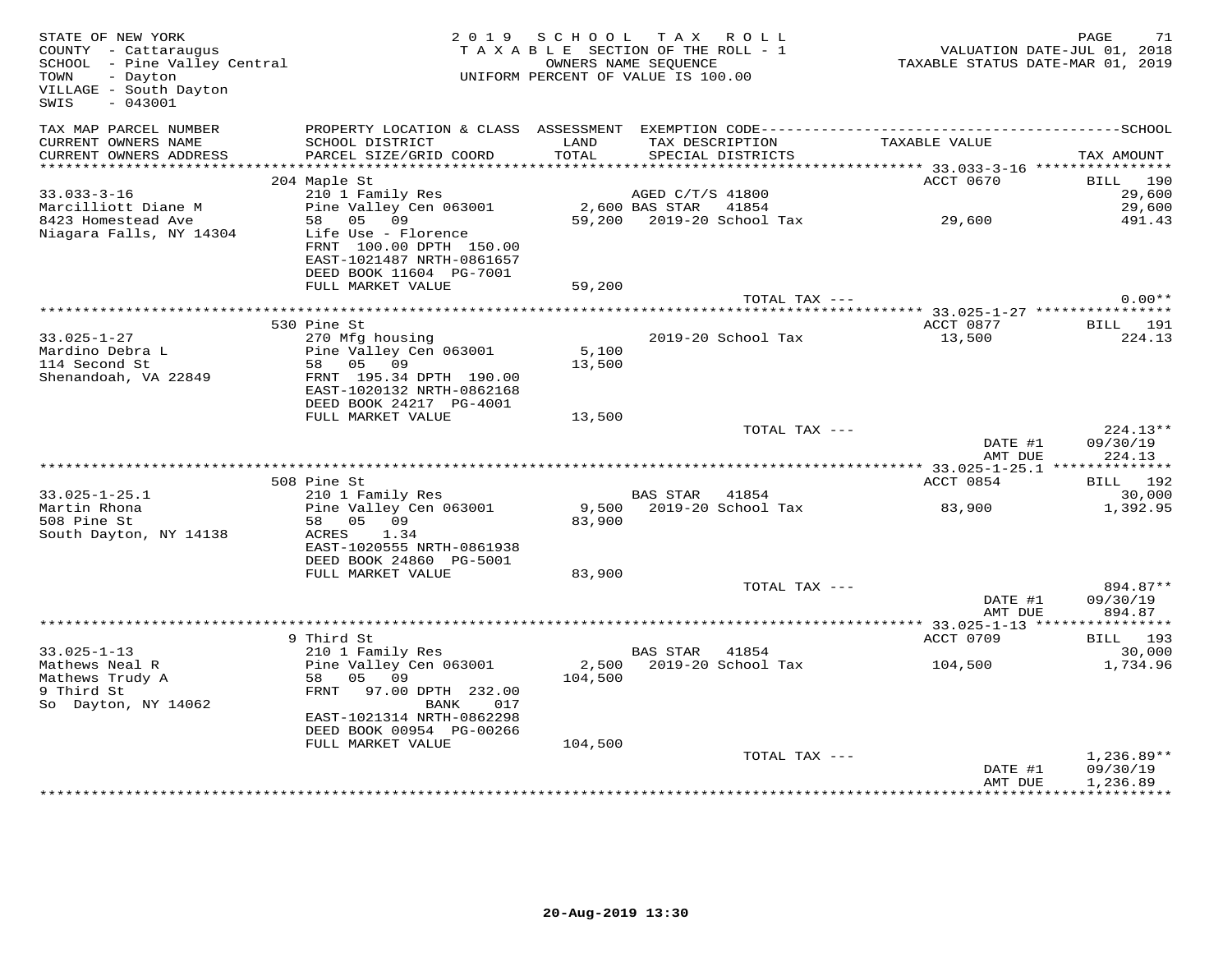STATE OF NEW YORK
COUNTY - Cattaraugus
SCHOOL - Pine Valley Central
TOWN - Dayton
VILLAGE - South Dayton
SWIS - 043001

2019 SCHOOL TAX ROLL
TAXABLE SECTION OF THE ROLL - 1
OWNERS NAME SEQUENCE
UNIFORM PERCENT OF VALUE IS 100.00

VALUATION DATE-JUL 01, 2018
TAXABLE STATUS DATE-MAR 01, 2019

| TAX MAP PARCEL NUMBER / CURRENT OWNERS NAME / CURRENT OWNERS ADDRESS | PROPERTY LOCATION & CLASS / SCHOOL DISTRICT / PARCEL SIZE/GRID COORD | ASSESSMENT LAND / TOTAL | EXEMPTION CODE / TAX DESCRIPTION / SPECIAL DISTRICTS | TAXABLE VALUE | TAX AMOUNT (SCHOOL) |
|---|---|---|---|---|---|
| **33.033-3-16** | 204 Maple St | | | ACCT 0670 | BILL 190 |
| 33.033-3-16 | 210 1 Family Res | | AGED C/T/S 41800 | | 29,600 |
| Marcilliott Diane M | Pine Valley Cen 063001 | 2,600 | BAS STAR 41854 | | 29,600 |
| 8423 Homestead Ave | 58 05 09 | 59,200 | 2019-20 School Tax | 29,600 | 491.43 |
| Niagara Falls, NY 14304 | Life Use - Florence | | | | |
| | FRNT 100.00 DPTH 150.00 | | | | |
| | EAST-1021487 NRTH-0861657 | | | | |
| | DEED BOOK 11604 PG-7001 | | | | |
| | FULL MARKET VALUE | 59,200 | | | |
| | | | TOTAL TAX --- | | 0.00** |
| **33.025-1-27** | 530 Pine St | | | ACCT 0877 | BILL 191 |
| 33.025-1-27 | 270 Mfg housing | | 2019-20 School Tax | 13,500 | 224.13 |
| Mardino Debra L | Pine Valley Cen 063001 | 5,100 | | | |
| 114 Second St | 58 05 09 | 13,500 | | | |
| Shenandoah, VA 22849 | FRNT 195.34 DPTH 190.00 | | | | |
| | EAST-1020132 NRTH-0862168 | | | | |
| | DEED BOOK 24217 PG-4001 | | | | |
| | FULL MARKET VALUE | 13,500 | | | |
| | | | TOTAL TAX --- | | 224.13** |
| | | | | DATE #1 | 09/30/19 |
| | | | | AMT DUE | 224.13 |
| **33.025-1-25.1** | 508 Pine St | | | ACCT 0854 | BILL 192 |
| 33.025-1-25.1 | 210 1 Family Res | | BAS STAR 41854 | | 30,000 |
| Martin Rhona | Pine Valley Cen 063001 | 9,500 | 2019-20 School Tax | 83,900 | 1,392.95 |
| 508 Pine St | 58 05 09 | 83,900 | | | |
| South Dayton, NY 14138 | ACRES 1.34 | | | | |
| | EAST-1020555 NRTH-0861938 | | | | |
| | DEED BOOK 24860 PG-5001 | | | | |
| | FULL MARKET VALUE | 83,900 | | | |
| | | | TOTAL TAX --- | | 894.87** |
| | | | | DATE #1 | 09/30/19 |
| | | | | AMT DUE | 894.87 |
| **33.025-1-13** | 9 Third St | | | ACCT 0709 | BILL 193 |
| 33.025-1-13 | 210 1 Family Res | | BAS STAR 41854 | | 30,000 |
| Mathews Neal R | Pine Valley Cen 063001 | 2,500 | 2019-20 School Tax | 104,500 | 1,734.96 |
| Mathews Trudy A | 58 05 09 | 104,500 | | | |
| 9 Third St | FRNT 97.00 DPTH 232.00 | | | | |
| So Dayton, NY 14062 | BANK 017 | | | | |
| | EAST-1021314 NRTH-0862298 | | | | |
| | DEED BOOK 00954 PG-00266 | | | | |
| | FULL MARKET VALUE | 104,500 | | | |
| | | | TOTAL TAX --- | | 1,236.89** |
| | | | | DATE #1 | 09/30/19 |
| | | | | AMT DUE | 1,236.89 |

20-Aug-2019 13:30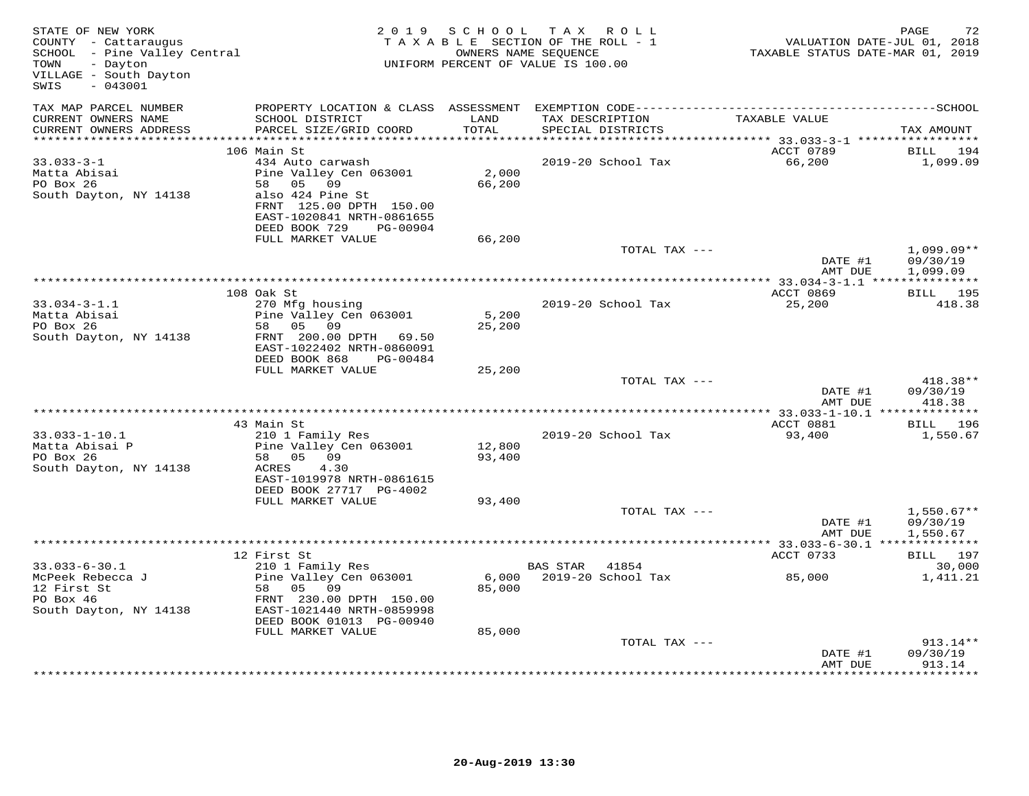STATE OF NEW YORK — 2019 SCHOOL TAX ROLL
COUNTY - Cattaraugus — TAXABLE SECTION OF THE ROLL - 1 — VALUATION DATE-JUL 01, 2018
SCHOOL - Pine Valley Central — OWNERS NAME SEQUENCE — TAXABLE STATUS DATE-MAR 01, 2019
TOWN - Dayton — UNIFORM PERCENT OF VALUE IS 100.00
VILLAGE - South Dayton
SWIS - 043001

| TAX MAP PARCEL NUMBER / CURRENT OWNERS NAME / CURRENT OWNERS ADDRESS | PROPERTY LOCATION & CLASS / SCHOOL DISTRICT / PARCEL SIZE/GRID COORD | ASSESSMENT LAND / TOTAL | EXEMPTION CODE / TAX DESCRIPTION / SPECIAL DISTRICTS | TAXABLE VALUE | TAX AMOUNT |
|---|---|---|---|---|---|
| | 106 Main St | | | ACCT 0789 | BILL 194 |
| 33.033-3-1 | 434 Auto carwash | | 2019-20 School Tax | 66,200 | 1,099.09 |
| Matta Abisai | Pine Valley Cen 063001 | 2,000 | | | |
| PO Box 26 | 58 05 09 | 66,200 | | | |
| South Dayton, NY 14138 | also 424 Pine St | | | | |
| | FRNT 125.00 DPTH 150.00 | | | | |
| | EAST-1020841 NRTH-0861655 | | | | |
| | DEED BOOK 729 PG-00904 | | | | |
| | FULL MARKET VALUE | 66,200 | | | |
| | | | TOTAL TAX --- | | 1,099.09** |
| | | | | DATE #1 | 09/30/19 |
| | | | | AMT DUE | 1,099.09 |
| | 108 Oak St | | | ACCT 0869 | BILL 195 |
| 33.034-3-1.1 | 270 Mfg housing | | 2019-20 School Tax | 25,200 | 418.38 |
| Matta Abisai | Pine Valley Cen 063001 | 5,200 | | | |
| PO Box 26 | 58 05 09 | 25,200 | | | |
| South Dayton, NY 14138 | FRNT 200.00 DPTH 69.50 | | | | |
| | EAST-1022402 NRTH-0860091 | | | | |
| | DEED BOOK 868 PG-00484 | | | | |
| | FULL MARKET VALUE | 25,200 | | | |
| | | | TOTAL TAX --- | | 418.38** |
| | | | | DATE #1 | 09/30/19 |
| | | | | AMT DUE | 418.38 |
| | 43 Main St | | | ACCT 0881 | BILL 196 |
| 33.033-1-10.1 | 210 1 Family Res | | 2019-20 School Tax | 93,400 | 1,550.67 |
| Matta Abisai P | Pine Valley Cen 063001 | 12,800 | | | |
| PO Box 26 | 58 05 09 | 93,400 | | | |
| South Dayton, NY 14138 | ACRES 4.30 | | | | |
| | EAST-1019978 NRTH-0861615 | | | | |
| | DEED BOOK 27717 PG-4002 | | | | |
| | FULL MARKET VALUE | 93,400 | | | |
| | | | TOTAL TAX --- | | 1,550.67** |
| | | | | DATE #1 | 09/30/19 |
| | | | | AMT DUE | 1,550.67 |
| | 12 First St | | | ACCT 0733 | BILL 197 |
| 33.033-6-30.1 | 210 1 Family Res | | BAS STAR 41854 | | 30,000 |
| McPeek Rebecca J | Pine Valley Cen 063001 | 6,000 | 2019-20 School Tax | 85,000 | 1,411.21 |
| 12 First St | 58 05 09 | 85,000 | | | |
| PO Box 46 | FRNT 230.00 DPTH 150.00 | | | | |
| South Dayton, NY 14138 | EAST-1021440 NRTH-0859998 | | | | |
| | DEED BOOK 01013 PG-00940 | | | | |
| | FULL MARKET VALUE | 85,000 | | | |
| | | | TOTAL TAX --- | | 913.14** |
| | | | | DATE #1 | 09/30/19 |
| | | | | AMT DUE | 913.14 |

20-Aug-2019 13:30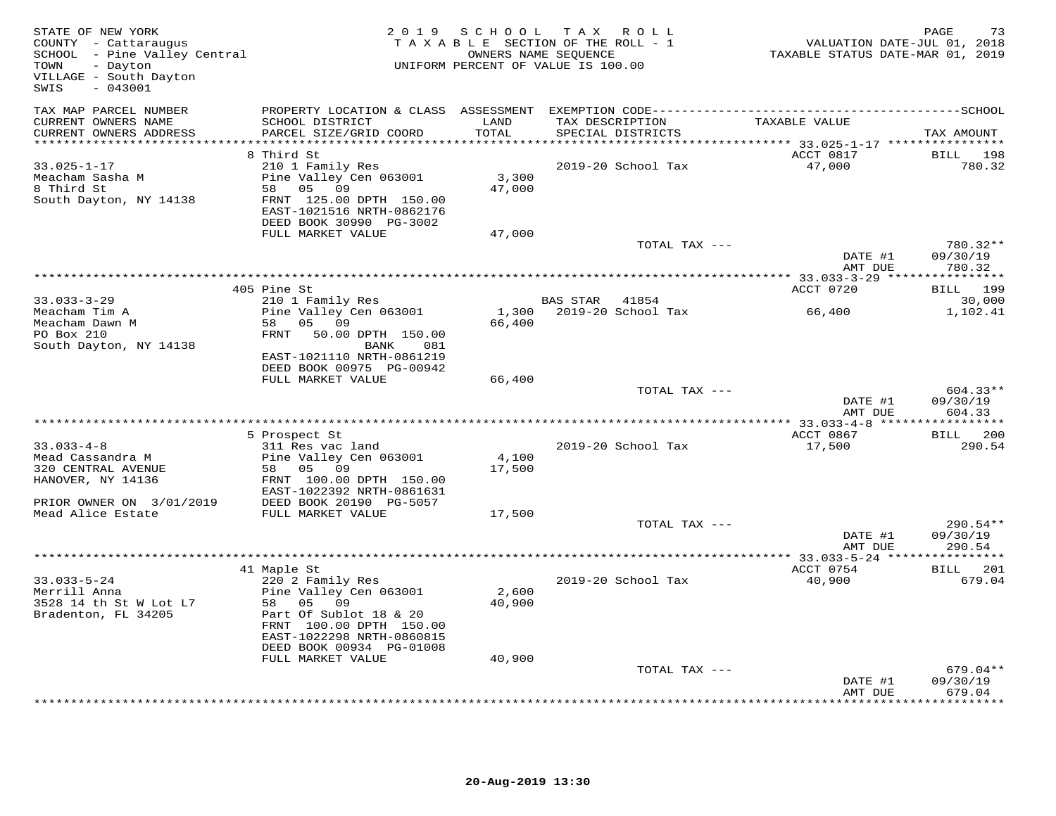STATE OF NEW YORK
COUNTY - Cattaraugus
SCHOOL - Pine Valley Central
TOWN - Dayton
VILLAGE - South Dayton
SWIS - 043001

2019 SCHOOL TAX ROLL
TAXABLE SECTION OF THE ROLL - 1
OWNERS NAME SEQUENCE
UNIFORM PERCENT OF VALUE IS 100.00

VALUATION DATE-JUL 01, 2018
TAXABLE STATUS DATE-MAR 01, 2019

| TAX MAP PARCEL NUMBER / CURRENT OWNERS NAME / CURRENT OWNERS ADDRESS | PROPERTY LOCATION & CLASS / SCHOOL DISTRICT / PARCEL SIZE/GRID COORD | ASSESSMENT LAND / TOTAL | EXEMPTION CODE / TAX DESCRIPTION / SPECIAL DISTRICTS | TAXABLE VALUE | TAX AMOUNT |
|---|---|---|---|---|---|
| | 8 Third St | | | ACCT 0817 | BILL 198 |
| 33.025-1-17 | 210 1 Family Res | | 2019-20 School Tax | 47,000 | 780.32 |
| Meacham Sasha M | Pine Valley Cen 063001 | 3,300 | | | |
| 8 Third St | 58 05 09 | 47,000 | | | |
| South Dayton, NY 14138 | FRNT 125.00 DPTH 150.00 | | | | |
| | EAST-1021516 NRTH-0862176 | | | | |
| | DEED BOOK 30990 PG-3002 | | | | |
| | FULL MARKET VALUE | 47,000 | | | |
| | | | TOTAL TAX --- | | 780.32** |
| | | | | DATE #1 | 09/30/19 |
| | | | | AMT DUE | 780.32 |
| | 405 Pine St | | | ACCT 0720 | BILL 199 |
| 33.033-3-29 | 210 1 Family Res | | BAS STAR 41854 | | 30,000 |
| Meacham Tim A | Pine Valley Cen 063001 | 1,300 | 2019-20 School Tax | 66,400 | 1,102.41 |
| Meacham Dawn M | 58 05 09 | 66,400 | | | |
| PO Box 210 | FRNT 50.00 DPTH 150.00 | | | | |
| South Dayton, NY 14138 | BANK 081 | | | | |
| | EAST-1021110 NRTH-0861219 | | | | |
| | DEED BOOK 00975 PG-00942 | | | | |
| | FULL MARKET VALUE | 66,400 | | | |
| | | | TOTAL TAX --- | | 604.33** |
| | | | | DATE #1 | 09/30/19 |
| | | | | AMT DUE | 604.33 |
| | 5 Prospect St | | | ACCT 0867 | BILL 200 |
| 33.033-4-8 | 311 Res vac land | | 2019-20 School Tax | 17,500 | 290.54 |
| Mead Cassandra M | Pine Valley Cen 063001 | 4,100 | | | |
| 320 CENTRAL AVENUE | 58 05 09 | 17,500 | | | |
| HANOVER, NY 14136 | FRNT 100.00 DPTH 150.00 | | | | |
| | EAST-1022392 NRTH-0861631 | | | | |
| PRIOR OWNER ON 3/01/2019 | DEED BOOK 20190 PG-5057 | | | | |
| Mead Alice Estate | FULL MARKET VALUE | 17,500 | | | |
| | | | TOTAL TAX --- | | 290.54** |
| | | | | DATE #1 | 09/30/19 |
| | | | | AMT DUE | 290.54 |
| | 41 Maple St | | | ACCT 0754 | BILL 201 |
| 33.033-5-24 | 220 2 Family Res | | 2019-20 School Tax | 40,900 | 679.04 |
| Merrill Anna | Pine Valley Cen 063001 | 2,600 | | | |
| 3528 14 th St W Lot L7 | 58 05 09 | 40,900 | | | |
| Bradenton, FL 34205 | Part Of Sublot 18 & 20 | | | | |
| | FRNT 100.00 DPTH 150.00 | | | | |
| | EAST-1022298 NRTH-0860815 | | | | |
| | DEED BOOK 00934 PG-01008 | | | | |
| | FULL MARKET VALUE | 40,900 | | | |
| | | | TOTAL TAX --- | | 679.04** |
| | | | | DATE #1 | 09/30/19 |
| | | | | AMT DUE | 679.04 |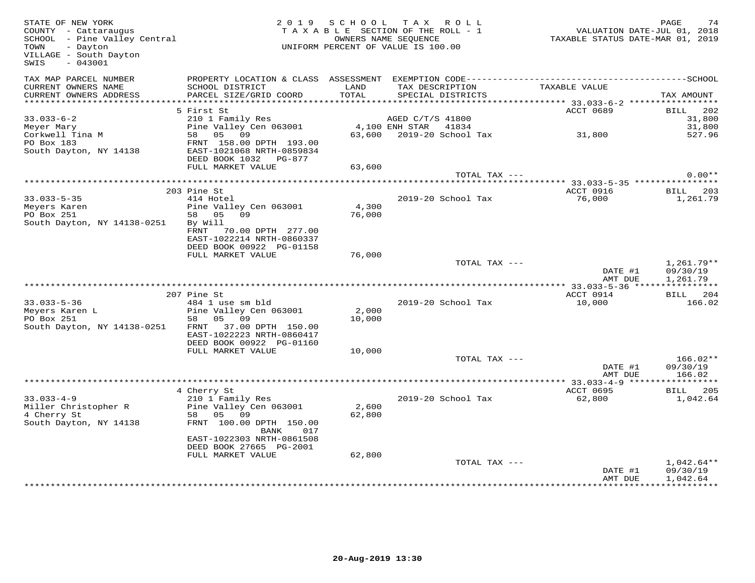STATE OF NEW YORK
COUNTY - Cattaraugus
SCHOOL - Pine Valley Central
TOWN - Dayton
VILLAGE - South Dayton
SWIS - 043001

2019 SCHOOL TAX ROLL
TAXABLE SECTION OF THE ROLL - 1
OWNERS NAME SEQUENCE
UNIFORM PERCENT OF VALUE IS 100.00

VALUATION DATE-JUL 01, 2018
TAXABLE STATUS DATE-MAR 01, 2019

| TAX MAP PARCEL NUMBER / CURRENT OWNERS NAME / CURRENT OWNERS ADDRESS | PROPERTY LOCATION & CLASS / SCHOOL DISTRICT / PARCEL SIZE/GRID COORD | ASSESSMENT LAND / TOTAL | EXEMPTION CODE / TAX DESCRIPTION / SPECIAL DISTRICTS | TAXABLE VALUE | SCHOOL TAX AMOUNT |
|---|---|---|---|---|---|
| **33.033-6-2** | 5 First St | | | ACCT 0689 | BILL 202 |
| Meyer Mary | 210 1 Family Res | | AGED C/T/S 41800 | | 31,800 |
| Corkwell Tina M | Pine Valley Cen 063001 | 4,100 | ENH STAR 41834 | | 31,800 |
| PO Box 183 | 58 05 09 | 63,600 | 2019-20 School Tax | 31,800 | 527.96 |
| South Dayton, NY 14138 | FRNT 158.00 DPTH 193.00 | | | | |
| | EAST-1021068 NRTH-0859834 | | | | |
| | DEED BOOK 1032 PG-877 | | | | |
| | FULL MARKET VALUE | 63,600 | | | |
| | | | TOTAL TAX --- | | 0.00** |
| **33.033-5-35** | 203 Pine St | | | ACCT 0916 | BILL 203 |
| Meyers Karen | 414 Hotel | | 2019-20 School Tax | 76,000 | 1,261.79 |
| PO Box 251 | Pine Valley Cen 063001 | 4,300 | | | |
| South Dayton, NY 14138-0251 | 58 05 09 | 76,000 | | | |
| | By Will | | | | |
| | FRNT 70.00 DPTH 277.00 | | | | |
| | EAST-1022214 NRTH-0860337 | | | | |
| | DEED BOOK 00922 PG-01158 | | | | |
| | FULL MARKET VALUE | 76,000 | | | |
| | | | TOTAL TAX --- | | 1,261.79** |
| | | | | DATE #1 | 09/30/19 |
| | | | | AMT DUE | 1,261.79 |
| **33.033-5-36** | 207 Pine St | | | ACCT 0914 | BILL 204 |
| Meyers Karen L | 484 1 use sm bld | | 2019-20 School Tax | 10,000 | 166.02 |
| PO Box 251 | Pine Valley Cen 063001 | 2,000 | | | |
| South Dayton, NY 14138-0251 | 58 05 09 | 10,000 | | | |
| | FRNT 37.00 DPTH 150.00 | | | | |
| | EAST-1022223 NRTH-0860417 | | | | |
| | DEED BOOK 00922 PG-01160 | | | | |
| | FULL MARKET VALUE | 10,000 | | | |
| | | | TOTAL TAX --- | | 166.02** |
| | | | | DATE #1 | 09/30/19 |
| | | | | AMT DUE | 166.02 |
| **33.033-4-9** | 4 Cherry St | | | ACCT 0695 | BILL 205 |
| Miller Christopher R | 210 1 Family Res | | 2019-20 School Tax | 62,800 | 1,042.64 |
| 4 Cherry St | Pine Valley Cen 063001 | 2,600 | | | |
| South Dayton, NY 14138 | 58 05 09 | 62,800 | | | |
| | FRNT 100.00 DPTH 150.00 BANK 017 | | | | |
| | EAST-1022303 NRTH-0861508 | | | | |
| | DEED BOOK 27665 PG-2001 | | | | |
| | FULL MARKET VALUE | 62,800 | | | |
| | | | TOTAL TAX --- | | 1,042.64** |
| | | | | DATE #1 | 09/30/19 |
| | | | | AMT DUE | 1,042.64 |

20-Aug-2019 13:30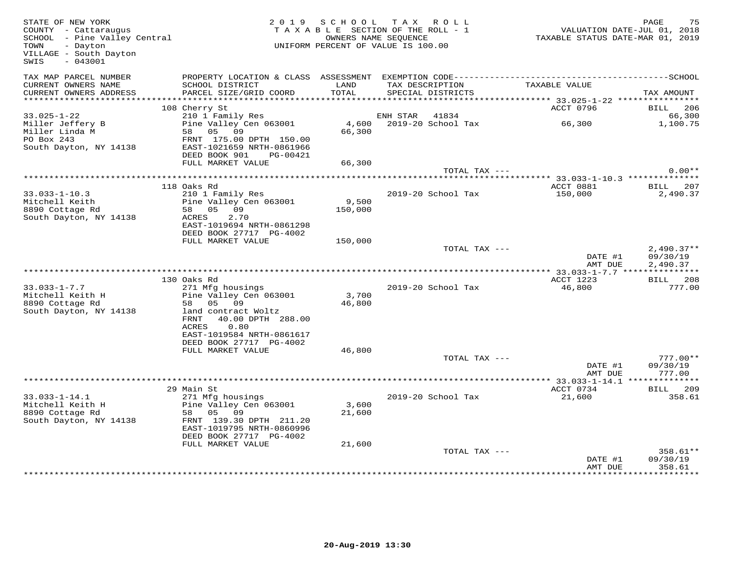STATE OF NEW YORK
COUNTY - Cattaraugus
SCHOOL - Pine Valley Central
TOWN - Dayton
VILLAGE - South Dayton
SWIS - 043001

2019 SCHOOL TAX ROLL
TAXABLE SECTION OF THE ROLL - 1
OWNERS NAME SEQUENCE
UNIFORM PERCENT OF VALUE IS 100.00

VALUATION DATE-JUL 01, 2018
TAXABLE STATUS DATE-MAR 01, 2019

| TAX MAP PARCEL NUMBER / CURRENT OWNERS NAME / CURRENT OWNERS ADDRESS | PROPERTY LOCATION & CLASS / SCHOOL DISTRICT / PARCEL SIZE/GRID COORD | ASSESSMENT LAND / TOTAL | EXEMPTION CODE / TAX DESCRIPTION / SPECIAL DISTRICTS | TAXABLE VALUE | SCHOOL TAX AMOUNT |
|---|---|---|---|---|---|
| | 108 Cherry St | | | ACCT 0796 | BILL 206 |
| 33.025-1-22 | 210 1 Family Res | | ENH STAR 41834 | | 66,300 |
| Miller Jeffery B | Pine Valley Cen 063001 | 4,600 | 2019-20 School Tax | 66,300 | 1,100.75 |
| Miller Linda M | 58 05 09 | 66,300 | | | |
| PO Box 243 | FRNT 175.00 DPTH 150.00 | | | | |
| South Dayton, NY 14138 | EAST-1021659 NRTH-0861966 | | | | |
| | DEED BOOK 901 PG-00421 | | | | |
| | FULL MARKET VALUE | 66,300 | | | |
| | | | TOTAL TAX --- | | 0.00** |
| | 118 Oaks Rd | | | ACCT 0881 | BILL 207 |
| 33.033-1-10.3 | 210 1 Family Res | | 2019-20 School Tax | 150,000 | 2,490.37 |
| Mitchell Keith | Pine Valley Cen 063001 | 9,500 | | | |
| 8890 Cottage Rd | 58 05 09 | 150,000 | | | |
| South Dayton, NY 14138 | ACRES 2.70 | | | | |
| | EAST-1019694 NRTH-0861298 | | | | |
| | DEED BOOK 27717 PG-4002 | | | | |
| | FULL MARKET VALUE | 150,000 | | | |
| | | | TOTAL TAX --- | | 2,490.37** |
| | | | | DATE #1 | 09/30/19 |
| | | | | AMT DUE | 2,490.37 |
| | 130 Oaks Rd | | | ACCT 1223 | BILL 208 |
| 33.033-1-7.7 | 271 Mfg housings | | 2019-20 School Tax | 46,800 | 777.00 |
| Mitchell Keith H | Pine Valley Cen 063001 | 3,700 | | | |
| 8890 Cottage Rd | 58 05 09 | 46,800 | | | |
| South Dayton, NY 14138 | land contract Woltz | | | | |
| | FRNT 40.00 DPTH 288.00 | | | | |
| | ACRES 0.80 | | | | |
| | EAST-1019584 NRTH-0861617 | | | | |
| | DEED BOOK 27717 PG-4002 | | | | |
| | FULL MARKET VALUE | 46,800 | | | |
| | | | TOTAL TAX --- | | 777.00** |
| | | | | DATE #1 | 09/30/19 |
| | | | | AMT DUE | 777.00 |
| | 29 Main St | | | ACCT 0734 | BILL 209 |
| 33.033-1-14.1 | 271 Mfg housings | | 2019-20 School Tax | 21,600 | 358.61 |
| Mitchell Keith H | Pine Valley Cen 063001 | 3,600 | | | |
| 8890 Cottage Rd | 58 05 09 | 21,600 | | | |
| South Dayton, NY 14138 | FRNT 139.30 DPTH 211.20 | | | | |
| | EAST-1019795 NRTH-0860996 | | | | |
| | DEED BOOK 27717 PG-4002 | | | | |
| | FULL MARKET VALUE | 21,600 | | | |
| | | | TOTAL TAX --- | | 358.61** |
| | | | | DATE #1 | 09/30/19 |
| | | | | AMT DUE | 358.61 |

20-Aug-2019 13:30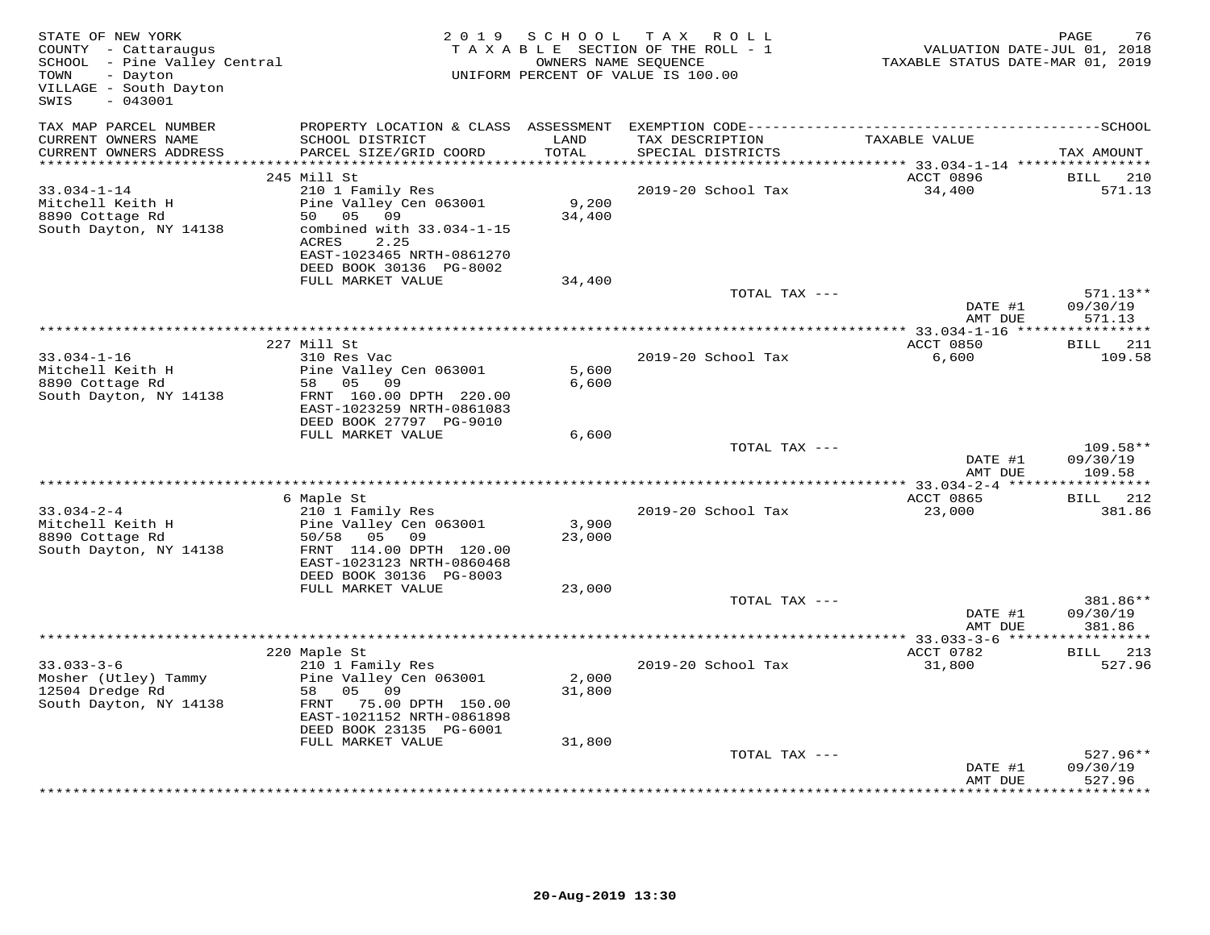STATE OF NEW YORK
COUNTY - Cattaraugus
SCHOOL - Pine Valley Central
TOWN - Dayton
VILLAGE - South Dayton
SWIS - 043001

2019 SCHOOL TAX ROLL
TAXABLE SECTION OF THE ROLL - 1
OWNERS NAME SEQUENCE
UNIFORM PERCENT OF VALUE IS 100.00

VALUATION DATE-JUL 01, 2018
TAXABLE STATUS DATE-MAR 01, 2019

| TAX MAP PARCEL NUMBER / CURRENT OWNERS NAME / CURRENT OWNERS ADDRESS | PROPERTY LOCATION & CLASS / SCHOOL DISTRICT / PARCEL SIZE/GRID COORD | ASSESSMENT LAND / TOTAL | EXEMPTION CODE / TAX DESCRIPTION / SPECIAL DISTRICTS | TAXABLE VALUE | SCHOOL TAX AMOUNT |
|---|---|---|---|---|---|
| **33.034-1-14** | 245 Mill St | | | ACCT 0896 | BILL 210 |
| 33.034-1-14 | 210 1 Family Res | | 2019-20 School Tax | 34,400 | 571.13 |
| Mitchell Keith H | Pine Valley Cen 063001 | 9,200 | | | |
| 8890 Cottage Rd | 50 05 09 | 34,400 | | | |
| South Dayton, NY 14138 | combined with 33.034-1-15 | | | | |
| | ACRES 2.25 | | | | |
| | EAST-1023465 NRTH-0861270 | | | | |
| | DEED BOOK 30136 PG-8002 | | | | |
| | FULL MARKET VALUE | 34,400 | | | |
| | | | TOTAL TAX --- | | 571.13** |
| | | | | DATE #1 | 09/30/19 |
| | | | | AMT DUE | 571.13 |
| **33.034-1-16** | 227 Mill St | | | ACCT 0850 | BILL 211 |
| 33.034-1-16 | 310 Res Vac | | 2019-20 School Tax | 6,600 | 109.58 |
| Mitchell Keith H | Pine Valley Cen 063001 | 5,600 | | | |
| 8890 Cottage Rd | 58 05 09 | 6,600 | | | |
| South Dayton, NY 14138 | FRNT 160.00 DPTH 220.00 | | | | |
| | EAST-1023259 NRTH-0861083 | | | | |
| | DEED BOOK 27797 PG-9010 | | | | |
| | FULL MARKET VALUE | 6,600 | | | |
| | | | TOTAL TAX --- | | 109.58** |
| | | | | DATE #1 | 09/30/19 |
| | | | | AMT DUE | 109.58 |
| **33.034-2-4** | 6 Maple St | | | ACCT 0865 | BILL 212 |
| 33.034-2-4 | 210 1 Family Res | | 2019-20 School Tax | 23,000 | 381.86 |
| Mitchell Keith H | Pine Valley Cen 063001 | 3,900 | | | |
| 8890 Cottage Rd | 50/58 05 09 | 23,000 | | | |
| South Dayton, NY 14138 | FRNT 114.00 DPTH 120.00 | | | | |
| | EAST-1023123 NRTH-0860468 | | | | |
| | DEED BOOK 30136 PG-8003 | | | | |
| | FULL MARKET VALUE | 23,000 | | | |
| | | | TOTAL TAX --- | | 381.86** |
| | | | | DATE #1 | 09/30/19 |
| | | | | AMT DUE | 381.86 |
| **33.033-3-6** | 220 Maple St | | | ACCT 0782 | BILL 213 |
| 33.033-3-6 | 210 1 Family Res | | 2019-20 School Tax | 31,800 | 527.96 |
| Mosher (Utley) Tammy | Pine Valley Cen 063001 | 2,000 | | | |
| 12504 Dredge Rd | 58 05 09 | 31,800 | | | |
| South Dayton, NY 14138 | FRNT 75.00 DPTH 150.00 | | | | |
| | EAST-1021152 NRTH-0861898 | | | | |
| | DEED BOOK 23135 PG-6001 | | | | |
| | FULL MARKET VALUE | 31,800 | | | |
| | | | TOTAL TAX --- | | 527.96** |
| | | | | DATE #1 | 09/30/19 |
| | | | | AMT DUE | 527.96 |

20-Aug-2019 13:30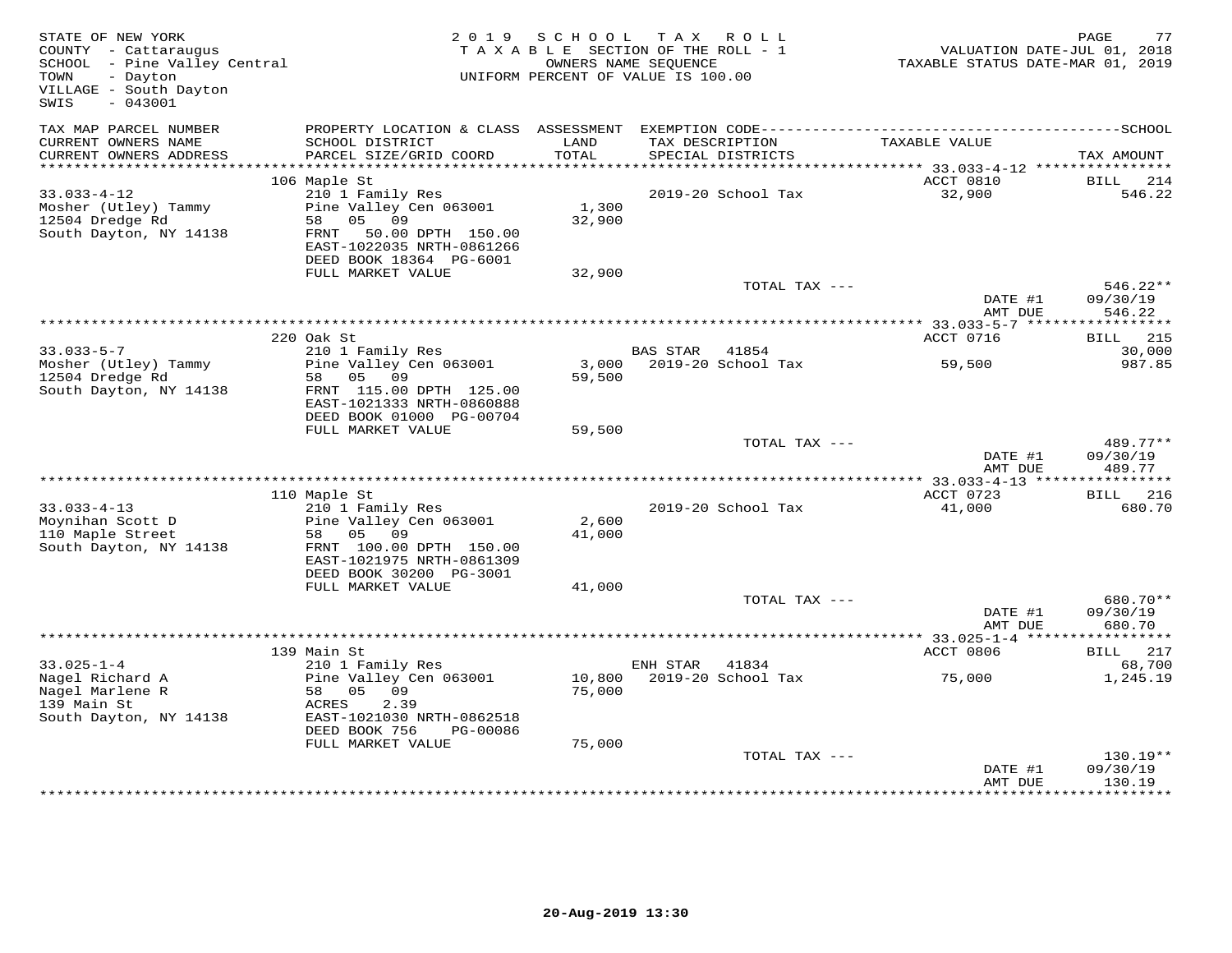STATE OF NEW YORK
COUNTY - Cattaraugus
SCHOOL - Pine Valley Central
TOWN - Dayton
VILLAGE - South Dayton
SWIS - 043001

2019 SCHOOL TAX ROLL
TAXABLE SECTION OF THE ROLL - 1
OWNERS NAME SEQUENCE
UNIFORM PERCENT OF VALUE IS 100.00

VALUATION DATE-JUL 01, 2018
TAXABLE STATUS DATE-MAR 01, 2019

| TAX MAP PARCEL NUMBER / CURRENT OWNERS NAME / CURRENT OWNERS ADDRESS | PROPERTY LOCATION & CLASS / SCHOOL DISTRICT / PARCEL SIZE/GRID COORD | ASSESSMENT LAND / TOTAL | EXEMPTION CODE / TAX DESCRIPTION / SPECIAL DISTRICTS | TAXABLE VALUE | TAX AMOUNT |
|---|---|---|---|---|---|
| 33.033-4-12 | 106 Maple St | | | ACCT 0810 | BILL 214 |
| Mosher (Utley) Tammy | 210 1 Family Res | | 2019-20 School Tax | 32,900 | 546.22 |
| 12504 Dredge Rd | Pine Valley Cen 063001 | 1,300 | | | |
| South Dayton, NY 14138 | 58 05 09 | 32,900 | | | |
| | FRNT 50.00 DPTH 150.00 | | | | |
| | EAST-1022035 NRTH-0861266 | | | | |
| | DEED BOOK 18364 PG-6001 | | | | |
| | FULL MARKET VALUE | 32,900 | | | |
| | | | TOTAL TAX --- | | 546.22** |
| | | | | DATE #1 | 09/30/19 |
| | | | | AMT DUE | 546.22 |
| 33.033-5-7 | 220 Oak St | | | ACCT 0716 | BILL 215 |
| Mosher (Utley) Tammy | 210 1 Family Res | | BAS STAR 41854 | | 30,000 |
| 12504 Dredge Rd | Pine Valley Cen 063001 | 3,000 | 2019-20 School Tax | 59,500 | 987.85 |
| South Dayton, NY 14138 | 58 05 09 | 59,500 | | | |
| | FRNT 115.00 DPTH 125.00 | | | | |
| | EAST-1021333 NRTH-0860888 | | | | |
| | DEED BOOK 01000 PG-00704 | | | | |
| | FULL MARKET VALUE | 59,500 | | | |
| | | | TOTAL TAX --- | | 489.77** |
| | | | | DATE #1 | 09/30/19 |
| | | | | AMT DUE | 489.77 |
| 33.033-4-13 | 110 Maple St | | | ACCT 0723 | BILL 216 |
| Moynihan Scott D | 210 1 Family Res | | 2019-20 School Tax | 41,000 | 680.70 |
| 110 Maple Street | Pine Valley Cen 063001 | 2,600 | | | |
| South Dayton, NY 14138 | 58 05 09 | 41,000 | | | |
| | FRNT 100.00 DPTH 150.00 | | | | |
| | EAST-1021975 NRTH-0861309 | | | | |
| | DEED BOOK 30200 PG-3001 | | | | |
| | FULL MARKET VALUE | 41,000 | | | |
| | | | TOTAL TAX --- | | 680.70** |
| | | | | DATE #1 | 09/30/19 |
| | | | | AMT DUE | 680.70 |
| 33.025-1-4 | 139 Main St | | | ACCT 0806 | BILL 217 |
| Nagel Richard A | 210 1 Family Res | | ENH STAR 41834 | | 68,700 |
| Nagel Marlene R | Pine Valley Cen 063001 | 10,800 | 2019-20 School Tax | 75,000 | 1,245.19 |
| 139 Main St | 58 05 09 | 75,000 | | | |
| South Dayton, NY 14138 | ACRES 2.39 | | | | |
| | EAST-1021030 NRTH-0862518 | | | | |
| | DEED BOOK 756 PG-00086 | | | | |
| | FULL MARKET VALUE | 75,000 | | | |
| | | | TOTAL TAX --- | | 130.19** |
| | | | | DATE #1 | 09/30/19 |
| | | | | AMT DUE | 130.19 |

20-Aug-2019 13:30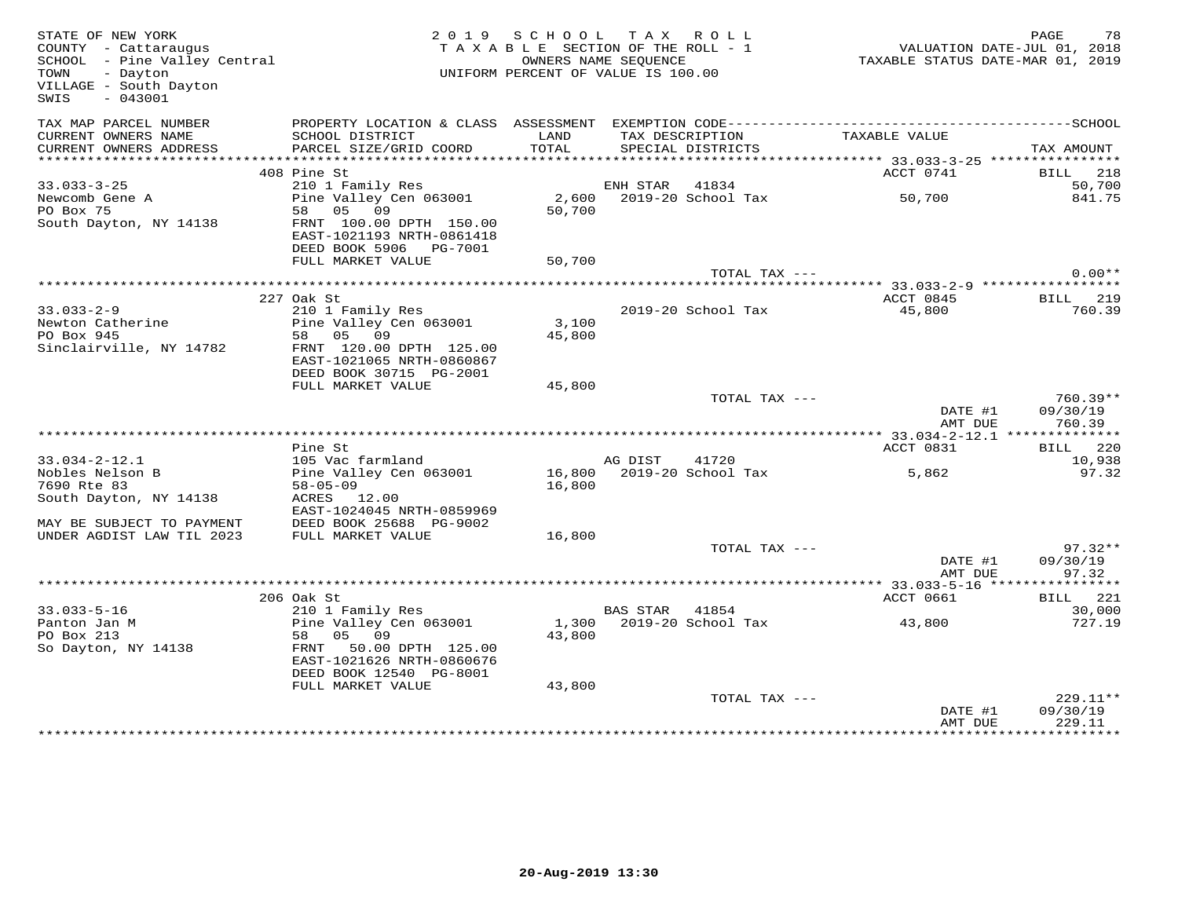STATE OF NEW YORK — 2019 SCHOOL TAX ROLL — PAGE 78

COUNTY - Cattaraugus — TAXABLE SECTION OF THE ROLL - 1 — VALUATION DATE-JUL 01, 2018

SCHOOL - Pine Valley Central — OWNERS NAME SEQUENCE — TAXABLE STATUS DATE-MAR 01, 2019

TOWN - Dayton — UNIFORM PERCENT OF VALUE IS 100.00

VILLAGE - South Dayton

SWIS - 043001

| TAX MAP PARCEL NUMBER / CURRENT OWNERS NAME / CURRENT OWNERS ADDRESS | PROPERTY LOCATION & CLASS / SCHOOL DISTRICT / PARCEL SIZE/GRID COORD | ASSESSMENT LAND / TOTAL | EXEMPTION CODE / TAX DESCRIPTION / SPECIAL DISTRICTS | TAXABLE VALUE | SCHOOL TAX AMOUNT |
|---|---|---|---|---|---|
| | 408 Pine St | | | ACCT 0741 | BILL 218 |
| 33.033-3-25 | 210 1 Family Res | | ENH STAR 41834 | | 50,700 |
| Newcomb Gene A | Pine Valley Cen 063001 | 2,600 | 2019-20 School Tax | 50,700 | 841.75 |
| PO Box 75 | 58 05 09 | 50,700 | | | |
| South Dayton, NY 14138 | FRNT 100.00 DPTH 150.00 | | | | |
| | EAST-1021193 NRTH-0861418 | | | | |
| | DEED BOOK 5906 PG-7001 | | | | |
| | FULL MARKET VALUE | 50,700 | | | |
| | | | TOTAL TAX --- | | 0.00** |
| | 227 Oak St | | | ACCT 0845 | BILL 219 |
| 33.033-2-9 | 210 1 Family Res | | 2019-20 School Tax | 45,800 | 760.39 |
| Newton Catherine | Pine Valley Cen 063001 | 3,100 | | | |
| PO Box 945 | 58 05 09 | 45,800 | | | |
| Sinclairville, NY 14782 | FRNT 120.00 DPTH 125.00 | | | | |
| | EAST-1021065 NRTH-0860867 | | | | |
| | DEED BOOK 30715 PG-2001 | | | | |
| | FULL MARKET VALUE | 45,800 | | | |
| | | | TOTAL TAX --- | | 760.39** |
| | | | | DATE #1 | 09/30/19 |
| | | | | AMT DUE | 760.39 |
| | Pine St | | | ACCT 0831 | BILL 220 |
| 33.034-2-12.1 | 105 Vac farmland | | AG DIST 41720 | | 10,938 |
| Nobles Nelson B | Pine Valley Cen 063001 | 16,800 | 2019-20 School Tax | 5,862 | 97.32 |
| 7690 Rte 83 | 58-05-09 | 16,800 | | | |
| South Dayton, NY 14138 | ACRES 12.00 | | | | |
| | EAST-1024045 NRTH-0859969 | | | | |
| MAY BE SUBJECT TO PAYMENT | DEED BOOK 25688 PG-9002 | | | | |
| UNDER AGDIST LAW TIL 2023 | FULL MARKET VALUE | 16,800 | | | |
| | | | TOTAL TAX --- | | 97.32** |
| | | | | DATE #1 | 09/30/19 |
| | | | | AMT DUE | 97.32 |
| | 206 Oak St | | | ACCT 0661 | BILL 221 |
| 33.033-5-16 | 210 1 Family Res | | BAS STAR 41854 | | 30,000 |
| Panton Jan M | Pine Valley Cen 063001 | 1,300 | 2019-20 School Tax | 43,800 | 727.19 |
| PO Box 213 | 58 05 09 | 43,800 | | | |
| So Dayton, NY 14138 | FRNT 50.00 DPTH 125.00 | | | | |
| | EAST-1021626 NRTH-0860676 | | | | |
| | DEED BOOK 12540 PG-8001 | | | | |
| | FULL MARKET VALUE | 43,800 | | | |
| | | | TOTAL TAX --- | | 229.11** |
| | | | | DATE #1 | 09/30/19 |
| | | | | AMT DUE | 229.11 |

20-Aug-2019 13:30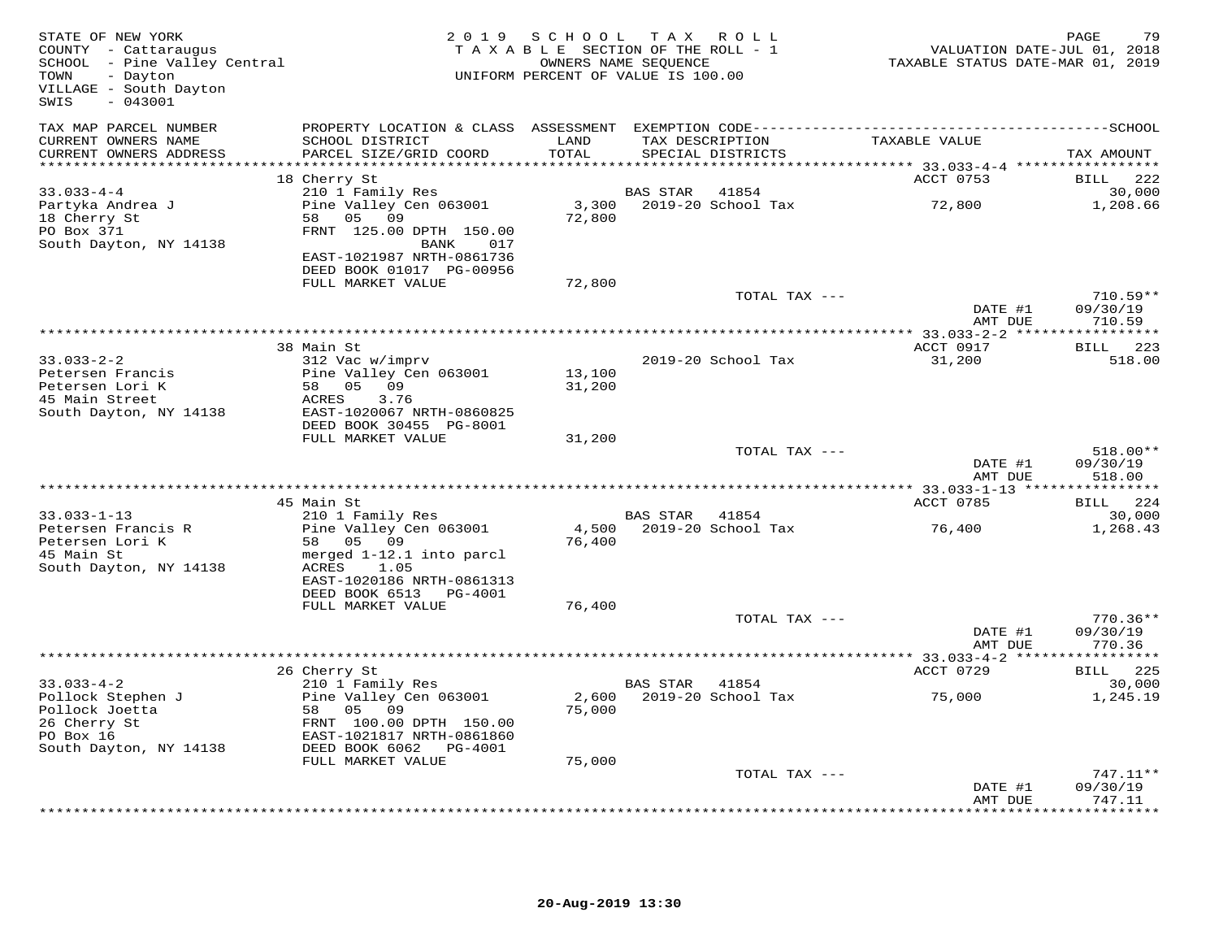STATE OF NEW YORK
COUNTY - Cattaraugus
SCHOOL - Pine Valley Central
TOWN - Dayton
VILLAGE - South Dayton
SWIS - 043001

2019 SCHOOL TAX ROLL
TAXABLE SECTION OF THE ROLL - 1
OWNERS NAME SEQUENCE
UNIFORM PERCENT OF VALUE IS 100.00

VALUATION DATE-JUL 01, 2018
TAXABLE STATUS DATE-MAR 01, 2019

| TAX MAP PARCEL NUMBER / CURRENT OWNERS NAME / CURRENT OWNERS ADDRESS | PROPERTY LOCATION & CLASS / SCHOOL DISTRICT / PARCEL SIZE/GRID COORD | ASSESSMENT LAND / TOTAL | EXEMPTION CODE / TAX DESCRIPTION / SPECIAL DISTRICTS | TAXABLE VALUE | TAX AMOUNT |
|---|---|---|---|---|---|
| 33.033-4-4 | 18 Cherry St | | | ACCT 0753 | BILL 222 |
| Partyka Andrea J | 210 1 Family Res | | BAS STAR 41854 | | 30,000 |
| 18 Cherry St | Pine Valley Cen 063001 | 3,300 | 2019-20 School Tax | 72,800 | 1,208.66 |
| PO Box 371 | 58 05 09 | 72,800 | | | |
| South Dayton, NY 14138 | FRNT 125.00 DPTH 150.00 | | | | |
| | BANK 017 | | | | |
| | EAST-1021987 NRTH-0861736 | | | | |
| | DEED BOOK 01017 PG-00956 | | | | |
| | FULL MARKET VALUE | 72,800 | | | |
| | | | TOTAL TAX --- | | 710.59** |
| | | | | DATE #1 | 09/30/19 |
| | | | | AMT DUE | 710.59 |
| 33.033-2-2 | 38 Main St | | | ACCT 0917 | BILL 223 |
| Petersen Francis | 312 Vac w/imprv | | 2019-20 School Tax | 31,200 | 518.00 |
| Petersen Lori K | Pine Valley Cen 063001 | 13,100 | | | |
| 45 Main Street | 58 05 09 | 31,200 | | | |
| South Dayton, NY 14138 | ACRES 3.76 | | | | |
| | EAST-1020067 NRTH-0860825 | | | | |
| | DEED BOOK 30455 PG-8001 | | | | |
| | FULL MARKET VALUE | 31,200 | | | |
| | | | TOTAL TAX --- | | 518.00** |
| | | | | DATE #1 | 09/30/19 |
| | | | | AMT DUE | 518.00 |
| 33.033-1-13 | 45 Main St | | | ACCT 0785 | BILL 224 |
| Petersen Francis R | 210 1 Family Res | | BAS STAR 41854 | | 30,000 |
| Petersen Lori K | Pine Valley Cen 063001 | 4,500 | 2019-20 School Tax | 76,400 | 1,268.43 |
| 45 Main St | 58 05 09 | 76,400 | | | |
| South Dayton, NY 14138 | merged 1-12.1 into parcl | | | | |
| | ACRES 1.05 | | | | |
| | EAST-1020186 NRTH-0861313 | | | | |
| | DEED BOOK 6513 PG-4001 | | | | |
| | FULL MARKET VALUE | 76,400 | | | |
| | | | TOTAL TAX --- | | 770.36** |
| | | | | DATE #1 | 09/30/19 |
| | | | | AMT DUE | 770.36 |
| 33.033-4-2 | 26 Cherry St | | | ACCT 0729 | BILL 225 |
| Pollock Stephen J | 210 1 Family Res | | BAS STAR 41854 | | 30,000 |
| Pollock Joetta | Pine Valley Cen 063001 | 2,600 | 2019-20 School Tax | 75,000 | 1,245.19 |
| 26 Cherry St | 58 05 09 | 75,000 | | | |
| PO Box 16 | FRNT 100.00 DPTH 150.00 | | | | |
| South Dayton, NY 14138 | EAST-1021817 NRTH-0861860 | | | | |
| | DEED BOOK 6062 PG-4001 | | | | |
| | FULL MARKET VALUE | 75,000 | | | |
| | | | TOTAL TAX --- | | 747.11** |
| | | | | DATE #1 | 09/30/19 |
| | | | | AMT DUE | 747.11 |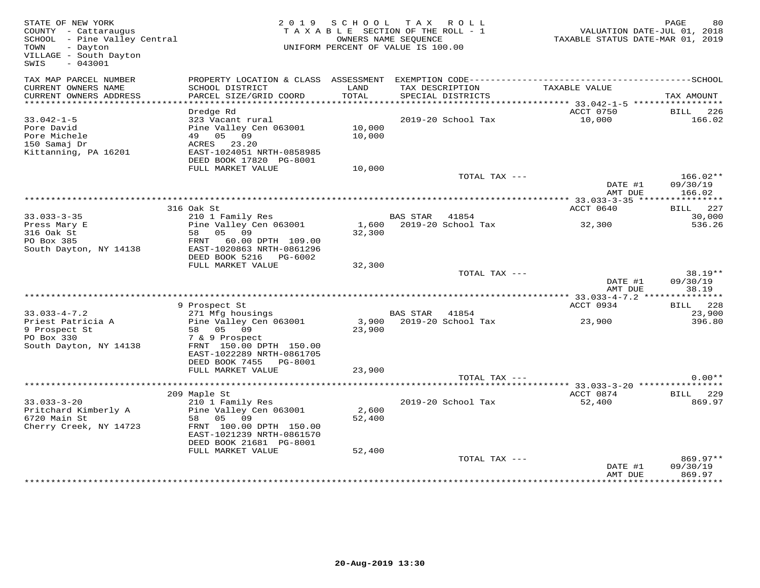STATE OF NEW YORK
COUNTY - Cattaraugus
SCHOOL - Pine Valley Central
TOWN - Dayton
VILLAGE - South Dayton
SWIS - 043001

2019 SCHOOL TAX ROLL
TAXABLE SECTION OF THE ROLL - 1
OWNERS NAME SEQUENCE
UNIFORM PERCENT OF VALUE IS 100.00

VALUATION DATE-JUL 01, 2018
TAXABLE STATUS DATE-MAR 01, 2019

| TAX MAP PARCEL NUMBER / CURRENT OWNERS NAME / CURRENT OWNERS ADDRESS | PROPERTY LOCATION & CLASS / SCHOOL DISTRICT / PARCEL SIZE/GRID COORD | ASSESSMENT LAND / TOTAL | EXEMPTION CODE / TAX DESCRIPTION / SPECIAL DISTRICTS | TAXABLE VALUE | TAX AMOUNT |
|---|---|---|---|---|---|
| **33.042-1-5** | Dredge Rd | | | ACCT 0750 | BILL 226 |
| 33.042-1-5 | 323 Vacant rural | | 2019-20 School Tax | 10,000 | 166.02 |
| Pore David | Pine Valley Cen 063001 | 10,000 | | | |
| Pore Michele | 49 05 09 | 10,000 | | | |
| 150 Samaj Dr | ACRES 23.20 | | | | |
| Kittanning, PA 16201 | EAST-1024051 NRTH-0858985 | | | | |
| | DEED BOOK 17820 PG-8001 | | | | |
| | FULL MARKET VALUE | 10,000 | | | |
| | | | TOTAL TAX --- | | 166.02** |
| | | | | DATE #1 | 09/30/19 |
| | | | | AMT DUE | 166.02 |
| **33.033-3-35** | 316 Oak St | | | ACCT 0640 | BILL 227 |
| 33.033-3-35 | 210 1 Family Res | | BAS STAR 41854 | | 30,000 |
| Press Mary E | Pine Valley Cen 063001 | 1,600 | 2019-20 School Tax | 32,300 | 536.26 |
| 316 Oak St | 58 05 09 | 32,300 | | | |
| PO Box 385 | FRNT 60.00 DPTH 109.00 | | | | |
| South Dayton, NY 14138 | EAST-1020863 NRTH-0861296 | | | | |
| | DEED BOOK 5216 PG-6002 | | | | |
| | FULL MARKET VALUE | 32,300 | | | |
| | | | TOTAL TAX --- | | 38.19** |
| | | | | DATE #1 | 09/30/19 |
| | | | | AMT DUE | 38.19 |
| **33.033-4-7.2** | 9 Prospect St | | | ACCT 0934 | BILL 228 |
| 33.033-4-7.2 | 271 Mfg housings | | BAS STAR 41854 | | 23,900 |
| Priest Patricia A | Pine Valley Cen 063001 | 3,900 | 2019-20 School Tax | 23,900 | 396.80 |
| 9 Prospect St | 58 05 09 | 23,900 | | | |
| PO Box 330 | 7 & 9 Prospect | | | | |
| South Dayton, NY 14138 | FRNT 150.00 DPTH 150.00 | | | | |
| | EAST-1022289 NRTH-0861705 | | | | |
| | DEED BOOK 7455 PG-8001 | | | | |
| | FULL MARKET VALUE | 23,900 | | | |
| | | | TOTAL TAX --- | | 0.00** |
| **33.033-3-20** | 209 Maple St | | | ACCT 0874 | BILL 229 |
| 33.033-3-20 | 210 1 Family Res | | 2019-20 School Tax | 52,400 | 869.97 |
| Pritchard Kimberly A | Pine Valley Cen 063001 | 2,600 | | | |
| 6720 Main St | 58 05 09 | 52,400 | | | |
| Cherry Creek, NY 14723 | FRNT 100.00 DPTH 150.00 | | | | |
| | EAST-1021239 NRTH-0861570 | | | | |
| | DEED BOOK 21681 PG-8001 | | | | |
| | FULL MARKET VALUE | 52,400 | | | |
| | | | TOTAL TAX --- | | 869.97** |
| | | | | DATE #1 | 09/30/19 |
| | | | | AMT DUE | 869.97 |

20-Aug-2019 13:30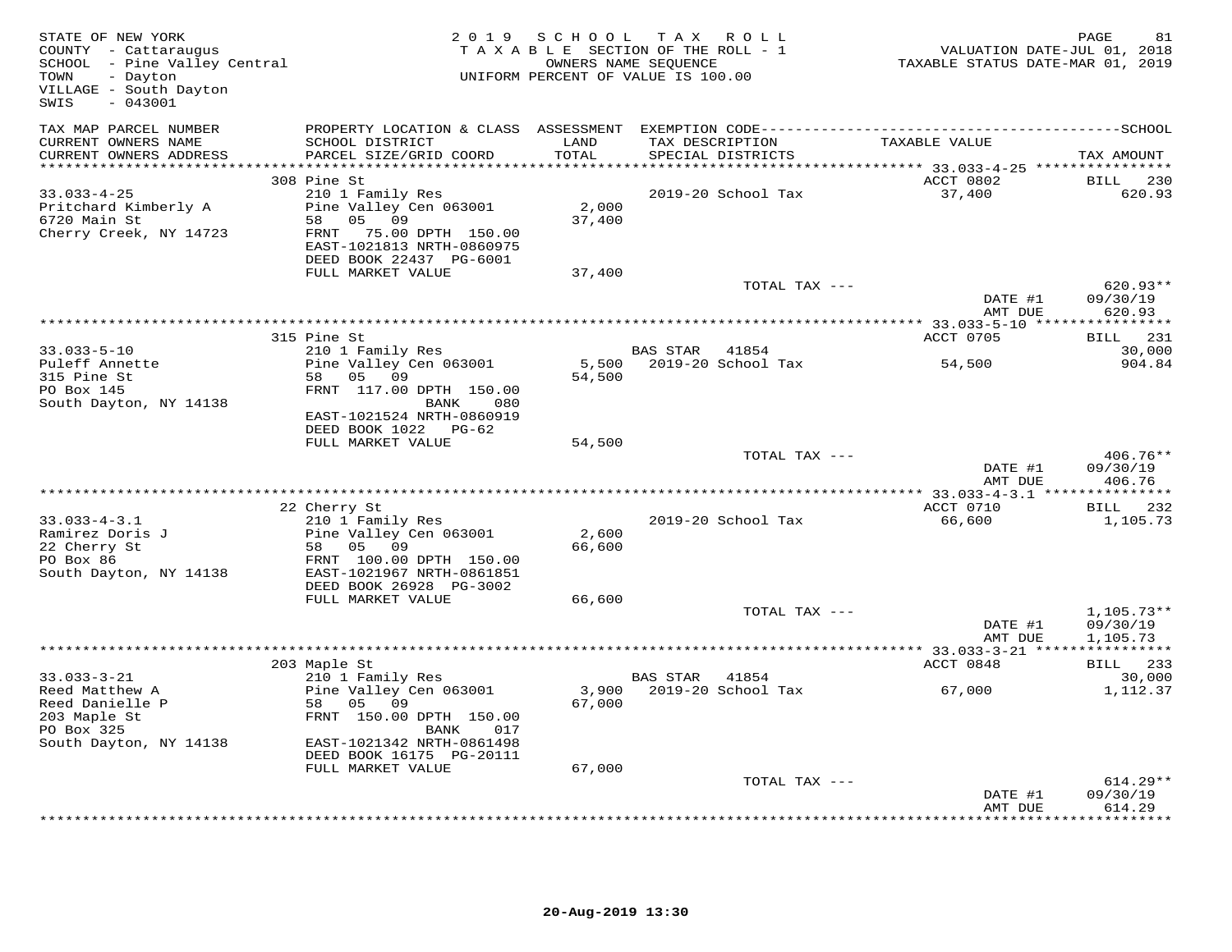STATE OF NEW YORK
COUNTY - Cattaraugus
SCHOOL - Pine Valley Central
TOWN - Dayton
VILLAGE - South Dayton
SWIS - 043001

2019 SCHOOL TAX ROLL
TAXABLE SECTION OF THE ROLL - 1
OWNERS NAME SEQUENCE
UNIFORM PERCENT OF VALUE IS 100.00

VALUATION DATE-JUL 01, 2018
TAXABLE STATUS DATE-MAR 01, 2019

| TAX MAP PARCEL NUMBER / CURRENT OWNERS NAME / CURRENT OWNERS ADDRESS | PROPERTY LOCATION & CLASS / SCHOOL DISTRICT / PARCEL SIZE/GRID COORD | ASSESSMENT LAND / TOTAL | EXEMPTION CODE / TAX DESCRIPTION / SPECIAL DISTRICTS | TAXABLE VALUE | TAX AMOUNT |
|---|---|---|---|---|---|
| **33.033-4-25** | 308 Pine St | | | ACCT 0802 | BILL 230 |
| Pritchard Kimberly A | 210 1 Family Res | | 2019-20 School Tax | 37,400 | 620.93 |
| 6720 Main St | Pine Valley Cen 063001 | 2,000 | | | |
| Cherry Creek, NY 14723 | 58 05 09 | 37,400 | | | |
| | FRNT 75.00 DPTH 150.00 | | | | |
| | EAST-1021813 NRTH-0860975 | | | | |
| | DEED BOOK 22437 PG-6001 | | | | |
| | FULL MARKET VALUE | 37,400 | | | |
| | | | TOTAL TAX --- | | 620.93** |
| | | | | DATE #1 | 09/30/19 |
| | | | | AMT DUE | 620.93 |
| **33.033-5-10** | 315 Pine St | | | ACCT 0705 | BILL 231 |
| Puleff Annette | 210 1 Family Res | | BAS STAR 41854 | | 30,000 |
| 315 Pine St | Pine Valley Cen 063001 | 5,500 | 2019-20 School Tax | 54,500 | 904.84 |
| PO Box 145 | 58 05 09 | 54,500 | | | |
| South Dayton, NY 14138 | FRNT 117.00 DPTH 150.00 | | | | |
| | BANK 080 | | | | |
| | EAST-1021524 NRTH-0860919 | | | | |
| | DEED BOOK 1022 PG-62 | | | | |
| | FULL MARKET VALUE | 54,500 | | | |
| | | | TOTAL TAX --- | | 406.76** |
| | | | | DATE #1 | 09/30/19 |
| | | | | AMT DUE | 406.76 |
| **33.033-4-3.1** | 22 Cherry St | | | ACCT 0710 | BILL 232 |
| Ramirez Doris J | 210 1 Family Res | | 2019-20 School Tax | 66,600 | 1,105.73 |
| 22 Cherry St | Pine Valley Cen 063001 | 2,600 | | | |
| PO Box 86 | 58 05 09 | 66,600 | | | |
| South Dayton, NY 14138 | FRNT 100.00 DPTH 150.00 | | | | |
| | EAST-1021967 NRTH-0861851 | | | | |
| | DEED BOOK 26928 PG-3002 | | | | |
| | FULL MARKET VALUE | 66,600 | | | |
| | | | TOTAL TAX --- | | 1,105.73** |
| | | | | DATE #1 | 09/30/19 |
| | | | | AMT DUE | 1,105.73 |
| **33.033-3-21** | 203 Maple St | | | ACCT 0848 | BILL 233 |
| Reed Matthew A | 210 1 Family Res | | BAS STAR 41854 | | 30,000 |
| Reed Danielle P | Pine Valley Cen 063001 | 3,900 | 2019-20 School Tax | 67,000 | 1,112.37 |
| 203 Maple St | 58 05 09 | 67,000 | | | |
| PO Box 325 | FRNT 150.00 DPTH 150.00 | | | | |
| South Dayton, NY 14138 | BANK 017 | | | | |
| | EAST-1021342 NRTH-0861498 | | | | |
| | DEED BOOK 16175 PG-20111 | | | | |
| | FULL MARKET VALUE | 67,000 | | | |
| | | | TOTAL TAX --- | | 614.29** |
| | | | | DATE #1 | 09/30/19 |
| | | | | AMT DUE | 614.29 |

20-Aug-2019 13:30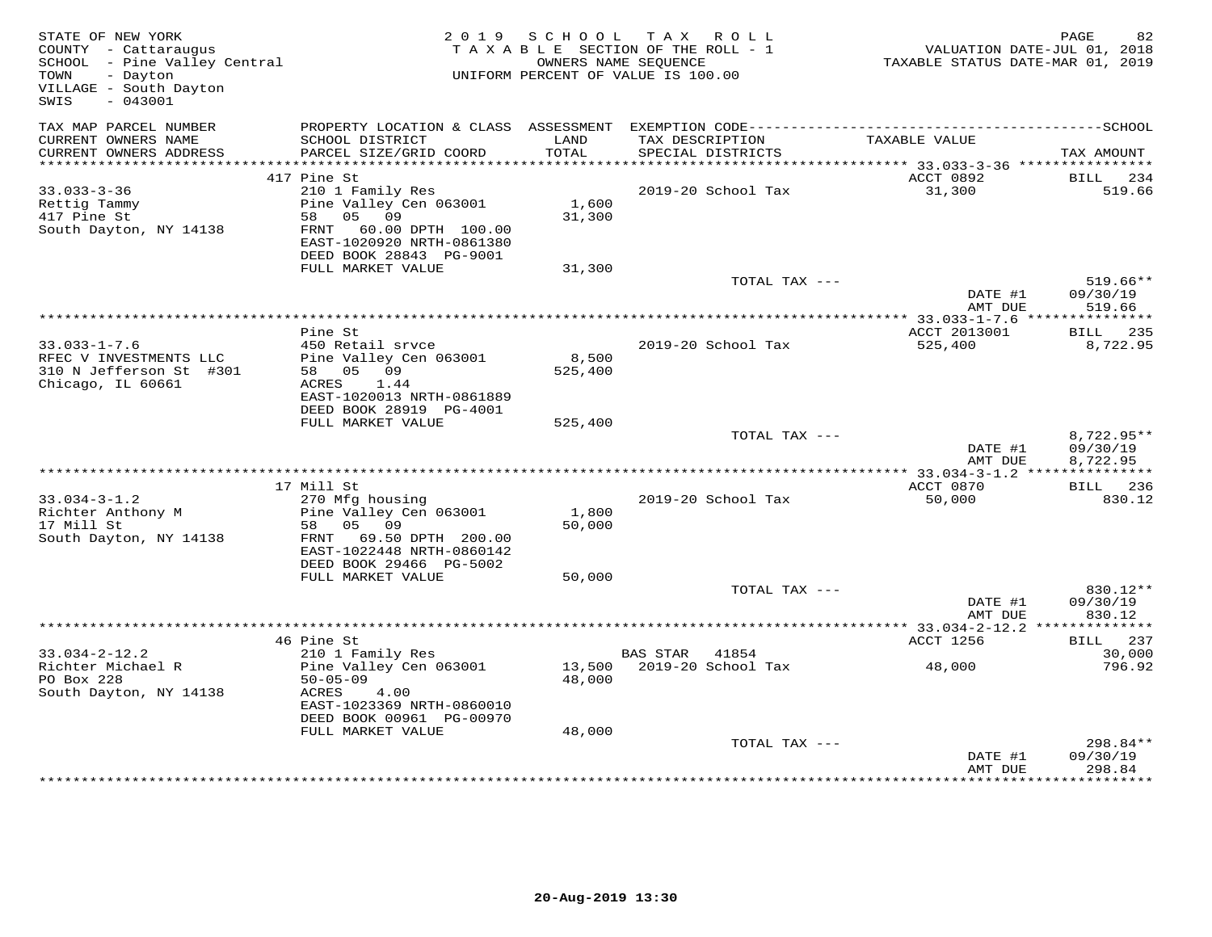STATE OF NEW YORK
COUNTY - Cattaraugus
SCHOOL - Pine Valley Central
TOWN - Dayton
VILLAGE - South Dayton
SWIS - 043001

2019 SCHOOL TAX ROLL
TAXABLE SECTION OF THE ROLL - 1
OWNERS NAME SEQUENCE
UNIFORM PERCENT OF VALUE IS 100.00

VALUATION DATE-JUL 01, 2018
TAXABLE STATUS DATE-MAR 01, 2019

| TAX MAP PARCEL NUMBER / CURRENT OWNERS NAME / CURRENT OWNERS ADDRESS | PROPERTY LOCATION & CLASS / SCHOOL DISTRICT / PARCEL SIZE/GRID COORD | ASSESSMENT LAND / TOTAL | EXEMPTION CODE / TAX DESCRIPTION / SPECIAL DISTRICTS | TAXABLE VALUE | TAX AMOUNT |
|---|---|---|---|---|---|
| **33.033-3-36** | 417 Pine St | | | ACCT 0892 | BILL 234 |
| 33.033-3-36 | 210 1 Family Res | | 2019-20 School Tax | 31,300 | 519.66 |
| Rettig Tammy | Pine Valley Cen 063001 | 1,600 | | | |
| 417 Pine St | 58 05 09 | 31,300 | | | |
| South Dayton, NY 14138 | FRNT 60.00 DPTH 100.00 | | | | |
| | EAST-1020920 NRTH-0861380 | | | | |
| | DEED BOOK 28843 PG-9001 | | | | |
| | FULL MARKET VALUE | 31,300 | | | |
| | | | TOTAL TAX --- | | 519.66** |
| | | | | DATE #1 | 09/30/19 |
| | | | | AMT DUE | 519.66 |
| **33.033-1-7.6** | Pine St | | | ACCT 2013001 | BILL 235 |
| 33.033-1-7.6 | 450 Retail srvce | | 2019-20 School Tax | 525,400 | 8,722.95 |
| RFEC V INVESTMENTS LLC | Pine Valley Cen 063001 | 8,500 | | | |
| 310 N Jefferson St #301 | 58 05 09 | 525,400 | | | |
| Chicago, IL 60661 | ACRES 1.44 | | | | |
| | EAST-1020013 NRTH-0861889 | | | | |
| | DEED BOOK 28919 PG-4001 | | | | |
| | FULL MARKET VALUE | 525,400 | | | |
| | | | TOTAL TAX --- | | 8,722.95** |
| | | | | DATE #1 | 09/30/19 |
| | | | | AMT DUE | 8,722.95 |
| **33.034-3-1.2** | 17 Mill St | | | ACCT 0870 | BILL 236 |
| 33.034-3-1.2 | 270 Mfg housing | | 2019-20 School Tax | 50,000 | 830.12 |
| Richter Anthony M | Pine Valley Cen 063001 | 1,800 | | | |
| 17 Mill St | 58 05 09 | 50,000 | | | |
| South Dayton, NY 14138 | FRNT 69.50 DPTH 200.00 | | | | |
| | EAST-1022448 NRTH-0860142 | | | | |
| | DEED BOOK 29466 PG-5002 | | | | |
| | FULL MARKET VALUE | 50,000 | | | |
| | | | TOTAL TAX --- | | 830.12** |
| | | | | DATE #1 | 09/30/19 |
| | | | | AMT DUE | 830.12 |
| **33.034-2-12.2** | 46 Pine St | | | ACCT 1256 | BILL 237 |
| 33.034-2-12.2 | 210 1 Family Res | | BAS STAR 41854 | | 30,000 |
| Richter Michael R | Pine Valley Cen 063001 | 13,500 | 2019-20 School Tax | 48,000 | 796.92 |
| PO Box 228 | 50-05-09 | 48,000 | | | |
| South Dayton, NY 14138 | ACRES 4.00 | | | | |
| | EAST-1023369 NRTH-0860010 | | | | |
| | DEED BOOK 00961 PG-00970 | | | | |
| | FULL MARKET VALUE | 48,000 | | | |
| | | | TOTAL TAX --- | | 298.84** |
| | | | | DATE #1 | 09/30/19 |
| | | | | AMT DUE | 298.84 |

20-Aug-2019 13:30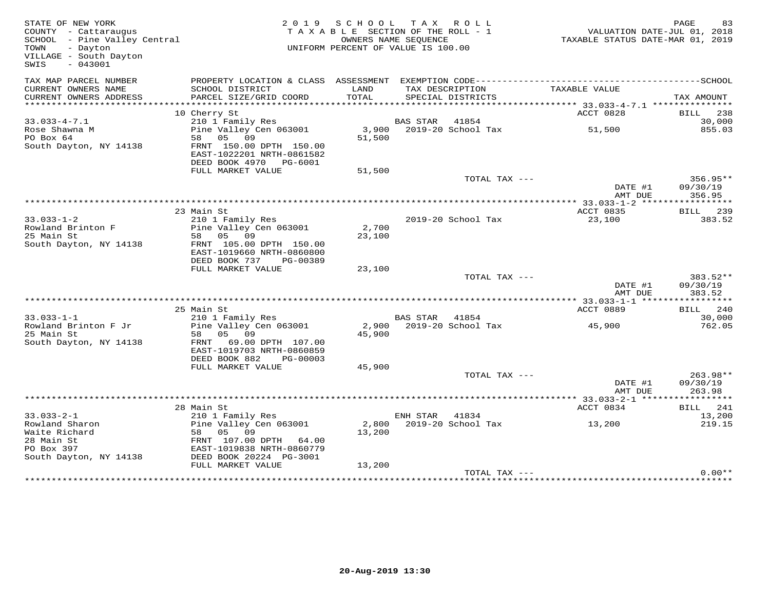STATE OF NEW YORK
COUNTY - Cattaraugus
SCHOOL - Pine Valley Central
TOWN - Dayton
VILLAGE - South Dayton
SWIS - 043001

2019 SCHOOL TAX ROLL
TAXABLE SECTION OF THE ROLL - 1
OWNERS NAME SEQUENCE
UNIFORM PERCENT OF VALUE IS 100.00

VALUATION DATE-JUL 01, 2018
TAXABLE STATUS DATE-MAR 01, 2019

| TAX MAP PARCEL NUMBER / CURRENT OWNERS NAME / CURRENT OWNERS ADDRESS | PROPERTY LOCATION & CLASS / SCHOOL DISTRICT / PARCEL SIZE/GRID COORD | ASSESSMENT LAND / TOTAL | EXEMPTION CODE / TAX DESCRIPTION / SPECIAL DISTRICTS | TAXABLE VALUE | SCHOOL / TAX AMOUNT |
|---|---|---|---|---|---|
| | 10 Cherry St | | | ACCT 0828 | BILL 238 |
| 33.033-4-7.1 | 210 1 Family Res | | BAS STAR 41854 | | 30,000 |
| Rose Shawna M | Pine Valley Cen 063001 | 3,900 | 2019-20 School Tax | 51,500 | 855.03 |
| PO Box 64 | 58 05 09 | 51,500 | | | |
| South Dayton, NY 14138 | FRNT 150.00 DPTH 150.00 | | | | |
| | EAST-1022201 NRTH-0861582 | | | | |
| | DEED BOOK 4970 PG-6001 | | | | |
| | FULL MARKET VALUE | 51,500 | | | |
| | | | TOTAL TAX --- | | 356.95** |
| | | | | DATE #1 | 09/30/19 |
| | | | | AMT DUE | 356.95 |
| | 23 Main St | | | ACCT 0835 | BILL 239 |
| 33.033-1-2 | 210 1 Family Res | | 2019-20 School Tax | 23,100 | 383.52 |
| Rowland Brinton F | Pine Valley Cen 063001 | 2,700 | | | |
| 25 Main St | 58 05 09 | 23,100 | | | |
| South Dayton, NY 14138 | FRNT 105.00 DPTH 150.00 | | | | |
| | EAST-1019660 NRTH-0860800 | | | | |
| | DEED BOOK 737 PG-00389 | | | | |
| | FULL MARKET VALUE | 23,100 | | | |
| | | | TOTAL TAX --- | | 383.52** |
| | | | | DATE #1 | 09/30/19 |
| | | | | AMT DUE | 383.52 |
| | 25 Main St | | | ACCT 0889 | BILL 240 |
| 33.033-1-1 | 210 1 Family Res | | BAS STAR 41854 | | 30,000 |
| Rowland Brinton F Jr | Pine Valley Cen 063001 | 2,900 | 2019-20 School Tax | 45,900 | 762.05 |
| 25 Main St | 58 05 09 | 45,900 | | | |
| South Dayton, NY 14138 | FRNT 69.00 DPTH 107.00 | | | | |
| | EAST-1019703 NRTH-0860859 | | | | |
| | DEED BOOK 882 PG-00003 | | | | |
| | FULL MARKET VALUE | 45,900 | | | |
| | | | TOTAL TAX --- | | 263.98** |
| | | | | DATE #1 | 09/30/19 |
| | | | | AMT DUE | 263.98 |
| | 28 Main St | | | ACCT 0834 | BILL 241 |
| 33.033-2-1 | 210 1 Family Res | | ENH STAR 41834 | | 13,200 |
| Rowland Sharon | Pine Valley Cen 063001 | 2,800 | 2019-20 School Tax | 13,200 | 219.15 |
| Waite Richard | 58 05 09 | 13,200 | | | |
| 28 Main St | FRNT 107.00 DPTH 64.00 | | | | |
| PO Box 397 | EAST-1019838 NRTH-0860779 | | | | |
| South Dayton, NY 14138 | DEED BOOK 20224 PG-3001 | | | | |
| | FULL MARKET VALUE | 13,200 | | | |
| | | | TOTAL TAX --- | | 0.00** |

20-Aug-2019 13:30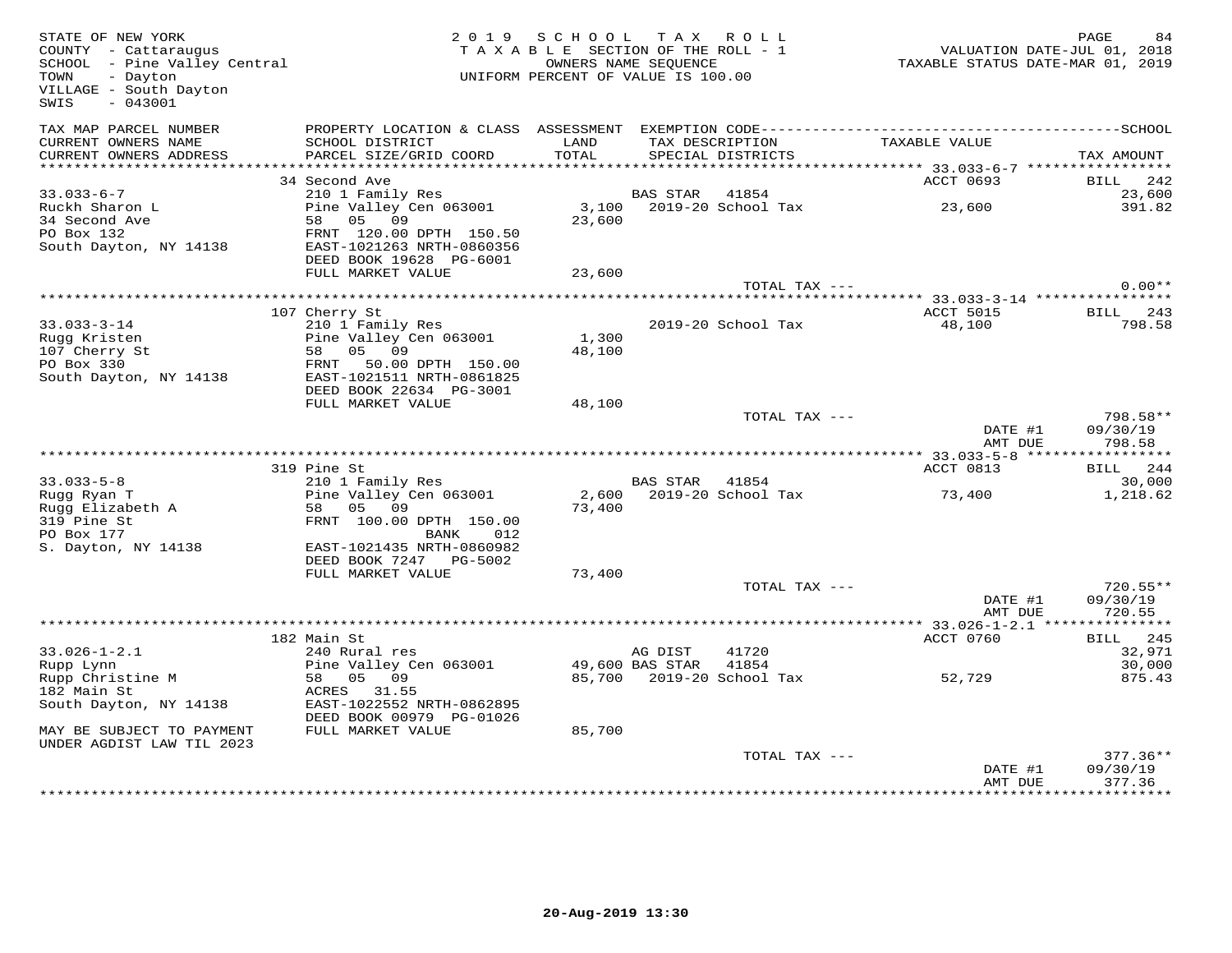STATE OF NEW YORK
COUNTY - Cattaraugus
SCHOOL - Pine Valley Central
TOWN - Dayton
VILLAGE - South Dayton
SWIS - 043001

2019 SCHOOL TAX ROLL
TAXABLE SECTION OF THE ROLL - 1
OWNERS NAME SEQUENCE
UNIFORM PERCENT OF VALUE IS 100.00

VALUATION DATE-JUL 01, 2018
TAXABLE STATUS DATE-MAR 01, 2019

| TAX MAP PARCEL NUMBER / CURRENT OWNERS NAME / CURRENT OWNERS ADDRESS | PROPERTY LOCATION & CLASS / SCHOOL DISTRICT / PARCEL SIZE/GRID COORD | ASSESSMENT LAND / TOTAL | EXEMPTION CODE / TAX DESCRIPTION / SPECIAL DISTRICTS | TAXABLE VALUE | TAX AMOUNT |
|---|---|---|---|---|---|
| **33.033-6-7** | 34 Second Ave | | | ACCT 0693 | BILL 242 |
| 33.033-6-7 | 210 1 Family Res | | BAS STAR 41854 | | 23,600 |
| Ruckh Sharon L | Pine Valley Cen 063001 | 3,100 | 2019-20 School Tax | 23,600 | 391.82 |
| 34 Second Ave | 58 05 09 | 23,600 | | | |
| PO Box 132 | FRNT 120.00 DPTH 150.50 | | | | |
| South Dayton, NY 14138 | EAST-1021263 NRTH-0860356 | | | | |
| | DEED BOOK 19628 PG-6001 | | | | |
| | FULL MARKET VALUE | 23,600 | | | |
| | | | TOTAL TAX --- | | 0.00** |
| **33.033-3-14** | 107 Cherry St | | | ACCT 5015 | BILL 243 |
| 33.033-3-14 | 210 1 Family Res | | 2019-20 School Tax | 48,100 | 798.58 |
| Rugg Kristen | Pine Valley Cen 063001 | 1,300 | | | |
| 107 Cherry St | 58 05 09 | 48,100 | | | |
| PO Box 330 | FRNT 50.00 DPTH 150.00 | | | | |
| South Dayton, NY 14138 | EAST-1021511 NRTH-0861825 | | | | |
| | DEED BOOK 22634 PG-3001 | | | | |
| | FULL MARKET VALUE | 48,100 | | | |
| | | | TOTAL TAX --- | | 798.58** |
| | | | | DATE #1 | 09/30/19 |
| | | | | AMT DUE | 798.58 |
| **33.033-5-8** | 319 Pine St | | | ACCT 0813 | BILL 244 |
| 33.033-5-8 | 210 1 Family Res | | BAS STAR 41854 | | 30,000 |
| Rugg Ryan T | Pine Valley Cen 063001 | 2,600 | 2019-20 School Tax | 73,400 | 1,218.62 |
| Rugg Elizabeth A | 58 05 09 | 73,400 | | | |
| 319 Pine St | FRNT 100.00 DPTH 150.00 | | | | |
| PO Box 177 | BANK 012 | | | | |
| S. Dayton, NY 14138 | EAST-1021435 NRTH-0860982 | | | | |
| | DEED BOOK 7247 PG-5002 | | | | |
| | FULL MARKET VALUE | 73,400 | | | |
| | | | TOTAL TAX --- | | 720.55** |
| | | | | DATE #1 | 09/30/19 |
| | | | | AMT DUE | 720.55 |
| **33.026-1-2.1** | 182 Main St | | | ACCT 0760 | BILL 245 |
| 33.026-1-2.1 | 240 Rural res | | AG DIST 41720 | | 32,971 |
| Rupp Lynn | Pine Valley Cen 063001 | 49,600 | BAS STAR 41854 | | 30,000 |
| Rupp Christine M | 58 05 09 | 85,700 | 2019-20 School Tax | 52,729 | 875.43 |
| 182 Main St | ACRES 31.55 | | | | |
| South Dayton, NY 14138 | EAST-1022552 NRTH-0862895 | | | | |
| | DEED BOOK 00979 PG-01026 | | | | |
| MAY BE SUBJECT TO PAYMENT | FULL MARKET VALUE | 85,700 | | | |
| UNDER AGDIST LAW TIL 2023 | | | | | |
| | | | TOTAL TAX --- | | 377.36** |
| | | | | DATE #1 | 09/30/19 |
| | | | | AMT DUE | 377.36 |

20-Aug-2019 13:30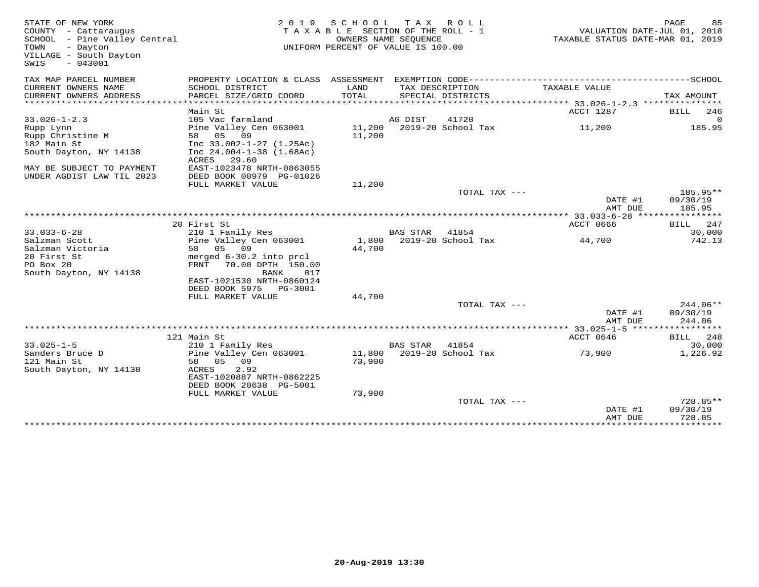STATE OF NEW YORK — 2019 SCHOOL TAX ROLL
COUNTY - Cattaraugus — TAXABLE SECTION OF THE ROLL - 1 — VALUATION DATE-JUL 01, 2018
SCHOOL - Pine Valley Central — OWNERS NAME SEQUENCE — TAXABLE STATUS DATE-MAR 01, 2019
TOWN - Dayton — UNIFORM PERCENT OF VALUE IS 100.00
VILLAGE - South Dayton
SWIS - 043001

| TAX MAP PARCEL NUMBER / CURRENT OWNERS NAME / CURRENT OWNERS ADDRESS | PROPERTY LOCATION & CLASS / SCHOOL DISTRICT / PARCEL SIZE/GRID COORD | ASSESSMENT LAND / TOTAL | EXEMPTION CODE / TAX DESCRIPTION / SPECIAL DISTRICTS | TAXABLE VALUE | TAX AMOUNT |
|---|---|---|---|---|---|
| **33.026-1-2.3** | Main St | | | ACCT 1287 | BILL 246 |
| 33.026-1-2.3 | 105 Vac farmland | | AG DIST 41720 | | 0 |
| Rupp Lynn | Pine Valley Cen 063001 | 11,200 | 2019-20 School Tax | 11,200 | 185.95 |
| Rupp Christine M | 58 05 09 | 11,200 | | | |
| 182 Main St | Inc 33.002-1-27 (1.25Ac) | | | | |
| South Dayton, NY 14138 | Inc 24.004-1-38 (1.68Ac) | | | | |
| | ACRES 29.60 | | | | |
| MAY BE SUBJECT TO PAYMENT | EAST-1023478 NRTH-0863055 | | | | |
| UNDER AGDIST LAW TIL 2023 | DEED BOOK 00979 PG-01026 | | | | |
| | FULL MARKET VALUE | 11,200 | | | |
| | | | TOTAL TAX --- | | 185.95** |
| | | | | DATE #1 | 09/30/19 |
| | | | | AMT DUE | 185.95 |
| **33.033-6-28** | 20 First St | | | ACCT 0666 | BILL 247 |
| 33.033-6-28 | 210 1 Family Res | | BAS STAR 41854 | | 30,000 |
| Salzman Scott | Pine Valley Cen 063001 | 1,800 | 2019-20 School Tax | 44,700 | 742.13 |
| Salzman Victoria | 58 05 09 | 44,700 | | | |
| 20 First St | merged 6-30.2 into prcl | | | | |
| PO Box 20 | FRNT 70.00 DPTH 150.00 | | | | |
| South Dayton, NY 14138 | BANK 017 | | | | |
| | EAST-1021530 NRTH-0860124 | | | | |
| | DEED BOOK 5975 PG-3001 | | | | |
| | FULL MARKET VALUE | 44,700 | | | |
| | | | TOTAL TAX --- | | 244.06** |
| | | | | DATE #1 | 09/30/19 |
| | | | | AMT DUE | 244.06 |
| **33.025-1-5** | 121 Main St | | | ACCT 0646 | BILL 248 |
| 33.025-1-5 | 210 1 Family Res | | BAS STAR 41854 | | 30,000 |
| Sanders Bruce D | Pine Valley Cen 063001 | 11,800 | 2019-20 School Tax | 73,900 | 1,226.92 |
| 121 Main St | 58 05 09 | 73,900 | | | |
| South Dayton, NY 14138 | ACRES 2.92 | | | | |
| | EAST-1020887 NRTH-0862225 | | | | |
| | DEED BOOK 20638 PG-5001 | | | | |
| | FULL MARKET VALUE | 73,900 | | | |
| | | | TOTAL TAX --- | | 728.85** |
| | | | | DATE #1 | 09/30/19 |
| | | | | AMT DUE | 728.85 |

20-Aug-2019 13:30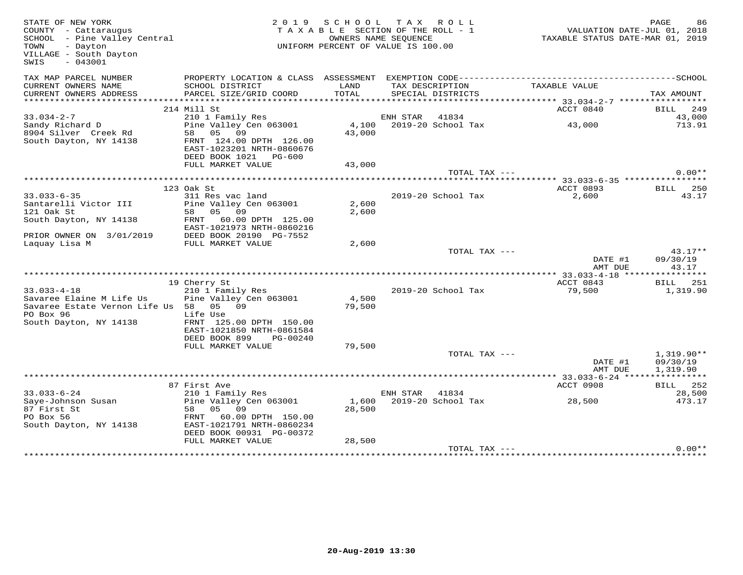STATE OF NEW YORK
COUNTY - Cattaraugus
SCHOOL - Pine Valley Central
TOWN - Dayton
VILLAGE - South Dayton
SWIS - 043001

2019 SCHOOL TAX ROLL
TAXABLE SECTION OF THE ROLL - 1
OWNERS NAME SEQUENCE
UNIFORM PERCENT OF VALUE IS 100.00

VALUATION DATE-JUL 01, 2018
TAXABLE STATUS DATE-MAR 01, 2019

| TAX MAP PARCEL NUMBER / CURRENT OWNERS NAME / CURRENT OWNERS ADDRESS | PROPERTY LOCATION & CLASS / SCHOOL DISTRICT / PARCEL SIZE/GRID COORD | ASSESSMENT LAND / TOTAL | EXEMPTION CODE / TAX DESCRIPTION / SPECIAL DISTRICTS | TAXABLE VALUE | SCHOOL TAX AMOUNT |
|---|---|---|---|---|---|
| **33.034-2-7** | 214 Mill St | | | ACCT 0840 | BILL 249 |
| 33.034-2-7 | 210 1 Family Res | | ENH STAR 41834 | | 43,000 |
| Sandy Richard D | Pine Valley Cen 063001 | 4,100 | 2019-20 School Tax | 43,000 | 713.91 |
| 8904 Silver Creek Rd | 58 05 09 | 43,000 | | | |
| South Dayton, NY 14138 | FRNT 124.00 DPTH 126.00 | | | | |
| | EAST-1023201 NRTH-0860676 | | | | |
| | DEED BOOK 1021 PG-600 | | | | |
| | FULL MARKET VALUE | 43,000 | | | |
| | | | TOTAL TAX --- | | 0.00** |
| **33.033-6-35** | 123 Oak St | | | ACCT 0893 | BILL 250 |
| 33.033-6-35 | 311 Res vac land | | 2019-20 School Tax | 2,600 | 43.17 |
| Santarelli Victor III | Pine Valley Cen 063001 | 2,600 | | | |
| 121 Oak St | 58 05 09 | 2,600 | | | |
| South Dayton, NY 14138 | FRNT 60.00 DPTH 125.00 | | | | |
| | EAST-1021973 NRTH-0860216 | | | | |
| PRIOR OWNER ON 3/01/2019 | DEED BOOK 20190 PG-7552 | | | | |
| Laquay Lisa M | FULL MARKET VALUE | 2,600 | | | |
| | | | TOTAL TAX --- | | 43.17** |
| | | | | DATE #1 | 09/30/19 |
| | | | | AMT DUE | 43.17 |
| **33.033-4-18** | 19 Cherry St | | | ACCT 0843 | BILL 251 |
| 33.033-4-18 | 210 1 Family Res | | 2019-20 School Tax | 79,500 | 1,319.90 |
| Savaree Elaine M Life Us | Pine Valley Cen 063001 | 4,500 | | | |
| Savaree Estate Vernon Life Us | 58 05 09 | 79,500 | | | |
| PO Box 96 | Life Use | | | | |
| South Dayton, NY 14138 | FRNT 125.00 DPTH 150.00 | | | | |
| | EAST-1021850 NRTH-0861584 | | | | |
| | DEED BOOK 899 PG-00240 | | | | |
| | FULL MARKET VALUE | 79,500 | | | |
| | | | TOTAL TAX --- | | 1,319.90** |
| | | | | DATE #1 | 09/30/19 |
| | | | | AMT DUE | 1,319.90 |
| **33.033-6-24** | 87 First Ave | | | ACCT 0908 | BILL 252 |
| 33.033-6-24 | 210 1 Family Res | | ENH STAR 41834 | | 28,500 |
| Saye-Johnson Susan | Pine Valley Cen 063001 | 1,600 | 2019-20 School Tax | 28,500 | 473.17 |
| 87 First St | 58 05 09 | 28,500 | | | |
| PO Box 56 | FRNT 60.00 DPTH 150.00 | | | | |
| South Dayton, NY 14138 | EAST-1021791 NRTH-0860234 | | | | |
| | DEED BOOK 00931 PG-00372 | | | | |
| | FULL MARKET VALUE | 28,500 | | | |
| | | | TOTAL TAX --- | | 0.00** |

20-Aug-2019 13:30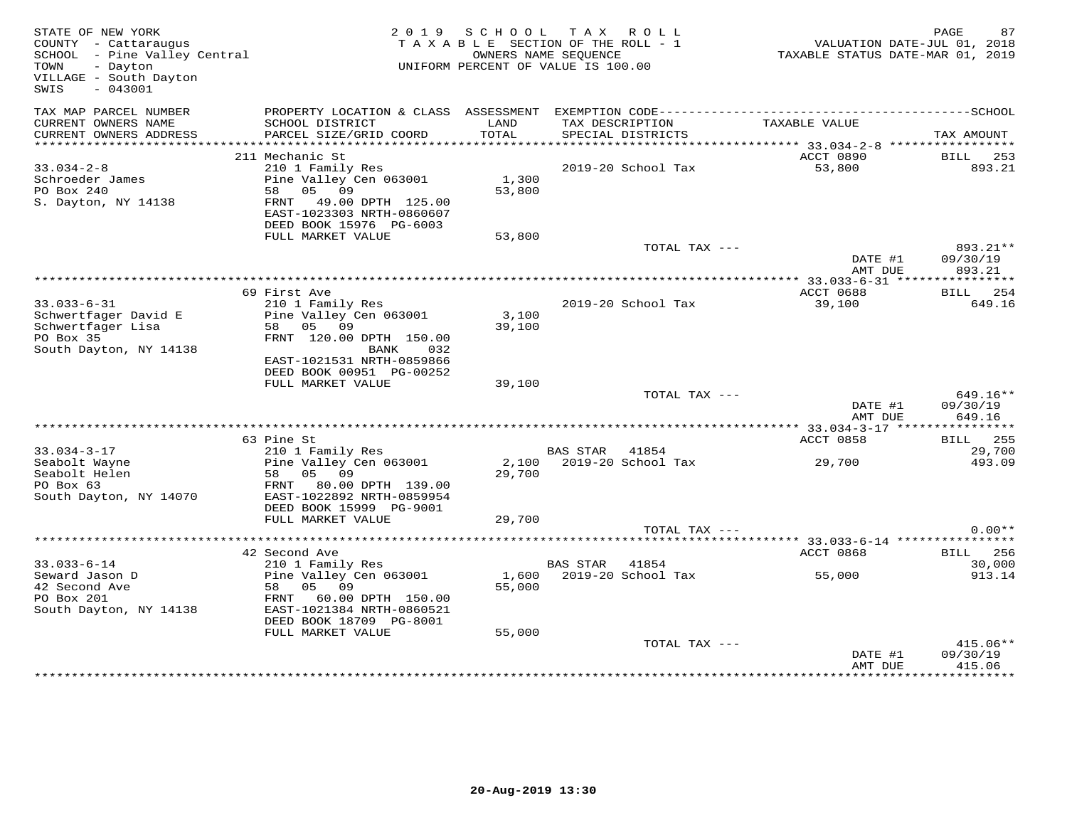STATE OF NEW YORK
COUNTY - Cattaraugus
SCHOOL - Pine Valley Central
TOWN - Dayton
VILLAGE - South Dayton
SWIS - 043001

2019 SCHOOL TAX ROLL
TAXABLE SECTION OF THE ROLL - 1
OWNERS NAME SEQUENCE
UNIFORM PERCENT OF VALUE IS 100.00

VALUATION DATE-JUL 01, 2018
TAXABLE STATUS DATE-MAR 01, 2019

| TAX MAP PARCEL NUMBER / CURRENT OWNERS NAME / CURRENT OWNERS ADDRESS | PROPERTY LOCATION & CLASS / SCHOOL DISTRICT / PARCEL SIZE/GRID COORD | ASSESSMENT LAND / TOTAL | EXEMPTION CODE / TAX DESCRIPTION / SPECIAL DISTRICTS | TAXABLE VALUE | SCHOOL TAX AMOUNT |
|---|---|---|---|---|---|
| 33.034-2-8 | 211 Mechanic St | | | ACCT 0890 | BILL 253 |
| Schroeder James | 210 1 Family Res | | 2019-20 School Tax | 53,800 | 893.21 |
| PO Box 240 | Pine Valley Cen 063001 | 1,300 | | | |
| S. Dayton, NY 14138 | 58 05 09 | 53,800 | | | |
| | FRNT 49.00 DPTH 125.00 | | | | |
| | EAST-1023303 NRTH-0860607 | | | | |
| | DEED BOOK 15976 PG-6003 | | | | |
| | FULL MARKET VALUE | 53,800 | | | |
| | | | TOTAL TAX --- | | 893.21** |
| | | | | DATE #1 | 09/30/19 |
| | | | | AMT DUE | 893.21 |
| 33.033-6-31 | 69 First Ave | | | ACCT 0688 | BILL 254 |
| Schwertfager David E | 210 1 Family Res | | 2019-20 School Tax | 39,100 | 649.16 |
| Schwertfager Lisa | Pine Valley Cen 063001 | 3,100 | | | |
| PO Box 35 | 58 05 09 | 39,100 | | | |
| South Dayton, NY 14138 | FRNT 120.00 DPTH 150.00 | | | | |
| | BANK 032 | | | | |
| | EAST-1021531 NRTH-0859866 | | | | |
| | DEED BOOK 00951 PG-00252 | | | | |
| | FULL MARKET VALUE | 39,100 | | | |
| | | | TOTAL TAX --- | | 649.16** |
| | | | | DATE #1 | 09/30/19 |
| | | | | AMT DUE | 649.16 |
| 33.034-3-17 | 63 Pine St | | | ACCT 0858 | BILL 255 |
| Seabolt Wayne | 210 1 Family Res | | BAS STAR 41854 | | 29,700 |
| Seabolt Helen | Pine Valley Cen 063001 | 2,100 | 2019-20 School Tax | 29,700 | 493.09 |
| PO Box 63 | 58 05 09 | 29,700 | | | |
| South Dayton, NY 14070 | FRNT 80.00 DPTH 139.00 | | | | |
| | EAST-1022892 NRTH-0859954 | | | | |
| | DEED BOOK 15999 PG-9001 | | | | |
| | FULL MARKET VALUE | 29,700 | | | |
| | | | TOTAL TAX --- | | 0.00** |
| 33.033-6-14 | 42 Second Ave | | | ACCT 0868 | BILL 256 |
| Seward Jason D | 210 1 Family Res | | BAS STAR 41854 | | 30,000 |
| 42 Second Ave | Pine Valley Cen 063001 | 1,600 | 2019-20 School Tax | 55,000 | 913.14 |
| PO Box 201 | 58 05 09 | 55,000 | | | |
| South Dayton, NY 14138 | FRNT 60.00 DPTH 150.00 | | | | |
| | EAST-1021384 NRTH-0860521 | | | | |
| | DEED BOOK 18709 PG-8001 | | | | |
| | FULL MARKET VALUE | 55,000 | | | |
| | | | TOTAL TAX --- | | 415.06** |
| | | | | DATE #1 | 09/30/19 |
| | | | | AMT DUE | 415.06 |

20-Aug-2019 13:30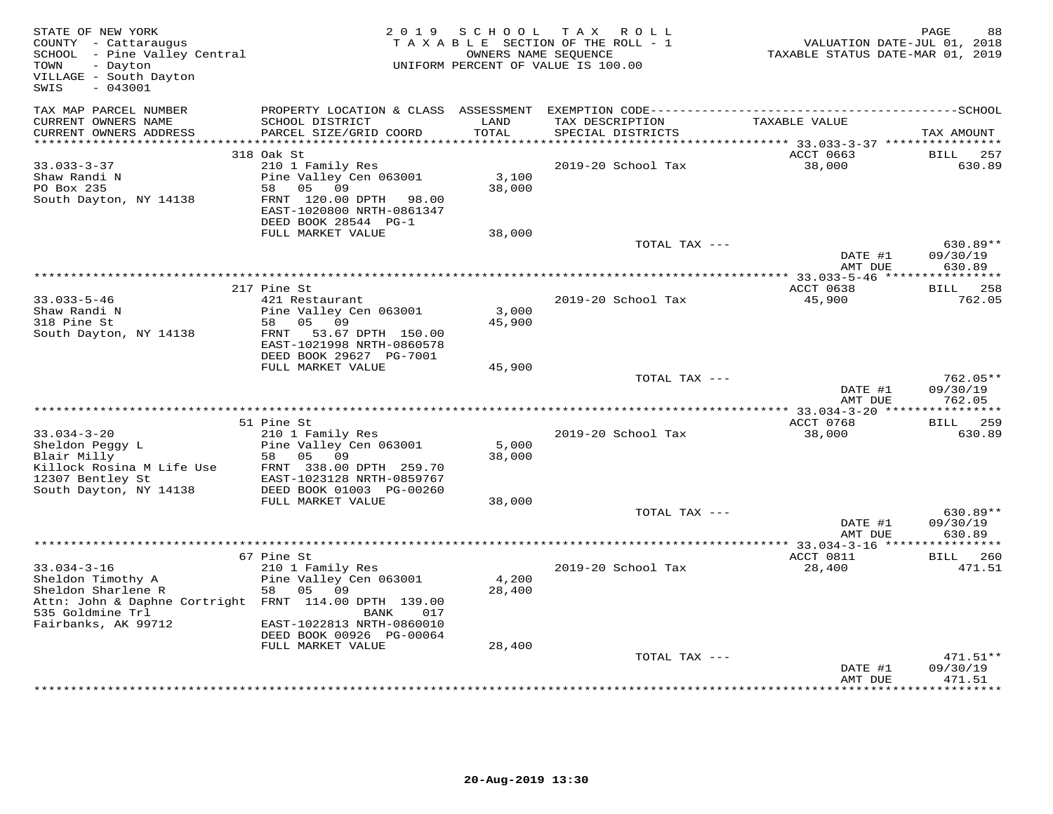STATE OF NEW YORK
COUNTY - Cattaraugus
SCHOOL - Pine Valley Central
TOWN - Dayton
VILLAGE - South Dayton
SWIS - 043001

2019 SCHOOL TAX ROLL
TAXABLE SECTION OF THE ROLL - 1
OWNERS NAME SEQUENCE
UNIFORM PERCENT OF VALUE IS 100.00

VALUATION DATE-JUL 01, 2018
TAXABLE STATUS DATE-MAR 01, 2019

| TAX MAP PARCEL NUMBER / CURRENT OWNERS NAME / CURRENT OWNERS ADDRESS | PROPERTY LOCATION & CLASS / SCHOOL DISTRICT / PARCEL SIZE/GRID COORD | ASSESSMENT LAND / TOTAL | EXEMPTION CODE / TAX DESCRIPTION / SPECIAL DISTRICTS | TAXABLE VALUE | TAX AMOUNT |
|---|---|---|---|---|---|
| **33.033-3-37** | 318 Oak St | | | ACCT 0663 | BILL 257 |
| 33.033-3-37 | 210 1 Family Res | | 2019-20 School Tax | 38,000 | 630.89 |
| Shaw Randi N | Pine Valley Cen 063001 | 3,100 | | | |
| PO Box 235 | 58 05 09 | 38,000 | | | |
| South Dayton, NY 14138 | FRNT 120.00 DPTH 98.00 | | | | |
| | EAST-1020800 NRTH-0861347 | | | | |
| | DEED BOOK 28544 PG-1 | | | | |
| | FULL MARKET VALUE | 38,000 | | | |
| | | | TOTAL TAX --- | | 630.89** |
| | | | | DATE #1 | 09/30/19 |
| | | | | AMT DUE | 630.89 |
| **33.033-5-46** | 217 Pine St | | | ACCT 0638 | BILL 258 |
| 33.033-5-46 | 421 Restaurant | | 2019-20 School Tax | 45,900 | 762.05 |
| Shaw Randi N | Pine Valley Cen 063001 | 3,000 | | | |
| 318 Pine St | 58 05 09 | 45,900 | | | |
| South Dayton, NY 14138 | FRNT 53.67 DPTH 150.00 | | | | |
| | EAST-1021998 NRTH-0860578 | | | | |
| | DEED BOOK 29627 PG-7001 | | | | |
| | FULL MARKET VALUE | 45,900 | | | |
| | | | TOTAL TAX --- | | 762.05** |
| | | | | DATE #1 | 09/30/19 |
| | | | | AMT DUE | 762.05 |
| **33.034-3-20** | 51 Pine St | | | ACCT 0768 | BILL 259 |
| 33.034-3-20 | 210 1 Family Res | | 2019-20 School Tax | 38,000 | 630.89 |
| Sheldon Peggy L | Pine Valley Cen 063001 | 5,000 | | | |
| Blair Milly | 58 05 09 | 38,000 | | | |
| Killock Rosina M Life Use | FRNT 338.00 DPTH 259.70 | | | | |
| 12307 Bentley St | EAST-1023128 NRTH-0859767 | | | | |
| South Dayton, NY 14138 | DEED BOOK 01003 PG-00260 | | | | |
| | FULL MARKET VALUE | 38,000 | | | |
| | | | TOTAL TAX --- | | 630.89** |
| | | | | DATE #1 | 09/30/19 |
| | | | | AMT DUE | 630.89 |
| **33.034-3-16** | 67 Pine St | | | ACCT 0811 | BILL 260 |
| 33.034-3-16 | 210 1 Family Res | | 2019-20 School Tax | 28,400 | 471.51 |
| Sheldon Timothy A | Pine Valley Cen 063001 | 4,200 | | | |
| Sheldon Sharlene R | 58 05 09 | 28,400 | | | |
| Attn: John & Daphne Cortright | FRNT 114.00 DPTH 139.00 | | | | |
| 535 Goldmine Trl | BANK 017 | | | | |
| Fairbanks, AK 99712 | EAST-1022813 NRTH-0860010 | | | | |
| | DEED BOOK 00926 PG-00064 | | | | |
| | FULL MARKET VALUE | 28,400 | | | |
| | | | TOTAL TAX --- | | 471.51** |
| | | | | DATE #1 | 09/30/19 |
| | | | | AMT DUE | 471.51 |

20-Aug-2019 13:30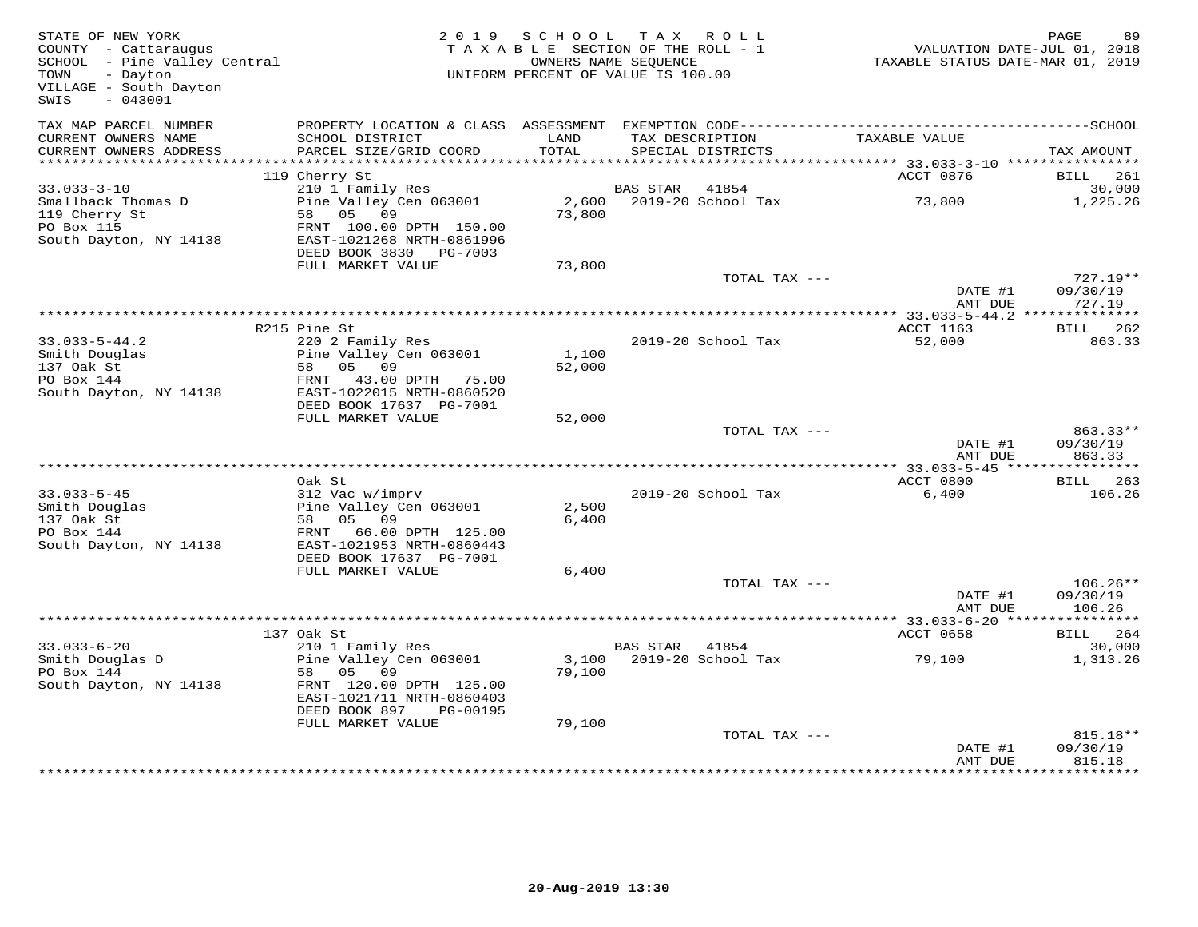STATE OF NEW YORK
COUNTY - Cattaraugus
SCHOOL - Pine Valley Central
TOWN - Dayton
VILLAGE - South Dayton
SWIS - 043001

2019 SCHOOL TAX ROLL
TAXABLE SECTION OF THE ROLL - 1
OWNERS NAME SEQUENCE
UNIFORM PERCENT OF VALUE IS 100.00

VALUATION DATE-JUL 01, 2018
TAXABLE STATUS DATE-MAR 01, 2019

| TAX MAP PARCEL NUMBER / CURRENT OWNERS NAME / CURRENT OWNERS ADDRESS | PROPERTY LOCATION & CLASS / SCHOOL DISTRICT / PARCEL SIZE/GRID COORD | ASSESSMENT LAND / TOTAL | EXEMPTION CODE / TAX DESCRIPTION / SPECIAL DISTRICTS | TAXABLE VALUE | TAX AMOUNT |
|---|---|---|---|---|---|
| | 119 Cherry St | | | ACCT 0876 | BILL 261 |
| 33.033-3-10 | 210 1 Family Res | | BAS STAR 41854 | | 30,000 |
| Smallback Thomas D | Pine Valley Cen 063001 | 2,600 | 2019-20 School Tax | 73,800 | 1,225.26 |
| 119 Cherry St | 58 05 09 | 73,800 | | | |
| PO Box 115 | FRNT 100.00 DPTH 150.00 | | | | |
| South Dayton, NY 14138 | EAST-1021268 NRTH-0861996 | | | | |
| | DEED BOOK 3830 PG-7003 | | | | |
| | FULL MARKET VALUE | 73,800 | | | |
| | | | TOTAL TAX --- | | 727.19** |
| | | | | DATE #1 | 09/30/19 |
| | | | | AMT DUE | 727.19 |
| | R215 Pine St | | | ACCT 1163 | BILL 262 |
| 33.033-5-44.2 | 220 2 Family Res | | 2019-20 School Tax | 52,000 | 863.33 |
| Smith Douglas | Pine Valley Cen 063001 | 1,100 | | | |
| 137 Oak St | 58 05 09 | 52,000 | | | |
| PO Box 144 | FRNT 43.00 DPTH 75.00 | | | | |
| South Dayton, NY 14138 | EAST-1022015 NRTH-0860520 | | | | |
| | DEED BOOK 17637 PG-7001 | | | | |
| | FULL MARKET VALUE | 52,000 | | | |
| | | | TOTAL TAX --- | | 863.33** |
| | | | | DATE #1 | 09/30/19 |
| | | | | AMT DUE | 863.33 |
| | Oak St | | | ACCT 0800 | BILL 263 |
| 33.033-5-45 | 312 Vac w/imprv | | 2019-20 School Tax | 6,400 | 106.26 |
| Smith Douglas | Pine Valley Cen 063001 | 2,500 | | | |
| 137 Oak St | 58 05 09 | 6,400 | | | |
| PO Box 144 | FRNT 66.00 DPTH 125.00 | | | | |
| South Dayton, NY 14138 | EAST-1021953 NRTH-0860443 | | | | |
| | DEED BOOK 17637 PG-7001 | | | | |
| | FULL MARKET VALUE | 6,400 | | | |
| | | | TOTAL TAX --- | | 106.26** |
| | | | | DATE #1 | 09/30/19 |
| | | | | AMT DUE | 106.26 |
| | 137 Oak St | | | ACCT 0658 | BILL 264 |
| 33.033-6-20 | 210 1 Family Res | | BAS STAR 41854 | | 30,000 |
| Smith Douglas D | Pine Valley Cen 063001 | 3,100 | 2019-20 School Tax | 79,100 | 1,313.26 |
| PO Box 144 | 58 05 09 | 79,100 | | | |
| South Dayton, NY 14138 | FRNT 120.00 DPTH 125.00 | | | | |
| | EAST-1021711 NRTH-0860403 | | | | |
| | DEED BOOK 897 PG-00195 | | | | |
| | FULL MARKET VALUE | 79,100 | | | |
| | | | TOTAL TAX --- | | 815.18** |
| | | | | DATE #1 | 09/30/19 |
| | | | | AMT DUE | 815.18 |

20-Aug-2019 13:30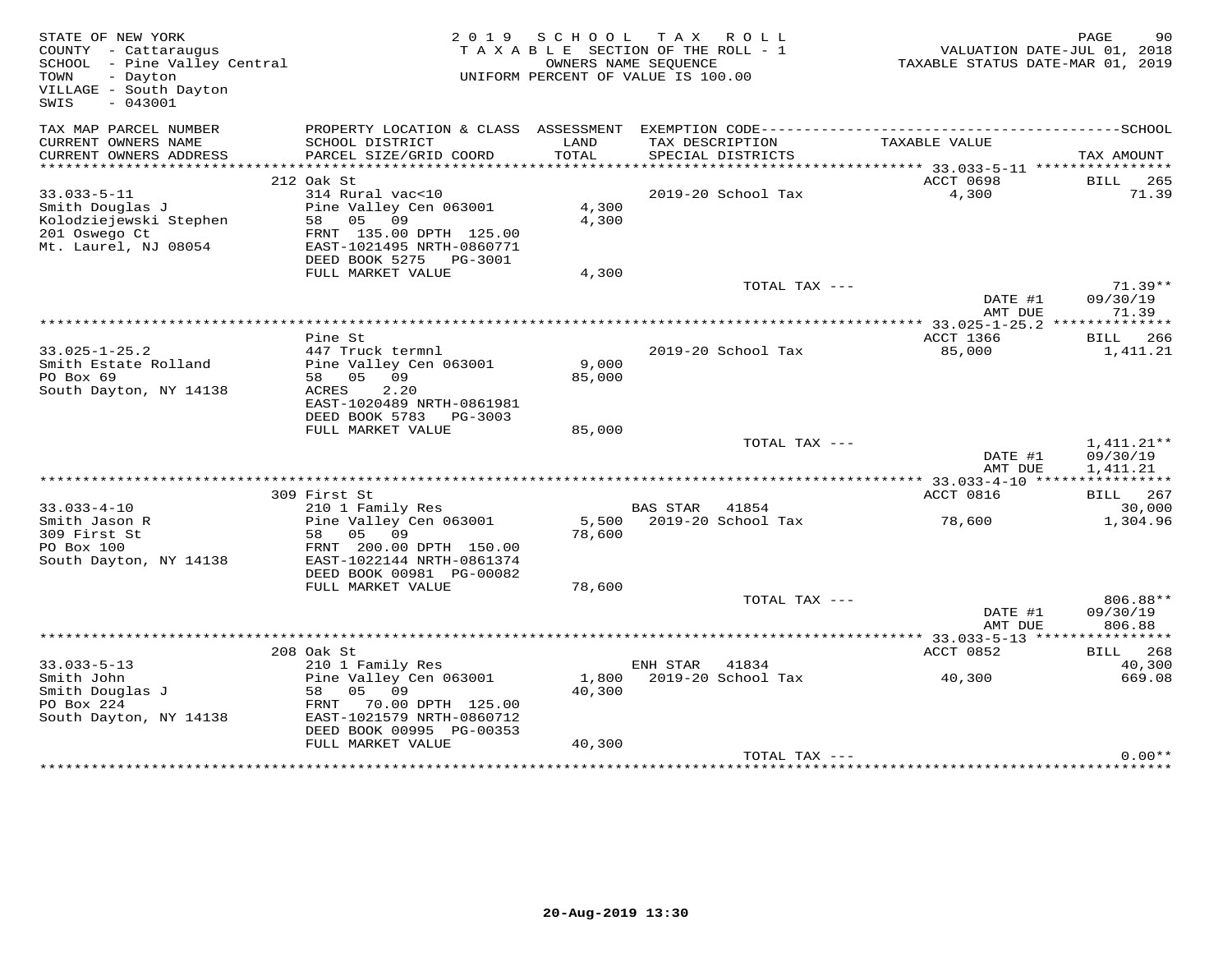STATE OF NEW YORK 2 0 1 9 S C H O O L T A X R O L L
COUNTY - Cattaraugus T A X A B L E SECTION OF THE ROLL - 1 VALUATION DATE-JUL 01, 2018
SCHOOL - Pine Valley Central OWNERS NAME SEQUENCE TAXABLE STATUS DATE-MAR 01, 2019
TOWN - Dayton UNIFORM PERCENT OF VALUE IS 100.00
VILLAGE - South Dayton
SWIS - 043001

| TAX MAP PARCEL NUMBER / CURRENT OWNERS NAME / CURRENT OWNERS ADDRESS | PROPERTY LOCATION & CLASS / SCHOOL DISTRICT / PARCEL SIZE/GRID COORD | ASSESSMENT LAND / TOTAL | EXEMPTION CODE / TAX DESCRIPTION / SPECIAL DISTRICTS | TAXABLE VALUE | SCHOOL TAX AMOUNT |
|---|---|---|---|---|---|
| | 212 Oak St | | | ACCT 0698 | BILL 265 |
| 33.033-5-11 | 314 Rural vac<10 | | 2019-20 School Tax | 4,300 | 71.39 |
| Smith Douglas J | Pine Valley Cen 063001 | 4,300 | | | |
| Kolodziejewski Stephen | 58 05 09 | 4,300 | | | |
| 201 Oswego Ct | FRNT 135.00 DPTH 125.00 | | | | |
| Mt. Laurel, NJ 08054 | EAST-1021495 NRTH-0860771 | | | | |
| | DEED BOOK 5275 PG-3001 | | | | |
| | FULL MARKET VALUE | 4,300 | | | |
| | | | TOTAL TAX --- | | 71.39** |
| | | | | DATE #1 | 09/30/19 |
| | | | | AMT DUE | 71.39 |
| | Pine St | | | ACCT 1366 | BILL 266 |
| 33.025-1-25.2 | 447 Truck termnl | | 2019-20 School Tax | 85,000 | 1,411.21 |
| Smith Estate Rolland | Pine Valley Cen 063001 | 9,000 | | | |
| PO Box 69 | 58 05 09 | 85,000 | | | |
| South Dayton, NY 14138 | ACRES 2.20 | | | | |
| | EAST-1020489 NRTH-0861981 | | | | |
| | DEED BOOK 5783 PG-3003 | | | | |
| | FULL MARKET VALUE | 85,000 | | | |
| | | | TOTAL TAX --- | | 1,411.21** |
| | | | | DATE #1 | 09/30/19 |
| | | | | AMT DUE | 1,411.21 |
| | 309 First St | | | ACCT 0816 | BILL 267 |
| 33.033-4-10 | 210 1 Family Res | | BAS STAR 41854 | | 30,000 |
| Smith Jason R | Pine Valley Cen 063001 | 5,500 | 2019-20 School Tax | 78,600 | 1,304.96 |
| 309 First St | 58 05 09 | 78,600 | | | |
| PO Box 100 | FRNT 200.00 DPTH 150.00 | | | | |
| South Dayton, NY 14138 | EAST-1022144 NRTH-0861374 | | | | |
| | DEED BOOK 00981 PG-00082 | | | | |
| | FULL MARKET VALUE | 78,600 | | | |
| | | | TOTAL TAX --- | | 806.88** |
| | | | | DATE #1 | 09/30/19 |
| | | | | AMT DUE | 806.88 |
| | 208 Oak St | | | ACCT 0852 | BILL 268 |
| 33.033-5-13 | 210 1 Family Res | | ENH STAR 41834 | | 40,300 |
| Smith John | Pine Valley Cen 063001 | 1,800 | 2019-20 School Tax | 40,300 | 669.08 |
| Smith Douglas J | 58 05 09 | 40,300 | | | |
| PO Box 224 | FRNT 70.00 DPTH 125.00 | | | | |
| South Dayton, NY 14138 | EAST-1021579 NRTH-0860712 | | | | |
| | DEED BOOK 00995 PG-00353 | | | | |
| | FULL MARKET VALUE | 40,300 | | | |
| | | | TOTAL TAX --- | | 0.00** |

20-Aug-2019 13:30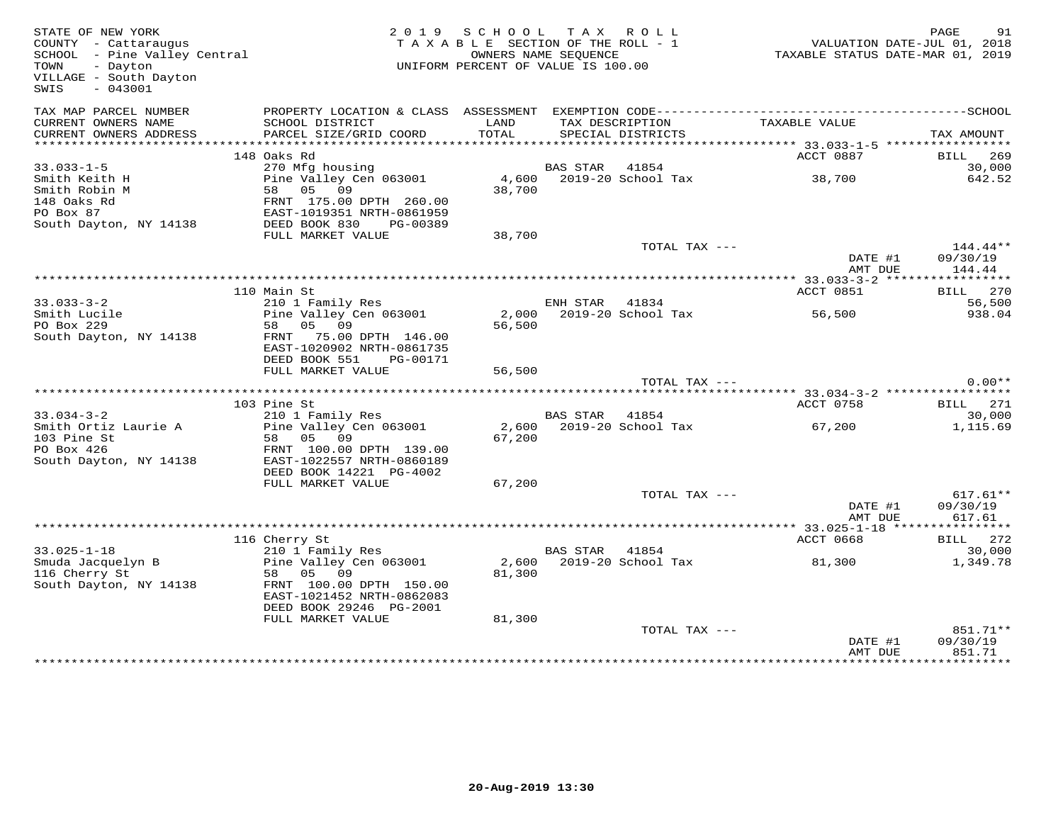STATE OF NEW YORK
COUNTY - Cattaraugus
SCHOOL - Pine Valley Central
TOWN - Dayton
VILLAGE - South Dayton
SWIS - 043001

2019 SCHOOL TAX ROLL
TAXABLE SECTION OF THE ROLL - 1
OWNERS NAME SEQUENCE
UNIFORM PERCENT OF VALUE IS 100.00

VALUATION DATE-JUL 01, 2018
TAXABLE STATUS DATE-MAR 01, 2019

| TAX MAP PARCEL NUMBER / CURRENT OWNERS NAME / CURRENT OWNERS ADDRESS | PROPERTY LOCATION & CLASS / SCHOOL DISTRICT / PARCEL SIZE/GRID COORD | ASSESSMENT LAND / TOTAL | EXEMPTION CODE / TAX DESCRIPTION / SPECIAL DISTRICTS | TAXABLE VALUE | SCHOOL / TAX AMOUNT |
|---|---|---|---|---|---|
| **33.033-1-5** | 148 Oaks Rd | | | ACCT 0887 | BILL 269 |
| | 270 Mfg housing | | BAS STAR 41854 | | 30,000 |
| Smith Keith H | Pine Valley Cen 063001 | 4,600 | 2019-20 School Tax | 38,700 | 642.52 |
| Smith Robin M | 58 05 09 | 38,700 | | | |
| 148 Oaks Rd | FRNT 175.00 DPTH 260.00 | | | | |
| PO Box 87 | EAST-1019351 NRTH-0861959 | | | | |
| South Dayton, NY 14138 | DEED BOOK 830 PG-00389 | | | | |
| | FULL MARKET VALUE | 38,700 | | | |
| | | | TOTAL TAX --- | | 144.44** |
| | | | | DATE #1 | 09/30/19 |
| | | | | AMT DUE | 144.44 |
| **33.033-3-2** | 110 Main St | | | ACCT 0851 | BILL 270 |
| | 210 1 Family Res | | ENH STAR 41834 | | 56,500 |
| Smith Lucile | Pine Valley Cen 063001 | 2,000 | 2019-20 School Tax | 56,500 | 938.04 |
| PO Box 229 | 58 05 09 | 56,500 | | | |
| South Dayton, NY 14138 | FRNT 75.00 DPTH 146.00 | | | | |
| | EAST-1020902 NRTH-0861735 | | | | |
| | DEED BOOK 551 PG-00171 | | | | |
| | FULL MARKET VALUE | 56,500 | | | |
| | | | TOTAL TAX --- | | 0.00** |
| **33.034-3-2** | 103 Pine St | | | ACCT 0758 | BILL 271 |
| | 210 1 Family Res | | BAS STAR 41854 | | 30,000 |
| Smith Ortiz Laurie A | Pine Valley Cen 063001 | 2,600 | 2019-20 School Tax | 67,200 | 1,115.69 |
| 103 Pine St | 58 05 09 | 67,200 | | | |
| PO Box 426 | FRNT 100.00 DPTH 139.00 | | | | |
| South Dayton, NY 14138 | EAST-1022557 NRTH-0860189 | | | | |
| | DEED BOOK 14221 PG-4002 | | | | |
| | FULL MARKET VALUE | 67,200 | | | |
| | | | TOTAL TAX --- | | 617.61** |
| | | | | DATE #1 | 09/30/19 |
| | | | | AMT DUE | 617.61 |
| **33.025-1-18** | 116 Cherry St | | | ACCT 0668 | BILL 272 |
| | 210 1 Family Res | | BAS STAR 41854 | | 30,000 |
| Smuda Jacquelyn B | Pine Valley Cen 063001 | 2,600 | 2019-20 School Tax | 81,300 | 1,349.78 |
| 116 Cherry St | 58 05 09 | 81,300 | | | |
| South Dayton, NY 14138 | FRNT 100.00 DPTH 150.00 | | | | |
| | EAST-1021452 NRTH-0862083 | | | | |
| | DEED BOOK 29246 PG-2001 | | | | |
| | FULL MARKET VALUE | 81,300 | | | |
| | | | TOTAL TAX --- | | 851.71** |
| | | | | DATE #1 | 09/30/19 |
| | | | | AMT DUE | 851.71 |

20-Aug-2019 13:30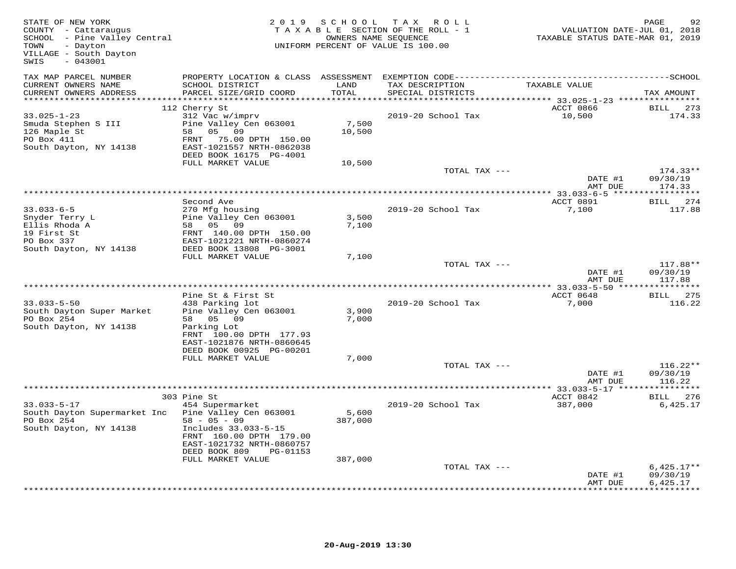STATE OF NEW YORK
COUNTY - Cattaraugus
SCHOOL - Pine Valley Central
TOWN - Dayton
VILLAGE - South Dayton
SWIS - 043001

2019 SCHOOL TAX ROLL
TAXABLE SECTION OF THE ROLL - 1
OWNERS NAME SEQUENCE
UNIFORM PERCENT OF VALUE IS 100.00

VALUATION DATE-JUL 01, 2018
TAXABLE STATUS DATE-MAR 01, 2019

| TAX MAP PARCEL NUMBER / CURRENT OWNERS NAME / CURRENT OWNERS ADDRESS | PROPERTY LOCATION & CLASS / SCHOOL DISTRICT / PARCEL SIZE/GRID COORD | ASSESSMENT LAND / TOTAL | EXEMPTION CODE / TAX DESCRIPTION / SPECIAL DISTRICTS | TAXABLE VALUE | TAX AMOUNT |
|---|---|---|---|---|---|
| | 112 Cherry St | | | ACCT 0866 | BILL 273 |
| 33.025-1-23 | 312 Vac w/imprv | | 2019-20 School Tax | 10,500 | 174.33 |
| Smuda Stephen S III | Pine Valley Cen 063001 | 7,500 | | | |
| 126 Maple St | 58 05 09 | 10,500 | | | |
| PO Box 411 | FRNT 75.00 DPTH 150.00 | | | | |
| South Dayton, NY 14138 | EAST-1021557 NRTH-0862038 | | | | |
| | DEED BOOK 16175 PG-4001 | | | | |
| | FULL MARKET VALUE | 10,500 | | | |
| | | | TOTAL TAX --- | | 174.33** |
| | | | | DATE #1 | 09/30/19 |
| | | | | AMT DUE | 174.33 |
| | Second Ave | | | ACCT 0891 | BILL 274 |
| 33.033-6-5 | 270 Mfg housing | | 2019-20 School Tax | 7,100 | 117.88 |
| Snyder Terry L | Pine Valley Cen 063001 | 3,500 | | | |
| Ellis Rhoda A | 58 05 09 | 7,100 | | | |
| 19 First St | FRNT 140.00 DPTH 150.00 | | | | |
| PO Box 337 | EAST-1021221 NRTH-0860274 | | | | |
| South Dayton, NY 14138 | DEED BOOK 13808 PG-3001 | | | | |
| | FULL MARKET VALUE | 7,100 | | | |
| | | | TOTAL TAX --- | | 117.88** |
| | | | | DATE #1 | 09/30/19 |
| | | | | AMT DUE | 117.88 |
| | Pine St & First St | | | ACCT 0648 | BILL 275 |
| 33.033-5-50 | 438 Parking lot | | 2019-20 School Tax | 7,000 | 116.22 |
| South Dayton Super Market | Pine Valley Cen 063001 | 3,900 | | | |
| PO Box 254 | 58 05 09 | 7,000 | | | |
| South Dayton, NY 14138 | Parking Lot | | | | |
| | FRNT 100.00 DPTH 177.93 | | | | |
| | EAST-1021876 NRTH-0860645 | | | | |
| | DEED BOOK 00925 PG-00201 | | | | |
| | FULL MARKET VALUE | 7,000 | | | |
| | | | TOTAL TAX --- | | 116.22** |
| | | | | DATE #1 | 09/30/19 |
| | | | | AMT DUE | 116.22 |
| | 303 Pine St | | | ACCT 0842 | BILL 276 |
| 33.033-5-17 | 454 Supermarket | | 2019-20 School Tax | 387,000 | 6,425.17 |
| South Dayton Supermarket Inc | Pine Valley Cen 063001 | 5,600 | | | |
| PO Box 254 | 58 - 05 - 09 | 387,000 | | | |
| South Dayton, NY 14138 | Includes 33.033-5-15 | | | | |
| | FRNT 160.00 DPTH 179.00 | | | | |
| | EAST-1021732 NRTH-0860757 | | | | |
| | DEED BOOK 809 PG-01153 | | | | |
| | FULL MARKET VALUE | 387,000 | | | |
| | | | TOTAL TAX --- | | 6,425.17** |
| | | | | DATE #1 | 09/30/19 |
| | | | | AMT DUE | 6,425.17 |

20-Aug-2019 13:30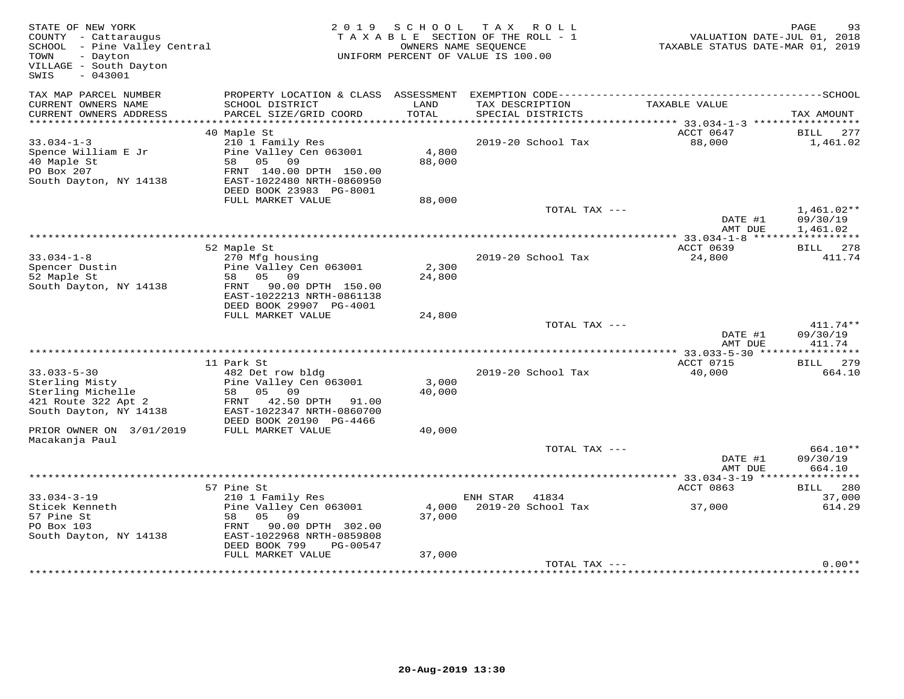STATE OF NEW YORK
COUNTY - Cattaraugus
SCHOOL - Pine Valley Central
TOWN - Dayton
VILLAGE - South Dayton
SWIS - 043001

2019 SCHOOL TAX ROLL
TAXABLE SECTION OF THE ROLL - 1
OWNERS NAME SEQUENCE
UNIFORM PERCENT OF VALUE IS 100.00

VALUATION DATE-JUL 01, 2018
TAXABLE STATUS DATE-MAR 01, 2019

| TAX MAP PARCEL NUMBER / CURRENT OWNERS NAME / CURRENT OWNERS ADDRESS | PROPERTY LOCATION & CLASS / SCHOOL DISTRICT / PARCEL SIZE/GRID COORD | ASSESSMENT LAND / TOTAL | EXEMPTION CODE / TAX DESCRIPTION / SPECIAL DISTRICTS | TAXABLE VALUE | SCHOOL TAX AMOUNT |
|---|---|---|---|---|---|
| **33.034-1-3** | 40 Maple St | | | ACCT 0647 | BILL 277 |
| 33.034-1-3 | 210 1 Family Res | | 2019-20 School Tax | 88,000 | 1,461.02 |
| Spence William E Jr | Pine Valley Cen 063001 | 4,800 | | | |
| 40 Maple St | 58 05 09 | 88,000 | | | |
| PO Box 207 | FRNT 140.00 DPTH 150.00 | | | | |
| South Dayton, NY 14138 | EAST-1022480 NRTH-0860950 | | | | |
| | DEED BOOK 23983 PG-8001 | | | | |
| | FULL MARKET VALUE | 88,000 | | | |
| | | | TOTAL TAX --- | | 1,461.02** |
| | | | | DATE #1 | 09/30/19 |
| | | | | AMT DUE | 1,461.02 |
| **33.034-1-8** | 52 Maple St | | | ACCT 0639 | BILL 278 |
| 33.034-1-8 | 270 Mfg housing | | 2019-20 School Tax | 24,800 | 411.74 |
| Spencer Dustin | Pine Valley Cen 063001 | 2,300 | | | |
| 52 Maple St | 58 05 09 | 24,800 | | | |
| South Dayton, NY 14138 | FRNT 90.00 DPTH 150.00 | | | | |
| | EAST-1022213 NRTH-0861138 | | | | |
| | DEED BOOK 29907 PG-4001 | | | | |
| | FULL MARKET VALUE | 24,800 | | | |
| | | | TOTAL TAX --- | | 411.74** |
| | | | | DATE #1 | 09/30/19 |
| | | | | AMT DUE | 411.74 |
| **33.033-5-30** | 11 Park St | | | ACCT 0715 | BILL 279 |
| 33.033-5-30 | 482 Det row bldg | | 2019-20 School Tax | 40,000 | 664.10 |
| Sterling Misty | Pine Valley Cen 063001 | 3,000 | | | |
| Sterling Michelle | 58 05 09 | 40,000 | | | |
| 421 Route 322 Apt 2 | FRNT 42.50 DPTH 91.00 | | | | |
| South Dayton, NY 14138 | EAST-1022347 NRTH-0860700 | | | | |
| | DEED BOOK 20190 PG-4466 | | | | |
| PRIOR OWNER ON 3/01/2019 | FULL MARKET VALUE | 40,000 | | | |
| Macakanja Paul | | | | | |
| | | | TOTAL TAX --- | | 664.10** |
| | | | | DATE #1 | 09/30/19 |
| | | | | AMT DUE | 664.10 |
| **33.034-3-19** | 57 Pine St | | | ACCT 0863 | BILL 280 |
| 33.034-3-19 | 210 1 Family Res | | ENH STAR 41834 | | 37,000 |
| Sticek Kenneth | Pine Valley Cen 063001 | 4,000 | 2019-20 School Tax | 37,000 | 614.29 |
| 57 Pine St | 58 05 09 | 37,000 | | | |
| PO Box 103 | FRNT 90.00 DPTH 302.00 | | | | |
| South Dayton, NY 14138 | EAST-1022968 NRTH-0859808 | | | | |
| | DEED BOOK 799 PG-00547 | | | | |
| | FULL MARKET VALUE | 37,000 | | | |
| | | | TOTAL TAX --- | | 0.00** |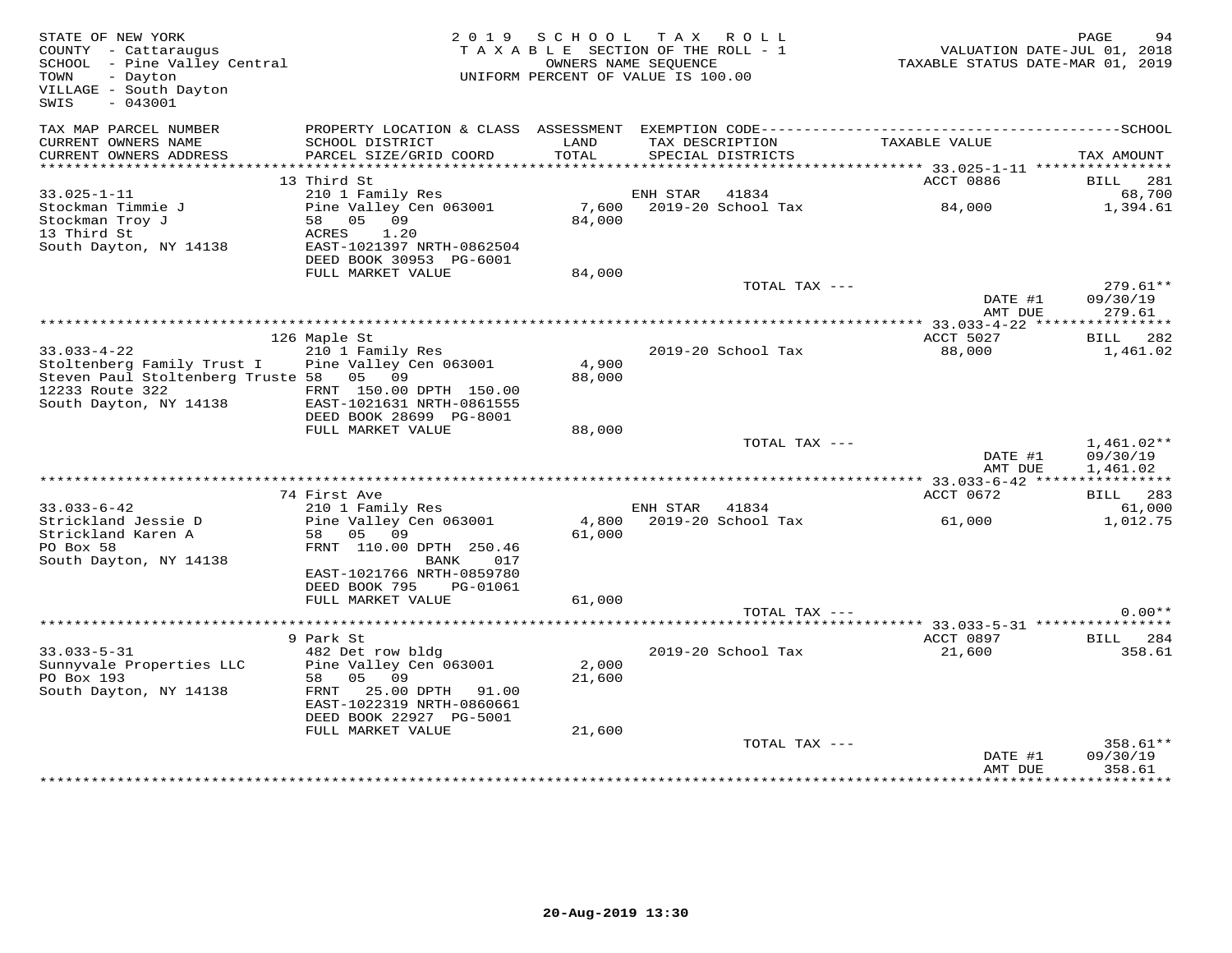STATE OF NEW YORK
COUNTY - Cattaraugus
SCHOOL - Pine Valley Central
TOWN - Dayton
VILLAGE - South Dayton
SWIS - 043001

2019 SCHOOL TAX ROLL
TAXABLE SECTION OF THE ROLL - 1
OWNERS NAME SEQUENCE
UNIFORM PERCENT OF VALUE IS 100.00

VALUATION DATE-JUL 01, 2018
TAXABLE STATUS DATE-MAR 01, 2019

| TAX MAP PARCEL NUMBER / CURRENT OWNERS NAME / CURRENT OWNERS ADDRESS | PROPERTY LOCATION & CLASS / SCHOOL DISTRICT / PARCEL SIZE/GRID COORD | ASSESSMENT LAND / TOTAL | EXEMPTION CODE / TAX DESCRIPTION / SPECIAL DISTRICTS | TAXABLE VALUE | TAX AMOUNT |
|---|---|---|---|---|---|
| 33.025-1-11 | 13 Third St | | | ACCT 0886 | BILL 281 |
| | 210 1 Family Res | | ENH STAR 41834 | | 68,700 |
| Stockman Timmie J | Pine Valley Cen 063001 | 7,600 | 2019-20 School Tax | 84,000 | 1,394.61 |
| Stockman Troy J | 58 05 09 | 84,000 | | | |
| 13 Third St | ACRES 1.20 | | | | |
| South Dayton, NY 14138 | EAST-1021397 NRTH-0862504 | | | | |
| | DEED BOOK 30953 PG-6001 | | | | |
| | FULL MARKET VALUE | 84,000 | | | |
| | | | TOTAL TAX --- | | 279.61** |
| | | | | DATE #1 | 09/30/19 |
| | | | | AMT DUE | 279.61 |
| 33.033-4-22 | 126 Maple St | | | ACCT 5027 | BILL 282 |
| | 210 1 Family Res | | 2019-20 School Tax | 88,000 | 1,461.02 |
| Stoltenberg Family Trust I | Pine Valley Cen 063001 | 4,900 | | | |
| Steven Paul Stoltenberg Truste | 58 05 09 | 88,000 | | | |
| 12233 Route 322 | FRNT 150.00 DPTH 150.00 | | | | |
| South Dayton, NY 14138 | EAST-1021631 NRTH-0861555 | | | | |
| | DEED BOOK 28699 PG-8001 | | | | |
| | FULL MARKET VALUE | 88,000 | | | |
| | | | TOTAL TAX --- | | 1,461.02** |
| | | | | DATE #1 | 09/30/19 |
| | | | | AMT DUE | 1,461.02 |
| 33.033-6-42 | 74 First Ave | | | ACCT 0672 | BILL 283 |
| | 210 1 Family Res | | ENH STAR 41834 | | 61,000 |
| Strickland Jessie D | Pine Valley Cen 063001 | 4,800 | 2019-20 School Tax | 61,000 | 1,012.75 |
| Strickland Karen A | 58 05 09 | 61,000 | | | |
| PO Box 58 | FRNT 110.00 DPTH 250.46 | | | | |
| South Dayton, NY 14138 | BANK 017 | | | | |
| | EAST-1021766 NRTH-0859780 | | | | |
| | DEED BOOK 795 PG-01061 | | | | |
| | FULL MARKET VALUE | 61,000 | | | |
| | | | TOTAL TAX --- | | 0.00** |
| 33.033-5-31 | 9 Park St | | | ACCT 0897 | BILL 284 |
| | 482 Det row bldg | | 2019-20 School Tax | 21,600 | 358.61 |
| Sunnyvale Properties LLC | Pine Valley Cen 063001 | 2,000 | | | |
| PO Box 193 | 58 05 09 | 21,600 | | | |
| South Dayton, NY 14138 | FRNT 25.00 DPTH 91.00 | | | | |
| | EAST-1022319 NRTH-0860661 | | | | |
| | DEED BOOK 22927 PG-5001 | | | | |
| | FULL MARKET VALUE | 21,600 | | | |
| | | | TOTAL TAX --- | | 358.61** |
| | | | | DATE #1 | 09/30/19 |
| | | | | AMT DUE | 358.61 |

20-Aug-2019 13:30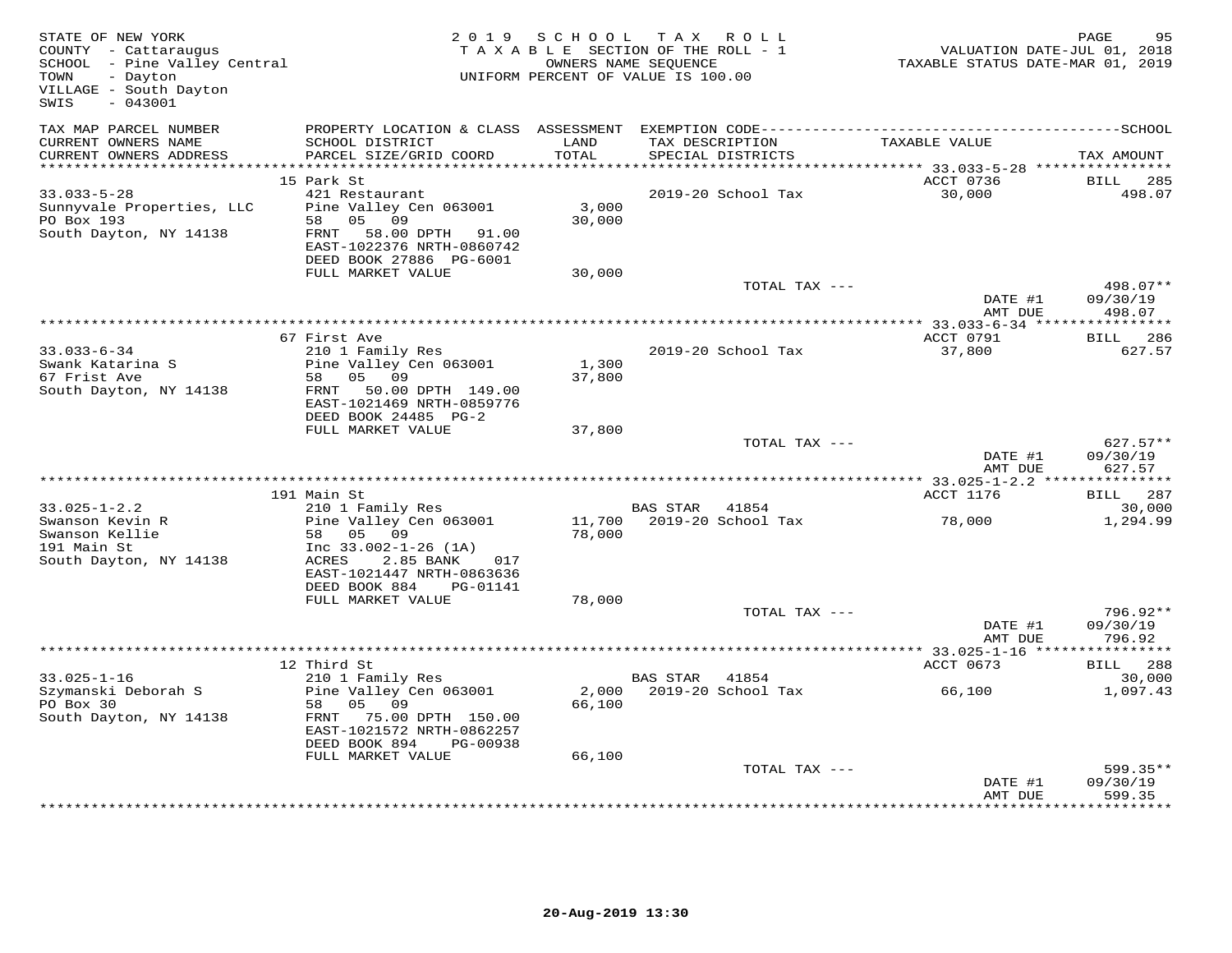STATE OF NEW YORK
COUNTY - Cattaraugus
SCHOOL - Pine Valley Central
TOWN - Dayton
VILLAGE - South Dayton
SWIS - 043001

2019 SCHOOL TAX ROLL
TAXABLE SECTION OF THE ROLL - 1
OWNERS NAME SEQUENCE
UNIFORM PERCENT OF VALUE IS 100.00

VALUATION DATE-JUL 01, 2018
TAXABLE STATUS DATE-MAR 01, 2019

| TAX MAP PARCEL NUMBER / CURRENT OWNERS NAME / CURRENT OWNERS ADDRESS | PROPERTY LOCATION & CLASS / SCHOOL DISTRICT / PARCEL SIZE/GRID COORD | ASSESSMENT LAND / TOTAL | EXEMPTION CODE / TAX DESCRIPTION / SPECIAL DISTRICTS | TAXABLE VALUE | TAX AMOUNT |
|---|---|---|---|---|---|
| 33.033-5-28 | 15 Park St | | | ACCT 0736 | BILL 285 |
| Sunnyvale Properties, LLC | 421 Restaurant | | 2019-20 School Tax | 30,000 | 498.07 |
| PO Box 193 | Pine Valley Cen 063001 | 3,000 | | | |
| South Dayton, NY 14138 | 58 05 09 | 30,000 | | | |
| | FRNT 58.00 DPTH 91.00 | | | | |
| | EAST-1022376 NRTH-0860742 | | | | |
| | DEED BOOK 27886 PG-6001 | | | | |
| | FULL MARKET VALUE | 30,000 | | | |
| | | | TOTAL TAX --- | | 498.07** |
| | | | | DATE #1 | 09/30/19 |
| | | | | AMT DUE | 498.07 |
| 33.033-6-34 | 67 First Ave | | | ACCT 0791 | BILL 286 |
| Swank Katarina S | 210 1 Family Res | | 2019-20 School Tax | 37,800 | 627.57 |
| 67 Frist Ave | Pine Valley Cen 063001 | 1,300 | | | |
| South Dayton, NY 14138 | 58 05 09 | 37,800 | | | |
| | FRNT 50.00 DPTH 149.00 | | | | |
| | EAST-1021469 NRTH-0859776 | | | | |
| | DEED BOOK 24485 PG-2 | | | | |
| | FULL MARKET VALUE | 37,800 | | | |
| | | | TOTAL TAX --- | | 627.57** |
| | | | | DATE #1 | 09/30/19 |
| | | | | AMT DUE | 627.57 |
| 33.025-1-2.2 | 191 Main St | | | ACCT 1176 | BILL 287 |
| Swanson Kevin R | 210 1 Family Res | | BAS STAR 41854 | | 30,000 |
| Swanson Kellie | Pine Valley Cen 063001 | 11,700 | 2019-20 School Tax | 78,000 | 1,294.99 |
| 191 Main St | 58 05 09 | 78,000 | | | |
| South Dayton, NY 14138 | Inc 33.002-1-26 (1A) | | | | |
| | ACRES 2.85 BANK 017 | | | | |
| | EAST-1021447 NRTH-0863636 | | | | |
| | DEED BOOK 884 PG-01141 | | | | |
| | FULL MARKET VALUE | 78,000 | | | |
| | | | TOTAL TAX --- | | 796.92** |
| | | | | DATE #1 | 09/30/19 |
| | | | | AMT DUE | 796.92 |
| 33.025-1-16 | 12 Third St | | | ACCT 0673 | BILL 288 |
| Szymanski Deborah S | 210 1 Family Res | | BAS STAR 41854 | | 30,000 |
| PO Box 30 | Pine Valley Cen 063001 | 2,000 | 2019-20 School Tax | 66,100 | 1,097.43 |
| South Dayton, NY 14138 | 58 05 09 | 66,100 | | | |
| | FRNT 75.00 DPTH 150.00 | | | | |
| | EAST-1021572 NRTH-0862257 | | | | |
| | DEED BOOK 894 PG-00938 | | | | |
| | FULL MARKET VALUE | 66,100 | | | |
| | | | TOTAL TAX --- | | 599.35** |
| | | | | DATE #1 | 09/30/19 |
| | | | | AMT DUE | 599.35 |

20-Aug-2019 13:30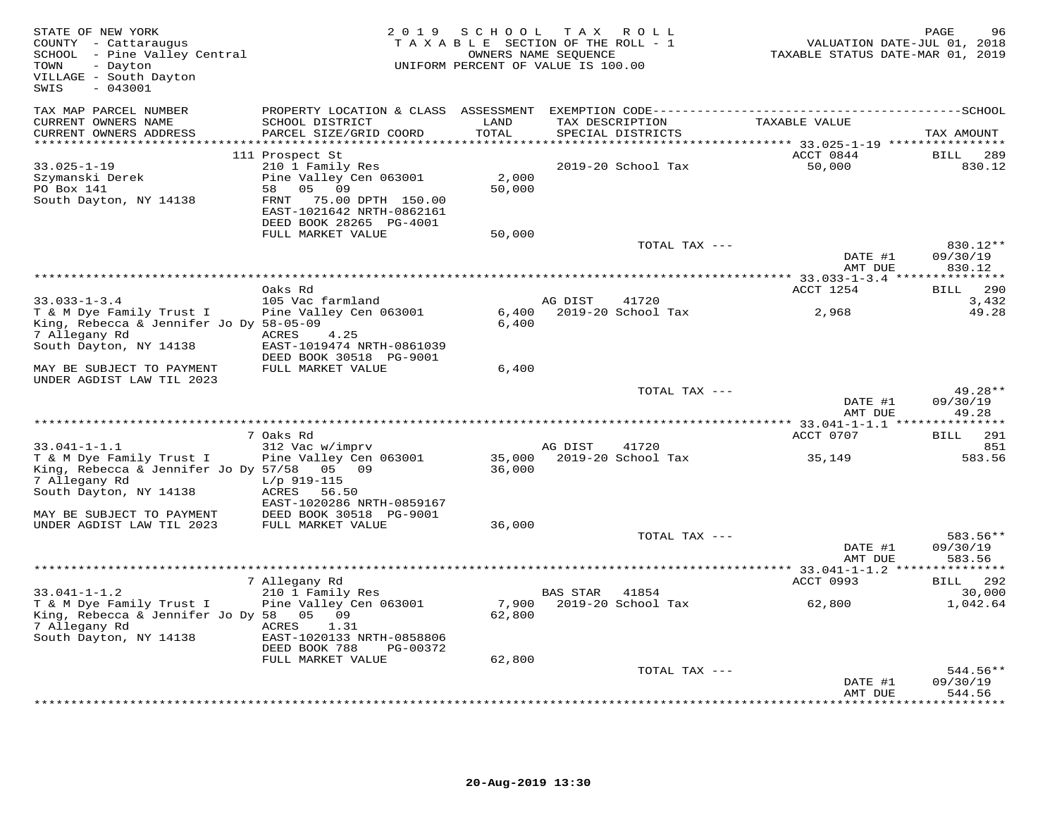STATE OF NEW YORK
COUNTY - Cattaraugus
SCHOOL - Pine Valley Central
TOWN - Dayton
VILLAGE - South Dayton
SWIS - 043001

2019 SCHOOL TAX ROLL
TAXABLE SECTION OF THE ROLL - 1
OWNERS NAME SEQUENCE
UNIFORM PERCENT OF VALUE IS 100.00

VALUATION DATE-JUL 01, 2018
TAXABLE STATUS DATE-MAR 01, 2019

| TAX MAP PARCEL NUMBER / CURRENT OWNERS NAME / CURRENT OWNERS ADDRESS | PROPERTY LOCATION & CLASS / SCHOOL DISTRICT / PARCEL SIZE/GRID COORD | ASSESSMENT LAND / TOTAL | EXEMPTION CODE / TAX DESCRIPTION / SPECIAL DISTRICTS | TAXABLE VALUE | SCHOOL / TAX AMOUNT |
|---|---|---|---|---|---|
| **33.025-1-19** | 111 Prospect St | | | ACCT 0844 | BILL 289 |
| Szymanski Derek | 210 1 Family Res | | 2019-20 School Tax | 50,000 | 830.12 |
| PO Box 141 | Pine Valley Cen 063001 | 2,000 | | | |
| South Dayton, NY 14138 | 58 05 09 | 50,000 | | | |
| | FRNT 75.00 DPTH 150.00 | | | | |
| | EAST-1021642 NRTH-0862161 | | | | |
| | DEED BOOK 28265 PG-4001 | | | | |
| | FULL MARKET VALUE | 50,000 | | | |
| | | | TOTAL TAX --- | | 830.12** |
| | | | | DATE #1 | 09/30/19 |
| | | | | AMT DUE | 830.12 |
| **33.033-1-3.4** | Oaks Rd | | | ACCT 1254 | BILL 290 |
| T & M Dye Family Trust I | 105 Vac farmland | | AG DIST 41720 | | 3,432 |
| King, Rebecca & Jennifer Jo Dy | Pine Valley Cen 063001 | 6,400 | 2019-20 School Tax | 2,968 | 49.28 |
| 7 Allegany Rd | 58-05-09 | 6,400 | | | |
| South Dayton, NY 14138 | ACRES 4.25 | | | | |
| | EAST-1019474 NRTH-0861039 | | | | |
| | DEED BOOK 30518 PG-9001 | | | | |
| MAY BE SUBJECT TO PAYMENT UNDER AGDIST LAW TIL 2023 | FULL MARKET VALUE | 6,400 | | | |
| | | | TOTAL TAX --- | | 49.28** |
| | | | | DATE #1 | 09/30/19 |
| | | | | AMT DUE | 49.28 |
| **33.041-1-1.1** | 7 Oaks Rd | | | ACCT 0707 | BILL 291 |
| T & M Dye Family Trust I | 312 Vac w/imprv | | AG DIST 41720 | | 851 |
| King, Rebecca & Jennifer Jo Dy | Pine Valley Cen 063001 | 35,000 | 2019-20 School Tax | 35,149 | 583.56 |
| 7 Allegany Rd | 57/58 05 09 | 36,000 | | | |
| South Dayton, NY 14138 | L/p 919-115 | | | | |
| | ACRES 56.50 | | | | |
| | EAST-1020286 NRTH-0859167 | | | | |
| MAY BE SUBJECT TO PAYMENT | DEED BOOK 30518 PG-9001 | | | | |
| UNDER AGDIST LAW TIL 2023 | FULL MARKET VALUE | 36,000 | | | |
| | | | TOTAL TAX --- | | 583.56** |
| | | | | DATE #1 | 09/30/19 |
| | | | | AMT DUE | 583.56 |
| **33.041-1-1.2** | 7 Allegany Rd | | | ACCT 0993 | BILL 292 |
| T & M Dye Family Trust I | 210 1 Family Res | | BAS STAR 41854 | | 30,000 |
| King, Rebecca & Jennifer Jo Dy | Pine Valley Cen 063001 | 7,900 | 2019-20 School Tax | 62,800 | 1,042.64 |
| 7 Allegany Rd | 58 05 09 | 62,800 | | | |
| South Dayton, NY 14138 | ACRES 1.31 | | | | |
| | EAST-1020133 NRTH-0858806 | | | | |
| | DEED BOOK 788 PG-00372 | | | | |
| | FULL MARKET VALUE | 62,800 | | | |
| | | | TOTAL TAX --- | | 544.56** |
| | | | | DATE #1 | 09/30/19 |
| | | | | AMT DUE | 544.56 |

20-Aug-2019 13:30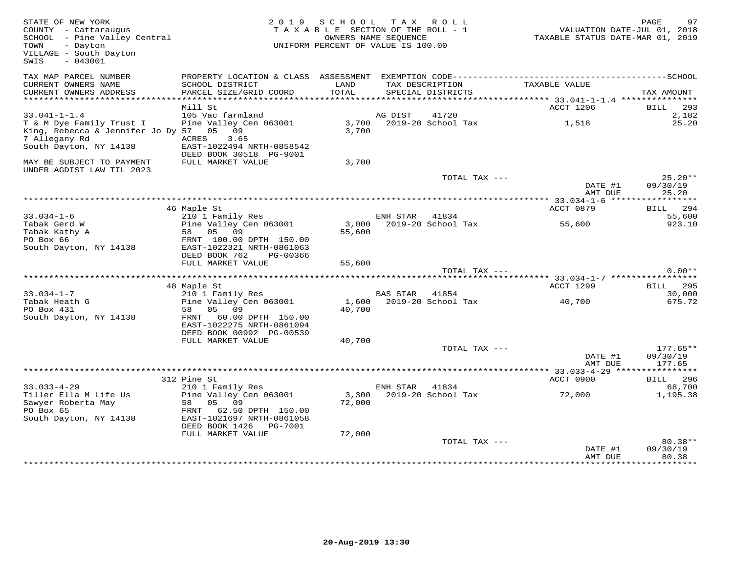STATE OF NEW YORK
COUNTY - Cattaraugus
SCHOOL - Pine Valley Central
TOWN - Dayton
VILLAGE - South Dayton
SWIS - 043001

2 0 1 9 S C H O O L T A X R O L L
T A X A B L E SECTION OF THE ROLL - 1
OWNERS NAME SEQUENCE
UNIFORM PERCENT OF VALUE IS 100.00

VALUATION DATE-JUL 01, 2018
TAXABLE STATUS DATE-MAR 01, 2019

| TAX MAP PARCEL NUMBER / CURRENT OWNERS NAME / CURRENT OWNERS ADDRESS | PROPERTY LOCATION & CLASS / SCHOOL DISTRICT / PARCEL SIZE/GRID COORD | ASSESSMENT LAND / TOTAL | EXEMPTION CODE / TAX DESCRIPTION / SPECIAL DISTRICTS | TAXABLE VALUE | SCHOOL TAX AMOUNT |
|---|---|---|---|---|---|
| | Mill St | | | ACCT 1206 | BILL 293 |
| 33.041-1-1.4 | 105 Vac farmland | | AG DIST 41720 | | 2,182 |
| T & M Dye Family Trust I | Pine Valley Cen 063001 | 3,700 | 2019-20 School Tax | 1,518 | 25.20 |
| King, Rebecca & Jennifer Jo Dy | 57 05 09 | 3,700 | | | |
| 7 Allegany Rd | ACRES 3.65 | | | | |
| South Dayton, NY 14138 | EAST-1022494 NRTH-0858542 | | | | |
| | DEED BOOK 30518 PG-9001 | | | | |
| MAY BE SUBJECT TO PAYMENT UNDER AGDIST LAW TIL 2023 | FULL MARKET VALUE | 3,700 | | | |
| | | | TOTAL TAX --- | | 25.20** |
| | | | | DATE #1 | 09/30/19 |
| | | | | AMT DUE | 25.20 |
| | 46 Maple St | | | ACCT 0879 | BILL 294 |
| 33.034-1-6 | 210 1 Family Res | | ENH STAR 41834 | | 55,600 |
| Tabak Gerd W | Pine Valley Cen 063001 | 3,000 | 2019-20 School Tax | 55,600 | 923.10 |
| Tabak Kathy A | 58 05 09 | 55,600 | | | |
| PO Box 66 | FRNT 100.00 DPTH 150.00 | | | | |
| South Dayton, NY 14138 | EAST-1022321 NRTH-0861063 | | | | |
| | DEED BOOK 762 PG-00366 | | | | |
| | FULL MARKET VALUE | 55,600 | | | |
| | | | TOTAL TAX --- | | 0.00** |
| | 48 Maple St | | | ACCT 1299 | BILL 295 |
| 33.034-1-7 | 210 1 Family Res | | BAS STAR 41854 | | 30,000 |
| Tabak Heath G | Pine Valley Cen 063001 | 1,600 | 2019-20 School Tax | 40,700 | 675.72 |
| PO Box 431 | 58 05 09 | 40,700 | | | |
| South Dayton, NY 14138 | FRNT 60.00 DPTH 150.00 | | | | |
| | EAST-1022275 NRTH-0861094 | | | | |
| | DEED BOOK 00992 PG-00539 | | | | |
| | FULL MARKET VALUE | 40,700 | | | |
| | | | TOTAL TAX --- | | 177.65** |
| | | | | DATE #1 | 09/30/19 |
| | | | | AMT DUE | 177.65 |
| | 312 Pine St | | | ACCT 0900 | BILL 296 |
| 33.033-4-29 | 210 1 Family Res | | ENH STAR 41834 | | 68,700 |
| Tiller Ella M Life Us | Pine Valley Cen 063001 | 3,300 | 2019-20 School Tax | 72,000 | 1,195.38 |
| Sawyer Roberta May | 58 05 09 | 72,000 | | | |
| PO Box 65 | FRNT 62.50 DPTH 150.00 | | | | |
| South Dayton, NY 14138 | EAST-1021697 NRTH-0861058 | | | | |
| | DEED BOOK 1426 PG-7001 | | | | |
| | FULL MARKET VALUE | 72,000 | | | |
| | | | TOTAL TAX --- | | 80.38** |
| | | | | DATE #1 | 09/30/19 |
| | | | | AMT DUE | 80.38 |

20-Aug-2019 13:30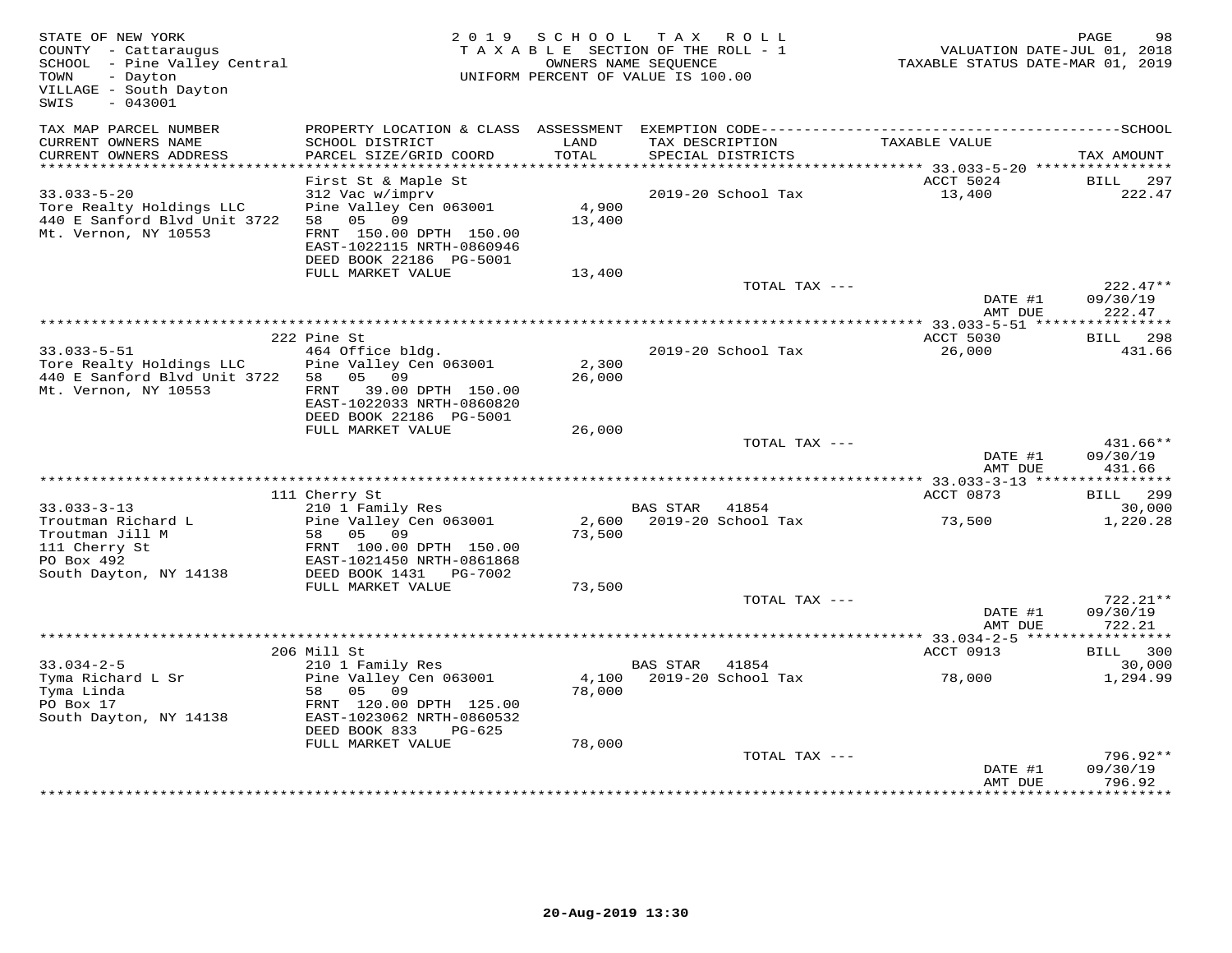STATE OF NEW YORK
COUNTY - Cattaraugus
SCHOOL - Pine Valley Central
TOWN - Dayton
VILLAGE - South Dayton
SWIS - 043001

2019 SCHOOL TAX ROLL
TAXABLE SECTION OF THE ROLL - 1
OWNERS NAME SEQUENCE
UNIFORM PERCENT OF VALUE IS 100.00

VALUATION DATE-JUL 01, 2018
TAXABLE STATUS DATE-MAR 01, 2019

| TAX MAP PARCEL NUMBER / CURRENT OWNERS NAME / CURRENT OWNERS ADDRESS | PROPERTY LOCATION & CLASS / SCHOOL DISTRICT / PARCEL SIZE/GRID COORD | ASSESSMENT LAND / TOTAL | EXEMPTION CODE / TAX DESCRIPTION / SPECIAL DISTRICTS | TAXABLE VALUE | TAX AMOUNT |
|---|---|---|---|---|---|
| | First St & Maple St | | | ACCT 5024 | BILL 297 |
| 33.033-5-20 | 312 Vac w/imprv | | 2019-20 School Tax | 13,400 | 222.47 |
| Tore Realty Holdings LLC | Pine Valley Cen 063001 | 4,900 | | | |
| 440 E Sanford Blvd Unit 3722 | 58 05 09 | 13,400 | | | |
| Mt. Vernon, NY 10553 | FRNT 150.00 DPTH 150.00 | | | | |
| | EAST-1022115 NRTH-0860946 | | | | |
| | DEED BOOK 22186 PG-5001 | | | | |
| | FULL MARKET VALUE | 13,400 | | | |
| | | | TOTAL TAX --- | | 222.47** |
| | | | | DATE #1 | 09/30/19 |
| | | | | AMT DUE | 222.47 |
| | 222 Pine St | | | ACCT 5030 | BILL 298 |
| 33.033-5-51 | 464 Office bldg. | | 2019-20 School Tax | 26,000 | 431.66 |
| Tore Realty Holdings LLC | Pine Valley Cen 063001 | 2,300 | | | |
| 440 E Sanford Blvd Unit 3722 | 58 05 09 | 26,000 | | | |
| Mt. Vernon, NY 10553 | FRNT 39.00 DPTH 150.00 | | | | |
| | EAST-1022033 NRTH-0860820 | | | | |
| | DEED BOOK 22186 PG-5001 | | | | |
| | FULL MARKET VALUE | 26,000 | | | |
| | | | TOTAL TAX --- | | 431.66** |
| | | | | DATE #1 | 09/30/19 |
| | | | | AMT DUE | 431.66 |
| | 111 Cherry St | | | ACCT 0873 | BILL 299 |
| 33.033-3-13 | 210 1 Family Res | | BAS STAR 41854 | | 30,000 |
| Troutman Richard L | Pine Valley Cen 063001 | 2,600 | 2019-20 School Tax | 73,500 | 1,220.28 |
| Troutman Jill M | 58 05 09 | 73,500 | | | |
| 111 Cherry St | FRNT 100.00 DPTH 150.00 | | | | |
| PO Box 492 | EAST-1021450 NRTH-0861868 | | | | |
| South Dayton, NY 14138 | DEED BOOK 1431 PG-7002 | | | | |
| | FULL MARKET VALUE | 73,500 | | | |
| | | | TOTAL TAX --- | | 722.21** |
| | | | | DATE #1 | 09/30/19 |
| | | | | AMT DUE | 722.21 |
| | 206 Mill St | | | ACCT 0913 | BILL 300 |
| 33.034-2-5 | 210 1 Family Res | | BAS STAR 41854 | | 30,000 |
| Tyma Richard L Sr | Pine Valley Cen 063001 | 4,100 | 2019-20 School Tax | 78,000 | 1,294.99 |
| Tyma Linda | 58 05 09 | 78,000 | | | |
| PO Box 17 | FRNT 120.00 DPTH 125.00 | | | | |
| South Dayton, NY 14138 | EAST-1023062 NRTH-0860532 | | | | |
| | DEED BOOK 833 PG-625 | | | | |
| | FULL MARKET VALUE | 78,000 | | | |
| | | | TOTAL TAX --- | | 796.92** |
| | | | | DATE #1 | 09/30/19 |
| | | | | AMT DUE | 796.92 |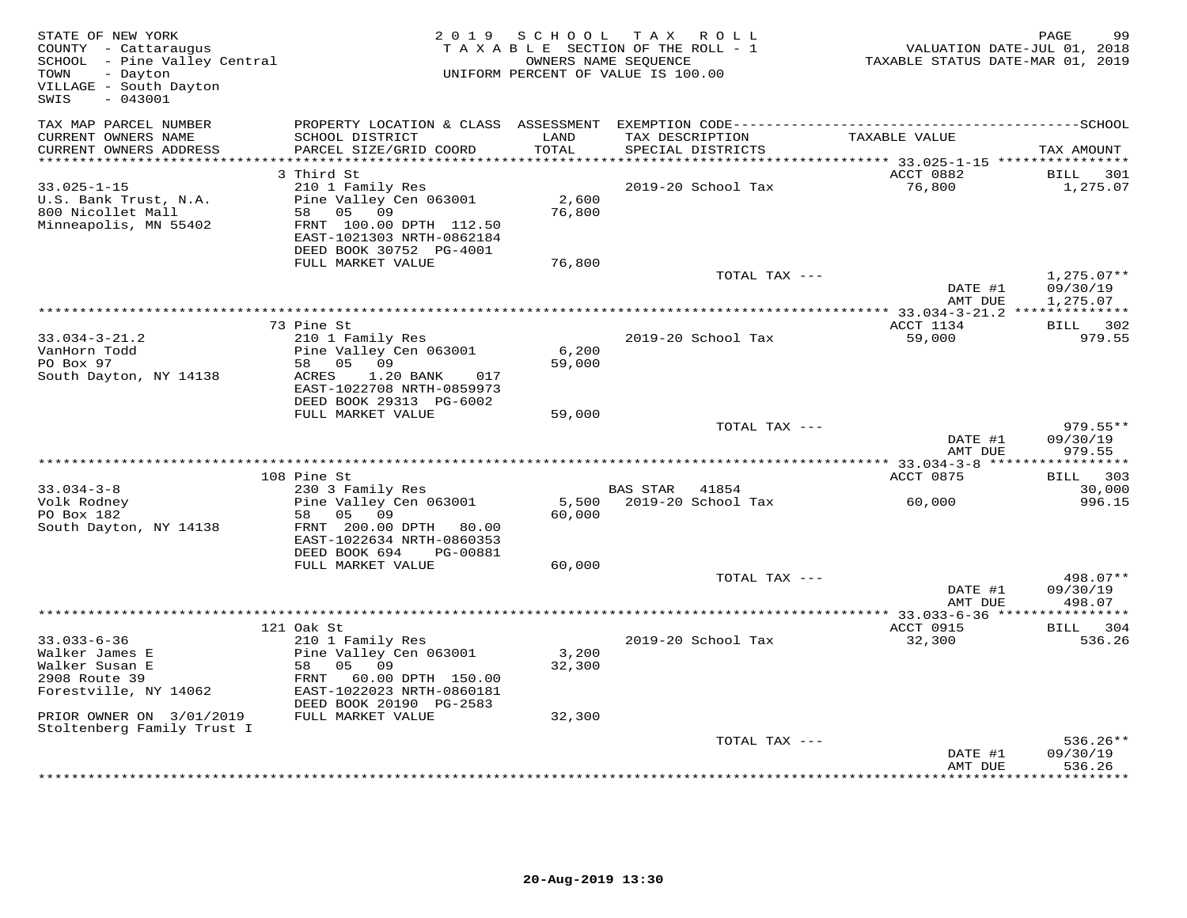STATE OF NEW YORK
COUNTY - Cattaraugus
SCHOOL - Pine Valley Central
TOWN - Dayton
VILLAGE - South Dayton
SWIS - 043001

2019 SCHOOL TAX ROLL
TAXABLE SECTION OF THE ROLL - 1
OWNERS NAME SEQUENCE
UNIFORM PERCENT OF VALUE IS 100.00

VALUATION DATE-JUL 01, 2018
TAXABLE STATUS DATE-MAR 01, 2019

| TAX MAP PARCEL NUMBER / CURRENT OWNERS NAME / CURRENT OWNERS ADDRESS | PROPERTY LOCATION & CLASS / SCHOOL DISTRICT / PARCEL SIZE/GRID COORD | ASSESSMENT LAND / TOTAL | EXEMPTION CODE / TAX DESCRIPTION / SPECIAL DISTRICTS | TAXABLE VALUE | TAX AMOUNT |
|---|---|---|---|---|---|
| **33.025-1-15** | 3 Third St | | | ACCT 0882 | BILL 301 |
| 33.025-1-15 | 210 1 Family Res | | 2019-20 School Tax | 76,800 | 1,275.07 |
| U.S. Bank Trust, N.A. | Pine Valley Cen 063001 | 2,600 | | | |
| 800 Nicollet Mall | 58 05 09 | 76,800 | | | |
| Minneapolis, MN 55402 | FRNT 100.00 DPTH 112.50 | | | | |
| | EAST-1021303 NRTH-0862184 | | | | |
| | DEED BOOK 30752 PG-4001 | | | | |
| | FULL MARKET VALUE | 76,800 | | | |
| | | | TOTAL TAX --- | | 1,275.07** |
| | | | | DATE #1 | 09/30/19 |
| | | | | AMT DUE | 1,275.07 |
| **33.034-3-21.2** | 73 Pine St | | | ACCT 1134 | BILL 302 |
| 33.034-3-21.2 | 210 1 Family Res | | 2019-20 School Tax | 59,000 | 979.55 |
| VanHorn Todd | Pine Valley Cen 063001 | 6,200 | | | |
| PO Box 97 | 58 05 09 | 59,000 | | | |
| South Dayton, NY 14138 | ACRES 1.20 BANK 017 | | | | |
| | EAST-1022708 NRTH-0859973 | | | | |
| | DEED BOOK 29313 PG-6002 | | | | |
| | FULL MARKET VALUE | 59,000 | | | |
| | | | TOTAL TAX --- | | 979.55** |
| | | | | DATE #1 | 09/30/19 |
| | | | | AMT DUE | 979.55 |
| **33.034-3-8** | 108 Pine St | | | ACCT 0875 | BILL 303 |
| 33.034-3-8 | 230 3 Family Res | | BAS STAR 41854 | | 30,000 |
| Volk Rodney | Pine Valley Cen 063001 | 5,500 | 2019-20 School Tax | 60,000 | 996.15 |
| PO Box 182 | 58 05 09 | 60,000 | | | |
| South Dayton, NY 14138 | FRNT 200.00 DPTH 80.00 | | | | |
| | EAST-1022634 NRTH-0860353 | | | | |
| | DEED BOOK 694 PG-00881 | | | | |
| | FULL MARKET VALUE | 60,000 | | | |
| | | | TOTAL TAX --- | | 498.07** |
| | | | | DATE #1 | 09/30/19 |
| | | | | AMT DUE | 498.07 |
| **33.033-6-36** | 121 Oak St | | | ACCT 0915 | BILL 304 |
| 33.033-6-36 | 210 1 Family Res | | 2019-20 School Tax | 32,300 | 536.26 |
| Walker James E | Pine Valley Cen 063001 | 3,200 | | | |
| Walker Susan E | 58 05 09 | 32,300 | | | |
| 2908 Route 39 | FRNT 60.00 DPTH 150.00 | | | | |
| Forestville, NY 14062 | EAST-1022023 NRTH-0860181 | | | | |
| | DEED BOOK 20190 PG-2583 | | | | |
| PRIOR OWNER ON 3/01/2019 | FULL MARKET VALUE | 32,300 | | | |
| Stoltenberg Family Trust I | | | | | |
| | | | TOTAL TAX --- | | 536.26** |
| | | | | DATE #1 | 09/30/19 |
| | | | | AMT DUE | 536.26 |

20-Aug-2019 13:30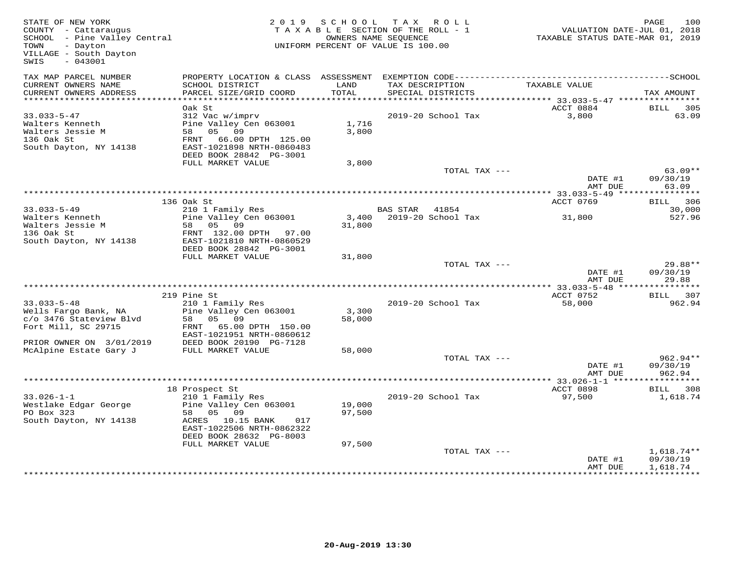STATE OF NEW YORK
COUNTY - Cattaraugus
SCHOOL - Pine Valley Central
TOWN - Dayton
VILLAGE - South Dayton
SWIS - 043001

2019 SCHOOL TAX ROLL
TAXABLE SECTION OF THE ROLL - 1
OWNERS NAME SEQUENCE
UNIFORM PERCENT OF VALUE IS 100.00

VALUATION DATE-JUL 01, 2018
TAXABLE STATUS DATE-MAR 01, 2019

| TAX MAP PARCEL NUMBER / CURRENT OWNERS NAME / CURRENT OWNERS ADDRESS | PROPERTY LOCATION & CLASS / SCHOOL DISTRICT / PARCEL SIZE/GRID COORD | ASSESSMENT LAND / TOTAL | EXEMPTION CODE / TAX DESCRIPTION / SPECIAL DISTRICTS | TAXABLE VALUE | TAX AMOUNT |
|---|---|---|---|---|---|
| 33.033-5-47 | Oak St | | | ACCT 0884 | BILL 305 |
| Walters Kenneth | 312 Vac w/imprv | | | | |
| Walters Jessie M | Pine Valley Cen 063001 | 1,716 | 2019-20 School Tax | 3,800 | 63.09 |
| 136 Oak St | 58 05 09 | 3,800 | | | |
| South Dayton, NY 14138 | FRNT 66.00 DPTH 125.00 | | | | |
| | EAST-1021898 NRTH-0860483 | | | | |
| | DEED BOOK 28842 PG-3001 | | | | |
| | FULL MARKET VALUE | 3,800 | | | |
| | | | TOTAL TAX --- | | 63.09** |
| | | | | DATE #1 | 09/30/19 |
| | | | | AMT DUE | 63.09 |
| 33.033-5-49 | 136 Oak St | | | ACCT 0769 | BILL 306 |
| Walters Kenneth | 210 1 Family Res | | BAS STAR 41854 | | 30,000 |
| Walters Jessie M | Pine Valley Cen 063001 | 3,400 | 2019-20 School Tax | 31,800 | 527.96 |
| 136 Oak St | 58 05 09 | 31,800 | | | |
| South Dayton, NY 14138 | FRNT 132.00 DPTH 97.00 | | | | |
| | EAST-1021810 NRTH-0860529 | | | | |
| | DEED BOOK 28842 PG-3001 | | | | |
| | FULL MARKET VALUE | 31,800 | | | |
| | | | TOTAL TAX --- | | 29.88** |
| | | | | DATE #1 | 09/30/19 |
| | | | | AMT DUE | 29.88 |
| 33.033-5-48 | 219 Pine St | | | ACCT 0752 | BILL 307 |
| Wells Fargo Bank, NA | 210 1 Family Res | | | | |
| c/o 3476 Stateview Blvd | Pine Valley Cen 063001 | 3,300 | 2019-20 School Tax | 58,000 | 962.94 |
| Fort Mill, SC 29715 | 58 05 09 | 58,000 | | | |
| | FRNT 65.00 DPTH 150.00 | | | | |
| | EAST-1021951 NRTH-0860612 | | | | |
| PRIOR OWNER ON 3/01/2019 | DEED BOOK 20190 PG-7128 | | | | |
| McAlpine Estate Gary J | FULL MARKET VALUE | 58,000 | | | |
| | | | TOTAL TAX --- | | 962.94** |
| | | | | DATE #1 | 09/30/19 |
| | | | | AMT DUE | 962.94 |
| 33.026-1-1 | 18 Prospect St | | | ACCT 0898 | BILL 308 |
| Westlake Edgar George | 210 1 Family Res | | | | |
| PO Box 323 | Pine Valley Cen 063001 | 19,000 | 2019-20 School Tax | 97,500 | 1,618.74 |
| South Dayton, NY 14138 | 58 05 09 | 97,500 | | | |
| | ACRES 10.15 BANK 017 | | | | |
| | EAST-1022506 NRTH-0862322 | | | | |
| | DEED BOOK 28632 PG-8003 | | | | |
| | FULL MARKET VALUE | 97,500 | | | |
| | | | TOTAL TAX --- | | 1,618.74** |
| | | | | DATE #1 | 09/30/19 |
| | | | | AMT DUE | 1,618.74 |

20-Aug-2019 13:30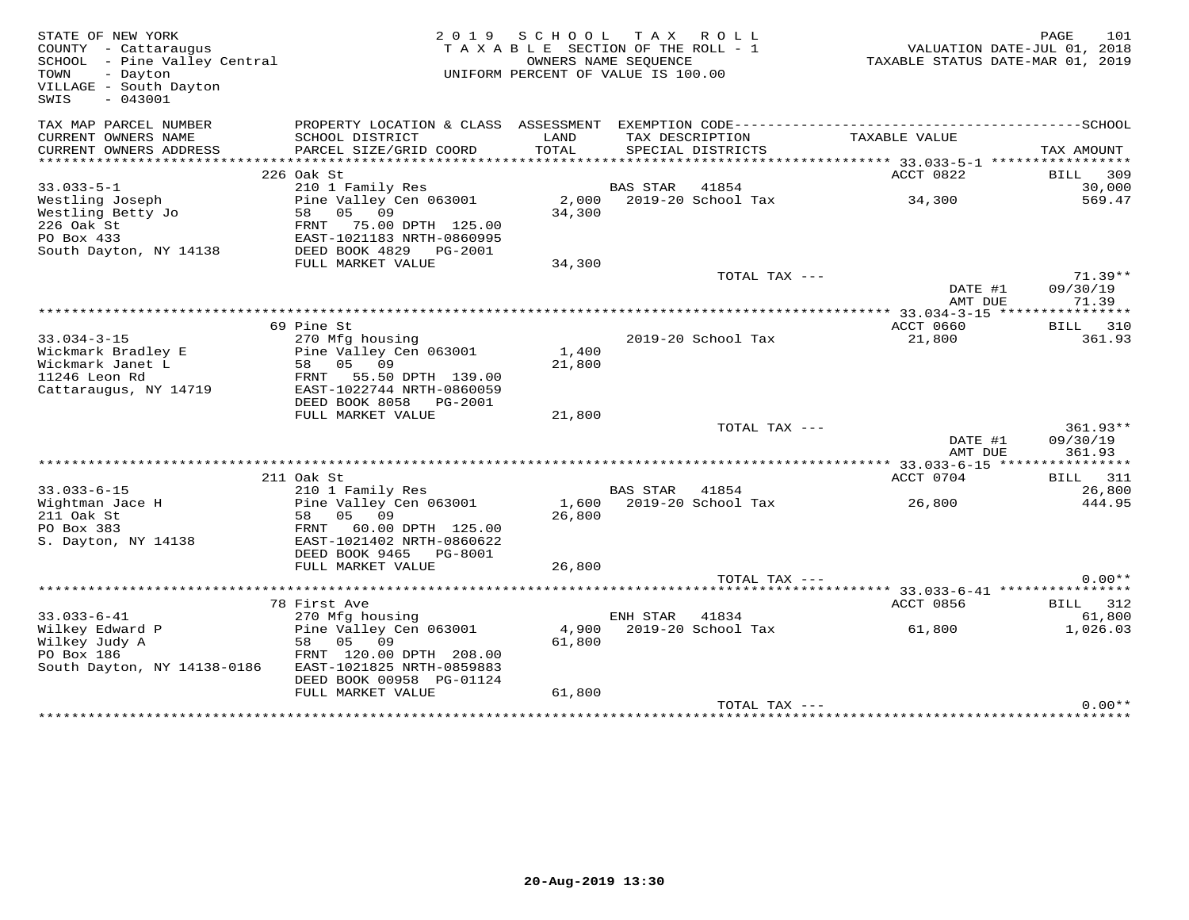STATE OF NEW YORK
COUNTY - Cattaraugus
SCHOOL - Pine Valley Central
TOWN - Dayton
VILLAGE - South Dayton
SWIS - 043001

2019 SCHOOL TAX ROLL
TAXABLE SECTION OF THE ROLL - 1
OWNERS NAME SEQUENCE
UNIFORM PERCENT OF VALUE IS 100.00

VALUATION DATE-JUL 01, 2018
TAXABLE STATUS DATE-MAR 01, 2019

| TAX MAP PARCEL NUMBER / CURRENT OWNERS NAME / CURRENT OWNERS ADDRESS | PROPERTY LOCATION & CLASS / SCHOOL DISTRICT / PARCEL SIZE/GRID COORD | ASSESSMENT LAND / TOTAL | EXEMPTION CODE / TAX DESCRIPTION / SPECIAL DISTRICTS | TAXABLE VALUE | TAX AMOUNT |
|---|---|---|---|---|---|
| 33.033-5-1 | 226 Oak St | | | ACCT 0822 | BILL 309 |
| 33.033-5-1 | 210 1 Family Res | | BAS STAR 41854 | | 30,000 |
| Westling Joseph | Pine Valley Cen 063001 | 2,000 | 2019-20 School Tax | 34,300 | 569.47 |
| Westling Betty Jo | 58 05 09 | 34,300 | | | |
| 226 Oak St | FRNT 75.00 DPTH 125.00 | | | | |
| PO Box 433 | EAST-1021183 NRTH-0860995 | | | | |
| South Dayton, NY 14138 | DEED BOOK 4829 PG-2001 | | | | |
| | FULL MARKET VALUE | 34,300 | | | |
| | | | TOTAL TAX --- | | 71.39** |
| | | | | DATE #1 | 09/30/19 |
| | | | | AMT DUE | 71.39 |
| 33.034-3-15 | 69 Pine St | | | ACCT 0660 | BILL 310 |
| 33.034-3-15 | 270 Mfg housing | | 2019-20 School Tax | 21,800 | 361.93 |
| Wickmark Bradley E | Pine Valley Cen 063001 | 1,400 | | | |
| Wickmark Janet L | 58 05 09 | 21,800 | | | |
| 11246 Leon Rd | FRNT 55.50 DPTH 139.00 | | | | |
| Cattaraugus, NY 14719 | EAST-1022744 NRTH-0860059 | | | | |
| | DEED BOOK 8058 PG-2001 | | | | |
| | FULL MARKET VALUE | 21,800 | | | |
| | | | TOTAL TAX --- | | 361.93** |
| | | | | DATE #1 | 09/30/19 |
| | | | | AMT DUE | 361.93 |
| 33.033-6-15 | 211 Oak St | | | ACCT 0704 | BILL 311 |
| 33.033-6-15 | 210 1 Family Res | | BAS STAR 41854 | | 26,800 |
| Wightman Jace H | Pine Valley Cen 063001 | 1,600 | 2019-20 School Tax | 26,800 | 444.95 |
| 211 Oak St | 58 05 09 | 26,800 | | | |
| PO Box 383 | FRNT 60.00 DPTH 125.00 | | | | |
| S. Dayton, NY 14138 | EAST-1021402 NRTH-0860622 | | | | |
| | DEED BOOK 9465 PG-8001 | | | | |
| | FULL MARKET VALUE | 26,800 | | | |
| | | | TOTAL TAX --- | | 0.00** |
| 33.033-6-41 | 78 First Ave | | | ACCT 0856 | BILL 312 |
| 33.033-6-41 | 270 Mfg housing | | ENH STAR 41834 | | 61,800 |
| Wilkey Edward P | Pine Valley Cen 063001 | 4,900 | 2019-20 School Tax | 61,800 | 1,026.03 |
| Wilkey Judy A | 58 05 09 | 61,800 | | | |
| PO Box 186 | FRNT 120.00 DPTH 208.00 | | | | |
| South Dayton, NY 14138-0186 | EAST-1021825 NRTH-0859883 | | | | |
| | DEED BOOK 00958 PG-01124 | | | | |
| | FULL MARKET VALUE | 61,800 | | | |
| | | | TOTAL TAX --- | | 0.00** |

20-Aug-2019 13:30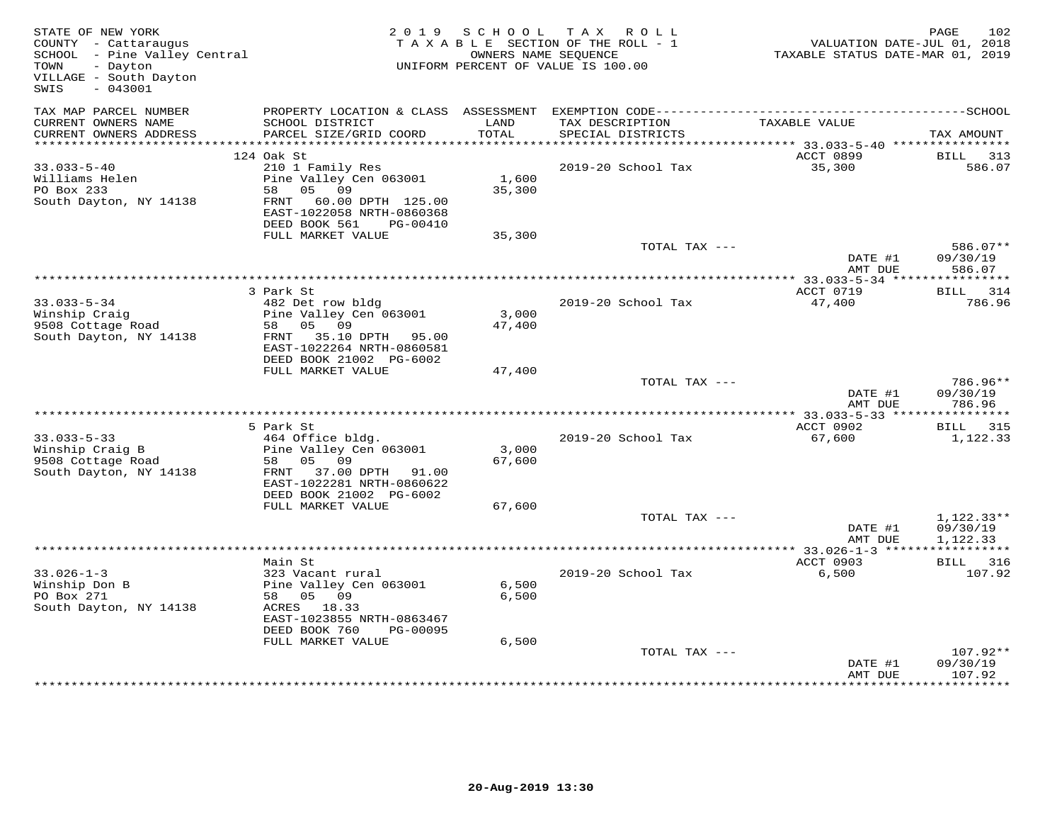STATE OF NEW YORK
COUNTY - Cattaraugus
SCHOOL - Pine Valley Central
TOWN - Dayton
VILLAGE - South Dayton
SWIS - 043001

2019 SCHOOL TAX ROLL
TAXABLE SECTION OF THE ROLL - 1
OWNERS NAME SEQUENCE
UNIFORM PERCENT OF VALUE IS 100.00

VALUATION DATE-JUL 01, 2018
TAXABLE STATUS DATE-MAR 01, 2019

| TAX MAP PARCEL NUMBER / CURRENT OWNERS NAME / CURRENT OWNERS ADDRESS | PROPERTY LOCATION & CLASS / SCHOOL DISTRICT / PARCEL SIZE/GRID COORD | ASSESSMENT LAND / TOTAL | EXEMPTION CODE / TAX DESCRIPTION / SPECIAL DISTRICTS | TAXABLE VALUE | TAX AMOUNT |
|---|---|---|---|---|---|
| 33.033-5-40 | 124 Oak St | | | ACCT 0899 | BILL 313 |
| Williams Helen | 210 1 Family Res | | 2019-20 School Tax | 35,300 | 586.07 |
| PO Box 233 | Pine Valley Cen 063001 | 1,600 | | | |
| South Dayton, NY 14138 | 58 05 09 | 35,300 | | | |
| | FRNT 60.00 DPTH 125.00 | | | | |
| | EAST-1022058 NRTH-0860368 | | | | |
| | DEED BOOK 561 PG-00410 | | | | |
| | FULL MARKET VALUE | 35,300 | | | |
| | | | TOTAL TAX --- | | 586.07** |
| | | | | DATE #1 | 09/30/19 |
| | | | | AMT DUE | 586.07 |
| 33.033-5-34 | 3 Park St | | | ACCT 0719 | BILL 314 |
| Winship Craig | 482 Det row bldg | | 2019-20 School Tax | 47,400 | 786.96 |
| 9508 Cottage Road | Pine Valley Cen 063001 | 3,000 | | | |
| South Dayton, NY 14138 | 58 05 09 | 47,400 | | | |
| | FRNT 35.10 DPTH 95.00 | | | | |
| | EAST-1022264 NRTH-0860581 | | | | |
| | DEED BOOK 21002 PG-6002 | | | | |
| | FULL MARKET VALUE | 47,400 | | | |
| | | | TOTAL TAX --- | | 786.96** |
| | | | | DATE #1 | 09/30/19 |
| | | | | AMT DUE | 786.96 |
| 33.033-5-33 | 5 Park St | | | ACCT 0902 | BILL 315 |
| Winship Craig B | 464 Office bldg. | | 2019-20 School Tax | 67,600 | 1,122.33 |
| 9508 Cottage Road | Pine Valley Cen 063001 | 3,000 | | | |
| South Dayton, NY 14138 | 58 05 09 | 67,600 | | | |
| | FRNT 37.00 DPTH 91.00 | | | | |
| | EAST-1022281 NRTH-0860622 | | | | |
| | DEED BOOK 21002 PG-6002 | | | | |
| | FULL MARKET VALUE | 67,600 | | | |
| | | | TOTAL TAX --- | | 1,122.33** |
| | | | | DATE #1 | 09/30/19 |
| | | | | AMT DUE | 1,122.33 |
| 33.026-1-3 | Main St | | | ACCT 0903 | BILL 316 |
| Winship Don B | 323 Vacant rural | | 2019-20 School Tax | 6,500 | 107.92 |
| PO Box 271 | Pine Valley Cen 063001 | 6,500 | | | |
| South Dayton, NY 14138 | 58 05 09 | 6,500 | | | |
| | ACRES 18.33 | | | | |
| | EAST-1023855 NRTH-0863467 | | | | |
| | DEED BOOK 760 PG-00095 | | | | |
| | FULL MARKET VALUE | 6,500 | | | |
| | | | TOTAL TAX --- | | 107.92** |
| | | | | DATE #1 | 09/30/19 |
| | | | | AMT DUE | 107.92 |

20-Aug-2019 13:30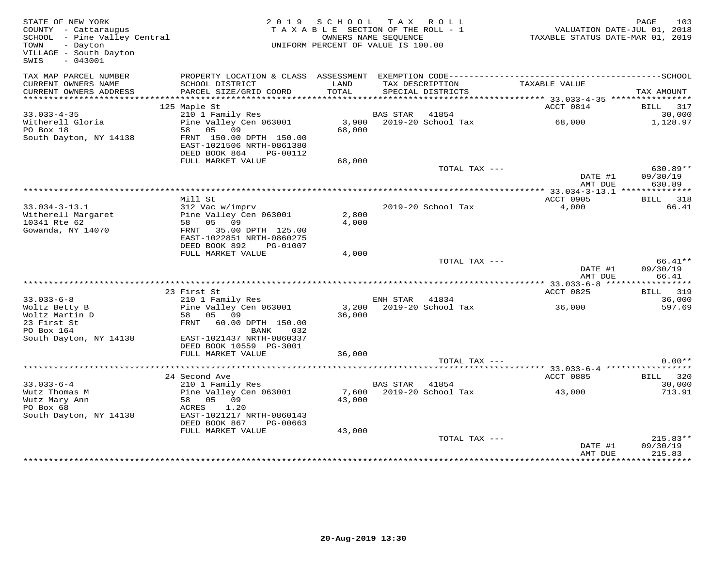STATE OF NEW YORK
COUNTY - Cattaraugus
SCHOOL - Pine Valley Central
TOWN - Dayton
VILLAGE - South Dayton
SWIS - 043001

2 0 1 9 S C H O O L T A X R O L L
T A X A B L E SECTION OF THE ROLL - 1
OWNERS NAME SEQUENCE
UNIFORM PERCENT OF VALUE IS 100.00

VALUATION DATE-JUL 01, 2018
TAXABLE STATUS DATE-MAR 01, 2019

| TAX MAP PARCEL NUMBER / CURRENT OWNERS NAME / CURRENT OWNERS ADDRESS | PROPERTY LOCATION & CLASS / SCHOOL DISTRICT / PARCEL SIZE/GRID COORD | ASSESSMENT LAND / TOTAL | EXEMPTION CODE / TAX DESCRIPTION / SPECIAL DISTRICTS | TAXABLE VALUE | SCHOOL TAX AMOUNT |
|---|---|---|---|---|---|
| **33.033-4-35** | 125 Maple St | | | ACCT 0814 | BILL 317 |
| 33.033-4-35 | 210 1 Family Res | | BAS STAR 41854 | | 30,000 |
| Witherell Gloria | Pine Valley Cen 063001 | 3,900 | 2019-20 School Tax | 68,000 | 1,128.97 |
| PO Box 18 | 58 05 09 | 68,000 | | | |
| South Dayton, NY 14138 | FRNT 150.00 DPTH 150.00 | | | | |
| | EAST-1021506 NRTH-0861380 | | | | |
| | DEED BOOK 864 PG-00112 | | | | |
| | FULL MARKET VALUE | 68,000 | | | |
| | | | TOTAL TAX --- | | 630.89** |
| | | | | DATE #1 | 09/30/19 |
| | | | | AMT DUE | 630.89 |
| **33.034-3-13.1** | Mill St | | | ACCT 0905 | BILL 318 |
| 33.034-3-13.1 | 312 Vac w/imprv | | 2019-20 School Tax | 4,000 | 66.41 |
| Witherell Margaret | Pine Valley Cen 063001 | 2,800 | | | |
| 10341 Rte 62 | 58 05 09 | 4,000 | | | |
| Gowanda, NY 14070 | FRNT 35.00 DPTH 125.00 | | | | |
| | EAST-1022851 NRTH-0860275 | | | | |
| | DEED BOOK 892 PG-01007 | | | | |
| | FULL MARKET VALUE | 4,000 | | | |
| | | | TOTAL TAX --- | | 66.41** |
| | | | | DATE #1 | 09/30/19 |
| | | | | AMT DUE | 66.41 |
| **33.033-6-8** | 23 First St | | | ACCT 0825 | BILL 319 |
| 33.033-6-8 | 210 1 Family Res | | ENH STAR 41834 | | 36,000 |
| Woltz Betty B | Pine Valley Cen 063001 | 3,200 | 2019-20 School Tax | 36,000 | 597.69 |
| Woltz Martin D | 58 05 09 | 36,000 | | | |
| 23 First St | FRNT 60.00 DPTH 150.00 | | | | |
| PO Box 164 | BANK 032 | | | | |
| South Dayton, NY 14138 | EAST-1021437 NRTH-0860337 | | | | |
| | DEED BOOK 10559 PG-3001 | | | | |
| | FULL MARKET VALUE | 36,000 | | | |
| | | | TOTAL TAX --- | | 0.00** |
| **33.033-6-4** | 24 Second Ave | | | ACCT 0885 | BILL 320 |
| 33.033-6-4 | 210 1 Family Res | | BAS STAR 41854 | | 30,000 |
| Wutz Thomas M | Pine Valley Cen 063001 | 7,600 | 2019-20 School Tax | 43,000 | 713.91 |
| Wutz Mary Ann | 58 05 09 | 43,000 | | | |
| PO Box 68 | ACRES 1.20 | | | | |
| South Dayton, NY 14138 | EAST-1021217 NRTH-0860143 | | | | |
| | DEED BOOK 867 PG-00663 | | | | |
| | FULL MARKET VALUE | 43,000 | | | |
| | | | TOTAL TAX --- | | 215.83** |
| | | | | DATE #1 | 09/30/19 |
| | | | | AMT DUE | 215.83 |

20-Aug-2019 13:30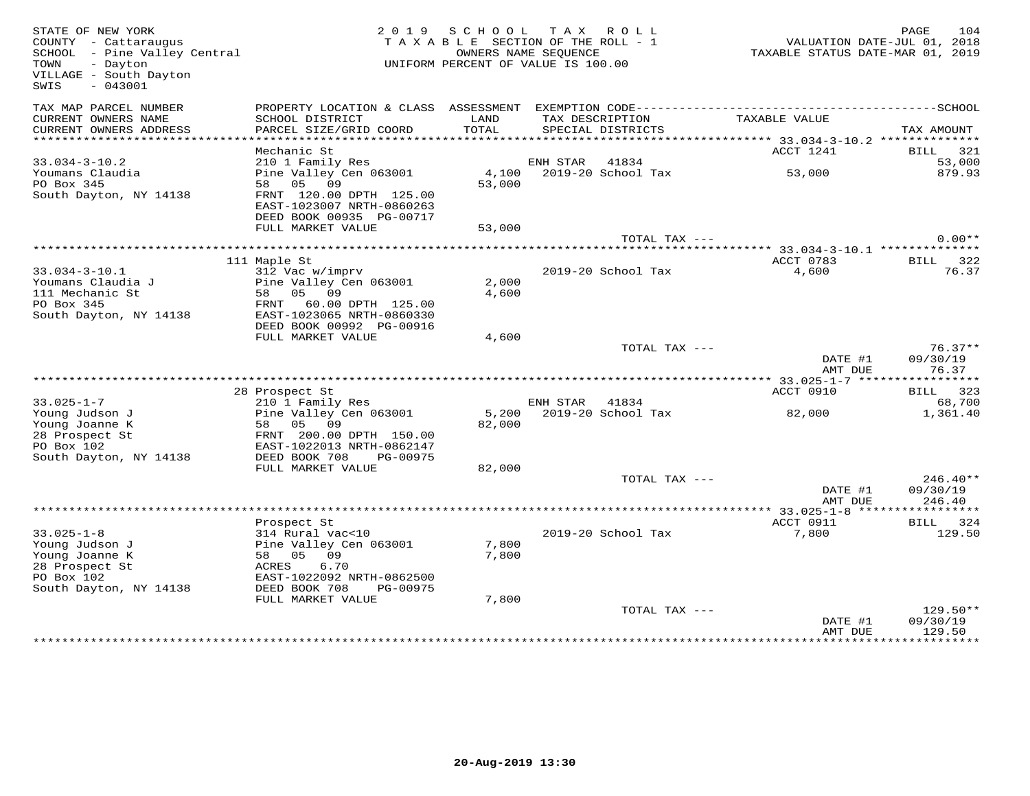STATE OF NEW YORK
COUNTY - Cattaraugus
SCHOOL - Pine Valley Central
TOWN - Dayton
VILLAGE - South Dayton
SWIS - 043001

2 0 1 9 S C H O O L T A X R O L L
T A X A B L E SECTION OF THE ROLL - 1
OWNERS NAME SEQUENCE
UNIFORM PERCENT OF VALUE IS 100.00

VALUATION DATE-JUL 01, 2018
TAXABLE STATUS DATE-MAR 01, 2019

| TAX MAP PARCEL NUMBER / CURRENT OWNERS NAME / CURRENT OWNERS ADDRESS | PROPERTY LOCATION & CLASS / SCHOOL DISTRICT / PARCEL SIZE/GRID COORD | ASSESSMENT LAND / TOTAL | EXEMPTION CODE / TAX DESCRIPTION / SPECIAL DISTRICTS | TAXABLE VALUE | SCHOOL TAX AMOUNT |
|---|---|---|---|---|---|
| **33.034-3-10.2** | Mechanic St | | | ACCT 1241 | BILL 321 |
| 33.034-3-10.2 | 210 1 Family Res | | ENH STAR 41834 | | 53,000 |
| Youmans Claudia | Pine Valley Cen 063001 | 4,100 | 2019-20 School Tax | 53,000 | 879.93 |
| PO Box 345 | 58 05 09 | 53,000 | | | |
| South Dayton, NY 14138 | FRNT 120.00 DPTH 125.00 | | | | |
| | EAST-1023007 NRTH-0860263 | | | | |
| | DEED BOOK 00935 PG-00717 | | | | |
| | FULL MARKET VALUE | 53,000 | | | |
| | | | TOTAL TAX --- | | 0.00** |
| **33.034-3-10.1** | 111 Maple St | | | ACCT 0783 | BILL 322 |
| 33.034-3-10.1 | 312 Vac w/imprv | | 2019-20 School Tax | 4,600 | 76.37 |
| Youmans Claudia J | Pine Valley Cen 063001 | 2,000 | | | |
| 111 Mechanic St | 58 05 09 | 4,600 | | | |
| PO Box 345 | FRNT 60.00 DPTH 125.00 | | | | |
| South Dayton, NY 14138 | EAST-1023065 NRTH-0860330 | | | | |
| | DEED BOOK 00992 PG-00916 | | | | |
| | FULL MARKET VALUE | 4,600 | | | |
| | | | TOTAL TAX --- | | 76.37** |
| | | | | DATE #1 | 09/30/19 |
| | | | | AMT DUE | 76.37 |
| **33.025-1-7** | 28 Prospect St | | | ACCT 0910 | BILL 323 |
| 33.025-1-7 | 210 1 Family Res | | ENH STAR 41834 | | 68,700 |
| Young Judson J | Pine Valley Cen 063001 | 5,200 | 2019-20 School Tax | 82,000 | 1,361.40 |
| Young Joanne K | 58 05 09 | 82,000 | | | |
| 28 Prospect St | FRNT 200.00 DPTH 150.00 | | | | |
| PO Box 102 | EAST-1022013 NRTH-0862147 | | | | |
| South Dayton, NY 14138 | DEED BOOK 708 PG-00975 | | | | |
| | FULL MARKET VALUE | 82,000 | | | |
| | | | TOTAL TAX --- | | 246.40** |
| | | | | DATE #1 | 09/30/19 |
| | | | | AMT DUE | 246.40 |
| **33.025-1-8** | Prospect St | | | ACCT 0911 | BILL 324 |
| 33.025-1-8 | 314 Rural vac<10 | | 2019-20 School Tax | 7,800 | 129.50 |
| Young Judson J | Pine Valley Cen 063001 | 7,800 | | | |
| Young Joanne K | 58 05 09 | 7,800 | | | |
| 28 Prospect St | ACRES 6.70 | | | | |
| PO Box 102 | EAST-1022092 NRTH-0862500 | | | | |
| South Dayton, NY 14138 | DEED BOOK 708 PG-00975 | | | | |
| | FULL MARKET VALUE | 7,800 | | | |
| | | | TOTAL TAX --- | | 129.50** |
| | | | | DATE #1 | 09/30/19 |
| | | | | AMT DUE | 129.50 |

20-Aug-2019 13:30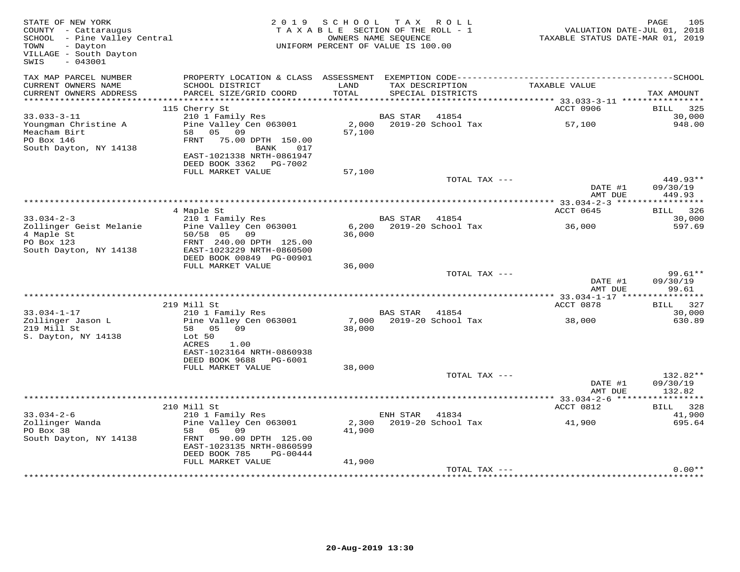STATE OF NEW YORK
COUNTY - Cattaraugus
SCHOOL - Pine Valley Central
TOWN - Dayton
VILLAGE - South Dayton
SWIS - 043001

**2019 SCHOOL TAX ROLL**
TAXABLE SECTION OF THE ROLL - 1
OWNERS NAME SEQUENCE
UNIFORM PERCENT OF VALUE IS 100.00

VALUATION DATE-JUL 01, 2018
TAXABLE STATUS DATE-MAR 01, 2019

| TAX MAP PARCEL NUMBER / CURRENT OWNERS NAME / CURRENT OWNERS ADDRESS | PROPERTY LOCATION & CLASS / SCHOOL DISTRICT / PARCEL SIZE/GRID COORD | ASSESSMENT LAND / TOTAL | EXEMPTION CODE / TAX DESCRIPTION / SPECIAL DISTRICTS | TAXABLE VALUE | TAX AMOUNT |
|---|---|---|---|---|---|
| 33.033-3-11 | 115 Cherry St | | | ACCT 0906 | BILL 325 |
| | 210 1 Family Res | | BAS STAR 41854 | | 30,000 |
| Youngman Christine A | Pine Valley Cen 063001 | 2,000 | 2019-20 School Tax | 57,100 | 948.00 |
| Meacham Birt | 58 05 09 | 57,100 | | | |
| PO Box 146 | FRNT 75.00 DPTH 150.00 | | | | |
| South Dayton, NY 14138 | BANK 017 | | | | |
| | EAST-1021338 NRTH-0861947 | | | | |
| | DEED BOOK 3362 PG-7002 | | | | |
| | FULL MARKET VALUE | 57,100 | | | |
| | | | TOTAL TAX --- | | 449.93** |
| | | | | DATE #1 | 09/30/19 |
| | | | | AMT DUE | 449.93 |
| 33.034-2-3 | 4 Maple St | | | ACCT 0645 | BILL 326 |
| | 210 1 Family Res | | BAS STAR 41854 | | 30,000 |
| Zollinger Geist Melanie | Pine Valley Cen 063001 | 6,200 | 2019-20 School Tax | 36,000 | 597.69 |
| 4 Maple St | 50/58 05 09 | 36,000 | | | |
| PO Box 123 | FRNT 240.00 DPTH 125.00 | | | | |
| South Dayton, NY 14138 | EAST-1023229 NRTH-0860500 | | | | |
| | DEED BOOK 00849 PG-00901 | | | | |
| | FULL MARKET VALUE | 36,000 | | | |
| | | | TOTAL TAX --- | | 99.61** |
| | | | | DATE #1 | 09/30/19 |
| | | | | AMT DUE | 99.61 |
| 33.034-1-17 | 219 Mill St | | | ACCT 0878 | BILL 327 |
| | 210 1 Family Res | | BAS STAR 41854 | | 30,000 |
| Zollinger Jason L | Pine Valley Cen 063001 | 7,000 | 2019-20 School Tax | 38,000 | 630.89 |
| 219 Mill St | 58 05 09 | 38,000 | | | |
| S. Dayton, NY 14138 | Lot 50 | | | | |
| | ACRES 1.00 | | | | |
| | EAST-1023164 NRTH-0860938 | | | | |
| | DEED BOOK 9688 PG-6001 | | | | |
| | FULL MARKET VALUE | 38,000 | | | |
| | | | TOTAL TAX --- | | 132.82** |
| | | | | DATE #1 | 09/30/19 |
| | | | | AMT DUE | 132.82 |
| 33.034-2-6 | 210 Mill St | | | ACCT 0812 | BILL 328 |
| | 210 1 Family Res | | ENH STAR 41834 | | 41,900 |
| Zollinger Wanda | Pine Valley Cen 063001 | 2,300 | 2019-20 School Tax | 41,900 | 695.64 |
| PO Box 38 | 58 05 09 | 41,900 | | | |
| South Dayton, NY 14138 | FRNT 90.00 DPTH 125.00 | | | | |
| | EAST-1023135 NRTH-0860599 | | | | |
| | DEED BOOK 785 PG-00444 | | | | |
| | FULL MARKET VALUE | 41,900 | | | |
| | | | TOTAL TAX --- | | 0.00** |

20-Aug-2019 13:30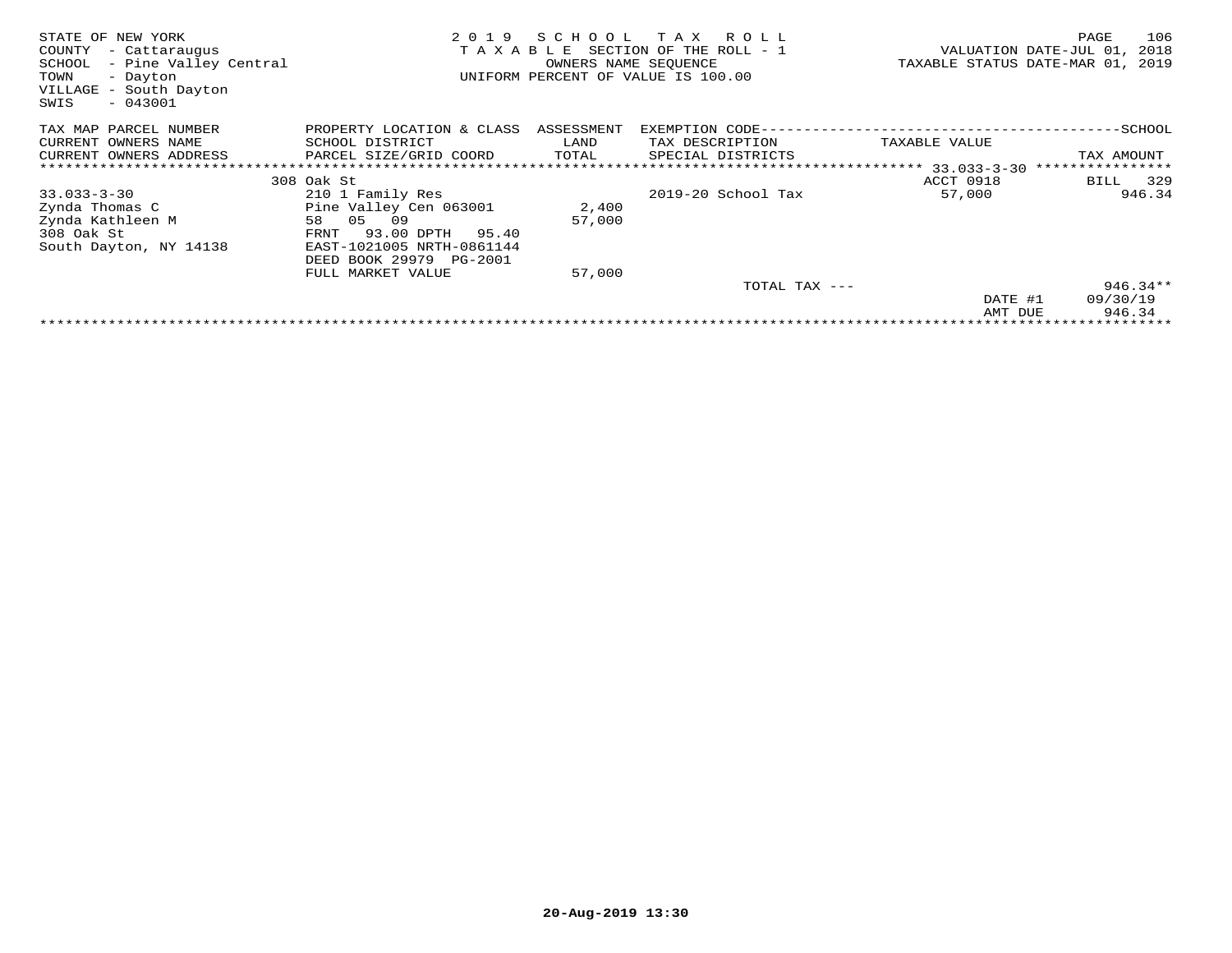STATE OF NEW YORK
COUNTY - Cattaraugus
SCHOOL - Pine Valley Central
TOWN - Dayton
VILLAGE - South Dayton
SWIS - 043001

**2019 SCHOOL TAX ROLL**
TAXABLE SECTION OF THE ROLL - 1
OWNERS NAME SEQUENCE
UNIFORM PERCENT OF VALUE IS 100.00

VALUATION DATE-JUL 01, 2018
TAXABLE STATUS DATE-MAR 01, 2019

| TAX MAP PARCEL NUMBER / CURRENT OWNERS NAME / CURRENT OWNERS ADDRESS | PROPERTY LOCATION & CLASS / SCHOOL DISTRICT / PARCEL SIZE/GRID COORD | ASSESSMENT LAND / TOTAL | EXEMPTION CODE / TAX DESCRIPTION / SPECIAL DISTRICTS | TAXABLE VALUE | SCHOOL TAX AMOUNT |
|---|---|---|---|---|---|
| | 308 Oak St | | | ACCT 0918 | BILL 329 |
| 33.033-3-30 | 210 1 Family Res | | 2019-20 School Tax | 57,000 | 946.34 |
| Zynda Thomas C | Pine Valley Cen 063001 | 2,400 | | | |
| Zynda Kathleen M | 58 05 09 | 57,000 | | | |
| 308 Oak St | FRNT 93.00 DPTH 95.40 | | | | |
| South Dayton, NY 14138 | EAST-1021005 NRTH-0861144 | | | | |
| | DEED BOOK 29979 PG-2001 | | | | |
| | FULL MARKET VALUE | 57,000 | | | |
| | | | TOTAL TAX --- | | 946.34** |
| | | | | DATE #1 | 09/30/19 |
| | | | | AMT DUE | 946.34 |

20-Aug-2019 13:30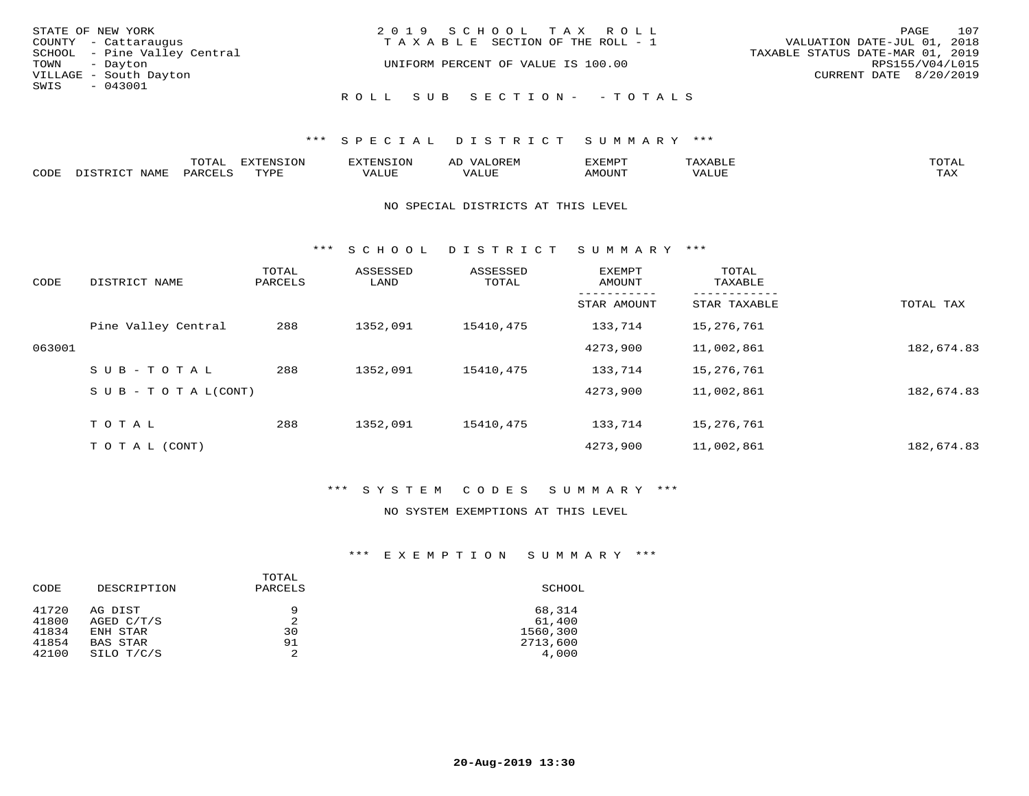STATE OF NEW YORK
COUNTY - Cattaraugus
SCHOOL - Pine Valley Central
TOWN - Dayton
VILLAGE - South Dayton
SWIS - 043001

2019 SCHOOL TAX ROLL
TAXABLE SECTION OF THE ROLL - 1
UNIFORM PERCENT OF VALUE IS 100.00

VALUATION DATE-JUL 01, 2018
TAXABLE STATUS DATE-MAR 01, 2019
RPS155/V04/L015
CURRENT DATE 8/20/2019

ROLL SUB SECTION- - TOTALS

## *** SPECIAL DISTRICT SUMMARY ***

| CODE | DISTRICT NAME | TOTAL PARCELS | EXTENSION TYPE | EXTENSION VALUE | AD VALOREM VALUE | EXEMPT AMOUNT | TAXABLE VALUE | TOTAL TAX |
|---|---|---|---|---|---|---|---|---|

NO SPECIAL DISTRICTS AT THIS LEVEL

## *** SCHOOL DISTRICT SUMMARY ***

| CODE | DISTRICT NAME | TOTAL PARCELS | ASSESSED LAND | ASSESSED TOTAL | EXEMPT AMOUNT / STAR AMOUNT | TOTAL TAXABLE / STAR TAXABLE | TOTAL TAX |
|---|---|---|---|---|---|---|---|
| | Pine Valley Central | 288 | 1352,091 | 15410,475 | 133,714 | 15,276,761 | |
| 063001 | | | | | 4273,900 | 11,002,861 | 182,674.83 |
| | SUB-TOTAL | 288 | 1352,091 | 15410,475 | 133,714 | 15,276,761 | |
| | SUB-TOTAL(CONT) | | | | 4273,900 | 11,002,861 | 182,674.83 |
| | TOTAL | 288 | 1352,091 | 15410,475 | 133,714 | 15,276,761 | |
| | TOTAL (CONT) | | | | 4273,900 | 11,002,861 | 182,674.83 |

## *** SYSTEM CODES SUMMARY ***

NO SYSTEM EXEMPTIONS AT THIS LEVEL

## *** EXEMPTION SUMMARY ***

| CODE | DESCRIPTION | TOTAL PARCELS | SCHOOL |
|---|---|---|---|
| 41720 | AG DIST | 9 | 68,314 |
| 41800 | AGED C/T/S | 2 | 61,400 |
| 41834 | ENH STAR | 30 | 1560,300 |
| 41854 | BAS STAR | 91 | 2713,600 |
| 42100 | SILO T/C/S | 2 | 4,000 |

20-Aug-2019 13:30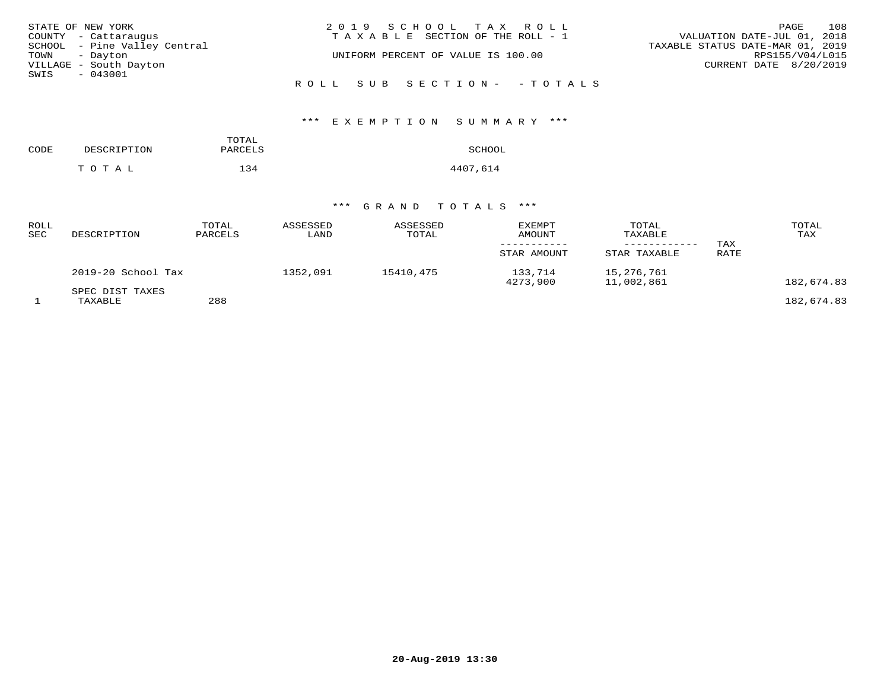STATE OF NEW YORK
COUNTY - Cattaraugus
SCHOOL - Pine Valley Central
TOWN - Dayton
VILLAGE - South Dayton
SWIS - 043001

2019 SCHOOL TAX ROLL
TAXABLE SECTION OF THE ROLL - 1
UNIFORM PERCENT OF VALUE IS 100.00

VALUATION DATE-JUL 01, 2018
TAXABLE STATUS DATE-MAR 01, 2019
RPS155/V04/L015
CURRENT DATE 8/20/2019

ROLL SUB SECTION- - TOTALS

*** EXEMPTION SUMMARY ***

| CODE | DESCRIPTION | TOTAL PARCELS | SCHOOL |
|---|---|---|---|
| | TOTAL | 134 | 4407,614 |

*** GRAND TOTALS ***

| ROLL SEC | DESCRIPTION | TOTAL PARCELS | ASSESSED LAND | ASSESSED TOTAL | EXEMPT AMOUNT / STAR AMOUNT | TOTAL TAXABLE / STAR TAXABLE | TAX RATE | TOTAL TAX |
|---|---|---|---|---|---|---|---|---|
| | 2019-20 School Tax | | 1352,091 | 15410,475 | 133,714 | 15,276,761 | | |
| | | | | | 4273,900 | 11,002,861 | | 182,674.83 |
| | SPEC DIST TAXES | | | | | | | |
| 1 | TAXABLE | 288 | | | | | | 182,674.83 |

20-Aug-2019 13:30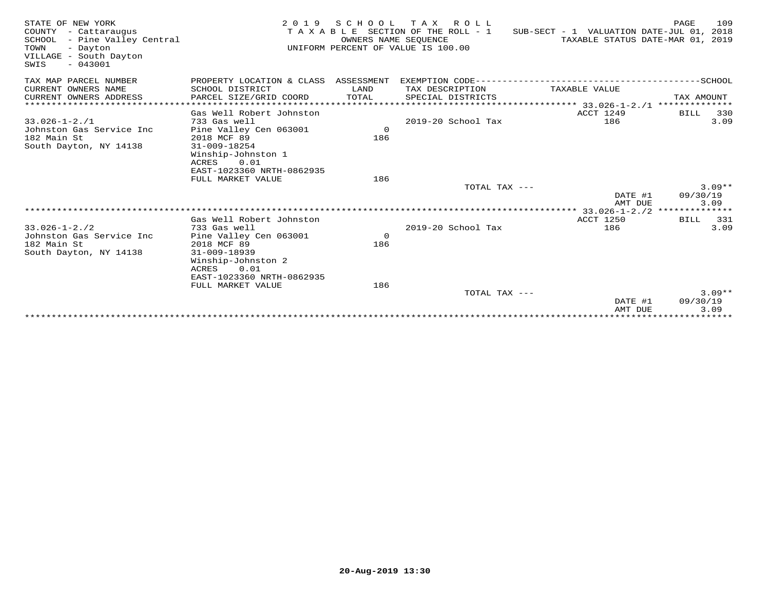STATE OF NEW YORK
COUNTY - Cattaraugus
SCHOOL - Pine Valley Central
TOWN - Dayton
VILLAGE - South Dayton
SWIS - 043001

2019 SCHOOL TAX ROLL
TAXABLE SECTION OF THE ROLL - 1
OWNERS NAME SEQUENCE
UNIFORM PERCENT OF VALUE IS 100.00

SUB-SECT - 1 VALUATION DATE-JUL 01, 2018
TAXABLE STATUS DATE-MAR 01, 2019

| TAX MAP PARCEL NUMBER / CURRENT OWNERS NAME / CURRENT OWNERS ADDRESS | PROPERTY LOCATION & CLASS / SCHOOL DISTRICT / PARCEL SIZE/GRID COORD | ASSESSMENT LAND / TOTAL | EXEMPTION CODE / TAX DESCRIPTION / SPECIAL DISTRICTS | TAXABLE VALUE | SCHOOL TAX AMOUNT |
|---|---|---|---|---|---|
| 33.026-1-2./1 | Gas Well Robert Johnston | | | ACCT 1249 | BILL 330 |
| 33.026-1-2./1 | 733 Gas well | | 2019-20 School Tax | 186 | 3.09 |
| Johnston Gas Service Inc | Pine Valley Cen 063001 | 0 | | | |
| 182 Main St | 2018 MCF 89 | 186 | | | |
| South Dayton, NY 14138 | 31-009-18254 | | | | |
| | Winship-Johnston 1 | | | | |
| | ACRES 0.01 | | | | |
| | EAST-1023360 NRTH-0862935 | | | | |
| | FULL MARKET VALUE | 186 | | | |
| | | | TOTAL TAX --- | | 3.09** |
| | | | | DATE #1 | 09/30/19 |
| | | | | AMT DUE | 3.09 |
| 33.026-1-2./2 | Gas Well Robert Johnston | | | ACCT 1250 | BILL 331 |
| 33.026-1-2./2 | 733 Gas well | | 2019-20 School Tax | 186 | 3.09 |
| Johnston Gas Service Inc | Pine Valley Cen 063001 | 0 | | | |
| 182 Main St | 2018 MCF 89 | 186 | | | |
| South Dayton, NY 14138 | 31-009-18939 | | | | |
| | Winship-Johnston 2 | | | | |
| | ACRES 0.01 | | | | |
| | EAST-1023360 NRTH-0862935 | | | | |
| | FULL MARKET VALUE | 186 | | | |
| | | | TOTAL TAX --- | | 3.09** |
| | | | | DATE #1 | 09/30/19 |
| | | | | AMT DUE | 3.09 |

20-Aug-2019 13:30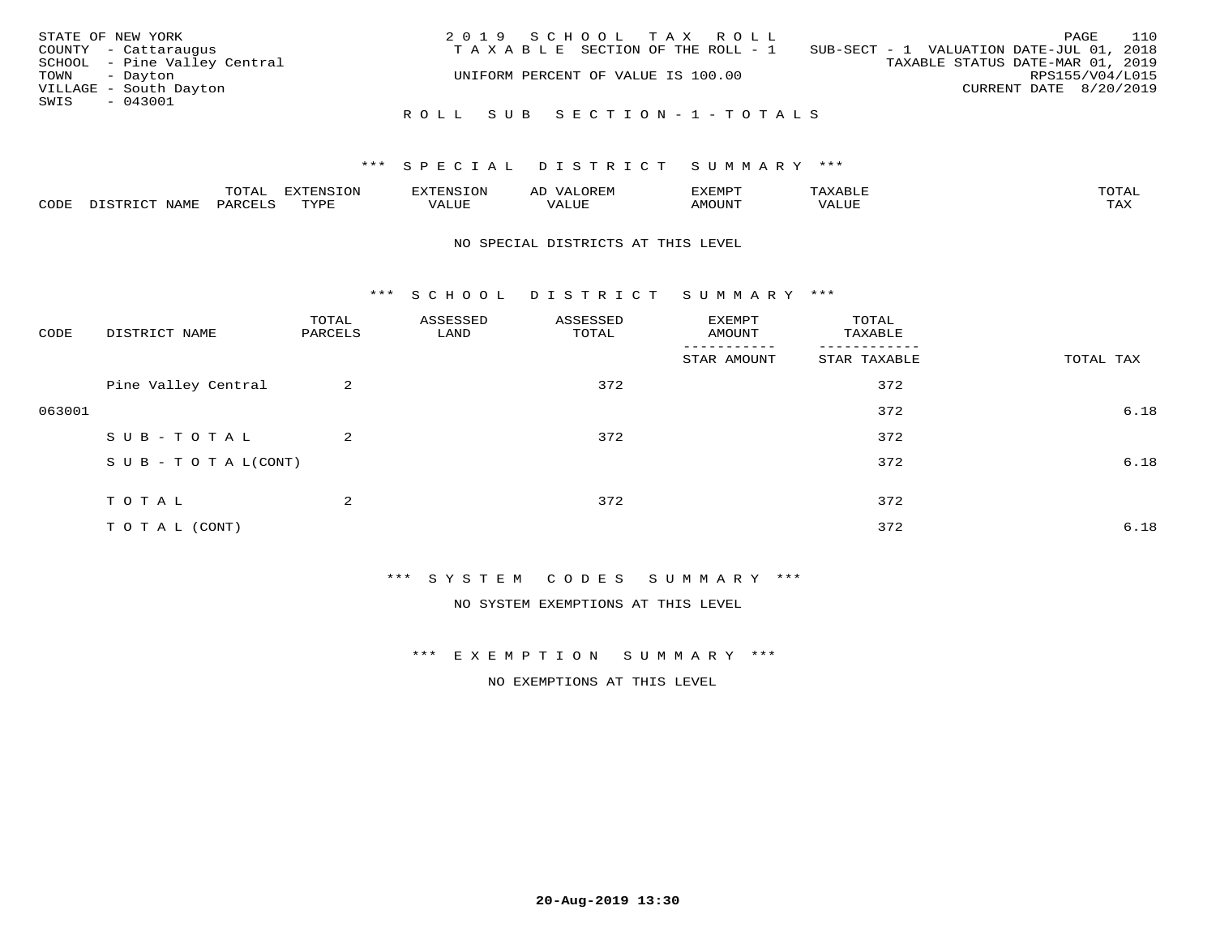STATE OF NEW YORK
COUNTY - Cattaraugus
SCHOOL - Pine Valley Central
TOWN - Dayton
VILLAGE - South Dayton
SWIS - 043001

2019 SCHOOL TAX ROLL
TAXABLE SECTION OF THE ROLL - 1
UNIFORM PERCENT OF VALUE IS 100.00

SUB-SECT - 1 VALUATION DATE-JUL 01, 2018
TAXABLE STATUS DATE-MAR 01, 2019
RPS155/V04/L015
CURRENT DATE 8/20/2019

ROLL SUB SECTION-1-TOTALS

*** SPECIAL DISTRICT SUMMARY ***

| CODE | DISTRICT NAME | TOTAL PARCELS | EXTENSION TYPE | EXTENSION VALUE | AD VALOREM VALUE | EXEMPT AMOUNT | TAXABLE VALUE | TOTAL TAX |
|---|---|---|---|---|---|---|---|---|

NO SPECIAL DISTRICTS AT THIS LEVEL

*** SCHOOL DISTRICT SUMMARY ***

| CODE | DISTRICT NAME | TOTAL PARCELS | ASSESSED LAND | ASSESSED TOTAL | EXEMPT AMOUNT / STAR AMOUNT | TOTAL TAXABLE / STAR TAXABLE | TOTAL TAX |
|---|---|---|---|---|---|---|---|
| | Pine Valley Central | 2 | | 372 | | 372 | |
| 063001 | | | | | | 372 | 6.18 |
| | SUB-TOTAL | 2 | | 372 | | 372 | |
| | SUB-TOTAL(CONT) | | | | | 372 | 6.18 |
| | TOTAL | 2 | | 372 | | 372 | |
| | TOTAL (CONT) | | | | | 372 | 6.18 |

*** SYSTEM CODES SUMMARY ***

NO SYSTEM EXEMPTIONS AT THIS LEVEL

*** EXEMPTION SUMMARY ***

NO EXEMPTIONS AT THIS LEVEL

20-Aug-2019 13:30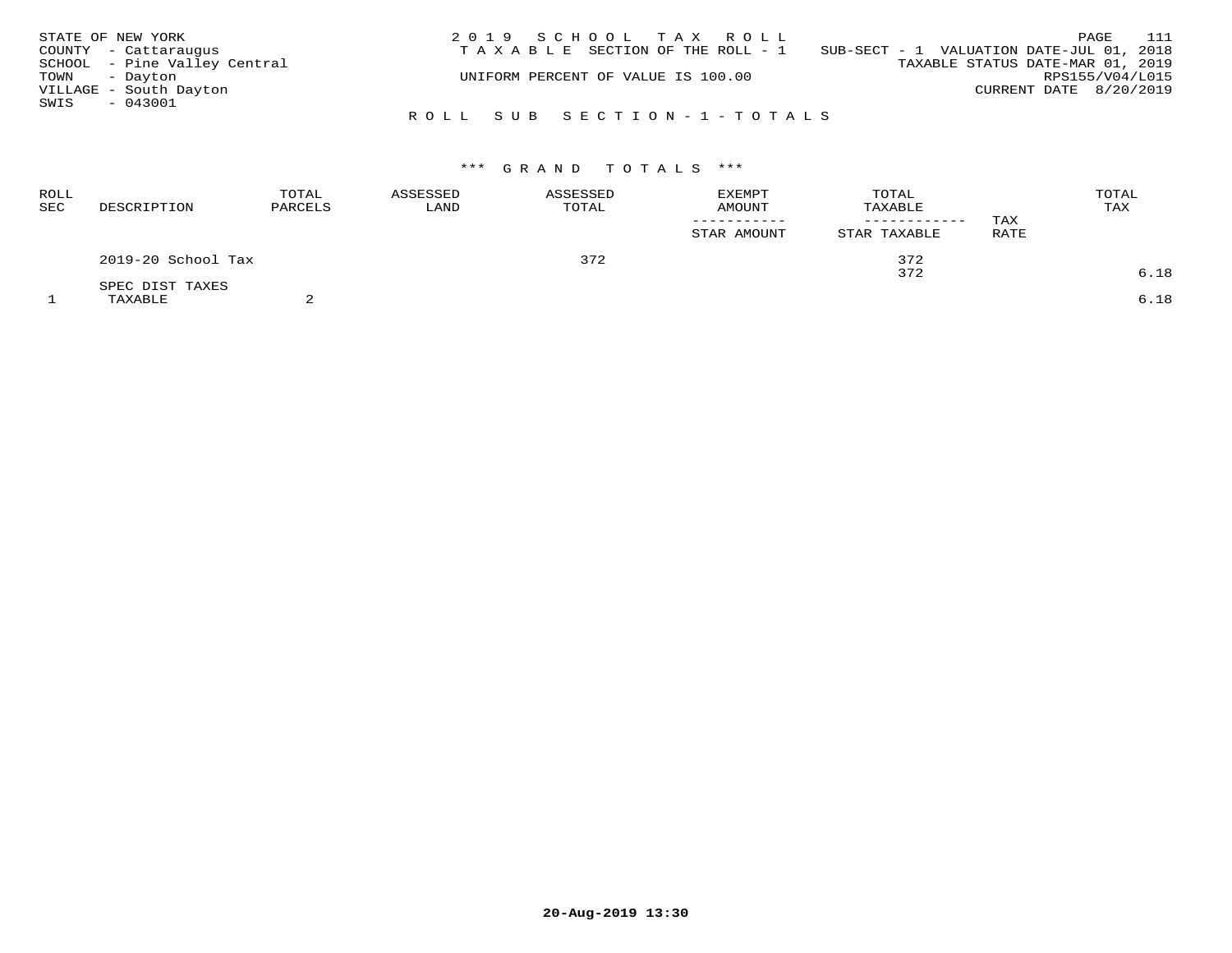STATE OF NEW YORK
COUNTY - Cattaraugus
SCHOOL - Pine Valley Central
TOWN - Dayton
VILLAGE - South Dayton
SWIS - 043001

2019 SCHOOL TAX ROLL
TAXABLE SECTION OF THE ROLL - 1
UNIFORM PERCENT OF VALUE IS 100.00

SUB-SECT - 1 VALUATION DATE-JUL 01, 2018
TAXABLE STATUS DATE-MAR 01, 2019
RPS155/V04/L015
CURRENT DATE 8/20/2019

ROLL SUB SECTION-1-TOTALS

*** GRAND TOTALS ***

| ROLL SEC | DESCRIPTION | TOTAL PARCELS | ASSESSED LAND | ASSESSED TOTAL | EXEMPT AMOUNT / STAR AMOUNT | TOTAL TAXABLE / STAR TAXABLE | TAX RATE | TOTAL TAX |
|---|---|---|---|---|---|---|---|---|
| | 2019-20 School Tax | | | 372 | | 372 | | |
| | | | | | | 372 | | 6.18 |
| | SPEC DIST TAXES | | | | | | | |
| 1 | TAXABLE | 2 | | | | | | 6.18 |

20-Aug-2019 13:30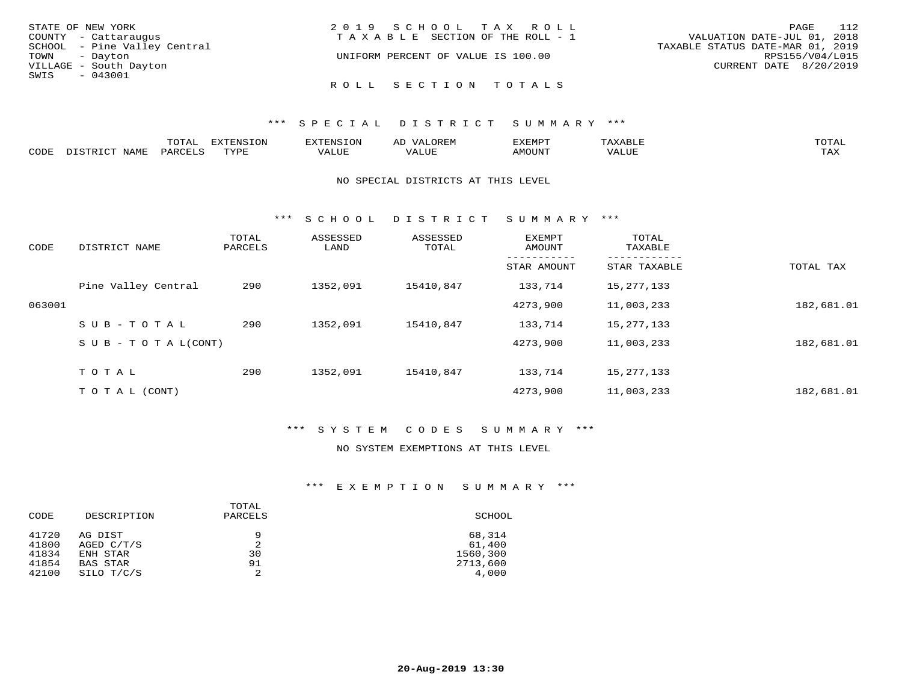STATE OF NEW YORK
COUNTY - Cattaraugus
SCHOOL - Pine Valley Central
TOWN - Dayton
VILLAGE - South Dayton
SWIS - 043001

2019 SCHOOL TAX ROLL
TAXABLE SECTION OF THE ROLL - 1
UNIFORM PERCENT OF VALUE IS 100.00

VALUATION DATE-JUL 01, 2018
TAXABLE STATUS DATE-MAR 01, 2019
RPS155/V04/L015
CURRENT DATE 8/20/2019

## ROLL SECTION TOTALS

### *** SPECIAL DISTRICT SUMMARY ***

| CODE | DISTRICT NAME | TOTAL PARCELS | EXTENSION TYPE | EXTENSION VALUE | AD VALOREM VALUE | EXEMPT AMOUNT | TAXABLE VALUE | TOTAL TAX |
|---|---|---|---|---|---|---|---|---|

NO SPECIAL DISTRICTS AT THIS LEVEL

### *** SCHOOL DISTRICT SUMMARY ***

| CODE | DISTRICT NAME | TOTAL PARCELS | ASSESSED LAND | ASSESSED TOTAL | EXEMPT AMOUNT / STAR AMOUNT | TOTAL TAXABLE / STAR TAXABLE | TOTAL TAX |
|---|---|---|---|---|---|---|---|
| | Pine Valley Central | 290 | 1352,091 | 15410,847 | 133,714 | 15,277,133 | |
| 063001 | | | | | 4273,900 | 11,003,233 | 182,681.01 |
| | SUB-TOTAL | 290 | 1352,091 | 15410,847 | 133,714 | 15,277,133 | |
| | SUB-TOTAL(CONT) | | | | 4273,900 | 11,003,233 | 182,681.01 |
| | TOTAL | 290 | 1352,091 | 15410,847 | 133,714 | 15,277,133 | |
| | TOTAL (CONT) | | | | 4273,900 | 11,003,233 | 182,681.01 |

### *** SYSTEM CODES SUMMARY ***

NO SYSTEM EXEMPTIONS AT THIS LEVEL

### *** EXEMPTION SUMMARY ***

| CODE | DESCRIPTION | TOTAL PARCELS | SCHOOL |
|---|---|---|---|
| 41720 | AG DIST | 9 | 68,314 |
| 41800 | AGED C/T/S | 2 | 61,400 |
| 41834 | ENH STAR | 30 | 1560,300 |
| 41854 | BAS STAR | 91 | 2713,600 |
| 42100 | SILO T/C/S | 2 | 4,000 |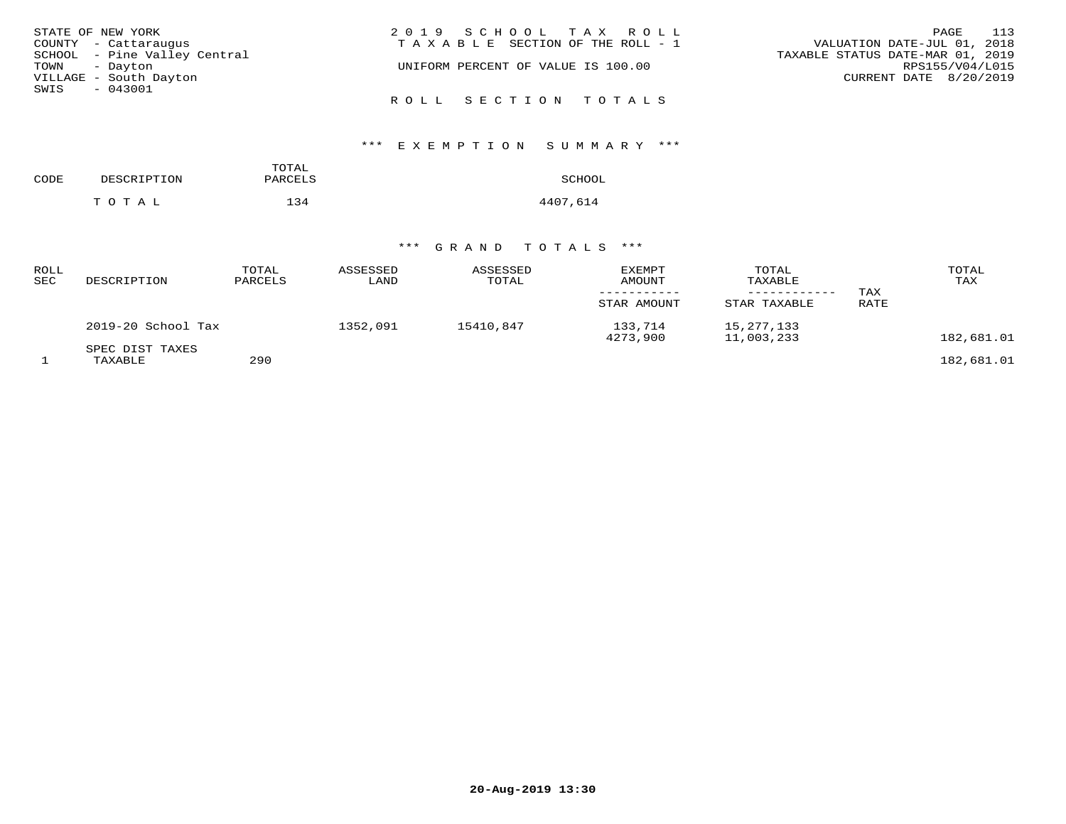STATE OF NEW YORK
COUNTY - Cattaraugus
SCHOOL - Pine Valley Central
TOWN - Dayton
VILLAGE - South Dayton
SWIS - 043001

2019 SCHOOL TAX ROLL
TAXABLE SECTION OF THE ROLL - 1
UNIFORM PERCENT OF VALUE IS 100.00

VALUATION DATE-JUL 01, 2018
TAXABLE STATUS DATE-MAR 01, 2019
RPS155/V04/L015
CURRENT DATE 8/20/2019

ROLL SECTION TOTALS

### *** EXEMPTION SUMMARY ***

| CODE | DESCRIPTION | TOTAL PARCELS | SCHOOL |
|---|---|---|---|
| | TOTAL | 134 | 4407,614 |

### *** GRAND TOTALS ***

| ROLL SEC | DESCRIPTION | TOTAL PARCELS | ASSESSED LAND | ASSESSED TOTAL | EXEMPT AMOUNT / STAR AMOUNT | TOTAL TAXABLE / STAR TAXABLE | TAX RATE | TOTAL TAX |
|---|---|---|---|---|---|---|---|---|
| | 2019-20 School Tax | | 1352,091 | 15410,847 | 133,714 | 15,277,133 | | |
| | | | | | 4273,900 | 11,003,233 | | 182,681.01 |
| | SPEC DIST TAXES | | | | | | | |
| 1 | TAXABLE | 290 | | | | | | 182,681.01 |

20-Aug-2019 13:30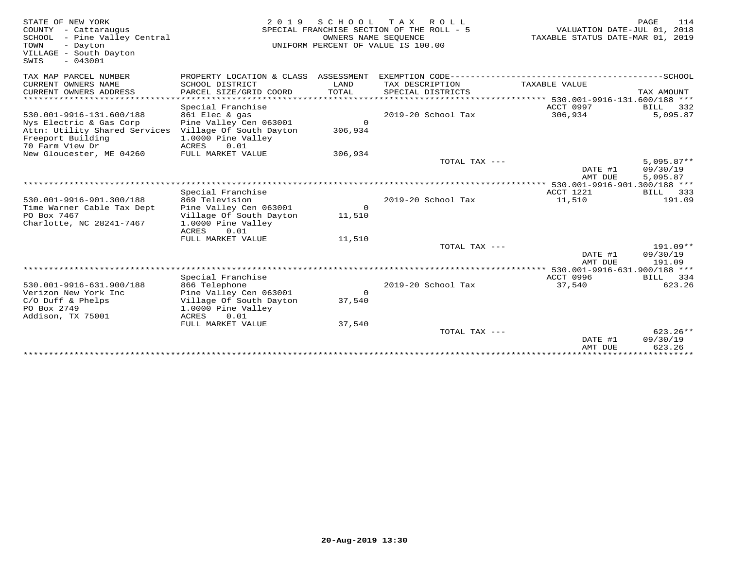STATE OF NEW YORK
COUNTY - Cattaraugus
SCHOOL - Pine Valley Central
TOWN - Dayton
VILLAGE - South Dayton
SWIS - 043001

2 0 1 9 S C H O O L T A X R O L L
SPECIAL FRANCHISE SECTION OF THE ROLL - 5
OWNERS NAME SEQUENCE
UNIFORM PERCENT OF VALUE IS 100.00

VALUATION DATE-JUL 01, 2018
TAXABLE STATUS DATE-MAR 01, 2019

| TAX MAP PARCEL NUMBER / CURRENT OWNERS NAME / CURRENT OWNERS ADDRESS | PROPERTY LOCATION & CLASS / SCHOOL DISTRICT / PARCEL SIZE/GRID COORD | ASSESSMENT LAND / TOTAL | EXEMPTION CODE / TAX DESCRIPTION / SPECIAL DISTRICTS | TAXABLE VALUE | SCHOOL TAX AMOUNT |
|---|---|---|---|---|---|
| **530.001-9916-131.600/188** | Special Franchise | | | ACCT 0997 | BILL 332 |
| 530.001-9916-131.600/188 | 861 Elec & gas | | | | |
| Nys Electric & Gas Corp | Pine Valley Cen 063001 | 0 | 2019-20 School Tax | 306,934 | 5,095.87 |
| Attn: Utility Shared Services | Village Of South Dayton | 306,934 | | | |
| Freeport Building | 1.0000 Pine Valley | | | | |
| 70 Farm View Dr | ACRES 0.01 | | | | |
| New Gloucester, ME 04260 | FULL MARKET VALUE | 306,934 | | | |
| | | | TOTAL TAX --- | | 5,095.87** |
| | | | | DATE #1 | 09/30/19 |
| | | | | AMT DUE | 5,095.87 |
| **530.001-9916-901.300/188** | Special Franchise | | | ACCT 1221 | BILL 333 |
| 530.001-9916-901.300/188 | 869 Television | | | | |
| Time Warner Cable Tax Dept | Pine Valley Cen 063001 | 0 | 2019-20 School Tax | 11,510 | 191.09 |
| PO Box 7467 | Village Of South Dayton | 11,510 | | | |
| Charlotte, NC 28241-7467 | 1.0000 Pine Valley | | | | |
| | ACRES 0.01 | | | | |
| | FULL MARKET VALUE | 11,510 | | | |
| | | | TOTAL TAX --- | | 191.09** |
| | | | | DATE #1 | 09/30/19 |
| | | | | AMT DUE | 191.09 |
| **530.001-9916-631.900/188** | Special Franchise | | | ACCT 0996 | BILL 334 |
| 530.001-9916-631.900/188 | 866 Telephone | | | | |
| Verizon New York Inc | Pine Valley Cen 063001 | 0 | 2019-20 School Tax | 37,540 | 623.26 |
| C/O Duff & Phelps | Village Of South Dayton | 37,540 | | | |
| PO Box 2749 | 1.0000 Pine Valley | | | | |
| Addison, TX 75001 | ACRES 0.01 | | | | |
| | FULL MARKET VALUE | 37,540 | | | |
| | | | TOTAL TAX --- | | 623.26** |
| | | | | DATE #1 | 09/30/19 |
| | | | | AMT DUE | 623.26 |

20-Aug-2019 13:30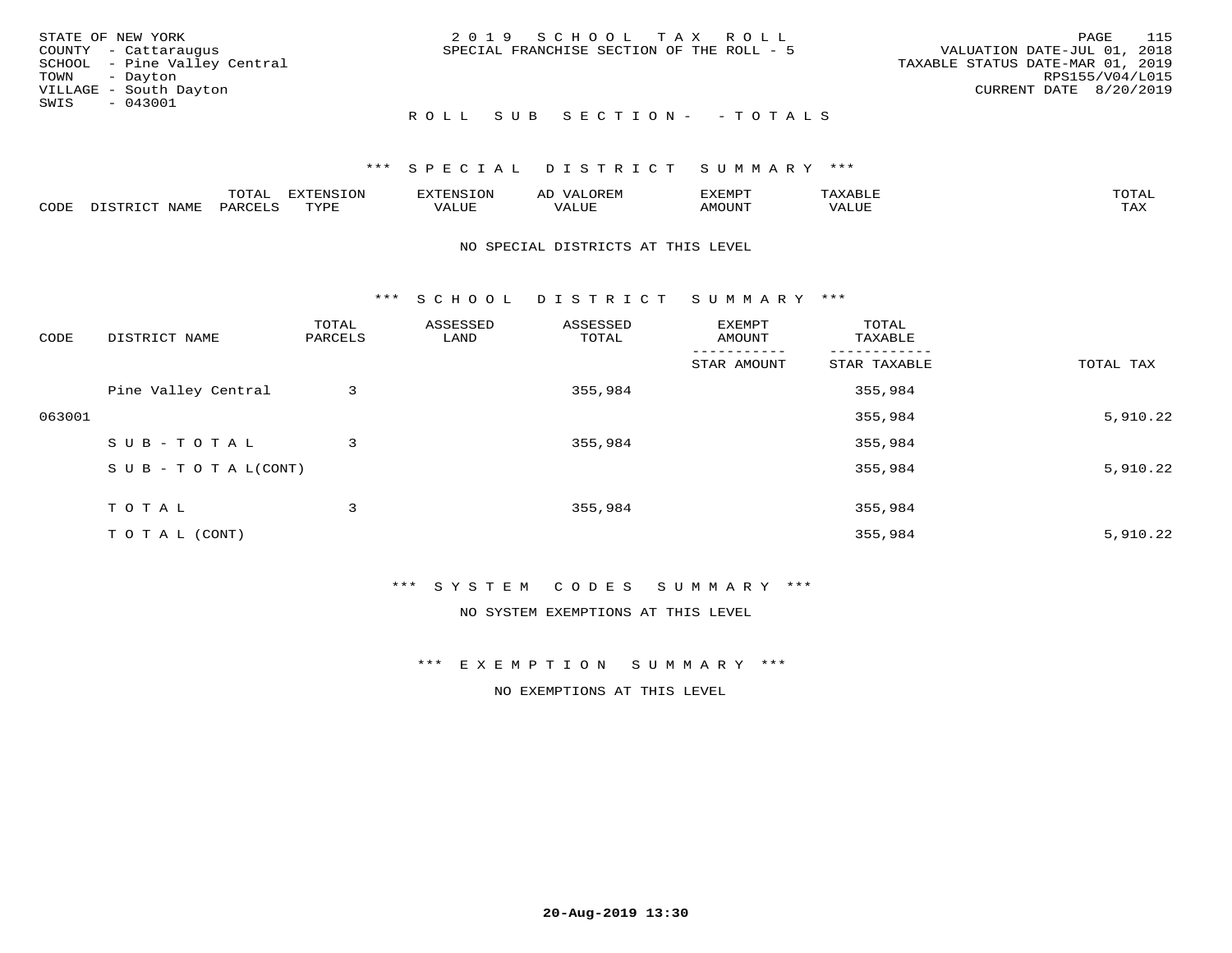STATE OF NEW YORK
COUNTY - Cattaraugus
SCHOOL - Pine Valley Central
TOWN - Dayton
VILLAGE - South Dayton
SWIS - 043001

2 0 1 9 S C H O O L T A X R O L L
SPECIAL FRANCHISE SECTION OF THE ROLL - 5

VALUATION DATE-JUL 01, 2018
TAXABLE STATUS DATE-MAR 01, 2019
RPS155/V04/L015
CURRENT DATE 8/20/2019

R O L L S U B S E C T I O N - - T O T A L S

*** S P E C I A L D I S T R I C T S U M M A R Y ***

| CODE | DISTRICT NAME | TOTAL PARCELS | EXTENSION TYPE | EXTENSION VALUE | AD VALOREM VALUE | EXEMPT AMOUNT | TAXABLE VALUE | TOTAL TAX |
|---|---|---|---|---|---|---|---|---|

NO SPECIAL DISTRICTS AT THIS LEVEL

*** S C H O O L D I S T R I C T S U M M A R Y ***

| CODE | DISTRICT NAME | TOTAL PARCELS | ASSESSED LAND | ASSESSED TOTAL | EXEMPT AMOUNT / STAR AMOUNT | TOTAL TAXABLE / STAR TAXABLE | TOTAL TAX |
|---|---|---|---|---|---|---|---|
| | Pine Valley Central | 3 | | 355,984 | | 355,984 | |
| 063001 | | | | | | 355,984 | 5,910.22 |
| | S U B - T O T A L | 3 | | 355,984 | | 355,984 | |
| | S U B - T O T A L(CONT) | | | | | 355,984 | 5,910.22 |
| | T O T A L | 3 | | 355,984 | | 355,984 | |
| | T O T A L (CONT) | | | | | 355,984 | 5,910.22 |

*** S Y S T E M C O D E S S U M M A R Y ***

NO SYSTEM EXEMPTIONS AT THIS LEVEL

*** E X E M P T I O N S U M M A R Y ***

NO EXEMPTIONS AT THIS LEVEL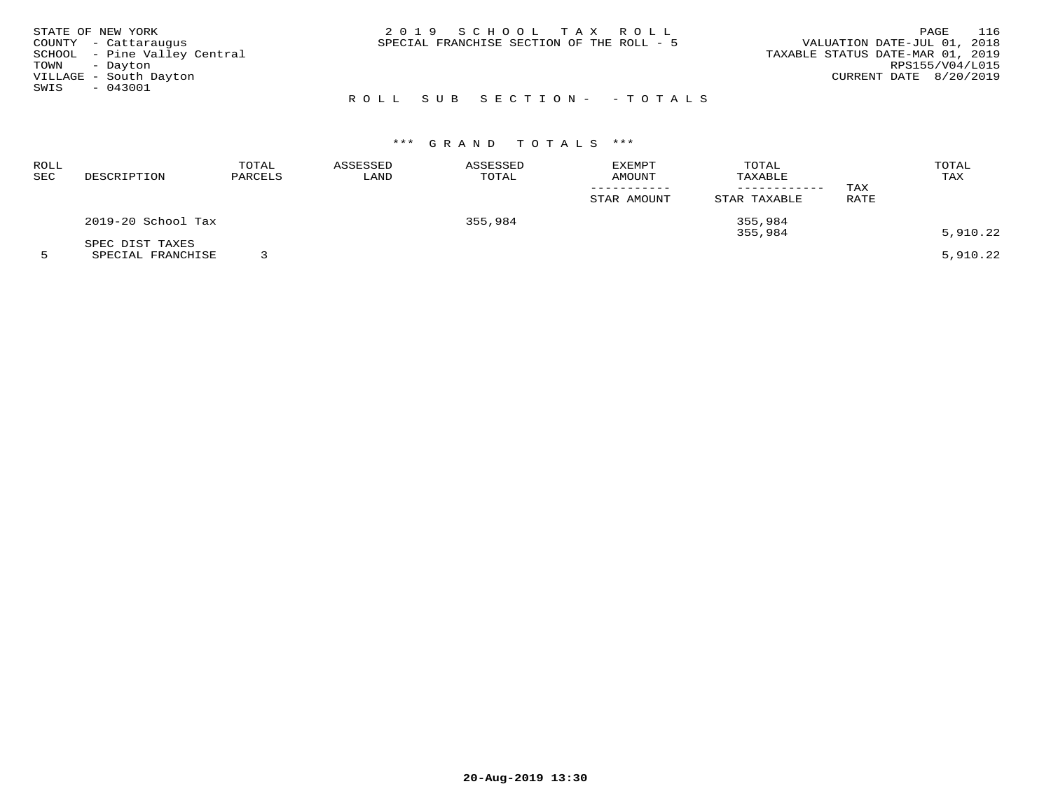STATE OF NEW YORK
COUNTY - Cattaraugus
SCHOOL - Pine Valley Central
TOWN - Dayton
VILLAGE - South Dayton
SWIS - 043001

2019 SCHOOL TAX ROLL
SPECIAL FRANCHISE SECTION OF THE ROLL - 5

VALUATION DATE-JUL 01, 2018
TAXABLE STATUS DATE-MAR 01, 2019
RPS155/V04/L015
CURRENT DATE 8/20/2019

ROLL SUB SECTION- - TOTALS

*** GRAND TOTALS ***

| ROLL SEC | DESCRIPTION | TOTAL PARCELS | ASSESSED LAND | ASSESSED TOTAL | EXEMPT AMOUNT / STAR AMOUNT | TOTAL TAXABLE / STAR TAXABLE | TAX RATE | TOTAL TAX |
|---|---|---|---|---|---|---|---|---|
| | 2019-20 School Tax | | | 355,984 | | 355,984 | | |
| | | | | | | 355,984 | | 5,910.22 |
| | SPEC DIST TAXES | | | | | | | |
| 5 | SPECIAL FRANCHISE | 3 | | | | | | 5,910.22 |

20-Aug-2019 13:30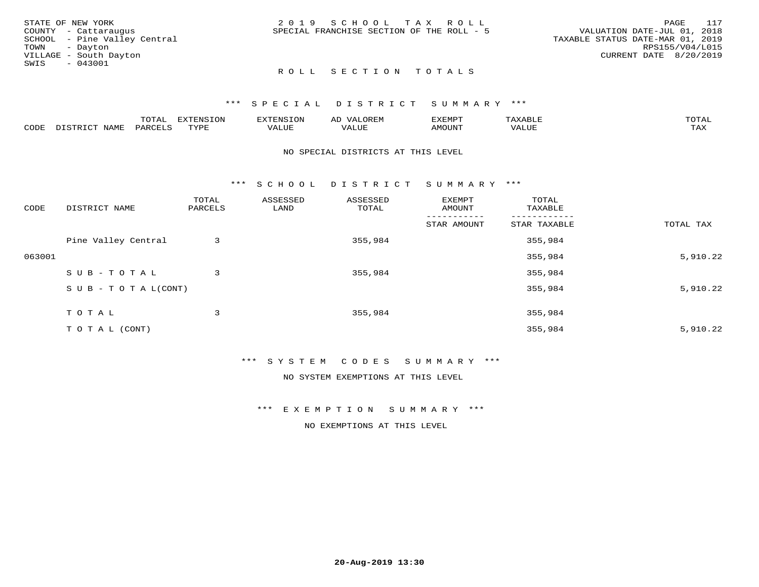STATE OF NEW YORK
COUNTY - Cattaraugus
SCHOOL - Pine Valley Central
TOWN - Dayton
VILLAGE - South Dayton
SWIS - 043001

2019 SCHOOL TAX ROLL
SPECIAL FRANCHISE SECTION OF THE ROLL - 5

VALUATION DATE-JUL 01, 2018
TAXABLE STATUS DATE-MAR 01, 2019
RPS155/V04/L015
CURRENT DATE 8/20/2019

## ROLL SECTION TOTALS

### *** SPECIAL DISTRICT SUMMARY ***

| CODE | DISTRICT NAME | TOTAL PARCELS | EXTENSION TYPE | EXTENSION VALUE | AD VALOREM VALUE | EXEMPT AMOUNT | TAXABLE VALUE | TOTAL TAX |
|---|---|---|---|---|---|---|---|---|

NO SPECIAL DISTRICTS AT THIS LEVEL

### *** SCHOOL DISTRICT SUMMARY ***

| CODE | DISTRICT NAME | TOTAL PARCELS | ASSESSED LAND | ASSESSED TOTAL | EXEMPT AMOUNT / STAR AMOUNT | TOTAL TAXABLE / STAR TAXABLE | TOTAL TAX |
|---|---|---|---|---|---|---|---|
| | Pine Valley Central | 3 | | 355,984 | | 355,984 | |
| 063001 | | | | | | 355,984 | 5,910.22 |
| | SUB-TOTAL | 3 | | 355,984 | | 355,984 | |
| | SUB-TOTAL(CONT) | | | | | 355,984 | 5,910.22 |
| | TOTAL | 3 | | 355,984 | | 355,984 | |
| | TOTAL (CONT) | | | | | 355,984 | 5,910.22 |

### *** SYSTEM CODES SUMMARY ***

NO SYSTEM EXEMPTIONS AT THIS LEVEL

### *** EXEMPTION SUMMARY ***

NO EXEMPTIONS AT THIS LEVEL

20-Aug-2019 13:30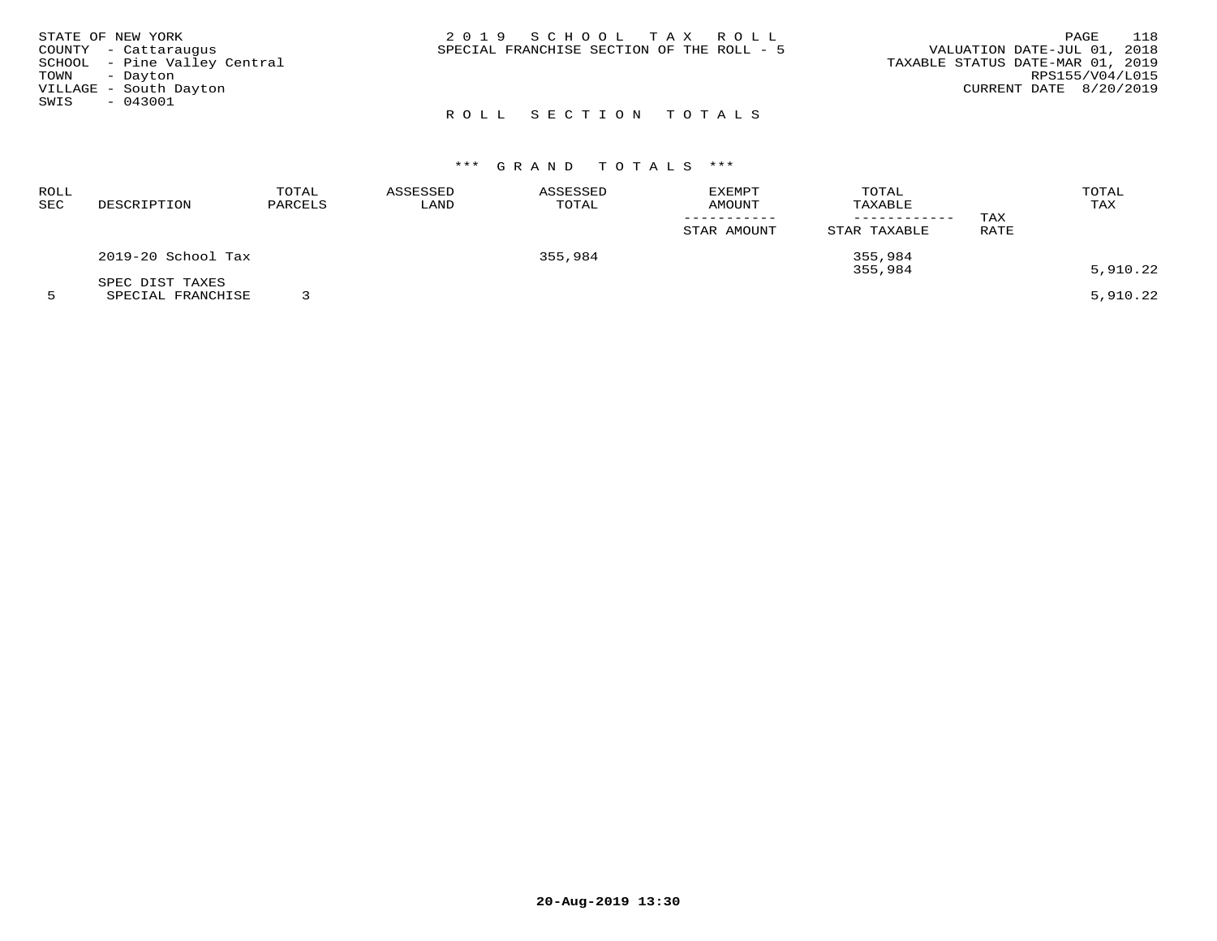STATE OF NEW YORK
COUNTY - Cattaraugus
SCHOOL - Pine Valley Central
TOWN - Dayton
VILLAGE - South Dayton
SWIS - 043001

# 2 0 1 9 S C H O O L T A X R O L L

SPECIAL FRANCHISE SECTION OF THE ROLL - 5

VALUATION DATE-JUL 01, 2018
TAXABLE STATUS DATE-MAR 01, 2019
RPS155/V04/L015
CURRENT DATE 8/20/2019

## R O L L S E C T I O N T O T A L S

### *** G R A N D T O T A L S ***

| ROLL SEC | DESCRIPTION | TOTAL PARCELS | ASSESSED LAND | ASSESSED TOTAL | EXEMPT AMOUNT / STAR AMOUNT | TOTAL TAXABLE / STAR TAXABLE | TAX RATE | TOTAL TAX |
|---|---|---|---|---|---|---|---|---|
| | 2019-20 School Tax | | | 355,984 | | 355,984 | | |
| | | | | | | 355,984 | | 5,910.22 |
| | SPEC DIST TAXES | | | | | | | |
| 5 | SPECIAL FRANCHISE | 3 | | | | | | 5,910.22 |

20-Aug-2019 13:30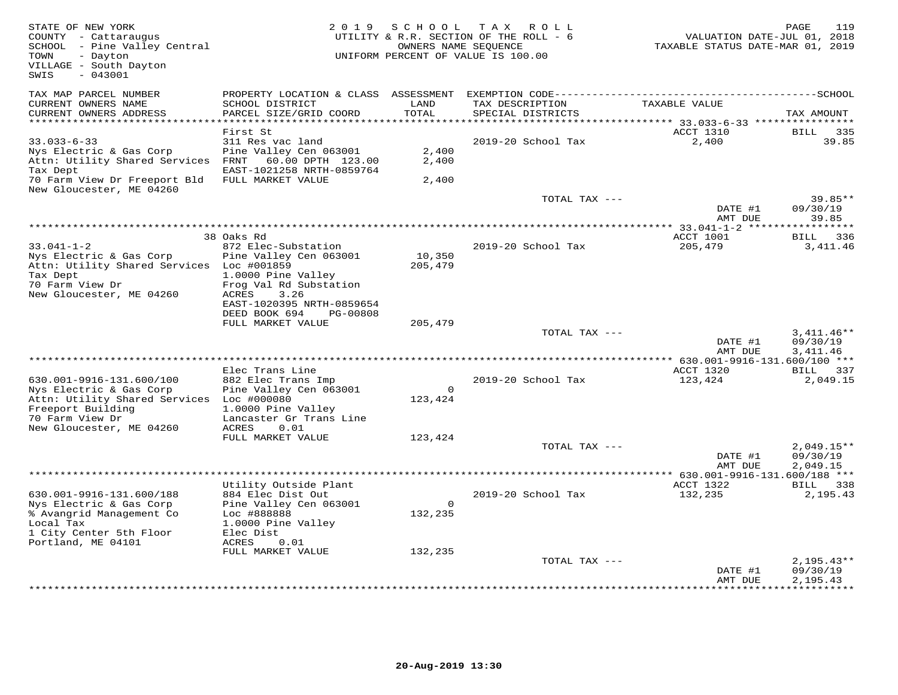STATE OF NEW YORK — 2019 SCHOOL TAX ROLL — UTILITY & R.R. SECTION OF THE ROLL - 6 — OWNERS NAME SEQUENCE — UNIFORM PERCENT OF VALUE IS 100.00

COUNTY - Cattaraugus
SCHOOL - Pine Valley Central
TOWN - Dayton
VILLAGE - South Dayton
SWIS - 043001

VALUATION DATE-JUL 01, 2018
TAXABLE STATUS DATE-MAR 01, 2019

| TAX MAP PARCEL NUMBER / CURRENT OWNERS NAME / CURRENT OWNERS ADDRESS | PROPERTY LOCATION & CLASS / SCHOOL DISTRICT / PARCEL SIZE/GRID COORD | ASSESSMENT LAND / TOTAL | EXEMPTION CODE / TAX DESCRIPTION / SPECIAL DISTRICTS | TAXABLE VALUE | TAX AMOUNT |
|---|---|---|---|---|---|
| **33.033-6-33** | First St | | | ACCT 1310 | BILL 335 |
| Nys Electric & Gas Corp | 311 Res vac land | | 2019-20 School Tax | 2,400 | 39.85 |
| Attn: Utility Shared Services | Pine Valley Cen 063001 | 2,400 | | | |
| Tax Dept | FRNT 60.00 DPTH 123.00 | 2,400 | | | |
| 70 Farm View Dr Freeport Bld | EAST-1021258 NRTH-0859764 | | | | |
| New Gloucester, ME 04260 | FULL MARKET VALUE | 2,400 | | | |
| | | | TOTAL TAX --- | | 39.85** |
| | | | | DATE #1 | 09/30/19 |
| | | | | AMT DUE | 39.85 |
| **33.041-1-2** | 38 Oaks Rd | | | ACCT 1001 | BILL 336 |
| Nys Electric & Gas Corp | 872 Elec-Substation | | 2019-20 School Tax | 205,479 | 3,411.46 |
| Attn: Utility Shared Services | Pine Valley Cen 063001 | 10,350 | | | |
| Tax Dept | Loc #001859 | 205,479 | | | |
| 70 Farm View Dr | 1.0000 Pine Valley | | | | |
| New Gloucester, ME 04260 | Frog Val Rd Substation | | | | |
| | ACRES 3.26 | | | | |
| | EAST-1020395 NRTH-0859654 | | | | |
| | DEED BOOK 694 PG-00808 | | | | |
| | FULL MARKET VALUE | 205,479 | | | |
| | | | TOTAL TAX --- | | 3,411.46** |
| | | | | DATE #1 | 09/30/19 |
| | | | | AMT DUE | 3,411.46 |
| **630.001-9916-131.600/100** | Elec Trans Line | | | ACCT 1320 | BILL 337 |
| Nys Electric & Gas Corp | 882 Elec Trans Imp | | 2019-20 School Tax | 123,424 | 2,049.15 |
| Attn: Utility Shared Services | Pine Valley Cen 063001 | 0 | | | |
| Freeport Building | Loc #000080 | 123,424 | | | |
| 70 Farm View Dr | 1.0000 Pine Valley | | | | |
| New Gloucester, ME 04260 | Lancaster Gr Trans Line | | | | |
| | ACRES 0.01 | | | | |
| | FULL MARKET VALUE | 123,424 | | | |
| | | | TOTAL TAX --- | | 2,049.15** |
| | | | | DATE #1 | 09/30/19 |
| | | | | AMT DUE | 2,049.15 |
| **630.001-9916-131.600/188** | Utility Outside Plant | | | ACCT 1322 | BILL 338 |
| Nys Electric & Gas Corp | 884 Elec Dist Out | | 2019-20 School Tax | 132,235 | 2,195.43 |
| % Avangrid Management Co | Pine Valley Cen 063001 | 0 | | | |
| Local Tax | Loc #888888 | 132,235 | | | |
| 1 City Center 5th Floor | 1.0000 Pine Valley | | | | |
| Portland, ME 04101 | Elec Dist | | | | |
| | ACRES 0.01 | | | | |
| | FULL MARKET VALUE | 132,235 | | | |
| | | | TOTAL TAX --- | | 2,195.43** |
| | | | | DATE #1 | 09/30/19 |
| | | | | AMT DUE | 2,195.43 |

20-Aug-2019 13:30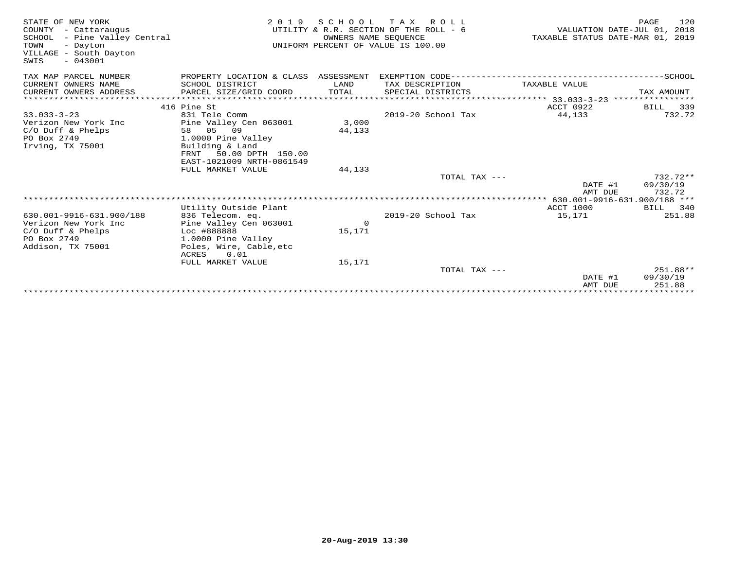STATE OF NEW YORK
COUNTY - Cattaraugus
SCHOOL - Pine Valley Central
TOWN - Dayton
VILLAGE - South Dayton
SWIS - 043001

**2019 SCHOOL TAX ROLL**
UTILITY & R.R. SECTION OF THE ROLL - 6
OWNERS NAME SEQUENCE
UNIFORM PERCENT OF VALUE IS 100.00

VALUATION DATE-JUL 01, 2018
TAXABLE STATUS DATE-MAR 01, 2019

| TAX MAP PARCEL NUMBER / CURRENT OWNERS NAME / CURRENT OWNERS ADDRESS | PROPERTY LOCATION & CLASS / SCHOOL DISTRICT / PARCEL SIZE/GRID COORD | ASSESSMENT LAND / TOTAL | EXEMPTION CODE / TAX DESCRIPTION / SPECIAL DISTRICTS | TAXABLE VALUE | TAX AMOUNT |
|---|---|---|---|---|---|
| ***** 33.033-3-23 ***** | | | | | |
| | 416 Pine St | | | ACCT 0922 | BILL 339 |
| 33.033-3-23 | 831 Tele Comm | | 2019-20 School Tax | 44,133 | 732.72 |
| Verizon New York Inc | Pine Valley Cen 063001 | 3,000 | | | |
| C/O Duff & Phelps | 58 05 09 | 44,133 | | | |
| PO Box 2749 | 1.0000 Pine Valley | | | | |
| Irving, TX 75001 | Building & Land | | | | |
| | FRNT 50.00 DPTH 150.00 | | | | |
| | EAST-1021009 NRTH-0861549 | | | | |
| | FULL MARKET VALUE | 44,133 | | | |
| | | | TOTAL TAX --- | | 732.72** |
| | | | | DATE #1 | 09/30/19 |
| | | | | AMT DUE | 732.72 |
| ***** 630.001-9916-631.900/188 ***** | | | | | |
| | Utility Outside Plant | | | ACCT 1000 | BILL 340 |
| 630.001-9916-631.900/188 | 836 Telecom. eq. | | 2019-20 School Tax | 15,171 | 251.88 |
| Verizon New York Inc | Pine Valley Cen 063001 | 0 | | | |
| C/O Duff & Phelps | Loc #888888 | 15,171 | | | |
| PO Box 2749 | 1.0000 Pine Valley | | | | |
| Addison, TX 75001 | Poles, Wire, Cable,etc | | | | |
| | ACRES 0.01 | | | | |
| | FULL MARKET VALUE | 15,171 | | | |
| | | | TOTAL TAX --- | | 251.88** |
| | | | | DATE #1 | 09/30/19 |
| | | | | AMT DUE | 251.88 |

20-Aug-2019 13:30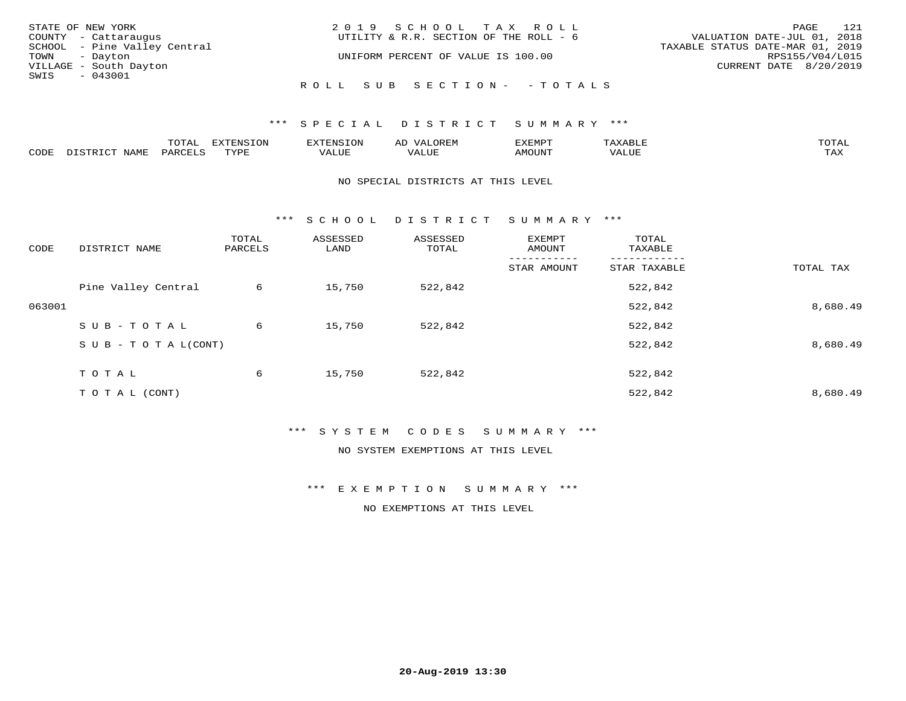STATE OF NEW YORK
COUNTY - Cattaraugus
SCHOOL - Pine Valley Central
TOWN - Dayton
VILLAGE - South Dayton
SWIS - 043001

2019 SCHOOL TAX ROLL
UTILITY & R.R. SECTION OF THE ROLL - 6

UNIFORM PERCENT OF VALUE IS 100.00

VALUATION DATE-JUL 01, 2018
TAXABLE STATUS DATE-MAR 01, 2019
RPS155/V04/L015
CURRENT DATE 8/20/2019

ROLL SUB SECTION- - TOTALS

*** SPECIAL DISTRICT SUMMARY ***

| CODE | DISTRICT NAME | TOTAL PARCELS | EXTENSION TYPE | EXTENSION VALUE | AD VALOREM VALUE | EXEMPT AMOUNT | TAXABLE VALUE | TOTAL TAX |
|---|---|---|---|---|---|---|---|---|

NO SPECIAL DISTRICTS AT THIS LEVEL

*** SCHOOL DISTRICT SUMMARY ***

| CODE | DISTRICT NAME | TOTAL PARCELS | ASSESSED LAND | ASSESSED TOTAL | EXEMPT AMOUNT / STAR AMOUNT | TOTAL TAXABLE / STAR TAXABLE | TOTAL TAX |
|---|---|---|---|---|---|---|---|
| | Pine Valley Central | 6 | 15,750 | 522,842 | | 522,842 | |
| 063001 | | | | | | 522,842 | 8,680.49 |
| | SUB-TOTAL | 6 | 15,750 | 522,842 | | 522,842 | |
| | SUB-TOTAL(CONT) | | | | | 522,842 | 8,680.49 |
| | TOTAL | 6 | 15,750 | 522,842 | | 522,842 | |
| | TOTAL (CONT) | | | | | 522,842 | 8,680.49 |

*** SYSTEM CODES SUMMARY ***

NO SYSTEM EXEMPTIONS AT THIS LEVEL

*** EXEMPTION SUMMARY ***

NO EXEMPTIONS AT THIS LEVEL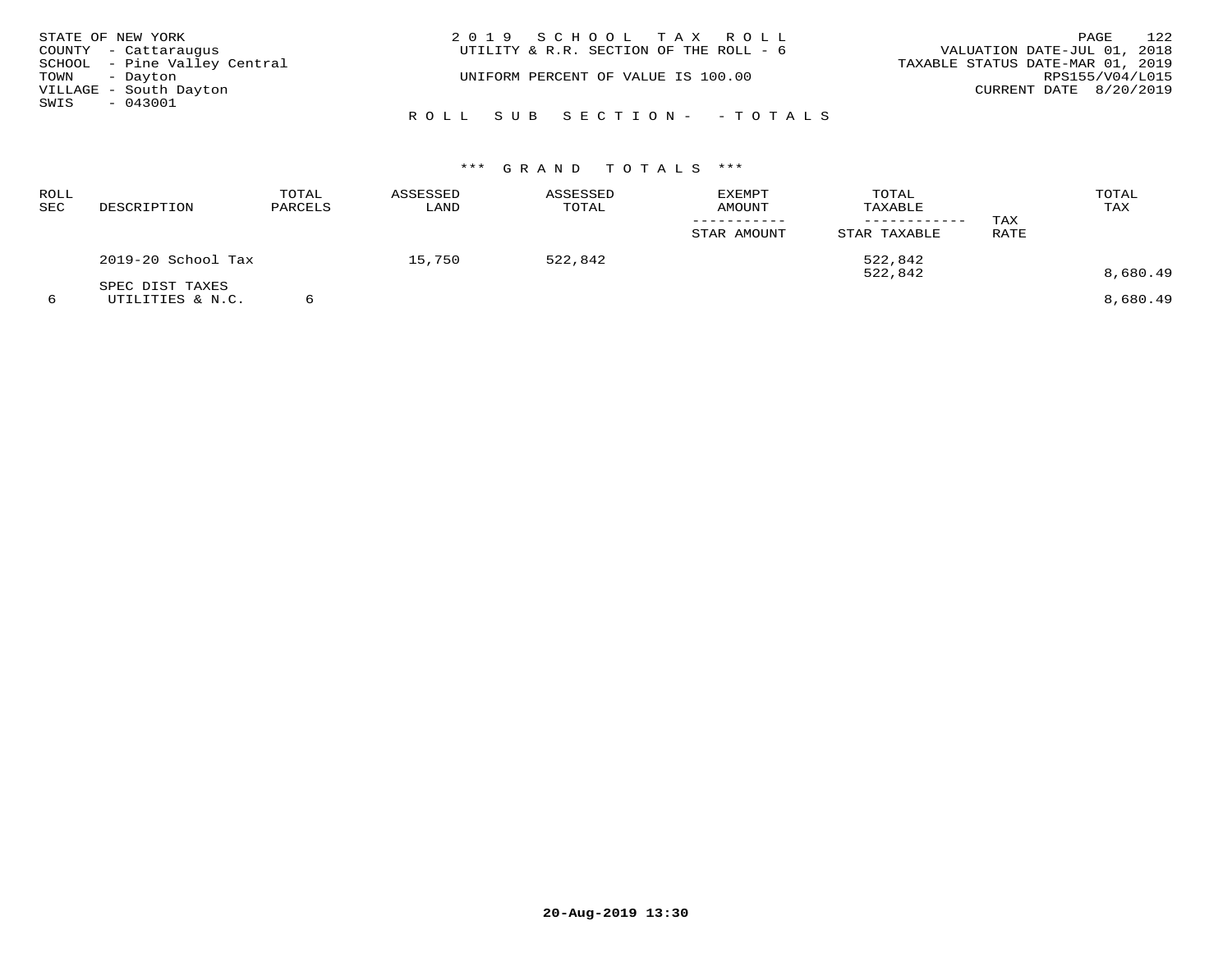STATE OF NEW YORK
COUNTY - Cattaraugus
SCHOOL - Pine Valley Central
TOWN - Dayton
VILLAGE - South Dayton
SWIS - 043001

2019 SCHOOL TAX ROLL
UTILITY & R.R. SECTION OF THE ROLL - 6
UNIFORM PERCENT OF VALUE IS 100.00

VALUATION DATE-JUL 01, 2018
TAXABLE STATUS DATE-MAR 01, 2019
RPS155/V04/L015
CURRENT DATE 8/20/2019

ROLL SUB SECTION- - TOTALS

*** GRAND TOTALS ***

| ROLL SEC | DESCRIPTION | TOTAL PARCELS | ASSESSED LAND | ASSESSED TOTAL | EXEMPT AMOUNT / STAR AMOUNT | TOTAL TAXABLE / STAR TAXABLE | TAX RATE | TOTAL TAX |
|---|---|---|---|---|---|---|---|---|
| | 2019-20 School Tax | | 15,750 | 522,842 | | 522,842 | | |
| | | | | | | 522,842 | | 8,680.49 |
| | SPEC DIST TAXES | | | | | | | |
| 6 | UTILITIES & N.C. | 6 | | | | | | 8,680.49 |

20-Aug-2019 13:30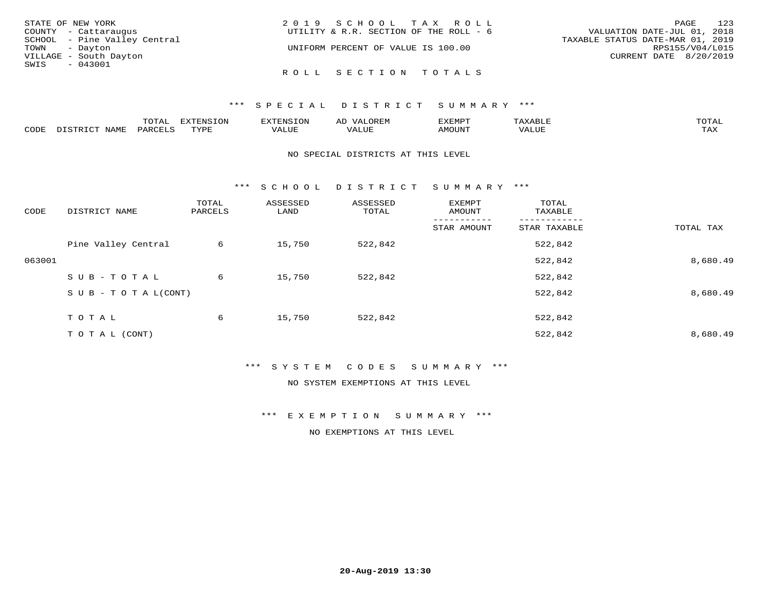STATE OF NEW YORK
COUNTY - Cattaraugus
SCHOOL - Pine Valley Central
TOWN - Dayton
VILLAGE - South Dayton
SWIS - 043001

2 0 1 9 S C H O O L T A X R O L L
UTILITY & R.R. SECTION OF THE ROLL - 6

UNIFORM PERCENT OF VALUE IS 100.00

VALUATION DATE-JUL 01, 2018
TAXABLE STATUS DATE-MAR 01, 2019
RPS155/V04/L015
CURRENT DATE 8/20/2019

R O L L S E C T I O N T O T A L S

*** S P E C I A L D I S T R I C T S U M M A R Y ***

| CODE | DISTRICT NAME | TOTAL PARCELS | EXTENSION TYPE | EXTENSION VALUE | AD VALOREM VALUE | EXEMPT AMOUNT | TAXABLE VALUE | TOTAL TAX |
|---|---|---|---|---|---|---|---|---|

NO SPECIAL DISTRICTS AT THIS LEVEL

*** S C H O O L D I S T R I C T S U M M A R Y ***

| CODE | DISTRICT NAME | TOTAL PARCELS | ASSESSED LAND | ASSESSED TOTAL | EXEMPT AMOUNT / STAR AMOUNT | TOTAL TAXABLE / STAR TAXABLE | TOTAL TAX |
|---|---|---|---|---|---|---|---|
| | Pine Valley Central | 6 | 15,750 | 522,842 | | 522,842 | |
| 063001 | | | | | | 522,842 | 8,680.49 |
| | S U B - T O T A L | 6 | 15,750 | 522,842 | | 522,842 | |
| | S U B - T O T A L(CONT) | | | | | 522,842 | 8,680.49 |
| | T O T A L | 6 | 15,750 | 522,842 | | 522,842 | |
| | T O T A L (CONT) | | | | | 522,842 | 8,680.49 |

*** S Y S T E M C O D E S S U M M A R Y ***

NO SYSTEM EXEMPTIONS AT THIS LEVEL

*** E X E M P T I O N S U M M A R Y ***

NO EXEMPTIONS AT THIS LEVEL

20-Aug-2019 13:30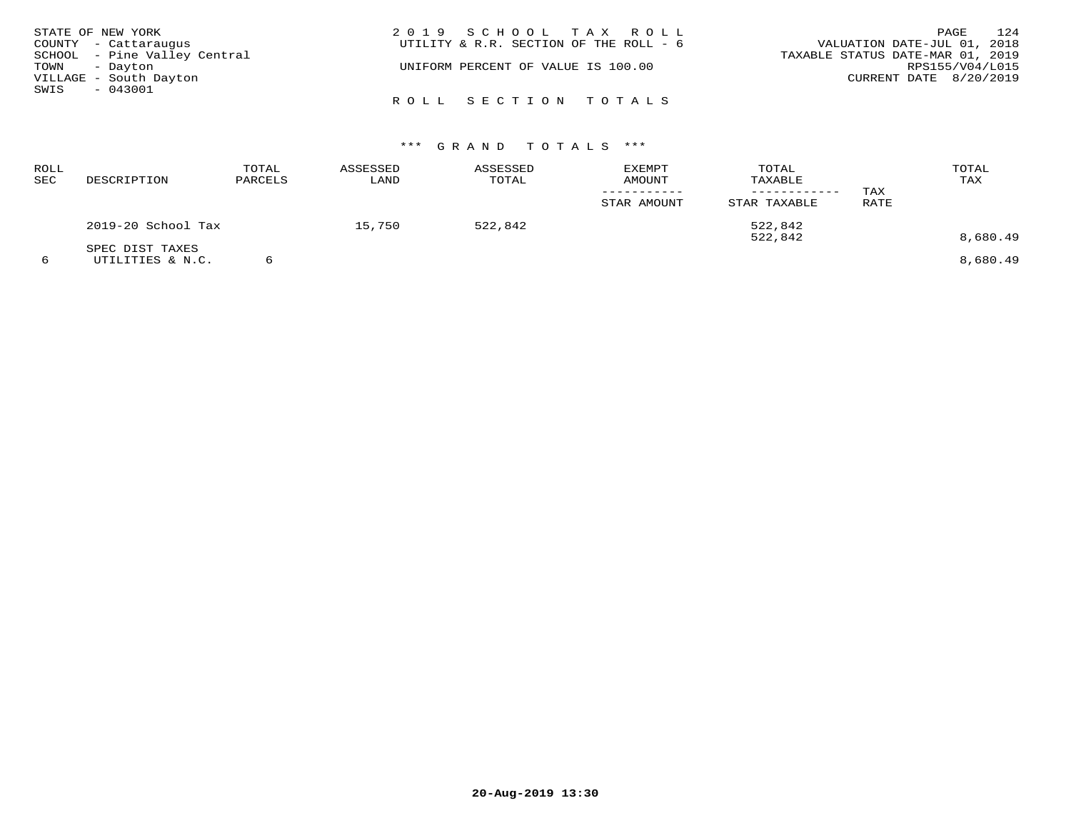STATE OF NEW YORK
COUNTY - Cattaraugus
SCHOOL - Pine Valley Central
TOWN - Dayton
VILLAGE - South Dayton
SWIS - 043001

2 0 1 9 S C H O O L T A X R O L L
UTILITY & R.R. SECTION OF THE ROLL - 6

UNIFORM PERCENT OF VALUE IS 100.00

VALUATION DATE-JUL 01, 2018
TAXABLE STATUS DATE-MAR 01, 2019
RPS155/V04/L015
CURRENT DATE 8/20/2019

R O L L S E C T I O N T O T A L S

*** G R A N D T O T A L S ***

| ROLL SEC | DESCRIPTION | TOTAL PARCELS | ASSESSED LAND | ASSESSED TOTAL | EXEMPT AMOUNT / STAR AMOUNT | TOTAL TAXABLE / STAR TAXABLE | TAX RATE | TOTAL TAX |
|---|---|---|---|---|---|---|---|---|
| | 2019-20 School Tax | | 15,750 | 522,842 | | 522,842 | | |
| | | | | | | 522,842 | | 8,680.49 |
| | SPEC DIST TAXES | | | | | | | |
| 6 | UTILITIES & N.C. | 6 | | | | | | 8,680.49 |

20-Aug-2019 13:30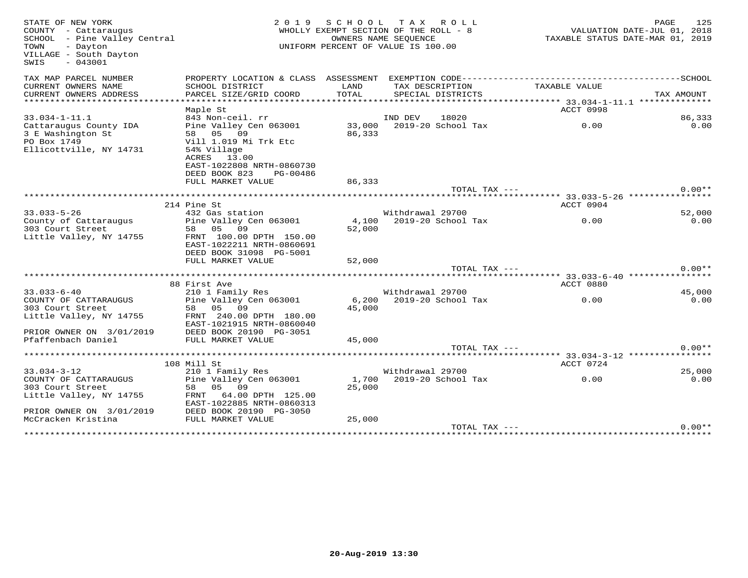STATE OF NEW YORK
COUNTY - Cattaraugus
SCHOOL - Pine Valley Central
TOWN - Dayton
VILLAGE - South Dayton
SWIS - 043001

2 0 1 9 S C H O O L T A X R O L L
WHOLLY EXEMPT SECTION OF THE ROLL - 8
OWNERS NAME SEQUENCE
UNIFORM PERCENT OF VALUE IS 100.00

VALUATION DATE-JUL 01, 2018
TAXABLE STATUS DATE-MAR 01, 2019

| TAX MAP PARCEL NUMBER / CURRENT OWNERS NAME / CURRENT OWNERS ADDRESS | PROPERTY LOCATION & CLASS / SCHOOL DISTRICT / PARCEL SIZE/GRID COORD | ASSESSMENT LAND / TOTAL | EXEMPTION CODE / TAX DESCRIPTION / SPECIAL DISTRICTS | TAXABLE VALUE | SCHOOL / TAX AMOUNT |
|---|---|---|---|---|---|
| **33.034-1-11.1** | Maple St | | | ACCT 0998 | |
| 33.034-1-11.1 | 843 Non-ceil. rr | | IND DEV 18020 | | 86,333 |
| Cattaraugus County IDA | Pine Valley Cen 063001 | 33,000 | 2019-20 School Tax | 0.00 | 0.00 |
| 3 E Washington St | 58 05 09 | 86,333 | | | |
| PO Box 1749 | Vill 1.019 Mi Trk Etc | | | | |
| Ellicottville, NY 14731 | 54% Village | | | | |
| | ACRES 13.00 | | | | |
| | EAST-1022808 NRTH-0860730 | | | | |
| | DEED BOOK 823 PG-00486 | | | | |
| | FULL MARKET VALUE | 86,333 | | | |
| | | | TOTAL TAX --- | | 0.00** |
| **33.033-5-26** | 214 Pine St | | | ACCT 0904 | |
| 33.033-5-26 | 432 Gas station | | Withdrawal 29700 | | 52,000 |
| County of Cattaraugus | Pine Valley Cen 063001 | 4,100 | 2019-20 School Tax | 0.00 | 0.00 |
| 303 Court Street | 58 05 09 | 52,000 | | | |
| Little Valley, NY 14755 | FRNT 100.00 DPTH 150.00 | | | | |
| | EAST-1022211 NRTH-0860691 | | | | |
| | DEED BOOK 31098 PG-5001 | | | | |
| | FULL MARKET VALUE | 52,000 | | | |
| | | | TOTAL TAX --- | | 0.00** |
| **33.033-6-40** | 88 First Ave | | | ACCT 0880 | |
| 33.033-6-40 | 210 1 Family Res | | Withdrawal 29700 | | 45,000 |
| COUNTY OF CATTARAUGUS | Pine Valley Cen 063001 | 6,200 | 2019-20 School Tax | 0.00 | 0.00 |
| 303 Court Street | 58 05 09 | 45,000 | | | |
| Little Valley, NY 14755 | FRNT 240.00 DPTH 180.00 | | | | |
| | EAST-1021915 NRTH-0860040 | | | | |
| PRIOR OWNER ON 3/01/2019 | DEED BOOK 20190 PG-3051 | | | | |
| Pfaffenbach Daniel | FULL MARKET VALUE | 45,000 | | | |
| | | | TOTAL TAX --- | | 0.00** |
| **33.034-3-12** | 108 Mill St | | | ACCT 0724 | |
| 33.034-3-12 | 210 1 Family Res | | Withdrawal 29700 | | 25,000 |
| COUNTY OF CATTARAUGUS | Pine Valley Cen 063001 | 1,700 | 2019-20 School Tax | 0.00 | 0.00 |
| 303 Court Street | 58 05 09 | 25,000 | | | |
| Little Valley, NY 14755 | FRNT 64.00 DPTH 125.00 | | | | |
| | EAST-1022885 NRTH-0860313 | | | | |
| PRIOR OWNER ON 3/01/2019 | DEED BOOK 20190 PG-3050 | | | | |
| McCracken Kristina | FULL MARKET VALUE | 25,000 | | | |
| | | | TOTAL TAX --- | | 0.00** |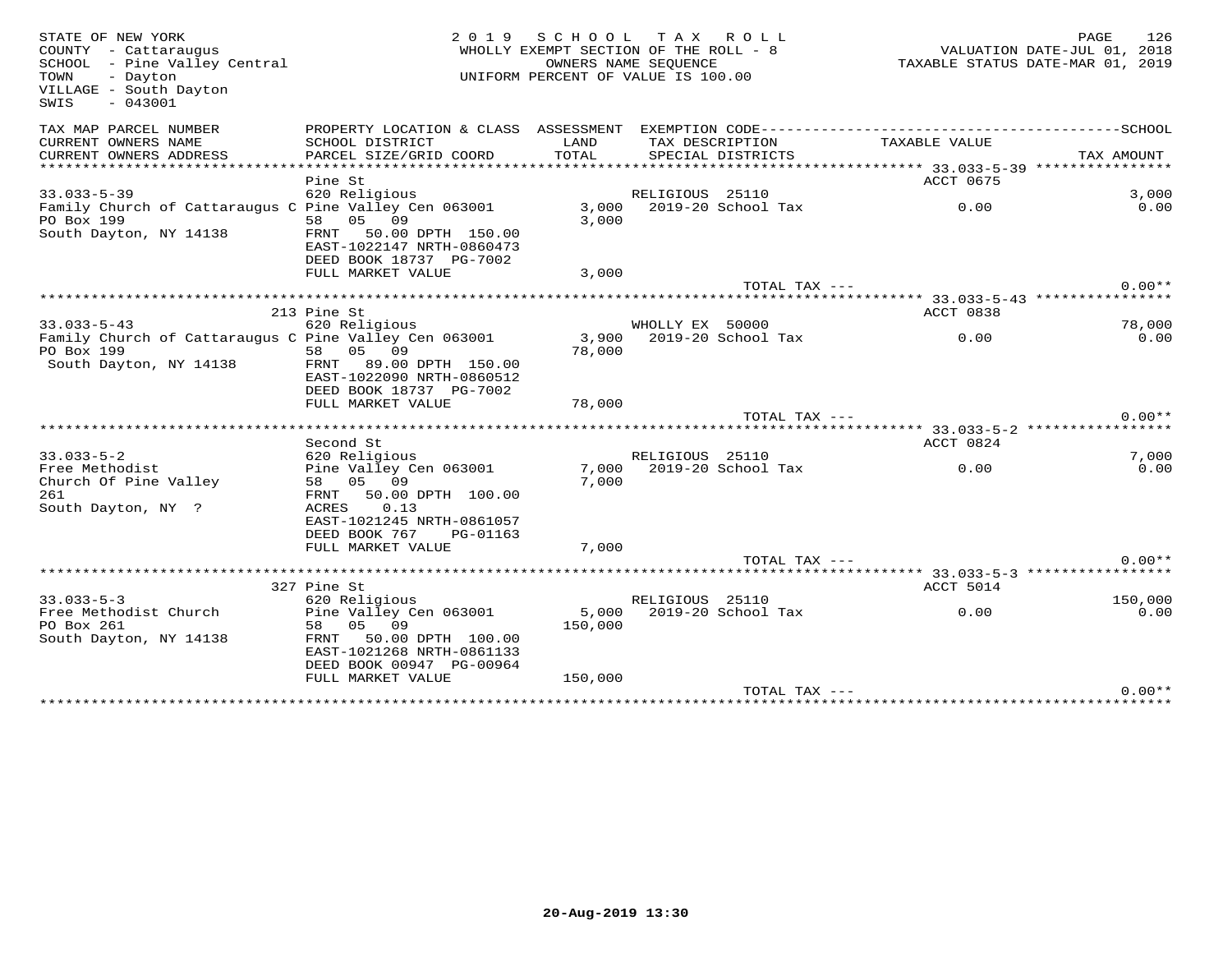STATE OF NEW YORK
COUNTY - Cattaraugus
SCHOOL - Pine Valley Central
TOWN - Dayton
VILLAGE - South Dayton
SWIS - 043001

2019 SCHOOL TAX ROLL
WHOLLY EXEMPT SECTION OF THE ROLL - 8
OWNERS NAME SEQUENCE
UNIFORM PERCENT OF VALUE IS 100.00

VALUATION DATE-JUL 01, 2018
TAXABLE STATUS DATE-MAR 01, 2019

| TAX MAP PARCEL NUMBER / CURRENT OWNERS NAME / CURRENT OWNERS ADDRESS | PROPERTY LOCATION & CLASS / SCHOOL DISTRICT / PARCEL SIZE/GRID COORD | ASSESSMENT LAND / TOTAL | EXEMPTION CODE / TAX DESCRIPTION / SPECIAL DISTRICTS | TAXABLE VALUE | SCHOOL / TAX AMOUNT |
|---|---|---|---|---|---|
| **33.033-5-39** | Pine St | | | ACCT 0675 | |
| 33.033-5-39 | 620 Religious | | RELIGIOUS 25110 | | 3,000 |
| Family Church of Cattaraugus C | Pine Valley Cen 063001 | 3,000 | 2019-20 School Tax | 0.00 | 0.00 |
| PO Box 199 | 58 05 09 | 3,000 | | | |
| South Dayton, NY 14138 | FRNT 50.00 DPTH 150.00 | | | | |
| | EAST-1022147 NRTH-0860473 | | | | |
| | DEED BOOK 18737 PG-7002 | | | | |
| | FULL MARKET VALUE | 3,000 | | | |
| | | | TOTAL TAX --- | | 0.00** |
| **33.033-5-43** | 213 Pine St | | | ACCT 0838 | |
| 33.033-5-43 | 620 Religious | | WHOLLY EX 50000 | | 78,000 |
| Family Church of Cattaraugus C | Pine Valley Cen 063001 | 3,900 | 2019-20 School Tax | 0.00 | 0.00 |
| PO Box 199 | 58 05 09 | 78,000 | | | |
| South Dayton, NY 14138 | FRNT 89.00 DPTH 150.00 | | | | |
| | EAST-1022090 NRTH-0860512 | | | | |
| | DEED BOOK 18737 PG-7002 | | | | |
| | FULL MARKET VALUE | 78,000 | | | |
| | | | TOTAL TAX --- | | 0.00** |
| **33.033-5-2** | Second St | | | ACCT 0824 | |
| 33.033-5-2 | 620 Religious | | RELIGIOUS 25110 | | 7,000 |
| Free Methodist | Pine Valley Cen 063001 | 7,000 | 2019-20 School Tax | 0.00 | 0.00 |
| Church Of Pine Valley | 58 05 09 | 7,000 | | | |
| 261 | FRNT 50.00 DPTH 100.00 | | | | |
| South Dayton, NY ? | ACRES 0.13 | | | | |
| | EAST-1021245 NRTH-0861057 | | | | |
| | DEED BOOK 767 PG-01163 | | | | |
| | FULL MARKET VALUE | 7,000 | | | |
| | | | TOTAL TAX --- | | 0.00** |
| **33.033-5-3** | 327 Pine St | | | ACCT 5014 | |
| 33.033-5-3 | 620 Religious | | RELIGIOUS 25110 | | 150,000 |
| Free Methodist Church | Pine Valley Cen 063001 | 5,000 | 2019-20 School Tax | 0.00 | 0.00 |
| PO Box 261 | 58 05 09 | 150,000 | | | |
| South Dayton, NY 14138 | FRNT 50.00 DPTH 100.00 | | | | |
| | EAST-1021268 NRTH-0861133 | | | | |
| | DEED BOOK 00947 PG-00964 | | | | |
| | FULL MARKET VALUE | 150,000 | | | |
| | | | TOTAL TAX --- | | 0.00** |

20-Aug-2019 13:30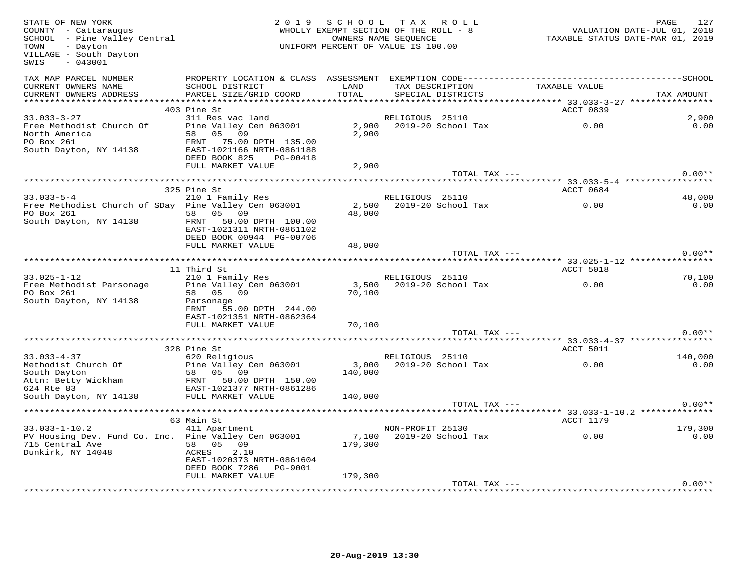STATE OF NEW YORK
COUNTY - Cattaraugus
SCHOOL - Pine Valley Central
TOWN - Dayton
VILLAGE - South Dayton
SWIS - 043001

2019 SCHOOL TAX ROLL
WHOLLY EXEMPT SECTION OF THE ROLL - 8
OWNERS NAME SEQUENCE
UNIFORM PERCENT OF VALUE IS 100.00

VALUATION DATE-JUL 01, 2018
TAXABLE STATUS DATE-MAR 01, 2019

| TAX MAP PARCEL NUMBER / CURRENT OWNERS NAME / CURRENT OWNERS ADDRESS | PROPERTY LOCATION & CLASS / SCHOOL DISTRICT / PARCEL SIZE/GRID COORD | ASSESSMENT LAND / TOTAL | EXEMPTION CODE / TAX DESCRIPTION / SPECIAL DISTRICTS | TAXABLE VALUE | TAX AMOUNT |
|---|---|---|---|---|---|
| 33.033-3-27 | 403 Pine St | | | ACCT 0839 | |
| 33.033-3-27 | 311 Res vac land | | RELIGIOUS 25110 | | 2,900 |
| Free Methodist Church Of | Pine Valley Cen 063001 | 2,900 | 2019-20 School Tax | 0.00 | 0.00 |
| North America | 58 05 09 | 2,900 | | | |
| PO Box 261 | FRNT 75.00 DPTH 135.00 | | | | |
| South Dayton, NY 14138 | EAST-1021166 NRTH-0861188 | | | | |
| | DEED BOOK 825 PG-00418 | | | | |
| | FULL MARKET VALUE | 2,900 | | | |
| | | | TOTAL TAX --- | | 0.00** |
| 33.033-5-4 | 325 Pine St | | | ACCT 0684 | |
| 33.033-5-4 | 210 1 Family Res | | RELIGIOUS 25110 | | 48,000 |
| Free Methodist Church of SDay | Pine Valley Cen 063001 | 2,500 | 2019-20 School Tax | 0.00 | 0.00 |
| PO Box 261 | 58 05 09 | 48,000 | | | |
| South Dayton, NY 14138 | FRNT 50.00 DPTH 100.00 | | | | |
| | EAST-1021311 NRTH-0861102 | | | | |
| | DEED BOOK 00944 PG-00706 | | | | |
| | FULL MARKET VALUE | 48,000 | | | |
| | | | TOTAL TAX --- | | 0.00** |
| 33.025-1-12 | 11 Third St | | | ACCT 5018 | |
| 33.025-1-12 | 210 1 Family Res | | RELIGIOUS 25110 | | 70,100 |
| Free Methodist Parsonage | Pine Valley Cen 063001 | 3,500 | 2019-20 School Tax | 0.00 | 0.00 |
| PO Box 261 | 58 05 09 | 70,100 | | | |
| South Dayton, NY 14138 | Parsonage | | | | |
| | FRNT 55.00 DPTH 244.00 | | | | |
| | EAST-1021351 NRTH-0862364 | | | | |
| | FULL MARKET VALUE | 70,100 | | | |
| | | | TOTAL TAX --- | | 0.00** |
| 33.033-4-37 | 328 Pine St | | | ACCT 5011 | |
| 33.033-4-37 | 620 Religious | | RELIGIOUS 25110 | | 140,000 |
| Methodist Church Of | Pine Valley Cen 063001 | 3,000 | 2019-20 School Tax | 0.00 | 0.00 |
| South Dayton | 58 05 09 | 140,000 | | | |
| Attn: Betty Wickham | FRNT 50.00 DPTH 150.00 | | | | |
| 624 Rte 83 | EAST-1021377 NRTH-0861286 | | | | |
| South Dayton, NY 14138 | FULL MARKET VALUE | 140,000 | | | |
| | | | TOTAL TAX --- | | 0.00** |
| 33.033-1-10.2 | 63 Main St | | | ACCT 1179 | |
| 33.033-1-10.2 | 411 Apartment | | NON-PROFIT 25130 | | 179,300 |
| PV Housing Dev. Fund Co. Inc. | Pine Valley Cen 063001 | 7,100 | 2019-20 School Tax | 0.00 | 0.00 |
| 715 Central Ave | 58 05 09 | 179,300 | | | |
| Dunkirk, NY 14048 | ACRES 2.10 | | | | |
| | EAST-1020373 NRTH-0861604 | | | | |
| | DEED BOOK 7286 PG-9001 | | | | |
| | FULL MARKET VALUE | 179,300 | | | |
| | | | TOTAL TAX --- | | 0.00** |

20-Aug-2019 13:30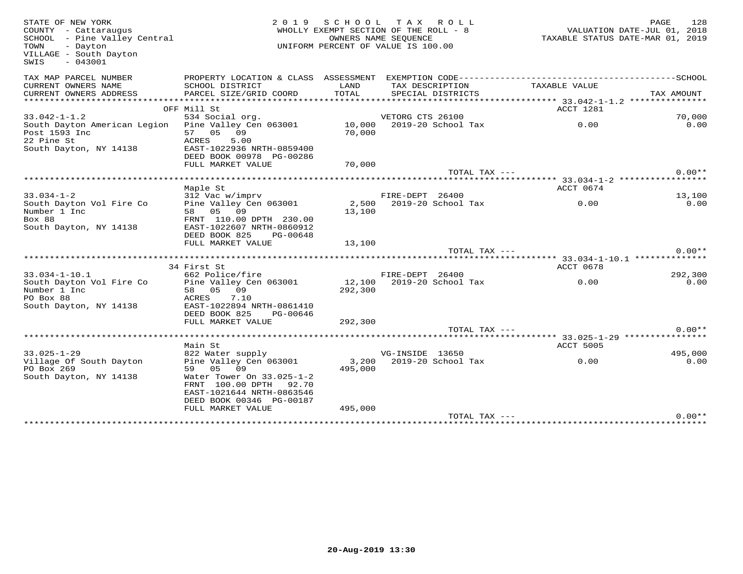STATE OF NEW YORK
COUNTY - Cattaraugus
SCHOOL - Pine Valley Central
TOWN - Dayton
VILLAGE - South Dayton
SWIS - 043001

2019 SCHOOL TAX ROLL
WHOLLY EXEMPT SECTION OF THE ROLL - 8
OWNERS NAME SEQUENCE
UNIFORM PERCENT OF VALUE IS 100.00

VALUATION DATE-JUL 01, 2018
TAXABLE STATUS DATE-MAR 01, 2019

| TAX MAP PARCEL NUMBER / CURRENT OWNERS NAME / CURRENT OWNERS ADDRESS | PROPERTY LOCATION & CLASS / SCHOOL DISTRICT / PARCEL SIZE/GRID COORD | ASSESSMENT LAND / TOTAL | EXEMPTION CODE / TAX DESCRIPTION / SPECIAL DISTRICTS | TAXABLE VALUE | SCHOOL / TAX AMOUNT |
|---|---|---|---|---|---|
| | OFF Mill St | | | ACCT 1281 | |
| 33.042-1-1.2 | 534 Social org. | | VETORG CTS 26100 | | 70,000 |
| South Dayton American Legion | Pine Valley Cen 063001 | 10,000 | 2019-20 School Tax | 0.00 | 0.00 |
| Post 1593 Inc | 57 05 09 | 70,000 | | | |
| 22 Pine St | ACRES 5.00 | | | | |
| South Dayton, NY 14138 | EAST-1022936 NRTH-0859400 | | | | |
| | DEED BOOK 00978 PG-00286 | | | | |
| | FULL MARKET VALUE | 70,000 | | | |
| | | | TOTAL TAX --- | | 0.00** |
| | Maple St | | | ACCT 0674 | |
| 33.034-1-2 | 312 Vac w/imprv | | FIRE-DEPT 26400 | | 13,100 |
| South Dayton Vol Fire Co | Pine Valley Cen 063001 | 2,500 | 2019-20 School Tax | 0.00 | 0.00 |
| Number 1 Inc | 58 05 09 | 13,100 | | | |
| Box 88 | FRNT 110.00 DPTH 230.00 | | | | |
| South Dayton, NY 14138 | EAST-1022607 NRTH-0860912 | | | | |
| | DEED BOOK 825 PG-00648 | | | | |
| | FULL MARKET VALUE | 13,100 | | | |
| | | | TOTAL TAX --- | | 0.00** |
| | 34 First St | | | ACCT 0678 | |
| 33.034-1-10.1 | 662 Police/fire | | FIRE-DEPT 26400 | | 292,300 |
| South Dayton Vol Fire Co | Pine Valley Cen 063001 | 12,100 | 2019-20 School Tax | 0.00 | 0.00 |
| Number 1 Inc | 58 05 09 | 292,300 | | | |
| PO Box 88 | ACRES 7.10 | | | | |
| South Dayton, NY 14138 | EAST-1022894 NRTH-0861410 | | | | |
| | DEED BOOK 825 PG-00646 | | | | |
| | FULL MARKET VALUE | 292,300 | | | |
| | | | TOTAL TAX --- | | 0.00** |
| | Main St | | | ACCT 5005 | |
| 33.025-1-29 | 822 Water supply | | VG-INSIDE 13650 | | 495,000 |
| Village Of South Dayton | Pine Valley Cen 063001 | 3,200 | 2019-20 School Tax | 0.00 | 0.00 |
| PO Box 269 | 59 05 09 | 495,000 | | | |
| South Dayton, NY 14138 | Water Tower On 33.025-1-2 | | | | |
| | FRNT 100.00 DPTH 92.70 | | | | |
| | EAST-1021644 NRTH-0863546 | | | | |
| | DEED BOOK 00346 PG-00187 | | | | |
| | FULL MARKET VALUE | 495,000 | | | |
| | | | TOTAL TAX --- | | 0.00** |

20-Aug-2019 13:30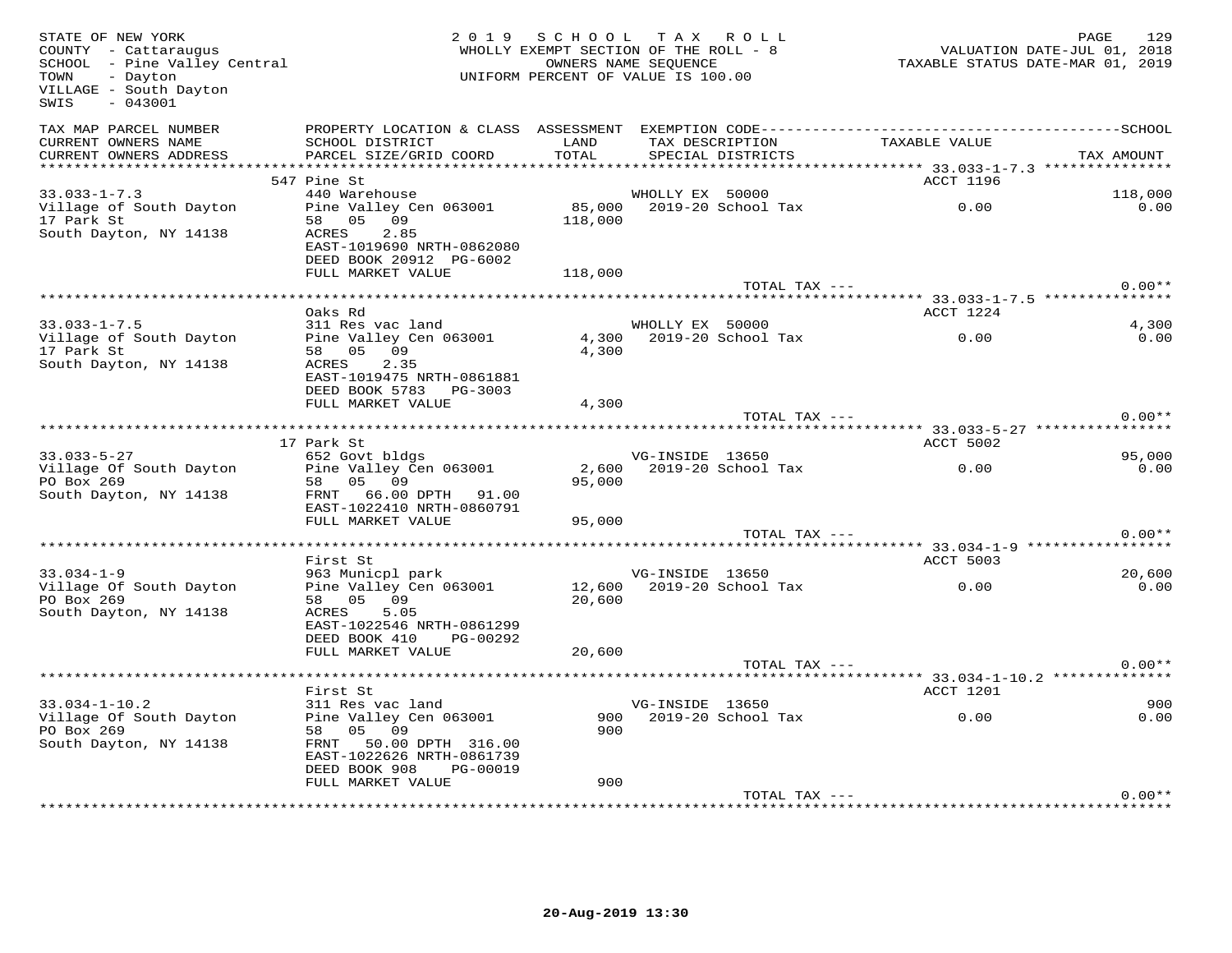STATE OF NEW YORK
COUNTY - Cattaraugus
SCHOOL - Pine Valley Central
TOWN - Dayton
VILLAGE - South Dayton
SWIS - 043001

2019 SCHOOL TAX ROLL
WHOLLY EXEMPT SECTION OF THE ROLL - 8
OWNERS NAME SEQUENCE
UNIFORM PERCENT OF VALUE IS 100.00

VALUATION DATE-JUL 01, 2018
TAXABLE STATUS DATE-MAR 01, 2019

| TAX MAP PARCEL NUMBER / CURRENT OWNERS NAME / CURRENT OWNERS ADDRESS | PROPERTY LOCATION & CLASS / SCHOOL DISTRICT / PARCEL SIZE/GRID COORD | ASSESSMENT LAND / TOTAL | EXEMPTION CODE / TAX DESCRIPTION / SPECIAL DISTRICTS | TAXABLE VALUE | SCHOOL / TAX AMOUNT |
|---|---|---|---|---|---|
| 33.033-1-7.3 | 547 Pine St | | | ACCT 1196 | |
| 33.033-1-7.3 | 440 Warehouse | | WHOLLY EX 50000 | | 118,000 |
| Village of South Dayton | Pine Valley Cen 063001 | 85,000 | 2019-20 School Tax | 0.00 | 0.00 |
| 17 Park St | 58 05 09 | 118,000 | | | |
| South Dayton, NY 14138 | ACRES 2.85 | | | | |
| | EAST-1019690 NRTH-0862080 | | | | |
| | DEED BOOK 20912 PG-6002 | | | | |
| | FULL MARKET VALUE | 118,000 | | | |
| | | | TOTAL TAX --- | | 0.00** |
| 33.033-1-7.5 | Oaks Rd | | | ACCT 1224 | |
| 33.033-1-7.5 | 311 Res vac land | | WHOLLY EX 50000 | | 4,300 |
| Village of South Dayton | Pine Valley Cen 063001 | 4,300 | 2019-20 School Tax | 0.00 | 0.00 |
| 17 Park St | 58 05 09 | 4,300 | | | |
| South Dayton, NY 14138 | ACRES 2.35 | | | | |
| | EAST-1019475 NRTH-0861881 | | | | |
| | DEED BOOK 5783 PG-3003 | | | | |
| | FULL MARKET VALUE | 4,300 | | | |
| | | | TOTAL TAX --- | | 0.00** |
| 33.033-5-27 | 17 Park St | | | ACCT 5002 | |
| 33.033-5-27 | 652 Govt bldgs | | VG-INSIDE 13650 | | 95,000 |
| Village Of South Dayton | Pine Valley Cen 063001 | 2,600 | 2019-20 School Tax | 0.00 | 0.00 |
| PO Box 269 | 58 05 09 | 95,000 | | | |
| South Dayton, NY 14138 | FRNT 66.00 DPTH 91.00 | | | | |
| | EAST-1022410 NRTH-0860791 | | | | |
| | FULL MARKET VALUE | 95,000 | | | |
| | | | TOTAL TAX --- | | 0.00** |
| 33.034-1-9 | First St | | | ACCT 5003 | |
| 33.034-1-9 | 963 Municpl park | | VG-INSIDE 13650 | | 20,600 |
| Village Of South Dayton | Pine Valley Cen 063001 | 12,600 | 2019-20 School Tax | 0.00 | 0.00 |
| PO Box 269 | 58 05 09 | 20,600 | | | |
| South Dayton, NY 14138 | ACRES 5.05 | | | | |
| | EAST-1022546 NRTH-0861299 | | | | |
| | DEED BOOK 410 PG-00292 | | | | |
| | FULL MARKET VALUE | 20,600 | | | |
| | | | TOTAL TAX --- | | 0.00** |
| 33.034-1-10.2 | First St | | | ACCT 1201 | |
| 33.034-1-10.2 | 311 Res vac land | | VG-INSIDE 13650 | | 900 |
| Village Of South Dayton | Pine Valley Cen 063001 | 900 | 2019-20 School Tax | 0.00 | 0.00 |
| PO Box 269 | 58 05 09 | 900 | | | |
| South Dayton, NY 14138 | FRNT 50.00 DPTH 316.00 | | | | |
| | EAST-1022626 NRTH-0861739 | | | | |
| | DEED BOOK 908 PG-00019 | | | | |
| | FULL MARKET VALUE | 900 | | | |
| | | | TOTAL TAX --- | | 0.00** |

20-Aug-2019 13:30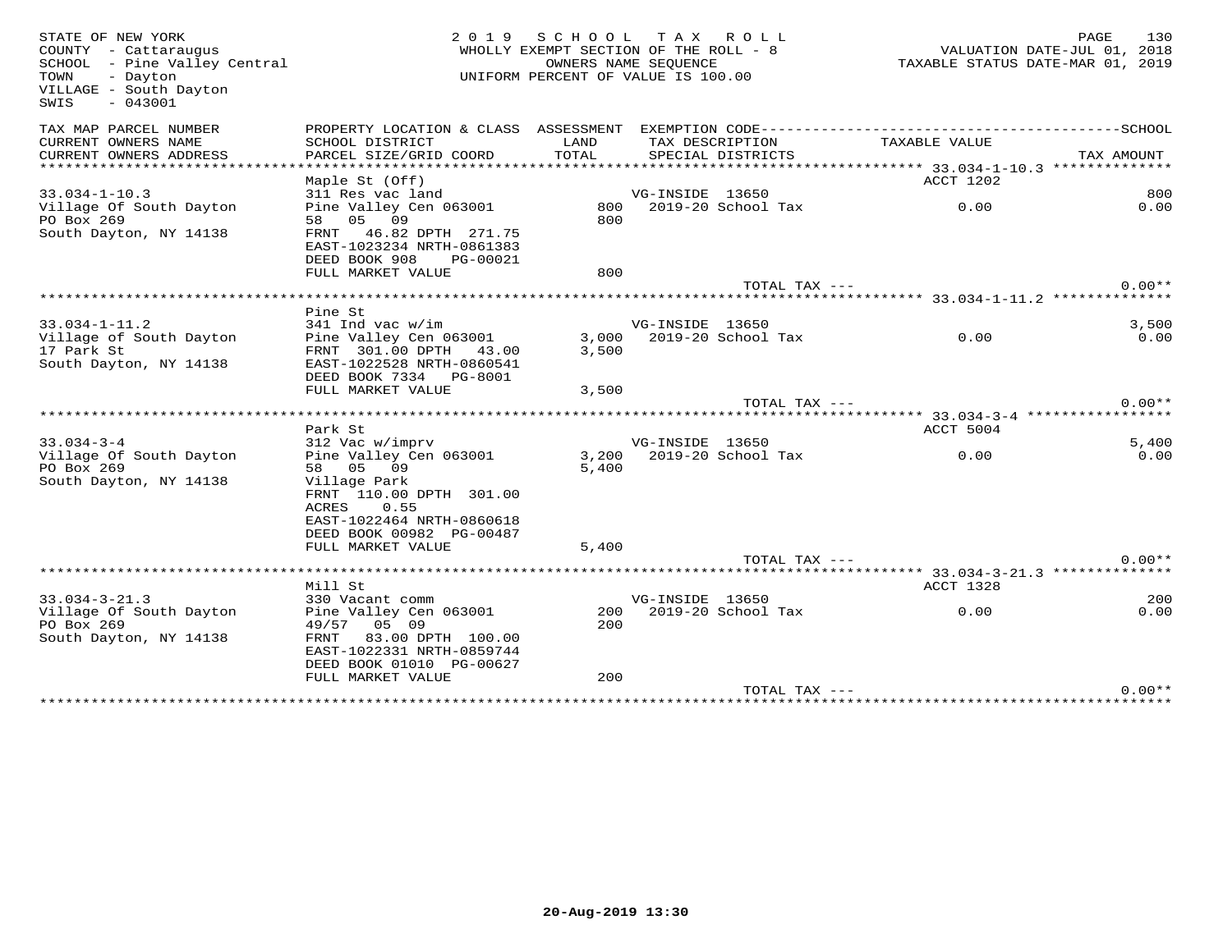STATE OF NEW YORK
COUNTY - Cattaraugus
SCHOOL - Pine Valley Central
TOWN - Dayton
VILLAGE - South Dayton
SWIS - 043001

2019 SCHOOL TAX ROLL
WHOLLY EXEMPT SECTION OF THE ROLL - 8
OWNERS NAME SEQUENCE
UNIFORM PERCENT OF VALUE IS 100.00

VALUATION DATE-JUL 01, 2018
TAXABLE STATUS DATE-MAR 01, 2019

| TAX MAP PARCEL NUMBER / CURRENT OWNERS NAME / CURRENT OWNERS ADDRESS | PROPERTY LOCATION & CLASS / SCHOOL DISTRICT / PARCEL SIZE/GRID COORD | ASSESSMENT LAND / TOTAL | EXEMPTION CODE / TAX DESCRIPTION / SPECIAL DISTRICTS | TAXABLE VALUE | SCHOOL / TAX AMOUNT |
|---|---|---|---|---|---|
| **33.034-1-10.3** | Maple St (Off) | | | ACCT 1202 | |
| 33.034-1-10.3 | 311 Res vac land | | VG-INSIDE 13650 | | 800 |
| Village Of South Dayton | Pine Valley Cen 063001 | 800 | 2019-20 School Tax | 0.00 | 0.00 |
| PO Box 269 | 58 05 09 | 800 | | | |
| South Dayton, NY 14138 | FRNT 46.82 DPTH 271.75 | | | | |
| | EAST-1023234 NRTH-0861383 | | | | |
| | DEED BOOK 908 PG-00021 | | | | |
| | FULL MARKET VALUE | 800 | | | |
| | | | TOTAL TAX --- | | 0.00** |
| **33.034-1-11.2** | Pine St | | | | |
| 33.034-1-11.2 | 341 Ind vac w/im | | VG-INSIDE 13650 | | 3,500 |
| Village of South Dayton | Pine Valley Cen 063001 | 3,000 | 2019-20 School Tax | 0.00 | 0.00 |
| 17 Park St | FRNT 301.00 DPTH 43.00 | 3,500 | | | |
| South Dayton, NY 14138 | EAST-1022528 NRTH-0860541 | | | | |
| | DEED BOOK 7334 PG-8001 | | | | |
| | FULL MARKET VALUE | 3,500 | | | |
| | | | TOTAL TAX --- | | 0.00** |
| **33.034-3-4** | Park St | | | ACCT 5004 | |
| 33.034-3-4 | 312 Vac w/imprv | | VG-INSIDE 13650 | | 5,400 |
| Village Of South Dayton | Pine Valley Cen 063001 | 3,200 | 2019-20 School Tax | 0.00 | 0.00 |
| PO Box 269 | 58 05 09 | 5,400 | | | |
| South Dayton, NY 14138 | Village Park | | | | |
| | FRNT 110.00 DPTH 301.00 | | | | |
| | ACRES 0.55 | | | | |
| | EAST-1022464 NRTH-0860618 | | | | |
| | DEED BOOK 00982 PG-00487 | | | | |
| | FULL MARKET VALUE | 5,400 | | | |
| | | | TOTAL TAX --- | | 0.00** |
| **33.034-3-21.3** | Mill St | | | ACCT 1328 | |
| 33.034-3-21.3 | 330 Vacant comm | | VG-INSIDE 13650 | | 200 |
| Village Of South Dayton | Pine Valley Cen 063001 | 200 | 2019-20 School Tax | 0.00 | 0.00 |
| PO Box 269 | 49/57 05 09 | 200 | | | |
| South Dayton, NY 14138 | FRNT 83.00 DPTH 100.00 | | | | |
| | EAST-1022331 NRTH-0859744 | | | | |
| | DEED BOOK 01010 PG-00627 | | | | |
| | FULL MARKET VALUE | 200 | | | |
| | | | TOTAL TAX --- | | 0.00** |

20-Aug-2019 13:30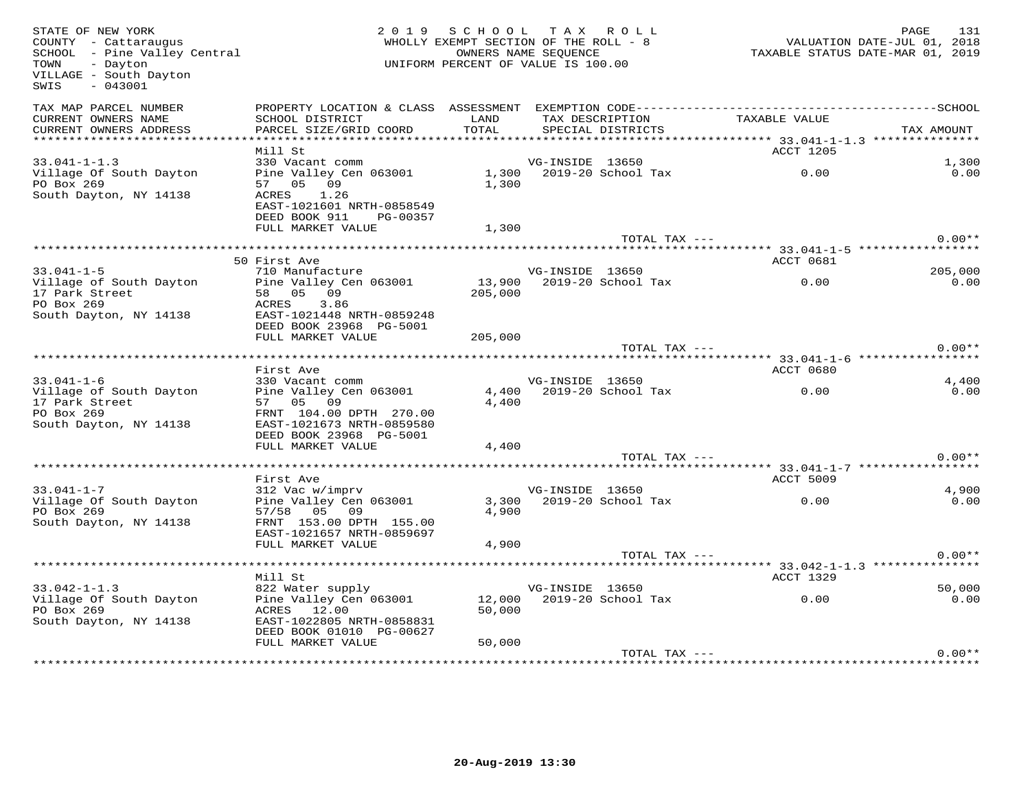STATE OF NEW YORK
COUNTY - Cattaraugus
SCHOOL - Pine Valley Central
TOWN - Dayton
VILLAGE - South Dayton
SWIS - 043001

2019 SCHOOL TAX ROLL
WHOLLY EXEMPT SECTION OF THE ROLL - 8
OWNERS NAME SEQUENCE
UNIFORM PERCENT OF VALUE IS 100.00

VALUATION DATE-JUL 01, 2018
TAXABLE STATUS DATE-MAR 01, 2019

| TAX MAP PARCEL NUMBER / CURRENT OWNERS NAME / CURRENT OWNERS ADDRESS | PROPERTY LOCATION & CLASS / SCHOOL DISTRICT / PARCEL SIZE/GRID COORD | ASSESSMENT LAND / TOTAL | EXEMPTION CODE / TAX DESCRIPTION / SPECIAL DISTRICTS | TAXABLE VALUE | SCHOOL / TAX AMOUNT |
|---|---|---|---|---|---|
| **33.041-1-1.3** | Mill St | | | ACCT 1205 | |
| 33.041-1-1.3 | 330 Vacant comm | | VG-INSIDE 13650 | | 1,300 |
| Village Of South Dayton | Pine Valley Cen 063001 | 1,300 | 2019-20 School Tax | 0.00 | 0.00 |
| PO Box 269 | 57 05 09 | 1,300 | | | |
| South Dayton, NY 14138 | ACRES 1.26 | | | | |
| | EAST-1021601 NRTH-0858549 | | | | |
| | DEED BOOK 911 PG-00357 | | | | |
| | FULL MARKET VALUE | 1,300 | | | |
| | | | TOTAL TAX --- | | 0.00** |
| **33.041-1-5** | 50 First Ave | | | ACCT 0681 | |
| 33.041-1-5 | 710 Manufacture | | VG-INSIDE 13650 | | 205,000 |
| Village of South Dayton | Pine Valley Cen 063001 | 13,900 | 2019-20 School Tax | 0.00 | 0.00 |
| 17 Park Street | 58 05 09 | 205,000 | | | |
| PO Box 269 | ACRES 3.86 | | | | |
| South Dayton, NY 14138 | EAST-1021448 NRTH-0859248 | | | | |
| | DEED BOOK 23968 PG-5001 | | | | |
| | FULL MARKET VALUE | 205,000 | | | |
| | | | TOTAL TAX --- | | 0.00** |
| **33.041-1-6** | First Ave | | | ACCT 0680 | |
| 33.041-1-6 | 330 Vacant comm | | VG-INSIDE 13650 | | 4,400 |
| Village of South Dayton | Pine Valley Cen 063001 | 4,400 | 2019-20 School Tax | 0.00 | 0.00 |
| 17 Park Street | 57 05 09 | 4,400 | | | |
| PO Box 269 | FRNT 104.00 DPTH 270.00 | | | | |
| South Dayton, NY 14138 | EAST-1021673 NRTH-0859580 | | | | |
| | DEED BOOK 23968 PG-5001 | | | | |
| | FULL MARKET VALUE | 4,400 | | | |
| | | | TOTAL TAX --- | | 0.00** |
| **33.041-1-7** | First Ave | | | ACCT 5009 | |
| 33.041-1-7 | 312 Vac w/imprv | | VG-INSIDE 13650 | | 4,900 |
| Village Of South Dayton | Pine Valley Cen 063001 | 3,300 | 2019-20 School Tax | 0.00 | 0.00 |
| PO Box 269 | 57/58 05 09 | 4,900 | | | |
| South Dayton, NY 14138 | FRNT 153.00 DPTH 155.00 | | | | |
| | EAST-1021657 NRTH-0859697 | | | | |
| | FULL MARKET VALUE | 4,900 | | | |
| | | | TOTAL TAX --- | | 0.00** |
| **33.042-1-1.3** | Mill St | | | ACCT 1329 | |
| 33.042-1-1.3 | 822 Water supply | | VG-INSIDE 13650 | | 50,000 |
| Village Of South Dayton | Pine Valley Cen 063001 | 12,000 | 2019-20 School Tax | 0.00 | 0.00 |
| PO Box 269 | ACRES 12.00 | 50,000 | | | |
| South Dayton, NY 14138 | EAST-1022805 NRTH-0858831 | | | | |
| | DEED BOOK 01010 PG-00627 | | | | |
| | FULL MARKET VALUE | 50,000 | | | |
| | | | TOTAL TAX --- | | 0.00** |

20-Aug-2019 13:30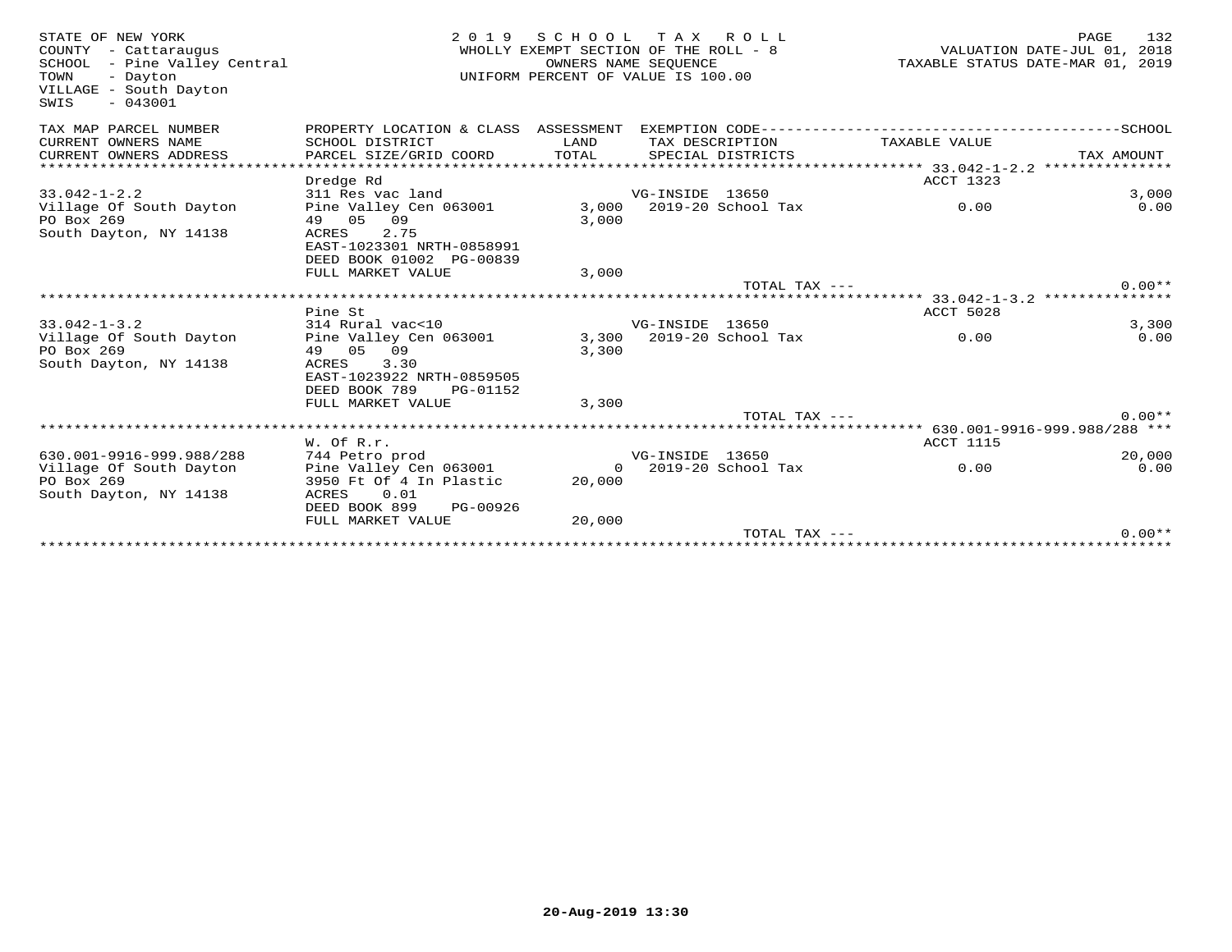STATE OF NEW YORK
COUNTY - Cattaraugus
SCHOOL - Pine Valley Central
TOWN - Dayton
VILLAGE - South Dayton
SWIS - 043001

2 0 1 9 S C H O O L T A X R O L L
WHOLLY EXEMPT SECTION OF THE ROLL - 8
OWNERS NAME SEQUENCE
UNIFORM PERCENT OF VALUE IS 100.00

VALUATION DATE-JUL 01, 2018
TAXABLE STATUS DATE-MAR 01, 2019

| TAX MAP PARCEL NUMBER / CURRENT OWNERS NAME / CURRENT OWNERS ADDRESS | PROPERTY LOCATION & CLASS / SCHOOL DISTRICT / PARCEL SIZE/GRID COORD | ASSESSMENT LAND / TOTAL | EXEMPTION CODE / TAX DESCRIPTION / SPECIAL DISTRICTS | TAXABLE VALUE | SCHOOL / TAX AMOUNT |
|---|---|---|---|---|---|
| **33.042-1-2.2** | Dredge Rd | | | ACCT 1323 | |
| 33.042-1-2.2 | 311 Res vac land | | VG-INSIDE 13650 | | 3,000 |
| Village Of South Dayton | Pine Valley Cen 063001 | 3,000 | 2019-20 School Tax | 0.00 | 0.00 |
| PO Box 269 | 49 05 09 | 3,000 | | | |
| South Dayton, NY 14138 | ACRES 2.75 | | | | |
| | EAST-1023301 NRTH-0858991 | | | | |
| | DEED BOOK 01002 PG-00839 | | | | |
| | FULL MARKET VALUE | 3,000 | | | |
| | | | TOTAL TAX --- | | 0.00** |
| **33.042-1-3.2** | Pine St | | | ACCT 5028 | |
| 33.042-1-3.2 | 314 Rural vac<10 | | VG-INSIDE 13650 | | 3,300 |
| Village Of South Dayton | Pine Valley Cen 063001 | 3,300 | 2019-20 School Tax | 0.00 | 0.00 |
| PO Box 269 | 49 05 09 | 3,300 | | | |
| South Dayton, NY 14138 | ACRES 3.30 | | | | |
| | EAST-1023922 NRTH-0859505 | | | | |
| | DEED BOOK 789 PG-01152 | | | | |
| | FULL MARKET VALUE | 3,300 | | | |
| | | | TOTAL TAX --- | | 0.00** |
| **630.001-9916-999.988/288** | W. Of R.r. | | | ACCT 1115 | |
| 630.001-9916-999.988/288 | 744 Petro prod | | VG-INSIDE 13650 | | 20,000 |
| Village Of South Dayton | Pine Valley Cen 063001 | 0 | 2019-20 School Tax | 0.00 | 0.00 |
| PO Box 269 | 3950 Ft Of 4 In Plastic | 20,000 | | | |
| South Dayton, NY 14138 | ACRES 0.01 | | | | |
| | DEED BOOK 899 PG-00926 | | | | |
| | FULL MARKET VALUE | 20,000 | | | |
| | | | TOTAL TAX --- | | 0.00** |

20-Aug-2019 13:30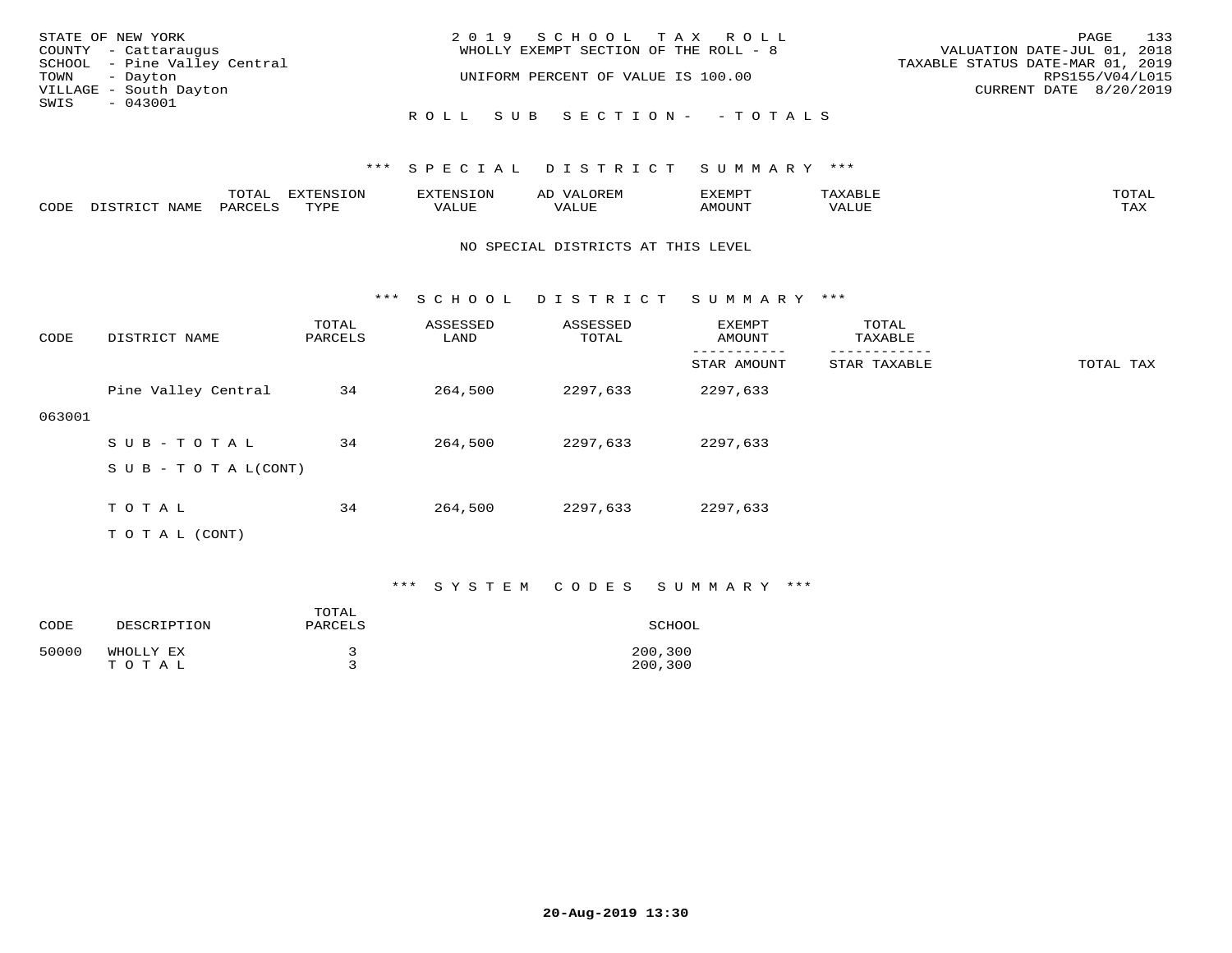STATE OF NEW YORK
COUNTY - Cattaraugus
SCHOOL - Pine Valley Central
TOWN - Dayton
VILLAGE - South Dayton
SWIS - 043001

2019 SCHOOL TAX ROLL
WHOLLY EXEMPT SECTION OF THE ROLL - 8

UNIFORM PERCENT OF VALUE IS 100.00

VALUATION DATE-JUL 01, 2018
TAXABLE STATUS DATE-MAR 01, 2019
RPS155/V04/L015
CURRENT DATE 8/20/2019

ROLL SUB SECTION- - TOTALS

*** SPECIAL DISTRICT SUMMARY ***

| CODE | DISTRICT NAME | TOTAL PARCELS | EXTENSION TYPE | EXTENSION VALUE | AD VALOREM VALUE | EXEMPT AMOUNT | TAXABLE VALUE | TOTAL TAX |
|---|---|---|---|---|---|---|---|---|

NO SPECIAL DISTRICTS AT THIS LEVEL

*** SCHOOL DISTRICT SUMMARY ***

| CODE | DISTRICT NAME | TOTAL PARCELS | ASSESSED LAND | ASSESSED TOTAL | EXEMPT AMOUNT / STAR AMOUNT | TOTAL TAXABLE / STAR TAXABLE | TOTAL TAX |
|---|---|---|---|---|---|---|---|
| 063001 | Pine Valley Central | 34 | 264,500 | 2297,633 | 2297,633 | | |
| | SUB-TOTAL | 34 | 264,500 | 2297,633 | 2297,633 | | |
| | SUB-TOTAL(CONT) | | | | | | |
| | TOTAL | 34 | 264,500 | 2297,633 | 2297,633 | | |
| | TOTAL (CONT) | | | | | | |

*** SYSTEM CODES SUMMARY ***

| CODE | DESCRIPTION | TOTAL PARCELS | SCHOOL |
|---|---|---|---|
| 50000 | WHOLLY EX | 3 | 200,300 |
| | TOTAL | 3 | 200,300 |

20-Aug-2019 13:30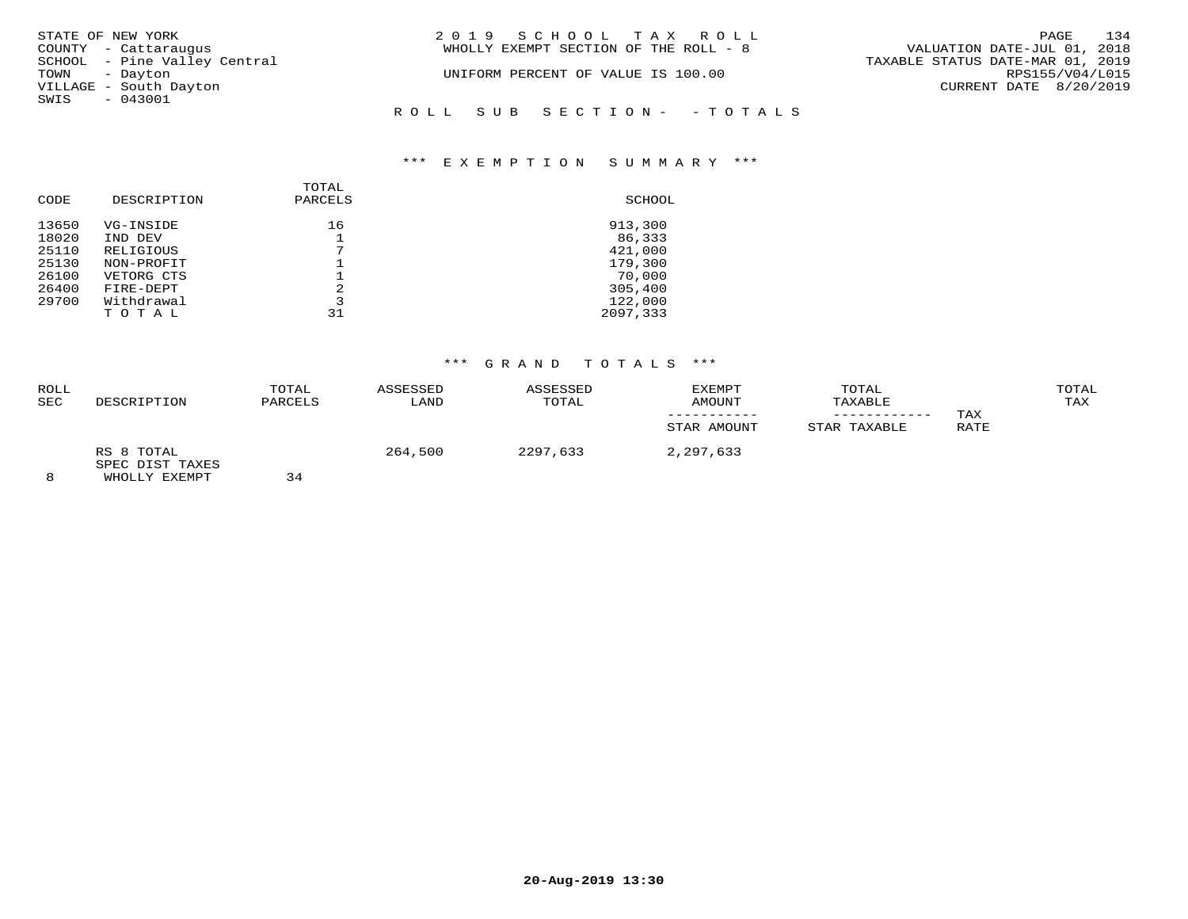STATE OF NEW YORK
COUNTY - Cattaraugus
SCHOOL - Pine Valley Central
TOWN - Dayton
VILLAGE - South Dayton
SWIS - 043001

2019 SCHOOL TAX ROLL
WHOLLY EXEMPT SECTION OF THE ROLL - 8
UNIFORM PERCENT OF VALUE IS 100.00

VALUATION DATE-JUL 01, 2018
TAXABLE STATUS DATE-MAR 01, 2019
RPS155/V04/L015
CURRENT DATE 8/20/2019

ROLL SUB SECTION- - TOTALS

### *** EXEMPTION SUMMARY ***

| CODE | DESCRIPTION | TOTAL PARCELS | SCHOOL |
|---|---|---|---|
| 13650 | VG-INSIDE | 16 | 913,300 |
| 18020 | IND DEV | 1 | 86,333 |
| 25110 | RELIGIOUS | 7 | 421,000 |
| 25130 | NON-PROFIT | 1 | 179,300 |
| 26100 | VETORG CTS | 1 | 70,000 |
| 26400 | FIRE-DEPT | 2 | 305,400 |
| 29700 | Withdrawal | 3 | 122,000 |
| | T O T A L | 31 | 2097,333 |

### *** GRAND TOTALS ***

| ROLL SEC | DESCRIPTION | TOTAL PARCELS | ASSESSED LAND | ASSESSED TOTAL | EXEMPT AMOUNT / STAR AMOUNT | TOTAL TAXABLE / STAR TAXABLE | TAX RATE | TOTAL TAX |
|---|---|---|---|---|---|---|---|---|
| | RS 8 TOTAL | | 264,500 | 2297,633 | 2,297,633 | | | |
| | SPEC DIST TAXES | | | | | | | |
| 8 | WHOLLY EXEMPT | 34 | | | | | | |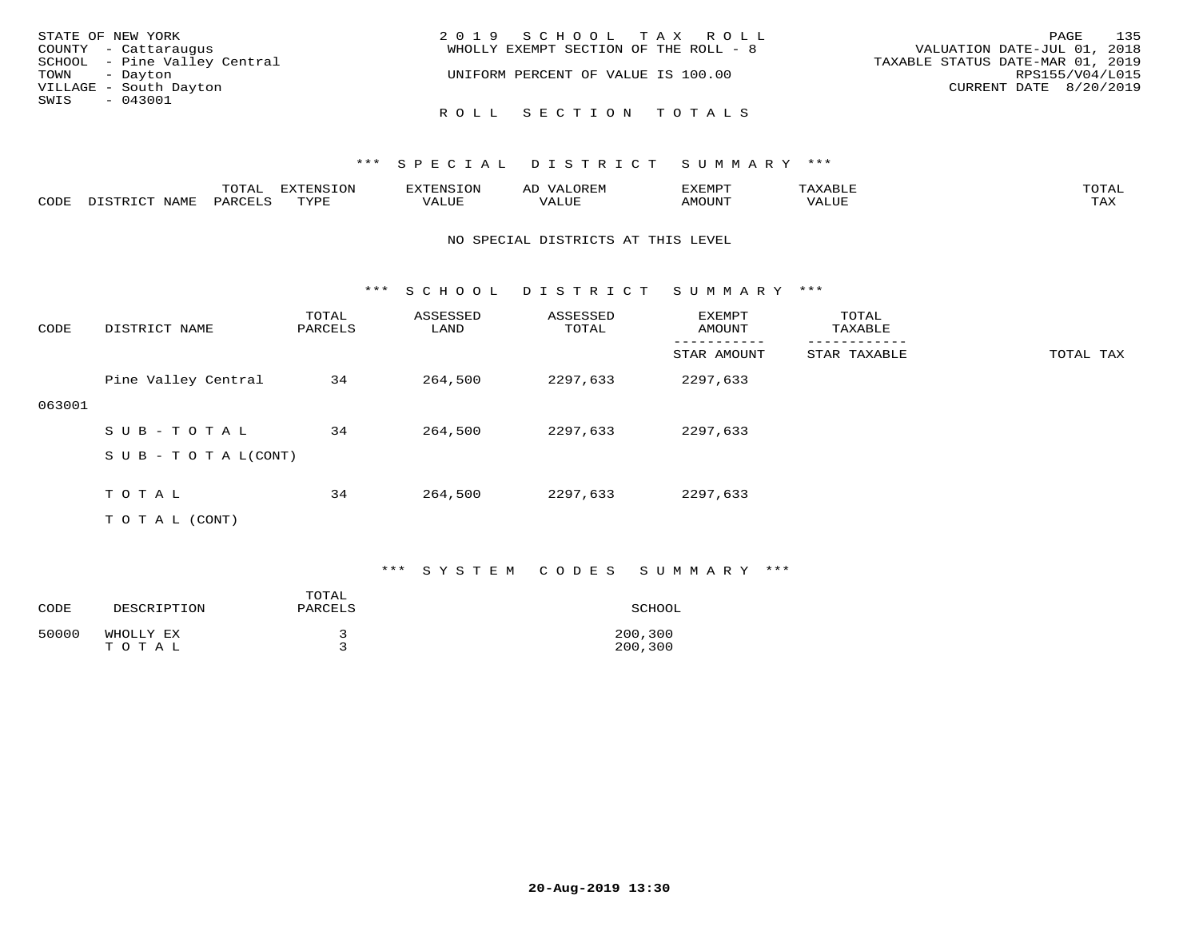STATE OF NEW YORK
COUNTY - Cattaraugus
SCHOOL - Pine Valley Central
TOWN - Dayton
VILLAGE - South Dayton
SWIS - 043001

2019 SCHOOL TAX ROLL
WHOLLY EXEMPT SECTION OF THE ROLL - 8
UNIFORM PERCENT OF VALUE IS 100.00

VALUATION DATE-JUL 01, 2018
TAXABLE STATUS DATE-MAR 01, 2019
RPS155/V04/L015
CURRENT DATE 8/20/2019

## ROLL SECTION TOTALS

### *** SPECIAL DISTRICT SUMMARY ***

| CODE | DISTRICT NAME | TOTAL PARCELS | EXTENSION TYPE | EXTENSION VALUE | AD VALOREM VALUE | EXEMPT AMOUNT | TAXABLE VALUE | TOTAL TAX |
|---|---|---|---|---|---|---|---|---|

NO SPECIAL DISTRICTS AT THIS LEVEL

### *** SCHOOL DISTRICT SUMMARY ***

| CODE | DISTRICT NAME | TOTAL PARCELS | ASSESSED LAND | ASSESSED TOTAL | EXEMPT AMOUNT / STAR AMOUNT | TOTAL TAXABLE / STAR TAXABLE | TOTAL TAX |
|---|---|---|---|---|---|---|---|
| 063001 | Pine Valley Central | 34 | 264,500 | 2297,633 | 2297,633 | | |
| | SUB-TOTAL | 34 | 264,500 | 2297,633 | 2297,633 | | |
| | SUB-TOTAL(CONT) | | | | | | |
| | TOTAL | 34 | 264,500 | 2297,633 | 2297,633 | | |
| | TOTAL (CONT) | | | | | | |

### *** SYSTEM CODES SUMMARY ***

| CODE | DESCRIPTION | TOTAL PARCELS | SCHOOL |
|---|---|---|---|
| 50000 | WHOLLY EX | 3 | 200,300 |
| | TOTAL | 3 | 200,300 |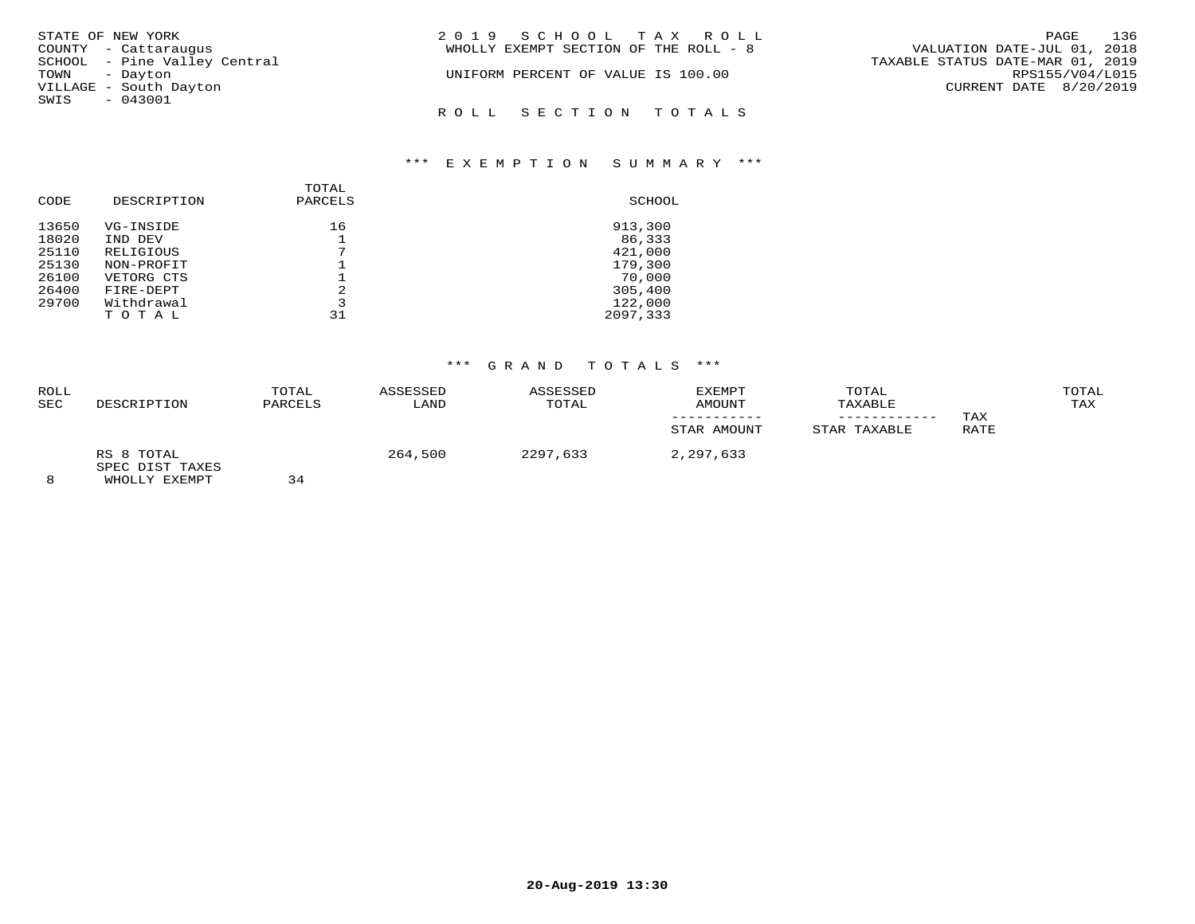STATE OF NEW YORK
COUNTY - Cattaraugus
SCHOOL - Pine Valley Central
TOWN - Dayton
VILLAGE - South Dayton
SWIS - 043001

2 0 1 9 S C H O O L T A X R O L L
WHOLLY EXEMPT SECTION OF THE ROLL - 8

UNIFORM PERCENT OF VALUE IS 100.00

VALUATION DATE-JUL 01, 2018
TAXABLE STATUS DATE-MAR 01, 2019
RPS155/V04/L015
CURRENT DATE 8/20/2019

R O L L S E C T I O N T O T A L S

*** E X E M P T I O N S U M M A R Y ***

| CODE | DESCRIPTION | TOTAL PARCELS | SCHOOL |
|---|---|---|---|
| 13650 | VG-INSIDE | 16 | 913,300 |
| 18020 | IND DEV | 1 | 86,333 |
| 25110 | RELIGIOUS | 7 | 421,000 |
| 25130 | NON-PROFIT | 1 | 179,300 |
| 26100 | VETORG CTS | 1 | 70,000 |
| 26400 | FIRE-DEPT | 2 | 305,400 |
| 29700 | Withdrawal | 3 | 122,000 |
| | T O T A L | 31 | 2097,333 |

*** G R A N D T O T A L S ***

| ROLL SEC | DESCRIPTION | TOTAL PARCELS | ASSESSED LAND | ASSESSED TOTAL | EXEMPT AMOUNT / STAR AMOUNT | TOTAL TAXABLE / STAR TAXABLE | TAX RATE | TOTAL TAX |
|---|---|---|---|---|---|---|---|---|
| 8 | RS 8 TOTAL SPEC DIST TAXES WHOLLY EXEMPT | 34 | 264,500 | 2297,633 | 2,297,633 | | | |

20-Aug-2019 13:30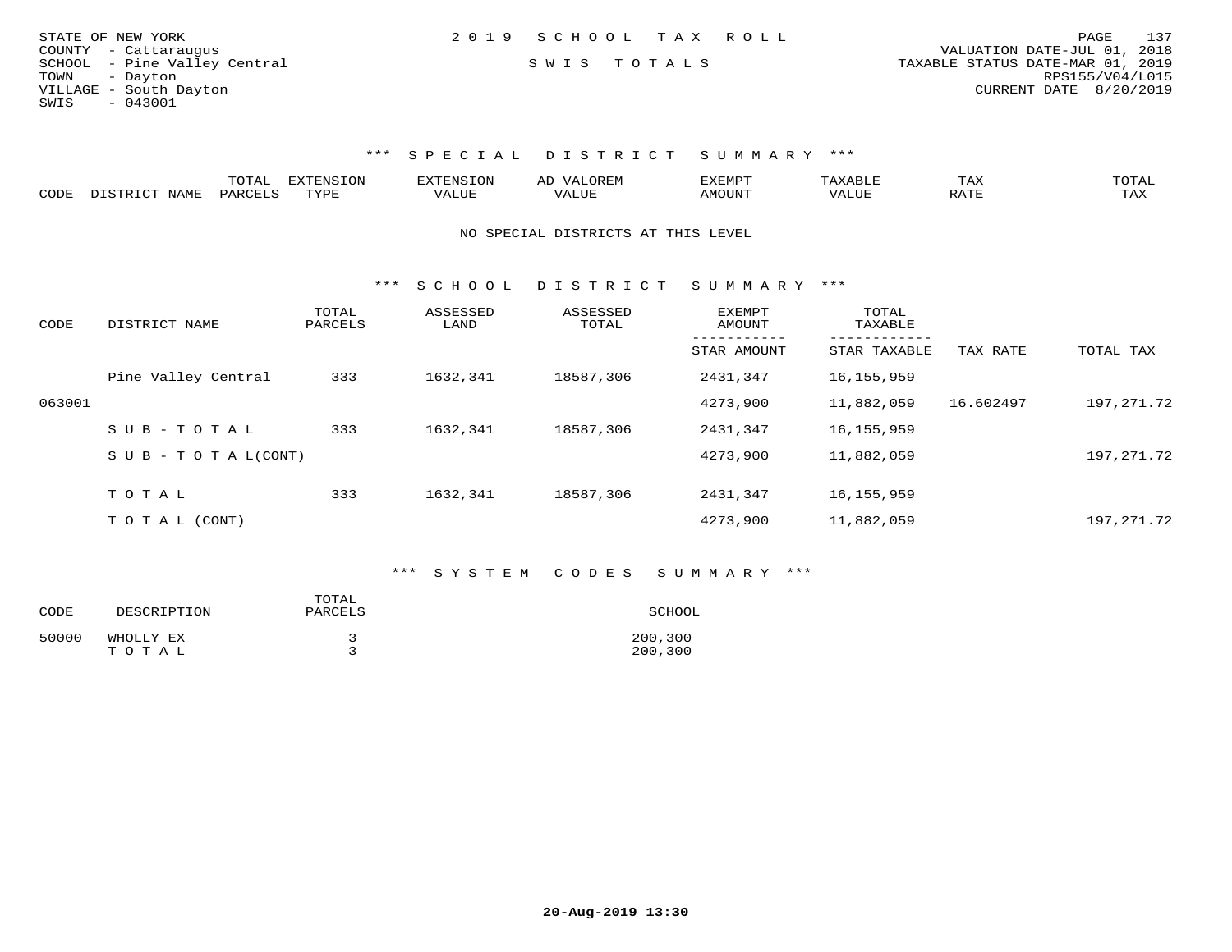STATE OF NEW YORK
COUNTY - Cattaraugus
SCHOOL - Pine Valley Central
TOWN - Dayton
VILLAGE - South Dayton
SWIS - 043001

2019 SCHOOL TAX ROLL

SWIS TOTALS

VALUATION DATE-JUL 01, 2018
TAXABLE STATUS DATE-MAR 01, 2019
RPS155/V04/L015
CURRENT DATE 8/20/2019

### *** SPECIAL DISTRICT SUMMARY ***

| CODE | DISTRICT NAME | TOTAL PARCELS | EXTENSION TYPE | EXTENSION VALUE | AD VALOREM VALUE | EXEMPT AMOUNT | TAXABLE VALUE | TAX RATE | TOTAL TAX |
|---|---|---|---|---|---|---|---|---|---|

NO SPECIAL DISTRICTS AT THIS LEVEL

### *** SCHOOL DISTRICT SUMMARY ***

| CODE | DISTRICT NAME | TOTAL PARCELS | ASSESSED LAND | ASSESSED TOTAL | EXEMPT AMOUNT / STAR AMOUNT | TOTAL TAXABLE / STAR TAXABLE | TAX RATE | TOTAL TAX |
|---|---|---|---|---|---|---|---|---|
| | Pine Valley Central | 333 | 1632,341 | 18587,306 | 2431,347 | 16,155,959 | | |
| 063001 | | | | | 4273,900 | 11,882,059 | 16.602497 | 197,271.72 |
| | SUB-TOTAL | 333 | 1632,341 | 18587,306 | 2431,347 | 16,155,959 | | |
| | SUB-TOTAL(CONT) | | | | 4273,900 | 11,882,059 | | 197,271.72 |
| | TOTAL | 333 | 1632,341 | 18587,306 | 2431,347 | 16,155,959 | | |
| | TOTAL (CONT) | | | | 4273,900 | 11,882,059 | | 197,271.72 |

### *** SYSTEM CODES SUMMARY ***

| CODE | DESCRIPTION | TOTAL PARCELS | SCHOOL |
|---|---|---|---|
| 50000 | WHOLLY EX | 3 | 200,300 |
| | TOTAL | 3 | 200,300 |

20-Aug-2019 13:30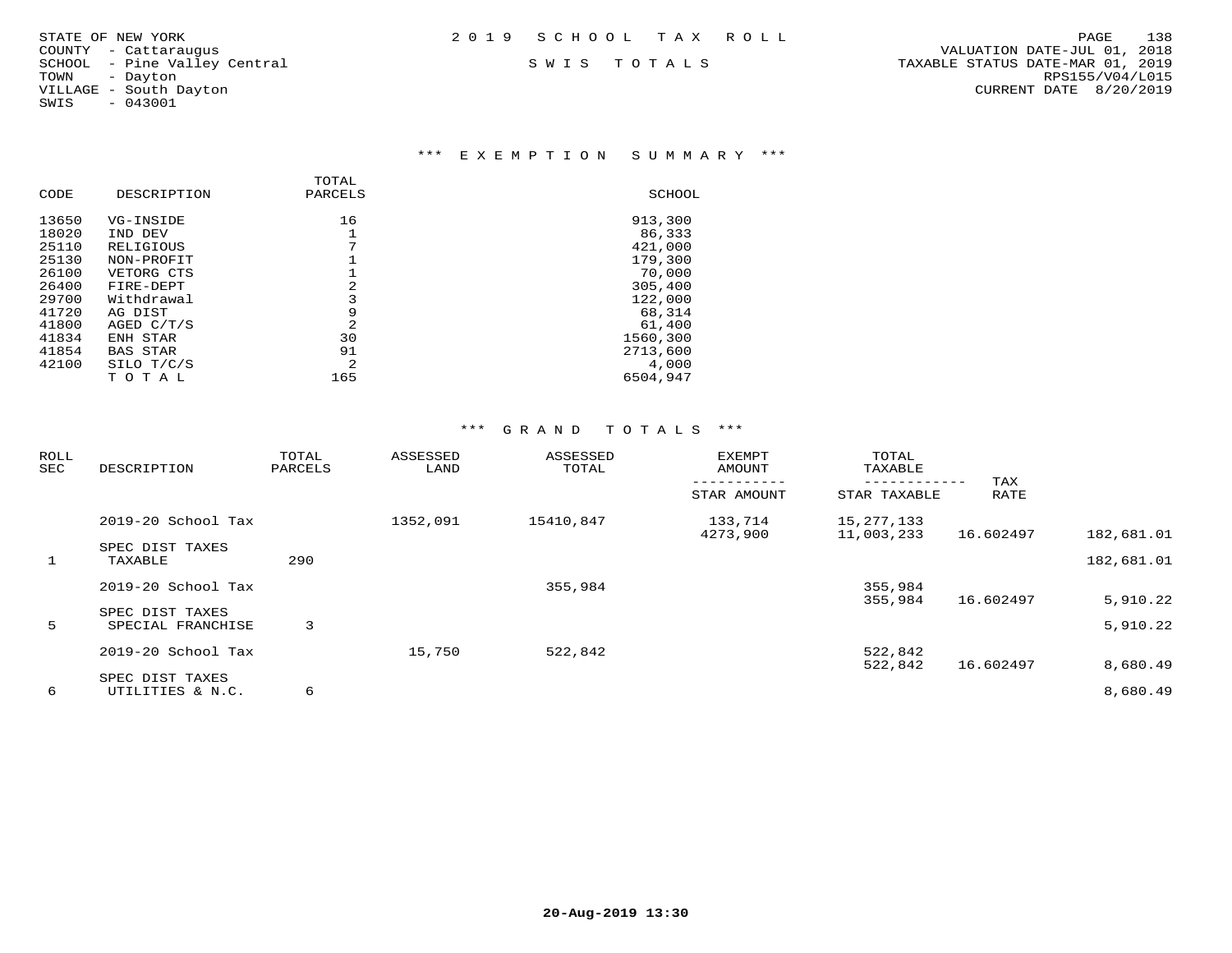STATE OF NEW YORK
COUNTY - Cattaraugus
SCHOOL - Pine Valley Central
TOWN - Dayton
VILLAGE - South Dayton
SWIS - 043001

2 0 1 9 S C H O O L T A X R O L L

S W I S T O T A L S

VALUATION DATE-JUL 01, 2018
TAXABLE STATUS DATE-MAR 01, 2019
RPS155/V04/L015
CURRENT DATE 8/20/2019

### *** E X E M P T I O N S U M M A R Y ***

| CODE | DESCRIPTION | TOTAL PARCELS | SCHOOL |
|---|---|---|---|
| 13650 | VG-INSIDE | 16 | 913,300 |
| 18020 | IND DEV | 1 | 86,333 |
| 25110 | RELIGIOUS | 7 | 421,000 |
| 25130 | NON-PROFIT | 1 | 179,300 |
| 26100 | VETORG CTS | 1 | 70,000 |
| 26400 | FIRE-DEPT | 2 | 305,400 |
| 29700 | Withdrawal | 3 | 122,000 |
| 41720 | AG DIST | 9 | 68,314 |
| 41800 | AGED C/T/S | 2 | 61,400 |
| 41834 | ENH STAR | 30 | 1560,300 |
| 41854 | BAS STAR | 91 | 2713,600 |
| 42100 | SILO T/C/S | 2 | 4,000 |
| | T O T A L | 165 | 6504,947 |

### *** G R A N D T O T A L S ***

| ROLL SEC | DESCRIPTION | TOTAL PARCELS | ASSESSED LAND | ASSESSED TOTAL | EXEMPT AMOUNT / STAR AMOUNT | TOTAL TAXABLE / STAR TAXABLE | TAX RATE | |
|---|---|---|---|---|---|---|---|---|
| | 2019-20 School Tax | | 1352,091 | 15410,847 | 133,714 | 15,277,133 | | |
| | | | | | 4273,900 | 11,003,233 | 16.602497 | 182,681.01 |
| | SPEC DIST TAXES | | | | | | | |
| 1 | TAXABLE | 290 | | | | | | 182,681.01 |
| | 2019-20 School Tax | | | 355,984 | | 355,984 | | |
| | | | | | | 355,984 | 16.602497 | 5,910.22 |
| | SPEC DIST TAXES | | | | | | | |
| 5 | SPECIAL FRANCHISE | 3 | | | | | | 5,910.22 |
| | 2019-20 School Tax | | 15,750 | 522,842 | | 522,842 | | |
| | | | | | | 522,842 | 16.602497 | 8,680.49 |
| | SPEC DIST TAXES | | | | | | | |
| 6 | UTILITIES & N.C. | 6 | | | | | | 8,680.49 |

20-Aug-2019 13:30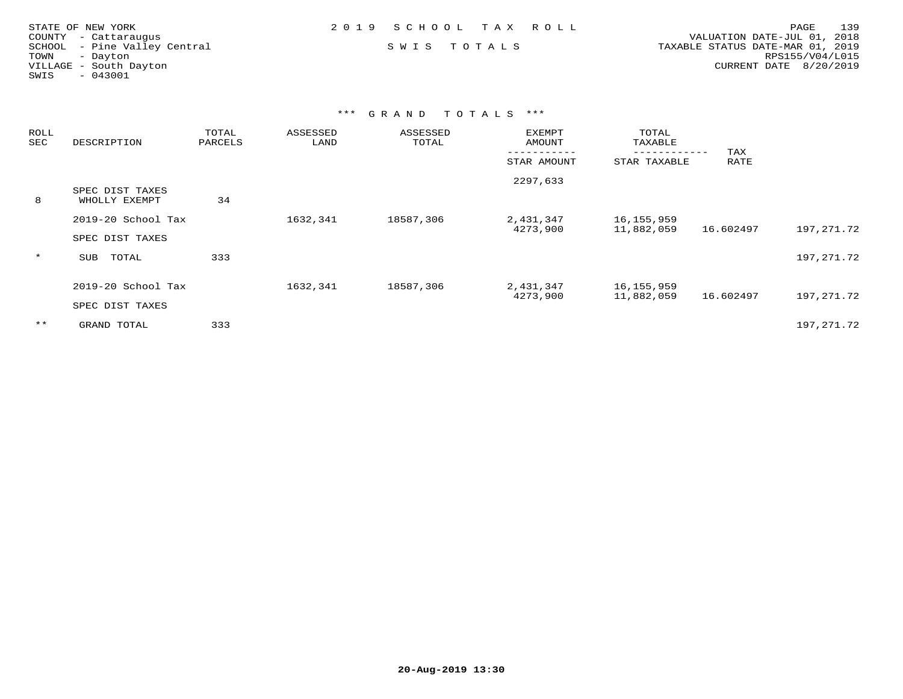STATE OF NEW YORK
COUNTY - Cattaraugus
SCHOOL - Pine Valley Central
TOWN - Dayton
VILLAGE - South Dayton
SWIS - 043001

2 0 1 9 S C H O O L T A X R O L L

S W I S T O T A L S

VALUATION DATE-JUL 01, 2018
TAXABLE STATUS DATE-MAR 01, 2019
RPS155/V04/L015
CURRENT DATE 8/20/2019

### *** G R A N D T O T A L S ***

| ROLL SEC | DESCRIPTION | TOTAL PARCELS | ASSESSED LAND | ASSESSED TOTAL | EXEMPT AMOUNT / STAR AMOUNT | TOTAL TAXABLE / STAR TAXABLE | TAX RATE | |
|---|---|---|---|---|---|---|---|---|
| | SPEC DIST TAXES | | | | 2297,633 | | | |
| 8 | WHOLLY EXEMPT | 34 | | | | | | |
| | 2019-20 School Tax | | 1632,341 | 18587,306 | 2,431,347 | 16,155,959 | | |
| | | | | | 4273,900 | 11,882,059 | 16.602497 | 197,271.72 |
| | SPEC DIST TAXES | | | | | | | |
| * | SUB TOTAL | 333 | | | | | | 197,271.72 |
| | 2019-20 School Tax | | 1632,341 | 18587,306 | 2,431,347 | 16,155,959 | | |
| | | | | | 4273,900 | 11,882,059 | 16.602497 | 197,271.72 |
| | SPEC DIST TAXES | | | | | | | |
| ** | GRAND TOTAL | 333 | | | | | | 197,271.72 |

20-Aug-2019 13:30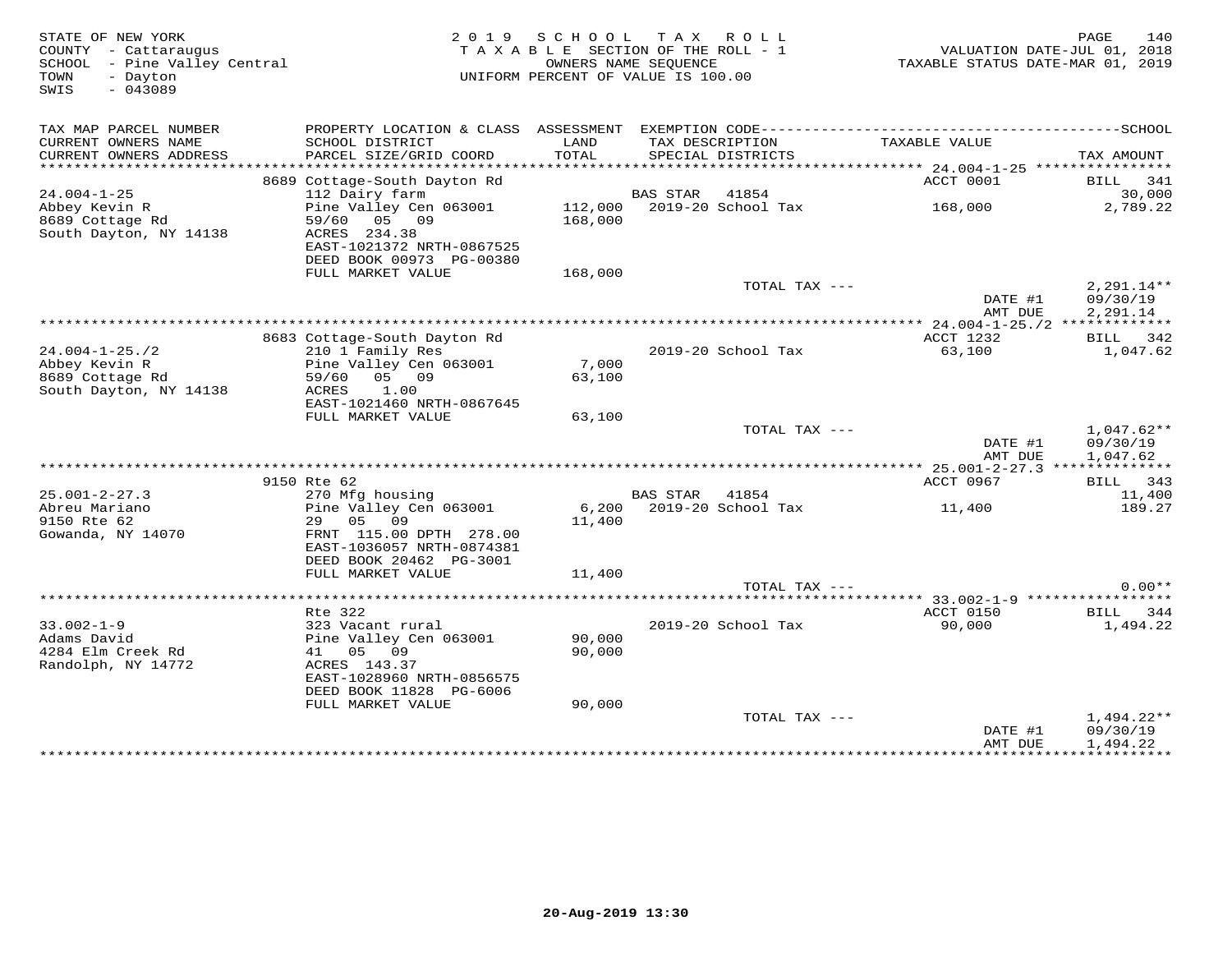STATE OF NEW YORK
COUNTY - Cattaraugus
SCHOOL - Pine Valley Central
TOWN - Dayton
SWIS - 043089

2019 SCHOOL TAX ROLL
TAXABLE SECTION OF THE ROLL - 1
OWNERS NAME SEQUENCE
UNIFORM PERCENT OF VALUE IS 100.00

VALUATION DATE-JUL 01, 2018
TAXABLE STATUS DATE-MAR 01, 2019

| TAX MAP PARCEL NUMBER / CURRENT OWNERS NAME / CURRENT OWNERS ADDRESS | PROPERTY LOCATION & CLASS / SCHOOL DISTRICT / PARCEL SIZE/GRID COORD | ASSESSMENT LAND / TOTAL | EXEMPTION CODE / TAX DESCRIPTION / SPECIAL DISTRICTS | TAXABLE VALUE | SCHOOL TAX AMOUNT |
|---|---|---|---|---|---|
| 24.004-1-25 | 8689 Cottage-South Dayton Rd | | | ACCT 0001 | BILL 341 |
| 24.004-1-25 | 112 Dairy farm | | BAS STAR 41854 | | 30,000 |
| Abbey Kevin R | Pine Valley Cen 063001 | 112,000 | 2019-20 School Tax | 168,000 | 2,789.22 |
| 8689 Cottage Rd | 59/60 05 09 | 168,000 | | | |
| South Dayton, NY 14138 | ACRES 234.38 | | | | |
| | EAST-1021372 NRTH-0867525 | | | | |
| | DEED BOOK 00973 PG-00380 | | | | |
| | FULL MARKET VALUE | 168,000 | | | |
| | | | TOTAL TAX --- | | 2,291.14** |
| | | | | DATE #1 | 09/30/19 |
| | | | | AMT DUE | 2,291.14 |
| 24.004-1-25./2 | 8683 Cottage-South Dayton Rd | | | ACCT 1232 | BILL 342 |
| 24.004-1-25./2 | 210 1 Family Res | | 2019-20 School Tax | 63,100 | 1,047.62 |
| Abbey Kevin R | Pine Valley Cen 063001 | 7,000 | | | |
| 8689 Cottage Rd | 59/60 05 09 | 63,100 | | | |
| South Dayton, NY 14138 | ACRES 1.00 | | | | |
| | EAST-1021460 NRTH-0867645 | | | | |
| | FULL MARKET VALUE | 63,100 | | | |
| | | | TOTAL TAX --- | | 1,047.62** |
| | | | | DATE #1 | 09/30/19 |
| | | | | AMT DUE | 1,047.62 |
| 25.001-2-27.3 | 9150 Rte 62 | | | ACCT 0967 | BILL 343 |
| 25.001-2-27.3 | 270 Mfg housing | | BAS STAR 41854 | | 11,400 |
| Abreu Mariano | Pine Valley Cen 063001 | 6,200 | 2019-20 School Tax | 11,400 | 189.27 |
| 9150 Rte 62 | 29 05 09 | 11,400 | | | |
| Gowanda, NY 14070 | FRNT 115.00 DPTH 278.00 | | | | |
| | EAST-1036057 NRTH-0874381 | | | | |
| | DEED BOOK 20462 PG-3001 | | | | |
| | FULL MARKET VALUE | 11,400 | | | |
| | | | TOTAL TAX --- | | 0.00** |
| 33.002-1-9 | Rte 322 | | | ACCT 0150 | BILL 344 |
| 33.002-1-9 | 323 Vacant rural | | 2019-20 School Tax | 90,000 | 1,494.22 |
| Adams David | Pine Valley Cen 063001 | 90,000 | | | |
| 4284 Elm Creek Rd | 41 05 09 | 90,000 | | | |
| Randolph, NY 14772 | ACRES 143.37 | | | | |
| | EAST-1028960 NRTH-0856575 | | | | |
| | DEED BOOK 11828 PG-6006 | | | | |
| | FULL MARKET VALUE | 90,000 | | | |
| | | | TOTAL TAX --- | | 1,494.22** |
| | | | | DATE #1 | 09/30/19 |
| | | | | AMT DUE | 1,494.22 |

20-Aug-2019 13:30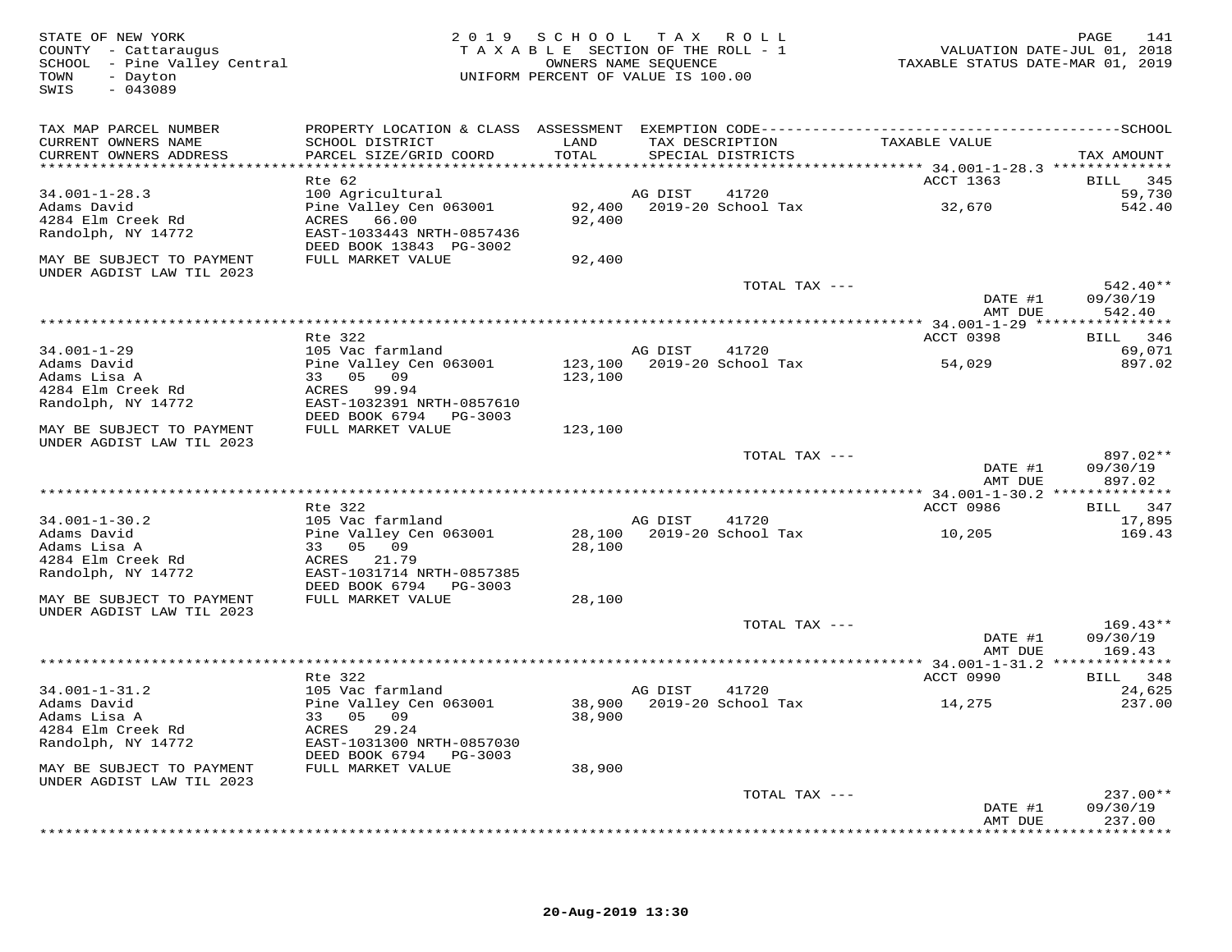STATE OF NEW YORK
COUNTY - Cattaraugus
SCHOOL - Pine Valley Central
TOWN - Dayton
SWIS - 043089

2019 SCHOOL TAX ROLL
TAXABLE SECTION OF THE ROLL - 1
OWNERS NAME SEQUENCE
UNIFORM PERCENT OF VALUE IS 100.00

VALUATION DATE-JUL 01, 2018
TAXABLE STATUS DATE-MAR 01, 2019

| TAX MAP PARCEL NUMBER / CURRENT OWNERS NAME / CURRENT OWNERS ADDRESS | PROPERTY LOCATION & CLASS / SCHOOL DISTRICT / PARCEL SIZE/GRID COORD | ASSESSMENT LAND / TOTAL | EXEMPTION CODE / TAX DESCRIPTION / SPECIAL DISTRICTS | TAXABLE VALUE | TAX AMOUNT |
|---|---|---|---|---|---|
| 34.001-1-28.3 | Rte 62 | | | ACCT 1363 | BILL 345 |
| Adams David | 100 Agricultural | | AG DIST 41720 | | 59,730 |
| 4284 Elm Creek Rd | Pine Valley Cen 063001 | 92,400 | 2019-20 School Tax | 32,670 | 542.40 |
| Randolph, NY 14772 | ACRES 66.00 | 92,400 | | | |
| | EAST-1033443 NRTH-0857436 | | | | |
| | DEED BOOK 13843 PG-3002 | | | | |
| MAY BE SUBJECT TO PAYMENT UNDER AGDIST LAW TIL 2023 | FULL MARKET VALUE | 92,400 | | | |
| | | | TOTAL TAX --- | | 542.40** |
| | | | | DATE #1 | 09/30/19 |
| | | | | AMT DUE | 542.40 |
| 34.001-1-29 | Rte 322 | | | ACCT 0398 | BILL 346 |
| Adams David | 105 Vac farmland | | AG DIST 41720 | | 69,071 |
| Adams Lisa A | Pine Valley Cen 063001 | 123,100 | 2019-20 School Tax | 54,029 | 897.02 |
| 4284 Elm Creek Rd | 33 05 09 | 123,100 | | | |
| Randolph, NY 14772 | ACRES 99.94 | | | | |
| | EAST-1032391 NRTH-0857610 | | | | |
| | DEED BOOK 6794 PG-3003 | | | | |
| MAY BE SUBJECT TO PAYMENT UNDER AGDIST LAW TIL 2023 | FULL MARKET VALUE | 123,100 | | | |
| | | | TOTAL TAX --- | | 897.02** |
| | | | | DATE #1 | 09/30/19 |
| | | | | AMT DUE | 897.02 |
| 34.001-1-30.2 | Rte 322 | | | ACCT 0986 | BILL 347 |
| Adams David | 105 Vac farmland | | AG DIST 41720 | | 17,895 |
| Adams Lisa A | Pine Valley Cen 063001 | 28,100 | 2019-20 School Tax | 10,205 | 169.43 |
| 4284 Elm Creek Rd | 33 05 09 | 28,100 | | | |
| Randolph, NY 14772 | ACRES 21.79 | | | | |
| | EAST-1031714 NRTH-0857385 | | | | |
| | DEED BOOK 6794 PG-3003 | | | | |
| MAY BE SUBJECT TO PAYMENT UNDER AGDIST LAW TIL 2023 | FULL MARKET VALUE | 28,100 | | | |
| | | | TOTAL TAX --- | | 169.43** |
| | | | | DATE #1 | 09/30/19 |
| | | | | AMT DUE | 169.43 |
| 34.001-1-31.2 | Rte 322 | | | ACCT 0990 | BILL 348 |
| Adams David | 105 Vac farmland | | AG DIST 41720 | | 24,625 |
| Adams Lisa A | Pine Valley Cen 063001 | 38,900 | 2019-20 School Tax | 14,275 | 237.00 |
| 4284 Elm Creek Rd | 33 05 09 | 38,900 | | | |
| Randolph, NY 14772 | ACRES 29.24 | | | | |
| | EAST-1031300 NRTH-0857030 | | | | |
| | DEED BOOK 6794 PG-3003 | | | | |
| MAY BE SUBJECT TO PAYMENT UNDER AGDIST LAW TIL 2023 | FULL MARKET VALUE | 38,900 | | | |
| | | | TOTAL TAX --- | | 237.00** |
| | | | | DATE #1 | 09/30/19 |
| | | | | AMT DUE | 237.00 |

20-Aug-2019 13:30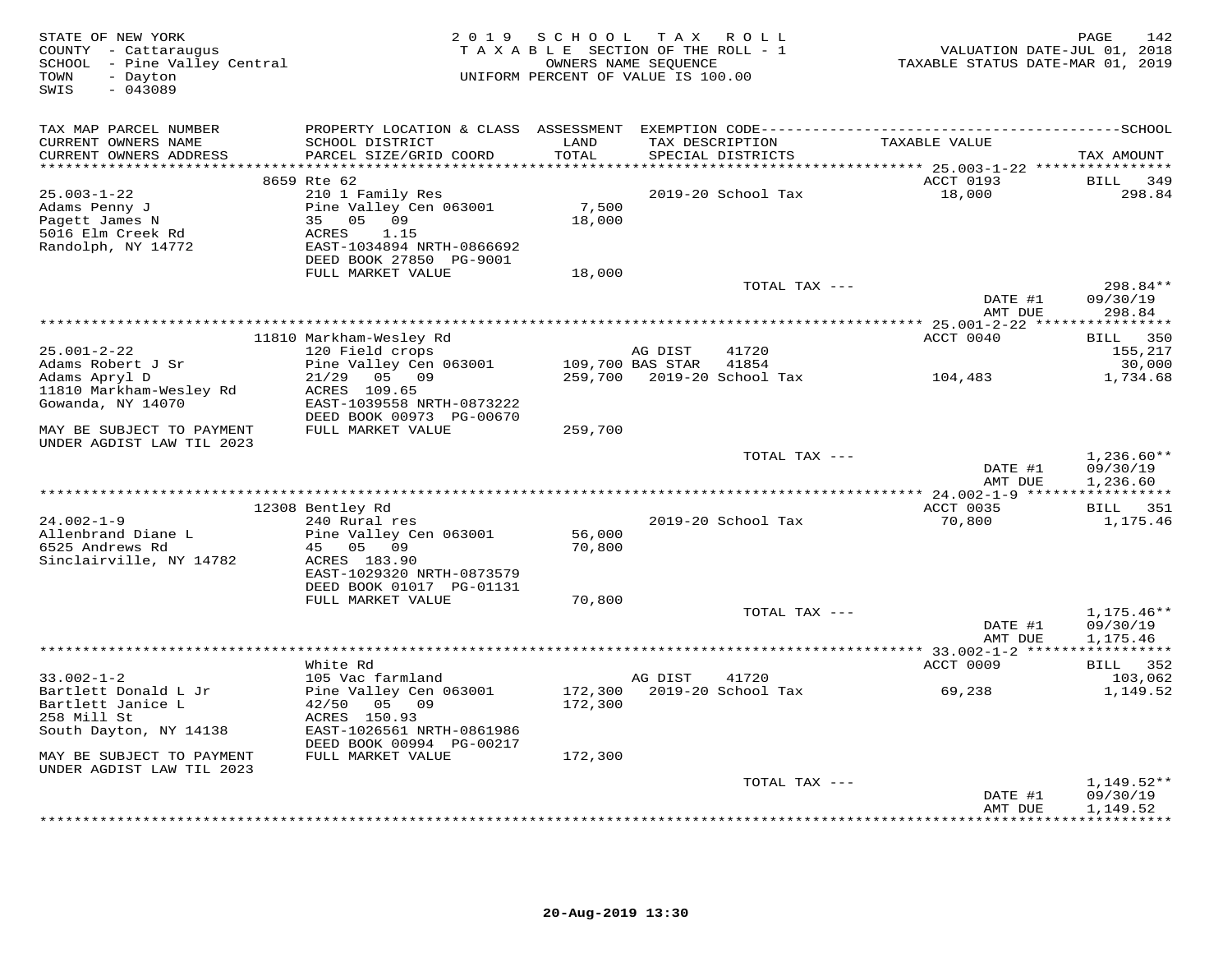STATE OF NEW YORK
COUNTY - Cattaraugus
SCHOOL - Pine Valley Central
TOWN - Dayton
SWIS - 043089

2019 SCHOOL TAX ROLL
TAXABLE SECTION OF THE ROLL - 1
OWNERS NAME SEQUENCE
UNIFORM PERCENT OF VALUE IS 100.00

VALUATION DATE-JUL 01, 2018
TAXABLE STATUS DATE-MAR 01, 2019

| TAX MAP PARCEL NUMBER / CURRENT OWNERS NAME / CURRENT OWNERS ADDRESS | PROPERTY LOCATION & CLASS / SCHOOL DISTRICT / PARCEL SIZE/GRID COORD | ASSESSMENT LAND / TOTAL | EXEMPTION CODE / TAX DESCRIPTION / SPECIAL DISTRICTS | TAXABLE VALUE | TAX AMOUNT |
|---|---|---|---|---|---|
| | 8659 Rte 62 | | | ACCT 0193 | BILL 349 |
| 25.003-1-22 | 210 1 Family Res | | 2019-20 School Tax | 18,000 | 298.84 |
| Adams Penny J | Pine Valley Cen 063001 | 7,500 | | | |
| Pagett James N | 35 05 09 | 18,000 | | | |
| 5016 Elm Creek Rd | ACRES 1.15 | | | | |
| Randolph, NY 14772 | EAST-1034894 NRTH-0866692 | | | | |
| | DEED BOOK 27850 PG-9001 | | | | |
| | FULL MARKET VALUE | 18,000 | | | |
| | | | TOTAL TAX --- | | 298.84** |
| | | | | DATE #1 | 09/30/19 |
| | | | | AMT DUE | 298.84 |
| | 11810 Markham-Wesley Rd | | | ACCT 0040 | BILL 350 |
| 25.001-2-22 | 120 Field crops | | AG DIST 41720 | | 155,217 |
| Adams Robert J Sr | Pine Valley Cen 063001 | 109,700 | BAS STAR 41854 | | 30,000 |
| Adams Apryl D | 21/29 05 09 | 259,700 | 2019-20 School Tax | 104,483 | 1,734.68 |
| 11810 Markham-Wesley Rd | ACRES 109.65 | | | | |
| Gowanda, NY 14070 | EAST-1039558 NRTH-0873222 | | | | |
| | DEED BOOK 00973 PG-00670 | | | | |
| MAY BE SUBJECT TO PAYMENT | FULL MARKET VALUE | 259,700 | | | |
| UNDER AGDIST LAW TIL 2023 | | | | | |
| | | | TOTAL TAX --- | | 1,236.60** |
| | | | | DATE #1 | 09/30/19 |
| | | | | AMT DUE | 1,236.60 |
| | 12308 Bentley Rd | | | ACCT 0035 | BILL 351 |
| 24.002-1-9 | 240 Rural res | | 2019-20 School Tax | 70,800 | 1,175.46 |
| Allenbrand Diane L | Pine Valley Cen 063001 | 56,000 | | | |
| 6525 Andrews Rd | 45 05 09 | 70,800 | | | |
| Sinclairville, NY 14782 | ACRES 183.90 | | | | |
| | EAST-1029320 NRTH-0873579 | | | | |
| | DEED BOOK 01017 PG-01131 | | | | |
| | FULL MARKET VALUE | 70,800 | | | |
| | | | TOTAL TAX --- | | 1,175.46** |
| | | | | DATE #1 | 09/30/19 |
| | | | | AMT DUE | 1,175.46 |
| | White Rd | | | ACCT 0009 | BILL 352 |
| 33.002-1-2 | 105 Vac farmland | | AG DIST 41720 | | 103,062 |
| Bartlett Donald L Jr | Pine Valley Cen 063001 | 172,300 | 2019-20 School Tax | 69,238 | 1,149.52 |
| Bartlett Janice L | 42/50 05 09 | 172,300 | | | |
| 258 Mill St | ACRES 150.93 | | | | |
| South Dayton, NY 14138 | EAST-1026561 NRTH-0861986 | | | | |
| | DEED BOOK 00994 PG-00217 | | | | |
| MAY BE SUBJECT TO PAYMENT | FULL MARKET VALUE | 172,300 | | | |
| UNDER AGDIST LAW TIL 2023 | | | | | |
| | | | TOTAL TAX --- | | 1,149.52** |
| | | | | DATE #1 | 09/30/19 |
| | | | | AMT DUE | 1,149.52 |

20-Aug-2019 13:30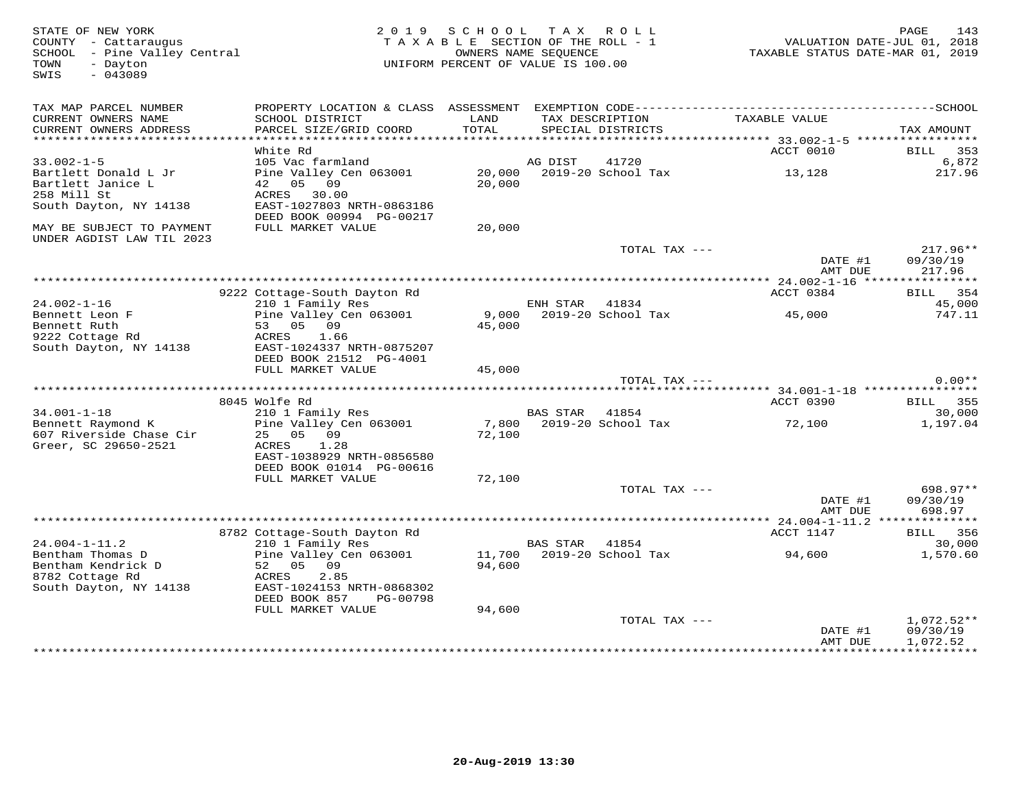STATE OF NEW YORK
COUNTY - Cattaraugus
SCHOOL - Pine Valley Central
TOWN - Dayton
SWIS - 043089

2019 SCHOOL TAX ROLL
TAXABLE SECTION OF THE ROLL - 1
OWNERS NAME SEQUENCE
UNIFORM PERCENT OF VALUE IS 100.00

VALUATION DATE-JUL 01, 2018
TAXABLE STATUS DATE-MAR 01, 2019

| TAX MAP PARCEL NUMBER / CURRENT OWNERS NAME / CURRENT OWNERS ADDRESS | PROPERTY LOCATION & CLASS / SCHOOL DISTRICT / PARCEL SIZE/GRID COORD | ASSESSMENT LAND / TOTAL | EXEMPTION CODE / TAX DESCRIPTION / SPECIAL DISTRICTS | TAXABLE VALUE | TAX AMOUNT |
|---|---|---|---|---|---|
| 33.002-1-5 | White Rd | | | ACCT 0010 | BILL 353 |
| | 105 Vac farmland | | AG DIST 41720 | | 6,872 |
| Bartlett Donald L Jr | Pine Valley Cen 063001 | 20,000 | 2019-20 School Tax | 13,128 | 217.96 |
| Bartlett Janice L | 42 05 09 | 20,000 | | | |
| 258 Mill St | ACRES 30.00 | | | | |
| South Dayton, NY 14138 | EAST-1027803 NRTH-0863186 | | | | |
| | DEED BOOK 00994 PG-00217 | | | | |
| MAY BE SUBJECT TO PAYMENT UNDER AGDIST LAW TIL 2023 | FULL MARKET VALUE | 20,000 | | | |
| | | | TOTAL TAX --- | | 217.96** |
| | | | | DATE #1 | 09/30/19 |
| | | | | AMT DUE | 217.96 |
| 24.002-1-16 | 9222 Cottage-South Dayton Rd | | | ACCT 0384 | BILL 354 |
| | 210 1 Family Res | | ENH STAR 41834 | | 45,000 |
| Bennett Leon F | Pine Valley Cen 063001 | 9,000 | 2019-20 School Tax | 45,000 | 747.11 |
| Bennett Ruth | 53 05 09 | 45,000 | | | |
| 9222 Cottage Rd | ACRES 1.66 | | | | |
| South Dayton, NY 14138 | EAST-1024337 NRTH-0875207 | | | | |
| | DEED BOOK 21512 PG-4001 | | | | |
| | FULL MARKET VALUE | 45,000 | | | |
| | | | TOTAL TAX --- | | 0.00** |
| 34.001-1-18 | 8045 Wolfe Rd | | | ACCT 0390 | BILL 355 |
| | 210 1 Family Res | | BAS STAR 41854 | | 30,000 |
| Bennett Raymond K | Pine Valley Cen 063001 | 7,800 | 2019-20 School Tax | 72,100 | 1,197.04 |
| 607 Riverside Chase Cir | 25 05 09 | 72,100 | | | |
| Greer, SC 29650-2521 | ACRES 1.28 | | | | |
| | EAST-1038929 NRTH-0856580 | | | | |
| | DEED BOOK 01014 PG-00616 | | | | |
| | FULL MARKET VALUE | 72,100 | | | |
| | | | TOTAL TAX --- | | 698.97** |
| | | | | DATE #1 | 09/30/19 |
| | | | | AMT DUE | 698.97 |
| 24.004-1-11.2 | 8782 Cottage-South Dayton Rd | | | ACCT 1147 | BILL 356 |
| | 210 1 Family Res | | BAS STAR 41854 | | 30,000 |
| Bentham Thomas D | Pine Valley Cen 063001 | 11,700 | 2019-20 School Tax | 94,600 | 1,570.60 |
| Bentham Kendrick D | 52 05 09 | 94,600 | | | |
| 8782 Cottage Rd | ACRES 2.85 | | | | |
| South Dayton, NY 14138 | EAST-1024153 NRTH-0868302 | | | | |
| | DEED BOOK 857 PG-00798 | | | | |
| | FULL MARKET VALUE | 94,600 | | | |
| | | | TOTAL TAX --- | | 1,072.52** |
| | | | | DATE #1 | 09/30/19 |
| | | | | AMT DUE | 1,072.52 |

20-Aug-2019 13:30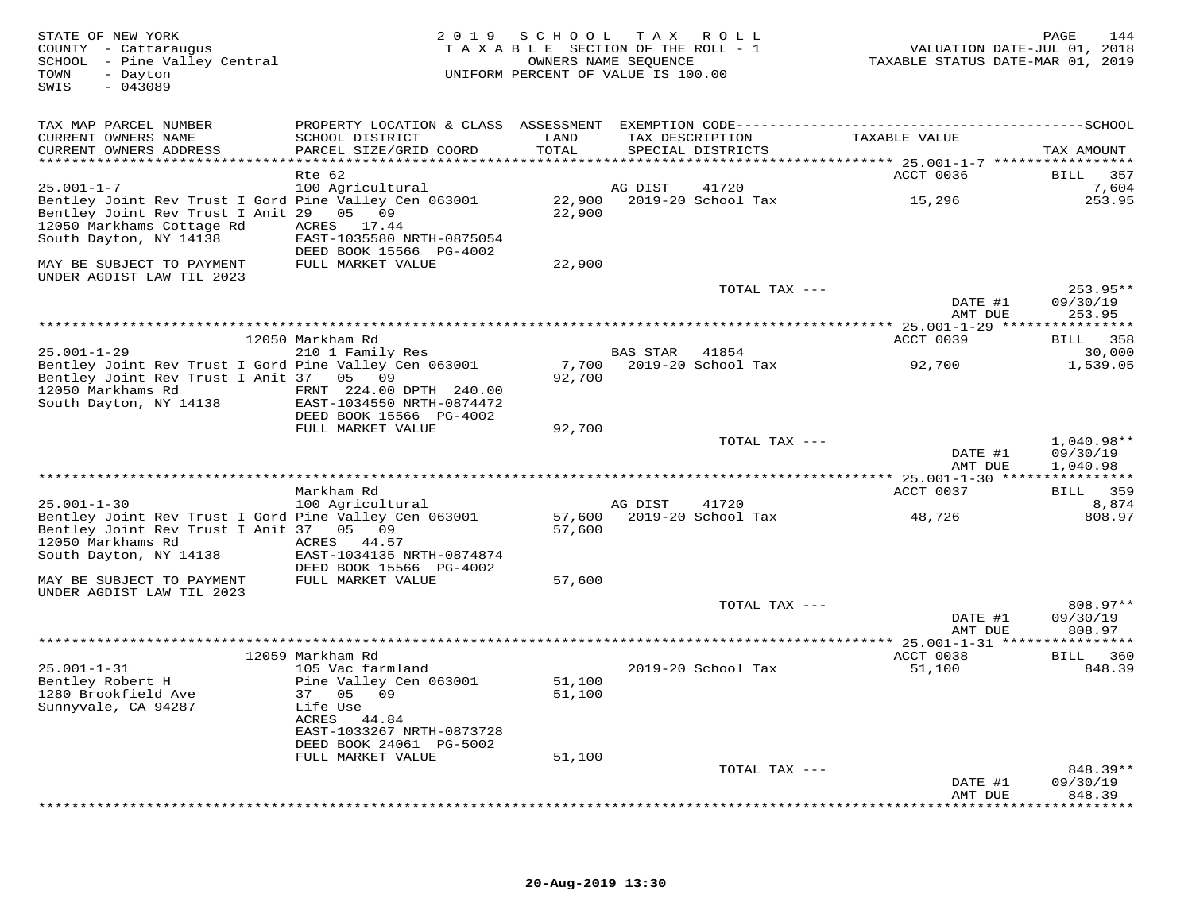STATE OF NEW YORK
COUNTY - Cattaraugus
SCHOOL - Pine Valley Central
TOWN - Dayton
SWIS - 043089

2019 SCHOOL TAX ROLL
TAXABLE SECTION OF THE ROLL - 1
OWNERS NAME SEQUENCE
UNIFORM PERCENT OF VALUE IS 100.00

VALUATION DATE-JUL 01, 2018
TAXABLE STATUS DATE-MAR 01, 2019

| TAX MAP PARCEL NUMBER / CURRENT OWNERS NAME / CURRENT OWNERS ADDRESS | PROPERTY LOCATION & CLASS / SCHOOL DISTRICT / PARCEL SIZE/GRID COORD | ASSESSMENT LAND / TOTAL | EXEMPTION CODE / TAX DESCRIPTION / SPECIAL DISTRICTS | TAXABLE VALUE | SCHOOL / TAX AMOUNT |
|---|---|---|---|---|---|
| **25.001-1-7** | Rte 62 | | | ACCT 0036 | BILL 357 |
| 25.001-1-7 | 100 Agricultural | | AG DIST 41720 | | 7,604 |
| Bentley Joint Rev Trust I Gord | Pine Valley Cen 063001 | 22,900 | 2019-20 School Tax | 15,296 | 253.95 |
| Bentley Joint Rev Trust I Anit | 29 05 09 | 22,900 | | | |
| 12050 Markhams Cottage Rd | ACRES 17.44 | | | | |
| South Dayton, NY 14138 | EAST-1035580 NRTH-0875054 | | | | |
| | DEED BOOK 15566 PG-4002 | | | | |
| MAY BE SUBJECT TO PAYMENT UNDER AGDIST LAW TIL 2023 | FULL MARKET VALUE | 22,900 | | | |
| | | | TOTAL TAX --- | | 253.95** |
| | | | | DATE #1 | 09/30/19 |
| | | | | AMT DUE | 253.95 |
| **25.001-1-29** | 12050 Markham Rd | | | ACCT 0039 | BILL 358 |
| 25.001-1-29 | 210 1 Family Res | | BAS STAR 41854 | | 30,000 |
| Bentley Joint Rev Trust I Gord | Pine Valley Cen 063001 | 7,700 | 2019-20 School Tax | 92,700 | 1,539.05 |
| Bentley Joint Rev Trust I Anit | 37 05 09 | 92,700 | | | |
| 12050 Markhams Rd | FRNT 224.00 DPTH 240.00 | | | | |
| South Dayton, NY 14138 | EAST-1034550 NRTH-0874472 | | | | |
| | DEED BOOK 15566 PG-4002 | | | | |
| | FULL MARKET VALUE | 92,700 | | | |
| | | | TOTAL TAX --- | | 1,040.98** |
| | | | | DATE #1 | 09/30/19 |
| | | | | AMT DUE | 1,040.98 |
| **25.001-1-30** | Markham Rd | | | ACCT 0037 | BILL 359 |
| 25.001-1-30 | 100 Agricultural | | AG DIST 41720 | | 8,874 |
| Bentley Joint Rev Trust I Gord | Pine Valley Cen 063001 | 57,600 | 2019-20 School Tax | 48,726 | 808.97 |
| Bentley Joint Rev Trust I Anit | 37 05 09 | 57,600 | | | |
| 12050 Markhams Rd | ACRES 44.57 | | | | |
| South Dayton, NY 14138 | EAST-1034135 NRTH-0874874 | | | | |
| | DEED BOOK 15566 PG-4002 | | | | |
| MAY BE SUBJECT TO PAYMENT UNDER AGDIST LAW TIL 2023 | FULL MARKET VALUE | 57,600 | | | |
| | | | TOTAL TAX --- | | 808.97** |
| | | | | DATE #1 | 09/30/19 |
| | | | | AMT DUE | 808.97 |
| **25.001-1-31** | 12059 Markham Rd | | | ACCT 0038 | BILL 360 |
| 25.001-1-31 | 105 Vac farmland | | 2019-20 School Tax | 51,100 | 848.39 |
| Bentley Robert H | Pine Valley Cen 063001 | 51,100 | | | |
| 1280 Brookfield Ave | 37 05 09 | 51,100 | | | |
| Sunnyvale, CA 94287 | Life Use | | | | |
| | ACRES 44.84 | | | | |
| | EAST-1033267 NRTH-0873728 | | | | |
| | DEED BOOK 24061 PG-5002 | | | | |
| | FULL MARKET VALUE | 51,100 | | | |
| | | | TOTAL TAX --- | | 848.39** |
| | | | | DATE #1 | 09/30/19 |
| | | | | AMT DUE | 848.39 |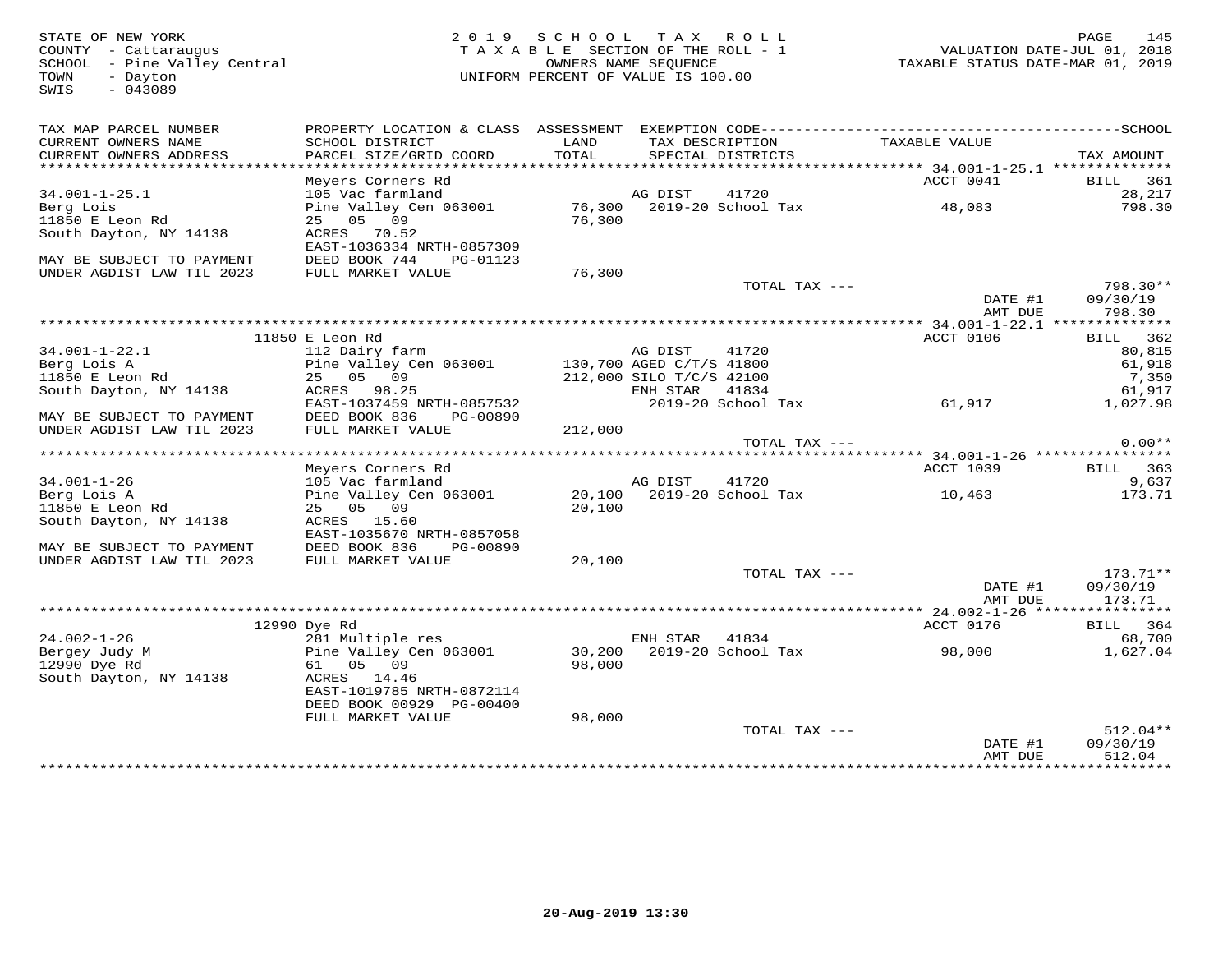STATE OF NEW YORK
COUNTY - Cattaraugus
SCHOOL - Pine Valley Central
TOWN - Dayton
SWIS - 043089

2019 SCHOOL TAX ROLL
TAXABLE SECTION OF THE ROLL - 1
OWNERS NAME SEQUENCE
UNIFORM PERCENT OF VALUE IS 100.00

VALUATION DATE-JUL 01, 2018
TAXABLE STATUS DATE-MAR 01, 2019

| TAX MAP PARCEL NUMBER / CURRENT OWNERS NAME / CURRENT OWNERS ADDRESS | PROPERTY LOCATION & CLASS / SCHOOL DISTRICT / PARCEL SIZE/GRID COORD | ASSESSMENT LAND / TOTAL | EXEMPTION CODE / TAX DESCRIPTION / SPECIAL DISTRICTS | TAXABLE VALUE | SCHOOL / TAX AMOUNT |
|---|---|---|---|---|---|
| **34.001-1-25.1** | Meyers Corners Rd | | | ACCT 0041 | BILL 361 |
| 34.001-1-25.1 | 105 Vac farmland | | AG DIST 41720 | | 28,217 |
| Berg Lois | Pine Valley Cen 063001 | 76,300 | 2019-20 School Tax | 48,083 | 798.30 |
| 11850 E Leon Rd | 25 05 09 | 76,300 | | | |
| South Dayton, NY 14138 | ACRES 70.52 | | | | |
| | EAST-1036334 NRTH-0857309 | | | | |
| MAY BE SUBJECT TO PAYMENT | DEED BOOK 744 PG-01123 | | | | |
| UNDER AGDIST LAW TIL 2023 | FULL MARKET VALUE | 76,300 | | | |
| | | | TOTAL TAX --- | | 798.30** |
| | | | | DATE #1 | 09/30/19 |
| | | | | AMT DUE | 798.30 |
| **34.001-1-22.1** | 11850 E Leon Rd | | | ACCT 0106 | BILL 362 |
| 34.001-1-22.1 | 112 Dairy farm | | AG DIST 41720 | | 80,815 |
| Berg Lois A | Pine Valley Cen 063001 | 130,700 | AGED C/T/S 41800 | | 61,918 |
| 11850 E Leon Rd | 25 05 09 | 212,000 | SILO T/C/S 42100 | | 7,350 |
| South Dayton, NY 14138 | ACRES 98.25 | | ENH STAR 41834 | | 61,917 |
| | EAST-1037459 NRTH-0857532 | | 2019-20 School Tax | 61,917 | 1,027.98 |
| MAY BE SUBJECT TO PAYMENT | DEED BOOK 836 PG-00890 | | | | |
| UNDER AGDIST LAW TIL 2023 | FULL MARKET VALUE | 212,000 | | | |
| | | | TOTAL TAX --- | | 0.00** |
| **34.001-1-26** | Meyers Corners Rd | | | ACCT 1039 | BILL 363 |
| 34.001-1-26 | 105 Vac farmland | | AG DIST 41720 | | 9,637 |
| Berg Lois A | Pine Valley Cen 063001 | 20,100 | 2019-20 School Tax | 10,463 | 173.71 |
| 11850 E Leon Rd | 25 05 09 | 20,100 | | | |
| South Dayton, NY 14138 | ACRES 15.60 | | | | |
| | EAST-1035670 NRTH-0857058 | | | | |
| MAY BE SUBJECT TO PAYMENT | DEED BOOK 836 PG-00890 | | | | |
| UNDER AGDIST LAW TIL 2023 | FULL MARKET VALUE | 20,100 | | | |
| | | | TOTAL TAX --- | | 173.71** |
| | | | | DATE #1 | 09/30/19 |
| | | | | AMT DUE | 173.71 |
| **24.002-1-26** | 12990 Dye Rd | | | ACCT 0176 | BILL 364 |
| 24.002-1-26 | 281 Multiple res | | ENH STAR 41834 | | 68,700 |
| Bergey Judy M | Pine Valley Cen 063001 | 30,200 | 2019-20 School Tax | 98,000 | 1,627.04 |
| 12990 Dye Rd | 61 05 09 | 98,000 | | | |
| South Dayton, NY 14138 | ACRES 14.46 | | | | |
| | EAST-1019785 NRTH-0872114 | | | | |
| | DEED BOOK 00929 PG-00400 | | | | |
| | FULL MARKET VALUE | 98,000 | | | |
| | | | TOTAL TAX --- | | 512.04** |
| | | | | DATE #1 | 09/30/19 |
| | | | | AMT DUE | 512.04 |

20-Aug-2019 13:30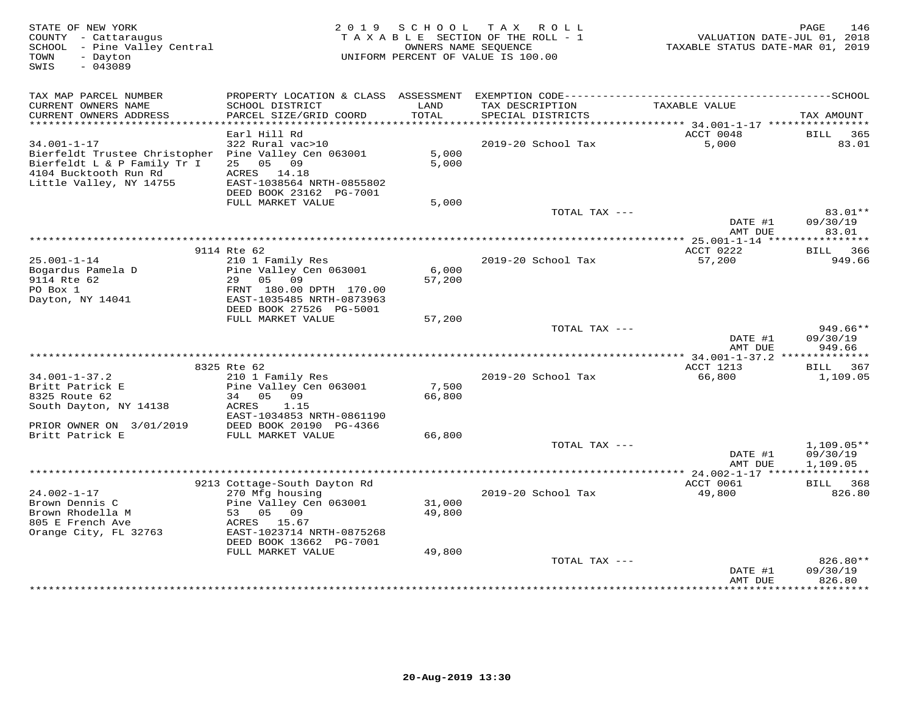STATE OF NEW YORK
COUNTY - Cattaraugus
SCHOOL - Pine Valley Central
TOWN - Dayton
SWIS - 043089

2019 SCHOOL TAX ROLL
TAXABLE SECTION OF THE ROLL - 1
OWNERS NAME SEQUENCE
UNIFORM PERCENT OF VALUE IS 100.00

VALUATION DATE-JUL 01, 2018
TAXABLE STATUS DATE-MAR 01, 2019

| TAX MAP PARCEL NUMBER / CURRENT OWNERS NAME / CURRENT OWNERS ADDRESS | PROPERTY LOCATION & CLASS / SCHOOL DISTRICT / PARCEL SIZE/GRID COORD | ASSESSMENT LAND / TOTAL | EXEMPTION CODE / TAX DESCRIPTION / SPECIAL DISTRICTS | TAXABLE VALUE | TAX AMOUNT |
|---|---|---|---|---|---|
| 34.001-1-17 | Earl Hill Rd | | | ACCT 0048 | BILL 365 |
| Bierfeldt Trustee Christopher | 322 Rural vac>10 | | 2019-20 School Tax | 5,000 | 83.01 |
| Bierfeldt L & P Family Tr I | Pine Valley Cen 063001 | 5,000 | | | |
| 4104 Bucktooth Run Rd | 25 05 09 | 5,000 | | | |
| Little Valley, NY 14755 | ACRES 14.18 | | | | |
| | EAST-1038564 NRTH-0855802 | | | | |
| | DEED BOOK 23162 PG-7001 | | | | |
| | FULL MARKET VALUE | 5,000 | | | |
| | | | TOTAL TAX --- | | 83.01** |
| | | | | DATE #1 | 09/30/19 |
| | | | | AMT DUE | 83.01 |
| 25.001-1-14 | 9114 Rte 62 | | | ACCT 0222 | BILL 366 |
| Bogardus Pamela D | 210 1 Family Res | | 2019-20 School Tax | 57,200 | 949.66 |
| 9114 Rte 62 | Pine Valley Cen 063001 | 6,000 | | | |
| PO Box 1 | 29 05 09 | 57,200 | | | |
| Dayton, NY 14041 | FRNT 180.00 DPTH 170.00 | | | | |
| | EAST-1035485 NRTH-0873963 | | | | |
| | DEED BOOK 27526 PG-5001 | | | | |
| | FULL MARKET VALUE | 57,200 | | | |
| | | | TOTAL TAX --- | | 949.66** |
| | | | | DATE #1 | 09/30/19 |
| | | | | AMT DUE | 949.66 |
| 34.001-1-37.2 | 8325 Rte 62 | | | ACCT 1213 | BILL 367 |
| Britt Patrick E | 210 1 Family Res | | 2019-20 School Tax | 66,800 | 1,109.05 |
| 8325 Route 62 | Pine Valley Cen 063001 | 7,500 | | | |
| South Dayton, NY 14138 | 34 05 09 | 66,800 | | | |
| | ACRES 1.15 | | | | |
| | EAST-1034853 NRTH-0861190 | | | | |
| PRIOR OWNER ON 3/01/2019 | DEED BOOK 20190 PG-4366 | | | | |
| Britt Patrick E | FULL MARKET VALUE | 66,800 | | | |
| | | | TOTAL TAX --- | | 1,109.05** |
| | | | | DATE #1 | 09/30/19 |
| | | | | AMT DUE | 1,109.05 |
| 24.002-1-17 | 9213 Cottage-South Dayton Rd | | | ACCT 0061 | BILL 368 |
| Brown Dennis C | 270 Mfg housing | | 2019-20 School Tax | 49,800 | 826.80 |
| Brown Rhodella M | Pine Valley Cen 063001 | 31,000 | | | |
| 805 E French Ave | 53 05 09 | 49,800 | | | |
| Orange City, FL 32763 | ACRES 15.67 | | | | |
| | EAST-1023714 NRTH-0875268 | | | | |
| | DEED BOOK 13662 PG-7001 | | | | |
| | FULL MARKET VALUE | 49,800 | | | |
| | | | TOTAL TAX --- | | 826.80** |
| | | | | DATE #1 | 09/30/19 |
| | | | | AMT DUE | 826.80 |

20-Aug-2019 13:30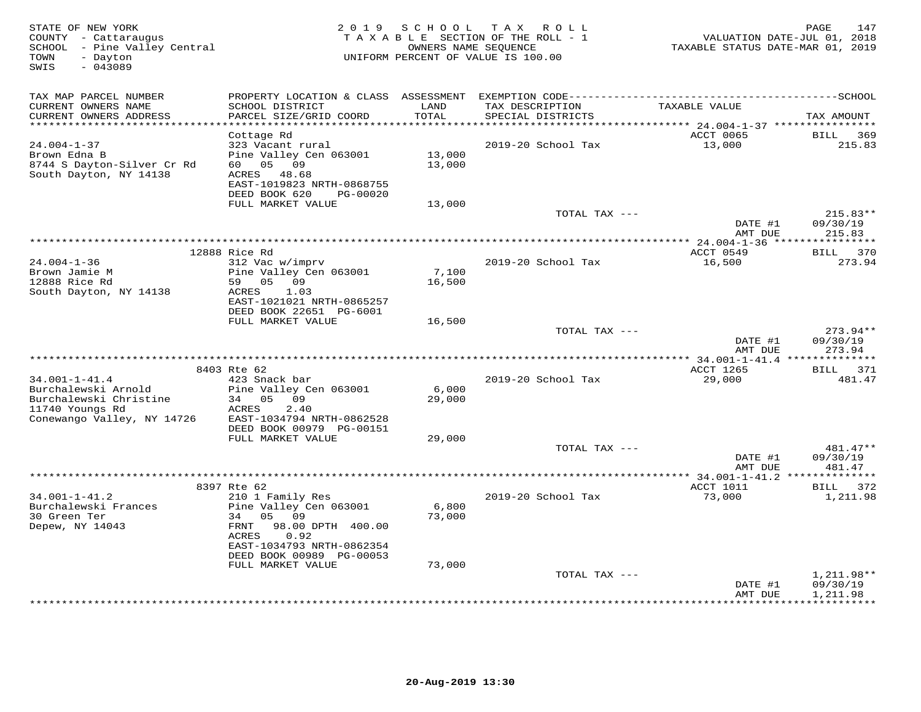STATE OF NEW YORK
COUNTY - Cattaraugus
SCHOOL - Pine Valley Central
TOWN - Dayton
SWIS - 043089

2019 SCHOOL TAX ROLL
TAXABLE SECTION OF THE ROLL - 1
OWNERS NAME SEQUENCE
UNIFORM PERCENT OF VALUE IS 100.00

VALUATION DATE-JUL 01, 2018
TAXABLE STATUS DATE-MAR 01, 2019

| TAX MAP PARCEL NUMBER / CURRENT OWNERS NAME / CURRENT OWNERS ADDRESS | PROPERTY LOCATION & CLASS / SCHOOL DISTRICT / PARCEL SIZE/GRID COORD | ASSESSMENT LAND / TOTAL | EXEMPTION CODE / TAX DESCRIPTION / SPECIAL DISTRICTS | TAXABLE VALUE | TAX AMOUNT |
|---|---|---|---|---|---|
| 24.004-1-37 | Cottage Rd | | | ACCT 0065 | BILL 369 |
| 24.004-1-37 | 323 Vacant rural | | 2019-20 School Tax | 13,000 | 215.83 |
| Brown Edna B | Pine Valley Cen 063001 | 13,000 | | | |
| 8744 S Dayton-Silver Cr Rd | 60 05 09 | 13,000 | | | |
| South Dayton, NY 14138 | ACRES 48.68 | | | | |
| | EAST-1019823 NRTH-0868755 | | | | |
| | DEED BOOK 620 PG-00020 | | | | |
| | FULL MARKET VALUE | 13,000 | | | |
| | | | TOTAL TAX --- | | 215.83** |
| | | | | DATE #1 | 09/30/19 |
| | | | | AMT DUE | 215.83 |
| 24.004-1-36 | 12888 Rice Rd | | | ACCT 0549 | BILL 370 |
| 24.004-1-36 | 312 Vac w/imprv | | 2019-20 School Tax | 16,500 | 273.94 |
| Brown Jamie M | Pine Valley Cen 063001 | 7,100 | | | |
| 12888 Rice Rd | 59 05 09 | 16,500 | | | |
| South Dayton, NY 14138 | ACRES 1.03 | | | | |
| | EAST-1021021 NRTH-0865257 | | | | |
| | DEED BOOK 22651 PG-6001 | | | | |
| | FULL MARKET VALUE | 16,500 | | | |
| | | | TOTAL TAX --- | | 273.94** |
| | | | | DATE #1 | 09/30/19 |
| | | | | AMT DUE | 273.94 |
| 34.001-1-41.4 | 8403 Rte 62 | | | ACCT 1265 | BILL 371 |
| 34.001-1-41.4 | 423 Snack bar | | 2019-20 School Tax | 29,000 | 481.47 |
| Burchalewski Arnold | Pine Valley Cen 063001 | 6,000 | | | |
| Burchalewski Christine | 34 05 09 | 29,000 | | | |
| 11740 Youngs Rd | ACRES 2.40 | | | | |
| Conewango Valley, NY 14726 | EAST-1034794 NRTH-0862528 | | | | |
| | DEED BOOK 00979 PG-00151 | | | | |
| | FULL MARKET VALUE | 29,000 | | | |
| | | | TOTAL TAX --- | | 481.47** |
| | | | | DATE #1 | 09/30/19 |
| | | | | AMT DUE | 481.47 |
| 34.001-1-41.2 | 8397 Rte 62 | | | ACCT 1011 | BILL 372 |
| 34.001-1-41.2 | 210 1 Family Res | | 2019-20 School Tax | 73,000 | 1,211.98 |
| Burchalewski Frances | Pine Valley Cen 063001 | 6,800 | | | |
| 30 Green Ter | 34 05 09 | 73,000 | | | |
| Depew, NY 14043 | FRNT 98.00 DPTH 400.00 | | | | |
| | ACRES 0.92 | | | | |
| | EAST-1034793 NRTH-0862354 | | | | |
| | DEED BOOK 00989 PG-00053 | | | | |
| | FULL MARKET VALUE | 73,000 | | | |
| | | | TOTAL TAX --- | | 1,211.98** |
| | | | | DATE #1 | 09/30/19 |
| | | | | AMT DUE | 1,211.98 |

20-Aug-2019 13:30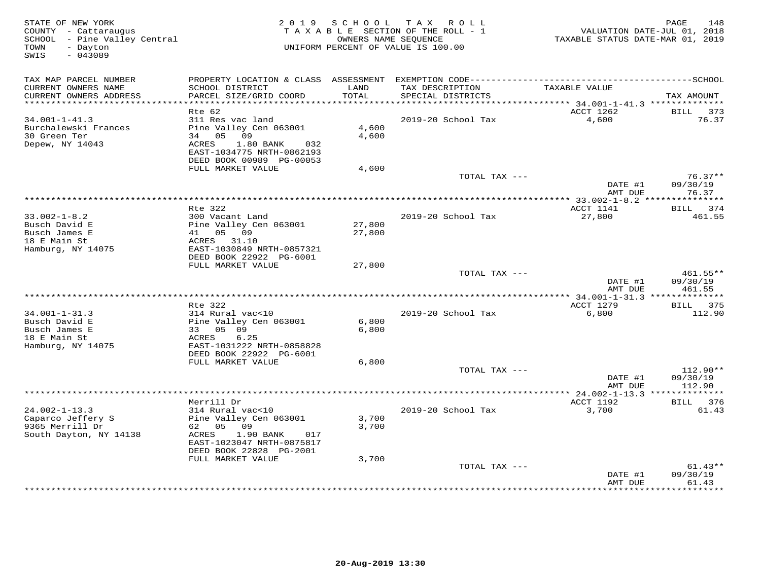STATE OF NEW YORK
COUNTY - Cattaraugus
SCHOOL - Pine Valley Central
TOWN - Dayton
SWIS - 043089

2019 SCHOOL TAX ROLL
TAXABLE SECTION OF THE ROLL - 1
OWNERS NAME SEQUENCE
UNIFORM PERCENT OF VALUE IS 100.00

VALUATION DATE-JUL 01, 2018
TAXABLE STATUS DATE-MAR 01, 2019

| TAX MAP PARCEL NUMBER / CURRENT OWNERS NAME / CURRENT OWNERS ADDRESS | PROPERTY LOCATION & CLASS / SCHOOL DISTRICT / PARCEL SIZE/GRID COORD | ASSESSMENT LAND / TOTAL | EXEMPTION CODE / TAX DESCRIPTION / SPECIAL DISTRICTS | TAXABLE VALUE | TAX AMOUNT |
|---|---|---|---|---|---|
| 34.001-1-41.3 | Rte 62 | | | ACCT 1262 | BILL 373 |
| Burchalewski Frances | 311 Res vac land | | | | |
| 30 Green Ter | Pine Valley Cen 063001 | 4,600 | 2019-20 School Tax | 4,600 | 76.37 |
| Depew, NY 14043 | 34 05 09 | 4,600 | | | |
| | ACRES 1.80 BANK 032 | | | | |
| | EAST-1034775 NRTH-0862193 | | | | |
| | DEED BOOK 00989 PG-00053 | | | | |
| | FULL MARKET VALUE | 4,600 | | | |
| | | | TOTAL TAX --- | | 76.37** |
| | | | | DATE #1 | 09/30/19 |
| | | | | AMT DUE | 76.37 |
| 33.002-1-8.2 | Rte 322 | | | ACCT 1141 | BILL 374 |
| Busch David E | 300 Vacant Land | | | | |
| Busch James E | Pine Valley Cen 063001 | 27,800 | 2019-20 School Tax | 27,800 | 461.55 |
| 18 E Main St | 41 05 09 | 27,800 | | | |
| Hamburg, NY 14075 | ACRES 31.10 | | | | |
| | EAST-1030849 NRTH-0857321 | | | | |
| | DEED BOOK 22922 PG-6001 | | | | |
| | FULL MARKET VALUE | 27,800 | | | |
| | | | TOTAL TAX --- | | 461.55** |
| | | | | DATE #1 | 09/30/19 |
| | | | | AMT DUE | 461.55 |
| 34.001-1-31.3 | Rte 322 | | | ACCT 1279 | BILL 375 |
| Busch David E | 314 Rural vac<10 | | | | |
| Busch James E | Pine Valley Cen 063001 | 6,800 | 2019-20 School Tax | 6,800 | 112.90 |
| 18 E Main St | 33 05 09 | 6,800 | | | |
| Hamburg, NY 14075 | ACRES 6.25 | | | | |
| | EAST-1031222 NRTH-0858828 | | | | |
| | DEED BOOK 22922 PG-6001 | | | | |
| | FULL MARKET VALUE | 6,800 | | | |
| | | | TOTAL TAX --- | | 112.90** |
| | | | | DATE #1 | 09/30/19 |
| | | | | AMT DUE | 112.90 |
| 24.002-1-13.3 | Merrill Dr | | | ACCT 1192 | BILL 376 |
| Caparco Jeffery S | 314 Rural vac<10 | | | | |
| 9365 Merrill Dr | Pine Valley Cen 063001 | 3,700 | 2019-20 School Tax | 3,700 | 61.43 |
| South Dayton, NY 14138 | 62 05 09 | 3,700 | | | |
| | ACRES 1.90 BANK 017 | | | | |
| | EAST-1023047 NRTH-0875817 | | | | |
| | DEED BOOK 22828 PG-2001 | | | | |
| | FULL MARKET VALUE | 3,700 | | | |
| | | | TOTAL TAX --- | | 61.43** |
| | | | | DATE #1 | 09/30/19 |
| | | | | AMT DUE | 61.43 |

20-Aug-2019 13:30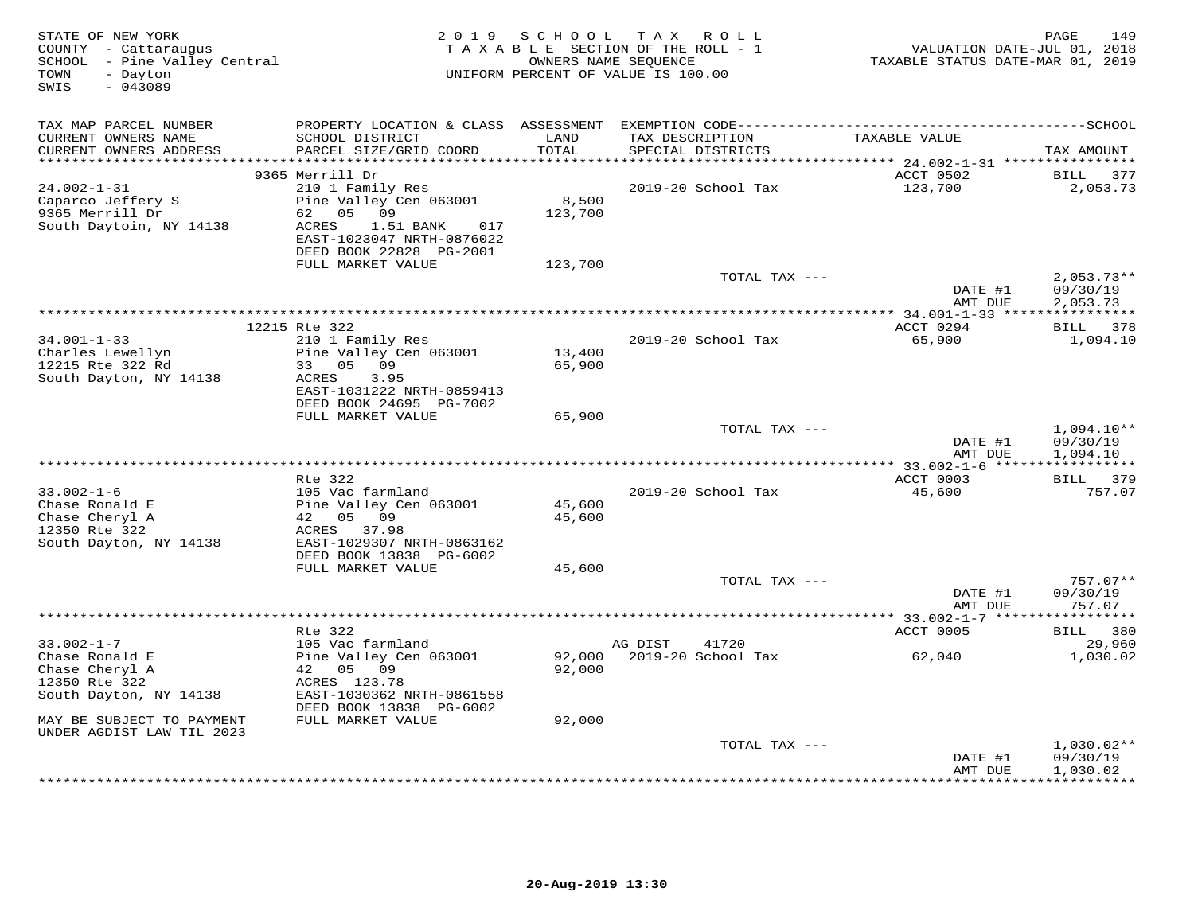STATE OF NEW YORK
COUNTY - Cattaraugus
SCHOOL - Pine Valley Central
TOWN - Dayton
SWIS - 043089

2019 SCHOOL TAX ROLL
TAXABLE SECTION OF THE ROLL - 1
OWNERS NAME SEQUENCE
UNIFORM PERCENT OF VALUE IS 100.00

VALUATION DATE-JUL 01, 2018
TAXABLE STATUS DATE-MAR 01, 2019

| TAX MAP PARCEL NUMBER / CURRENT OWNERS NAME / CURRENT OWNERS ADDRESS | PROPERTY LOCATION & CLASS / SCHOOL DISTRICT / PARCEL SIZE/GRID COORD | ASSESSMENT LAND / TOTAL | EXEMPTION CODE / TAX DESCRIPTION / SPECIAL DISTRICTS | TAXABLE VALUE | SCHOOL TAX AMOUNT |
|---|---|---|---|---|---|
| | 9365 Merrill Dr | | | ACCT 0502 | BILL 377 |
| 24.002-1-31 | 210 1 Family Res | | 2019-20 School Tax | 123,700 | 2,053.73 |
| Caparco Jeffery S | Pine Valley Cen 063001 | 8,500 | | | |
| 9365 Merrill Dr | 62 05 09 | 123,700 | | | |
| South Daytoin, NY 14138 | ACRES 1.51 BANK 017 | | | | |
| | EAST-1023047 NRTH-0876022 | | | | |
| | DEED BOOK 22828 PG-2001 | | | | |
| | FULL MARKET VALUE | 123,700 | | | |
| | | | TOTAL TAX --- | | 2,053.73** |
| | | | | DATE #1 | 09/30/19 |
| | | | | AMT DUE | 2,053.73 |
| | 12215 Rte 322 | | | ACCT 0294 | BILL 378 |
| 34.001-1-33 | 210 1 Family Res | | 2019-20 School Tax | 65,900 | 1,094.10 |
| Charles Lewellyn | Pine Valley Cen 063001 | 13,400 | | | |
| 12215 Rte 322 Rd | 33 05 09 | 65,900 | | | |
| South Dayton, NY 14138 | ACRES 3.95 | | | | |
| | EAST-1031222 NRTH-0859413 | | | | |
| | DEED BOOK 24695 PG-7002 | | | | |
| | FULL MARKET VALUE | 65,900 | | | |
| | | | TOTAL TAX --- | | 1,094.10** |
| | | | | DATE #1 | 09/30/19 |
| | | | | AMT DUE | 1,094.10 |
| | Rte 322 | | | ACCT 0003 | BILL 379 |
| 33.002-1-6 | 105 Vac farmland | | 2019-20 School Tax | 45,600 | 757.07 |
| Chase Ronald E | Pine Valley Cen 063001 | 45,600 | | | |
| Chase Cheryl A | 42 05 09 | 45,600 | | | |
| 12350 Rte 322 | ACRES 37.98 | | | | |
| South Dayton, NY 14138 | EAST-1029307 NRTH-0863162 | | | | |
| | DEED BOOK 13838 PG-6002 | | | | |
| | FULL MARKET VALUE | 45,600 | | | |
| | | | TOTAL TAX --- | | 757.07** |
| | | | | DATE #1 | 09/30/19 |
| | | | | AMT DUE | 757.07 |
| | Rte 322 | | | ACCT 0005 | BILL 380 |
| 33.002-1-7 | 105 Vac farmland | | AG DIST 41720 | | 29,960 |
| Chase Ronald E | Pine Valley Cen 063001 | 92,000 | 2019-20 School Tax | 62,040 | 1,030.02 |
| Chase Cheryl A | 42 05 09 | 92,000 | | | |
| 12350 Rte 322 | ACRES 123.78 | | | | |
| South Dayton, NY 14138 | EAST-1030362 NRTH-0861558 | | | | |
| | DEED BOOK 13838 PG-6002 | | | | |
| MAY BE SUBJECT TO PAYMENT | FULL MARKET VALUE | 92,000 | | | |
| UNDER AGDIST LAW TIL 2023 | | | | | |
| | | | TOTAL TAX --- | | 1,030.02** |
| | | | | DATE #1 | 09/30/19 |
| | | | | AMT DUE | 1,030.02 |

20-Aug-2019 13:30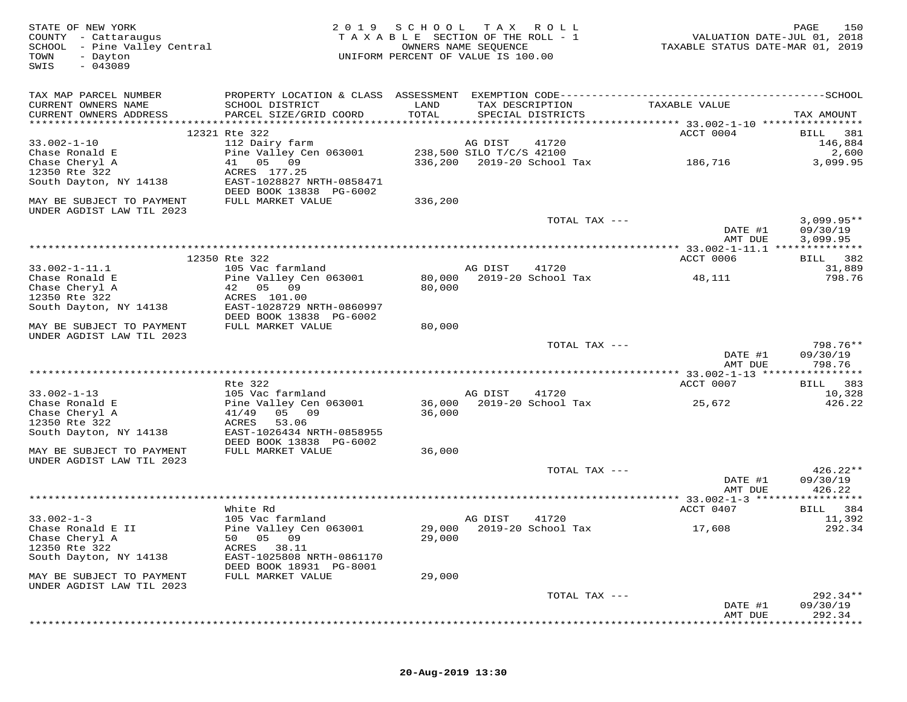STATE OF NEW YORK
COUNTY - Cattaraugus
SCHOOL - Pine Valley Central
TOWN - Dayton
SWIS - 043089

2019 SCHOOL TAX ROLL
TAXABLE SECTION OF THE ROLL - 1
OWNERS NAME SEQUENCE
UNIFORM PERCENT OF VALUE IS 100.00

VALUATION DATE-JUL 01, 2018
TAXABLE STATUS DATE-MAR 01, 2019

| TAX MAP PARCEL NUMBER / CURRENT OWNERS NAME / CURRENT OWNERS ADDRESS | PROPERTY LOCATION & CLASS / SCHOOL DISTRICT / PARCEL SIZE/GRID COORD | ASSESSMENT LAND / TOTAL | EXEMPTION CODE / TAX DESCRIPTION / SPECIAL DISTRICTS | TAXABLE VALUE | TAX AMOUNT |
|---|---|---|---|---|---|
| 33.002-1-10 | 12321 Rte 322 | | | ACCT 0004 | BILL 381 |
| Chase Ronald E | 112 Dairy farm | | AG DIST 41720 | | 146,884 |
| Chase Cheryl A | Pine Valley Cen 063001 | 238,500 | SILO T/C/S 42100 | | 2,600 |
| 12350 Rte 322 | 41 05 09 | 336,200 | 2019-20 School Tax | 186,716 | 3,099.95 |
| South Dayton, NY 14138 | ACRES 177.25 | | | | |
| | EAST-1028827 NRTH-0858471 | | | | |
| | DEED BOOK 13838 PG-6002 | | | | |
| MAY BE SUBJECT TO PAYMENT UNDER AGDIST LAW TIL 2023 | FULL MARKET VALUE | 336,200 | | | |
| | | | TOTAL TAX --- | | 3,099.95** |
| | | | | DATE #1 | 09/30/19 |
| | | | | AMT DUE | 3,099.95 |
| 33.002-1-11.1 | 12350 Rte 322 | | | ACCT 0006 | BILL 382 |
| Chase Ronald E | 105 Vac farmland | | AG DIST 41720 | | 31,889 |
| Chase Cheryl A | Pine Valley Cen 063001 | 80,000 | 2019-20 School Tax | 48,111 | 798.76 |
| 12350 Rte 322 | 42 05 09 | 80,000 | | | |
| South Dayton, NY 14138 | ACRES 101.00 | | | | |
| | EAST-1028729 NRTH-0860997 | | | | |
| | DEED BOOK 13838 PG-6002 | | | | |
| MAY BE SUBJECT TO PAYMENT UNDER AGDIST LAW TIL 2023 | FULL MARKET VALUE | 80,000 | | | |
| | | | TOTAL TAX --- | | 798.76** |
| | | | | DATE #1 | 09/30/19 |
| | | | | AMT DUE | 798.76 |
| 33.002-1-13 | Rte 322 | | | ACCT 0007 | BILL 383 |
| Chase Ronald E | 105 Vac farmland | | AG DIST 41720 | | 10,328 |
| Chase Cheryl A | Pine Valley Cen 063001 | 36,000 | 2019-20 School Tax | 25,672 | 426.22 |
| 12350 Rte 322 | 41/49 05 09 | 36,000 | | | |
| South Dayton, NY 14138 | ACRES 53.06 | | | | |
| | EAST-1026434 NRTH-0858955 | | | | |
| | DEED BOOK 13838 PG-6002 | | | | |
| MAY BE SUBJECT TO PAYMENT UNDER AGDIST LAW TIL 2023 | FULL MARKET VALUE | 36,000 | | | |
| | | | TOTAL TAX --- | | 426.22** |
| | | | | DATE #1 | 09/30/19 |
| | | | | AMT DUE | 426.22 |
| 33.002-1-3 | White Rd | | | ACCT 0407 | BILL 384 |
| Chase Ronald E II | 105 Vac farmland | | AG DIST 41720 | | 11,392 |
| Chase Cheryl A | Pine Valley Cen 063001 | 29,000 | 2019-20 School Tax | 17,608 | 292.34 |
| 12350 Rte 322 | 50 05 09 | 29,000 | | | |
| South Dayton, NY 14138 | ACRES 38.11 | | | | |
| | EAST-1025808 NRTH-0861170 | | | | |
| | DEED BOOK 18931 PG-8001 | | | | |
| MAY BE SUBJECT TO PAYMENT UNDER AGDIST LAW TIL 2023 | FULL MARKET VALUE | 29,000 | | | |
| | | | TOTAL TAX --- | | 292.34** |
| | | | | DATE #1 | 09/30/19 |
| | | | | AMT DUE | 292.34 |

20-Aug-2019 13:30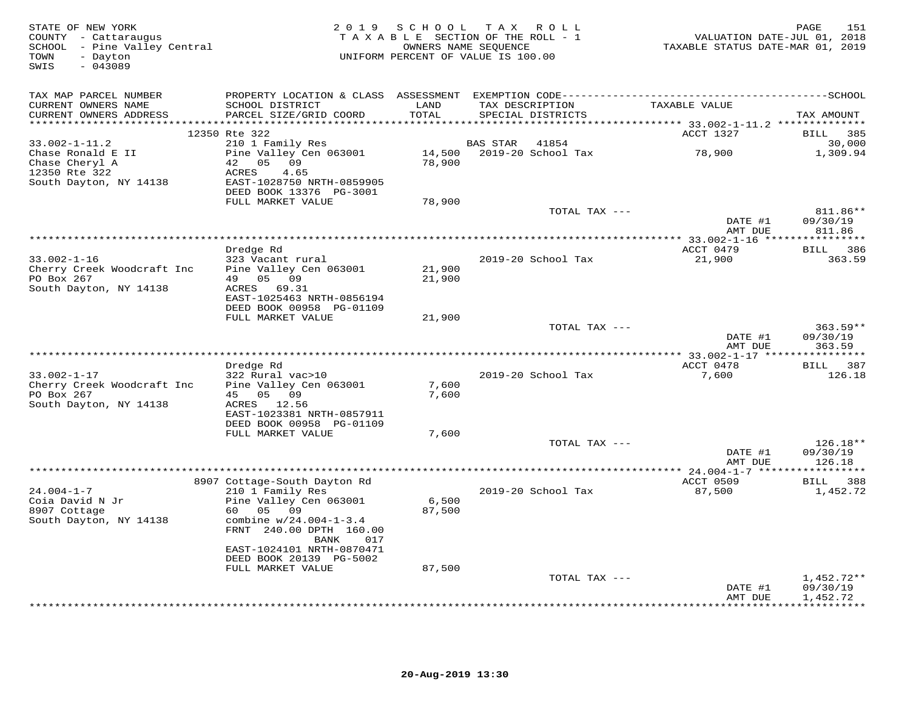STATE OF NEW YORK
COUNTY - Cattaraugus
SCHOOL - Pine Valley Central
TOWN - Dayton
SWIS - 043089

2019 SCHOOL TAX ROLL
TAXABLE SECTION OF THE ROLL - 1
OWNERS NAME SEQUENCE
UNIFORM PERCENT OF VALUE IS 100.00

VALUATION DATE-JUL 01, 2018
TAXABLE STATUS DATE-MAR 01, 2019

| TAX MAP PARCEL NUMBER / CURRENT OWNERS NAME / CURRENT OWNERS ADDRESS | PROPERTY LOCATION & CLASS / SCHOOL DISTRICT / PARCEL SIZE/GRID COORD | ASSESSMENT LAND / TOTAL | EXEMPTION CODE / TAX DESCRIPTION / SPECIAL DISTRICTS | TAXABLE VALUE | TAX AMOUNT |
|---|---|---|---|---|---|
| | 12350 Rte 322 | | | ACCT 1327 | BILL 385 |
| 33.002-1-11.2 | 210 1 Family Res | | BAS STAR 41854 | | 30,000 |
| Chase Ronald E II | Pine Valley Cen 063001 | 14,500 | 2019-20 School Tax | 78,900 | 1,309.94 |
| Chase Cheryl A | 42 05 09 | 78,900 | | | |
| 12350 Rte 322 | ACRES 4.65 | | | | |
| South Dayton, NY 14138 | EAST-1028750 NRTH-0859905 | | | | |
| | DEED BOOK 13376 PG-3001 | | | | |
| | FULL MARKET VALUE | 78,900 | | | |
| | | | TOTAL TAX --- | | 811.86** |
| | | | | DATE #1 | 09/30/19 |
| | | | | AMT DUE | 811.86 |
| | Dredge Rd | | | ACCT 0479 | BILL 386 |
| 33.002-1-16 | 323 Vacant rural | | 2019-20 School Tax | 21,900 | 363.59 |
| Cherry Creek Woodcraft Inc | Pine Valley Cen 063001 | 21,900 | | | |
| PO Box 267 | 49 05 09 | 21,900 | | | |
| South Dayton, NY 14138 | ACRES 69.31 | | | | |
| | EAST-1025463 NRTH-0856194 | | | | |
| | DEED BOOK 00958 PG-01109 | | | | |
| | FULL MARKET VALUE | 21,900 | | | |
| | | | TOTAL TAX --- | | 363.59** |
| | | | | DATE #1 | 09/30/19 |
| | | | | AMT DUE | 363.59 |
| | Dredge Rd | | | ACCT 0478 | BILL 387 |
| 33.002-1-17 | 322 Rural vac>10 | | 2019-20 School Tax | 7,600 | 126.18 |
| Cherry Creek Woodcraft Inc | Pine Valley Cen 063001 | 7,600 | | | |
| PO Box 267 | 45 05 09 | 7,600 | | | |
| South Dayton, NY 14138 | ACRES 12.56 | | | | |
| | EAST-1023381 NRTH-0857911 | | | | |
| | DEED BOOK 00958 PG-01109 | | | | |
| | FULL MARKET VALUE | 7,600 | | | |
| | | | TOTAL TAX --- | | 126.18** |
| | | | | DATE #1 | 09/30/19 |
| | | | | AMT DUE | 126.18 |
| | 8907 Cottage-South Dayton Rd | | | ACCT 0509 | BILL 388 |
| 24.004-1-7 | 210 1 Family Res | | 2019-20 School Tax | 87,500 | 1,452.72 |
| Coia David N Jr | Pine Valley Cen 063001 | 6,500 | | | |
| 8907 Cottage | 60 05 09 | 87,500 | | | |
| South Dayton, NY 14138 | combine w/24.004-1-3.4 | | | | |
| | FRNT 240.00 DPTH 160.00 | | | | |
| | BANK 017 | | | | |
| | EAST-1024101 NRTH-0870471 | | | | |
| | DEED BOOK 20139 PG-5002 | | | | |
| | FULL MARKET VALUE | 87,500 | | | |
| | | | TOTAL TAX --- | | 1,452.72** |
| | | | | DATE #1 | 09/30/19 |
| | | | | AMT DUE | 1,452.72 |

20-Aug-2019 13:30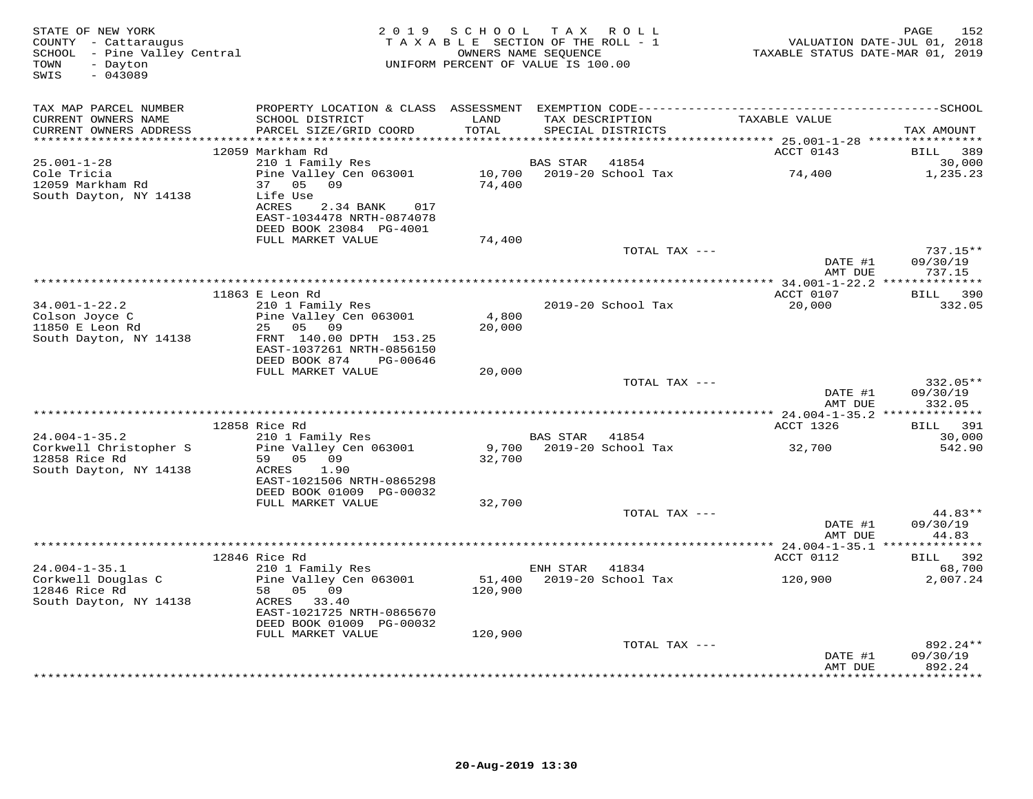STATE OF NEW YORK
COUNTY - Cattaraugus
SCHOOL - Pine Valley Central
TOWN - Dayton
SWIS - 043089

2019 SCHOOL TAX ROLL
TAXABLE SECTION OF THE ROLL - 1
OWNERS NAME SEQUENCE
UNIFORM PERCENT OF VALUE IS 100.00

VALUATION DATE-JUL 01, 2018
TAXABLE STATUS DATE-MAR 01, 2019

| TAX MAP PARCEL NUMBER / CURRENT OWNERS NAME / CURRENT OWNERS ADDRESS | PROPERTY LOCATION & CLASS / SCHOOL DISTRICT / PARCEL SIZE/GRID COORD | ASSESSMENT LAND / TOTAL | EXEMPTION CODE / TAX DESCRIPTION / SPECIAL DISTRICTS | TAXABLE VALUE | SCHOOL TAX AMOUNT |
|---|---|---|---|---|---|
| | 12059 Markham Rd | | | ACCT 0143 | BILL 389 |
| 25.001-1-28 | 210 1 Family Res | | BAS STAR 41854 | | 30,000 |
| Cole Tricia | Pine Valley Cen 063001 | 10,700 | 2019-20 School Tax | 74,400 | 1,235.23 |
| 12059 Markham Rd | 37 05 09 | 74,400 | | | |
| South Dayton, NY 14138 | Life Use | | | | |
| | ACRES 2.34 BANK 017 | | | | |
| | EAST-1034478 NRTH-0874078 | | | | |
| | DEED BOOK 23084 PG-4001 | | | | |
| | FULL MARKET VALUE | 74,400 | | | |
| | | | TOTAL TAX --- | | 737.15** |
| | | | | DATE #1 | 09/30/19 |
| | | | | AMT DUE | 737.15 |
| | 11863 E Leon Rd | | | ACCT 0107 | BILL 390 |
| 34.001-1-22.2 | 210 1 Family Res | | 2019-20 School Tax | 20,000 | 332.05 |
| Colson Joyce C | Pine Valley Cen 063001 | 4,800 | | | |
| 11850 E Leon Rd | 25 05 09 | 20,000 | | | |
| South Dayton, NY 14138 | FRNT 140.00 DPTH 153.25 | | | | |
| | EAST-1037261 NRTH-0856150 | | | | |
| | DEED BOOK 874 PG-00646 | | | | |
| | FULL MARKET VALUE | 20,000 | | | |
| | | | TOTAL TAX --- | | 332.05** |
| | | | | DATE #1 | 09/30/19 |
| | | | | AMT DUE | 332.05 |
| | 12858 Rice Rd | | | ACCT 1326 | BILL 391 |
| 24.004-1-35.2 | 210 1 Family Res | | BAS STAR 41854 | | 30,000 |
| Corkwell Christopher S | Pine Valley Cen 063001 | 9,700 | 2019-20 School Tax | 32,700 | 542.90 |
| 12858 Rice Rd | 59 05 09 | 32,700 | | | |
| South Dayton, NY 14138 | ACRES 1.90 | | | | |
| | EAST-1021506 NRTH-0865298 | | | | |
| | DEED BOOK 01009 PG-00032 | | | | |
| | FULL MARKET VALUE | 32,700 | | | |
| | | | TOTAL TAX --- | | 44.83** |
| | | | | DATE #1 | 09/30/19 |
| | | | | AMT DUE | 44.83 |
| | 12846 Rice Rd | | | ACCT 0112 | BILL 392 |
| 24.004-1-35.1 | 210 1 Family Res | | ENH STAR 41834 | | 68,700 |
| Corkwell Douglas C | Pine Valley Cen 063001 | 51,400 | 2019-20 School Tax | 120,900 | 2,007.24 |
| 12846 Rice Rd | 58 05 09 | 120,900 | | | |
| South Dayton, NY 14138 | ACRES 33.40 | | | | |
| | EAST-1021725 NRTH-0865670 | | | | |
| | DEED BOOK 01009 PG-00032 | | | | |
| | FULL MARKET VALUE | 120,900 | | | |
| | | | TOTAL TAX --- | | 892.24** |
| | | | | DATE #1 | 09/30/19 |
| | | | | AMT DUE | 892.24 |

20-Aug-2019 13:30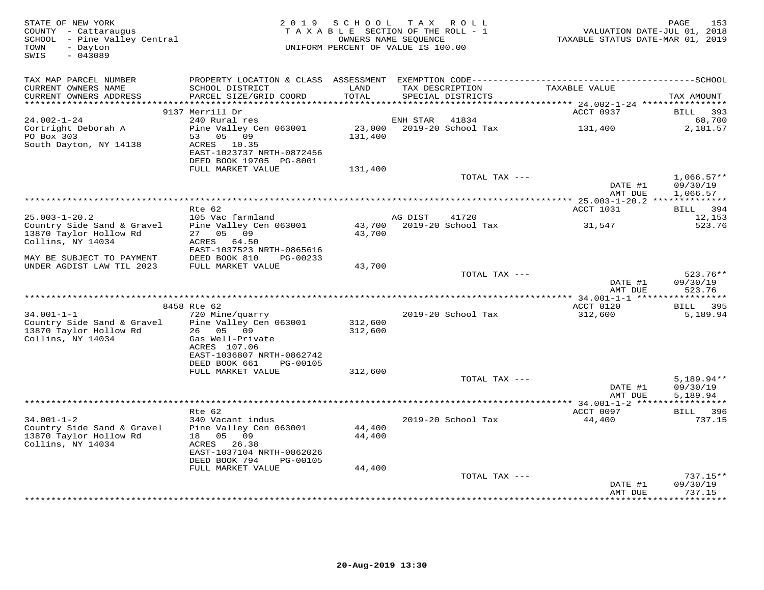STATE OF NEW YORK
COUNTY - Cattaraugus
SCHOOL - Pine Valley Central
TOWN - Dayton
SWIS - 043089

2019 SCHOOL TAX ROLL
TAXABLE SECTION OF THE ROLL - 1
OWNERS NAME SEQUENCE
UNIFORM PERCENT OF VALUE IS 100.00

VALUATION DATE-JUL 01, 2018
TAXABLE STATUS DATE-MAR 01, 2019

| TAX MAP PARCEL NUMBER / CURRENT OWNERS NAME / CURRENT OWNERS ADDRESS | PROPERTY LOCATION & CLASS / SCHOOL DISTRICT / PARCEL SIZE/GRID COORD | ASSESSMENT LAND / TOTAL | EXEMPTION CODE / TAX DESCRIPTION / SPECIAL DISTRICTS | TAXABLE VALUE | TAX AMOUNT |
|---|---|---|---|---|---|
| | 9137 Merrill Dr | | | ACCT 0937 | BILL 393 |
| 24.002-1-24 | 240 Rural res | | ENH STAR 41834 | | 68,700 |
| Cortright Deborah A | Pine Valley Cen 063001 | 23,000 | 2019-20 School Tax | 131,400 | 2,181.57 |
| PO Box 303 | 53 05 09 | 131,400 | | | |
| South Dayton, NY 14138 | ACRES 10.35 | | | | |
| | EAST-1023737 NRTH-0872456 | | | | |
| | DEED BOOK 19705 PG-8001 | | | | |
| | FULL MARKET VALUE | 131,400 | | | |
| | | | TOTAL TAX --- | | 1,066.57** |
| | | | | DATE #1 | 09/30/19 |
| | | | | AMT DUE | 1,066.57 |
| | Rte 62 | | | ACCT 1031 | BILL 394 |
| 25.003-1-20.2 | 105 Vac farmland | | AG DIST 41720 | | 12,153 |
| Country Side Sand & Gravel | Pine Valley Cen 063001 | 43,700 | 2019-20 School Tax | 31,547 | 523.76 |
| 13870 Taylor Hollow Rd | 27 05 09 | 43,700 | | | |
| Collins, NY 14034 | ACRES 64.50 | | | | |
| | EAST-1037523 NRTH-0865616 | | | | |
| MAY BE SUBJECT TO PAYMENT | DEED BOOK 810 PG-00233 | | | | |
| UNDER AGDIST LAW TIL 2023 | FULL MARKET VALUE | 43,700 | | | |
| | | | TOTAL TAX --- | | 523.76** |
| | | | | DATE #1 | 09/30/19 |
| | | | | AMT DUE | 523.76 |
| | 8458 Rte 62 | | | ACCT 0120 | BILL 395 |
| 34.001-1-1 | 720 Mine/quarry | | 2019-20 School Tax | 312,600 | 5,189.94 |
| Country Side Sand & Gravel | Pine Valley Cen 063001 | 312,600 | | | |
| 13870 Taylor Hollow Rd | 26 05 09 | 312,600 | | | |
| Collins, NY 14034 | Gas Well-Private | | | | |
| | ACRES 107.06 | | | | |
| | EAST-1036807 NRTH-0862742 | | | | |
| | DEED BOOK 661 PG-00105 | | | | |
| | FULL MARKET VALUE | 312,600 | | | |
| | | | TOTAL TAX --- | | 5,189.94** |
| | | | | DATE #1 | 09/30/19 |
| | | | | AMT DUE | 5,189.94 |
| | Rte 62 | | | ACCT 0097 | BILL 396 |
| 34.001-1-2 | 340 Vacant indus | | 2019-20 School Tax | 44,400 | 737.15 |
| Country Side Sand & Gravel | Pine Valley Cen 063001 | 44,400 | | | |
| 13870 Taylor Hollow Rd | 18 05 09 | 44,400 | | | |
| Collins, NY 14034 | ACRES 26.38 | | | | |
| | EAST-1037104 NRTH-0862026 | | | | |
| | DEED BOOK 794 PG-00105 | | | | |
| | FULL MARKET VALUE | 44,400 | | | |
| | | | TOTAL TAX --- | | 737.15** |
| | | | | DATE #1 | 09/30/19 |
| | | | | AMT DUE | 737.15 |

20-Aug-2019 13:30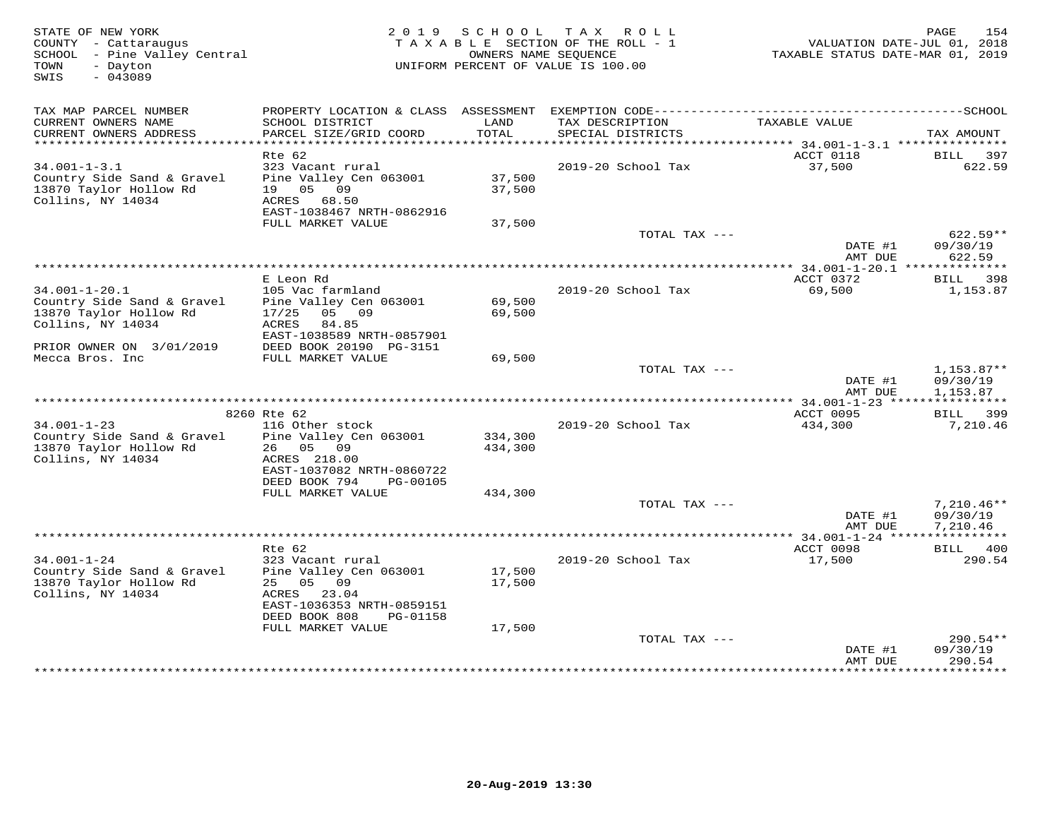STATE OF NEW YORK
COUNTY - Cattaraugus
SCHOOL - Pine Valley Central
TOWN - Dayton
SWIS - 043089

2019 SCHOOL TAX ROLL
TAXABLE SECTION OF THE ROLL - 1
OWNERS NAME SEQUENCE
UNIFORM PERCENT OF VALUE IS 100.00

VALUATION DATE-JUL 01, 2018
TAXABLE STATUS DATE-MAR 01, 2019

| TAX MAP PARCEL NUMBER / CURRENT OWNERS NAME / CURRENT OWNERS ADDRESS | PROPERTY LOCATION & CLASS / SCHOOL DISTRICT / PARCEL SIZE/GRID COORD | ASSESSMENT LAND / TOTAL | EXEMPTION CODE / TAX DESCRIPTION / SPECIAL DISTRICTS | TAXABLE VALUE | TAX AMOUNT |
|---|---|---|---|---|---|
| **34.001-1-3.1** | Rte 62 | | | ACCT 0118 | BILL 397 |
| 34.001-1-3.1 | 323 Vacant rural | | 2019-20 School Tax | 37,500 | 622.59 |
| Country Side Sand & Gravel | Pine Valley Cen 063001 | 37,500 | | | |
| 13870 Taylor Hollow Rd | 19 05 09 | 37,500 | | | |
| Collins, NY 14034 | ACRES 68.50 | | | | |
| | EAST-1038467 NRTH-0862916 | | | | |
| | FULL MARKET VALUE | 37,500 | | | |
| | | | TOTAL TAX --- | | 622.59** |
| | | | | DATE #1 | 09/30/19 |
| | | | | AMT DUE | 622.59 |
| **34.001-1-20.1** | E Leon Rd | | | ACCT 0372 | BILL 398 |
| 34.001-1-20.1 | 105 Vac farmland | | 2019-20 School Tax | 69,500 | 1,153.87 |
| Country Side Sand & Gravel | Pine Valley Cen 063001 | 69,500 | | | |
| 13870 Taylor Hollow Rd | 17/25 05 09 | 69,500 | | | |
| Collins, NY 14034 | ACRES 84.85 | | | | |
| | EAST-1038589 NRTH-0857901 | | | | |
| PRIOR OWNER ON 3/01/2019 | DEED BOOK 20190 PG-3151 | | | | |
| Mecca Bros. Inc | FULL MARKET VALUE | 69,500 | | | |
| | | | TOTAL TAX --- | | 1,153.87** |
| | | | | DATE #1 | 09/30/19 |
| | | | | AMT DUE | 1,153.87 |
| **34.001-1-23** | 8260 Rte 62 | | | ACCT 0095 | BILL 399 |
| 34.001-1-23 | 116 Other stock | | 2019-20 School Tax | 434,300 | 7,210.46 |
| Country Side Sand & Gravel | Pine Valley Cen 063001 | 334,300 | | | |
| 13870 Taylor Hollow Rd | 26 05 09 | 434,300 | | | |
| Collins, NY 14034 | ACRES 218.00 | | | | |
| | EAST-1037082 NRTH-0860722 | | | | |
| | DEED BOOK 794 PG-00105 | | | | |
| | FULL MARKET VALUE | 434,300 | | | |
| | | | TOTAL TAX --- | | 7,210.46** |
| | | | | DATE #1 | 09/30/19 |
| | | | | AMT DUE | 7,210.46 |
| **34.001-1-24** | Rte 62 | | | ACCT 0098 | BILL 400 |
| 34.001-1-24 | 323 Vacant rural | | 2019-20 School Tax | 17,500 | 290.54 |
| Country Side Sand & Gravel | Pine Valley Cen 063001 | 17,500 | | | |
| 13870 Taylor Hollow Rd | 25 05 09 | 17,500 | | | |
| Collins, NY 14034 | ACRES 23.04 | | | | |
| | EAST-1036353 NRTH-0859151 | | | | |
| | DEED BOOK 808 PG-01158 | | | | |
| | FULL MARKET VALUE | 17,500 | | | |
| | | | TOTAL TAX --- | | 290.54** |
| | | | | DATE #1 | 09/30/19 |
| | | | | AMT DUE | 290.54 |

20-Aug-2019 13:30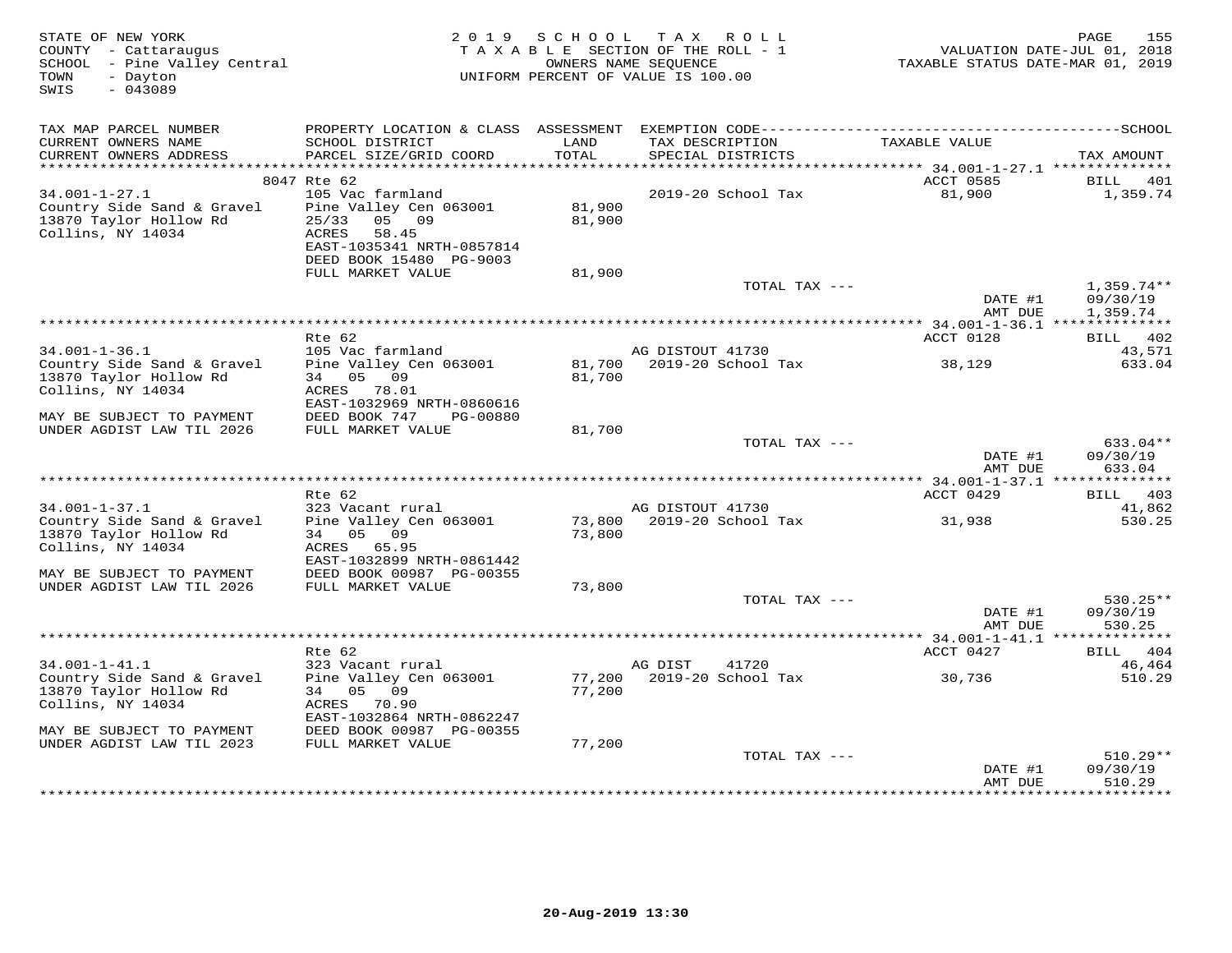STATE OF NEW YORK
COUNTY - Cattaraugus
SCHOOL - Pine Valley Central
TOWN - Dayton
SWIS - 043089

2019 SCHOOL TAX ROLL
TAXABLE SECTION OF THE ROLL - 1
OWNERS NAME SEQUENCE
UNIFORM PERCENT OF VALUE IS 100.00

VALUATION DATE-JUL 01, 2018
TAXABLE STATUS DATE-MAR 01, 2019

| TAX MAP PARCEL NUMBER / CURRENT OWNERS NAME / CURRENT OWNERS ADDRESS | PROPERTY LOCATION & CLASS / SCHOOL DISTRICT / PARCEL SIZE/GRID COORD | ASSESSMENT LAND / TOTAL | EXEMPTION CODE / TAX DESCRIPTION / SPECIAL DISTRICTS | TAXABLE VALUE | TAX AMOUNT |
|---|---|---|---|---|---|
| **34.001-1-27.1** | 8047 Rte 62 | | | ACCT 0585 | BILL 401 |
| 34.001-1-27.1 | 105 Vac farmland | | 2019-20 School Tax | 81,900 | 1,359.74 |
| Country Side Sand & Gravel | Pine Valley Cen 063001 | 81,900 | | | |
| 13870 Taylor Hollow Rd | 25/33 05 09 | 81,900 | | | |
| Collins, NY 14034 | ACRES 58.45 | | | | |
| | EAST-1035341 NRTH-0857814 | | | | |
| | DEED BOOK 15480 PG-9003 | | | | |
| | FULL MARKET VALUE | 81,900 | | | |
| | | | TOTAL TAX --- | | 1,359.74** |
| | | | | DATE #1 | 09/30/19 |
| | | | | AMT DUE | 1,359.74 |
| **34.001-1-36.1** | Rte 62 | | | ACCT 0128 | BILL 402 |
| 34.001-1-36.1 | 105 Vac farmland | | AG DISTOUT 41730 | | 43,571 |
| Country Side Sand & Gravel | Pine Valley Cen 063001 | 81,700 | 2019-20 School Tax | 38,129 | 633.04 |
| 13870 Taylor Hollow Rd | 34 05 09 | 81,700 | | | |
| Collins, NY 14034 | ACRES 78.01 | | | | |
| | EAST-1032969 NRTH-0860616 | | | | |
| MAY BE SUBJECT TO PAYMENT | DEED BOOK 747 PG-00880 | | | | |
| UNDER AGDIST LAW TIL 2026 | FULL MARKET VALUE | 81,700 | | | |
| | | | TOTAL TAX --- | | 633.04** |
| | | | | DATE #1 | 09/30/19 |
| | | | | AMT DUE | 633.04 |
| **34.001-1-37.1** | Rte 62 | | | ACCT 0429 | BILL 403 |
| 34.001-1-37.1 | 323 Vacant rural | | AG DISTOUT 41730 | | 41,862 |
| Country Side Sand & Gravel | Pine Valley Cen 063001 | 73,800 | 2019-20 School Tax | 31,938 | 530.25 |
| 13870 Taylor Hollow Rd | 34 05 09 | 73,800 | | | |
| Collins, NY 14034 | ACRES 65.95 | | | | |
| | EAST-1032899 NRTH-0861442 | | | | |
| MAY BE SUBJECT TO PAYMENT | DEED BOOK 00987 PG-00355 | | | | |
| UNDER AGDIST LAW TIL 2026 | FULL MARKET VALUE | 73,800 | | | |
| | | | TOTAL TAX --- | | 530.25** |
| | | | | DATE #1 | 09/30/19 |
| | | | | AMT DUE | 530.25 |
| **34.001-1-41.1** | Rte 62 | | | ACCT 0427 | BILL 404 |
| 34.001-1-41.1 | 323 Vacant rural | | AG DIST 41720 | | 46,464 |
| Country Side Sand & Gravel | Pine Valley Cen 063001 | 77,200 | 2019-20 School Tax | 30,736 | 510.29 |
| 13870 Taylor Hollow Rd | 34 05 09 | 77,200 | | | |
| Collins, NY 14034 | ACRES 70.90 | | | | |
| | EAST-1032864 NRTH-0862247 | | | | |
| MAY BE SUBJECT TO PAYMENT | DEED BOOK 00987 PG-00355 | | | | |
| UNDER AGDIST LAW TIL 2023 | FULL MARKET VALUE | 77,200 | | | |
| | | | TOTAL TAX --- | | 510.29** |
| | | | | DATE #1 | 09/30/19 |
| | | | | AMT DUE | 510.29 |

20-Aug-2019 13:30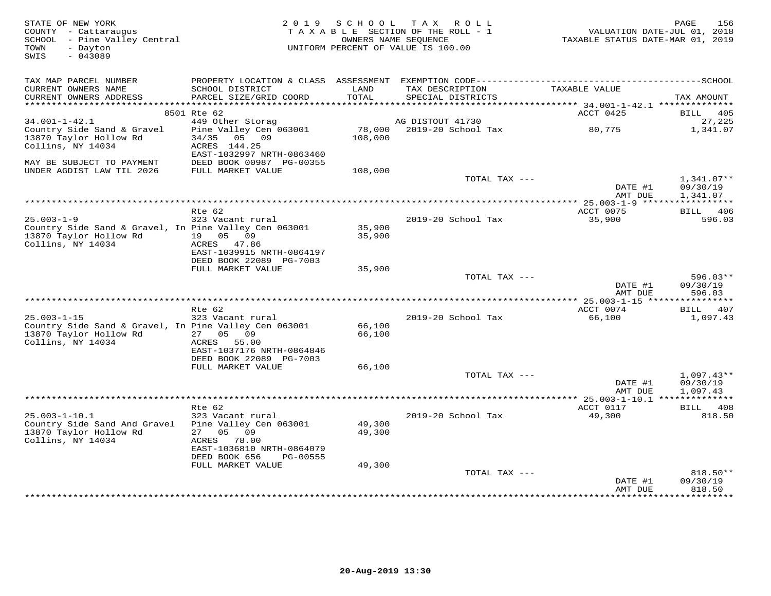STATE OF NEW YORK
COUNTY - Cattaraugus
SCHOOL - Pine Valley Central
TOWN - Dayton
SWIS - 043089

2 0 1 9 S C H O O L T A X R O L L
T A X A B L E SECTION OF THE ROLL - 1
OWNERS NAME SEQUENCE
UNIFORM PERCENT OF VALUE IS 100.00

VALUATION DATE-JUL 01, 2018
TAXABLE STATUS DATE-MAR 01, 2019

| TAX MAP PARCEL NUMBER / CURRENT OWNERS NAME / CURRENT OWNERS ADDRESS | PROPERTY LOCATION & CLASS / SCHOOL DISTRICT / PARCEL SIZE/GRID COORD | ASSESSMENT LAND / TOTAL | EXEMPTION CODE / TAX DESCRIPTION / SPECIAL DISTRICTS | TAXABLE VALUE | TAX AMOUNT |
|---|---|---|---|---|---|
| | 8501 Rte 62 | | | ACCT 0425 | BILL 405 |
| 34.001-1-42.1 | 449 Other Storag | | AG DISTOUT 41730 | | 27,225 |
| Country Side Sand & Gravel | Pine Valley Cen 063001 | 78,000 | 2019-20 School Tax | 80,775 | 1,341.07 |
| 13870 Taylor Hollow Rd | 34/35 05 09 | 108,000 | | | |
| Collins, NY 14034 | ACRES 144.25 | | | | |
| | EAST-1032997 NRTH-0863460 | | | | |
| MAY BE SUBJECT TO PAYMENT | DEED BOOK 00987 PG-00355 | | | | |
| UNDER AGDIST LAW TIL 2026 | FULL MARKET VALUE | 108,000 | | | |
| | | | TOTAL TAX --- | | 1,341.07** |
| | | | | DATE #1 | 09/30/19 |
| | | | | AMT DUE | 1,341.07 |
| | Rte 62 | | | ACCT 0075 | BILL 406 |
| 25.003-1-9 | 323 Vacant rural | | 2019-20 School Tax | 35,900 | 596.03 |
| Country Side Sand & Gravel, In | Pine Valley Cen 063001 | 35,900 | | | |
| 13870 Taylor Hollow Rd | 19 05 09 | 35,900 | | | |
| Collins, NY 14034 | ACRES 47.86 | | | | |
| | EAST-1039915 NRTH-0864197 | | | | |
| | DEED BOOK 22089 PG-7003 | | | | |
| | FULL MARKET VALUE | 35,900 | | | |
| | | | TOTAL TAX --- | | 596.03** |
| | | | | DATE #1 | 09/30/19 |
| | | | | AMT DUE | 596.03 |
| | Rte 62 | | | ACCT 0074 | BILL 407 |
| 25.003-1-15 | 323 Vacant rural | | 2019-20 School Tax | 66,100 | 1,097.43 |
| Country Side Sand & Gravel, In | Pine Valley Cen 063001 | 66,100 | | | |
| 13870 Taylor Hollow Rd | 27 05 09 | 66,100 | | | |
| Collins, NY 14034 | ACRES 55.00 | | | | |
| | EAST-1037176 NRTH-0864846 | | | | |
| | DEED BOOK 22089 PG-7003 | | | | |
| | FULL MARKET VALUE | 66,100 | | | |
| | | | TOTAL TAX --- | | 1,097.43** |
| | | | | DATE #1 | 09/30/19 |
| | | | | AMT DUE | 1,097.43 |
| | Rte 62 | | | ACCT 0117 | BILL 408 |
| 25.003-1-10.1 | 323 Vacant rural | | 2019-20 School Tax | 49,300 | 818.50 |
| Country Side Sand And Gravel | Pine Valley Cen 063001 | 49,300 | | | |
| 13870 Taylor Hollow Rd | 27 05 09 | 49,300 | | | |
| Collins, NY 14034 | ACRES 78.00 | | | | |
| | EAST-1036810 NRTH-0864079 | | | | |
| | DEED BOOK 656 PG-00555 | | | | |
| | FULL MARKET VALUE | 49,300 | | | |
| | | | TOTAL TAX --- | | 818.50** |
| | | | | DATE #1 | 09/30/19 |
| | | | | AMT DUE | 818.50 |

20-Aug-2019 13:30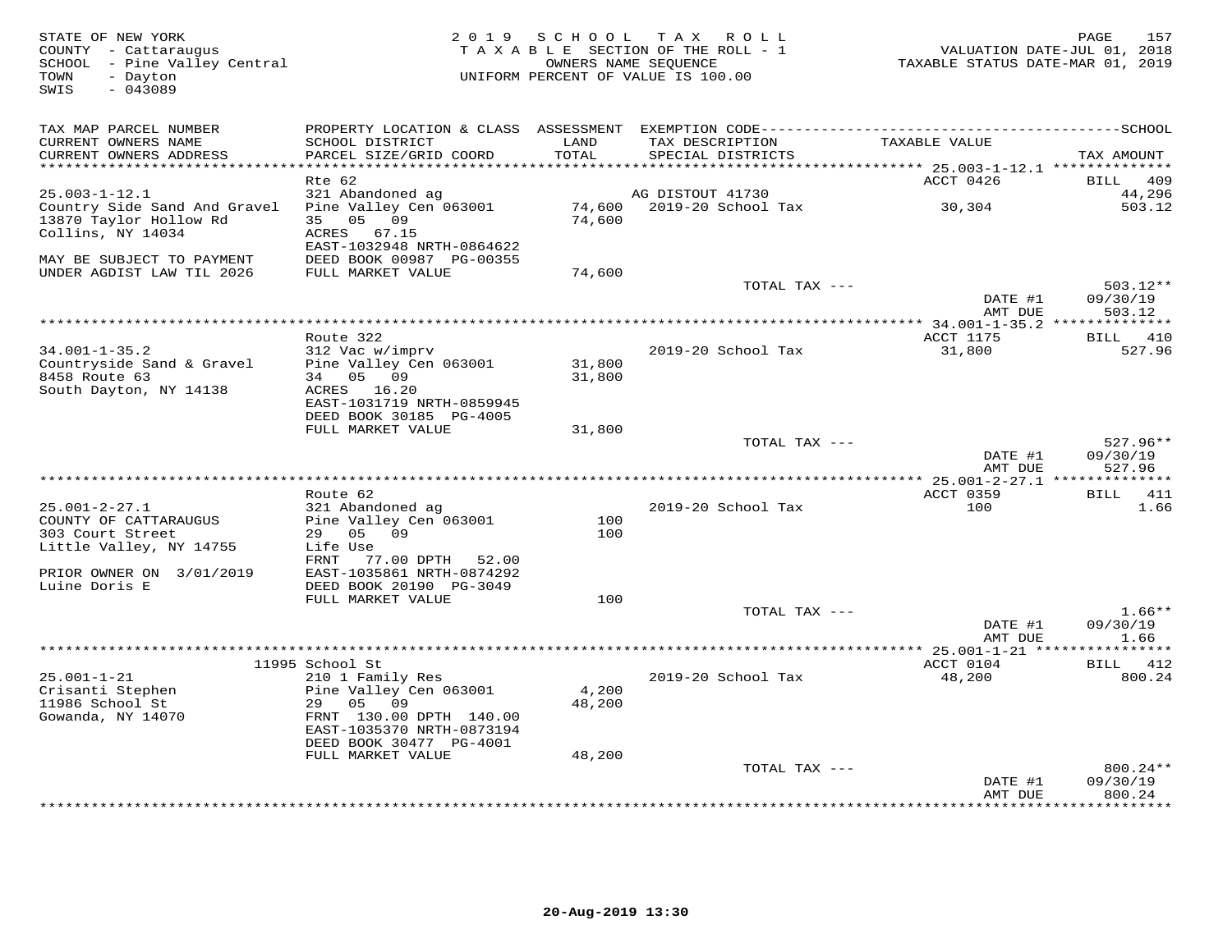STATE OF NEW YORK
COUNTY - Cattaraugus
SCHOOL - Pine Valley Central
TOWN - Dayton
SWIS - 043089

2019 SCHOOL TAX ROLL
TAXABLE SECTION OF THE ROLL - 1
OWNERS NAME SEQUENCE
UNIFORM PERCENT OF VALUE IS 100.00

VALUATION DATE-JUL 01, 2018
TAXABLE STATUS DATE-MAR 01, 2019

| TAX MAP PARCEL NUMBER / CURRENT OWNERS NAME / CURRENT OWNERS ADDRESS | PROPERTY LOCATION & CLASS / SCHOOL DISTRICT / PARCEL SIZE/GRID COORD | ASSESSMENT LAND / TOTAL | EXEMPTION CODE / TAX DESCRIPTION / SPECIAL DISTRICTS | TAXABLE VALUE | TAX AMOUNT |
|---|---|---|---|---|---|
| **25.003-1-12.1** | Rte 62 | | | ACCT 0426 | BILL 409 |
| 25.003-1-12.1 | 321 Abandoned ag | | AG DISTOUT 41730 | | 44,296 |
| Country Side Sand And Gravel | Pine Valley Cen 063001 | 74,600 | 2019-20 School Tax | 30,304 | 503.12 |
| 13870 Taylor Hollow Rd | 35 05 09 | 74,600 | | | |
| Collins, NY 14034 | ACRES 67.15 | | | | |
| | EAST-1032948 NRTH-0864622 | | | | |
| MAY BE SUBJECT TO PAYMENT | DEED BOOK 00987 PG-00355 | | | | |
| UNDER AGDIST LAW TIL 2026 | FULL MARKET VALUE | 74,600 | | | |
| | | | TOTAL TAX --- | | 503.12** |
| | | | | DATE #1 | 09/30/19 |
| | | | | AMT DUE | 503.12 |
| **34.001-1-35.2** | Route 322 | | | ACCT 1175 | BILL 410 |
| 34.001-1-35.2 | 312 Vac w/imprv | | 2019-20 School Tax | 31,800 | 527.96 |
| Countryside Sand & Gravel | Pine Valley Cen 063001 | 31,800 | | | |
| 8458 Route 63 | 34 05 09 | 31,800 | | | |
| South Dayton, NY 14138 | ACRES 16.20 | | | | |
| | EAST-1031719 NRTH-0859945 | | | | |
| | DEED BOOK 30185 PG-4005 | | | | |
| | FULL MARKET VALUE | 31,800 | | | |
| | | | TOTAL TAX --- | | 527.96** |
| | | | | DATE #1 | 09/30/19 |
| | | | | AMT DUE | 527.96 |
| **25.001-2-27.1** | Route 62 | | | ACCT 0359 | BILL 411 |
| 25.001-2-27.1 | 321 Abandoned ag | | 2019-20 School Tax | 100 | 1.66 |
| COUNTY OF CATTARAUGUS | Pine Valley Cen 063001 | 100 | | | |
| 303 Court Street | 29 05 09 | 100 | | | |
| Little Valley, NY 14755 | Life Use | | | | |
| | FRNT 77.00 DPTH 52.00 | | | | |
| PRIOR OWNER ON 3/01/2019 | EAST-1035861 NRTH-0874292 | | | | |
| Luine Doris E | DEED BOOK 20190 PG-3049 | | | | |
| | FULL MARKET VALUE | 100 | | | |
| | | | TOTAL TAX --- | | 1.66** |
| | | | | DATE #1 | 09/30/19 |
| | | | | AMT DUE | 1.66 |
| **25.001-1-21** | 11995 School St | | | ACCT 0104 | BILL 412 |
| 25.001-1-21 | 210 1 Family Res | | 2019-20 School Tax | 48,200 | 800.24 |
| Crisanti Stephen | Pine Valley Cen 063001 | 4,200 | | | |
| 11986 School St | 29 05 09 | 48,200 | | | |
| Gowanda, NY 14070 | FRNT 130.00 DPTH 140.00 | | | | |
| | EAST-1035370 NRTH-0873194 | | | | |
| | DEED BOOK 30477 PG-4001 | | | | |
| | FULL MARKET VALUE | 48,200 | | | |
| | | | TOTAL TAX --- | | 800.24** |
| | | | | DATE #1 | 09/30/19 |
| | | | | AMT DUE | 800.24 |

20-Aug-2019 13:30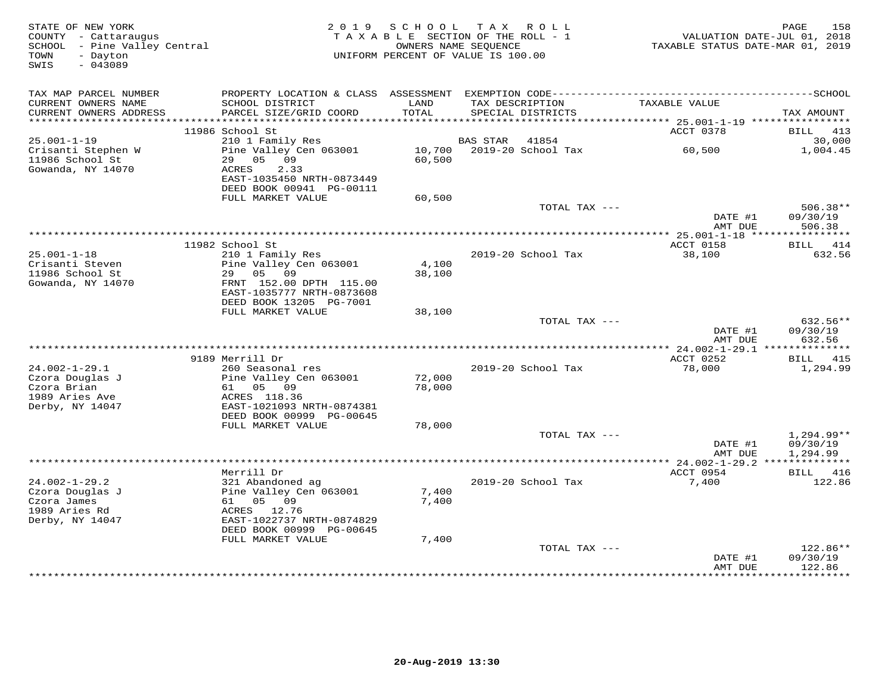STATE OF NEW YORK
COUNTY - Cattaraugus
SCHOOL - Pine Valley Central
TOWN - Dayton
SWIS - 043089

2019 SCHOOL TAX ROLL
TAXABLE SECTION OF THE ROLL - 1
OWNERS NAME SEQUENCE
UNIFORM PERCENT OF VALUE IS 100.00

VALUATION DATE-JUL 01, 2018
TAXABLE STATUS DATE-MAR 01, 2019

| TAX MAP PARCEL NUMBER / CURRENT OWNERS NAME / CURRENT OWNERS ADDRESS | PROPERTY LOCATION & CLASS / SCHOOL DISTRICT / PARCEL SIZE/GRID COORD | ASSESSMENT LAND / TOTAL | EXEMPTION CODE / TAX DESCRIPTION / SPECIAL DISTRICTS | TAXABLE VALUE | TAX AMOUNT |
|---|---|---|---|---|---|
| | 11986 School St | | | ACCT 0378 | BILL 413 |
| 25.001-1-19 | 210 1 Family Res | | BAS STAR 41854 | | 30,000 |
| Crisanti Stephen W | Pine Valley Cen 063001 | 10,700 | 2019-20 School Tax | 60,500 | 1,004.45 |
| 11986 School St | 29 05 09 | 60,500 | | | |
| Gowanda, NY 14070 | ACRES 2.33 | | | | |
| | EAST-1035450 NRTH-0873449 | | | | |
| | DEED BOOK 00941 PG-00111 | | | | |
| | FULL MARKET VALUE | 60,500 | | | |
| | | | TOTAL TAX --- | | 506.38** |
| | | | | DATE #1 | 09/30/19 |
| | | | | AMT DUE | 506.38 |
| | 11982 School St | | | ACCT 0158 | BILL 414 |
| 25.001-1-18 | 210 1 Family Res | | 2019-20 School Tax | 38,100 | 632.56 |
| Crisanti Steven | Pine Valley Cen 063001 | 4,100 | | | |
| 11986 School St | 29 05 09 | 38,100 | | | |
| Gowanda, NY 14070 | FRNT 152.00 DPTH 115.00 | | | | |
| | EAST-1035777 NRTH-0873608 | | | | |
| | DEED BOOK 13205 PG-7001 | | | | |
| | FULL MARKET VALUE | 38,100 | | | |
| | | | TOTAL TAX --- | | 632.56** |
| | | | | DATE #1 | 09/30/19 |
| | | | | AMT DUE | 632.56 |
| | 9189 Merrill Dr | | | ACCT 0252 | BILL 415 |
| 24.002-1-29.1 | 260 Seasonal res | | 2019-20 School Tax | 78,000 | 1,294.99 |
| Czora Douglas J | Pine Valley Cen 063001 | 72,000 | | | |
| Czora Brian | 61 05 09 | 78,000 | | | |
| 1989 Aries Ave | ACRES 118.36 | | | | |
| Derby, NY 14047 | EAST-1021093 NRTH-0874381 | | | | |
| | DEED BOOK 00999 PG-00645 | | | | |
| | FULL MARKET VALUE | 78,000 | | | |
| | | | TOTAL TAX --- | | 1,294.99** |
| | | | | DATE #1 | 09/30/19 |
| | | | | AMT DUE | 1,294.99 |
| | Merrill Dr | | | ACCT 0954 | BILL 416 |
| 24.002-1-29.2 | 321 Abandoned ag | | 2019-20 School Tax | 7,400 | 122.86 |
| Czora Douglas J | Pine Valley Cen 063001 | 7,400 | | | |
| Czora James | 61 05 09 | 7,400 | | | |
| 1989 Aries Rd | ACRES 12.76 | | | | |
| Derby, NY 14047 | EAST-1022737 NRTH-0874829 | | | | |
| | DEED BOOK 00999 PG-00645 | | | | |
| | FULL MARKET VALUE | 7,400 | | | |
| | | | TOTAL TAX --- | | 122.86** |
| | | | | DATE #1 | 09/30/19 |
| | | | | AMT DUE | 122.86 |

20-Aug-2019 13:30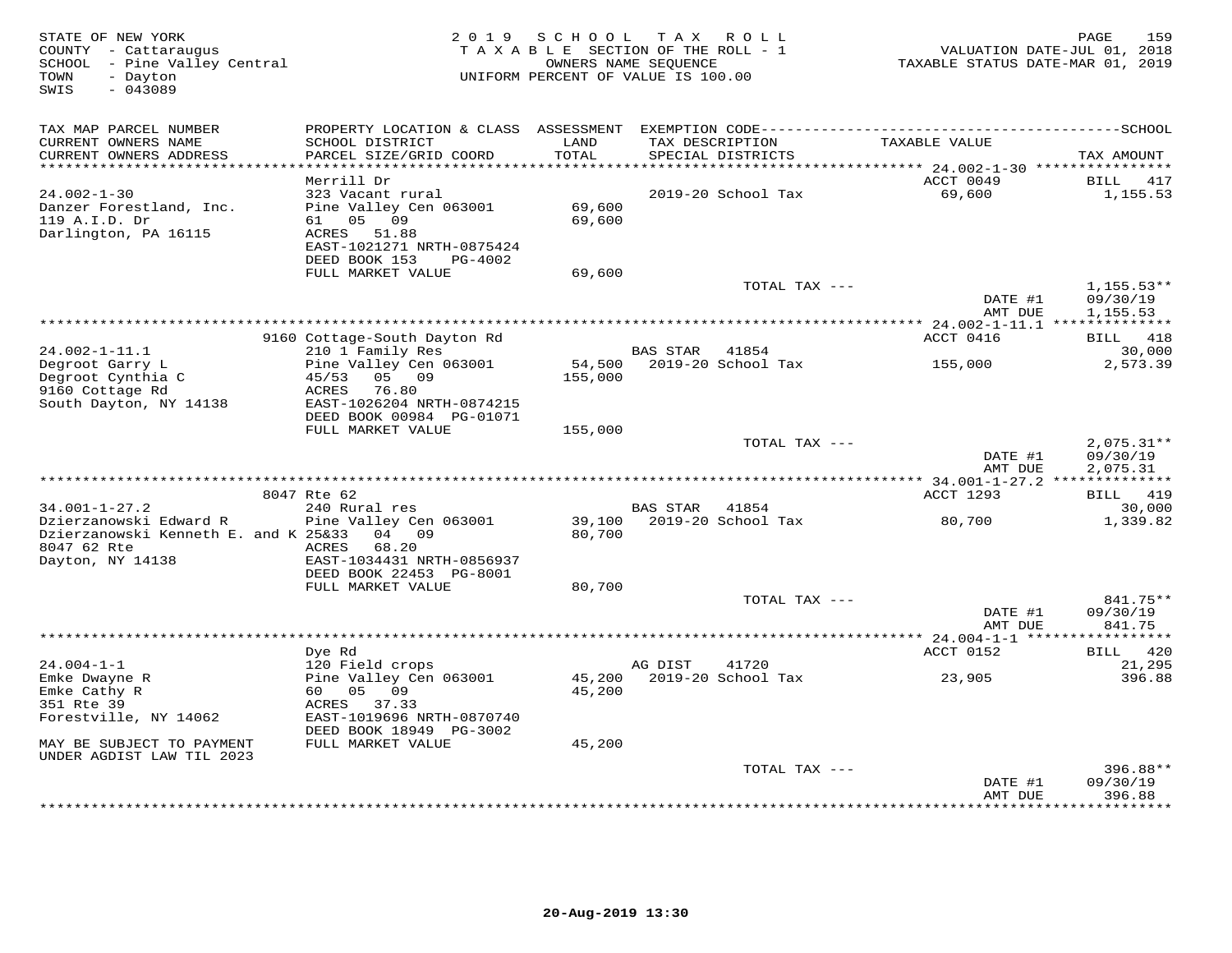STATE OF NEW YORK
COUNTY - Cattaraugus
SCHOOL - Pine Valley Central
TOWN - Dayton
SWIS - 043089

2019 SCHOOL TAX ROLL
TAXABLE SECTION OF THE ROLL - 1
OWNERS NAME SEQUENCE
UNIFORM PERCENT OF VALUE IS 100.00

VALUATION DATE-JUL 01, 2018
TAXABLE STATUS DATE-MAR 01, 2019

| TAX MAP PARCEL NUMBER / CURRENT OWNERS NAME / CURRENT OWNERS ADDRESS | PROPERTY LOCATION & CLASS / SCHOOL DISTRICT / PARCEL SIZE/GRID COORD | ASSESSMENT LAND / TOTAL | EXEMPTION CODE / TAX DESCRIPTION / SPECIAL DISTRICTS | TAXABLE VALUE | TAX AMOUNT |
|---|---|---|---|---|---|
| 24.002-1-30 | Merrill Dr | | | ACCT 0049 | BILL 417 |
| 24.002-1-30 | 323 Vacant rural | | 2019-20 School Tax | 69,600 | 1,155.53 |
| Danzer Forestland, Inc. | Pine Valley Cen 063001 | 69,600 | | | |
| 119 A.I.D. Dr | 61 05 09 | 69,600 | | | |
| Darlington, PA 16115 | ACRES 51.88 | | | | |
| | EAST-1021271 NRTH-0875424 | | | | |
| | DEED BOOK 153 PG-4002 | | | | |
| | FULL MARKET VALUE | 69,600 | | | |
| | | | TOTAL TAX --- | | 1,155.53** |
| | | | | DATE #1 | 09/30/19 |
| | | | | AMT DUE | 1,155.53 |
| 24.002-1-11.1 | 9160 Cottage-South Dayton Rd | | | ACCT 0416 | BILL 418 |
| 24.002-1-11.1 | 210 1 Family Res | | BAS STAR 41854 | | 30,000 |
| Degroot Garry L | Pine Valley Cen 063001 | 54,500 | 2019-20 School Tax | 155,000 | 2,573.39 |
| Degroot Cynthia C | 45/53 05 09 | 155,000 | | | |
| 9160 Cottage Rd | ACRES 76.80 | | | | |
| South Dayton, NY 14138 | EAST-1026204 NRTH-0874215 | | | | |
| | DEED BOOK 00984 PG-01071 | | | | |
| | FULL MARKET VALUE | 155,000 | | | |
| | | | TOTAL TAX --- | | 2,075.31** |
| | | | | DATE #1 | 09/30/19 |
| | | | | AMT DUE | 2,075.31 |
| 34.001-1-27.2 | 8047 Rte 62 | | | ACCT 1293 | BILL 419 |
| 34.001-1-27.2 | 240 Rural res | | BAS STAR 41854 | | 30,000 |
| Dzierzanowski Edward R | Pine Valley Cen 063001 | 39,100 | 2019-20 School Tax | 80,700 | 1,339.82 |
| Dzierzanowski Kenneth E. and K | 25&33 04 09 | 80,700 | | | |
| 8047 62 Rte | ACRES 68.20 | | | | |
| Dayton, NY 14138 | EAST-1034431 NRTH-0856937 | | | | |
| | DEED BOOK 22453 PG-8001 | | | | |
| | FULL MARKET VALUE | 80,700 | | | |
| | | | TOTAL TAX --- | | 841.75** |
| | | | | DATE #1 | 09/30/19 |
| | | | | AMT DUE | 841.75 |
| 24.004-1-1 | Dye Rd | | | ACCT 0152 | BILL 420 |
| 24.004-1-1 | 120 Field crops | | AG DIST 41720 | | 21,295 |
| Emke Dwayne R | Pine Valley Cen 063001 | 45,200 | 2019-20 School Tax | 23,905 | 396.88 |
| Emke Cathy R | 60 05 09 | 45,200 | | | |
| 351 Rte 39 | ACRES 37.33 | | | | |
| Forestville, NY 14062 | EAST-1019696 NRTH-0870740 | | | | |
| | DEED BOOK 18949 PG-3002 | | | | |
| MAY BE SUBJECT TO PAYMENT | FULL MARKET VALUE | 45,200 | | | |
| UNDER AGDIST LAW TIL 2023 | | | | | |
| | | | TOTAL TAX --- | | 396.88** |
| | | | | DATE #1 | 09/30/19 |
| | | | | AMT DUE | 396.88 |

20-Aug-2019 13:30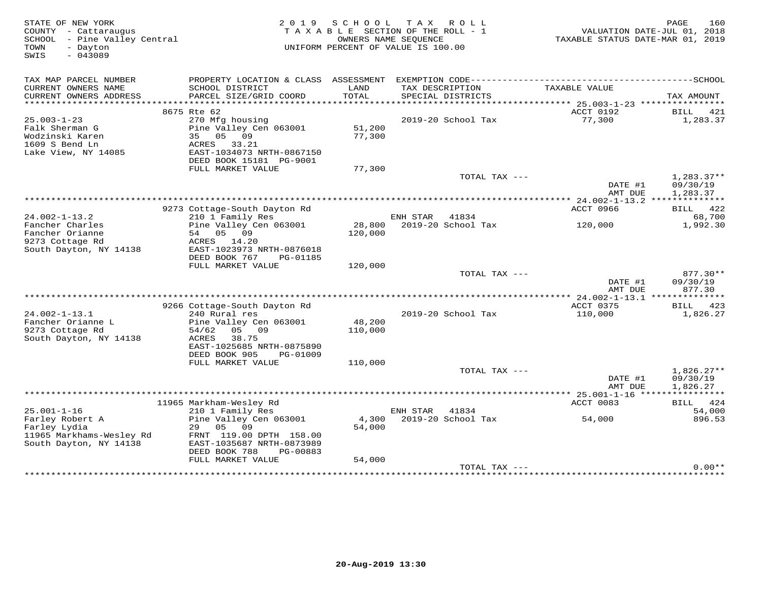STATE OF NEW YORK
COUNTY - Cattaraugus
SCHOOL - Pine Valley Central
TOWN - Dayton
SWIS - 043089

2019 SCHOOL TAX ROLL
TAXABLE SECTION OF THE ROLL - 1
OWNERS NAME SEQUENCE
UNIFORM PERCENT OF VALUE IS 100.00

VALUATION DATE-JUL 01, 2018
TAXABLE STATUS DATE-MAR 01, 2019

| TAX MAP PARCEL NUMBER / CURRENT OWNERS NAME / CURRENT OWNERS ADDRESS | PROPERTY LOCATION & CLASS / SCHOOL DISTRICT / PARCEL SIZE/GRID COORD | ASSESSMENT LAND / TOTAL | EXEMPTION CODE / TAX DESCRIPTION / SPECIAL DISTRICTS | TAXABLE VALUE | TAX AMOUNT |
|---|---|---|---|---|---|
| **25.003-1-23** | 8675 Rte 62 | | | ACCT 0192 | BILL 421 |
| 25.003-1-23 | 270 Mfg housing | | 2019-20 School Tax | 77,300 | 1,283.37 |
| Falk Sherman G | Pine Valley Cen 063001 | 51,200 | | | |
| Wodzinski Karen | 35 05 09 | 77,300 | | | |
| 1609 S Bend Ln | ACRES 33.21 | | | | |
| Lake View, NY 14085 | EAST-1034073 NRTH-0867150 | | | | |
| | DEED BOOK 15181 PG-9001 | | | | |
| | FULL MARKET VALUE | 77,300 | | | |
| | | | TOTAL TAX --- | | 1,283.37** |
| | | | | DATE #1 | 09/30/19 |
| | | | | AMT DUE | 1,283.37 |
| **24.002-1-13.2** | 9273 Cottage-South Dayton Rd | | | ACCT 0966 | BILL 422 |
| 24.002-1-13.2 | 210 1 Family Res | | ENH STAR 41834 | | 68,700 |
| Fancher Charles | Pine Valley Cen 063001 | 28,800 | 2019-20 School Tax | 120,000 | 1,992.30 |
| Fancher Orianne | 54 05 09 | 120,000 | | | |
| 9273 Cottage Rd | ACRES 14.20 | | | | |
| South Dayton, NY 14138 | EAST-1023973 NRTH-0876018 | | | | |
| | DEED BOOK 767 PG-01185 | | | | |
| | FULL MARKET VALUE | 120,000 | | | |
| | | | TOTAL TAX --- | | 877.30** |
| | | | | DATE #1 | 09/30/19 |
| | | | | AMT DUE | 877.30 |
| **24.002-1-13.1** | 9266 Cottage-South Dayton Rd | | | ACCT 0375 | BILL 423 |
| 24.002-1-13.1 | 240 Rural res | | 2019-20 School Tax | 110,000 | 1,826.27 |
| Fancher Orianne L | Pine Valley Cen 063001 | 48,200 | | | |
| 9273 Cottage Rd | 54/62 05 09 | 110,000 | | | |
| South Dayton, NY 14138 | ACRES 38.75 | | | | |
| | EAST-1025685 NRTH-0875890 | | | | |
| | DEED BOOK 905 PG-01009 | | | | |
| | FULL MARKET VALUE | 110,000 | | | |
| | | | TOTAL TAX --- | | 1,826.27** |
| | | | | DATE #1 | 09/30/19 |
| | | | | AMT DUE | 1,826.27 |
| **25.001-1-16** | 11965 Markham-Wesley Rd | | | ACCT 0083 | BILL 424 |
| 25.001-1-16 | 210 1 Family Res | | ENH STAR 41834 | | 54,000 |
| Farley Robert A | Pine Valley Cen 063001 | 4,300 | 2019-20 School Tax | 54,000 | 896.53 |
| Farley Lydia | 29 05 09 | 54,000 | | | |
| 11965 Markhams-Wesley Rd | FRNT 119.00 DPTH 158.00 | | | | |
| South Dayton, NY 14138 | EAST-1035687 NRTH-0873989 | | | | |
| | DEED BOOK 788 PG-00883 | | | | |
| | FULL MARKET VALUE | 54,000 | | | |
| | | | TOTAL TAX --- | | 0.00** |

20-Aug-2019 13:30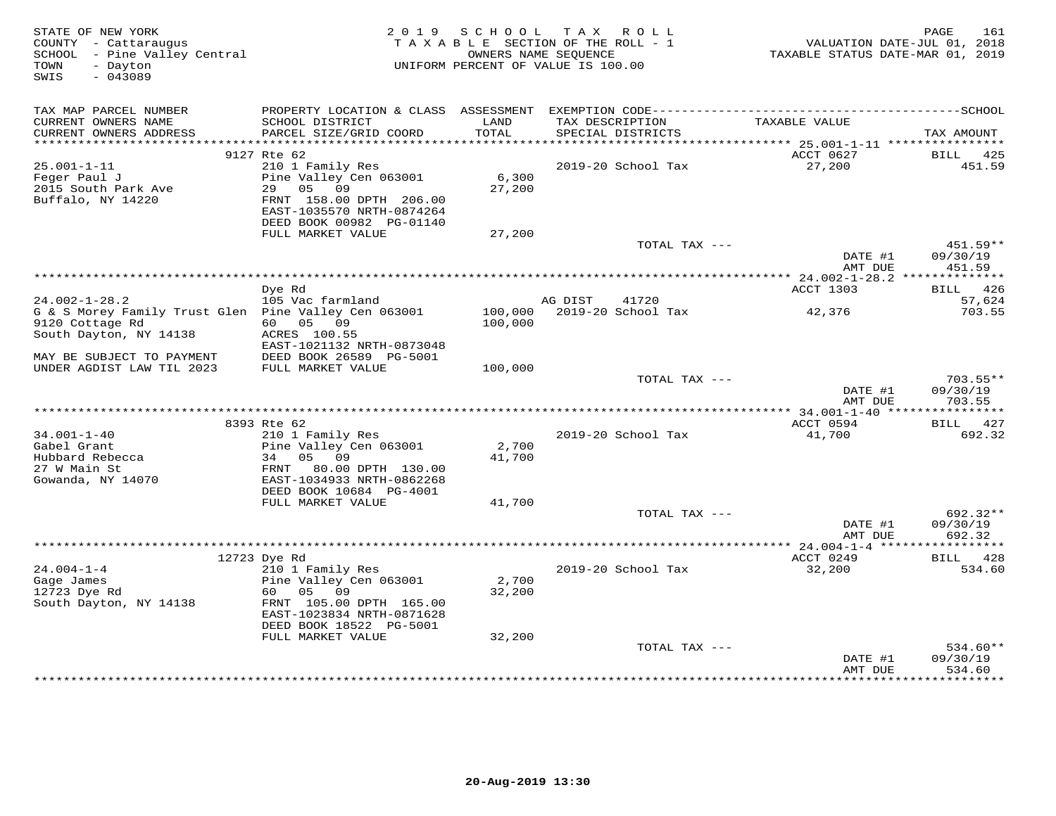STATE OF NEW YORK
COUNTY - Cattaraugus
SCHOOL - Pine Valley Central
TOWN - Dayton
SWIS - 043089

2019 SCHOOL TAX ROLL
TAXABLE SECTION OF THE ROLL - 1
OWNERS NAME SEQUENCE
UNIFORM PERCENT OF VALUE IS 100.00

VALUATION DATE-JUL 01, 2018
TAXABLE STATUS DATE-MAR 01, 2019

| TAX MAP PARCEL NUMBER / CURRENT OWNERS NAME / CURRENT OWNERS ADDRESS | PROPERTY LOCATION & CLASS / SCHOOL DISTRICT / PARCEL SIZE/GRID COORD | ASSESSMENT LAND / TOTAL | EXEMPTION CODE / TAX DESCRIPTION / SPECIAL DISTRICTS | TAXABLE VALUE | TAX AMOUNT |
|---|---|---|---|---|---|
| | 9127 Rte 62 | | | ACCT 0627 | BILL 425 |
| 25.001-1-11 | 210 1 Family Res | | 2019-20 School Tax | 27,200 | 451.59 |
| Feger Paul J | Pine Valley Cen 063001 | 6,300 | | | |
| 2015 South Park Ave | 29 05 09 | 27,200 | | | |
| Buffalo, NY 14220 | FRNT 158.00 DPTH 206.00 | | | | |
| | EAST-1035570 NRTH-0874264 | | | | |
| | DEED BOOK 00982 PG-01140 | | | | |
| | FULL MARKET VALUE | 27,200 | | | |
| | | | TOTAL TAX --- | | 451.59** |
| | | | | DATE #1 | 09/30/19 |
| | | | | AMT DUE | 451.59 |
| | Dye Rd | | | ACCT 1303 | BILL 426 |
| 24.002-1-28.2 | 105 Vac farmland | | AG DIST 41720 | | 57,624 |
| G & S Morey Family Trust Glen | Pine Valley Cen 063001 | 100,000 | 2019-20 School Tax | 42,376 | 703.55 |
| 9120 Cottage Rd | 60 05 09 | 100,000 | | | |
| South Dayton, NY 14138 | ACRES 100.55 | | | | |
| | EAST-1021132 NRTH-0873048 | | | | |
| MAY BE SUBJECT TO PAYMENT | DEED BOOK 26589 PG-5001 | | | | |
| UNDER AGDIST LAW TIL 2023 | FULL MARKET VALUE | 100,000 | | | |
| | | | TOTAL TAX --- | | 703.55** |
| | | | | DATE #1 | 09/30/19 |
| | | | | AMT DUE | 703.55 |
| | 8393 Rte 62 | | | ACCT 0594 | BILL 427 |
| 34.001-1-40 | 210 1 Family Res | | 2019-20 School Tax | 41,700 | 692.32 |
| Gabel Grant | Pine Valley Cen 063001 | 2,700 | | | |
| Hubbard Rebecca | 34 05 09 | 41,700 | | | |
| 27 W Main St | FRNT 80.00 DPTH 130.00 | | | | |
| Gowanda, NY 14070 | EAST-1034933 NRTH-0862268 | | | | |
| | DEED BOOK 10684 PG-4001 | | | | |
| | FULL MARKET VALUE | 41,700 | | | |
| | | | TOTAL TAX --- | | 692.32** |
| | | | | DATE #1 | 09/30/19 |
| | | | | AMT DUE | 692.32 |
| | 12723 Dye Rd | | | ACCT 0249 | BILL 428 |
| 24.004-1-4 | 210 1 Family Res | | 2019-20 School Tax | 32,200 | 534.60 |
| Gage James | Pine Valley Cen 063001 | 2,700 | | | |
| 12723 Dye Rd | 60 05 09 | 32,200 | | | |
| South Dayton, NY 14138 | FRNT 105.00 DPTH 165.00 | | | | |
| | EAST-1023834 NRTH-0871628 | | | | |
| | DEED BOOK 18522 PG-5001 | | | | |
| | FULL MARKET VALUE | 32,200 | | | |
| | | | TOTAL TAX --- | | 534.60** |
| | | | | DATE #1 | 09/30/19 |
| | | | | AMT DUE | 534.60 |

20-Aug-2019 13:30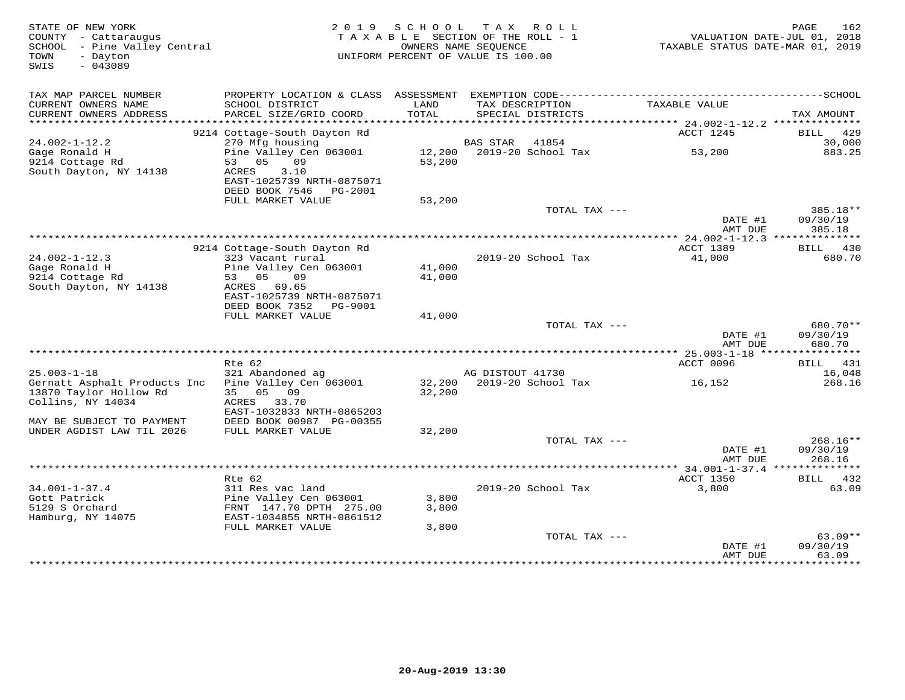STATE OF NEW YORK
COUNTY - Cattaraugus
SCHOOL - Pine Valley Central
TOWN - Dayton
SWIS - 043089

2019 SCHOOL TAX ROLL
TAXABLE SECTION OF THE ROLL - 1
OWNERS NAME SEQUENCE
UNIFORM PERCENT OF VALUE IS 100.00

VALUATION DATE-JUL 01, 2018
TAXABLE STATUS DATE-MAR 01, 2019

| TAX MAP PARCEL NUMBER / CURRENT OWNERS NAME / CURRENT OWNERS ADDRESS | PROPERTY LOCATION & CLASS / SCHOOL DISTRICT / PARCEL SIZE/GRID COORD | ASSESSMENT LAND / TOTAL | EXEMPTION CODE / TAX DESCRIPTION / SPECIAL DISTRICTS | TAXABLE VALUE | TAX AMOUNT |
|---|---|---|---|---|---|
| **24.002-1-12.2** | 9214 Cottage-South Dayton Rd | | | ACCT 1245 | BILL 429 |
| 24.002-1-12.2 | 270 Mfg housing | | BAS STAR 41854 | | 30,000 |
| Gage Ronald H | Pine Valley Cen 063001 | 12,200 | 2019-20 School Tax | 53,200 | 883.25 |
| 9214 Cottage Rd | 53 05 09 | 53,200 | | | |
| South Dayton, NY 14138 | ACRES 3.10 | | | | |
| | EAST-1025739 NRTH-0875071 | | | | |
| | DEED BOOK 7546 PG-2001 | | | | |
| | FULL MARKET VALUE | 53,200 | | | |
| | | | TOTAL TAX --- | | 385.18** |
| | | | | DATE #1 | 09/30/19 |
| | | | | AMT DUE | 385.18 |
| **24.002-1-12.3** | 9214 Cottage-South Dayton Rd | | | ACCT 1389 | BILL 430 |
| 24.002-1-12.3 | 323 Vacant rural | | 2019-20 School Tax | 41,000 | 680.70 |
| Gage Ronald H | Pine Valley Cen 063001 | 41,000 | | | |
| 9214 Cottage Rd | 53 05 09 | 41,000 | | | |
| South Dayton, NY 14138 | ACRES 69.65 | | | | |
| | EAST-1025739 NRTH-0875071 | | | | |
| | DEED BOOK 7352 PG-9001 | | | | |
| | FULL MARKET VALUE | 41,000 | | | |
| | | | TOTAL TAX --- | | 680.70** |
| | | | | DATE #1 | 09/30/19 |
| | | | | AMT DUE | 680.70 |
| **25.003-1-18** | Rte 62 | | | ACCT 0096 | BILL 431 |
| 25.003-1-18 | 321 Abandoned ag | | AG DISTOUT 41730 | | 16,048 |
| Gernatt Asphalt Products Inc | Pine Valley Cen 063001 | 32,200 | 2019-20 School Tax | 16,152 | 268.16 |
| 13870 Taylor Hollow Rd | 35 05 09 | 32,200 | | | |
| Collins, NY 14034 | ACRES 33.70 | | | | |
| | EAST-1032833 NRTH-0865203 | | | | |
| MAY BE SUBJECT TO PAYMENT | DEED BOOK 00987 PG-00355 | | | | |
| UNDER AGDIST LAW TIL 2026 | FULL MARKET VALUE | 32,200 | | | |
| | | | TOTAL TAX --- | | 268.16** |
| | | | | DATE #1 | 09/30/19 |
| | | | | AMT DUE | 268.16 |
| **34.001-1-37.4** | Rte 62 | | | ACCT 1350 | BILL 432 |
| 34.001-1-37.4 | 311 Res vac land | | 2019-20 School Tax | 3,800 | 63.09 |
| Gott Patrick | Pine Valley Cen 063001 | 3,800 | | | |
| 5129 S Orchard | FRNT 147.70 DPTH 275.00 | 3,800 | | | |
| Hamburg, NY 14075 | EAST-1034855 NRTH-0861512 | | | | |
| | FULL MARKET VALUE | 3,800 | | | |
| | | | TOTAL TAX --- | | 63.09** |
| | | | | DATE #1 | 09/30/19 |
| | | | | AMT DUE | 63.09 |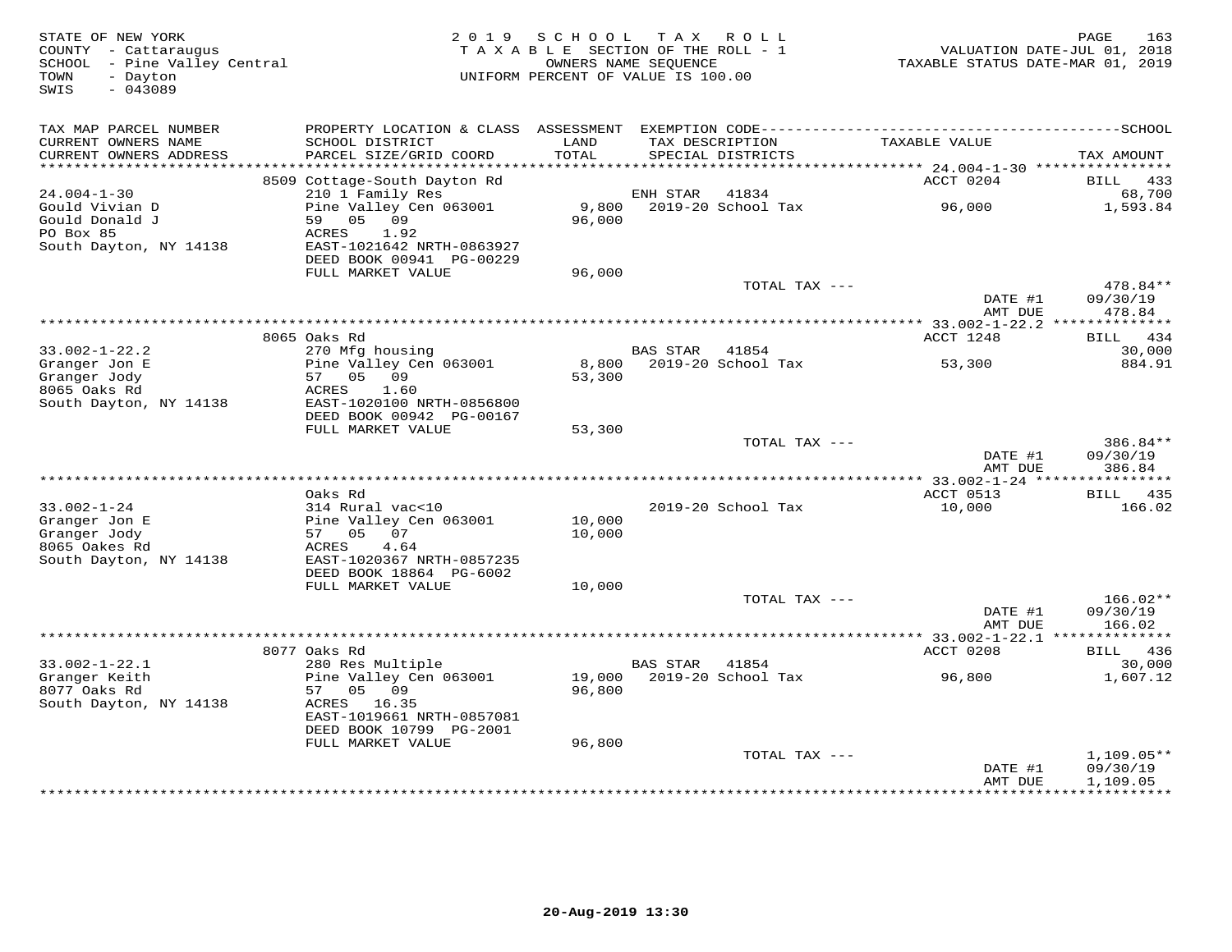STATE OF NEW YORK
COUNTY - Cattaraugus
SCHOOL - Pine Valley Central
TOWN - Dayton
SWIS - 043089

2019 SCHOOL TAX ROLL
TAXABLE SECTION OF THE ROLL - 1
OWNERS NAME SEQUENCE
UNIFORM PERCENT OF VALUE IS 100.00

VALUATION DATE-JUL 01, 2018
TAXABLE STATUS DATE-MAR 01, 2019

| TAX MAP PARCEL NUMBER / CURRENT OWNERS NAME / CURRENT OWNERS ADDRESS | PROPERTY LOCATION & CLASS / SCHOOL DISTRICT / PARCEL SIZE/GRID COORD | ASSESSMENT LAND / TOTAL | EXEMPTION CODE / TAX DESCRIPTION / SPECIAL DISTRICTS | TAXABLE VALUE | TAX AMOUNT |
|---|---|---|---|---|---|
| **24.004-1-30** | 8509 Cottage-South Dayton Rd | | | ACCT 0204 | BILL 433 |
| Gould Vivian D | 210 1 Family Res | | ENH STAR 41834 | | 68,700 |
| Gould Donald J | Pine Valley Cen 063001 | 9,800 | 2019-20 School Tax | 96,000 | 1,593.84 |
| PO Box 85 | 59 05 09 | 96,000 | | | |
| South Dayton, NY 14138 | ACRES 1.92 | | | | |
| | EAST-1021642 NRTH-0863927 | | | | |
| | DEED BOOK 00941 PG-00229 | | | | |
| | FULL MARKET VALUE | 96,000 | | | |
| | | | TOTAL TAX --- | | 478.84** |
| | | | | DATE #1 | 09/30/19 |
| | | | | AMT DUE | 478.84 |
| **33.002-1-22.2** | 8065 Oaks Rd | | | ACCT 1248 | BILL 434 |
| Granger Jon E | 270 Mfg housing | | BAS STAR 41854 | | 30,000 |
| Granger Jody | Pine Valley Cen 063001 | 8,800 | 2019-20 School Tax | 53,300 | 884.91 |
| 8065 Oaks Rd | 57 05 09 | 53,300 | | | |
| South Dayton, NY 14138 | ACRES 1.60 | | | | |
| | EAST-1020100 NRTH-0856800 | | | | |
| | DEED BOOK 00942 PG-00167 | | | | |
| | FULL MARKET VALUE | 53,300 | | | |
| | | | TOTAL TAX --- | | 386.84** |
| | | | | DATE #1 | 09/30/19 |
| | | | | AMT DUE | 386.84 |
| **33.002-1-24** | Oaks Rd | | | ACCT 0513 | BILL 435 |
| Granger Jon E | 314 Rural vac<10 | | 2019-20 School Tax | 10,000 | 166.02 |
| Granger Jody | Pine Valley Cen 063001 | 10,000 | | | |
| 8065 Oakes Rd | 57 05 07 | 10,000 | | | |
| South Dayton, NY 14138 | ACRES 4.64 | | | | |
| | EAST-1020367 NRTH-0857235 | | | | |
| | DEED BOOK 18864 PG-6002 | | | | |
| | FULL MARKET VALUE | 10,000 | | | |
| | | | TOTAL TAX --- | | 166.02** |
| | | | | DATE #1 | 09/30/19 |
| | | | | AMT DUE | 166.02 |
| **33.002-1-22.1** | 8077 Oaks Rd | | | ACCT 0208 | BILL 436 |
| Granger Keith | 280 Res Multiple | | BAS STAR 41854 | | 30,000 |
| 8077 Oaks Rd | Pine Valley Cen 063001 | 19,000 | 2019-20 School Tax | 96,800 | 1,607.12 |
| South Dayton, NY 14138 | 57 05 09 | 96,800 | | | |
| | ACRES 16.35 | | | | |
| | EAST-1019661 NRTH-0857081 | | | | |
| | DEED BOOK 10799 PG-2001 | | | | |
| | FULL MARKET VALUE | 96,800 | | | |
| | | | TOTAL TAX --- | | 1,109.05** |
| | | | | DATE #1 | 09/30/19 |
| | | | | AMT DUE | 1,109.05 |

20-Aug-2019 13:30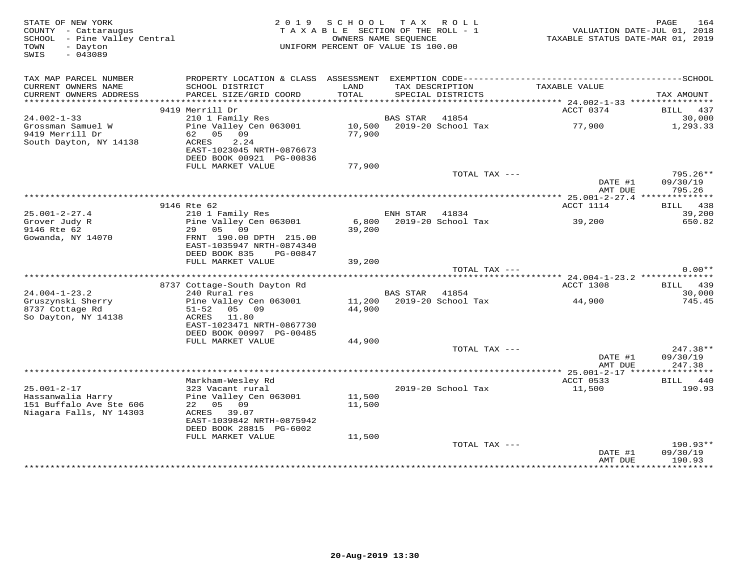STATE OF NEW YORK
COUNTY - Cattaraugus
SCHOOL - Pine Valley Central
TOWN - Dayton
SWIS - 043089

2019 SCHOOL TAX ROLL
TAXABLE SECTION OF THE ROLL - 1
OWNERS NAME SEQUENCE
UNIFORM PERCENT OF VALUE IS 100.00

VALUATION DATE-JUL 01, 2018
TAXABLE STATUS DATE-MAR 01, 2019

| TAX MAP PARCEL NUMBER / CURRENT OWNERS NAME / CURRENT OWNERS ADDRESS | PROPERTY LOCATION & CLASS / SCHOOL DISTRICT / PARCEL SIZE/GRID COORD | ASSESSMENT LAND / TOTAL | EXEMPTION CODE / TAX DESCRIPTION / SPECIAL DISTRICTS | TAXABLE VALUE | TAX AMOUNT |
|---|---|---|---|---|---|
| | 9419 Merrill Dr | | | ACCT 0374 | BILL 437 |
| 24.002-1-33 | 210 1 Family Res | | BAS STAR 41854 | | 30,000 |
| Grossman Samuel W | Pine Valley Cen 063001 | 10,500 | 2019-20 School Tax | 77,900 | 1,293.33 |
| 9419 Merrill Dr | 62 05 09 | 77,900 | | | |
| South Dayton, NY 14138 | ACRES 2.24 | | | | |
| | EAST-1023045 NRTH-0876673 | | | | |
| | DEED BOOK 00921 PG-00836 | | | | |
| | FULL MARKET VALUE | 77,900 | | | |
| | | | TOTAL TAX --- | | 795.26** |
| | | | | DATE #1 | 09/30/19 |
| | | | | AMT DUE | 795.26 |
| | 9146 Rte 62 | | | ACCT 1114 | BILL 438 |
| 25.001-2-27.4 | 210 1 Family Res | | ENH STAR 41834 | | 39,200 |
| Grover Judy R | Pine Valley Cen 063001 | 6,800 | 2019-20 School Tax | 39,200 | 650.82 |
| 9146 Rte 62 | 29 05 09 | 39,200 | | | |
| Gowanda, NY 14070 | FRNT 190.00 DPTH 215.00 | | | | |
| | EAST-1035947 NRTH-0874340 | | | | |
| | DEED BOOK 835 PG-00847 | | | | |
| | FULL MARKET VALUE | 39,200 | | | |
| | | | TOTAL TAX --- | | 0.00** |
| | 8737 Cottage-South Dayton Rd | | | ACCT 1308 | BILL 439 |
| 24.004-1-23.2 | 240 Rural res | | BAS STAR 41854 | | 30,000 |
| Gruszynski Sherry | Pine Valley Cen 063001 | 11,200 | 2019-20 School Tax | 44,900 | 745.45 |
| 8737 Cottage Rd | 51-52 05 09 | 44,900 | | | |
| So Dayton, NY 14138 | ACRES 11.80 | | | | |
| | EAST-1023471 NRTH-0867730 | | | | |
| | DEED BOOK 00997 PG-00485 | | | | |
| | FULL MARKET VALUE | 44,900 | | | |
| | | | TOTAL TAX --- | | 247.38** |
| | | | | DATE #1 | 09/30/19 |
| | | | | AMT DUE | 247.38 |
| | Markham-Wesley Rd | | | ACCT 0533 | BILL 440 |
| 25.001-2-17 | 323 Vacant rural | | 2019-20 School Tax | 11,500 | 190.93 |
| Hassanwalia Harry | Pine Valley Cen 063001 | 11,500 | | | |
| 151 Buffalo Ave Ste 606 | 22 05 09 | 11,500 | | | |
| Niagara Falls, NY 14303 | ACRES 39.07 | | | | |
| | EAST-1039842 NRTH-0875942 | | | | |
| | DEED BOOK 28815 PG-6002 | | | | |
| | FULL MARKET VALUE | 11,500 | | | |
| | | | TOTAL TAX --- | | 190.93** |
| | | | | DATE #1 | 09/30/19 |
| | | | | AMT DUE | 190.93 |

20-Aug-2019 13:30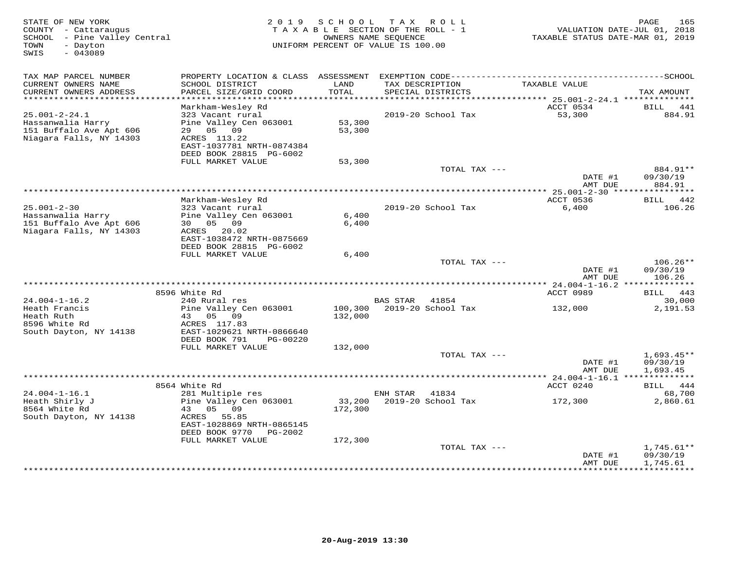STATE OF NEW YORK — 2019 SCHOOL TAX ROLL
COUNTY - Cattaraugus — TAXABLE SECTION OF THE ROLL - 1 — VALUATION DATE-JUL 01, 2018
SCHOOL - Pine Valley Central — OWNERS NAME SEQUENCE — TAXABLE STATUS DATE-MAR 01, 2019
TOWN - Dayton — UNIFORM PERCENT OF VALUE IS 100.00
SWIS - 043089

| TAX MAP PARCEL NUMBER / CURRENT OWNERS NAME / CURRENT OWNERS ADDRESS | PROPERTY LOCATION & CLASS / SCHOOL DISTRICT / PARCEL SIZE/GRID COORD | ASSESSMENT LAND / TOTAL | EXEMPTION CODE / TAX DESCRIPTION / SPECIAL DISTRICTS | TAXABLE VALUE | TAX AMOUNT |
|---|---|---|---|---|---|
| 25.001-2-24.1 | Markham-Wesley Rd | | | ACCT 0534 | BILL 441 |
| Hassanwalia Harry | 323 Vacant rural | | 2019-20 School Tax | 53,300 | 884.91 |
| 151 Buffalo Ave Apt 606 | Pine Valley Cen 063001 | 53,300 | | | |
| Niagara Falls, NY 14303 | 29 05 09 | 53,300 | | | |
| | ACRES 113.22 | | | | |
| | EAST-1037781 NRTH-0874384 | | | | |
| | DEED BOOK 28815 PG-6002 | | | | |
| | FULL MARKET VALUE | 53,300 | | | |
| | | | TOTAL TAX --- | | 884.91** |
| | | | | DATE #1 | 09/30/19 |
| | | | | AMT DUE | 884.91 |
| 25.001-2-30 | Markham-Wesley Rd | | | ACCT 0536 | BILL 442 |
| Hassanwalia Harry | 323 Vacant rural | | 2019-20 School Tax | 6,400 | 106.26 |
| 151 Buffalo Ave Apt 606 | Pine Valley Cen 063001 | 6,400 | | | |
| Niagara Falls, NY 14303 | 30 05 09 | 6,400 | | | |
| | ACRES 20.02 | | | | |
| | EAST-1038472 NRTH-0875669 | | | | |
| | DEED BOOK 28815 PG-6002 | | | | |
| | FULL MARKET VALUE | 6,400 | | | |
| | | | TOTAL TAX --- | | 106.26** |
| | | | | DATE #1 | 09/30/19 |
| | | | | AMT DUE | 106.26 |
| 24.004-1-16.2 | 8596 White Rd | | | ACCT 0989 | BILL 443 |
| Heath Francis | 240 Rural res | | BAS STAR 41854 | | 30,000 |
| Heath Ruth | Pine Valley Cen 063001 | 100,300 | 2019-20 School Tax | 132,000 | 2,191.53 |
| 8596 White Rd | 43 05 09 | 132,000 | | | |
| South Dayton, NY 14138 | ACRES 117.83 | | | | |
| | EAST-1029621 NRTH-0866640 | | | | |
| | DEED BOOK 791 PG-00220 | | | | |
| | FULL MARKET VALUE | 132,000 | | | |
| | | | TOTAL TAX --- | | 1,693.45** |
| | | | | DATE #1 | 09/30/19 |
| | | | | AMT DUE | 1,693.45 |
| 24.004-1-16.1 | 8564 White Rd | | | ACCT 0240 | BILL 444 |
| Heath Shirly J | 281 Multiple res | | ENH STAR 41834 | | 68,700 |
| 8564 White Rd | Pine Valley Cen 063001 | 33,200 | 2019-20 School Tax | 172,300 | 2,860.61 |
| South Dayton, NY 14138 | 43 05 09 | 172,300 | | | |
| | ACRES 55.85 | | | | |
| | EAST-1028869 NRTH-0865145 | | | | |
| | DEED BOOK 9770 PG-2002 | | | | |
| | FULL MARKET VALUE | 172,300 | | | |
| | | | TOTAL TAX --- | | 1,745.61** |
| | | | | DATE #1 | 09/30/19 |
| | | | | AMT DUE | 1,745.61 |

20-Aug-2019 13:30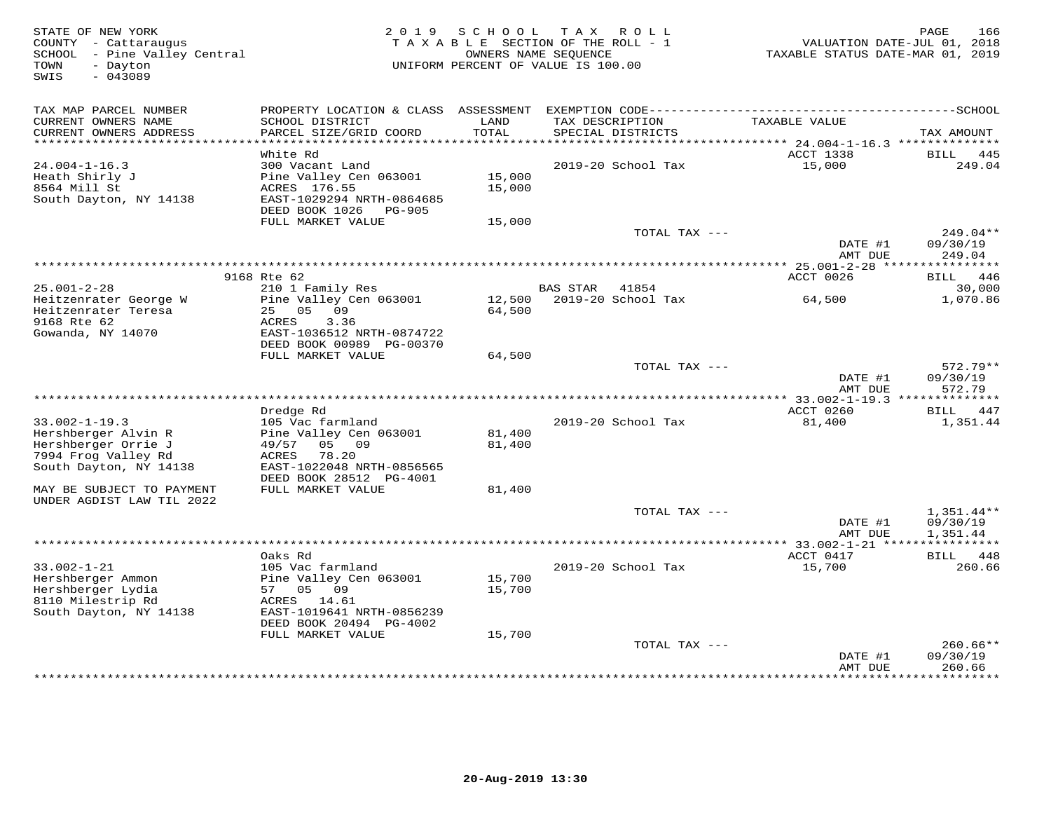STATE OF NEW YORK
COUNTY - Cattaraugus
SCHOOL - Pine Valley Central
TOWN - Dayton
SWIS - 043089

2019 SCHOOL TAX ROLL
TAXABLE SECTION OF THE ROLL - 1
OWNERS NAME SEQUENCE
UNIFORM PERCENT OF VALUE IS 100.00

VALUATION DATE-JUL 01, 2018
TAXABLE STATUS DATE-MAR 01, 2019

| TAX MAP PARCEL NUMBER / CURRENT OWNERS NAME / CURRENT OWNERS ADDRESS | PROPERTY LOCATION & CLASS / SCHOOL DISTRICT / PARCEL SIZE/GRID COORD | ASSESSMENT LAND / TOTAL | EXEMPTION CODE / TAX DESCRIPTION / SPECIAL DISTRICTS | TAXABLE VALUE | TAX AMOUNT |
|---|---|---|---|---|---|
| **24.004-1-16.3** | White Rd | | | ACCT 1338 | BILL 445 |
| 24.004-1-16.3 | 300 Vacant Land | | 2019-20 School Tax | 15,000 | 249.04 |
| Heath Shirly J | Pine Valley Cen 063001 | 15,000 | | | |
| 8564 Mill St | ACRES 176.55 | 15,000 | | | |
| South Dayton, NY 14138 | EAST-1029294 NRTH-0864685 | | | | |
| | DEED BOOK 1026 PG-905 | | | | |
| | FULL MARKET VALUE | 15,000 | | | |
| | | | TOTAL TAX --- | | 249.04** |
| | | | | DATE #1 | 09/30/19 |
| | | | | AMT DUE | 249.04 |
| **25.001-2-28** | 9168 Rte 62 | | | ACCT 0026 | BILL 446 |
| 25.001-2-28 | 210 1 Family Res | | BAS STAR 41854 | | 30,000 |
| Heitzenrater George W | Pine Valley Cen 063001 | 12,500 | 2019-20 School Tax | 64,500 | 1,070.86 |
| Heitzenrater Teresa | 25 05 09 | 64,500 | | | |
| 9168 Rte 62 | ACRES 3.36 | | | | |
| Gowanda, NY 14070 | EAST-1036512 NRTH-0874722 | | | | |
| | DEED BOOK 00989 PG-00370 | | | | |
| | FULL MARKET VALUE | 64,500 | | | |
| | | | TOTAL TAX --- | | 572.79** |
| | | | | DATE #1 | 09/30/19 |
| | | | | AMT DUE | 572.79 |
| **33.002-1-19.3** | Dredge Rd | | | ACCT 0260 | BILL 447 |
| 33.002-1-19.3 | 105 Vac farmland | | 2019-20 School Tax | 81,400 | 1,351.44 |
| Hershberger Alvin R | Pine Valley Cen 063001 | 81,400 | | | |
| Hershberger Orrie J | 49/57 05 09 | 81,400 | | | |
| 7994 Frog Valley Rd | ACRES 78.20 | | | | |
| South Dayton, NY 14138 | EAST-1022048 NRTH-0856565 | | | | |
| | DEED BOOK 28512 PG-4001 | | | | |
| MAY BE SUBJECT TO PAYMENT UNDER AGDIST LAW TIL 2022 | FULL MARKET VALUE | 81,400 | | | |
| | | | TOTAL TAX --- | | 1,351.44** |
| | | | | DATE #1 | 09/30/19 |
| | | | | AMT DUE | 1,351.44 |
| **33.002-1-21** | Oaks Rd | | | ACCT 0417 | BILL 448 |
| 33.002-1-21 | 105 Vac farmland | | 2019-20 School Tax | 15,700 | 260.66 |
| Hershberger Ammon | Pine Valley Cen 063001 | 15,700 | | | |
| Hershberger Lydia | 57 05 09 | 15,700 | | | |
| 8110 Milestrip Rd | ACRES 14.61 | | | | |
| South Dayton, NY 14138 | EAST-1019641 NRTH-0856239 | | | | |
| | DEED BOOK 20494 PG-4002 | | | | |
| | FULL MARKET VALUE | 15,700 | | | |
| | | | TOTAL TAX --- | | 260.66** |
| | | | | DATE #1 | 09/30/19 |
| | | | | AMT DUE | 260.66 |

20-Aug-2019 13:30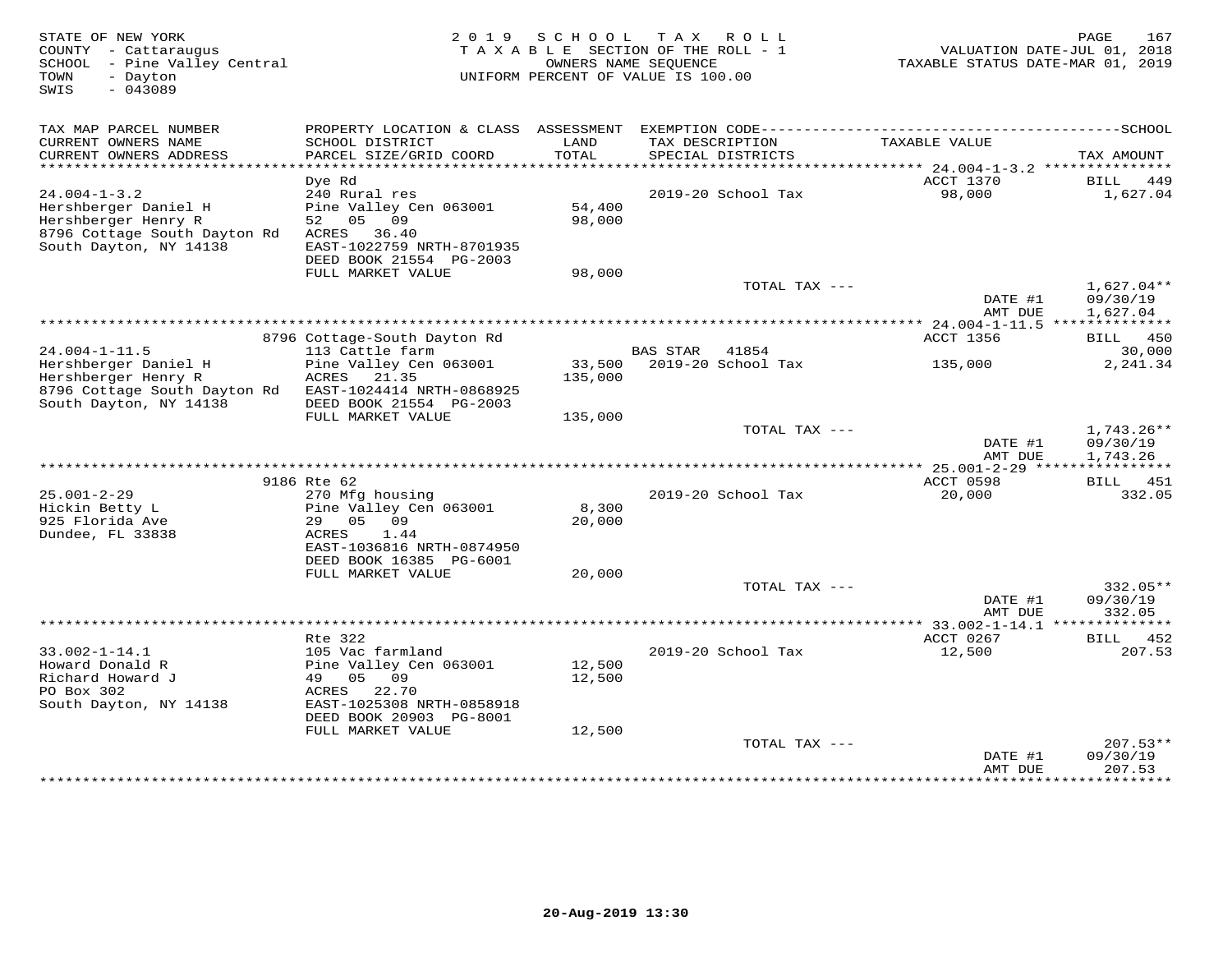STATE OF NEW YORK
COUNTY - Cattaraugus
SCHOOL - Pine Valley Central
TOWN - Dayton
SWIS - 043089

2019 SCHOOL TAX ROLL
TAXABLE SECTION OF THE ROLL - 1
OWNERS NAME SEQUENCE
UNIFORM PERCENT OF VALUE IS 100.00

VALUATION DATE-JUL 01, 2018
TAXABLE STATUS DATE-MAR 01, 2019

| TAX MAP PARCEL NUMBER / CURRENT OWNERS NAME / CURRENT OWNERS ADDRESS | PROPERTY LOCATION & CLASS / SCHOOL DISTRICT / PARCEL SIZE/GRID COORD | ASSESSMENT LAND / TOTAL | EXEMPTION CODE / TAX DESCRIPTION / SPECIAL DISTRICTS | TAXABLE VALUE | TAX AMOUNT |
|---|---|---|---|---|---|
| **24.004-1-3.2** | Dye Rd | | | ACCT 1370 | BILL 449 |
| 24.004-1-3.2 | 240 Rural res | | 2019-20 School Tax | 98,000 | 1,627.04 |
| Hershberger Daniel H | Pine Valley Cen 063001 | 54,400 | | | |
| Hershberger Henry R | 52 05 09 | 98,000 | | | |
| 8796 Cottage South Dayton Rd | ACRES 36.40 | | | | |
| South Dayton, NY 14138 | EAST-1022759 NRTH-8701935 | | | | |
| | DEED BOOK 21554 PG-2003 | | | | |
| | FULL MARKET VALUE | 98,000 | | | |
| | | | TOTAL TAX --- | | 1,627.04** |
| | | | | DATE #1 | 09/30/19 |
| | | | | AMT DUE | 1,627.04 |
| **24.004-1-11.5** | 8796 Cottage-South Dayton Rd | | | ACCT 1356 | BILL 450 |
| 24.004-1-11.5 | 113 Cattle farm | | BAS STAR 41854 | | 30,000 |
| Hershberger Daniel H | Pine Valley Cen 063001 | 33,500 | 2019-20 School Tax | 135,000 | 2,241.34 |
| Hershberger Henry R | ACRES 21.35 | 135,000 | | | |
| 8796 Cottage South Dayton Rd | EAST-1024414 NRTH-0868925 | | | | |
| South Dayton, NY 14138 | DEED BOOK 21554 PG-2003 | | | | |
| | FULL MARKET VALUE | 135,000 | | | |
| | | | TOTAL TAX --- | | 1,743.26** |
| | | | | DATE #1 | 09/30/19 |
| | | | | AMT DUE | 1,743.26 |
| **25.001-2-29** | 9186 Rte 62 | | | ACCT 0598 | BILL 451 |
| 25.001-2-29 | 270 Mfg housing | | 2019-20 School Tax | 20,000 | 332.05 |
| Hickin Betty L | Pine Valley Cen 063001 | 8,300 | | | |
| 925 Florida Ave | 29 05 09 | 20,000 | | | |
| Dundee, FL 33838 | ACRES 1.44 | | | | |
| | EAST-1036816 NRTH-0874950 | | | | |
| | DEED BOOK 16385 PG-6001 | | | | |
| | FULL MARKET VALUE | 20,000 | | | |
| | | | TOTAL TAX --- | | 332.05** |
| | | | | DATE #1 | 09/30/19 |
| | | | | AMT DUE | 332.05 |
| **33.002-1-14.1** | Rte 322 | | | ACCT 0267 | BILL 452 |
| 33.002-1-14.1 | 105 Vac farmland | | 2019-20 School Tax | 12,500 | 207.53 |
| Howard Donald R | Pine Valley Cen 063001 | 12,500 | | | |
| Richard Howard J | 49 05 09 | 12,500 | | | |
| PO Box 302 | ACRES 22.70 | | | | |
| South Dayton, NY 14138 | EAST-1025308 NRTH-0858918 | | | | |
| | DEED BOOK 20903 PG-8001 | | | | |
| | FULL MARKET VALUE | 12,500 | | | |
| | | | TOTAL TAX --- | | 207.53** |
| | | | | DATE #1 | 09/30/19 |
| | | | | AMT DUE | 207.53 |

20-Aug-2019 13:30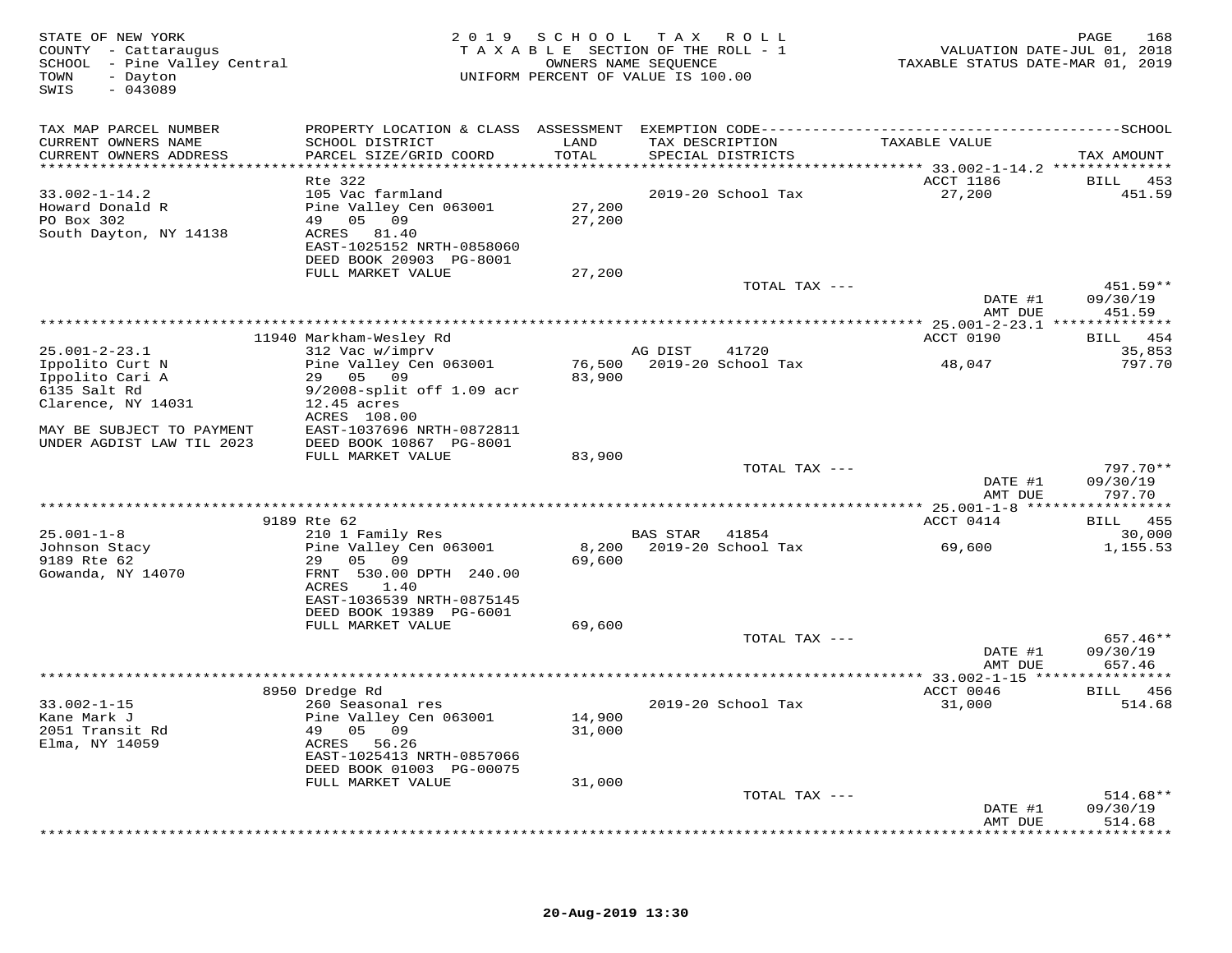STATE OF NEW YORK
COUNTY - Cattaraugus
SCHOOL - Pine Valley Central
TOWN - Dayton
SWIS - 043089

2019 SCHOOL TAX ROLL
TAXABLE SECTION OF THE ROLL - 1
OWNERS NAME SEQUENCE
UNIFORM PERCENT OF VALUE IS 100.00

VALUATION DATE-JUL 01, 2018
TAXABLE STATUS DATE-MAR 01, 2019

| TAX MAP PARCEL NUMBER / CURRENT OWNERS NAME / CURRENT OWNERS ADDRESS | PROPERTY LOCATION & CLASS / SCHOOL DISTRICT / PARCEL SIZE/GRID COORD | ASSESSMENT LAND / TOTAL | EXEMPTION CODE / TAX DESCRIPTION / SPECIAL DISTRICTS | TAXABLE VALUE | TAX AMOUNT |
|---|---|---|---|---|---|
| 33.002-1-14.2 | Rte 322 | | | ACCT 1186 | BILL 453 |
| 33.002-1-14.2 | 105 Vac farmland | | 2019-20 School Tax | 27,200 | 451.59 |
| Howard Donald R | Pine Valley Cen 063001 | 27,200 | | | |
| PO Box 302 | 49 05 09 | 27,200 | | | |
| South Dayton, NY 14138 | ACRES 81.40 | | | | |
| | EAST-1025152 NRTH-0858060 | | | | |
| | DEED BOOK 20903 PG-8001 | | | | |
| | FULL MARKET VALUE | 27,200 | | | |
| | | | TOTAL TAX --- | | 451.59** |
| | | | | DATE #1 | 09/30/19 |
| | | | | AMT DUE | 451.59 |
| 25.001-2-23.1 | 11940 Markham-Wesley Rd | | | ACCT 0190 | BILL 454 |
| 25.001-2-23.1 | 312 Vac w/imprv | | AG DIST 41720 | | 35,853 |
| Ippolito Curt N | Pine Valley Cen 063001 | 76,500 | 2019-20 School Tax | 48,047 | 797.70 |
| Ippolito Cari A | 29 05 09 | 83,900 | | | |
| 6135 Salt Rd | 9/2008-split off 1.09 acr | | | | |
| Clarence, NY 14031 | 12.45 acres | | | | |
| | ACRES 108.00 | | | | |
| MAY BE SUBJECT TO PAYMENT | EAST-1037696 NRTH-0872811 | | | | |
| UNDER AGDIST LAW TIL 2023 | DEED BOOK 10867 PG-8001 | | | | |
| | FULL MARKET VALUE | 83,900 | | | |
| | | | TOTAL TAX --- | | 797.70** |
| | | | | DATE #1 | 09/30/19 |
| | | | | AMT DUE | 797.70 |
| 25.001-1-8 | 9189 Rte 62 | | | ACCT 0414 | BILL 455 |
| 25.001-1-8 | 210 1 Family Res | | BAS STAR 41854 | | 30,000 |
| Johnson Stacy | Pine Valley Cen 063001 | 8,200 | 2019-20 School Tax | 69,600 | 1,155.53 |
| 9189 Rte 62 | 29 05 09 | 69,600 | | | |
| Gowanda, NY 14070 | FRNT 530.00 DPTH 240.00 | | | | |
| | ACRES 1.40 | | | | |
| | EAST-1036539 NRTH-0875145 | | | | |
| | DEED BOOK 19389 PG-6001 | | | | |
| | FULL MARKET VALUE | 69,600 | | | |
| | | | TOTAL TAX --- | | 657.46** |
| | | | | DATE #1 | 09/30/19 |
| | | | | AMT DUE | 657.46 |
| 33.002-1-15 | 8950 Dredge Rd | | | ACCT 0046 | BILL 456 |
| 33.002-1-15 | 260 Seasonal res | | 2019-20 School Tax | 31,000 | 514.68 |
| Kane Mark J | Pine Valley Cen 063001 | 14,900 | | | |
| 2051 Transit Rd | 49 05 09 | 31,000 | | | |
| Elma, NY 14059 | ACRES 56.26 | | | | |
| | EAST-1025413 NRTH-0857066 | | | | |
| | DEED BOOK 01003 PG-00075 | | | | |
| | FULL MARKET VALUE | 31,000 | | | |
| | | | TOTAL TAX --- | | 514.68** |
| | | | | DATE #1 | 09/30/19 |
| | | | | AMT DUE | 514.68 |

20-Aug-2019 13:30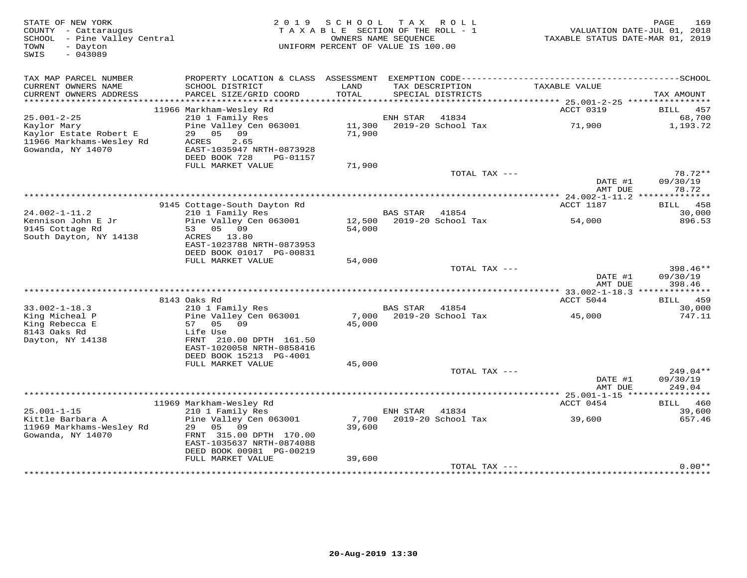STATE OF NEW YORK
COUNTY - Cattaraugus
SCHOOL - Pine Valley Central
TOWN - Dayton
SWIS - 043089

2019 SCHOOL TAX ROLL
TAXABLE SECTION OF THE ROLL - 1
OWNERS NAME SEQUENCE
UNIFORM PERCENT OF VALUE IS 100.00

VALUATION DATE-JUL 01, 2018
TAXABLE STATUS DATE-MAR 01, 2019

| TAX MAP PARCEL NUMBER / CURRENT OWNERS NAME / CURRENT OWNERS ADDRESS | PROPERTY LOCATION & CLASS / SCHOOL DISTRICT / PARCEL SIZE/GRID COORD | ASSESSMENT LAND / TOTAL | EXEMPTION CODE / TAX DESCRIPTION / SPECIAL DISTRICTS | TAXABLE VALUE | TAX AMOUNT |
|---|---|---|---|---|---|
| | 11966 Markham-Wesley Rd | | | ACCT 0319 | BILL 457 |
| 25.001-2-25 | 210 1 Family Res | | ENH STAR 41834 | | 68,700 |
| Kaylor Mary | Pine Valley Cen 063001 | 11,300 | 2019-20 School Tax | 71,900 | 1,193.72 |
| Kaylor Estate Robert E | 29 05 09 | 71,900 | | | |
| 11966 Markhams-Wesley Rd | ACRES 2.65 | | | | |
| Gowanda, NY 14070 | EAST-1035947 NRTH-0873928 | | | | |
| | DEED BOOK 728 PG-01157 | | | | |
| | FULL MARKET VALUE | 71,900 | | | |
| | | | TOTAL TAX --- | | 78.72** |
| | | | | DATE #1 | 09/30/19 |
| | | | | AMT DUE | 78.72 |
| | 9145 Cottage-South Dayton Rd | | | ACCT 1187 | BILL 458 |
| 24.002-1-11.2 | 210 1 Family Res | | BAS STAR 41854 | | 30,000 |
| Kennison John E Jr | Pine Valley Cen 063001 | 12,500 | 2019-20 School Tax | 54,000 | 896.53 |
| 9145 Cottage Rd | 53 05 09 | 54,000 | | | |
| South Dayton, NY 14138 | ACRES 13.80 | | | | |
| | EAST-1023788 NRTH-0873953 | | | | |
| | DEED BOOK 01017 PG-00831 | | | | |
| | FULL MARKET VALUE | 54,000 | | | |
| | | | TOTAL TAX --- | | 398.46** |
| | | | | DATE #1 | 09/30/19 |
| | | | | AMT DUE | 398.46 |
| | 8143 Oaks Rd | | | ACCT 5044 | BILL 459 |
| 33.002-1-18.3 | 210 1 Family Res | | BAS STAR 41854 | | 30,000 |
| King Micheal P | Pine Valley Cen 063001 | 7,000 | 2019-20 School Tax | 45,000 | 747.11 |
| King Rebecca E | 57 05 09 | 45,000 | | | |
| 8143 Oaks Rd | Life Use | | | | |
| Dayton, NY 14138 | FRNT 210.00 DPTH 161.50 | | | | |
| | EAST-1020058 NRTH-0858416 | | | | |
| | DEED BOOK 15213 PG-4001 | | | | |
| | FULL MARKET VALUE | 45,000 | | | |
| | | | TOTAL TAX --- | | 249.04** |
| | | | | DATE #1 | 09/30/19 |
| | | | | AMT DUE | 249.04 |
| | 11969 Markham-Wesley Rd | | | ACCT 0454 | BILL 460 |
| 25.001-1-15 | 210 1 Family Res | | ENH STAR 41834 | | 39,600 |
| Kittle Barbara A | Pine Valley Cen 063001 | 7,700 | 2019-20 School Tax | 39,600 | 657.46 |
| 11969 Markhams-Wesley Rd | 29 05 09 | 39,600 | | | |
| Gowanda, NY 14070 | FRNT 315.00 DPTH 170.00 | | | | |
| | EAST-1035637 NRTH-0874088 | | | | |
| | DEED BOOK 00981 PG-00219 | | | | |
| | FULL MARKET VALUE | 39,600 | | | |
| | | | TOTAL TAX --- | | 0.00** |

20-Aug-2019 13:30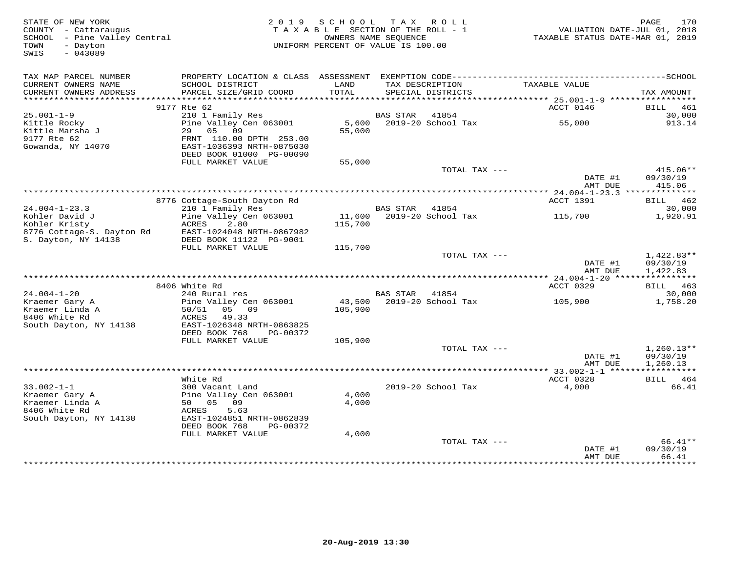STATE OF NEW YORK
COUNTY - Cattaraugus
SCHOOL - Pine Valley Central
TOWN - Dayton
SWIS - 043089

2019 SCHOOL TAX ROLL
TAXABLE SECTION OF THE ROLL - 1
OWNERS NAME SEQUENCE
UNIFORM PERCENT OF VALUE IS 100.00

VALUATION DATE-JUL 01, 2018
TAXABLE STATUS DATE-MAR 01, 2019

| TAX MAP PARCEL NUMBER / CURRENT OWNERS NAME / CURRENT OWNERS ADDRESS | PROPERTY LOCATION & CLASS / SCHOOL DISTRICT / PARCEL SIZE/GRID COORD | ASSESSMENT LAND / TOTAL | EXEMPTION CODE / TAX DESCRIPTION / SPECIAL DISTRICTS | TAXABLE VALUE | SCHOOL / TAX AMOUNT |
|---|---|---|---|---|---|
| | 9177 Rte 62 | | | ACCT 0146 | BILL 461 |
| 25.001-1-9 | 210 1 Family Res | | BAS STAR 41854 | | 30,000 |
| Kittle Rocky | Pine Valley Cen 063001 | 5,600 | 2019-20 School Tax | 55,000 | 913.14 |
| Kittle Marsha J | 29 05 09 | 55,000 | | | |
| 9177 Rte 62 | FRNT 110.00 DPTH 253.00 | | | | |
| Gowanda, NY 14070 | EAST-1036393 NRTH-0875030 | | | | |
| | DEED BOOK 01000 PG-00090 | | | | |
| | FULL MARKET VALUE | 55,000 | | | |
| | | | TOTAL TAX --- | | 415.06** |
| | | | | DATE #1 | 09/30/19 |
| | | | | AMT DUE | 415.06 |
| | 8776 Cottage-South Dayton Rd | | | ACCT 1391 | BILL 462 |
| 24.004-1-23.3 | 210 1 Family Res | | BAS STAR 41854 | | 30,000 |
| Kohler David J | Pine Valley Cen 063001 | 11,600 | 2019-20 School Tax | 115,700 | 1,920.91 |
| Kohler Kristy | ACRES 2.80 | 115,700 | | | |
| 8776 Cottage-S. Dayton Rd | EAST-1024048 NRTH-0867982 | | | | |
| S. Dayton, NY 14138 | DEED BOOK 11122 PG-9001 | | | | |
| | FULL MARKET VALUE | 115,700 | | | |
| | | | TOTAL TAX --- | | 1,422.83** |
| | | | | DATE #1 | 09/30/19 |
| | | | | AMT DUE | 1,422.83 |
| | 8406 White Rd | | | ACCT 0329 | BILL 463 |
| 24.004-1-20 | 240 Rural res | | BAS STAR 41854 | | 30,000 |
| Kraemer Gary A | Pine Valley Cen 063001 | 43,500 | 2019-20 School Tax | 105,900 | 1,758.20 |
| Kraemer Linda A | 50/51 05 09 | 105,900 | | | |
| 8406 White Rd | ACRES 49.33 | | | | |
| South Dayton, NY 14138 | EAST-1026348 NRTH-0863825 | | | | |
| | DEED BOOK 768 PG-00372 | | | | |
| | FULL MARKET VALUE | 105,900 | | | |
| | | | TOTAL TAX --- | | 1,260.13** |
| | | | | DATE #1 | 09/30/19 |
| | | | | AMT DUE | 1,260.13 |
| | White Rd | | | ACCT 0328 | BILL 464 |
| 33.002-1-1 | 300 Vacant Land | | 2019-20 School Tax | 4,000 | 66.41 |
| Kraemer Gary A | Pine Valley Cen 063001 | 4,000 | | | |
| Kraemer Linda A | 50 05 09 | 4,000 | | | |
| 8406 White Rd | ACRES 5.63 | | | | |
| South Dayton, NY 14138 | EAST-1024851 NRTH-0862839 | | | | |
| | DEED BOOK 768 PG-00372 | | | | |
| | FULL MARKET VALUE | 4,000 | | | |
| | | | TOTAL TAX --- | | 66.41** |
| | | | | DATE #1 | 09/30/19 |
| | | | | AMT DUE | 66.41 |

20-Aug-2019 13:30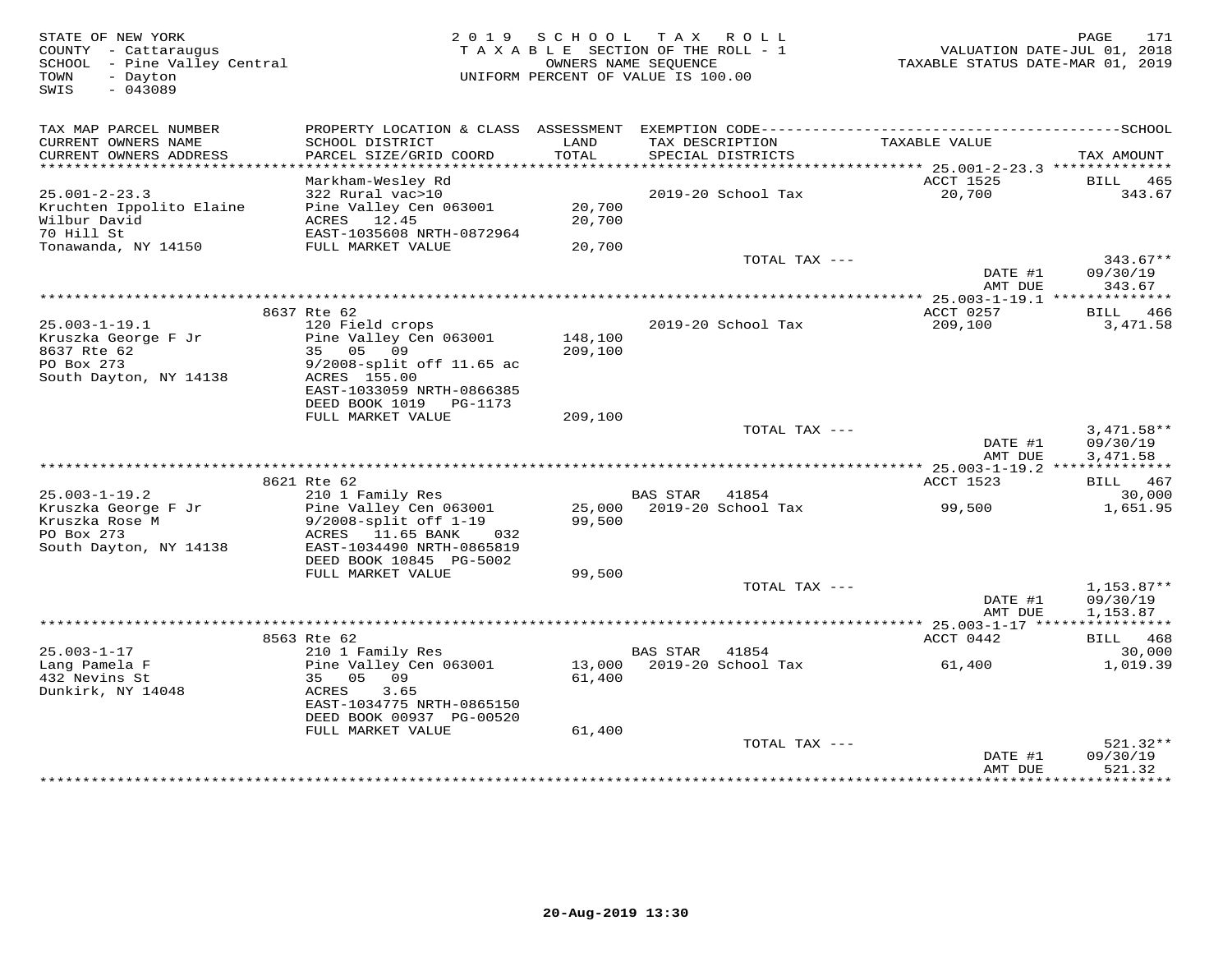STATE OF NEW YORK
COUNTY - Cattaraugus
SCHOOL - Pine Valley Central
TOWN - Dayton
SWIS - 043089

2019 SCHOOL TAX ROLL
TAXABLE SECTION OF THE ROLL - 1
OWNERS NAME SEQUENCE
UNIFORM PERCENT OF VALUE IS 100.00

VALUATION DATE-JUL 01, 2018
TAXABLE STATUS DATE-MAR 01, 2019

| TAX MAP PARCEL NUMBER / CURRENT OWNERS NAME / CURRENT OWNERS ADDRESS | PROPERTY LOCATION & CLASS / SCHOOL DISTRICT / PARCEL SIZE/GRID COORD | ASSESSMENT LAND / TOTAL | EXEMPTION CODE / TAX DESCRIPTION / SPECIAL DISTRICTS | TAXABLE VALUE | TAX AMOUNT |
|---|---|---|---|---|---|
| **25.001-2-23.3** | Markham-Wesley Rd | | | ACCT 1525 | BILL 465 |
| 25.001-2-23.3 | 322 Rural vac>10 | | 2019-20 School Tax | 20,700 | 343.67 |
| Kruchten Ippolito Elaine | Pine Valley Cen 063001 | 20,700 | | | |
| Wilbur David | ACRES 12.45 | 20,700 | | | |
| 70 Hill St | EAST-1035608 NRTH-0872964 | | | | |
| Tonawanda, NY 14150 | FULL MARKET VALUE | 20,700 | | | |
| | | | TOTAL TAX --- | | 343.67** |
| | | | | DATE #1 | 09/30/19 |
| | | | | AMT DUE | 343.67 |
| **25.003-1-19.1** | 8637 Rte 62 | | | ACCT 0257 | BILL 466 |
| 25.003-1-19.1 | 120 Field crops | | 2019-20 School Tax | 209,100 | 3,471.58 |
| Kruszka George F Jr | Pine Valley Cen 063001 | 148,100 | | | |
| 8637 Rte 62 | 35 05 09 | 209,100 | | | |
| PO Box 273 | 9/2008-split off 11.65 ac | | | | |
| South Dayton, NY 14138 | ACRES 155.00 | | | | |
| | EAST-1033059 NRTH-0866385 | | | | |
| | DEED BOOK 1019 PG-1173 | | | | |
| | FULL MARKET VALUE | 209,100 | | | |
| | | | TOTAL TAX --- | | 3,471.58** |
| | | | | DATE #1 | 09/30/19 |
| | | | | AMT DUE | 3,471.58 |
| **25.003-1-19.2** | 8621 Rte 62 | | | ACCT 1523 | BILL 467 |
| 25.003-1-19.2 | 210 1 Family Res | | BAS STAR 41854 | | 30,000 |
| Kruszka George F Jr | Pine Valley Cen 063001 | 25,000 | 2019-20 School Tax | 99,500 | 1,651.95 |
| Kruszka Rose M | 9/2008-split off 1-19 | 99,500 | | | |
| PO Box 273 | ACRES 11.65 BANK 032 | | | | |
| South Dayton, NY 14138 | EAST-1034490 NRTH-0865819 | | | | |
| | DEED BOOK 10845 PG-5002 | | | | |
| | FULL MARKET VALUE | 99,500 | | | |
| | | | TOTAL TAX --- | | 1,153.87** |
| | | | | DATE #1 | 09/30/19 |
| | | | | AMT DUE | 1,153.87 |
| **25.003-1-17** | 8563 Rte 62 | | | ACCT 0442 | BILL 468 |
| 25.003-1-17 | 210 1 Family Res | | BAS STAR 41854 | | 30,000 |
| Lang Pamela F | Pine Valley Cen 063001 | 13,000 | 2019-20 School Tax | 61,400 | 1,019.39 |
| 432 Nevins St | 35 05 09 | 61,400 | | | |
| Dunkirk, NY 14048 | ACRES 3.65 | | | | |
| | EAST-1034775 NRTH-0865150 | | | | |
| | DEED BOOK 00937 PG-00520 | | | | |
| | FULL MARKET VALUE | 61,400 | | | |
| | | | TOTAL TAX --- | | 521.32** |
| | | | | DATE #1 | 09/30/19 |
| | | | | AMT DUE | 521.32 |

20-Aug-2019 13:30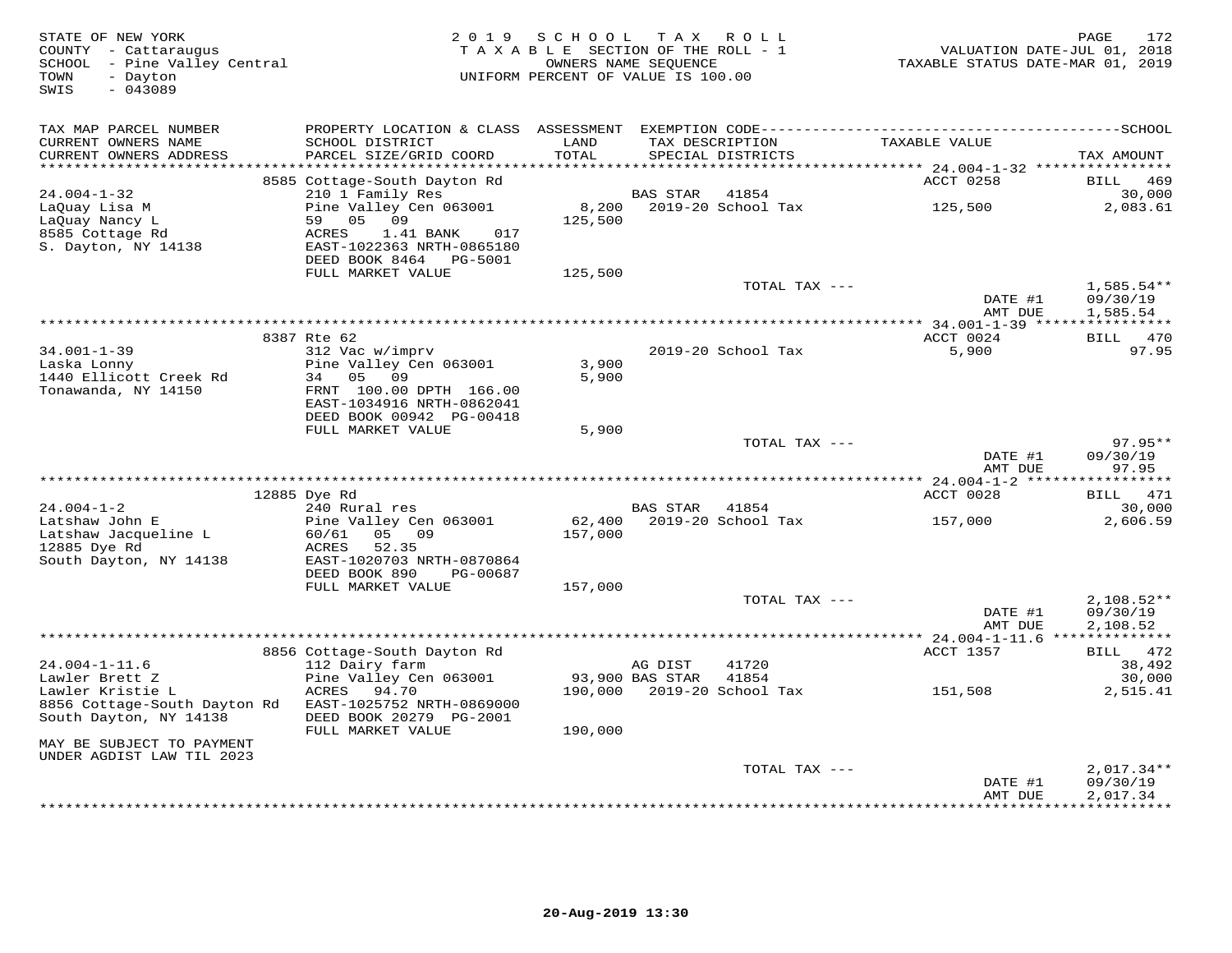STATE OF NEW YORK
COUNTY - Cattaraugus
SCHOOL - Pine Valley Central
TOWN - Dayton
SWIS - 043089

2019 SCHOOL TAX ROLL
TAXABLE SECTION OF THE ROLL - 1
OWNERS NAME SEQUENCE
UNIFORM PERCENT OF VALUE IS 100.00

VALUATION DATE-JUL 01, 2018
TAXABLE STATUS DATE-MAR 01, 2019

| TAX MAP PARCEL NUMBER<br>CURRENT OWNERS NAME<br>CURRENT OWNERS ADDRESS | PROPERTY LOCATION & CLASS<br>SCHOOL DISTRICT<br>PARCEL SIZE/GRID COORD | ASSESSMENT<br>LAND<br>TOTAL | EXEMPTION CODE<br>TAX DESCRIPTION<br>SPECIAL DISTRICTS | TAXABLE VALUE | SCHOOL<br>TAX AMOUNT |
|---|---|---|---|---|---|
| 24.004-1-32 | 8585 Cottage-South Dayton Rd | | | ACCT 0258 | BILL 469 |
| 24.004-1-32 | 210 1 Family Res | | BAS STAR 41854 | | 30,000 |
| LaQuay Lisa M | Pine Valley Cen 063001 | 8,200 | 2019-20 School Tax | 125,500 | 2,083.61 |
| LaQuay Nancy L | 59 05 09 | 125,500 | | | |
| 8585 Cottage Rd | ACRES 1.41 BANK 017 | | | | |
| S. Dayton, NY 14138 | EAST-1022363 NRTH-0865180 | | | | |
| | DEED BOOK 8464 PG-5001 | | | | |
| | FULL MARKET VALUE | 125,500 | | | |
| | | | TOTAL TAX --- | | 1,585.54** |
| | | | | DATE #1 | 09/30/19 |
| | | | | AMT DUE | 1,585.54 |
| 34.001-1-39 | 8387 Rte 62 | | | ACCT 0024 | BILL 470 |
| 34.001-1-39 | 312 Vac w/imprv | | 2019-20 School Tax | 5,900 | 97.95 |
| Laska Lonny | Pine Valley Cen 063001 | 3,900 | | | |
| 1440 Ellicott Creek Rd | 34 05 09 | 5,900 | | | |
| Tonawanda, NY 14150 | FRNT 100.00 DPTH 166.00 | | | | |
| | EAST-1034916 NRTH-0862041 | | | | |
| | DEED BOOK 00942 PG-00418 | | | | |
| | FULL MARKET VALUE | 5,900 | | | |
| | | | TOTAL TAX --- | | 97.95** |
| | | | | DATE #1 | 09/30/19 |
| | | | | AMT DUE | 97.95 |
| 24.004-1-2 | 12885 Dye Rd | | | ACCT 0028 | BILL 471 |
| 24.004-1-2 | 240 Rural res | | BAS STAR 41854 | | 30,000 |
| Latshaw John E | Pine Valley Cen 063001 | 62,400 | 2019-20 School Tax | 157,000 | 2,606.59 |
| Latshaw Jacqueline L | 60/61 05 09 | 157,000 | | | |
| 12885 Dye Rd | ACRES 52.35 | | | | |
| South Dayton, NY 14138 | EAST-1020703 NRTH-0870864 | | | | |
| | DEED BOOK 890 PG-00687 | | | | |
| | FULL MARKET VALUE | 157,000 | | | |
| | | | TOTAL TAX --- | | 2,108.52** |
| | | | | DATE #1 | 09/30/19 |
| | | | | AMT DUE | 2,108.52 |
| 24.004-1-11.6 | 8856 Cottage-South Dayton Rd | | | ACCT 1357 | BILL 472 |
| 24.004-1-11.6 | 112 Dairy farm | | AG DIST 41720 | | 38,492 |
| Lawler Brett Z | Pine Valley Cen 063001 | 93,900 | BAS STAR 41854 | | 30,000 |
| Lawler Kristie L | ACRES 94.70 | 190,000 | 2019-20 School Tax | 151,508 | 2,515.41 |
| 8856 Cottage-South Dayton Rd | EAST-1025752 NRTH-0869000 | | | | |
| South Dayton, NY 14138 | DEED BOOK 20279 PG-2001 | | | | |
| | FULL MARKET VALUE | 190,000 | | | |
| MAY BE SUBJECT TO PAYMENT UNDER AGDIST LAW TIL 2023 | | | | | |
| | | | TOTAL TAX --- | | 2,017.34** |
| | | | | DATE #1 | 09/30/19 |
| | | | | AMT DUE | 2,017.34 |

20-Aug-2019 13:30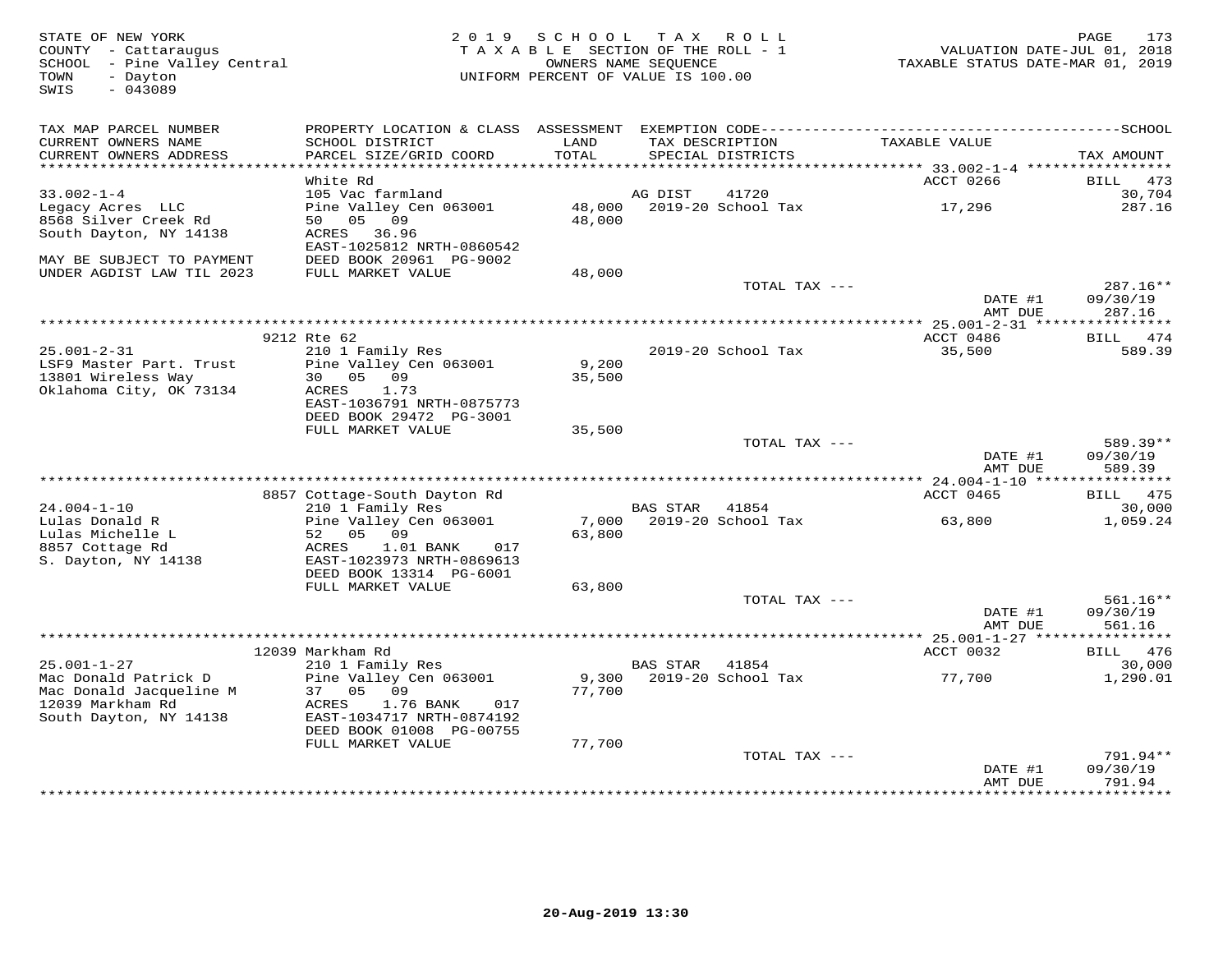STATE OF NEW YORK
COUNTY - Cattaraugus
SCHOOL - Pine Valley Central
TOWN - Dayton
SWIS - 043089

2019 SCHOOL TAX ROLL
TAXABLE SECTION OF THE ROLL - 1
OWNERS NAME SEQUENCE
UNIFORM PERCENT OF VALUE IS 100.00

VALUATION DATE-JUL 01, 2018
TAXABLE STATUS DATE-MAR 01, 2019

| TAX MAP PARCEL NUMBER / CURRENT OWNERS NAME / CURRENT OWNERS ADDRESS | PROPERTY LOCATION & CLASS / SCHOOL DISTRICT / PARCEL SIZE/GRID COORD | ASSESSMENT LAND / TOTAL | EXEMPTION CODE / TAX DESCRIPTION / SPECIAL DISTRICTS | TAXABLE VALUE | SCHOOL TAX AMOUNT |
|---|---|---|---|---|---|
| 33.002-1-4 | White Rd | | | ACCT 0266 | BILL 473 |
| | 105 Vac farmland | | AG DIST 41720 | | 30,704 |
| Legacy Acres LLC | Pine Valley Cen 063001 | 48,000 | 2019-20 School Tax | 17,296 | 287.16 |
| 8568 Silver Creek Rd | 50 05 09 | 48,000 | | | |
| South Dayton, NY 14138 | ACRES 36.96 | | | | |
| | EAST-1025812 NRTH-0860542 | | | | |
| MAY BE SUBJECT TO PAYMENT | DEED BOOK 20961 PG-9002 | | | | |
| UNDER AGDIST LAW TIL 2023 | FULL MARKET VALUE | 48,000 | | | |
| | | | TOTAL TAX --- | | 287.16** |
| | | | | DATE #1 | 09/30/19 |
| | | | | AMT DUE | 287.16 |
| 25.001-2-31 | 9212 Rte 62 | | | ACCT 0486 | BILL 474 |
| LSF9 Master Part. Trust | 210 1 Family Res | | 2019-20 School Tax | 35,500 | 589.39 |
| 13801 Wireless Way | Pine Valley Cen 063001 | 9,200 | | | |
| Oklahoma City, OK 73134 | 30 05 09 | 35,500 | | | |
| | ACRES 1.73 | | | | |
| | EAST-1036791 NRTH-0875773 | | | | |
| | DEED BOOK 29472 PG-3001 | | | | |
| | FULL MARKET VALUE | 35,500 | | | |
| | | | TOTAL TAX --- | | 589.39** |
| | | | | DATE #1 | 09/30/19 |
| | | | | AMT DUE | 589.39 |
| 24.004-1-10 | 8857 Cottage-South Dayton Rd | | | ACCT 0465 | BILL 475 |
| | 210 1 Family Res | | BAS STAR 41854 | | 30,000 |
| Lulas Donald R | Pine Valley Cen 063001 | 7,000 | 2019-20 School Tax | 63,800 | 1,059.24 |
| Lulas Michelle L | 52 05 09 | 63,800 | | | |
| 8857 Cottage Rd | ACRES 1.01 BANK 017 | | | | |
| S. Dayton, NY 14138 | EAST-1023973 NRTH-0869613 | | | | |
| | DEED BOOK 13314 PG-6001 | | | | |
| | FULL MARKET VALUE | 63,800 | | | |
| | | | TOTAL TAX --- | | 561.16** |
| | | | | DATE #1 | 09/30/19 |
| | | | | AMT DUE | 561.16 |
| 25.001-1-27 | 12039 Markham Rd | | | ACCT 0032 | BILL 476 |
| | 210 1 Family Res | | BAS STAR 41854 | | 30,000 |
| Mac Donald Patrick D | Pine Valley Cen 063001 | 9,300 | 2019-20 School Tax | 77,700 | 1,290.01 |
| Mac Donald Jacqueline M | 37 05 09 | 77,700 | | | |
| 12039 Markham Rd | ACRES 1.76 BANK 017 | | | | |
| South Dayton, NY 14138 | EAST-1034717 NRTH-0874192 | | | | |
| | DEED BOOK 01008 PG-00755 | | | | |
| | FULL MARKET VALUE | 77,700 | | | |
| | | | TOTAL TAX --- | | 791.94** |
| | | | | DATE #1 | 09/30/19 |
| | | | | AMT DUE | 791.94 |

20-Aug-2019 13:30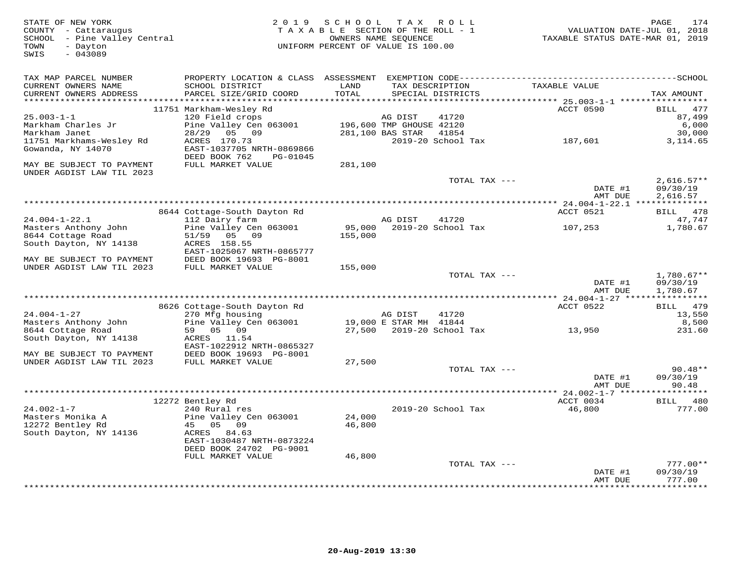STATE OF NEW YORK
COUNTY - Cattaraugus
SCHOOL - Pine Valley Central
TOWN - Dayton
SWIS - 043089

2019 SCHOOL TAX ROLL
TAXABLE SECTION OF THE ROLL - 1
OWNERS NAME SEQUENCE
UNIFORM PERCENT OF VALUE IS 100.00

VALUATION DATE-JUL 01, 2018
TAXABLE STATUS DATE-MAR 01, 2019

| TAX MAP PARCEL NUMBER / CURRENT OWNERS NAME / CURRENT OWNERS ADDRESS | PROPERTY LOCATION & CLASS / SCHOOL DISTRICT / PARCEL SIZE/GRID COORD | ASSESSMENT LAND / TOTAL | EXEMPTION CODE / TAX DESCRIPTION / SPECIAL DISTRICTS | TAXABLE VALUE | TAX AMOUNT |
|---|---|---|---|---|---|
| | 11751 Markham-Wesley Rd | | | ACCT 0590 | BILL 477 |
| 25.003-1-1 | 120 Field crops | | AG DIST 41720 | | 87,499 |
| Markham Charles Jr | Pine Valley Cen 063001 | 196,600 | TMP GHOUSE 42120 | | 6,000 |
| Markham Janet | 28/29 05 09 | 281,100 | BAS STAR 41854 | | 30,000 |
| 11751 Markhams-Wesley Rd | ACRES 170.73 | | 2019-20 School Tax | 187,601 | 3,114.65 |
| Gowanda, NY 14070 | EAST-1037705 NRTH-0869866 | | | | |
| | DEED BOOK 762 PG-01045 | | | | |
| MAY BE SUBJECT TO PAYMENT | FULL MARKET VALUE | 281,100 | | | |
| UNDER AGDIST LAW TIL 2023 | | | | | |
| | | | TOTAL TAX --- | | 2,616.57** |
| | | | | DATE #1 | 09/30/19 |
| | | | | AMT DUE | 2,616.57 |
| | 8644 Cottage-South Dayton Rd | | | ACCT 0521 | BILL 478 |
| 24.004-1-22.1 | 112 Dairy farm | | AG DIST 41720 | | 47,747 |
| Masters Anthony John | Pine Valley Cen 063001 | 95,000 | 2019-20 School Tax | 107,253 | 1,780.67 |
| 8644 Cottage Road | 51/59 05 09 | 155,000 | | | |
| South Dayton, NY 14138 | ACRES 158.55 | | | | |
| | EAST-1025067 NRTH-0865777 | | | | |
| MAY BE SUBJECT TO PAYMENT | DEED BOOK 19693 PG-8001 | | | | |
| UNDER AGDIST LAW TIL 2023 | FULL MARKET VALUE | 155,000 | | | |
| | | | TOTAL TAX --- | | 1,780.67** |
| | | | | DATE #1 | 09/30/19 |
| | | | | AMT DUE | 1,780.67 |
| | 8626 Cottage-South Dayton Rd | | | ACCT 0522 | BILL 479 |
| 24.004-1-27 | 270 Mfg housing | | AG DIST 41720 | | 13,550 |
| Masters Anthony John | Pine Valley Cen 063001 | 19,000 | E STAR MH 41844 | | 8,500 |
| 8644 Cottage Road | 59 05 09 | 27,500 | 2019-20 School Tax | 13,950 | 231.60 |
| South Dayton, NY 14138 | ACRES 11.54 | | | | |
| | EAST-1022912 NRTH-0865327 | | | | |
| MAY BE SUBJECT TO PAYMENT | DEED BOOK 19693 PG-8001 | | | | |
| UNDER AGDIST LAW TIL 2023 | FULL MARKET VALUE | 27,500 | | | |
| | | | TOTAL TAX --- | | 90.48** |
| | | | | DATE #1 | 09/30/19 |
| | | | | AMT DUE | 90.48 |
| | 12272 Bentley Rd | | | ACCT 0034 | BILL 480 |
| 24.002-1-7 | 240 Rural res | | 2019-20 School Tax | 46,800 | 777.00 |
| Masters Monika A | Pine Valley Cen 063001 | 24,000 | | | |
| 12272 Bentley Rd | 45 05 09 | 46,800 | | | |
| South Dayton, NY 14136 | ACRES 84.63 | | | | |
| | EAST-1030487 NRTH-0873224 | | | | |
| | DEED BOOK 24702 PG-9001 | | | | |
| | FULL MARKET VALUE | 46,800 | | | |
| | | | TOTAL TAX --- | | 777.00** |
| | | | | DATE #1 | 09/30/19 |
| | | | | AMT DUE | 777.00 |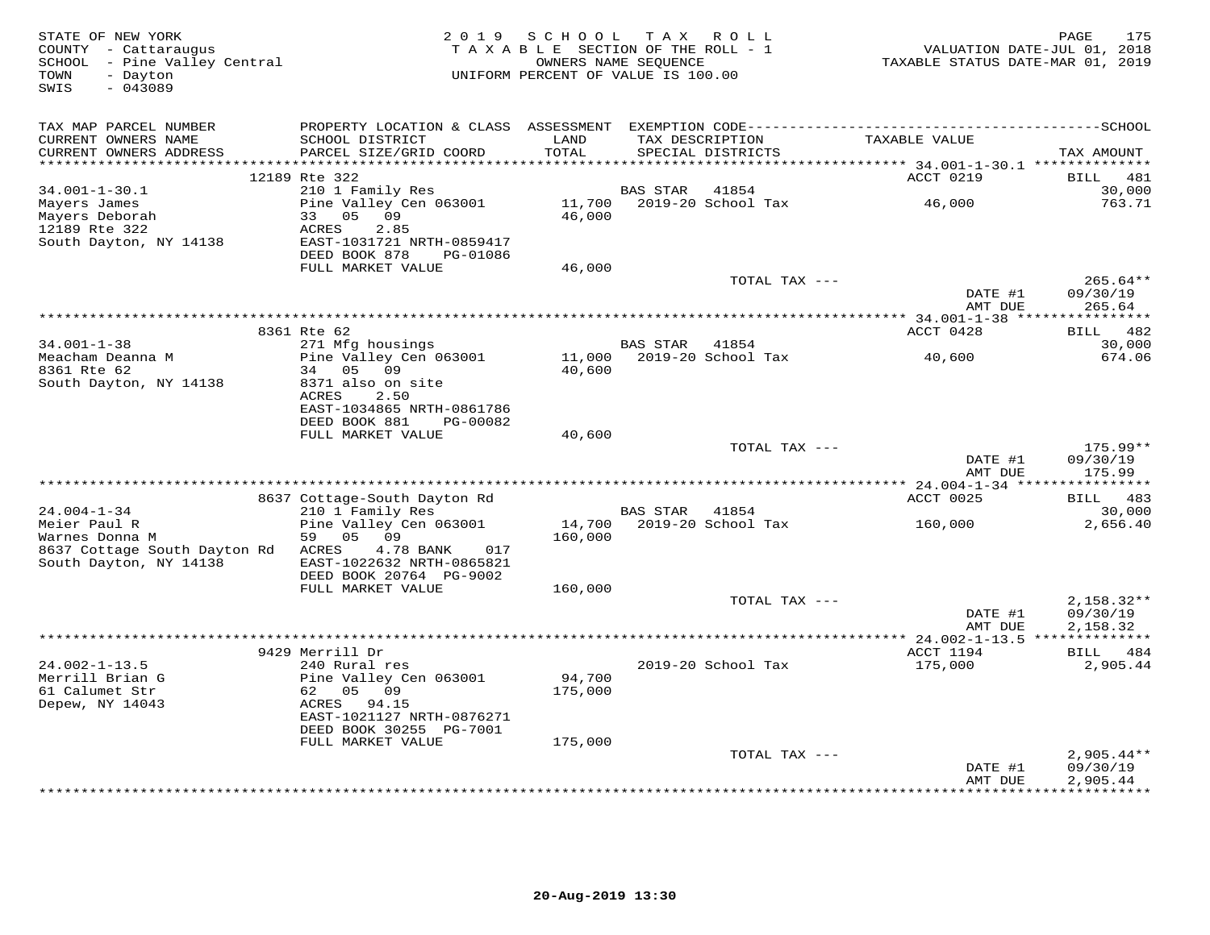STATE OF NEW YORK
COUNTY - Cattaraugus
SCHOOL - Pine Valley Central
TOWN - Dayton
SWIS - 043089

2 0 1 9 S C H O O L T A X R O L L
T A X A B L E SECTION OF THE ROLL - 1
OWNERS NAME SEQUENCE
UNIFORM PERCENT OF VALUE IS 100.00

VALUATION DATE-JUL 01, 2018
TAXABLE STATUS DATE-MAR 01, 2019

| TAX MAP PARCEL NUMBER / CURRENT OWNERS NAME / CURRENT OWNERS ADDRESS | PROPERTY LOCATION & CLASS / SCHOOL DISTRICT / PARCEL SIZE/GRID COORD | ASSESSMENT LAND / TOTAL | EXEMPTION CODE / TAX DESCRIPTION / SPECIAL DISTRICTS | TAXABLE VALUE | SCHOOL TAX AMOUNT |
|---|---|---|---|---|---|
| **34.001-1-30.1** | 12189 Rte 322 | | | ACCT 0219 | BILL 481 |
| 34.001-1-30.1 | 210 1 Family Res | | BAS STAR 41854 | | 30,000 |
| Mayers James | Pine Valley Cen 063001 | 11,700 | 2019-20 School Tax | 46,000 | 763.71 |
| Mayers Deborah | 33 05 09 | 46,000 | | | |
| 12189 Rte 322 | ACRES 2.85 | | | | |
| South Dayton, NY 14138 | EAST-1031721 NRTH-0859417 | | | | |
| | DEED BOOK 878 PG-01086 | | | | |
| | FULL MARKET VALUE | 46,000 | | | |
| | | | TOTAL TAX --- | | 265.64** |
| | | | | DATE #1 | 09/30/19 |
| | | | | AMT DUE | 265.64 |
| **34.001-1-38** | 8361 Rte 62 | | | ACCT 0428 | BILL 482 |
| 34.001-1-38 | 271 Mfg housings | | BAS STAR 41854 | | 30,000 |
| Meacham Deanna M | Pine Valley Cen 063001 | 11,000 | 2019-20 School Tax | 40,600 | 674.06 |
| 8361 Rte 62 | 34 05 09 | 40,600 | | | |
| South Dayton, NY 14138 | 8371 also on site | | | | |
| | ACRES 2.50 | | | | |
| | EAST-1034865 NRTH-0861786 | | | | |
| | DEED BOOK 881 PG-00082 | | | | |
| | FULL MARKET VALUE | 40,600 | | | |
| | | | TOTAL TAX --- | | 175.99** |
| | | | | DATE #1 | 09/30/19 |
| | | | | AMT DUE | 175.99 |
| **24.004-1-34** | 8637 Cottage-South Dayton Rd | | | ACCT 0025 | BILL 483 |
| 24.004-1-34 | 210 1 Family Res | | BAS STAR 41854 | | 30,000 |
| Meier Paul R | Pine Valley Cen 063001 | 14,700 | 2019-20 School Tax | 160,000 | 2,656.40 |
| Warnes Donna M | 59 05 09 | 160,000 | | | |
| 8637 Cottage South Dayton Rd | ACRES 4.78 BANK 017 | | | | |
| South Dayton, NY 14138 | EAST-1022632 NRTH-0865821 | | | | |
| | DEED BOOK 20764 PG-9002 | | | | |
| | FULL MARKET VALUE | 160,000 | | | |
| | | | TOTAL TAX --- | | 2,158.32** |
| | | | | DATE #1 | 09/30/19 |
| | | | | AMT DUE | 2,158.32 |
| **24.002-1-13.5** | 9429 Merrill Dr | | | ACCT 1194 | BILL 484 |
| 24.002-1-13.5 | 240 Rural res | | 2019-20 School Tax | 175,000 | 2,905.44 |
| Merrill Brian G | Pine Valley Cen 063001 | 94,700 | | | |
| 61 Calumet Str | 62 05 09 | 175,000 | | | |
| Depew, NY 14043 | ACRES 94.15 | | | | |
| | EAST-1021127 NRTH-0876271 | | | | |
| | DEED BOOK 30255 PG-7001 | | | | |
| | FULL MARKET VALUE | 175,000 | | | |
| | | | TOTAL TAX --- | | 2,905.44** |
| | | | | DATE #1 | 09/30/19 |
| | | | | AMT DUE | 2,905.44 |

20-Aug-2019 13:30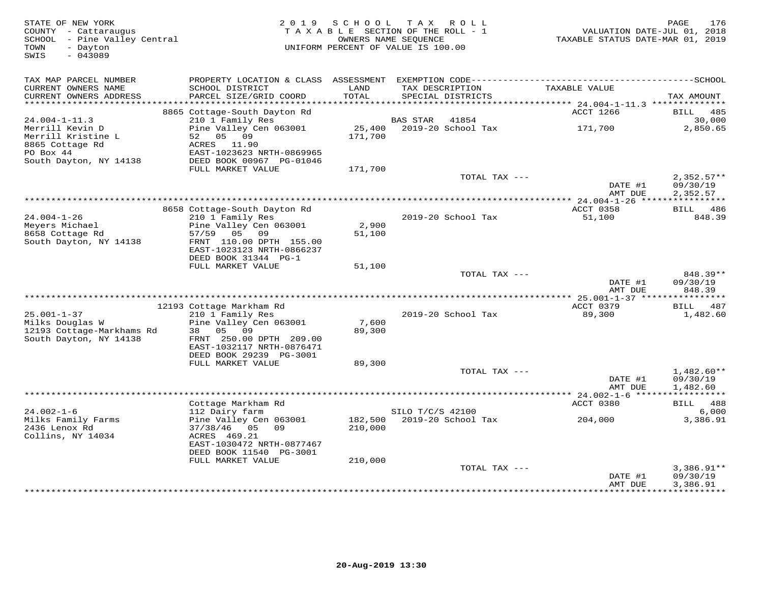STATE OF NEW YORK
COUNTY - Cattaraugus
SCHOOL - Pine Valley Central
TOWN - Dayton
SWIS - 043089

2019 SCHOOL TAX ROLL
TAXABLE SECTION OF THE ROLL - 1
OWNERS NAME SEQUENCE
UNIFORM PERCENT OF VALUE IS 100.00

VALUATION DATE-JUL 01, 2018
TAXABLE STATUS DATE-MAR 01, 2019

| TAX MAP PARCEL NUMBER / CURRENT OWNERS NAME / CURRENT OWNERS ADDRESS | PROPERTY LOCATION & CLASS / SCHOOL DISTRICT / PARCEL SIZE/GRID COORD | ASSESSMENT LAND / TOTAL | EXEMPTION CODE / TAX DESCRIPTION / SPECIAL DISTRICTS | TAXABLE VALUE | TAX AMOUNT |
|---|---|---|---|---|---|
| | 8865 Cottage-South Dayton Rd | | | ACCT 1266 | BILL 485 |
| 24.004-1-11.3 | 210 1 Family Res | | BAS STAR 41854 | | 30,000 |
| Merrill Kevin D | Pine Valley Cen 063001 | 25,400 | 2019-20 School Tax | 171,700 | 2,850.65 |
| Merrill Kristine L | 52 05 09 | 171,700 | | | |
| 8865 Cottage Rd | ACRES 11.90 | | | | |
| PO Box 44 | EAST-1023623 NRTH-0869965 | | | | |
| South Dayton, NY 14138 | DEED BOOK 00967 PG-01046 | | | | |
| | FULL MARKET VALUE | 171,700 | | | |
| | | | TOTAL TAX --- | | 2,352.57** |
| | | | | DATE #1 | 09/30/19 |
| | | | | AMT DUE | 2,352.57 |
| | 8658 Cottage-South Dayton Rd | | | ACCT 0358 | BILL 486 |
| 24.004-1-26 | 210 1 Family Res | | 2019-20 School Tax | 51,100 | 848.39 |
| Meyers Michael | Pine Valley Cen 063001 | 2,900 | | | |
| 8658 Cottage Rd | 57/59 05 09 | 51,100 | | | |
| South Dayton, NY 14138 | FRNT 110.00 DPTH 155.00 | | | | |
| | EAST-1023123 NRTH-0866237 | | | | |
| | DEED BOOK 31344 PG-1 | | | | |
| | FULL MARKET VALUE | 51,100 | | | |
| | | | TOTAL TAX --- | | 848.39** |
| | | | | DATE #1 | 09/30/19 |
| | | | | AMT DUE | 848.39 |
| | 12193 Cottage Markham Rd | | | ACCT 0379 | BILL 487 |
| 25.001-1-37 | 210 1 Family Res | | 2019-20 School Tax | 89,300 | 1,482.60 |
| Milks Douglas W | Pine Valley Cen 063001 | 7,600 | | | |
| 12193 Cottage-Markhams Rd | 38 05 09 | 89,300 | | | |
| South Dayton, NY 14138 | FRNT 250.00 DPTH 209.00 | | | | |
| | EAST-1032117 NRTH-0876471 | | | | |
| | DEED BOOK 29239 PG-3001 | | | | |
| | FULL MARKET VALUE | 89,300 | | | |
| | | | TOTAL TAX --- | | 1,482.60** |
| | | | | DATE #1 | 09/30/19 |
| | | | | AMT DUE | 1,482.60 |
| | Cottage Markham Rd | | | ACCT 0380 | BILL 488 |
| 24.002-1-6 | 112 Dairy farm | | SILO T/C/S 42100 | | 6,000 |
| Milks Family Farms | Pine Valley Cen 063001 | 182,500 | 2019-20 School Tax | 204,000 | 3,386.91 |
| 2436 Lenox Rd | 37/38/46 05 09 | 210,000 | | | |
| Collins, NY 14034 | ACRES 469.21 | | | | |
| | EAST-1030472 NRTH-0877467 | | | | |
| | DEED BOOK 11540 PG-3001 | | | | |
| | FULL MARKET VALUE | 210,000 | | | |
| | | | TOTAL TAX --- | | 3,386.91** |
| | | | | DATE #1 | 09/30/19 |
| | | | | AMT DUE | 3,386.91 |

20-Aug-2019 13:30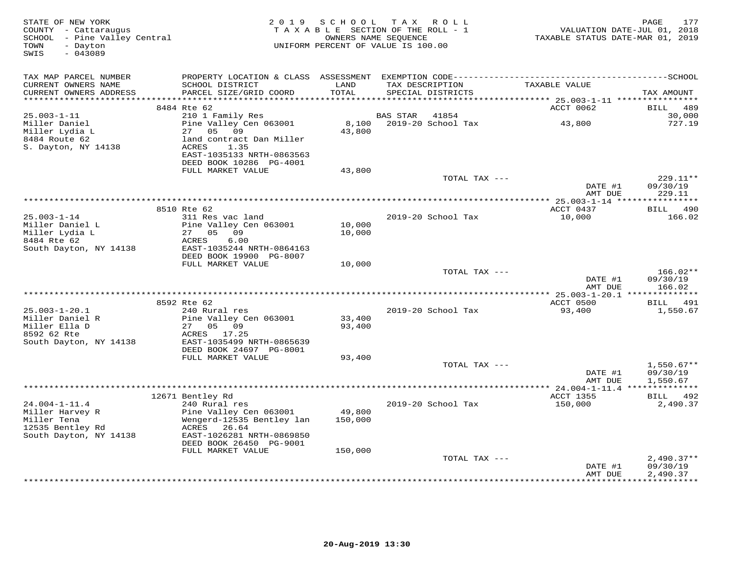STATE OF NEW YORK
COUNTY - Cattaraugus
SCHOOL - Pine Valley Central
TOWN - Dayton
SWIS - 043089

2019 SCHOOL TAX ROLL
TAXABLE SECTION OF THE ROLL - 1
OWNERS NAME SEQUENCE
UNIFORM PERCENT OF VALUE IS 100.00

VALUATION DATE-JUL 01, 2018
TAXABLE STATUS DATE-MAR 01, 2019

| TAX MAP PARCEL NUMBER / CURRENT OWNERS NAME / CURRENT OWNERS ADDRESS | PROPERTY LOCATION & CLASS / SCHOOL DISTRICT / PARCEL SIZE/GRID COORD | ASSESSMENT LAND / TOTAL | EXEMPTION CODE / TAX DESCRIPTION / SPECIAL DISTRICTS | TAXABLE VALUE | TAX AMOUNT |
|---|---|---|---|---|---|
| | 8484 Rte 62 | | | ACCT 0062 | BILL 489 |
| 25.003-1-11 | 210 1 Family Res | | BAS STAR 41854 | | 30,000 |
| Miller Daniel | Pine Valley Cen 063001 | 8,100 | 2019-20 School Tax | 43,800 | 727.19 |
| Miller Lydia L | 27 05 09 | 43,800 | | | |
| 8484 Route 62 | land contract Dan Miller | | | | |
| S. Dayton, NY 14138 | ACRES 1.35 | | | | |
| | EAST-1035133 NRTH-0863563 | | | | |
| | DEED BOOK 10286 PG-4001 | | | | |
| | FULL MARKET VALUE | 43,800 | | | |
| | | | TOTAL TAX --- | | 229.11** |
| | | | | DATE #1 | 09/30/19 |
| | | | | AMT DUE | 229.11 |
| | 8510 Rte 62 | | | ACCT 0437 | BILL 490 |
| 25.003-1-14 | 311 Res vac land | | 2019-20 School Tax | 10,000 | 166.02 |
| Miller Daniel L | Pine Valley Cen 063001 | 10,000 | | | |
| Miller Lydia L | 27 05 09 | 10,000 | | | |
| 8484 Rte 62 | ACRES 6.00 | | | | |
| South Dayton, NY 14138 | EAST-1035244 NRTH-0864163 | | | | |
| | DEED BOOK 19900 PG-8007 | | | | |
| | FULL MARKET VALUE | 10,000 | | | |
| | | | TOTAL TAX --- | | 166.02** |
| | | | | DATE #1 | 09/30/19 |
| | | | | AMT DUE | 166.02 |
| | 8592 Rte 62 | | | ACCT 0500 | BILL 491 |
| 25.003-1-20.1 | 240 Rural res | | 2019-20 School Tax | 93,400 | 1,550.67 |
| Miller Daniel R | Pine Valley Cen 063001 | 33,400 | | | |
| Miller Ella D | 27 05 09 | 93,400 | | | |
| 8592 62 Rte | ACRES 17.25 | | | | |
| South Dayton, NY 14138 | EAST-1035499 NRTH-0865639 | | | | |
| | DEED BOOK 24697 PG-8001 | | | | |
| | FULL MARKET VALUE | 93,400 | | | |
| | | | TOTAL TAX --- | | 1,550.67** |
| | | | | DATE #1 | 09/30/19 |
| | | | | AMT DUE | 1,550.67 |
| | 12671 Bentley Rd | | | ACCT 1355 | BILL 492 |
| 24.004-1-11.4 | 240 Rural res | | 2019-20 School Tax | 150,000 | 2,490.37 |
| Miller Harvey R | Pine Valley Cen 063001 | 49,800 | | | |
| Miller Tena | Wengerd-12535 Bentley lan | 150,000 | | | |
| 12535 Bentley Rd | ACRES 26.64 | | | | |
| South Dayton, NY 14138 | EAST-1026281 NRTH-0869850 | | | | |
| | DEED BOOK 26450 PG-9001 | | | | |
| | FULL MARKET VALUE | 150,000 | | | |
| | | | TOTAL TAX --- | | 2,490.37** |
| | | | | DATE #1 | 09/30/19 |
| | | | | AMT DUE | 2,490.37 |

20-Aug-2019 13:30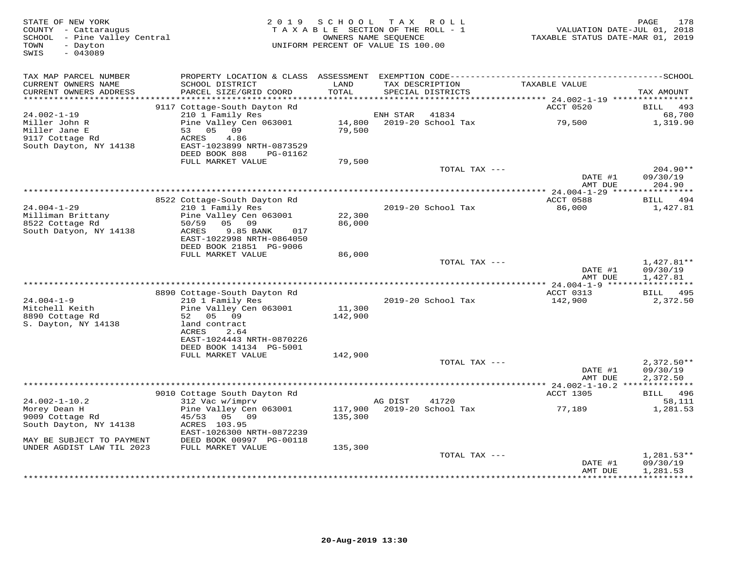STATE OF NEW YORK
COUNTY - Cattaraugus
SCHOOL - Pine Valley Central
TOWN - Dayton
SWIS - 043089

2019 SCHOOL TAX ROLL
TAXABLE SECTION OF THE ROLL - 1
OWNERS NAME SEQUENCE
UNIFORM PERCENT OF VALUE IS 100.00

VALUATION DATE-JUL 01, 2018
TAXABLE STATUS DATE-MAR 01, 2019

| TAX MAP PARCEL NUMBER / CURRENT OWNERS NAME / CURRENT OWNERS ADDRESS | PROPERTY LOCATION & CLASS / SCHOOL DISTRICT / PARCEL SIZE/GRID COORD | ASSESSMENT LAND / TOTAL | EXEMPTION CODE / TAX DESCRIPTION / SPECIAL DISTRICTS | TAXABLE VALUE | SCHOOL TAX AMOUNT |
|---|---|---|---|---|---|
| | 9117 Cottage-South Dayton Rd | | | ACCT 0520 | BILL 493 |
| 24.002-1-19 | 210 1 Family Res | | ENH STAR 41834 | | 68,700 |
| Miller John R | Pine Valley Cen 063001 | 14,800 | 2019-20 School Tax | 79,500 | 1,319.90 |
| Miller Jane E | 53 05 09 | 79,500 | | | |
| 9117 Cottage Rd | ACRES 4.86 | | | | |
| South Dayton, NY 14138 | EAST-1023899 NRTH-0873529 | | | | |
| | DEED BOOK 808 PG-01162 | | | | |
| | FULL MARKET VALUE | 79,500 | | | |
| | | | TOTAL TAX --- | | 204.90** |
| | | | | DATE #1 | 09/30/19 |
| | | | | AMT DUE | 204.90 |
| | 8522 Cottage-South Dayton Rd | | | ACCT 0588 | BILL 494 |
| 24.004-1-29 | 210 1 Family Res | | 2019-20 School Tax | 86,000 | 1,427.81 |
| Milliman Brittany | Pine Valley Cen 063001 | 22,300 | | | |
| 8522 Cottage Rd | 50/59 05 09 | 86,000 | | | |
| South Datyon, NY 14138 | ACRES 9.85 BANK 017 | | | | |
| | EAST-1022998 NRTH-0864050 | | | | |
| | DEED BOOK 21851 PG-9006 | | | | |
| | FULL MARKET VALUE | 86,000 | | | |
| | | | TOTAL TAX --- | | 1,427.81** |
| | | | | DATE #1 | 09/30/19 |
| | | | | AMT DUE | 1,427.81 |
| | 8890 Cottage-South Dayton Rd | | | ACCT 0313 | BILL 495 |
| 24.004-1-9 | 210 1 Family Res | | 2019-20 School Tax | 142,900 | 2,372.50 |
| Mitchell Keith | Pine Valley Cen 063001 | 11,300 | | | |
| 8890 Cottage Rd | 52 05 09 | 142,900 | | | |
| S. Dayton, NY 14138 | land contract | | | | |
| | ACRES 2.64 | | | | |
| | EAST-1024443 NRTH-0870226 | | | | |
| | DEED BOOK 14134 PG-5001 | | | | |
| | FULL MARKET VALUE | 142,900 | | | |
| | | | TOTAL TAX --- | | 2,372.50** |
| | | | | DATE #1 | 09/30/19 |
| | | | | AMT DUE | 2,372.50 |
| | 9010 Cottage South Dayton Rd | | | ACCT 1305 | BILL 496 |
| 24.002-1-10.2 | 312 Vac w/imprv | | AG DIST 41720 | | 58,111 |
| Morey Dean H | Pine Valley Cen 063001 | 117,900 | 2019-20 School Tax | 77,189 | 1,281.53 |
| 9009 Cottage Rd | 45/53 05 09 | 135,300 | | | |
| South Dayton, NY 14138 | ACRES 103.95 | | | | |
| | EAST-1026300 NRTH-0872239 | | | | |
| MAY BE SUBJECT TO PAYMENT | DEED BOOK 00997 PG-00118 | | | | |
| UNDER AGDIST LAW TIL 2023 | FULL MARKET VALUE | 135,300 | | | |
| | | | TOTAL TAX --- | | 1,281.53** |
| | | | | DATE #1 | 09/30/19 |
| | | | | AMT DUE | 1,281.53 |

20-Aug-2019 13:30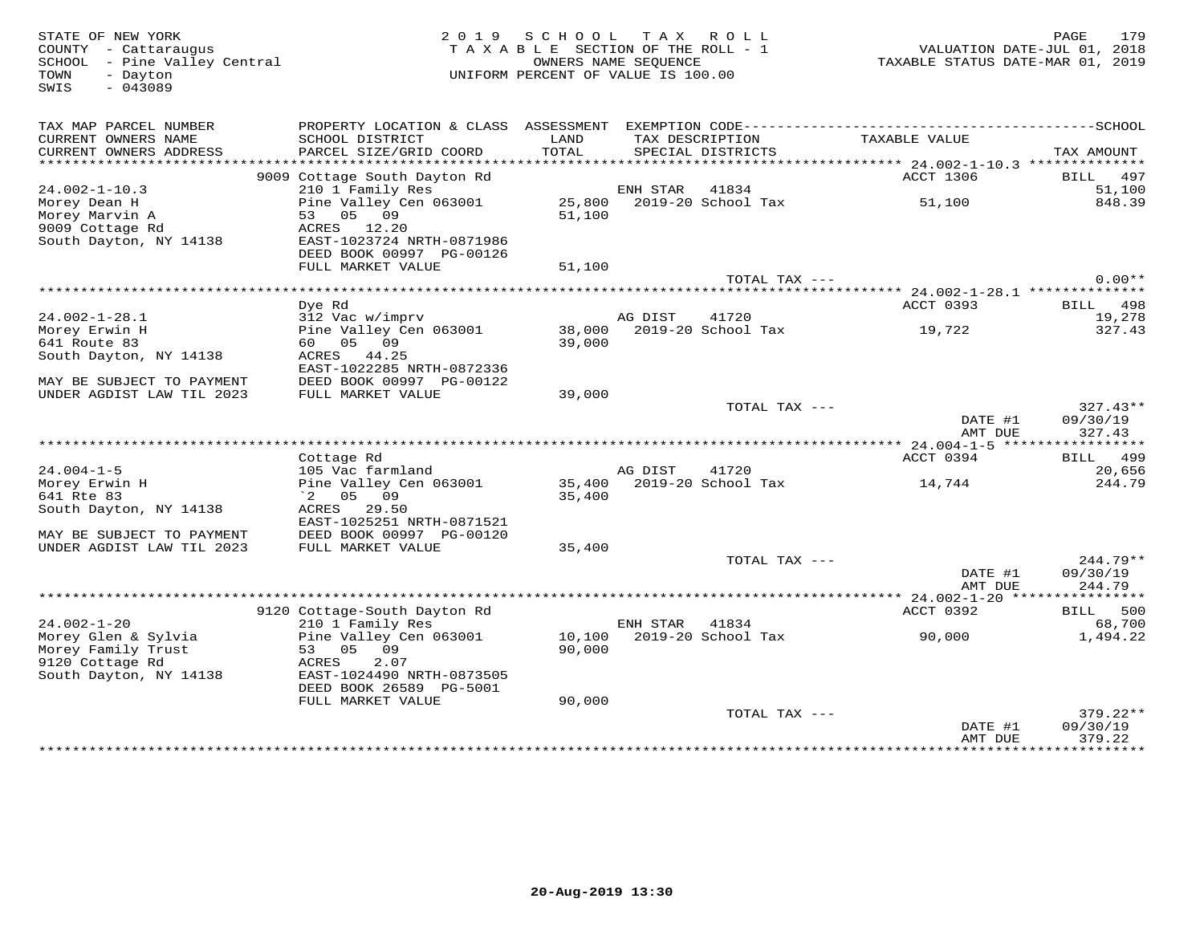STATE OF NEW YORK
COUNTY - Cattaraugus
SCHOOL - Pine Valley Central
TOWN - Dayton
SWIS - 043089

2 0 1 9 S C H O O L T A X R O L L
T A X A B L E SECTION OF THE ROLL - 1
OWNERS NAME SEQUENCE
UNIFORM PERCENT OF VALUE IS 100.00

VALUATION DATE-JUL 01, 2018
TAXABLE STATUS DATE-MAR 01, 2019

| TAX MAP PARCEL NUMBER / CURRENT OWNERS NAME / CURRENT OWNERS ADDRESS | PROPERTY LOCATION & CLASS / SCHOOL DISTRICT / PARCEL SIZE/GRID COORD | ASSESSMENT LAND / TOTAL | EXEMPTION CODE / TAX DESCRIPTION / SPECIAL DISTRICTS | TAXABLE VALUE | SCHOOL / TAX AMOUNT |
|---|---|---|---|---|---|
| **24.002-1-10.3** | 9009 Cottage South Dayton Rd | | | ACCT 1306 | BILL 497 |
| 24.002-1-10.3 | 210 1 Family Res | | ENH STAR 41834 | | 51,100 |
| Morey Dean H | Pine Valley Cen 063001 | 25,800 | 2019-20 School Tax | 51,100 | 848.39 |
| Morey Marvin A | 53 05 09 | 51,100 | | | |
| 9009 Cottage Rd | ACRES 12.20 | | | | |
| South Dayton, NY 14138 | EAST-1023724 NRTH-0871986 | | | | |
| | DEED BOOK 00997 PG-00126 | | | | |
| | FULL MARKET VALUE | 51,100 | | | |
| | | | TOTAL TAX --- | | 0.00** |
| **24.002-1-28.1** | Dye Rd | | | ACCT 0393 | BILL 498 |
| 24.002-1-28.1 | 312 Vac w/imprv | | AG DIST 41720 | | 19,278 |
| Morey Erwin H | Pine Valley Cen 063001 | 38,000 | 2019-20 School Tax | 19,722 | 327.43 |
| 641 Route 83 | 60 05 09 | 39,000 | | | |
| South Dayton, NY 14138 | ACRES 44.25 | | | | |
| | EAST-1022285 NRTH-0872336 | | | | |
| MAY BE SUBJECT TO PAYMENT | DEED BOOK 00997 PG-00122 | | | | |
| UNDER AGDIST LAW TIL 2023 | FULL MARKET VALUE | 39,000 | | | |
| | | | TOTAL TAX --- | | 327.43** |
| | | | | DATE #1 | 09/30/19 |
| | | | | AMT DUE | 327.43 |
| **24.004-1-5** | Cottage Rd | | | ACCT 0394 | BILL 499 |
| 24.004-1-5 | 105 Vac farmland | | AG DIST 41720 | | 20,656 |
| Morey Erwin H | Pine Valley Cen 063001 | 35,400 | 2019-20 School Tax | 14,744 | 244.79 |
| 641 Rte 83 | `2 05 09 | 35,400 | | | |
| South Dayton, NY 14138 | ACRES 29.50 | | | | |
| | EAST-1025251 NRTH-0871521 | | | | |
| MAY BE SUBJECT TO PAYMENT | DEED BOOK 00997 PG-00120 | | | | |
| UNDER AGDIST LAW TIL 2023 | FULL MARKET VALUE | 35,400 | | | |
| | | | TOTAL TAX --- | | 244.79** |
| | | | | DATE #1 | 09/30/19 |
| | | | | AMT DUE | 244.79 |
| **24.002-1-20** | 9120 Cottage-South Dayton Rd | | | ACCT 0392 | BILL 500 |
| 24.002-1-20 | 210 1 Family Res | | ENH STAR 41834 | | 68,700 |
| Morey Glen & Sylvia | Pine Valley Cen 063001 | 10,100 | 2019-20 School Tax | 90,000 | 1,494.22 |
| Morey Family Trust | 53 05 09 | 90,000 | | | |
| 9120 Cottage Rd | ACRES 2.07 | | | | |
| South Dayton, NY 14138 | EAST-1024490 NRTH-0873505 | | | | |
| | DEED BOOK 26589 PG-5001 | | | | |
| | FULL MARKET VALUE | 90,000 | | | |
| | | | TOTAL TAX --- | | 379.22** |
| | | | | DATE #1 | 09/30/19 |
| | | | | AMT DUE | 379.22 |

20-Aug-2019 13:30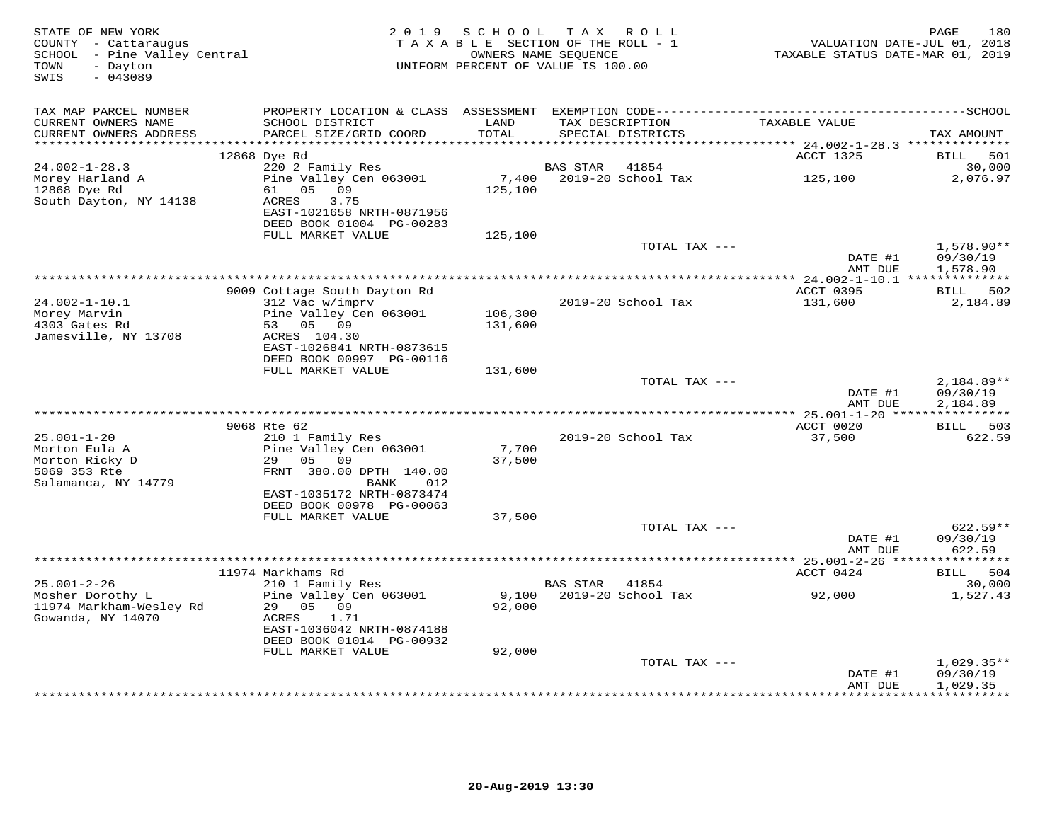STATE OF NEW YORK
COUNTY - Cattaraugus
SCHOOL - Pine Valley Central
TOWN - Dayton
SWIS - 043089

2019 SCHOOL TAX ROLL
TAXABLE SECTION OF THE ROLL - 1
OWNERS NAME SEQUENCE
UNIFORM PERCENT OF VALUE IS 100.00

VALUATION DATE-JUL 01, 2018
TAXABLE STATUS DATE-MAR 01, 2019

| TAX MAP PARCEL NUMBER / CURRENT OWNERS NAME / CURRENT OWNERS ADDRESS | PROPERTY LOCATION & CLASS / SCHOOL DISTRICT / PARCEL SIZE/GRID COORD | ASSESSMENT LAND / TOTAL | EXEMPTION CODE / TAX DESCRIPTION / SPECIAL DISTRICTS | TAXABLE VALUE | TAX AMOUNT |
|---|---|---|---|---|---|
| | 12868 Dye Rd | | | ACCT 1325 | BILL 501 |
| 24.002-1-28.3 | 220 2 Family Res | | BAS STAR 41854 | | 30,000 |
| Morey Harland A | Pine Valley Cen 063001 | 7,400 | 2019-20 School Tax | 125,100 | 2,076.97 |
| 12868 Dye Rd | 61 05 09 | 125,100 | | | |
| South Dayton, NY 14138 | ACRES 3.75 | | | | |
| | EAST-1021658 NRTH-0871956 | | | | |
| | DEED BOOK 01004 PG-00283 | | | | |
| | FULL MARKET VALUE | 125,100 | | | |
| | | | TOTAL TAX --- | | 1,578.90** |
| | | | | DATE #1 | 09/30/19 |
| | | | | AMT DUE | 1,578.90 |
| | 9009 Cottage South Dayton Rd | | | ACCT 0395 | BILL 502 |
| 24.002-1-10.1 | 312 Vac w/imprv | | 2019-20 School Tax | 131,600 | 2,184.89 |
| Morey Marvin | Pine Valley Cen 063001 | 106,300 | | | |
| 4303 Gates Rd | 53 05 09 | 131,600 | | | |
| Jamesville, NY 13708 | ACRES 104.30 | | | | |
| | EAST-1026841 NRTH-0873615 | | | | |
| | DEED BOOK 00997 PG-00116 | | | | |
| | FULL MARKET VALUE | 131,600 | | | |
| | | | TOTAL TAX --- | | 2,184.89** |
| | | | | DATE #1 | 09/30/19 |
| | | | | AMT DUE | 2,184.89 |
| | 9068 Rte 62 | | | ACCT 0020 | BILL 503 |
| 25.001-1-20 | 210 1 Family Res | | 2019-20 School Tax | 37,500 | 622.59 |
| Morton Eula A | Pine Valley Cen 063001 | 7,700 | | | |
| Morton Ricky D | 29 05 09 | 37,500 | | | |
| 5069 353 Rte | FRNT 380.00 DPTH 140.00 | | | | |
| Salamanca, NY 14779 | BANK 012 | | | | |
| | EAST-1035172 NRTH-0873474 | | | | |
| | DEED BOOK 00978 PG-00063 | | | | |
| | FULL MARKET VALUE | 37,500 | | | |
| | | | TOTAL TAX --- | | 622.59** |
| | | | | DATE #1 | 09/30/19 |
| | | | | AMT DUE | 622.59 |
| | 11974 Markhams Rd | | | ACCT 0424 | BILL 504 |
| 25.001-2-26 | 210 1 Family Res | | BAS STAR 41854 | | 30,000 |
| Mosher Dorothy L | Pine Valley Cen 063001 | 9,100 | 2019-20 School Tax | 92,000 | 1,527.43 |
| 11974 Markham-Wesley Rd | 29 05 09 | 92,000 | | | |
| Gowanda, NY 14070 | ACRES 1.71 | | | | |
| | EAST-1036042 NRTH-0874188 | | | | |
| | DEED BOOK 01014 PG-00932 | | | | |
| | FULL MARKET VALUE | 92,000 | | | |
| | | | TOTAL TAX --- | | 1,029.35** |
| | | | | DATE #1 | 09/30/19 |
| | | | | AMT DUE | 1,029.35 |

20-Aug-2019 13:30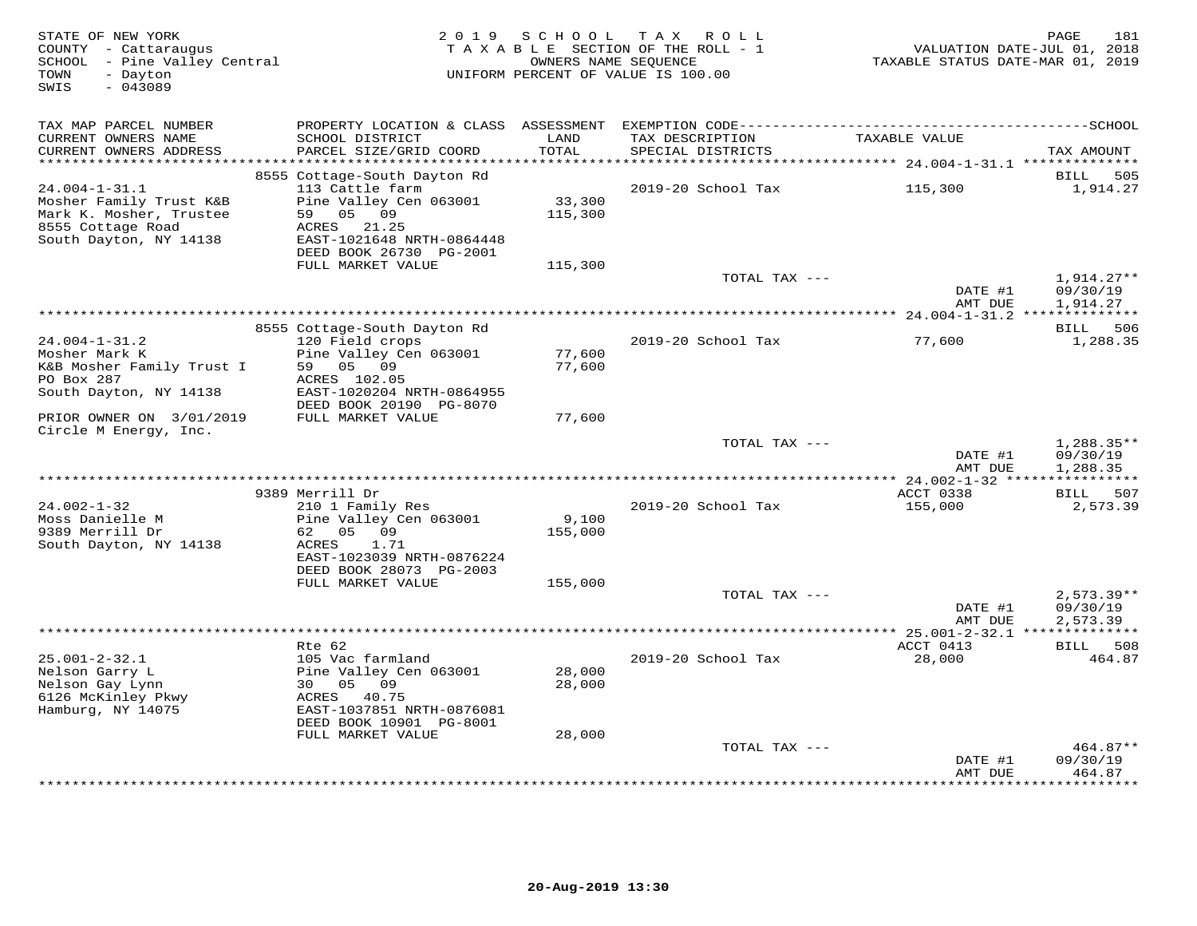STATE OF NEW YORK
COUNTY - Cattaraugus
SCHOOL - Pine Valley Central
TOWN - Dayton
SWIS - 043089

2019 SCHOOL TAX ROLL
TAXABLE SECTION OF THE ROLL - 1
OWNERS NAME SEQUENCE
UNIFORM PERCENT OF VALUE IS 100.00

VALUATION DATE-JUL 01, 2018
TAXABLE STATUS DATE-MAR 01, 2019

| TAX MAP PARCEL NUMBER / CURRENT OWNERS NAME / CURRENT OWNERS ADDRESS | PROPERTY LOCATION & CLASS / SCHOOL DISTRICT / PARCEL SIZE/GRID COORD | ASSESSMENT LAND / TOTAL | EXEMPTION CODE / TAX DESCRIPTION / SPECIAL DISTRICTS | TAXABLE VALUE | TAX AMOUNT |
|---|---|---|---|---|---|
| | 8555 Cottage-South Dayton Rd | | | | BILL 505 |
| 24.004-1-31.1 | 113 Cattle farm | | 2019-20 School Tax | 115,300 | 1,914.27 |
| Mosher Family Trust K&B | Pine Valley Cen 063001 | 33,300 | | | |
| Mark K. Mosher, Trustee | 59 05 09 | 115,300 | | | |
| 8555 Cottage Road | ACRES 21.25 | | | | |
| South Dayton, NY 14138 | EAST-1021648 NRTH-0864448 | | | | |
| | DEED BOOK 26730 PG-2001 | | | | |
| | FULL MARKET VALUE | 115,300 | | | |
| | | | TOTAL TAX --- | | 1,914.27** |
| | | | | DATE #1 | 09/30/19 |
| | | | | AMT DUE | 1,914.27 |
| | 8555 Cottage-South Dayton Rd | | | | BILL 506 |
| 24.004-1-31.2 | 120 Field crops | | 2019-20 School Tax | 77,600 | 1,288.35 |
| Mosher Mark K | Pine Valley Cen 063001 | 77,600 | | | |
| K&B Mosher Family Trust I | 59 05 09 | 77,600 | | | |
| PO Box 287 | ACRES 102.05 | | | | |
| South Dayton, NY 14138 | EAST-1020204 NRTH-0864955 | | | | |
| | DEED BOOK 20190 PG-8070 | | | | |
| PRIOR OWNER ON 3/01/2019 | FULL MARKET VALUE | 77,600 | | | |
| Circle M Energy, Inc. | | | | | |
| | | | TOTAL TAX --- | | 1,288.35** |
| | | | | DATE #1 | 09/30/19 |
| | | | | AMT DUE | 1,288.35 |
| | 9389 Merrill Dr | | | ACCT 0338 | BILL 507 |
| 24.002-1-32 | 210 1 Family Res | | 2019-20 School Tax | 155,000 | 2,573.39 |
| Moss Danielle M | Pine Valley Cen 063001 | 9,100 | | | |
| 9389 Merrill Dr | 62 05 09 | 155,000 | | | |
| South Dayton, NY 14138 | ACRES 1.71 | | | | |
| | EAST-1023039 NRTH-0876224 | | | | |
| | DEED BOOK 28073 PG-2003 | | | | |
| | FULL MARKET VALUE | 155,000 | | | |
| | | | TOTAL TAX --- | | 2,573.39** |
| | | | | DATE #1 | 09/30/19 |
| | | | | AMT DUE | 2,573.39 |
| | Rte 62 | | | ACCT 0413 | BILL 508 |
| 25.001-2-32.1 | 105 Vac farmland | | 2019-20 School Tax | 28,000 | 464.87 |
| Nelson Garry L | Pine Valley Cen 063001 | 28,000 | | | |
| Nelson Gay Lynn | 30 05 09 | 28,000 | | | |
| 6126 McKinley Pkwy | ACRES 40.75 | | | | |
| Hamburg, NY 14075 | EAST-1037851 NRTH-0876081 | | | | |
| | DEED BOOK 10901 PG-8001 | | | | |
| | FULL MARKET VALUE | 28,000 | | | |
| | | | TOTAL TAX --- | | 464.87** |
| | | | | DATE #1 | 09/30/19 |
| | | | | AMT DUE | 464.87 |

20-Aug-2019 13:30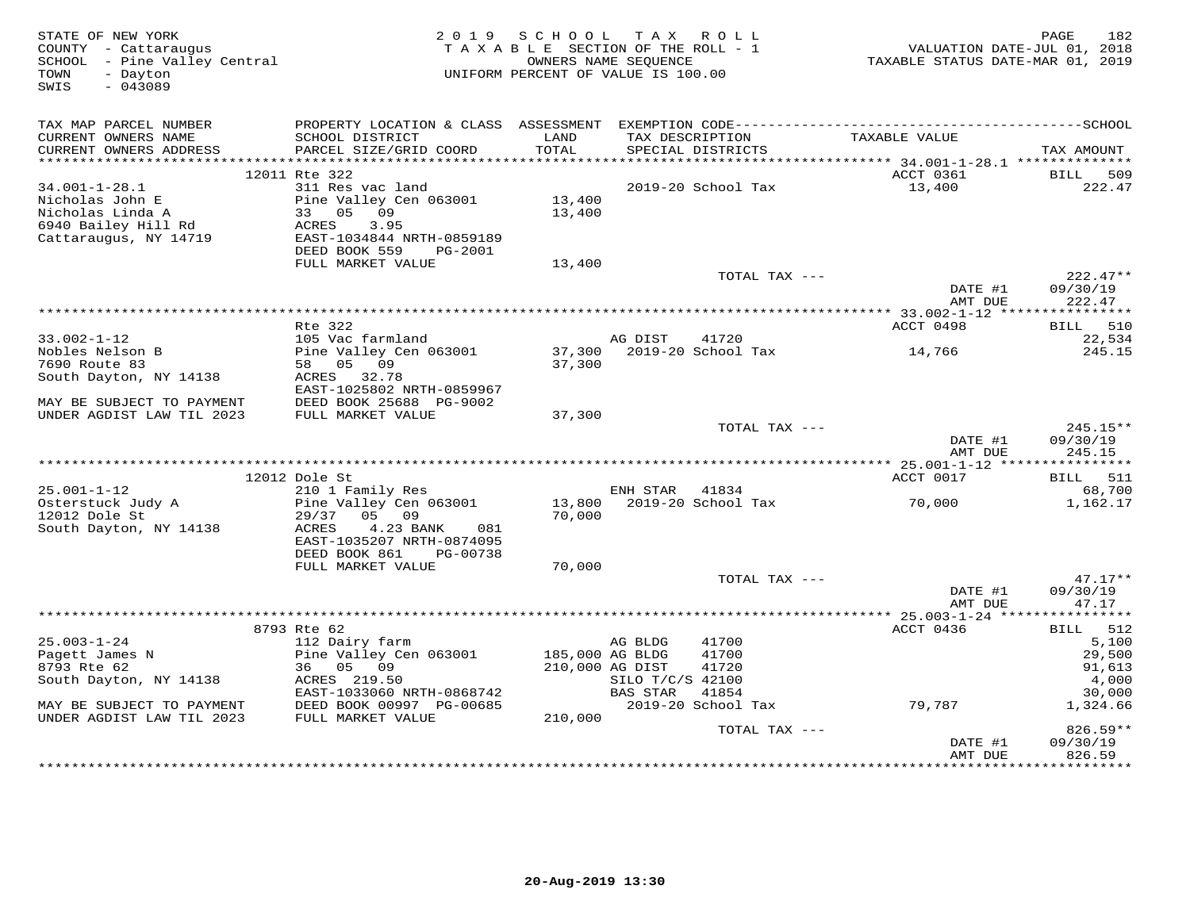STATE OF NEW YORK
COUNTY - Cattaraugus
SCHOOL - Pine Valley Central
TOWN - Dayton
SWIS - 043089

2019 SCHOOL TAX ROLL
TAXABLE SECTION OF THE ROLL - 1
OWNERS NAME SEQUENCE
UNIFORM PERCENT OF VALUE IS 100.00

VALUATION DATE-JUL 01, 2018
TAXABLE STATUS DATE-MAR 01, 2019

| TAX MAP PARCEL NUMBER / CURRENT OWNERS NAME / CURRENT OWNERS ADDRESS | PROPERTY LOCATION & CLASS / SCHOOL DISTRICT / PARCEL SIZE/GRID COORD | ASSESSMENT LAND / TOTAL | EXEMPTION CODE / TAX DESCRIPTION / SPECIAL DISTRICTS | TAXABLE VALUE | TAX AMOUNT |
|---|---|---|---|---|---|
| | 12011 Rte 322 | | | ACCT 0361 | BILL 509 |
| 34.001-1-28.1 | 311 Res vac land | | 2019-20 School Tax | 13,400 | 222.47 |
| Nicholas John E | Pine Valley Cen 063001 | 13,400 | | | |
| Nicholas Linda A | 33 05 09 | 13,400 | | | |
| 6940 Bailey Hill Rd | ACRES 3.95 | | | | |
| Cattaraugus, NY 14719 | EAST-1034844 NRTH-0859189 | | | | |
| | DEED BOOK 559 PG-2001 | | | | |
| | FULL MARKET VALUE | 13,400 | | | |
| | | | TOTAL TAX --- | | 222.47** |
| | | | | DATE #1 | 09/30/19 |
| | | | | AMT DUE | 222.47 |
| | Rte 322 | | | ACCT 0498 | BILL 510 |
| 33.002-1-12 | 105 Vac farmland | | AG DIST 41720 | | 22,534 |
| Nobles Nelson B | Pine Valley Cen 063001 | 37,300 | 2019-20 School Tax | 14,766 | 245.15 |
| 7690 Route 83 | 58 05 09 | 37,300 | | | |
| South Dayton, NY 14138 | ACRES 32.78 | | | | |
| | EAST-1025802 NRTH-0859967 | | | | |
| MAY BE SUBJECT TO PAYMENT | DEED BOOK 25688 PG-9002 | | | | |
| UNDER AGDIST LAW TIL 2023 | FULL MARKET VALUE | 37,300 | | | |
| | | | TOTAL TAX --- | | 245.15** |
| | | | | DATE #1 | 09/30/19 |
| | | | | AMT DUE | 245.15 |
| | 12012 Dole St | | | ACCT 0017 | BILL 511 |
| 25.001-1-12 | 210 1 Family Res | | ENH STAR 41834 | | 68,700 |
| Osterstuck Judy A | Pine Valley Cen 063001 | 13,800 | 2019-20 School Tax | 70,000 | 1,162.17 |
| 12012 Dole St | 29/37 05 09 | 70,000 | | | |
| South Dayton, NY 14138 | ACRES 4.23 BANK 081 | | | | |
| | EAST-1035207 NRTH-0874095 | | | | |
| | DEED BOOK 861 PG-00738 | | | | |
| | FULL MARKET VALUE | 70,000 | | | |
| | | | TOTAL TAX --- | | 47.17** |
| | | | | DATE #1 | 09/30/19 |
| | | | | AMT DUE | 47.17 |
| | 8793 Rte 62 | | | ACCT 0436 | BILL 512 |
| 25.003-1-24 | 112 Dairy farm | | AG BLDG 41700 | | 5,100 |
| Pagett James N | Pine Valley Cen 063001 | 185,000 | AG BLDG 41700 | | 29,500 |
| 8793 Rte 62 | 36 05 09 | 210,000 | AG DIST 41720 | | 91,613 |
| South Dayton, NY 14138 | ACRES 219.50 | | SILO T/C/S 42100 | | 4,000 |
| | EAST-1033060 NRTH-0868742 | | BAS STAR 41854 | | 30,000 |
| MAY BE SUBJECT TO PAYMENT | DEED BOOK 00997 PG-00685 | | 2019-20 School Tax | 79,787 | 1,324.66 |
| UNDER AGDIST LAW TIL 2023 | FULL MARKET VALUE | 210,000 | | | |
| | | | TOTAL TAX --- | | 826.59** |
| | | | | DATE #1 | 09/30/19 |
| | | | | AMT DUE | 826.59 |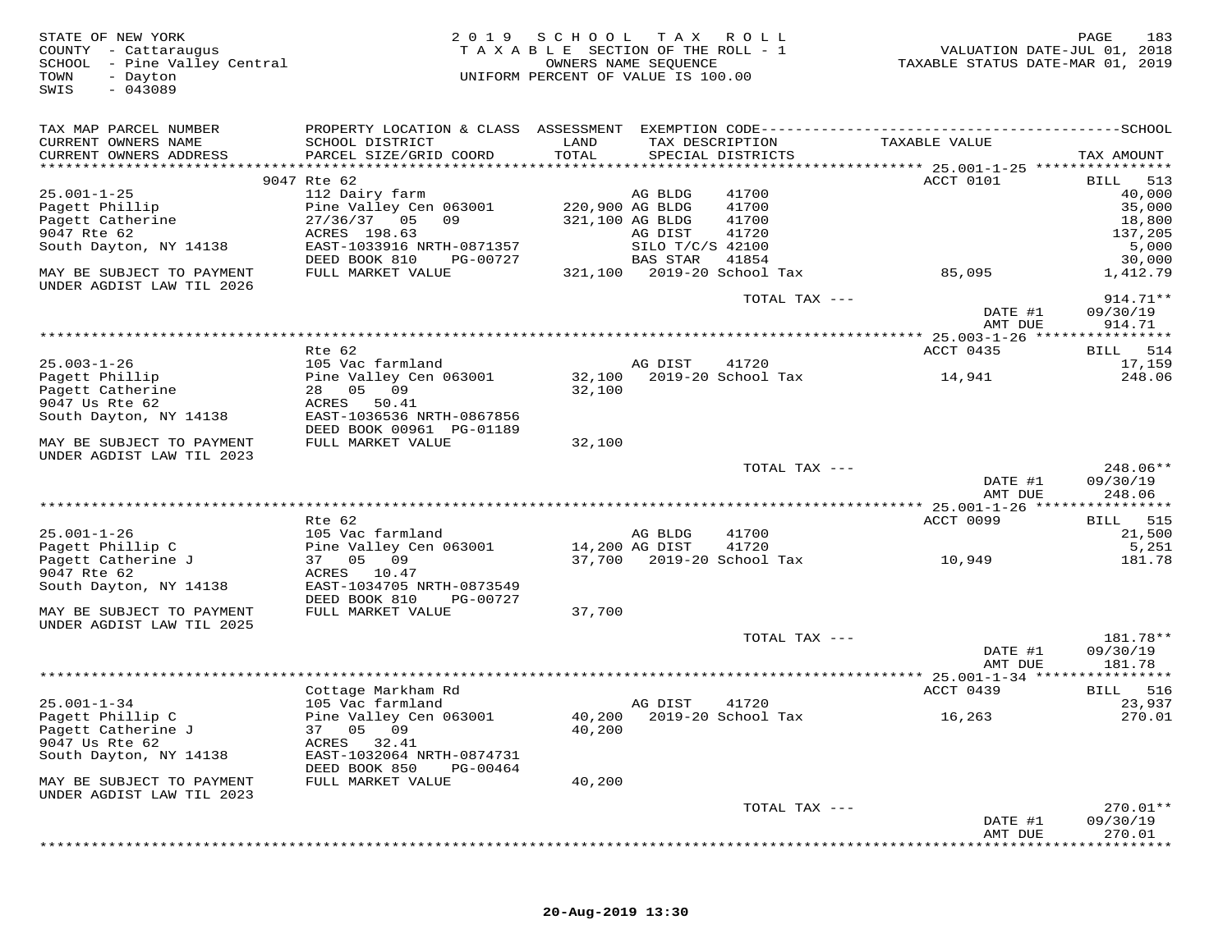STATE OF NEW YORK
COUNTY - Cattaraugus
SCHOOL - Pine Valley Central
TOWN - Dayton
SWIS - 043089

2019 SCHOOL TAX ROLL
TAXABLE SECTION OF THE ROLL - 1
OWNERS NAME SEQUENCE
UNIFORM PERCENT OF VALUE IS 100.00

VALUATION DATE-JUL 01, 2018
TAXABLE STATUS DATE-MAR 01, 2019

| TAX MAP PARCEL NUMBER / CURRENT OWNERS NAME / CURRENT OWNERS ADDRESS | PROPERTY LOCATION & CLASS / SCHOOL DISTRICT / PARCEL SIZE/GRID COORD | ASSESSMENT LAND / TOTAL | EXEMPTION CODE / TAX DESCRIPTION / SPECIAL DISTRICTS | | TAXABLE VALUE | TAX AMOUNT |
|---|---|---|---|---|---|---|
| | 9047 Rte 62 | | | | ACCT 0101 | BILL 513 |
| 25.001-1-25 | 112 Dairy farm | | AG BLDG | 41700 | | 40,000 |
| Pagett Phillip | Pine Valley Cen 063001 | 220,900 | AG BLDG | 41700 | | 35,000 |
| Pagett Catherine | 27/36/37 05 09 | 321,100 | AG BLDG | 41700 | | 18,800 |
| 9047 Rte 62 | ACRES 198.63 | | AG DIST | 41720 | | 137,205 |
| South Dayton, NY 14138 | EAST-1033916 NRTH-0871357 | | SILO T/C/S | 42100 | | 5,000 |
| | DEED BOOK 810 PG-00727 | | BAS STAR | 41854 | | 30,000 |
| MAY BE SUBJECT TO PAYMENT UNDER AGDIST LAW TIL 2026 | FULL MARKET VALUE | 321,100 | 2019-20 School Tax | | 85,095 | 1,412.79 |
| | | | TOTAL TAX --- | | | 914.71** |
| | | | | | DATE #1 | 09/30/19 |
| | | | | | AMT DUE | 914.71 |
| | Rte 62 | | | | ACCT 0435 | BILL 514 |
| 25.003-1-26 | 105 Vac farmland | | AG DIST | 41720 | | 17,159 |
| Pagett Phillip | Pine Valley Cen 063001 | 32,100 | 2019-20 School Tax | | 14,941 | 248.06 |
| Pagett Catherine | 28 05 09 | 32,100 | | | | |
| 9047 Us Rte 62 | ACRES 50.41 | | | | | |
| South Dayton, NY 14138 | EAST-1036536 NRTH-0867856 | | | | | |
| | DEED BOOK 00961 PG-01189 | | | | | |
| MAY BE SUBJECT TO PAYMENT UNDER AGDIST LAW TIL 2023 | FULL MARKET VALUE | 32,100 | | | | |
| | | | TOTAL TAX --- | | | 248.06** |
| | | | | | DATE #1 | 09/30/19 |
| | | | | | AMT DUE | 248.06 |
| | Rte 62 | | | | ACCT 0099 | BILL 515 |
| 25.001-1-26 | 105 Vac farmland | | AG BLDG | 41700 | | 21,500 |
| Pagett Phillip C | Pine Valley Cen 063001 | 14,200 | AG DIST | 41720 | | 5,251 |
| Pagett Catherine J | 37 05 09 | 37,700 | 2019-20 School Tax | | 10,949 | 181.78 |
| 9047 Rte 62 | ACRES 10.47 | | | | | |
| South Dayton, NY 14138 | EAST-1034705 NRTH-0873549 | | | | | |
| | DEED BOOK 810 PG-00727 | | | | | |
| MAY BE SUBJECT TO PAYMENT UNDER AGDIST LAW TIL 2025 | FULL MARKET VALUE | 37,700 | | | | |
| | | | TOTAL TAX --- | | | 181.78** |
| | | | | | DATE #1 | 09/30/19 |
| | | | | | AMT DUE | 181.78 |
| | Cottage Markham Rd | | | | ACCT 0439 | BILL 516 |
| 25.001-1-34 | 105 Vac farmland | | AG DIST | 41720 | | 23,937 |
| Pagett Phillip C | Pine Valley Cen 063001 | 40,200 | 2019-20 School Tax | | 16,263 | 270.01 |
| Pagett Catherine J | 37 05 09 | 40,200 | | | | |
| 9047 Us Rte 62 | ACRES 32.41 | | | | | |
| South Dayton, NY 14138 | EAST-1032064 NRTH-0874731 | | | | | |
| | DEED BOOK 850 PG-00464 | | | | | |
| MAY BE SUBJECT TO PAYMENT UNDER AGDIST LAW TIL 2023 | FULL MARKET VALUE | 40,200 | | | | |
| | | | TOTAL TAX --- | | | 270.01** |
| | | | | | DATE #1 | 09/30/19 |
| | | | | | AMT DUE | 270.01 |

20-Aug-2019 13:30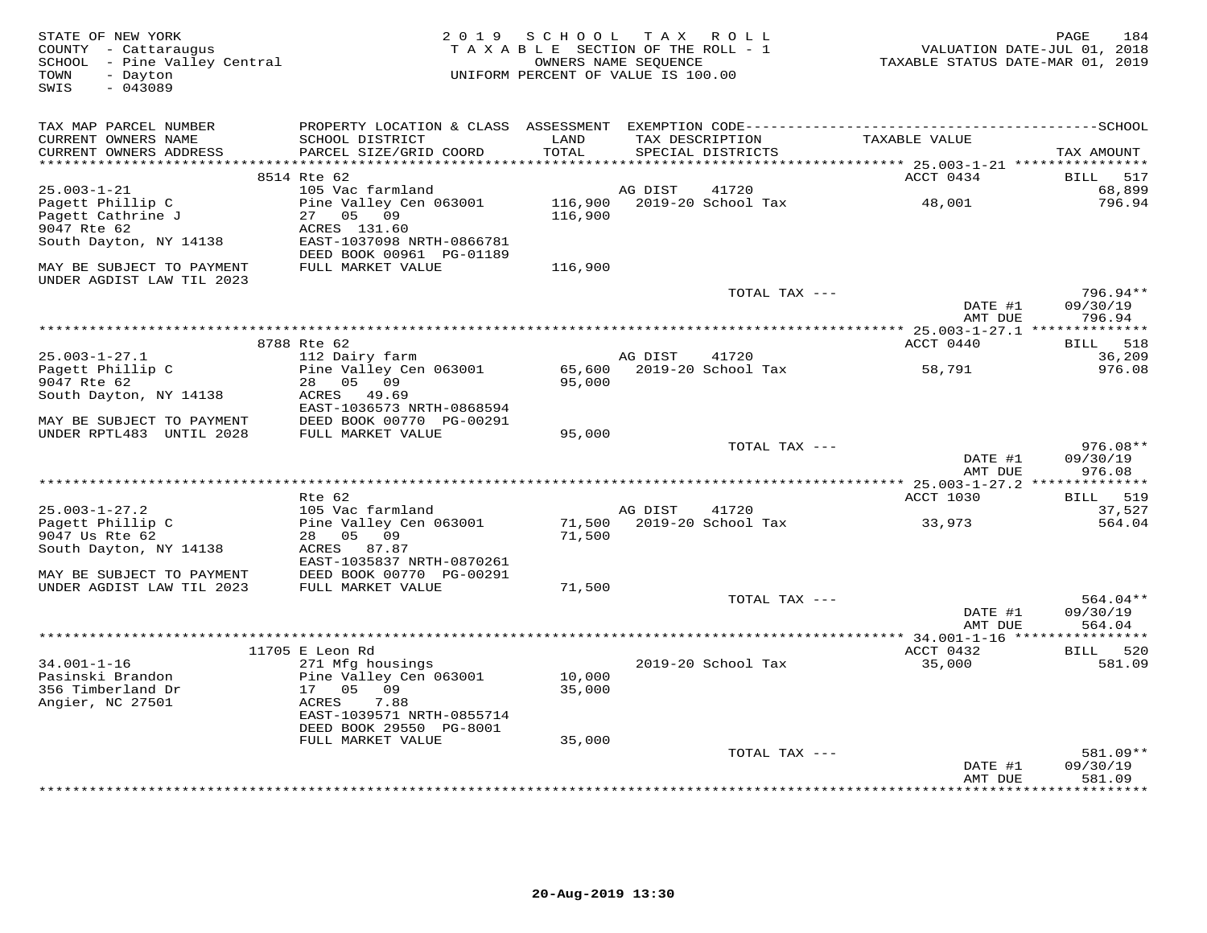STATE OF NEW YORK
COUNTY - Cattaraugus
SCHOOL - Pine Valley Central
TOWN - Dayton
SWIS - 043089

2019 SCHOOL TAX ROLL
TAXABLE SECTION OF THE ROLL - 1
OWNERS NAME SEQUENCE
UNIFORM PERCENT OF VALUE IS 100.00

VALUATION DATE-JUL 01, 2018
TAXABLE STATUS DATE-MAR 01, 2019

| TAX MAP PARCEL NUMBER / CURRENT OWNERS NAME / CURRENT OWNERS ADDRESS | PROPERTY LOCATION & CLASS / SCHOOL DISTRICT / PARCEL SIZE/GRID COORD | ASSESSMENT LAND / TOTAL | EXEMPTION CODE / TAX DESCRIPTION / SPECIAL DISTRICTS | TAXABLE VALUE | TAX AMOUNT |
|---|---|---|---|---|---|
| 25.003-1-21 | 8514 Rte 62 | | | ACCT 0434 | BILL 517 |
| | 105 Vac farmland | | AG DIST 41720 | | 68,899 |
| Pagett Phillip C | Pine Valley Cen 063001 | 116,900 | 2019-20 School Tax | 48,001 | 796.94 |
| Pagett Cathrine J | 27 05 09 | 116,900 | | | |
| 9047 Rte 62 | ACRES 131.60 | | | | |
| South Dayton, NY 14138 | EAST-1037098 NRTH-0866781 | | | | |
| | DEED BOOK 00961 PG-01189 | | | | |
| MAY BE SUBJECT TO PAYMENT UNDER AGDIST LAW TIL 2023 | FULL MARKET VALUE | 116,900 | | | |
| | | | TOTAL TAX --- | | 796.94** |
| | | | | DATE #1 | 09/30/19 |
| | | | | AMT DUE | 796.94 |
| 25.003-1-27.1 | 8788 Rte 62 | | | ACCT 0440 | BILL 518 |
| | 112 Dairy farm | | AG DIST 41720 | | 36,209 |
| Pagett Phillip C | Pine Valley Cen 063001 | 65,600 | 2019-20 School Tax | 58,791 | 976.08 |
| 9047 Rte 62 | 28 05 09 | 95,000 | | | |
| South Dayton, NY 14138 | ACRES 49.69 | | | | |
| | EAST-1036573 NRTH-0868594 | | | | |
| MAY BE SUBJECT TO PAYMENT | DEED BOOK 00770 PG-00291 | | | | |
| UNDER RPTL483 UNTIL 2028 | FULL MARKET VALUE | 95,000 | | | |
| | | | TOTAL TAX --- | | 976.08** |
| | | | | DATE #1 | 09/30/19 |
| | | | | AMT DUE | 976.08 |
| 25.003-1-27.2 | Rte 62 | | | ACCT 1030 | BILL 519 |
| | 105 Vac farmland | | AG DIST 41720 | | 37,527 |
| Pagett Phillip C | Pine Valley Cen 063001 | 71,500 | 2019-20 School Tax | 33,973 | 564.04 |
| 9047 Us Rte 62 | 28 05 09 | 71,500 | | | |
| South Dayton, NY 14138 | ACRES 87.87 | | | | |
| | EAST-1035837 NRTH-0870261 | | | | |
| MAY BE SUBJECT TO PAYMENT | DEED BOOK 00770 PG-00291 | | | | |
| UNDER AGDIST LAW TIL 2023 | FULL MARKET VALUE | 71,500 | | | |
| | | | TOTAL TAX --- | | 564.04** |
| | | | | DATE #1 | 09/30/19 |
| | | | | AMT DUE | 564.04 |
| 34.001-1-16 | 11705 E Leon Rd | | | ACCT 0432 | BILL 520 |
| | 271 Mfg housings | | 2019-20 School Tax | 35,000 | 581.09 |
| Pasinski Brandon | Pine Valley Cen 063001 | 10,000 | | | |
| 356 Timberland Dr | 17 05 09 | 35,000 | | | |
| Angier, NC 27501 | ACRES 7.88 | | | | |
| | EAST-1039571 NRTH-0855714 | | | | |
| | DEED BOOK 29550 PG-8001 | | | | |
| | FULL MARKET VALUE | 35,000 | | | |
| | | | TOTAL TAX --- | | 581.09** |
| | | | | DATE #1 | 09/30/19 |
| | | | | AMT DUE | 581.09 |

20-Aug-2019 13:30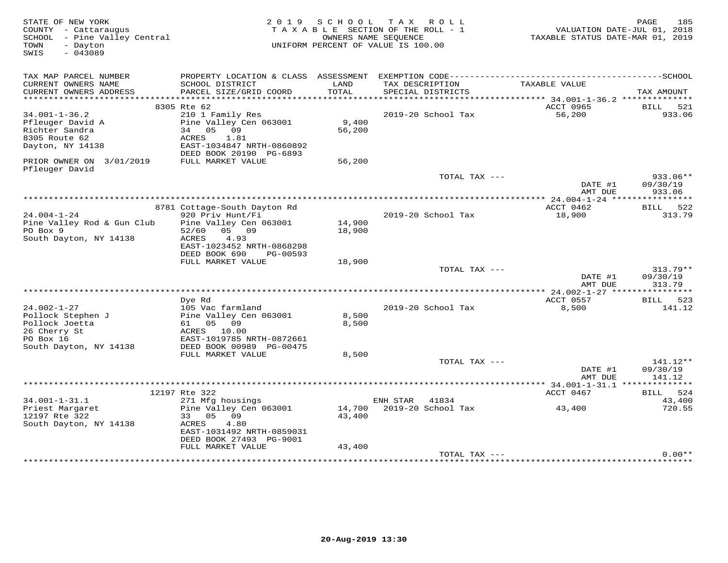STATE OF NEW YORK
COUNTY - Cattaraugus
SCHOOL - Pine Valley Central
TOWN - Dayton
SWIS - 043089

2019 SCHOOL TAX ROLL
TAXABLE SECTION OF THE ROLL - 1
OWNERS NAME SEQUENCE
UNIFORM PERCENT OF VALUE IS 100.00

VALUATION DATE-JUL 01, 2018
TAXABLE STATUS DATE-MAR 01, 2019

| TAX MAP PARCEL NUMBER / CURRENT OWNERS NAME / CURRENT OWNERS ADDRESS | PROPERTY LOCATION & CLASS / SCHOOL DISTRICT / PARCEL SIZE/GRID COORD | ASSESSMENT LAND / TOTAL | EXEMPTION CODE / TAX DESCRIPTION / SPECIAL DISTRICTS | TAXABLE VALUE | SCHOOL TAX AMOUNT |
|---|---|---|---|---|---|
| | 8305 Rte 62 | | | ACCT 0965 | BILL 521 |
| 34.001-1-36.2 | 210 1 Family Res | | 2019-20 School Tax | 56,200 | 933.06 |
| Pfleuger David A | Pine Valley Cen 063001 | 9,400 | | | |
| Richter Sandra | 34 05 09 | 56,200 | | | |
| 8305 Route 62 | ACRES 1.81 | | | | |
| Dayton, NY 14138 | EAST-1034847 NRTH-0860892 | | | | |
| | DEED BOOK 20190 PG-6893 | | | | |
| PRIOR OWNER ON 3/01/2019 | FULL MARKET VALUE | 56,200 | | | |
| Pfleuger David | | | | | |
| | | | TOTAL TAX --- | | 933.06** |
| | | | | DATE #1 | 09/30/19 |
| | | | | AMT DUE | 933.06 |
| | 8781 Cottage-South Dayton Rd | | | ACCT 0462 | BILL 522 |
| 24.004-1-24 | 920 Priv Hunt/Fi | | 2019-20 School Tax | 18,900 | 313.79 |
| Pine Valley Rod & Gun Club | Pine Valley Cen 063001 | 14,900 | | | |
| PO Box 9 | 52/60 05 09 | 18,900 | | | |
| South Dayton, NY 14138 | ACRES 4.93 | | | | |
| | EAST-1023452 NRTH-0868298 | | | | |
| | DEED BOOK 690 PG-00593 | | | | |
| | FULL MARKET VALUE | 18,900 | | | |
| | | | TOTAL TAX --- | | 313.79** |
| | | | | DATE #1 | 09/30/19 |
| | | | | AMT DUE | 313.79 |
| | Dye Rd | | | ACCT 0557 | BILL 523 |
| 24.002-1-27 | 105 Vac farmland | | 2019-20 School Tax | 8,500 | 141.12 |
| Pollock Stephen J | Pine Valley Cen 063001 | 8,500 | | | |
| Pollock Joetta | 61 05 09 | 8,500 | | | |
| 26 Cherry St | ACRES 10.00 | | | | |
| PO Box 16 | EAST-1019785 NRTH-0872661 | | | | |
| South Dayton, NY 14138 | DEED BOOK 00989 PG-00475 | | | | |
| | FULL MARKET VALUE | 8,500 | | | |
| | | | TOTAL TAX --- | | 141.12** |
| | | | | DATE #1 | 09/30/19 |
| | | | | AMT DUE | 141.12 |
| | 12197 Rte 322 | | | ACCT 0467 | BILL 524 |
| 34.001-1-31.1 | 271 Mfg housings | | ENH STAR 41834 | | 43,400 |
| Priest Margaret | Pine Valley Cen 063001 | 14,700 | 2019-20 School Tax | 43,400 | 720.55 |
| 12197 Rte 322 | 33 05 09 | 43,400 | | | |
| South Dayton, NY 14138 | ACRES 4.80 | | | | |
| | EAST-1031492 NRTH-0859031 | | | | |
| | DEED BOOK 27493 PG-9001 | | | | |
| | FULL MARKET VALUE | 43,400 | | | |
| | | | TOTAL TAX --- | | 0.00** |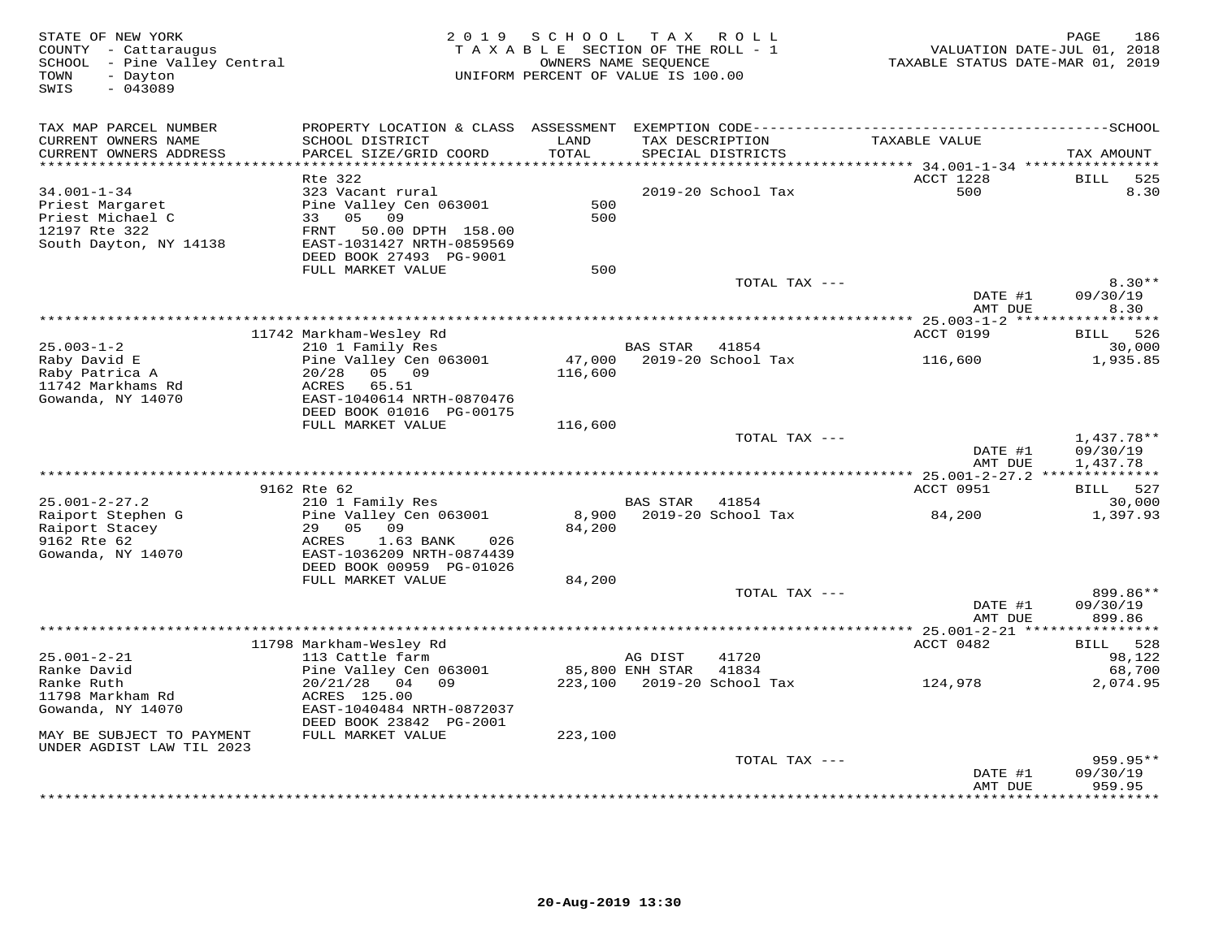STATE OF NEW YORK
COUNTY - Cattaraugus
SCHOOL - Pine Valley Central
TOWN - Dayton
SWIS - 043089

2019 SCHOOL TAX ROLL
TAXABLE SECTION OF THE ROLL - 1
OWNERS NAME SEQUENCE
UNIFORM PERCENT OF VALUE IS 100.00

VALUATION DATE-JUL 01, 2018
TAXABLE STATUS DATE-MAR 01, 2019

| TAX MAP PARCEL NUMBER / CURRENT OWNERS NAME / CURRENT OWNERS ADDRESS | PROPERTY LOCATION & CLASS / SCHOOL DISTRICT / PARCEL SIZE/GRID COORD | ASSESSMENT LAND / TOTAL | EXEMPTION CODE / TAX DESCRIPTION / SPECIAL DISTRICTS | TAXABLE VALUE | TAX AMOUNT |
|---|---|---|---|---|---|
| 34.001-1-34 | Rte 322 | | | ACCT 1228 | BILL 525 |
| Priest Margaret | 323 Vacant rural | | 2019-20 School Tax | 500 | 8.30 |
| Priest Michael C | Pine Valley Cen 063001 | 500 | | | |
| 12197 Rte 322 | 33 05 09 | 500 | | | |
| South Dayton, NY 14138 | FRNT 50.00 DPTH 158.00 | | | | |
| | EAST-1031427 NRTH-0859569 | | | | |
| | DEED BOOK 27493 PG-9001 | | | | |
| | FULL MARKET VALUE | 500 | | | |
| | | | TOTAL TAX --- | | 8.30** |
| | | | | DATE #1 | 09/30/19 |
| | | | | AMT DUE | 8.30 |
| 25.003-1-2 | 11742 Markham-Wesley Rd | | | ACCT 0199 | BILL 526 |
| Raby David E | 210 1 Family Res | | BAS STAR 41854 | | 30,000 |
| Raby Patrica A | Pine Valley Cen 063001 | 47,000 | 2019-20 School Tax | 116,600 | 1,935.85 |
| 11742 Markhams Rd | 20/28 05 09 | 116,600 | | | |
| Gowanda, NY 14070 | ACRES 65.51 | | | | |
| | EAST-1040614 NRTH-0870476 | | | | |
| | DEED BOOK 01016 PG-00175 | | | | |
| | FULL MARKET VALUE | 116,600 | | | |
| | | | TOTAL TAX --- | | 1,437.78** |
| | | | | DATE #1 | 09/30/19 |
| | | | | AMT DUE | 1,437.78 |
| 25.001-2-27.2 | 9162 Rte 62 | | | ACCT 0951 | BILL 527 |
| Raiport Stephen G | 210 1 Family Res | | BAS STAR 41854 | | 30,000 |
| Raiport Stacey | Pine Valley Cen 063001 | 8,900 | 2019-20 School Tax | 84,200 | 1,397.93 |
| 9162 Rte 62 | 29 05 09 | 84,200 | | | |
| Gowanda, NY 14070 | ACRES 1.63 BANK 026 | | | | |
| | EAST-1036209 NRTH-0874439 | | | | |
| | DEED BOOK 00959 PG-01026 | | | | |
| | FULL MARKET VALUE | 84,200 | | | |
| | | | TOTAL TAX --- | | 899.86** |
| | | | | DATE #1 | 09/30/19 |
| | | | | AMT DUE | 899.86 |
| 25.001-2-21 | 11798 Markham-Wesley Rd | | | ACCT 0482 | BILL 528 |
| Ranke David | 113 Cattle farm | | AG DIST 41720 | | 98,122 |
| Ranke Ruth | Pine Valley Cen 063001 | 85,800 | ENH STAR 41834 | | 68,700 |
| 11798 Markham Rd | 20/21/28 04 09 | 223,100 | 2019-20 School Tax | 124,978 | 2,074.95 |
| Gowanda, NY 14070 | ACRES 125.00 | | | | |
| | EAST-1040484 NRTH-0872037 | | | | |
| MAY BE SUBJECT TO PAYMENT | DEED BOOK 23842 PG-2001 | | | | |
| UNDER AGDIST LAW TIL 2023 | FULL MARKET VALUE | 223,100 | | | |
| | | | TOTAL TAX --- | | 959.95** |
| | | | | DATE #1 | 09/30/19 |
| | | | | AMT DUE | 959.95 |

20-Aug-2019 13:30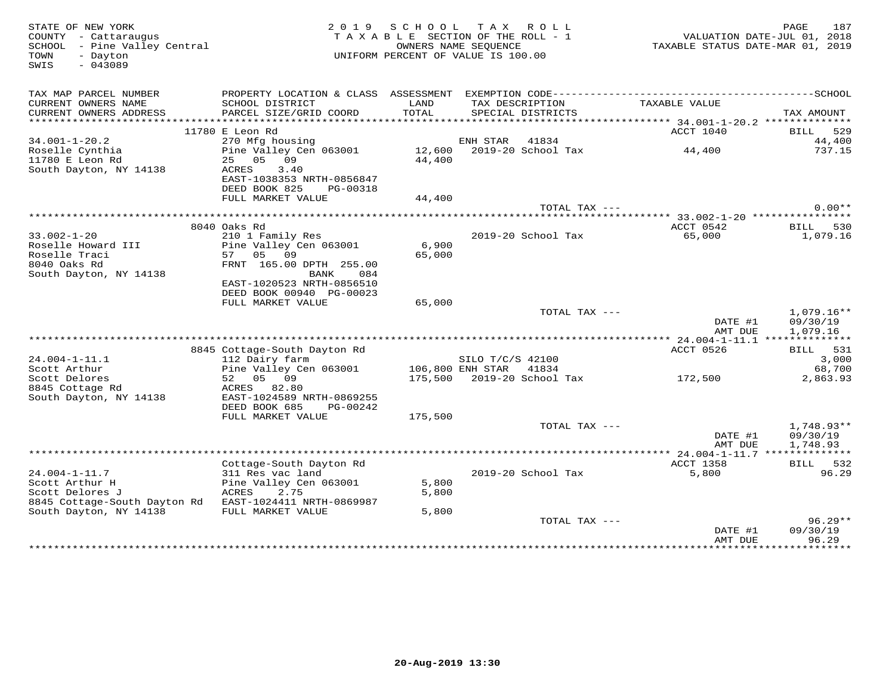STATE OF NEW YORK
COUNTY - Cattaraugus
SCHOOL - Pine Valley Central
TOWN - Dayton
SWIS - 043089

2019 SCHOOL TAX ROLL
TAXABLE SECTION OF THE ROLL - 1
OWNERS NAME SEQUENCE
UNIFORM PERCENT OF VALUE IS 100.00

VALUATION DATE-JUL 01, 2018
TAXABLE STATUS DATE-MAR 01, 2019

| TAX MAP PARCEL NUMBER / CURRENT OWNERS NAME / CURRENT OWNERS ADDRESS | PROPERTY LOCATION & CLASS / SCHOOL DISTRICT / PARCEL SIZE/GRID COORD | ASSESSMENT LAND / TOTAL | EXEMPTION CODE / TAX DESCRIPTION / SPECIAL DISTRICTS | TAXABLE VALUE | TAX AMOUNT |
|---|---|---|---|---|---|
| | 11780 E Leon Rd | | | ACCT 1040 | BILL 529 |
| 34.001-1-20.2 | 270 Mfg housing | | ENH STAR 41834 | | 44,400 |
| Roselle Cynthia | Pine Valley Cen 063001 | 12,600 | 2019-20 School Tax | 44,400 | 737.15 |
| 11780 E Leon Rd | 25 05 09 | 44,400 | | | |
| South Dayton, NY 14138 | ACRES 3.40 | | | | |
| | EAST-1038353 NRTH-0856847 | | | | |
| | DEED BOOK 825 PG-00318 | | | | |
| | FULL MARKET VALUE | 44,400 | | | |
| | | | TOTAL TAX --- | | 0.00** |
| | 8040 Oaks Rd | | | ACCT 0542 | BILL 530 |
| 33.002-1-20 | 210 1 Family Res | | 2019-20 School Tax | 65,000 | 1,079.16 |
| Roselle Howard III | Pine Valley Cen 063001 | 6,900 | | | |
| Roselle Traci | 57 05 09 | 65,000 | | | |
| 8040 Oaks Rd | FRNT 165.00 DPTH 255.00 | | | | |
| South Dayton, NY 14138 | BANK 084 | | | | |
| | EAST-1020523 NRTH-0856510 | | | | |
| | DEED BOOK 00940 PG-00023 | | | | |
| | FULL MARKET VALUE | 65,000 | | | |
| | | | TOTAL TAX --- | | 1,079.16** |
| | | | | DATE #1 | 09/30/19 |
| | | | | AMT DUE | 1,079.16 |
| | 8845 Cottage-South Dayton Rd | | | ACCT 0526 | BILL 531 |
| 24.004-1-11.1 | 112 Dairy farm | | SILO T/C/S 42100 | | 3,000 |
| Scott Arthur | Pine Valley Cen 063001 | 106,800 | ENH STAR 41834 | | 68,700 |
| Scott Delores | 52 05 09 | 175,500 | 2019-20 School Tax | 172,500 | 2,863.93 |
| 8845 Cottage Rd | ACRES 82.80 | | | | |
| South Dayton, NY 14138 | EAST-1024589 NRTH-0869255 | | | | |
| | DEED BOOK 685 PG-00242 | | | | |
| | FULL MARKET VALUE | 175,500 | | | |
| | | | TOTAL TAX --- | | 1,748.93** |
| | | | | DATE #1 | 09/30/19 |
| | | | | AMT DUE | 1,748.93 |
| | Cottage-South Dayton Rd | | | ACCT 1358 | BILL 532 |
| 24.004-1-11.7 | 311 Res vac land | | 2019-20 School Tax | 5,800 | 96.29 |
| Scott Arthur H | Pine Valley Cen 063001 | 5,800 | | | |
| Scott Delores J | ACRES 2.75 | 5,800 | | | |
| 8845 Cottage-South Dayton Rd | EAST-1024411 NRTH-0869987 | | | | |
| South Dayton, NY 14138 | FULL MARKET VALUE | 5,800 | | | |
| | | | TOTAL TAX --- | | 96.29** |
| | | | | DATE #1 | 09/30/19 |
| | | | | AMT DUE | 96.29 |

20-Aug-2019 13:30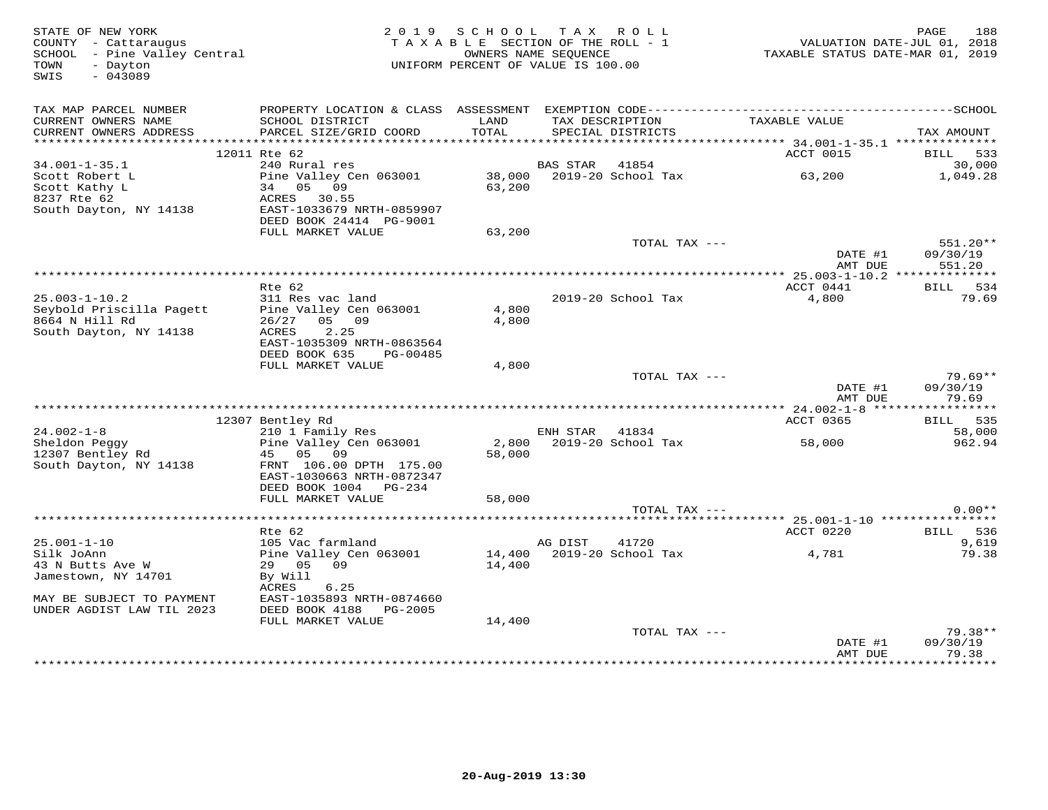STATE OF NEW YORK
COUNTY - Cattaraugus
SCHOOL - Pine Valley Central
TOWN - Dayton
SWIS - 043089

2019 SCHOOL TAX ROLL
TAXABLE SECTION OF THE ROLL - 1
OWNERS NAME SEQUENCE
UNIFORM PERCENT OF VALUE IS 100.00

VALUATION DATE-JUL 01, 2018
TAXABLE STATUS DATE-MAR 01, 2019

| TAX MAP PARCEL NUMBER / CURRENT OWNERS NAME / CURRENT OWNERS ADDRESS | PROPERTY LOCATION & CLASS / SCHOOL DISTRICT / PARCEL SIZE/GRID COORD | ASSESSMENT LAND / TOTAL | EXEMPTION CODE / TAX DESCRIPTION / SPECIAL DISTRICTS | TAXABLE VALUE | SCHOOL TAX AMOUNT |
|---|---|---|---|---|---|
| 34.001-1-35.1 | 12011 Rte 62 | | | ACCT 0015 | BILL 533 |
| 34.001-1-35.1 | 240 Rural res | | BAS STAR 41854 | | 30,000 |
| Scott Robert L | Pine Valley Cen 063001 | 38,000 | 2019-20 School Tax | 63,200 | 1,049.28 |
| Scott Kathy L | 34 05 09 | 63,200 | | | |
| 8237 Rte 62 | ACRES 30.55 | | | | |
| South Dayton, NY 14138 | EAST-1033679 NRTH-0859907 | | | | |
| | DEED BOOK 24414 PG-9001 | | | | |
| | FULL MARKET VALUE | 63,200 | | | |
| | | | TOTAL TAX --- | | 551.20** |
| | | | | DATE #1 | 09/30/19 |
| | | | | AMT DUE | 551.20 |
| 25.003-1-10.2 | Rte 62 | | | ACCT 0441 | BILL 534 |
| 25.003-1-10.2 | 311 Res vac land | | 2019-20 School Tax | 4,800 | 79.69 |
| Seybold Priscilla Pagett | Pine Valley Cen 063001 | 4,800 | | | |
| 8664 N Hill Rd | 26/27 05 09 | 4,800 | | | |
| South Dayton, NY 14138 | ACRES 2.25 | | | | |
| | EAST-1035309 NRTH-0863564 | | | | |
| | DEED BOOK 635 PG-00485 | | | | |
| | FULL MARKET VALUE | 4,800 | | | |
| | | | TOTAL TAX --- | | 79.69** |
| | | | | DATE #1 | 09/30/19 |
| | | | | AMT DUE | 79.69 |
| 24.002-1-8 | 12307 Bentley Rd | | | ACCT 0365 | BILL 535 |
| 24.002-1-8 | 210 1 Family Res | | ENH STAR 41834 | | 58,000 |
| Sheldon Peggy | Pine Valley Cen 063001 | 2,800 | 2019-20 School Tax | 58,000 | 962.94 |
| 12307 Bentley Rd | 45 05 09 | 58,000 | | | |
| South Dayton, NY 14138 | FRNT 106.00 DPTH 175.00 | | | | |
| | EAST-1030663 NRTH-0872347 | | | | |
| | DEED BOOK 1004 PG-234 | | | | |
| | FULL MARKET VALUE | 58,000 | | | |
| | | | TOTAL TAX --- | | 0.00** |
| 25.001-1-10 | Rte 62 | | | ACCT 0220 | BILL 536 |
| 25.001-1-10 | 105 Vac farmland | | AG DIST 41720 | | 9,619 |
| Silk JoAnn | Pine Valley Cen 063001 | 14,400 | 2019-20 School Tax | 4,781 | 79.38 |
| 43 N Butts Ave W | 29 05 09 | 14,400 | | | |
| Jamestown, NY 14701 | By Will | | | | |
| | ACRES 6.25 | | | | |
| MAY BE SUBJECT TO PAYMENT | EAST-1035893 NRTH-0874660 | | | | |
| UNDER AGDIST LAW TIL 2023 | DEED BOOK 4188 PG-2005 | | | | |
| | FULL MARKET VALUE | 14,400 | | | |
| | | | TOTAL TAX --- | | 79.38** |
| | | | | DATE #1 | 09/30/19 |
| | | | | AMT DUE | 79.38 |

20-Aug-2019 13:30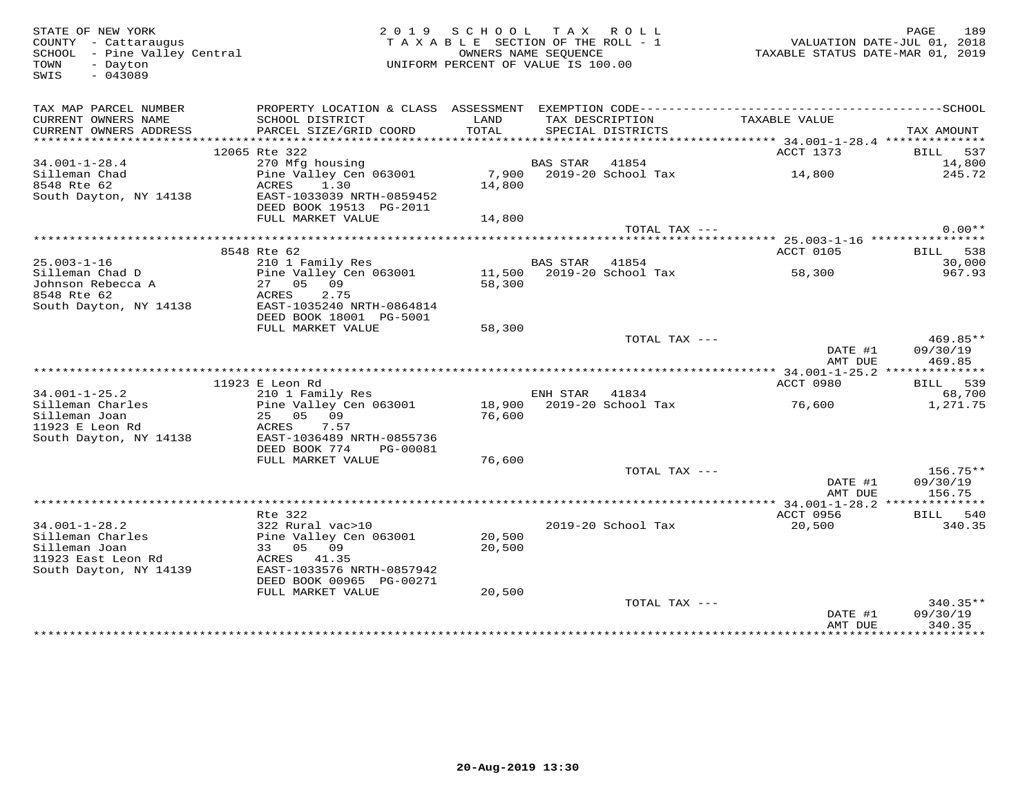STATE OF NEW YORK
COUNTY - Cattaraugus
SCHOOL - Pine Valley Central
TOWN - Dayton
SWIS - 043089

2019 SCHOOL TAX ROLL
TAXABLE SECTION OF THE ROLL - 1
OWNERS NAME SEQUENCE
UNIFORM PERCENT OF VALUE IS 100.00

VALUATION DATE-JUL 01, 2018
TAXABLE STATUS DATE-MAR 01, 2019

| TAX MAP PARCEL NUMBER / CURRENT OWNERS NAME / CURRENT OWNERS ADDRESS | PROPERTY LOCATION & CLASS / SCHOOL DISTRICT / PARCEL SIZE/GRID COORD | ASSESSMENT LAND / TOTAL | EXEMPTION CODE / TAX DESCRIPTION / SPECIAL DISTRICTS | TAXABLE VALUE | SCHOOL TAX AMOUNT |
|---|---|---|---|---|---|
| 34.001-1-28.4 | 12065 Rte 322 | | | ACCT 1373 | BILL 537 |
| Silleman Chad | 270 Mfg housing | | BAS STAR 41854 | | 14,800 |
| 8548 Rte 62 | Pine Valley Cen 063001 | 7,900 | 2019-20 School Tax | 14,800 | 245.72 |
| South Dayton, NY 14138 | ACRES 1.30 | 14,800 | | | |
| | EAST-1033039 NRTH-0859452 | | | | |
| | DEED BOOK 19513 PG-2011 | | | | |
| | FULL MARKET VALUE | 14,800 | | | |
| | | | TOTAL TAX --- | | 0.00** |
| 25.003-1-16 | 8548 Rte 62 | | | ACCT 0105 | BILL 538 |
| Silleman Chad D | 210 1 Family Res | | BAS STAR 41854 | | 30,000 |
| Johnson Rebecca A | Pine Valley Cen 063001 | 11,500 | 2019-20 School Tax | 58,300 | 967.93 |
| 8548 Rte 62 | 27 05 09 | 58,300 | | | |
| South Dayton, NY 14138 | ACRES 2.75 | | | | |
| | EAST-1035240 NRTH-0864814 | | | | |
| | DEED BOOK 18001 PG-5001 | | | | |
| | FULL MARKET VALUE | 58,300 | | | |
| | | | TOTAL TAX --- | | 469.85** |
| | | | | DATE #1 | 09/30/19 |
| | | | | AMT DUE | 469.85 |
| 34.001-1-25.2 | 11923 E Leon Rd | | | ACCT 0980 | BILL 539 |
| Silleman Charles | 210 1 Family Res | | ENH STAR 41834 | | 68,700 |
| Silleman Joan | Pine Valley Cen 063001 | 18,900 | 2019-20 School Tax | 76,600 | 1,271.75 |
| 11923 E Leon Rd | 25 05 09 | 76,600 | | | |
| South Dayton, NY 14138 | ACRES 7.57 | | | | |
| | EAST-1036489 NRTH-0855736 | | | | |
| | DEED BOOK 774 PG-00081 | | | | |
| | FULL MARKET VALUE | 76,600 | | | |
| | | | TOTAL TAX --- | | 156.75** |
| | | | | DATE #1 | 09/30/19 |
| | | | | AMT DUE | 156.75 |
| 34.001-1-28.2 | Rte 322 | | | ACCT 0956 | BILL 540 |
| Silleman Charles | 322 Rural vac>10 | | 2019-20 School Tax | 20,500 | 340.35 |
| Silleman Joan | Pine Valley Cen 063001 | 20,500 | | | |
| 11923 East Leon Rd | 33 05 09 | 20,500 | | | |
| South Dayton, NY 14139 | ACRES 41.35 | | | | |
| | EAST-1033576 NRTH-0857942 | | | | |
| | DEED BOOK 00965 PG-00271 | | | | |
| | FULL MARKET VALUE | 20,500 | | | |
| | | | TOTAL TAX --- | | 340.35** |
| | | | | DATE #1 | 09/30/19 |
| | | | | AMT DUE | 340.35 |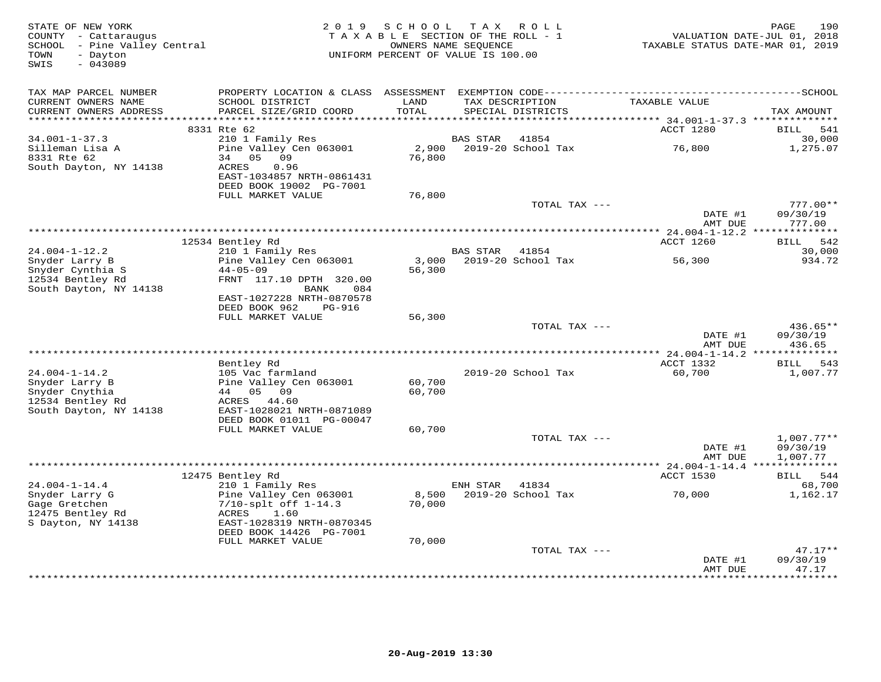STATE OF NEW YORK
COUNTY - Cattaraugus
SCHOOL - Pine Valley Central
TOWN - Dayton
SWIS - 043089

2019 SCHOOL TAX ROLL
TAXABLE SECTION OF THE ROLL - 1
OWNERS NAME SEQUENCE
UNIFORM PERCENT OF VALUE IS 100.00

VALUATION DATE-JUL 01, 2018
TAXABLE STATUS DATE-MAR 01, 2019

| TAX MAP PARCEL NUMBER / CURRENT OWNERS NAME / CURRENT OWNERS ADDRESS | PROPERTY LOCATION & CLASS / SCHOOL DISTRICT / PARCEL SIZE/GRID COORD | ASSESSMENT LAND / TOTAL | EXEMPTION CODE / TAX DESCRIPTION / SPECIAL DISTRICTS | TAXABLE VALUE | SCHOOL TAX AMOUNT |
|---|---|---|---|---|---|
| | 8331 Rte 62 | | | ACCT 1280 | BILL 541 |
| 34.001-1-37.3 | 210 1 Family Res | | BAS STAR 41854 | | 30,000 |
| Silleman Lisa A | Pine Valley Cen 063001 | 2,900 | 2019-20 School Tax | 76,800 | 1,275.07 |
| 8331 Rte 62 | 34 05 09 | 76,800 | | | |
| South Dayton, NY 14138 | ACRES 0.96 | | | | |
| | EAST-1034857 NRTH-0861431 | | | | |
| | DEED BOOK 19002 PG-7001 | | | | |
| | FULL MARKET VALUE | 76,800 | | | |
| | | | TOTAL TAX --- | | 777.00** |
| | | | | DATE #1 | 09/30/19 |
| | | | | AMT DUE | 777.00 |
| | 12534 Bentley Rd | | | ACCT 1260 | BILL 542 |
| 24.004-1-12.2 | 210 1 Family Res | | BAS STAR 41854 | | 30,000 |
| Snyder Larry B | Pine Valley Cen 063001 | 3,000 | 2019-20 School Tax | 56,300 | 934.72 |
| Snyder Cynthia S | 44-05-09 | 56,300 | | | |
| 12534 Bentley Rd | FRNT 117.10 DPTH 320.00 | | | | |
| South Dayton, NY 14138 | BANK 084 | | | | |
| | EAST-1027228 NRTH-0870578 | | | | |
| | DEED BOOK 962 PG-916 | | | | |
| | FULL MARKET VALUE | 56,300 | | | |
| | | | TOTAL TAX --- | | 436.65** |
| | | | | DATE #1 | 09/30/19 |
| | | | | AMT DUE | 436.65 |
| | Bentley Rd | | | ACCT 1332 | BILL 543 |
| 24.004-1-14.2 | 105 Vac farmland | | 2019-20 School Tax | 60,700 | 1,007.77 |
| Snyder Larry B | Pine Valley Cen 063001 | 60,700 | | | |
| Snyder Cnythia | 44 05 09 | 60,700 | | | |
| 12534 Bentley Rd | ACRES 44.60 | | | | |
| South Dayton, NY 14138 | EAST-1028021 NRTH-0871089 | | | | |
| | DEED BOOK 01011 PG-00047 | | | | |
| | FULL MARKET VALUE | 60,700 | | | |
| | | | TOTAL TAX --- | | 1,007.77** |
| | | | | DATE #1 | 09/30/19 |
| | | | | AMT DUE | 1,007.77 |
| | 12475 Bentley Rd | | | ACCT 1530 | BILL 544 |
| 24.004-1-14.4 | 210 1 Family Res | | ENH STAR 41834 | | 68,700 |
| Snyder Larry G | Pine Valley Cen 063001 | 8,500 | 2019-20 School Tax | 70,000 | 1,162.17 |
| Gage Gretchen | 7/10-splt off 1-14.3 | 70,000 | | | |
| 12475 Bentley Rd | ACRES 1.60 | | | | |
| S Dayton, NY 14138 | EAST-1028319 NRTH-0870345 | | | | |
| | DEED BOOK 14426 PG-7001 | | | | |
| | FULL MARKET VALUE | 70,000 | | | |
| | | | TOTAL TAX --- | | 47.17** |
| | | | | DATE #1 | 09/30/19 |
| | | | | AMT DUE | 47.17 |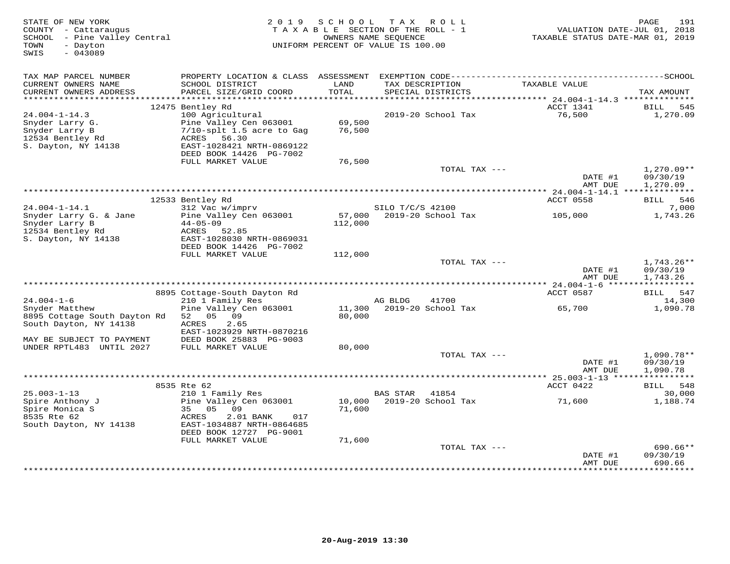STATE OF NEW YORK
COUNTY - Cattaraugus
SCHOOL - Pine Valley Central
TOWN - Dayton
SWIS - 043089

2019 SCHOOL TAX ROLL
TAXABLE SECTION OF THE ROLL - 1
OWNERS NAME SEQUENCE
UNIFORM PERCENT OF VALUE IS 100.00

VALUATION DATE-JUL 01, 2018
TAXABLE STATUS DATE-MAR 01, 2019

| TAX MAP PARCEL NUMBER / CURRENT OWNERS NAME / CURRENT OWNERS ADDRESS | PROPERTY LOCATION & CLASS / SCHOOL DISTRICT / PARCEL SIZE/GRID COORD | ASSESSMENT LAND / TOTAL | EXEMPTION CODE / TAX DESCRIPTION / SPECIAL DISTRICTS | TAXABLE VALUE | SCHOOL / TAX AMOUNT |
|---|---|---|---|---|---|
| **24.004-1-14.3** | 12475 Bentley Rd | | | ACCT 1341 | BILL 545 |
| 24.004-1-14.3 | 100 Agricultural | | 2019-20 School Tax | 76,500 | 1,270.09 |
| Snyder Larry G. | Pine Valley Cen 063001 | 69,500 | | | |
| Snyder Larry B | 7/10-splt 1.5 acre to Gag | 76,500 | | | |
| 12534 Bentley Rd | ACRES 56.30 | | | | |
| S. Dayton, NY 14138 | EAST-1028421 NRTH-0869122 | | | | |
| | DEED BOOK 14426 PG-7002 | | | | |
| | FULL MARKET VALUE | 76,500 | | | |
| | | | TOTAL TAX --- | | 1,270.09** |
| | | | | DATE #1 | 09/30/19 |
| | | | | AMT DUE | 1,270.09 |
| **24.004-1-14.1** | 12533 Bentley Rd | | | ACCT 0558 | BILL 546 |
| 24.004-1-14.1 | 312 Vac w/imprv | | SILO T/C/S 42100 | | 7,000 |
| Snyder Larry G. & Jane | Pine Valley Cen 063001 | 57,000 | 2019-20 School Tax | 105,000 | 1,743.26 |
| Snyder Larry B | 44-05-09 | 112,000 | | | |
| 12534 Bentley Rd | ACRES 52.85 | | | | |
| S. Dayton, NY 14138 | EAST-1028030 NRTH-0869031 | | | | |
| | DEED BOOK 14426 PG-7002 | | | | |
| | FULL MARKET VALUE | 112,000 | | | |
| | | | TOTAL TAX --- | | 1,743.26** |
| | | | | DATE #1 | 09/30/19 |
| | | | | AMT DUE | 1,743.26 |
| **24.004-1-6** | 8895 Cottage-South Dayton Rd | | | ACCT 0587 | BILL 547 |
| 24.004-1-6 | 210 1 Family Res | | AG BLDG 41700 | | 14,300 |
| Snyder Matthew | Pine Valley Cen 063001 | 11,300 | 2019-20 School Tax | 65,700 | 1,090.78 |
| 8895 Cottage South Dayton Rd | 52 05 09 | 80,000 | | | |
| South Dayton, NY 14138 | ACRES 2.65 | | | | |
| | EAST-1023929 NRTH-0870216 | | | | |
| MAY BE SUBJECT TO PAYMENT | DEED BOOK 25883 PG-9003 | | | | |
| UNDER RPTL483 UNTIL 2027 | FULL MARKET VALUE | 80,000 | | | |
| | | | TOTAL TAX --- | | 1,090.78** |
| | | | | DATE #1 | 09/30/19 |
| | | | | AMT DUE | 1,090.78 |
| **25.003-1-13** | 8535 Rte 62 | | | ACCT 0422 | BILL 548 |
| 25.003-1-13 | 210 1 Family Res | | BAS STAR 41854 | | 30,000 |
| Spire Anthony J | Pine Valley Cen 063001 | 10,000 | 2019-20 School Tax | 71,600 | 1,188.74 |
| Spire Monica S | 35 05 09 | 71,600 | | | |
| 8535 Rte 62 | ACRES 2.01 BANK 017 | | | | |
| South Dayton, NY 14138 | EAST-1034887 NRTH-0864685 | | | | |
| | DEED BOOK 12727 PG-9001 | | | | |
| | FULL MARKET VALUE | 71,600 | | | |
| | | | TOTAL TAX --- | | 690.66** |
| | | | | DATE #1 | 09/30/19 |
| | | | | AMT DUE | 690.66 |

20-Aug-2019 13:30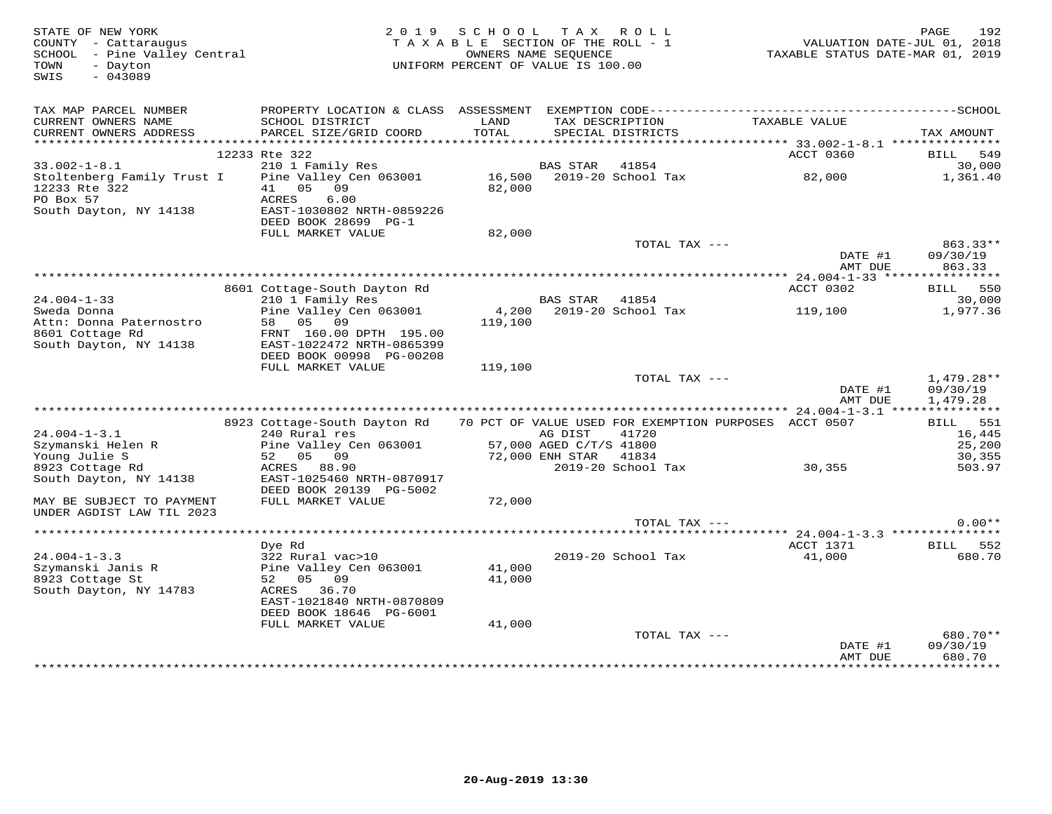STATE OF NEW YORK
COUNTY - Cattaraugus
SCHOOL - Pine Valley Central
TOWN - Dayton
SWIS - 043089

2019 SCHOOL TAX ROLL
TAXABLE SECTION OF THE ROLL - 1
OWNERS NAME SEQUENCE
UNIFORM PERCENT OF VALUE IS 100.00

VALUATION DATE-JUL 01, 2018
TAXABLE STATUS DATE-MAR 01, 2019

| TAX MAP PARCEL NUMBER / CURRENT OWNERS NAME / CURRENT OWNERS ADDRESS | PROPERTY LOCATION & CLASS / SCHOOL DISTRICT / PARCEL SIZE/GRID COORD | ASSESSMENT LAND / TOTAL | EXEMPTION CODE / TAX DESCRIPTION / SPECIAL DISTRICTS | TAXABLE VALUE | TAX AMOUNT |
|---|---|---|---|---|---|
| | 12233 Rte 322 | | | ACCT 0360 | BILL 549 |
| 33.002-1-8.1 | 210 1 Family Res | | BAS STAR 41854 | | 30,000 |
| Stoltenberg Family Trust I | Pine Valley Cen 063001 | 16,500 | 2019-20 School Tax | 82,000 | 1,361.40 |
| 12233 Rte 322 | 41 05 09 | 82,000 | | | |
| PO Box 57 | ACRES 6.00 | | | | |
| South Dayton, NY 14138 | EAST-1030802 NRTH-0859226 | | | | |
| | DEED BOOK 28699 PG-1 | | | | |
| | FULL MARKET VALUE | 82,000 | | | |
| | | | TOTAL TAX --- | | 863.33** |
| | | | | DATE #1 | 09/30/19 |
| | | | | AMT DUE | 863.33 |
| | 8601 Cottage-South Dayton Rd | | | ACCT 0302 | BILL 550 |
| 24.004-1-33 | 210 1 Family Res | | BAS STAR 41854 | | 30,000 |
| Sweda Donna | Pine Valley Cen 063001 | 4,200 | 2019-20 School Tax | 119,100 | 1,977.36 |
| Attn: Donna Paternostro | 58 05 09 | 119,100 | | | |
| 8601 Cottage Rd | FRNT 160.00 DPTH 195.00 | | | | |
| South Dayton, NY 14138 | EAST-1022472 NRTH-0865399 | | | | |
| | DEED BOOK 00998 PG-00208 | | | | |
| | FULL MARKET VALUE | 119,100 | | | |
| | | | TOTAL TAX --- | | 1,479.28** |
| | | | | DATE #1 | 09/30/19 |
| | | | | AMT DUE | 1,479.28 |
| | 8923 Cottage-South Dayton Rd | | 70 PCT OF VALUE USED FOR EXEMPTION PURPOSES | ACCT 0507 | BILL 551 |
| 24.004-1-3.1 | 240 Rural res | | AG DIST 41720 | | 16,445 |
| Szymanski Helen R | Pine Valley Cen 063001 | 57,000 | AGED C/T/S 41800 | | 25,200 |
| Young Julie S | 52 05 09 | 72,000 | ENH STAR 41834 | | 30,355 |
| 8923 Cottage Rd | ACRES 88.90 | | 2019-20 School Tax | 30,355 | 503.97 |
| South Dayton, NY 14138 | EAST-1025460 NRTH-0870917 | | | | |
| | DEED BOOK 20139 PG-5002 | | | | |
| MAY BE SUBJECT TO PAYMENT | FULL MARKET VALUE | 72,000 | | | |
| UNDER AGDIST LAW TIL 2023 | | | | | |
| | | | TOTAL TAX --- | | 0.00** |
| | Dye Rd | | | ACCT 1371 | BILL 552 |
| 24.004-1-3.3 | 322 Rural vac>10 | | 2019-20 School Tax | 41,000 | 680.70 |
| Szymanski Janis R | Pine Valley Cen 063001 | 41,000 | | | |
| 8923 Cottage St | 52 05 09 | 41,000 | | | |
| South Dayton, NY 14783 | ACRES 36.70 | | | | |
| | EAST-1021840 NRTH-0870809 | | | | |
| | DEED BOOK 18646 PG-6001 | | | | |
| | FULL MARKET VALUE | 41,000 | | | |
| | | | TOTAL TAX --- | | 680.70** |
| | | | | DATE #1 | 09/30/19 |
| | | | | AMT DUE | 680.70 |

20-Aug-2019 13:30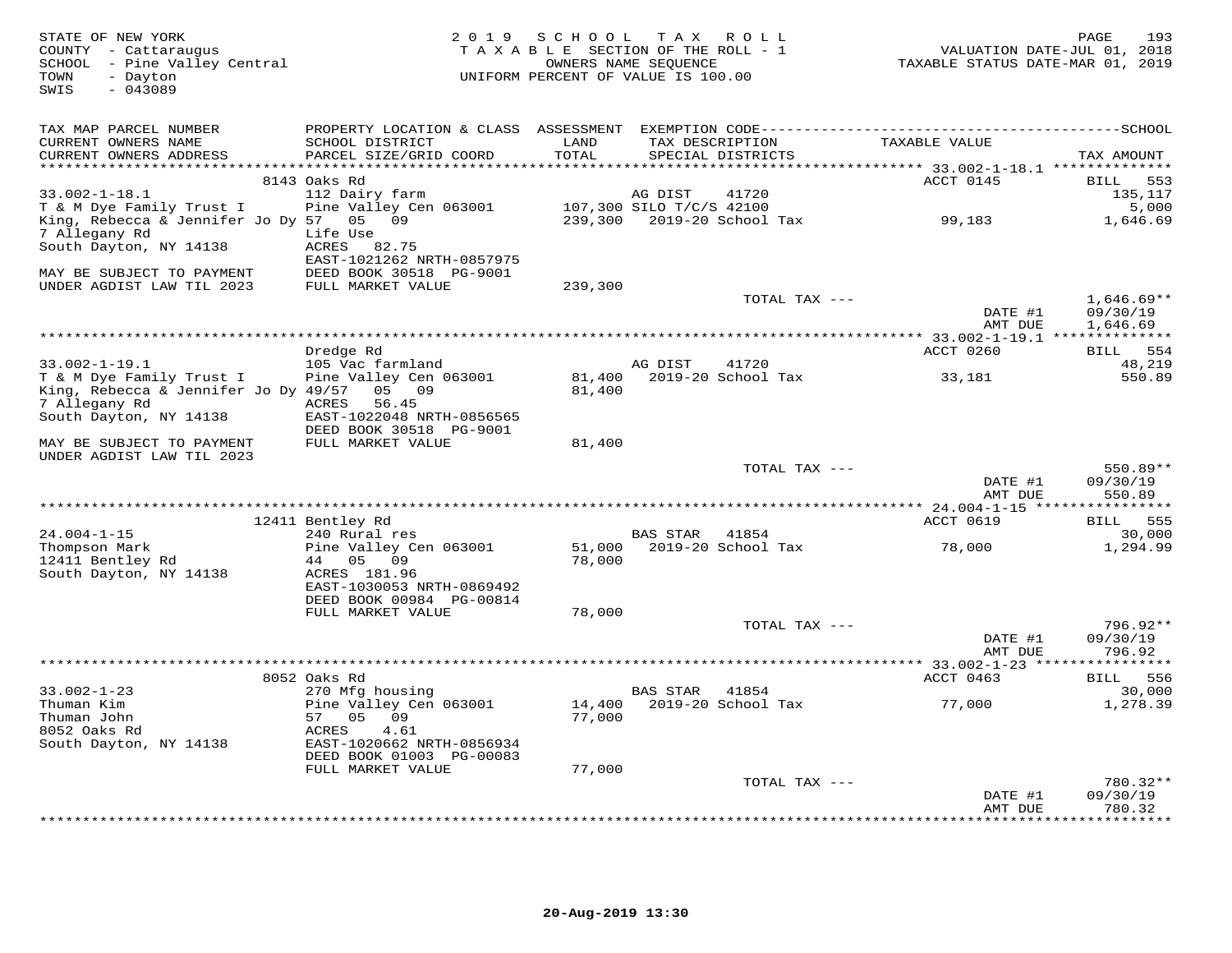STATE OF NEW YORK
COUNTY - Cattaraugus
SCHOOL - Pine Valley Central
TOWN - Dayton
SWIS - 043089

2019 SCHOOL TAX ROLL
TAXABLE SECTION OF THE ROLL - 1
OWNERS NAME SEQUENCE
UNIFORM PERCENT OF VALUE IS 100.00

VALUATION DATE-JUL 01, 2018
TAXABLE STATUS DATE-MAR 01, 2019

| TAX MAP PARCEL NUMBER / CURRENT OWNERS NAME / CURRENT OWNERS ADDRESS | PROPERTY LOCATION & CLASS / SCHOOL DISTRICT / PARCEL SIZE/GRID COORD | ASSESSMENT LAND / TOTAL | EXEMPTION CODE / TAX DESCRIPTION / SPECIAL DISTRICTS | TAXABLE VALUE | TAX AMOUNT |
|---|---|---|---|---|---|
| | 8143 Oaks Rd | | | ACCT 0145 | BILL 553 |
| 33.002-1-18.1 | 112 Dairy farm | | AG DIST 41720 | | 135,117 |
| T & M Dye Family Trust I | Pine Valley Cen 063001 | 107,300 | SILO T/C/S 42100 | | 5,000 |
| King, Rebecca & Jennifer Jo Dy | 57 05 09 | 239,300 | 2019-20 School Tax | 99,183 | 1,646.69 |
| 7 Allegany Rd | Life Use | | | | |
| South Dayton, NY 14138 | ACRES 82.75 | | | | |
| | EAST-1021262 NRTH-0857975 | | | | |
| MAY BE SUBJECT TO PAYMENT | DEED BOOK 30518 PG-9001 | | | | |
| UNDER AGDIST LAW TIL 2023 | FULL MARKET VALUE | 239,300 | | | |
| | | | TOTAL TAX --- | | 1,646.69** |
| | | | | DATE #1 | 09/30/19 |
| | | | | AMT DUE | 1,646.69 |
| | Dredge Rd | | | ACCT 0260 | BILL 554 |
| 33.002-1-19.1 | 105 Vac farmland | | AG DIST 41720 | | 48,219 |
| T & M Dye Family Trust I | Pine Valley Cen 063001 | 81,400 | 2019-20 School Tax | 33,181 | 550.89 |
| King, Rebecca & Jennifer Jo Dy | 49/57 05 09 | 81,400 | | | |
| 7 Allegany Rd | ACRES 56.45 | | | | |
| South Dayton, NY 14138 | EAST-1022048 NRTH-0856565 | | | | |
| | DEED BOOK 30518 PG-9001 | | | | |
| MAY BE SUBJECT TO PAYMENT | FULL MARKET VALUE | 81,400 | | | |
| UNDER AGDIST LAW TIL 2023 | | | | | |
| | | | TOTAL TAX --- | | 550.89** |
| | | | | DATE #1 | 09/30/19 |
| | | | | AMT DUE | 550.89 |
| | 12411 Bentley Rd | | | ACCT 0619 | BILL 555 |
| 24.004-1-15 | 240 Rural res | | BAS STAR 41854 | | 30,000 |
| Thompson Mark | Pine Valley Cen 063001 | 51,000 | 2019-20 School Tax | 78,000 | 1,294.99 |
| 12411 Bentley Rd | 44 05 09 | 78,000 | | | |
| South Dayton, NY 14138 | ACRES 181.96 | | | | |
| | EAST-1030053 NRTH-0869492 | | | | |
| | DEED BOOK 00984 PG-00814 | | | | |
| | FULL MARKET VALUE | 78,000 | | | |
| | | | TOTAL TAX --- | | 796.92** |
| | | | | DATE #1 | 09/30/19 |
| | | | | AMT DUE | 796.92 |
| | 8052 Oaks Rd | | | ACCT 0463 | BILL 556 |
| 33.002-1-23 | 270 Mfg housing | | BAS STAR 41854 | | 30,000 |
| Thuman Kim | Pine Valley Cen 063001 | 14,400 | 2019-20 School Tax | 77,000 | 1,278.39 |
| Thuman John | 57 05 09 | 77,000 | | | |
| 8052 Oaks Rd | ACRES 4.61 | | | | |
| South Dayton, NY 14138 | EAST-1020662 NRTH-0856934 | | | | |
| | DEED BOOK 01003 PG-00083 | | | | |
| | FULL MARKET VALUE | 77,000 | | | |
| | | | TOTAL TAX --- | | 780.32** |
| | | | | DATE #1 | 09/30/19 |
| | | | | AMT DUE | 780.32 |

20-Aug-2019 13:30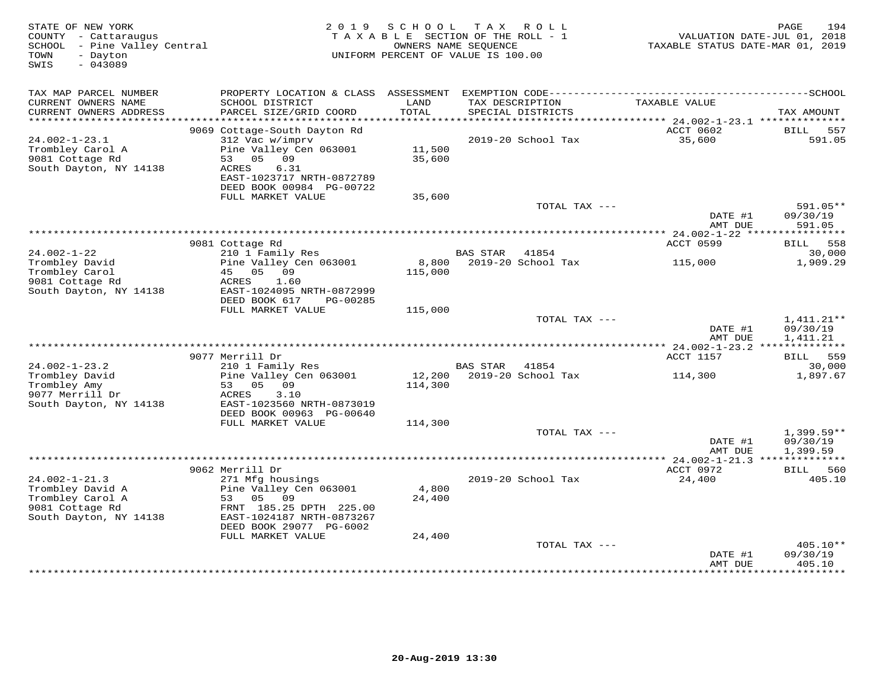STATE OF NEW YORK
COUNTY - Cattaraugus
SCHOOL - Pine Valley Central
TOWN - Dayton
SWIS - 043089

2019 SCHOOL TAX ROLL
TAXABLE SECTION OF THE ROLL - 1
OWNERS NAME SEQUENCE
UNIFORM PERCENT OF VALUE IS 100.00

VALUATION DATE-JUL 01, 2018
TAXABLE STATUS DATE-MAR 01, 2019

| TAX MAP PARCEL NUMBER / CURRENT OWNERS NAME / CURRENT OWNERS ADDRESS | PROPERTY LOCATION & CLASS / SCHOOL DISTRICT / PARCEL SIZE/GRID COORD | ASSESSMENT LAND / TOTAL | EXEMPTION CODE / TAX DESCRIPTION / SPECIAL DISTRICTS | TAXABLE VALUE | SCHOOL / TAX AMOUNT |
|---|---|---|---|---|---|
| | 9069 Cottage-South Dayton Rd | | | ACCT 0602 | BILL 557 |
| 24.002-1-23.1 | 312 Vac w/imprv | | 2019-20 School Tax | 35,600 | 591.05 |
| Trombley Carol A | Pine Valley Cen 063001 | 11,500 | | | |
| 9081 Cottage Rd | 53 05 09 | 35,600 | | | |
| South Dayton, NY 14138 | ACRES 6.31 | | | | |
| | EAST-1023717 NRTH-0872789 | | | | |
| | DEED BOOK 00984 PG-00722 | | | | |
| | FULL MARKET VALUE | 35,600 | | | |
| | | | TOTAL TAX --- | | 591.05** |
| | | | | DATE #1 | 09/30/19 |
| | | | | AMT DUE | 591.05 |
| | 9081 Cottage Rd | | | ACCT 0599 | BILL 558 |
| 24.002-1-22 | 210 1 Family Res | | BAS STAR 41854 | | 30,000 |
| Trombley David | Pine Valley Cen 063001 | 8,800 | 2019-20 School Tax | 115,000 | 1,909.29 |
| Trombley Carol | 45 05 09 | 115,000 | | | |
| 9081 Cottage Rd | ACRES 1.60 | | | | |
| South Dayton, NY 14138 | EAST-1024095 NRTH-0872999 | | | | |
| | DEED BOOK 617 PG-00285 | | | | |
| | FULL MARKET VALUE | 115,000 | | | |
| | | | TOTAL TAX --- | | 1,411.21** |
| | | | | DATE #1 | 09/30/19 |
| | | | | AMT DUE | 1,411.21 |
| | 9077 Merrill Dr | | | ACCT 1157 | BILL 559 |
| 24.002-1-23.2 | 210 1 Family Res | | BAS STAR 41854 | | 30,000 |
| Trombley David | Pine Valley Cen 063001 | 12,200 | 2019-20 School Tax | 114,300 | 1,897.67 |
| Trombley Amy | 53 05 09 | 114,300 | | | |
| 9077 Merrill Dr | ACRES 3.10 | | | | |
| South Dayton, NY 14138 | EAST-1023560 NRTH-0873019 | | | | |
| | DEED BOOK 00963 PG-00640 | | | | |
| | FULL MARKET VALUE | 114,300 | | | |
| | | | TOTAL TAX --- | | 1,399.59** |
| | | | | DATE #1 | 09/30/19 |
| | | | | AMT DUE | 1,399.59 |
| | 9062 Merrill Dr | | | ACCT 0972 | BILL 560 |
| 24.002-1-21.3 | 271 Mfg housings | | 2019-20 School Tax | 24,400 | 405.10 |
| Trombley David A | Pine Valley Cen 063001 | 4,800 | | | |
| Trombley Carol A | 53 05 09 | 24,400 | | | |
| 9081 Cottage Rd | FRNT 185.25 DPTH 225.00 | | | | |
| South Dayton, NY 14138 | EAST-1024187 NRTH-0873267 | | | | |
| | DEED BOOK 29077 PG-6002 | | | | |
| | FULL MARKET VALUE | 24,400 | | | |
| | | | TOTAL TAX --- | | 405.10** |
| | | | | DATE #1 | 09/30/19 |
| | | | | AMT DUE | 405.10 |

20-Aug-2019 13:30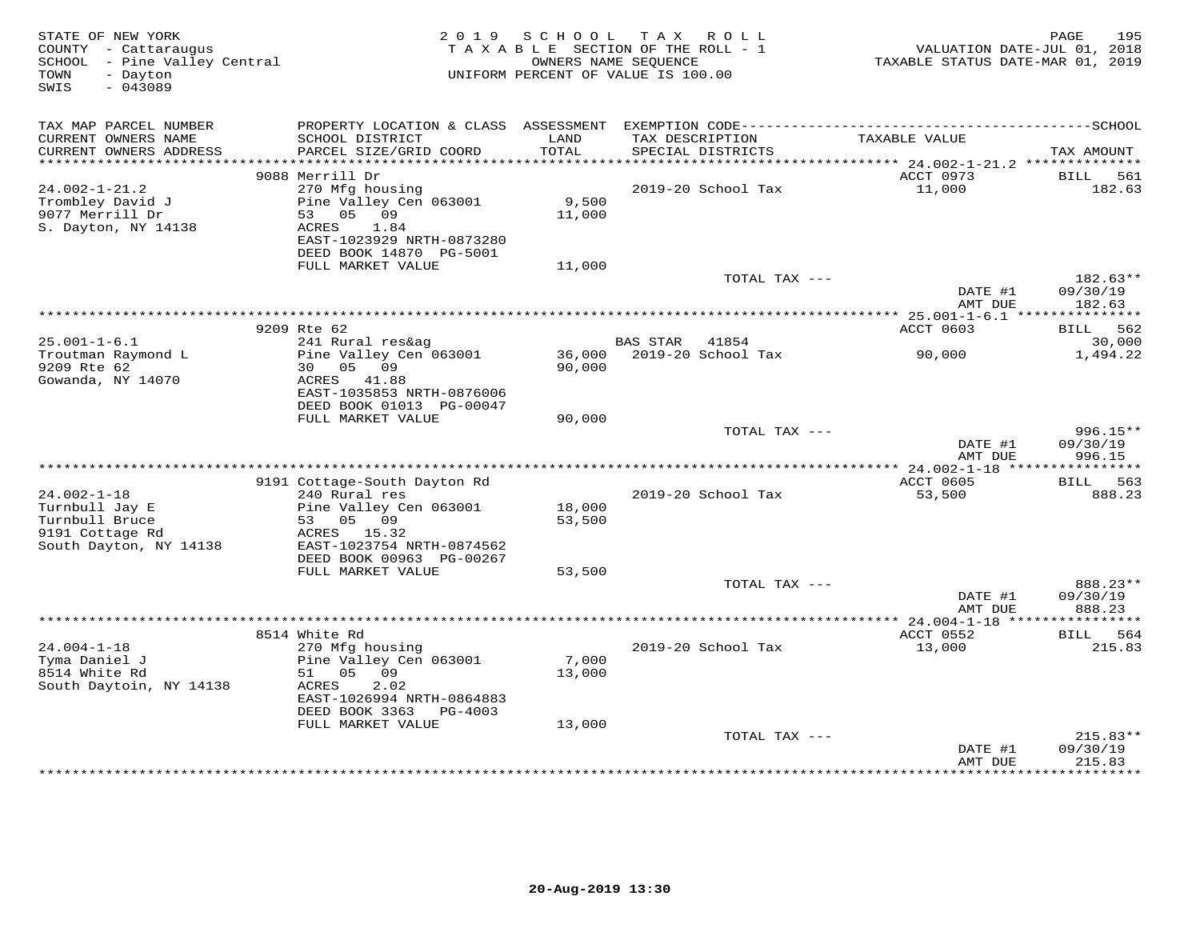STATE OF NEW YORK
COUNTY - Cattaraugus
SCHOOL - Pine Valley Central
TOWN - Dayton
SWIS - 043089

2019 SCHOOL TAX ROLL
TAXABLE SECTION OF THE ROLL - 1
OWNERS NAME SEQUENCE
UNIFORM PERCENT OF VALUE IS 100.00

VALUATION DATE-JUL 01, 2018
TAXABLE STATUS DATE-MAR 01, 2019

| TAX MAP PARCEL NUMBER / CURRENT OWNERS NAME / CURRENT OWNERS ADDRESS | PROPERTY LOCATION & CLASS / SCHOOL DISTRICT / PARCEL SIZE/GRID COORD | ASSESSMENT LAND / TOTAL | EXEMPTION CODE / TAX DESCRIPTION / SPECIAL DISTRICTS | TAXABLE VALUE | TAX AMOUNT |
|---|---|---|---|---|---|
| | 9088 Merrill Dr | | | ACCT 0973 | BILL 561 |
| 24.002-1-21.2 | 270 Mfg housing | | 2019-20 School Tax | 11,000 | 182.63 |
| Trombley David J | Pine Valley Cen 063001 | 9,500 | | | |
| 9077 Merrill Dr | 53 05 09 | 11,000 | | | |
| S. Dayton, NY 14138 | ACRES 1.84 | | | | |
| | EAST-1023929 NRTH-0873280 | | | | |
| | DEED BOOK 14870 PG-5001 | | | | |
| | FULL MARKET VALUE | 11,000 | | | |
| | | | TOTAL TAX --- | | 182.63** |
| | | | | DATE #1 | 09/30/19 |
| | | | | AMT DUE | 182.63 |
| | 9209 Rte 62 | | | ACCT 0603 | BILL 562 |
| 25.001-1-6.1 | 241 Rural res&ag | | BAS STAR 41854 | | 30,000 |
| Troutman Raymond L | Pine Valley Cen 063001 | 36,000 | 2019-20 School Tax | 90,000 | 1,494.22 |
| 9209 Rte 62 | 30 05 09 | 90,000 | | | |
| Gowanda, NY 14070 | ACRES 41.88 | | | | |
| | EAST-1035853 NRTH-0876006 | | | | |
| | DEED BOOK 01013 PG-00047 | | | | |
| | FULL MARKET VALUE | 90,000 | | | |
| | | | TOTAL TAX --- | | 996.15** |
| | | | | DATE #1 | 09/30/19 |
| | | | | AMT DUE | 996.15 |
| | 9191 Cottage-South Dayton Rd | | | ACCT 0605 | BILL 563 |
| 24.002-1-18 | 240 Rural res | | 2019-20 School Tax | 53,500 | 888.23 |
| Turnbull Jay E | Pine Valley Cen 063001 | 18,000 | | | |
| Turnbull Bruce | 53 05 09 | 53,500 | | | |
| 9191 Cottage Rd | ACRES 15.32 | | | | |
| South Dayton, NY 14138 | EAST-1023754 NRTH-0874562 | | | | |
| | DEED BOOK 00963 PG-00267 | | | | |
| | FULL MARKET VALUE | 53,500 | | | |
| | | | TOTAL TAX --- | | 888.23** |
| | | | | DATE #1 | 09/30/19 |
| | | | | AMT DUE | 888.23 |
| | 8514 White Rd | | | ACCT 0552 | BILL 564 |
| 24.004-1-18 | 270 Mfg housing | | 2019-20 School Tax | 13,000 | 215.83 |
| Tyma Daniel J | Pine Valley Cen 063001 | 7,000 | | | |
| 8514 White Rd | 51 05 09 | 13,000 | | | |
| South Daytoin, NY 14138 | ACRES 2.02 | | | | |
| | EAST-1026994 NRTH-0864883 | | | | |
| | DEED BOOK 3363 PG-4003 | | | | |
| | FULL MARKET VALUE | 13,000 | | | |
| | | | TOTAL TAX --- | | 215.83** |
| | | | | DATE #1 | 09/30/19 |
| | | | | AMT DUE | 215.83 |

20-Aug-2019 13:30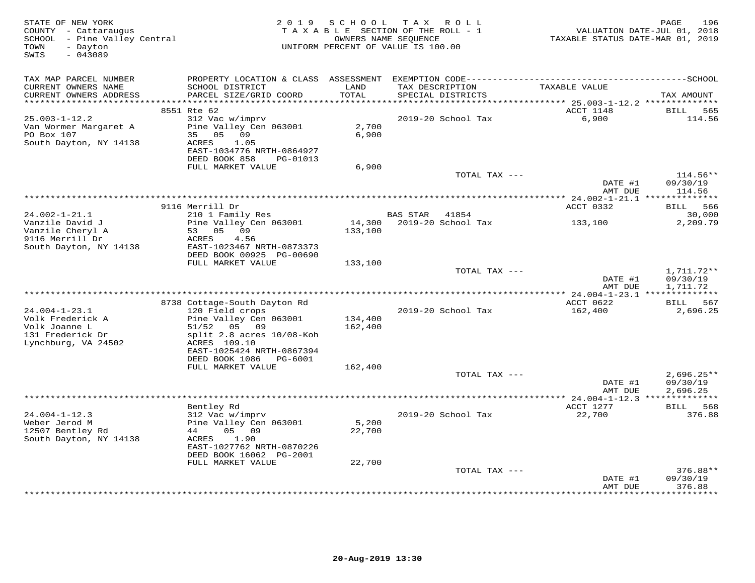STATE OF NEW YORK
COUNTY - Cattaraugus
SCHOOL - Pine Valley Central
TOWN - Dayton
SWIS - 043089

2019 SCHOOL TAX ROLL
TAXABLE SECTION OF THE ROLL - 1
OWNERS NAME SEQUENCE
UNIFORM PERCENT OF VALUE IS 100.00

VALUATION DATE-JUL 01, 2018
TAXABLE STATUS DATE-MAR 01, 2019

| TAX MAP PARCEL NUMBER / CURRENT OWNERS NAME / CURRENT OWNERS ADDRESS | PROPERTY LOCATION & CLASS / SCHOOL DISTRICT / PARCEL SIZE/GRID COORD | ASSESSMENT LAND / TOTAL | EXEMPTION CODE / TAX DESCRIPTION / SPECIAL DISTRICTS | TAXABLE VALUE | SCHOOL TAX AMOUNT |
|---|---|---|---|---|---|
| | 8551 Rte 62 | | | ACCT 1148 | BILL 565 |
| 25.003-1-12.2 | 312 Vac w/imprv | | 2019-20 School Tax | 6,900 | 114.56 |
| Van Wormer Margaret A | Pine Valley Cen 063001 | 2,700 | | | |
| PO Box 107 | 35 05 09 | 6,900 | | | |
| South Dayton, NY 14138 | ACRES 1.05 | | | | |
| | EAST-1034776 NRTH-0864927 | | | | |
| | DEED BOOK 858 PG-01013 | | | | |
| | FULL MARKET VALUE | 6,900 | | | |
| | | | TOTAL TAX --- | | 114.56** |
| | | | | DATE #1 | 09/30/19 |
| | | | | AMT DUE | 114.56 |
| | 9116 Merrill Dr | | | ACCT 0332 | BILL 566 |
| 24.002-1-21.1 | 210 1 Family Res | | BAS STAR 41854 | | 30,000 |
| Vanzile David J | Pine Valley Cen 063001 | 14,300 | 2019-20 School Tax | 133,100 | 2,209.79 |
| Vanzile Cheryl A | 53 05 09 | 133,100 | | | |
| 9116 Merrill Dr | ACRES 4.56 | | | | |
| South Dayton, NY 14138 | EAST-1023467 NRTH-0873373 | | | | |
| | DEED BOOK 00925 PG-00690 | | | | |
| | FULL MARKET VALUE | 133,100 | | | |
| | | | TOTAL TAX --- | | 1,711.72** |
| | | | | DATE #1 | 09/30/19 |
| | | | | AMT DUE | 1,711.72 |
| | 8738 Cottage-South Dayton Rd | | | ACCT 0622 | BILL 567 |
| 24.004-1-23.1 | 120 Field crops | | 2019-20 School Tax | 162,400 | 2,696.25 |
| Volk Frederick A | Pine Valley Cen 063001 | 134,400 | | | |
| Volk Joanne L | 51/52 05 09 | 162,400 | | | |
| 131 Frederick Dr | split 2.8 acres 10/08-Koh | | | | |
| Lynchburg, VA 24502 | ACRES 109.10 | | | | |
| | EAST-1025424 NRTH-0867394 | | | | |
| | DEED BOOK 1086 PG-6001 | | | | |
| | FULL MARKET VALUE | 162,400 | | | |
| | | | TOTAL TAX --- | | 2,696.25** |
| | | | | DATE #1 | 09/30/19 |
| | | | | AMT DUE | 2,696.25 |
| | Bentley Rd | | | ACCT 1277 | BILL 568 |
| 24.004-1-12.3 | 312 Vac w/imprv | | 2019-20 School Tax | 22,700 | 376.88 |
| Weber Jerod M | Pine Valley Cen 063001 | 5,200 | | | |
| 12507 Bentley Rd | 44 05 09 | 22,700 | | | |
| South Dayton, NY 14138 | ACRES 1.90 | | | | |
| | EAST-1027762 NRTH-0870226 | | | | |
| | DEED BOOK 16062 PG-2001 | | | | |
| | FULL MARKET VALUE | 22,700 | | | |
| | | | TOTAL TAX --- | | 376.88** |
| | | | | DATE #1 | 09/30/19 |
| | | | | AMT DUE | 376.88 |

20-Aug-2019 13:30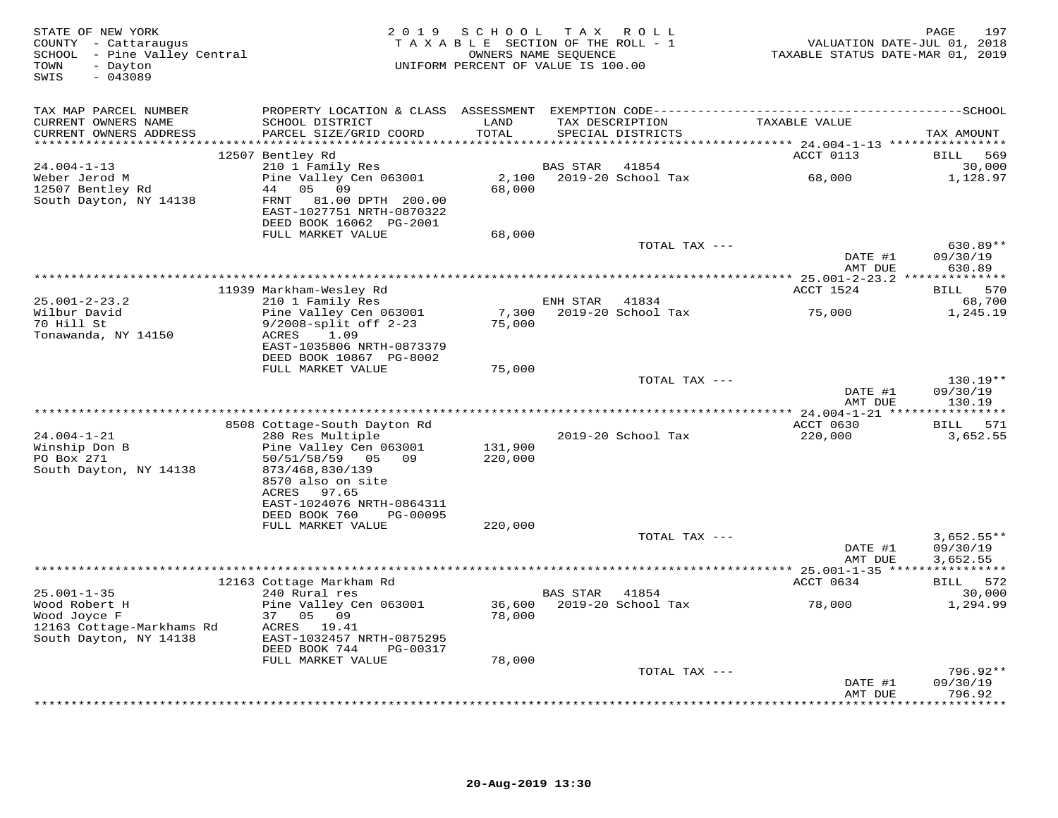STATE OF NEW YORK
COUNTY - Cattaraugus
SCHOOL - Pine Valley Central
TOWN - Dayton
SWIS - 043089

2019 SCHOOL TAX ROLL
TAXABLE SECTION OF THE ROLL - 1
OWNERS NAME SEQUENCE
UNIFORM PERCENT OF VALUE IS 100.00

VALUATION DATE-JUL 01, 2018
TAXABLE STATUS DATE-MAR 01, 2019

| TAX MAP PARCEL NUMBER / CURRENT OWNERS NAME / CURRENT OWNERS ADDRESS | PROPERTY LOCATION & CLASS / SCHOOL DISTRICT / PARCEL SIZE/GRID COORD | ASSESSMENT LAND / TOTAL | EXEMPTION CODE / TAX DESCRIPTION / SPECIAL DISTRICTS | TAXABLE VALUE | TAX AMOUNT |
|---|---|---|---|---|---|
| 24.004-1-13 | 12507 Bentley Rd | | | ACCT 0113 | BILL 569 |
| 24.004-1-13 | 210 1 Family Res | | BAS STAR 41854 | | 30,000 |
| Weber Jerod M | Pine Valley Cen 063001 | 2,100 | 2019-20 School Tax | 68,000 | 1,128.97 |
| 12507 Bentley Rd | 44 05 09 | 68,000 | | | |
| South Dayton, NY 14138 | FRNT 81.00 DPTH 200.00 | | | | |
| | EAST-1027751 NRTH-0870322 | | | | |
| | DEED BOOK 16062 PG-2001 | | | | |
| | FULL MARKET VALUE | 68,000 | | | |
| | | | TOTAL TAX --- | | 630.89** |
| | | | | DATE #1 | 09/30/19 |
| | | | | AMT DUE | 630.89 |
| 25.001-2-23.2 | 11939 Markham-Wesley Rd | | | ACCT 1524 | BILL 570 |
| 25.001-2-23.2 | 210 1 Family Res | | ENH STAR 41834 | | 68,700 |
| Wilbur David | Pine Valley Cen 063001 | 7,300 | 2019-20 School Tax | 75,000 | 1,245.19 |
| 70 Hill St | 9/2008-split off 2-23 | 75,000 | | | |
| Tonawanda, NY 14150 | ACRES 1.09 | | | | |
| | EAST-1035806 NRTH-0873379 | | | | |
| | DEED BOOK 10867 PG-8002 | | | | |
| | FULL MARKET VALUE | 75,000 | | | |
| | | | TOTAL TAX --- | | 130.19** |
| | | | | DATE #1 | 09/30/19 |
| | | | | AMT DUE | 130.19 |
| 24.004-1-21 | 8508 Cottage-South Dayton Rd | | | ACCT 0630 | BILL 571 |
| 24.004-1-21 | 280 Res Multiple | | 2019-20 School Tax | 220,000 | 3,652.55 |
| Winship Don B | Pine Valley Cen 063001 | 131,900 | | | |
| PO Box 271 | 50/51/58/59 05 09 | 220,000 | | | |
| South Dayton, NY 14138 | 873/468,830/139 | | | | |
| | 8570 also on site | | | | |
| | ACRES 97.65 | | | | |
| | EAST-1024076 NRTH-0864311 | | | | |
| | DEED BOOK 760 PG-00095 | | | | |
| | FULL MARKET VALUE | 220,000 | | | |
| | | | TOTAL TAX --- | | 3,652.55** |
| | | | | DATE #1 | 09/30/19 |
| | | | | AMT DUE | 3,652.55 |
| 25.001-1-35 | 12163 Cottage Markham Rd | | | ACCT 0634 | BILL 572 |
| 25.001-1-35 | 240 Rural res | | BAS STAR 41854 | | 30,000 |
| Wood Robert H | Pine Valley Cen 063001 | 36,600 | 2019-20 School Tax | 78,000 | 1,294.99 |
| Wood Joyce F | 37 05 09 | 78,000 | | | |
| 12163 Cottage-Markhams Rd | ACRES 19.41 | | | | |
| South Dayton, NY 14138 | EAST-1032457 NRTH-0875295 | | | | |
| | DEED BOOK 744 PG-00317 | | | | |
| | FULL MARKET VALUE | 78,000 | | | |
| | | | TOTAL TAX --- | | 796.92** |
| | | | | DATE #1 | 09/30/19 |
| | | | | AMT DUE | 796.92 |

20-Aug-2019 13:30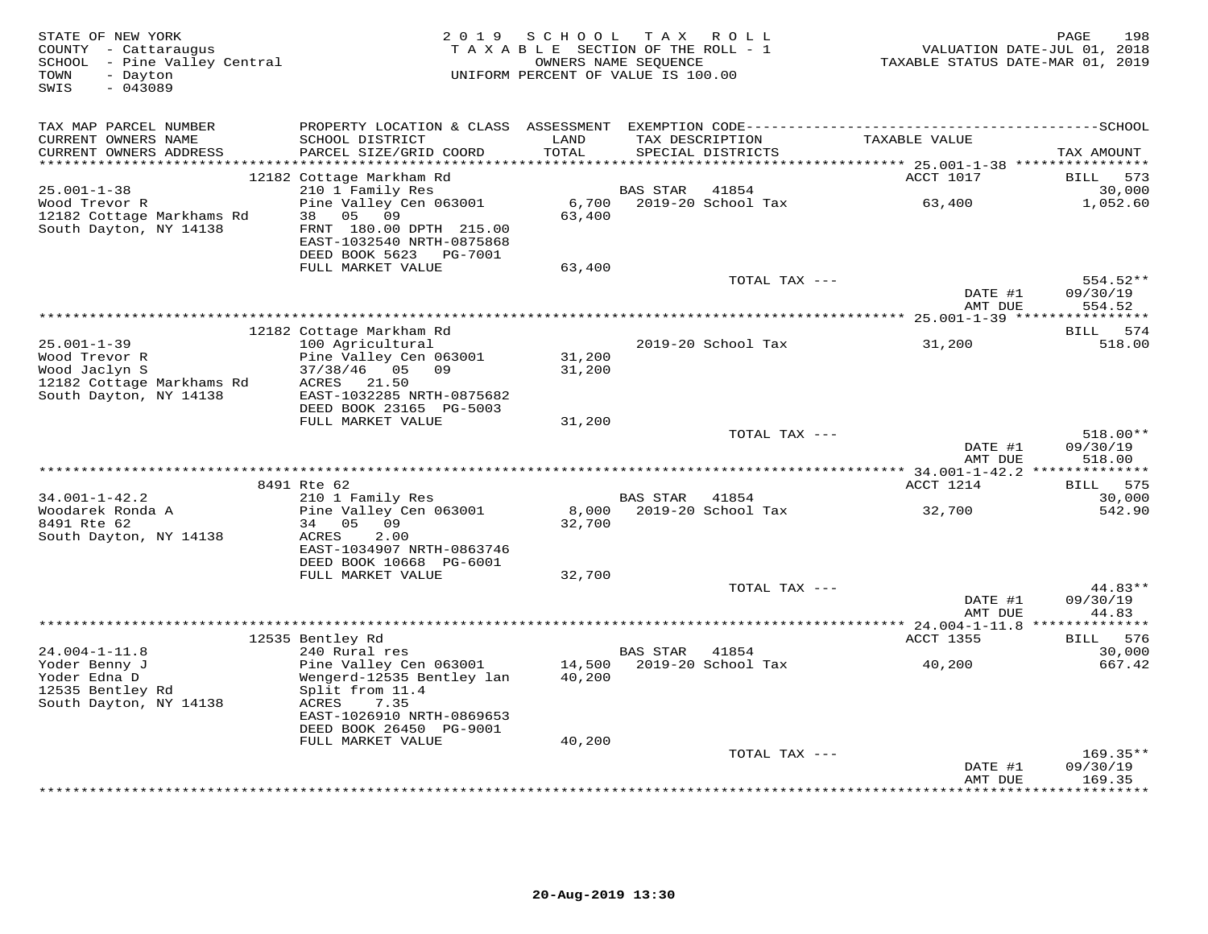STATE OF NEW YORK
COUNTY - Cattaraugus
SCHOOL - Pine Valley Central
TOWN - Dayton
SWIS - 043089

2019 SCHOOL TAX ROLL
TAXABLE SECTION OF THE ROLL - 1
OWNERS NAME SEQUENCE
UNIFORM PERCENT OF VALUE IS 100.00

VALUATION DATE-JUL 01, 2018
TAXABLE STATUS DATE-MAR 01, 2019

| TAX MAP PARCEL NUMBER / CURRENT OWNERS NAME / CURRENT OWNERS ADDRESS | PROPERTY LOCATION & CLASS / SCHOOL DISTRICT / PARCEL SIZE/GRID COORD | ASSESSMENT LAND / TOTAL | EXEMPTION CODE / TAX DESCRIPTION / SPECIAL DISTRICTS | TAXABLE VALUE | SCHOOL TAX AMOUNT |
|---|---|---|---|---|---|
| 25.001-1-38 | 12182 Cottage Markham Rd | | | ACCT 1017 | BILL 573 |
| Wood Trevor R | 210 1 Family Res | | BAS STAR 41854 | | 30,000 |
| 12182 Cottage Markhams Rd | Pine Valley Cen 063001 | 6,700 | 2019-20 School Tax | 63,400 | 1,052.60 |
| South Dayton, NY 14138 | 38 05 09 | 63,400 | | | |
| | FRNT 180.00 DPTH 215.00 | | | | |
| | EAST-1032540 NRTH-0875868 | | | | |
| | DEED BOOK 5623 PG-7001 | | | | |
| | FULL MARKET VALUE | 63,400 | | | |
| | | | TOTAL TAX --- | | 554.52** |
| | | | | DATE #1 | 09/30/19 |
| | | | | AMT DUE | 554.52 |
| 25.001-1-39 | 12182 Cottage Markham Rd | | | | BILL 574 |
| Wood Trevor R | 100 Agricultural | | 2019-20 School Tax | 31,200 | 518.00 |
| Wood Jaclyn S | Pine Valley Cen 063001 | 31,200 | | | |
| 12182 Cottage Markhams Rd | 37/38/46 05 09 | 31,200 | | | |
| South Dayton, NY 14138 | ACRES 21.50 | | | | |
| | EAST-1032285 NRTH-0875682 | | | | |
| | DEED BOOK 23165 PG-5003 | | | | |
| | FULL MARKET VALUE | 31,200 | | | |
| | | | TOTAL TAX --- | | 518.00** |
| | | | | DATE #1 | 09/30/19 |
| | | | | AMT DUE | 518.00 |
| 34.001-1-42.2 | 8491 Rte 62 | | | ACCT 1214 | BILL 575 |
| Woodarek Ronda A | 210 1 Family Res | | BAS STAR 41854 | | 30,000 |
| 8491 Rte 62 | Pine Valley Cen 063001 | 8,000 | 2019-20 School Tax | 32,700 | 542.90 |
| South Dayton, NY 14138 | 34 05 09 | 32,700 | | | |
| | ACRES 2.00 | | | | |
| | EAST-1034907 NRTH-0863746 | | | | |
| | DEED BOOK 10668 PG-6001 | | | | |
| | FULL MARKET VALUE | 32,700 | | | |
| | | | TOTAL TAX --- | | 44.83** |
| | | | | DATE #1 | 09/30/19 |
| | | | | AMT DUE | 44.83 |
| 24.004-1-11.8 | 12535 Bentley Rd | | | ACCT 1355 | BILL 576 |
| Yoder Benny J | 240 Rural res | | BAS STAR 41854 | | 30,000 |
| Yoder Edna D | Pine Valley Cen 063001 | 14,500 | 2019-20 School Tax | 40,200 | 667.42 |
| 12535 Bentley Rd | Wengerd-12535 Bentley lan | 40,200 | | | |
| South Dayton, NY 14138 | Split from 11.4 | | | | |
| | ACRES 7.35 | | | | |
| | EAST-1026910 NRTH-0869653 | | | | |
| | DEED BOOK 26450 PG-9001 | | | | |
| | FULL MARKET VALUE | 40,200 | | | |
| | | | TOTAL TAX --- | | 169.35** |
| | | | | DATE #1 | 09/30/19 |
| | | | | AMT DUE | 169.35 |

20-Aug-2019 13:30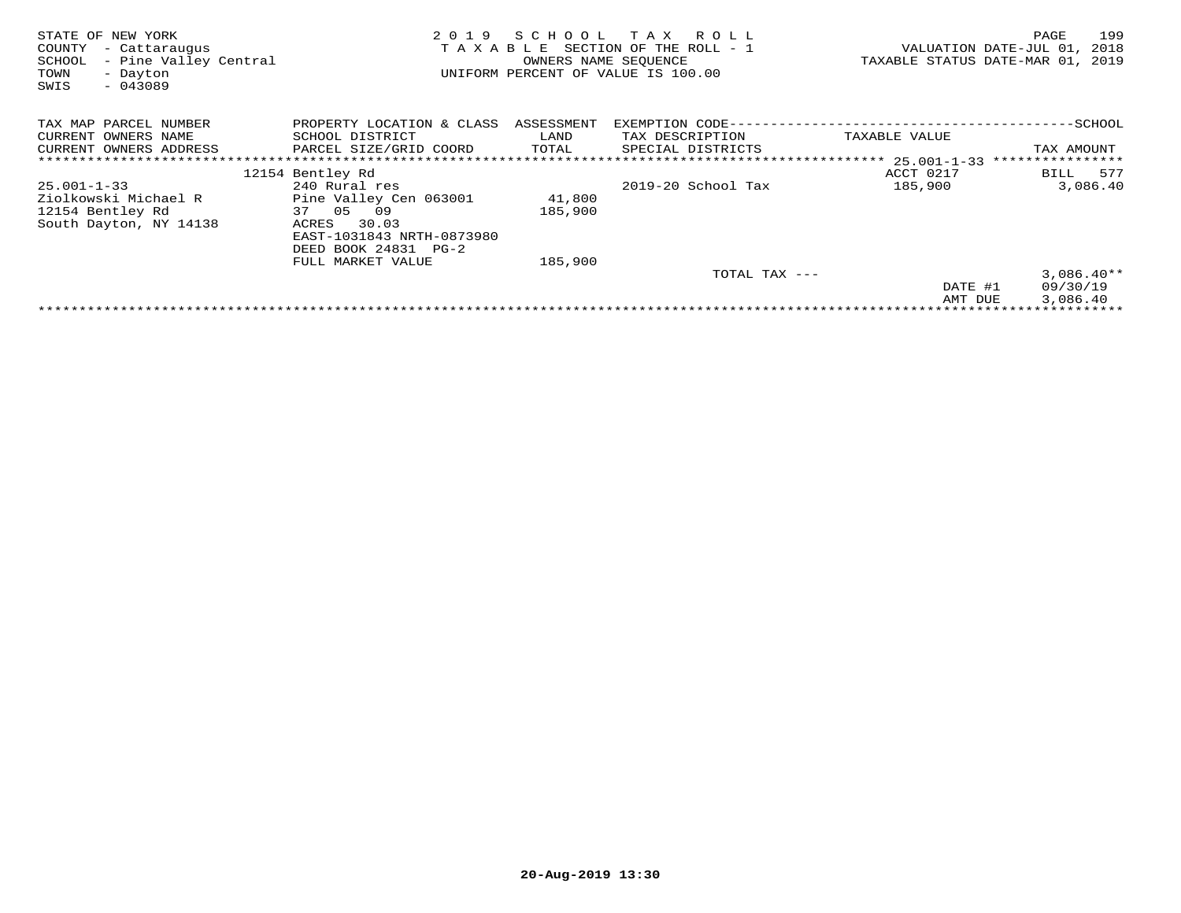STATE OF NEW YORK
COUNTY - Cattaraugus
SCHOOL - Pine Valley Central
TOWN - Dayton
SWIS - 043089

2019 SCHOOL TAX ROLL
TAXABLE SECTION OF THE ROLL - 1
OWNERS NAME SEQUENCE
UNIFORM PERCENT OF VALUE IS 100.00

VALUATION DATE-JUL 01, 2018
TAXABLE STATUS DATE-MAR 01, 2019

| TAX MAP PARCEL NUMBER<br>CURRENT OWNERS NAME<br>CURRENT OWNERS ADDRESS | PROPERTY LOCATION & CLASS<br>SCHOOL DISTRICT<br>PARCEL SIZE/GRID COORD | ASSESSMENT<br>LAND<br>TOTAL | EXEMPTION CODE<br>TAX DESCRIPTION<br>SPECIAL DISTRICTS | TAXABLE VALUE | SCHOOL<br>TAX AMOUNT |
|---|---|---|---|---|---|
| | 12154 Bentley Rd | | | ACCT 0217 | BILL 577 |
| 25.001-1-33 | 240 Rural res | | 2019-20 School Tax | 185,900 | 3,086.40 |
| Ziolkowski Michael R | Pine Valley Cen 063001 | 41,800 | | | |
| 12154 Bentley Rd | 37 05 09 | 185,900 | | | |
| South Dayton, NY 14138 | ACRES 30.03 | | | | |
| | EAST-1031843 NRTH-0873980 | | | | |
| | DEED BOOK 24831 PG-2 | | | | |
| | FULL MARKET VALUE | 185,900 | | | |
| | | | TOTAL TAX --- | | 3,086.40** |
| | | | | DATE #1 | 09/30/19 |
| | | | | AMT DUE | 3,086.40 |

20-Aug-2019 13:30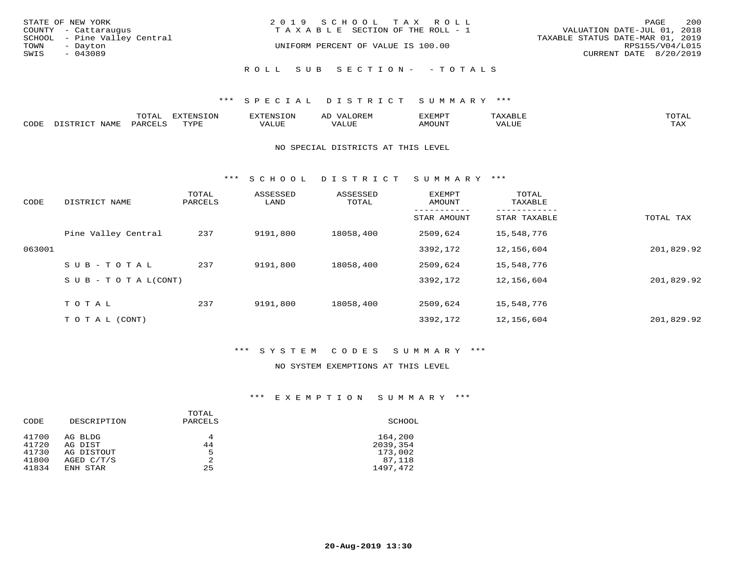STATE OF NEW YORK
COUNTY - Cattaraugus
SCHOOL - Pine Valley Central
TOWN - Dayton
SWIS - 043089

2019 SCHOOL TAX ROLL
TAXABLE SECTION OF THE ROLL - 1
UNIFORM PERCENT OF VALUE IS 100.00

VALUATION DATE-JUL 01, 2018
TAXABLE STATUS DATE-MAR 01, 2019
RPS155/V04/L015
CURRENT DATE 8/20/2019

ROLL SUB SECTION- - TOTALS

### *** SPECIAL DISTRICT SUMMARY ***

| CODE | DISTRICT NAME | TOTAL PARCELS | EXTENSION TYPE | EXTENSION VALUE | AD VALOREM VALUE | EXEMPT AMOUNT | TAXABLE VALUE | TOTAL TAX |
|---|---|---|---|---|---|---|---|---|

NO SPECIAL DISTRICTS AT THIS LEVEL

### *** SCHOOL DISTRICT SUMMARY ***

| CODE | DISTRICT NAME | TOTAL PARCELS | ASSESSED LAND | ASSESSED TOTAL | EXEMPT AMOUNT / STAR AMOUNT | TOTAL TAXABLE / STAR TAXABLE | TOTAL TAX |
|---|---|---|---|---|---|---|---|
| | Pine Valley Central | 237 | 9191,800 | 18058,400 | 2509,624 | 15,548,776 | |
| 063001 | | | | | 3392,172 | 12,156,604 | 201,829.92 |
| | SUB-TOTAL | 237 | 9191,800 | 18058,400 | 2509,624 | 15,548,776 | |
| | SUB-TOTAL(CONT) | | | | 3392,172 | 12,156,604 | 201,829.92 |
| | TOTAL | 237 | 9191,800 | 18058,400 | 2509,624 | 15,548,776 | |
| | TOTAL (CONT) | | | | 3392,172 | 12,156,604 | 201,829.92 |

### *** SYSTEM CODES SUMMARY ***

NO SYSTEM EXEMPTIONS AT THIS LEVEL

### *** EXEMPTION SUMMARY ***

| CODE | DESCRIPTION | TOTAL PARCELS | SCHOOL |
|---|---|---|---|
| 41700 | AG BLDG | 4 | 164,200 |
| 41720 | AG DIST | 44 | 2039,354 |
| 41730 | AG DISTOUT | 5 | 173,002 |
| 41800 | AGED C/T/S | 2 | 87,118 |
| 41834 | ENH STAR | 25 | 1497,472 |

20-Aug-2019 13:30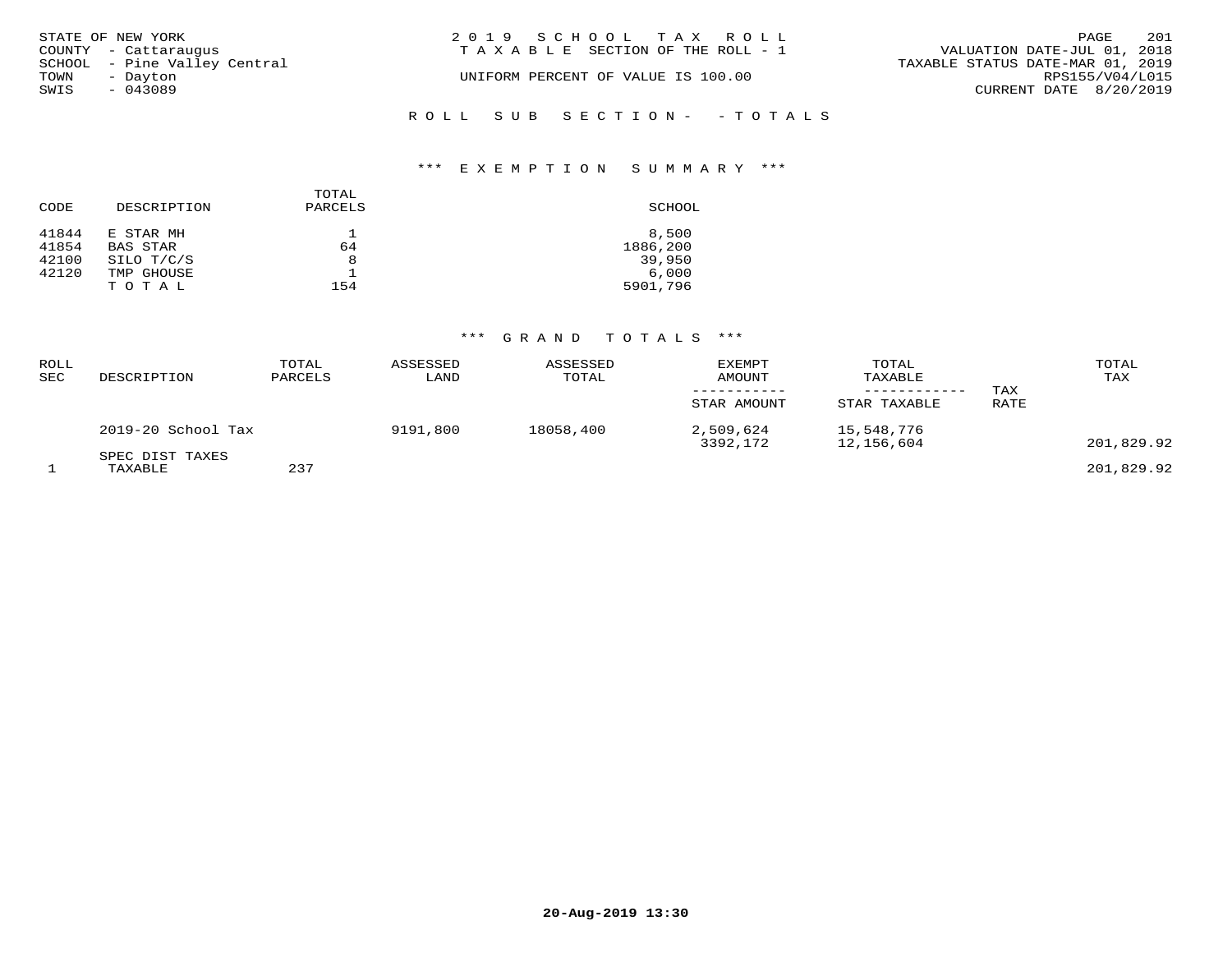STATE OF NEW YORK
COUNTY - Cattaraugus
SCHOOL - Pine Valley Central
TOWN - Dayton
SWIS - 043089

2019 SCHOOL TAX ROLL
TAXABLE SECTION OF THE ROLL - 1

UNIFORM PERCENT OF VALUE IS 100.00

VALUATION DATE-JUL 01, 2018
TAXABLE STATUS DATE-MAR 01, 2019
RPS155/V04/L015
CURRENT DATE 8/20/2019

ROLL SUB SECTION- - TOTALS

*** EXEMPTION SUMMARY ***

| CODE | DESCRIPTION | TOTAL PARCELS | SCHOOL |
|---|---|---|---|
| 41844 | E STAR MH | 1 | 8,500 |
| 41854 | BAS STAR | 64 | 1886,200 |
| 42100 | SILO T/C/S | 8 | 39,950 |
| 42120 | TMP GHOUSE | 1 | 6,000 |
| | T O T A L | 154 | 5901,796 |

*** GRAND TOTALS ***

| ROLL SEC | DESCRIPTION | TOTAL PARCELS | ASSESSED LAND | ASSESSED TOTAL | EXEMPT AMOUNT / STAR AMOUNT | TOTAL TAXABLE / STAR TAXABLE | TAX RATE | TOTAL TAX |
|---|---|---|---|---|---|---|---|---|
| | 2019-20 School Tax | | 9191,800 | 18058,400 | 2,509,624 | 15,548,776 | | |
| | | | | | 3392,172 | 12,156,604 | | 201,829.92 |
| | SPEC DIST TAXES | | | | | | | |
| 1 | TAXABLE | 237 | | | | | | 201,829.92 |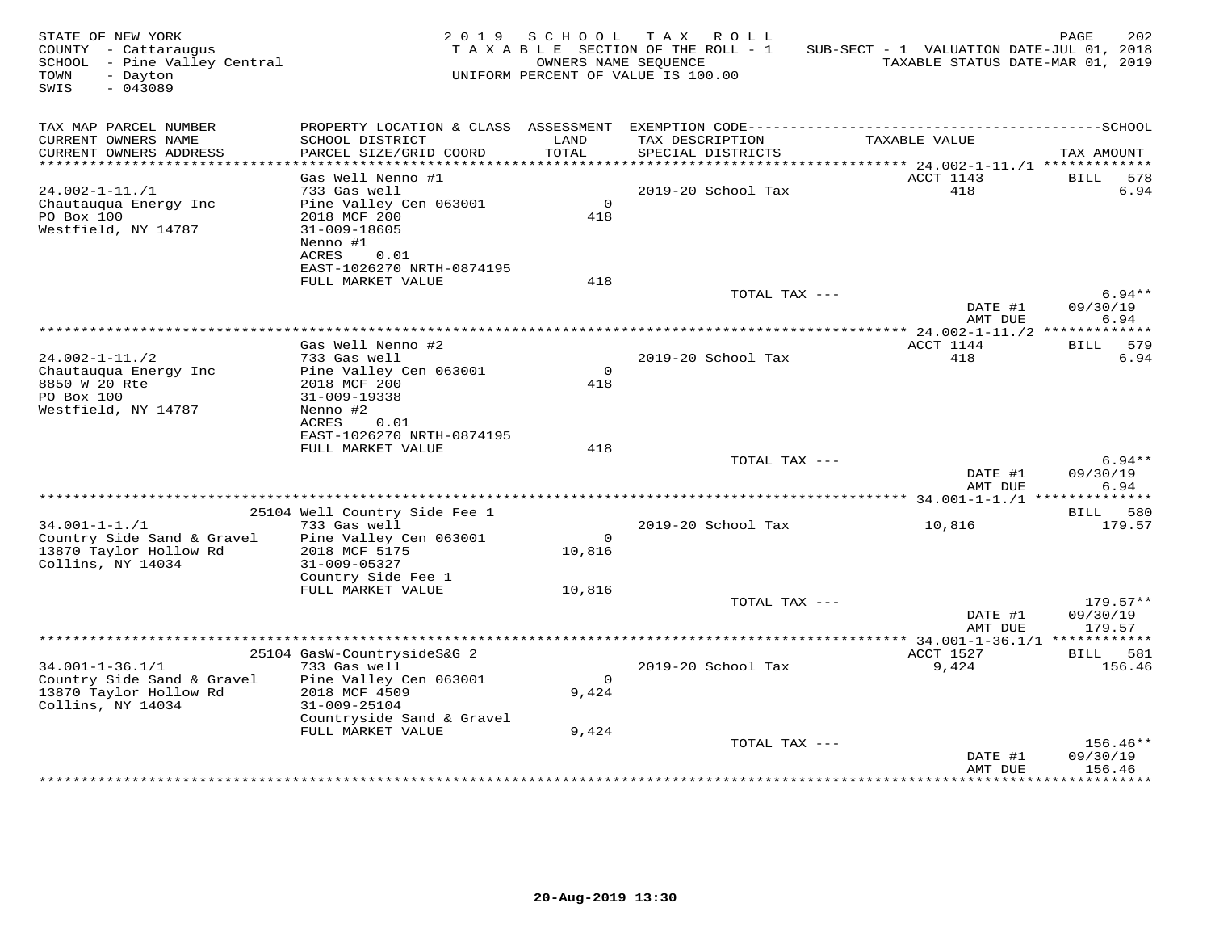STATE OF NEW YORK
COUNTY - Cattaraugus
SCHOOL - Pine Valley Central
TOWN - Dayton
SWIS - 043089

2019 SCHOOL TAX ROLL
TAXABLE SECTION OF THE ROLL - 1
OWNERS NAME SEQUENCE
UNIFORM PERCENT OF VALUE IS 100.00

SUB-SECT - 1 VALUATION DATE-JUL 01, 2018
TAXABLE STATUS DATE-MAR 01, 2019

| TAX MAP PARCEL NUMBER / CURRENT OWNERS NAME / CURRENT OWNERS ADDRESS | PROPERTY LOCATION & CLASS / SCHOOL DISTRICT / PARCEL SIZE/GRID COORD | ASSESSMENT LAND / TOTAL | EXEMPTION CODE / TAX DESCRIPTION / SPECIAL DISTRICTS | TAXABLE VALUE | SCHOOL TAX AMOUNT |
|---|---|---|---|---|---|
| **24.002-1-11./1** | Gas Well Nenno #1 | | | ACCT 1143 | BILL 578 |
| Chautauqua Energy Inc | 733 Gas well | | 2019-20 School Tax | 418 | 6.94 |
| PO Box 100 | Pine Valley Cen 063001 | 0 | | | |
| Westfield, NY 14787 | 2018 MCF 200 | 418 | | | |
| | 31-009-18605 | | | | |
| | Nenno #1 | | | | |
| | ACRES 0.01 | | | | |
| | EAST-1026270 NRTH-0874195 | | | | |
| | FULL MARKET VALUE | 418 | | | |
| | | | TOTAL TAX --- | | 6.94** |
| | | | | DATE #1 | 09/30/19 |
| | | | | AMT DUE | 6.94 |
| **24.002-1-11./2** | Gas Well Nenno #2 | | | ACCT 1144 | BILL 579 |
| Chautauqua Energy Inc | 733 Gas well | | 2019-20 School Tax | 418 | 6.94 |
| 8850 W 20 Rte | Pine Valley Cen 063001 | 0 | | | |
| PO Box 100 | 2018 MCF 200 | 418 | | | |
| Westfield, NY 14787 | 31-009-19338 | | | | |
| | Nenno #2 | | | | |
| | ACRES 0.01 | | | | |
| | EAST-1026270 NRTH-0874195 | | | | |
| | FULL MARKET VALUE | 418 | | | |
| | | | TOTAL TAX --- | | 6.94** |
| | | | | DATE #1 | 09/30/19 |
| | | | | AMT DUE | 6.94 |
| **34.001-1-1./1** | 25104 Well Country Side Fee 1 | | | | BILL 580 |
| Country Side Sand & Gravel | 733 Gas well | | 2019-20 School Tax | 10,816 | 179.57 |
| 13870 Taylor Hollow Rd | Pine Valley Cen 063001 | 0 | | | |
| Collins, NY 14034 | 2018 MCF 5175 | 10,816 | | | |
| | 31-009-05327 | | | | |
| | Country Side Fee 1 | | | | |
| | FULL MARKET VALUE | 10,816 | | | |
| | | | TOTAL TAX --- | | 179.57** |
| | | | | DATE #1 | 09/30/19 |
| | | | | AMT DUE | 179.57 |
| **34.001-1-36.1/1** | 25104 GasW-CountrysideS&G 2 | | | ACCT 1527 | BILL 581 |
| Country Side Sand & Gravel | 733 Gas well | | 2019-20 School Tax | 9,424 | 156.46 |
| 13870 Taylor Hollow Rd | Pine Valley Cen 063001 | 0 | | | |
| Collins, NY 14034 | 2018 MCF 4509 | 9,424 | | | |
| | 31-009-25104 | | | | |
| | Countryside Sand & Gravel | | | | |
| | FULL MARKET VALUE | 9,424 | | | |
| | | | TOTAL TAX --- | | 156.46** |
| | | | | DATE #1 | 09/30/19 |
| | | | | AMT DUE | 156.46 |

20-Aug-2019 13:30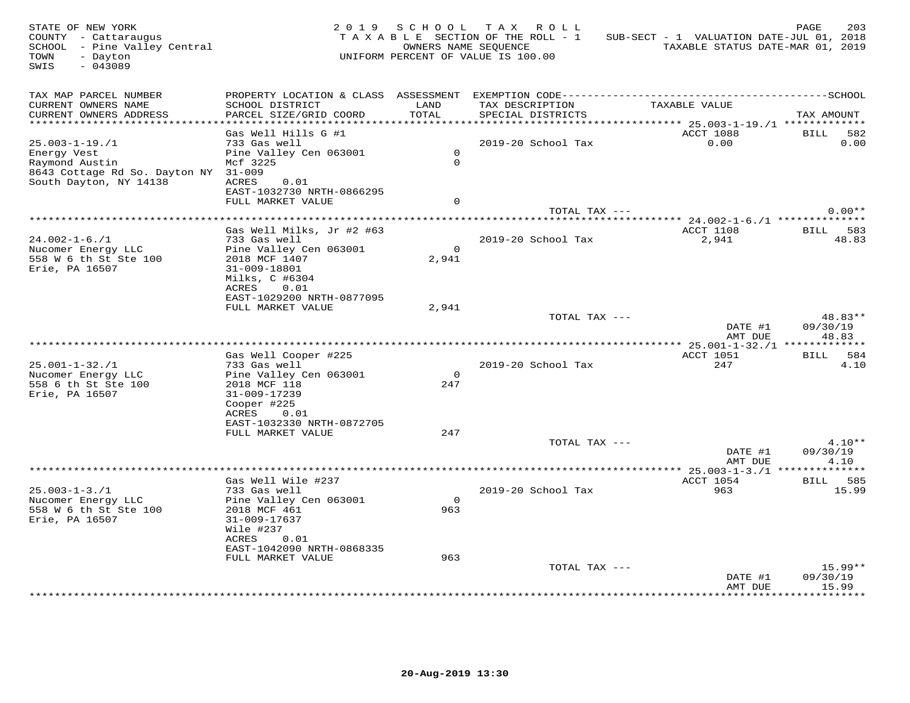STATE OF NEW YORK
COUNTY - Cattaraugus
SCHOOL - Pine Valley Central
TOWN - Dayton
SWIS - 043089

2019 SCHOOL TAX ROLL
TAXABLE SECTION OF THE ROLL - 1
OWNERS NAME SEQUENCE
UNIFORM PERCENT OF VALUE IS 100.00

SUB-SECT - 1 VALUATION DATE-JUL 01, 2018
TAXABLE STATUS DATE-MAR 01, 2019

| TAX MAP PARCEL NUMBER / CURRENT OWNERS NAME / CURRENT OWNERS ADDRESS | PROPERTY LOCATION & CLASS / SCHOOL DISTRICT / PARCEL SIZE/GRID COORD | ASSESSMENT LAND / TOTAL | EXEMPTION CODE / TAX DESCRIPTION / SPECIAL DISTRICTS | TAXABLE VALUE | SCHOOL TAX AMOUNT |
|---|---|---|---|---|---|
| 25.003-1-19./1 | Gas Well Hills G #1 | | | ACCT 1088 | BILL 582 |
| Energy Vest | 733 Gas well | | 2019-20 School Tax | 0.00 | 0.00 |
| Raymond Austin | Pine Valley Cen 063001 | 0 | | | |
| 8643 Cottage Rd So. Dayton NY | Mcf 3225 | 0 | | | |
| South Dayton, NY 14138 | 31-009 | | | | |
| | ACRES 0.01 | | | | |
| | EAST-1032730 NRTH-0866295 | | | | |
| | FULL MARKET VALUE | 0 | | | |
| | | | TOTAL TAX --- | | 0.00** |
| 24.002-1-6./1 | Gas Well Milks, Jr #2 #63 | | | ACCT 1108 | BILL 583 |
| Nucomer Energy LLC | 733 Gas well | | 2019-20 School Tax | 2,941 | 48.83 |
| 558 W 6 th St Ste 100 | Pine Valley Cen 063001 | 0 | | | |
| Erie, PA 16507 | 2018 MCF 1407 | 2,941 | | | |
| | 31-009-18801 | | | | |
| | Milks, C #6304 | | | | |
| | ACRES 0.01 | | | | |
| | EAST-1029200 NRTH-0877095 | | | | |
| | FULL MARKET VALUE | 2,941 | | | |
| | | | TOTAL TAX --- | | 48.83** |
| | | | | DATE #1 | 09/30/19 |
| | | | | AMT DUE | 48.83 |
| 25.001-1-32./1 | Gas Well Cooper #225 | | | ACCT 1051 | BILL 584 |
| Nucomer Energy LLC | 733 Gas well | | 2019-20 School Tax | 247 | 4.10 |
| 558 6 th St Ste 100 | Pine Valley Cen 063001 | 0 | | | |
| Erie, PA 16507 | 2018 MCF 118 | 247 | | | |
| | 31-009-17239 | | | | |
| | Cooper #225 | | | | |
| | ACRES 0.01 | | | | |
| | EAST-1032330 NRTH-0872705 | | | | |
| | FULL MARKET VALUE | 247 | | | |
| | | | TOTAL TAX --- | | 4.10** |
| | | | | DATE #1 | 09/30/19 |
| | | | | AMT DUE | 4.10 |
| 25.003-1-3./1 | Gas Well Wile #237 | | | ACCT 1054 | BILL 585 |
| Nucomer Energy LLC | 733 Gas well | | 2019-20 School Tax | 963 | 15.99 |
| 558 W 6 th St Ste 100 | Pine Valley Cen 063001 | 0 | | | |
| Erie, PA 16507 | 2018 MCF 461 | 963 | | | |
| | 31-009-17637 | | | | |
| | Wile #237 | | | | |
| | ACRES 0.01 | | | | |
| | EAST-1042090 NRTH-0868335 | | | | |
| | FULL MARKET VALUE | 963 | | | |
| | | | TOTAL TAX --- | | 15.99** |
| | | | | DATE #1 | 09/30/19 |
| | | | | AMT DUE | 15.99 |

20-Aug-2019 13:30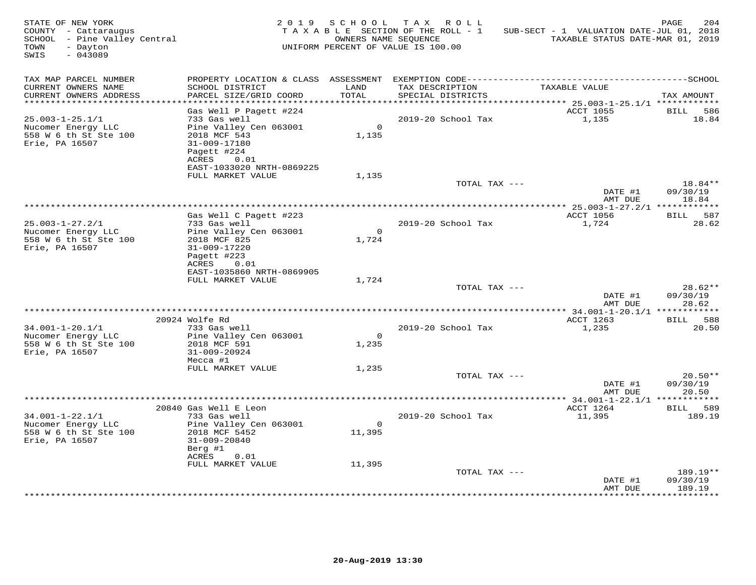STATE OF NEW YORK
COUNTY - Cattaraugus
SCHOOL - Pine Valley Central
TOWN - Dayton
SWIS - 043089

2019 SCHOOL TAX ROLL
TAXABLE SECTION OF THE ROLL - 1
OWNERS NAME SEQUENCE
UNIFORM PERCENT OF VALUE IS 100.00

SUB-SECT - 1 VALUATION DATE-JUL 01, 2018
TAXABLE STATUS DATE-MAR 01, 2019

| TAX MAP PARCEL NUMBER / CURRENT OWNERS NAME / CURRENT OWNERS ADDRESS | PROPERTY LOCATION & CLASS / SCHOOL DISTRICT / PARCEL SIZE/GRID COORD | ASSESSMENT LAND / TOTAL | EXEMPTION CODE / TAX DESCRIPTION / SPECIAL DISTRICTS | TAXABLE VALUE | TAX AMOUNT |
|---|---|---|---|---|---|
| **25.003-1-25.1/1** | Gas Well P Pagett #224 | | | ACCT 1055 | BILL 586 |
| 25.003-1-25.1/1 | 733 Gas well | | 2019-20 School Tax | 1,135 | 18.84 |
| Nucomer Energy LLC | Pine Valley Cen 063001 | 0 | | | |
| 558 W 6 th St Ste 100 | 2018 MCF 543 | 1,135 | | | |
| Erie, PA 16507 | 31-009-17180 | | | | |
| | Pagett #224 | | | | |
| | ACRES 0.01 | | | | |
| | EAST-1033020 NRTH-0869225 | | | | |
| | FULL MARKET VALUE | 1,135 | | | |
| | | | TOTAL TAX --- | | 18.84** |
| | | | | DATE #1 | 09/30/19 |
| | | | | AMT DUE | 18.84 |
| **25.003-1-27.2/1** | Gas Well C Pagett #223 | | | ACCT 1056 | BILL 587 |
| 25.003-1-27.2/1 | 733 Gas well | | 2019-20 School Tax | 1,724 | 28.62 |
| Nucomer Energy LLC | Pine Valley Cen 063001 | 0 | | | |
| 558 W 6 th St Ste 100 | 2018 MCF 825 | 1,724 | | | |
| Erie, PA 16507 | 31-009-17220 | | | | |
| | Pagett #223 | | | | |
| | ACRES 0.01 | | | | |
| | EAST-1035860 NRTH-0869905 | | | | |
| | FULL MARKET VALUE | 1,724 | | | |
| | | | TOTAL TAX --- | | 28.62** |
| | | | | DATE #1 | 09/30/19 |
| | | | | AMT DUE | 28.62 |
| **34.001-1-20.1/1** | 20924 Wolfe Rd | | | ACCT 1263 | BILL 588 |
| 34.001-1-20.1/1 | 733 Gas well | | 2019-20 School Tax | 1,235 | 20.50 |
| Nucomer Energy LLC | Pine Valley Cen 063001 | 0 | | | |
| 558 W 6 th St Ste 100 | 2018 MCF 591 | 1,235 | | | |
| Erie, PA 16507 | 31-009-20924 | | | | |
| | Mecca #1 | | | | |
| | FULL MARKET VALUE | 1,235 | | | |
| | | | TOTAL TAX --- | | 20.50** |
| | | | | DATE #1 | 09/30/19 |
| | | | | AMT DUE | 20.50 |
| **34.001-1-22.1/1** | 20840 Gas Well E Leon | | | ACCT 1264 | BILL 589 |
| 34.001-1-22.1/1 | 733 Gas well | | 2019-20 School Tax | 11,395 | 189.19 |
| Nucomer Energy LLC | Pine Valley Cen 063001 | 0 | | | |
| 558 W 6 th St Ste 100 | 2018 MCF 5452 | 11,395 | | | |
| Erie, PA 16507 | 31-009-20840 | | | | |
| | Berg #1 | | | | |
| | ACRES 0.01 | | | | |
| | FULL MARKET VALUE | 11,395 | | | |
| | | | TOTAL TAX --- | | 189.19** |
| | | | | DATE #1 | 09/30/19 |
| | | | | AMT DUE | 189.19 |

20-Aug-2019 13:30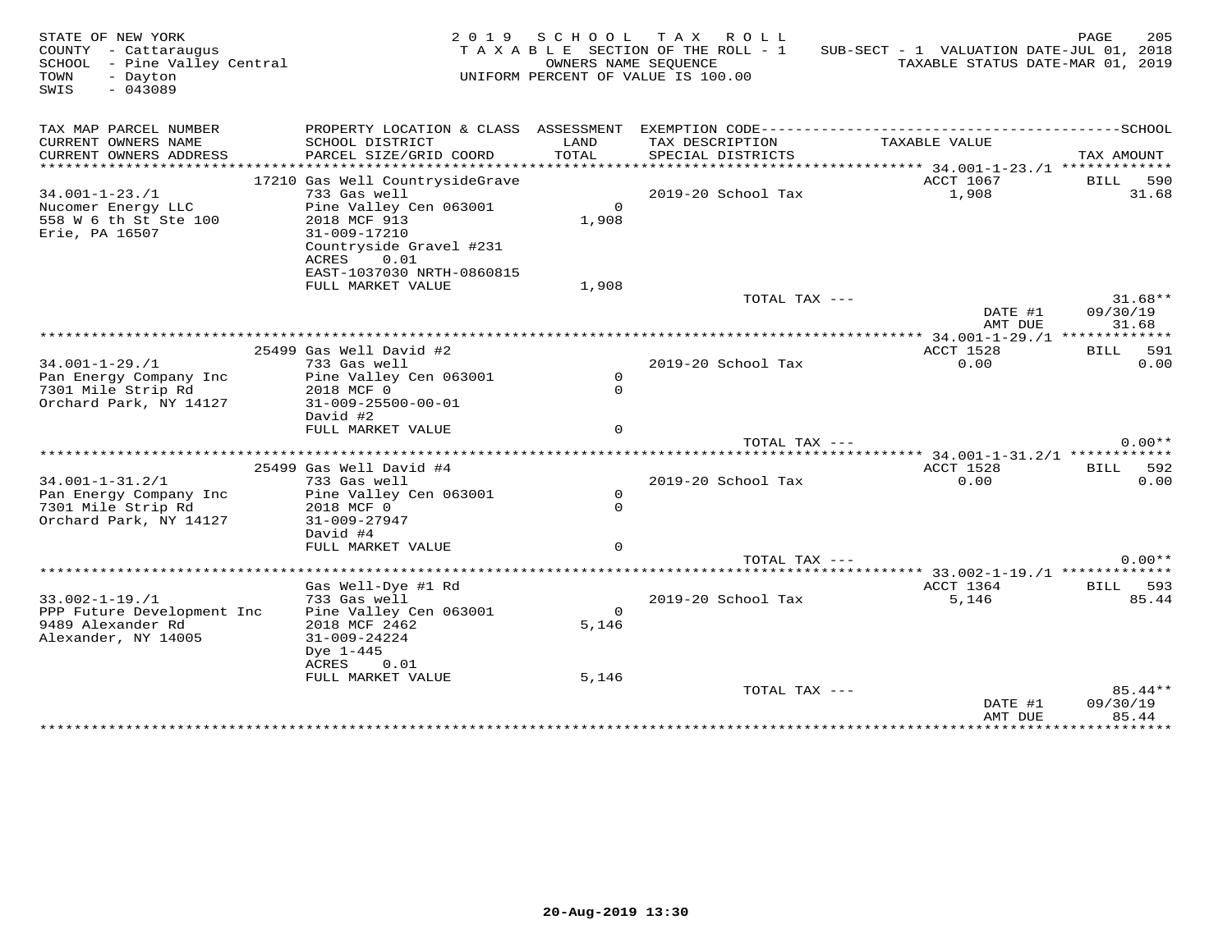STATE OF NEW YORK
COUNTY - Cattaraugus
SCHOOL - Pine Valley Central
TOWN - Dayton
SWIS - 043089

2019 SCHOOL TAX ROLL
TAXABLE SECTION OF THE ROLL - 1
OWNERS NAME SEQUENCE
UNIFORM PERCENT OF VALUE IS 100.00

SUB-SECT - 1 VALUATION DATE-JUL 01, 2018
TAXABLE STATUS DATE-MAR 01, 2019

| TAX MAP PARCEL NUMBER / CURRENT OWNERS NAME / CURRENT OWNERS ADDRESS | PROPERTY LOCATION & CLASS / SCHOOL DISTRICT / PARCEL SIZE/GRID COORD | ASSESSMENT LAND / TOTAL | EXEMPTION CODE / TAX DESCRIPTION / SPECIAL DISTRICTS | TAXABLE VALUE | SCHOOL TAX AMOUNT |
|---|---|---|---|---|---|
| 34.001-1-23./1 | 17210 Gas Well CountrysideGrave | | | ACCT 1067 | BILL 590 |
| Nucomer Energy LLC | 733 Gas well | | 2019-20 School Tax | 1,908 | 31.68 |
| 558 W 6 th St Ste 100 | Pine Valley Cen 063001 | 0 | | | |
| Erie, PA 16507 | 2018 MCF 913 | 1,908 | | | |
| | 31-009-17210 | | | | |
| | Countryside Gravel #231 | | | | |
| | ACRES 0.01 | | | | |
| | EAST-1037030 NRTH-0860815 | | | | |
| | FULL MARKET VALUE | 1,908 | | | |
| | | | TOTAL TAX --- | | 31.68** |
| | | | | DATE #1 | 09/30/19 |
| | | | | AMT DUE | 31.68 |
| 34.001-1-29./1 | 25499 Gas Well David #2 | | | ACCT 1528 | BILL 591 |
| Pan Energy Company Inc | 733 Gas well | | 2019-20 School Tax | 0.00 | 0.00 |
| 7301 Mile Strip Rd | Pine Valley Cen 063001 | 0 | | | |
| Orchard Park, NY 14127 | 2018 MCF 0 | 0 | | | |
| | 31-009-25500-00-01 | | | | |
| | David #2 | | | | |
| | FULL MARKET VALUE | 0 | | | |
| | | | TOTAL TAX --- | | 0.00** |
| 34.001-1-31.2/1 | 25499 Gas Well David #4 | | | ACCT 1528 | BILL 592 |
| Pan Energy Company Inc | 733 Gas well | | 2019-20 School Tax | 0.00 | 0.00 |
| 7301 Mile Strip Rd | Pine Valley Cen 063001 | 0 | | | |
| Orchard Park, NY 14127 | 2018 MCF 0 | 0 | | | |
| | 31-009-27947 | | | | |
| | David #4 | | | | |
| | FULL MARKET VALUE | 0 | | | |
| | | | TOTAL TAX --- | | 0.00** |
| 33.002-1-19./1 | Gas Well-Dye #1 Rd | | | ACCT 1364 | BILL 593 |
| PPP Future Development Inc | 733 Gas well | | 2019-20 School Tax | 5,146 | 85.44 |
| 9489 Alexander Rd | Pine Valley Cen 063001 | 0 | | | |
| Alexander, NY 14005 | 2018 MCF 2462 | 5,146 | | | |
| | 31-009-24224 | | | | |
| | Dye 1-445 | | | | |
| | ACRES 0.01 | | | | |
| | FULL MARKET VALUE | 5,146 | | | |
| | | | TOTAL TAX --- | | 85.44** |
| | | | | DATE #1 | 09/30/19 |
| | | | | AMT DUE | 85.44 |

20-Aug-2019 13:30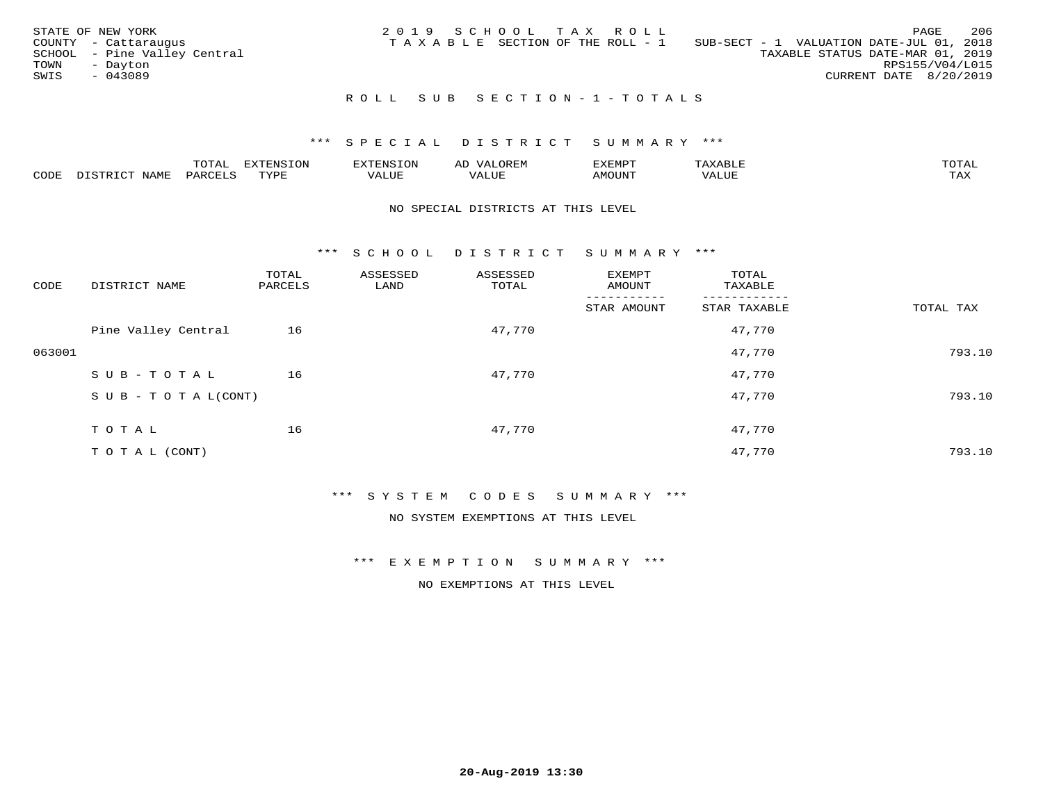STATE OF NEW YORK
COUNTY - Cattaraugus
SCHOOL - Pine Valley Central
TOWN - Dayton
SWIS - 043089

2019 SCHOOL TAX ROLL
TAXABLE SECTION OF THE ROLL - 1

SUB-SECT - 1 VALUATION DATE-JUL 01, 2018
TAXABLE STATUS DATE-MAR 01, 2019
RPS155/V04/L015
CURRENT DATE 8/20/2019

## ROLL SUB SECTION - 1 - TOTALS

### *** SPECIAL DISTRICT SUMMARY ***

| CODE | DISTRICT NAME | TOTAL PARCELS | EXTENSION TYPE | EXTENSION VALUE | AD VALOREM VALUE | EXEMPT AMOUNT | TAXABLE VALUE | TOTAL TAX |
|---|---|---|---|---|---|---|---|---|

NO SPECIAL DISTRICTS AT THIS LEVEL

### *** SCHOOL DISTRICT SUMMARY ***

| CODE | DISTRICT NAME | TOTAL PARCELS | ASSESSED LAND | ASSESSED TOTAL | EXEMPT AMOUNT / STAR AMOUNT | TOTAL TAXABLE / STAR TAXABLE | TOTAL TAX |
|---|---|---|---|---|---|---|---|
| | Pine Valley Central | 16 | | 47,770 | | 47,770 | |
| 063001 | | | | | | 47,770 | 793.10 |
| | SUB-TOTAL | 16 | | 47,770 | | 47,770 | |
| | SUB-TOTAL(CONT) | | | | | 47,770 | 793.10 |
| | TOTAL | 16 | | 47,770 | | 47,770 | |
| | TOTAL (CONT) | | | | | 47,770 | 793.10 |

### *** SYSTEM CODES SUMMARY ***

NO SYSTEM EXEMPTIONS AT THIS LEVEL

### *** EXEMPTION SUMMARY ***

NO EXEMPTIONS AT THIS LEVEL

20-Aug-2019 13:30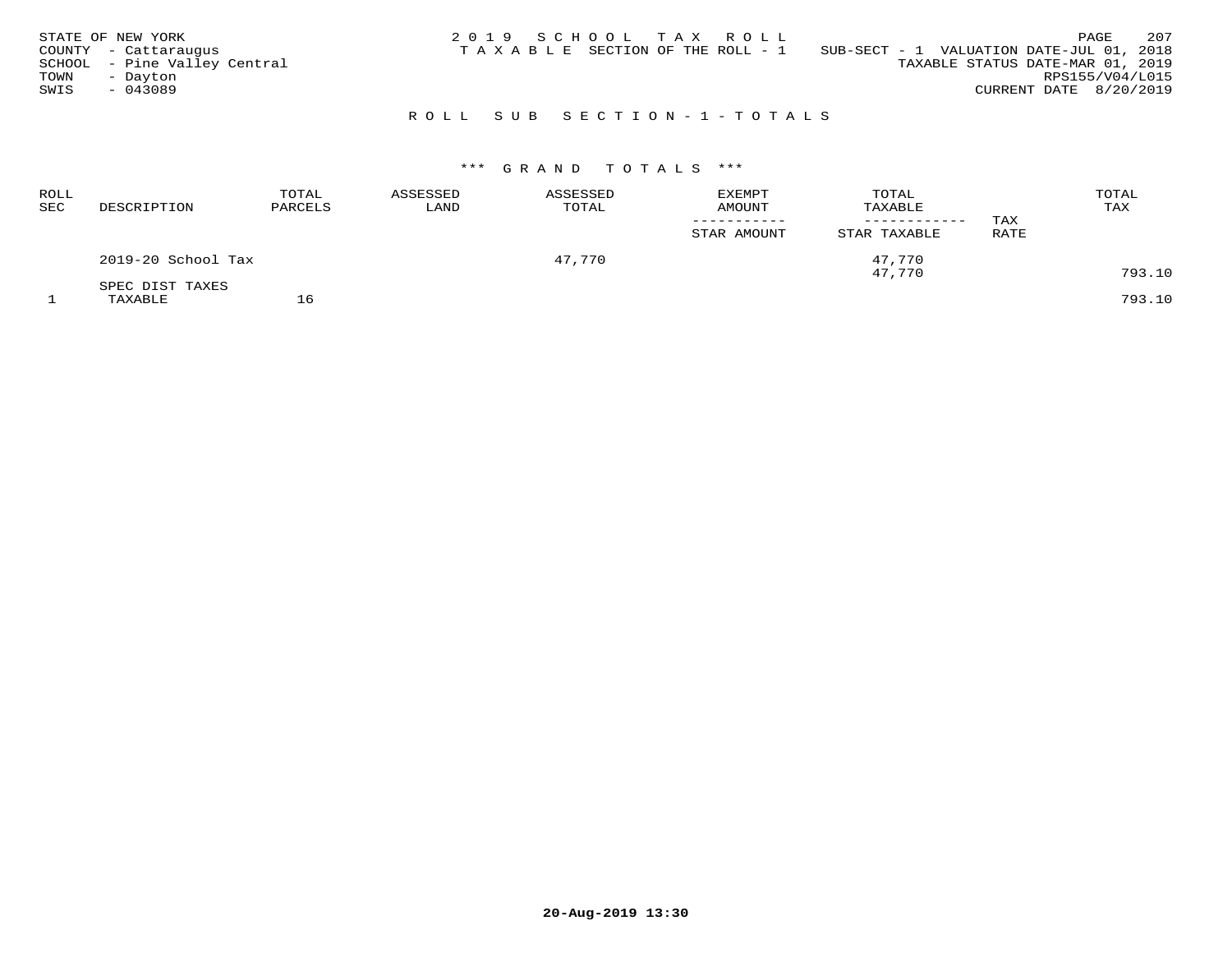STATE OF NEW YORK
COUNTY - Cattaraugus
SCHOOL - Pine Valley Central
TOWN - Dayton
SWIS - 043089

2019 SCHOOL TAX ROLL
TAXABLE SECTION OF THE ROLL - 1

SUB-SECT - 1 VALUATION DATE-JUL 01, 2018
TAXABLE STATUS DATE-MAR 01, 2019
RPS155/V04/L015
CURRENT DATE 8/20/2019

## ROLL SUB SECTION-1-TOTALS

### *** GRAND TOTALS ***

| ROLL SEC | DESCRIPTION | TOTAL PARCELS | ASSESSED LAND | ASSESSED TOTAL | EXEMPT AMOUNT / STAR AMOUNT | TOTAL TAXABLE / STAR TAXABLE | TAX RATE | TOTAL TAX |
|---|---|---|---|---|---|---|---|---|
| | 2019-20 School Tax | | | 47,770 | | 47,770 | | |
| | | | | | | 47,770 | | 793.10 |
| | SPEC DIST TAXES | | | | | | | |
| 1 | TAXABLE | 16 | | | | | | 793.10 |

20-Aug-2019 13:30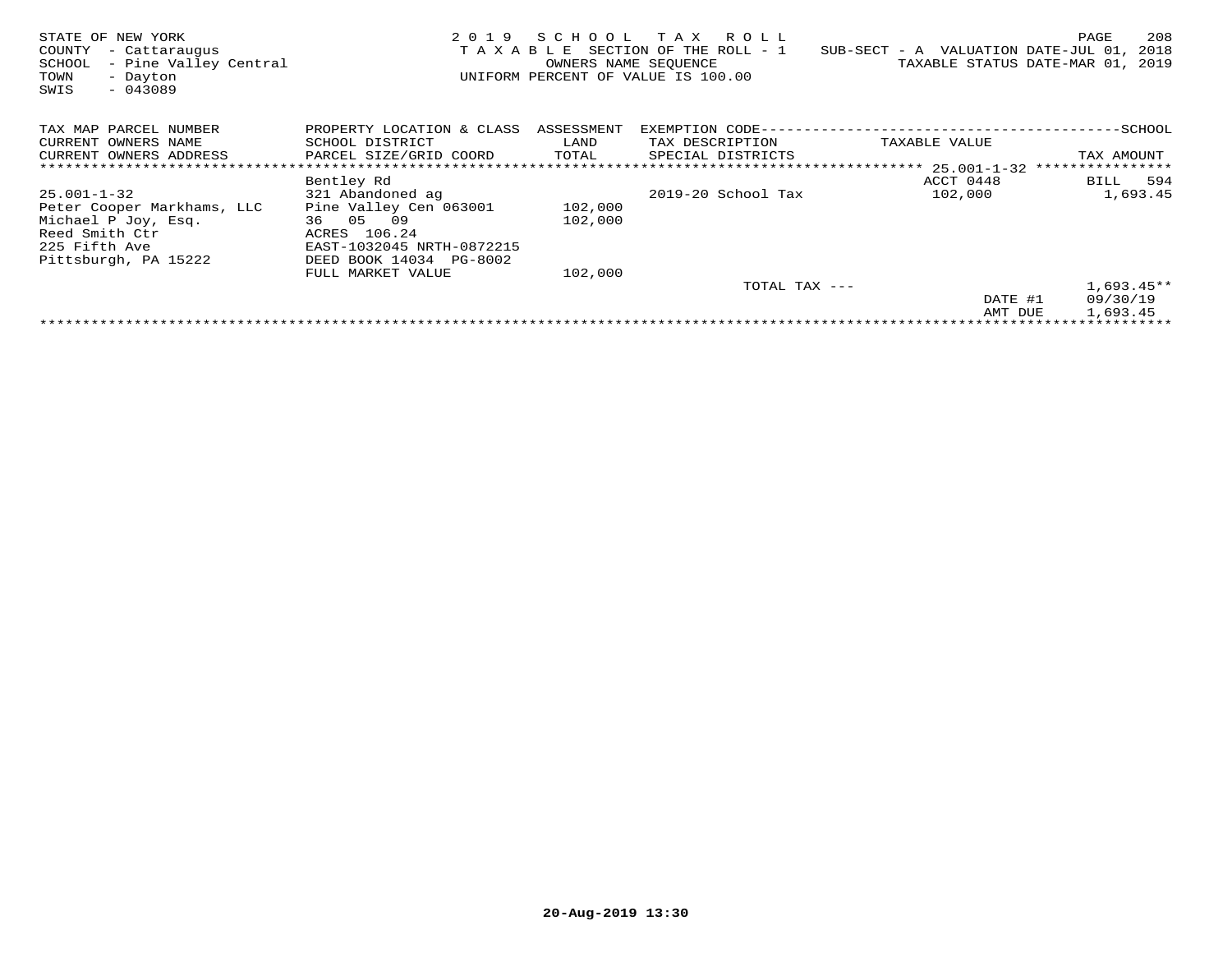STATE OF NEW YORK
COUNTY - Cattaraugus
SCHOOL - Pine Valley Central
TOWN - Dayton
SWIS - 043089

2019 SCHOOL TAX ROLL
TAXABLE SECTION OF THE ROLL - 1
OWNERS NAME SEQUENCE
UNIFORM PERCENT OF VALUE IS 100.00

SUB-SECT - A VALUATION DATE-JUL 01, 2018
TAXABLE STATUS DATE-MAR 01, 2019

| TAX MAP PARCEL NUMBER<br>CURRENT OWNERS NAME<br>CURRENT OWNERS ADDRESS | PROPERTY LOCATION & CLASS<br>SCHOOL DISTRICT<br>PARCEL SIZE/GRID COORD | ASSESSMENT<br>LAND<br>TOTAL | EXEMPTION CODE-----SCHOOL<br>TAX DESCRIPTION<br>SPECIAL DISTRICTS | TAXABLE VALUE | TAX AMOUNT |
|---|---|---|---|---|---|
| | | | | 25.001-1-32 | |
| | Bentley Rd | | | ACCT 0448 | BILL 594 |
| 25.001-1-32 | 321 Abandoned ag | | 2019-20 School Tax | 102,000 | 1,693.45 |
| Peter Cooper Markhams, LLC | Pine Valley Cen 063001 | 102,000 | | | |
| Michael P Joy, Esq. | 36 05 09 | 102,000 | | | |
| Reed Smith Ctr | ACRES 106.24 | | | | |
| 225 Fifth Ave | EAST-1032045 NRTH-0872215 | | | | |
| Pittsburgh, PA 15222 | DEED BOOK 14034 PG-8002 | | | | |
| | FULL MARKET VALUE | 102,000 | | | |
| | | | TOTAL TAX --- | | 1,693.45** |
| | | | | DATE #1 | 09/30/19 |
| | | | | AMT DUE | 1,693.45 |

20-Aug-2019 13:30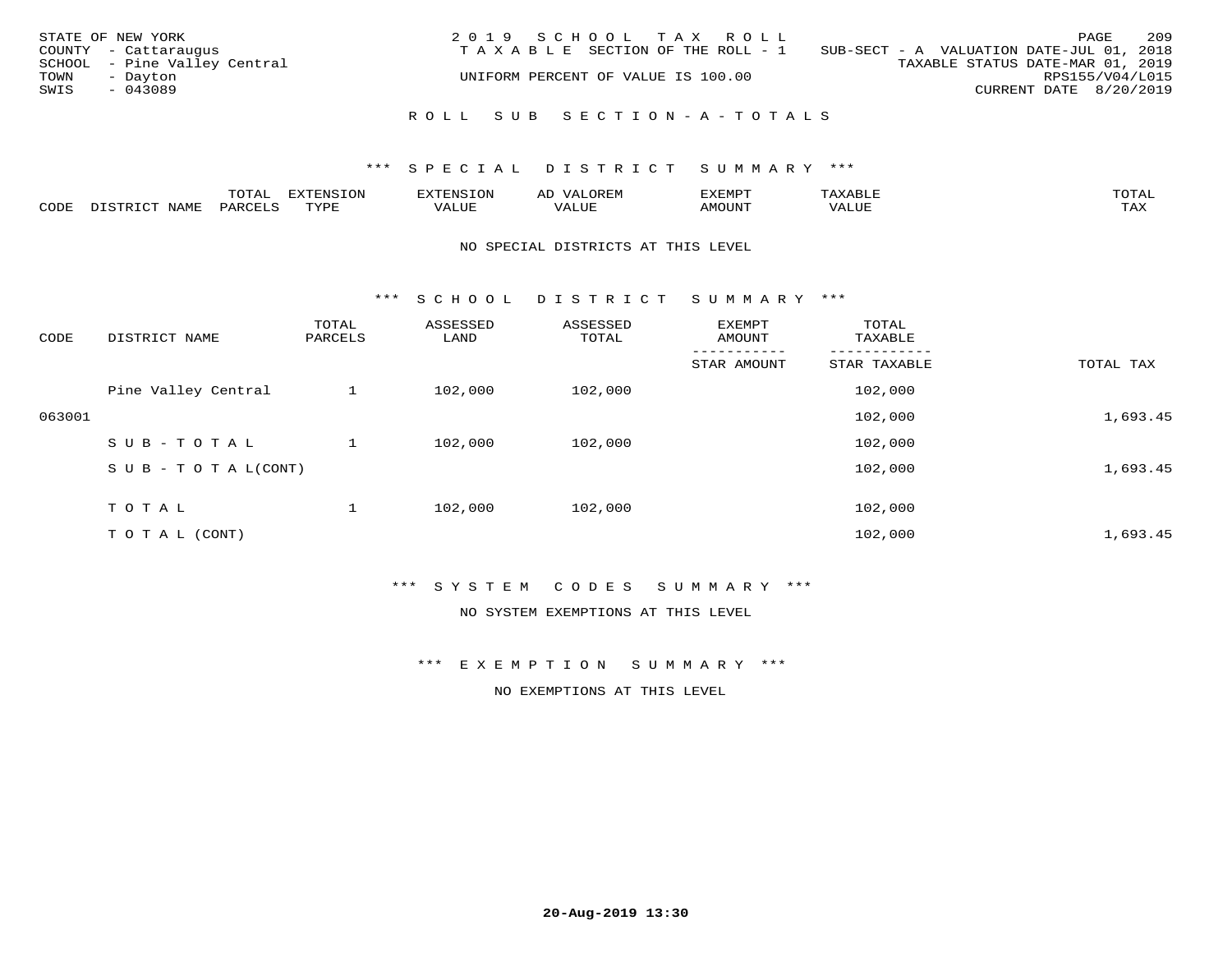STATE OF NEW YORK
COUNTY - Cattaraugus
SCHOOL - Pine Valley Central
TOWN - Dayton
SWIS - 043089

2019 SCHOOL TAX ROLL
TAXABLE SECTION OF THE ROLL - 1
UNIFORM PERCENT OF VALUE IS 100.00

SUB-SECT - A VALUATION DATE-JUL 01, 2018
TAXABLE STATUS DATE-MAR 01, 2019
RPS155/V04/L015
CURRENT DATE 8/20/2019

## ROLL SUB SECTION - A - TOTALS

### *** SPECIAL DISTRICT SUMMARY ***

| CODE | DISTRICT NAME | TOTAL PARCELS | EXTENSION TYPE | EXTENSION VALUE | AD VALOREM VALUE | EXEMPT AMOUNT | TAXABLE VALUE | TOTAL TAX |
|---|---|---|---|---|---|---|---|---|

NO SPECIAL DISTRICTS AT THIS LEVEL

### *** SCHOOL DISTRICT SUMMARY ***

| CODE | DISTRICT NAME | TOTAL PARCELS | ASSESSED LAND | ASSESSED TOTAL | EXEMPT AMOUNT / STAR AMOUNT | TOTAL TAXABLE / STAR TAXABLE | TOTAL TAX |
|---|---|---|---|---|---|---|---|
| | Pine Valley Central | 1 | 102,000 | 102,000 | | 102,000 | |
| 063001 | | | | | | 102,000 | 1,693.45 |
| | SUB-TOTAL | 1 | 102,000 | 102,000 | | 102,000 | |
| | SUB-TOTAL(CONT) | | | | | 102,000 | 1,693.45 |
| | TOTAL | 1 | 102,000 | 102,000 | | 102,000 | |
| | TOTAL (CONT) | | | | | 102,000 | 1,693.45 |

### *** SYSTEM CODES SUMMARY ***

NO SYSTEM EXEMPTIONS AT THIS LEVEL

### *** EXEMPTION SUMMARY ***

NO EXEMPTIONS AT THIS LEVEL

20-Aug-2019 13:30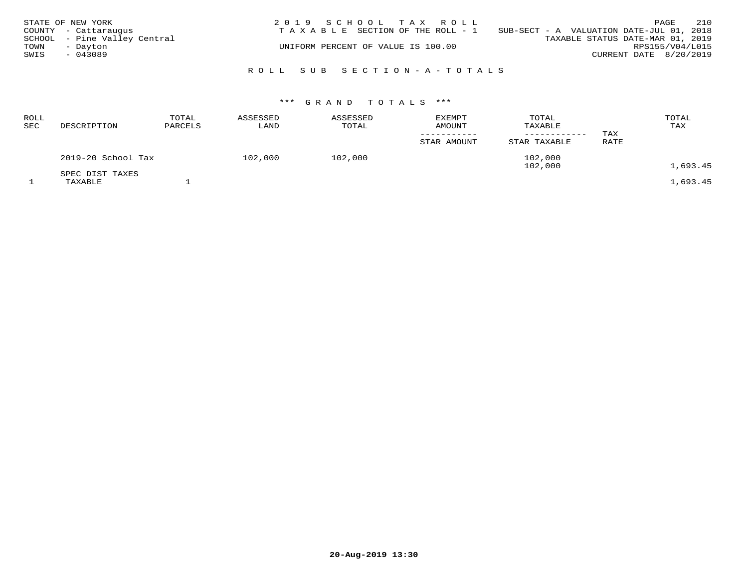STATE OF NEW YORK
COUNTY - Cattaraugus
SCHOOL - Pine Valley Central
TOWN - Dayton
SWIS - 043089

2019 SCHOOL TAX ROLL
TAXABLE SECTION OF THE ROLL - 1
UNIFORM PERCENT OF VALUE IS 100.00

SUB-SECT - A VALUATION DATE-JUL 01, 2018
TAXABLE STATUS DATE-MAR 01, 2019
RPS155/V04/L015
CURRENT DATE 8/20/2019

## ROLL SUB SECTION - A - TOTALS

### *** GRAND TOTALS ***

| ROLL SEC | DESCRIPTION | TOTAL PARCELS | ASSESSED LAND | ASSESSED TOTAL | EXEMPT AMOUNT / STAR AMOUNT | TOTAL TAXABLE / STAR TAXABLE | TAX RATE | TOTAL TAX |
|---|---|---|---|---|---|---|---|---|
| | 2019-20 School Tax | | 102,000 | 102,000 | | 102,000 | | |
| | | | | | | 102,000 | | 1,693.45 |
| | SPEC DIST TAXES | | | | | | | |
| 1 | TAXABLE | 1 | | | | | | 1,693.45 |

20-Aug-2019 13:30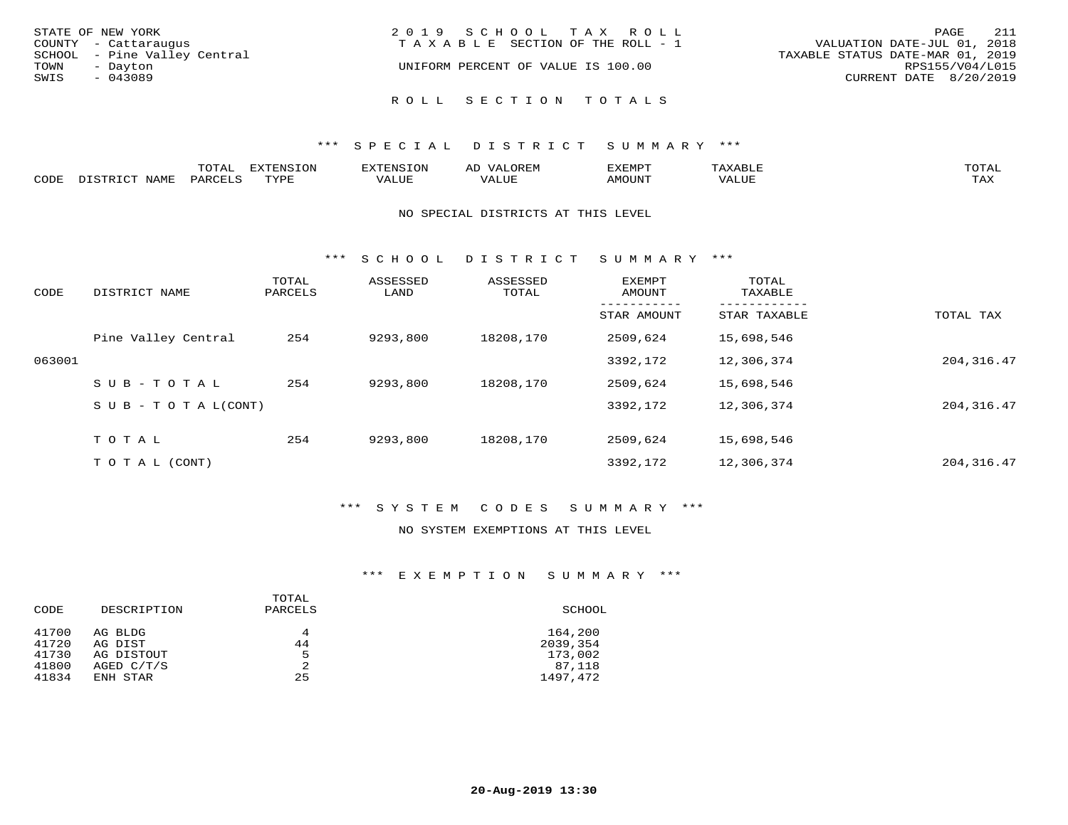STATE OF NEW YORK
COUNTY - Cattaraugus
SCHOOL - Pine Valley Central
TOWN - Dayton
SWIS - 043089

2019 SCHOOL TAX ROLL
TAXABLE SECTION OF THE ROLL - 1
UNIFORM PERCENT OF VALUE IS 100.00

VALUATION DATE-JUL 01, 2018
TAXABLE STATUS DATE-MAR 01, 2019
RPS155/V04/L015
CURRENT DATE 8/20/2019

## ROLL SECTION TOTALS

### *** SPECIAL DISTRICT SUMMARY ***

| CODE | DISTRICT NAME | TOTAL PARCELS | EXTENSION TYPE | EXTENSION VALUE | AD VALOREM VALUE | EXEMPT AMOUNT | TAXABLE VALUE | TOTAL TAX |
|---|---|---|---|---|---|---|---|---|

NO SPECIAL DISTRICTS AT THIS LEVEL

### *** SCHOOL DISTRICT SUMMARY ***

| CODE | DISTRICT NAME | TOTAL PARCELS | ASSESSED LAND | ASSESSED TOTAL | EXEMPT AMOUNT / STAR AMOUNT | TOTAL TAXABLE / STAR TAXABLE | TOTAL TAX |
|---|---|---|---|---|---|---|---|
| | Pine Valley Central | 254 | 9293,800 | 18208,170 | 2509,624 | 15,698,546 | |
| 063001 | | | | | 3392,172 | 12,306,374 | 204,316.47 |
| | S U B - T O T A L | 254 | 9293,800 | 18208,170 | 2509,624 | 15,698,546 | |
| | S U B - T O T A L(CONT) | | | | 3392,172 | 12,306,374 | 204,316.47 |
| | T O T A L | 254 | 9293,800 | 18208,170 | 2509,624 | 15,698,546 | |
| | T O T A L (CONT) | | | | 3392,172 | 12,306,374 | 204,316.47 |

### *** SYSTEM CODES SUMMARY ***

NO SYSTEM EXEMPTIONS AT THIS LEVEL

### *** EXEMPTION SUMMARY ***

| CODE | DESCRIPTION | TOTAL PARCELS | SCHOOL |
|---|---|---|---|
| 41700 | AG BLDG | 4 | 164,200 |
| 41720 | AG DIST | 44 | 2039,354 |
| 41730 | AG DISTOUT | 5 | 173,002 |
| 41800 | AGED C/T/S | 2 | 87,118 |
| 41834 | ENH STAR | 25 | 1497,472 |

20-Aug-2019 13:30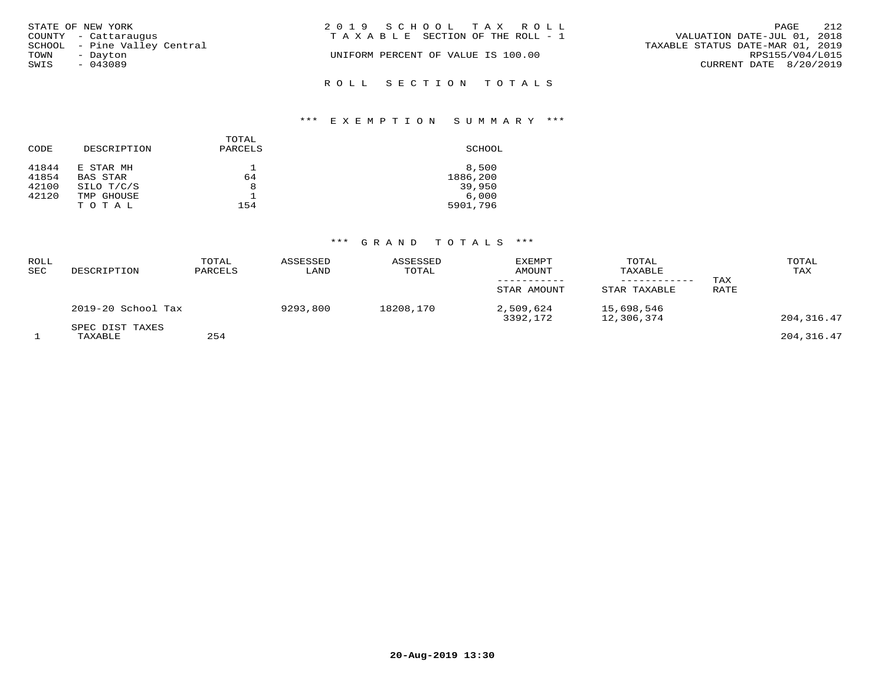STATE OF NEW YORK
COUNTY - Cattaraugus
SCHOOL - Pine Valley Central
TOWN - Dayton
SWIS - 043089

2019 SCHOOL TAX ROLL
TAXABLE SECTION OF THE ROLL - 1
UNIFORM PERCENT OF VALUE IS 100.00

VALUATION DATE-JUL 01, 2018
TAXABLE STATUS DATE-MAR 01, 2019
RPS155/V04/L015
CURRENT DATE 8/20/2019

## ROLL SECTION TOTALS

### *** EXEMPTION SUMMARY ***

| CODE | DESCRIPTION | TOTAL PARCELS | SCHOOL |
|---|---|---|---|
| 41844 | E STAR MH | 1 | 8,500 |
| 41854 | BAS STAR | 64 | 1886,200 |
| 42100 | SILO T/C/S | 8 | 39,950 |
| 42120 | TMP GHOUSE | 1 | 6,000 |
| | TOTAL | 154 | 5901,796 |

### *** GRAND TOTALS ***

| ROLL SEC | DESCRIPTION | TOTAL PARCELS | ASSESSED LAND | ASSESSED TOTAL | EXEMPT AMOUNT / STAR AMOUNT | TOTAL TAXABLE / STAR TAXABLE | TAX RATE | TOTAL TAX |
|---|---|---|---|---|---|---|---|---|
| | 2019-20 School Tax | | 9293,800 | 18208,170 | 2,509,624 | 15,698,546 | | |
| | | | | | 3392,172 | 12,306,374 | | 204,316.47 |
| | SPEC DIST TAXES | | | | | | | |
| 1 | TAXABLE | 254 | | | | | | 204,316.47 |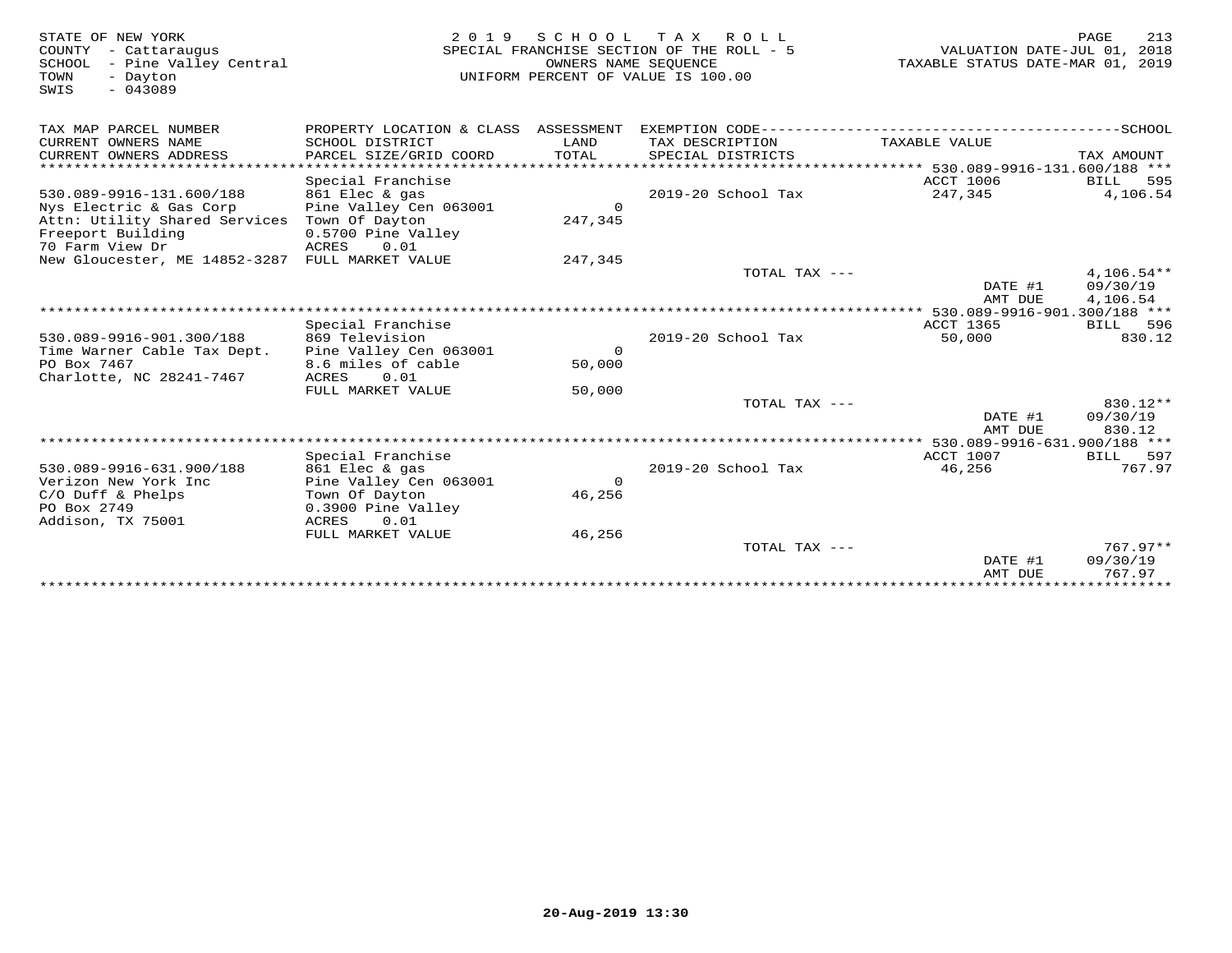STATE OF NEW YORK
COUNTY - Cattaraugus
SCHOOL - Pine Valley Central
TOWN - Dayton
SWIS - 043089

2019 SCHOOL TAX ROLL
SPECIAL FRANCHISE SECTION OF THE ROLL - 5
OWNERS NAME SEQUENCE
UNIFORM PERCENT OF VALUE IS 100.00

VALUATION DATE-JUL 01, 2018
TAXABLE STATUS DATE-MAR 01, 2019

| TAX MAP PARCEL NUMBER<br>CURRENT OWNERS NAME<br>CURRENT OWNERS ADDRESS | PROPERTY LOCATION & CLASS<br>SCHOOL DISTRICT<br>PARCEL SIZE/GRID COORD | ASSESSMENT<br>LAND<br>TOTAL | EXEMPTION CODE<br>TAX DESCRIPTION<br>SPECIAL DISTRICTS | SCHOOL<br>TAXABLE VALUE | TAX AMOUNT |
|---|---|---|---|---|---|
| | | | | 530.089-9916-131.600/188 | |
| | Special Franchise | | | ACCT 1006 | BILL 595 |
| 530.089-9916-131.600/188 | 861 Elec & gas | | 2019-20 School Tax | 247,345 | 4,106.54 |
| Nys Electric & Gas Corp | Pine Valley Cen 063001 | 0 | | | |
| Attn: Utility Shared Services | Town Of Dayton | 247,345 | | | |
| Freeport Building | 0.5700 Pine Valley | | | | |
| 70 Farm View Dr | ACRES 0.01 | | | | |
| New Gloucester, ME 14852-3287 | FULL MARKET VALUE | 247,345 | | | |
| | | | TOTAL TAX --- | | 4,106.54** |
| | | | | DATE #1 | 09/30/19 |
| | | | | AMT DUE | 4,106.54 |
| | | | | 530.089-9916-901.300/188 | |
| | Special Franchise | | | ACCT 1365 | BILL 596 |
| 530.089-9916-901.300/188 | 869 Television | | 2019-20 School Tax | 50,000 | 830.12 |
| Time Warner Cable Tax Dept. | Pine Valley Cen 063001 | 0 | | | |
| PO Box 7467 | 8.6 miles of cable | 50,000 | | | |
| Charlotte, NC 28241-7467 | ACRES 0.01 | | | | |
| | FULL MARKET VALUE | 50,000 | | | |
| | | | TOTAL TAX --- | | 830.12** |
| | | | | DATE #1 | 09/30/19 |
| | | | | AMT DUE | 830.12 |
| | | | | 530.089-9916-631.900/188 | |
| | Special Franchise | | | ACCT 1007 | BILL 597 |
| 530.089-9916-631.900/188 | 861 Elec & gas | | 2019-20 School Tax | 46,256 | 767.97 |
| Verizon New York Inc | Pine Valley Cen 063001 | 0 | | | |
| C/O Duff & Phelps | Town Of Dayton | 46,256 | | | |
| PO Box 2749 | 0.3900 Pine Valley | | | | |
| Addison, TX 75001 | ACRES 0.01 | | | | |
| | FULL MARKET VALUE | 46,256 | | | |
| | | | TOTAL TAX --- | | 767.97** |
| | | | | DATE #1 | 09/30/19 |
| | | | | AMT DUE | 767.97 |

20-Aug-2019 13:30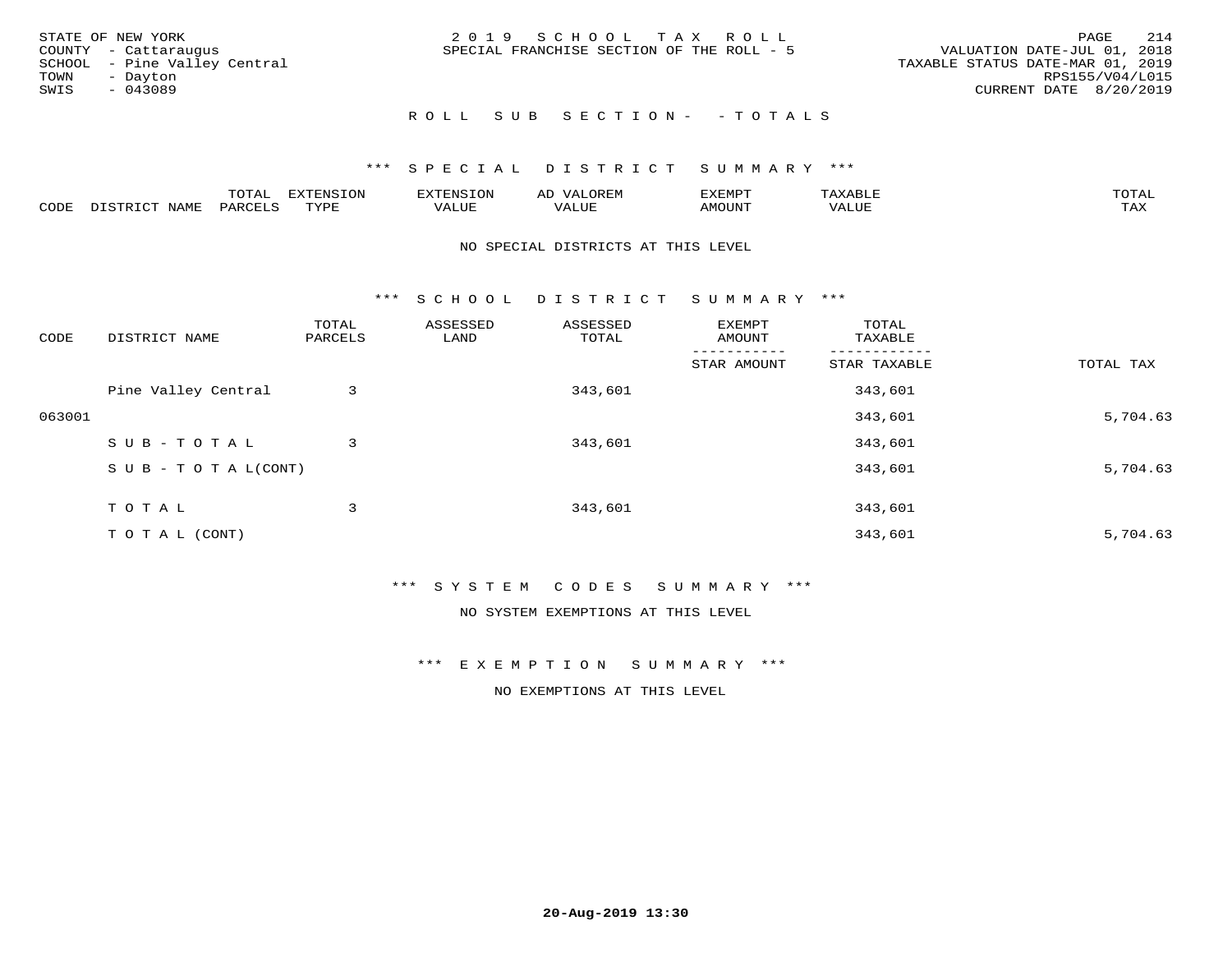STATE OF NEW YORK
COUNTY - Cattaraugus
SCHOOL - Pine Valley Central
TOWN - Dayton
SWIS - 043089

2 0 1 9 S C H O O L T A X R O L L
SPECIAL FRANCHISE SECTION OF THE ROLL - 5

VALUATION DATE-JUL 01, 2018
TAXABLE STATUS DATE-MAR 01, 2019
RPS155/V04/L015
CURRENT DATE 8/20/2019

R O L L S U B S E C T I O N - - T O T A L S

*** S P E C I A L D I S T R I C T S U M M A R Y ***

| CODE | DISTRICT NAME | TOTAL PARCELS | EXTENSION TYPE | EXTENSION VALUE | AD VALOREM VALUE | EXEMPT AMOUNT | TAXABLE VALUE | TOTAL TAX |
|---|---|---|---|---|---|---|---|---|

NO SPECIAL DISTRICTS AT THIS LEVEL

*** S C H O O L D I S T R I C T S U M M A R Y ***

| CODE | DISTRICT NAME | TOTAL PARCELS | ASSESSED LAND | ASSESSED TOTAL | EXEMPT AMOUNT / STAR AMOUNT | TOTAL TAXABLE / STAR TAXABLE | TOTAL TAX |
|---|---|---|---|---|---|---|---|
| | Pine Valley Central | 3 | | 343,601 | | 343,601 | |
| 063001 | | | | | | 343,601 | 5,704.63 |
| | S U B - T O T A L | 3 | | 343,601 | | 343,601 | |
| | S U B - T O T A L(CONT) | | | | | 343,601 | 5,704.63 |
| | T O T A L | 3 | | 343,601 | | 343,601 | |
| | T O T A L (CONT) | | | | | 343,601 | 5,704.63 |

*** S Y S T E M C O D E S S U M M A R Y ***

NO SYSTEM EXEMPTIONS AT THIS LEVEL

*** E X E M P T I O N S U M M A R Y ***

NO EXEMPTIONS AT THIS LEVEL

20-Aug-2019 13:30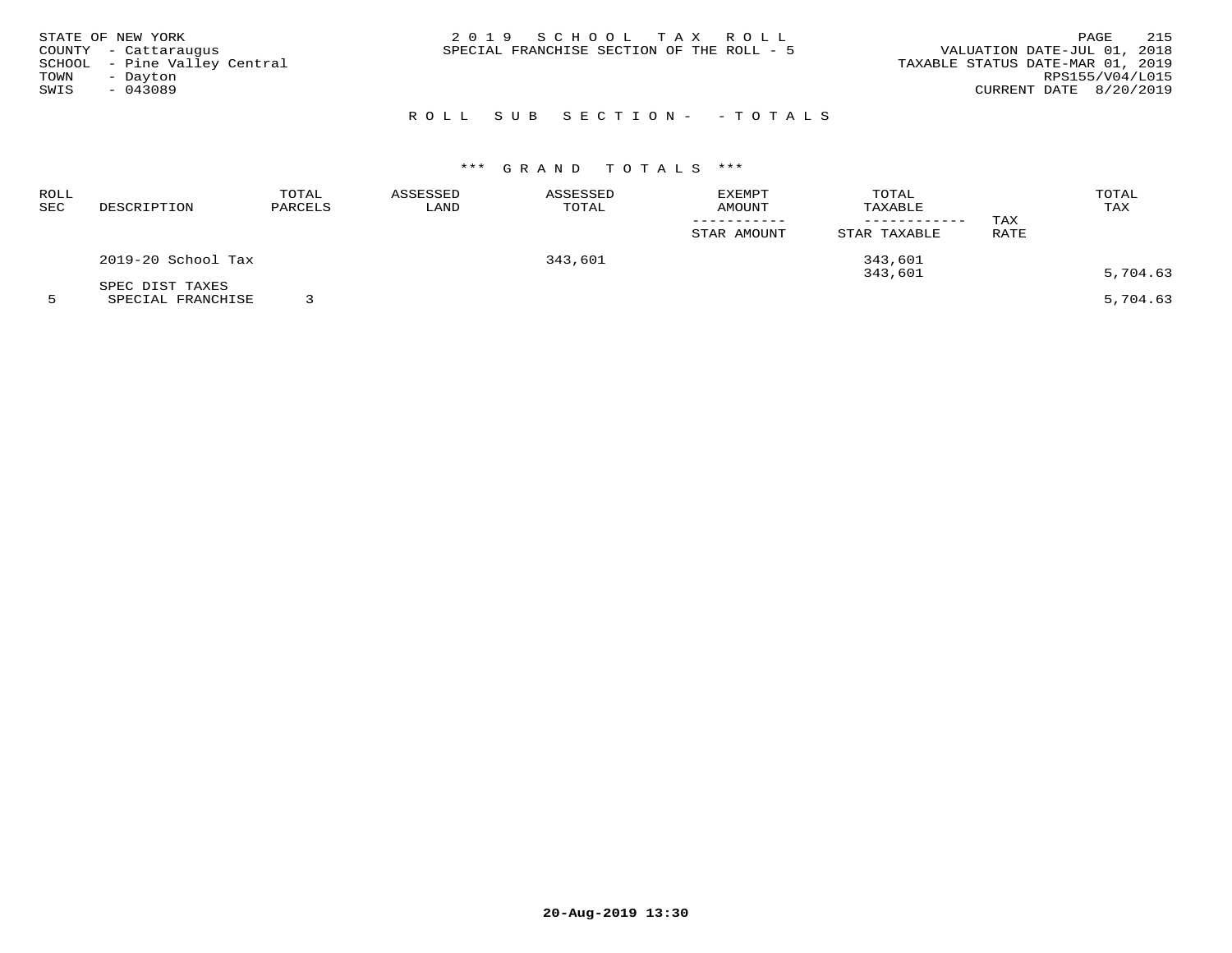STATE OF NEW YORK
COUNTY - Cattaraugus
SCHOOL - Pine Valley Central
TOWN - Dayton
SWIS - 043089

2019 SCHOOL TAX ROLL
SPECIAL FRANCHISE SECTION OF THE ROLL - 5

VALUATION DATE-JUL 01, 2018
TAXABLE STATUS DATE-MAR 01, 2019
RPS155/V04/L015
CURRENT DATE 8/20/2019

ROLL SUB SECTION- - TOTALS

*** GRAND TOTALS ***

| ROLL SEC | DESCRIPTION | TOTAL PARCELS | ASSESSED LAND | ASSESSED TOTAL | EXEMPT AMOUNT / STAR AMOUNT | TOTAL TAXABLE / STAR TAXABLE | TAX RATE | TOTAL TAX |
|---|---|---|---|---|---|---|---|---|
| | 2019-20 School Tax | | | 343,601 | | 343,601 | | |
| | | | | | | 343,601 | | 5,704.63 |
| | SPEC DIST TAXES | | | | | | | |
| 5 | SPECIAL FRANCHISE | 3 | | | | | | 5,704.63 |

20-Aug-2019 13:30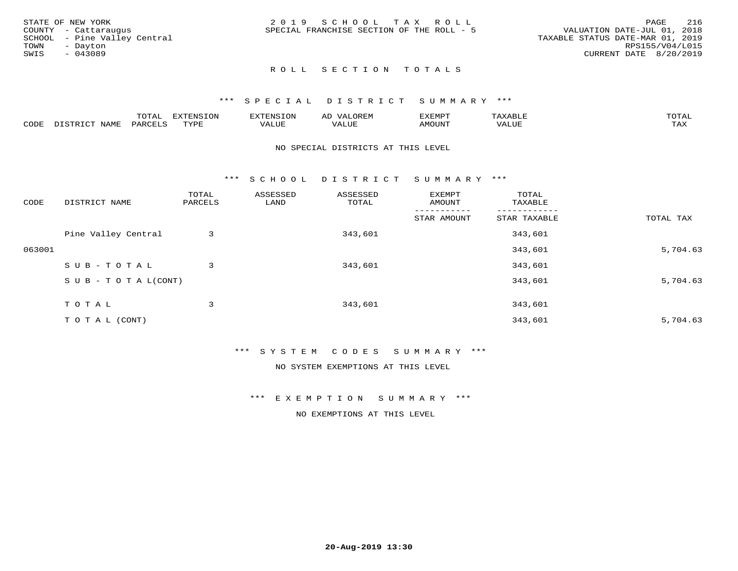STATE OF NEW YORK
COUNTY - Cattaraugus
SCHOOL - Pine Valley Central
TOWN - Dayton
SWIS - 043089

2019 SCHOOL TAX ROLL
SPECIAL FRANCHISE SECTION OF THE ROLL - 5

VALUATION DATE-JUL 01, 2018
TAXABLE STATUS DATE-MAR 01, 2019
RPS155/V04/L015
CURRENT DATE 8/20/2019

## ROLL SECTION TOTALS

### *** SPECIAL DISTRICT SUMMARY ***

| CODE | DISTRICT NAME | TOTAL PARCELS | EXTENSION TYPE | EXTENSION VALUE | AD VALOREM VALUE | EXEMPT AMOUNT | TAXABLE VALUE | TOTAL TAX |
|---|---|---|---|---|---|---|---|---|

NO SPECIAL DISTRICTS AT THIS LEVEL

### *** SCHOOL DISTRICT SUMMARY ***

| CODE | DISTRICT NAME | TOTAL PARCELS | ASSESSED LAND | ASSESSED TOTAL | EXEMPT AMOUNT / STAR AMOUNT | TOTAL TAXABLE / STAR TAXABLE | TOTAL TAX |
|---|---|---|---|---|---|---|---|
| | Pine Valley Central | 3 | | 343,601 | | 343,601 | |
| 063001 | | | | | | 343,601 | 5,704.63 |
| | SUB-TOTAL | 3 | | 343,601 | | 343,601 | |
| | SUB-TOTAL(CONT) | | | | | 343,601 | 5,704.63 |
| | TOTAL | 3 | | 343,601 | | 343,601 | |
| | TOTAL (CONT) | | | | | 343,601 | 5,704.63 |

### *** SYSTEM CODES SUMMARY ***

NO SYSTEM EXEMPTIONS AT THIS LEVEL

### *** EXEMPTION SUMMARY ***

NO EXEMPTIONS AT THIS LEVEL

20-Aug-2019 13:30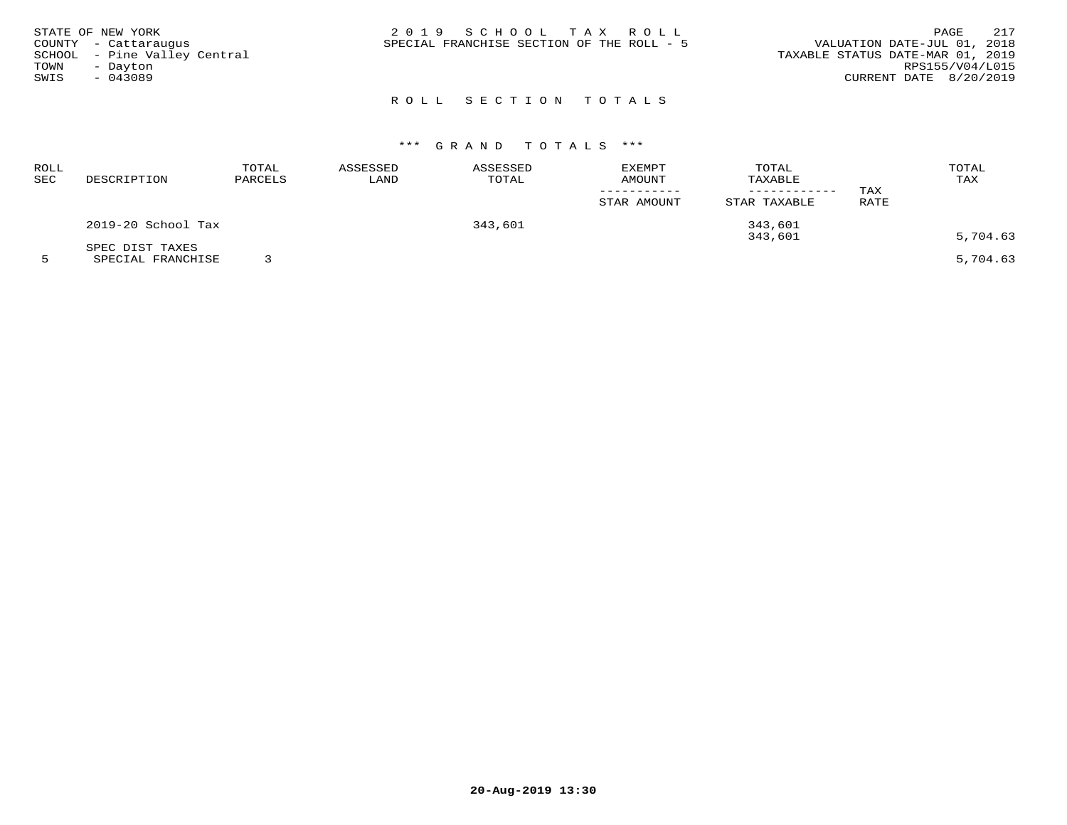STATE OF NEW YORK
COUNTY - Cattaraugus
SCHOOL - Pine Valley Central
TOWN - Dayton
SWIS - 043089

2 0 1 9 S C H O O L T A X R O L L
SPECIAL FRANCHISE SECTION OF THE ROLL - 5

VALUATION DATE-JUL 01, 2018
TAXABLE STATUS DATE-MAR 01, 2019
RPS155/V04/L015
CURRENT DATE 8/20/2019

## R O L L S E C T I O N T O T A L S

### *** G R A N D T O T A L S ***

| ROLL SEC | DESCRIPTION | TOTAL PARCELS | ASSESSED LAND | ASSESSED TOTAL | EXEMPT AMOUNT / STAR AMOUNT | TOTAL TAXABLE / STAR TAXABLE | TAX RATE | TOTAL TAX |
|---|---|---|---|---|---|---|---|---|
| | 2019-20 School Tax | | | 343,601 | | 343,601 | | |
| | | | | | | 343,601 | | 5,704.63 |
| | SPEC DIST TAXES | | | | | | | |
| 5 | SPECIAL FRANCHISE | 3 | | | | | | 5,704.63 |

20-Aug-2019 13:30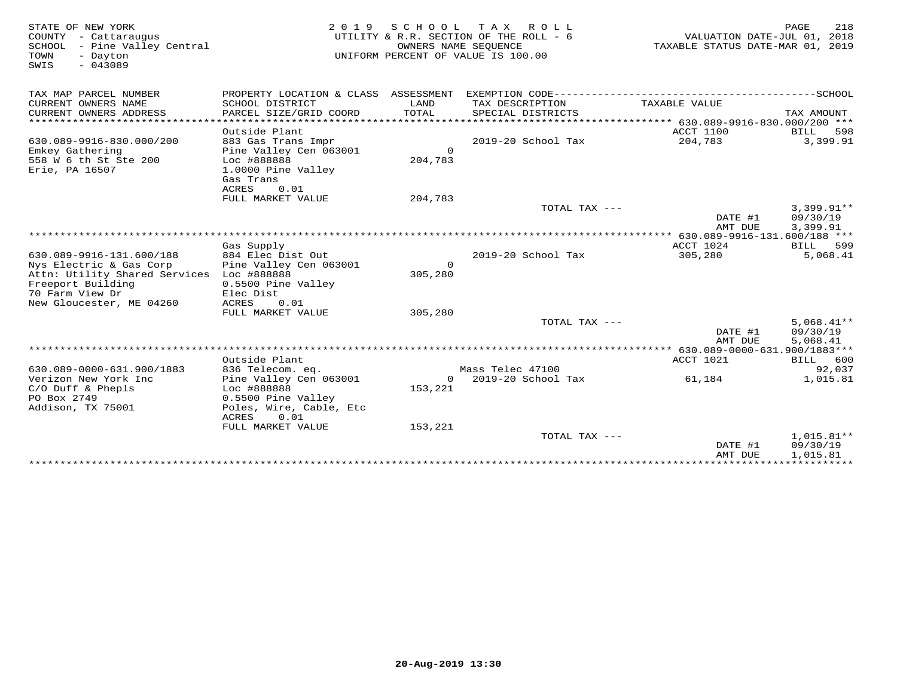STATE OF NEW YORK
COUNTY - Cattaraugus
SCHOOL - Pine Valley Central
TOWN - Dayton
SWIS - 043089

2019 SCHOOL TAX ROLL
UTILITY & R.R. SECTION OF THE ROLL - 6
OWNERS NAME SEQUENCE
UNIFORM PERCENT OF VALUE IS 100.00

VALUATION DATE-JUL 01, 2018
TAXABLE STATUS DATE-MAR 01, 2019

| TAX MAP PARCEL NUMBER / CURRENT OWNERS NAME / CURRENT OWNERS ADDRESS | PROPERTY LOCATION & CLASS / SCHOOL DISTRICT / PARCEL SIZE/GRID COORD | ASSESSMENT LAND / TOTAL | EXEMPTION CODE / TAX DESCRIPTION / SPECIAL DISTRICTS | TAXABLE VALUE | TAX AMOUNT |
|---|---|---|---|---|---|
| **630.089-9916-830.000/200** | Outside Plant | | | ACCT 1100 | BILL 598 |
| 630.089-9916-830.000/200 | 883 Gas Trans Impr | | 2019-20 School Tax | 204,783 | 3,399.91 |
| Emkey Gathering | Pine Valley Cen 063001 | 0 | | | |
| 558 W 6 th St Ste 200 | Loc #888888 | 204,783 | | | |
| Erie, PA 16507 | 1.0000 Pine Valley | | | | |
| | Gas Trans | | | | |
| | ACRES 0.01 | | | | |
| | FULL MARKET VALUE | 204,783 | | | |
| | | | TOTAL TAX --- | | 3,399.91** |
| | | | | DATE #1 | 09/30/19 |
| | | | | AMT DUE | 3,399.91 |
| **630.089-9916-131.600/188** | Gas Supply | | | ACCT 1024 | BILL 599 |
| 630.089-9916-131.600/188 | 884 Elec Dist Out | | 2019-20 School Tax | 305,280 | 5,068.41 |
| Nys Electric & Gas Corp | Pine Valley Cen 063001 | 0 | | | |
| Attn: Utility Shared Services | Loc #888888 | 305,280 | | | |
| Freeport Building | 0.5500 Pine Valley | | | | |
| 70 Farm View Dr | Elec Dist | | | | |
| New Gloucester, ME 04260 | ACRES 0.01 | | | | |
| | FULL MARKET VALUE | 305,280 | | | |
| | | | TOTAL TAX --- | | 5,068.41** |
| | | | | DATE #1 | 09/30/19 |
| | | | | AMT DUE | 5,068.41 |
| **630.089-0000-631.900/1883** | Outside Plant | | | ACCT 1021 | BILL 600 |
| 630.089-0000-631.900/1883 | 836 Telecom. eq. | | Mass Telec 47100 | | 92,037 |
| Verizon New York Inc | Pine Valley Cen 063001 | 0 | 2019-20 School Tax | 61,184 | 1,015.81 |
| C/O Duff & Phepls | Loc #888888 | 153,221 | | | |
| PO Box 2749 | 0.5500 Pine Valley | | | | |
| Addison, TX 75001 | Poles, Wire, Cable, Etc | | | | |
| | ACRES 0.01 | | | | |
| | FULL MARKET VALUE | 153,221 | | | |
| | | | TOTAL TAX --- | | 1,015.81** |
| | | | | DATE #1 | 09/30/19 |
| | | | | AMT DUE | 1,015.81 |

20-Aug-2019 13:30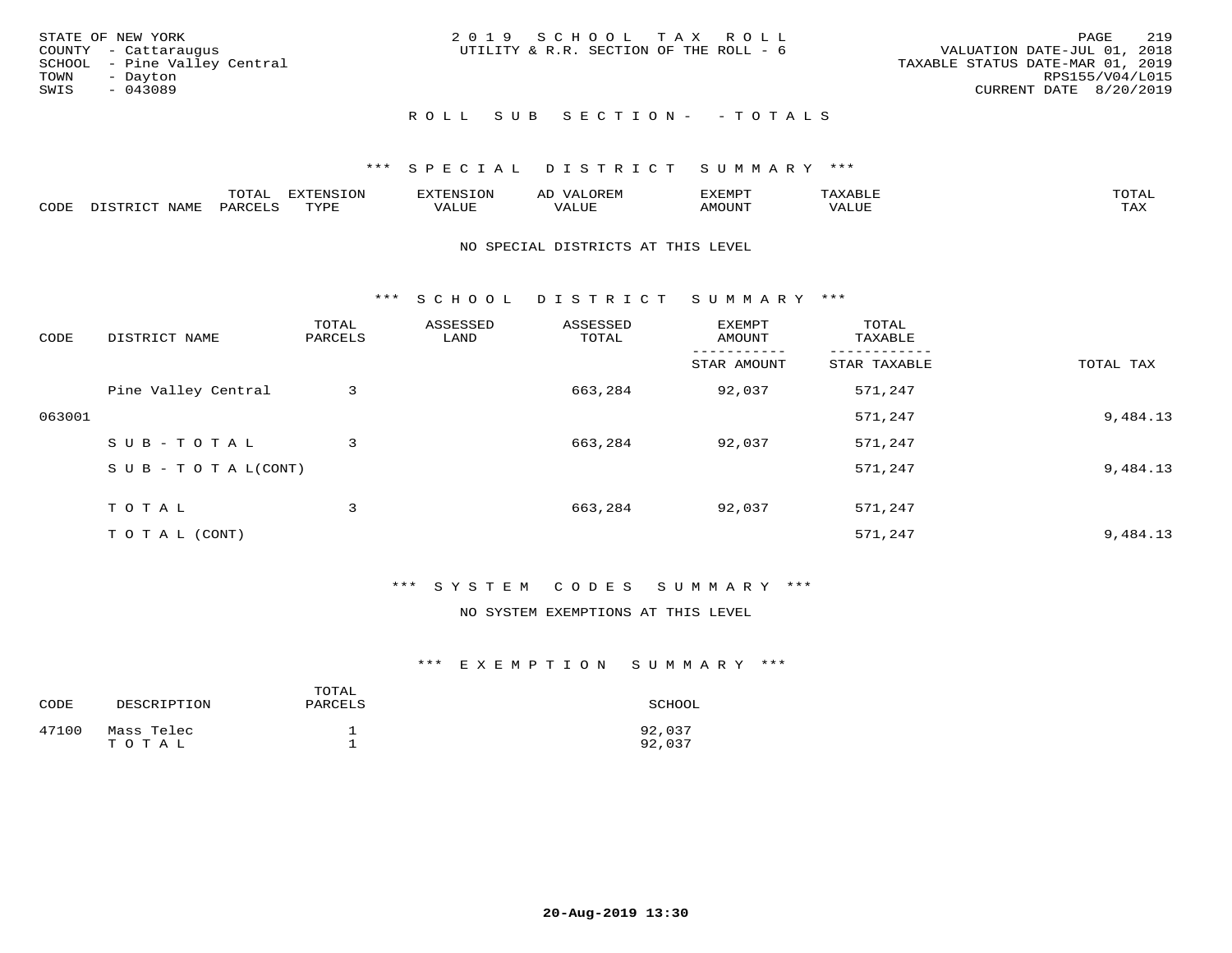STATE OF NEW YORK
COUNTY - Cattaraugus
SCHOOL - Pine Valley Central
TOWN - Dayton
SWIS - 043089

2019 SCHOOL TAX ROLL
UTILITY & R.R. SECTION OF THE ROLL - 6

VALUATION DATE-JUL 01, 2018
TAXABLE STATUS DATE-MAR 01, 2019
RPS155/V04/L015
CURRENT DATE 8/20/2019

## ROLL SUB SECTION- - TOTALS

### *** SPECIAL DISTRICT SUMMARY ***

| CODE | DISTRICT NAME | TOTAL PARCELS | EXTENSION TYPE | EXTENSION VALUE | AD VALOREM VALUE | EXEMPT AMOUNT | TAXABLE VALUE | TOTAL TAX |
|---|---|---|---|---|---|---|---|---|

NO SPECIAL DISTRICTS AT THIS LEVEL

### *** SCHOOL DISTRICT SUMMARY ***

| CODE | DISTRICT NAME | TOTAL PARCELS | ASSESSED LAND | ASSESSED TOTAL | EXEMPT AMOUNT / STAR AMOUNT | TOTAL TAXABLE / STAR TAXABLE | TOTAL TAX |
|---|---|---|---|---|---|---|---|
| | Pine Valley Central | 3 | | 663,284 | 92,037 | 571,247 | |
| 063001 | | | | | | 571,247 | 9,484.13 |
| | SUB-TOTAL | 3 | | 663,284 | 92,037 | 571,247 | |
| | SUB-TOTAL(CONT) | | | | | 571,247 | 9,484.13 |
| | TOTAL | 3 | | 663,284 | 92,037 | 571,247 | |
| | TOTAL (CONT) | | | | | 571,247 | 9,484.13 |

### *** SYSTEM CODES SUMMARY ***

NO SYSTEM EXEMPTIONS AT THIS LEVEL

### *** EXEMPTION SUMMARY ***

| CODE | DESCRIPTION | TOTAL PARCELS | SCHOOL |
|---|---|---|---|
| 47100 | Mass Telec | 1 | 92,037 |
| | TOTAL | 1 | 92,037 |

20-Aug-2019 13:30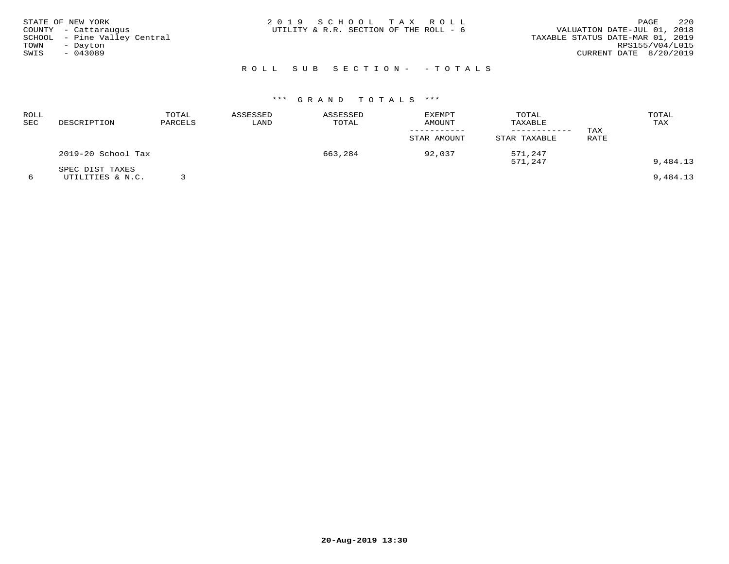STATE OF NEW YORK
COUNTY - Cattaraugus
SCHOOL - Pine Valley Central
TOWN - Dayton
SWIS - 043089

2019 SCHOOL TAX ROLL
UTILITY & R.R. SECTION OF THE ROLL - 6

VALUATION DATE-JUL 01, 2018
TAXABLE STATUS DATE-MAR 01, 2019
RPS155/V04/L015
CURRENT DATE 8/20/2019

## ROLL SUB SECTION- - TOTALS

### *** GRAND TOTALS ***

| ROLL SEC | DESCRIPTION | TOTAL PARCELS | ASSESSED LAND | ASSESSED TOTAL | EXEMPT AMOUNT / STAR AMOUNT | TOTAL TAXABLE / STAR TAXABLE | TAX RATE | TOTAL TAX |
|---|---|---|---|---|---|---|---|---|
| | 2019-20 School Tax | | | 663,284 | 92,037 | 571,247 | | |
| | | | | | | 571,247 | | 9,484.13 |
| | SPEC DIST TAXES | | | | | | | |
| 6 | UTILITIES & N.C. | 3 | | | | | | 9,484.13 |

20-Aug-2019 13:30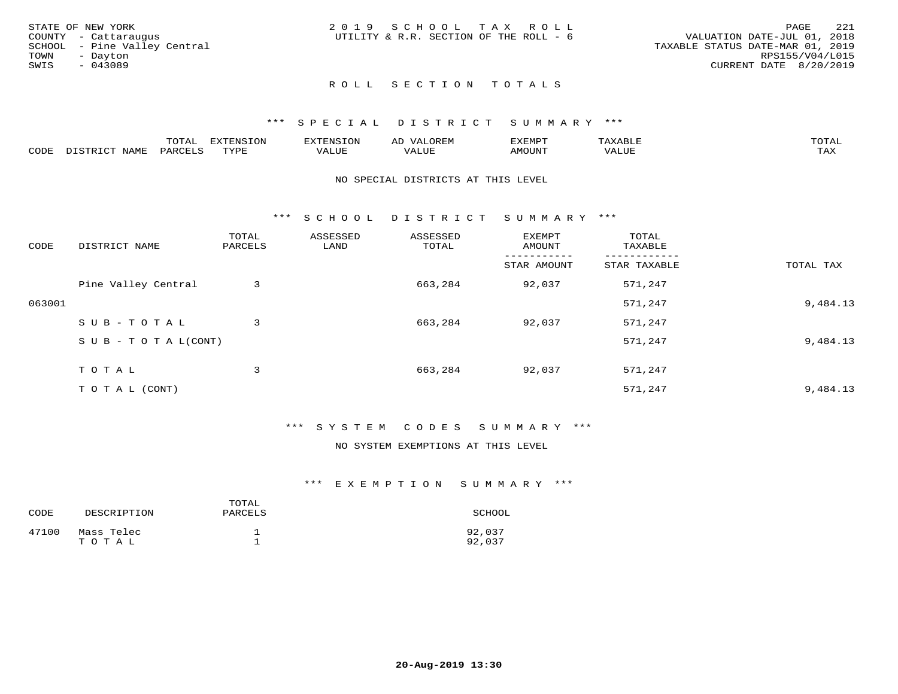STATE OF NEW YORK
COUNTY - Cattaraugus
SCHOOL - Pine Valley Central
TOWN - Dayton
SWIS - 043089

2019 SCHOOL TAX ROLL
UTILITY & R.R. SECTION OF THE ROLL - 6

VALUATION DATE-JUL 01, 2018
TAXABLE STATUS DATE-MAR 01, 2019
RPS155/V04/L015
CURRENT DATE 8/20/2019

## ROLL SECTION TOTALS

### *** SPECIAL DISTRICT SUMMARY ***

| CODE | DISTRICT NAME | TOTAL PARCELS | EXTENSION TYPE | EXTENSION VALUE | AD VALOREM VALUE | EXEMPT AMOUNT | TAXABLE VALUE | TOTAL TAX |
|---|---|---|---|---|---|---|---|---|

NO SPECIAL DISTRICTS AT THIS LEVEL

### *** SCHOOL DISTRICT SUMMARY ***

| CODE | DISTRICT NAME | TOTAL PARCELS | ASSESSED LAND | ASSESSED TOTAL | EXEMPT AMOUNT / STAR AMOUNT | TOTAL TAXABLE / STAR TAXABLE | TOTAL TAX |
|---|---|---|---|---|---|---|---|
| | Pine Valley Central | 3 | | 663,284 | 92,037 | 571,247 | |
| 063001 | | | | | | 571,247 | 9,484.13 |
| | SUB-TOTAL | 3 | | 663,284 | 92,037 | 571,247 | |
| | SUB-TOTAL(CONT) | | | | | 571,247 | 9,484.13 |
| | TOTAL | 3 | | 663,284 | 92,037 | 571,247 | |
| | TOTAL (CONT) | | | | | 571,247 | 9,484.13 |

### *** SYSTEM CODES SUMMARY ***

NO SYSTEM EXEMPTIONS AT THIS LEVEL

### *** EXEMPTION SUMMARY ***

| CODE | DESCRIPTION | TOTAL PARCELS | SCHOOL |
|---|---|---|---|
| 47100 | Mass Telec | 1 | 92,037 |
| | TOTAL | 1 | 92,037 |

20-Aug-2019 13:30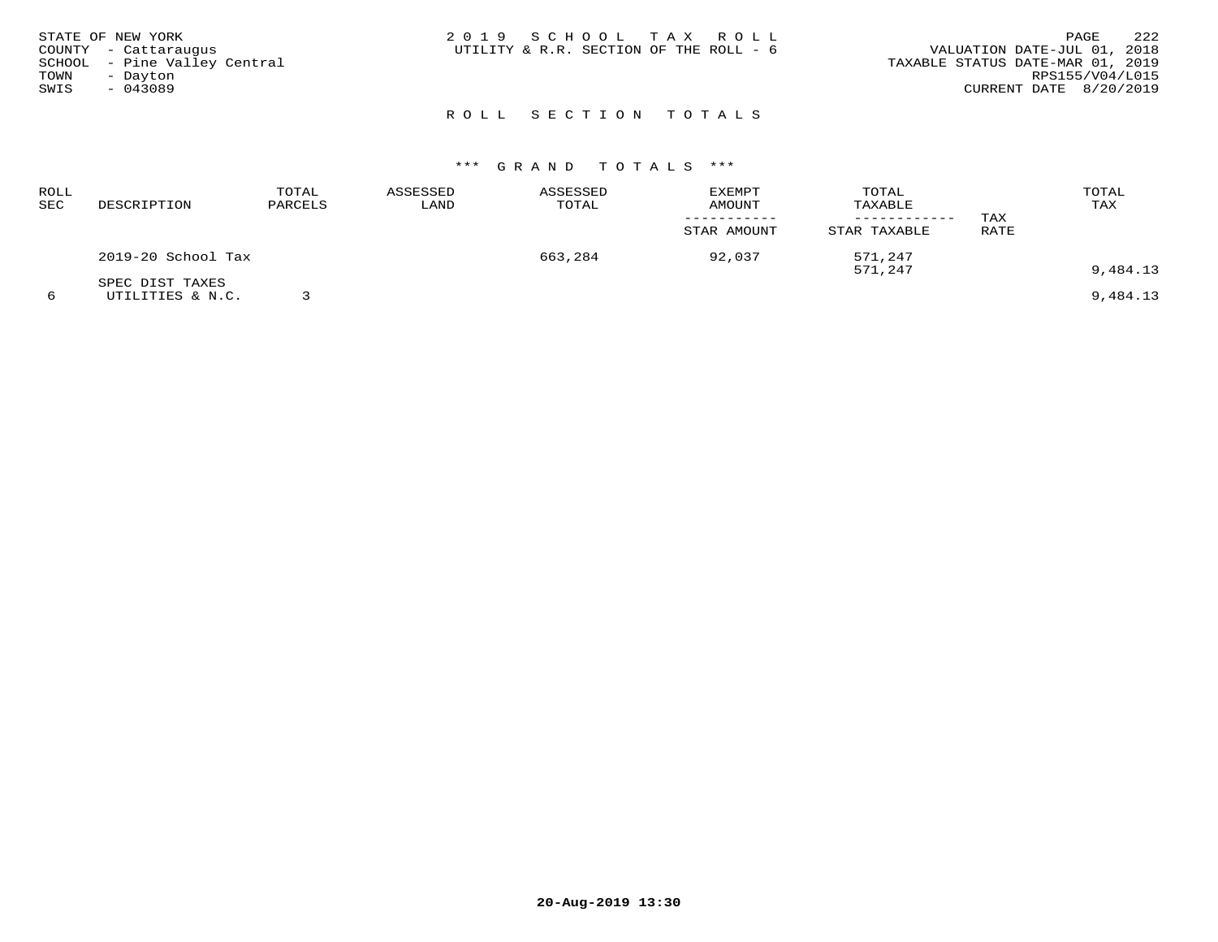STATE OF NEW YORK
COUNTY - Cattaraugus
SCHOOL - Pine Valley Central
TOWN - Dayton
SWIS - 043089

2 0 1 9 S C H O O L T A X R O L L
UTILITY & R.R. SECTION OF THE ROLL - 6

VALUATION DATE-JUL 01, 2018
TAXABLE STATUS DATE-MAR 01, 2019
RPS155/V04/L015
CURRENT DATE 8/20/2019

## R O L L S E C T I O N T O T A L S

### *** G R A N D T O T A L S ***

| ROLL SEC | DESCRIPTION | TOTAL PARCELS | ASSESSED LAND | ASSESSED TOTAL | EXEMPT AMOUNT<br>-----------<br>STAR AMOUNT | TOTAL TAXABLE<br>------------<br>STAR TAXABLE | TAX RATE | TOTAL TAX |
|---|---|---|---|---|---|---|---|---|
| | 2019-20 School Tax | | | 663,284 | 92,037 | 571,247<br>571,247 | | 9,484.13 |
| 6 | SPEC DIST TAXES<br>UTILITIES & N.C. | 3 | | | | | | 9,484.13 |

20-Aug-2019 13:30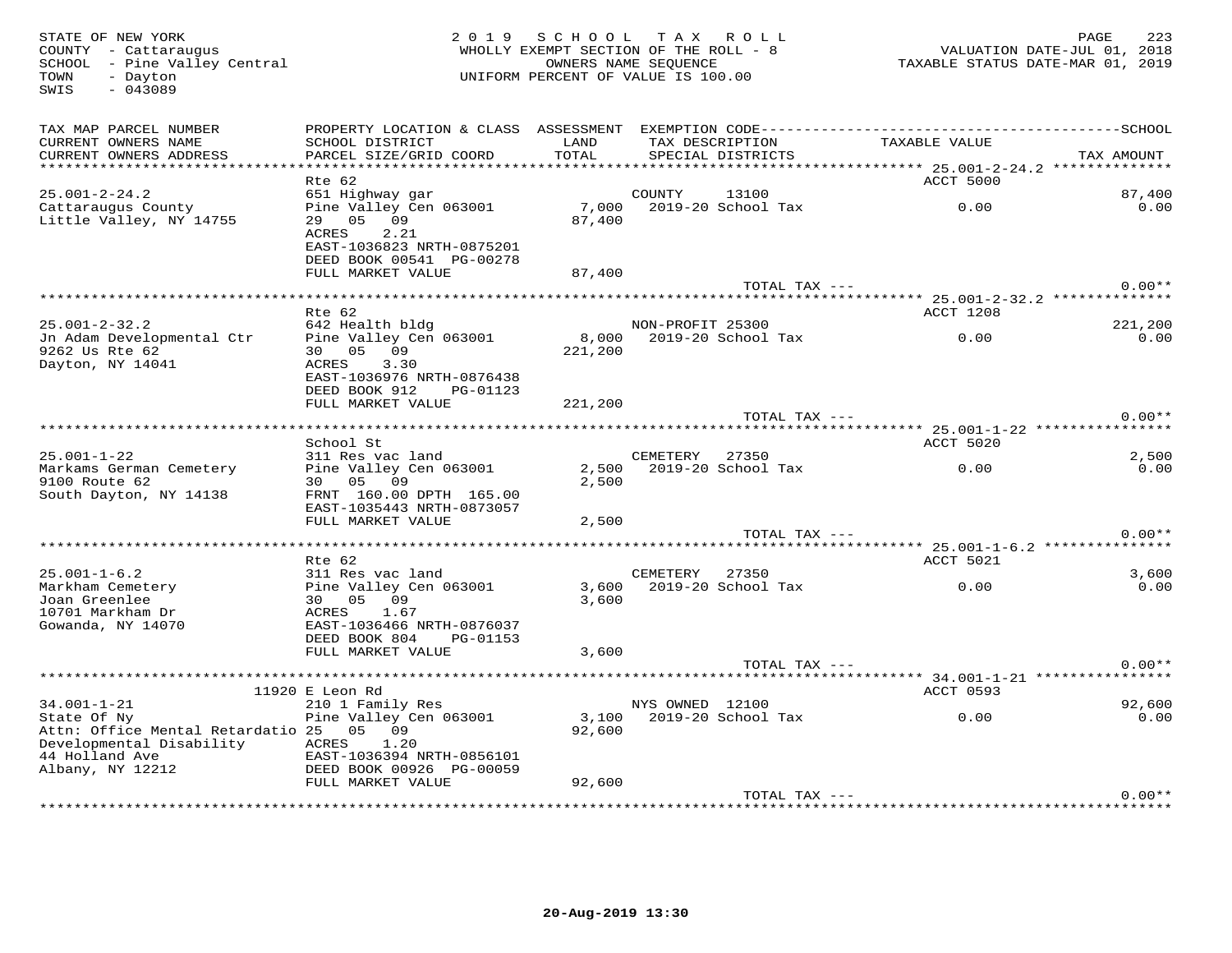STATE OF NEW YORK
COUNTY - Cattaraugus
SCHOOL - Pine Valley Central
TOWN - Dayton
SWIS - 043089

2019 SCHOOL TAX ROLL
WHOLLY EXEMPT SECTION OF THE ROLL - 8
OWNERS NAME SEQUENCE
UNIFORM PERCENT OF VALUE IS 100.00

VALUATION DATE-JUL 01, 2018
TAXABLE STATUS DATE-MAR 01, 2019

| TAX MAP PARCEL NUMBER / CURRENT OWNERS NAME / CURRENT OWNERS ADDRESS | PROPERTY LOCATION & CLASS / SCHOOL DISTRICT / PARCEL SIZE/GRID COORD | ASSESSMENT LAND / TOTAL | EXEMPTION CODE / TAX DESCRIPTION / SPECIAL DISTRICTS | TAXABLE VALUE | SCHOOL / TAX AMOUNT |
|---|---|---|---|---|---|
| **25.001-2-24.2** | Rte 62 | | | ACCT 5000 | |
| 25.001-2-24.2 | 651 Highway gar | | COUNTY 13100 | | 87,400 |
| Cattaraugus County | Pine Valley Cen 063001 | 7,000 | 2019-20 School Tax | 0.00 | 0.00 |
| Little Valley, NY 14755 | 29 05 09 | 87,400 | | | |
| | ACRES 2.21 | | | | |
| | EAST-1036823 NRTH-0875201 | | | | |
| | DEED BOOK 00541 PG-00278 | | | | |
| | FULL MARKET VALUE | 87,400 | | | |
| | | | TOTAL TAX --- | | 0.00** |
| **25.001-2-32.2** | Rte 62 | | | ACCT 1208 | |
| 25.001-2-32.2 | 642 Health bldg | | NON-PROFIT 25300 | | 221,200 |
| Jn Adam Developmental Ctr | Pine Valley Cen 063001 | 8,000 | 2019-20 School Tax | 0.00 | 0.00 |
| 9262 Us Rte 62 | 30 05 09 | 221,200 | | | |
| Dayton, NY 14041 | ACRES 3.30 | | | | |
| | EAST-1036976 NRTH-0876438 | | | | |
| | DEED BOOK 912 PG-01123 | | | | |
| | FULL MARKET VALUE | 221,200 | | | |
| | | | TOTAL TAX --- | | 0.00** |
| **25.001-1-22** | School St | | | ACCT 5020 | |
| 25.001-1-22 | 311 Res vac land | | CEMETERY 27350 | | 2,500 |
| Markams German Cemetery | Pine Valley Cen 063001 | 2,500 | 2019-20 School Tax | 0.00 | 0.00 |
| 9100 Route 62 | 30 05 09 | 2,500 | | | |
| South Dayton, NY 14138 | FRNT 160.00 DPTH 165.00 | | | | |
| | EAST-1035443 NRTH-0873057 | | | | |
| | FULL MARKET VALUE | 2,500 | | | |
| | | | TOTAL TAX --- | | 0.00** |
| **25.001-1-6.2** | Rte 62 | | | ACCT 5021 | |
| 25.001-1-6.2 | 311 Res vac land | | CEMETERY 27350 | | 3,600 |
| Markham Cemetery | Pine Valley Cen 063001 | 3,600 | 2019-20 School Tax | 0.00 | 0.00 |
| Joan Greenlee | 30 05 09 | 3,600 | | | |
| 10701 Markham Dr | ACRES 1.67 | | | | |
| Gowanda, NY 14070 | EAST-1036466 NRTH-0876037 | | | | |
| | DEED BOOK 804 PG-01153 | | | | |
| | FULL MARKET VALUE | 3,600 | | | |
| | | | TOTAL TAX --- | | 0.00** |
| **34.001-1-21** | 11920 E Leon Rd | | | ACCT 0593 | |
| 34.001-1-21 | 210 1 Family Res | | NYS OWNED 12100 | | 92,600 |
| State Of Ny | Pine Valley Cen 063001 | 3,100 | 2019-20 School Tax | 0.00 | 0.00 |
| Attn: Office Mental Retardatio | 25 05 09 | 92,600 | | | |
| Developmental Disability | ACRES 1.20 | | | | |
| 44 Holland Ave | EAST-1036394 NRTH-0856101 | | | | |
| Albany, NY 12212 | DEED BOOK 00926 PG-00059 | | | | |
| | FULL MARKET VALUE | 92,600 | | | |
| | | | TOTAL TAX --- | | 0.00** |

20-Aug-2019 13:30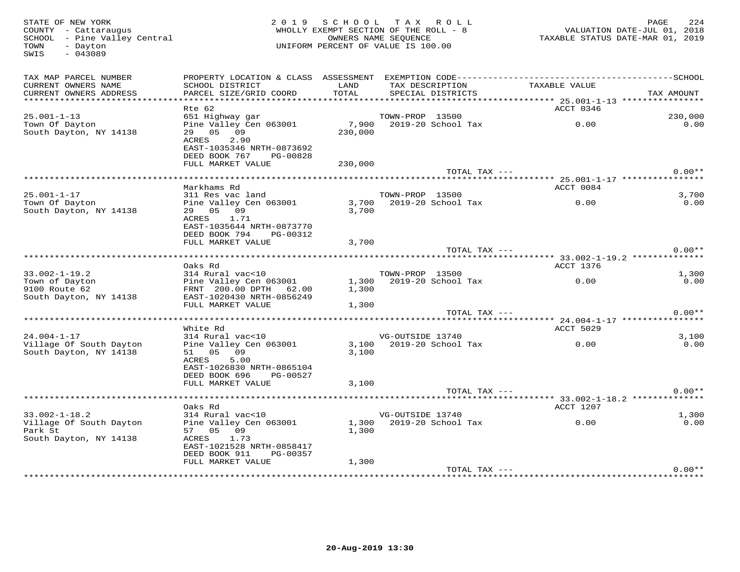STATE OF NEW YORK
COUNTY - Cattaraugus
SCHOOL - Pine Valley Central
TOWN - Dayton
SWIS - 043089

2019 SCHOOL TAX ROLL
WHOLLY EXEMPT SECTION OF THE ROLL - 8
OWNERS NAME SEQUENCE
UNIFORM PERCENT OF VALUE IS 100.00

VALUATION DATE-JUL 01, 2018
TAXABLE STATUS DATE-MAR 01, 2019

| TAX MAP PARCEL NUMBER / CURRENT OWNERS NAME / CURRENT OWNERS ADDRESS | PROPERTY LOCATION & CLASS / SCHOOL DISTRICT / PARCEL SIZE/GRID COORD | ASSESSMENT LAND / TOTAL | EXEMPTION CODE / TAX DESCRIPTION / SPECIAL DISTRICTS | TAXABLE VALUE | SCHOOL / TAX AMOUNT |
|---|---|---|---|---|---|
| **25.001-1-13** | Rte 62 | | | ACCT 0346 | |
| 25.001-1-13 | 651 Highway gar | | TOWN-PROP 13500 | | 230,000 |
| Town Of Dayton | Pine Valley Cen 063001 | 7,900 | 2019-20 School Tax | 0.00 | 0.00 |
| South Dayton, NY 14138 | 29 05 09 | 230,000 | | | |
| | ACRES 2.90 | | | | |
| | EAST-1035346 NRTH-0873692 | | | | |
| | DEED BOOK 767 PG-00828 | | | | |
| | FULL MARKET VALUE | 230,000 | | | |
| | | | TOTAL TAX --- | | 0.00** |
| **25.001-1-17** | Markhams Rd | | | ACCT 0084 | |
| 25.001-1-17 | 311 Res vac land | | TOWN-PROP 13500 | | 3,700 |
| Town Of Dayton | Pine Valley Cen 063001 | 3,700 | 2019-20 School Tax | 0.00 | 0.00 |
| South Dayton, NY 14138 | 29 05 09 | 3,700 | | | |
| | ACRES 1.71 | | | | |
| | EAST-1035644 NRTH-0873770 | | | | |
| | DEED BOOK 794 PG-00312 | | | | |
| | FULL MARKET VALUE | 3,700 | | | |
| | | | TOTAL TAX --- | | 0.00** |
| **33.002-1-19.2** | Oaks Rd | | | ACCT 1376 | |
| 33.002-1-19.2 | 314 Rural vac<10 | | TOWN-PROP 13500 | | 1,300 |
| Town of Dayton | Pine Valley Cen 063001 | 1,300 | 2019-20 School Tax | 0.00 | 0.00 |
| 9100 Route 62 | FRNT 200.00 DPTH 62.00 | 1,300 | | | |
| South Dayton, NY 14138 | EAST-1020430 NRTH-0856249 | | | | |
| | FULL MARKET VALUE | 1,300 | | | |
| | | | TOTAL TAX --- | | 0.00** |
| **24.004-1-17** | White Rd | | | ACCT 5029 | |
| 24.004-1-17 | 314 Rural vac<10 | | VG-OUTSIDE 13740 | | 3,100 |
| Village Of South Dayton | Pine Valley Cen 063001 | 3,100 | 2019-20 School Tax | 0.00 | 0.00 |
| South Dayton, NY 14138 | 51 05 09 | 3,100 | | | |
| | ACRES 5.00 | | | | |
| | EAST-1026830 NRTH-0865104 | | | | |
| | DEED BOOK 696 PG-00527 | | | | |
| | FULL MARKET VALUE | 3,100 | | | |
| | | | TOTAL TAX --- | | 0.00** |
| **33.002-1-18.2** | Oaks Rd | | | ACCT 1207 | |
| 33.002-1-18.2 | 314 Rural vac<10 | | VG-OUTSIDE 13740 | | 1,300 |
| Village Of South Dayton | Pine Valley Cen 063001 | 1,300 | 2019-20 School Tax | 0.00 | 0.00 |
| Park St | 57 05 09 | 1,300 | | | |
| South Dayton, NY 14138 | ACRES 1.73 | | | | |
| | EAST-1021528 NRTH-0858417 | | | | |
| | DEED BOOK 911 PG-00357 | | | | |
| | FULL MARKET VALUE | 1,300 | | | |
| | | | TOTAL TAX --- | | 0.00** |

20-Aug-2019 13:30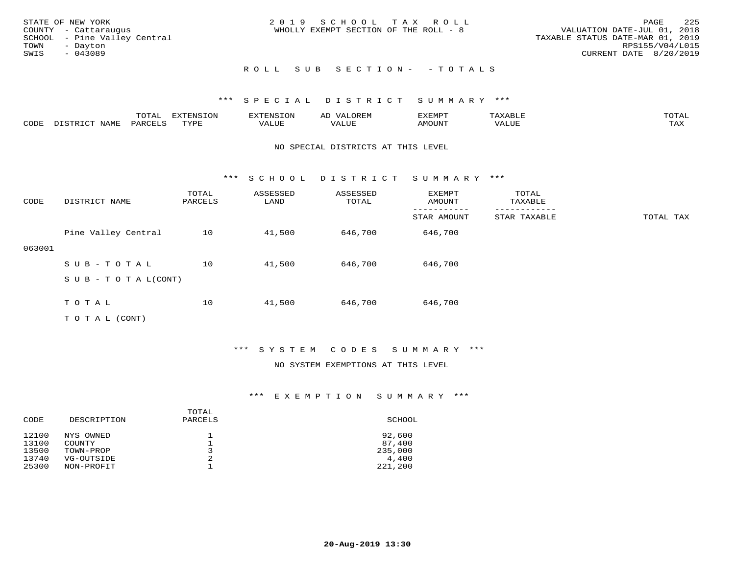STATE OF NEW YORK
COUNTY - Cattaraugus
SCHOOL - Pine Valley Central
TOWN - Dayton
SWIS - 043089

2019 SCHOOL TAX ROLL
WHOLLY EXEMPT SECTION OF THE ROLL - 8

VALUATION DATE-JUL 01, 2018
TAXABLE STATUS DATE-MAR 01, 2019
RPS155/V04/L015
CURRENT DATE 8/20/2019

## ROLL SUB SECTION- - TOTALS

### *** SPECIAL DISTRICT SUMMARY ***

| CODE | DISTRICT NAME | TOTAL PARCELS | EXTENSION TYPE | EXTENSION VALUE | AD VALOREM VALUE | EXEMPT AMOUNT | TAXABLE VALUE | TOTAL TAX |
|---|---|---|---|---|---|---|---|---|

NO SPECIAL DISTRICTS AT THIS LEVEL

### *** SCHOOL DISTRICT SUMMARY ***

| CODE | DISTRICT NAME | TOTAL PARCELS | ASSESSED LAND | ASSESSED TOTAL | EXEMPT AMOUNT / STAR AMOUNT | TOTAL TAXABLE / STAR TAXABLE | TOTAL TAX |
|---|---|---|---|---|---|---|---|
| 063001 | Pine Valley Central | 10 | 41,500 | 646,700 | 646,700 | | |
| | SUB-TOTAL | 10 | 41,500 | 646,700 | 646,700 | | |
| | SUB-TOTAL(CONT) | | | | | | |
| | TOTAL | 10 | 41,500 | 646,700 | 646,700 | | |
| | TOTAL (CONT) | | | | | | |

### *** SYSTEM CODES SUMMARY ***

NO SYSTEM EXEMPTIONS AT THIS LEVEL

### *** EXEMPTION SUMMARY ***

| CODE | DESCRIPTION | TOTAL PARCELS | SCHOOL |
|---|---|---|---|
| 12100 | NYS OWNED | 1 | 92,600 |
| 13100 | COUNTY | 1 | 87,400 |
| 13500 | TOWN-PROP | 3 | 235,000 |
| 13740 | VG-OUTSIDE | 2 | 4,400 |
| 25300 | NON-PROFIT | 1 | 221,200 |

20-Aug-2019 13:30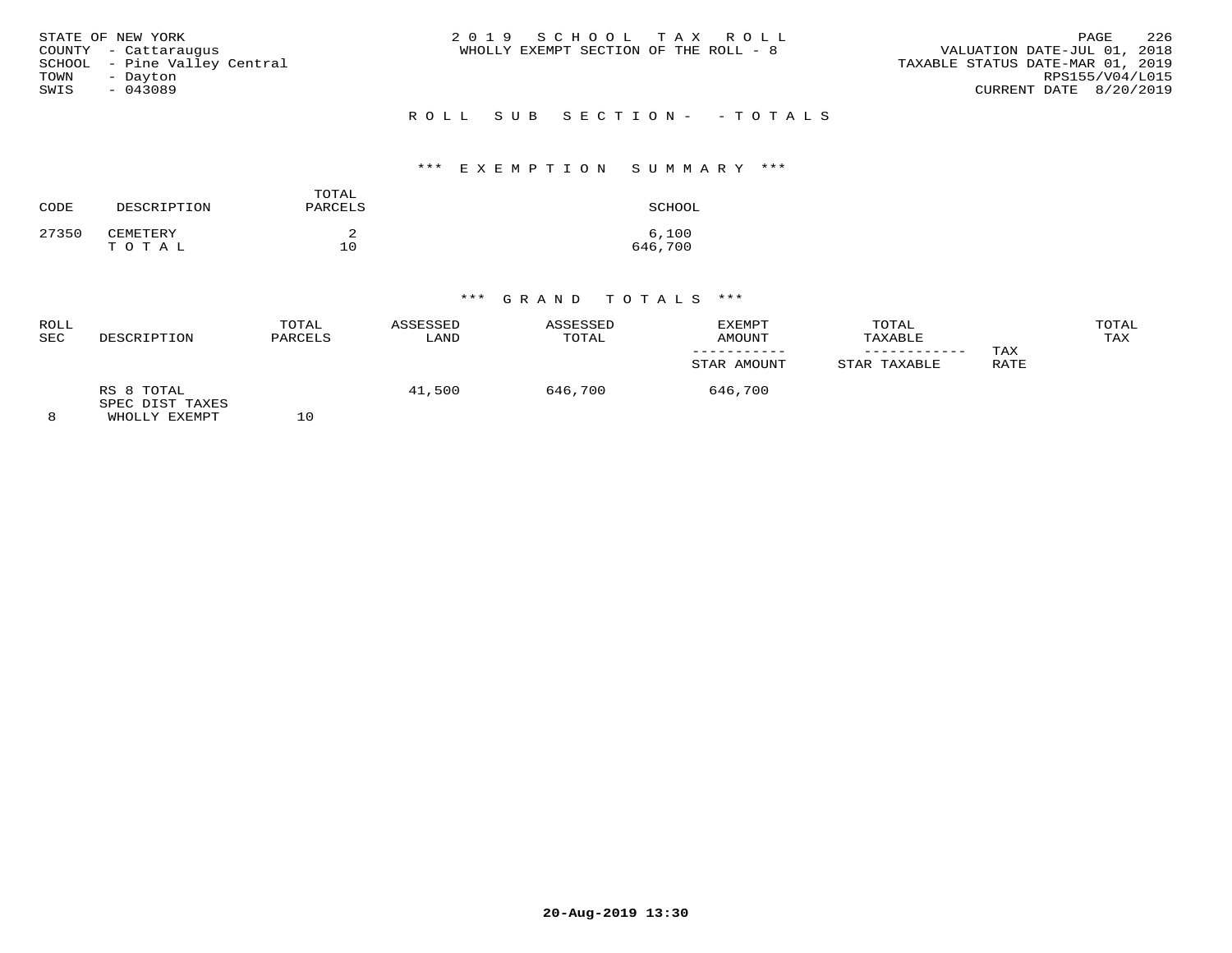STATE OF NEW YORK
COUNTY - Cattaraugus
SCHOOL - Pine Valley Central
TOWN - Dayton
SWIS - 043089

2019 SCHOOL TAX ROLL
WHOLLY EXEMPT SECTION OF THE ROLL - 8

VALUATION DATE-JUL 01, 2018
TAXABLE STATUS DATE-MAR 01, 2019
RPS155/V04/L015
CURRENT DATE 8/20/2019

ROLL SUB SECTION- - TOTALS

*** EXEMPTION SUMMARY ***

| CODE | DESCRIPTION | TOTAL PARCELS | SCHOOL |
|---|---|---|---|
| 27350 | CEMETERY | 2 | 6,100 |
| | T O T A L | 10 | 646,700 |

*** GRAND TOTALS ***

| ROLL SEC | DESCRIPTION | TOTAL PARCELS | ASSESSED LAND | ASSESSED TOTAL | EXEMPT AMOUNT / STAR AMOUNT | TOTAL TAXABLE / STAR TAXABLE | TAX RATE | TOTAL TAX |
|---|---|---|---|---|---|---|---|---|
| 8 | RS 8 TOTAL SPEC DIST TAXES WHOLLY EXEMPT | 10 | 41,500 | 646,700 | 646,700 | | | |

20-Aug-2019 13:30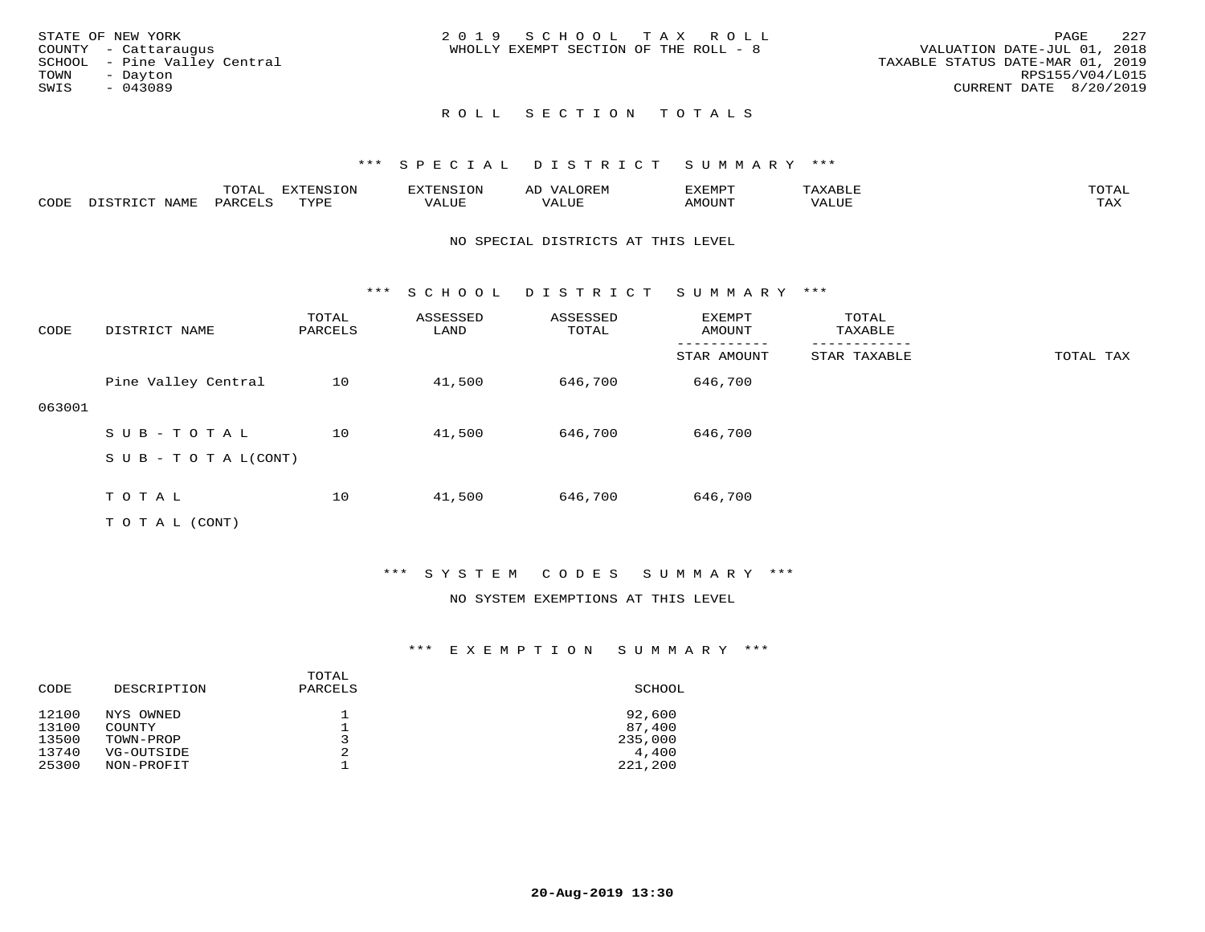STATE OF NEW YORK
COUNTY - Cattaraugus
SCHOOL - Pine Valley Central
TOWN - Dayton
SWIS - 043089

2019 SCHOOL TAX ROLL
WHOLLY EXEMPT SECTION OF THE ROLL - 8

VALUATION DATE-JUL 01, 2018
TAXABLE STATUS DATE-MAR 01, 2019
RPS155/V04/L015
CURRENT DATE 8/20/2019

## ROLL SECTION TOTALS

### *** SPECIAL DISTRICT SUMMARY ***

| CODE | DISTRICT NAME | TOTAL PARCELS | EXTENSION TYPE | EXTENSION VALUE | AD VALOREM VALUE | EXEMPT AMOUNT | TAXABLE VALUE | TOTAL TAX |
|---|---|---|---|---|---|---|---|---|

NO SPECIAL DISTRICTS AT THIS LEVEL

### *** SCHOOL DISTRICT SUMMARY ***

| CODE | DISTRICT NAME | TOTAL PARCELS | ASSESSED LAND | ASSESSED TOTAL | EXEMPT AMOUNT / STAR AMOUNT | TOTAL TAXABLE / STAR TAXABLE | TOTAL TAX |
|---|---|---|---|---|---|---|---|
| 063001 | Pine Valley Central | 10 | 41,500 | 646,700 | 646,700 | | |
| | SUB-TOTAL | 10 | 41,500 | 646,700 | 646,700 | | |
| | SUB-TOTAL(CONT) | | | | | | |
| | TOTAL | 10 | 41,500 | 646,700 | 646,700 | | |
| | TOTAL (CONT) | | | | | | |

### *** SYSTEM CODES SUMMARY ***

NO SYSTEM EXEMPTIONS AT THIS LEVEL

### *** EXEMPTION SUMMARY ***

| CODE | DESCRIPTION | TOTAL PARCELS | SCHOOL |
|---|---|---|---|
| 12100 | NYS OWNED | 1 | 92,600 |
| 13100 | COUNTY | 1 | 87,400 |
| 13500 | TOWN-PROP | 3 | 235,000 |
| 13740 | VG-OUTSIDE | 2 | 4,400 |
| 25300 | NON-PROFIT | 1 | 221,200 |

20-Aug-2019 13:30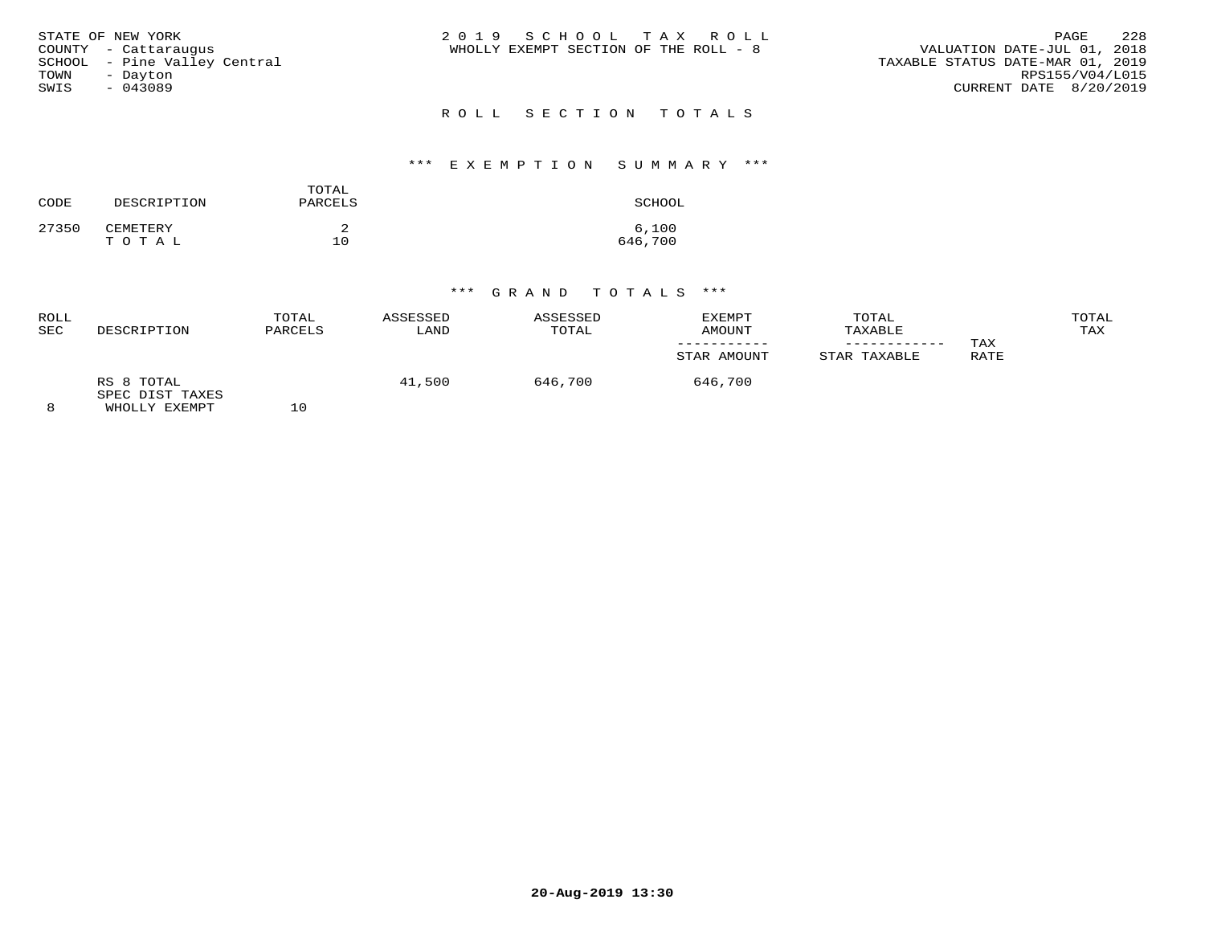STATE OF NEW YORK
COUNTY - Cattaraugus
SCHOOL - Pine Valley Central
TOWN - Dayton
SWIS - 043089

2019 SCHOOL TAX ROLL
WHOLLY EXEMPT SECTION OF THE ROLL - 8

VALUATION DATE-JUL 01, 2018
TAXABLE STATUS DATE-MAR 01, 2019
RPS155/V04/L015
CURRENT DATE 8/20/2019

## ROLL SECTION TOTALS

### *** EXEMPTION SUMMARY ***

| CODE | DESCRIPTION | TOTAL PARCELS | SCHOOL |
|---|---|---|---|
| 27350 | CEMETERY | 2 | 6,100 |
| | T O T A L | 10 | 646,700 |

### *** GRAND TOTALS ***

| ROLL SEC | DESCRIPTION | TOTAL PARCELS | ASSESSED LAND | ASSESSED TOTAL | EXEMPT AMOUNT / STAR AMOUNT | TOTAL TAXABLE / STAR TAXABLE | TAX RATE | TOTAL TAX |
|---|---|---|---|---|---|---|---|---|
| | RS 8 TOTAL | | 41,500 | 646,700 | 646,700 | | | |
| | SPEC DIST TAXES | | | | | | | |
| 8 | WHOLLY EXEMPT | 10 | | | | | | |

20-Aug-2019 13:30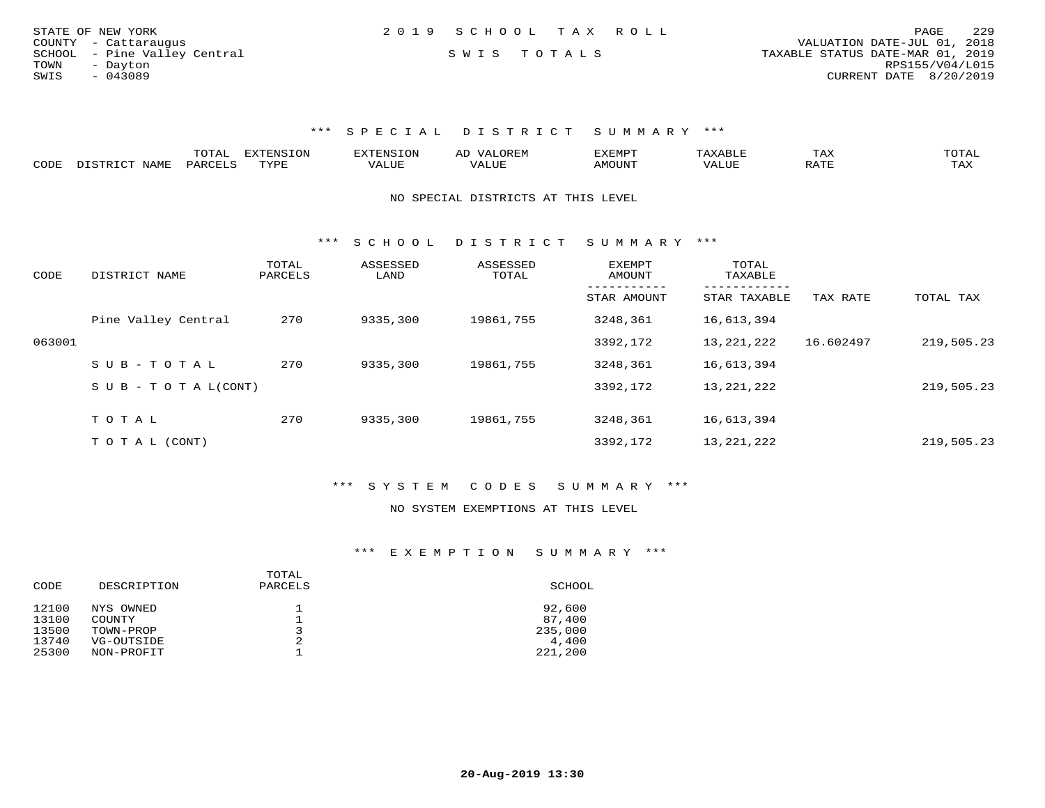STATE OF NEW YORK
COUNTY - Cattaraugus
SCHOOL - Pine Valley Central
TOWN - Dayton
SWIS - 043089

2019 SCHOOL TAX ROLL
SWIS TOTALS

VALUATION DATE-JUL 01, 2018
TAXABLE STATUS DATE-MAR 01, 2019
RPS155/V04/L015
CURRENT DATE 8/20/2019

### *** SPECIAL DISTRICT SUMMARY ***

| CODE | DISTRICT NAME | TOTAL PARCELS | EXTENSION TYPE | EXTENSION VALUE | AD VALOREM VALUE | EXEMPT AMOUNT | TAXABLE VALUE | TAX RATE | TOTAL TAX |
|---|---|---|---|---|---|---|---|---|---|

NO SPECIAL DISTRICTS AT THIS LEVEL

### *** SCHOOL DISTRICT SUMMARY ***

| CODE | DISTRICT NAME | TOTAL PARCELS | ASSESSED LAND | ASSESSED TOTAL | EXEMPT AMOUNT / STAR AMOUNT | TOTAL TAXABLE / STAR TAXABLE | TAX RATE | TOTAL TAX |
|---|---|---|---|---|---|---|---|---|
| | Pine Valley Central | 270 | 9335,300 | 19861,755 | 3248,361 | 16,613,394 | | |
| 063001 | | | | | 3392,172 | 13,221,222 | 16.602497 | 219,505.23 |
| | SUB-TOTAL | 270 | 9335,300 | 19861,755 | 3248,361 | 16,613,394 | | |
| | SUB-TOTAL(CONT) | | | | 3392,172 | 13,221,222 | | 219,505.23 |
| | TOTAL | 270 | 9335,300 | 19861,755 | 3248,361 | 16,613,394 | | |
| | TOTAL (CONT) | | | | 3392,172 | 13,221,222 | | 219,505.23 |

### *** SYSTEM CODES SUMMARY ***

NO SYSTEM EXEMPTIONS AT THIS LEVEL

### *** EXEMPTION SUMMARY ***

| CODE | DESCRIPTION | TOTAL PARCELS | SCHOOL |
|---|---|---|---|
| 12100 | NYS OWNED | 1 | 92,600 |
| 13100 | COUNTY | 1 | 87,400 |
| 13500 | TOWN-PROP | 3 | 235,000 |
| 13740 | VG-OUTSIDE | 2 | 4,400 |
| 25300 | NON-PROFIT | 1 | 221,200 |

20-Aug-2019 13:30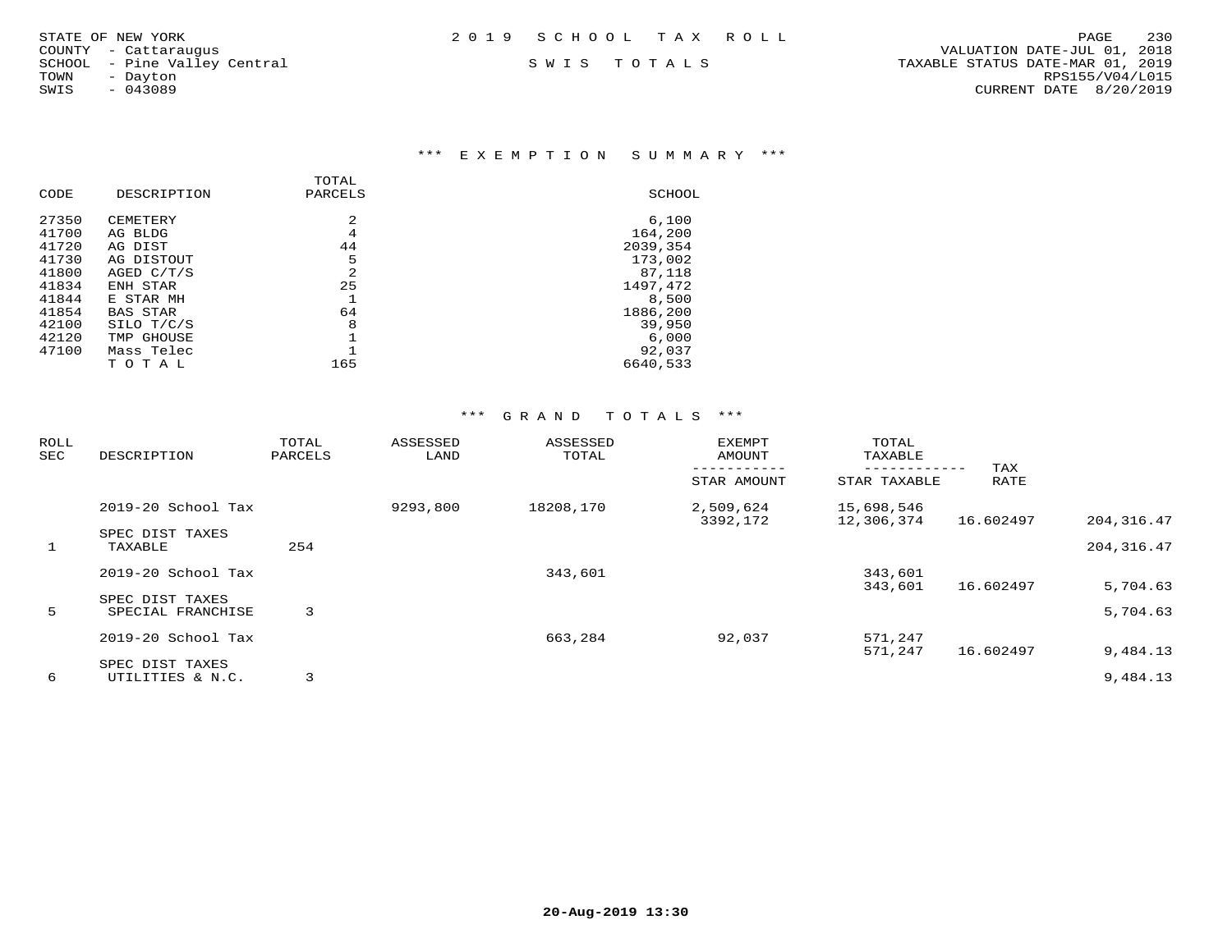STATE OF NEW YORK
COUNTY - Cattaraugus
SCHOOL - Pine Valley Central
TOWN - Dayton
SWIS - 043089

2019 SCHOOL TAX ROLL

SWIS TOTALS

VALUATION DATE-JUL 01, 2018
TAXABLE STATUS DATE-MAR 01, 2019
RPS155/V04/L015
CURRENT DATE 8/20/2019

## *** EXEMPTION SUMMARY ***

| CODE | DESCRIPTION | TOTAL PARCELS | SCHOOL |
|---|---|---|---|
| 27350 | CEMETERY | 2 | 6,100 |
| 41700 | AG BLDG | 4 | 164,200 |
| 41720 | AG DIST | 44 | 2039,354 |
| 41730 | AG DISTOUT | 5 | 173,002 |
| 41800 | AGED C/T/S | 2 | 87,118 |
| 41834 | ENH STAR | 25 | 1497,472 |
| 41844 | E STAR MH | 1 | 8,500 |
| 41854 | BAS STAR | 64 | 1886,200 |
| 42100 | SILO T/C/S | 8 | 39,950 |
| 42120 | TMP GHOUSE | 1 | 6,000 |
| 47100 | Mass Telec | 1 | 92,037 |
| | T O T A L | 165 | 6640,533 |

## *** GRAND TOTALS ***

| ROLL SEC | DESCRIPTION | TOTAL PARCELS | ASSESSED LAND | ASSESSED TOTAL | EXEMPT AMOUNT / STAR AMOUNT | TOTAL TAXABLE / STAR TAXABLE | TAX RATE | |
|---|---|---|---|---|---|---|---|---|
| | 2019-20 School Tax | | 9293,800 | 18208,170 | 2,509,624 | 15,698,546 | | |
| | | | | | 3392,172 | 12,306,374 | 16.602497 | 204,316.47 |
| | SPEC DIST TAXES | | | | | | | |
| 1 | TAXABLE | 254 | | | | | | 204,316.47 |
| | 2019-20 School Tax | | | 343,601 | | 343,601 | | |
| | | | | | | 343,601 | 16.602497 | 5,704.63 |
| | SPEC DIST TAXES | | | | | | | |
| 5 | SPECIAL FRANCHISE | 3 | | | | | | 5,704.63 |
| | 2019-20 School Tax | | | 663,284 | 92,037 | 571,247 | | |
| | | | | | | 571,247 | 16.602497 | 9,484.13 |
| | SPEC DIST TAXES | | | | | | | |
| 6 | UTILITIES & N.C. | 3 | | | | | | 9,484.13 |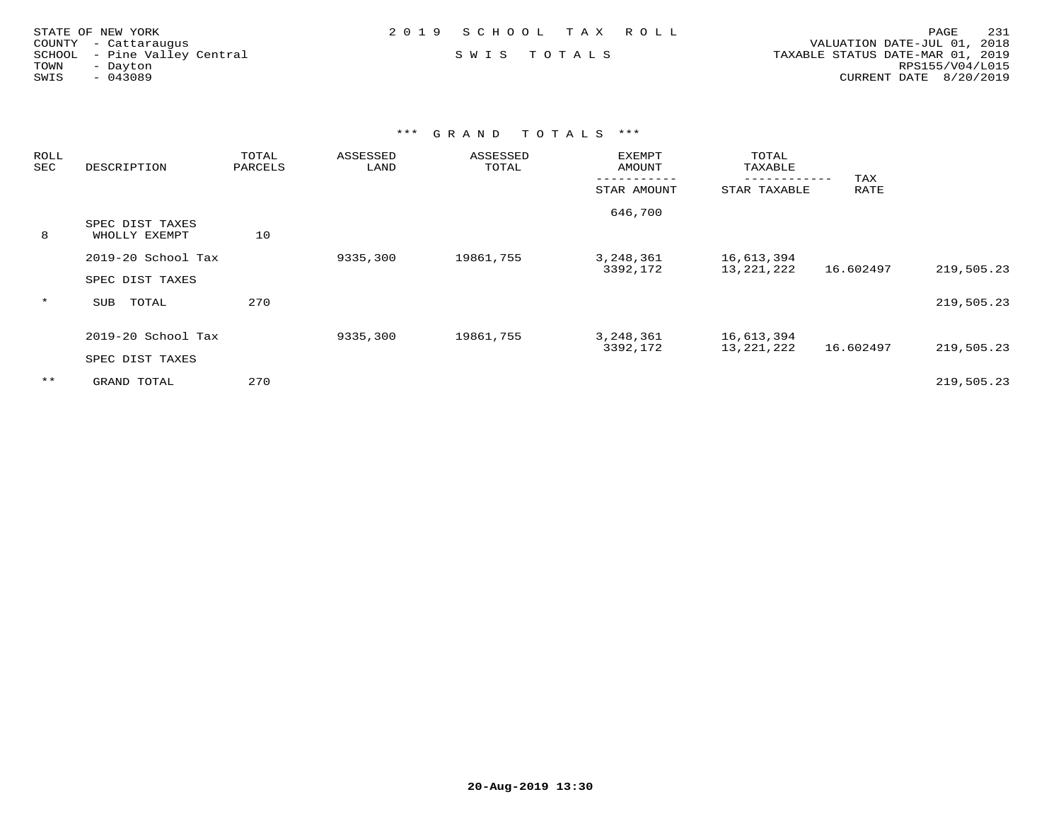STATE OF NEW YORK
COUNTY - Cattaraugus
SCHOOL - Pine Valley Central
TOWN - Dayton
SWIS - 043089

2019 SCHOOL TAX ROLL

SWIS TOTALS

VALUATION DATE-JUL 01, 2018
TAXABLE STATUS DATE-MAR 01, 2019
RPS155/V04/L015
CURRENT DATE 8/20/2019

### *** GRAND TOTALS ***

| ROLL SEC | DESCRIPTION | TOTAL PARCELS | ASSESSED LAND | ASSESSED TOTAL | EXEMPT AMOUNT / STAR AMOUNT | TOTAL TAXABLE / STAR TAXABLE | TAX RATE | |
|---|---|---|---|---|---|---|---|---|
| | | | | | 646,700 | | | |
| 8 | SPEC DIST TAXES WHOLLY EXEMPT | 10 | | | | | | |
| | 2019-20 School Tax | | 9335,300 | 19861,755 | 3,248,361 | 16,613,394 | | |
| | | | | | 3392,172 | 13,221,222 | 16.602497 | 219,505.23 |
| | SPEC DIST TAXES | | | | | | | |
| * | SUB TOTAL | 270 | | | | | | 219,505.23 |
| | 2019-20 School Tax | | 9335,300 | 19861,755 | 3,248,361 | 16,613,394 | | |
| | | | | | 3392,172 | 13,221,222 | 16.602497 | 219,505.23 |
| | SPEC DIST TAXES | | | | | | | |
| ** | GRAND TOTAL | 270 | | | | | | 219,505.23 |

20-Aug-2019 13:30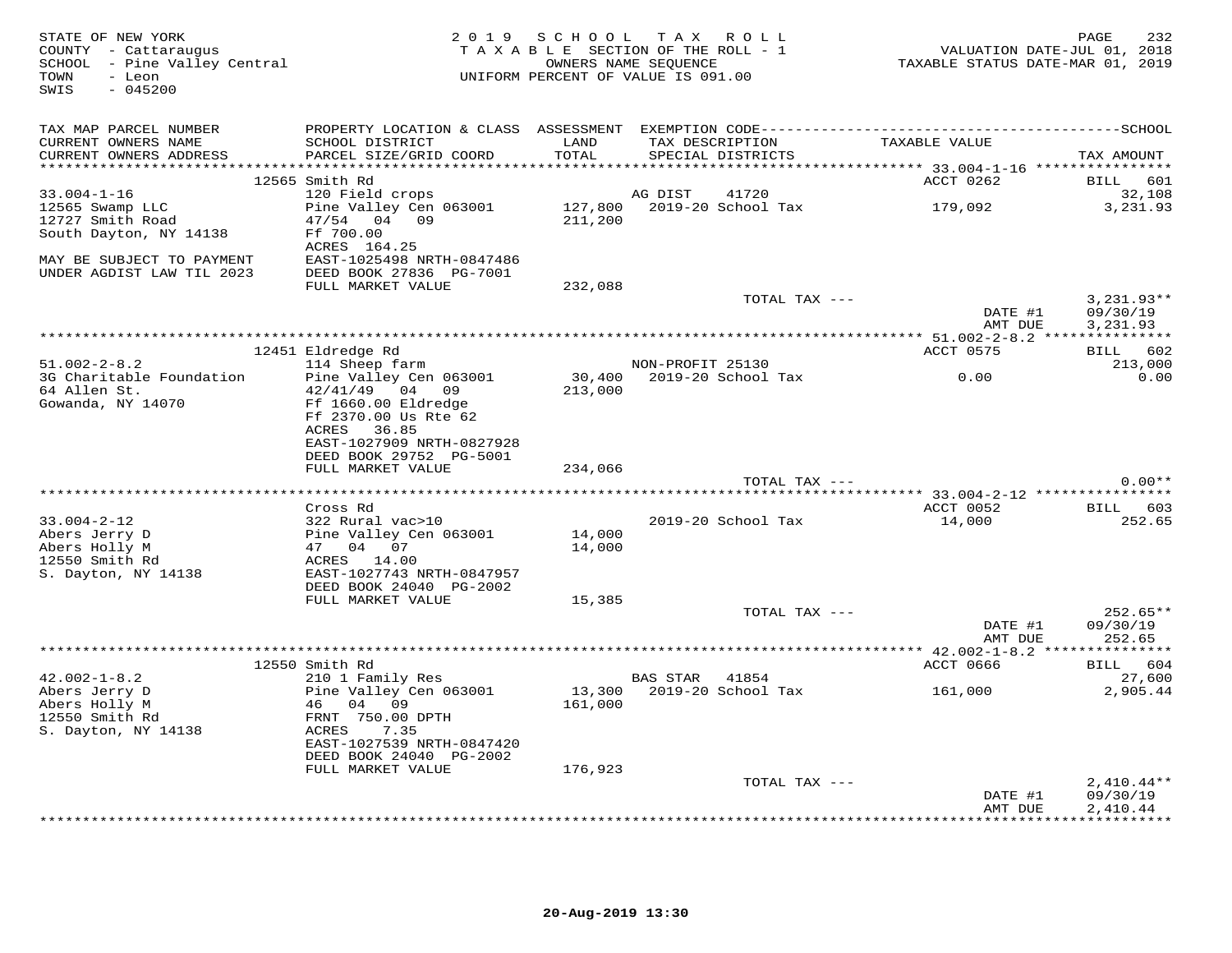STATE OF NEW YORK
COUNTY - Cattaraugus
SCHOOL - Pine Valley Central
TOWN - Leon
SWIS - 045200

2019 SCHOOL TAX ROLL
TAXABLE SECTION OF THE ROLL - 1
OWNERS NAME SEQUENCE
UNIFORM PERCENT OF VALUE IS 091.00

VALUATION DATE-JUL 01, 2018
TAXABLE STATUS DATE-MAR 01, 2019

| TAX MAP PARCEL NUMBER / CURRENT OWNERS NAME / CURRENT OWNERS ADDRESS | PROPERTY LOCATION & CLASS / SCHOOL DISTRICT / PARCEL SIZE/GRID COORD | ASSESSMENT LAND / TOTAL | EXEMPTION CODE / TAX DESCRIPTION / SPECIAL DISTRICTS | TAXABLE VALUE | TAX AMOUNT |
|---|---|---|---|---|---|
| | 12565 Smith Rd | | | ACCT 0262 | BILL 601 |
| 33.004-1-16 | 120 Field crops | | AG DIST 41720 | | 32,108 |
| 12565 Swamp LLC | Pine Valley Cen 063001 | 127,800 | 2019-20 School Tax | 179,092 | 3,231.93 |
| 12727 Smith Road | 47/54 04 09 | 211,200 | | | |
| South Dayton, NY 14138 | Ff 700.00 | | | | |
| | ACRES 164.25 | | | | |
| MAY BE SUBJECT TO PAYMENT | EAST-1025498 NRTH-0847486 | | | | |
| UNDER AGDIST LAW TIL 2023 | DEED BOOK 27836 PG-7001 | | | | |
| | FULL MARKET VALUE | 232,088 | | | |
| | | | TOTAL TAX --- | | 3,231.93** |
| | | | | DATE #1 | 09/30/19 |
| | | | | AMT DUE | 3,231.93 |
| | 12451 Eldredge Rd | | | ACCT 0575 | BILL 602 |
| 51.002-2-8.2 | 114 Sheep farm | | NON-PROFIT 25130 | | 213,000 |
| 3G Charitable Foundation | Pine Valley Cen 063001 | 30,400 | 2019-20 School Tax | 0.00 | 0.00 |
| 64 Allen St. | 42/41/49 04 09 | 213,000 | | | |
| Gowanda, NY 14070 | Ff 1660.00 Eldredge | | | | |
| | Ff 2370.00 Us Rte 62 | | | | |
| | ACRES 36.85 | | | | |
| | EAST-1027909 NRTH-0827928 | | | | |
| | DEED BOOK 29752 PG-5001 | | | | |
| | FULL MARKET VALUE | 234,066 | | | |
| | | | TOTAL TAX --- | | 0.00** |
| | Cross Rd | | | ACCT 0052 | BILL 603 |
| 33.004-2-12 | 322 Rural vac>10 | | 2019-20 School Tax | 14,000 | 252.65 |
| Abers Jerry D | Pine Valley Cen 063001 | 14,000 | | | |
| Abers Holly M | 47 04 07 | 14,000 | | | |
| 12550 Smith Rd | ACRES 14.00 | | | | |
| S. Dayton, NY 14138 | EAST-1027743 NRTH-0847957 | | | | |
| | DEED BOOK 24040 PG-2002 | | | | |
| | FULL MARKET VALUE | 15,385 | | | |
| | | | TOTAL TAX --- | | 252.65** |
| | | | | DATE #1 | 09/30/19 |
| | | | | AMT DUE | 252.65 |
| | 12550 Smith Rd | | | ACCT 0666 | BILL 604 |
| 42.002-1-8.2 | 210 1 Family Res | | BAS STAR 41854 | | 27,600 |
| Abers Jerry D | Pine Valley Cen 063001 | 13,300 | 2019-20 School Tax | 161,000 | 2,905.44 |
| Abers Holly M | 46 04 09 | 161,000 | | | |
| 12550 Smith Rd | FRNT 750.00 DPTH | | | | |
| S. Dayton, NY 14138 | ACRES 7.35 | | | | |
| | EAST-1027539 NRTH-0847420 | | | | |
| | DEED BOOK 24040 PG-2002 | | | | |
| | FULL MARKET VALUE | 176,923 | | | |
| | | | TOTAL TAX --- | | 2,410.44** |
| | | | | DATE #1 | 09/30/19 |
| | | | | AMT DUE | 2,410.44 |

20-Aug-2019 13:30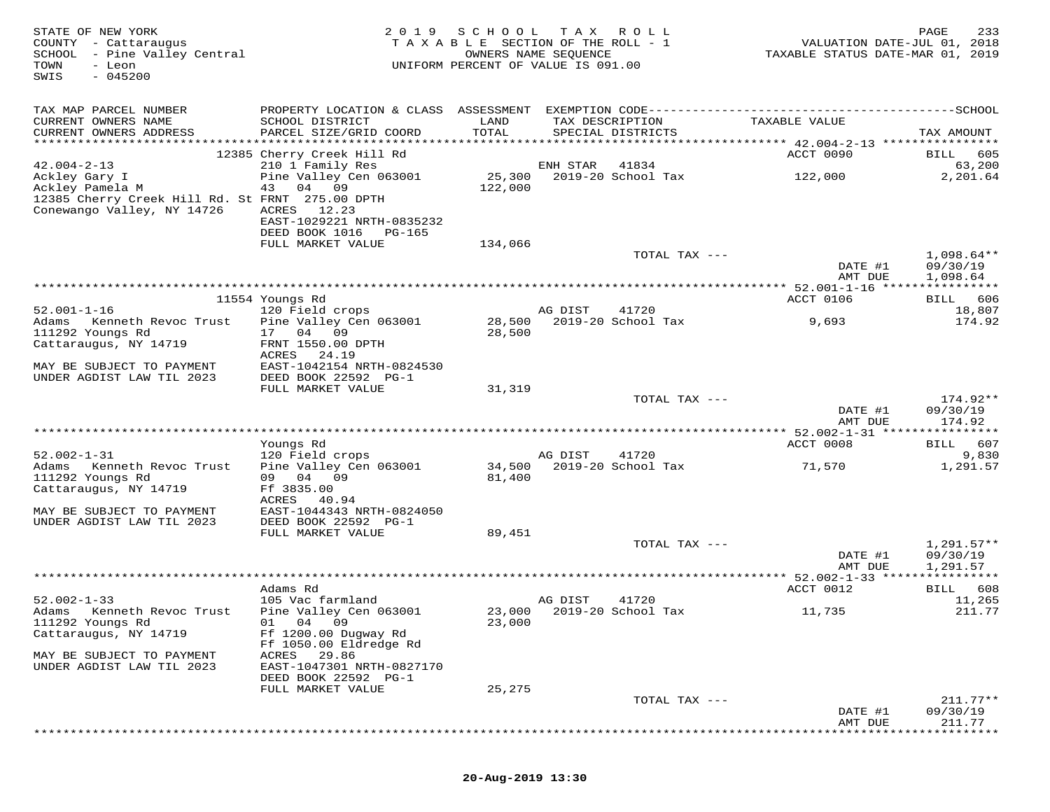STATE OF NEW YORK
COUNTY - Cattaraugus
SCHOOL - Pine Valley Central
TOWN - Leon
SWIS - 045200

2019 SCHOOL TAX ROLL
TAXABLE SECTION OF THE ROLL - 1
OWNERS NAME SEQUENCE
UNIFORM PERCENT OF VALUE IS 091.00

VALUATION DATE-JUL 01, 2018
TAXABLE STATUS DATE-MAR 01, 2019

| TAX MAP PARCEL NUMBER / CURRENT OWNERS NAME / CURRENT OWNERS ADDRESS | PROPERTY LOCATION & CLASS / SCHOOL DISTRICT / PARCEL SIZE/GRID COORD | ASSESSMENT LAND / TOTAL | EXEMPTION CODE / TAX DESCRIPTION / SPECIAL DISTRICTS | TAXABLE VALUE | TAX AMOUNT |
|---|---|---|---|---|---|
| | 12385 Cherry Creek Hill Rd | | | ACCT 0090 | BILL 605 |
| 42.004-2-13 | 210 1 Family Res | | ENH STAR 41834 | | 63,200 |
| Ackley Gary I | Pine Valley Cen 063001 | 25,300 | 2019-20 School Tax | 122,000 | 2,201.64 |
| Ackley Pamela M | 43 04 09 | 122,000 | | | |
| 12385 Cherry Creek Hill Rd. St | FRNT 275.00 DPTH | | | | |
| Conewango Valley, NY 14726 | ACRES 12.23 | | | | |
| | EAST-1029221 NRTH-0835232 | | | | |
| | DEED BOOK 1016 PG-165 | | | | |
| | FULL MARKET VALUE | 134,066 | | | |
| | | | TOTAL TAX --- | | 1,098.64** |
| | | | | DATE #1 | 09/30/19 |
| | | | | AMT DUE | 1,098.64 |
| | 11554 Youngs Rd | | | ACCT 0106 | BILL 606 |
| 52.001-1-16 | 120 Field crops | | AG DIST 41720 | | 18,807 |
| Adams Kenneth Revoc Trust | Pine Valley Cen 063001 | 28,500 | 2019-20 School Tax | 9,693 | 174.92 |
| 111292 Youngs Rd | 17 04 09 | 28,500 | | | |
| Cattaraugus, NY 14719 | FRNT 1550.00 DPTH | | | | |
| | ACRES 24.19 | | | | |
| MAY BE SUBJECT TO PAYMENT | EAST-1042154 NRTH-0824530 | | | | |
| UNDER AGDIST LAW TIL 2023 | DEED BOOK 22592 PG-1 | | | | |
| | FULL MARKET VALUE | 31,319 | | | |
| | | | TOTAL TAX --- | | 174.92** |
| | | | | DATE #1 | 09/30/19 |
| | | | | AMT DUE | 174.92 |
| | Youngs Rd | | | ACCT 0008 | BILL 607 |
| 52.002-1-31 | 120 Field crops | | AG DIST 41720 | | 9,830 |
| Adams Kenneth Revoc Trust | Pine Valley Cen 063001 | 34,500 | 2019-20 School Tax | 71,570 | 1,291.57 |
| 111292 Youngs Rd | 09 04 09 | 81,400 | | | |
| Cattaraugus, NY 14719 | Ff 3835.00 | | | | |
| | ACRES 40.94 | | | | |
| MAY BE SUBJECT TO PAYMENT | EAST-1044343 NRTH-0824050 | | | | |
| UNDER AGDIST LAW TIL 2023 | DEED BOOK 22592 PG-1 | | | | |
| | FULL MARKET VALUE | 89,451 | | | |
| | | | TOTAL TAX --- | | 1,291.57** |
| | | | | DATE #1 | 09/30/19 |
| | | | | AMT DUE | 1,291.57 |
| | Adams Rd | | | ACCT 0012 | BILL 608 |
| 52.002-1-33 | 105 Vac farmland | | AG DIST 41720 | | 11,265 |
| Adams Kenneth Revoc Trust | Pine Valley Cen 063001 | 23,000 | 2019-20 School Tax | 11,735 | 211.77 |
| 111292 Youngs Rd | 01 04 09 | 23,000 | | | |
| Cattaraugus, NY 14719 | Ff 1200.00 Dugway Rd | | | | |
| | Ff 1050.00 Eldredge Rd | | | | |
| MAY BE SUBJECT TO PAYMENT | ACRES 29.86 | | | | |
| UNDER AGDIST LAW TIL 2023 | EAST-1047301 NRTH-0827170 | | | | |
| | DEED BOOK 22592 PG-1 | | | | |
| | FULL MARKET VALUE | 25,275 | | | |
| | | | TOTAL TAX --- | | 211.77** |
| | | | | DATE #1 | 09/30/19 |
| | | | | AMT DUE | 211.77 |

20-Aug-2019 13:30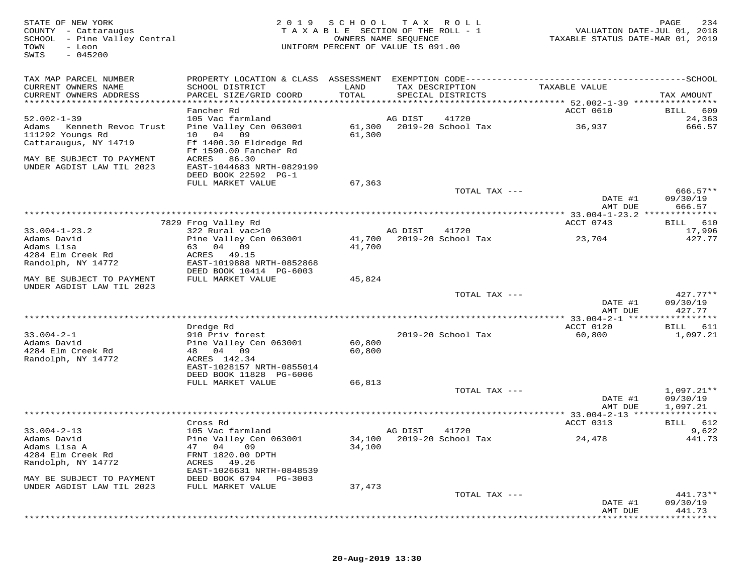STATE OF NEW YORK
COUNTY - Cattaraugus
SCHOOL - Pine Valley Central
TOWN - Leon
SWIS - 045200

2019 SCHOOL TAX ROLL
TAXABLE SECTION OF THE ROLL - 1
OWNERS NAME SEQUENCE
UNIFORM PERCENT OF VALUE IS 091.00

VALUATION DATE-JUL 01, 2018
TAXABLE STATUS DATE-MAR 01, 2019

| TAX MAP PARCEL NUMBER / CURRENT OWNERS NAME / CURRENT OWNERS ADDRESS | PROPERTY LOCATION & CLASS / SCHOOL DISTRICT / PARCEL SIZE/GRID COORD | ASSESSMENT LAND / TOTAL | EXEMPTION CODE / TAX DESCRIPTION / SPECIAL DISTRICTS | TAXABLE VALUE | TAX AMOUNT |
|---|---|---|---|---|---|
| | Fancher Rd | | | ACCT 0610 | BILL 609 |
| 52.002-1-39 | 105 Vac farmland | | AG DIST 41720 | | 24,363 |
| Adams Kenneth Revoc Trust | Pine Valley Cen 063001 | 61,300 | 2019-20 School Tax | 36,937 | 666.57 |
| 111292 Youngs Rd | 10 04 09 | 61,300 | | | |
| Cattaraugus, NY 14719 | Ff 1400.30 Eldredge Rd | | | | |
| | Ff 1590.00 Fancher Rd | | | | |
| MAY BE SUBJECT TO PAYMENT | ACRES 86.30 | | | | |
| UNDER AGDIST LAW TIL 2023 | EAST-1044683 NRTH-0829199 | | | | |
| | DEED BOOK 22592 PG-1 | | | | |
| | FULL MARKET VALUE | 67,363 | | | |
| | | | TOTAL TAX --- | | 666.57** |
| | | | | DATE #1 | 09/30/19 |
| | | | | AMT DUE | 666.57 |
| | 7829 Frog Valley Rd | | | ACCT 0743 | BILL 610 |
| 33.004-1-23.2 | 322 Rural vac>10 | | AG DIST 41720 | | 17,996 |
| Adams David | Pine Valley Cen 063001 | 41,700 | 2019-20 School Tax | 23,704 | 427.77 |
| Adams Lisa | 63 04 09 | 41,700 | | | |
| 4284 Elm Creek Rd | ACRES 49.15 | | | | |
| Randolph, NY 14772 | EAST-1019888 NRTH-0852868 | | | | |
| | DEED BOOK 10414 PG-6003 | | | | |
| MAY BE SUBJECT TO PAYMENT | FULL MARKET VALUE | 45,824 | | | |
| UNDER AGDIST LAW TIL 2023 | | | | | |
| | | | TOTAL TAX --- | | 427.77** |
| | | | | DATE #1 | 09/30/19 |
| | | | | AMT DUE | 427.77 |
| | Dredge Rd | | | ACCT 0120 | BILL 611 |
| 33.004-2-1 | 910 Priv forest | | 2019-20 School Tax | 60,800 | 1,097.21 |
| Adams David | Pine Valley Cen 063001 | 60,800 | | | |
| 4284 Elm Creek Rd | 48 04 09 | 60,800 | | | |
| Randolph, NY 14772 | ACRES 142.34 | | | | |
| | EAST-1028157 NRTH-0855014 | | | | |
| | DEED BOOK 11828 PG-6006 | | | | |
| | FULL MARKET VALUE | 66,813 | | | |
| | | | TOTAL TAX --- | | 1,097.21** |
| | | | | DATE #1 | 09/30/19 |
| | | | | AMT DUE | 1,097.21 |
| | Cross Rd | | | ACCT 0313 | BILL 612 |
| 33.004-2-13 | 105 Vac farmland | | AG DIST 41720 | | 9,622 |
| Adams David | Pine Valley Cen 063001 | 34,100 | 2019-20 School Tax | 24,478 | 441.73 |
| Adams Lisa A | 47 04 09 | 34,100 | | | |
| 4284 Elm Creek Rd | FRNT 1820.00 DPTH | | | | |
| Randolph, NY 14772 | ACRES 49.26 | | | | |
| | EAST-1026631 NRTH-0848539 | | | | |
| MAY BE SUBJECT TO PAYMENT | DEED BOOK 6794 PG-3003 | | | | |
| UNDER AGDIST LAW TIL 2023 | FULL MARKET VALUE | 37,473 | | | |
| | | | TOTAL TAX --- | | 441.73** |
| | | | | DATE #1 | 09/30/19 |
| | | | | AMT DUE | 441.73 |

20-Aug-2019 13:30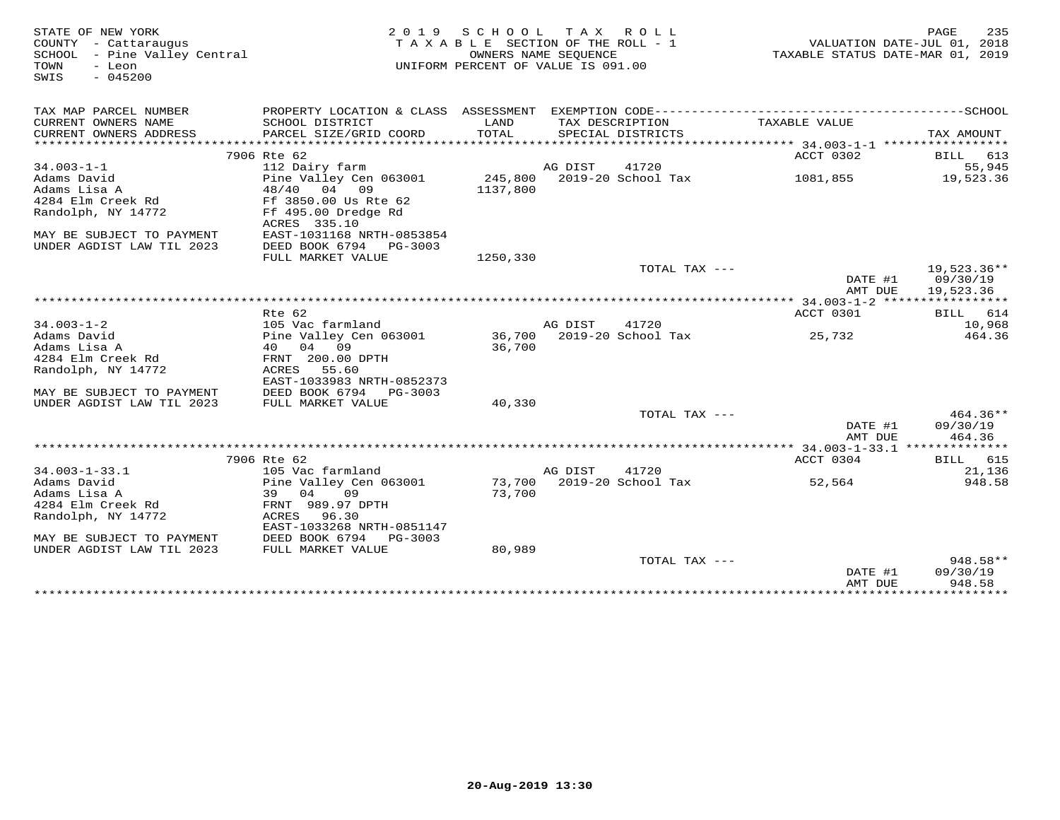STATE OF NEW YORK
COUNTY - Cattaraugus
SCHOOL - Pine Valley Central
TOWN - Leon
SWIS - 045200

2019 SCHOOL TAX ROLL
TAXABLE SECTION OF THE ROLL - 1
OWNERS NAME SEQUENCE
UNIFORM PERCENT OF VALUE IS 091.00

VALUATION DATE-JUL 01, 2018
TAXABLE STATUS DATE-MAR 01, 2019

| TAX MAP PARCEL NUMBER / CURRENT OWNERS NAME / CURRENT OWNERS ADDRESS | PROPERTY LOCATION & CLASS / SCHOOL DISTRICT / PARCEL SIZE/GRID COORD | ASSESSMENT LAND / TOTAL | EXEMPTION CODE / TAX DESCRIPTION / SPECIAL DISTRICTS | TAXABLE VALUE | TAX AMOUNT |
|---|---|---|---|---|---|
| | 7906 Rte 62 | | | ACCT 0302 | BILL 613 |
| 34.003-1-1 | 112 Dairy farm | | AG DIST 41720 | | 55,945 |
| Adams David | Pine Valley Cen 063001 | 245,800 | 2019-20 School Tax | 1081,855 | 19,523.36 |
| Adams Lisa A | 48/40 04 09 | 1137,800 | | | |
| 4284 Elm Creek Rd | Ff 3850.00 Us Rte 62 | | | | |
| Randolph, NY 14772 | Ff 495.00 Dredge Rd | | | | |
| | ACRES 335.10 | | | | |
| MAY BE SUBJECT TO PAYMENT | EAST-1031168 NRTH-0853854 | | | | |
| UNDER AGDIST LAW TIL 2023 | DEED BOOK 6794 PG-3003 | | | | |
| | FULL MARKET VALUE | 1250,330 | | | |
| | | | TOTAL TAX --- | | 19,523.36** |
| | | | | DATE #1 | 09/30/19 |
| | | | | AMT DUE | 19,523.36 |
| | Rte 62 | | | ACCT 0301 | BILL 614 |
| 34.003-1-2 | 105 Vac farmland | | AG DIST 41720 | | 10,968 |
| Adams David | Pine Valley Cen 063001 | 36,700 | 2019-20 School Tax | 25,732 | 464.36 |
| Adams Lisa A | 40 04 09 | 36,700 | | | |
| 4284 Elm Creek Rd | FRNT 200.00 DPTH | | | | |
| Randolph, NY 14772 | ACRES 55.60 | | | | |
| | EAST-1033983 NRTH-0852373 | | | | |
| MAY BE SUBJECT TO PAYMENT | DEED BOOK 6794 PG-3003 | | | | |
| UNDER AGDIST LAW TIL 2023 | FULL MARKET VALUE | 40,330 | | | |
| | | | TOTAL TAX --- | | 464.36** |
| | | | | DATE #1 | 09/30/19 |
| | | | | AMT DUE | 464.36 |
| | 7906 Rte 62 | | | ACCT 0304 | BILL 615 |
| 34.003-1-33.1 | 105 Vac farmland | | AG DIST 41720 | | 21,136 |
| Adams David | Pine Valley Cen 063001 | 73,700 | 2019-20 School Tax | 52,564 | 948.58 |
| Adams Lisa A | 39 04 09 | 73,700 | | | |
| 4284 Elm Creek Rd | FRNT 989.97 DPTH | | | | |
| Randolph, NY 14772 | ACRES 96.30 | | | | |
| | EAST-1033268 NRTH-0851147 | | | | |
| MAY BE SUBJECT TO PAYMENT | DEED BOOK 6794 PG-3003 | | | | |
| UNDER AGDIST LAW TIL 2023 | FULL MARKET VALUE | 80,989 | | | |
| | | | TOTAL TAX --- | | 948.58** |
| | | | | DATE #1 | 09/30/19 |
| | | | | AMT DUE | 948.58 |

20-Aug-2019 13:30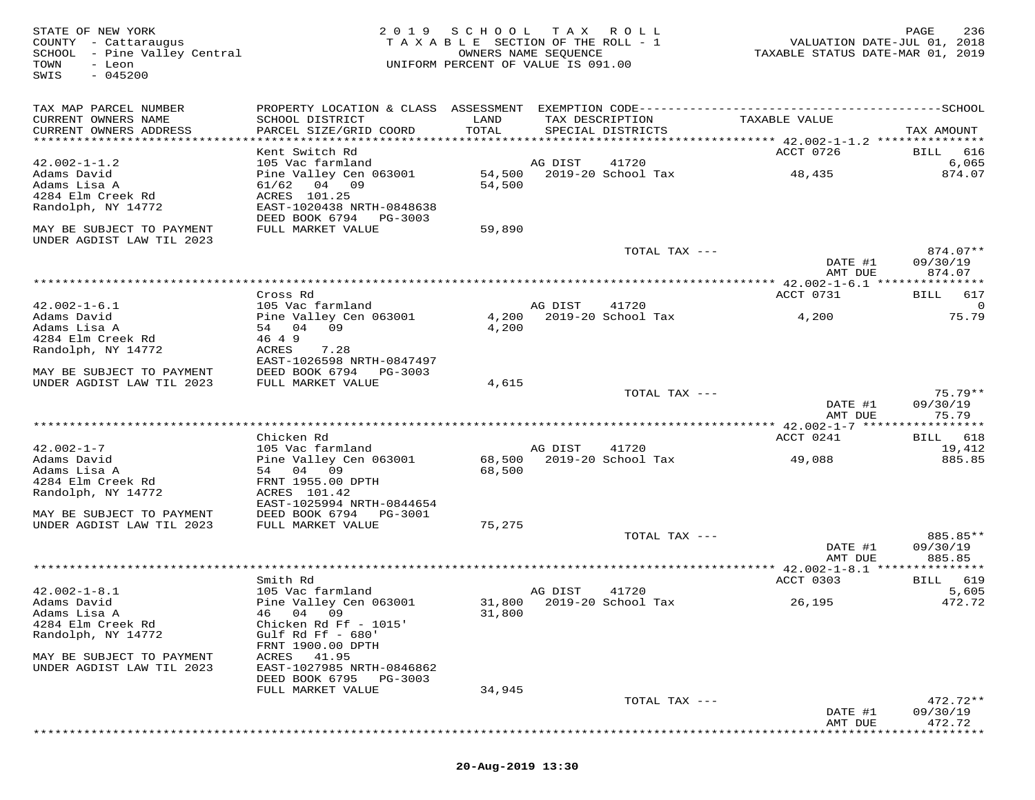STATE OF NEW YORK
COUNTY - Cattaraugus
SCHOOL - Pine Valley Central
TOWN - Leon
SWIS - 045200

2019 SCHOOL TAX ROLL
TAXABLE SECTION OF THE ROLL - 1
OWNERS NAME SEQUENCE
UNIFORM PERCENT OF VALUE IS 091.00

VALUATION DATE-JUL 01, 2018
TAXABLE STATUS DATE-MAR 01, 2019

| TAX MAP PARCEL NUMBER / CURRENT OWNERS NAME / CURRENT OWNERS ADDRESS | PROPERTY LOCATION & CLASS / SCHOOL DISTRICT / PARCEL SIZE/GRID COORD | ASSESSMENT LAND / TOTAL | EXEMPTION CODE / TAX DESCRIPTION / SPECIAL DISTRICTS | TAXABLE VALUE | TAX AMOUNT |
|---|---|---|---|---|---|
| **42.002-1-1.2** | Kent Switch Rd | | | ACCT 0726 | BILL 616 |
| 42.002-1-1.2 | 105 Vac farmland | | AG DIST 41720 | | 6,065 |
| Adams David | Pine Valley Cen 063001 | 54,500 | 2019-20 School Tax | 48,435 | 874.07 |
| Adams Lisa A | 61/62 04 09 | 54,500 | | | |
| 4284 Elm Creek Rd | ACRES 101.25 | | | | |
| Randolph, NY 14772 | EAST-1020438 NRTH-0848638 | | | | |
| | DEED BOOK 6794 PG-3003 | | | | |
| MAY BE SUBJECT TO PAYMENT UNDER AGDIST LAW TIL 2023 | FULL MARKET VALUE | 59,890 | | | |
| | | | TOTAL TAX --- | | 874.07** |
| | | | | DATE #1 | 09/30/19 |
| | | | | AMT DUE | 874.07 |
| **42.002-1-6.1** | Cross Rd | | | ACCT 0731 | BILL 617 |
| 42.002-1-6.1 | 105 Vac farmland | | AG DIST 41720 | | 0 |
| Adams David | Pine Valley Cen 063001 | 4,200 | 2019-20 School Tax | 4,200 | 75.79 |
| Adams Lisa A | 54 04 09 | 4,200 | | | |
| 4284 Elm Creek Rd | 46 4 9 | | | | |
| Randolph, NY 14772 | ACRES 7.28 | | | | |
| | EAST-1026598 NRTH-0847497 | | | | |
| MAY BE SUBJECT TO PAYMENT | DEED BOOK 6794 PG-3003 | | | | |
| UNDER AGDIST LAW TIL 2023 | FULL MARKET VALUE | 4,615 | | | |
| | | | TOTAL TAX --- | | 75.79** |
| | | | | DATE #1 | 09/30/19 |
| | | | | AMT DUE | 75.79 |
| **42.002-1-7** | Chicken Rd | | | ACCT 0241 | BILL 618 |
| 42.002-1-7 | 105 Vac farmland | | AG DIST 41720 | | 19,412 |
| Adams David | Pine Valley Cen 063001 | 68,500 | 2019-20 School Tax | 49,088 | 885.85 |
| Adams Lisa A | 54 04 09 | 68,500 | | | |
| 4284 Elm Creek Rd | FRNT 1955.00 DPTH | | | | |
| Randolph, NY 14772 | ACRES 101.42 | | | | |
| | EAST-1025994 NRTH-0844654 | | | | |
| MAY BE SUBJECT TO PAYMENT | DEED BOOK 6794 PG-3001 | | | | |
| UNDER AGDIST LAW TIL 2023 | FULL MARKET VALUE | 75,275 | | | |
| | | | TOTAL TAX --- | | 885.85** |
| | | | | DATE #1 | 09/30/19 |
| | | | | AMT DUE | 885.85 |
| **42.002-1-8.1** | Smith Rd | | | ACCT 0303 | BILL 619 |
| 42.002-1-8.1 | 105 Vac farmland | | AG DIST 41720 | | 5,605 |
| Adams David | Pine Valley Cen 063001 | 31,800 | 2019-20 School Tax | 26,195 | 472.72 |
| Adams Lisa A | 46 04 09 | 31,800 | | | |
| 4284 Elm Creek Rd | Chicken Rd Ff - 1015' | | | | |
| Randolph, NY 14772 | Gulf Rd Ff - 680' | | | | |
| | FRNT 1900.00 DPTH | | | | |
| MAY BE SUBJECT TO PAYMENT | ACRES 41.95 | | | | |
| UNDER AGDIST LAW TIL 2023 | EAST-1027985 NRTH-0846862 | | | | |
| | DEED BOOK 6795 PG-3003 | | | | |
| | FULL MARKET VALUE | 34,945 | | | |
| | | | TOTAL TAX --- | | 472.72** |
| | | | | DATE #1 | 09/30/19 |
| | | | | AMT DUE | 472.72 |

20-Aug-2019 13:30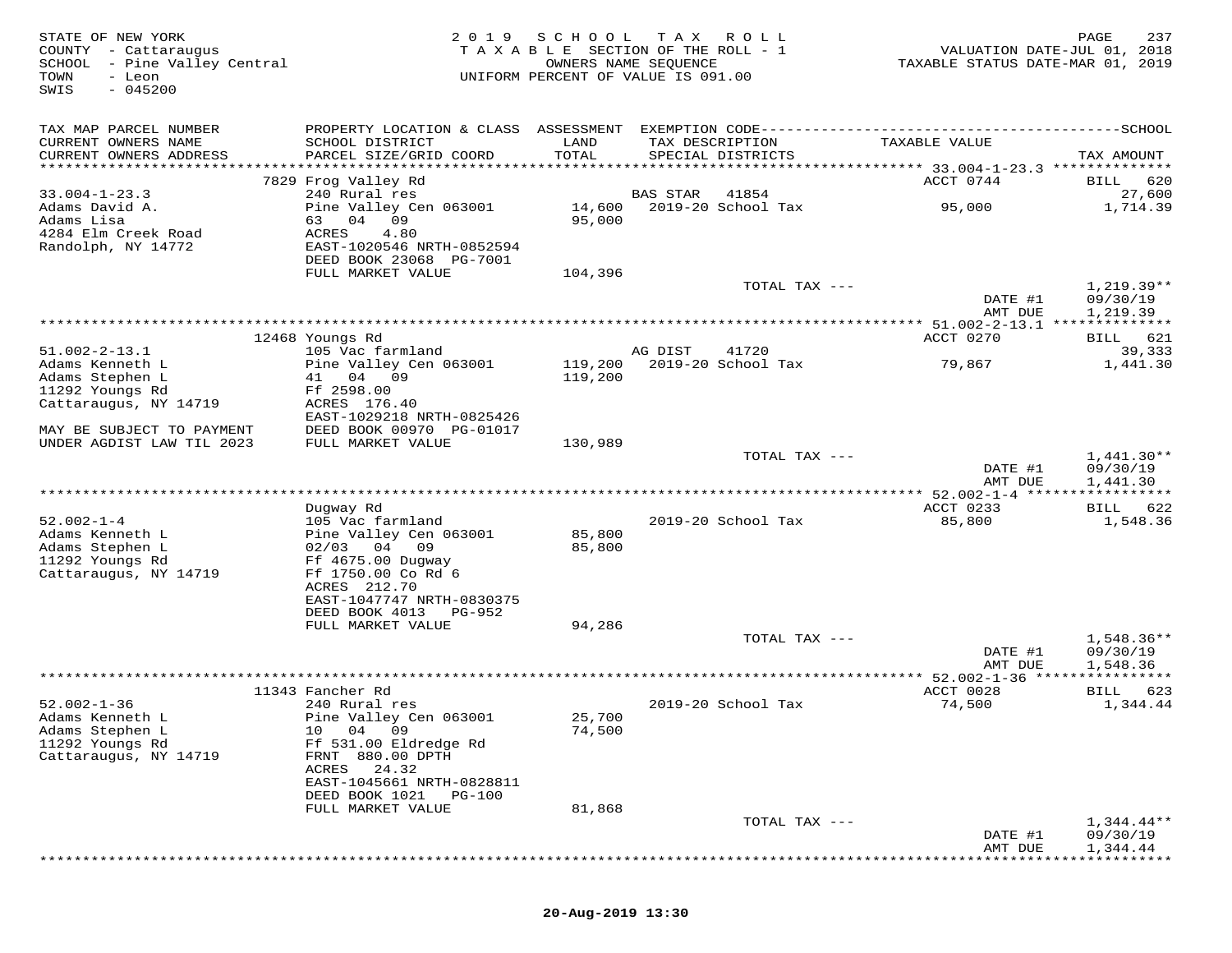STATE OF NEW YORK
COUNTY - Cattaraugus
SCHOOL - Pine Valley Central
TOWN - Leon
SWIS - 045200

2019 SCHOOL TAX ROLL
TAXABLE SECTION OF THE ROLL - 1
OWNERS NAME SEQUENCE
UNIFORM PERCENT OF VALUE IS 091.00

VALUATION DATE-JUL 01, 2018
TAXABLE STATUS DATE-MAR 01, 2019

| TAX MAP PARCEL NUMBER / CURRENT OWNERS NAME / CURRENT OWNERS ADDRESS | PROPERTY LOCATION & CLASS / SCHOOL DISTRICT / PARCEL SIZE/GRID COORD | ASSESSMENT LAND / TOTAL | EXEMPTION CODE / TAX DESCRIPTION / SPECIAL DISTRICTS | TAXABLE VALUE | SCHOOL TAX AMOUNT |
|---|---|---|---|---|---|
| | 7829 Frog Valley Rd | | | ACCT 0744 | BILL 620 |
| 33.004-1-23.3 | 240 Rural res | | BAS STAR 41854 | | 27,600 |
| Adams David A. | Pine Valley Cen 063001 | 14,600 | 2019-20 School Tax | 95,000 | 1,714.39 |
| Adams Lisa | 63 04 09 | 95,000 | | | |
| 4284 Elm Creek Road | ACRES 4.80 | | | | |
| Randolph, NY 14772 | EAST-1020546 NRTH-0852594 | | | | |
| | DEED BOOK 23068 PG-7001 | | | | |
| | FULL MARKET VALUE | 104,396 | | | |
| | | | TOTAL TAX --- | | 1,219.39** |
| | | | | DATE #1 | 09/30/19 |
| | | | | AMT DUE | 1,219.39 |
| | 12468 Youngs Rd | | | ACCT 0270 | BILL 621 |
| 51.002-2-13.1 | 105 Vac farmland | | AG DIST 41720 | | 39,333 |
| Adams Kenneth L | Pine Valley Cen 063001 | 119,200 | 2019-20 School Tax | 79,867 | 1,441.30 |
| Adams Stephen L | 41 04 09 | 119,200 | | | |
| 11292 Youngs Rd | Ff 2598.00 | | | | |
| Cattaraugus, NY 14719 | ACRES 176.40 | | | | |
| | EAST-1029218 NRTH-0825426 | | | | |
| MAY BE SUBJECT TO PAYMENT | DEED BOOK 00970 PG-01017 | | | | |
| UNDER AGDIST LAW TIL 2023 | FULL MARKET VALUE | 130,989 | | | |
| | | | TOTAL TAX --- | | 1,441.30** |
| | | | | DATE #1 | 09/30/19 |
| | | | | AMT DUE | 1,441.30 |
| | Dugway Rd | | | ACCT 0233 | BILL 622 |
| 52.002-1-4 | 105 Vac farmland | | 2019-20 School Tax | 85,800 | 1,548.36 |
| Adams Kenneth L | Pine Valley Cen 063001 | 85,800 | | | |
| Adams Stephen L | 02/03 04 09 | 85,800 | | | |
| 11292 Youngs Rd | Ff 4675.00 Dugway | | | | |
| Cattaraugus, NY 14719 | Ff 1750.00 Co Rd 6 | | | | |
| | ACRES 212.70 | | | | |
| | EAST-1047747 NRTH-0830375 | | | | |
| | DEED BOOK 4013 PG-952 | | | | |
| | FULL MARKET VALUE | 94,286 | | | |
| | | | TOTAL TAX --- | | 1,548.36** |
| | | | | DATE #1 | 09/30/19 |
| | | | | AMT DUE | 1,548.36 |
| | 11343 Fancher Rd | | | ACCT 0028 | BILL 623 |
| 52.002-1-36 | 240 Rural res | | 2019-20 School Tax | 74,500 | 1,344.44 |
| Adams Kenneth L | Pine Valley Cen 063001 | 25,700 | | | |
| Adams Stephen L | 10 04 09 | 74,500 | | | |
| 11292 Youngs Rd | Ff 531.00 Eldredge Rd | | | | |
| Cattaraugus, NY 14719 | FRNT 880.00 DPTH | | | | |
| | ACRES 24.32 | | | | |
| | EAST-1045661 NRTH-0828811 | | | | |
| | DEED BOOK 1021 PG-100 | | | | |
| | FULL MARKET VALUE | 81,868 | | | |
| | | | TOTAL TAX --- | | 1,344.44** |
| | | | | DATE #1 | 09/30/19 |
| | | | | AMT DUE | 1,344.44 |

20-Aug-2019 13:30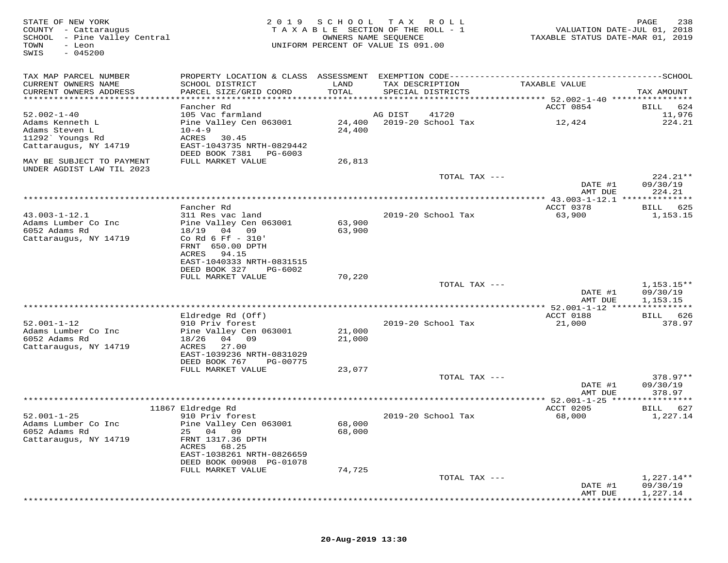STATE OF NEW YORK
COUNTY - Cattaraugus
SCHOOL - Pine Valley Central
TOWN - Leon
SWIS - 045200

2019 SCHOOL TAX ROLL
TAXABLE SECTION OF THE ROLL - 1
OWNERS NAME SEQUENCE
UNIFORM PERCENT OF VALUE IS 091.00

VALUATION DATE-JUL 01, 2018
TAXABLE STATUS DATE-MAR 01, 2019

| TAX MAP PARCEL NUMBER / CURRENT OWNERS NAME / CURRENT OWNERS ADDRESS | PROPERTY LOCATION & CLASS / SCHOOL DISTRICT / PARCEL SIZE/GRID COORD | ASSESSMENT LAND / TOTAL | EXEMPTION CODE / TAX DESCRIPTION / SPECIAL DISTRICTS | TAXABLE VALUE | TAX AMOUNT |
|---|---|---|---|---|---|
| | Fancher Rd | | | ACCT 0854 | BILL 624 |
| 52.002-1-40 | 105 Vac farmland | | AG DIST 41720 | | 11,976 |
| Adams Kenneth L | Pine Valley Cen 063001 | 24,400 | 2019-20 School Tax | 12,424 | 224.21 |
| Adams Steven L | 10-4-9 | 24,400 | | | |
| 11292` Youngs Rd | ACRES 30.45 | | | | |
| Cattaraugus, NY 14719 | EAST-1043735 NRTH-0829442 | | | | |
| | DEED BOOK 7381 PG-6003 | | | | |
| MAY BE SUBJECT TO PAYMENT UNDER AGDIST LAW TIL 2023 | FULL MARKET VALUE | 26,813 | | | |
| | | | TOTAL TAX --- | | 224.21** |
| | | | | DATE #1 | 09/30/19 |
| | | | | AMT DUE | 224.21 |
| | Fancher Rd | | | ACCT 0378 | BILL 625 |
| 43.003-1-12.1 | 311 Res vac land | | 2019-20 School Tax | 63,900 | 1,153.15 |
| Adams Lumber Co Inc | Pine Valley Cen 063001 | 63,900 | | | |
| 6052 Adams Rd | 18/19 04 09 | 63,900 | | | |
| Cattaraugus, NY 14719 | Co Rd 6 Ff - 310' | | | | |
| | FRNT 650.00 DPTH | | | | |
| | ACRES 94.15 | | | | |
| | EAST-1040333 NRTH-0831515 | | | | |
| | DEED BOOK 327 PG-6002 | | | | |
| | FULL MARKET VALUE | 70,220 | | | |
| | | | TOTAL TAX --- | | 1,153.15** |
| | | | | DATE #1 | 09/30/19 |
| | | | | AMT DUE | 1,153.15 |
| | Eldredge Rd (Off) | | | ACCT 0188 | BILL 626 |
| 52.001-1-12 | 910 Priv forest | | 2019-20 School Tax | 21,000 | 378.97 |
| Adams Lumber Co Inc | Pine Valley Cen 063001 | 21,000 | | | |
| 6052 Adams Rd | 18/26 04 09 | 21,000 | | | |
| Cattaraugus, NY 14719 | ACRES 27.00 | | | | |
| | EAST-1039236 NRTH-0831029 | | | | |
| | DEED BOOK 767 PG-00775 | | | | |
| | FULL MARKET VALUE | 23,077 | | | |
| | | | TOTAL TAX --- | | 378.97** |
| | | | | DATE #1 | 09/30/19 |
| | | | | AMT DUE | 378.97 |
| | 11867 Eldredge Rd | | | ACCT 0205 | BILL 627 |
| 52.001-1-25 | 910 Priv forest | | 2019-20 School Tax | 68,000 | 1,227.14 |
| Adams Lumber Co Inc | Pine Valley Cen 063001 | 68,000 | | | |
| 6052 Adams Rd | 25 04 09 | 68,000 | | | |
| Cattaraugus, NY 14719 | FRNT 1317.36 DPTH | | | | |
| | ACRES 68.25 | | | | |
| | EAST-1038261 NRTH-0826659 | | | | |
| | DEED BOOK 00908 PG-01078 | | | | |
| | FULL MARKET VALUE | 74,725 | | | |
| | | | TOTAL TAX --- | | 1,227.14** |
| | | | | DATE #1 | 09/30/19 |
| | | | | AMT DUE | 1,227.14 |

20-Aug-2019 13:30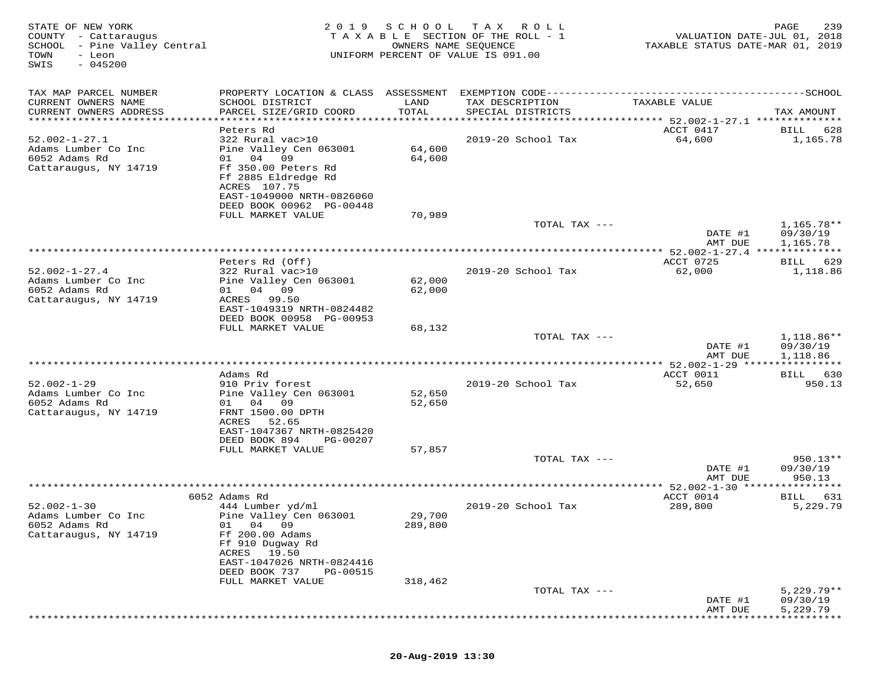STATE OF NEW YORK
COUNTY - Cattaraugus
SCHOOL - Pine Valley Central
TOWN - Leon
SWIS - 045200

2019 SCHOOL TAX ROLL
TAXABLE SECTION OF THE ROLL - 1
OWNERS NAME SEQUENCE
UNIFORM PERCENT OF VALUE IS 091.00

VALUATION DATE-JUL 01, 2018
TAXABLE STATUS DATE-MAR 01, 2019

| TAX MAP PARCEL NUMBER<br>CURRENT OWNERS NAME<br>CURRENT OWNERS ADDRESS | PROPERTY LOCATION & CLASS<br>SCHOOL DISTRICT<br>PARCEL SIZE/GRID COORD | ASSESSMENT<br>LAND<br>TOTAL | EXEMPTION CODE-----SCHOOL<br>TAX DESCRIPTION<br>SPECIAL DISTRICTS | TAXABLE VALUE | TAX AMOUNT |
|---|---|---|---|---|---|
| | Peters Rd | | | ACCT 0417 | BILL 628 |
| 52.002-1-27.1 | 322 Rural vac>10 | | 2019-20 School Tax | 64,600 | 1,165.78 |
| Adams Lumber Co Inc | Pine Valley Cen 063001 | 64,600 | | | |
| 6052 Adams Rd | 01 04 09 | 64,600 | | | |
| Cattaraugus, NY 14719 | Ff 350.00 Peters Rd | | | | |
| | Ff 2885 Eldredge Rd | | | | |
| | ACRES 107.75 | | | | |
| | EAST-1049000 NRTH-0826060 | | | | |
| | DEED BOOK 00962 PG-00448 | | | | |
| | FULL MARKET VALUE | 70,989 | | | |
| | | | TOTAL TAX --- | | 1,165.78** |
| | | | | DATE #1 | 09/30/19 |
| | | | | AMT DUE | 1,165.78 |
| | Peters Rd (Off) | | | ACCT 0725 | BILL 629 |
| 52.002-1-27.4 | 322 Rural vac>10 | | 2019-20 School Tax | 62,000 | 1,118.86 |
| Adams Lumber Co Inc | Pine Valley Cen 063001 | 62,000 | | | |
| 6052 Adams Rd | 01 04 09 | 62,000 | | | |
| Cattaraugus, NY 14719 | ACRES 99.50 | | | | |
| | EAST-1049319 NRTH-0824482 | | | | |
| | DEED BOOK 00958 PG-00953 | | | | |
| | FULL MARKET VALUE | 68,132 | | | |
| | | | TOTAL TAX --- | | 1,118.86** |
| | | | | DATE #1 | 09/30/19 |
| | | | | AMT DUE | 1,118.86 |
| | Adams Rd | | | ACCT 0011 | BILL 630 |
| 52.002-1-29 | 910 Priv forest | | 2019-20 School Tax | 52,650 | 950.13 |
| Adams Lumber Co Inc | Pine Valley Cen 063001 | 52,650 | | | |
| 6052 Adams Rd | 01 04 09 | 52,650 | | | |
| Cattaraugus, NY 14719 | FRNT 1500.00 DPTH | | | | |
| | ACRES 52.65 | | | | |
| | EAST-1047367 NRTH-0825420 | | | | |
| | DEED BOOK 894 PG-00207 | | | | |
| | FULL MARKET VALUE | 57,857 | | | |
| | | | TOTAL TAX --- | | 950.13** |
| | | | | DATE #1 | 09/30/19 |
| | | | | AMT DUE | 950.13 |
| | 6052 Adams Rd | | | ACCT 0014 | BILL 631 |
| 52.002-1-30 | 444 Lumber yd/ml | | 2019-20 School Tax | 289,800 | 5,229.79 |
| Adams Lumber Co Inc | Pine Valley Cen 063001 | 29,700 | | | |
| 6052 Adams Rd | 01 04 09 | 289,800 | | | |
| Cattaraugus, NY 14719 | Ff 200.00 Adams | | | | |
| | Ff 910 Dugway Rd | | | | |
| | ACRES 19.50 | | | | |
| | EAST-1047026 NRTH-0824416 | | | | |
| | DEED BOOK 737 PG-00515 | | | | |
| | FULL MARKET VALUE | 318,462 | | | |
| | | | TOTAL TAX --- | | 5,229.79** |
| | | | | DATE #1 | 09/30/19 |
| | | | | AMT DUE | 5,229.79 |

20-Aug-2019 13:30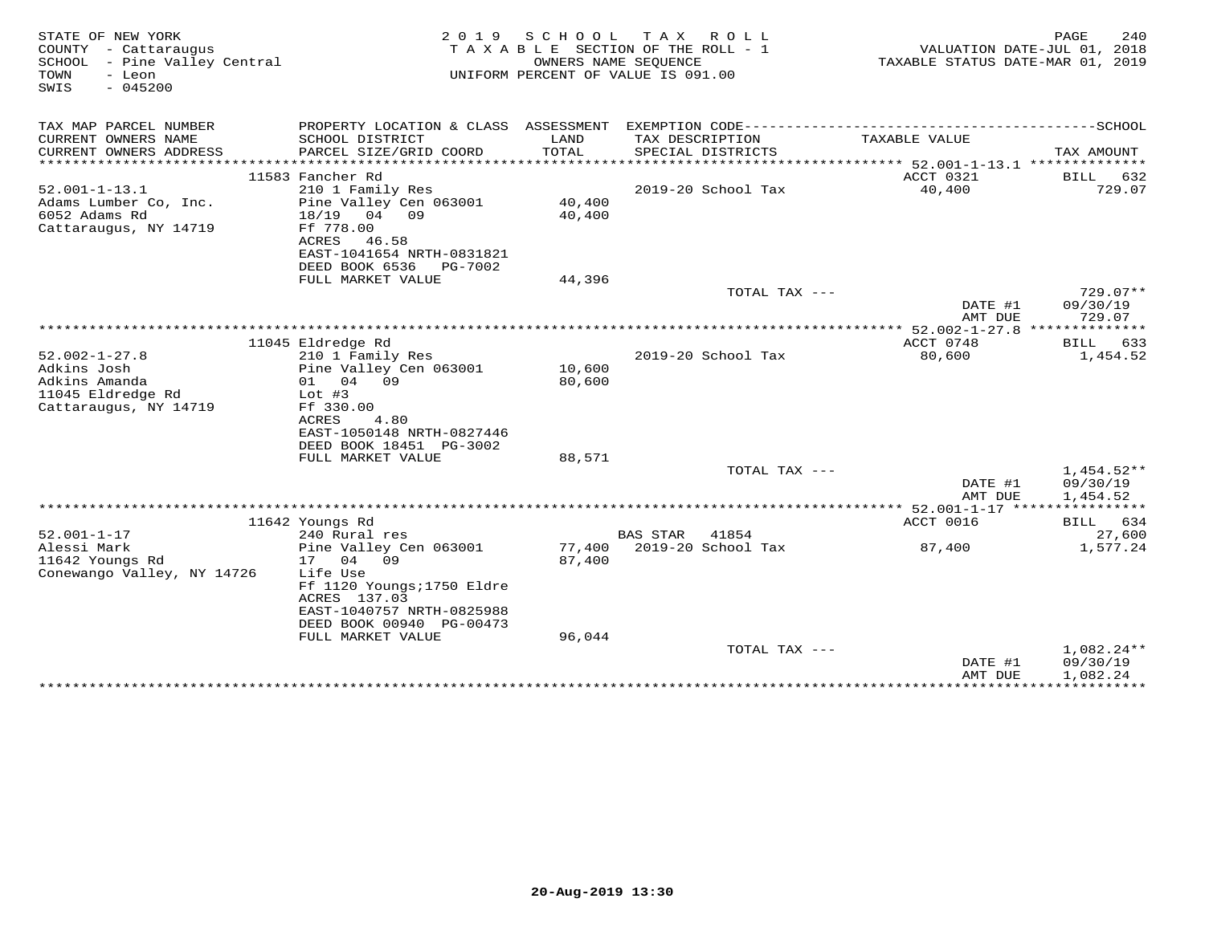STATE OF NEW YORK
COUNTY - Cattaraugus
SCHOOL - Pine Valley Central
TOWN - Leon
SWIS - 045200

2019 SCHOOL TAX ROLL
TAXABLE SECTION OF THE ROLL - 1
OWNERS NAME SEQUENCE
UNIFORM PERCENT OF VALUE IS 091.00

VALUATION DATE-JUL 01, 2018
TAXABLE STATUS DATE-MAR 01, 2019

| TAX MAP PARCEL NUMBER / CURRENT OWNERS NAME / CURRENT OWNERS ADDRESS | PROPERTY LOCATION & CLASS / SCHOOL DISTRICT / PARCEL SIZE/GRID COORD | ASSESSMENT LAND / TOTAL | EXEMPTION CODE / TAX DESCRIPTION / SPECIAL DISTRICTS | TAXABLE VALUE | TAX AMOUNT |
|---|---|---|---|---|---|
| | 11583 Fancher Rd | | | ACCT 0321 | BILL 632 |
| 52.001-1-13.1 | 210 1 Family Res | | 2019-20 School Tax | 40,400 | 729.07 |
| Adams Lumber Co, Inc. | Pine Valley Cen 063001 | 40,400 | | | |
| 6052 Adams Rd | 18/19 04 09 | 40,400 | | | |
| Cattaraugus, NY 14719 | Ff 778.00 | | | | |
| | ACRES 46.58 | | | | |
| | EAST-1041654 NRTH-0831821 | | | | |
| | DEED BOOK 6536 PG-7002 | | | | |
| | FULL MARKET VALUE | 44,396 | | | |
| | | | TOTAL TAX --- | | 729.07** |
| | | | | DATE #1 | 09/30/19 |
| | | | | AMT DUE | 729.07 |
| | 11045 Eldredge Rd | | | ACCT 0748 | BILL 633 |
| 52.002-1-27.8 | 210 1 Family Res | | 2019-20 School Tax | 80,600 | 1,454.52 |
| Adkins Josh | Pine Valley Cen 063001 | 10,600 | | | |
| Adkins Amanda | 01 04 09 | 80,600 | | | |
| 11045 Eldredge Rd | Lot #3 | | | | |
| Cattaraugus, NY 14719 | Ff 330.00 | | | | |
| | ACRES 4.80 | | | | |
| | EAST-1050148 NRTH-0827446 | | | | |
| | DEED BOOK 18451 PG-3002 | | | | |
| | FULL MARKET VALUE | 88,571 | | | |
| | | | TOTAL TAX --- | | 1,454.52** |
| | | | | DATE #1 | 09/30/19 |
| | | | | AMT DUE | 1,454.52 |
| | 11642 Youngs Rd | | | ACCT 0016 | BILL 634 |
| 52.001-1-17 | 240 Rural res | | BAS STAR 41854 | | 27,600 |
| Alessi Mark | Pine Valley Cen 063001 | 77,400 | 2019-20 School Tax | 87,400 | 1,577.24 |
| 11642 Youngs Rd | 17 04 09 | 87,400 | | | |
| Conewango Valley, NY 14726 | Life Use | | | | |
| | Ff 1120 Youngs;1750 Eldre | | | | |
| | ACRES 137.03 | | | | |
| | EAST-1040757 NRTH-0825988 | | | | |
| | DEED BOOK 00940 PG-00473 | | | | |
| | FULL MARKET VALUE | 96,044 | | | |
| | | | TOTAL TAX --- | | 1,082.24** |
| | | | | DATE #1 | 09/30/19 |
| | | | | AMT DUE | 1,082.24 |

20-Aug-2019 13:30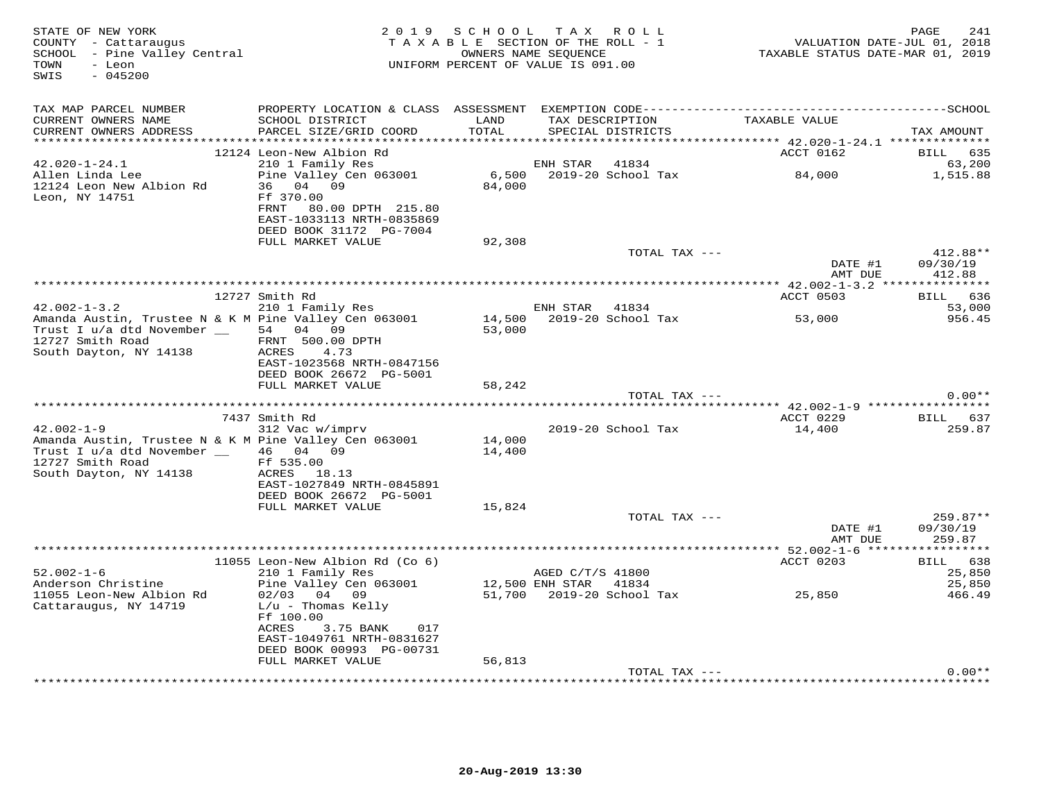STATE OF NEW YORK
COUNTY - Cattaraugus
SCHOOL - Pine Valley Central
TOWN - Leon
SWIS - 045200

2019 SCHOOL TAX ROLL
TAXABLE SECTION OF THE ROLL - 1
OWNERS NAME SEQUENCE
UNIFORM PERCENT OF VALUE IS 091.00

VALUATION DATE-JUL 01, 2018
TAXABLE STATUS DATE-MAR 01, 2019

| TAX MAP PARCEL NUMBER / CURRENT OWNERS NAME / CURRENT OWNERS ADDRESS | PROPERTY LOCATION & CLASS / SCHOOL DISTRICT / PARCEL SIZE/GRID COORD | ASSESSMENT LAND / TOTAL | EXEMPTION CODE / TAX DESCRIPTION / SPECIAL DISTRICTS | TAXABLE VALUE | SCHOOL TAX AMOUNT |
|---|---|---|---|---|---|
| | 12124 Leon-New Albion Rd | | | ACCT 0162 | BILL 635 |
| 42.020-1-24.1 | 210 1 Family Res | | ENH STAR 41834 | | 63,200 |
| Allen Linda Lee | Pine Valley Cen 063001 | 6,500 | 2019-20 School Tax | 84,000 | 1,515.88 |
| 12124 Leon New Albion Rd | 36 04 09 | 84,000 | | | |
| Leon, NY 14751 | Ff 370.00 | | | | |
| | FRNT 80.00 DPTH 215.80 | | | | |
| | EAST-1033113 NRTH-0835869 | | | | |
| | DEED BOOK 31172 PG-7004 | | | | |
| | FULL MARKET VALUE | 92,308 | | | |
| | | | TOTAL TAX --- | | 412.88** |
| | | | | DATE #1 | 09/30/19 |
| | | | | AMT DUE | 412.88 |
| | 12727 Smith Rd | | | ACCT 0503 | BILL 636 |
| 42.002-1-3.2 | 210 1 Family Res | | ENH STAR 41834 | | 53,000 |
| Amanda Austin, Trustee N & K M | Pine Valley Cen 063001 | 14,500 | 2019-20 School Tax | 53,000 | 956.45 |
| Trust I u/a dtd November __ | 54 04 09 | 53,000 | | | |
| 12727 Smith Road | FRNT 500.00 DPTH | | | | |
| South Dayton, NY 14138 | ACRES 4.73 | | | | |
| | EAST-1023568 NRTH-0847156 | | | | |
| | DEED BOOK 26672 PG-5001 | | | | |
| | FULL MARKET VALUE | 58,242 | | | |
| | | | TOTAL TAX --- | | 0.00** |
| | 7437 Smith Rd | | | ACCT 0229 | BILL 637 |
| 42.002-1-9 | 312 Vac w/imprv | | 2019-20 School Tax | 14,400 | 259.87 |
| Amanda Austin, Trustee N & K M | Pine Valley Cen 063001 | 14,000 | | | |
| Trust I u/a dtd November __ | 46 04 09 | 14,400 | | | |
| 12727 Smith Road | Ff 535.00 | | | | |
| South Dayton, NY 14138 | ACRES 18.13 | | | | |
| | EAST-1027849 NRTH-0845891 | | | | |
| | DEED BOOK 26672 PG-5001 | | | | |
| | FULL MARKET VALUE | 15,824 | | | |
| | | | TOTAL TAX --- | | 259.87** |
| | | | | DATE #1 | 09/30/19 |
| | | | | AMT DUE | 259.87 |
| | 11055 Leon-New Albion Rd (Co 6) | | | ACCT 0203 | BILL 638 |
| 52.002-1-6 | 210 1 Family Res | | AGED C/T/S 41800 | | 25,850 |
| Anderson Christine | Pine Valley Cen 063001 | 12,500 | ENH STAR 41834 | | 25,850 |
| 11055 Leon-New Albion Rd | 02/03 04 09 | 51,700 | 2019-20 School Tax | 25,850 | 466.49 |
| Cattaraugus, NY 14719 | L/u - Thomas Kelly | | | | |
| | Ff 100.00 | | | | |
| | ACRES 3.75 BANK 017 | | | | |
| | EAST-1049761 NRTH-0831627 | | | | |
| | DEED BOOK 00993 PG-00731 | | | | |
| | FULL MARKET VALUE | 56,813 | | | |
| | | | TOTAL TAX --- | | 0.00** |

20-Aug-2019 13:30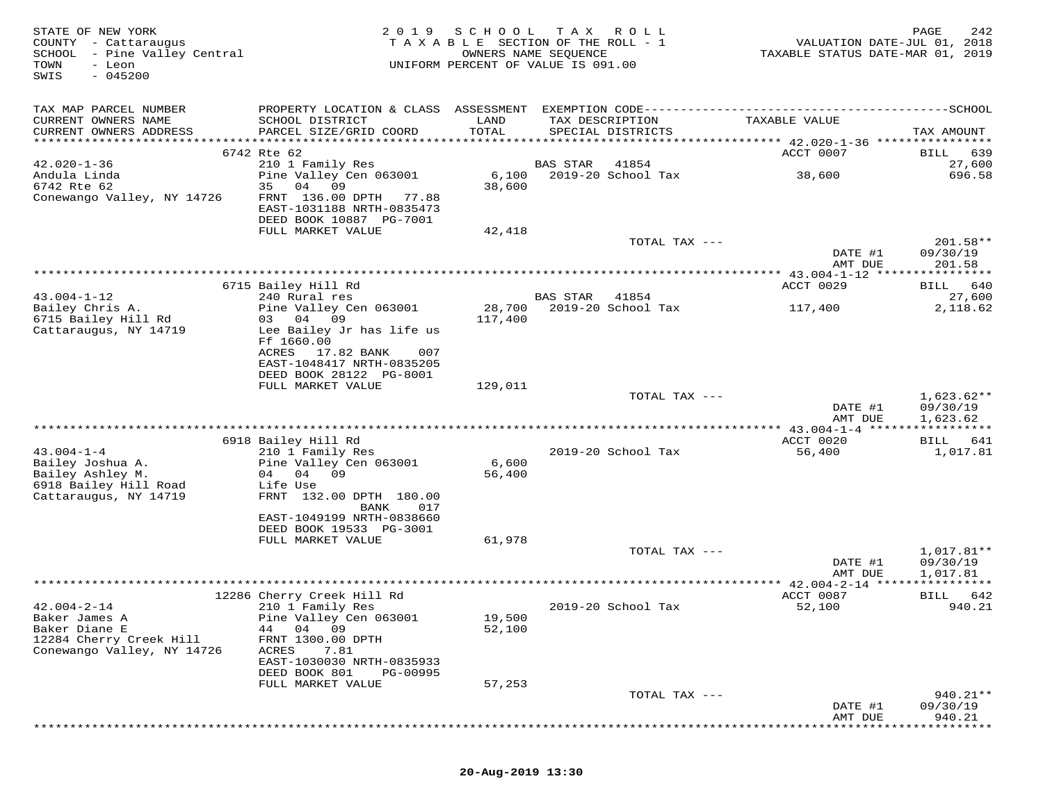STATE OF NEW YORK
COUNTY - Cattaraugus
SCHOOL - Pine Valley Central
TOWN - Leon
SWIS - 045200

2019 SCHOOL TAX ROLL
TAXABLE SECTION OF THE ROLL - 1
OWNERS NAME SEQUENCE
UNIFORM PERCENT OF VALUE IS 091.00

VALUATION DATE-JUL 01, 2018
TAXABLE STATUS DATE-MAR 01, 2019

| TAX MAP PARCEL NUMBER / CURRENT OWNERS NAME / CURRENT OWNERS ADDRESS | PROPERTY LOCATION & CLASS / SCHOOL DISTRICT / PARCEL SIZE/GRID COORD | ASSESSMENT LAND / TOTAL | EXEMPTION CODE / TAX DESCRIPTION / SPECIAL DISTRICTS | TAXABLE VALUE | TAX AMOUNT |
|---|---|---|---|---|---|
| 42.020-1-36 | 6742 Rte 62 | | | ACCT 0007 | BILL 639 |
| Andula Linda | 210 1 Family Res | | BAS STAR 41854 | | 27,600 |
| 6742 Rte 62 | Pine Valley Cen 063001 | 6,100 | 2019-20 School Tax | 38,600 | 696.58 |
| Conewango Valley, NY 14726 | 35 04 09 | 38,600 | | | |
| | FRNT 136.00 DPTH 77.88 | | | | |
| | EAST-1031188 NRTH-0835473 | | | | |
| | DEED BOOK 10887 PG-7001 | | | | |
| | FULL MARKET VALUE | 42,418 | | | |
| | | | TOTAL TAX --- | | 201.58** |
| | | | | DATE #1 | 09/30/19 |
| | | | | AMT DUE | 201.58 |
| 43.004-1-12 | 6715 Bailey Hill Rd | | | ACCT 0029 | BILL 640 |
| Bailey Chris A. | 240 Rural res | | BAS STAR 41854 | | 27,600 |
| 6715 Bailey Hill Rd | Pine Valley Cen 063001 | 28,700 | 2019-20 School Tax | 117,400 | 2,118.62 |
| Cattaraugus, NY 14719 | 03 04 09 | 117,400 | | | |
| | Lee Bailey Jr has life us | | | | |
| | Ff 1660.00 | | | | |
| | ACRES 17.82 BANK 007 | | | | |
| | EAST-1048417 NRTH-0835205 | | | | |
| | DEED BOOK 28122 PG-8001 | | | | |
| | FULL MARKET VALUE | 129,011 | | | |
| | | | TOTAL TAX --- | | 1,623.62** |
| | | | | DATE #1 | 09/30/19 |
| | | | | AMT DUE | 1,623.62 |
| 43.004-1-4 | 6918 Bailey Hill Rd | | | ACCT 0020 | BILL 641 |
| Bailey Joshua A. | 210 1 Family Res | | 2019-20 School Tax | 56,400 | 1,017.81 |
| Bailey Ashley M. | Pine Valley Cen 063001 | 6,600 | | | |
| 6918 Bailey Hill Road | 04 04 09 | 56,400 | | | |
| Cattaraugus, NY 14719 | Life Use | | | | |
| | FRNT 132.00 DPTH 180.00 | | | | |
| | BANK 017 | | | | |
| | EAST-1049199 NRTH-0838660 | | | | |
| | DEED BOOK 19533 PG-3001 | | | | |
| | FULL MARKET VALUE | 61,978 | | | |
| | | | TOTAL TAX --- | | 1,017.81** |
| | | | | DATE #1 | 09/30/19 |
| | | | | AMT DUE | 1,017.81 |
| 42.004-2-14 | 12286 Cherry Creek Hill Rd | | | ACCT 0087 | BILL 642 |
| Baker James A | 210 1 Family Res | | 2019-20 School Tax | 52,100 | 940.21 |
| Baker Diane E | Pine Valley Cen 063001 | 19,500 | | | |
| 12284 Cherry Creek Hill | 44 04 09 | 52,100 | | | |
| Conewango Valley, NY 14726 | FRNT 1300.00 DPTH | | | | |
| | ACRES 7.81 | | | | |
| | EAST-1030030 NRTH-0835933 | | | | |
| | DEED BOOK 801 PG-00995 | | | | |
| | FULL MARKET VALUE | 57,253 | | | |
| | | | TOTAL TAX --- | | 940.21** |
| | | | | DATE #1 | 09/30/19 |
| | | | | AMT DUE | 940.21 |

20-Aug-2019 13:30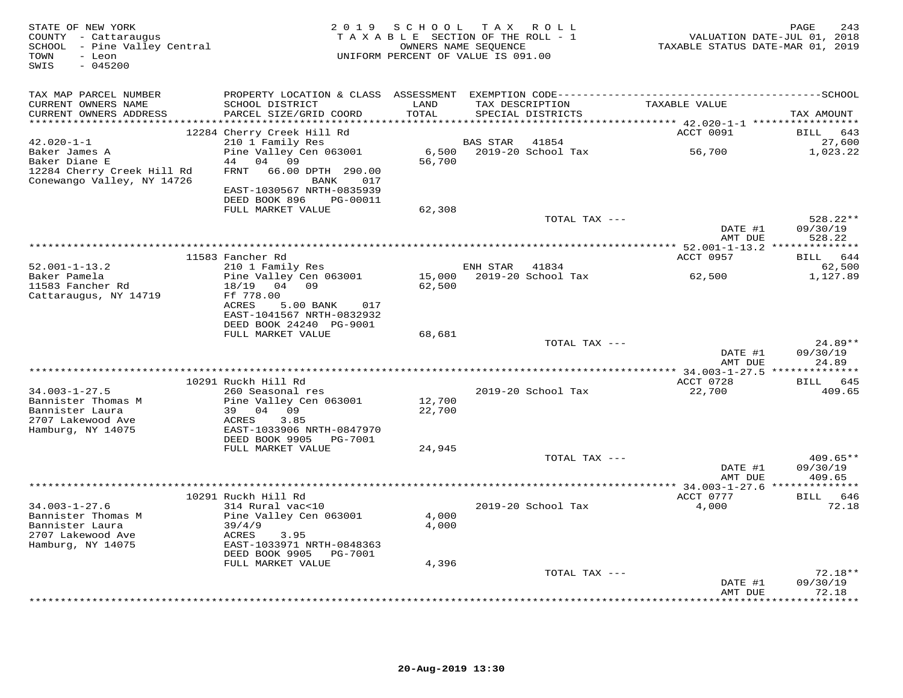STATE OF NEW YORK
COUNTY - Cattaraugus
SCHOOL - Pine Valley Central
TOWN - Leon
SWIS - 045200

2019 SCHOOL TAX ROLL
TAXABLE SECTION OF THE ROLL - 1
OWNERS NAME SEQUENCE
UNIFORM PERCENT OF VALUE IS 091.00

VALUATION DATE-JUL 01, 2018
TAXABLE STATUS DATE-MAR 01, 2019

| TAX MAP PARCEL NUMBER / CURRENT OWNERS NAME / CURRENT OWNERS ADDRESS | PROPERTY LOCATION & CLASS / SCHOOL DISTRICT / PARCEL SIZE/GRID COORD | ASSESSMENT LAND / TOTAL | EXEMPTION CODE / TAX DESCRIPTION / SPECIAL DISTRICTS | TAXABLE VALUE | TAX AMOUNT |
|---|---|---|---|---|---|
| 42.020-1-1 | 12284 Cherry Creek Hill Rd | | | ACCT 0091 | BILL 643 |
| 42.020-1-1 | 210 1 Family Res | | BAS STAR 41854 | | 27,600 |
| Baker James A | Pine Valley Cen 063001 | 6,500 | 2019-20 School Tax | 56,700 | 1,023.22 |
| Baker Diane E | 44 04 09 | 56,700 | | | |
| 12284 Cherry Creek Hill Rd | FRNT 66.00 DPTH 290.00 | | | | |
| Conewango Valley, NY 14726 | BANK 017 | | | | |
| | EAST-1030567 NRTH-0835939 | | | | |
| | DEED BOOK 896 PG-00011 | | | | |
| | FULL MARKET VALUE | 62,308 | | | |
| | | | TOTAL TAX --- | | 528.22** |
| | | | | DATE #1 | 09/30/19 |
| | | | | AMT DUE | 528.22 |
| 52.001-1-13.2 | 11583 Fancher Rd | | | ACCT 0957 | BILL 644 |
| 52.001-1-13.2 | 210 1 Family Res | | ENH STAR 41834 | | 62,500 |
| Baker Pamela | Pine Valley Cen 063001 | 15,000 | 2019-20 School Tax | 62,500 | 1,127.89 |
| 11583 Fancher Rd | 18/19 04 09 | 62,500 | | | |
| Cattaraugus, NY 14719 | Ff 778.00 | | | | |
| | ACRES 5.00 BANK 017 | | | | |
| | EAST-1041567 NRTH-0832932 | | | | |
| | DEED BOOK 24240 PG-9001 | | | | |
| | FULL MARKET VALUE | 68,681 | | | |
| | | | TOTAL TAX --- | | 24.89** |
| | | | | DATE #1 | 09/30/19 |
| | | | | AMT DUE | 24.89 |
| 34.003-1-27.5 | 10291 Ruckh Hill Rd | | | ACCT 0728 | BILL 645 |
| 34.003-1-27.5 | 260 Seasonal res | | 2019-20 School Tax | 22,700 | 409.65 |
| Bannister Thomas M | Pine Valley Cen 063001 | 12,700 | | | |
| Bannister Laura | 39 04 09 | 22,700 | | | |
| 2707 Lakewood Ave | ACRES 3.85 | | | | |
| Hamburg, NY 14075 | EAST-1033906 NRTH-0847970 | | | | |
| | DEED BOOK 9905 PG-7001 | | | | |
| | FULL MARKET VALUE | 24,945 | | | |
| | | | TOTAL TAX --- | | 409.65** |
| | | | | DATE #1 | 09/30/19 |
| | | | | AMT DUE | 409.65 |
| 34.003-1-27.6 | 10291 Ruckh Hill Rd | | | ACCT 0777 | BILL 646 |
| 34.003-1-27.6 | 314 Rural vac<10 | | 2019-20 School Tax | 4,000 | 72.18 |
| Bannister Thomas M | Pine Valley Cen 063001 | 4,000 | | | |
| Bannister Laura | 39/4/9 | 4,000 | | | |
| 2707 Lakewood Ave | ACRES 3.95 | | | | |
| Hamburg, NY 14075 | EAST-1033971 NRTH-0848363 | | | | |
| | DEED BOOK 9905 PG-7001 | | | | |
| | FULL MARKET VALUE | 4,396 | | | |
| | | | TOTAL TAX --- | | 72.18** |
| | | | | DATE #1 | 09/30/19 |
| | | | | AMT DUE | 72.18 |

20-Aug-2019 13:30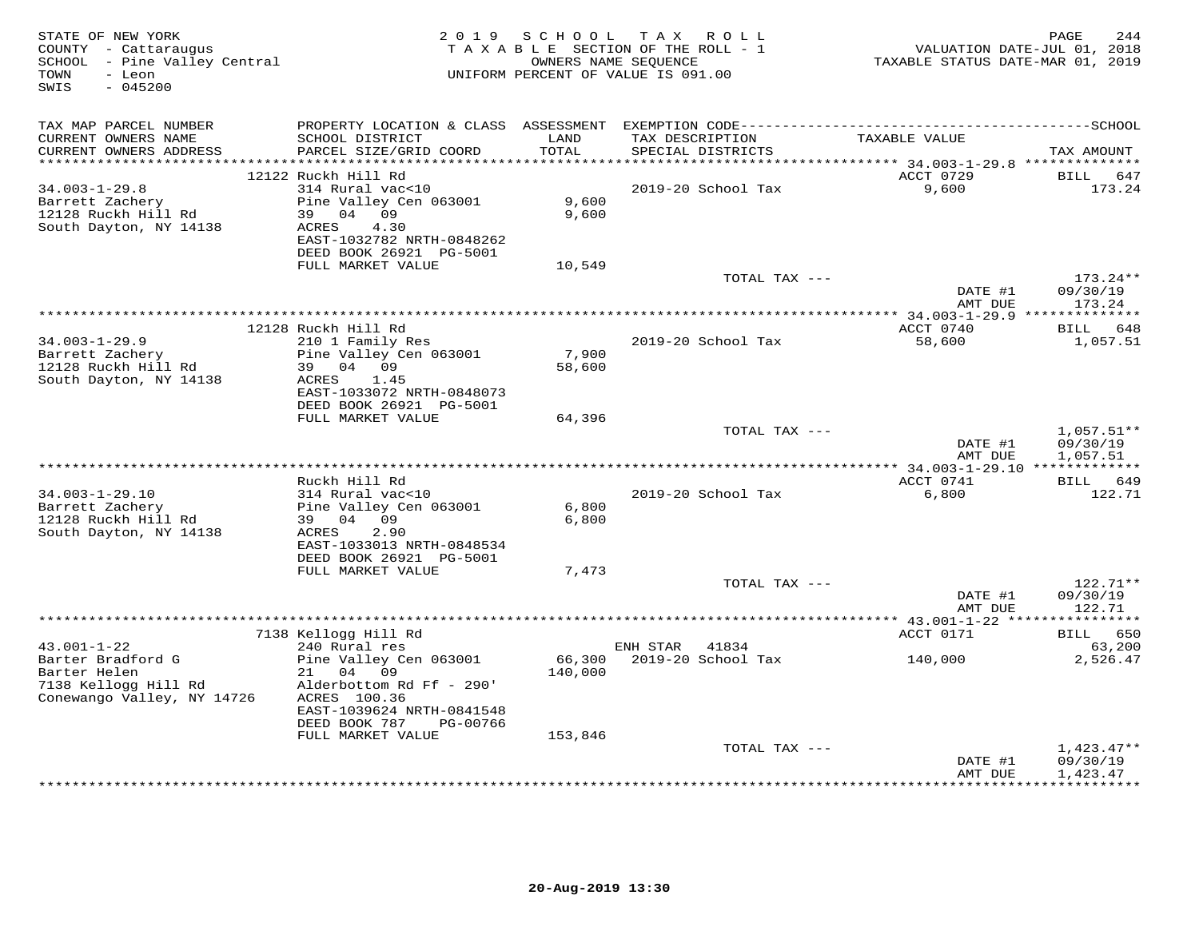STATE OF NEW YORK
COUNTY - Cattaraugus
SCHOOL - Pine Valley Central
TOWN - Leon
SWIS - 045200

2 0 1 9 S C H O O L T A X R O L L
T A X A B L E SECTION OF THE ROLL - 1
OWNERS NAME SEQUENCE
UNIFORM PERCENT OF VALUE IS 091.00

VALUATION DATE-JUL 01, 2018
TAXABLE STATUS DATE-MAR 01, 2019

| TAX MAP PARCEL NUMBER / CURRENT OWNERS NAME / CURRENT OWNERS ADDRESS | PROPERTY LOCATION & CLASS / SCHOOL DISTRICT / PARCEL SIZE/GRID COORD | ASSESSMENT LAND / TOTAL | EXEMPTION CODE / TAX DESCRIPTION / SPECIAL DISTRICTS | TAXABLE VALUE | SCHOOL TAX AMOUNT |
|---|---|---|---|---|---|
| **34.003-1-29.8** | 12122 Ruckh Hill Rd | | | ACCT 0729 | BILL 647 |
| 34.003-1-29.8 | 314 Rural vac<10 | | 2019-20 School Tax | 9,600 | 173.24 |
| Barrett Zachery | Pine Valley Cen 063001 | 9,600 | | | |
| 12128 Ruckh Hill Rd | 39 04 09 | 9,600 | | | |
| South Dayton, NY 14138 | ACRES 4.30 | | | | |
| | EAST-1032782 NRTH-0848262 | | | | |
| | DEED BOOK 26921 PG-5001 | | | | |
| | FULL MARKET VALUE | 10,549 | | | |
| | | | TOTAL TAX --- | | 173.24** |
| | | | | DATE #1 | 09/30/19 |
| | | | | AMT DUE | 173.24 |
| **34.003-1-29.9** | 12128 Ruckh Hill Rd | | | ACCT 0740 | BILL 648 |
| 34.003-1-29.9 | 210 1 Family Res | | 2019-20 School Tax | 58,600 | 1,057.51 |
| Barrett Zachery | Pine Valley Cen 063001 | 7,900 | | | |
| 12128 Ruckh Hill Rd | 39 04 09 | 58,600 | | | |
| South Dayton, NY 14138 | ACRES 1.45 | | | | |
| | EAST-1033072 NRTH-0848073 | | | | |
| | DEED BOOK 26921 PG-5001 | | | | |
| | FULL MARKET VALUE | 64,396 | | | |
| | | | TOTAL TAX --- | | 1,057.51** |
| | | | | DATE #1 | 09/30/19 |
| | | | | AMT DUE | 1,057.51 |
| **34.003-1-29.10** | Ruckh Hill Rd | | | ACCT 0741 | BILL 649 |
| 34.003-1-29.10 | 314 Rural vac<10 | | 2019-20 School Tax | 6,800 | 122.71 |
| Barrett Zachery | Pine Valley Cen 063001 | 6,800 | | | |
| 12128 Ruckh Hill Rd | 39 04 09 | 6,800 | | | |
| South Dayton, NY 14138 | ACRES 2.90 | | | | |
| | EAST-1033013 NRTH-0848534 | | | | |
| | DEED BOOK 26921 PG-5001 | | | | |
| | FULL MARKET VALUE | 7,473 | | | |
| | | | TOTAL TAX --- | | 122.71** |
| | | | | DATE #1 | 09/30/19 |
| | | | | AMT DUE | 122.71 |
| **43.001-1-22** | 7138 Kellogg Hill Rd | | | ACCT 0171 | BILL 650 |
| 43.001-1-22 | 240 Rural res | | ENH STAR 41834 | | 63,200 |
| Barter Bradford G | Pine Valley Cen 063001 | 66,300 | 2019-20 School Tax | 140,000 | 2,526.47 |
| Barter Helen | 21 04 09 | 140,000 | | | |
| 7138 Kellogg Hill Rd | Alderbottom Rd Ff - 290' | | | | |
| Conewango Valley, NY 14726 | ACRES 100.36 | | | | |
| | EAST-1039624 NRTH-0841548 | | | | |
| | DEED BOOK 787 PG-00766 | | | | |
| | FULL MARKET VALUE | 153,846 | | | |
| | | | TOTAL TAX --- | | 1,423.47** |
| | | | | DATE #1 | 09/30/19 |
| | | | | AMT DUE | 1,423.47 |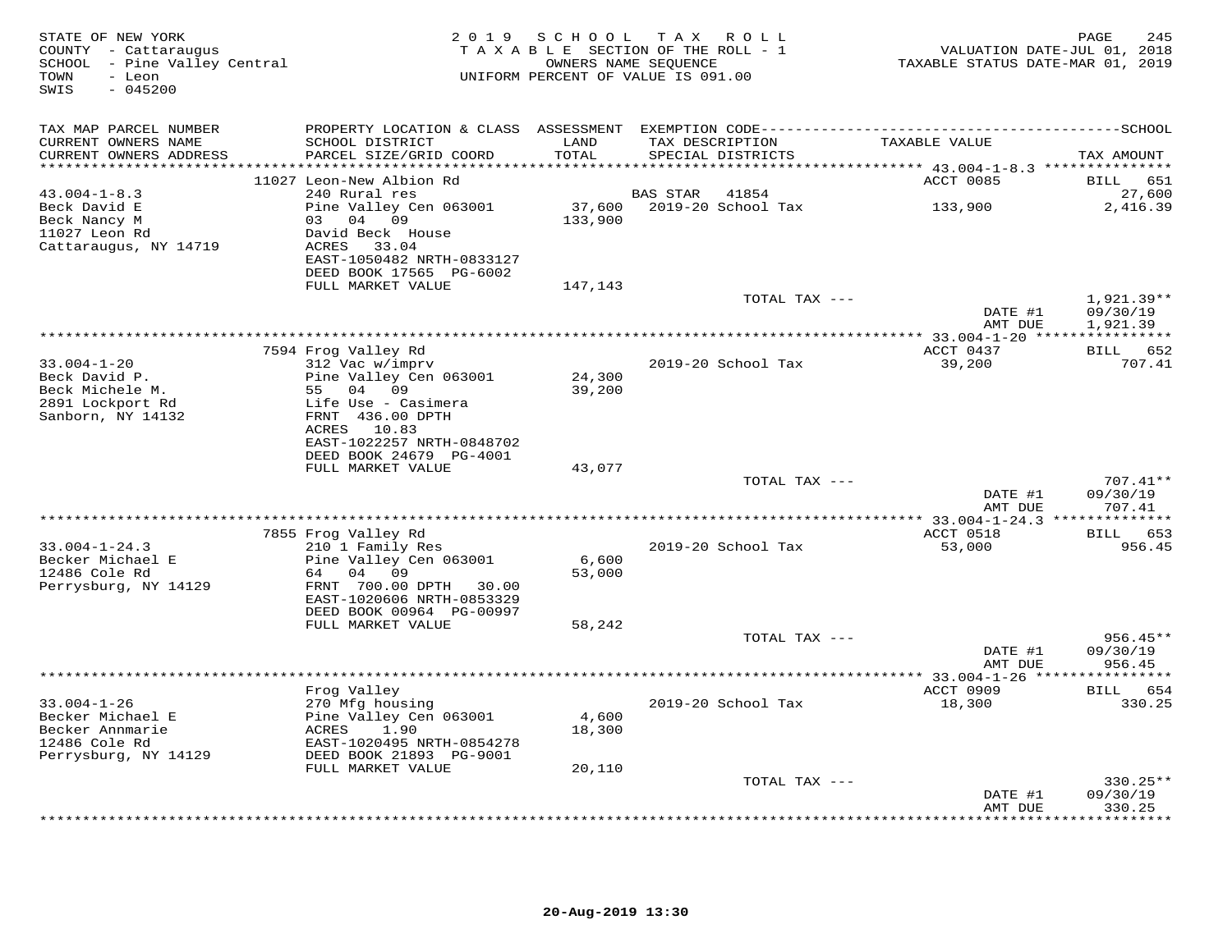STATE OF NEW YORK
COUNTY - Cattaraugus
SCHOOL - Pine Valley Central
TOWN - Leon
SWIS - 045200

2019 SCHOOL TAX ROLL
TAXABLE SECTION OF THE ROLL - 1
OWNERS NAME SEQUENCE
UNIFORM PERCENT OF VALUE IS 091.00

VALUATION DATE-JUL 01, 2018
TAXABLE STATUS DATE-MAR 01, 2019

| TAX MAP PARCEL NUMBER / CURRENT OWNERS NAME / CURRENT OWNERS ADDRESS | PROPERTY LOCATION & CLASS / SCHOOL DISTRICT / PARCEL SIZE/GRID COORD | ASSESSMENT LAND / TOTAL | EXEMPTION CODE / TAX DESCRIPTION / SPECIAL DISTRICTS | TAXABLE VALUE | SCHOOL TAX AMOUNT |
|---|---|---|---|---|---|
| **43.004-1-8.3** | 11027 Leon-New Albion Rd | | | ACCT 0085 | BILL 651 |
| 43.004-1-8.3 | 240 Rural res | | BAS STAR 41854 | | 27,600 |
| Beck David E | Pine Valley Cen 063001 | 37,600 | 2019-20 School Tax | 133,900 | 2,416.39 |
| Beck Nancy M | 03 04 09 | 133,900 | | | |
| 11027 Leon Rd | David Beck House | | | | |
| Cattaraugus, NY 14719 | ACRES 33.04 | | | | |
| | EAST-1050482 NRTH-0833127 | | | | |
| | DEED BOOK 17565 PG-6002 | | | | |
| | FULL MARKET VALUE | 147,143 | | | |
| | | | TOTAL TAX --- | | 1,921.39** |
| | | | | DATE #1 | 09/30/19 |
| | | | | AMT DUE | 1,921.39 |
| **33.004-1-20** | 7594 Frog Valley Rd | | | ACCT 0437 | BILL 652 |
| 33.004-1-20 | 312 Vac w/imprv | | 2019-20 School Tax | 39,200 | 707.41 |
| Beck David P. | Pine Valley Cen 063001 | 24,300 | | | |
| Beck Michele M. | 55 04 09 | 39,200 | | | |
| 2891 Lockport Rd | Life Use - Casimera | | | | |
| Sanborn, NY 14132 | FRNT 436.00 DPTH | | | | |
| | ACRES 10.83 | | | | |
| | EAST-1022257 NRTH-0848702 | | | | |
| | DEED BOOK 24679 PG-4001 | | | | |
| | FULL MARKET VALUE | 43,077 | | | |
| | | | TOTAL TAX --- | | 707.41** |
| | | | | DATE #1 | 09/30/19 |
| | | | | AMT DUE | 707.41 |
| **33.004-1-24.3** | 7855 Frog Valley Rd | | | ACCT 0518 | BILL 653 |
| 33.004-1-24.3 | 210 1 Family Res | | 2019-20 School Tax | 53,000 | 956.45 |
| Becker Michael E | Pine Valley Cen 063001 | 6,600 | | | |
| 12486 Cole Rd | 64 04 09 | 53,000 | | | |
| Perrysburg, NY 14129 | FRNT 700.00 DPTH 30.00 | | | | |
| | EAST-1020606 NRTH-0853329 | | | | |
| | DEED BOOK 00964 PG-00997 | | | | |
| | FULL MARKET VALUE | 58,242 | | | |
| | | | TOTAL TAX --- | | 956.45** |
| | | | | DATE #1 | 09/30/19 |
| | | | | AMT DUE | 956.45 |
| **33.004-1-26** | Frog Valley | | | ACCT 0909 | BILL 654 |
| 33.004-1-26 | 270 Mfg housing | | 2019-20 School Tax | 18,300 | 330.25 |
| Becker Michael E | Pine Valley Cen 063001 | 4,600 | | | |
| Becker Annmarie | ACRES 1.90 | 18,300 | | | |
| 12486 Cole Rd | EAST-1020495 NRTH-0854278 | | | | |
| Perrysburg, NY 14129 | DEED BOOK 21893 PG-9001 | | | | |
| | FULL MARKET VALUE | 20,110 | | | |
| | | | TOTAL TAX --- | | 330.25** |
| | | | | DATE #1 | 09/30/19 |
| | | | | AMT DUE | 330.25 |

20-Aug-2019 13:30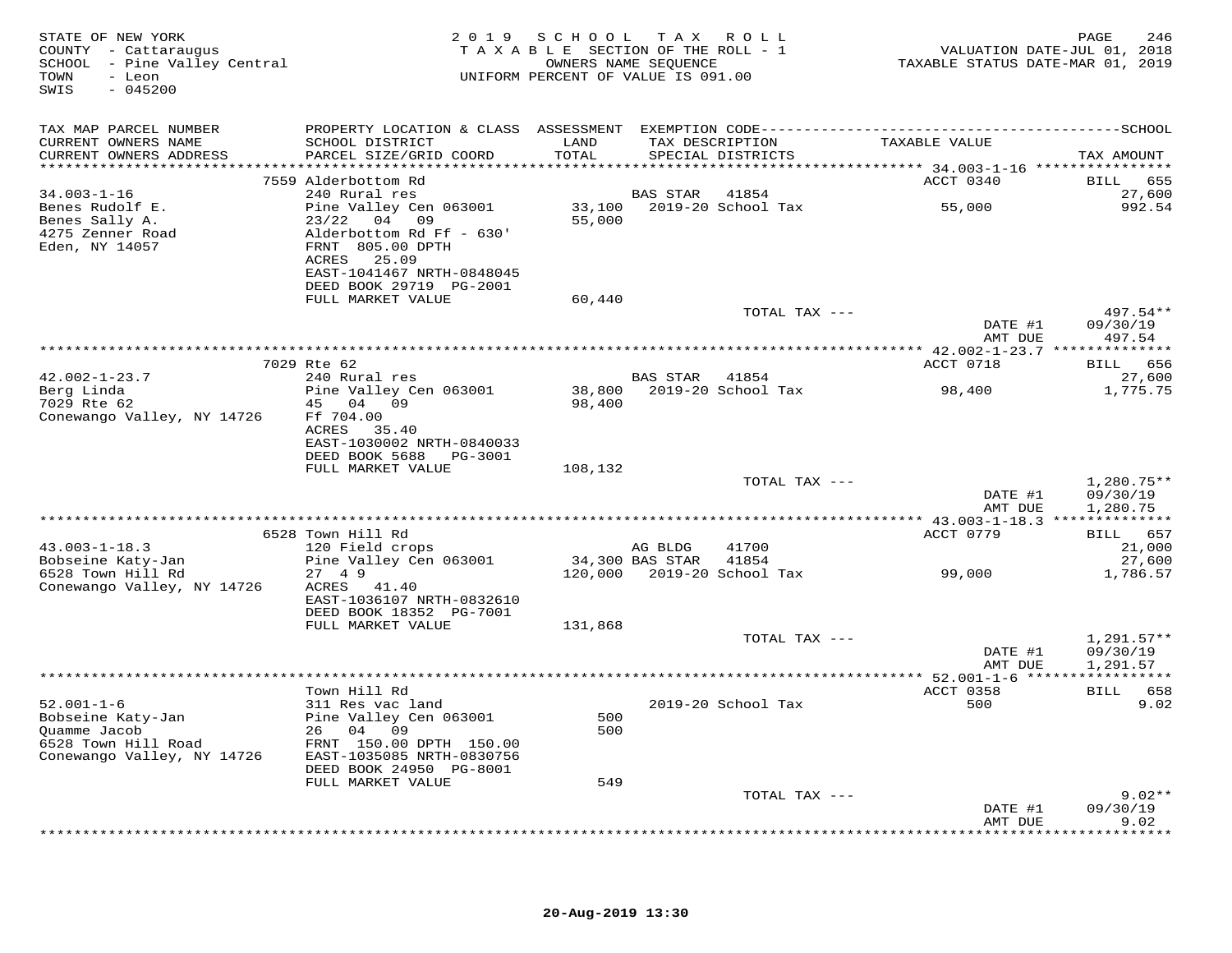STATE OF NEW YORK
COUNTY - Cattaraugus
SCHOOL - Pine Valley Central
TOWN - Leon
SWIS - 045200

2019 SCHOOL TAX ROLL
TAXABLE SECTION OF THE ROLL - 1
OWNERS NAME SEQUENCE
UNIFORM PERCENT OF VALUE IS 091.00

VALUATION DATE-JUL 01, 2018
TAXABLE STATUS DATE-MAR 01, 2019

| TAX MAP PARCEL NUMBER / CURRENT OWNERS NAME / CURRENT OWNERS ADDRESS | PROPERTY LOCATION & CLASS / SCHOOL DISTRICT / PARCEL SIZE/GRID COORD | ASSESSMENT LAND / TOTAL | EXEMPTION CODE / TAX DESCRIPTION / SPECIAL DISTRICTS | TAXABLE VALUE | TAX AMOUNT |
|---|---|---|---|---|---|
| | 7559 Alderbottom Rd | | | ACCT 0340 | BILL 655 |
| 34.003-1-16 | 240 Rural res | | BAS STAR 41854 | | 27,600 |
| Benes Rudolf E. | Pine Valley Cen 063001 | 33,100 | 2019-20 School Tax | 55,000 | 992.54 |
| Benes Sally A. | 23/22 04 09 | 55,000 | | | |
| 4275 Zenner Road | Alderbottom Rd Ff - 630' | | | | |
| Eden, NY 14057 | FRNT 805.00 DPTH | | | | |
| | ACRES 25.09 | | | | |
| | EAST-1041467 NRTH-0848045 | | | | |
| | DEED BOOK 29719 PG-2001 | | | | |
| | FULL MARKET VALUE | 60,440 | | | |
| | | | TOTAL TAX --- | | 497.54** |
| | | | | DATE #1 | 09/30/19 |
| | | | | AMT DUE | 497.54 |
| | 7029 Rte 62 | | | ACCT 0718 | BILL 656 |
| 42.002-1-23.7 | 240 Rural res | | BAS STAR 41854 | | 27,600 |
| Berg Linda | Pine Valley Cen 063001 | 38,800 | 2019-20 School Tax | 98,400 | 1,775.75 |
| 7029 Rte 62 | 45 04 09 | 98,400 | | | |
| Conewango Valley, NY 14726 | Ff 704.00 | | | | |
| | ACRES 35.40 | | | | |
| | EAST-1030002 NRTH-0840033 | | | | |
| | DEED BOOK 5688 PG-3001 | | | | |
| | FULL MARKET VALUE | 108,132 | | | |
| | | | TOTAL TAX --- | | 1,280.75** |
| | | | | DATE #1 | 09/30/19 |
| | | | | AMT DUE | 1,280.75 |
| | 6528 Town Hill Rd | | | ACCT 0779 | BILL 657 |
| 43.003-1-18.3 | 120 Field crops | | AG BLDG 41700 | | 21,000 |
| Bobseine Katy-Jan | Pine Valley Cen 063001 | 34,300 | BAS STAR 41854 | | 27,600 |
| 6528 Town Hill Rd | 27 4 9 | 120,000 | 2019-20 School Tax | 99,000 | 1,786.57 |
| Conewango Valley, NY 14726 | ACRES 41.40 | | | | |
| | EAST-1036107 NRTH-0832610 | | | | |
| | DEED BOOK 18352 PG-7001 | | | | |
| | FULL MARKET VALUE | 131,868 | | | |
| | | | TOTAL TAX --- | | 1,291.57** |
| | | | | DATE #1 | 09/30/19 |
| | | | | AMT DUE | 1,291.57 |
| | Town Hill Rd | | | ACCT 0358 | BILL 658 |
| 52.001-1-6 | 311 Res vac land | | 2019-20 School Tax | 500 | 9.02 |
| Bobseine Katy-Jan | Pine Valley Cen 063001 | 500 | | | |
| Quamme Jacob | 26 04 09 | 500 | | | |
| 6528 Town Hill Road | FRNT 150.00 DPTH 150.00 | | | | |
| Conewango Valley, NY 14726 | EAST-1035085 NRTH-0830756 | | | | |
| | DEED BOOK 24950 PG-8001 | | | | |
| | FULL MARKET VALUE | 549 | | | |
| | | | TOTAL TAX --- | | 9.02** |
| | | | | DATE #1 | 09/30/19 |
| | | | | AMT DUE | 9.02 |

20-Aug-2019 13:30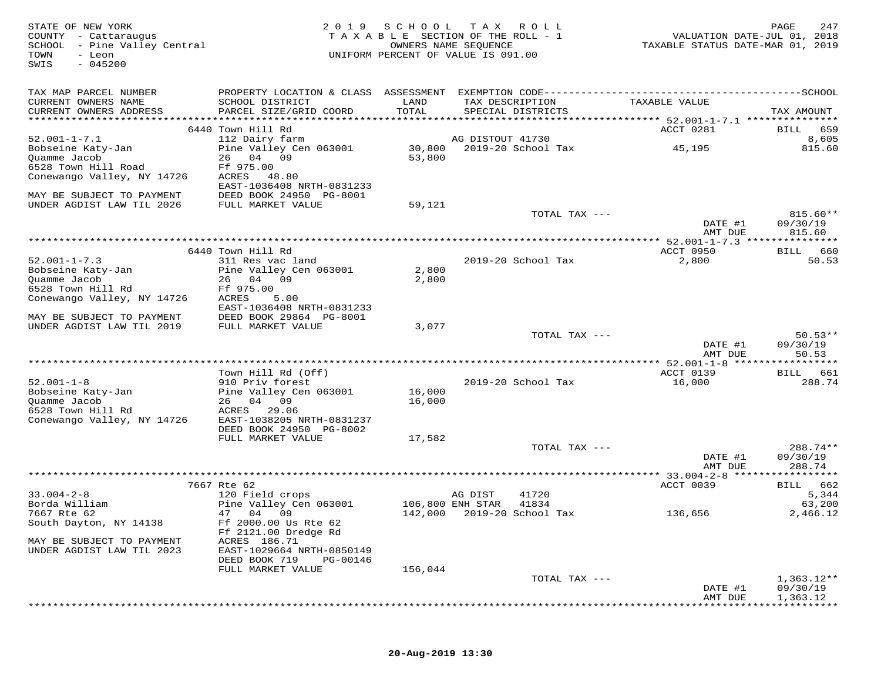STATE OF NEW YORK
COUNTY - Cattaraugus
SCHOOL - Pine Valley Central
TOWN - Leon
SWIS - 045200

2019 SCHOOL TAX ROLL
TAXABLE SECTION OF THE ROLL - 1
OWNERS NAME SEQUENCE
UNIFORM PERCENT OF VALUE IS 091.00

VALUATION DATE-JUL 01, 2018
TAXABLE STATUS DATE-MAR 01, 2019

| TAX MAP PARCEL NUMBER / CURRENT OWNERS NAME / CURRENT OWNERS ADDRESS | PROPERTY LOCATION & CLASS / SCHOOL DISTRICT / PARCEL SIZE/GRID COORD | ASSESSMENT LAND / TOTAL | EXEMPTION CODE / TAX DESCRIPTION / SPECIAL DISTRICTS | TAXABLE VALUE | TAX AMOUNT |
|---|---|---|---|---|---|
| | 6440 Town Hill Rd | | | ACCT 0281 | BILL 659 |
| 52.001-1-7.1 | 112 Dairy farm | | AG DISTOUT 41730 | | 8,605 |
| Bobseine Katy-Jan | Pine Valley Cen 063001 | 30,800 | 2019-20 School Tax | 45,195 | 815.60 |
| Quamme Jacob | 26 04 09 | 53,800 | | | |
| 6528 Town Hill Road | Ff 975.00 | | | | |
| Conewango Valley, NY 14726 | ACRES 48.80 | | | | |
| | EAST-1036408 NRTH-0831233 | | | | |
| MAY BE SUBJECT TO PAYMENT | DEED BOOK 24950 PG-8001 | | | | |
| UNDER AGDIST LAW TIL 2026 | FULL MARKET VALUE | 59,121 | | | |
| | | | TOTAL TAX --- | | 815.60** |
| | | | | DATE #1 | 09/30/19 |
| | | | | AMT DUE | 815.60 |
| | 6440 Town Hill Rd | | | ACCT 0950 | BILL 660 |
| 52.001-1-7.3 | 311 Res vac land | | 2019-20 School Tax | 2,800 | 50.53 |
| Bobseine Katy-Jan | Pine Valley Cen 063001 | 2,800 | | | |
| Quamme Jacob | 26 04 09 | 2,800 | | | |
| 6528 Town Hill Rd | Ff 975.00 | | | | |
| Conewango Valley, NY 14726 | ACRES 5.00 | | | | |
| | EAST-1036408 NRTH-0831233 | | | | |
| MAY BE SUBJECT TO PAYMENT | DEED BOOK 29864 PG-8001 | | | | |
| UNDER AGDIST LAW TIL 2019 | FULL MARKET VALUE | 3,077 | | | |
| | | | TOTAL TAX --- | | 50.53** |
| | | | | DATE #1 | 09/30/19 |
| | | | | AMT DUE | 50.53 |
| | Town Hill Rd (Off) | | | ACCT 0139 | BILL 661 |
| 52.001-1-8 | 910 Priv forest | | 2019-20 School Tax | 16,000 | 288.74 |
| Bobseine Katy-Jan | Pine Valley Cen 063001 | 16,000 | | | |
| Quamme Jacob | 26 04 09 | 16,000 | | | |
| 6528 Town Hill Rd | ACRES 29.06 | | | | |
| Conewango Valley, NY 14726 | EAST-1038205 NRTH-0831237 | | | | |
| | DEED BOOK 24950 PG-8002 | | | | |
| | FULL MARKET VALUE | 17,582 | | | |
| | | | TOTAL TAX --- | | 288.74** |
| | | | | DATE #1 | 09/30/19 |
| | | | | AMT DUE | 288.74 |
| | 7667 Rte 62 | | | ACCT 0039 | BILL 662 |
| 33.004-2-8 | 120 Field crops | | AG DIST 41720 | | 5,344 |
| Borda William | Pine Valley Cen 063001 | 106,800 | ENH STAR 41834 | | 63,200 |
| 7667 Rte 62 | 47 04 09 | 142,000 | 2019-20 School Tax | 136,656 | 2,466.12 |
| South Dayton, NY 14138 | Ff 2000.00 Us Rte 62 | | | | |
| | Ff 2121.00 Dredge Rd | | | | |
| MAY BE SUBJECT TO PAYMENT | ACRES 186.71 | | | | |
| UNDER AGDIST LAW TIL 2023 | EAST-1029664 NRTH-0850149 | | | | |
| | DEED BOOK 719 PG-00146 | | | | |
| | FULL MARKET VALUE | 156,044 | | | |
| | | | TOTAL TAX --- | | 1,363.12** |
| | | | | DATE #1 | 09/30/19 |
| | | | | AMT DUE | 1,363.12 |

20-Aug-2019 13:30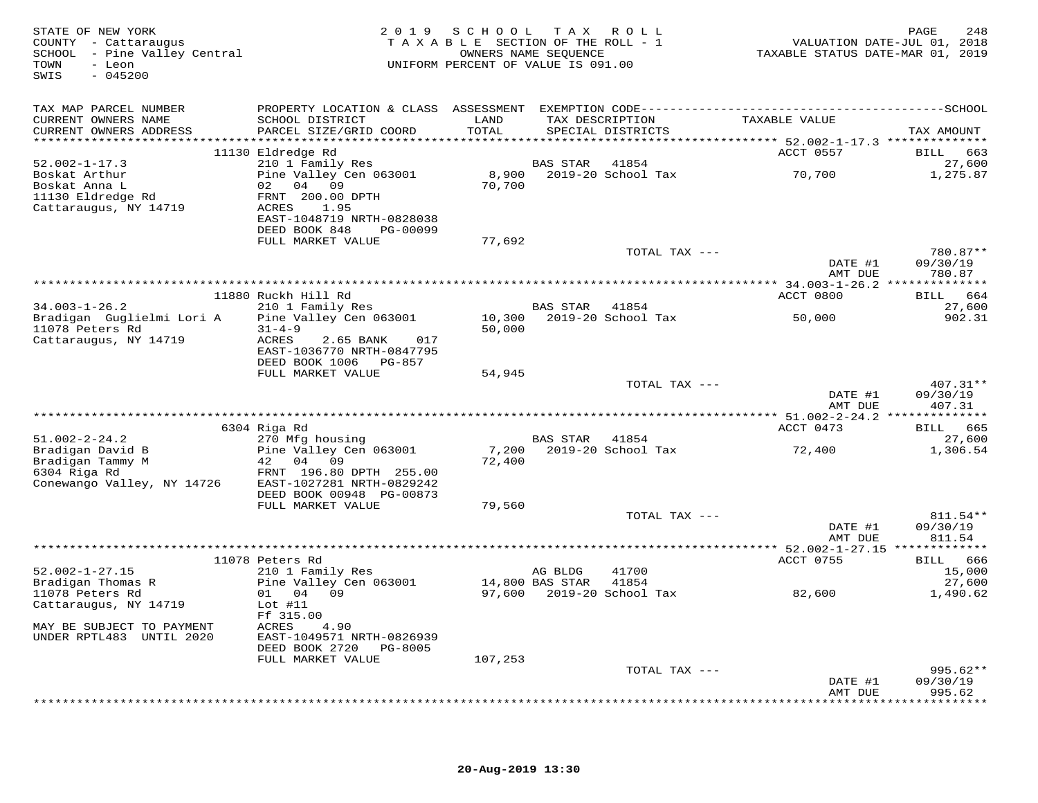STATE OF NEW YORK
COUNTY - Cattaraugus
SCHOOL - Pine Valley Central
TOWN - Leon
SWIS - 045200

2019 SCHOOL TAX ROLL
TAXABLE SECTION OF THE ROLL - 1
OWNERS NAME SEQUENCE
UNIFORM PERCENT OF VALUE IS 091.00

VALUATION DATE-JUL 01, 2018
TAXABLE STATUS DATE-MAR 01, 2019

| TAX MAP PARCEL NUMBER / CURRENT OWNERS NAME / CURRENT OWNERS ADDRESS | PROPERTY LOCATION & CLASS / SCHOOL DISTRICT / PARCEL SIZE/GRID COORD | ASSESSMENT LAND / TOTAL | EXEMPTION CODE / TAX DESCRIPTION / SPECIAL DISTRICTS | TAXABLE VALUE | TAX AMOUNT |
|---|---|---|---|---|---|
| | 11130 Eldredge Rd | | | ACCT 0557 | BILL 663 |
| 52.002-1-17.3 | 210 1 Family Res | | BAS STAR 41854 | | 27,600 |
| Boskat Arthur | Pine Valley Cen 063001 | 8,900 | 2019-20 School Tax | 70,700 | 1,275.87 |
| Boskat Anna L | 02 04 09 | 70,700 | | | |
| 11130 Eldredge Rd | FRNT 200.00 DPTH | | | | |
| Cattaraugus, NY 14719 | ACRES 1.95 | | | | |
| | EAST-1048719 NRTH-0828038 | | | | |
| | DEED BOOK 848 PG-00099 | | | | |
| | FULL MARKET VALUE | 77,692 | | | |
| | | | TOTAL TAX --- | | 780.87** |
| | | | | DATE #1 | 09/30/19 |
| | | | | AMT DUE | 780.87 |
| | 11880 Ruckh Hill Rd | | | ACCT 0800 | BILL 664 |
| 34.003-1-26.2 | 210 1 Family Res | | BAS STAR 41854 | | 27,600 |
| Bradigan Guglielmi Lori A | Pine Valley Cen 063001 | 10,300 | 2019-20 School Tax | 50,000 | 902.31 |
| 11078 Peters Rd | 31-4-9 | 50,000 | | | |
| Cattaraugus, NY 14719 | ACRES 2.65 BANK 017 | | | | |
| | EAST-1036770 NRTH-0847795 | | | | |
| | DEED BOOK 1006 PG-857 | | | | |
| | FULL MARKET VALUE | 54,945 | | | |
| | | | TOTAL TAX --- | | 407.31** |
| | | | | DATE #1 | 09/30/19 |
| | | | | AMT DUE | 407.31 |
| | 6304 Riga Rd | | | ACCT 0473 | BILL 665 |
| 51.002-2-24.2 | 270 Mfg housing | | BAS STAR 41854 | | 27,600 |
| Bradigan David B | Pine Valley Cen 063001 | 7,200 | 2019-20 School Tax | 72,400 | 1,306.54 |
| Bradigan Tammy M | 42 04 09 | 72,400 | | | |
| 6304 Riga Rd | FRNT 196.80 DPTH 255.00 | | | | |
| Conewango Valley, NY 14726 | EAST-1027281 NRTH-0829242 | | | | |
| | DEED BOOK 00948 PG-00873 | | | | |
| | FULL MARKET VALUE | 79,560 | | | |
| | | | TOTAL TAX --- | | 811.54** |
| | | | | DATE #1 | 09/30/19 |
| | | | | AMT DUE | 811.54 |
| | 11078 Peters Rd | | | ACCT 0755 | BILL 666 |
| 52.002-1-27.15 | 210 1 Family Res | | AG BLDG 41700 | | 15,000 |
| Bradigan Thomas R | Pine Valley Cen 063001 | 14,800 | BAS STAR 41854 | | 27,600 |
| 11078 Peters Rd | 01 04 09 | 97,600 | 2019-20 School Tax | 82,600 | 1,490.62 |
| Cattaraugus, NY 14719 | Lot #11 | | | | |
| | Ff 315.00 | | | | |
| MAY BE SUBJECT TO PAYMENT | ACRES 4.90 | | | | |
| UNDER RPTL483 UNTIL 2020 | EAST-1049571 NRTH-0826939 | | | | |
| | DEED BOOK 2720 PG-8005 | | | | |
| | FULL MARKET VALUE | 107,253 | | | |
| | | | TOTAL TAX --- | | 995.62** |
| | | | | DATE #1 | 09/30/19 |
| | | | | AMT DUE | 995.62 |

20-Aug-2019 13:30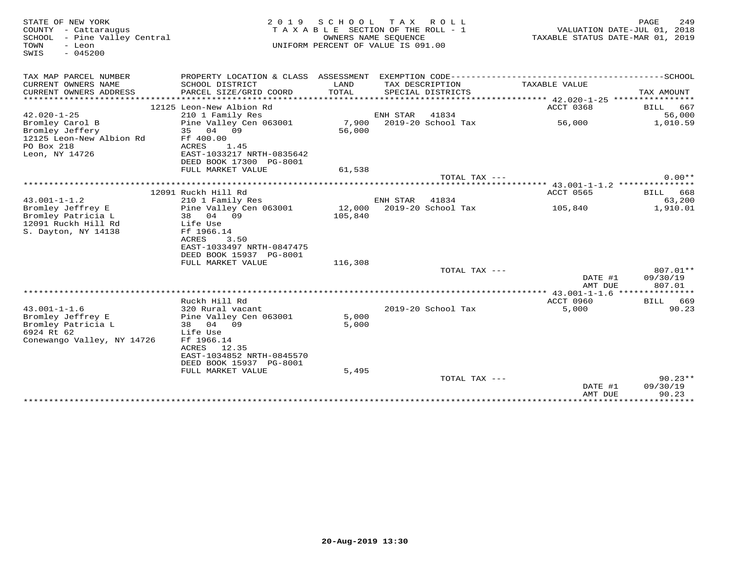STATE OF NEW YORK
COUNTY - Cattaraugus
SCHOOL - Pine Valley Central
TOWN - Leon
SWIS - 045200

2019 SCHOOL TAX ROLL
TAXABLE SECTION OF THE ROLL - 1
OWNERS NAME SEQUENCE
UNIFORM PERCENT OF VALUE IS 091.00

VALUATION DATE-JUL 01, 2018
TAXABLE STATUS DATE-MAR 01, 2019

| TAX MAP PARCEL NUMBER / CURRENT OWNERS NAME / CURRENT OWNERS ADDRESS | PROPERTY LOCATION & CLASS / SCHOOL DISTRICT / PARCEL SIZE/GRID COORD | ASSESSMENT LAND / TOTAL | EXEMPTION CODE / TAX DESCRIPTION / SPECIAL DISTRICTS | TAXABLE VALUE | TAX AMOUNT |
|---|---|---|---|---|---|
| | 12125 Leon-New Albion Rd | | | ACCT 0368 | BILL 667 |
| 42.020-1-25 | 210 1 Family Res | | ENH STAR 41834 | | 56,000 |
| Bromley Carol B | Pine Valley Cen 063001 | 7,900 | 2019-20 School Tax | 56,000 | 1,010.59 |
| Bromley Jeffery | 35 04 09 | 56,000 | | | |
| 12125 Leon-New Albion Rd | Ff 400.00 | | | | |
| PO Box 218 | ACRES 1.45 | | | | |
| Leon, NY 14726 | EAST-1033217 NRTH-0835642 | | | | |
| | DEED BOOK 17300 PG-8001 | | | | |
| | FULL MARKET VALUE | 61,538 | | | |
| | | | TOTAL TAX --- | | 0.00** |
| | 12091 Ruckh Hill Rd | | | ACCT 0565 | BILL 668 |
| 43.001-1-1.2 | 210 1 Family Res | | ENH STAR 41834 | | 63,200 |
| Bromley Jeffrey E | Pine Valley Cen 063001 | 12,000 | 2019-20 School Tax | 105,840 | 1,910.01 |
| Bromley Patricia L | 38 04 09 | 105,840 | | | |
| 12091 Ruckh Hill Rd | Life Use | | | | |
| S. Dayton, NY 14138 | Ff 1966.14 | | | | |
| | ACRES 3.50 | | | | |
| | EAST-1033497 NRTH-0847475 | | | | |
| | DEED BOOK 15937 PG-8001 | | | | |
| | FULL MARKET VALUE | 116,308 | | | |
| | | | TOTAL TAX --- | | 807.01** |
| | | | | DATE #1 | 09/30/19 |
| | | | | AMT DUE | 807.01 |
| | Ruckh Hill Rd | | | ACCT 0960 | BILL 669 |
| 43.001-1-1.6 | 320 Rural vacant | | 2019-20 School Tax | 5,000 | 90.23 |
| Bromley Jeffrey E | Pine Valley Cen 063001 | 5,000 | | | |
| Bromley Patricia L | 38 04 09 | 5,000 | | | |
| 6924 Rt 62 | Life Use | | | | |
| Conewango Valley, NY 14726 | Ff 1966.14 | | | | |
| | ACRES 12.35 | | | | |
| | EAST-1034852 NRTH-0845570 | | | | |
| | DEED BOOK 15937 PG-8001 | | | | |
| | FULL MARKET VALUE | 5,495 | | | |
| | | | TOTAL TAX --- | | 90.23** |
| | | | | DATE #1 | 09/30/19 |
| | | | | AMT DUE | 90.23 |

20-Aug-2019 13:30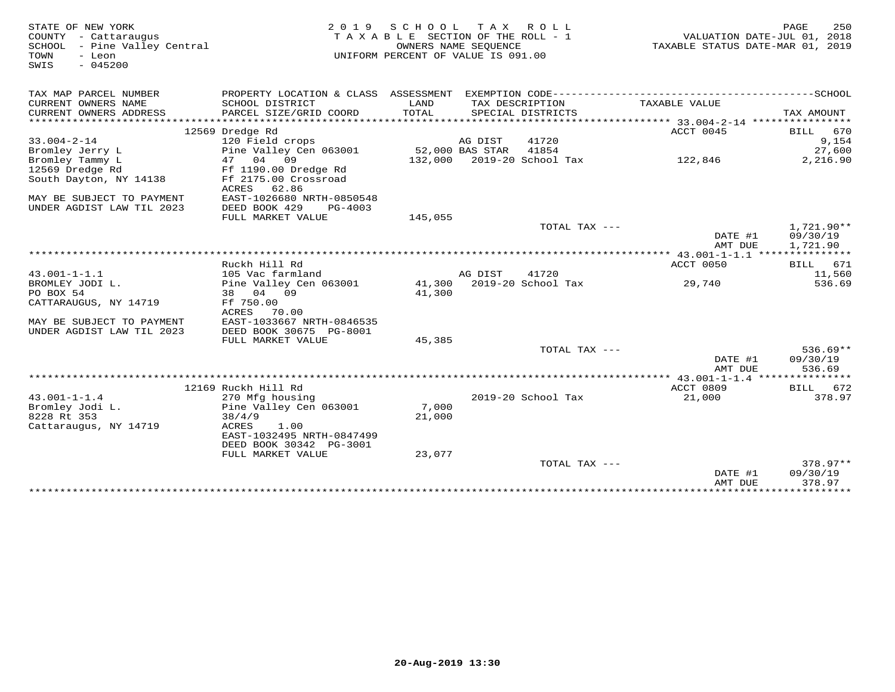STATE OF NEW YORK
COUNTY - Cattaraugus
SCHOOL - Pine Valley Central
TOWN - Leon
SWIS - 045200

2019 SCHOOL TAX ROLL
TAXABLE SECTION OF THE ROLL - 1
OWNERS NAME SEQUENCE
UNIFORM PERCENT OF VALUE IS 091.00

VALUATION DATE-JUL 01, 2018
TAXABLE STATUS DATE-MAR 01, 2019

| TAX MAP PARCEL NUMBER / CURRENT OWNERS NAME / CURRENT OWNERS ADDRESS | PROPERTY LOCATION & CLASS / SCHOOL DISTRICT / PARCEL SIZE/GRID COORD | ASSESSMENT LAND / TOTAL | EXEMPTION CODE / TAX DESCRIPTION / SPECIAL DISTRICTS | TAXABLE VALUE | TAX AMOUNT |
|---|---|---|---|---|---|
| | 12569 Dredge Rd | | | ACCT 0045 | BILL 670 |
| 33.004-2-14 | 120 Field crops | | AG DIST 41720 | | 9,154 |
| Bromley Jerry L | Pine Valley Cen 063001 | 52,000 | BAS STAR 41854 | | 27,600 |
| Bromley Tammy L | 47 04 09 | 132,000 | 2019-20 School Tax | 122,846 | 2,216.90 |
| 12569 Dredge Rd | Ff 1190.00 Dredge Rd | | | | |
| South Dayton, NY 14138 | Ff 2175.00 Crossroad | | | | |
| | ACRES 62.86 | | | | |
| MAY BE SUBJECT TO PAYMENT | EAST-1026680 NRTH-0850548 | | | | |
| UNDER AGDIST LAW TIL 2023 | DEED BOOK 429 PG-4003 | | | | |
| | FULL MARKET VALUE | 145,055 | | | |
| | | | TOTAL TAX --- | | 1,721.90** |
| | | | | DATE #1 | 09/30/19 |
| | | | | AMT DUE | 1,721.90 |
| | Ruckh Hill Rd | | | ACCT 0050 | BILL 671 |
| 43.001-1-1.1 | 105 Vac farmland | | AG DIST 41720 | | 11,560 |
| BROMLEY JODI L. | Pine Valley Cen 063001 | 41,300 | 2019-20 School Tax | 29,740 | 536.69 |
| PO BOX 54 | 38 04 09 | 41,300 | | | |
| CATTARAUGUS, NY 14719 | Ff 750.00 | | | | |
| | ACRES 70.00 | | | | |
| MAY BE SUBJECT TO PAYMENT | EAST-1033667 NRTH-0846535 | | | | |
| UNDER AGDIST LAW TIL 2023 | DEED BOOK 30675 PG-8001 | | | | |
| | FULL MARKET VALUE | 45,385 | | | |
| | | | TOTAL TAX --- | | 536.69** |
| | | | | DATE #1 | 09/30/19 |
| | | | | AMT DUE | 536.69 |
| | 12169 Ruckh Hill Rd | | | ACCT 0809 | BILL 672 |
| 43.001-1-1.4 | 270 Mfg housing | | 2019-20 School Tax | 21,000 | 378.97 |
| Bromley Jodi L. | Pine Valley Cen 063001 | 7,000 | | | |
| 8228 Rt 353 | 38/4/9 | 21,000 | | | |
| Cattaraugus, NY 14719 | ACRES 1.00 | | | | |
| | EAST-1032495 NRTH-0847499 | | | | |
| | DEED BOOK 30342 PG-3001 | | | | |
| | FULL MARKET VALUE | 23,077 | | | |
| | | | TOTAL TAX --- | | 378.97** |
| | | | | DATE #1 | 09/30/19 |
| | | | | AMT DUE | 378.97 |

20-Aug-2019 13:30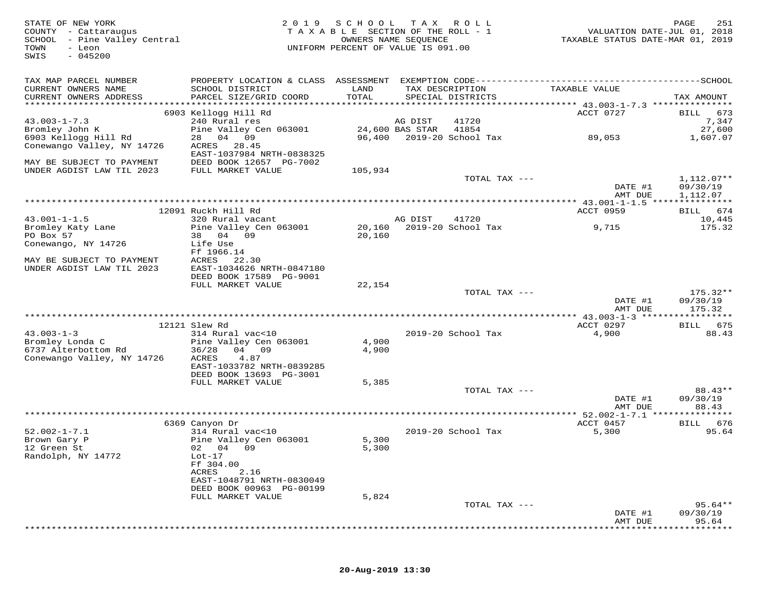STATE OF NEW YORK
COUNTY - Cattaraugus
SCHOOL - Pine Valley Central
TOWN - Leon
SWIS - 045200

2 0 1 9 S C H O O L T A X R O L L
T A X A B L E SECTION OF THE ROLL - 1
OWNERS NAME SEQUENCE
UNIFORM PERCENT OF VALUE IS 091.00

VALUATION DATE-JUL 01, 2018
TAXABLE STATUS DATE-MAR 01, 2019

| TAX MAP PARCEL NUMBER / CURRENT OWNERS NAME / CURRENT OWNERS ADDRESS | PROPERTY LOCATION & CLASS / SCHOOL DISTRICT / PARCEL SIZE/GRID COORD | ASSESSMENT LAND / TOTAL | EXEMPTION CODE / TAX DESCRIPTION / SPECIAL DISTRICTS | TAXABLE VALUE | SCHOOL TAX AMOUNT |
|---|---|---|---|---|---|
| 43.003-1-7.3 | 6903 Kellogg Hill Rd | | | ACCT 0727 | BILL 673 |
| | 240 Rural res | | AG DIST 41720 | | 7,347 |
| Bromley John K | Pine Valley Cen 063001 | 24,600 | BAS STAR 41854 | | 27,600 |
| 6903 Kellogg Hill Rd | 28 04 09 | 96,400 | 2019-20 School Tax | 89,053 | 1,607.07 |
| Conewango Valley, NY 14726 | ACRES 28.45 | | | | |
| | EAST-1037984 NRTH-0838325 | | | | |
| MAY BE SUBJECT TO PAYMENT | DEED BOOK 12657 PG-7002 | | | | |
| UNDER AGDIST LAW TIL 2023 | FULL MARKET VALUE | 105,934 | | | |
| | | | TOTAL TAX --- | | 1,112.07** |
| | | | | DATE #1 | 09/30/19 |
| | | | | AMT DUE | 1,112.07 |
| 43.001-1-1.5 | 12091 Ruckh Hill Rd | | | ACCT 0959 | BILL 674 |
| | 320 Rural vacant | | AG DIST 41720 | | 10,445 |
| Bromley Katy Lane | Pine Valley Cen 063001 | 20,160 | 2019-20 School Tax | 9,715 | 175.32 |
| PO Box 57 | 38 04 09 | 20,160 | | | |
| Conewango, NY 14726 | Life Use | | | | |
| | Ff 1966.14 | | | | |
| MAY BE SUBJECT TO PAYMENT | ACRES 22.30 | | | | |
| UNDER AGDIST LAW TIL 2023 | EAST-1034626 NRTH-0847180 | | | | |
| | DEED BOOK 17589 PG-9001 | | | | |
| | FULL MARKET VALUE | 22,154 | | | |
| | | | TOTAL TAX --- | | 175.32** |
| | | | | DATE #1 | 09/30/19 |
| | | | | AMT DUE | 175.32 |
| 43.003-1-3 | 12121 Slew Rd | | | ACCT 0297 | BILL 675 |
| | 314 Rural vac<10 | | 2019-20 School Tax | 4,900 | 88.43 |
| Bromley Londa C | Pine Valley Cen 063001 | 4,900 | | | |
| 6737 Alterbottom Rd | 36/28 04 09 | 4,900 | | | |
| Conewango Valley, NY 14726 | ACRES 4.87 | | | | |
| | EAST-1033782 NRTH-0839285 | | | | |
| | DEED BOOK 13693 PG-3001 | | | | |
| | FULL MARKET VALUE | 5,385 | | | |
| | | | TOTAL TAX --- | | 88.43** |
| | | | | DATE #1 | 09/30/19 |
| | | | | AMT DUE | 88.43 |
| 52.002-1-7.1 | 6369 Canyon Dr | | | ACCT 0457 | BILL 676 |
| | 314 Rural vac<10 | | 2019-20 School Tax | 5,300 | 95.64 |
| Brown Gary P | Pine Valley Cen 063001 | 5,300 | | | |
| 12 Green St | 02 04 09 | 5,300 | | | |
| Randolph, NY 14772 | Lot-17 | | | | |
| | Ff 304.00 | | | | |
| | ACRES 2.16 | | | | |
| | EAST-1048791 NRTH-0830049 | | | | |
| | DEED BOOK 00963 PG-00199 | | | | |
| | FULL MARKET VALUE | 5,824 | | | |
| | | | TOTAL TAX --- | | 95.64** |
| | | | | DATE #1 | 09/30/19 |
| | | | | AMT DUE | 95.64 |

20-Aug-2019 13:30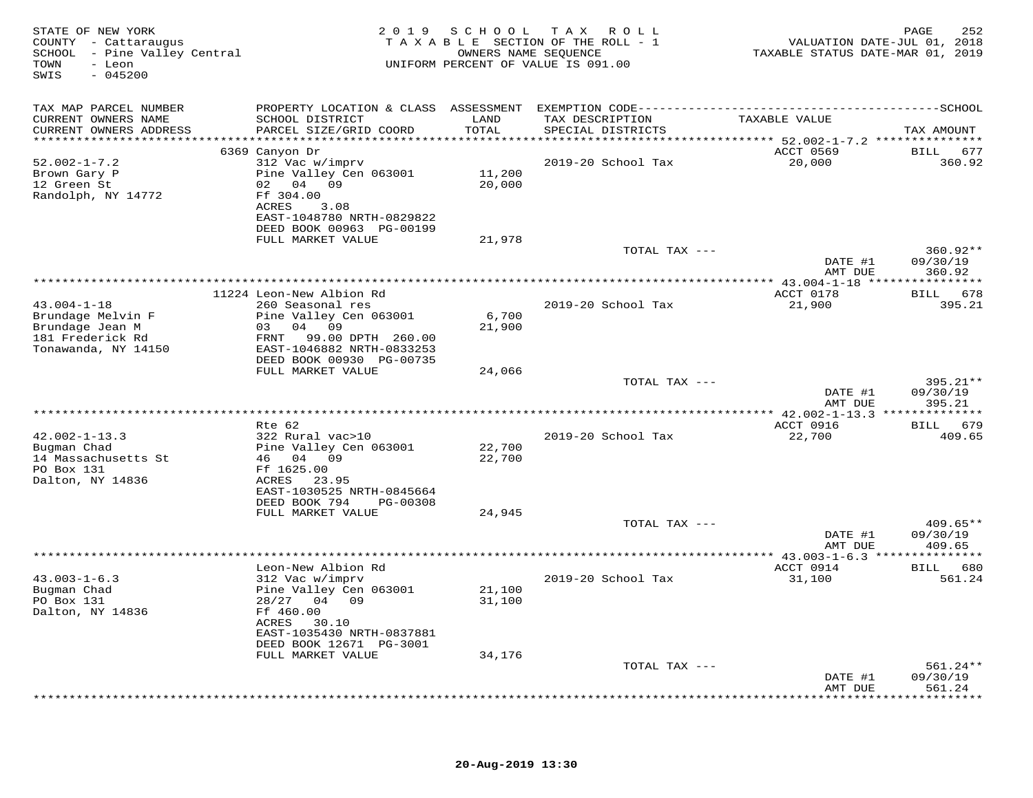STATE OF NEW YORK
COUNTY - Cattaraugus
SCHOOL - Pine Valley Central
TOWN - Leon
SWIS - 045200

2019 SCHOOL TAX ROLL
TAXABLE SECTION OF THE ROLL - 1
OWNERS NAME SEQUENCE
UNIFORM PERCENT OF VALUE IS 091.00

VALUATION DATE-JUL 01, 2018
TAXABLE STATUS DATE-MAR 01, 2019

| TAX MAP PARCEL NUMBER / CURRENT OWNERS NAME / CURRENT OWNERS ADDRESS | PROPERTY LOCATION & CLASS / SCHOOL DISTRICT / PARCEL SIZE/GRID COORD | ASSESSMENT LAND / TOTAL | EXEMPTION CODE / TAX DESCRIPTION / SPECIAL DISTRICTS | TAXABLE VALUE | SCHOOL TAX AMOUNT |
|---|---|---|---|---|---|
| | 6369 Canyon Dr | | | ACCT 0569 | BILL 677 |
| 52.002-1-7.2 | 312 Vac w/imprv | | 2019-20 School Tax | 20,000 | 360.92 |
| Brown Gary P | Pine Valley Cen 063001 | 11,200 | | | |
| 12 Green St | 02 04 09 | 20,000 | | | |
| Randolph, NY 14772 | Ff 304.00 | | | | |
| | ACRES 3.08 | | | | |
| | EAST-1048780 NRTH-0829822 | | | | |
| | DEED BOOK 00963 PG-00199 | | | | |
| | FULL MARKET VALUE | 21,978 | | | |
| | | | TOTAL TAX --- | | 360.92** |
| | | | | DATE #1 | 09/30/19 |
| | | | | AMT DUE | 360.92 |
| | 11224 Leon-New Albion Rd | | | ACCT 0178 | BILL 678 |
| 43.004-1-18 | 260 Seasonal res | | 2019-20 School Tax | 21,900 | 395.21 |
| Brundage Melvin F | Pine Valley Cen 063001 | 6,700 | | | |
| Brundage Jean M | 03 04 09 | 21,900 | | | |
| 181 Frederick Rd | FRNT 99.00 DPTH 260.00 | | | | |
| Tonawanda, NY 14150 | EAST-1046882 NRTH-0833253 | | | | |
| | DEED BOOK 00930 PG-00735 | | | | |
| | FULL MARKET VALUE | 24,066 | | | |
| | | | TOTAL TAX --- | | 395.21** |
| | | | | DATE #1 | 09/30/19 |
| | | | | AMT DUE | 395.21 |
| | Rte 62 | | | ACCT 0916 | BILL 679 |
| 42.002-1-13.3 | 322 Rural vac>10 | | 2019-20 School Tax | 22,700 | 409.65 |
| Bugman Chad | Pine Valley Cen 063001 | 22,700 | | | |
| 14 Massachusetts St | 46 04 09 | 22,700 | | | |
| PO Box 131 | Ff 1625.00 | | | | |
| Dalton, NY 14836 | ACRES 23.95 | | | | |
| | EAST-1030525 NRTH-0845664 | | | | |
| | DEED BOOK 794 PG-00308 | | | | |
| | FULL MARKET VALUE | 24,945 | | | |
| | | | TOTAL TAX --- | | 409.65** |
| | | | | DATE #1 | 09/30/19 |
| | | | | AMT DUE | 409.65 |
| | Leon-New Albion Rd | | | ACCT 0914 | BILL 680 |
| 43.003-1-6.3 | 312 Vac w/imprv | | 2019-20 School Tax | 31,100 | 561.24 |
| Bugman Chad | Pine Valley Cen 063001 | 21,100 | | | |
| PO Box 131 | 28/27 04 09 | 31,100 | | | |
| Dalton, NY 14836 | Ff 460.00 | | | | |
| | ACRES 30.10 | | | | |
| | EAST-1035430 NRTH-0837881 | | | | |
| | DEED BOOK 12671 PG-3001 | | | | |
| | FULL MARKET VALUE | 34,176 | | | |
| | | | TOTAL TAX --- | | 561.24** |
| | | | | DATE #1 | 09/30/19 |
| | | | | AMT DUE | 561.24 |

20-Aug-2019 13:30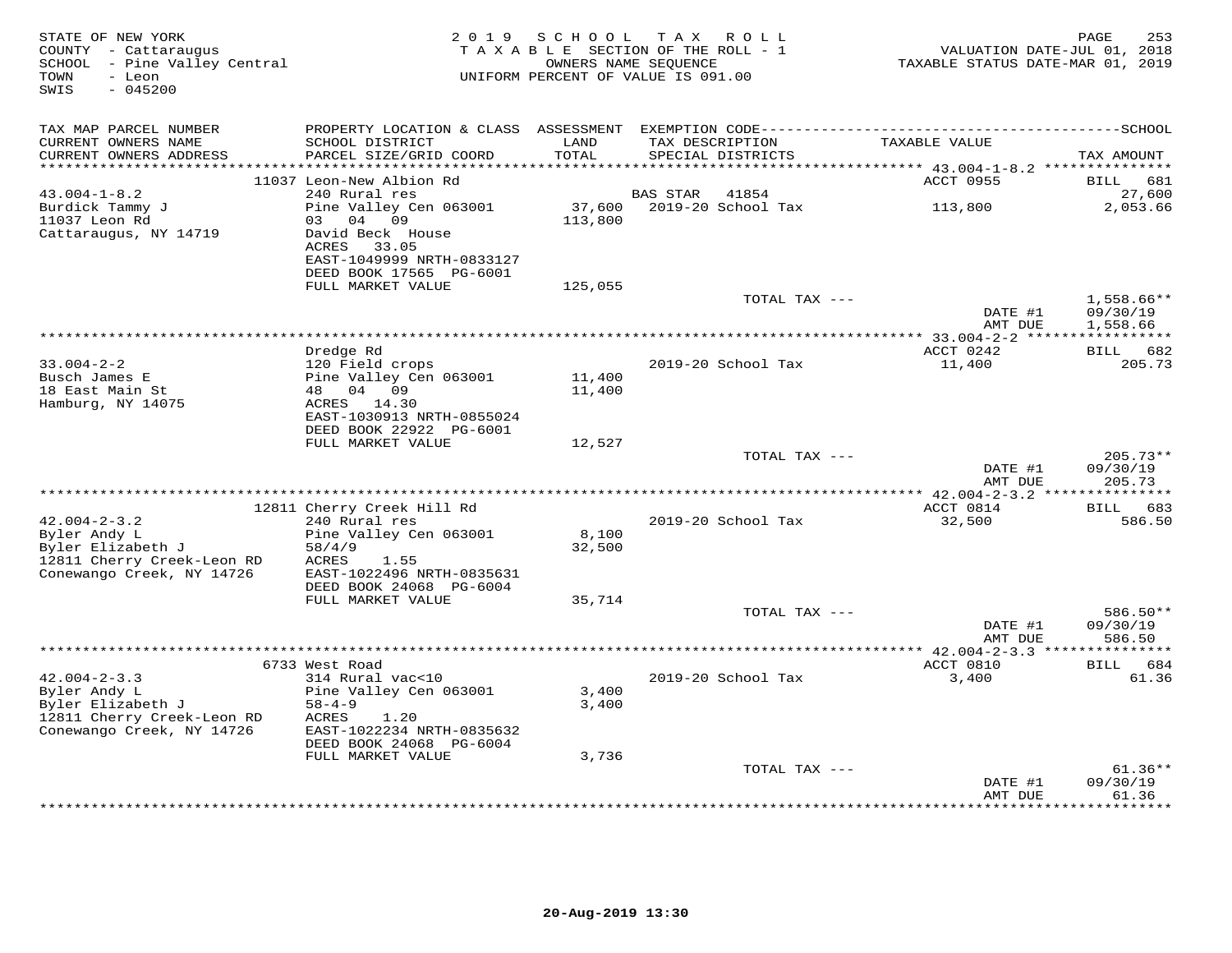STATE OF NEW YORK
COUNTY - Cattaraugus
SCHOOL - Pine Valley Central
TOWN - Leon
SWIS - 045200

2019 SCHOOL TAX ROLL
TAXABLE SECTION OF THE ROLL - 1
OWNERS NAME SEQUENCE
UNIFORM PERCENT OF VALUE IS 091.00

VALUATION DATE-JUL 01, 2018
TAXABLE STATUS DATE-MAR 01, 2019

| TAX MAP PARCEL NUMBER / CURRENT OWNERS NAME / CURRENT OWNERS ADDRESS | PROPERTY LOCATION & CLASS / SCHOOL DISTRICT / PARCEL SIZE/GRID COORD | ASSESSMENT LAND / TOTAL | EXEMPTION CODE / TAX DESCRIPTION / SPECIAL DISTRICTS | TAXABLE VALUE | SCHOOL TAX AMOUNT |
|---|---|---|---|---|---|
| | 11037 Leon-New Albion Rd | | | ACCT 0955 | BILL 681 |
| 43.004-1-8.2 | 240 Rural res | | BAS STAR 41854 | | 27,600 |
| Burdick Tammy J | Pine Valley Cen 063001 | 37,600 | 2019-20 School Tax | 113,800 | 2,053.66 |
| 11037 Leon Rd | 03 04 09 | 113,800 | | | |
| Cattaraugus, NY 14719 | David Beck House | | | | |
| | ACRES 33.05 | | | | |
| | EAST-1049999 NRTH-0833127 | | | | |
| | DEED BOOK 17565 PG-6001 | | | | |
| | FULL MARKET VALUE | 125,055 | | | |
| | | | TOTAL TAX --- | | 1,558.66** |
| | | | | DATE #1 | 09/30/19 |
| | | | | AMT DUE | 1,558.66 |
| | Dredge Rd | | | ACCT 0242 | BILL 682 |
| 33.004-2-2 | 120 Field crops | | 2019-20 School Tax | 11,400 | 205.73 |
| Busch James E | Pine Valley Cen 063001 | 11,400 | | | |
| 18 East Main St | 48 04 09 | 11,400 | | | |
| Hamburg, NY 14075 | ACRES 14.30 | | | | |
| | EAST-1030913 NRTH-0855024 | | | | |
| | DEED BOOK 22922 PG-6001 | | | | |
| | FULL MARKET VALUE | 12,527 | | | |
| | | | TOTAL TAX --- | | 205.73** |
| | | | | DATE #1 | 09/30/19 |
| | | | | AMT DUE | 205.73 |
| | 12811 Cherry Creek Hill Rd | | | ACCT 0814 | BILL 683 |
| 42.004-2-3.2 | 240 Rural res | | 2019-20 School Tax | 32,500 | 586.50 |
| Byler Andy L | Pine Valley Cen 063001 | 8,100 | | | |
| Byler Elizabeth J | 58/4/9 | 32,500 | | | |
| 12811 Cherry Creek-Leon RD | ACRES 1.55 | | | | |
| Conewango Creek, NY 14726 | EAST-1022496 NRTH-0835631 | | | | |
| | DEED BOOK 24068 PG-6004 | | | | |
| | FULL MARKET VALUE | 35,714 | | | |
| | | | TOTAL TAX --- | | 586.50** |
| | | | | DATE #1 | 09/30/19 |
| | | | | AMT DUE | 586.50 |
| | 6733 West Road | | | ACCT 0810 | BILL 684 |
| 42.004-2-3.3 | 314 Rural vac<10 | | 2019-20 School Tax | 3,400 | 61.36 |
| Byler Andy L | Pine Valley Cen 063001 | 3,400 | | | |
| Byler Elizabeth J | 58-4-9 | 3,400 | | | |
| 12811 Cherry Creek-Leon RD | ACRES 1.20 | | | | |
| Conewango Creek, NY 14726 | EAST-1022234 NRTH-0835632 | | | | |
| | DEED BOOK 24068 PG-6004 | | | | |
| | FULL MARKET VALUE | 3,736 | | | |
| | | | TOTAL TAX --- | | 61.36** |
| | | | | DATE #1 | 09/30/19 |
| | | | | AMT DUE | 61.36 |

20-Aug-2019 13:30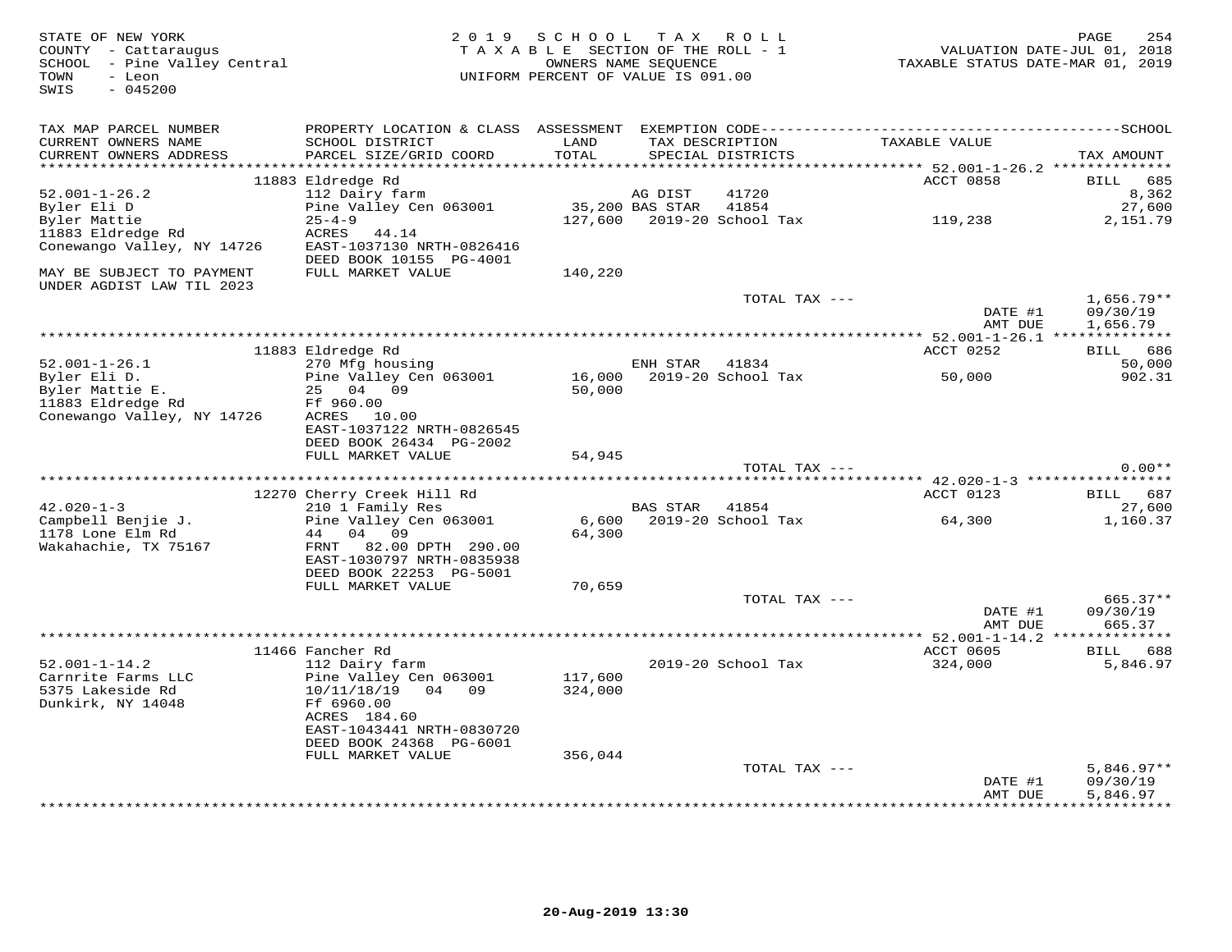STATE OF NEW YORK
COUNTY - Cattaraugus
SCHOOL - Pine Valley Central
TOWN - Leon
SWIS - 045200

2019 SCHOOL TAX ROLL
TAXABLE SECTION OF THE ROLL - 1
OWNERS NAME SEQUENCE
UNIFORM PERCENT OF VALUE IS 091.00

VALUATION DATE-JUL 01, 2018
TAXABLE STATUS DATE-MAR 01, 2019

| TAX MAP PARCEL NUMBER / CURRENT OWNERS NAME / CURRENT OWNERS ADDRESS | PROPERTY LOCATION & CLASS / SCHOOL DISTRICT / PARCEL SIZE/GRID COORD | ASSESSMENT LAND / TOTAL | EXEMPTION CODE / TAX DESCRIPTION / SPECIAL DISTRICTS | TAXABLE VALUE | TAX AMOUNT |
|---|---|---|---|---|---|
| **52.001-1-26.2** | 11883 Eldredge Rd | | | ACCT 0858 | BILL 685 |
| 52.001-1-26.2 | 112 Dairy farm | | AG DIST 41720 | | 8,362 |
| Byler Eli D | Pine Valley Cen 063001 | 35,200 | BAS STAR 41854 | | 27,600 |
| Byler Mattie | 25-4-9 | 127,600 | 2019-20 School Tax | 119,238 | 2,151.79 |
| 11883 Eldredge Rd | ACRES 44.14 | | | | |
| Conewango Valley, NY 14726 | EAST-1037130 NRTH-0826416 | | | | |
| | DEED BOOK 10155 PG-4001 | | | | |
| MAY BE SUBJECT TO PAYMENT | FULL MARKET VALUE | 140,220 | | | |
| UNDER AGDIST LAW TIL 2023 | | | | | |
| | | | TOTAL TAX --- | | 1,656.79** |
| | | | | DATE #1 | 09/30/19 |
| | | | | AMT DUE | 1,656.79 |
| **52.001-1-26.1** | 11883 Eldredge Rd | | | ACCT 0252 | BILL 686 |
| 52.001-1-26.1 | 270 Mfg housing | | ENH STAR 41834 | | 50,000 |
| Byler Eli D. | Pine Valley Cen 063001 | 16,000 | 2019-20 School Tax | 50,000 | 902.31 |
| Byler Mattie E. | 25 04 09 | 50,000 | | | |
| 11883 Eldredge Rd | Ff 960.00 | | | | |
| Conewango Valley, NY 14726 | ACRES 10.00 | | | | |
| | EAST-1037122 NRTH-0826545 | | | | |
| | DEED BOOK 26434 PG-2002 | | | | |
| | FULL MARKET VALUE | 54,945 | | | |
| | | | TOTAL TAX --- | | 0.00** |
| **42.020-1-3** | 12270 Cherry Creek Hill Rd | | | ACCT 0123 | BILL 687 |
| 42.020-1-3 | 210 1 Family Res | | BAS STAR 41854 | | 27,600 |
| Campbell Benjie J. | Pine Valley Cen 063001 | 6,600 | 2019-20 School Tax | 64,300 | 1,160.37 |
| 1178 Lone Elm Rd | 44 04 09 | 64,300 | | | |
| Wakahachie, TX 75167 | FRNT 82.00 DPTH 290.00 | | | | |
| | EAST-1030797 NRTH-0835938 | | | | |
| | DEED BOOK 22253 PG-5001 | | | | |
| | FULL MARKET VALUE | 70,659 | | | |
| | | | TOTAL TAX --- | | 665.37** |
| | | | | DATE #1 | 09/30/19 |
| | | | | AMT DUE | 665.37 |
| **52.001-1-14.2** | 11466 Fancher Rd | | | ACCT 0605 | BILL 688 |
| 52.001-1-14.2 | 112 Dairy farm | | 2019-20 School Tax | 324,000 | 5,846.97 |
| Carnrite Farms LLC | Pine Valley Cen 063001 | 117,600 | | | |
| 5375 Lakeside Rd | 10/11/18/19 04 09 | 324,000 | | | |
| Dunkirk, NY 14048 | Ff 6960.00 | | | | |
| | ACRES 184.60 | | | | |
| | EAST-1043441 NRTH-0830720 | | | | |
| | DEED BOOK 24368 PG-6001 | | | | |
| | FULL MARKET VALUE | 356,044 | | | |
| | | | TOTAL TAX --- | | 5,846.97** |
| | | | | DATE #1 | 09/30/19 |
| | | | | AMT DUE | 5,846.97 |

20-Aug-2019 13:30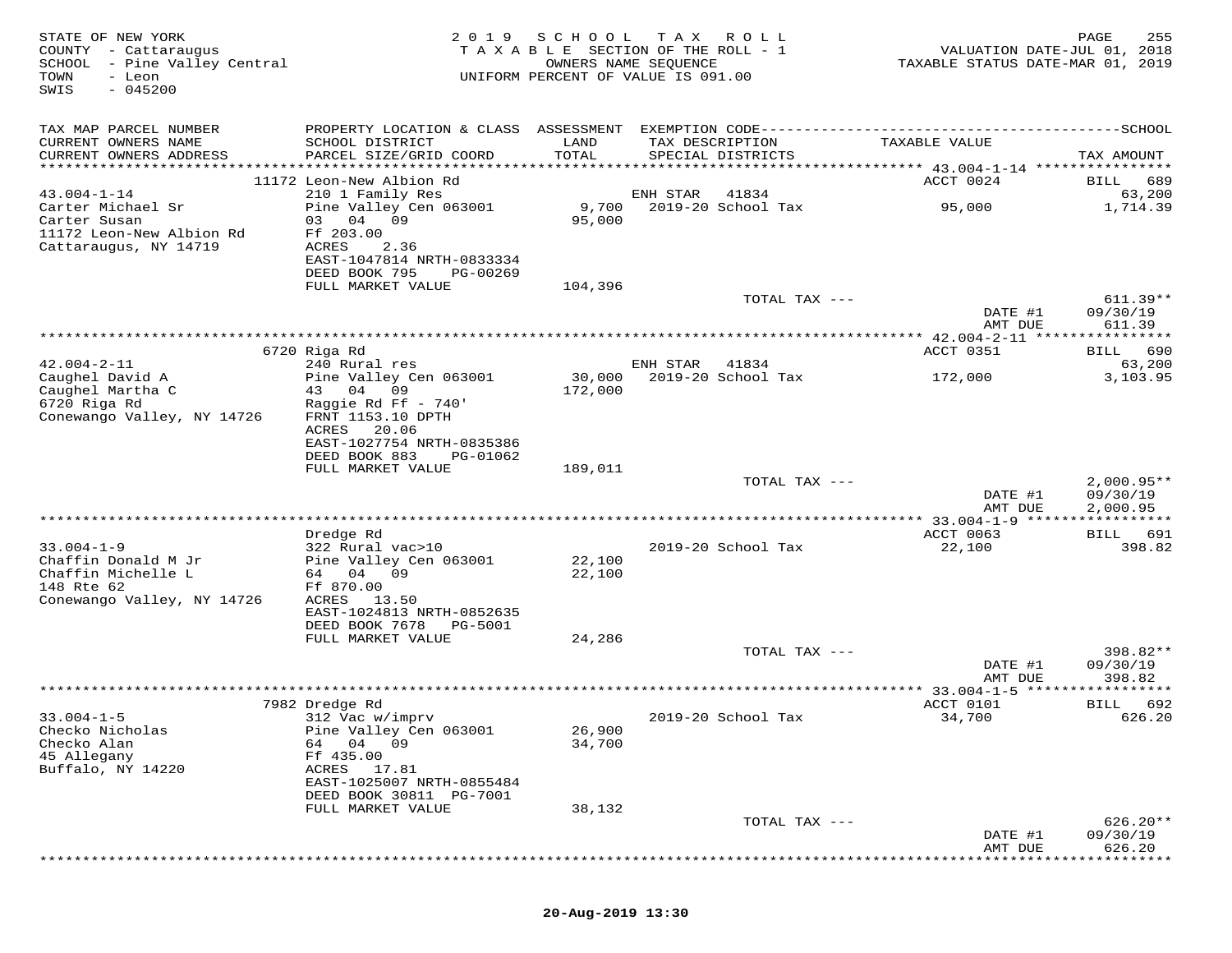STATE OF NEW YORK
COUNTY - Cattaraugus
SCHOOL - Pine Valley Central
TOWN - Leon
SWIS - 045200

2019 SCHOOL TAX ROLL
TAXABLE SECTION OF THE ROLL - 1
OWNERS NAME SEQUENCE
UNIFORM PERCENT OF VALUE IS 091.00

VALUATION DATE-JUL 01, 2018
TAXABLE STATUS DATE-MAR 01, 2019

| TAX MAP PARCEL NUMBER / CURRENT OWNERS NAME / CURRENT OWNERS ADDRESS | PROPERTY LOCATION & CLASS / SCHOOL DISTRICT / PARCEL SIZE/GRID COORD | ASSESSMENT LAND / TOTAL | EXEMPTION CODE / TAX DESCRIPTION / SPECIAL DISTRICTS | TAXABLE VALUE | TAX AMOUNT |
|---|---|---|---|---|---|
| | 11172 Leon-New Albion Rd | | | ACCT 0024 | BILL 689 |
| 43.004-1-14 | 210 1 Family Res | | ENH STAR 41834 | | 63,200 |
| Carter Michael Sr | Pine Valley Cen 063001 | 9,700 | 2019-20 School Tax | 95,000 | 1,714.39 |
| Carter Susan | 03 04 09 | 95,000 | | | |
| 11172 Leon-New Albion Rd | Ff 203.00 | | | | |
| Cattaraugus, NY 14719 | ACRES 2.36 | | | | |
| | EAST-1047814 NRTH-0833334 | | | | |
| | DEED BOOK 795 PG-00269 | | | | |
| | FULL MARKET VALUE | 104,396 | | | |
| | | | TOTAL TAX --- | | 611.39** |
| | | | | DATE #1 | 09/30/19 |
| | | | | AMT DUE | 611.39 |
| | 6720 Riga Rd | | | ACCT 0351 | BILL 690 |
| 42.004-2-11 | 240 Rural res | | ENH STAR 41834 | | 63,200 |
| Caughel David A | Pine Valley Cen 063001 | 30,000 | 2019-20 School Tax | 172,000 | 3,103.95 |
| Caughel Martha C | 43 04 09 | 172,000 | | | |
| 6720 Riga Rd | Raggie Rd Ff - 740' | | | | |
| Conewango Valley, NY 14726 | FRNT 1153.10 DPTH | | | | |
| | ACRES 20.06 | | | | |
| | EAST-1027754 NRTH-0835386 | | | | |
| | DEED BOOK 883 PG-01062 | | | | |
| | FULL MARKET VALUE | 189,011 | | | |
| | | | TOTAL TAX --- | | 2,000.95** |
| | | | | DATE #1 | 09/30/19 |
| | | | | AMT DUE | 2,000.95 |
| | Dredge Rd | | | ACCT 0063 | BILL 691 |
| 33.004-1-9 | 322 Rural vac>10 | | 2019-20 School Tax | 22,100 | 398.82 |
| Chaffin Donald M Jr | Pine Valley Cen 063001 | 22,100 | | | |
| Chaffin Michelle L | 64 04 09 | 22,100 | | | |
| 148 Rte 62 | Ff 870.00 | | | | |
| Conewango Valley, NY 14726 | ACRES 13.50 | | | | |
| | EAST-1024813 NRTH-0852635 | | | | |
| | DEED BOOK 7678 PG-5001 | | | | |
| | FULL MARKET VALUE | 24,286 | | | |
| | | | TOTAL TAX --- | | 398.82** |
| | | | | DATE #1 | 09/30/19 |
| | | | | AMT DUE | 398.82 |
| | 7982 Dredge Rd | | | ACCT 0101 | BILL 692 |
| 33.004-1-5 | 312 Vac w/imprv | | 2019-20 School Tax | 34,700 | 626.20 |
| Checko Nicholas | Pine Valley Cen 063001 | 26,900 | | | |
| Checko Alan | 64 04 09 | 34,700 | | | |
| 45 Allegany | Ff 435.00 | | | | |
| Buffalo, NY 14220 | ACRES 17.81 | | | | |
| | EAST-1025007 NRTH-0855484 | | | | |
| | DEED BOOK 30811 PG-7001 | | | | |
| | FULL MARKET VALUE | 38,132 | | | |
| | | | TOTAL TAX --- | | 626.20** |
| | | | | DATE #1 | 09/30/19 |
| | | | | AMT DUE | 626.20 |

20-Aug-2019 13:30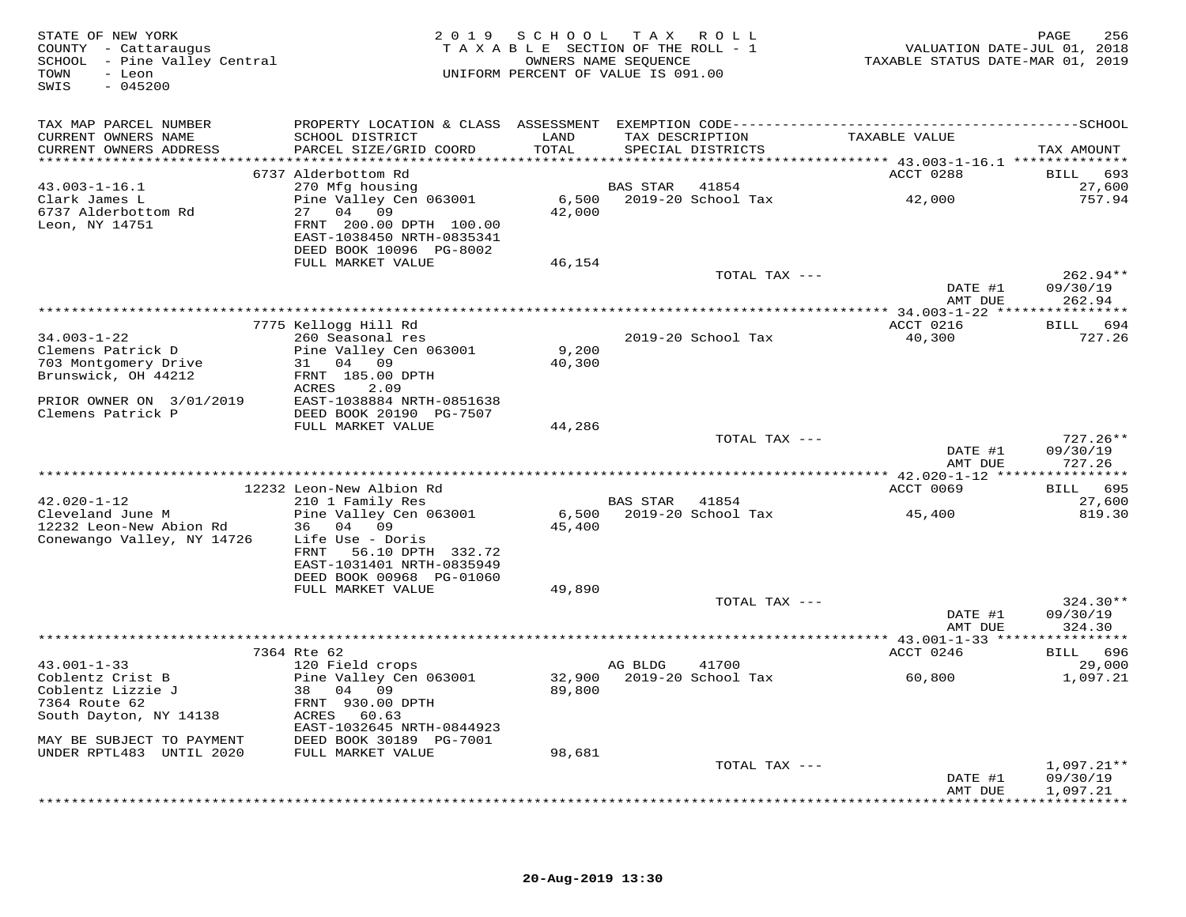STATE OF NEW YORK
COUNTY - Cattaraugus
SCHOOL - Pine Valley Central
TOWN - Leon
SWIS - 045200

2019 SCHOOL TAX ROLL
TAXABLE SECTION OF THE ROLL - 1
OWNERS NAME SEQUENCE
UNIFORM PERCENT OF VALUE IS 091.00

VALUATION DATE-JUL 01, 2018
TAXABLE STATUS DATE-MAR 01, 2019

| TAX MAP PARCEL NUMBER / CURRENT OWNERS NAME / CURRENT OWNERS ADDRESS | PROPERTY LOCATION & CLASS / SCHOOL DISTRICT / PARCEL SIZE/GRID COORD | ASSESSMENT LAND / TOTAL | EXEMPTION CODE / TAX DESCRIPTION / SPECIAL DISTRICTS | TAXABLE VALUE | TAX AMOUNT |
|---|---|---|---|---|---|
| | 6737 Alderbottom Rd | | | ACCT 0288 | BILL 693 |
| 43.003-1-16.1 | 270 Mfg housing | | BAS STAR 41854 | | 27,600 |
| Clark James L | Pine Valley Cen 063001 | 6,500 | 2019-20 School Tax | 42,000 | 757.94 |
| 6737 Alderbottom Rd | 27 04 09 | 42,000 | | | |
| Leon, NY 14751 | FRNT 200.00 DPTH 100.00 | | | | |
| | EAST-1038450 NRTH-0835341 | | | | |
| | DEED BOOK 10096 PG-8002 | | | | |
| | FULL MARKET VALUE | 46,154 | | | |
| | | | TOTAL TAX --- | | 262.94** |
| | | | | DATE #1 | 09/30/19 |
| | | | | AMT DUE | 262.94 |
| | 7775 Kellogg Hill Rd | | | ACCT 0216 | BILL 694 |
| 34.003-1-22 | 260 Seasonal res | | 2019-20 School Tax | 40,300 | 727.26 |
| Clemens Patrick D | Pine Valley Cen 063001 | 9,200 | | | |
| 703 Montgomery Drive | 31 04 09 | 40,300 | | | |
| Brunswick, OH 44212 | FRNT 185.00 DPTH | | | | |
| | ACRES 2.09 | | | | |
| PRIOR OWNER ON 3/01/2019 | EAST-1038884 NRTH-0851638 | | | | |
| Clemens Patrick P | DEED BOOK 20190 PG-7507 | | | | |
| | FULL MARKET VALUE | 44,286 | | | |
| | | | TOTAL TAX --- | | 727.26** |
| | | | | DATE #1 | 09/30/19 |
| | | | | AMT DUE | 727.26 |
| | 12232 Leon-New Albion Rd | | | ACCT 0069 | BILL 695 |
| 42.020-1-12 | 210 1 Family Res | | BAS STAR 41854 | | 27,600 |
| Cleveland June M | Pine Valley Cen 063001 | 6,500 | 2019-20 School Tax | 45,400 | 819.30 |
| 12232 Leon-New Abion Rd | 36 04 09 | 45,400 | | | |
| Conewango Valley, NY 14726 | Life Use - Doris | | | | |
| | FRNT 56.10 DPTH 332.72 | | | | |
| | EAST-1031401 NRTH-0835949 | | | | |
| | DEED BOOK 00968 PG-01060 | | | | |
| | FULL MARKET VALUE | 49,890 | | | |
| | | | TOTAL TAX --- | | 324.30** |
| | | | | DATE #1 | 09/30/19 |
| | | | | AMT DUE | 324.30 |
| | 7364 Rte 62 | | | ACCT 0246 | BILL 696 |
| 43.001-1-33 | 120 Field crops | | AG BLDG 41700 | | 29,000 |
| Coblentz Crist B | Pine Valley Cen 063001 | 32,900 | 2019-20 School Tax | 60,800 | 1,097.21 |
| Coblentz Lizzie J | 38 04 09 | 89,800 | | | |
| 7364 Route 62 | FRNT 930.00 DPTH | | | | |
| South Dayton, NY 14138 | ACRES 60.63 | | | | |
| | EAST-1032645 NRTH-0844923 | | | | |
| MAY BE SUBJECT TO PAYMENT | DEED BOOK 30189 PG-7001 | | | | |
| UNDER RPTL483 UNTIL 2020 | FULL MARKET VALUE | 98,681 | | | |
| | | | TOTAL TAX --- | | 1,097.21** |
| | | | | DATE #1 | 09/30/19 |
| | | | | AMT DUE | 1,097.21 |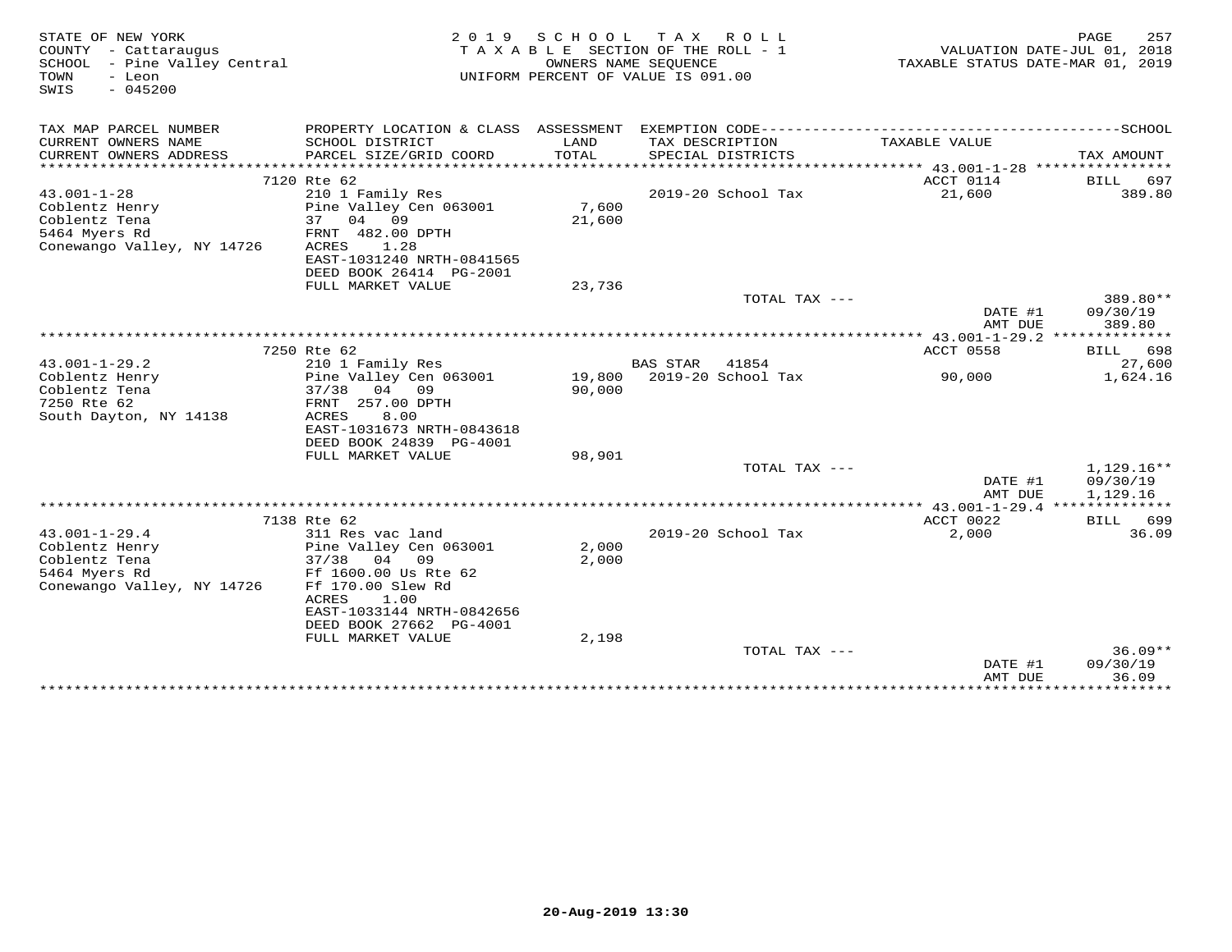STATE OF NEW YORK
COUNTY - Cattaraugus
SCHOOL - Pine Valley Central
TOWN - Leon
SWIS - 045200

2019 SCHOOL TAX ROLL
TAXABLE SECTION OF THE ROLL - 1
OWNERS NAME SEQUENCE
UNIFORM PERCENT OF VALUE IS 091.00

VALUATION DATE-JUL 01, 2018
TAXABLE STATUS DATE-MAR 01, 2019

| TAX MAP PARCEL NUMBER / CURRENT OWNERS NAME / CURRENT OWNERS ADDRESS | PROPERTY LOCATION & CLASS / SCHOOL DISTRICT / PARCEL SIZE/GRID COORD | ASSESSMENT LAND / TOTAL | EXEMPTION CODE / TAX DESCRIPTION / SPECIAL DISTRICTS | TAXABLE VALUE | SCHOOL TAX AMOUNT |
|---|---|---|---|---|---|
| | 7120 Rte 62 | | | ACCT 0114 | BILL 697 |
| 43.001-1-28 | 210 1 Family Res | | 2019-20 School Tax | 21,600 | 389.80 |
| Coblentz Henry | Pine Valley Cen 063001 | 7,600 | | | |
| Coblentz Tena | 37 04 09 | 21,600 | | | |
| 5464 Myers Rd | FRNT 482.00 DPTH | | | | |
| Conewango Valley, NY 14726 | ACRES 1.28 | | | | |
| | EAST-1031240 NRTH-0841565 | | | | |
| | DEED BOOK 26414 PG-2001 | | | | |
| | FULL MARKET VALUE | 23,736 | | | |
| | | | TOTAL TAX --- | | 389.80** |
| | | | | DATE #1 | 09/30/19 |
| | | | | AMT DUE | 389.80 |
| | 7250 Rte 62 | | | ACCT 0558 | BILL 698 |
| 43.001-1-29.2 | 210 1 Family Res | | BAS STAR 41854 | | 27,600 |
| Coblentz Henry | Pine Valley Cen 063001 | 19,800 | 2019-20 School Tax | 90,000 | 1,624.16 |
| Coblentz Tena | 37/38 04 09 | 90,000 | | | |
| 7250 Rte 62 | FRNT 257.00 DPTH | | | | |
| South Dayton, NY 14138 | ACRES 8.00 | | | | |
| | EAST-1031673 NRTH-0843618 | | | | |
| | DEED BOOK 24839 PG-4001 | | | | |
| | FULL MARKET VALUE | 98,901 | | | |
| | | | TOTAL TAX --- | | 1,129.16** |
| | | | | DATE #1 | 09/30/19 |
| | | | | AMT DUE | 1,129.16 |
| | 7138 Rte 62 | | | ACCT 0022 | BILL 699 |
| 43.001-1-29.4 | 311 Res vac land | | 2019-20 School Tax | 2,000 | 36.09 |
| Coblentz Henry | Pine Valley Cen 063001 | 2,000 | | | |
| Coblentz Tena | 37/38 04 09 | 2,000 | | | |
| 5464 Myers Rd | Ff 1600.00 Us Rte 62 | | | | |
| Conewango Valley, NY 14726 | Ff 170.00 Slew Rd | | | | |
| | ACRES 1.00 | | | | |
| | EAST-1033144 NRTH-0842656 | | | | |
| | DEED BOOK 27662 PG-4001 | | | | |
| | FULL MARKET VALUE | 2,198 | | | |
| | | | TOTAL TAX --- | | 36.09** |
| | | | | DATE #1 | 09/30/19 |
| | | | | AMT DUE | 36.09 |

20-Aug-2019 13:30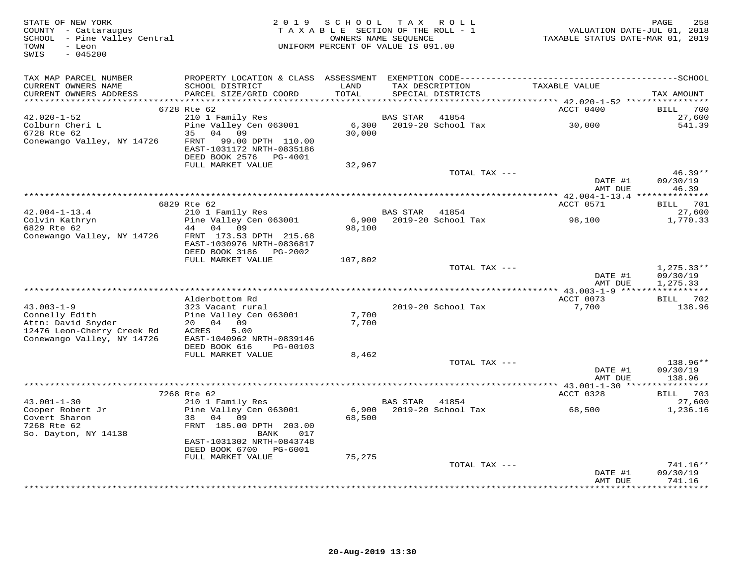STATE OF NEW YORK
COUNTY - Cattaraugus
SCHOOL - Pine Valley Central
TOWN - Leon
SWIS - 045200

2019 SCHOOL TAX ROLL
TAXABLE SECTION OF THE ROLL - 1
OWNERS NAME SEQUENCE
UNIFORM PERCENT OF VALUE IS 091.00

VALUATION DATE-JUL 01, 2018
TAXABLE STATUS DATE-MAR 01, 2019

| TAX MAP PARCEL NUMBER / CURRENT OWNERS NAME / CURRENT OWNERS ADDRESS | PROPERTY LOCATION & CLASS / SCHOOL DISTRICT / PARCEL SIZE/GRID COORD | ASSESSMENT LAND / TOTAL | EXEMPTION CODE / TAX DESCRIPTION / SPECIAL DISTRICTS | TAXABLE VALUE | TAX AMOUNT |
|---|---|---|---|---|---|
| **42.020-1-52** | 6728 Rte 62 | | | ACCT 0400 | BILL 700 |
| 42.020-1-52 | 210 1 Family Res | | BAS STAR 41854 | | 27,600 |
| Colburn Cheri L | Pine Valley Cen 063001 | 6,300 | 2019-20 School Tax | 30,000 | 541.39 |
| 6728 Rte 62 | 35 04 09 | 30,000 | | | |
| Conewango Valley, NY 14726 | FRNT 99.00 DPTH 110.00 | | | | |
| | EAST-1031172 NRTH-0835186 | | | | |
| | DEED BOOK 2576 PG-4001 | | | | |
| | FULL MARKET VALUE | 32,967 | | | |
| | | | TOTAL TAX --- | | 46.39** |
| | | | | DATE #1 | 09/30/19 |
| | | | | AMT DUE | 46.39 |
| **42.004-1-13.4** | 6829 Rte 62 | | | ACCT 0571 | BILL 701 |
| 42.004-1-13.4 | 210 1 Family Res | | BAS STAR 41854 | | 27,600 |
| Colvin Kathryn | Pine Valley Cen 063001 | 6,900 | 2019-20 School Tax | 98,100 | 1,770.33 |
| 6829 Rte 62 | 44 04 09 | 98,100 | | | |
| Conewango Valley, NY 14726 | FRNT 173.53 DPTH 215.68 | | | | |
| | EAST-1030976 NRTH-0836817 | | | | |
| | DEED BOOK 3186 PG-2002 | | | | |
| | FULL MARKET VALUE | 107,802 | | | |
| | | | TOTAL TAX --- | | 1,275.33** |
| | | | | DATE #1 | 09/30/19 |
| | | | | AMT DUE | 1,275.33 |
| **43.003-1-9** | Alderbottom Rd | | | ACCT 0073 | BILL 702 |
| 43.003-1-9 | 323 Vacant rural | | 2019-20 School Tax | 7,700 | 138.96 |
| Connelly Edith | Pine Valley Cen 063001 | 7,700 | | | |
| Attn: David Snyder | 20 04 09 | 7,700 | | | |
| 12476 Leon-Cherry Creek Rd | ACRES 5.00 | | | | |
| Conewango Valley, NY 14726 | EAST-1040962 NRTH-0839146 | | | | |
| | DEED BOOK 616 PG-00103 | | | | |
| | FULL MARKET VALUE | 8,462 | | | |
| | | | TOTAL TAX --- | | 138.96** |
| | | | | DATE #1 | 09/30/19 |
| | | | | AMT DUE | 138.96 |
| **43.001-1-30** | 7268 Rte 62 | | | ACCT 0328 | BILL 703 |
| 43.001-1-30 | 210 1 Family Res | | BAS STAR 41854 | | 27,600 |
| Cooper Robert Jr | Pine Valley Cen 063001 | 6,900 | 2019-20 School Tax | 68,500 | 1,236.16 |
| Covert Sharon | 38 04 09 | 68,500 | | | |
| 7268 Rte 62 | FRNT 185.00 DPTH 203.00 | | | | |
| So. Dayton, NY 14138 | BANK 017 | | | | |
| | EAST-1031302 NRTH-0843748 | | | | |
| | DEED BOOK 6700 PG-6001 | | | | |
| | FULL MARKET VALUE | 75,275 | | | |
| | | | TOTAL TAX --- | | 741.16** |
| | | | | DATE #1 | 09/30/19 |
| | | | | AMT DUE | 741.16 |

20-Aug-2019 13:30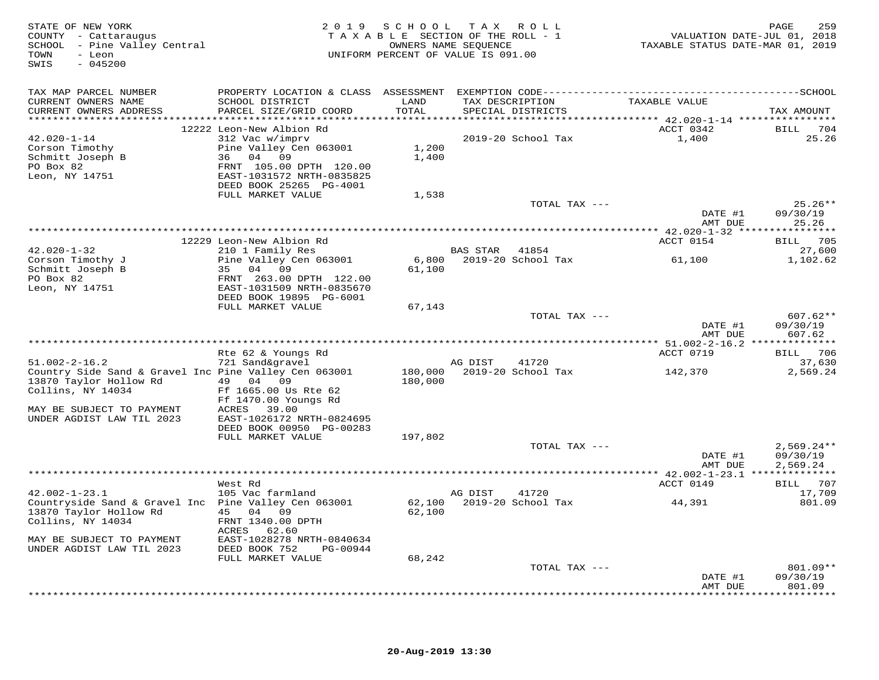STATE OF NEW YORK
COUNTY - Cattaraugus
SCHOOL - Pine Valley Central
TOWN - Leon
SWIS - 045200

2019 SCHOOL TAX ROLL
TAXABLE SECTION OF THE ROLL - 1
OWNERS NAME SEQUENCE
UNIFORM PERCENT OF VALUE IS 091.00

VALUATION DATE-JUL 01, 2018
TAXABLE STATUS DATE-MAR 01, 2019

| TAX MAP PARCEL NUMBER / CURRENT OWNERS NAME / CURRENT OWNERS ADDRESS | PROPERTY LOCATION & CLASS / SCHOOL DISTRICT / PARCEL SIZE/GRID COORD | ASSESSMENT LAND / TOTAL | EXEMPTION CODE / TAX DESCRIPTION / SPECIAL DISTRICTS | TAXABLE VALUE | SCHOOL TAX AMOUNT |
|---|---|---|---|---|---|
| | 12222 Leon-New Albion Rd | | | ACCT 0342 | BILL 704 |
| 42.020-1-14 | 312 Vac w/imprv | | 2019-20 School Tax | 1,400 | 25.26 |
| Corson Timothy | Pine Valley Cen 063001 | 1,200 | | | |
| Schmitt Joseph B | 36 04 09 | 1,400 | | | |
| PO Box 82 | FRNT 105.00 DPTH 120.00 | | | | |
| Leon, NY 14751 | EAST-1031572 NRTH-0835825 | | | | |
| | DEED BOOK 25265 PG-4001 | | | | |
| | FULL MARKET VALUE | 1,538 | | | |
| | | | TOTAL TAX --- | | 25.26** |
| | | | | DATE #1 | 09/30/19 |
| | | | | AMT DUE | 25.26 |
| | 12229 Leon-New Albion Rd | | | ACCT 0154 | BILL 705 |
| 42.020-1-32 | 210 1 Family Res | | BAS STAR 41854 | | 27,600 |
| Corson Timothy J | Pine Valley Cen 063001 | 6,800 | 2019-20 School Tax | 61,100 | 1,102.62 |
| Schmitt Joseph B | 35 04 09 | 61,100 | | | |
| PO Box 82 | FRNT 263.00 DPTH 122.00 | | | | |
| Leon, NY 14751 | EAST-1031509 NRTH-0835670 | | | | |
| | DEED BOOK 19895 PG-6001 | | | | |
| | FULL MARKET VALUE | 67,143 | | | |
| | | | TOTAL TAX --- | | 607.62** |
| | | | | DATE #1 | 09/30/19 |
| | | | | AMT DUE | 607.62 |
| | Rte 62 & Youngs Rd | | | ACCT 0719 | BILL 706 |
| 51.002-2-16.2 | 721 Sand&gravel | | AG DIST 41720 | | 37,630 |
| Country Side Sand & Gravel Inc | Pine Valley Cen 063001 | 180,000 | 2019-20 School Tax | 142,370 | 2,569.24 |
| 13870 Taylor Hollow Rd | 49 04 09 | 180,000 | | | |
| Collins, NY 14034 | Ff 1665.00 Us Rte 62 | | | | |
| | Ff 1470.00 Youngs Rd | | | | |
| MAY BE SUBJECT TO PAYMENT | ACRES 39.00 | | | | |
| UNDER AGDIST LAW TIL 2023 | EAST-1026172 NRTH-0824695 | | | | |
| | DEED BOOK 00950 PG-00283 | | | | |
| | FULL MARKET VALUE | 197,802 | | | |
| | | | TOTAL TAX --- | | 2,569.24** |
| | | | | DATE #1 | 09/30/19 |
| | | | | AMT DUE | 2,569.24 |
| | West Rd | | | ACCT 0149 | BILL 707 |
| 42.002-1-23.1 | 105 Vac farmland | | AG DIST 41720 | | 17,709 |
| Countryside Sand & Gravel Inc | Pine Valley Cen 063001 | 62,100 | 2019-20 School Tax | 44,391 | 801.09 |
| 13870 Taylor Hollow Rd | 45 04 09 | 62,100 | | | |
| Collins, NY 14034 | FRNT 1340.00 DPTH | | | | |
| | ACRES 62.60 | | | | |
| MAY BE SUBJECT TO PAYMENT | EAST-1028278 NRTH-0840634 | | | | |
| UNDER AGDIST LAW TIL 2023 | DEED BOOK 752 PG-00944 | | | | |
| | FULL MARKET VALUE | 68,242 | | | |
| | | | TOTAL TAX --- | | 801.09** |
| | | | | DATE #1 | 09/30/19 |
| | | | | AMT DUE | 801.09 |

20-Aug-2019 13:30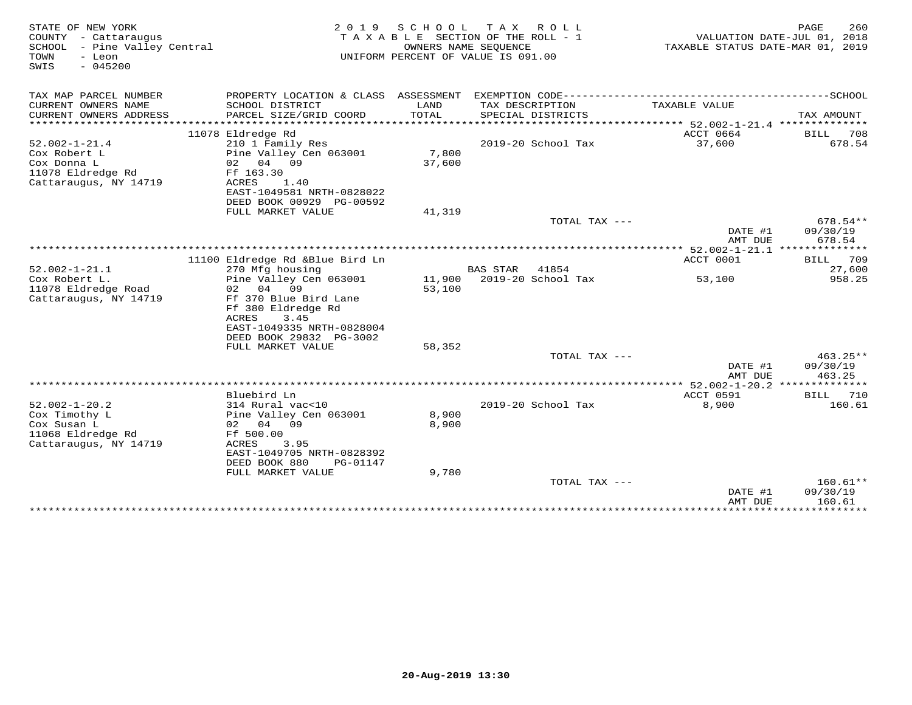STATE OF NEW YORK
COUNTY - Cattaraugus
SCHOOL - Pine Valley Central
TOWN - Leon
SWIS - 045200

2019 SCHOOL TAX ROLL
TAXABLE SECTION OF THE ROLL - 1
OWNERS NAME SEQUENCE
UNIFORM PERCENT OF VALUE IS 091.00

VALUATION DATE-JUL 01, 2018
TAXABLE STATUS DATE-MAR 01, 2019

| TAX MAP PARCEL NUMBER / CURRENT OWNERS NAME / CURRENT OWNERS ADDRESS | PROPERTY LOCATION & CLASS / SCHOOL DISTRICT / PARCEL SIZE/GRID COORD | ASSESSMENT LAND / TOTAL | EXEMPTION CODE / TAX DESCRIPTION / SPECIAL DISTRICTS | TAXABLE VALUE | SCHOOL TAX AMOUNT |
|---|---|---|---|---|---|
| 52.002-1-21.4 | 11078 Eldredge Rd | | | ACCT 0664 | BILL 708 |
| Cox Robert L | 210 1 Family Res | | 2019-20 School Tax | 37,600 | 678.54 |
| Cox Donna L | Pine Valley Cen 063001 | 7,800 | | | |
| 11078 Eldredge Rd | 02 04 09 | 37,600 | | | |
| Cattaraugus, NY 14719 | Ff 163.30 | | | | |
| | ACRES 1.40 | | | | |
| | EAST-1049581 NRTH-0828022 | | | | |
| | DEED BOOK 00929 PG-00592 | | | | |
| | FULL MARKET VALUE | 41,319 | | | |
| | | | TOTAL TAX --- | | 678.54** |
| | | | | DATE #1 | 09/30/19 |
| | | | | AMT DUE | 678.54 |
| 52.002-1-21.1 | 11100 Eldredge Rd &Blue Bird Ln | | | ACCT 0001 | BILL 709 |
| Cox Robert L. | 270 Mfg housing | | BAS STAR 41854 | | 27,600 |
| 11078 Eldredge Road | Pine Valley Cen 063001 | 11,900 | 2019-20 School Tax | 53,100 | 958.25 |
| Cattaraugus, NY 14719 | 02 04 09 | 53,100 | | | |
| | Ff 370 Blue Bird Lane | | | | |
| | Ff 380 Eldredge Rd | | | | |
| | ACRES 3.45 | | | | |
| | EAST-1049335 NRTH-0828004 | | | | |
| | DEED BOOK 29832 PG-3002 | | | | |
| | FULL MARKET VALUE | 58,352 | | | |
| | | | TOTAL TAX --- | | 463.25** |
| | | | | DATE #1 | 09/30/19 |
| | | | | AMT DUE | 463.25 |
| 52.002-1-20.2 | Bluebird Ln | | | ACCT 0591 | BILL 710 |
| Cox Timothy L | 314 Rural vac<10 | | 2019-20 School Tax | 8,900 | 160.61 |
| Cox Susan L | Pine Valley Cen 063001 | 8,900 | | | |
| 11068 Eldredge Rd | 02 04 09 | 8,900 | | | |
| Cattaraugus, NY 14719 | Ff 500.00 | | | | |
| | ACRES 3.95 | | | | |
| | EAST-1049705 NRTH-0828392 | | | | |
| | DEED BOOK 880 PG-01147 | | | | |
| | FULL MARKET VALUE | 9,780 | | | |
| | | | TOTAL TAX --- | | 160.61** |
| | | | | DATE #1 | 09/30/19 |
| | | | | AMT DUE | 160.61 |

20-Aug-2019 13:30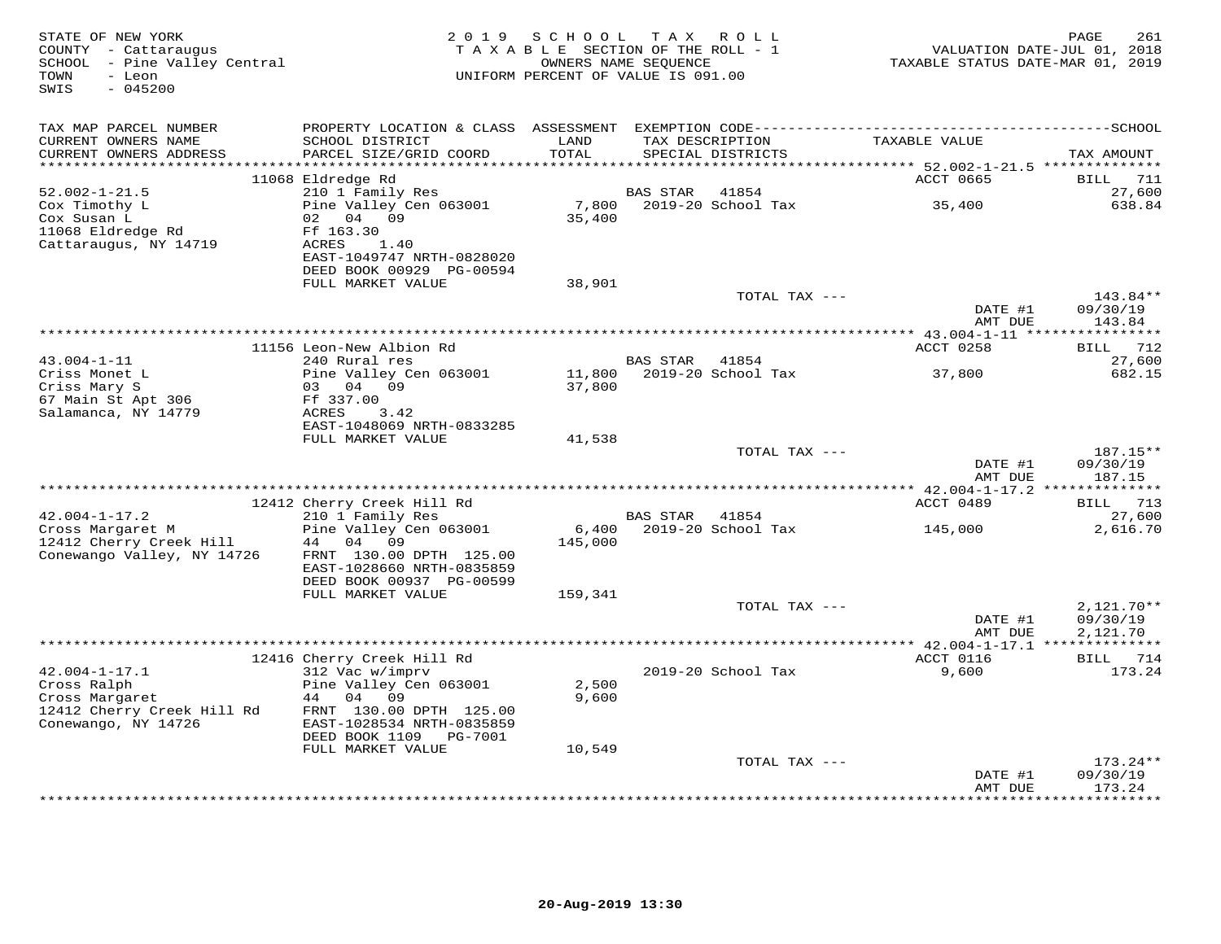STATE OF NEW YORK
COUNTY - Cattaraugus
SCHOOL - Pine Valley Central
TOWN - Leon
SWIS - 045200

2019 SCHOOL TAX ROLL
TAXABLE SECTION OF THE ROLL - 1
OWNERS NAME SEQUENCE
UNIFORM PERCENT OF VALUE IS 091.00

VALUATION DATE-JUL 01, 2018
TAXABLE STATUS DATE-MAR 01, 2019

| TAX MAP PARCEL NUMBER / CURRENT OWNERS NAME / CURRENT OWNERS ADDRESS | PROPERTY LOCATION & CLASS / SCHOOL DISTRICT / PARCEL SIZE/GRID COORD | ASSESSMENT LAND / TOTAL | EXEMPTION CODE / TAX DESCRIPTION / SPECIAL DISTRICTS | TAXABLE VALUE | TAX AMOUNT |
|---|---|---|---|---|---|
| | 11068 Eldredge Rd | | | ACCT 0665 | BILL 711 |
| 52.002-1-21.5 | 210 1 Family Res | | BAS STAR 41854 | | 27,600 |
| Cox Timothy L | Pine Valley Cen 063001 | 7,800 | 2019-20 School Tax | 35,400 | 638.84 |
| Cox Susan L | 02 04 09 | 35,400 | | | |
| 11068 Eldredge Rd | Ff 163.30 | | | | |
| Cattaraugus, NY 14719 | ACRES 1.40 | | | | |
| | EAST-1049747 NRTH-0828020 | | | | |
| | DEED BOOK 00929 PG-00594 | | | | |
| | FULL MARKET VALUE | 38,901 | | | |
| | | | TOTAL TAX --- | | 143.84** |
| | | | | DATE #1 | 09/30/19 |
| | | | | AMT DUE | 143.84 |
| | 11156 Leon-New Albion Rd | | | ACCT 0258 | BILL 712 |
| 43.004-1-11 | 240 Rural res | | BAS STAR 41854 | | 27,600 |
| Criss Monet L | Pine Valley Cen 063001 | 11,800 | 2019-20 School Tax | 37,800 | 682.15 |
| Criss Mary S | 03 04 09 | 37,800 | | | |
| 67 Main St Apt 306 | Ff 337.00 | | | | |
| Salamanca, NY 14779 | ACRES 3.42 | | | | |
| | EAST-1048069 NRTH-0833285 | | | | |
| | FULL MARKET VALUE | 41,538 | | | |
| | | | TOTAL TAX --- | | 187.15** |
| | | | | DATE #1 | 09/30/19 |
| | | | | AMT DUE | 187.15 |
| | 12412 Cherry Creek Hill Rd | | | ACCT 0489 | BILL 713 |
| 42.004-1-17.2 | 210 1 Family Res | | BAS STAR 41854 | | 27,600 |
| Cross Margaret M | Pine Valley Cen 063001 | 6,400 | 2019-20 School Tax | 145,000 | 2,616.70 |
| 12412 Cherry Creek Hill | 44 04 09 | 145,000 | | | |
| Conewango Valley, NY 14726 | FRNT 130.00 DPTH 125.00 | | | | |
| | EAST-1028660 NRTH-0835859 | | | | |
| | DEED BOOK 00937 PG-00599 | | | | |
| | FULL MARKET VALUE | 159,341 | | | |
| | | | TOTAL TAX --- | | 2,121.70** |
| | | | | DATE #1 | 09/30/19 |
| | | | | AMT DUE | 2,121.70 |
| | 12416 Cherry Creek Hill Rd | | | ACCT 0116 | BILL 714 |
| 42.004-1-17.1 | 312 Vac w/imprv | | 2019-20 School Tax | 9,600 | 173.24 |
| Cross Ralph | Pine Valley Cen 063001 | 2,500 | | | |
| Cross Margaret | 44 04 09 | 9,600 | | | |
| 12412 Cherry Creek Hill Rd | FRNT 130.00 DPTH 125.00 | | | | |
| Conewango, NY 14726 | EAST-1028534 NRTH-0835859 | | | | |
| | DEED BOOK 1109 PG-7001 | | | | |
| | FULL MARKET VALUE | 10,549 | | | |
| | | | TOTAL TAX --- | | 173.24** |
| | | | | DATE #1 | 09/30/19 |
| | | | | AMT DUE | 173.24 |

20-Aug-2019 13:30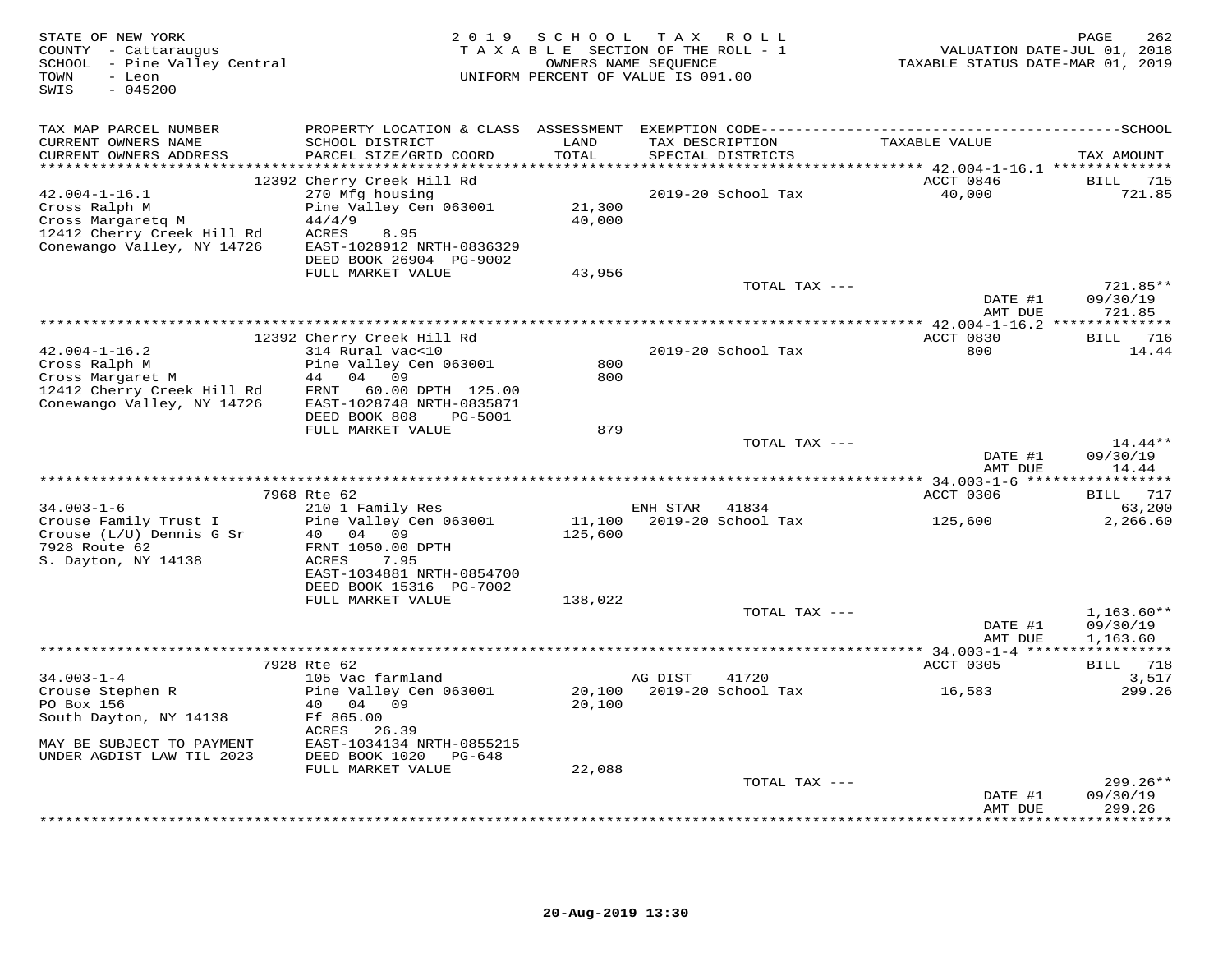STATE OF NEW YORK
COUNTY - Cattaraugus
SCHOOL - Pine Valley Central
TOWN - Leon
SWIS - 045200

2019 SCHOOL TAX ROLL
TAXABLE SECTION OF THE ROLL - 1
OWNERS NAME SEQUENCE
UNIFORM PERCENT OF VALUE IS 091.00

VALUATION DATE-JUL 01, 2018
TAXABLE STATUS DATE-MAR 01, 2019

| TAX MAP PARCEL NUMBER / CURRENT OWNERS NAME / CURRENT OWNERS ADDRESS | PROPERTY LOCATION & CLASS / SCHOOL DISTRICT / PARCEL SIZE/GRID COORD | ASSESSMENT LAND / TOTAL | EXEMPTION CODE / TAX DESCRIPTION / SPECIAL DISTRICTS | TAXABLE VALUE | SCHOOL / TAX AMOUNT |
|---|---|---|---|---|---|
| **42.004-1-16.1** | 12392 Cherry Creek Hill Rd | | | ACCT 0846 | BILL 715 |
| 42.004-1-16.1 | 270 Mfg housing | | 2019-20 School Tax | 40,000 | 721.85 |
| Cross Ralph M | Pine Valley Cen 063001 | 21,300 | | | |
| Cross Margaretq M | 44/4/9 | 40,000 | | | |
| 12412 Cherry Creek Hill Rd | ACRES 8.95 | | | | |
| Conewango Valley, NY 14726 | EAST-1028912 NRTH-0836329 | | | | |
| | DEED BOOK 26904 PG-9002 | | | | |
| | FULL MARKET VALUE | 43,956 | | | |
| | | | TOTAL TAX --- | | 721.85** |
| | | | | DATE #1 | 09/30/19 |
| | | | | AMT DUE | 721.85 |
| **42.004-1-16.2** | 12392 Cherry Creek Hill Rd | | | ACCT 0830 | BILL 716 |
| 42.004-1-16.2 | 314 Rural vac<10 | | 2019-20 School Tax | 800 | 14.44 |
| Cross Ralph M | Pine Valley Cen 063001 | 800 | | | |
| Cross Margaret M | 44 04 09 | 800 | | | |
| 12412 Cherry Creek Hill Rd | FRNT 60.00 DPTH 125.00 | | | | |
| Conewango Valley, NY 14726 | EAST-1028748 NRTH-0835871 | | | | |
| | DEED BOOK 808 PG-5001 | | | | |
| | FULL MARKET VALUE | 879 | | | |
| | | | TOTAL TAX --- | | 14.44** |
| | | | | DATE #1 | 09/30/19 |
| | | | | AMT DUE | 14.44 |
| **34.003-1-6** | 7968 Rte 62 | | | ACCT 0306 | BILL 717 |
| 34.003-1-6 | 210 1 Family Res | | ENH STAR 41834 | | 63,200 |
| Crouse Family Trust I | Pine Valley Cen 063001 | 11,100 | 2019-20 School Tax | 125,600 | 2,266.60 |
| Crouse (L/U) Dennis G Sr | 40 04 09 | 125,600 | | | |
| 7928 Route 62 | FRNT 1050.00 DPTH | | | | |
| S. Dayton, NY 14138 | ACRES 7.95 | | | | |
| | EAST-1034881 NRTH-0854700 | | | | |
| | DEED BOOK 15316 PG-7002 | | | | |
| | FULL MARKET VALUE | 138,022 | | | |
| | | | TOTAL TAX --- | | 1,163.60** |
| | | | | DATE #1 | 09/30/19 |
| | | | | AMT DUE | 1,163.60 |
| **34.003-1-4** | 7928 Rte 62 | | | ACCT 0305 | BILL 718 |
| 34.003-1-4 | 105 Vac farmland | | AG DIST 41720 | | 3,517 |
| Crouse Stephen R | Pine Valley Cen 063001 | 20,100 | 2019-20 School Tax | 16,583 | 299.26 |
| PO Box 156 | 40 04 09 | 20,100 | | | |
| South Dayton, NY 14138 | Ff 865.00 | | | | |
| | ACRES 26.39 | | | | |
| MAY BE SUBJECT TO PAYMENT | EAST-1034134 NRTH-0855215 | | | | |
| UNDER AGDIST LAW TIL 2023 | DEED BOOK 1020 PG-648 | | | | |
| | FULL MARKET VALUE | 22,088 | | | |
| | | | TOTAL TAX --- | | 299.26** |
| | | | | DATE #1 | 09/30/19 |
| | | | | AMT DUE | 299.26 |

20-Aug-2019 13:30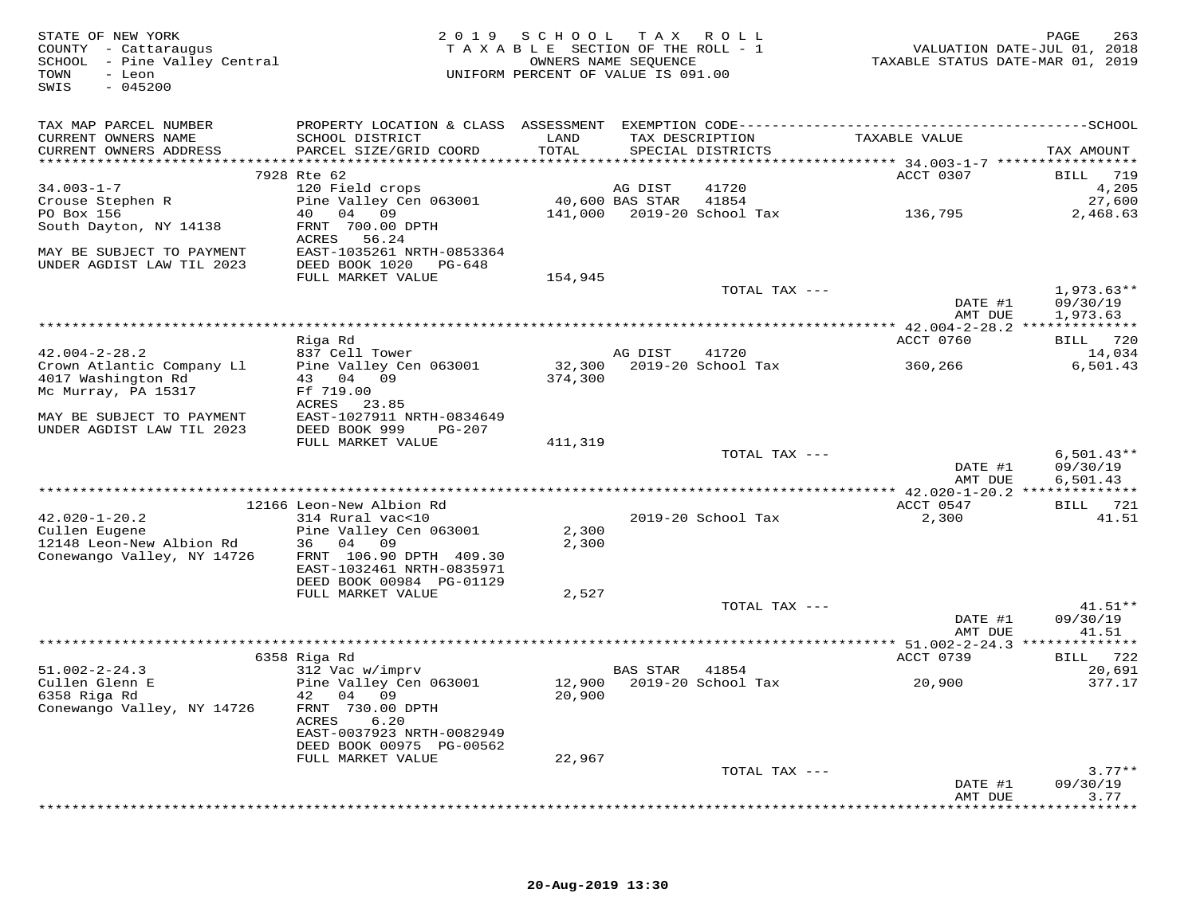STATE OF NEW YORK
COUNTY - Cattaraugus
SCHOOL - Pine Valley Central
TOWN - Leon
SWIS - 045200

2019 SCHOOL TAX ROLL
TAXABLE SECTION OF THE ROLL - 1
OWNERS NAME SEQUENCE
UNIFORM PERCENT OF VALUE IS 091.00

VALUATION DATE-JUL 01, 2018
TAXABLE STATUS DATE-MAR 01, 2019

| TAX MAP PARCEL NUMBER / CURRENT OWNERS NAME / CURRENT OWNERS ADDRESS | PROPERTY LOCATION & CLASS / SCHOOL DISTRICT / PARCEL SIZE/GRID COORD | ASSESSMENT LAND / TOTAL | EXEMPTION CODE / TAX DESCRIPTION / SPECIAL DISTRICTS | TAXABLE VALUE | SCHOOL TAX AMOUNT |
|---|---|---|---|---|---|
| | 7928 Rte 62 | | | ACCT 0307 | BILL 719 |
| 34.003-1-7 | 120 Field crops | | AG DIST 41720 | | 4,205 |
| Crouse Stephen R | Pine Valley Cen 063001 | 40,600 | BAS STAR 41854 | | 27,600 |
| PO Box 156 | 40 04 09 | 141,000 | 2019-20 School Tax | 136,795 | 2,468.63 |
| South Dayton, NY 14138 | FRNT 700.00 DPTH | | | | |
| | ACRES 56.24 | | | | |
| MAY BE SUBJECT TO PAYMENT | EAST-1035261 NRTH-0853364 | | | | |
| UNDER AGDIST LAW TIL 2023 | DEED BOOK 1020 PG-648 | | | | |
| | FULL MARKET VALUE | 154,945 | | | |
| | | | TOTAL TAX --- | | 1,973.63** |
| | | | | DATE #1 | 09/30/19 |
| | | | | AMT DUE | 1,973.63 |
| | Riga Rd | | | ACCT 0760 | BILL 720 |
| 42.004-2-28.2 | 837 Cell Tower | | AG DIST 41720 | | 14,034 |
| Crown Atlantic Company Ll | Pine Valley Cen 063001 | 32,300 | 2019-20 School Tax | 360,266 | 6,501.43 |
| 4017 Washington Rd | 43 04 09 | 374,300 | | | |
| Mc Murray, PA 15317 | Ff 719.00 | | | | |
| | ACRES 23.85 | | | | |
| MAY BE SUBJECT TO PAYMENT | EAST-1027911 NRTH-0834649 | | | | |
| UNDER AGDIST LAW TIL 2023 | DEED BOOK 999 PG-207 | | | | |
| | FULL MARKET VALUE | 411,319 | | | |
| | | | TOTAL TAX --- | | 6,501.43** |
| | | | | DATE #1 | 09/30/19 |
| | | | | AMT DUE | 6,501.43 |
| | 12166 Leon-New Albion Rd | | | ACCT 0547 | BILL 721 |
| 42.020-1-20.2 | 314 Rural vac<10 | | 2019-20 School Tax | 2,300 | 41.51 |
| Cullen Eugene | Pine Valley Cen 063001 | 2,300 | | | |
| 12148 Leon-New Albion Rd | 36 04 09 | 2,300 | | | |
| Conewango Valley, NY 14726 | FRNT 106.90 DPTH 409.30 | | | | |
| | EAST-1032461 NRTH-0835971 | | | | |
| | DEED BOOK 00984 PG-01129 | | | | |
| | FULL MARKET VALUE | 2,527 | | | |
| | | | TOTAL TAX --- | | 41.51** |
| | | | | DATE #1 | 09/30/19 |
| | | | | AMT DUE | 41.51 |
| | 6358 Riga Rd | | | ACCT 0739 | BILL 722 |
| 51.002-2-24.3 | 312 Vac w/imprv | | BAS STAR 41854 | | 20,691 |
| Cullen Glenn E | Pine Valley Cen 063001 | 12,900 | 2019-20 School Tax | 20,900 | 377.17 |
| 6358 Riga Rd | 42 04 09 | 20,900 | | | |
| Conewango Valley, NY 14726 | FRNT 730.00 DPTH | | | | |
| | ACRES 6.20 | | | | |
| | EAST-0037923 NRTH-0082949 | | | | |
| | DEED BOOK 00975 PG-00562 | | | | |
| | FULL MARKET VALUE | 22,967 | | | |
| | | | TOTAL TAX --- | | 3.77** |
| | | | | DATE #1 | 09/30/19 |
| | | | | AMT DUE | 3.77 |

20-Aug-2019 13:30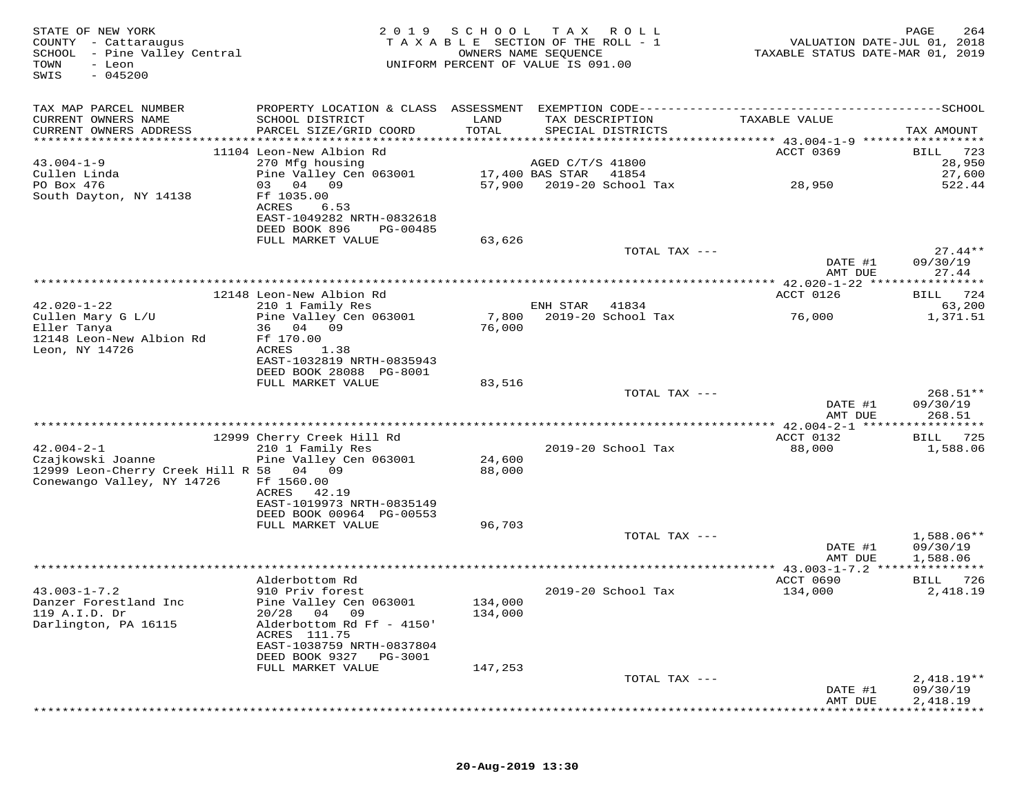STATE OF NEW YORK
COUNTY - Cattaraugus
SCHOOL - Pine Valley Central
TOWN - Leon
SWIS - 045200

2019 SCHOOL TAX ROLL
TAXABLE SECTION OF THE ROLL - 1
OWNERS NAME SEQUENCE
UNIFORM PERCENT OF VALUE IS 091.00

VALUATION DATE-JUL 01, 2018
TAXABLE STATUS DATE-MAR 01, 2019

| TAX MAP PARCEL NUMBER / CURRENT OWNERS NAME / CURRENT OWNERS ADDRESS | PROPERTY LOCATION & CLASS / SCHOOL DISTRICT / PARCEL SIZE/GRID COORD | ASSESSMENT LAND / TOTAL | EXEMPTION CODE / TAX DESCRIPTION / SPECIAL DISTRICTS | TAXABLE VALUE | TAX AMOUNT |
|---|---|---|---|---|---|
| | 11104 Leon-New Albion Rd | | | ACCT 0369 | BILL 723 |
| 43.004-1-9 | 270 Mfg housing | | AGED C/T/S 41800 | | 28,950 |
| Cullen Linda | Pine Valley Cen 063001 | 17,400 | BAS STAR 41854 | | 27,600 |
| PO Box 476 | 03 04 09 | 57,900 | 2019-20 School Tax | 28,950 | 522.44 |
| South Dayton, NY 14138 | Ff 1035.00 | | | | |
| | ACRES 6.53 | | | | |
| | EAST-1049282 NRTH-0832618 | | | | |
| | DEED BOOK 896 PG-00485 | | | | |
| | FULL MARKET VALUE | 63,626 | | | |
| | | | TOTAL TAX --- | | 27.44** |
| | | | | DATE #1 | 09/30/19 |
| | | | | AMT DUE | 27.44 |
| | 12148 Leon-New Albion Rd | | | ACCT 0126 | BILL 724 |
| 42.020-1-22 | 210 1 Family Res | | ENH STAR 41834 | | 63,200 |
| Cullen Mary G L/U | Pine Valley Cen 063001 | 7,800 | 2019-20 School Tax | 76,000 | 1,371.51 |
| Eller Tanya | 36 04 09 | 76,000 | | | |
| 12148 Leon-New Albion Rd | Ff 170.00 | | | | |
| Leon, NY 14726 | ACRES 1.38 | | | | |
| | EAST-1032819 NRTH-0835943 | | | | |
| | DEED BOOK 28088 PG-8001 | | | | |
| | FULL MARKET VALUE | 83,516 | | | |
| | | | TOTAL TAX --- | | 268.51** |
| | | | | DATE #1 | 09/30/19 |
| | | | | AMT DUE | 268.51 |
| | 12999 Cherry Creek Hill Rd | | | ACCT 0132 | BILL 725 |
| 42.004-2-1 | 210 1 Family Res | | 2019-20 School Tax | 88,000 | 1,588.06 |
| Czajkowski Joanne | Pine Valley Cen 063001 | 24,600 | | | |
| 12999 Leon-Cherry Creek Hill R | 58 04 09 | 88,000 | | | |
| Conewango Valley, NY 14726 | Ff 1560.00 | | | | |
| | ACRES 42.19 | | | | |
| | EAST-1019973 NRTH-0835149 | | | | |
| | DEED BOOK 00964 PG-00553 | | | | |
| | FULL MARKET VALUE | 96,703 | | | |
| | | | TOTAL TAX --- | | 1,588.06** |
| | | | | DATE #1 | 09/30/19 |
| | | | | AMT DUE | 1,588.06 |
| | Alderbottom Rd | | | ACCT 0690 | BILL 726 |
| 43.003-1-7.2 | 910 Priv forest | | 2019-20 School Tax | 134,000 | 2,418.19 |
| Danzer Forestland Inc | Pine Valley Cen 063001 | 134,000 | | | |
| 119 A.I.D. Dr | 20/28 04 09 | 134,000 | | | |
| Darlington, PA 16115 | Alderbottom Rd Ff - 4150' | | | | |
| | ACRES 111.75 | | | | |
| | EAST-1038759 NRTH-0837804 | | | | |
| | DEED BOOK 9327 PG-3001 | | | | |
| | FULL MARKET VALUE | 147,253 | | | |
| | | | TOTAL TAX --- | | 2,418.19** |
| | | | | DATE #1 | 09/30/19 |
| | | | | AMT DUE | 2,418.19 |

20-Aug-2019 13:30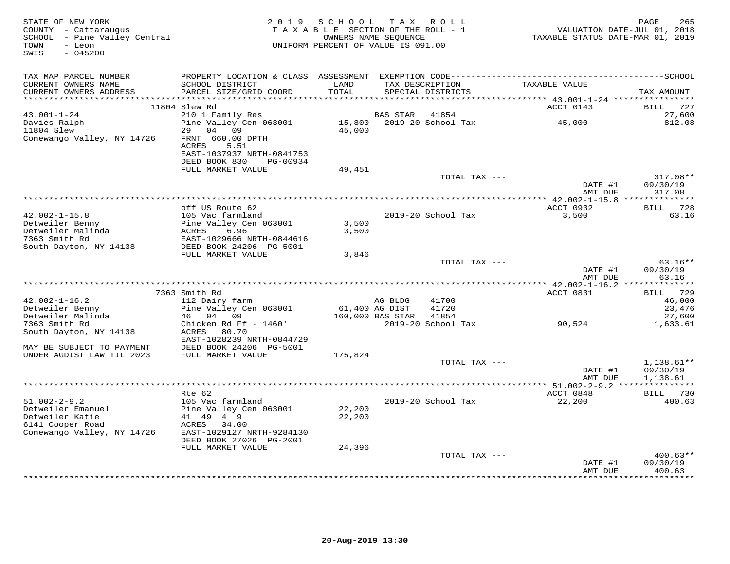STATE OF NEW YORK
COUNTY - Cattaraugus
SCHOOL - Pine Valley Central
TOWN - Leon
SWIS - 045200

2019 SCHOOL TAX ROLL
TAXABLE SECTION OF THE ROLL - 1
OWNERS NAME SEQUENCE
UNIFORM PERCENT OF VALUE IS 091.00

VALUATION DATE-JUL 01, 2018
TAXABLE STATUS DATE-MAR 01, 2019

| TAX MAP PARCEL NUMBER / CURRENT OWNERS NAME / CURRENT OWNERS ADDRESS | PROPERTY LOCATION & CLASS / SCHOOL DISTRICT / PARCEL SIZE/GRID COORD | ASSESSMENT LAND / TOTAL | EXEMPTION CODE / TAX DESCRIPTION / SPECIAL DISTRICTS | TAXABLE VALUE | TAX AMOUNT |
|---|---|---|---|---|---|
| **43.001-1-24** | 11804 Slew Rd | | | ACCT 0143 | BILL 727 |
| 43.001-1-24 | 210 1 Family Res | | BAS STAR 41854 | | 27,600 |
| Davies Ralph | Pine Valley Cen 063001 | 15,800 | 2019-20 School Tax | 45,000 | 812.08 |
| 11804 Slew | 29 04 09 | 45,000 | | | |
| Conewango Valley, NY 14726 | FRNT 660.00 DPTH | | | | |
| | ACRES 5.51 | | | | |
| | EAST-1037937 NRTH-0841753 | | | | |
| | DEED BOOK 830 PG-00934 | | | | |
| | FULL MARKET VALUE | 49,451 | | | |
| | | | TOTAL TAX --- | | 317.08** |
| | | | | DATE #1 | 09/30/19 |
| | | | | AMT DUE | 317.08 |
| **42.002-1-15.8** | off US Route 62 | | | ACCT 0932 | BILL 728 |
| 42.002-1-15.8 | 105 Vac farmland | | 2019-20 School Tax | 3,500 | 63.16 |
| Detweiler Benny | Pine Valley Cen 063001 | 3,500 | | | |
| Detweiler Malinda | ACRES 6.96 | 3,500 | | | |
| 7363 Smith Rd | EAST-1029666 NRTH-0844616 | | | | |
| South Dayton, NY 14138 | DEED BOOK 24206 PG-5001 | | | | |
| | FULL MARKET VALUE | 3,846 | | | |
| | | | TOTAL TAX --- | | 63.16** |
| | | | | DATE #1 | 09/30/19 |
| | | | | AMT DUE | 63.16 |
| **42.002-1-16.2** | 7363 Smith Rd | | | ACCT 0831 | BILL 729 |
| 42.002-1-16.2 | 112 Dairy farm | | AG BLDG 41700 | | 46,000 |
| Detweiler Benny | Pine Valley Cen 063001 | 61,400 | AG DIST 41720 | | 23,476 |
| Detweiler Malinda | 46 04 09 | 160,000 | BAS STAR 41854 | | 27,600 |
| 7363 Smith Rd | Chicken Rd Ff - 1460' | | 2019-20 School Tax | 90,524 | 1,633.61 |
| South Dayton, NY 14138 | ACRES 80.70 | | | | |
| | EAST-1028239 NRTH-0844729 | | | | |
| MAY BE SUBJECT TO PAYMENT | DEED BOOK 24206 PG-5001 | | | | |
| UNDER AGDIST LAW TIL 2023 | FULL MARKET VALUE | 175,824 | | | |
| | | | TOTAL TAX --- | | 1,138.61** |
| | | | | DATE #1 | 09/30/19 |
| | | | | AMT DUE | 1,138.61 |
| **51.002-2-9.2** | Rte 62 | | | ACCT 0848 | BILL 730 |
| 51.002-2-9.2 | 105 Vac farmland | | 2019-20 School Tax | 22,200 | 400.63 |
| Detweiler Emanuel | Pine Valley Cen 063001 | 22,200 | | | |
| Detweiler Katie | 41 49 4 9 | 22,200 | | | |
| 6141 Cooper Road | ACRES 34.00 | | | | |
| Conewango Valley, NY 14726 | EAST-1029127 NRTH-9284130 | | | | |
| | DEED BOOK 27026 PG-2001 | | | | |
| | FULL MARKET VALUE | 24,396 | | | |
| | | | TOTAL TAX --- | | 400.63** |
| | | | | DATE #1 | 09/30/19 |
| | | | | AMT DUE | 400.63 |

20-Aug-2019 13:30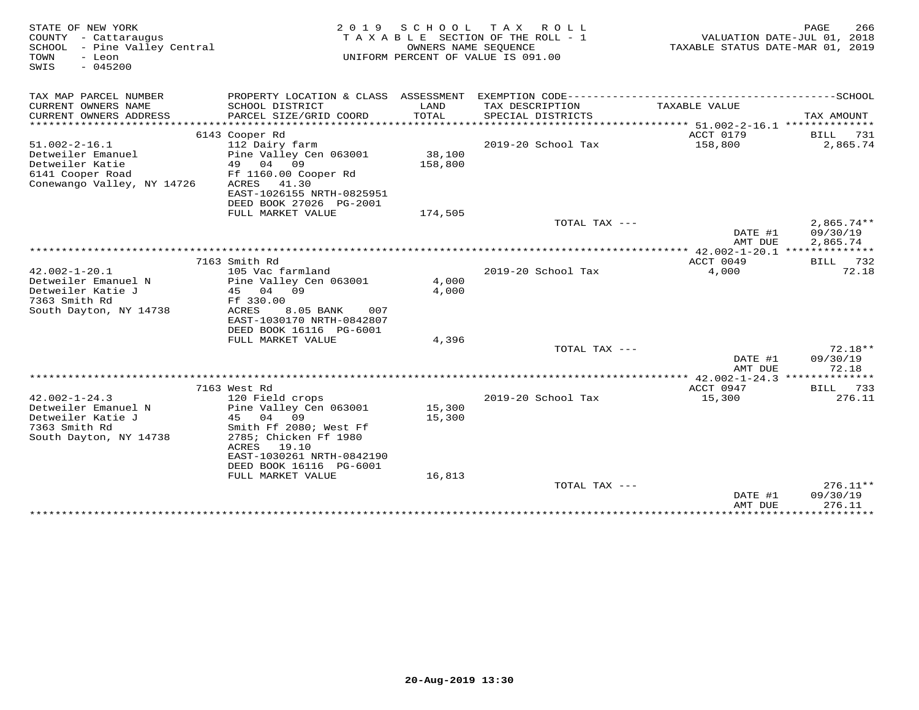STATE OF NEW YORK
COUNTY - Cattaraugus
SCHOOL - Pine Valley Central
TOWN - Leon
SWIS - 045200

2019 SCHOOL TAX ROLL
TAXABLE SECTION OF THE ROLL - 1
OWNERS NAME SEQUENCE
UNIFORM PERCENT OF VALUE IS 091.00

VALUATION DATE-JUL 01, 2018
TAXABLE STATUS DATE-MAR 01, 2019

| TAX MAP PARCEL NUMBER / CURRENT OWNERS NAME / CURRENT OWNERS ADDRESS | PROPERTY LOCATION & CLASS / SCHOOL DISTRICT / PARCEL SIZE/GRID COORD | ASSESSMENT LAND / TOTAL | EXEMPTION CODE / TAX DESCRIPTION / SPECIAL DISTRICTS | TAXABLE VALUE | TAX AMOUNT |
|---|---|---|---|---|---|
| 51.002-2-16.1 | 6143 Cooper Rd | | | ACCT 0179 | BILL 731 |
| 51.002-2-16.1 | 112 Dairy farm | | 2019-20 School Tax | 158,800 | 2,865.74 |
| Detweiler Emanuel | Pine Valley Cen 063001 | 38,100 | | | |
| Detweiler Katie | 49 04 09 | 158,800 | | | |
| 6141 Cooper Road | Ff 1160.00 Cooper Rd | | | | |
| Conewango Valley, NY 14726 | ACRES 41.30 | | | | |
| | EAST-1026155 NRTH-0825951 | | | | |
| | DEED BOOK 27026 PG-2001 | | | | |
| | FULL MARKET VALUE | 174,505 | | | |
| | | | TOTAL TAX --- | | 2,865.74** |
| | | | | DATE #1 | 09/30/19 |
| | | | | AMT DUE | 2,865.74 |
| 42.002-1-20.1 | 7163 Smith Rd | | | ACCT 0049 | BILL 732 |
| 42.002-1-20.1 | 105 Vac farmland | | 2019-20 School Tax | 4,000 | 72.18 |
| Detweiler Emanuel N | Pine Valley Cen 063001 | 4,000 | | | |
| Detweiler Katie J | 45 04 09 | 4,000 | | | |
| 7363 Smith Rd | Ff 330.00 | | | | |
| South Dayton, NY 14738 | ACRES 8.05 BANK 007 | | | | |
| | EAST-1030170 NRTH-0842807 | | | | |
| | DEED BOOK 16116 PG-6001 | | | | |
| | FULL MARKET VALUE | 4,396 | | | |
| | | | TOTAL TAX --- | | 72.18** |
| | | | | DATE #1 | 09/30/19 |
| | | | | AMT DUE | 72.18 |
| 42.002-1-24.3 | 7163 West Rd | | | ACCT 0947 | BILL 733 |
| 42.002-1-24.3 | 120 Field crops | | 2019-20 School Tax | 15,300 | 276.11 |
| Detweiler Emanuel N | Pine Valley Cen 063001 | 15,300 | | | |
| Detweiler Katie J | 45 04 09 | 15,300 | | | |
| 7363 Smith Rd | Smith Ff 2080; West Ff | | | | |
| South Dayton, NY 14738 | 2785; Chicken Ff 1980 | | | | |
| | ACRES 19.10 | | | | |
| | EAST-1030261 NRTH-0842190 | | | | |
| | DEED BOOK 16116 PG-6001 | | | | |
| | FULL MARKET VALUE | 16,813 | | | |
| | | | TOTAL TAX --- | | 276.11** |
| | | | | DATE #1 | 09/30/19 |
| | | | | AMT DUE | 276.11 |

20-Aug-2019 13:30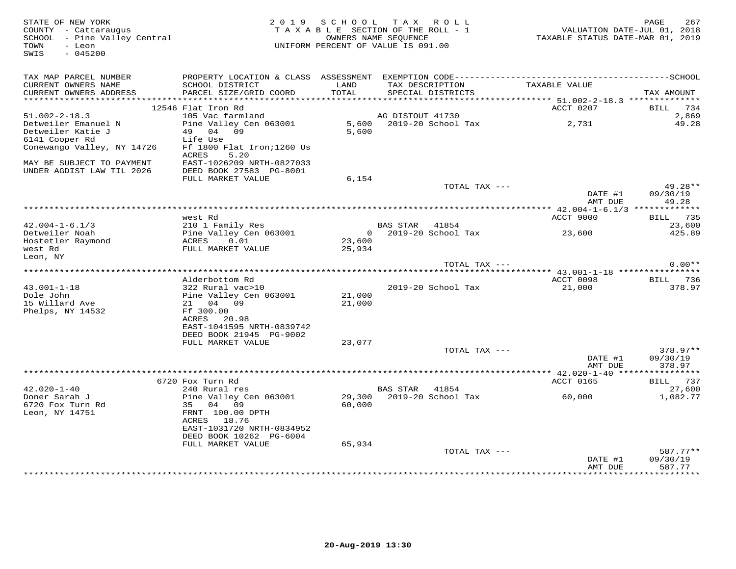STATE OF NEW YORK
COUNTY - Cattaraugus
SCHOOL - Pine Valley Central
TOWN - Leon
SWIS - 045200

2019 SCHOOL TAX ROLL
TAXABLE SECTION OF THE ROLL - 1
OWNERS NAME SEQUENCE
UNIFORM PERCENT OF VALUE IS 091.00

VALUATION DATE-JUL 01, 2018
TAXABLE STATUS DATE-MAR 01, 2019

| TAX MAP PARCEL NUMBER / CURRENT OWNERS NAME / CURRENT OWNERS ADDRESS | PROPERTY LOCATION & CLASS / SCHOOL DISTRICT / PARCEL SIZE/GRID COORD | ASSESSMENT LAND / TOTAL | EXEMPTION CODE / TAX DESCRIPTION / SPECIAL DISTRICTS | TAXABLE VALUE | TAX AMOUNT |
|---|---|---|---|---|---|
| 51.002-2-18.3 | 12546 Flat Iron Rd | | | ACCT 0207 | BILL 734 |
| | 105 Vac farmland | | AG DISTOUT 41730 | | 2,869 |
| Detweiler Emanuel N | Pine Valley Cen 063001 | 5,600 | 2019-20 School Tax | 2,731 | 49.28 |
| Detweiler Katie J | 49 04 09 | 5,600 | | | |
| 6141 Cooper Rd | Life Use | | | | |
| Conewango Valley, NY 14726 | Ff 1800 Flat Iron;1260 Us | | | | |
| | ACRES 5.20 | | | | |
| MAY BE SUBJECT TO PAYMENT | EAST-1026209 NRTH-0827033 | | | | |
| UNDER AGDIST LAW TIL 2026 | DEED BOOK 27583 PG-8001 | | | | |
| | FULL MARKET VALUE | 6,154 | | | |
| | | | TOTAL TAX --- | | 49.28** |
| | | | | DATE #1 | 09/30/19 |
| | | | | AMT DUE | 49.28 |
| 42.004-1-6.1/3 | west Rd | | | ACCT 9000 | BILL 735 |
| | 210 1 Family Res | | BAS STAR 41854 | | 23,600 |
| Detweiler Noah | Pine Valley Cen 063001 | 0 | 2019-20 School Tax | 23,600 | 425.89 |
| Hostetler Raymond | ACRES 0.01 | 23,600 | | | |
| west Rd | FULL MARKET VALUE | 25,934 | | | |
| Leon, NY | | | | | |
| | | | TOTAL TAX --- | | 0.00** |
| 43.001-1-18 | Alderbottom Rd | | | ACCT 0098 | BILL 736 |
| | 322 Rural vac>10 | | 2019-20 School Tax | 21,000 | 378.97 |
| Dole John | Pine Valley Cen 063001 | 21,000 | | | |
| 15 Willard Ave | 21 04 09 | 21,000 | | | |
| Phelps, NY 14532 | Ff 300.00 | | | | |
| | ACRES 20.98 | | | | |
| | EAST-1041595 NRTH-0839742 | | | | |
| | DEED BOOK 21945 PG-9002 | | | | |
| | FULL MARKET VALUE | 23,077 | | | |
| | | | TOTAL TAX --- | | 378.97** |
| | | | | DATE #1 | 09/30/19 |
| | | | | AMT DUE | 378.97 |
| 42.020-1-40 | 6720 Fox Turn Rd | | | ACCT 0165 | BILL 737 |
| | 240 Rural res | | BAS STAR 41854 | | 27,600 |
| Doner Sarah J | Pine Valley Cen 063001 | 29,300 | 2019-20 School Tax | 60,000 | 1,082.77 |
| 6720 Fox Turn Rd | 35 04 09 | 60,000 | | | |
| Leon, NY 14751 | FRNT 100.00 DPTH | | | | |
| | ACRES 18.76 | | | | |
| | EAST-1031720 NRTH-0834952 | | | | |
| | DEED BOOK 10262 PG-6004 | | | | |
| | FULL MARKET VALUE | 65,934 | | | |
| | | | TOTAL TAX --- | | 587.77** |
| | | | | DATE #1 | 09/30/19 |
| | | | | AMT DUE | 587.77 |

20-Aug-2019 13:30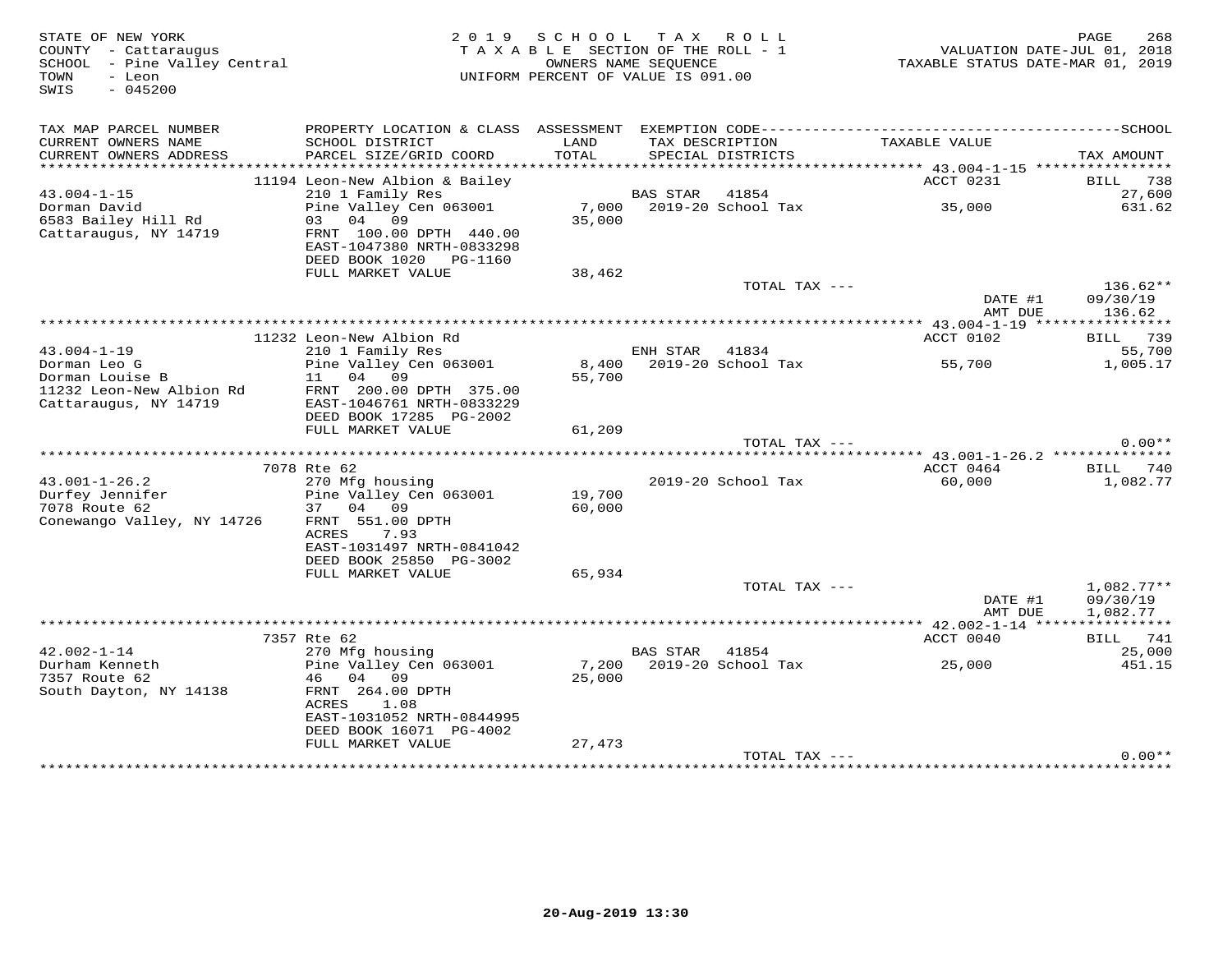STATE OF NEW YORK
COUNTY - Cattaraugus
SCHOOL - Pine Valley Central
TOWN - Leon
SWIS - 045200

2019 SCHOOL TAX ROLL
TAXABLE SECTION OF THE ROLL - 1
OWNERS NAME SEQUENCE
UNIFORM PERCENT OF VALUE IS 091.00

VALUATION DATE-JUL 01, 2018
TAXABLE STATUS DATE-MAR 01, 2019

| TAX MAP PARCEL NUMBER / CURRENT OWNERS NAME / CURRENT OWNERS ADDRESS | PROPERTY LOCATION & CLASS / SCHOOL DISTRICT / PARCEL SIZE/GRID COORD | ASSESSMENT LAND / TOTAL | EXEMPTION CODE / TAX DESCRIPTION / SPECIAL DISTRICTS | TAXABLE VALUE | TAX AMOUNT |
|---|---|---|---|---|---|
| **43.004-1-15** | 11194 Leon-New Albion & Bailey | | | ACCT 0231 | BILL 738 |
| Dorman David | 210 1 Family Res | | BAS STAR 41854 | | 27,600 |
| 6583 Bailey Hill Rd | Pine Valley Cen 063001 | 7,000 | 2019-20 School Tax | 35,000 | 631.62 |
| Cattaraugus, NY 14719 | 03 04 09 | 35,000 | | | |
| | FRNT 100.00 DPTH 440.00 | | | | |
| | EAST-1047380 NRTH-0833298 | | | | |
| | DEED BOOK 1020 PG-1160 | | | | |
| | FULL MARKET VALUE | 38,462 | | | |
| | | | TOTAL TAX --- | | 136.62** |
| | | | | DATE #1 | 09/30/19 |
| | | | | AMT DUE | 136.62 |
| **43.004-1-19** | 11232 Leon-New Albion Rd | | | ACCT 0102 | BILL 739 |
| Dorman Leo G | 210 1 Family Res | | ENH STAR 41834 | | 55,700 |
| Dorman Louise B | Pine Valley Cen 063001 | 8,400 | 2019-20 School Tax | 55,700 | 1,005.17 |
| 11232 Leon-New Albion Rd | 11 04 09 | 55,700 | | | |
| Cattaraugus, NY 14719 | FRNT 200.00 DPTH 375.00 | | | | |
| | EAST-1046761 NRTH-0833229 | | | | |
| | DEED BOOK 17285 PG-2002 | | | | |
| | FULL MARKET VALUE | 61,209 | | | |
| | | | TOTAL TAX --- | | 0.00** |
| **43.001-1-26.2** | 7078 Rte 62 | | | ACCT 0464 | BILL 740 |
| Durfey Jennifer | 270 Mfg housing | | 2019-20 School Tax | 60,000 | 1,082.77 |
| 7078 Route 62 | Pine Valley Cen 063001 | 19,700 | | | |
| Conewango Valley, NY 14726 | 37 04 09 | 60,000 | | | |
| | FRNT 551.00 DPTH | | | | |
| | ACRES 7.93 | | | | |
| | EAST-1031497 NRTH-0841042 | | | | |
| | DEED BOOK 25850 PG-3002 | | | | |
| | FULL MARKET VALUE | 65,934 | | | |
| | | | TOTAL TAX --- | | 1,082.77** |
| | | | | DATE #1 | 09/30/19 |
| | | | | AMT DUE | 1,082.77 |
| **42.002-1-14** | 7357 Rte 62 | | | ACCT 0040 | BILL 741 |
| Durham Kenneth | 270 Mfg housing | | BAS STAR 41854 | | 25,000 |
| 7357 Route 62 | Pine Valley Cen 063001 | 7,200 | 2019-20 School Tax | 25,000 | 451.15 |
| South Dayton, NY 14138 | 46 04 09 | 25,000 | | | |
| | FRNT 264.00 DPTH | | | | |
| | ACRES 1.08 | | | | |
| | EAST-1031052 NRTH-0844995 | | | | |
| | DEED BOOK 16071 PG-4002 | | | | |
| | FULL MARKET VALUE | 27,473 | | | |
| | | | TOTAL TAX --- | | 0.00** |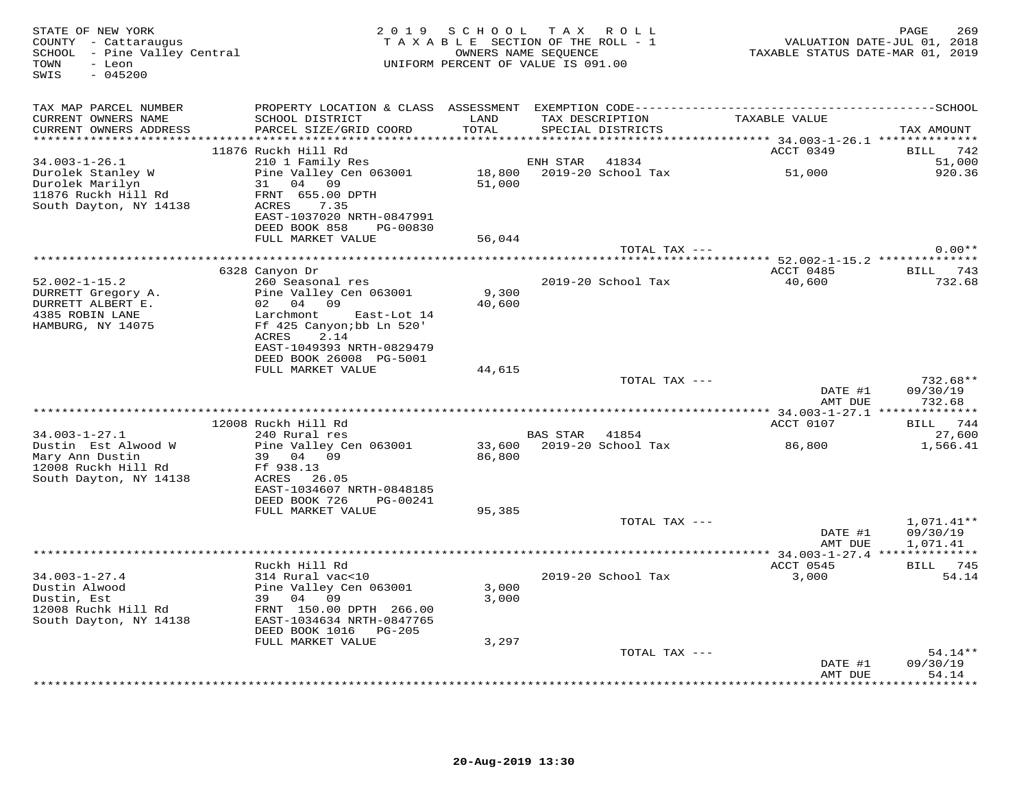STATE OF NEW YORK
COUNTY - Cattaraugus
SCHOOL - Pine Valley Central
TOWN - Leon
SWIS - 045200

2019 SCHOOL TAX ROLL
TAXABLE SECTION OF THE ROLL - 1
OWNERS NAME SEQUENCE
UNIFORM PERCENT OF VALUE IS 091.00

VALUATION DATE-JUL 01, 2018
TAXABLE STATUS DATE-MAR 01, 2019

| TAX MAP PARCEL NUMBER / CURRENT OWNERS NAME / CURRENT OWNERS ADDRESS | PROPERTY LOCATION & CLASS / SCHOOL DISTRICT / PARCEL SIZE/GRID COORD | ASSESSMENT LAND / TOTAL | EXEMPTION CODE / TAX DESCRIPTION / SPECIAL DISTRICTS | TAXABLE VALUE | TAX AMOUNT |
|---|---|---|---|---|---|
| 34.003-1-26.1 | 11876 Ruckh Hill Rd | | | ACCT 0349 | BILL 742 |
| Durolek Stanley W | 210 1 Family Res | | ENH STAR 41834 | | 51,000 |
| Durolek Marilyn | Pine Valley Cen 063001 | 18,800 | 2019-20 School Tax | 51,000 | 920.36 |
| 11876 Ruckh Hill Rd | 31 04 09 | 51,000 | | | |
| South Dayton, NY 14138 | FRNT 655.00 DPTH | | | | |
| | ACRES 7.35 | | | | |
| | EAST-1037020 NRTH-0847991 | | | | |
| | DEED BOOK 858 PG-00830 | | | | |
| | FULL MARKET VALUE | 56,044 | | | |
| | | | TOTAL TAX --- | | 0.00** |
| 52.002-1-15.2 | 6328 Canyon Dr | | | ACCT 0485 | BILL 743 |
| DURRETT Gregory A. | 260 Seasonal res | | 2019-20 School Tax | 40,600 | 732.68 |
| DURRETT ALBERT E. | Pine Valley Cen 063001 | 9,300 | | | |
| 4385 ROBIN LANE | 02 04 09 | 40,600 | | | |
| HAMBURG, NY 14075 | Larchmont East-Lot 14 | | | | |
| | Ff 425 Canyon;bb Ln 520' | | | | |
| | ACRES 2.14 | | | | |
| | EAST-1049393 NRTH-0829479 | | | | |
| | DEED BOOK 26008 PG-5001 | | | | |
| | FULL MARKET VALUE | 44,615 | | | |
| | | | TOTAL TAX --- | | 732.68** |
| | | | | DATE #1 | 09/30/19 |
| | | | | AMT DUE | 732.68 |
| 34.003-1-27.1 | 12008 Ruckh Hill Rd | | | ACCT 0107 | BILL 744 |
| Dustin Est Alwood W | 240 Rural res | | BAS STAR 41854 | | 27,600 |
| Mary Ann Dustin | Pine Valley Cen 063001 | 33,600 | 2019-20 School Tax | 86,800 | 1,566.41 |
| 12008 Ruckh Hill Rd | 39 04 09 | 86,800 | | | |
| South Dayton, NY 14138 | Ff 938.13 | | | | |
| | ACRES 26.05 | | | | |
| | EAST-1034607 NRTH-0848185 | | | | |
| | DEED BOOK 726 PG-00241 | | | | |
| | FULL MARKET VALUE | 95,385 | | | |
| | | | TOTAL TAX --- | | 1,071.41** |
| | | | | DATE #1 | 09/30/19 |
| | | | | AMT DUE | 1,071.41 |
| 34.003-1-27.4 | Ruckh Hill Rd | | | ACCT 0545 | BILL 745 |
| Dustin Alwood | 314 Rural vac<10 | | 2019-20 School Tax | 3,000 | 54.14 |
| Dustin, Est | Pine Valley Cen 063001 | 3,000 | | | |
| 12008 Ruchk Hill Rd | 39 04 09 | 3,000 | | | |
| South Dayton, NY 14138 | FRNT 150.00 DPTH 266.00 | | | | |
| | EAST-1034634 NRTH-0847765 | | | | |
| | DEED BOOK 1016 PG-205 | | | | |
| | FULL MARKET VALUE | 3,297 | | | |
| | | | TOTAL TAX --- | | 54.14** |
| | | | | DATE #1 | 09/30/19 |
| | | | | AMT DUE | 54.14 |

20-Aug-2019 13:30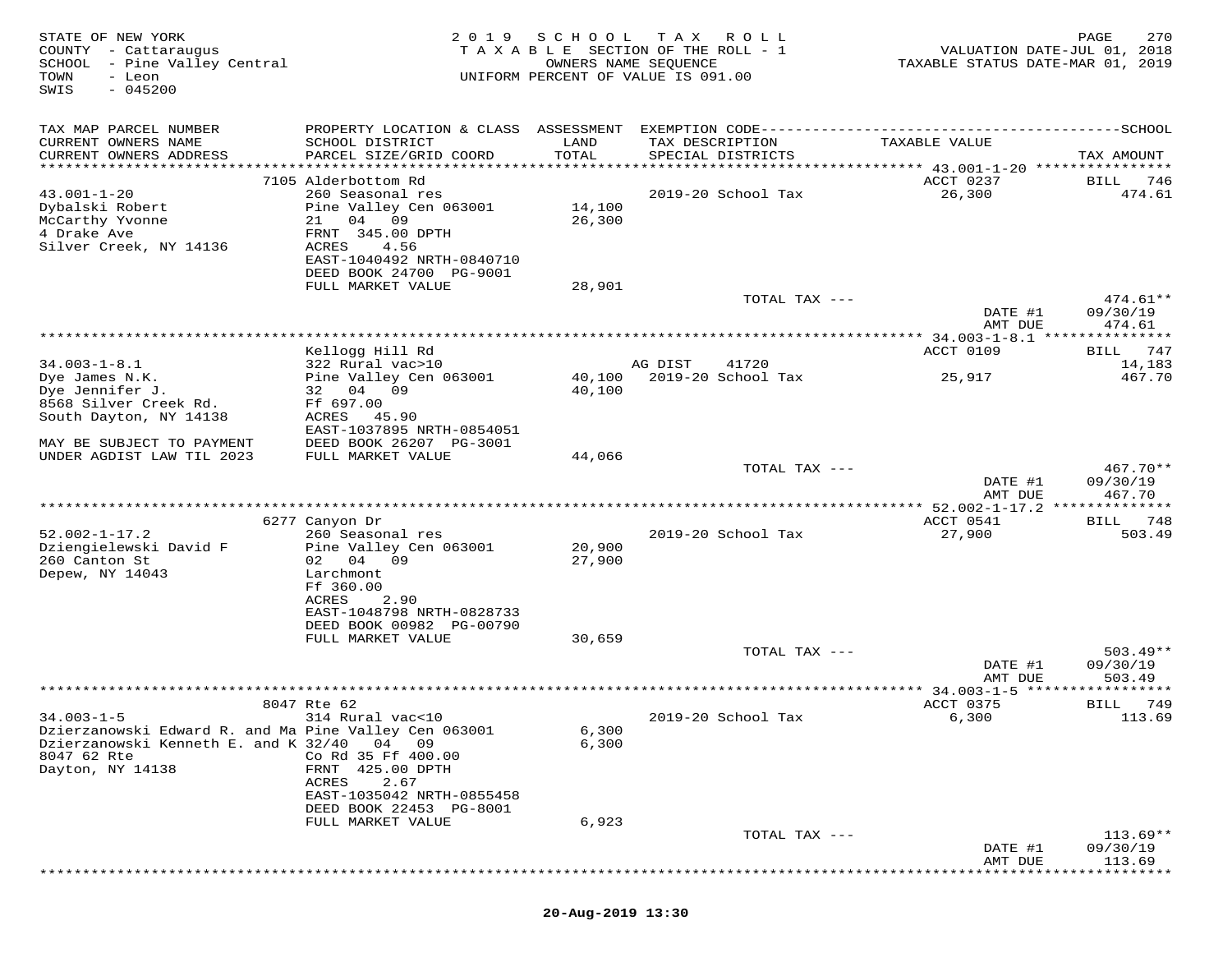STATE OF NEW YORK
COUNTY - Cattaraugus
SCHOOL - Pine Valley Central
TOWN - Leon
SWIS - 045200

2019 SCHOOL TAX ROLL
TAXABLE SECTION OF THE ROLL - 1
OWNERS NAME SEQUENCE
UNIFORM PERCENT OF VALUE IS 091.00

VALUATION DATE-JUL 01, 2018
TAXABLE STATUS DATE-MAR 01, 2019

| TAX MAP PARCEL NUMBER / CURRENT OWNERS NAME / CURRENT OWNERS ADDRESS | PROPERTY LOCATION & CLASS / SCHOOL DISTRICT / PARCEL SIZE/GRID COORD | ASSESSMENT LAND / TOTAL | EXEMPTION CODE / TAX DESCRIPTION / SPECIAL DISTRICTS | TAXABLE VALUE | TAX AMOUNT |
|---|---|---|---|---|---|
| **43.001-1-20** | 7105 Alderbottom Rd | | | ACCT 0237 | BILL 746 |
| Dybalski Robert | 260 Seasonal res | | 2019-20 School Tax | 26,300 | 474.61 |
| McCarthy Yvonne | Pine Valley Cen 063001 | 14,100 | | | |
| 4 Drake Ave | 21 04 09 | 26,300 | | | |
| Silver Creek, NY 14136 | FRNT 345.00 DPTH | | | | |
| | ACRES 4.56 | | | | |
| | EAST-1040492 NRTH-0840710 | | | | |
| | DEED BOOK 24700 PG-9001 | | | | |
| | FULL MARKET VALUE | 28,901 | | | |
| | | | TOTAL TAX --- | | 474.61** |
| | | | | DATE #1 | 09/30/19 |
| | | | | AMT DUE | 474.61 |
| **34.003-1-8.1** | Kellogg Hill Rd | | | ACCT 0109 | BILL 747 |
| Dye James N.K. | 322 Rural vac>10 | | AG DIST 41720 | | 14,183 |
| Dye Jennifer J. | Pine Valley Cen 063001 | 40,100 | 2019-20 School Tax | 25,917 | 467.70 |
| 8568 Silver Creek Rd. | 32 04 09 | 40,100 | | | |
| South Dayton, NY 14138 | Ff 697.00 | | | | |
| | ACRES 45.90 | | | | |
| MAY BE SUBJECT TO PAYMENT | EAST-1037895 NRTH-0854051 | | | | |
| UNDER AGDIST LAW TIL 2023 | DEED BOOK 26207 PG-3001 | | | | |
| | FULL MARKET VALUE | 44,066 | | | |
| | | | TOTAL TAX --- | | 467.70** |
| | | | | DATE #1 | 09/30/19 |
| | | | | AMT DUE | 467.70 |
| **52.002-1-17.2** | 6277 Canyon Dr | | | ACCT 0541 | BILL 748 |
| Dziengielewski David F | 260 Seasonal res | | 2019-20 School Tax | 27,900 | 503.49 |
| 260 Canton St | Pine Valley Cen 063001 | 20,900 | | | |
| Depew, NY 14043 | 02 04 09 | 27,900 | | | |
| | Larchmont | | | | |
| | Ff 360.00 | | | | |
| | ACRES 2.90 | | | | |
| | EAST-1048798 NRTH-0828733 | | | | |
| | DEED BOOK 00982 PG-00790 | | | | |
| | FULL MARKET VALUE | 30,659 | | | |
| | | | TOTAL TAX --- | | 503.49** |
| | | | | DATE #1 | 09/30/19 |
| | | | | AMT DUE | 503.49 |
| **34.003-1-5** | 8047 Rte 62 | | | ACCT 0375 | BILL 749 |
| Dzierzanowski Edward R. and Ma | 314 Rural vac<10 | | 2019-20 School Tax | 6,300 | 113.69 |
| Dzierzanowski Kenneth E. and K | Pine Valley Cen 063001 | 6,300 | | | |
| 8047 62 Rte | 32/40 04 09 | 6,300 | | | |
| Dayton, NY 14138 | Co Rd 35 Ff 400.00 | | | | |
| | FRNT 425.00 DPTH | | | | |
| | ACRES 2.67 | | | | |
| | EAST-1035042 NRTH-0855458 | | | | |
| | DEED BOOK 22453 PG-8001 | | | | |
| | FULL MARKET VALUE | 6,923 | | | |
| | | | TOTAL TAX --- | | 113.69** |
| | | | | DATE #1 | 09/30/19 |
| | | | | AMT DUE | 113.69 |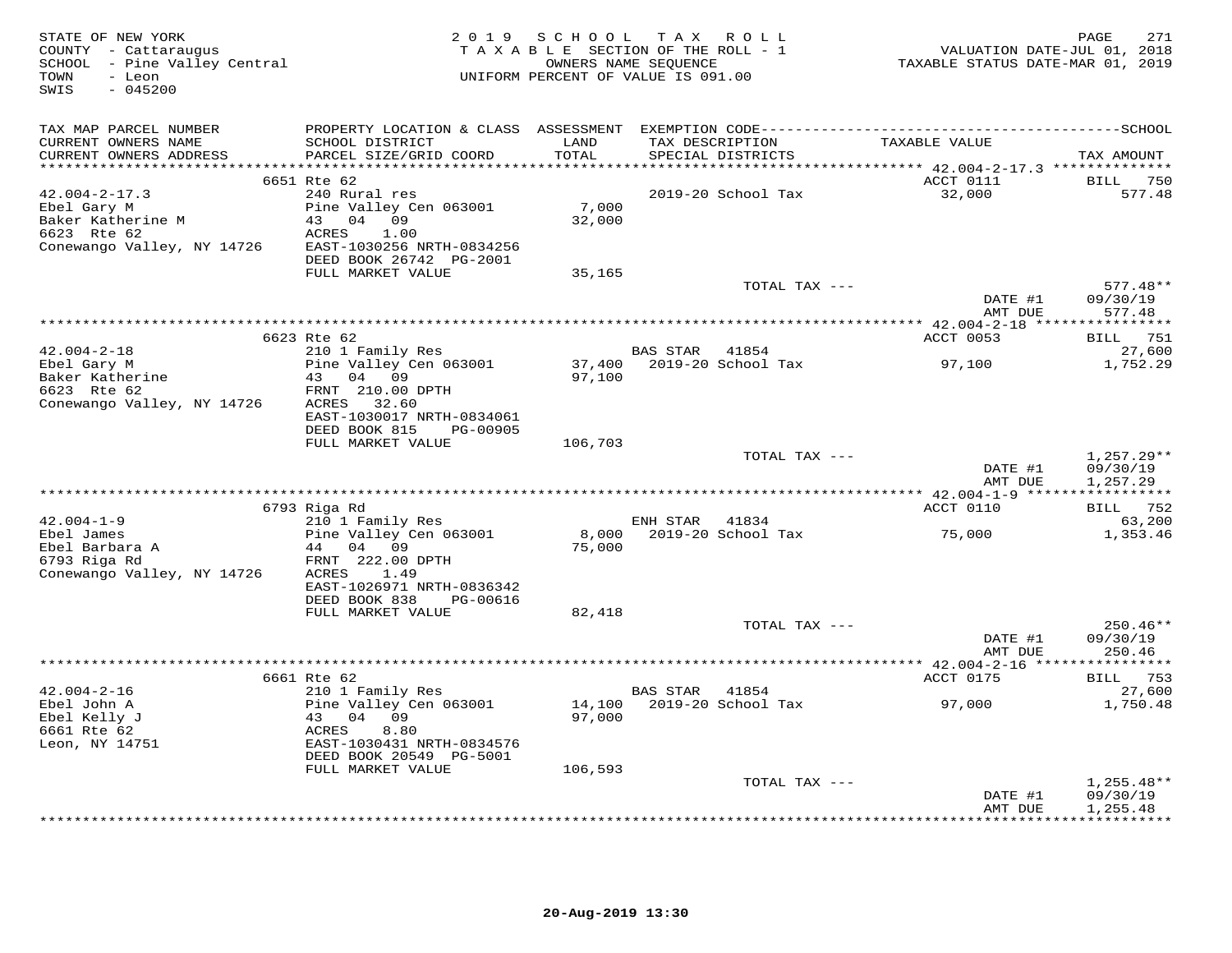STATE OF NEW YORK
COUNTY - Cattaraugus
SCHOOL - Pine Valley Central
TOWN - Leon
SWIS - 045200

2019 SCHOOL TAX ROLL
TAXABLE SECTION OF THE ROLL - 1
OWNERS NAME SEQUENCE
UNIFORM PERCENT OF VALUE IS 091.00

VALUATION DATE-JUL 01, 2018
TAXABLE STATUS DATE-MAR 01, 2019

| TAX MAP PARCEL NUMBER / CURRENT OWNERS NAME / CURRENT OWNERS ADDRESS | PROPERTY LOCATION & CLASS / SCHOOL DISTRICT / PARCEL SIZE/GRID COORD | ASSESSMENT LAND / TOTAL | EXEMPTION CODE / TAX DESCRIPTION / SPECIAL DISTRICTS | TAXABLE VALUE | TAX AMOUNT |
|---|---|---|---|---|---|
| | 6651 Rte 62 | | | ACCT 0111 | BILL 750 |
| 42.004-2-17.3 | 240 Rural res | | 2019-20 School Tax | 32,000 | 577.48 |
| Ebel Gary M | Pine Valley Cen 063001 | 7,000 | | | |
| Baker Katherine M | 43 04 09 | 32,000 | | | |
| 6623 Rte 62 | ACRES 1.00 | | | | |
| Conewango Valley, NY 14726 | EAST-1030256 NRTH-0834256 | | | | |
| | DEED BOOK 26742 PG-2001 | | | | |
| | FULL MARKET VALUE | 35,165 | | | |
| | | | TOTAL TAX --- | | 577.48** |
| | | | | DATE #1 | 09/30/19 |
| | | | | AMT DUE | 577.48 |
| | 6623 Rte 62 | | | ACCT 0053 | BILL 751 |
| 42.004-2-18 | 210 1 Family Res | | BAS STAR 41854 | | 27,600 |
| Ebel Gary M | Pine Valley Cen 063001 | 37,400 | 2019-20 School Tax | 97,100 | 1,752.29 |
| Baker Katherine | 43 04 09 | 97,100 | | | |
| 6623 Rte 62 | FRNT 210.00 DPTH | | | | |
| Conewango Valley, NY 14726 | ACRES 32.60 | | | | |
| | EAST-1030017 NRTH-0834061 | | | | |
| | DEED BOOK 815 PG-00905 | | | | |
| | FULL MARKET VALUE | 106,703 | | | |
| | | | TOTAL TAX --- | | 1,257.29** |
| | | | | DATE #1 | 09/30/19 |
| | | | | AMT DUE | 1,257.29 |
| | 6793 Riga Rd | | | ACCT 0110 | BILL 752 |
| 42.004-1-9 | 210 1 Family Res | | ENH STAR 41834 | | 63,200 |
| Ebel James | Pine Valley Cen 063001 | 8,000 | 2019-20 School Tax | 75,000 | 1,353.46 |
| Ebel Barbara A | 44 04 09 | 75,000 | | | |
| 6793 Riga Rd | FRNT 222.00 DPTH | | | | |
| Conewango Valley, NY 14726 | ACRES 1.49 | | | | |
| | EAST-1026971 NRTH-0836342 | | | | |
| | DEED BOOK 838 PG-00616 | | | | |
| | FULL MARKET VALUE | 82,418 | | | |
| | | | TOTAL TAX --- | | 250.46** |
| | | | | DATE #1 | 09/30/19 |
| | | | | AMT DUE | 250.46 |
| | 6661 Rte 62 | | | ACCT 0175 | BILL 753 |
| 42.004-2-16 | 210 1 Family Res | | BAS STAR 41854 | | 27,600 |
| Ebel John A | Pine Valley Cen 063001 | 14,100 | 2019-20 School Tax | 97,000 | 1,750.48 |
| Ebel Kelly J | 43 04 09 | 97,000 | | | |
| 6661 Rte 62 | ACRES 8.80 | | | | |
| Leon, NY 14751 | EAST-1030431 NRTH-0834576 | | | | |
| | DEED BOOK 20549 PG-5001 | | | | |
| | FULL MARKET VALUE | 106,593 | | | |
| | | | TOTAL TAX --- | | 1,255.48** |
| | | | | DATE #1 | 09/30/19 |
| | | | | AMT DUE | 1,255.48 |

20-Aug-2019 13:30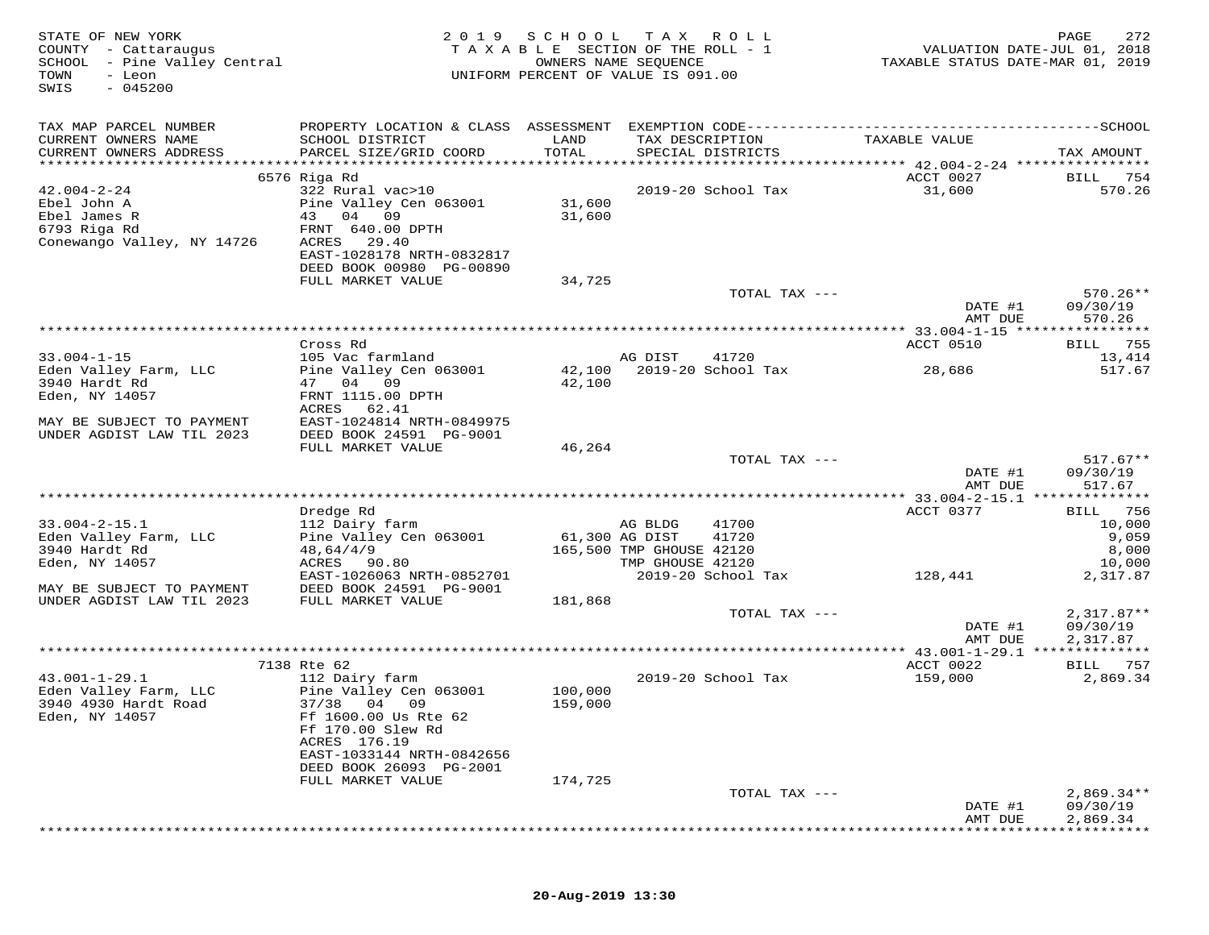STATE OF NEW YORK
COUNTY - Cattaraugus
SCHOOL - Pine Valley Central
TOWN - Leon
SWIS - 045200

2019 SCHOOL TAX ROLL
TAXABLE SECTION OF THE ROLL - 1
OWNERS NAME SEQUENCE
UNIFORM PERCENT OF VALUE IS 091.00

VALUATION DATE-JUL 01, 2018
TAXABLE STATUS DATE-MAR 01, 2019

| TAX MAP PARCEL NUMBER / CURRENT OWNERS NAME / CURRENT OWNERS ADDRESS | PROPERTY LOCATION & CLASS / SCHOOL DISTRICT / PARCEL SIZE/GRID COORD | ASSESSMENT LAND / TOTAL | EXEMPTION CODE / TAX DESCRIPTION / SPECIAL DISTRICTS | TAXABLE VALUE | TAX AMOUNT |
|---|---|---|---|---|---|
| 42.004-2-24 | 6576 Riga Rd | | | ACCT 0027 | BILL 754 |
| 42.004-2-24 | 322 Rural vac>10 | | 2019-20 School Tax | 31,600 | 570.26 |
| Ebel John A | Pine Valley Cen 063001 | 31,600 | | | |
| Ebel James R | 43 04 09 | 31,600 | | | |
| 6793 Riga Rd | FRNT 640.00 DPTH | | | | |
| Conewango Valley, NY 14726 | ACRES 29.40 | | | | |
| | EAST-1028178 NRTH-0832817 | | | | |
| | DEED BOOK 00980 PG-00890 | | | | |
| | FULL MARKET VALUE | 34,725 | | | |
| | | | TOTAL TAX --- | | 570.26** |
| | | | | DATE #1 | 09/30/19 |
| | | | | AMT DUE | 570.26 |
| 33.004-1-15 | Cross Rd | | | ACCT 0510 | BILL 755 |
| 33.004-1-15 | 105 Vac farmland | | AG DIST 41720 | | 13,414 |
| Eden Valley Farm, LLC | Pine Valley Cen 063001 | 42,100 | 2019-20 School Tax | 28,686 | 517.67 |
| 3940 Hardt Rd | 47 04 09 | 42,100 | | | |
| Eden, NY 14057 | FRNT 1115.00 DPTH | | | | |
| | ACRES 62.41 | | | | |
| MAY BE SUBJECT TO PAYMENT | EAST-1024814 NRTH-0849975 | | | | |
| UNDER AGDIST LAW TIL 2023 | DEED BOOK 24591 PG-9001 | | | | |
| | FULL MARKET VALUE | 46,264 | | | |
| | | | TOTAL TAX --- | | 517.67** |
| | | | | DATE #1 | 09/30/19 |
| | | | | AMT DUE | 517.67 |
| 33.004-2-15.1 | Dredge Rd | | | ACCT 0377 | BILL 756 |
| 33.004-2-15.1 | 112 Dairy farm | | AG BLDG 41700 | | 10,000 |
| Eden Valley Farm, LLC | Pine Valley Cen 063001 | 61,300 | AG DIST 41720 | | 9,059 |
| 3940 Hardt Rd | 48,64/4/9 | 165,500 | TMP GHOUSE 42120 | | 8,000 |
| Eden, NY 14057 | ACRES 90.80 | | TMP GHOUSE 42120 | | 10,000 |
| | EAST-1026063 NRTH-0852701 | | 2019-20 School Tax | 128,441 | 2,317.87 |
| MAY BE SUBJECT TO PAYMENT | DEED BOOK 24591 PG-9001 | | | | |
| UNDER AGDIST LAW TIL 2023 | FULL MARKET VALUE | 181,868 | | | |
| | | | TOTAL TAX --- | | 2,317.87** |
| | | | | DATE #1 | 09/30/19 |
| | | | | AMT DUE | 2,317.87 |
| 43.001-1-29.1 | 7138 Rte 62 | | | ACCT 0022 | BILL 757 |
| 43.001-1-29.1 | 112 Dairy farm | | 2019-20 School Tax | 159,000 | 2,869.34 |
| Eden Valley Farm, LLC | Pine Valley Cen 063001 | 100,000 | | | |
| 3940 4930 Hardt Road | 37/38 04 09 | 159,000 | | | |
| Eden, NY 14057 | Ff 1600.00 Us Rte 62 | | | | |
| | Ff 170.00 Slew Rd | | | | |
| | ACRES 176.19 | | | | |
| | EAST-1033144 NRTH-0842656 | | | | |
| | DEED BOOK 26093 PG-2001 | | | | |
| | FULL MARKET VALUE | 174,725 | | | |
| | | | TOTAL TAX --- | | 2,869.34** |
| | | | | DATE #1 | 09/30/19 |
| | | | | AMT DUE | 2,869.34 |

20-Aug-2019 13:30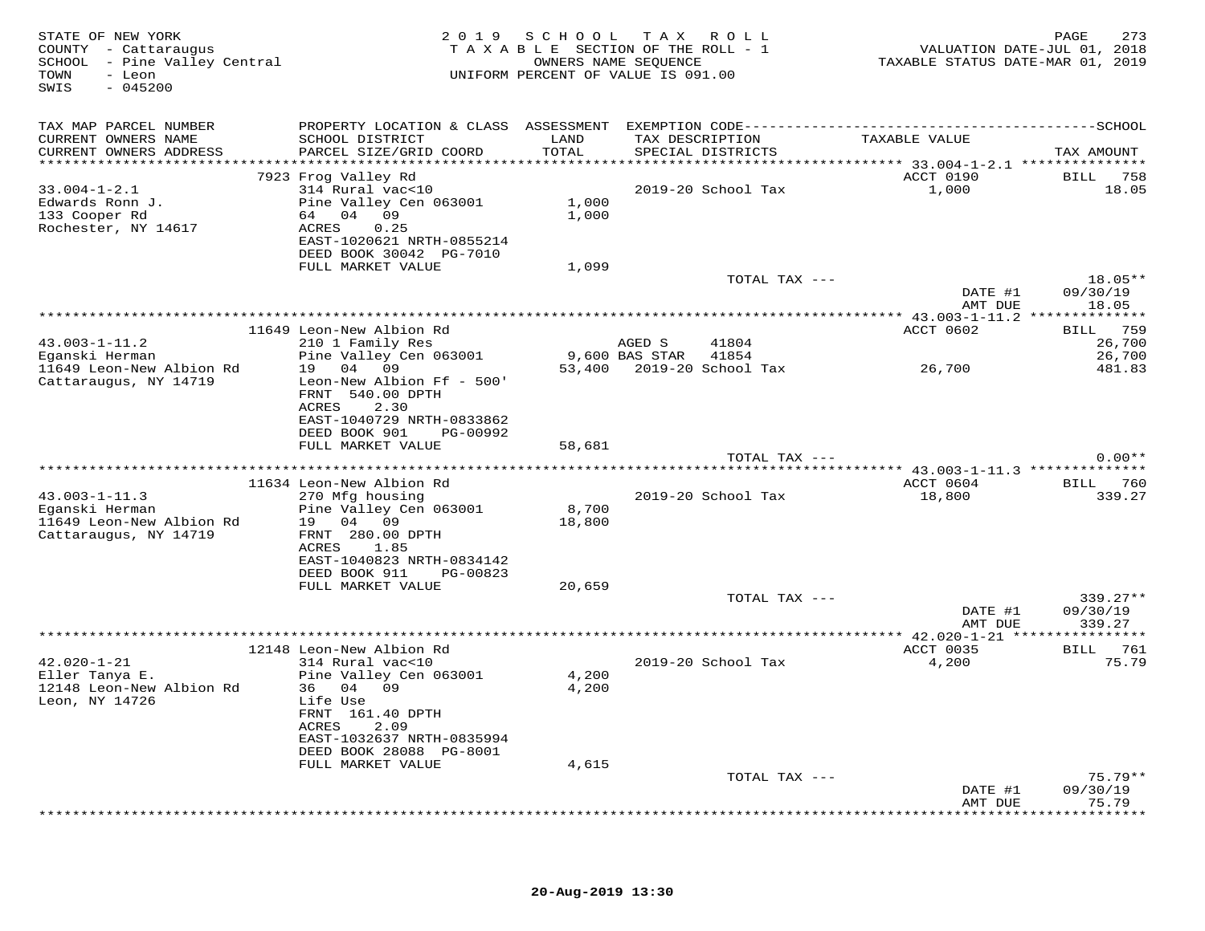STATE OF NEW YORK
COUNTY - Cattaraugus
SCHOOL - Pine Valley Central
TOWN - Leon
SWIS - 045200

2 0 1 9 S C H O O L T A X R O L L
T A X A B L E SECTION OF THE ROLL - 1
OWNERS NAME SEQUENCE
UNIFORM PERCENT OF VALUE IS 091.00

VALUATION DATE-JUL 01, 2018
TAXABLE STATUS DATE-MAR 01, 2019

| TAX MAP PARCEL NUMBER / CURRENT OWNERS NAME / CURRENT OWNERS ADDRESS | PROPERTY LOCATION & CLASS / SCHOOL DISTRICT / PARCEL SIZE/GRID COORD | ASSESSMENT LAND / TOTAL | EXEMPTION CODE / TAX DESCRIPTION / SPECIAL DISTRICTS | TAXABLE VALUE | TAX AMOUNT |
|---|---|---|---|---|---|
| | 7923 Frog Valley Rd | | | ACCT 0190 | BILL 758 |
| 33.004-1-2.1 | 314 Rural vac<10 | | 2019-20 School Tax | 1,000 | 18.05 |
| Edwards Ronn J. | Pine Valley Cen 063001 | 1,000 | | | |
| 133 Cooper Rd | 64 04 09 | 1,000 | | | |
| Rochester, NY 14617 | ACRES 0.25 | | | | |
| | EAST-1020621 NRTH-0855214 | | | | |
| | DEED BOOK 30042 PG-7010 | | | | |
| | FULL MARKET VALUE | 1,099 | | | |
| | | | TOTAL TAX --- | | 18.05** |
| | | | | DATE #1 | 09/30/19 |
| | | | | AMT DUE | 18.05 |
| | 11649 Leon-New Albion Rd | | | ACCT 0602 | BILL 759 |
| 43.003-1-11.2 | 210 1 Family Res | | AGED S 41804 | | 26,700 |
| Eganski Herman | Pine Valley Cen 063001 | 9,600 | BAS STAR 41854 | | 26,700 |
| 11649 Leon-New Albion Rd | 19 04 09 | 53,400 | 2019-20 School Tax | 26,700 | 481.83 |
| Cattaraugus, NY 14719 | Leon-New Albion Ff - 500' | | | | |
| | FRNT 540.00 DPTH | | | | |
| | ACRES 2.30 | | | | |
| | EAST-1040729 NRTH-0833862 | | | | |
| | DEED BOOK 901 PG-00992 | | | | |
| | FULL MARKET VALUE | 58,681 | | | |
| | | | TOTAL TAX --- | | 0.00** |
| | 11634 Leon-New Albion Rd | | | ACCT 0604 | BILL 760 |
| 43.003-1-11.3 | 270 Mfg housing | | 2019-20 School Tax | 18,800 | 339.27 |
| Eganski Herman | Pine Valley Cen 063001 | 8,700 | | | |
| 11649 Leon-New Albion Rd | 19 04 09 | 18,800 | | | |
| Cattaraugus, NY 14719 | FRNT 280.00 DPTH | | | | |
| | ACRES 1.85 | | | | |
| | EAST-1040823 NRTH-0834142 | | | | |
| | DEED BOOK 911 PG-00823 | | | | |
| | FULL MARKET VALUE | 20,659 | | | |
| | | | TOTAL TAX --- | | 339.27** |
| | | | | DATE #1 | 09/30/19 |
| | | | | AMT DUE | 339.27 |
| | 12148 Leon-New Albion Rd | | | ACCT 0035 | BILL 761 |
| 42.020-1-21 | 314 Rural vac<10 | | 2019-20 School Tax | 4,200 | 75.79 |
| Eller Tanya E. | Pine Valley Cen 063001 | 4,200 | | | |
| 12148 Leon-New Albion Rd | 36 04 09 | 4,200 | | | |
| Leon, NY 14726 | Life Use | | | | |
| | FRNT 161.40 DPTH | | | | |
| | ACRES 2.09 | | | | |
| | EAST-1032637 NRTH-0835994 | | | | |
| | DEED BOOK 28088 PG-8001 | | | | |
| | FULL MARKET VALUE | 4,615 | | | |
| | | | TOTAL TAX --- | | 75.79** |
| | | | | DATE #1 | 09/30/19 |
| | | | | AMT DUE | 75.79 |

20-Aug-2019 13:30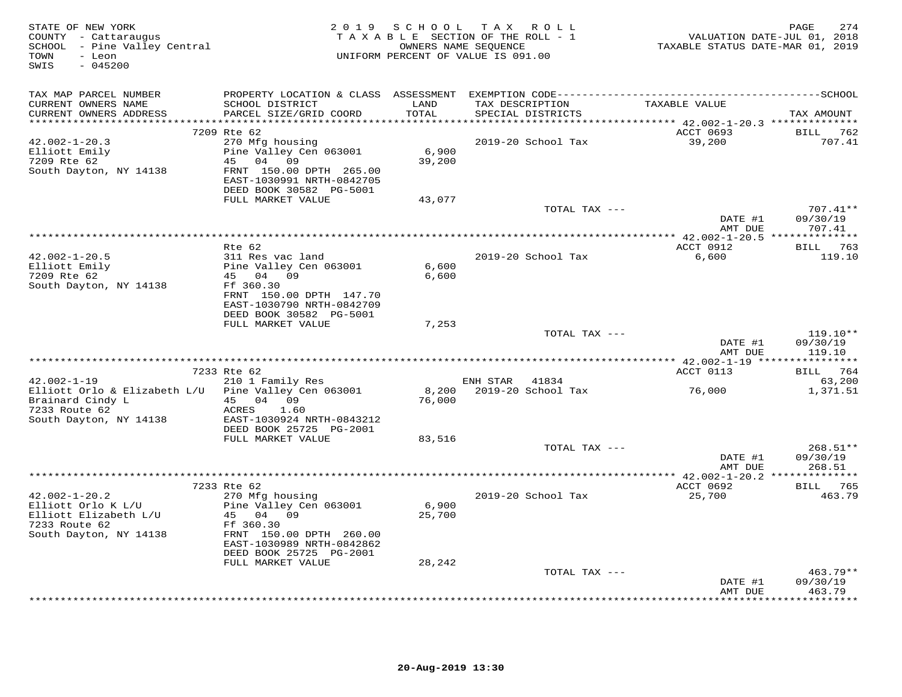STATE OF NEW YORK
COUNTY - Cattaraugus
SCHOOL - Pine Valley Central
TOWN - Leon
SWIS - 045200

2019 SCHOOL TAX ROLL
TAXABLE SECTION OF THE ROLL - 1
OWNERS NAME SEQUENCE
UNIFORM PERCENT OF VALUE IS 091.00

VALUATION DATE-JUL 01, 2018
TAXABLE STATUS DATE-MAR 01, 2019

| TAX MAP PARCEL NUMBER / CURRENT OWNERS NAME / CURRENT OWNERS ADDRESS | PROPERTY LOCATION & CLASS / SCHOOL DISTRICT / PARCEL SIZE/GRID COORD | ASSESSMENT LAND / TOTAL | EXEMPTION CODE / TAX DESCRIPTION / SPECIAL DISTRICTS | TAXABLE VALUE | TAX AMOUNT |
|---|---|---|---|---|---|
| **42.002-1-20.3** | 7209 Rte 62 | | | ACCT 0693 | BILL 762 |
| Elliott Emily | 270 Mfg housing | | 2019-20 School Tax | 39,200 | 707.41 |
| 7209 Rte 62 | Pine Valley Cen 063001 | 6,900 | | | |
| South Dayton, NY 14138 | 45 04 09 | 39,200 | | | |
| | FRNT 150.00 DPTH 265.00 | | | | |
| | EAST-1030991 NRTH-0842705 | | | | |
| | DEED BOOK 30582 PG-5001 | | | | |
| | FULL MARKET VALUE | 43,077 | | | |
| | | | TOTAL TAX --- | | 707.41** |
| | | | | DATE #1 | 09/30/19 |
| | | | | AMT DUE | 707.41 |
| **42.002-1-20.5** | Rte 62 | | | ACCT 0912 | BILL 763 |
| Elliott Emily | 311 Res vac land | | 2019-20 School Tax | 6,600 | 119.10 |
| 7209 Rte 62 | Pine Valley Cen 063001 | 6,600 | | | |
| South Dayton, NY 14138 | 45 04 09 | 6,600 | | | |
| | Ff 360.30 | | | | |
| | FRNT 150.00 DPTH 147.70 | | | | |
| | EAST-1030790 NRTH-0842709 | | | | |
| | DEED BOOK 30582 PG-5001 | | | | |
| | FULL MARKET VALUE | 7,253 | | | |
| | | | TOTAL TAX --- | | 119.10** |
| | | | | DATE #1 | 09/30/19 |
| | | | | AMT DUE | 119.10 |
| **42.002-1-19** | 7233 Rte 62 | | | ACCT 0113 | BILL 764 |
| Elliott Orlo & Elizabeth L/U | 210 1 Family Res | | ENH STAR 41834 | | 63,200 |
| Brainard Cindy L | Pine Valley Cen 063001 | 8,200 | 2019-20 School Tax | 76,000 | 1,371.51 |
| 7233 Route 62 | 45 04 09 | 76,000 | | | |
| South Dayton, NY 14138 | ACRES 1.60 | | | | |
| | EAST-1030924 NRTH-0843212 | | | | |
| | DEED BOOK 25725 PG-2001 | | | | |
| | FULL MARKET VALUE | 83,516 | | | |
| | | | TOTAL TAX --- | | 268.51** |
| | | | | DATE #1 | 09/30/19 |
| | | | | AMT DUE | 268.51 |
| **42.002-1-20.2** | 7233 Rte 62 | | | ACCT 0692 | BILL 765 |
| Elliott Orlo K L/U | 270 Mfg housing | | 2019-20 School Tax | 25,700 | 463.79 |
| Elliott Elizabeth L/U | Pine Valley Cen 063001 | 6,900 | | | |
| 7233 Route 62 | 45 04 09 | 25,700 | | | |
| South Dayton, NY 14138 | Ff 360.30 | | | | |
| | FRNT 150.00 DPTH 260.00 | | | | |
| | EAST-1030989 NRTH-0842862 | | | | |
| | DEED BOOK 25725 PG-2001 | | | | |
| | FULL MARKET VALUE | 28,242 | | | |
| | | | TOTAL TAX --- | | 463.79** |
| | | | | DATE #1 | 09/30/19 |
| | | | | AMT DUE | 463.79 |

20-Aug-2019 13:30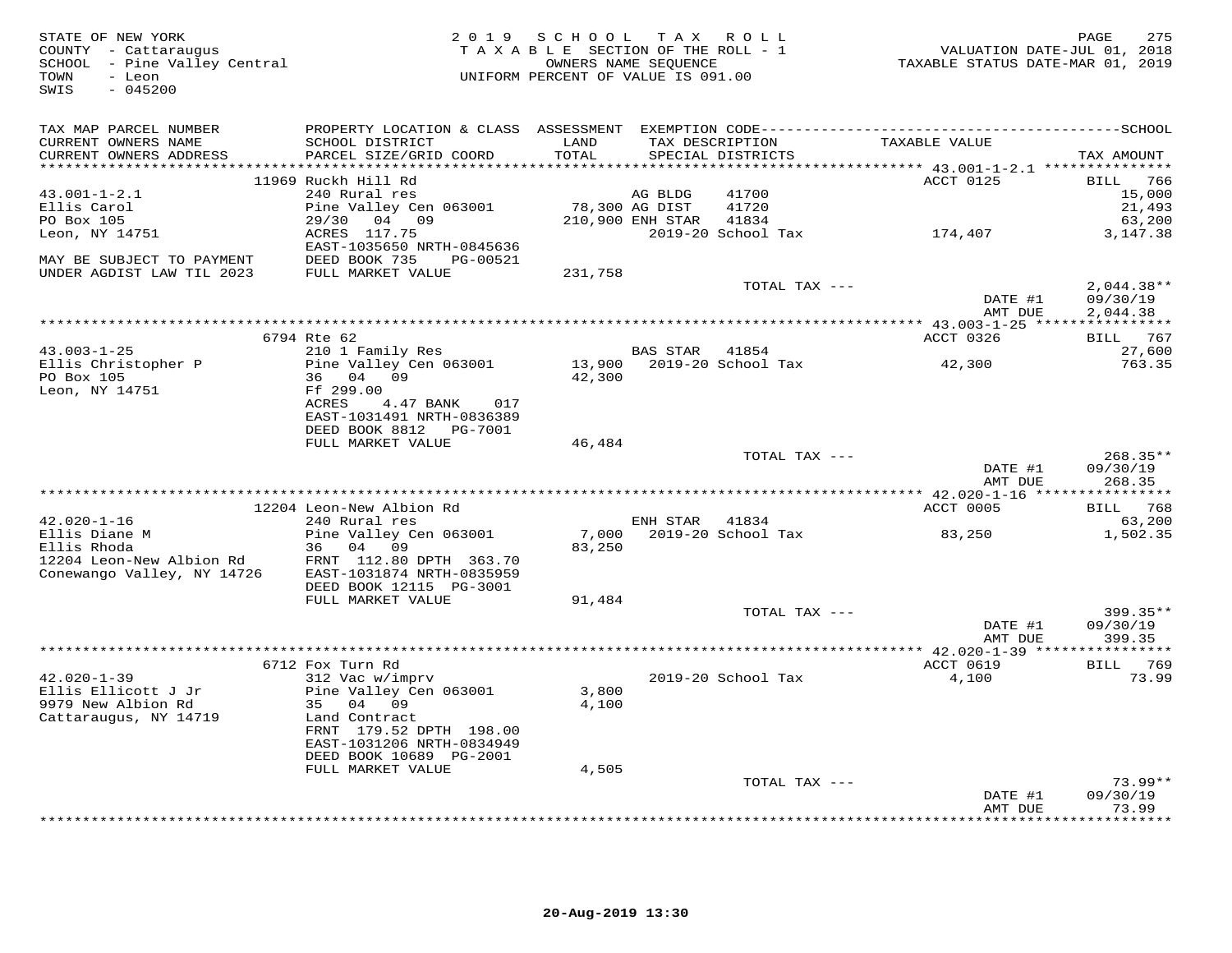STATE OF NEW YORK
COUNTY - Cattaraugus
SCHOOL - Pine Valley Central
TOWN - Leon
SWIS - 045200

2019 SCHOOL TAX ROLL
TAXABLE SECTION OF THE ROLL - 1
OWNERS NAME SEQUENCE
UNIFORM PERCENT OF VALUE IS 091.00

VALUATION DATE-JUL 01, 2018
TAXABLE STATUS DATE-MAR 01, 2019

| TAX MAP PARCEL NUMBER / CURRENT OWNERS NAME / CURRENT OWNERS ADDRESS | PROPERTY LOCATION & CLASS / SCHOOL DISTRICT / PARCEL SIZE/GRID COORD | ASSESSMENT LAND / TOTAL | EXEMPTION CODE / TAX DESCRIPTION / SPECIAL DISTRICTS | | TAXABLE VALUE | SCHOOL TAX AMOUNT |
|---|---|---|---|---|---|---|
| | 11969 Ruckh Hill Rd | | | | ACCT 0125 | BILL 766 |
| 43.001-1-2.1 | 240 Rural res | | AG BLDG | 41700 | | 15,000 |
| Ellis Carol | Pine Valley Cen 063001 | 78,300 | AG DIST | 41720 | | 21,493 |
| PO Box 105 | 29/30 04 09 | 210,900 | ENH STAR | 41834 | | 63,200 |
| Leon, NY 14751 | ACRES 117.75 | | 2019-20 School Tax | | 174,407 | 3,147.38 |
| | EAST-1035650 NRTH-0845636 | | | | | |
| MAY BE SUBJECT TO PAYMENT | DEED BOOK 735 PG-00521 | | | | | |
| UNDER AGDIST LAW TIL 2023 | FULL MARKET VALUE | 231,758 | | | | |
| | | | TOTAL TAX --- | | | 2,044.38** |
| | | | | | DATE #1 | 09/30/19 |
| | | | | | AMT DUE | 2,044.38 |
| | 6794 Rte 62 | | | | ACCT 0326 | BILL 767 |
| 43.003-1-25 | 210 1 Family Res | | BAS STAR | 41854 | | 27,600 |
| Ellis Christopher P | Pine Valley Cen 063001 | 13,900 | 2019-20 School Tax | | 42,300 | 763.35 |
| PO Box 105 | 36 04 09 | 42,300 | | | | |
| Leon, NY 14751 | Ff 299.00 | | | | | |
| | ACRES 4.47 BANK 017 | | | | | |
| | EAST-1031491 NRTH-0836389 | | | | | |
| | DEED BOOK 8812 PG-7001 | | | | | |
| | FULL MARKET VALUE | 46,484 | | | | |
| | | | TOTAL TAX --- | | | 268.35** |
| | | | | | DATE #1 | 09/30/19 |
| | | | | | AMT DUE | 268.35 |
| | 12204 Leon-New Albion Rd | | | | ACCT 0005 | BILL 768 |
| 42.020-1-16 | 240 Rural res | | ENH STAR | 41834 | | 63,200 |
| Ellis Diane M | Pine Valley Cen 063001 | 7,000 | 2019-20 School Tax | | 83,250 | 1,502.35 |
| Ellis Rhoda | 36 04 09 | 83,250 | | | | |
| 12204 Leon-New Albion Rd | FRNT 112.80 DPTH 363.70 | | | | | |
| Conewango Valley, NY 14726 | EAST-1031874 NRTH-0835959 | | | | | |
| | DEED BOOK 12115 PG-3001 | | | | | |
| | FULL MARKET VALUE | 91,484 | | | | |
| | | | TOTAL TAX --- | | | 399.35** |
| | | | | | DATE #1 | 09/30/19 |
| | | | | | AMT DUE | 399.35 |
| | 6712 Fox Turn Rd | | | | ACCT 0619 | BILL 769 |
| 42.020-1-39 | 312 Vac w/imprv | | 2019-20 School Tax | | 4,100 | 73.99 |
| Ellis Ellicott J Jr | Pine Valley Cen 063001 | 3,800 | | | | |
| 9979 New Albion Rd | 35 04 09 | 4,100 | | | | |
| Cattaraugus, NY 14719 | Land Contract | | | | | |
| | FRNT 179.52 DPTH 198.00 | | | | | |
| | EAST-1031206 NRTH-0834949 | | | | | |
| | DEED BOOK 10689 PG-2001 | | | | | |
| | FULL MARKET VALUE | 4,505 | | | | |
| | | | TOTAL TAX --- | | | 73.99** |
| | | | | | DATE #1 | 09/30/19 |
| | | | | | AMT DUE | 73.99 |

20-Aug-2019 13:30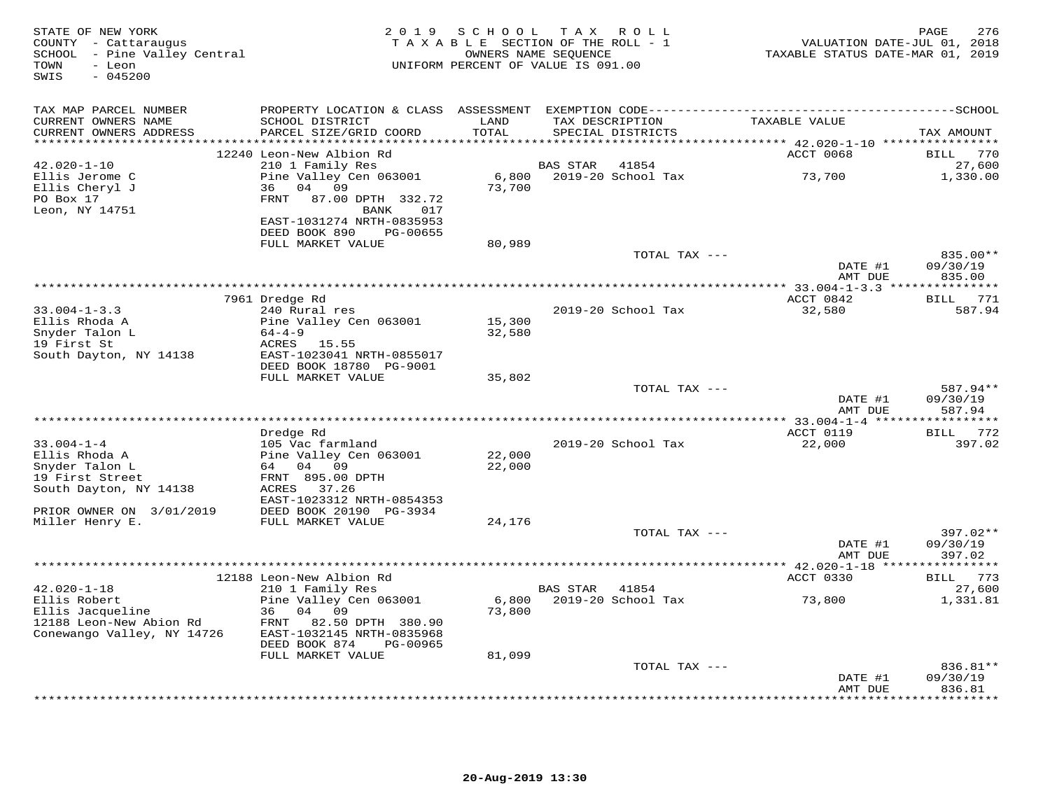STATE OF NEW YORK
COUNTY - Cattaraugus
SCHOOL - Pine Valley Central
TOWN - Leon
SWIS - 045200

2019 SCHOOL TAX ROLL
TAXABLE SECTION OF THE ROLL - 1
OWNERS NAME SEQUENCE
UNIFORM PERCENT OF VALUE IS 091.00

VALUATION DATE-JUL 01, 2018
TAXABLE STATUS DATE-MAR 01, 2019

| TAX MAP PARCEL NUMBER / CURRENT OWNERS NAME / CURRENT OWNERS ADDRESS | PROPERTY LOCATION & CLASS / SCHOOL DISTRICT / PARCEL SIZE/GRID COORD | ASSESSMENT LAND / TOTAL | EXEMPTION CODE / TAX DESCRIPTION / SPECIAL DISTRICTS | TAXABLE VALUE | TAX AMOUNT |
|---|---|---|---|---|---|
| | 12240 Leon-New Albion Rd | | | ACCT 0068 | BILL 770 |
| 42.020-1-10 | 210 1 Family Res | | BAS STAR 41854 | | 27,600 |
| Ellis Jerome C | Pine Valley Cen 063001 | 6,800 | 2019-20 School Tax | 73,700 | 1,330.00 |
| Ellis Cheryl J | 36 04 09 | 73,700 | | | |
| PO Box 17 | FRNT 87.00 DPTH 332.72 | | | | |
| Leon, NY 14751 | BANK 017 | | | | |
| | EAST-1031274 NRTH-0835953 | | | | |
| | DEED BOOK 890 PG-00655 | | | | |
| | FULL MARKET VALUE | 80,989 | | | |
| | | | TOTAL TAX --- | | 835.00** |
| | | | | DATE #1 | 09/30/19 |
| | | | | AMT DUE | 835.00 |
| | 7961 Dredge Rd | | | ACCT 0842 | BILL 771 |
| 33.004-1-3.3 | 240 Rural res | | 2019-20 School Tax | 32,580 | 587.94 |
| Ellis Rhoda A | Pine Valley Cen 063001 | 15,300 | | | |
| Snyder Talon L | 64-4-9 | 32,580 | | | |
| 19 First St | ACRES 15.55 | | | | |
| South Dayton, NY 14138 | EAST-1023041 NRTH-0855017 | | | | |
| | DEED BOOK 18780 PG-9001 | | | | |
| | FULL MARKET VALUE | 35,802 | | | |
| | | | TOTAL TAX --- | | 587.94** |
| | | | | DATE #1 | 09/30/19 |
| | | | | AMT DUE | 587.94 |
| | Dredge Rd | | | ACCT 0119 | BILL 772 |
| 33.004-1-4 | 105 Vac farmland | | 2019-20 School Tax | 22,000 | 397.02 |
| Ellis Rhoda A | Pine Valley Cen 063001 | 22,000 | | | |
| Snyder Talon L | 64 04 09 | 22,000 | | | |
| 19 First Street | FRNT 895.00 DPTH | | | | |
| South Dayton, NY 14138 | ACRES 37.26 | | | | |
| | EAST-1023312 NRTH-0854353 | | | | |
| PRIOR OWNER ON 3/01/2019 | DEED BOOK 20190 PG-3934 | | | | |
| Miller Henry E. | FULL MARKET VALUE | 24,176 | | | |
| | | | TOTAL TAX --- | | 397.02** |
| | | | | DATE #1 | 09/30/19 |
| | | | | AMT DUE | 397.02 |
| | 12188 Leon-New Albion Rd | | | ACCT 0330 | BILL 773 |
| 42.020-1-18 | 210 1 Family Res | | BAS STAR 41854 | | 27,600 |
| Ellis Robert | Pine Valley Cen 063001 | 6,800 | 2019-20 School Tax | 73,800 | 1,331.81 |
| Ellis Jacqueline | 36 04 09 | 73,800 | | | |
| 12188 Leon-New Abion Rd | FRNT 82.50 DPTH 380.90 | | | | |
| Conewango Valley, NY 14726 | EAST-1032145 NRTH-0835968 | | | | |
| | DEED BOOK 874 PG-00965 | | | | |
| | FULL MARKET VALUE | 81,099 | | | |
| | | | TOTAL TAX --- | | 836.81** |
| | | | | DATE #1 | 09/30/19 |
| | | | | AMT DUE | 836.81 |

20-Aug-2019 13:30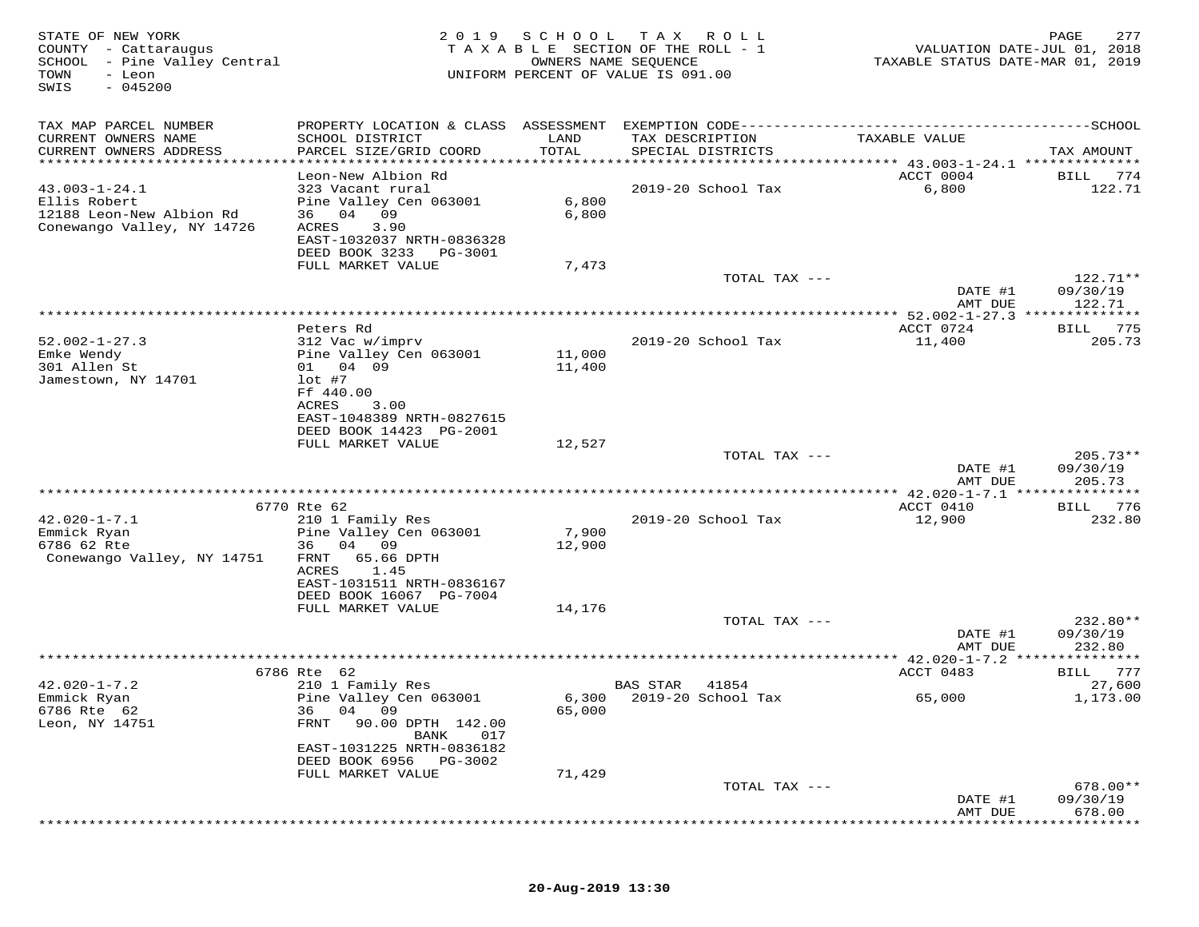STATE OF NEW YORK
COUNTY - Cattaraugus
SCHOOL - Pine Valley Central
TOWN - Leon
SWIS - 045200

2019 SCHOOL TAX ROLL
TAXABLE SECTION OF THE ROLL - 1
OWNERS NAME SEQUENCE
UNIFORM PERCENT OF VALUE IS 091.00

VALUATION DATE-JUL 01, 2018
TAXABLE STATUS DATE-MAR 01, 2019

| TAX MAP PARCEL NUMBER / CURRENT OWNERS NAME / CURRENT OWNERS ADDRESS | PROPERTY LOCATION & CLASS / SCHOOL DISTRICT / PARCEL SIZE/GRID COORD | ASSESSMENT LAND / TOTAL | EXEMPTION CODE / TAX DESCRIPTION / SPECIAL DISTRICTS | TAXABLE VALUE | TAX AMOUNT |
|---|---|---|---|---|---|
| | Leon-New Albion Rd | | | ACCT 0004 | BILL 774 |
| 43.003-1-24.1 | 323 Vacant rural | | 2019-20 School Tax | 6,800 | 122.71 |
| Ellis Robert | Pine Valley Cen 063001 | 6,800 | | | |
| 12188 Leon-New Albion Rd | 36 04 09 | 6,800 | | | |
| Conewango Valley, NY 14726 | ACRES 3.90 | | | | |
| | EAST-1032037 NRTH-0836328 | | | | |
| | DEED BOOK 3233 PG-3001 | | | | |
| | FULL MARKET VALUE | 7,473 | | | |
| | | | TOTAL TAX --- | | 122.71** |
| | | | | DATE #1 | 09/30/19 |
| | | | | AMT DUE | 122.71 |
| | Peters Rd | | | ACCT 0724 | BILL 775 |
| 52.002-1-27.3 | 312 Vac w/imprv | | 2019-20 School Tax | 11,400 | 205.73 |
| Emke Wendy | Pine Valley Cen 063001 | 11,000 | | | |
| 301 Allen St | 01 04 09 | 11,400 | | | |
| Jamestown, NY 14701 | lot #7 | | | | |
| | Ff 440.00 | | | | |
| | ACRES 3.00 | | | | |
| | EAST-1048389 NRTH-0827615 | | | | |
| | DEED BOOK 14423 PG-2001 | | | | |
| | FULL MARKET VALUE | 12,527 | | | |
| | | | TOTAL TAX --- | | 205.73** |
| | | | | DATE #1 | 09/30/19 |
| | | | | AMT DUE | 205.73 |
| | 6770 Rte 62 | | | ACCT 0410 | BILL 776 |
| 42.020-1-7.1 | 210 1 Family Res | | 2019-20 School Tax | 12,900 | 232.80 |
| Emmick Ryan | Pine Valley Cen 063001 | 7,900 | | | |
| 6786 62 Rte | 36 04 09 | 12,900 | | | |
| Conewango Valley, NY 14751 | FRNT 65.66 DPTH | | | | |
| | ACRES 1.45 | | | | |
| | EAST-1031511 NRTH-0836167 | | | | |
| | DEED BOOK 16067 PG-7004 | | | | |
| | FULL MARKET VALUE | 14,176 | | | |
| | | | TOTAL TAX --- | | 232.80** |
| | | | | DATE #1 | 09/30/19 |
| | | | | AMT DUE | 232.80 |
| | 6786 Rte 62 | | | ACCT 0483 | BILL 777 |
| 42.020-1-7.2 | 210 1 Family Res | | BAS STAR 41854 | | 27,600 |
| Emmick Ryan | Pine Valley Cen 063001 | 6,300 | 2019-20 School Tax | 65,000 | 1,173.00 |
| 6786 Rte 62 | 36 04 09 | 65,000 | | | |
| Leon, NY 14751 | FRNT 90.00 DPTH 142.00 BANK 017 | | | | |
| | EAST-1031225 NRTH-0836182 | | | | |
| | DEED BOOK 6956 PG-3002 | | | | |
| | FULL MARKET VALUE | 71,429 | | | |
| | | | TOTAL TAX --- | | 678.00** |
| | | | | DATE #1 | 09/30/19 |
| | | | | AMT DUE | 678.00 |

20-Aug-2019 13:30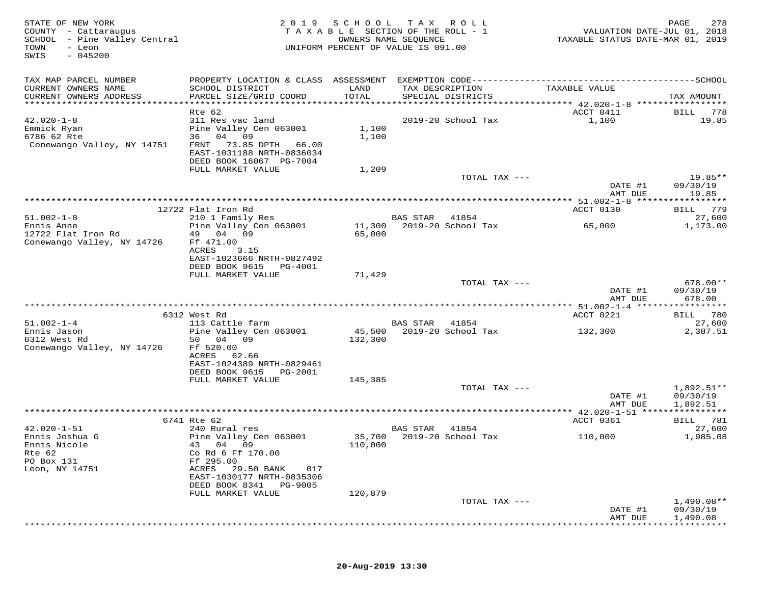STATE OF NEW YORK
COUNTY - Cattaraugus
SCHOOL - Pine Valley Central
TOWN - Leon
SWIS - 045200

2019 SCHOOL TAX ROLL
TAXABLE SECTION OF THE ROLL - 1
OWNERS NAME SEQUENCE
UNIFORM PERCENT OF VALUE IS 091.00

VALUATION DATE-JUL 01, 2018
TAXABLE STATUS DATE-MAR 01, 2019

| TAX MAP PARCEL NUMBER / CURRENT OWNERS NAME / CURRENT OWNERS ADDRESS | PROPERTY LOCATION & CLASS / SCHOOL DISTRICT / PARCEL SIZE/GRID COORD | ASSESSMENT LAND / TOTAL | EXEMPTION CODE / TAX DESCRIPTION / SPECIAL DISTRICTS | TAXABLE VALUE | TAX AMOUNT |
|---|---|---|---|---|---|
| **42.020-1-8** | Rte 62 | | | ACCT 0411 | BILL 778 |
| Emmick Ryan | 311 Res vac land | | | | |
| 6786 62 Rte | Pine Valley Cen 063001 | 1,100 | 2019-20 School Tax | 1,100 | 19.85 |
| Conewango Valley, NY 14751 | 36 04 09 | 1,100 | | | |
| | FRNT 73.85 DPTH 66.00 | | | | |
| | EAST-1031188 NRTH-0836034 | | | | |
| | DEED BOOK 16067 PG-7004 | | | | |
| | FULL MARKET VALUE | 1,209 | | | |
| | | | TOTAL TAX --- | | 19.85** |
| | | | | DATE #1 | 09/30/19 |
| | | | | AMT DUE | 19.85 |
| **51.002-1-8** | 12722 Flat Iron Rd | | | ACCT 0130 | BILL 779 |
| Ennis Anne | 210 1 Family Res | | BAS STAR 41854 | | 27,600 |
| 12722 Flat Iron Rd | Pine Valley Cen 063001 | 11,300 | 2019-20 School Tax | 65,000 | 1,173.00 |
| Conewango Valley, NY 14726 | 49 04 09 | 65,000 | | | |
| | Ff 471.00 | | | | |
| | ACRES 3.15 | | | | |
| | EAST-1023666 NRTH-0827492 | | | | |
| | DEED BOOK 9615 PG-4001 | | | | |
| | FULL MARKET VALUE | 71,429 | | | |
| | | | TOTAL TAX --- | | 678.00** |
| | | | | DATE #1 | 09/30/19 |
| | | | | AMT DUE | 678.00 |
| **51.002-1-4** | 6312 West Rd | | | ACCT 0221 | BILL 780 |
| Ennis Jason | 113 Cattle farm | | BAS STAR 41854 | | 27,600 |
| 6312 West Rd | Pine Valley Cen 063001 | 45,500 | 2019-20 School Tax | 132,300 | 2,387.51 |
| Conewango Valley, NY 14726 | 50 04 09 | 132,300 | | | |
| | Ff 520.00 | | | | |
| | ACRES 62.66 | | | | |
| | EAST-1024389 NRTH-0829461 | | | | |
| | DEED BOOK 9615 PG-2001 | | | | |
| | FULL MARKET VALUE | 145,385 | | | |
| | | | TOTAL TAX --- | | 1,892.51** |
| | | | | DATE #1 | 09/30/19 |
| | | | | AMT DUE | 1,892.51 |
| **42.020-1-51** | 6741 Rte 62 | | | ACCT 0361 | BILL 781 |
| Ennis Joshua G | 240 Rural res | | BAS STAR 41854 | | 27,600 |
| Ennis Nicole | Pine Valley Cen 063001 | 35,700 | 2019-20 School Tax | 110,000 | 1,985.08 |
| Rte 62 | 43 04 09 | 110,000 | | | |
| PO Box 131 | Co Rd 6 Ff 170.00 | | | | |
| Leon, NY 14751 | Ff 295.00 | | | | |
| | ACRES 29.50 BANK 017 | | | | |
| | EAST-1030177 NRTH-0835306 | | | | |
| | DEED BOOK 8341 PG-9005 | | | | |
| | FULL MARKET VALUE | 120,879 | | | |
| | | | TOTAL TAX --- | | 1,490.08** |
| | | | | DATE #1 | 09/30/19 |
| | | | | AMT DUE | 1,490.08 |

20-Aug-2019 13:30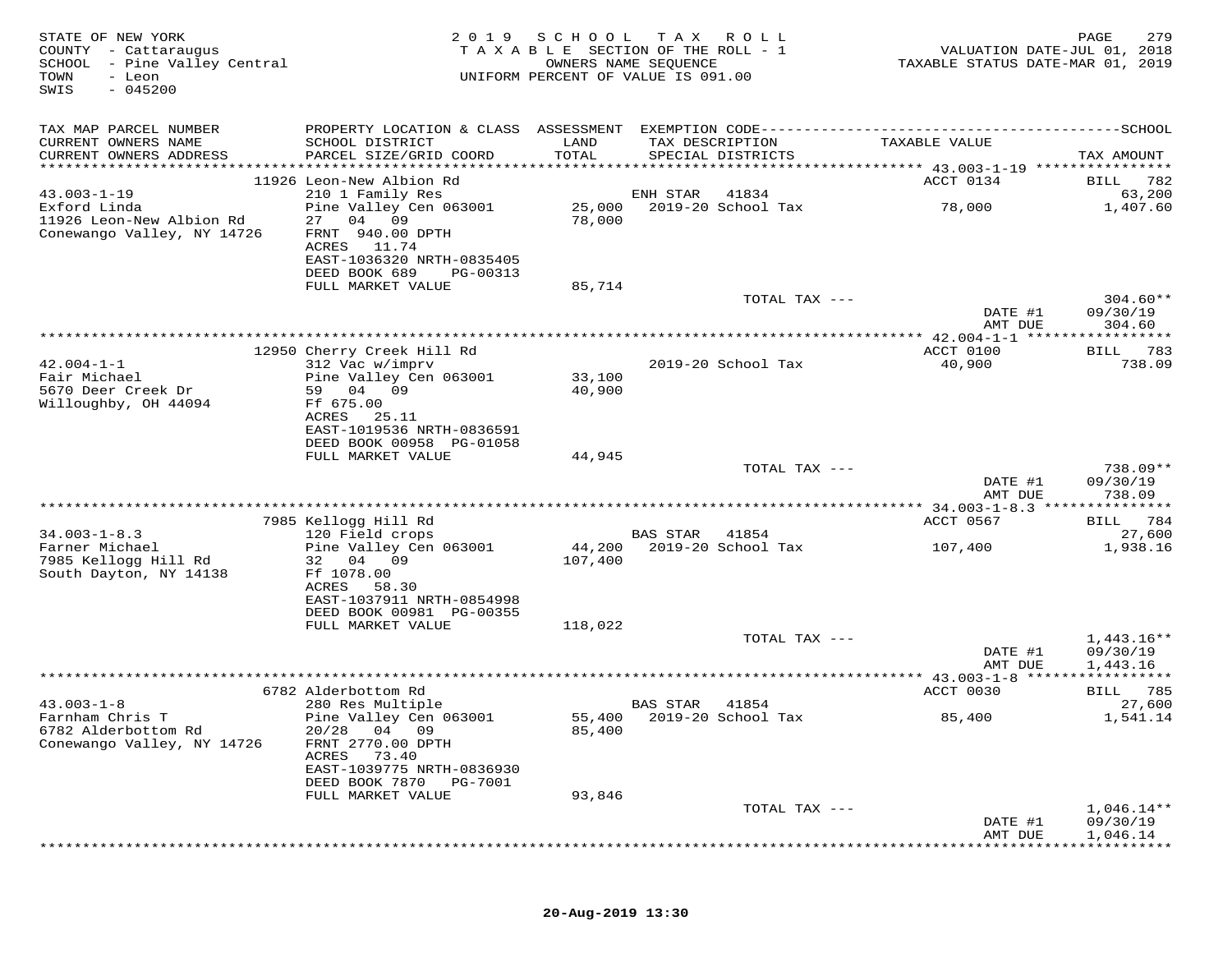STATE OF NEW YORK
COUNTY - Cattaraugus
SCHOOL - Pine Valley Central
TOWN - Leon
SWIS - 045200

2019 SCHOOL TAX ROLL
TAXABLE SECTION OF THE ROLL - 1
OWNERS NAME SEQUENCE
UNIFORM PERCENT OF VALUE IS 091.00

VALUATION DATE-JUL 01, 2018
TAXABLE STATUS DATE-MAR 01, 2019

| TAX MAP PARCEL NUMBER / CURRENT OWNERS NAME / CURRENT OWNERS ADDRESS | PROPERTY LOCATION & CLASS / SCHOOL DISTRICT / PARCEL SIZE/GRID COORD | ASSESSMENT LAND / TOTAL | EXEMPTION CODE / TAX DESCRIPTION / SPECIAL DISTRICTS | TAXABLE VALUE | TAX AMOUNT |
|---|---|---|---|---|---|
| | 11926 Leon-New Albion Rd | | | ACCT 0134 | BILL 782 |
| 43.003-1-19 | 210 1 Family Res | | ENH STAR 41834 | | 63,200 |
| Exford Linda | Pine Valley Cen 063001 | 25,000 | 2019-20 School Tax | 78,000 | 1,407.60 |
| 11926 Leon-New Albion Rd | 27 04 09 | 78,000 | | | |
| Conewango Valley, NY 14726 | FRNT 940.00 DPTH | | | | |
| | ACRES 11.74 | | | | |
| | EAST-1036320 NRTH-0835405 | | | | |
| | DEED BOOK 689 PG-00313 | | | | |
| | FULL MARKET VALUE | 85,714 | | | |
| | | | TOTAL TAX --- | | 304.60** |
| | | | | DATE #1 | 09/30/19 |
| | | | | AMT DUE | 304.60 |
| | 12950 Cherry Creek Hill Rd | | | ACCT 0100 | BILL 783 |
| 42.004-1-1 | 312 Vac w/imprv | | 2019-20 School Tax | 40,900 | 738.09 |
| Fair Michael | Pine Valley Cen 063001 | 33,100 | | | |
| 5670 Deer Creek Dr | 59 04 09 | 40,900 | | | |
| Willoughby, OH 44094 | Ff 675.00 | | | | |
| | ACRES 25.11 | | | | |
| | EAST-1019536 NRTH-0836591 | | | | |
| | DEED BOOK 00958 PG-01058 | | | | |
| | FULL MARKET VALUE | 44,945 | | | |
| | | | TOTAL TAX --- | | 738.09** |
| | | | | DATE #1 | 09/30/19 |
| | | | | AMT DUE | 738.09 |
| | 7985 Kellogg Hill Rd | | | ACCT 0567 | BILL 784 |
| 34.003-1-8.3 | 120 Field crops | | BAS STAR 41854 | | 27,600 |
| Farner Michael | Pine Valley Cen 063001 | 44,200 | 2019-20 School Tax | 107,400 | 1,938.16 |
| 7985 Kellogg Hill Rd | 32 04 09 | 107,400 | | | |
| South Dayton, NY 14138 | Ff 1078.00 | | | | |
| | ACRES 58.30 | | | | |
| | EAST-1037911 NRTH-0854998 | | | | |
| | DEED BOOK 00981 PG-00355 | | | | |
| | FULL MARKET VALUE | 118,022 | | | |
| | | | TOTAL TAX --- | | 1,443.16** |
| | | | | DATE #1 | 09/30/19 |
| | | | | AMT DUE | 1,443.16 |
| | 6782 Alderbottom Rd | | | ACCT 0030 | BILL 785 |
| 43.003-1-8 | 280 Res Multiple | | BAS STAR 41854 | | 27,600 |
| Farnham Chris T | Pine Valley Cen 063001 | 55,400 | 2019-20 School Tax | 85,400 | 1,541.14 |
| 6782 Alderbottom Rd | 20/28 04 09 | 85,400 | | | |
| Conewango Valley, NY 14726 | FRNT 2770.00 DPTH | | | | |
| | ACRES 73.40 | | | | |
| | EAST-1039775 NRTH-0836930 | | | | |
| | DEED BOOK 7870 PG-7001 | | | | |
| | FULL MARKET VALUE | 93,846 | | | |
| | | | TOTAL TAX --- | | 1,046.14** |
| | | | | DATE #1 | 09/30/19 |
| | | | | AMT DUE | 1,046.14 |

20-Aug-2019 13:30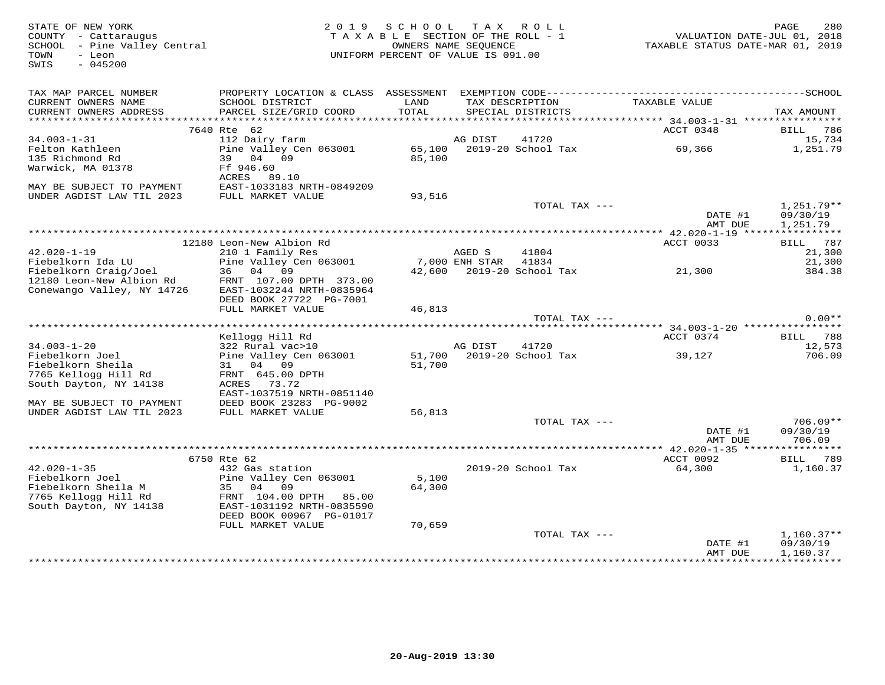STATE OF NEW YORK
COUNTY - Cattaraugus
SCHOOL - Pine Valley Central
TOWN - Leon
SWIS - 045200

2019 SCHOOL TAX ROLL
TAXABLE SECTION OF THE ROLL - 1
OWNERS NAME SEQUENCE
UNIFORM PERCENT OF VALUE IS 091.00

VALUATION DATE-JUL 01, 2018
TAXABLE STATUS DATE-MAR 01, 2019

| TAX MAP PARCEL NUMBER / CURRENT OWNERS NAME / CURRENT OWNERS ADDRESS | PROPERTY LOCATION & CLASS / SCHOOL DISTRICT / PARCEL SIZE/GRID COORD | ASSESSMENT LAND / TOTAL | EXEMPTION CODE / TAX DESCRIPTION / SPECIAL DISTRICTS | TAXABLE VALUE | SCHOOL TAX AMOUNT |
|---|---|---|---|---|---|
| **34.003-1-31** | 7640 Rte 62 | | | ACCT 0348 | BILL 786 |
| 34.003-1-31 | 112 Dairy farm | | AG DIST 41720 | | 15,734 |
| Felton Kathleen | Pine Valley Cen 063001 | 65,100 | 2019-20 School Tax | 69,366 | 1,251.79 |
| 135 Richmond Rd | 39 04 09 | 85,100 | | | |
| Warwick, MA 01378 | Ff 946.60 | | | | |
| | ACRES 89.10 | | | | |
| MAY BE SUBJECT TO PAYMENT | EAST-1033183 NRTH-0849209 | | | | |
| UNDER AGDIST LAW TIL 2023 | FULL MARKET VALUE | 93,516 | | | |
| | | | TOTAL TAX --- | | 1,251.79** |
| | | | | DATE #1 | 09/30/19 |
| | | | | AMT DUE | 1,251.79 |
| **42.020-1-19** | 12180 Leon-New Albion Rd | | | ACCT 0033 | BILL 787 |
| 42.020-1-19 | 210 1 Family Res | | AGED S 41804 | | 21,300 |
| Fiebelkorn Ida LU | Pine Valley Cen 063001 | 7,000 | ENH STAR 41834 | | 21,300 |
| Fiebelkorn Craig/Joel | 36 04 09 | 42,600 | 2019-20 School Tax | 21,300 | 384.38 |
| 12180 Leon-New Albion Rd | FRNT 107.00 DPTH 373.00 | | | | |
| Conewango Valley, NY 14726 | EAST-1032244 NRTH-0835964 | | | | |
| | DEED BOOK 27722 PG-7001 | | | | |
| | FULL MARKET VALUE | 46,813 | | | |
| | | | TOTAL TAX --- | | 0.00** |
| **34.003-1-20** | Kellogg Hill Rd | | | ACCT 0374 | BILL 788 |
| 34.003-1-20 | 322 Rural vac>10 | | AG DIST 41720 | | 12,573 |
| Fiebelkorn Joel | Pine Valley Cen 063001 | 51,700 | 2019-20 School Tax | 39,127 | 706.09 |
| Fiebelkorn Sheila | 31 04 09 | 51,700 | | | |
| 7765 Kellogg Hill Rd | FRNT 645.00 DPTH | | | | |
| South Dayton, NY 14138 | ACRES 73.72 | | | | |
| | EAST-1037519 NRTH-0851140 | | | | |
| MAY BE SUBJECT TO PAYMENT | DEED BOOK 23283 PG-9002 | | | | |
| UNDER AGDIST LAW TIL 2023 | FULL MARKET VALUE | 56,813 | | | |
| | | | TOTAL TAX --- | | 706.09** |
| | | | | DATE #1 | 09/30/19 |
| | | | | AMT DUE | 706.09 |
| **42.020-1-35** | 6750 Rte 62 | | | ACCT 0092 | BILL 789 |
| 42.020-1-35 | 432 Gas station | | 2019-20 School Tax | 64,300 | 1,160.37 |
| Fiebelkorn Joel | Pine Valley Cen 063001 | 5,100 | | | |
| Fiebelkorn Sheila M | 35 04 09 | 64,300 | | | |
| 7765 Kellogg Hill Rd | FRNT 104.00 DPTH 85.00 | | | | |
| South Dayton, NY 14138 | EAST-1031192 NRTH-0835590 | | | | |
| | DEED BOOK 00967 PG-01017 | | | | |
| | FULL MARKET VALUE | 70,659 | | | |
| | | | TOTAL TAX --- | | 1,160.37** |
| | | | | DATE #1 | 09/30/19 |
| | | | | AMT DUE | 1,160.37 |

20-Aug-2019 13:30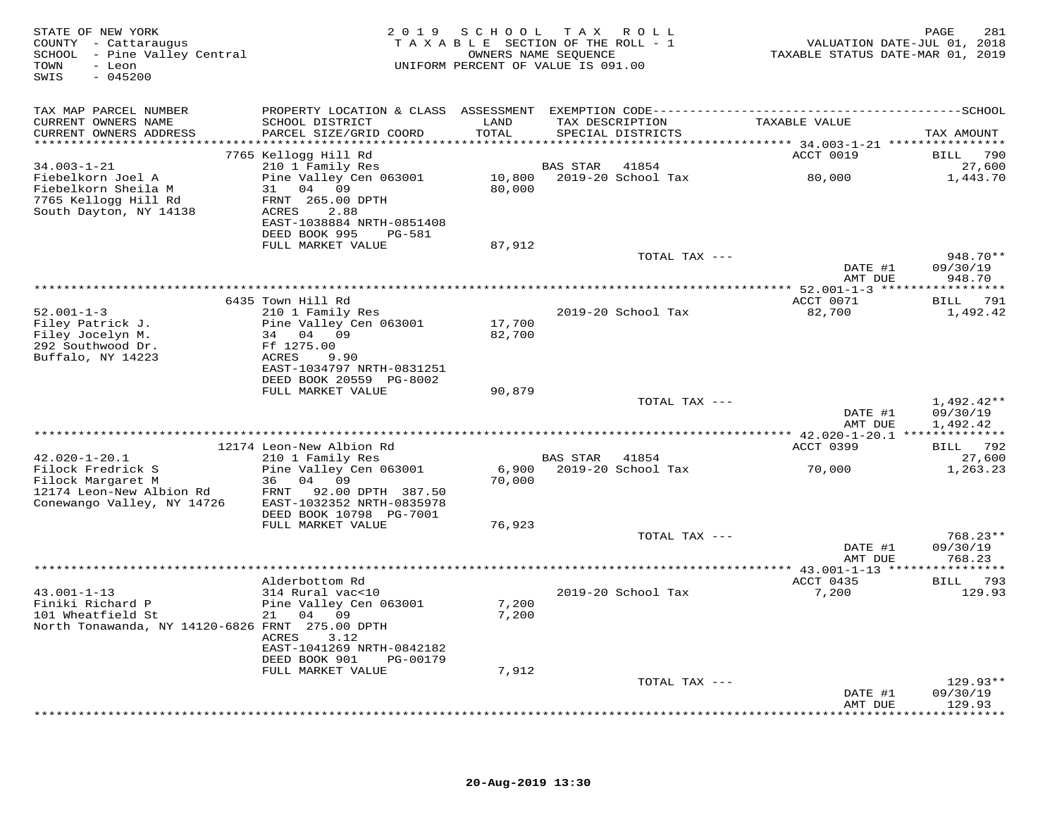STATE OF NEW YORK
COUNTY - Cattaraugus
SCHOOL - Pine Valley Central
TOWN - Leon
SWIS - 045200

2019 SCHOOL TAX ROLL
TAXABLE SECTION OF THE ROLL - 1
OWNERS NAME SEQUENCE
UNIFORM PERCENT OF VALUE IS 091.00

VALUATION DATE-JUL 01, 2018
TAXABLE STATUS DATE-MAR 01, 2019

| TAX MAP PARCEL NUMBER / CURRENT OWNERS NAME / CURRENT OWNERS ADDRESS | PROPERTY LOCATION & CLASS / SCHOOL DISTRICT / PARCEL SIZE/GRID COORD | ASSESSMENT LAND / TOTAL | EXEMPTION CODE / TAX DESCRIPTION / SPECIAL DISTRICTS | TAXABLE VALUE | TAX AMOUNT |
|---|---|---|---|---|---|
| | 7765 Kellogg Hill Rd | | | ACCT 0019 | BILL 790 |
| 34.003-1-21 | 210 1 Family Res | | BAS STAR 41854 | | 27,600 |
| Fiebelkorn Joel A | Pine Valley Cen 063001 | 10,800 | 2019-20 School Tax | 80,000 | 1,443.70 |
| Fiebelkorn Sheila M | 31 04 09 | 80,000 | | | |
| 7765 Kellogg Hill Rd | FRNT 265.00 DPTH | | | | |
| South Dayton, NY 14138 | ACRES 2.88 | | | | |
| | EAST-1038884 NRTH-0851408 | | | | |
| | DEED BOOK 995 PG-581 | | | | |
| | FULL MARKET VALUE | 87,912 | | | |
| | | | TOTAL TAX --- | | 948.70** |
| | | | | DATE #1 | 09/30/19 |
| | | | | AMT DUE | 948.70 |
| | 6435 Town Hill Rd | | | ACCT 0071 | BILL 791 |
| 52.001-1-3 | 210 1 Family Res | | 2019-20 School Tax | 82,700 | 1,492.42 |
| Filey Patrick J. | Pine Valley Cen 063001 | 17,700 | | | |
| Filey Jocelyn M. | 34 04 09 | 82,700 | | | |
| 292 Southwood Dr. | Ff 1275.00 | | | | |
| Buffalo, NY 14223 | ACRES 9.90 | | | | |
| | EAST-1034797 NRTH-0831251 | | | | |
| | DEED BOOK 20559 PG-8002 | | | | |
| | FULL MARKET VALUE | 90,879 | | | |
| | | | TOTAL TAX --- | | 1,492.42** |
| | | | | DATE #1 | 09/30/19 |
| | | | | AMT DUE | 1,492.42 |
| | 12174 Leon-New Albion Rd | | | ACCT 0399 | BILL 792 |
| 42.020-1-20.1 | 210 1 Family Res | | BAS STAR 41854 | | 27,600 |
| Filock Fredrick S | Pine Valley Cen 063001 | 6,900 | 2019-20 School Tax | 70,000 | 1,263.23 |
| Filock Margaret M | 36 04 09 | 70,000 | | | |
| 12174 Leon-New Albion Rd | FRNT 92.00 DPTH 387.50 | | | | |
| Conewango Valley, NY 14726 | EAST-1032352 NRTH-0835978 | | | | |
| | DEED BOOK 10798 PG-7001 | | | | |
| | FULL MARKET VALUE | 76,923 | | | |
| | | | TOTAL TAX --- | | 768.23** |
| | | | | DATE #1 | 09/30/19 |
| | | | | AMT DUE | 768.23 |
| | Alderbottom Rd | | | ACCT 0435 | BILL 793 |
| 43.001-1-13 | 314 Rural vac<10 | | 2019-20 School Tax | 7,200 | 129.93 |
| Finiki Richard P | Pine Valley Cen 063001 | 7,200 | | | |
| 101 Wheatfield St | 21 04 09 | 7,200 | | | |
| North Tonawanda, NY 14120-6826 | FRNT 275.00 DPTH | | | | |
| | ACRES 3.12 | | | | |
| | EAST-1041269 NRTH-0842182 | | | | |
| | DEED BOOK 901 PG-00179 | | | | |
| | FULL MARKET VALUE | 7,912 | | | |
| | | | TOTAL TAX --- | | 129.93** |
| | | | | DATE #1 | 09/30/19 |
| | | | | AMT DUE | 129.93 |

20-Aug-2019 13:30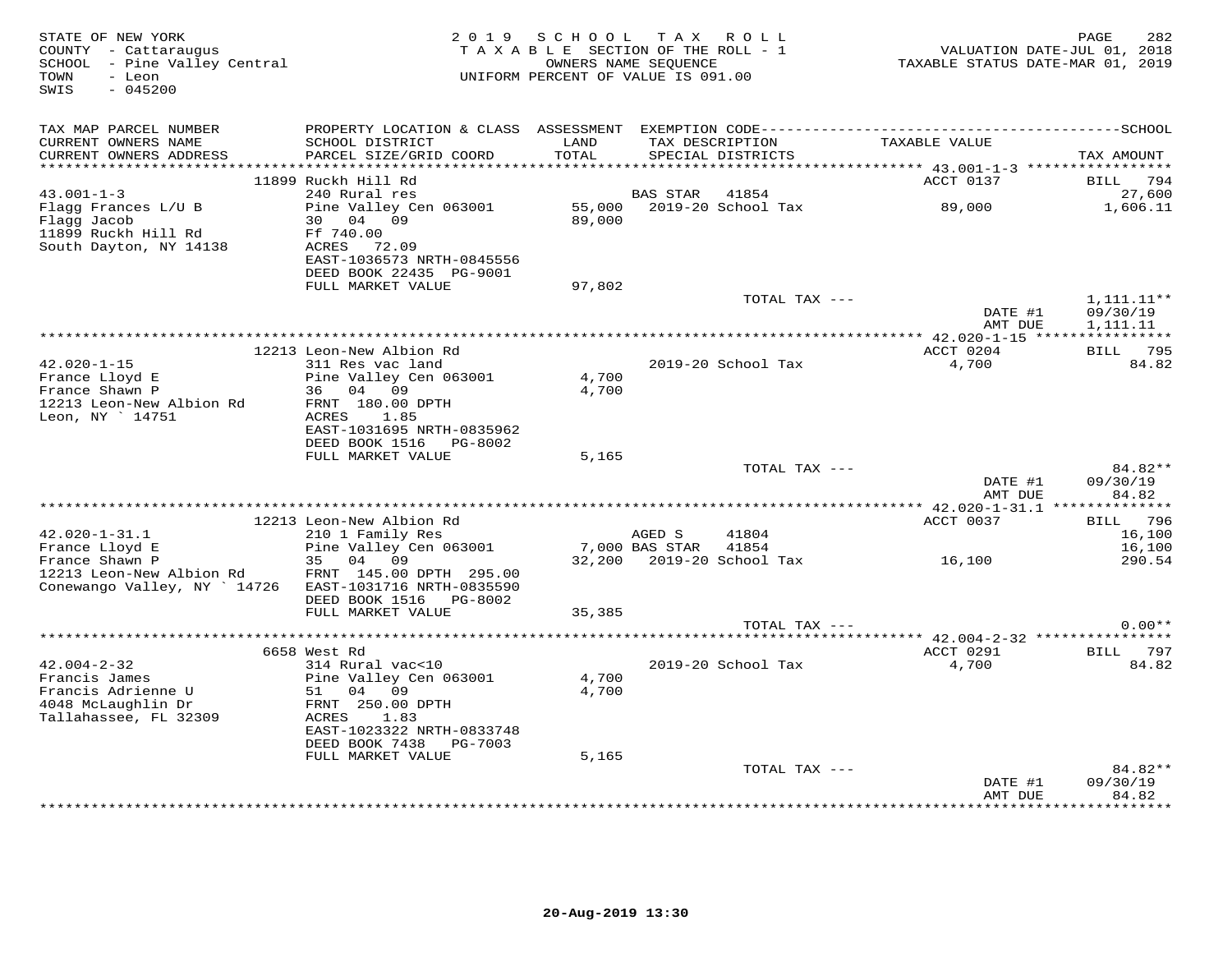STATE OF NEW YORK
COUNTY - Cattaraugus
SCHOOL - Pine Valley Central
TOWN - Leon
SWIS - 045200

2019 SCHOOL TAX ROLL
TAXABLE SECTION OF THE ROLL - 1
OWNERS NAME SEQUENCE
UNIFORM PERCENT OF VALUE IS 091.00

VALUATION DATE-JUL 01, 2018
TAXABLE STATUS DATE-MAR 01, 2019

| TAX MAP PARCEL NUMBER / CURRENT OWNERS NAME / CURRENT OWNERS ADDRESS | PROPERTY LOCATION & CLASS / SCHOOL DISTRICT / PARCEL SIZE/GRID COORD | ASSESSMENT LAND / TOTAL | EXEMPTION CODE / TAX DESCRIPTION / SPECIAL DISTRICTS | TAXABLE VALUE | TAX AMOUNT |
|---|---|---|---|---|---|
| | 11899 Ruckh Hill Rd | | | ACCT 0137 | BILL 794 |
| 43.001-1-3 | 240 Rural res | | BAS STAR 41854 | | 27,600 |
| Flagg Frances L/U B | Pine Valley Cen 063001 | 55,000 | 2019-20 School Tax | 89,000 | 1,606.11 |
| Flagg Jacob | 30 04 09 | 89,000 | | | |
| 11899 Ruckh Hill Rd | Ff 740.00 | | | | |
| South Dayton, NY 14138 | ACRES 72.09 | | | | |
| | EAST-1036573 NRTH-0845556 | | | | |
| | DEED BOOK 22435 PG-9001 | | | | |
| | FULL MARKET VALUE | 97,802 | | | |
| | | | TOTAL TAX --- | | 1,111.11** |
| | | | | DATE #1 | 09/30/19 |
| | | | | AMT DUE | 1,111.11 |
| | 12213 Leon-New Albion Rd | | | ACCT 0204 | BILL 795 |
| 42.020-1-15 | 311 Res vac land | | 2019-20 School Tax | 4,700 | 84.82 |
| France Lloyd E | Pine Valley Cen 063001 | 4,700 | | | |
| France Shawn P | 36 04 09 | 4,700 | | | |
| 12213 Leon-New Albion Rd | FRNT 180.00 DPTH | | | | |
| Leon, NY ` 14751 | ACRES 1.85 | | | | |
| | EAST-1031695 NRTH-0835962 | | | | |
| | DEED BOOK 1516 PG-8002 | | | | |
| | FULL MARKET VALUE | 5,165 | | | |
| | | | TOTAL TAX --- | | 84.82** |
| | | | | DATE #1 | 09/30/19 |
| | | | | AMT DUE | 84.82 |
| | 12213 Leon-New Albion Rd | | | ACCT 0037 | BILL 796 |
| 42.020-1-31.1 | 210 1 Family Res | | AGED S 41804 | | 16,100 |
| France Lloyd E | Pine Valley Cen 063001 | 7,000 | BAS STAR 41854 | | 16,100 |
| France Shawn P | 35 04 09 | 32,200 | 2019-20 School Tax | 16,100 | 290.54 |
| 12213 Leon-New Albion Rd | FRNT 145.00 DPTH 295.00 | | | | |
| Conewango Valley, NY ` 14726 | EAST-1031716 NRTH-0835590 | | | | |
| | DEED BOOK 1516 PG-8002 | | | | |
| | FULL MARKET VALUE | 35,385 | | | |
| | | | TOTAL TAX --- | | 0.00** |
| | 6658 West Rd | | | ACCT 0291 | BILL 797 |
| 42.004-2-32 | 314 Rural vac<10 | | 2019-20 School Tax | 4,700 | 84.82 |
| Francis James | Pine Valley Cen 063001 | 4,700 | | | |
| Francis Adrienne U | 51 04 09 | 4,700 | | | |
| 4048 McLaughlin Dr | FRNT 250.00 DPTH | | | | |
| Tallahassee, FL 32309 | ACRES 1.83 | | | | |
| | EAST-1023322 NRTH-0833748 | | | | |
| | DEED BOOK 7438 PG-7003 | | | | |
| | FULL MARKET VALUE | 5,165 | | | |
| | | | TOTAL TAX --- | | 84.82** |
| | | | | DATE #1 | 09/30/19 |
| | | | | AMT DUE | 84.82 |

20-Aug-2019 13:30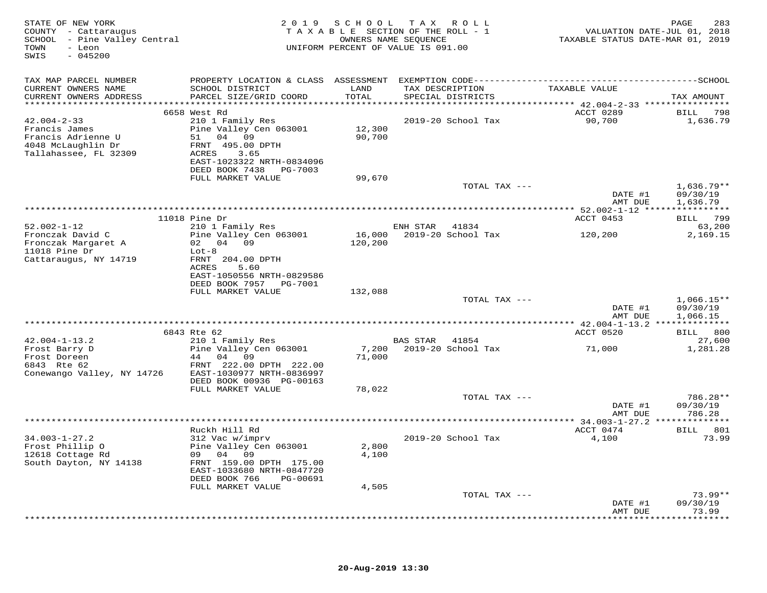STATE OF NEW YORK
COUNTY - Cattaraugus
SCHOOL - Pine Valley Central
TOWN - Leon
SWIS - 045200

2019 SCHOOL TAX ROLL
TAXABLE SECTION OF THE ROLL - 1
OWNERS NAME SEQUENCE
UNIFORM PERCENT OF VALUE IS 091.00

VALUATION DATE-JUL 01, 2018
TAXABLE STATUS DATE-MAR 01, 2019

| TAX MAP PARCEL NUMBER / CURRENT OWNERS NAME / CURRENT OWNERS ADDRESS | PROPERTY LOCATION & CLASS / SCHOOL DISTRICT / PARCEL SIZE/GRID COORD | ASSESSMENT LAND / TOTAL | EXEMPTION CODE / TAX DESCRIPTION / SPECIAL DISTRICTS | TAXABLE VALUE | SCHOOL TAX AMOUNT |
|---|---|---|---|---|---|
| | 6658 West Rd | | | ACCT 0289 | BILL 798 |
| 42.004-2-33 | 210 1 Family Res | | 2019-20 School Tax | 90,700 | 1,636.79 |
| Francis James | Pine Valley Cen 063001 | 12,300 | | | |
| Francis Adrienne U | 51 04 09 | 90,700 | | | |
| 4048 McLaughlin Dr | FRNT 495.00 DPTH | | | | |
| Tallahassee, FL 32309 | ACRES 3.65 | | | | |
| | EAST-1023322 NRTH-0834096 | | | | |
| | DEED BOOK 7438 PG-7003 | | | | |
| | FULL MARKET VALUE | 99,670 | | | |
| | | | TOTAL TAX --- | | 1,636.79** |
| | | | | DATE #1 | 09/30/19 |
| | | | | AMT DUE | 1,636.79 |
| | 11018 Pine Dr | | | ACCT 0453 | BILL 799 |
| 52.002-1-12 | 210 1 Family Res | | ENH STAR 41834 | | 63,200 |
| Fronczak David C | Pine Valley Cen 063001 | 16,000 | 2019-20 School Tax | 120,200 | 2,169.15 |
| Fronczak Margaret A | 02 04 09 | 120,200 | | | |
| 11018 Pine Dr | Lot-8 | | | | |
| Cattaraugus, NY 14719 | FRNT 204.00 DPTH | | | | |
| | ACRES 5.60 | | | | |
| | EAST-1050556 NRTH-0829586 | | | | |
| | DEED BOOK 7957 PG-7001 | | | | |
| | FULL MARKET VALUE | 132,088 | | | |
| | | | TOTAL TAX --- | | 1,066.15** |
| | | | | DATE #1 | 09/30/19 |
| | | | | AMT DUE | 1,066.15 |
| | 6843 Rte 62 | | | ACCT 0520 | BILL 800 |
| 42.004-1-13.2 | 210 1 Family Res | | BAS STAR 41854 | | 27,600 |
| Frost Barry D | Pine Valley Cen 063001 | 7,200 | 2019-20 School Tax | 71,000 | 1,281.28 |
| Frost Doreen | 44 04 09 | 71,000 | | | |
| 6843 Rte 62 | FRNT 222.00 DPTH 222.00 | | | | |
| Conewango Valley, NY 14726 | EAST-1030977 NRTH-0836997 | | | | |
| | DEED BOOK 00936 PG-00163 | | | | |
| | FULL MARKET VALUE | 78,022 | | | |
| | | | TOTAL TAX --- | | 786.28** |
| | | | | DATE #1 | 09/30/19 |
| | | | | AMT DUE | 786.28 |
| | Ruckh Hill Rd | | | ACCT 0474 | BILL 801 |
| 34.003-1-27.2 | 312 Vac w/imprv | | 2019-20 School Tax | 4,100 | 73.99 |
| Frost Phillip O | Pine Valley Cen 063001 | 2,800 | | | |
| 12618 Cottage Rd | 09 04 09 | 4,100 | | | |
| South Dayton, NY 14138 | FRNT 159.00 DPTH 175.00 | | | | |
| | EAST-1033680 NRTH-0847720 | | | | |
| | DEED BOOK 766 PG-00691 | | | | |
| | FULL MARKET VALUE | 4,505 | | | |
| | | | TOTAL TAX --- | | 73.99** |
| | | | | DATE #1 | 09/30/19 |
| | | | | AMT DUE | 73.99 |

20-Aug-2019 13:30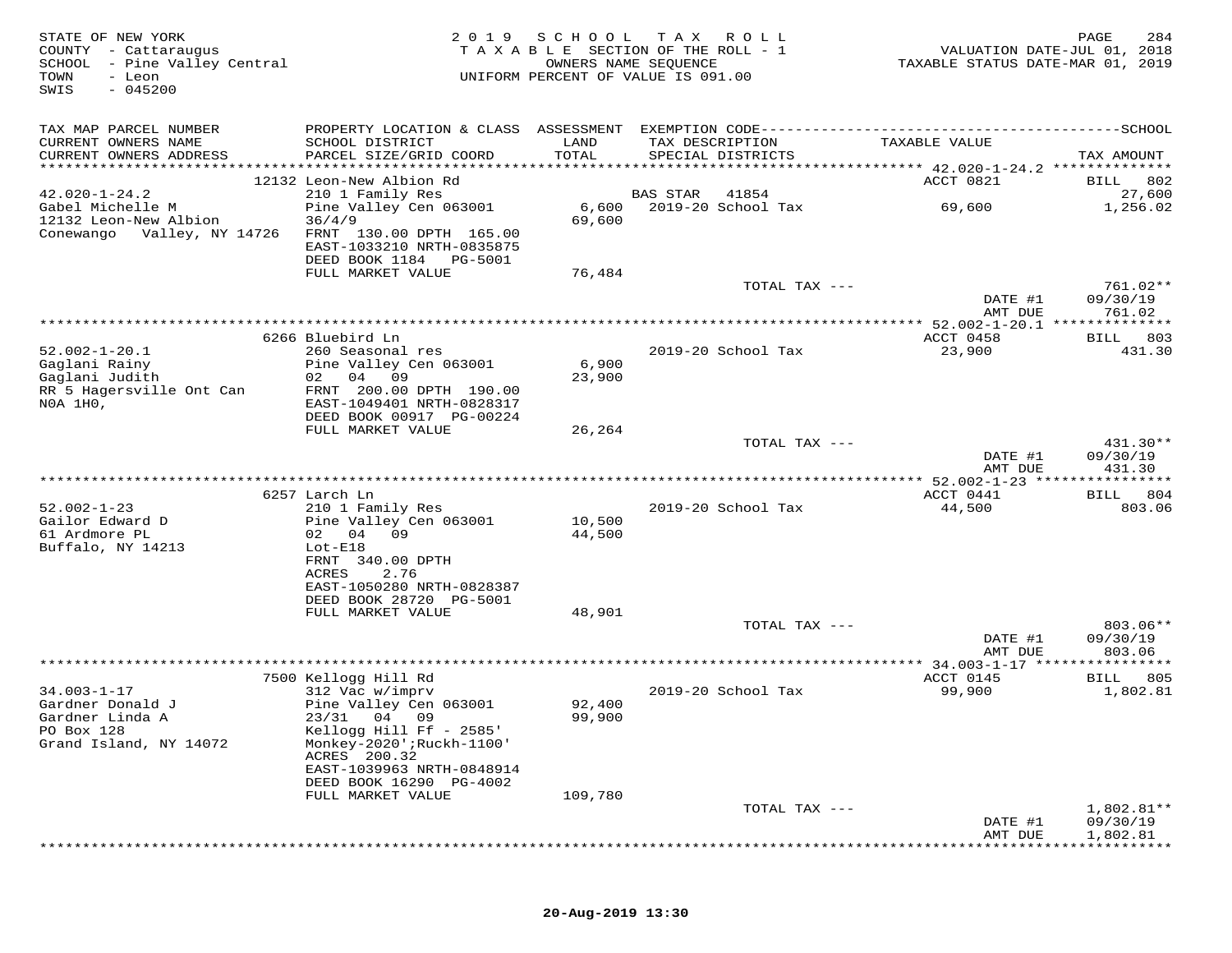STATE OF NEW YORK
COUNTY - Cattaraugus
SCHOOL - Pine Valley Central
TOWN - Leon
SWIS - 045200

2019 SCHOOL TAX ROLL
TAXABLE SECTION OF THE ROLL - 1
OWNERS NAME SEQUENCE
UNIFORM PERCENT OF VALUE IS 091.00

VALUATION DATE-JUL 01, 2018
TAXABLE STATUS DATE-MAR 01, 2019

| TAX MAP PARCEL NUMBER / CURRENT OWNERS NAME / CURRENT OWNERS ADDRESS | PROPERTY LOCATION & CLASS / SCHOOL DISTRICT / PARCEL SIZE/GRID COORD | ASSESSMENT LAND / TOTAL | EXEMPTION CODE / TAX DESCRIPTION / SPECIAL DISTRICTS | TAXABLE VALUE | TAX AMOUNT |
|---|---|---|---|---|---|
| | 12132 Leon-New Albion Rd | | | ACCT 0821 | BILL 802 |
| 42.020-1-24.2 | 210 1 Family Res | | BAS STAR 41854 | | 27,600 |
| Gabel Michelle M | Pine Valley Cen 063001 | 6,600 | 2019-20 School Tax | 69,600 | 1,256.02 |
| 12132 Leon-New Albion | 36/4/9 | 69,600 | | | |
| Conewango Valley, NY 14726 | FRNT 130.00 DPTH 165.00 | | | | |
| | EAST-1033210 NRTH-0835875 | | | | |
| | DEED BOOK 1184 PG-5001 | | | | |
| | FULL MARKET VALUE | 76,484 | | | |
| | | | TOTAL TAX --- | | 761.02** |
| | | | | DATE #1 | 09/30/19 |
| | | | | AMT DUE | 761.02 |
| | 6266 Bluebird Ln | | | ACCT 0458 | BILL 803 |
| 52.002-1-20.1 | 260 Seasonal res | | 2019-20 School Tax | 23,900 | 431.30 |
| Gaglani Rainy | Pine Valley Cen 063001 | 6,900 | | | |
| Gaglani Judith | 02 04 09 | 23,900 | | | |
| RR 5 Hagersville Ont Can | FRNT 200.00 DPTH 190.00 | | | | |
| N0A 1H0, | EAST-1049401 NRTH-0828317 | | | | |
| | DEED BOOK 00917 PG-00224 | | | | |
| | FULL MARKET VALUE | 26,264 | | | |
| | | | TOTAL TAX --- | | 431.30** |
| | | | | DATE #1 | 09/30/19 |
| | | | | AMT DUE | 431.30 |
| | 6257 Larch Ln | | | ACCT 0441 | BILL 804 |
| 52.002-1-23 | 210 1 Family Res | | 2019-20 School Tax | 44,500 | 803.06 |
| Gailor Edward D | Pine Valley Cen 063001 | 10,500 | | | |
| 61 Ardmore PL | 02 04 09 | 44,500 | | | |
| Buffalo, NY 14213 | Lot-E18 | | | | |
| | FRNT 340.00 DPTH | | | | |
| | ACRES 2.76 | | | | |
| | EAST-1050280 NRTH-0828387 | | | | |
| | DEED BOOK 28720 PG-5001 | | | | |
| | FULL MARKET VALUE | 48,901 | | | |
| | | | TOTAL TAX --- | | 803.06** |
| | | | | DATE #1 | 09/30/19 |
| | | | | AMT DUE | 803.06 |
| | 7500 Kellogg Hill Rd | | | ACCT 0145 | BILL 805 |
| 34.003-1-17 | 312 Vac w/imprv | | 2019-20 School Tax | 99,900 | 1,802.81 |
| Gardner Donald J | Pine Valley Cen 063001 | 92,400 | | | |
| Gardner Linda A | 23/31 04 09 | 99,900 | | | |
| PO Box 128 | Kellogg Hill Ff - 2585' | | | | |
| Grand Island, NY 14072 | Monkey-2020';Ruckh-1100' | | | | |
| | ACRES 200.32 | | | | |
| | EAST-1039963 NRTH-0848914 | | | | |
| | DEED BOOK 16290 PG-4002 | | | | |
| | FULL MARKET VALUE | 109,780 | | | |
| | | | TOTAL TAX --- | | 1,802.81** |
| | | | | DATE #1 | 09/30/19 |
| | | | | AMT DUE | 1,802.81 |

20-Aug-2019 13:30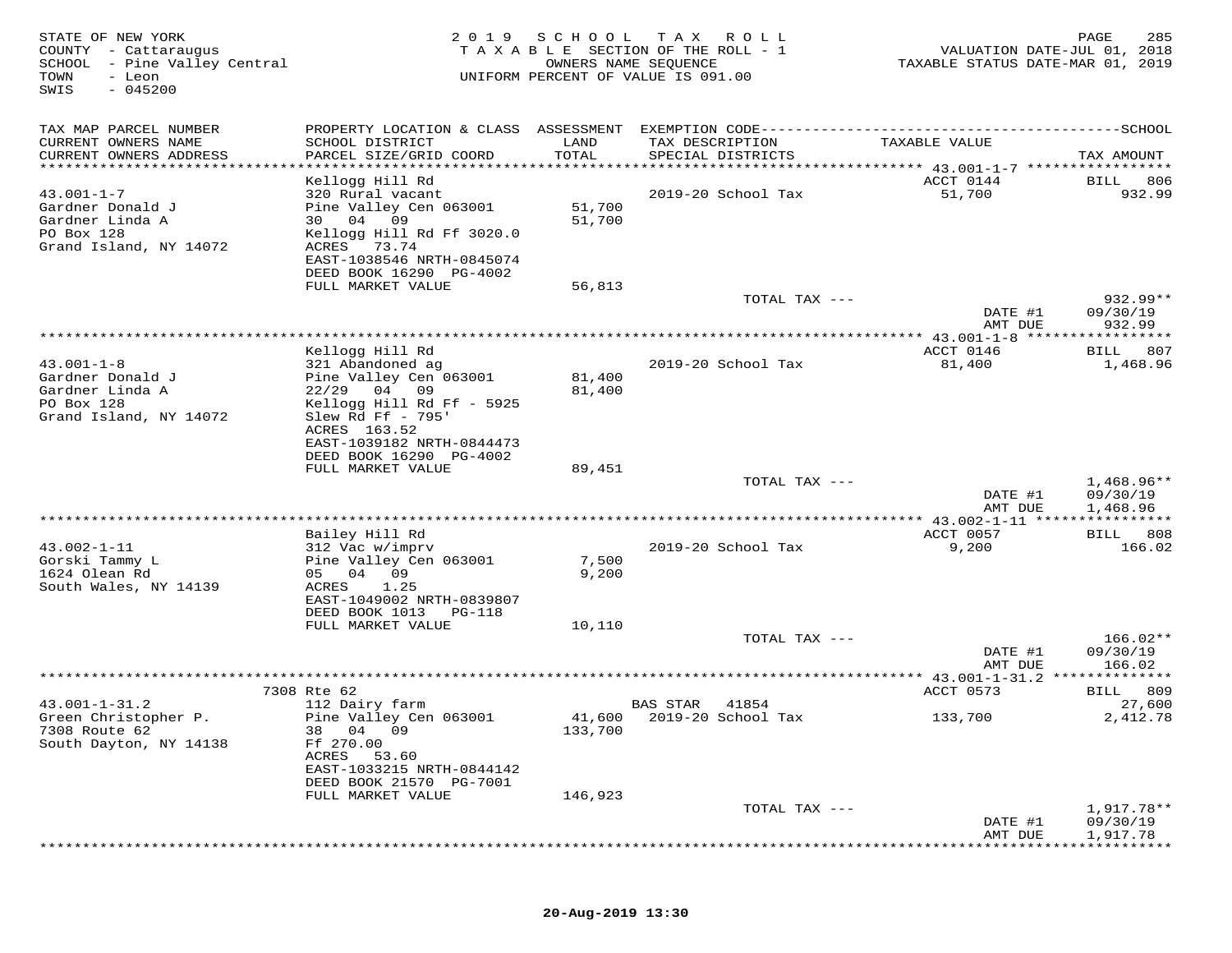STATE OF NEW YORK
COUNTY - Cattaraugus
SCHOOL - Pine Valley Central
TOWN - Leon
SWIS - 045200

2019 SCHOOL TAX ROLL
TAXABLE SECTION OF THE ROLL - 1
OWNERS NAME SEQUENCE
UNIFORM PERCENT OF VALUE IS 091.00

VALUATION DATE-JUL 01, 2018
TAXABLE STATUS DATE-MAR 01, 2019

| TAX MAP PARCEL NUMBER / CURRENT OWNERS NAME / CURRENT OWNERS ADDRESS | PROPERTY LOCATION & CLASS / SCHOOL DISTRICT / PARCEL SIZE/GRID COORD | ASSESSMENT LAND / TOTAL | EXEMPTION CODE / TAX DESCRIPTION / SPECIAL DISTRICTS | TAXABLE VALUE | SCHOOL TAX AMOUNT |
|---|---|---|---|---|---|
| **43.001-1-7** | Kellogg Hill Rd | | | ACCT 0144 | BILL 806 |
| 43.001-1-7 | 320 Rural vacant | | 2019-20 School Tax | 51,700 | 932.99 |
| Gardner Donald J | Pine Valley Cen 063001 | 51,700 | | | |
| Gardner Linda A | 30 04 09 | 51,700 | | | |
| PO Box 128 | Kellogg Hill Rd Ff 3020.0 | | | | |
| Grand Island, NY 14072 | ACRES 73.74 | | | | |
| | EAST-1038546 NRTH-0845074 | | | | |
| | DEED BOOK 16290 PG-4002 | | | | |
| | FULL MARKET VALUE | 56,813 | | | |
| | | | TOTAL TAX --- | | 932.99** |
| | | | | DATE #1 | 09/30/19 |
| | | | | AMT DUE | 932.99 |
| **43.001-1-8** | Kellogg Hill Rd | | | ACCT 0146 | BILL 807 |
| 43.001-1-8 | 321 Abandoned ag | | 2019-20 School Tax | 81,400 | 1,468.96 |
| Gardner Donald J | Pine Valley Cen 063001 | 81,400 | | | |
| Gardner Linda A | 22/29 04 09 | 81,400 | | | |
| PO Box 128 | Kellogg Hill Rd Ff - 5925 | | | | |
| Grand Island, NY 14072 | Slew Rd Ff - 795' | | | | |
| | ACRES 163.52 | | | | |
| | EAST-1039182 NRTH-0844473 | | | | |
| | DEED BOOK 16290 PG-4002 | | | | |
| | FULL MARKET VALUE | 89,451 | | | |
| | | | TOTAL TAX --- | | 1,468.96** |
| | | | | DATE #1 | 09/30/19 |
| | | | | AMT DUE | 1,468.96 |
| **43.002-1-11** | Bailey Hill Rd | | | ACCT 0057 | BILL 808 |
| 43.002-1-11 | 312 Vac w/imprv | | 2019-20 School Tax | 9,200 | 166.02 |
| Gorski Tammy L | Pine Valley Cen 063001 | 7,500 | | | |
| 1624 Olean Rd | 05 04 09 | 9,200 | | | |
| South Wales, NY 14139 | ACRES 1.25 | | | | |
| | EAST-1049002 NRTH-0839807 | | | | |
| | DEED BOOK 1013 PG-118 | | | | |
| | FULL MARKET VALUE | 10,110 | | | |
| | | | TOTAL TAX --- | | 166.02** |
| | | | | DATE #1 | 09/30/19 |
| | | | | AMT DUE | 166.02 |
| **43.001-1-31.2** | 7308 Rte 62 | | | ACCT 0573 | BILL 809 |
| 43.001-1-31.2 | 112 Dairy farm | | BAS STAR 41854 | | 27,600 |
| Green Christopher P. | Pine Valley Cen 063001 | 41,600 | 2019-20 School Tax | 133,700 | 2,412.78 |
| 7308 Route 62 | 38 04 09 | 133,700 | | | |
| South Dayton, NY 14138 | Ff 270.00 | | | | |
| | ACRES 53.60 | | | | |
| | EAST-1033215 NRTH-0844142 | | | | |
| | DEED BOOK 21570 PG-7001 | | | | |
| | FULL MARKET VALUE | 146,923 | | | |
| | | | TOTAL TAX --- | | 1,917.78** |
| | | | | DATE #1 | 09/30/19 |
| | | | | AMT DUE | 1,917.78 |

20-Aug-2019 13:30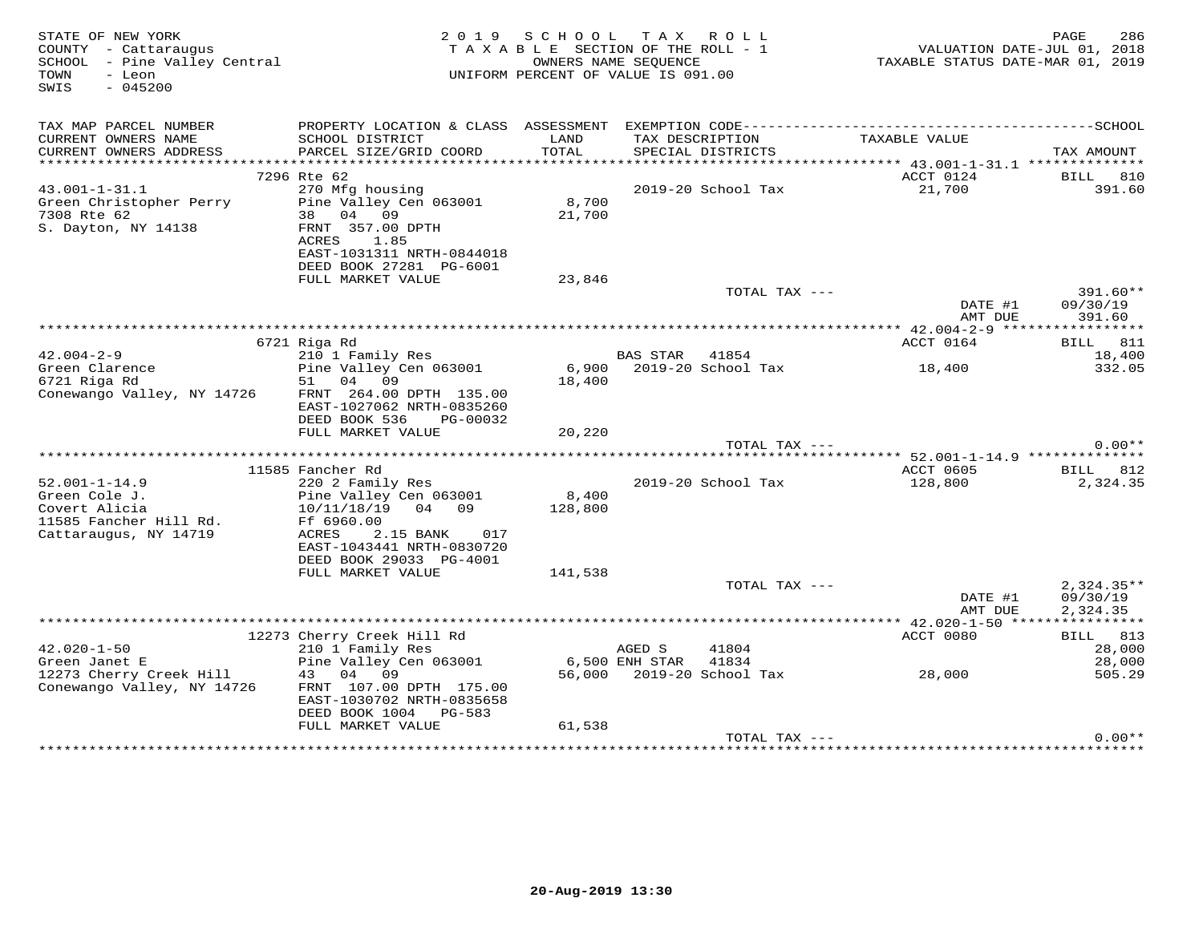STATE OF NEW YORK
COUNTY - Cattaraugus
SCHOOL - Pine Valley Central
TOWN - Leon
SWIS - 045200

2019 SCHOOL TAX ROLL
TAXABLE SECTION OF THE ROLL - 1
OWNERS NAME SEQUENCE
UNIFORM PERCENT OF VALUE IS 091.00

VALUATION DATE-JUL 01, 2018
TAXABLE STATUS DATE-MAR 01, 2019

| TAX MAP PARCEL NUMBER / CURRENT OWNERS NAME / CURRENT OWNERS ADDRESS | PROPERTY LOCATION & CLASS / SCHOOL DISTRICT / PARCEL SIZE/GRID COORD | ASSESSMENT LAND / TOTAL | EXEMPTION CODE / TAX DESCRIPTION / SPECIAL DISTRICTS | TAXABLE VALUE | TAX AMOUNT |
|---|---|---|---|---|---|
| | 7296 Rte 62 | | | ACCT 0124 | BILL 810 |
| 43.001-1-31.1 | 270 Mfg housing | | 2019-20 School Tax | 21,700 | 391.60 |
| Green Christopher Perry | Pine Valley Cen 063001 | 8,700 | | | |
| 7308 Rte 62 | 38 04 09 | 21,700 | | | |
| S. Dayton, NY 14138 | FRNT 357.00 DPTH | | | | |
| | ACRES 1.85 | | | | |
| | EAST-1031311 NRTH-0844018 | | | | |
| | DEED BOOK 27281 PG-6001 | | | | |
| | FULL MARKET VALUE | 23,846 | | | |
| | | | TOTAL TAX --- | | 391.60** |
| | | | | DATE #1 | 09/30/19 |
| | | | | AMT DUE | 391.60 |
| | 6721 Riga Rd | | | ACCT 0164 | BILL 811 |
| 42.004-2-9 | 210 1 Family Res | | BAS STAR 41854 | | 18,400 |
| Green Clarence | Pine Valley Cen 063001 | 6,900 | 2019-20 School Tax | 18,400 | 332.05 |
| 6721 Riga Rd | 51 04 09 | 18,400 | | | |
| Conewango Valley, NY 14726 | FRNT 264.00 DPTH 135.00 | | | | |
| | EAST-1027062 NRTH-0835260 | | | | |
| | DEED BOOK 536 PG-00032 | | | | |
| | FULL MARKET VALUE | 20,220 | | | |
| | | | TOTAL TAX --- | | 0.00** |
| | 11585 Fancher Rd | | | ACCT 0605 | BILL 812 |
| 52.001-1-14.9 | 220 2 Family Res | | 2019-20 School Tax | 128,800 | 2,324.35 |
| Green Cole J. | Pine Valley Cen 063001 | 8,400 | | | |
| Covert Alicia | 10/11/18/19 04 09 | 128,800 | | | |
| 11585 Fancher Hill Rd. | Ff 6960.00 | | | | |
| Cattaraugus, NY 14719 | ACRES 2.15 BANK 017 | | | | |
| | EAST-1043441 NRTH-0830720 | | | | |
| | DEED BOOK 29033 PG-4001 | | | | |
| | FULL MARKET VALUE | 141,538 | | | |
| | | | TOTAL TAX --- | | 2,324.35** |
| | | | | DATE #1 | 09/30/19 |
| | | | | AMT DUE | 2,324.35 |
| | 12273 Cherry Creek Hill Rd | | | ACCT 0080 | BILL 813 |
| 42.020-1-50 | 210 1 Family Res | | AGED S 41804 | | 28,000 |
| Green Janet E | Pine Valley Cen 063001 | 6,500 | ENH STAR 41834 | | 28,000 |
| 12273 Cherry Creek Hill | 43 04 09 | 56,000 | 2019-20 School Tax | 28,000 | 505.29 |
| Conewango Valley, NY 14726 | FRNT 107.00 DPTH 175.00 | | | | |
| | EAST-1030702 NRTH-0835658 | | | | |
| | DEED BOOK 1004 PG-583 | | | | |
| | FULL MARKET VALUE | 61,538 | | | |
| | | | TOTAL TAX --- | | 0.00** |

20-Aug-2019 13:30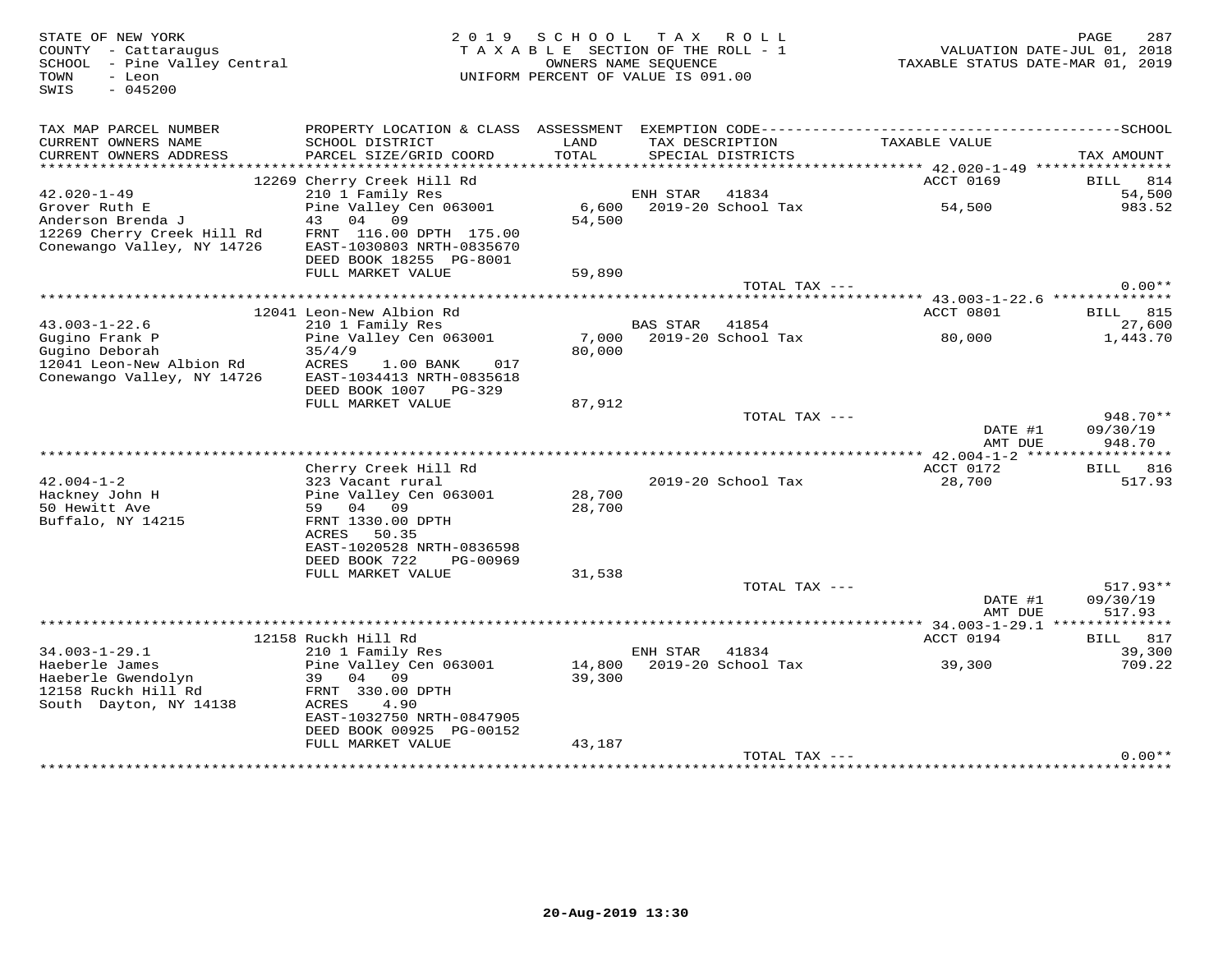STATE OF NEW YORK
COUNTY - Cattaraugus
SCHOOL - Pine Valley Central
TOWN - Leon
SWIS - 045200

2019 SCHOOL TAX ROLL
TAXABLE SECTION OF THE ROLL - 1
OWNERS NAME SEQUENCE
UNIFORM PERCENT OF VALUE IS 091.00

VALUATION DATE-JUL 01, 2018
TAXABLE STATUS DATE-MAR 01, 2019

| TAX MAP PARCEL NUMBER / CURRENT OWNERS NAME / CURRENT OWNERS ADDRESS | PROPERTY LOCATION & CLASS / SCHOOL DISTRICT / PARCEL SIZE/GRID COORD | ASSESSMENT LAND / TOTAL | EXEMPTION CODE / TAX DESCRIPTION / SPECIAL DISTRICTS | TAXABLE VALUE | SCHOOL TAX AMOUNT |
|---|---|---|---|---|---|
| | 12269 Cherry Creek Hill Rd | | | ACCT 0169 | BILL 814 |
| 42.020-1-49 | 210 1 Family Res | | ENH STAR 41834 | | 54,500 |
| Grover Ruth E | Pine Valley Cen 063001 | 6,600 | 2019-20 School Tax | 54,500 | 983.52 |
| Anderson Brenda J | 43 04 09 | 54,500 | | | |
| 12269 Cherry Creek Hill Rd | FRNT 116.00 DPTH 175.00 | | | | |
| Conewango Valley, NY 14726 | EAST-1030803 NRTH-0835670 | | | | |
| | DEED BOOK 18255 PG-8001 | | | | |
| | FULL MARKET VALUE | 59,890 | | | |
| | | | TOTAL TAX --- | | 0.00** |
| | 12041 Leon-New Albion Rd | | | ACCT 0801 | BILL 815 |
| 43.003-1-22.6 | 210 1 Family Res | | BAS STAR 41854 | | 27,600 |
| Gugino Frank P | Pine Valley Cen 063001 | 7,000 | 2019-20 School Tax | 80,000 | 1,443.70 |
| Gugino Deborah | 35/4/9 | 80,000 | | | |
| 12041 Leon-New Albion Rd | ACRES 1.00 BANK 017 | | | | |
| Conewango Valley, NY 14726 | EAST-1034413 NRTH-0835618 | | | | |
| | DEED BOOK 1007 PG-329 | | | | |
| | FULL MARKET VALUE | 87,912 | | | |
| | | | TOTAL TAX --- | | 948.70** |
| | | | | DATE #1 | 09/30/19 |
| | | | | AMT DUE | 948.70 |
| | Cherry Creek Hill Rd | | | ACCT 0172 | BILL 816 |
| 42.004-1-2 | 323 Vacant rural | | 2019-20 School Tax | 28,700 | 517.93 |
| Hackney John H | Pine Valley Cen 063001 | 28,700 | | | |
| 50 Hewitt Ave | 59 04 09 | 28,700 | | | |
| Buffalo, NY 14215 | FRNT 1330.00 DPTH | | | | |
| | ACRES 50.35 | | | | |
| | EAST-1020528 NRTH-0836598 | | | | |
| | DEED BOOK 722 PG-00969 | | | | |
| | FULL MARKET VALUE | 31,538 | | | |
| | | | TOTAL TAX --- | | 517.93** |
| | | | | DATE #1 | 09/30/19 |
| | | | | AMT DUE | 517.93 |
| | 12158 Ruckh Hill Rd | | | ACCT 0194 | BILL 817 |
| 34.003-1-29.1 | 210 1 Family Res | | ENH STAR 41834 | | 39,300 |
| Haeberle James | Pine Valley Cen 063001 | 14,800 | 2019-20 School Tax | 39,300 | 709.22 |
| Haeberle Gwendolyn | 39 04 09 | 39,300 | | | |
| 12158 Ruckh Hill Rd | FRNT 330.00 DPTH | | | | |
| South Dayton, NY 14138 | ACRES 4.90 | | | | |
| | EAST-1032750 NRTH-0847905 | | | | |
| | DEED BOOK 00925 PG-00152 | | | | |
| | FULL MARKET VALUE | 43,187 | | | |
| | | | TOTAL TAX --- | | 0.00** |

20-Aug-2019 13:30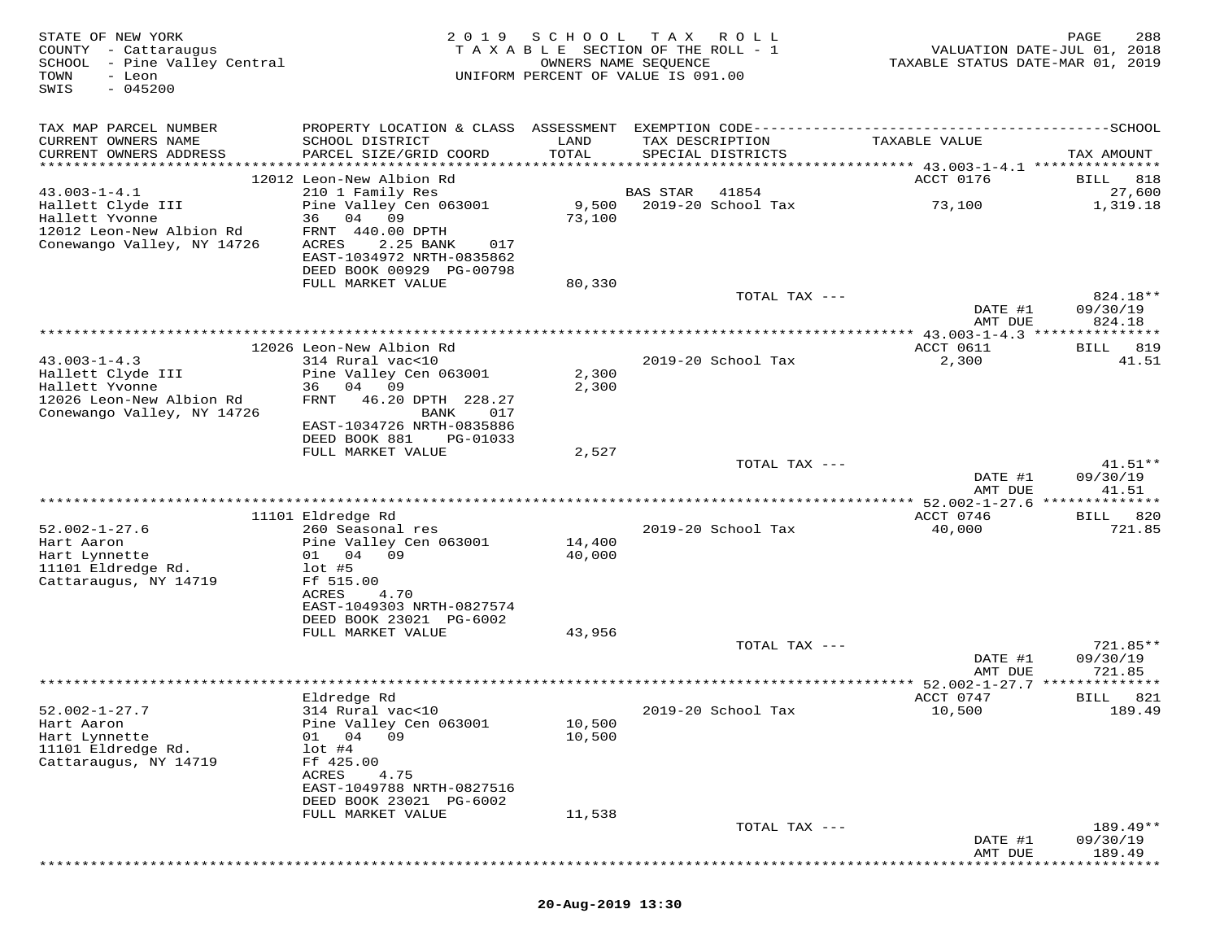STATE OF NEW YORK
COUNTY - Cattaraugus
SCHOOL - Pine Valley Central
TOWN - Leon
SWIS - 045200

2019 SCHOOL TAX ROLL
TAXABLE SECTION OF THE ROLL - 1
OWNERS NAME SEQUENCE
UNIFORM PERCENT OF VALUE IS 091.00

VALUATION DATE-JUL 01, 2018
TAXABLE STATUS DATE-MAR 01, 2019

| TAX MAP PARCEL NUMBER / CURRENT OWNERS NAME / CURRENT OWNERS ADDRESS | PROPERTY LOCATION & CLASS / SCHOOL DISTRICT / PARCEL SIZE/GRID COORD | ASSESSMENT LAND / TOTAL | EXEMPTION CODE / TAX DESCRIPTION / SPECIAL DISTRICTS | TAXABLE VALUE | TAX AMOUNT |
|---|---|---|---|---|---|
| 43.003-1-4.1 | 12012 Leon-New Albion Rd | | | ACCT 0176 | BILL 818 |
| Hallett Clyde III | 210 1 Family Res | | BAS STAR 41854 | | 27,600 |
| Hallett Yvonne | Pine Valley Cen 063001 | 9,500 | 2019-20 School Tax | 73,100 | 1,319.18 |
| 12012 Leon-New Albion Rd | 36 04 09 | 73,100 | | | |
| Conewango Valley, NY 14726 | FRNT 440.00 DPTH | | | | |
| | ACRES 2.25 BANK 017 | | | | |
| | EAST-1034972 NRTH-0835862 | | | | |
| | DEED BOOK 00929 PG-00798 | | | | |
| | FULL MARKET VALUE | 80,330 | | | |
| | | | TOTAL TAX --- | | 824.18** |
| | | | | DATE #1 | 09/30/19 |
| | | | | AMT DUE | 824.18 |
| 43.003-1-4.3 | 12026 Leon-New Albion Rd | | | ACCT 0611 | BILL 819 |
| Hallett Clyde III | 314 Rural vac<10 | | 2019-20 School Tax | 2,300 | 41.51 |
| Hallett Yvonne | Pine Valley Cen 063001 | 2,300 | | | |
| 12026 Leon-New Albion Rd | 36 04 09 | 2,300 | | | |
| Conewango Valley, NY 14726 | FRNT 46.20 DPTH 228.27 | | | | |
| | BANK 017 | | | | |
| | EAST-1034726 NRTH-0835886 | | | | |
| | DEED BOOK 881 PG-01033 | | | | |
| | FULL MARKET VALUE | 2,527 | | | |
| | | | TOTAL TAX --- | | 41.51** |
| | | | | DATE #1 | 09/30/19 |
| | | | | AMT DUE | 41.51 |
| 52.002-1-27.6 | 11101 Eldredge Rd | | | ACCT 0746 | BILL 820 |
| Hart Aaron | 260 Seasonal res | | 2019-20 School Tax | 40,000 | 721.85 |
| Hart Lynnette | Pine Valley Cen 063001 | 14,400 | | | |
| 11101 Eldredge Rd. | 01 04 09 | 40,000 | | | |
| Cattaraugus, NY 14719 | lot #5 | | | | |
| | Ff 515.00 | | | | |
| | ACRES 4.70 | | | | |
| | EAST-1049303 NRTH-0827574 | | | | |
| | DEED BOOK 23021 PG-6002 | | | | |
| | FULL MARKET VALUE | 43,956 | | | |
| | | | TOTAL TAX --- | | 721.85** |
| | | | | DATE #1 | 09/30/19 |
| | | | | AMT DUE | 721.85 |
| 52.002-1-27.7 | Eldredge Rd | | | ACCT 0747 | BILL 821 |
| Hart Aaron | 314 Rural vac<10 | | 2019-20 School Tax | 10,500 | 189.49 |
| Hart Lynnette | Pine Valley Cen 063001 | 10,500 | | | |
| 11101 Eldredge Rd. | 01 04 09 | 10,500 | | | |
| Cattaraugus, NY 14719 | lot #4 | | | | |
| | Ff 425.00 | | | | |
| | ACRES 4.75 | | | | |
| | EAST-1049788 NRTH-0827516 | | | | |
| | DEED BOOK 23021 PG-6002 | | | | |
| | FULL MARKET VALUE | 11,538 | | | |
| | | | TOTAL TAX --- | | 189.49** |
| | | | | DATE #1 | 09/30/19 |
| | | | | AMT DUE | 189.49 |

20-Aug-2019 13:30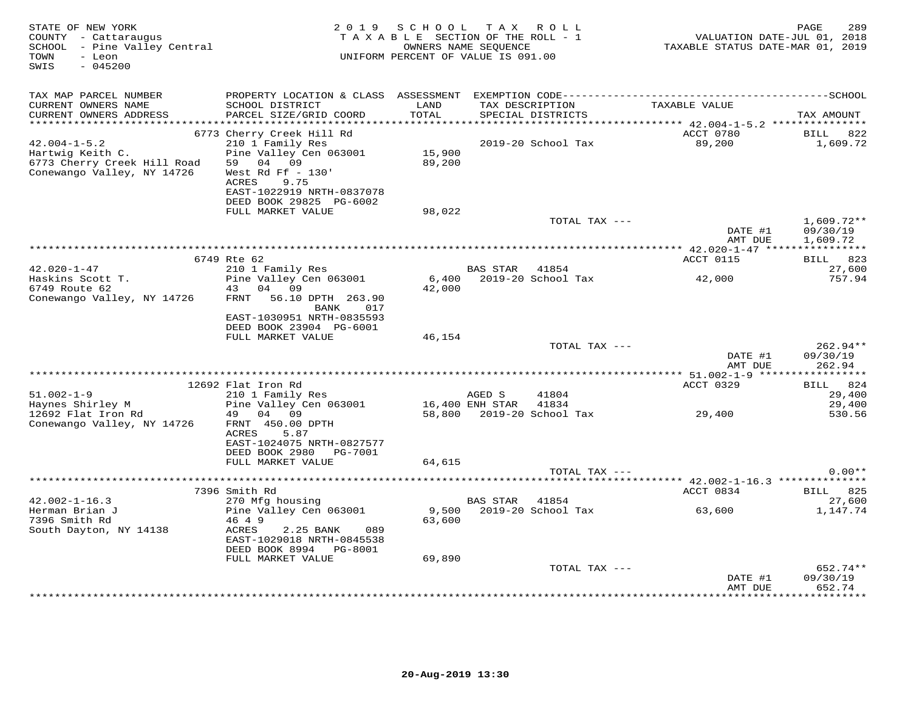STATE OF NEW YORK
COUNTY - Cattaraugus
SCHOOL - Pine Valley Central
TOWN - Leon
SWIS - 045200

2019 SCHOOL TAX ROLL
TAXABLE SECTION OF THE ROLL - 1
OWNERS NAME SEQUENCE
UNIFORM PERCENT OF VALUE IS 091.00

VALUATION DATE-JUL 01, 2018
TAXABLE STATUS DATE-MAR 01, 2019

| TAX MAP PARCEL NUMBER / CURRENT OWNERS NAME / CURRENT OWNERS ADDRESS | PROPERTY LOCATION & CLASS / SCHOOL DISTRICT / PARCEL SIZE/GRID COORD | ASSESSMENT LAND / TOTAL | EXEMPTION CODE / TAX DESCRIPTION / SPECIAL DISTRICTS | TAXABLE VALUE | TAX AMOUNT |
|---|---|---|---|---|---|
| **42.004-1-5.2** | 6773 Cherry Creek Hill Rd | | | ACCT 0780 | BILL 822 |
| 42.004-1-5.2 | 210 1 Family Res | | 2019-20 School Tax | 89,200 | 1,609.72 |
| Hartwig Keith C. | Pine Valley Cen 063001 | 15,900 | | | |
| 6773 Cherry Creek Hill Road | 59 04 09 | 89,200 | | | |
| Conewango Valley, NY 14726 | West Rd Ff - 130' | | | | |
| | ACRES 9.75 | | | | |
| | EAST-1022919 NRTH-0837078 | | | | |
| | DEED BOOK 29825 PG-6002 | | | | |
| | FULL MARKET VALUE | 98,022 | | | |
| | | | TOTAL TAX --- | | 1,609.72** |
| | | | | DATE #1 | 09/30/19 |
| | | | | AMT DUE | 1,609.72 |
| **42.020-1-47** | 6749 Rte 62 | | | ACCT 0115 | BILL 823 |
| 42.020-1-47 | 210 1 Family Res | | BAS STAR 41854 | | 27,600 |
| Haskins Scott T. | Pine Valley Cen 063001 | 6,400 | 2019-20 School Tax | 42,000 | 757.94 |
| 6749 Route 62 | 43 04 09 | 42,000 | | | |
| Conewango Valley, NY 14726 | FRNT 56.10 DPTH 263.90 | | | | |
| | BANK 017 | | | | |
| | EAST-1030951 NRTH-0835593 | | | | |
| | DEED BOOK 23904 PG-6001 | | | | |
| | FULL MARKET VALUE | 46,154 | | | |
| | | | TOTAL TAX --- | | 262.94** |
| | | | | DATE #1 | 09/30/19 |
| | | | | AMT DUE | 262.94 |
| **51.002-1-9** | 12692 Flat Iron Rd | | | ACCT 0329 | BILL 824 |
| 51.002-1-9 | 210 1 Family Res | | AGED S 41804 | | 29,400 |
| Haynes Shirley M | Pine Valley Cen 063001 | 16,400 | ENH STAR 41834 | | 29,400 |
| 12692 Flat Iron Rd | 49 04 09 | 58,800 | 2019-20 School Tax | 29,400 | 530.56 |
| Conewango Valley, NY 14726 | FRNT 450.00 DPTH | | | | |
| | ACRES 5.87 | | | | |
| | EAST-1024075 NRTH-0827577 | | | | |
| | DEED BOOK 2980 PG-7001 | | | | |
| | FULL MARKET VALUE | 64,615 | | | |
| | | | TOTAL TAX --- | | 0.00** |
| **42.002-1-16.3** | 7396 Smith Rd | | | ACCT 0834 | BILL 825 |
| 42.002-1-16.3 | 270 Mfg housing | | BAS STAR 41854 | | 27,600 |
| Herman Brian J | Pine Valley Cen 063001 | 9,500 | 2019-20 School Tax | 63,600 | 1,147.74 |
| 7396 Smith Rd | 46 4 9 | 63,600 | | | |
| South Dayton, NY 14138 | ACRES 2.25 BANK 089 | | | | |
| | EAST-1029018 NRTH-0845538 | | | | |
| | DEED BOOK 8994 PG-8001 | | | | |
| | FULL MARKET VALUE | 69,890 | | | |
| | | | TOTAL TAX --- | | 652.74** |
| | | | | DATE #1 | 09/30/19 |
| | | | | AMT DUE | 652.74 |

20-Aug-2019 13:30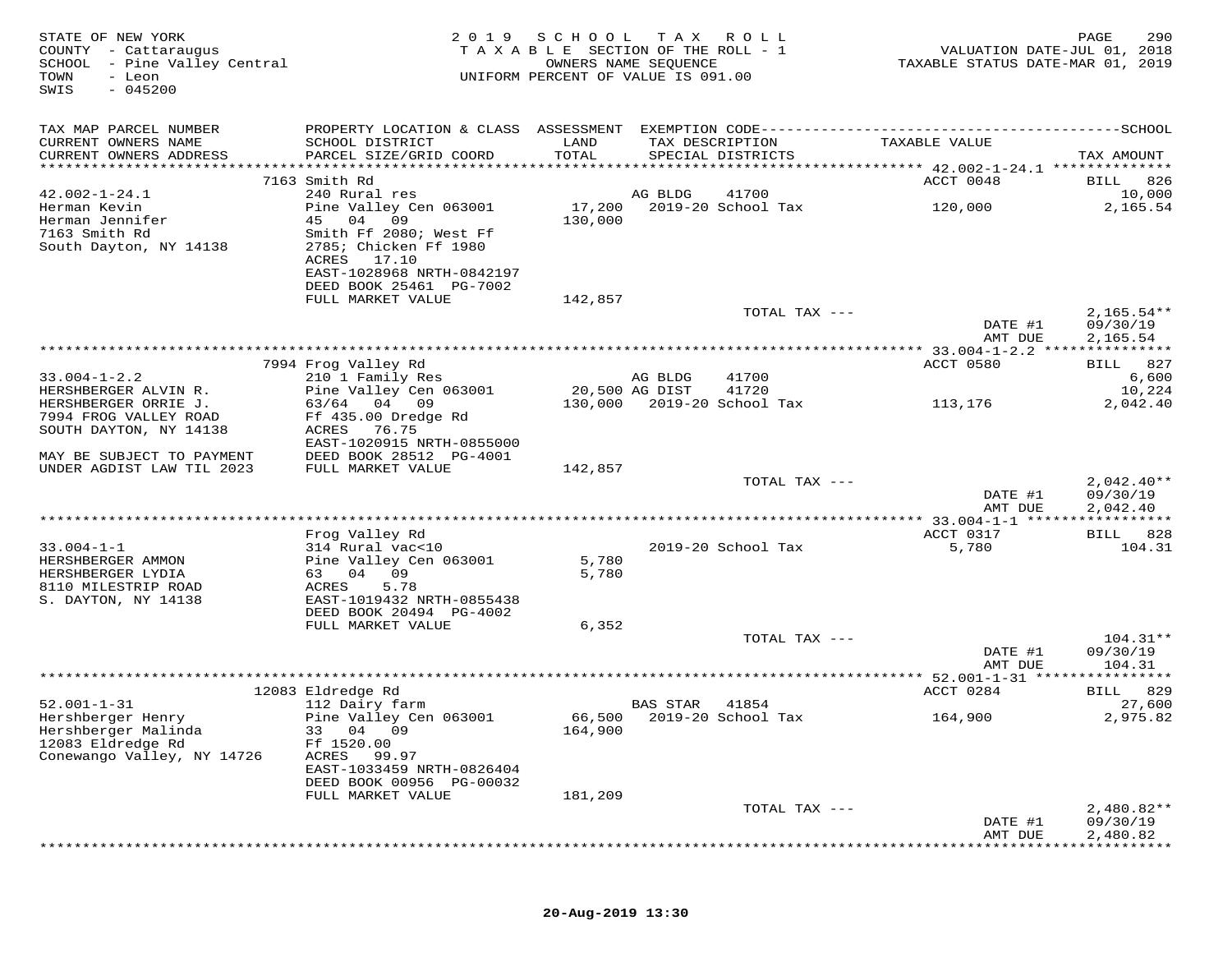STATE OF NEW YORK
COUNTY - Cattaraugus
SCHOOL - Pine Valley Central
TOWN - Leon
SWIS - 045200

2019 SCHOOL TAX ROLL
TAXABLE SECTION OF THE ROLL - 1
OWNERS NAME SEQUENCE
UNIFORM PERCENT OF VALUE IS 091.00

VALUATION DATE-JUL 01, 2018
TAXABLE STATUS DATE-MAR 01, 2019

| TAX MAP PARCEL NUMBER / CURRENT OWNERS NAME / CURRENT OWNERS ADDRESS | PROPERTY LOCATION & CLASS / SCHOOL DISTRICT / PARCEL SIZE/GRID COORD | ASSESSMENT LAND / TOTAL | EXEMPTION CODE / TAX DESCRIPTION / SPECIAL DISTRICTS | TAXABLE VALUE | TAX AMOUNT |
|---|---|---|---|---|---|
| 42.002-1-24.1 | 7163 Smith Rd | | | ACCT 0048 | BILL 826 |
| Herman Kevin | 240 Rural res | | AG BLDG 41700 | | 10,000 |
| Herman Jennifer | Pine Valley Cen 063001 | 17,200 | 2019-20 School Tax | 120,000 | 2,165.54 |
| 7163 Smith Rd | 45 04 09 | 130,000 | | | |
| South Dayton, NY 14138 | Smith Ff 2080; West Ff 2785; Chicken Ff 1980 | | | | |
| | ACRES 17.10 | | | | |
| | EAST-1028968 NRTH-0842197 | | | | |
| | DEED BOOK 25461 PG-7002 | | | | |
| | FULL MARKET VALUE | 142,857 | | | |
| | | | TOTAL TAX --- | | 2,165.54** |
| | | | | DATE #1 | 09/30/19 |
| | | | | AMT DUE | 2,165.54 |
| 33.004-1-2.2 | 7994 Frog Valley Rd | | | ACCT 0580 | BILL 827 |
| HERSHBERGER ALVIN R. | 210 1 Family Res | | AG BLDG 41700 | | 6,600 |
| HERSHBERGER ORRIE J. | Pine Valley Cen 063001 | 20,500 | AG DIST 41720 | | 10,224 |
| 7994 FROG VALLEY ROAD | 63/64 04 09 | 130,000 | 2019-20 School Tax | 113,176 | 2,042.40 |
| SOUTH DAYTON, NY 14138 | Ff 435.00 Dredge Rd | | | | |
| | ACRES 76.75 | | | | |
| | EAST-1020915 NRTH-0855000 | | | | |
| MAY BE SUBJECT TO PAYMENT | DEED BOOK 28512 PG-4001 | | | | |
| UNDER AGDIST LAW TIL 2023 | FULL MARKET VALUE | 142,857 | | | |
| | | | TOTAL TAX --- | | 2,042.40** |
| | | | | DATE #1 | 09/30/19 |
| | | | | AMT DUE | 2,042.40 |
| 33.004-1-1 | Frog Valley Rd | | | ACCT 0317 | BILL 828 |
| HERSHBERGER AMMON | 314 Rural vac<10 | | 2019-20 School Tax | 5,780 | 104.31 |
| HERSHBERGER LYDIA | Pine Valley Cen 063001 | 5,780 | | | |
| 8110 MILESTRIP ROAD | 63 04 09 | 5,780 | | | |
| S. DAYTON, NY 14138 | ACRES 5.78 | | | | |
| | EAST-1019432 NRTH-0855438 | | | | |
| | DEED BOOK 20494 PG-4002 | | | | |
| | FULL MARKET VALUE | 6,352 | | | |
| | | | TOTAL TAX --- | | 104.31** |
| | | | | DATE #1 | 09/30/19 |
| | | | | AMT DUE | 104.31 |
| 52.001-1-31 | 12083 Eldredge Rd | | | ACCT 0284 | BILL 829 |
| Hershberger Henry | 112 Dairy farm | | BAS STAR 41854 | | 27,600 |
| Hershberger Malinda | Pine Valley Cen 063001 | 66,500 | 2019-20 School Tax | 164,900 | 2,975.82 |
| 12083 Eldredge Rd | 33 04 09 | 164,900 | | | |
| Conewango Valley, NY 14726 | Ff 1520.00 | | | | |
| | ACRES 99.97 | | | | |
| | EAST-1033459 NRTH-0826404 | | | | |
| | DEED BOOK 00956 PG-00032 | | | | |
| | FULL MARKET VALUE | 181,209 | | | |
| | | | TOTAL TAX --- | | 2,480.82** |
| | | | | DATE #1 | 09/30/19 |
| | | | | AMT DUE | 2,480.82 |

20-Aug-2019 13:30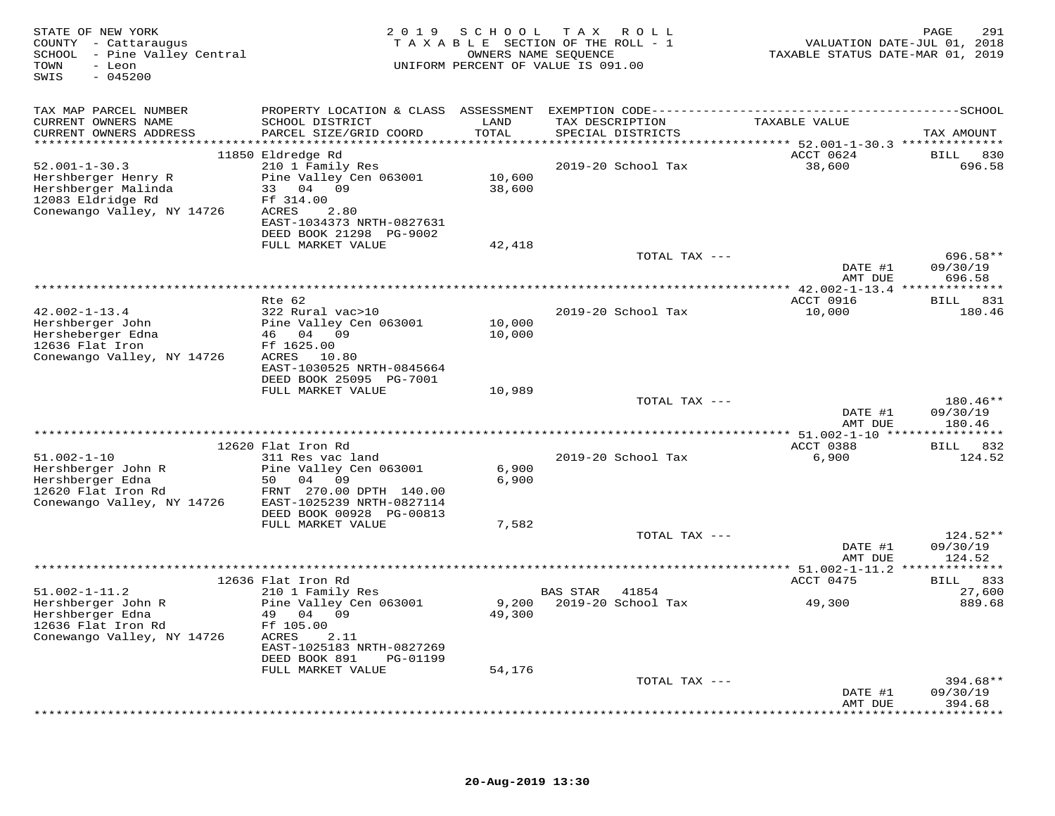STATE OF NEW YORK
COUNTY - Cattaraugus
SCHOOL - Pine Valley Central
TOWN - Leon
SWIS - 045200

2019 SCHOOL TAX ROLL
TAXABLE SECTION OF THE ROLL - 1
OWNERS NAME SEQUENCE
UNIFORM PERCENT OF VALUE IS 091.00

VALUATION DATE-JUL 01, 2018
TAXABLE STATUS DATE-MAR 01, 2019

| TAX MAP PARCEL NUMBER / CURRENT OWNERS NAME / CURRENT OWNERS ADDRESS | PROPERTY LOCATION & CLASS / SCHOOL DISTRICT / PARCEL SIZE/GRID COORD | ASSESSMENT LAND / TOTAL | EXEMPTION CODE / TAX DESCRIPTION / SPECIAL DISTRICTS | TAXABLE VALUE | TAX AMOUNT |
|---|---|---|---|---|---|
| | 11850 Eldredge Rd | | | ACCT 0624 | BILL 830 |
| 52.001-1-30.3 | 210 1 Family Res | | 2019-20 School Tax | 38,600 | 696.58 |
| Hershberger Henry R | Pine Valley Cen 063001 | 10,600 | | | |
| Hershberger Malinda | 33 04 09 | 38,600 | | | |
| 12083 Eldridge Rd | Ff 314.00 | | | | |
| Conewango Valley, NY 14726 | ACRES 2.80 | | | | |
| | EAST-1034373 NRTH-0827631 | | | | |
| | DEED BOOK 21298 PG-9002 | | | | |
| | FULL MARKET VALUE | 42,418 | | | |
| | | | TOTAL TAX --- | | 696.58** |
| | | | | DATE #1 | 09/30/19 |
| | | | | AMT DUE | 696.58 |
| | Rte 62 | | | ACCT 0916 | BILL 831 |
| 42.002-1-13.4 | 322 Rural vac>10 | | 2019-20 School Tax | 10,000 | 180.46 |
| Hershberger John | Pine Valley Cen 063001 | 10,000 | | | |
| Hersheberger Edna | 46 04 09 | 10,000 | | | |
| 12636 Flat Iron | Ff 1625.00 | | | | |
| Conewango Valley, NY 14726 | ACRES 10.80 | | | | |
| | EAST-1030525 NRTH-0845664 | | | | |
| | DEED BOOK 25095 PG-7001 | | | | |
| | FULL MARKET VALUE | 10,989 | | | |
| | | | TOTAL TAX --- | | 180.46** |
| | | | | DATE #1 | 09/30/19 |
| | | | | AMT DUE | 180.46 |
| | 12620 Flat Iron Rd | | | ACCT 0388 | BILL 832 |
| 51.002-1-10 | 311 Res vac land | | 2019-20 School Tax | 6,900 | 124.52 |
| Hershberger John R | Pine Valley Cen 063001 | 6,900 | | | |
| Hershberger Edna | 50 04 09 | 6,900 | | | |
| 12620 Flat Iron Rd | FRNT 270.00 DPTH 140.00 | | | | |
| Conewango Valley, NY 14726 | EAST-1025239 NRTH-0827114 | | | | |
| | DEED BOOK 00928 PG-00813 | | | | |
| | FULL MARKET VALUE | 7,582 | | | |
| | | | TOTAL TAX --- | | 124.52** |
| | | | | DATE #1 | 09/30/19 |
| | | | | AMT DUE | 124.52 |
| | 12636 Flat Iron Rd | | | ACCT 0475 | BILL 833 |
| 51.002-1-11.2 | 210 1 Family Res | | BAS STAR 41854 | | 27,600 |
| Hershberger John R | Pine Valley Cen 063001 | 9,200 | 2019-20 School Tax | 49,300 | 889.68 |
| Hershberger Edna | 49 04 09 | 49,300 | | | |
| 12636 Flat Iron Rd | Ff 105.00 | | | | |
| Conewango Valley, NY 14726 | ACRES 2.11 | | | | |
| | EAST-1025183 NRTH-0827269 | | | | |
| | DEED BOOK 891 PG-01199 | | | | |
| | FULL MARKET VALUE | 54,176 | | | |
| | | | TOTAL TAX --- | | 394.68** |
| | | | | DATE #1 | 09/30/19 |
| | | | | AMT DUE | 394.68 |

20-Aug-2019 13:30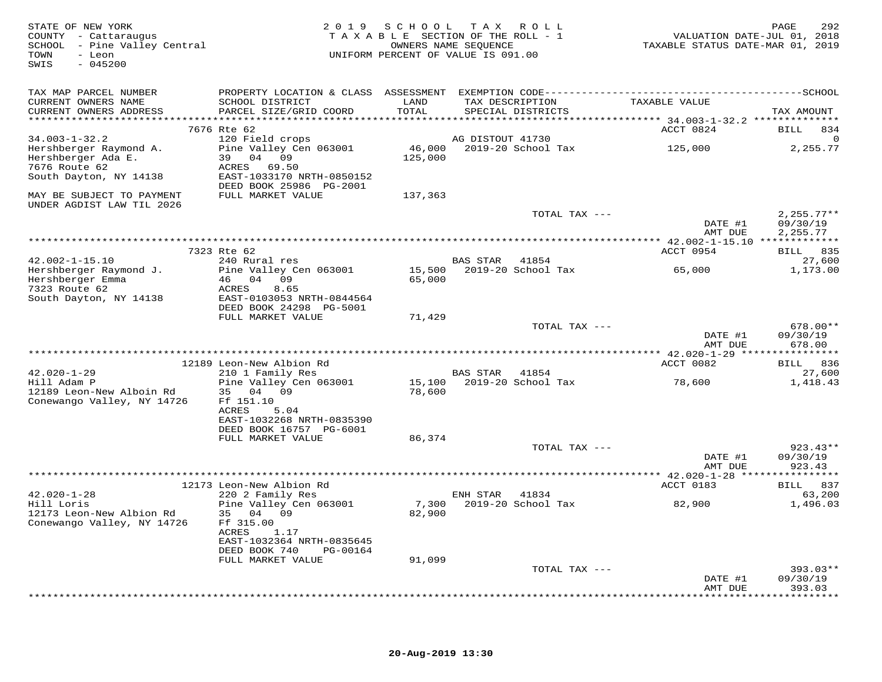STATE OF NEW YORK
COUNTY - Cattaraugus
SCHOOL - Pine Valley Central
TOWN - Leon
SWIS - 045200

2019 SCHOOL TAX ROLL
TAXABLE SECTION OF THE ROLL - 1
OWNERS NAME SEQUENCE
UNIFORM PERCENT OF VALUE IS 091.00

VALUATION DATE-JUL 01, 2018
TAXABLE STATUS DATE-MAR 01, 2019

| TAX MAP PARCEL NUMBER / CURRENT OWNERS NAME / CURRENT OWNERS ADDRESS | PROPERTY LOCATION & CLASS / SCHOOL DISTRICT / PARCEL SIZE/GRID COORD | ASSESSMENT LAND / TOTAL | EXEMPTION CODE / TAX DESCRIPTION / SPECIAL DISTRICTS | TAXABLE VALUE | TAX AMOUNT |
|---|---|---|---|---|---|
| | 7676 Rte 62 | | | ACCT 0824 | BILL 834 |
| 34.003-1-32.2 | 120 Field crops | | AG DISTOUT 41730 | | 0 |
| Hershberger Raymond A. | Pine Valley Cen 063001 | 46,000 | 2019-20 School Tax | 125,000 | 2,255.77 |
| Hershberger Ada E. | 39 04 09 | 125,000 | | | |
| 7676 Route 62 | ACRES 69.50 | | | | |
| South Dayton, NY 14138 | EAST-1033170 NRTH-0850152 | | | | |
| | DEED BOOK 25986 PG-2001 | | | | |
| MAY BE SUBJECT TO PAYMENT UNDER AGDIST LAW TIL 2026 | FULL MARKET VALUE | 137,363 | | | |
| | | | TOTAL TAX --- | | 2,255.77** |
| | | | | DATE #1 | 09/30/19 |
| | | | | AMT DUE | 2,255.77 |
| | 7323 Rte 62 | | | ACCT 0954 | BILL 835 |
| 42.002-1-15.10 | 240 Rural res | | BAS STAR 41854 | | 27,600 |
| Hershberger Raymond J. | Pine Valley Cen 063001 | 15,500 | 2019-20 School Tax | 65,000 | 1,173.00 |
| Hershberger Emma | 46 04 09 | 65,000 | | | |
| 7323 Route 62 | ACRES 8.65 | | | | |
| South Dayton, NY 14138 | EAST-0103053 NRTH-0844564 | | | | |
| | DEED BOOK 24298 PG-5001 | | | | |
| | FULL MARKET VALUE | 71,429 | | | |
| | | | TOTAL TAX --- | | 678.00** |
| | | | | DATE #1 | 09/30/19 |
| | | | | AMT DUE | 678.00 |
| | 12189 Leon-New Albion Rd | | | ACCT 0082 | BILL 836 |
| 42.020-1-29 | 210 1 Family Res | | BAS STAR 41854 | | 27,600 |
| Hill Adam P | Pine Valley Cen 063001 | 15,100 | 2019-20 School Tax | 78,600 | 1,418.43 |
| 12189 Leon-New Alboin Rd | 35 04 09 | 78,600 | | | |
| Conewango Valley, NY 14726 | Ff 151.10 | | | | |
| | ACRES 5.04 | | | | |
| | EAST-1032268 NRTH-0835390 | | | | |
| | DEED BOOK 16757 PG-6001 | | | | |
| | FULL MARKET VALUE | 86,374 | | | |
| | | | TOTAL TAX --- | | 923.43** |
| | | | | DATE #1 | 09/30/19 |
| | | | | AMT DUE | 923.43 |
| | 12173 Leon-New Albion Rd | | | ACCT 0183 | BILL 837 |
| 42.020-1-28 | 220 2 Family Res | | ENH STAR 41834 | | 63,200 |
| Hill Loris | Pine Valley Cen 063001 | 7,300 | 2019-20 School Tax | 82,900 | 1,496.03 |
| 12173 Leon-New Albion Rd | 35 04 09 | 82,900 | | | |
| Conewango Valley, NY 14726 | Ff 315.00 | | | | |
| | ACRES 1.17 | | | | |
| | EAST-1032364 NRTH-0835645 | | | | |
| | DEED BOOK 740 PG-00164 | | | | |
| | FULL MARKET VALUE | 91,099 | | | |
| | | | TOTAL TAX --- | | 393.03** |
| | | | | DATE #1 | 09/30/19 |
| | | | | AMT DUE | 393.03 |

20-Aug-2019 13:30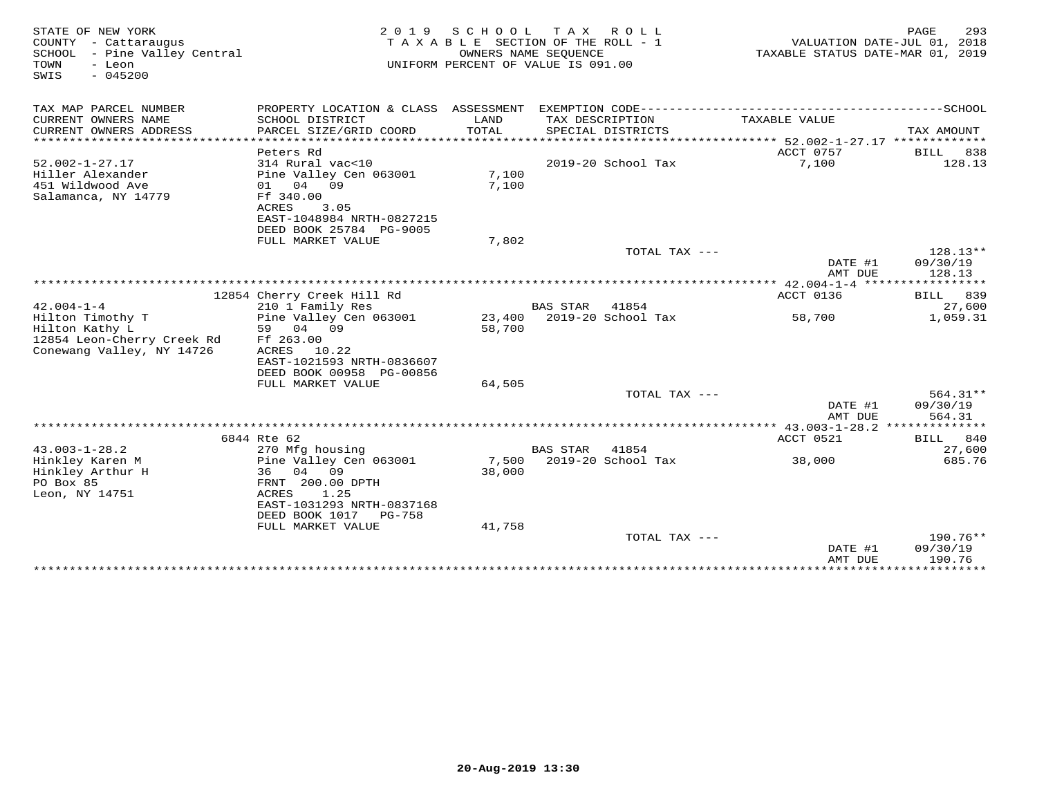STATE OF NEW YORK
COUNTY - Cattaraugus
SCHOOL - Pine Valley Central
TOWN - Leon
SWIS - 045200

2 0 1 9 S C H O O L T A X R O L L
T A X A B L E SECTION OF THE ROLL - 1
OWNERS NAME SEQUENCE
UNIFORM PERCENT OF VALUE IS 091.00

VALUATION DATE-JUL 01, 2018
TAXABLE STATUS DATE-MAR 01, 2019

| TAX MAP PARCEL NUMBER / CURRENT OWNERS NAME / CURRENT OWNERS ADDRESS | PROPERTY LOCATION & CLASS / SCHOOL DISTRICT / PARCEL SIZE/GRID COORD | ASSESSMENT LAND / TOTAL | EXEMPTION CODE / TAX DESCRIPTION / SPECIAL DISTRICTS | TAXABLE VALUE | TAX AMOUNT |
|---|---|---|---|---|---|
| | Peters Rd | | | ACCT 0757 | BILL 838 |
| 52.002-1-27.17 | 314 Rural vac<10 | | 2019-20 School Tax | 7,100 | 128.13 |
| Hiller Alexander | Pine Valley Cen 063001 | 7,100 | | | |
| 451 Wildwood Ave | 01 04 09 | 7,100 | | | |
| Salamanca, NY 14779 | Ff 340.00 | | | | |
| | ACRES 3.05 | | | | |
| | EAST-1048984 NRTH-0827215 | | | | |
| | DEED BOOK 25784 PG-9005 | | | | |
| | FULL MARKET VALUE | 7,802 | | | |
| | | | TOTAL TAX --- | | 128.13** |
| | | | | DATE #1 | 09/30/19 |
| | | | | AMT DUE | 128.13 |
| | 12854 Cherry Creek Hill Rd | | | ACCT 0136 | BILL 839 |
| 42.004-1-4 | 210 1 Family Res | | BAS STAR 41854 | | 27,600 |
| Hilton Timothy T | Pine Valley Cen 063001 | 23,400 | 2019-20 School Tax | 58,700 | 1,059.31 |
| Hilton Kathy L | 59 04 09 | 58,700 | | | |
| 12854 Leon-Cherry Creek Rd | Ff 263.00 | | | | |
| Conewang Valley, NY 14726 | ACRES 10.22 | | | | |
| | EAST-1021593 NRTH-0836607 | | | | |
| | DEED BOOK 00958 PG-00856 | | | | |
| | FULL MARKET VALUE | 64,505 | | | |
| | | | TOTAL TAX --- | | 564.31** |
| | | | | DATE #1 | 09/30/19 |
| | | | | AMT DUE | 564.31 |
| | 6844 Rte 62 | | | ACCT 0521 | BILL 840 |
| 43.003-1-28.2 | 270 Mfg housing | | BAS STAR 41854 | | 27,600 |
| Hinkley Karen M | Pine Valley Cen 063001 | 7,500 | 2019-20 School Tax | 38,000 | 685.76 |
| Hinkley Arthur H | 36 04 09 | 38,000 | | | |
| PO Box 85 | FRNT 200.00 DPTH | | | | |
| Leon, NY 14751 | ACRES 1.25 | | | | |
| | EAST-1031293 NRTH-0837168 | | | | |
| | DEED BOOK 1017 PG-758 | | | | |
| | FULL MARKET VALUE | 41,758 | | | |
| | | | TOTAL TAX --- | | 190.76** |
| | | | | DATE #1 | 09/30/19 |
| | | | | AMT DUE | 190.76 |

20-Aug-2019 13:30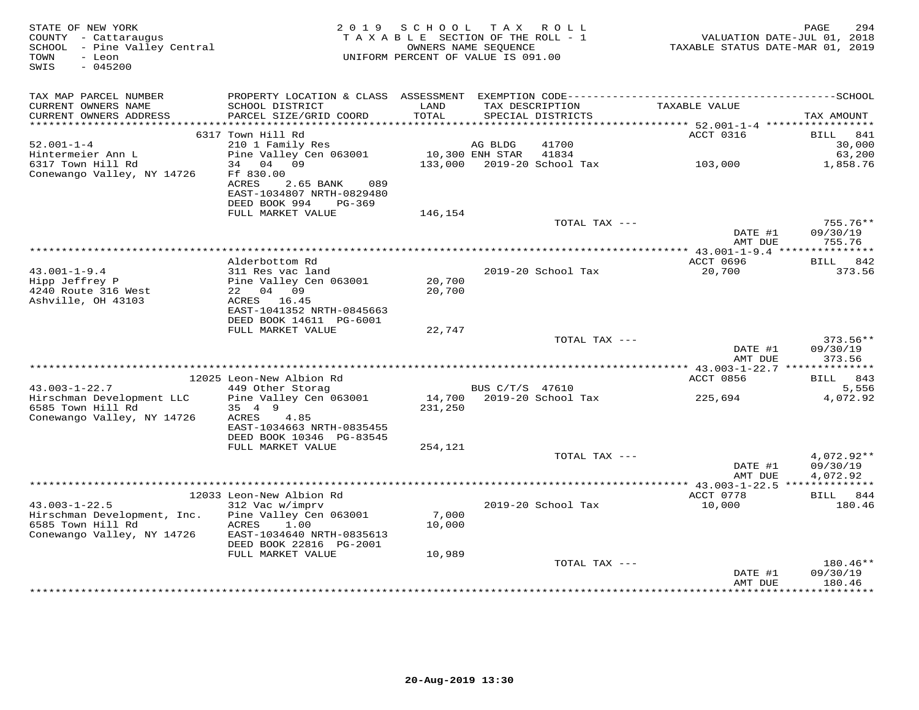STATE OF NEW YORK
COUNTY - Cattaraugus
SCHOOL - Pine Valley Central
TOWN - Leon
SWIS - 045200

2019 SCHOOL TAX ROLL
TAXABLE SECTION OF THE ROLL - 1
OWNERS NAME SEQUENCE
UNIFORM PERCENT OF VALUE IS 091.00

VALUATION DATE-JUL 01, 2018
TAXABLE STATUS DATE-MAR 01, 2019

| TAX MAP PARCEL NUMBER / CURRENT OWNERS NAME / CURRENT OWNERS ADDRESS | PROPERTY LOCATION & CLASS / SCHOOL DISTRICT / PARCEL SIZE/GRID COORD | ASSESSMENT LAND / TOTAL | EXEMPTION CODE / TAX DESCRIPTION / SPECIAL DISTRICTS | TAXABLE VALUE | TAX AMOUNT |
|---|---|---|---|---|---|
| **52.001-1-4** | 6317 Town Hill Rd | | | ACCT 0316 | BILL 841 |
| 52.001-1-4 | 210 1 Family Res | | AG BLDG 41700 | | 30,000 |
| Hintermeier Ann L | Pine Valley Cen 063001 | 10,300 | ENH STAR 41834 | | 63,200 |
| 6317 Town Hill Rd | 34 04 09 | 133,000 | 2019-20 School Tax | 103,000 | 1,858.76 |
| Conewango Valley, NY 14726 | Ff 830.00 | | | | |
| | ACRES 2.65 BANK 089 | | | | |
| | EAST-1034807 NRTH-0829480 | | | | |
| | DEED BOOK 994 PG-369 | | | | |
| | FULL MARKET VALUE | 146,154 | | | |
| | | | TOTAL TAX --- | | 755.76** |
| | | | | DATE #1 | 09/30/19 |
| | | | | AMT DUE | 755.76 |
| **43.001-1-9.4** | Alderbottom Rd | | | ACCT 0696 | BILL 842 |
| 43.001-1-9.4 | 311 Res vac land | | 2019-20 School Tax | 20,700 | 373.56 |
| Hipp Jeffrey P | Pine Valley Cen 063001 | 20,700 | | | |
| 4240 Route 316 West | 22 04 09 | 20,700 | | | |
| Ashville, OH 43103 | ACRES 16.45 | | | | |
| | EAST-1041352 NRTH-0845663 | | | | |
| | DEED BOOK 14611 PG-6001 | | | | |
| | FULL MARKET VALUE | 22,747 | | | |
| | | | TOTAL TAX --- | | 373.56** |
| | | | | DATE #1 | 09/30/19 |
| | | | | AMT DUE | 373.56 |
| **43.003-1-22.7** | 12025 Leon-New Albion Rd | | | ACCT 0856 | BILL 843 |
| 43.003-1-22.7 | 449 Other Storag | | BUS C/T/S 47610 | | 5,556 |
| Hirschman Development LLC | Pine Valley Cen 063001 | 14,700 | 2019-20 School Tax | 225,694 | 4,072.92 |
| 6585 Town Hill Rd | 35 4 9 | 231,250 | | | |
| Conewango Valley, NY 14726 | ACRES 4.85 | | | | |
| | EAST-1034663 NRTH-0835455 | | | | |
| | DEED BOOK 10346 PG-83545 | | | | |
| | FULL MARKET VALUE | 254,121 | | | |
| | | | TOTAL TAX --- | | 4,072.92** |
| | | | | DATE #1 | 09/30/19 |
| | | | | AMT DUE | 4,072.92 |
| **43.003-1-22.5** | 12033 Leon-New Albion Rd | | | ACCT 0778 | BILL 844 |
| 43.003-1-22.5 | 312 Vac w/imprv | | 2019-20 School Tax | 10,000 | 180.46 |
| Hirschman Development, Inc. | Pine Valley Cen 063001 | 7,000 | | | |
| 6585 Town Hill Rd | ACRES 1.00 | 10,000 | | | |
| Conewango Valley, NY 14726 | EAST-1034640 NRTH-0835613 | | | | |
| | DEED BOOK 22816 PG-2001 | | | | |
| | FULL MARKET VALUE | 10,989 | | | |
| | | | TOTAL TAX --- | | 180.46** |
| | | | | DATE #1 | 09/30/19 |
| | | | | AMT DUE | 180.46 |

20-Aug-2019 13:30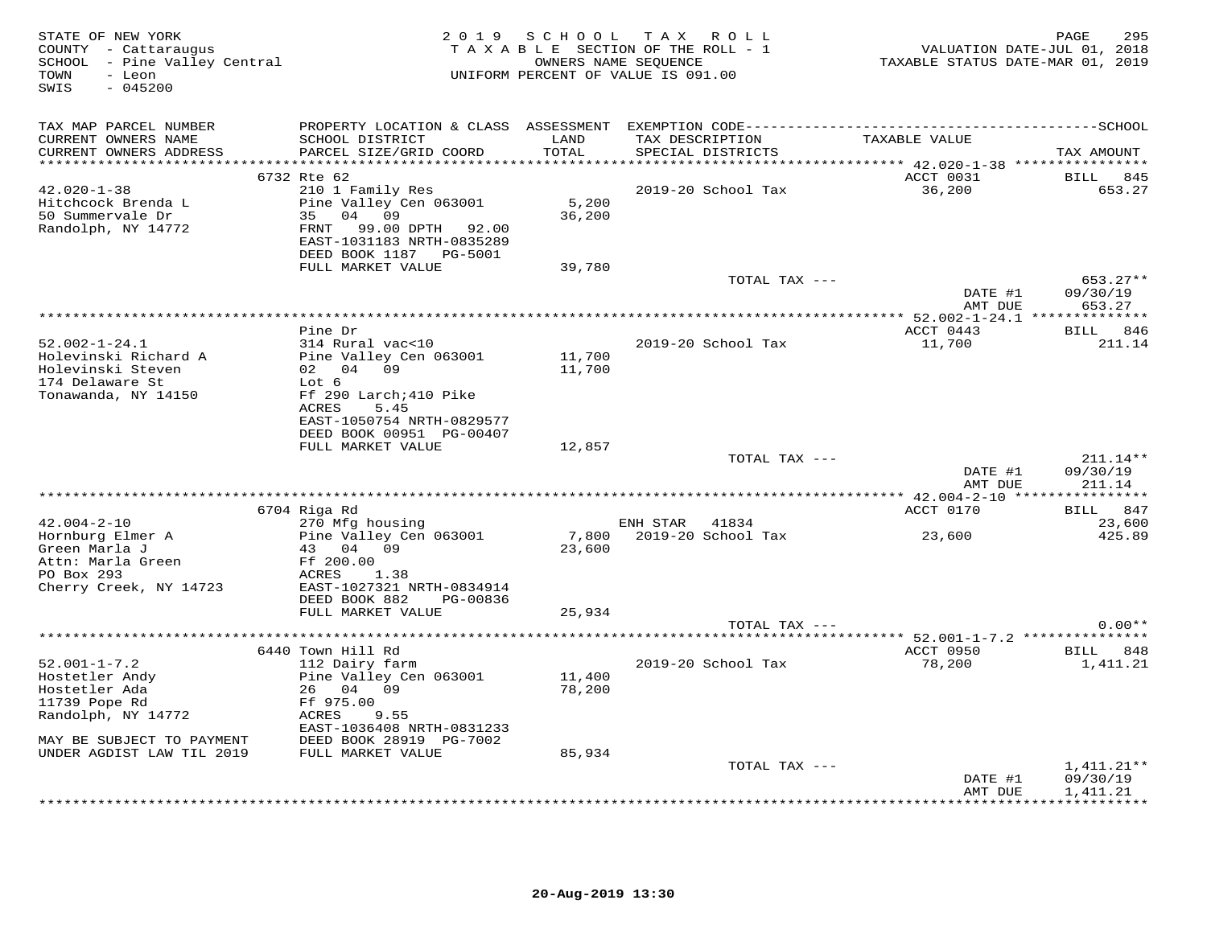STATE OF NEW YORK
COUNTY - Cattaraugus
SCHOOL - Pine Valley Central
TOWN - Leon
SWIS - 045200

2019 SCHOOL TAX ROLL
TAXABLE SECTION OF THE ROLL - 1
OWNERS NAME SEQUENCE
UNIFORM PERCENT OF VALUE IS 091.00

VALUATION DATE-JUL 01, 2018
TAXABLE STATUS DATE-MAR 01, 2019

| TAX MAP PARCEL NUMBER / CURRENT OWNERS NAME / CURRENT OWNERS ADDRESS | PROPERTY LOCATION & CLASS / SCHOOL DISTRICT / PARCEL SIZE/GRID COORD | ASSESSMENT LAND / TOTAL | EXEMPTION CODE / TAX DESCRIPTION / SPECIAL DISTRICTS | TAXABLE VALUE | TAX AMOUNT |
|---|---|---|---|---|---|
| **42.020-1-38** | 6732 Rte 62 | | | ACCT 0031 | BILL 845 |
| Hitchcock Brenda L | 210 1 Family Res | | 2019-20 School Tax | 36,200 | 653.27 |
| 50 Summervale Dr | Pine Valley Cen 063001 | 5,200 | | | |
| Randolph, NY 14772 | 35 04 09 | 36,200 | | | |
| | FRNT 99.00 DPTH 92.00 | | | | |
| | EAST-1031183 NRTH-0835289 | | | | |
| | DEED BOOK 1187 PG-5001 | | | | |
| | FULL MARKET VALUE | 39,780 | | | |
| | | | TOTAL TAX --- | | 653.27** |
| | | | | DATE #1 | 09/30/19 |
| | | | | AMT DUE | 653.27 |
| **52.002-1-24.1** | Pine Dr | | | ACCT 0443 | BILL 846 |
| Holevinski Richard A | 314 Rural vac<10 | | 2019-20 School Tax | 11,700 | 211.14 |
| Holevinski Steven | Pine Valley Cen 063001 | 11,700 | | | |
| 174 Delaware St | 02 04 09 | 11,700 | | | |
| Tonawanda, NY 14150 | Lot 6 | | | | |
| | Ff 290 Larch;410 Pike | | | | |
| | ACRES 5.45 | | | | |
| | EAST-1050754 NRTH-0829577 | | | | |
| | DEED BOOK 00951 PG-00407 | | | | |
| | FULL MARKET VALUE | 12,857 | | | |
| | | | TOTAL TAX --- | | 211.14** |
| | | | | DATE #1 | 09/30/19 |
| | | | | AMT DUE | 211.14 |
| **42.004-2-10** | 6704 Riga Rd | | | ACCT 0170 | BILL 847 |
| Hornburg Elmer A | 270 Mfg housing | | ENH STAR 41834 | | 23,600 |
| Green Marla J | Pine Valley Cen 063001 | 7,800 | 2019-20 School Tax | 23,600 | 425.89 |
| Attn: Marla Green | 43 04 09 | 23,600 | | | |
| PO Box 293 | Ff 200.00 | | | | |
| Cherry Creek, NY 14723 | ACRES 1.38 | | | | |
| | EAST-1027321 NRTH-0834914 | | | | |
| | DEED BOOK 882 PG-00836 | | | | |
| | FULL MARKET VALUE | 25,934 | | | |
| | | | TOTAL TAX --- | | 0.00** |
| **52.001-1-7.2** | 6440 Town Hill Rd | | | ACCT 0950 | BILL 848 |
| Hostetler Andy | 112 Dairy farm | | 2019-20 School Tax | 78,200 | 1,411.21 |
| Hostetler Ada | Pine Valley Cen 063001 | 11,400 | | | |
| 11739 Pope Rd | 26 04 09 | 78,200 | | | |
| Randolph, NY 14772 | Ff 975.00 | | | | |
| | ACRES 9.55 | | | | |
| | EAST-1036408 NRTH-0831233 | | | | |
| MAY BE SUBJECT TO PAYMENT | DEED BOOK 28919 PG-7002 | | | | |
| UNDER AGDIST LAW TIL 2019 | FULL MARKET VALUE | 85,934 | | | |
| | | | TOTAL TAX --- | | 1,411.21** |
| | | | | DATE #1 | 09/30/19 |
| | | | | AMT DUE | 1,411.21 |

20-Aug-2019 13:30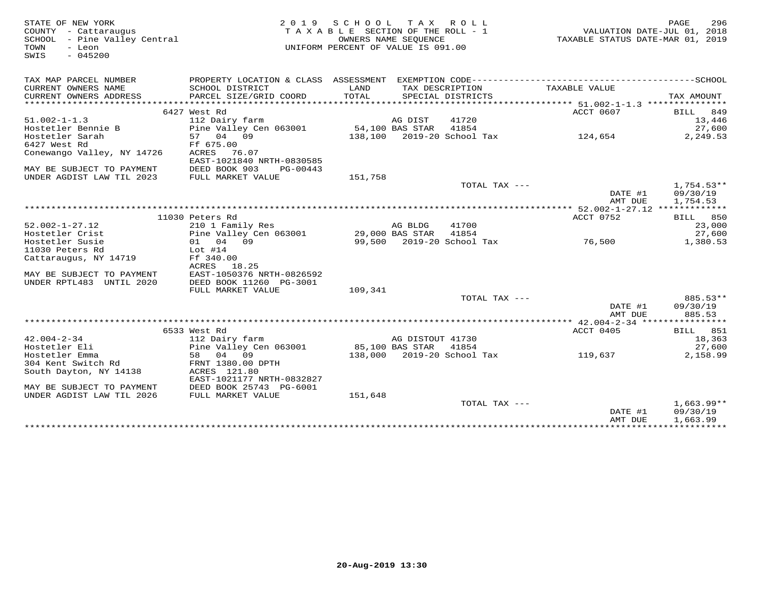STATE OF NEW YORK
COUNTY - Cattaraugus
SCHOOL - Pine Valley Central
TOWN - Leon
SWIS - 045200

2019 SCHOOL TAX ROLL
TAXABLE SECTION OF THE ROLL - 1
OWNERS NAME SEQUENCE
UNIFORM PERCENT OF VALUE IS 091.00

VALUATION DATE-JUL 01, 2018
TAXABLE STATUS DATE-MAR 01, 2019

| TAX MAP PARCEL NUMBER / CURRENT OWNERS NAME / CURRENT OWNERS ADDRESS | PROPERTY LOCATION & CLASS / SCHOOL DISTRICT / PARCEL SIZE/GRID COORD | ASSESSMENT LAND / TOTAL | EXEMPTION CODE / TAX DESCRIPTION / SPECIAL DISTRICTS | TAXABLE VALUE | SCHOOL TAX AMOUNT |
|---|---|---|---|---|---|
| 51.002-1-1.3 | 6427 West Rd | | | ACCT 0607 | BILL 849 |
| 51.002-1-1.3 | 112 Dairy farm | | AG DIST 41720 | | 13,446 |
| Hostetler Bennie B | Pine Valley Cen 063001 | 54,100 | BAS STAR 41854 | | 27,600 |
| Hostetler Sarah | 57 04 09 | 138,100 | 2019-20 School Tax | 124,654 | 2,249.53 |
| 6427 West Rd | Ff 675.00 | | | | |
| Conewango Valley, NY 14726 | ACRES 76.07 | | | | |
| | EAST-1021840 NRTH-0830585 | | | | |
| MAY BE SUBJECT TO PAYMENT | DEED BOOK 903 PG-00443 | | | | |
| UNDER AGDIST LAW TIL 2023 | FULL MARKET VALUE | 151,758 | | | |
| | | | TOTAL TAX --- | | 1,754.53** |
| | | | | DATE #1 | 09/30/19 |
| | | | | AMT DUE | 1,754.53 |
| 52.002-1-27.12 | 11030 Peters Rd | | | ACCT 0752 | BILL 850 |
| 52.002-1-27.12 | 210 1 Family Res | | AG BLDG 41700 | | 23,000 |
| Hostetler Crist | Pine Valley Cen 063001 | 29,000 | BAS STAR 41854 | | 27,600 |
| Hostetler Susie | 01 04 09 | 99,500 | 2019-20 School Tax | 76,500 | 1,380.53 |
| 11030 Peters Rd | Lot #14 | | | | |
| Cattaraugus, NY 14719 | Ff 340.00 | | | | |
| | ACRES 18.25 | | | | |
| MAY BE SUBJECT TO PAYMENT | EAST-1050376 NRTH-0826592 | | | | |
| UNDER RPTL483 UNTIL 2020 | DEED BOOK 11260 PG-3001 | | | | |
| | FULL MARKET VALUE | 109,341 | | | |
| | | | TOTAL TAX --- | | 885.53** |
| | | | | DATE #1 | 09/30/19 |
| | | | | AMT DUE | 885.53 |
| 42.004-2-34 | 6533 West Rd | | | ACCT 0405 | BILL 851 |
| 42.004-2-34 | 112 Dairy farm | | AG DISTOUT 41730 | | 18,363 |
| Hostetler Eli | Pine Valley Cen 063001 | 85,100 | BAS STAR 41854 | | 27,600 |
| Hostetler Emma | 58 04 09 | 138,000 | 2019-20 School Tax | 119,637 | 2,158.99 |
| 304 Kent Switch Rd | FRNT 1380.00 DPTH | | | | |
| South Dayton, NY 14138 | ACRES 121.80 | | | | |
| | EAST-1021177 NRTH-0832827 | | | | |
| MAY BE SUBJECT TO PAYMENT | DEED BOOK 25743 PG-6001 | | | | |
| UNDER AGDIST LAW TIL 2026 | FULL MARKET VALUE | 151,648 | | | |
| | | | TOTAL TAX --- | | 1,663.99** |
| | | | | DATE #1 | 09/30/19 |
| | | | | AMT DUE | 1,663.99 |

20-Aug-2019 13:30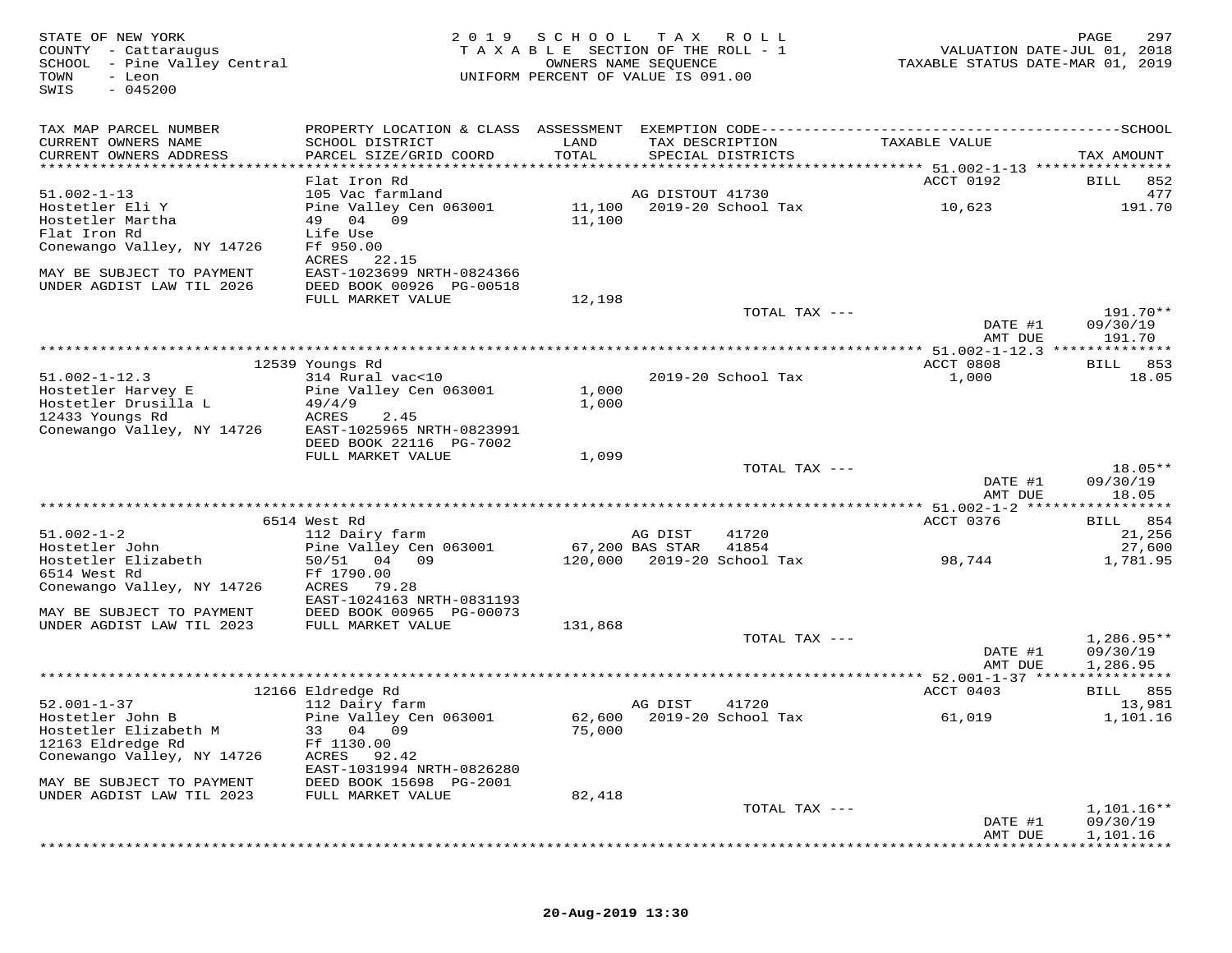STATE OF NEW YORK
COUNTY - Cattaraugus
SCHOOL - Pine Valley Central
TOWN - Leon
SWIS - 045200

2019 SCHOOL TAX ROLL
TAXABLE SECTION OF THE ROLL - 1
OWNERS NAME SEQUENCE
UNIFORM PERCENT OF VALUE IS 091.00

VALUATION DATE-JUL 01, 2018
TAXABLE STATUS DATE-MAR 01, 2019

| TAX MAP PARCEL NUMBER / CURRENT OWNERS NAME / CURRENT OWNERS ADDRESS | PROPERTY LOCATION & CLASS / SCHOOL DISTRICT / PARCEL SIZE/GRID COORD | ASSESSMENT LAND / TOTAL | EXEMPTION CODE / TAX DESCRIPTION / SPECIAL DISTRICTS | TAXABLE VALUE | SCHOOL TAX AMOUNT |
|---|---|---|---|---|---|
| **51.002-1-13** | Flat Iron Rd | | | ACCT 0192 | BILL 852 |
| 51.002-1-13 | 105 Vac farmland | | AG DISTOUT 41730 | | 477 |
| Hostetler Eli Y | Pine Valley Cen 063001 | 11,100 | 2019-20 School Tax | 10,623 | 191.70 |
| Hostetler Martha | 49 04 09 | 11,100 | | | |
| Flat Iron Rd | Life Use | | | | |
| Conewango Valley, NY 14726 | Ff 950.00 | | | | |
| | ACRES 22.15 | | | | |
| MAY BE SUBJECT TO PAYMENT | EAST-1023699 NRTH-0824366 | | | | |
| UNDER AGDIST LAW TIL 2026 | DEED BOOK 00926 PG-00518 | | | | |
| | FULL MARKET VALUE | 12,198 | | | |
| | | | TOTAL TAX --- | | 191.70** |
| | | | | DATE #1 | 09/30/19 |
| | | | | AMT DUE | 191.70 |
| **51.002-1-12.3** | 12539 Youngs Rd | | | ACCT 0808 | BILL 853 |
| 51.002-1-12.3 | 314 Rural vac<10 | | 2019-20 School Tax | 1,000 | 18.05 |
| Hostetler Harvey E | Pine Valley Cen 063001 | 1,000 | | | |
| Hostetler Drusilla L | 49/4/9 | 1,000 | | | |
| 12433 Youngs Rd | ACRES 2.45 | | | | |
| Conewango Valley, NY 14726 | EAST-1025965 NRTH-0823991 | | | | |
| | DEED BOOK 22116 PG-7002 | | | | |
| | FULL MARKET VALUE | 1,099 | | | |
| | | | TOTAL TAX --- | | 18.05** |
| | | | | DATE #1 | 09/30/19 |
| | | | | AMT DUE | 18.05 |
| **51.002-1-2** | 6514 West Rd | | | ACCT 0376 | BILL 854 |
| 51.002-1-2 | 112 Dairy farm | | AG DIST 41720 | | 21,256 |
| Hostetler John | Pine Valley Cen 063001 | 67,200 | BAS STAR 41854 | | 27,600 |
| Hostetler Elizabeth | 50/51 04 09 | 120,000 | 2019-20 School Tax | 98,744 | 1,781.95 |
| 6514 West Rd | Ff 1790.00 | | | | |
| Conewango Valley, NY 14726 | ACRES 79.28 | | | | |
| | EAST-1024163 NRTH-0831193 | | | | |
| MAY BE SUBJECT TO PAYMENT | DEED BOOK 00965 PG-00073 | | | | |
| UNDER AGDIST LAW TIL 2023 | FULL MARKET VALUE | 131,868 | | | |
| | | | TOTAL TAX --- | | 1,286.95** |
| | | | | DATE #1 | 09/30/19 |
| | | | | AMT DUE | 1,286.95 |
| **52.001-1-37** | 12166 Eldredge Rd | | | ACCT 0403 | BILL 855 |
| 52.001-1-37 | 112 Dairy farm | | AG DIST 41720 | | 13,981 |
| Hostetler John B | Pine Valley Cen 063001 | 62,600 | 2019-20 School Tax | 61,019 | 1,101.16 |
| Hostetler Elizabeth M | 33 04 09 | 75,000 | | | |
| 12163 Eldredge Rd | Ff 1130.00 | | | | |
| Conewango Valley, NY 14726 | ACRES 92.42 | | | | |
| | EAST-1031994 NRTH-0826280 | | | | |
| MAY BE SUBJECT TO PAYMENT | DEED BOOK 15698 PG-2001 | | | | |
| UNDER AGDIST LAW TIL 2023 | FULL MARKET VALUE | 82,418 | | | |
| | | | TOTAL TAX --- | | 1,101.16** |
| | | | | DATE #1 | 09/30/19 |
| | | | | AMT DUE | 1,101.16 |

20-Aug-2019 13:30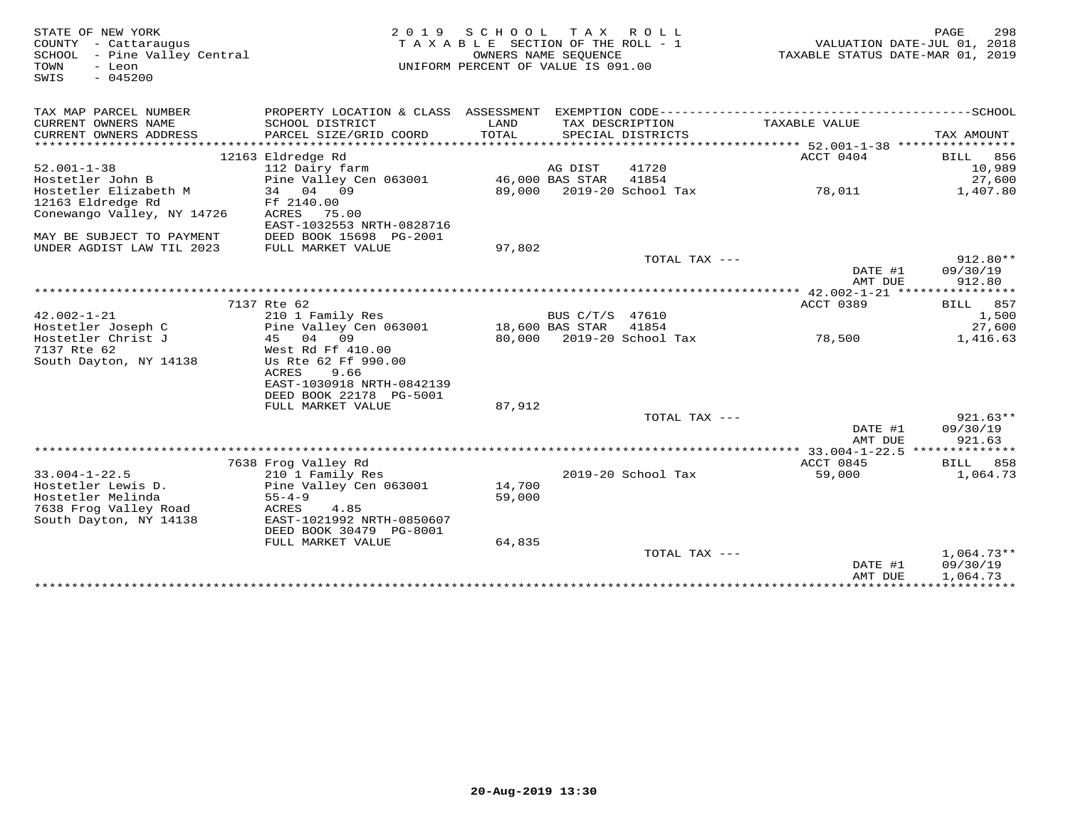STATE OF NEW YORK
COUNTY - Cattaraugus
SCHOOL - Pine Valley Central
TOWN - Leon
SWIS - 045200

2019 SCHOOL TAX ROLL
TAXABLE SECTION OF THE ROLL - 1
OWNERS NAME SEQUENCE
UNIFORM PERCENT OF VALUE IS 091.00

VALUATION DATE-JUL 01, 2018
TAXABLE STATUS DATE-MAR 01, 2019

| TAX MAP PARCEL NUMBER / CURRENT OWNERS NAME / CURRENT OWNERS ADDRESS | PROPERTY LOCATION & CLASS / SCHOOL DISTRICT / PARCEL SIZE/GRID COORD | ASSESSMENT LAND / TOTAL | EXEMPTION CODE / TAX DESCRIPTION / SPECIAL DISTRICTS | TAXABLE VALUE | TAX AMOUNT (SCHOOL) |
|---|---|---|---|---|---|
| 52.001-1-38 | 12163 Eldredge Rd | | | ACCT 0404 | BILL 856 |
| Hostetler John B | 112 Dairy farm | | AG DIST 41720 | | 10,989 |
| Hostetler Elizabeth M | Pine Valley Cen 063001 | 46,000 | BAS STAR 41854 | | 27,600 |
| 12163 Eldredge Rd | 34 04 09 | 89,000 | 2019-20 School Tax | 78,011 | 1,407.80 |
| Conewango Valley, NY 14726 | Ff 2140.00 | | | | |
| | ACRES 75.00 | | | | |
| | EAST-1032553 NRTH-0828716 | | | | |
| MAY BE SUBJECT TO PAYMENT | DEED BOOK 15698 PG-2001 | | | | |
| UNDER AGDIST LAW TIL 2023 | FULL MARKET VALUE | 97,802 | | | |
| | | | TOTAL TAX --- | | 912.80** |
| | | | | DATE #1 | 09/30/19 |
| | | | | AMT DUE | 912.80 |
| 42.002-1-21 | 7137 Rte 62 | | | ACCT 0389 | BILL 857 |
| Hostetler Joseph C | 210 1 Family Res | | BUS C/T/S 47610 | | 1,500 |
| Hostetler Christ J | Pine Valley Cen 063001 | 18,600 | BAS STAR 41854 | | 27,600 |
| 7137 Rte 62 | 45 04 09 | 80,000 | 2019-20 School Tax | 78,500 | 1,416.63 |
| South Dayton, NY 14138 | West Rd Ff 410.00 | | | | |
| | Us Rte 62 Ff 990.00 | | | | |
| | ACRES 9.66 | | | | |
| | EAST-1030918 NRTH-0842139 | | | | |
| | DEED BOOK 22178 PG-5001 | | | | |
| | FULL MARKET VALUE | 87,912 | | | |
| | | | TOTAL TAX --- | | 921.63** |
| | | | | DATE #1 | 09/30/19 |
| | | | | AMT DUE | 921.63 |
| 33.004-1-22.5 | 7638 Frog Valley Rd | | | ACCT 0845 | BILL 858 |
| Hostetler Lewis D. | 210 1 Family Res | | 2019-20 School Tax | 59,000 | 1,064.73 |
| Hostetler Melinda | Pine Valley Cen 063001 | 14,700 | | | |
| 7638 Frog Valley Road | 55-4-9 | 59,000 | | | |
| South Dayton, NY 14138 | ACRES 4.85 | | | | |
| | EAST-1021992 NRTH-0850607 | | | | |
| | DEED BOOK 30479 PG-8001 | | | | |
| | FULL MARKET VALUE | 64,835 | | | |
| | | | TOTAL TAX --- | | 1,064.73** |
| | | | | DATE #1 | 09/30/19 |
| | | | | AMT DUE | 1,064.73 |

20-Aug-2019 13:30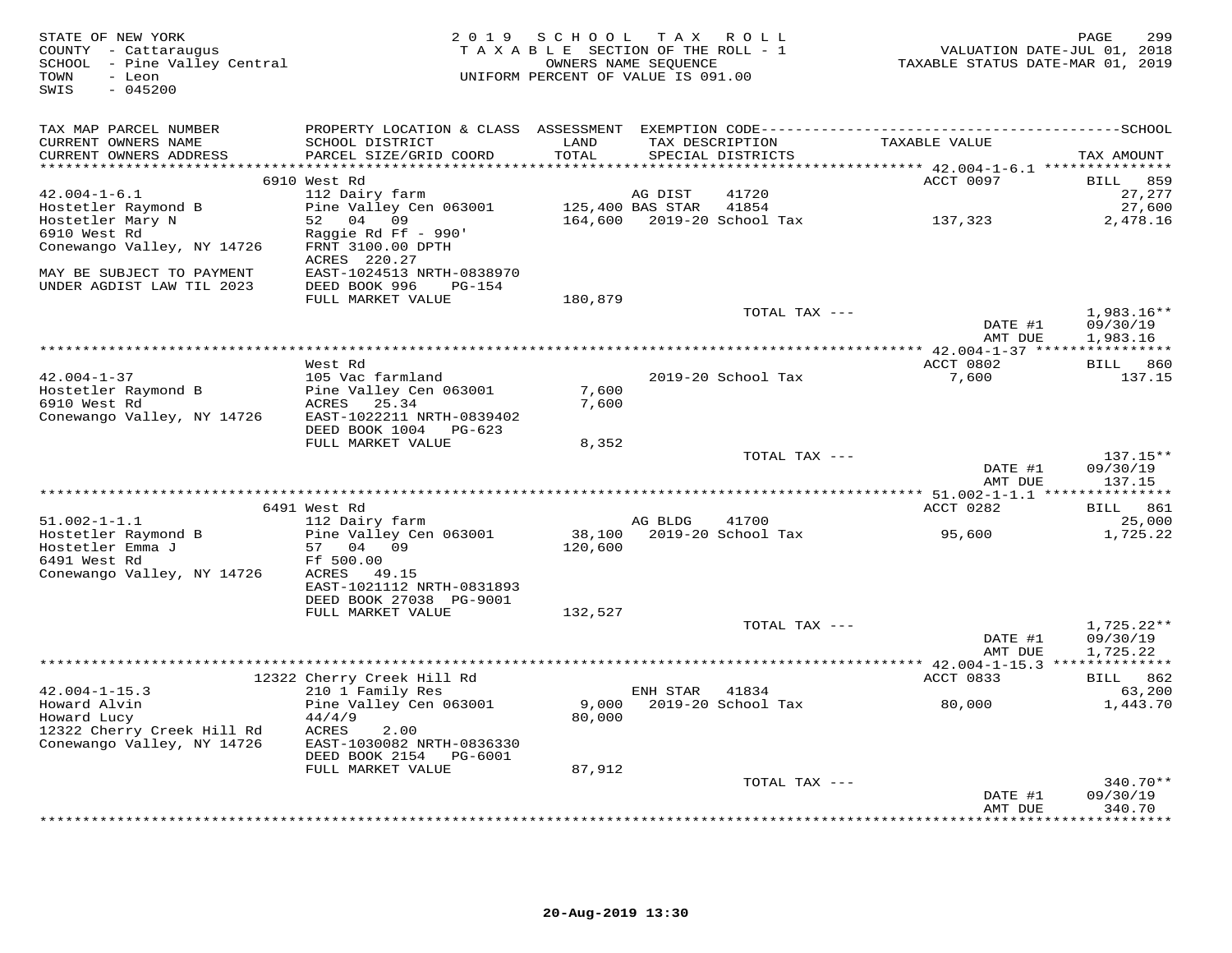STATE OF NEW YORK
COUNTY - Cattaraugus
SCHOOL - Pine Valley Central
TOWN - Leon
SWIS - 045200

2019 SCHOOL TAX ROLL
TAXABLE SECTION OF THE ROLL - 1
OWNERS NAME SEQUENCE
UNIFORM PERCENT OF VALUE IS 091.00

VALUATION DATE-JUL 01, 2018
TAXABLE STATUS DATE-MAR 01, 2019

| TAX MAP PARCEL NUMBER / CURRENT OWNERS NAME / CURRENT OWNERS ADDRESS | PROPERTY LOCATION & CLASS / SCHOOL DISTRICT / PARCEL SIZE/GRID COORD | ASSESSMENT LAND / TOTAL | EXEMPTION CODE / TAX DESCRIPTION / SPECIAL DISTRICTS | TAXABLE VALUE | TAX AMOUNT |
|---|---|---|---|---|---|
| | 6910 West Rd | | | ACCT 0097 | BILL 859 |
| 42.004-1-6.1 | 112 Dairy farm | | AG DIST 41720 | | 27,277 |
| Hostetler Raymond B | Pine Valley Cen 063001 | 125,400 | BAS STAR 41854 | | 27,600 |
| Hostetler Mary N | 52 04 09 | 164,600 | 2019-20 School Tax | 137,323 | 2,478.16 |
| 6910 West Rd | Raggie Rd Ff - 990' | | | | |
| Conewango Valley, NY 14726 | FRNT 3100.00 DPTH | | | | |
| | ACRES 220.27 | | | | |
| MAY BE SUBJECT TO PAYMENT | EAST-1024513 NRTH-0838970 | | | | |
| UNDER AGDIST LAW TIL 2023 | DEED BOOK 996 PG-154 | | | | |
| | FULL MARKET VALUE | 180,879 | | | |
| | | | TOTAL TAX --- | | 1,983.16** |
| | | | | DATE #1 | 09/30/19 |
| | | | | AMT DUE | 1,983.16 |
| | West Rd | | | ACCT 0802 | BILL 860 |
| 42.004-1-37 | 105 Vac farmland | | 2019-20 School Tax | 7,600 | 137.15 |
| Hostetler Raymond B | Pine Valley Cen 063001 | 7,600 | | | |
| 6910 West Rd | ACRES 25.34 | 7,600 | | | |
| Conewango Valley, NY 14726 | EAST-1022211 NRTH-0839402 | | | | |
| | DEED BOOK 1004 PG-623 | | | | |
| | FULL MARKET VALUE | 8,352 | | | |
| | | | TOTAL TAX --- | | 137.15** |
| | | | | DATE #1 | 09/30/19 |
| | | | | AMT DUE | 137.15 |
| | 6491 West Rd | | | ACCT 0282 | BILL 861 |
| 51.002-1-1.1 | 112 Dairy farm | | AG BLDG 41700 | | 25,000 |
| Hostetler Raymond B | Pine Valley Cen 063001 | 38,100 | 2019-20 School Tax | 95,600 | 1,725.22 |
| Hostetler Emma J | 57 04 09 | 120,600 | | | |
| 6491 West Rd | Ff 500.00 | | | | |
| Conewango Valley, NY 14726 | ACRES 49.15 | | | | |
| | EAST-1021112 NRTH-0831893 | | | | |
| | DEED BOOK 27038 PG-9001 | | | | |
| | FULL MARKET VALUE | 132,527 | | | |
| | | | TOTAL TAX --- | | 1,725.22** |
| | | | | DATE #1 | 09/30/19 |
| | | | | AMT DUE | 1,725.22 |
| | 12322 Cherry Creek Hill Rd | | | ACCT 0833 | BILL 862 |
| 42.004-1-15.3 | 210 1 Family Res | | ENH STAR 41834 | | 63,200 |
| Howard Alvin | Pine Valley Cen 063001 | 9,000 | 2019-20 School Tax | 80,000 | 1,443.70 |
| Howard Lucy | 44/4/9 | 80,000 | | | |
| 12322 Cherry Creek Hill Rd | ACRES 2.00 | | | | |
| Conewango Valley, NY 14726 | EAST-1030082 NRTH-0836330 | | | | |
| | DEED BOOK 2154 PG-6001 | | | | |
| | FULL MARKET VALUE | 87,912 | | | |
| | | | TOTAL TAX --- | | 340.70** |
| | | | | DATE #1 | 09/30/19 |
| | | | | AMT DUE | 340.70 |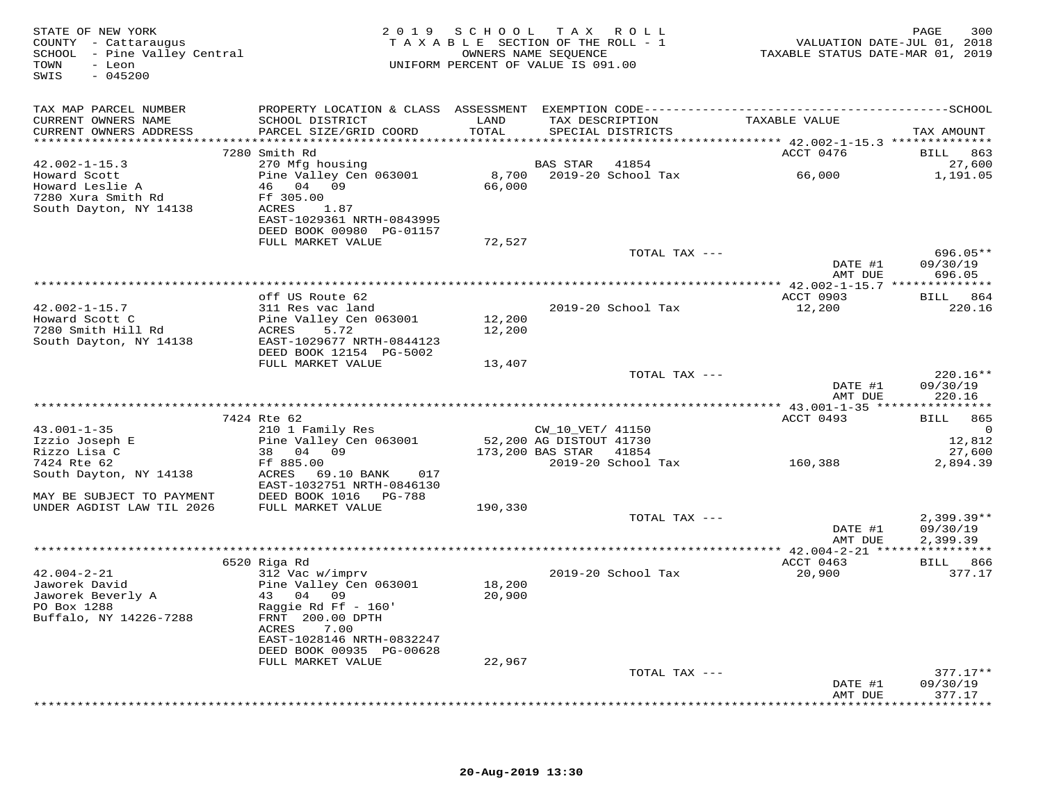STATE OF NEW YORK
COUNTY - Cattaraugus
SCHOOL - Pine Valley Central
TOWN - Leon
SWIS - 045200

2019 SCHOOL TAX ROLL
TAXABLE SECTION OF THE ROLL - 1
OWNERS NAME SEQUENCE
UNIFORM PERCENT OF VALUE IS 091.00

VALUATION DATE-JUL 01, 2018
TAXABLE STATUS DATE-MAR 01, 2019

| TAX MAP PARCEL NUMBER / CURRENT OWNERS NAME / CURRENT OWNERS ADDRESS | PROPERTY LOCATION & CLASS / SCHOOL DISTRICT / PARCEL SIZE/GRID COORD | ASSESSMENT LAND / TOTAL | EXEMPTION CODE / TAX DESCRIPTION / SPECIAL DISTRICTS | TAXABLE VALUE | TAX AMOUNT |
|---|---|---|---|---|---|
| **42.002-1-15.3** | 7280 Smith Rd | | | ACCT 0476 | BILL 863 |
| 42.002-1-15.3 | 270 Mfg housing | | BAS STAR 41854 | | 27,600 |
| Howard Scott | Pine Valley Cen 063001 | 8,700 | 2019-20 School Tax | 66,000 | 1,191.05 |
| Howard Leslie A | 46 04 09 | 66,000 | | | |
| 7280 Xura Smith Rd | Ff 305.00 | | | | |
| South Dayton, NY 14138 | ACRES 1.87 | | | | |
| | EAST-1029361 NRTH-0843995 | | | | |
| | DEED BOOK 00980 PG-01157 | | | | |
| | FULL MARKET VALUE | 72,527 | | | |
| | | | TOTAL TAX --- | | 696.05** |
| | | | | DATE #1 | 09/30/19 |
| | | | | AMT DUE | 696.05 |
| **42.002-1-15.7** | off US Route 62 | | | ACCT 0903 | BILL 864 |
| 42.002-1-15.7 | 311 Res vac land | | 2019-20 School Tax | 12,200 | 220.16 |
| Howard Scott C | Pine Valley Cen 063001 | 12,200 | | | |
| 7280 Smith Hill Rd | ACRES 5.72 | 12,200 | | | |
| South Dayton, NY 14138 | EAST-1029677 NRTH-0844123 | | | | |
| | DEED BOOK 12154 PG-5002 | | | | |
| | FULL MARKET VALUE | 13,407 | | | |
| | | | TOTAL TAX --- | | 220.16** |
| | | | | DATE #1 | 09/30/19 |
| | | | | AMT DUE | 220.16 |
| **43.001-1-35** | 7424 Rte 62 | | | ACCT 0493 | BILL 865 |
| 43.001-1-35 | 210 1 Family Res | | CW_10_VET/ 41150 | | 0 |
| Izzio Joseph E | Pine Valley Cen 063001 | 52,200 | AG DISTOUT 41730 | | 12,812 |
| Rizzo Lisa C | 38 04 09 | 173,200 | BAS STAR 41854 | | 27,600 |
| 7424 Rte 62 | Ff 885.00 | | 2019-20 School Tax | 160,388 | 2,894.39 |
| South Dayton, NY 14138 | ACRES 69.10 BANK 017 | | | | |
| | EAST-1032751 NRTH-0846130 | | | | |
| MAY BE SUBJECT TO PAYMENT | DEED BOOK 1016 PG-788 | | | | |
| UNDER AGDIST LAW TIL 2026 | FULL MARKET VALUE | 190,330 | | | |
| | | | TOTAL TAX --- | | 2,399.39** |
| | | | | DATE #1 | 09/30/19 |
| | | | | AMT DUE | 2,399.39 |
| **42.004-2-21** | 6520 Riga Rd | | | ACCT 0463 | BILL 866 |
| 42.004-2-21 | 312 Vac w/imprv | | 2019-20 School Tax | 20,900 | 377.17 |
| Jaworek David | Pine Valley Cen 063001 | 18,200 | | | |
| Jaworek Beverly A | 43 04 09 | 20,900 | | | |
| PO Box 1288 | Raggie Rd Ff - 160' | | | | |
| Buffalo, NY 14226-7288 | FRNT 200.00 DPTH | | | | |
| | ACRES 7.00 | | | | |
| | EAST-1028146 NRTH-0832247 | | | | |
| | DEED BOOK 00935 PG-00628 | | | | |
| | FULL MARKET VALUE | 22,967 | | | |
| | | | TOTAL TAX --- | | 377.17** |
| | | | | DATE #1 | 09/30/19 |
| | | | | AMT DUE | 377.17 |

20-Aug-2019 13:30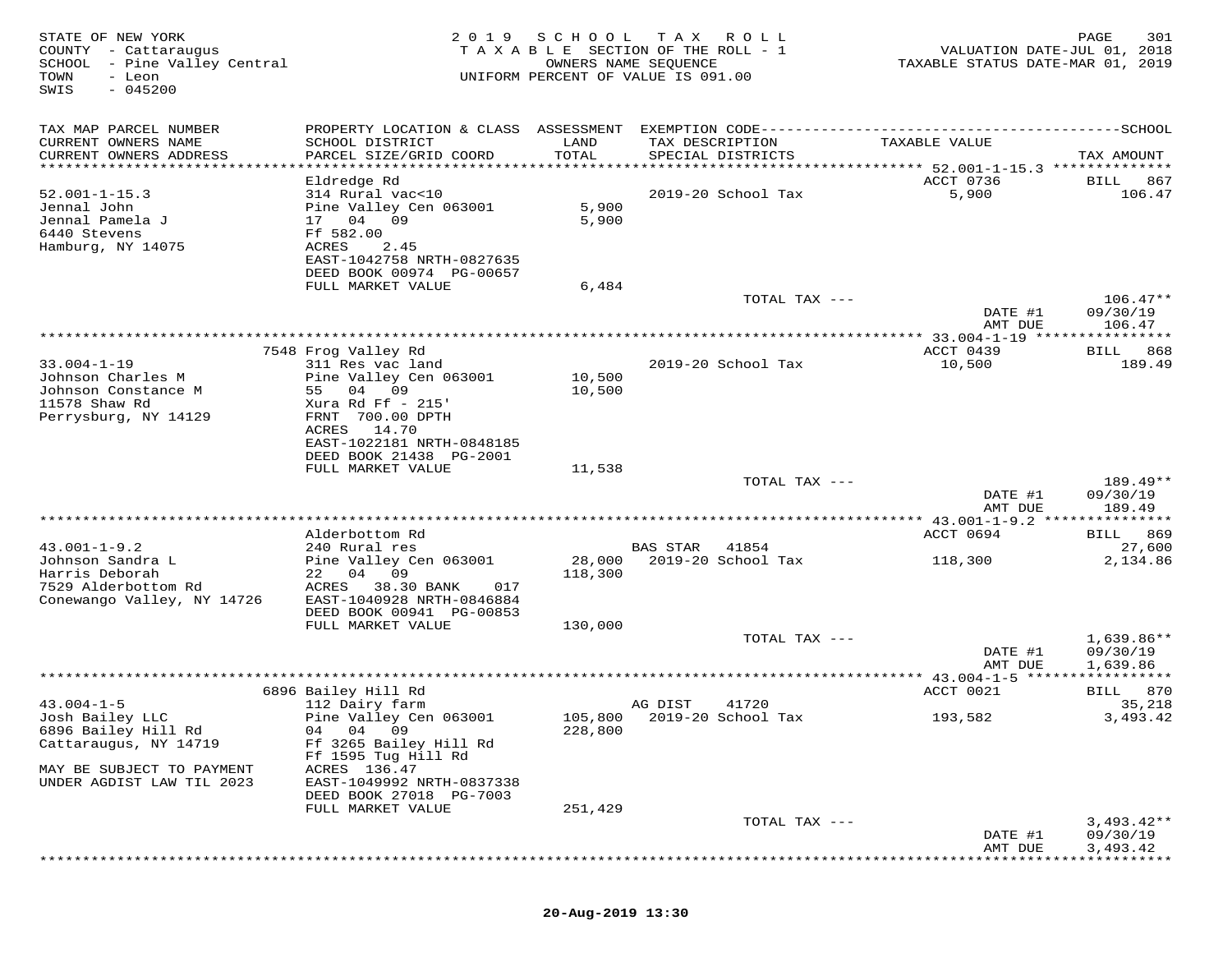STATE OF NEW YORK
COUNTY - Cattaraugus
SCHOOL - Pine Valley Central
TOWN - Leon
SWIS - 045200

2019 SCHOOL TAX ROLL
TAXABLE SECTION OF THE ROLL - 1
OWNERS NAME SEQUENCE
UNIFORM PERCENT OF VALUE IS 091.00

VALUATION DATE-JUL 01, 2018
TAXABLE STATUS DATE-MAR 01, 2019

| TAX MAP PARCEL NUMBER / CURRENT OWNERS NAME / CURRENT OWNERS ADDRESS | PROPERTY LOCATION & CLASS / SCHOOL DISTRICT / PARCEL SIZE/GRID COORD | ASSESSMENT LAND / TOTAL | EXEMPTION CODE / TAX DESCRIPTION / SPECIAL DISTRICTS | TAXABLE VALUE | TAX AMOUNT |
|---|---|---|---|---|---|
| **52.001-1-15.3** | Eldredge Rd | | | ACCT 0736 | BILL 867 |
| 52.001-1-15.3 | 314 Rural vac<10 | | 2019-20 School Tax | 5,900 | 106.47 |
| Jennal John | Pine Valley Cen 063001 | 5,900 | | | |
| Jennal Pamela J | 17 04 09 | 5,900 | | | |
| 6440 Stevens | Ff 582.00 | | | | |
| Hamburg, NY 14075 | ACRES 2.45 | | | | |
| | EAST-1042758 NRTH-0827635 | | | | |
| | DEED BOOK 00974 PG-00657 | | | | |
| | FULL MARKET VALUE | 6,484 | | | |
| | | | TOTAL TAX --- | | 106.47** |
| | | | | DATE #1 | 09/30/19 |
| | | | | AMT DUE | 106.47 |
| **33.004-1-19** | 7548 Frog Valley Rd | | | ACCT 0439 | BILL 868 |
| 33.004-1-19 | 311 Res vac land | | 2019-20 School Tax | 10,500 | 189.49 |
| Johnson Charles M | Pine Valley Cen 063001 | 10,500 | | | |
| Johnson Constance M | 55 04 09 | 10,500 | | | |
| 11578 Shaw Rd | Xura Rd Ff - 215' | | | | |
| Perrysburg, NY 14129 | FRNT 700.00 DPTH | | | | |
| | ACRES 14.70 | | | | |
| | EAST-1022181 NRTH-0848185 | | | | |
| | DEED BOOK 21438 PG-2001 | | | | |
| | FULL MARKET VALUE | 11,538 | | | |
| | | | TOTAL TAX --- | | 189.49** |
| | | | | DATE #1 | 09/30/19 |
| | | | | AMT DUE | 189.49 |
| **43.001-1-9.2** | Alderbottom Rd | | | ACCT 0694 | BILL 869 |
| 43.001-1-9.2 | 240 Rural res | | BAS STAR 41854 | | 27,600 |
| Johnson Sandra L | Pine Valley Cen 063001 | 28,000 | 2019-20 School Tax | 118,300 | 2,134.86 |
| Harris Deborah | 22 04 09 | 118,300 | | | |
| 7529 Alderbottom Rd | ACRES 38.30 BANK 017 | | | | |
| Conewango Valley, NY 14726 | EAST-1040928 NRTH-0846884 | | | | |
| | DEED BOOK 00941 PG-00853 | | | | |
| | FULL MARKET VALUE | 130,000 | | | |
| | | | TOTAL TAX --- | | 1,639.86** |
| | | | | DATE #1 | 09/30/19 |
| | | | | AMT DUE | 1,639.86 |
| **43.004-1-5** | 6896 Bailey Hill Rd | | | ACCT 0021 | BILL 870 |
| 43.004-1-5 | 112 Dairy farm | | AG DIST 41720 | | 35,218 |
| Josh Bailey LLC | Pine Valley Cen 063001 | 105,800 | 2019-20 School Tax | 193,582 | 3,493.42 |
| 6896 Bailey Hill Rd | 04 04 09 | 228,800 | | | |
| Cattaraugus, NY 14719 | Ff 3265 Bailey Hill Rd | | | | |
| | Ff 1595 Tug Hill Rd | | | | |
| MAY BE SUBJECT TO PAYMENT | ACRES 136.47 | | | | |
| UNDER AGDIST LAW TIL 2023 | EAST-1049992 NRTH-0837338 | | | | |
| | DEED BOOK 27018 PG-7003 | | | | |
| | FULL MARKET VALUE | 251,429 | | | |
| | | | TOTAL TAX --- | | 3,493.42** |
| | | | | DATE #1 | 09/30/19 |
| | | | | AMT DUE | 3,493.42 |

20-Aug-2019 13:30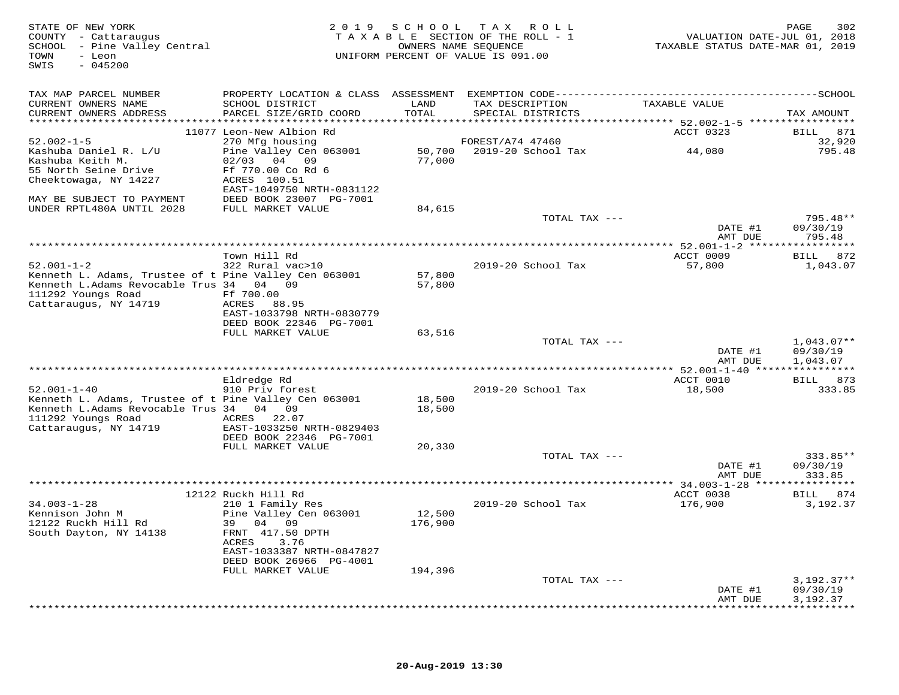STATE OF NEW YORK
COUNTY - Cattaraugus
SCHOOL - Pine Valley Central
TOWN - Leon
SWIS - 045200

2019 SCHOOL TAX ROLL
TAXABLE SECTION OF THE ROLL - 1
OWNERS NAME SEQUENCE
UNIFORM PERCENT OF VALUE IS 091.00

VALUATION DATE-JUL 01, 2018
TAXABLE STATUS DATE-MAR 01, 2019

| TAX MAP PARCEL NUMBER / CURRENT OWNERS NAME / CURRENT OWNERS ADDRESS | PROPERTY LOCATION & CLASS / SCHOOL DISTRICT / PARCEL SIZE/GRID COORD | ASSESSMENT LAND / TOTAL | EXEMPTION CODE / TAX DESCRIPTION / SPECIAL DISTRICTS | TAXABLE VALUE | SCHOOL TAX AMOUNT |
|---|---|---|---|---|---|
| | 11077 Leon-New Albion Rd | | | ACCT 0323 | BILL 871 |
| 52.002-1-5 | 270 Mfg housing | | FOREST/A74 47460 | | 32,920 |
| Kashuba Daniel R. L/U | Pine Valley Cen 063001 | 50,700 | 2019-20 School Tax | 44,080 | 795.48 |
| Kashuba Keith M. | 02/03 04 09 | 77,000 | | | |
| 55 North Seine Drive | Ff 770.00 Co Rd 6 | | | | |
| Cheektowaga, NY 14227 | ACRES 100.51 | | | | |
| | EAST-1049750 NRTH-0831122 | | | | |
| MAY BE SUBJECT TO PAYMENT | DEED BOOK 23007 PG-7001 | | | | |
| UNDER RPTL480A UNTIL 2028 | FULL MARKET VALUE | 84,615 | | | |
| | | | TOTAL TAX --- | | 795.48** |
| | | | | DATE #1 | 09/30/19 |
| | | | | AMT DUE | 795.48 |
| | Town Hill Rd | | | ACCT 0009 | BILL 872 |
| 52.001-1-2 | 322 Rural vac>10 | | 2019-20 School Tax | 57,800 | 1,043.07 |
| Kenneth L. Adams, Trustee of t | Pine Valley Cen 063001 | 57,800 | | | |
| Kenneth L.Adams Revocable Trus | 34 04 09 | 57,800 | | | |
| 111292 Youngs Road | Ff 700.00 | | | | |
| Cattaraugus, NY 14719 | ACRES 88.95 | | | | |
| | EAST-1033798 NRTH-0830779 | | | | |
| | DEED BOOK 22346 PG-7001 | | | | |
| | FULL MARKET VALUE | 63,516 | | | |
| | | | TOTAL TAX --- | | 1,043.07** |
| | | | | DATE #1 | 09/30/19 |
| | | | | AMT DUE | 1,043.07 |
| | Eldredge Rd | | | ACCT 0010 | BILL 873 |
| 52.001-1-40 | 910 Priv forest | | 2019-20 School Tax | 18,500 | 333.85 |
| Kenneth L. Adams, Trustee of t | Pine Valley Cen 063001 | 18,500 | | | |
| Kenneth L.Adams Revocable Trus | 34 04 09 | 18,500 | | | |
| 111292 Youngs Road | ACRES 22.07 | | | | |
| Cattaraugus, NY 14719 | EAST-1033250 NRTH-0829403 | | | | |
| | DEED BOOK 22346 PG-7001 | | | | |
| | FULL MARKET VALUE | 20,330 | | | |
| | | | TOTAL TAX --- | | 333.85** |
| | | | | DATE #1 | 09/30/19 |
| | | | | AMT DUE | 333.85 |
| | 12122 Ruckh Hill Rd | | | ACCT 0038 | BILL 874 |
| 34.003-1-28 | 210 1 Family Res | | 2019-20 School Tax | 176,900 | 3,192.37 |
| Kennison John M | Pine Valley Cen 063001 | 12,500 | | | |
| 12122 Ruckh Hill Rd | 39 04 09 | 176,900 | | | |
| South Dayton, NY 14138 | FRNT 417.50 DPTH | | | | |
| | ACRES 3.76 | | | | |
| | EAST-1033387 NRTH-0847827 | | | | |
| | DEED BOOK 26966 PG-4001 | | | | |
| | FULL MARKET VALUE | 194,396 | | | |
| | | | TOTAL TAX --- | | 3,192.37** |
| | | | | DATE #1 | 09/30/19 |
| | | | | AMT DUE | 3,192.37 |

20-Aug-2019 13:30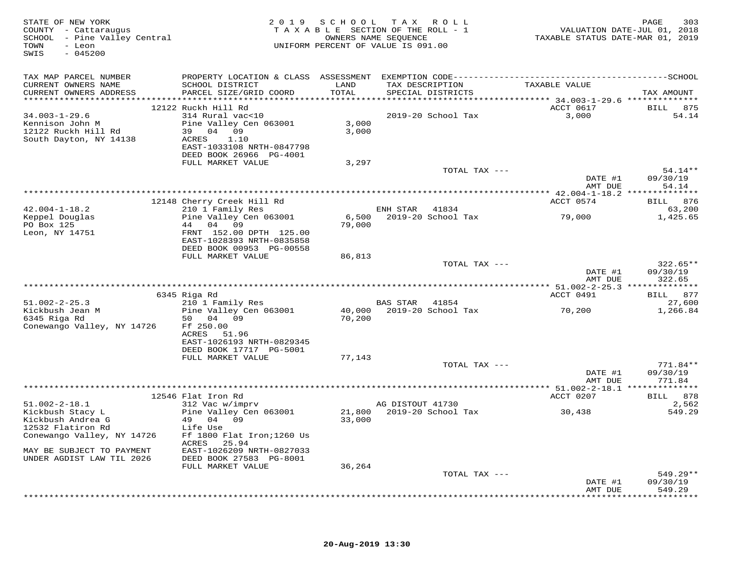STATE OF NEW YORK
COUNTY - Cattaraugus
SCHOOL - Pine Valley Central
TOWN - Leon
SWIS - 045200

2019 SCHOOL TAX ROLL
TAXABLE SECTION OF THE ROLL - 1
OWNERS NAME SEQUENCE
UNIFORM PERCENT OF VALUE IS 091.00

VALUATION DATE-JUL 01, 2018
TAXABLE STATUS DATE-MAR 01, 2019

| TAX MAP PARCEL NUMBER / CURRENT OWNERS NAME / CURRENT OWNERS ADDRESS | PROPERTY LOCATION & CLASS / SCHOOL DISTRICT / PARCEL SIZE/GRID COORD | ASSESSMENT LAND / TOTAL | EXEMPTION CODE / TAX DESCRIPTION / SPECIAL DISTRICTS | TAXABLE VALUE | SCHOOL TAX AMOUNT |
|---|---|---|---|---|---|
| | 12122 Ruckh Hill Rd | | | ACCT 0617 | BILL 875 |
| 34.003-1-29.6 | 314 Rural vac<10 | | 2019-20 School Tax | 3,000 | 54.14 |
| Kennison John M | Pine Valley Cen 063001 | 3,000 | | | |
| 12122 Ruckh Hill Rd | 39 04 09 | 3,000 | | | |
| South Dayton, NY 14138 | ACRES 1.10 | | | | |
| | EAST-1033108 NRTH-0847798 | | | | |
| | DEED BOOK 26966 PG-4001 | | | | |
| | FULL MARKET VALUE | 3,297 | | | |
| | | | TOTAL TAX --- | | 54.14** |
| | | | | DATE #1 | 09/30/19 |
| | | | | AMT DUE | 54.14 |
| | 12148 Cherry Creek Hill Rd | | | ACCT 0574 | BILL 876 |
| 42.004-1-18.2 | 210 1 Family Res | | ENH STAR 41834 | | 63,200 |
| Keppel Douglas | Pine Valley Cen 063001 | 6,500 | 2019-20 School Tax | 79,000 | 1,425.65 |
| PO Box 125 | 44 04 09 | 79,000 | | | |
| Leon, NY 14751 | FRNT 152.00 DPTH 125.00 | | | | |
| | EAST-1028393 NRTH-0835858 | | | | |
| | DEED BOOK 00953 PG-00558 | | | | |
| | FULL MARKET VALUE | 86,813 | | | |
| | | | TOTAL TAX --- | | 322.65** |
| | | | | DATE #1 | 09/30/19 |
| | | | | AMT DUE | 322.65 |
| | 6345 Riga Rd | | | ACCT 0491 | BILL 877 |
| 51.002-2-25.3 | 210 1 Family Res | | BAS STAR 41854 | | 27,600 |
| Kickbush Jean M | Pine Valley Cen 063001 | 40,000 | 2019-20 School Tax | 70,200 | 1,266.84 |
| 6345 Riga Rd | 50 04 09 | 70,200 | | | |
| Conewango Valley, NY 14726 | Ff 250.00 | | | | |
| | ACRES 51.96 | | | | |
| | EAST-1026193 NRTH-0829345 | | | | |
| | DEED BOOK 17717 PG-5001 | | | | |
| | FULL MARKET VALUE | 77,143 | | | |
| | | | TOTAL TAX --- | | 771.84** |
| | | | | DATE #1 | 09/30/19 |
| | | | | AMT DUE | 771.84 |
| | 12546 Flat Iron Rd | | | ACCT 0207 | BILL 878 |
| 51.002-2-18.1 | 312 Vac w/imprv | | AG DISTOUT 41730 | | 2,562 |
| Kickbush Stacy L | Pine Valley Cen 063001 | 21,800 | 2019-20 School Tax | 30,438 | 549.29 |
| Kickbush Andrea G | 49 04 09 | 33,000 | | | |
| 12532 Flatiron Rd | Life Use | | | | |
| Conewango Valley, NY 14726 | Ff 1800 Flat Iron;1260 Us | | | | |
| | ACRES 25.94 | | | | |
| MAY BE SUBJECT TO PAYMENT | EAST-1026209 NRTH-0827033 | | | | |
| UNDER AGDIST LAW TIL 2026 | DEED BOOK 27583 PG-8001 | | | | |
| | FULL MARKET VALUE | 36,264 | | | |
| | | | TOTAL TAX --- | | 549.29** |
| | | | | DATE #1 | 09/30/19 |
| | | | | AMT DUE | 549.29 |

20-Aug-2019 13:30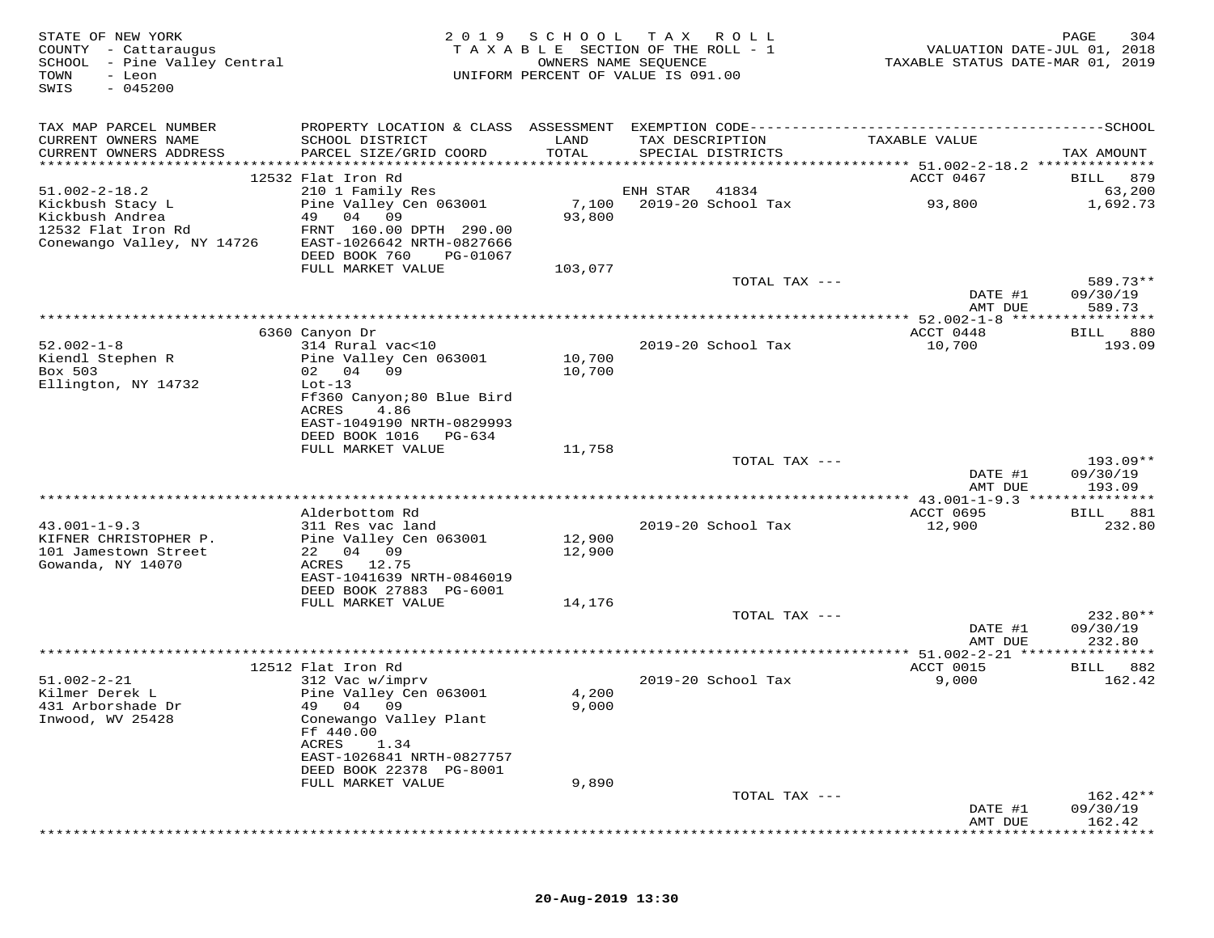STATE OF NEW YORK
COUNTY - Cattaraugus
SCHOOL - Pine Valley Central
TOWN - Leon
SWIS - 045200

2019 SCHOOL TAX ROLL
TAXABLE SECTION OF THE ROLL - 1
OWNERS NAME SEQUENCE
UNIFORM PERCENT OF VALUE IS 091.00

VALUATION DATE-JUL 01, 2018
TAXABLE STATUS DATE-MAR 01, 2019

| TAX MAP PARCEL NUMBER / CURRENT OWNERS NAME / CURRENT OWNERS ADDRESS | PROPERTY LOCATION & CLASS / SCHOOL DISTRICT / PARCEL SIZE/GRID COORD | ASSESSMENT LAND / TOTAL | EXEMPTION CODE / TAX DESCRIPTION / SPECIAL DISTRICTS | TAXABLE VALUE | TAX AMOUNT |
|---|---|---|---|---|---|
| | 12532 Flat Iron Rd | | | ACCT 0467 | BILL 879 |
| 51.002-2-18.2 | 210 1 Family Res | | ENH STAR 41834 | | 63,200 |
| Kickbush Stacy L | Pine Valley Cen 063001 | 7,100 | 2019-20 School Tax | 93,800 | 1,692.73 |
| Kickbush Andrea | 49 04 09 | 93,800 | | | |
| 12532 Flat Iron Rd | FRNT 160.00 DPTH 290.00 | | | | |
| Conewango Valley, NY 14726 | EAST-1026642 NRTH-0827666 | | | | |
| | DEED BOOK 760 PG-01067 | | | | |
| | FULL MARKET VALUE | 103,077 | | | |
| | | | TOTAL TAX --- | | 589.73** |
| | | | | DATE #1 | 09/30/19 |
| | | | | AMT DUE | 589.73 |
| | 6360 Canyon Dr | | | ACCT 0448 | BILL 880 |
| 52.002-1-8 | 314 Rural vac<10 | | 2019-20 School Tax | 10,700 | 193.09 |
| Kiendl Stephen R | Pine Valley Cen 063001 | 10,700 | | | |
| Box 503 | 02 04 09 | 10,700 | | | |
| Ellington, NY 14732 | Lot-13 | | | | |
| | Ff360 Canyon;80 Blue Bird | | | | |
| | ACRES 4.86 | | | | |
| | EAST-1049190 NRTH-0829993 | | | | |
| | DEED BOOK 1016 PG-634 | | | | |
| | FULL MARKET VALUE | 11,758 | | | |
| | | | TOTAL TAX --- | | 193.09** |
| | | | | DATE #1 | 09/30/19 |
| | | | | AMT DUE | 193.09 |
| | Alderbottom Rd | | | ACCT 0695 | BILL 881 |
| 43.001-1-9.3 | 311 Res vac land | | 2019-20 School Tax | 12,900 | 232.80 |
| KIFNER CHRISTOPHER P. | Pine Valley Cen 063001 | 12,900 | | | |
| 101 Jamestown Street | 22 04 09 | 12,900 | | | |
| Gowanda, NY 14070 | ACRES 12.75 | | | | |
| | EAST-1041639 NRTH-0846019 | | | | |
| | DEED BOOK 27883 PG-6001 | | | | |
| | FULL MARKET VALUE | 14,176 | | | |
| | | | TOTAL TAX --- | | 232.80** |
| | | | | DATE #1 | 09/30/19 |
| | | | | AMT DUE | 232.80 |
| | 12512 Flat Iron Rd | | | ACCT 0015 | BILL 882 |
| 51.002-2-21 | 312 Vac w/imprv | | 2019-20 School Tax | 9,000 | 162.42 |
| Kilmer Derek L | Pine Valley Cen 063001 | 4,200 | | | |
| 431 Arborshade Dr | 49 04 09 | 9,000 | | | |
| Inwood, WV 25428 | Conewango Valley Plant | | | | |
| | Ff 440.00 | | | | |
| | ACRES 1.34 | | | | |
| | EAST-1026841 NRTH-0827757 | | | | |
| | DEED BOOK 22378 PG-8001 | | | | |
| | FULL MARKET VALUE | 9,890 | | | |
| | | | TOTAL TAX --- | | 162.42** |
| | | | | DATE #1 | 09/30/19 |
| | | | | AMT DUE | 162.42 |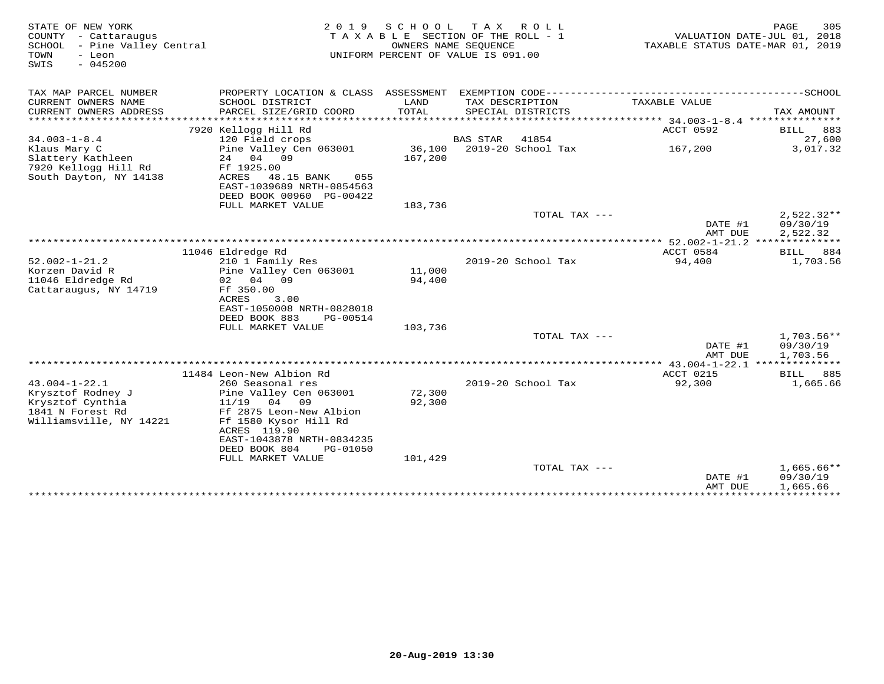STATE OF NEW YORK
COUNTY - Cattaraugus
SCHOOL - Pine Valley Central
TOWN - Leon
SWIS - 045200

2019 SCHOOL TAX ROLL
TAXABLE SECTION OF THE ROLL - 1
OWNERS NAME SEQUENCE
UNIFORM PERCENT OF VALUE IS 091.00

VALUATION DATE-JUL 01, 2018
TAXABLE STATUS DATE-MAR 01, 2019

| TAX MAP PARCEL NUMBER / CURRENT OWNERS NAME / CURRENT OWNERS ADDRESS | PROPERTY LOCATION & CLASS / SCHOOL DISTRICT / PARCEL SIZE/GRID COORD | ASSESSMENT LAND / TOTAL | EXEMPTION CODE / TAX DESCRIPTION / SPECIAL DISTRICTS | TAXABLE VALUE | TAX AMOUNT |
|---|---|---|---|---|---|
| 34.003-1-8.4 | 7920 Kellogg Hill Rd | | | ACCT 0592 | BILL 883 |
| Klaus Mary C | 120 Field crops | | BAS STAR 41854 | | 27,600 |
| Slattery Kathleen | Pine Valley Cen 063001 | 36,100 | 2019-20 School Tax | 167,200 | 3,017.32 |
| 7920 Kellogg Hill Rd | 24 04 09 | 167,200 | | | |
| South Dayton, NY 14138 | Ff 1925.00 | | | | |
| | ACRES 48.15 BANK 055 | | | | |
| | EAST-1039689 NRTH-0854563 | | | | |
| | DEED BOOK 00960 PG-00422 | | | | |
| | FULL MARKET VALUE | 183,736 | | | |
| | | | TOTAL TAX --- | | 2,522.32** |
| | | | | DATE #1 | 09/30/19 |
| | | | | AMT DUE | 2,522.32 |
| 52.002-1-21.2 | 11046 Eldredge Rd | | | ACCT 0584 | BILL 884 |
| Korzen David R | 210 1 Family Res | | 2019-20 School Tax | 94,400 | 1,703.56 |
| 11046 Eldredge Rd | Pine Valley Cen 063001 | 11,000 | | | |
| Cattaraugus, NY 14719 | 02 04 09 | 94,400 | | | |
| | Ff 350.00 | | | | |
| | ACRES 3.00 | | | | |
| | EAST-1050008 NRTH-0828018 | | | | |
| | DEED BOOK 883 PG-00514 | | | | |
| | FULL MARKET VALUE | 103,736 | | | |
| | | | TOTAL TAX --- | | 1,703.56** |
| | | | | DATE #1 | 09/30/19 |
| | | | | AMT DUE | 1,703.56 |
| 43.004-1-22.1 | 11484 Leon-New Albion Rd | | | ACCT 0215 | BILL 885 |
| Krysztof Rodney J | 260 Seasonal res | | 2019-20 School Tax | 92,300 | 1,665.66 |
| Krysztof Cynthia | Pine Valley Cen 063001 | 72,300 | | | |
| 1841 N Forest Rd | 11/19 04 09 | 92,300 | | | |
| Williamsville, NY 14221 | Ff 2875 Leon-New Albion | | | | |
| | Ff 1580 Kysor Hill Rd | | | | |
| | ACRES 119.90 | | | | |
| | EAST-1043878 NRTH-0834235 | | | | |
| | DEED BOOK 804 PG-01050 | | | | |
| | FULL MARKET VALUE | 101,429 | | | |
| | | | TOTAL TAX --- | | 1,665.66** |
| | | | | DATE #1 | 09/30/19 |
| | | | | AMT DUE | 1,665.66 |

20-Aug-2019 13:30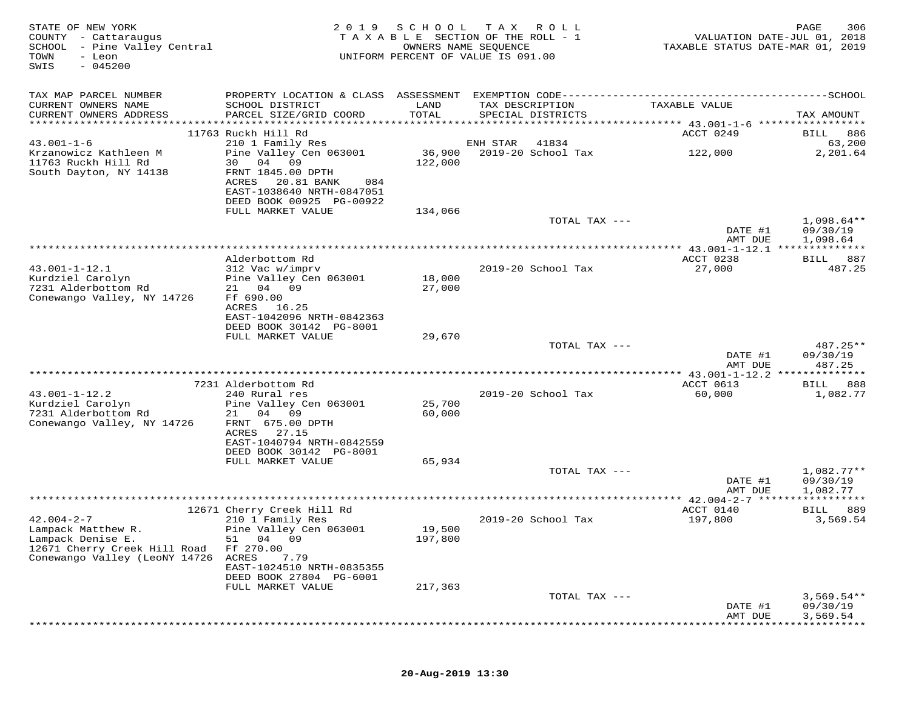STATE OF NEW YORK
COUNTY - Cattaraugus
SCHOOL - Pine Valley Central
TOWN - Leon
SWIS - 045200

2019 SCHOOL TAX ROLL
TAXABLE SECTION OF THE ROLL - 1
OWNERS NAME SEQUENCE
UNIFORM PERCENT OF VALUE IS 091.00

VALUATION DATE-JUL 01, 2018
TAXABLE STATUS DATE-MAR 01, 2019

| TAX MAP PARCEL NUMBER / CURRENT OWNERS NAME / CURRENT OWNERS ADDRESS | PROPERTY LOCATION & CLASS / SCHOOL DISTRICT / PARCEL SIZE/GRID COORD | ASSESSMENT LAND / TOTAL | EXEMPTION CODE / TAX DESCRIPTION / SPECIAL DISTRICTS | TAXABLE VALUE | TAX AMOUNT |
|---|---|---|---|---|---|
| | 11763 Ruckh Hill Rd | | | ACCT 0249 | BILL 886 |
| 43.001-1-6 | 210 1 Family Res | | ENH STAR 41834 | | 63,200 |
| Krzanowicz Kathleen M | Pine Valley Cen 063001 | 36,900 | 2019-20 School Tax | 122,000 | 2,201.64 |
| 11763 Ruckh Hill Rd | 30 04 09 | 122,000 | | | |
| South Dayton, NY 14138 | FRNT 1845.00 DPTH | | | | |
| | ACRES 20.81 BANK 084 | | | | |
| | EAST-1038640 NRTH-0847051 | | | | |
| | DEED BOOK 00925 PG-00922 | | | | |
| | FULL MARKET VALUE | 134,066 | | | |
| | | | TOTAL TAX --- | | 1,098.64** |
| | | | | DATE #1 | 09/30/19 |
| | | | | AMT DUE | 1,098.64 |
| | Alderbottom Rd | | | ACCT 0238 | BILL 887 |
| 43.001-1-12.1 | 312 Vac w/imprv | | 2019-20 School Tax | 27,000 | 487.25 |
| Kurdziel Carolyn | Pine Valley Cen 063001 | 18,000 | | | |
| 7231 Alderbottom Rd | 21 04 09 | 27,000 | | | |
| Conewango Valley, NY 14726 | Ff 690.00 | | | | |
| | ACRES 16.25 | | | | |
| | EAST-1042096 NRTH-0842363 | | | | |
| | DEED BOOK 30142 PG-8001 | | | | |
| | FULL MARKET VALUE | 29,670 | | | |
| | | | TOTAL TAX --- | | 487.25** |
| | | | | DATE #1 | 09/30/19 |
| | | | | AMT DUE | 487.25 |
| | 7231 Alderbottom Rd | | | ACCT 0613 | BILL 888 |
| 43.001-1-12.2 | 240 Rural res | | 2019-20 School Tax | 60,000 | 1,082.77 |
| Kurdziel Carolyn | Pine Valley Cen 063001 | 25,700 | | | |
| 7231 Alderbottom Rd | 21 04 09 | 60,000 | | | |
| Conewango Valley, NY 14726 | FRNT 675.00 DPTH | | | | |
| | ACRES 27.15 | | | | |
| | EAST-1040794 NRTH-0842559 | | | | |
| | DEED BOOK 30142 PG-8001 | | | | |
| | FULL MARKET VALUE | 65,934 | | | |
| | | | TOTAL TAX --- | | 1,082.77** |
| | | | | DATE #1 | 09/30/19 |
| | | | | AMT DUE | 1,082.77 |
| | 12671 Cherry Creek Hill Rd | | | ACCT 0140 | BILL 889 |
| 42.004-2-7 | 210 1 Family Res | | 2019-20 School Tax | 197,800 | 3,569.54 |
| Lampack Matthew R. | Pine Valley Cen 063001 | 19,500 | | | |
| Lampack Denise E. | 51 04 09 | 197,800 | | | |
| 12671 Cherry Creek Hill Road | Ff 270.00 | | | | |
| Conewango Valley (LeoNY 14726 | ACRES 7.79 | | | | |
| | EAST-1024510 NRTH-0835355 | | | | |
| | DEED BOOK 27804 PG-6001 | | | | |
| | FULL MARKET VALUE | 217,363 | | | |
| | | | TOTAL TAX --- | | 3,569.54** |
| | | | | DATE #1 | 09/30/19 |
| | | | | AMT DUE | 3,569.54 |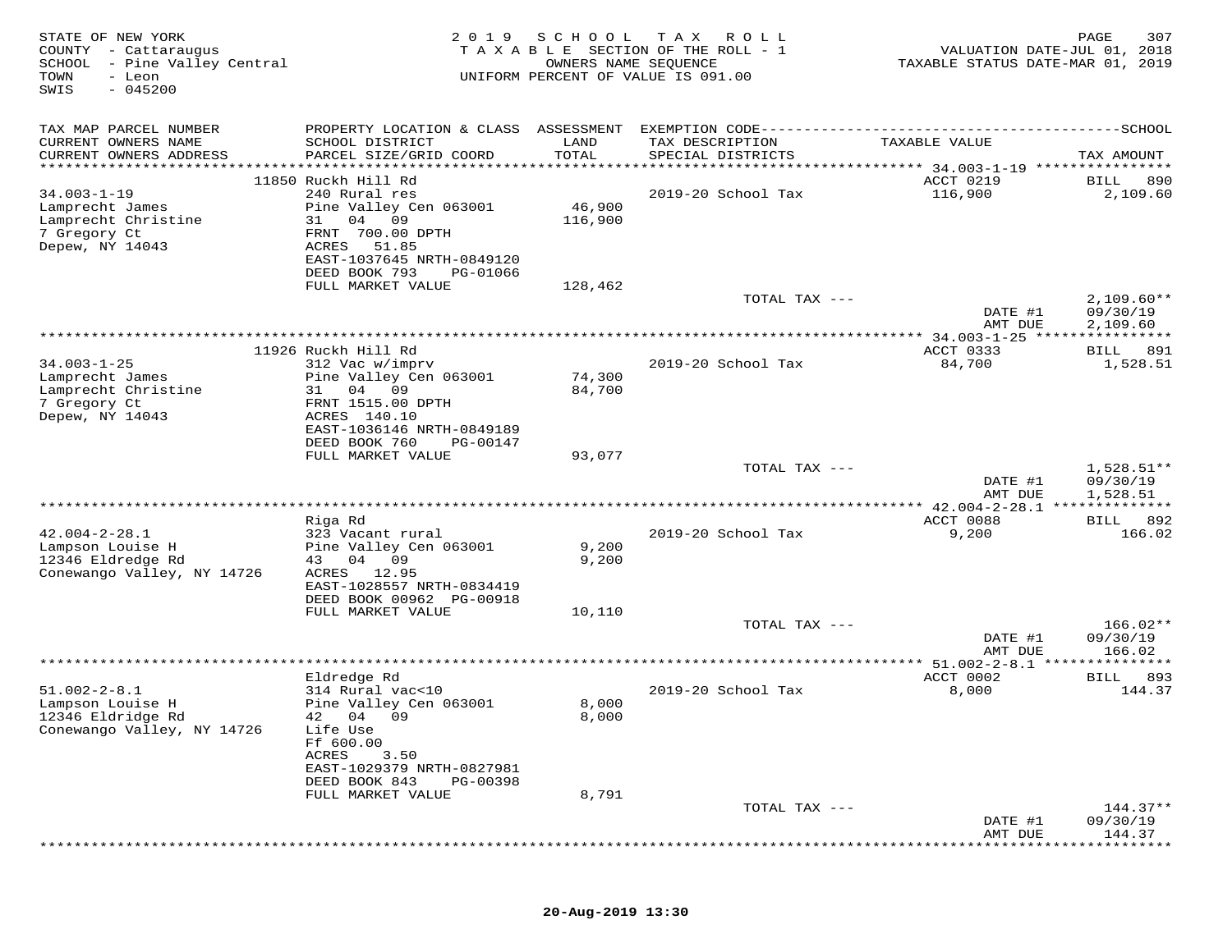STATE OF NEW YORK
COUNTY - Cattaraugus
SCHOOL - Pine Valley Central
TOWN - Leon
SWIS - 045200

2019 SCHOOL TAX ROLL
TAXABLE SECTION OF THE ROLL - 1
OWNERS NAME SEQUENCE
UNIFORM PERCENT OF VALUE IS 091.00

VALUATION DATE-JUL 01, 2018
TAXABLE STATUS DATE-MAR 01, 2019

| TAX MAP PARCEL NUMBER / CURRENT OWNERS NAME / CURRENT OWNERS ADDRESS | PROPERTY LOCATION & CLASS / SCHOOL DISTRICT / PARCEL SIZE/GRID COORD | ASSESSMENT LAND / TOTAL | EXEMPTION CODE / TAX DESCRIPTION / SPECIAL DISTRICTS | TAXABLE VALUE | SCHOOL TAX AMOUNT |
|---|---|---|---|---|---|
| **34.003-1-19** | 11850 Ruckh Hill Rd | | | ACCT 0219 | BILL 890 |
| Lamprecht James | 240 Rural res | | 2019-20 School Tax | 116,900 | 2,109.60 |
| Lamprecht Christine | Pine Valley Cen 063001 | 46,900 | | | |
| 7 Gregory Ct | 31 04 09 | 116,900 | | | |
| Depew, NY 14043 | FRNT 700.00 DPTH | | | | |
| | ACRES 51.85 | | | | |
| | EAST-1037645 NRTH-0849120 | | | | |
| | DEED BOOK 793 PG-01066 | | | | |
| | FULL MARKET VALUE | 128,462 | | | |
| | | | TOTAL TAX --- | | 2,109.60** |
| | | | | DATE #1 | 09/30/19 |
| | | | | AMT DUE | 2,109.60 |
| **34.003-1-25** | 11926 Ruckh Hill Rd | | | ACCT 0333 | BILL 891 |
| Lamprecht James | 312 Vac w/imprv | | 2019-20 School Tax | 84,700 | 1,528.51 |
| Lamprecht Christine | Pine Valley Cen 063001 | 74,300 | | | |
| 7 Gregory Ct | 31 04 09 | 84,700 | | | |
| Depew, NY 14043 | FRNT 1515.00 DPTH | | | | |
| | ACRES 140.10 | | | | |
| | EAST-1036146 NRTH-0849189 | | | | |
| | DEED BOOK 760 PG-00147 | | | | |
| | FULL MARKET VALUE | 93,077 | | | |
| | | | TOTAL TAX --- | | 1,528.51** |
| | | | | DATE #1 | 09/30/19 |
| | | | | AMT DUE | 1,528.51 |
| **42.004-2-28.1** | Riga Rd | | | ACCT 0088 | BILL 892 |
| Lampson Louise H | 323 Vacant rural | | 2019-20 School Tax | 9,200 | 166.02 |
| 12346 Eldredge Rd | Pine Valley Cen 063001 | 9,200 | | | |
| Conewango Valley, NY 14726 | 43 04 09 | 9,200 | | | |
| | ACRES 12.95 | | | | |
| | EAST-1028557 NRTH-0834419 | | | | |
| | DEED BOOK 00962 PG-00918 | | | | |
| | FULL MARKET VALUE | 10,110 | | | |
| | | | TOTAL TAX --- | | 166.02** |
| | | | | DATE #1 | 09/30/19 |
| | | | | AMT DUE | 166.02 |
| **51.002-2-8.1** | Eldredge Rd | | | ACCT 0002 | BILL 893 |
| Lampson Louise H | 314 Rural vac<10 | | 2019-20 School Tax | 8,000 | 144.37 |
| 12346 Eldridge Rd | Pine Valley Cen 063001 | 8,000 | | | |
| Conewango Valley, NY 14726 | 42 04 09 | 8,000 | | | |
| | Life Use | | | | |
| | Ff 600.00 | | | | |
| | ACRES 3.50 | | | | |
| | EAST-1029379 NRTH-0827981 | | | | |
| | DEED BOOK 843 PG-00398 | | | | |
| | FULL MARKET VALUE | 8,791 | | | |
| | | | TOTAL TAX --- | | 144.37** |
| | | | | DATE #1 | 09/30/19 |
| | | | | AMT DUE | 144.37 |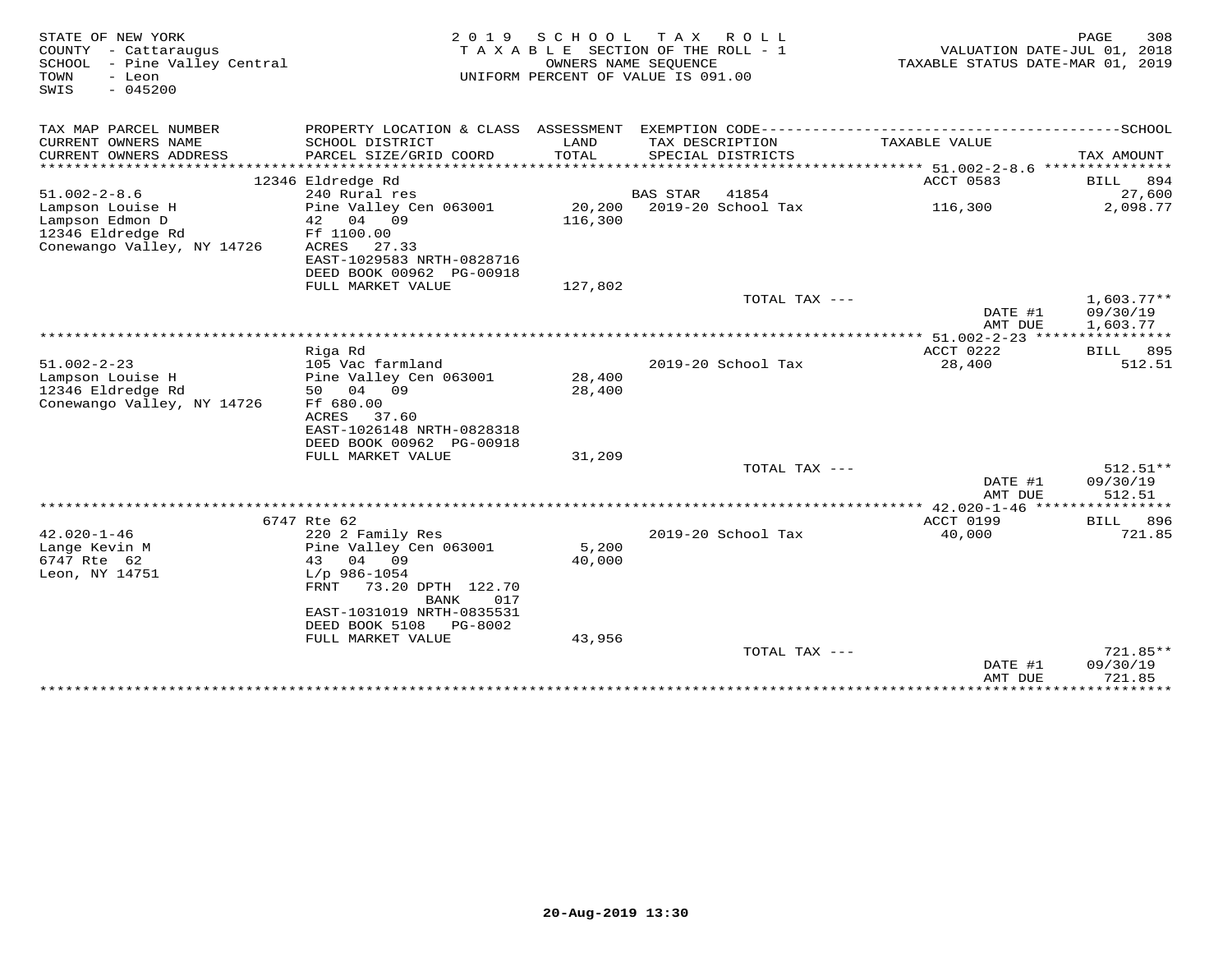STATE OF NEW YORK
COUNTY - Cattaraugus
SCHOOL - Pine Valley Central
TOWN - Leon
SWIS - 045200

2019 SCHOOL TAX ROLL
TAXABLE SECTION OF THE ROLL - 1
OWNERS NAME SEQUENCE
UNIFORM PERCENT OF VALUE IS 091.00

VALUATION DATE-JUL 01, 2018
TAXABLE STATUS DATE-MAR 01, 2019

| TAX MAP PARCEL NUMBER / CURRENT OWNERS NAME / CURRENT OWNERS ADDRESS | PROPERTY LOCATION & CLASS / SCHOOL DISTRICT / PARCEL SIZE/GRID COORD | ASSESSMENT LAND / TOTAL | EXEMPTION CODE / TAX DESCRIPTION / SPECIAL DISTRICTS | TAXABLE VALUE | SCHOOL TAX AMOUNT |
|---|---|---|---|---|---|
| | 12346 Eldredge Rd | | | ACCT 0583 | BILL 894 |
| 51.002-2-8.6 | 240 Rural res | | BAS STAR 41854 | | 27,600 |
| Lampson Louise H | Pine Valley Cen 063001 | 20,200 | 2019-20 School Tax | 116,300 | 2,098.77 |
| Lampson Edmon D | 42 04 09 | 116,300 | | | |
| 12346 Eldredge Rd | Ff 1100.00 | | | | |
| Conewango Valley, NY 14726 | ACRES 27.33 | | | | |
| | EAST-1029583 NRTH-0828716 | | | | |
| | DEED BOOK 00962 PG-00918 | | | | |
| | FULL MARKET VALUE | 127,802 | | | |
| | | | TOTAL TAX --- | | 1,603.77** |
| | | | | DATE #1 | 09/30/19 |
| | | | | AMT DUE | 1,603.77 |
| | Riga Rd | | | ACCT 0222 | BILL 895 |
| 51.002-2-23 | 105 Vac farmland | | 2019-20 School Tax | 28,400 | 512.51 |
| Lampson Louise H | Pine Valley Cen 063001 | 28,400 | | | |
| 12346 Eldredge Rd | 50 04 09 | 28,400 | | | |
| Conewango Valley, NY 14726 | Ff 680.00 | | | | |
| | ACRES 37.60 | | | | |
| | EAST-1026148 NRTH-0828318 | | | | |
| | DEED BOOK 00962 PG-00918 | | | | |
| | FULL MARKET VALUE | 31,209 | | | |
| | | | TOTAL TAX --- | | 512.51** |
| | | | | DATE #1 | 09/30/19 |
| | | | | AMT DUE | 512.51 |
| | 6747 Rte 62 | | | ACCT 0199 | BILL 896 |
| 42.020-1-46 | 220 2 Family Res | | 2019-20 School Tax | 40,000 | 721.85 |
| Lange Kevin M | Pine Valley Cen 063001 | 5,200 | | | |
| 6747 Rte 62 | 43 04 09 | 40,000 | | | |
| Leon, NY 14751 | L/p 986-1054 | | | | |
| | FRNT 73.20 DPTH 122.70 | | | | |
| | BANK 017 | | | | |
| | EAST-1031019 NRTH-0835531 | | | | |
| | DEED BOOK 5108 PG-8002 | | | | |
| | FULL MARKET VALUE | 43,956 | | | |
| | | | TOTAL TAX --- | | 721.85** |
| | | | | DATE #1 | 09/30/19 |
| | | | | AMT DUE | 721.85 |

20-Aug-2019 13:30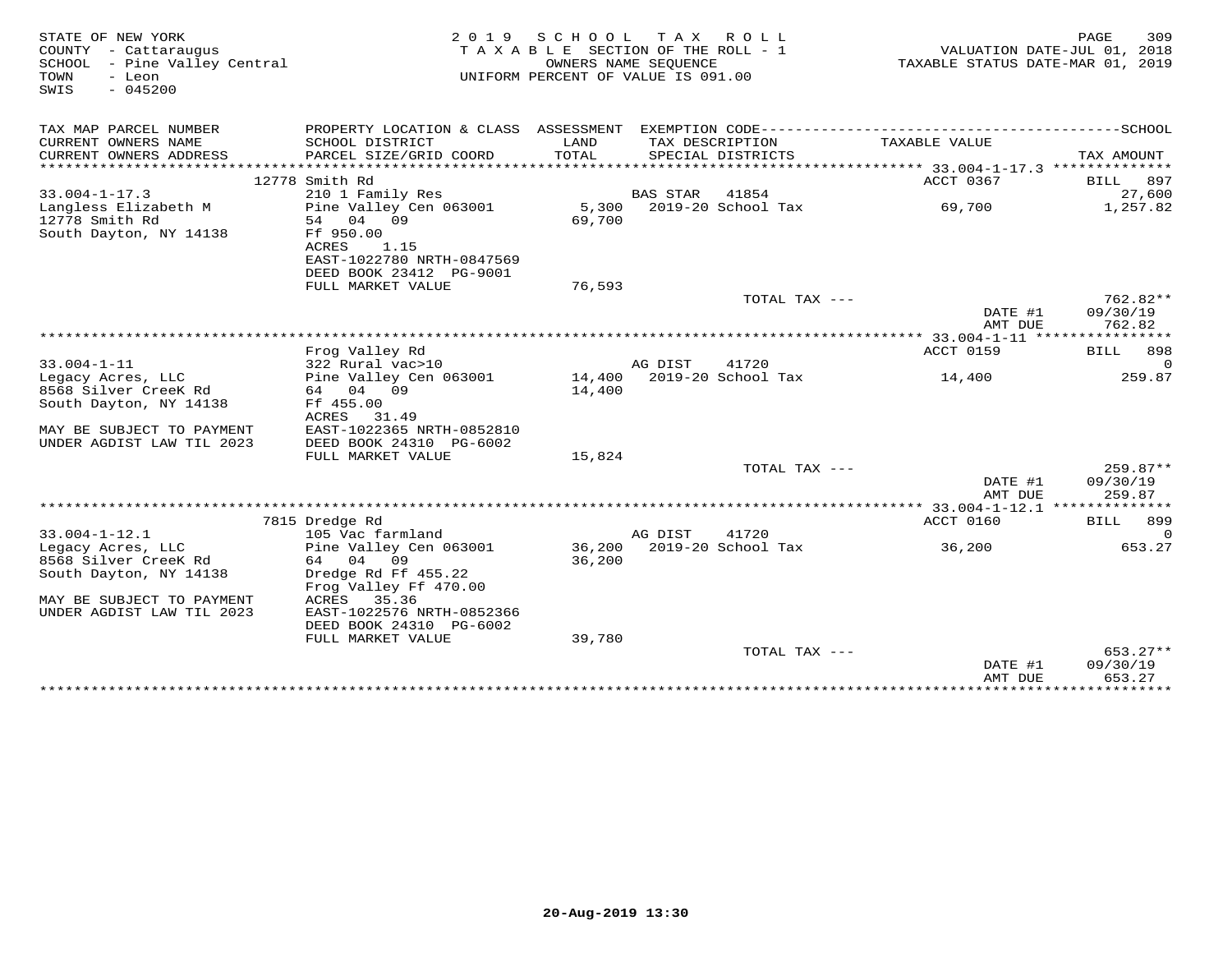STATE OF NEW YORK
COUNTY - Cattaraugus
SCHOOL - Pine Valley Central
TOWN - Leon
SWIS - 045200

2019 SCHOOL TAX ROLL
TAXABLE SECTION OF THE ROLL - 1
OWNERS NAME SEQUENCE
UNIFORM PERCENT OF VALUE IS 091.00

VALUATION DATE-JUL 01, 2018
TAXABLE STATUS DATE-MAR 01, 2019

| TAX MAP PARCEL NUMBER<br>CURRENT OWNERS NAME<br>CURRENT OWNERS ADDRESS | PROPERTY LOCATION & CLASS<br>SCHOOL DISTRICT<br>PARCEL SIZE/GRID COORD | ASSESSMENT<br>LAND<br>TOTAL | EXEMPTION CODE<br>TAX DESCRIPTION<br>SPECIAL DISTRICTS | TAXABLE VALUE | SCHOOL<br>TAX AMOUNT |
|---|---|---|---|---|---|
| | 12778 Smith Rd | | | ACCT 0367 | BILL 897 |
| 33.004-1-17.3 | 210 1 Family Res | | BAS STAR 41854 | | 27,600 |
| Langless Elizabeth M | Pine Valley Cen 063001 | 5,300 | 2019-20 School Tax | 69,700 | 1,257.82 |
| 12778 Smith Rd | 54 04 09 | 69,700 | | | |
| South Dayton, NY 14138 | Ff 950.00 | | | | |
| | ACRES 1.15 | | | | |
| | EAST-1022780 NRTH-0847569 | | | | |
| | DEED BOOK 23412 PG-9001 | | | | |
| | FULL MARKET VALUE | 76,593 | | | |
| | | | TOTAL TAX --- | | 762.82** |
| | | | | DATE #1 | 09/30/19 |
| | | | | AMT DUE | 762.82 |
| | Frog Valley Rd | | | ACCT 0159 | BILL 898 |
| 33.004-1-11 | 322 Rural vac>10 | | AG DIST 41720 | | 0 |
| Legacy Acres, LLC | Pine Valley Cen 063001 | 14,400 | 2019-20 School Tax | 14,400 | 259.87 |
| 8568 Silver CreeK Rd | 64 04 09 | 14,400 | | | |
| South Dayton, NY 14138 | Ff 455.00 | | | | |
| | ACRES 31.49 | | | | |
| MAY BE SUBJECT TO PAYMENT | EAST-1022365 NRTH-0852810 | | | | |
| UNDER AGDIST LAW TIL 2023 | DEED BOOK 24310 PG-6002 | | | | |
| | FULL MARKET VALUE | 15,824 | | | |
| | | | TOTAL TAX --- | | 259.87** |
| | | | | DATE #1 | 09/30/19 |
| | | | | AMT DUE | 259.87 |
| | 7815 Dredge Rd | | | ACCT 0160 | BILL 899 |
| 33.004-1-12.1 | 105 Vac farmland | | AG DIST 41720 | | 0 |
| Legacy Acres, LLC | Pine Valley Cen 063001 | 36,200 | 2019-20 School Tax | 36,200 | 653.27 |
| 8568 Silver CreeK Rd | 64 04 09 | 36,200 | | | |
| South Dayton, NY 14138 | Dredge Rd Ff 455.22 | | | | |
| | Frog Valley Ff 470.00 | | | | |
| MAY BE SUBJECT TO PAYMENT | ACRES 35.36 | | | | |
| UNDER AGDIST LAW TIL 2023 | EAST-1022576 NRTH-0852366 | | | | |
| | DEED BOOK 24310 PG-6002 | | | | |
| | FULL MARKET VALUE | 39,780 | | | |
| | | | TOTAL TAX --- | | 653.27** |
| | | | | DATE #1 | 09/30/19 |
| | | | | AMT DUE | 653.27 |

20-Aug-2019 13:30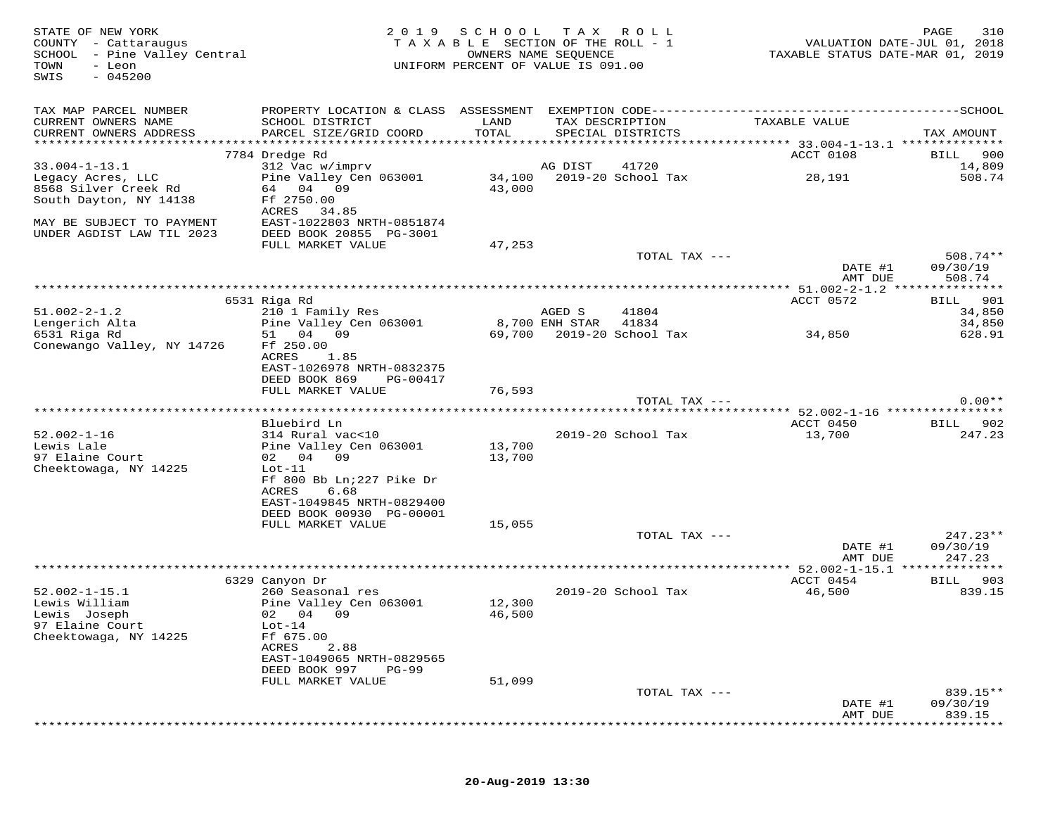STATE OF NEW YORK
COUNTY - Cattaraugus
SCHOOL - Pine Valley Central
TOWN - Leon
SWIS - 045200

2019 SCHOOL TAX ROLL
TAXABLE SECTION OF THE ROLL - 1
OWNERS NAME SEQUENCE
UNIFORM PERCENT OF VALUE IS 091.00

VALUATION DATE-JUL 01, 2018
TAXABLE STATUS DATE-MAR 01, 2019

| TAX MAP PARCEL NUMBER / CURRENT OWNERS NAME / CURRENT OWNERS ADDRESS | PROPERTY LOCATION & CLASS / SCHOOL DISTRICT / PARCEL SIZE/GRID COORD | ASSESSMENT LAND / TOTAL | EXEMPTION CODE / TAX DESCRIPTION / SPECIAL DISTRICTS | TAXABLE VALUE | TAX AMOUNT |
|---|---|---|---|---|---|
| **33.004-1-13.1** | 7784 Dredge Rd | | | ACCT 0108 | BILL 900 |
| 33.004-1-13.1 | 312 Vac w/imprv | | AG DIST 41720 | | 14,809 |
| Legacy Acres, LLC | Pine Valley Cen 063001 | 34,100 | 2019-20 School Tax | 28,191 | 508.74 |
| 8568 Silver Creek Rd | 64 04 09 | 43,000 | | | |
| South Dayton, NY 14138 | Ff 2750.00 | | | | |
| | ACRES 34.85 | | | | |
| MAY BE SUBJECT TO PAYMENT | EAST-1022803 NRTH-0851874 | | | | |
| UNDER AGDIST LAW TIL 2023 | DEED BOOK 20855 PG-3001 | | | | |
| | FULL MARKET VALUE | 47,253 | | | |
| | | | TOTAL TAX --- | | 508.74** |
| | | | | DATE #1 | 09/30/19 |
| | | | | AMT DUE | 508.74 |
| **51.002-2-1.2** | 6531 Riga Rd | | | ACCT 0572 | BILL 901 |
| 51.002-2-1.2 | 210 1 Family Res | | AGED S 41804 | | 34,850 |
| Lengerich Alta | Pine Valley Cen 063001 | 8,700 | ENH STAR 41834 | | 34,850 |
| 6531 Riga Rd | 51 04 09 | 69,700 | 2019-20 School Tax | 34,850 | 628.91 |
| Conewango Valley, NY 14726 | Ff 250.00 | | | | |
| | ACRES 1.85 | | | | |
| | EAST-1026978 NRTH-0832375 | | | | |
| | DEED BOOK 869 PG-00417 | | | | |
| | FULL MARKET VALUE | 76,593 | | | |
| | | | TOTAL TAX --- | | 0.00** |
| **52.002-1-16** | Bluebird Ln | | | ACCT 0450 | BILL 902 |
| 52.002-1-16 | 314 Rural vac<10 | | 2019-20 School Tax | 13,700 | 247.23 |
| Lewis Lale | Pine Valley Cen 063001 | 13,700 | | | |
| 97 Elaine Court | 02 04 09 | 13,700 | | | |
| Cheektowaga, NY 14225 | Lot-11 | | | | |
| | Ff 800 Bb Ln;227 Pike Dr | | | | |
| | ACRES 6.68 | | | | |
| | EAST-1049845 NRTH-0829400 | | | | |
| | DEED BOOK 00930 PG-00001 | | | | |
| | FULL MARKET VALUE | 15,055 | | | |
| | | | TOTAL TAX --- | | 247.23** |
| | | | | DATE #1 | 09/30/19 |
| | | | | AMT DUE | 247.23 |
| **52.002-1-15.1** | 6329 Canyon Dr | | | ACCT 0454 | BILL 903 |
| 52.002-1-15.1 | 260 Seasonal res | | 2019-20 School Tax | 46,500 | 839.15 |
| Lewis William | Pine Valley Cen 063001 | 12,300 | | | |
| Lewis Joseph | 02 04 09 | 46,500 | | | |
| 97 Elaine Court | Lot-14 | | | | |
| Cheektowaga, NY 14225 | Ff 675.00 | | | | |
| | ACRES 2.88 | | | | |
| | EAST-1049065 NRTH-0829565 | | | | |
| | DEED BOOK 997 PG-99 | | | | |
| | FULL MARKET VALUE | 51,099 | | | |
| | | | TOTAL TAX --- | | 839.15** |
| | | | | DATE #1 | 09/30/19 |
| | | | | AMT DUE | 839.15 |

20-Aug-2019 13:30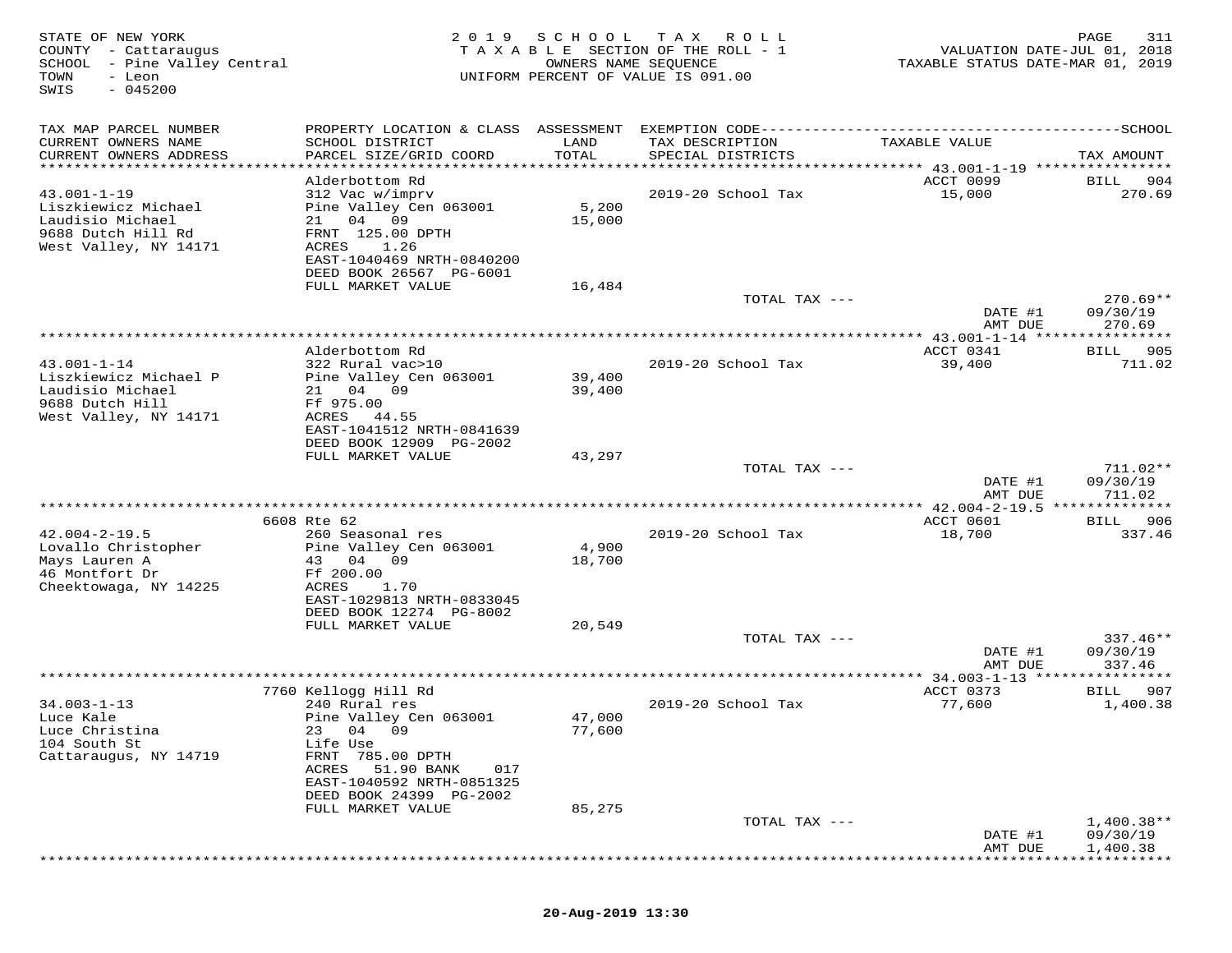STATE OF NEW YORK
COUNTY - Cattaraugus
SCHOOL - Pine Valley Central
TOWN - Leon
SWIS - 045200

2019 SCHOOL TAX ROLL
TAXABLE SECTION OF THE ROLL - 1
OWNERS NAME SEQUENCE
UNIFORM PERCENT OF VALUE IS 091.00

VALUATION DATE-JUL 01, 2018
TAXABLE STATUS DATE-MAR 01, 2019

| TAX MAP PARCEL NUMBER / CURRENT OWNERS NAME / CURRENT OWNERS ADDRESS | PROPERTY LOCATION & CLASS / SCHOOL DISTRICT / PARCEL SIZE/GRID COORD | ASSESSMENT LAND / TOTAL | EXEMPTION CODE / TAX DESCRIPTION / SPECIAL DISTRICTS | TAXABLE VALUE | TAX AMOUNT |
|---|---|---|---|---|---|
| 43.001-1-19 | Alderbottom Rd | | | ACCT 0099 | BILL 904 |
| 43.001-1-19 | 312 Vac w/imprv | | 2019-20 School Tax | 15,000 | 270.69 |
| Liszkiewicz Michael | Pine Valley Cen 063001 | 5,200 | | | |
| Laudisio Michael | 21 04 09 | 15,000 | | | |
| 9688 Dutch Hill Rd | FRNT 125.00 DPTH | | | | |
| West Valley, NY 14171 | ACRES 1.26 | | | | |
| | EAST-1040469 NRTH-0840200 | | | | |
| | DEED BOOK 26567 PG-6001 | | | | |
| | FULL MARKET VALUE | 16,484 | | | |
| | | | TOTAL TAX --- | | 270.69** |
| | | | | DATE #1 | 09/30/19 |
| | | | | AMT DUE | 270.69 |
| 43.001-1-14 | Alderbottom Rd | | | ACCT 0341 | BILL 905 |
| 43.001-1-14 | 322 Rural vac>10 | | 2019-20 School Tax | 39,400 | 711.02 |
| Liszkiewicz Michael P | Pine Valley Cen 063001 | 39,400 | | | |
| Laudisio Michael | 21 04 09 | 39,400 | | | |
| 9688 Dutch Hill | Ff 975.00 | | | | |
| West Valley, NY 14171 | ACRES 44.55 | | | | |
| | EAST-1041512 NRTH-0841639 | | | | |
| | DEED BOOK 12909 PG-2002 | | | | |
| | FULL MARKET VALUE | 43,297 | | | |
| | | | TOTAL TAX --- | | 711.02** |
| | | | | DATE #1 | 09/30/19 |
| | | | | AMT DUE | 711.02 |
| 42.004-2-19.5 | 6608 Rte 62 | | | ACCT 0601 | BILL 906 |
| 42.004-2-19.5 | 260 Seasonal res | | 2019-20 School Tax | 18,700 | 337.46 |
| Lovallo Christopher | Pine Valley Cen 063001 | 4,900 | | | |
| Mays Lauren A | 43 04 09 | 18,700 | | | |
| 46 Montfort Dr | Ff 200.00 | | | | |
| Cheektowaga, NY 14225 | ACRES 1.70 | | | | |
| | EAST-1029813 NRTH-0833045 | | | | |
| | DEED BOOK 12274 PG-8002 | | | | |
| | FULL MARKET VALUE | 20,549 | | | |
| | | | TOTAL TAX --- | | 337.46** |
| | | | | DATE #1 | 09/30/19 |
| | | | | AMT DUE | 337.46 |
| 34.003-1-13 | 7760 Kellogg Hill Rd | | | ACCT 0373 | BILL 907 |
| 34.003-1-13 | 240 Rural res | | 2019-20 School Tax | 77,600 | 1,400.38 |
| Luce Kale | Pine Valley Cen 063001 | 47,000 | | | |
| Luce Christina | 23 04 09 | 77,600 | | | |
| 104 South St | Life Use | | | | |
| Cattaraugus, NY 14719 | FRNT 785.00 DPTH | | | | |
| | ACRES 51.90 BANK 017 | | | | |
| | EAST-1040592 NRTH-0851325 | | | | |
| | DEED BOOK 24399 PG-2002 | | | | |
| | FULL MARKET VALUE | 85,275 | | | |
| | | | TOTAL TAX --- | | 1,400.38** |
| | | | | DATE #1 | 09/30/19 |
| | | | | AMT DUE | 1,400.38 |

20-Aug-2019 13:30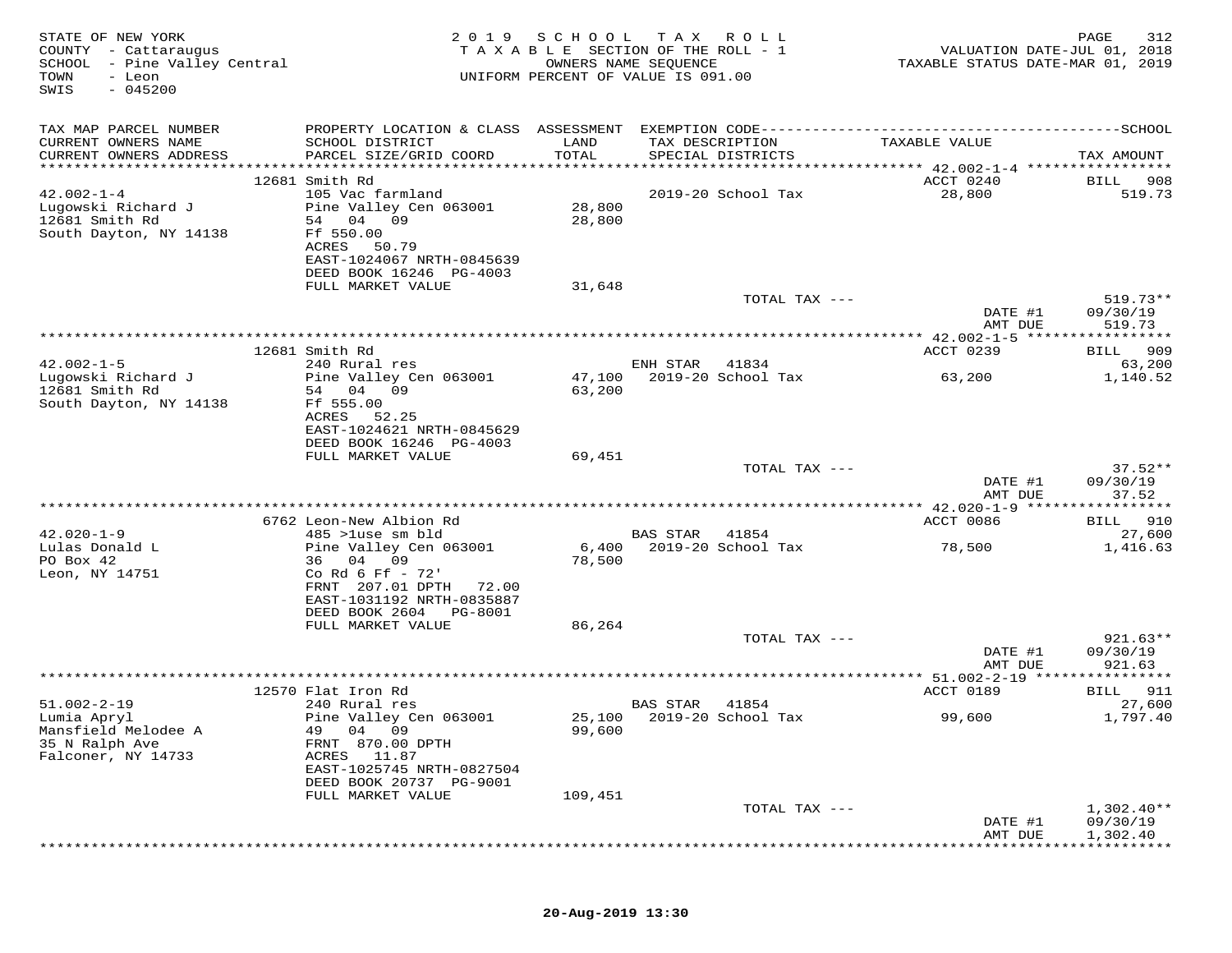STATE OF NEW YORK
COUNTY - Cattaraugus
SCHOOL - Pine Valley Central
TOWN - Leon
SWIS - 045200

2019 SCHOOL TAX ROLL
TAXABLE SECTION OF THE ROLL - 1
OWNERS NAME SEQUENCE
UNIFORM PERCENT OF VALUE IS 091.00

VALUATION DATE-JUL 01, 2018
TAXABLE STATUS DATE-MAR 01, 2019

| TAX MAP PARCEL NUMBER / CURRENT OWNERS NAME / CURRENT OWNERS ADDRESS | PROPERTY LOCATION & CLASS / SCHOOL DISTRICT / PARCEL SIZE/GRID COORD | ASSESSMENT LAND / TOTAL | EXEMPTION CODE / TAX DESCRIPTION / SPECIAL DISTRICTS | TAXABLE VALUE | TAX AMOUNT |
|---|---|---|---|---|---|
| | 12681 Smith Rd | | | ACCT 0240 | BILL 908 |
| 42.002-1-4 | 105 Vac farmland | | 2019-20 School Tax | 28,800 | 519.73 |
| Lugowski Richard J | Pine Valley Cen 063001 | 28,800 | | | |
| 12681 Smith Rd | 54 04 09 | 28,800 | | | |
| South Dayton, NY 14138 | Ff 550.00 | | | | |
| | ACRES 50.79 | | | | |
| | EAST-1024067 NRTH-0845639 | | | | |
| | DEED BOOK 16246 PG-4003 | | | | |
| | FULL MARKET VALUE | 31,648 | | | |
| | | | TOTAL TAX --- | | 519.73** |
| | | | | DATE #1 | 09/30/19 |
| | | | | AMT DUE | 519.73 |
| | 12681 Smith Rd | | | ACCT 0239 | BILL 909 |
| 42.002-1-5 | 240 Rural res | | ENH STAR 41834 | | 63,200 |
| Lugowski Richard J | Pine Valley Cen 063001 | 47,100 | 2019-20 School Tax | 63,200 | 1,140.52 |
| 12681 Smith Rd | 54 04 09 | 63,200 | | | |
| South Dayton, NY 14138 | Ff 555.00 | | | | |
| | ACRES 52.25 | | | | |
| | EAST-1024621 NRTH-0845629 | | | | |
| | DEED BOOK 16246 PG-4003 | | | | |
| | FULL MARKET VALUE | 69,451 | | | |
| | | | TOTAL TAX --- | | 37.52** |
| | | | | DATE #1 | 09/30/19 |
| | | | | AMT DUE | 37.52 |
| | 6762 Leon-New Albion Rd | | | ACCT 0086 | BILL 910 |
| 42.020-1-9 | 485 >1use sm bld | | BAS STAR 41854 | | 27,600 |
| Lulas Donald L | Pine Valley Cen 063001 | 6,400 | 2019-20 School Tax | 78,500 | 1,416.63 |
| PO Box 42 | 36 04 09 | 78,500 | | | |
| Leon, NY 14751 | Co Rd 6 Ff - 72' | | | | |
| | FRNT 207.01 DPTH 72.00 | | | | |
| | EAST-1031192 NRTH-0835887 | | | | |
| | DEED BOOK 2604 PG-8001 | | | | |
| | FULL MARKET VALUE | 86,264 | | | |
| | | | TOTAL TAX --- | | 921.63** |
| | | | | DATE #1 | 09/30/19 |
| | | | | AMT DUE | 921.63 |
| | 12570 Flat Iron Rd | | | ACCT 0189 | BILL 911 |
| 51.002-2-19 | 240 Rural res | | BAS STAR 41854 | | 27,600 |
| Lumia Apryl | Pine Valley Cen 063001 | 25,100 | 2019-20 School Tax | 99,600 | 1,797.40 |
| Mansfield Melodee A | 49 04 09 | 99,600 | | | |
| 35 N Ralph Ave | FRNT 870.00 DPTH | | | | |
| Falconer, NY 14733 | ACRES 11.87 | | | | |
| | EAST-1025745 NRTH-0827504 | | | | |
| | DEED BOOK 20737 PG-9001 | | | | |
| | FULL MARKET VALUE | 109,451 | | | |
| | | | TOTAL TAX --- | | 1,302.40** |
| | | | | DATE #1 | 09/30/19 |
| | | | | AMT DUE | 1,302.40 |

20-Aug-2019 13:30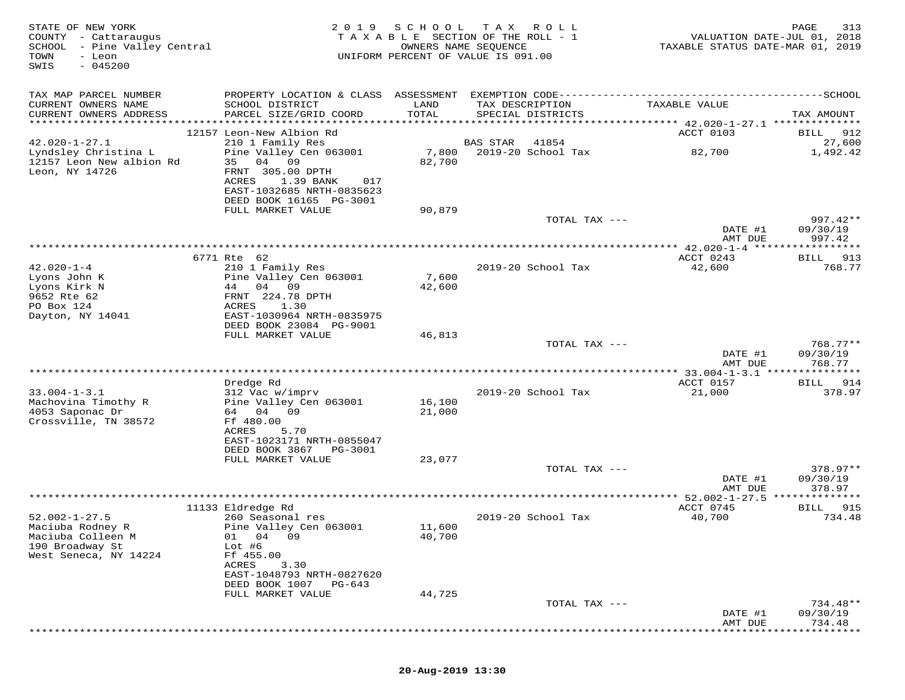STATE OF NEW YORK
COUNTY - Cattaraugus
SCHOOL - Pine Valley Central
TOWN - Leon
SWIS - 045200

2019 SCHOOL TAX ROLL
TAXABLE SECTION OF THE ROLL - 1
OWNERS NAME SEQUENCE
UNIFORM PERCENT OF VALUE IS 091.00

VALUATION DATE-JUL 01, 2018
TAXABLE STATUS DATE-MAR 01, 2019

| TAX MAP PARCEL NUMBER / CURRENT OWNERS NAME / CURRENT OWNERS ADDRESS | PROPERTY LOCATION & CLASS / SCHOOL DISTRICT / PARCEL SIZE/GRID COORD | ASSESSMENT LAND / TOTAL | EXEMPTION CODE / TAX DESCRIPTION / SPECIAL DISTRICTS | TAXABLE VALUE | TAX AMOUNT |
|---|---|---|---|---|---|
| | 12157 Leon-New Albion Rd | | | ACCT 0103 | BILL 912 |
| 42.020-1-27.1 | 210 1 Family Res | | BAS STAR 41854 | | 27,600 |
| Lyndsley Christina L | Pine Valley Cen 063001 | 7,800 | 2019-20 School Tax | 82,700 | 1,492.42 |
| 12157 Leon New albion Rd | 35 04 09 | 82,700 | | | |
| Leon, NY 14726 | FRNT 305.00 DPTH | | | | |
| | ACRES 1.39 BANK 017 | | | | |
| | EAST-1032685 NRTH-0835623 | | | | |
| | DEED BOOK 16165 PG-3001 | | | | |
| | FULL MARKET VALUE | 90,879 | | | |
| | | | TOTAL TAX --- | | 997.42** |
| | | | | DATE #1 | 09/30/19 |
| | | | | AMT DUE | 997.42 |
| | 6771 Rte 62 | | | ACCT 0243 | BILL 913 |
| 42.020-1-4 | 210 1 Family Res | | 2019-20 School Tax | 42,600 | 768.77 |
| Lyons John K | Pine Valley Cen 063001 | 7,600 | | | |
| Lyons Kirk N | 44 04 09 | 42,600 | | | |
| 9652 Rte 62 | FRNT 224.78 DPTH | | | | |
| PO Box 124 | ACRES 1.30 | | | | |
| Dayton, NY 14041 | EAST-1030964 NRTH-0835975 | | | | |
| | DEED BOOK 23084 PG-9001 | | | | |
| | FULL MARKET VALUE | 46,813 | | | |
| | | | TOTAL TAX --- | | 768.77** |
| | | | | DATE #1 | 09/30/19 |
| | | | | AMT DUE | 768.77 |
| | Dredge Rd | | | ACCT 0157 | BILL 914 |
| 33.004-1-3.1 | 312 Vac w/imprv | | 2019-20 School Tax | 21,000 | 378.97 |
| Machovina Timothy R | Pine Valley Cen 063001 | 16,100 | | | |
| 4053 Saponac Dr | 64 04 09 | 21,000 | | | |
| Crossville, TN 38572 | Ff 480.00 | | | | |
| | ACRES 5.70 | | | | |
| | EAST-1023171 NRTH-0855047 | | | | |
| | DEED BOOK 3867 PG-3001 | | | | |
| | FULL MARKET VALUE | 23,077 | | | |
| | | | TOTAL TAX --- | | 378.97** |
| | | | | DATE #1 | 09/30/19 |
| | | | | AMT DUE | 378.97 |
| | 11133 Eldredge Rd | | | ACCT 0745 | BILL 915 |
| 52.002-1-27.5 | 260 Seasonal res | | 2019-20 School Tax | 40,700 | 734.48 |
| Maciuba Rodney R | Pine Valley Cen 063001 | 11,600 | | | |
| Maciuba Colleen M | 01 04 09 | 40,700 | | | |
| 190 Broadway St | Lot #6 | | | | |
| West Seneca, NY 14224 | Ff 455.00 | | | | |
| | ACRES 3.30 | | | | |
| | EAST-1048793 NRTH-0827620 | | | | |
| | DEED BOOK 1007 PG-643 | | | | |
| | FULL MARKET VALUE | 44,725 | | | |
| | | | TOTAL TAX --- | | 734.48** |
| | | | | DATE #1 | 09/30/19 |
| | | | | AMT DUE | 734.48 |

20-Aug-2019 13:30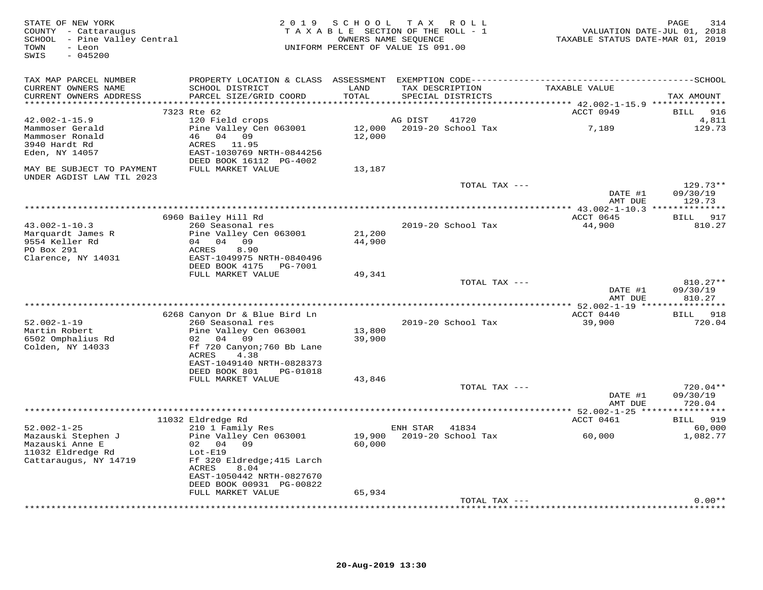STATE OF NEW YORK
COUNTY - Cattaraugus
SCHOOL - Pine Valley Central
TOWN - Leon
SWIS - 045200

2019 SCHOOL TAX ROLL
TAXABLE SECTION OF THE ROLL - 1
OWNERS NAME SEQUENCE
UNIFORM PERCENT OF VALUE IS 091.00

VALUATION DATE-JUL 01, 2018
TAXABLE STATUS DATE-MAR 01, 2019

| TAX MAP PARCEL NUMBER<br>CURRENT OWNERS NAME<br>CURRENT OWNERS ADDRESS | PROPERTY LOCATION & CLASS<br>SCHOOL DISTRICT<br>PARCEL SIZE/GRID COORD | ASSESSMENT<br>LAND<br>TOTAL | EXEMPTION CODE<br>TAX DESCRIPTION<br>SPECIAL DISTRICTS | TAXABLE VALUE | SCHOOL<br>TAX AMOUNT |
|---|---|---|---|---|---|
| | 7323 Rte 62 | | | ACCT 0949 | BILL 916 |
| 42.002-1-15.9 | 120 Field crops | | AG DIST 41720 | | 4,811 |
| Mammoser Gerald | Pine Valley Cen 063001 | 12,000 | 2019-20 School Tax | 7,189 | 129.73 |
| Mammoser Ronald | 46 04 09 | 12,000 | | | |
| 3940 Hardt Rd | ACRES 11.95 | | | | |
| Eden, NY 14057 | EAST-1030769 NRTH-0844256 | | | | |
| | DEED BOOK 16112 PG-4002 | | | | |
| MAY BE SUBJECT TO PAYMENT UNDER AGDIST LAW TIL 2023 | FULL MARKET VALUE | 13,187 | | | |
| | | | TOTAL TAX --- | | 129.73** |
| | | | | DATE #1 | 09/30/19 |
| | | | | AMT DUE | 129.73 |
| | 6960 Bailey Hill Rd | | | ACCT 0645 | BILL 917 |
| 43.002-1-10.3 | 260 Seasonal res | | 2019-20 School Tax | 44,900 | 810.27 |
| Marquardt James R | Pine Valley Cen 063001 | 21,200 | | | |
| 9554 Keller Rd | 04 04 09 | 44,900 | | | |
| PO Box 291 | ACRES 8.90 | | | | |
| Clarence, NY 14031 | EAST-1049975 NRTH-0840496 | | | | |
| | DEED BOOK 4175 PG-7001 | | | | |
| | FULL MARKET VALUE | 49,341 | | | |
| | | | TOTAL TAX --- | | 810.27** |
| | | | | DATE #1 | 09/30/19 |
| | | | | AMT DUE | 810.27 |
| | 6268 Canyon Dr & Blue Bird Ln | | | ACCT 0440 | BILL 918 |
| 52.002-1-19 | 260 Seasonal res | | 2019-20 School Tax | 39,900 | 720.04 |
| Martin Robert | Pine Valley Cen 063001 | 13,800 | | | |
| 6502 Omphalius Rd | 02 04 09 | 39,900 | | | |
| Colden, NY 14033 | Ff 720 Canyon;760 Bb Lane | | | | |
| | ACRES 4.38 | | | | |
| | EAST-1049140 NRTH-0828373 | | | | |
| | DEED BOOK 801 PG-01018 | | | | |
| | FULL MARKET VALUE | 43,846 | | | |
| | | | TOTAL TAX --- | | 720.04** |
| | | | | DATE #1 | 09/30/19 |
| | | | | AMT DUE | 720.04 |
| | 11032 Eldredge Rd | | | ACCT 0461 | BILL 919 |
| 52.002-1-25 | 210 1 Family Res | | ENH STAR 41834 | | 60,000 |
| Mazauski Stephen J | Pine Valley Cen 063001 | 19,900 | 2019-20 School Tax | 60,000 | 1,082.77 |
| Mazauski Anne E | 02 04 09 | 60,000 | | | |
| 11032 Eldredge Rd | Lot-E19 | | | | |
| Cattaraugus, NY 14719 | Ff 320 Eldredge;415 Larch | | | | |
| | ACRES 8.04 | | | | |
| | EAST-1050442 NRTH-0827670 | | | | |
| | DEED BOOK 00931 PG-00822 | | | | |
| | FULL MARKET VALUE | 65,934 | | | |
| | | | TOTAL TAX --- | | 0.00** |

20-Aug-2019 13:30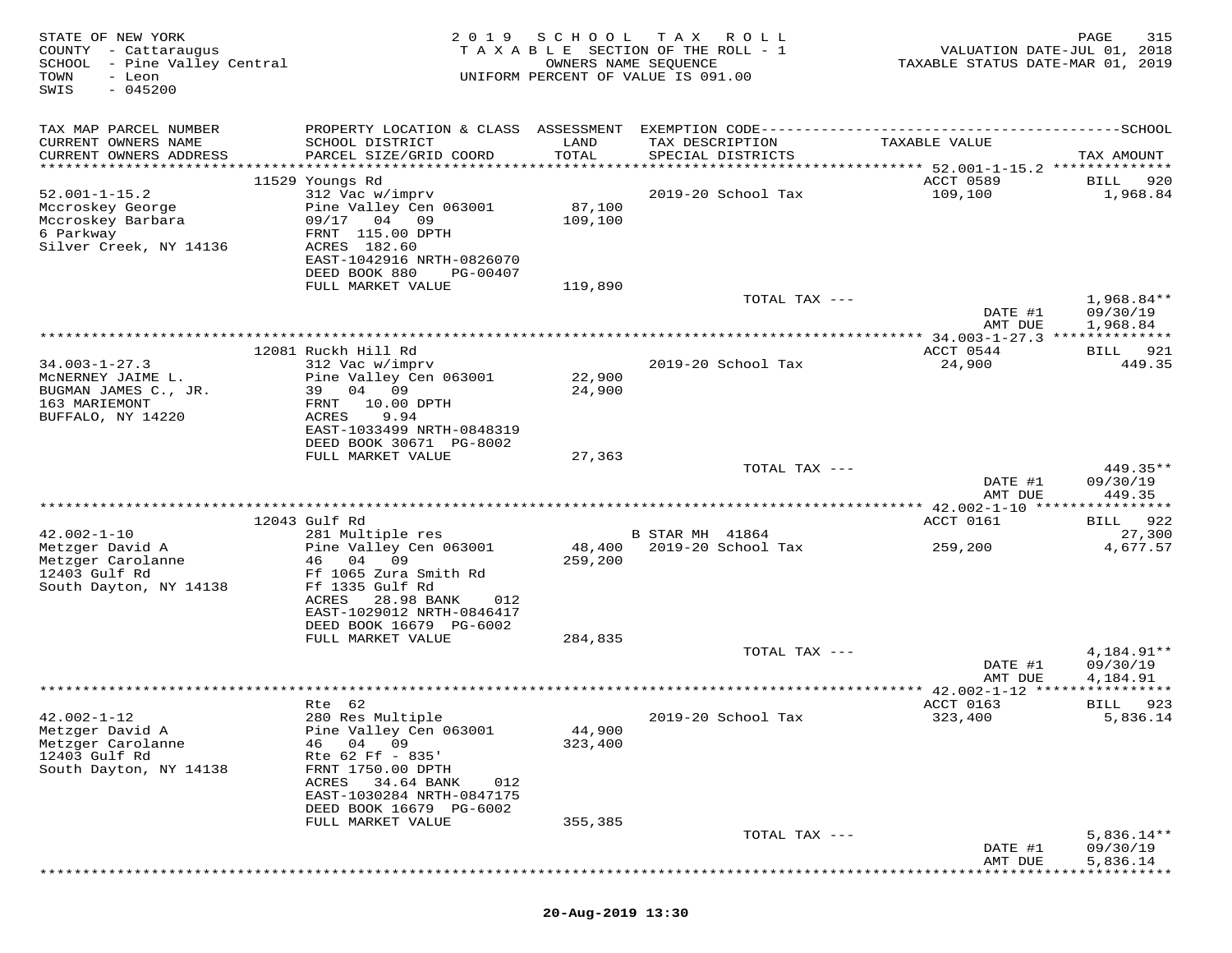STATE OF NEW YORK
COUNTY - Cattaraugus
SCHOOL - Pine Valley Central
TOWN - Leon
SWIS - 045200

2019 SCHOOL TAX ROLL
TAXABLE SECTION OF THE ROLL - 1
OWNERS NAME SEQUENCE
UNIFORM PERCENT OF VALUE IS 091.00

VALUATION DATE-JUL 01, 2018
TAXABLE STATUS DATE-MAR 01, 2019

| TAX MAP PARCEL NUMBER / CURRENT OWNERS NAME / CURRENT OWNERS ADDRESS | PROPERTY LOCATION & CLASS / SCHOOL DISTRICT / PARCEL SIZE/GRID COORD | ASSESSMENT LAND / TOTAL | EXEMPTION CODE / TAX DESCRIPTION / SPECIAL DISTRICTS | TAXABLE VALUE | TAX AMOUNT |
|---|---|---|---|---|---|
| | 11529 Youngs Rd | | | ACCT 0589 | BILL 920 |
| 52.001-1-15.2 | 312 Vac w/imprv | | 2019-20 School Tax | 109,100 | 1,968.84 |
| Mccroskey George | Pine Valley Cen 063001 | 87,100 | | | |
| Mccroskey Barbara | 09/17 04 09 | 109,100 | | | |
| 6 Parkway | FRNT 115.00 DPTH | | | | |
| Silver Creek, NY 14136 | ACRES 182.60 | | | | |
| | EAST-1042916 NRTH-0826070 | | | | |
| | DEED BOOK 880 PG-00407 | | | | |
| | FULL MARKET VALUE | 119,890 | | | |
| | | | TOTAL TAX --- | | 1,968.84** |
| | | | | DATE #1 | 09/30/19 |
| | | | | AMT DUE | 1,968.84 |
| | 12081 Ruckh Hill Rd | | | ACCT 0544 | BILL 921 |
| 34.003-1-27.3 | 312 Vac w/imprv | | 2019-20 School Tax | 24,900 | 449.35 |
| McNERNEY JAIME L. | Pine Valley Cen 063001 | 22,900 | | | |
| BUGMAN JAMES C., JR. | 39 04 09 | 24,900 | | | |
| 163 MARIEMONT | FRNT 10.00 DPTH | | | | |
| BUFFALO, NY 14220 | ACRES 9.94 | | | | |
| | EAST-1033499 NRTH-0848319 | | | | |
| | DEED BOOK 30671 PG-8002 | | | | |
| | FULL MARKET VALUE | 27,363 | | | |
| | | | TOTAL TAX --- | | 449.35** |
| | | | | DATE #1 | 09/30/19 |
| | | | | AMT DUE | 449.35 |
| | 12043 Gulf Rd | | | ACCT 0161 | BILL 922 |
| 42.002-1-10 | 281 Multiple res | | B STAR MH 41864 | | 27,300 |
| Metzger David A | Pine Valley Cen 063001 | 48,400 | 2019-20 School Tax | 259,200 | 4,677.57 |
| Metzger Carolanne | 46 04 09 | 259,200 | | | |
| 12403 Gulf Rd | Ff 1065 Zura Smith Rd | | | | |
| South Dayton, NY 14138 | Ff 1335 Gulf Rd | | | | |
| | ACRES 28.98 BANK 012 | | | | |
| | EAST-1029012 NRTH-0846417 | | | | |
| | DEED BOOK 16679 PG-6002 | | | | |
| | FULL MARKET VALUE | 284,835 | | | |
| | | | TOTAL TAX --- | | 4,184.91** |
| | | | | DATE #1 | 09/30/19 |
| | | | | AMT DUE | 4,184.91 |
| | Rte 62 | | | ACCT 0163 | BILL 923 |
| 42.002-1-12 | 280 Res Multiple | | 2019-20 School Tax | 323,400 | 5,836.14 |
| Metzger David A | Pine Valley Cen 063001 | 44,900 | | | |
| Metzger Carolanne | 46 04 09 | 323,400 | | | |
| 12403 Gulf Rd | Rte 62 Ff - 835' | | | | |
| South Dayton, NY 14138 | FRNT 1750.00 DPTH | | | | |
| | ACRES 34.64 BANK 012 | | | | |
| | EAST-1030284 NRTH-0847175 | | | | |
| | DEED BOOK 16679 PG-6002 | | | | |
| | FULL MARKET VALUE | 355,385 | | | |
| | | | TOTAL TAX --- | | 5,836.14** |
| | | | | DATE #1 | 09/30/19 |
| | | | | AMT DUE | 5,836.14 |

20-Aug-2019 13:30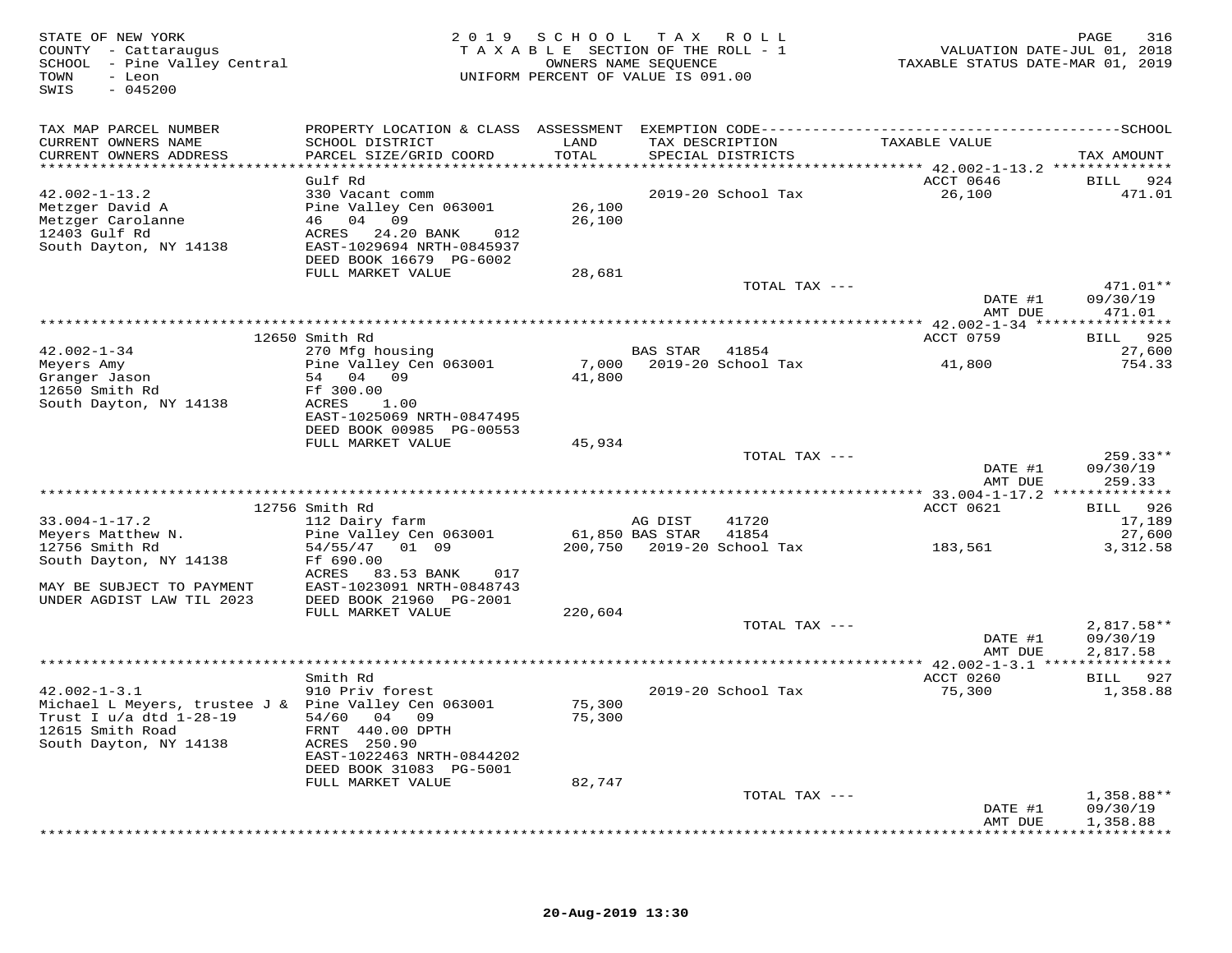STATE OF NEW YORK
COUNTY - Cattaraugus
SCHOOL - Pine Valley Central
TOWN - Leon
SWIS - 045200

2019 SCHOOL TAX ROLL
TAXABLE SECTION OF THE ROLL - 1
OWNERS NAME SEQUENCE
UNIFORM PERCENT OF VALUE IS 091.00

VALUATION DATE-JUL 01, 2018
TAXABLE STATUS DATE-MAR 01, 2019

| TAX MAP PARCEL NUMBER / CURRENT OWNERS NAME / CURRENT OWNERS ADDRESS | PROPERTY LOCATION & CLASS / SCHOOL DISTRICT / PARCEL SIZE/GRID COORD | ASSESSMENT LAND / TOTAL | EXEMPTION CODE / TAX DESCRIPTION / SPECIAL DISTRICTS | TAXABLE VALUE | TAX AMOUNT |
|---|---|---|---|---|---|
| **42.002-1-13.2** | Gulf Rd | | | ACCT 0646 | BILL 924 |
| 42.002-1-13.2 | 330 Vacant comm | | 2019-20 School Tax | 26,100 | 471.01 |
| Metzger David A | Pine Valley Cen 063001 | 26,100 | | | |
| Metzger Carolanne | 46 04 09 | 26,100 | | | |
| 12403 Gulf Rd | ACRES 24.20 BANK 012 | | | | |
| South Dayton, NY 14138 | EAST-1029694 NRTH-0845937 | | | | |
| | DEED BOOK 16679 PG-6002 | | | | |
| | FULL MARKET VALUE | 28,681 | | | |
| | | | TOTAL TAX --- | | 471.01** |
| | | | | DATE #1 | 09/30/19 |
| | | | | AMT DUE | 471.01 |
| **42.002-1-34** | 12650 Smith Rd | | | ACCT 0759 | BILL 925 |
| 42.002-1-34 | 270 Mfg housing | | BAS STAR 41854 | | 27,600 |
| Meyers Amy | Pine Valley Cen 063001 | 7,000 | 2019-20 School Tax | 41,800 | 754.33 |
| Granger Jason | 54 04 09 | 41,800 | | | |
| 12650 Smith Rd | Ff 300.00 | | | | |
| South Dayton, NY 14138 | ACRES 1.00 | | | | |
| | EAST-1025069 NRTH-0847495 | | | | |
| | DEED BOOK 00985 PG-00553 | | | | |
| | FULL MARKET VALUE | 45,934 | | | |
| | | | TOTAL TAX --- | | 259.33** |
| | | | | DATE #1 | 09/30/19 |
| | | | | AMT DUE | 259.33 |
| **33.004-1-17.2** | 12756 Smith Rd | | | ACCT 0621 | BILL 926 |
| 33.004-1-17.2 | 112 Dairy farm | | AG DIST 41720 | | 17,189 |
| Meyers Matthew N. | Pine Valley Cen 063001 | 61,850 | BAS STAR 41854 | | 27,600 |
| 12756 Smith Rd | 54/55/47 01 09 | 200,750 | 2019-20 School Tax | 183,561 | 3,312.58 |
| South Dayton, NY 14138 | Ff 690.00 | | | | |
| | ACRES 83.53 BANK 017 | | | | |
| MAY BE SUBJECT TO PAYMENT | EAST-1023091 NRTH-0848743 | | | | |
| UNDER AGDIST LAW TIL 2023 | DEED BOOK 21960 PG-2001 | | | | |
| | FULL MARKET VALUE | 220,604 | | | |
| | | | TOTAL TAX --- | | 2,817.58** |
| | | | | DATE #1 | 09/30/19 |
| | | | | AMT DUE | 2,817.58 |
| **42.002-1-3.1** | Smith Rd | | | ACCT 0260 | BILL 927 |
| 42.002-1-3.1 | 910 Priv forest | | 2019-20 School Tax | 75,300 | 1,358.88 |
| Michael L Meyers, trustee J & | Pine Valley Cen 063001 | 75,300 | | | |
| Trust I u/a dtd 1-28-19 | 54/60 04 09 | 75,300 | | | |
| 12615 Smith Road | FRNT 440.00 DPTH | | | | |
| South Dayton, NY 14138 | ACRES 250.90 | | | | |
| | EAST-1022463 NRTH-0844202 | | | | |
| | DEED BOOK 31083 PG-5001 | | | | |
| | FULL MARKET VALUE | 82,747 | | | |
| | | | TOTAL TAX --- | | 1,358.88** |
| | | | | DATE #1 | 09/30/19 |
| | | | | AMT DUE | 1,358.88 |

20-Aug-2019 13:30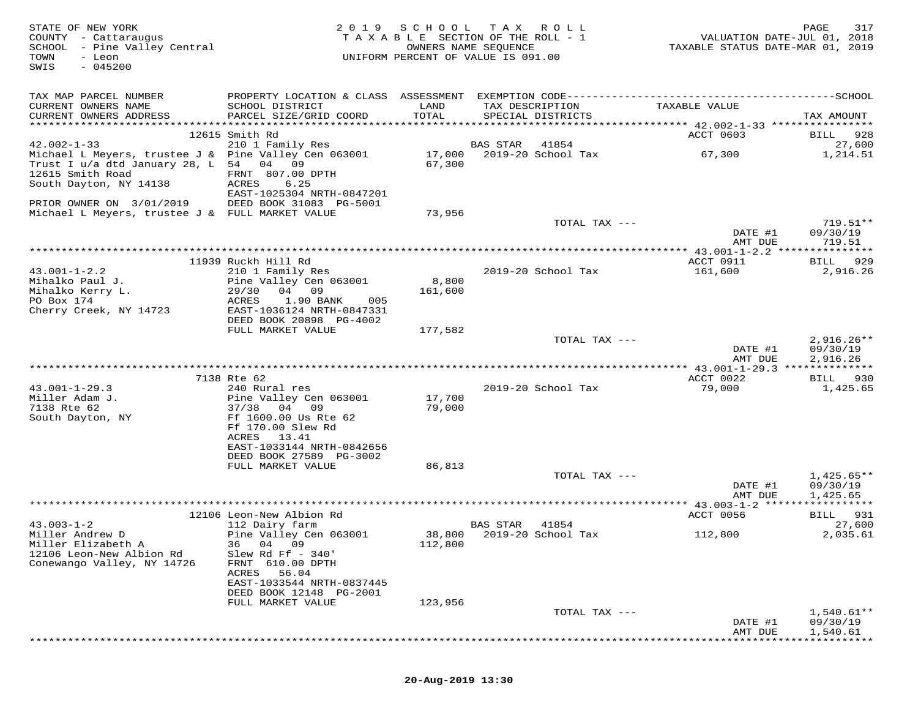STATE OF NEW YORK
COUNTY - Cattaraugus
SCHOOL - Pine Valley Central
TOWN - Leon
SWIS - 045200

2019 SCHOOL TAX ROLL
TAXABLE SECTION OF THE ROLL - 1
OWNERS NAME SEQUENCE
UNIFORM PERCENT OF VALUE IS 091.00

VALUATION DATE-JUL 01, 2018
TAXABLE STATUS DATE-MAR 01, 2019

| TAX MAP PARCEL NUMBER / CURRENT OWNERS NAME / CURRENT OWNERS ADDRESS | PROPERTY LOCATION & CLASS / SCHOOL DISTRICT / PARCEL SIZE/GRID COORD | ASSESSMENT LAND / TOTAL | EXEMPTION CODE / TAX DESCRIPTION / SPECIAL DISTRICTS | TAXABLE VALUE | TAX AMOUNT |
|---|---|---|---|---|---|
| 42.002-1-33 | 12615 Smith Rd | | | ACCT 0603 | BILL 928 |
| 42.002-1-33 | 210 1 Family Res | | BAS STAR 41854 | | 27,600 |
| Michael L Meyers, trustee J & | Pine Valley Cen 063001 | 17,000 | 2019-20 School Tax | 67,300 | 1,214.51 |
| Trust I u/a dtd January 28, L | 54 04 09 | 67,300 | | | |
| 12615 Smith Road | FRNT 807.00 DPTH | | | | |
| South Dayton, NY 14138 | ACRES 6.25 | | | | |
| | EAST-1025304 NRTH-0847201 | | | | |
| PRIOR OWNER ON 3/01/2019 | DEED BOOK 31083 PG-5001 | | | | |
| Michael L Meyers, trustee J & | FULL MARKET VALUE | 73,956 | | | |
| | | | TOTAL TAX --- | | 719.51** |
| | | | | DATE #1 | 09/30/19 |
| | | | | AMT DUE | 719.51 |
| 43.001-1-2.2 | 11939 Ruckh Hill Rd | | | ACCT 0911 | BILL 929 |
| 43.001-1-2.2 | 210 1 Family Res | | 2019-20 School Tax | 161,600 | 2,916.26 |
| Mihalko Paul J. | Pine Valley Cen 063001 | 8,800 | | | |
| Mihalko Kerry L. | 29/30 04 09 | 161,600 | | | |
| PO Box 174 | ACRES 1.90 BANK 005 | | | | |
| Cherry Creek, NY 14723 | EAST-1036124 NRTH-0847331 | | | | |
| | DEED BOOK 20898 PG-4002 | | | | |
| | FULL MARKET VALUE | 177,582 | | | |
| | | | TOTAL TAX --- | | 2,916.26** |
| | | | | DATE #1 | 09/30/19 |
| | | | | AMT DUE | 2,916.26 |
| 43.001-1-29.3 | 7138 Rte 62 | | | ACCT 0022 | BILL 930 |
| 43.001-1-29.3 | 240 Rural res | | 2019-20 School Tax | 79,000 | 1,425.65 |
| Miller Adam J. | Pine Valley Cen 063001 | 17,700 | | | |
| 7138 Rte 62 | 37/38 04 09 | 79,000 | | | |
| South Dayton, NY | Ff 1600.00 Us Rte 62 | | | | |
| | Ff 170.00 Slew Rd | | | | |
| | ACRES 13.41 | | | | |
| | EAST-1033144 NRTH-0842656 | | | | |
| | DEED BOOK 27589 PG-3002 | | | | |
| | FULL MARKET VALUE | 86,813 | | | |
| | | | TOTAL TAX --- | | 1,425.65** |
| | | | | DATE #1 | 09/30/19 |
| | | | | AMT DUE | 1,425.65 |
| 43.003-1-2 | 12106 Leon-New Albion Rd | | | ACCT 0056 | BILL 931 |
| 43.003-1-2 | 112 Dairy farm | | BAS STAR 41854 | | 27,600 |
| Miller Andrew D | Pine Valley Cen 063001 | 38,800 | 2019-20 School Tax | 112,800 | 2,035.61 |
| Miller Elizabeth A | 36 04 09 | 112,800 | | | |
| 12106 Leon-New Albion Rd | Slew Rd Ff - 340' | | | | |
| Conewango Valley, NY 14726 | FRNT 610.00 DPTH | | | | |
| | ACRES 56.04 | | | | |
| | EAST-1033544 NRTH-0837445 | | | | |
| | DEED BOOK 12148 PG-2001 | | | | |
| | FULL MARKET VALUE | 123,956 | | | |
| | | | TOTAL TAX --- | | 1,540.61** |
| | | | | DATE #1 | 09/30/19 |
| | | | | AMT DUE | 1,540.61 |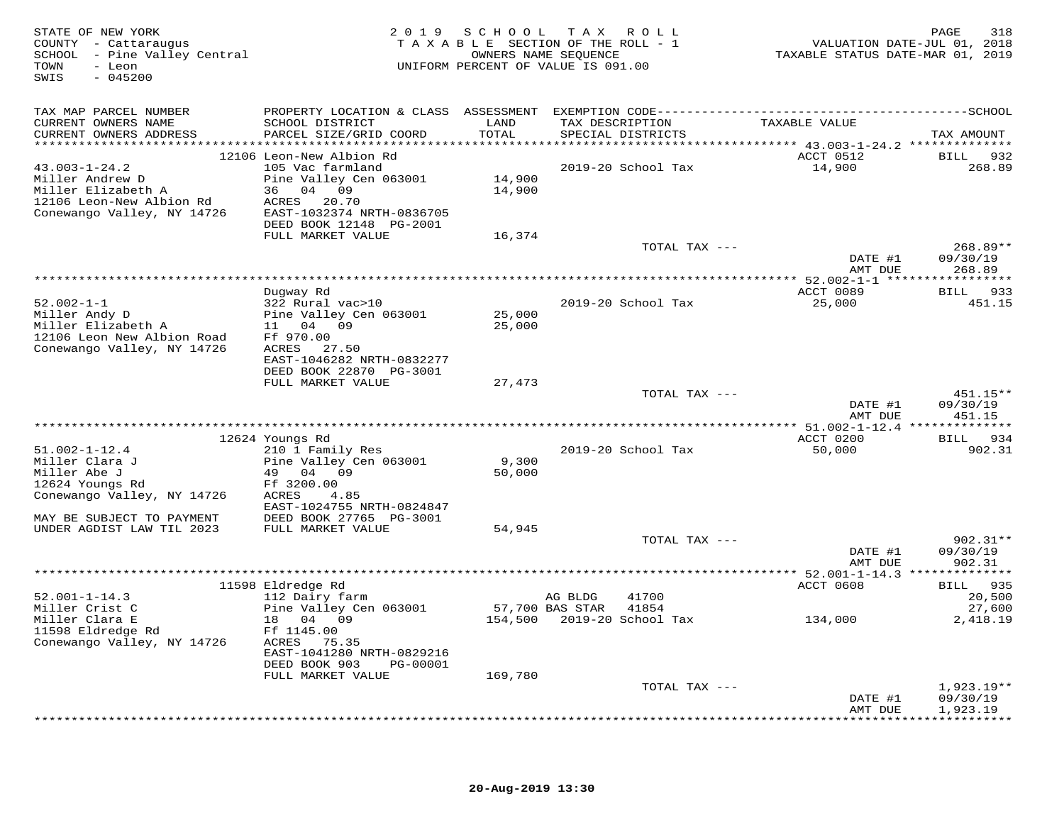STATE OF NEW YORK
COUNTY - Cattaraugus
SCHOOL - Pine Valley Central
TOWN - Leon
SWIS - 045200

2019 SCHOOL TAX ROLL
TAXABLE SECTION OF THE ROLL - 1
OWNERS NAME SEQUENCE
UNIFORM PERCENT OF VALUE IS 091.00

VALUATION DATE-JUL 01, 2018
TAXABLE STATUS DATE-MAR 01, 2019

| TAX MAP PARCEL NUMBER / CURRENT OWNERS NAME / CURRENT OWNERS ADDRESS | PROPERTY LOCATION & CLASS / SCHOOL DISTRICT / PARCEL SIZE/GRID COORD | ASSESSMENT LAND / TOTAL | EXEMPTION CODE / TAX DESCRIPTION / SPECIAL DISTRICTS | | TAXABLE VALUE | TAX AMOUNT |
|---|---|---|---|---|---|---|
| 43.003-1-24.2 | 12106 Leon-New Albion Rd | | | | ACCT 0512 | BILL 932 |
| | 105 Vac farmland | | 2019-20 School Tax | | 14,900 | 268.89 |
| Miller Andrew D | Pine Valley Cen 063001 | 14,900 | | | | |
| Miller Elizabeth A | 36 04 09 | 14,900 | | | | |
| 12106 Leon-New Albion Rd | ACRES 20.70 | | | | | |
| Conewango Valley, NY 14726 | EAST-1032374 NRTH-0836705 | | | | | |
| | DEED BOOK 12148 PG-2001 | | | | | |
| | FULL MARKET VALUE | 16,374 | | | | |
| | | | TOTAL TAX --- | | | 268.89** |
| | | | | | DATE #1 | 09/30/19 |
| | | | | | AMT DUE | 268.89 |
| 52.002-1-1 | Dugway Rd | | | | ACCT 0089 | BILL 933 |
| | 322 Rural vac>10 | | 2019-20 School Tax | | 25,000 | 451.15 |
| Miller Andy D | Pine Valley Cen 063001 | 25,000 | | | | |
| Miller Elizabeth A | 11 04 09 | 25,000 | | | | |
| 12106 Leon New Albion Road | Ff 970.00 | | | | | |
| Conewango Valley, NY 14726 | ACRES 27.50 | | | | | |
| | EAST-1046282 NRTH-0832277 | | | | | |
| | DEED BOOK 22870 PG-3001 | | | | | |
| | FULL MARKET VALUE | 27,473 | | | | |
| | | | TOTAL TAX --- | | | 451.15** |
| | | | | | DATE #1 | 09/30/19 |
| | | | | | AMT DUE | 451.15 |
| 51.002-1-12.4 | 12624 Youngs Rd | | | | ACCT 0200 | BILL 934 |
| | 210 1 Family Res | | 2019-20 School Tax | | 50,000 | 902.31 |
| Miller Clara J | Pine Valley Cen 063001 | 9,300 | | | | |
| Miller Abe J | 49 04 09 | 50,000 | | | | |
| 12624 Youngs Rd | Ff 3200.00 | | | | | |
| Conewango Valley, NY 14726 | ACRES 4.85 | | | | | |
| | EAST-1024755 NRTH-0824847 | | | | | |
| MAY BE SUBJECT TO PAYMENT | DEED BOOK 27765 PG-3001 | | | | | |
| UNDER AGDIST LAW TIL 2023 | FULL MARKET VALUE | 54,945 | | | | |
| | | | TOTAL TAX --- | | | 902.31** |
| | | | | | DATE #1 | 09/30/19 |
| | | | | | AMT DUE | 902.31 |
| 52.001-1-14.3 | 11598 Eldredge Rd | | | | ACCT 0608 | BILL 935 |
| | 112 Dairy farm | | AG BLDG | 41700 | | 20,500 |
| Miller Crist C | Pine Valley Cen 063001 | 57,700 | BAS STAR | 41854 | | 27,600 |
| Miller Clara E | 18 04 09 | 154,500 | 2019-20 School Tax | | 134,000 | 2,418.19 |
| 11598 Eldredge Rd | Ff 1145.00 | | | | | |
| Conewango Valley, NY 14726 | ACRES 75.35 | | | | | |
| | EAST-1041280 NRTH-0829216 | | | | | |
| | DEED BOOK 903 PG-00001 | | | | | |
| | FULL MARKET VALUE | 169,780 | | | | |
| | | | TOTAL TAX --- | | | 1,923.19** |
| | | | | | DATE #1 | 09/30/19 |
| | | | | | AMT DUE | 1,923.19 |

20-Aug-2019 13:30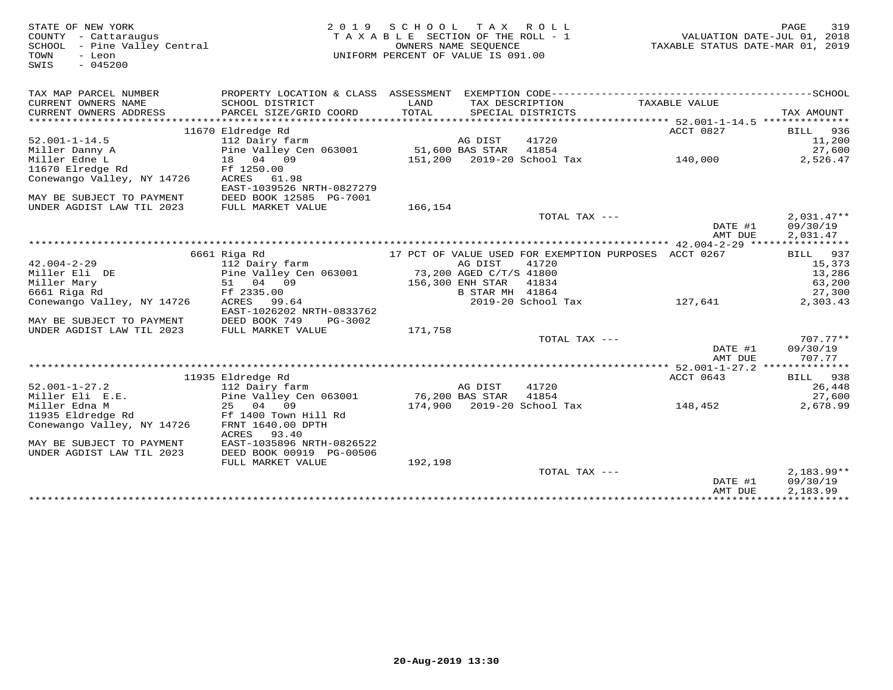STATE OF NEW YORK
COUNTY - Cattaraugus
SCHOOL - Pine Valley Central
TOWN - Leon
SWIS - 045200

2019 SCHOOL TAX ROLL
TAXABLE SECTION OF THE ROLL - 1
OWNERS NAME SEQUENCE
UNIFORM PERCENT OF VALUE IS 091.00

VALUATION DATE-JUL 01, 2018
TAXABLE STATUS DATE-MAR 01, 2019

| TAX MAP PARCEL NUMBER / CURRENT OWNERS NAME / CURRENT OWNERS ADDRESS | PROPERTY LOCATION & CLASS / SCHOOL DISTRICT / PARCEL SIZE/GRID COORD | ASSESSMENT LAND / TOTAL | EXEMPTION CODE / TAX DESCRIPTION / SPECIAL DISTRICTS | TAXABLE VALUE | TAX AMOUNT |
|---|---|---|---|---|---|
| | 11670 Eldredge Rd | | | ACCT 0827 | BILL 936 |
| 52.001-1-14.5 | 112 Dairy farm | | AG DIST 41720 | | 11,200 |
| Miller Danny A | Pine Valley Cen 063001 | 51,600 | BAS STAR 41854 | | 27,600 |
| Miller Edne L | 18 04 09 | 151,200 | 2019-20 School Tax | 140,000 | 2,526.47 |
| 11670 Elredge Rd | Ff 1250.00 | | | | |
| Conewango Valley, NY 14726 | ACRES 61.98 | | | | |
| | EAST-1039526 NRTH-0827279 | | | | |
| MAY BE SUBJECT TO PAYMENT | DEED BOOK 12585 PG-7001 | | | | |
| UNDER AGDIST LAW TIL 2023 | FULL MARKET VALUE | 166,154 | | | |
| | | | TOTAL TAX --- | | 2,031.47** |
| | | | | DATE #1 | 09/30/19 |
| | | | | AMT DUE | 2,031.47 |
| | 6661 Riga Rd | | 17 PCT OF VALUE USED FOR EXEMPTION PURPOSES | ACCT 0267 | BILL 937 |
| 42.004-2-29 | 112 Dairy farm | | AG DIST 41720 | | 15,373 |
| Miller Eli DE | Pine Valley Cen 063001 | 73,200 | AGED C/T/S 41800 | | 13,286 |
| Miller Mary | 51 04 09 | 156,300 | ENH STAR 41834 | | 63,200 |
| 6661 Riga Rd | Ff 2335.00 | | B STAR MH 41864 | | 27,300 |
| Conewango Valley, NY 14726 | ACRES 99.64 | | 2019-20 School Tax | 127,641 | 2,303.43 |
| | EAST-1026202 NRTH-0833762 | | | | |
| MAY BE SUBJECT TO PAYMENT | DEED BOOK 749 PG-3002 | | | | |
| UNDER AGDIST LAW TIL 2023 | FULL MARKET VALUE | 171,758 | | | |
| | | | TOTAL TAX --- | | 707.77** |
| | | | | DATE #1 | 09/30/19 |
| | | | | AMT DUE | 707.77 |
| | 11935 Eldredge Rd | | | ACCT 0643 | BILL 938 |
| 52.001-1-27.2 | 112 Dairy farm | | AG DIST 41720 | | 26,448 |
| Miller Eli E.E. | Pine Valley Cen 063001 | 76,200 | BAS STAR 41854 | | 27,600 |
| Miller Edna M | 25 04 09 | 174,900 | 2019-20 School Tax | 148,452 | 2,678.99 |
| 11935 Eldredge Rd | Ff 1400 Town Hill Rd | | | | |
| Conewango Valley, NY 14726 | FRNT 1640.00 DPTH | | | | |
| | ACRES 93.40 | | | | |
| MAY BE SUBJECT TO PAYMENT | EAST-1035896 NRTH-0826522 | | | | |
| UNDER AGDIST LAW TIL 2023 | DEED BOOK 00919 PG-00506 | | | | |
| | FULL MARKET VALUE | 192,198 | | | |
| | | | TOTAL TAX --- | | 2,183.99** |
| | | | | DATE #1 | 09/30/19 |
| | | | | AMT DUE | 2,183.99 |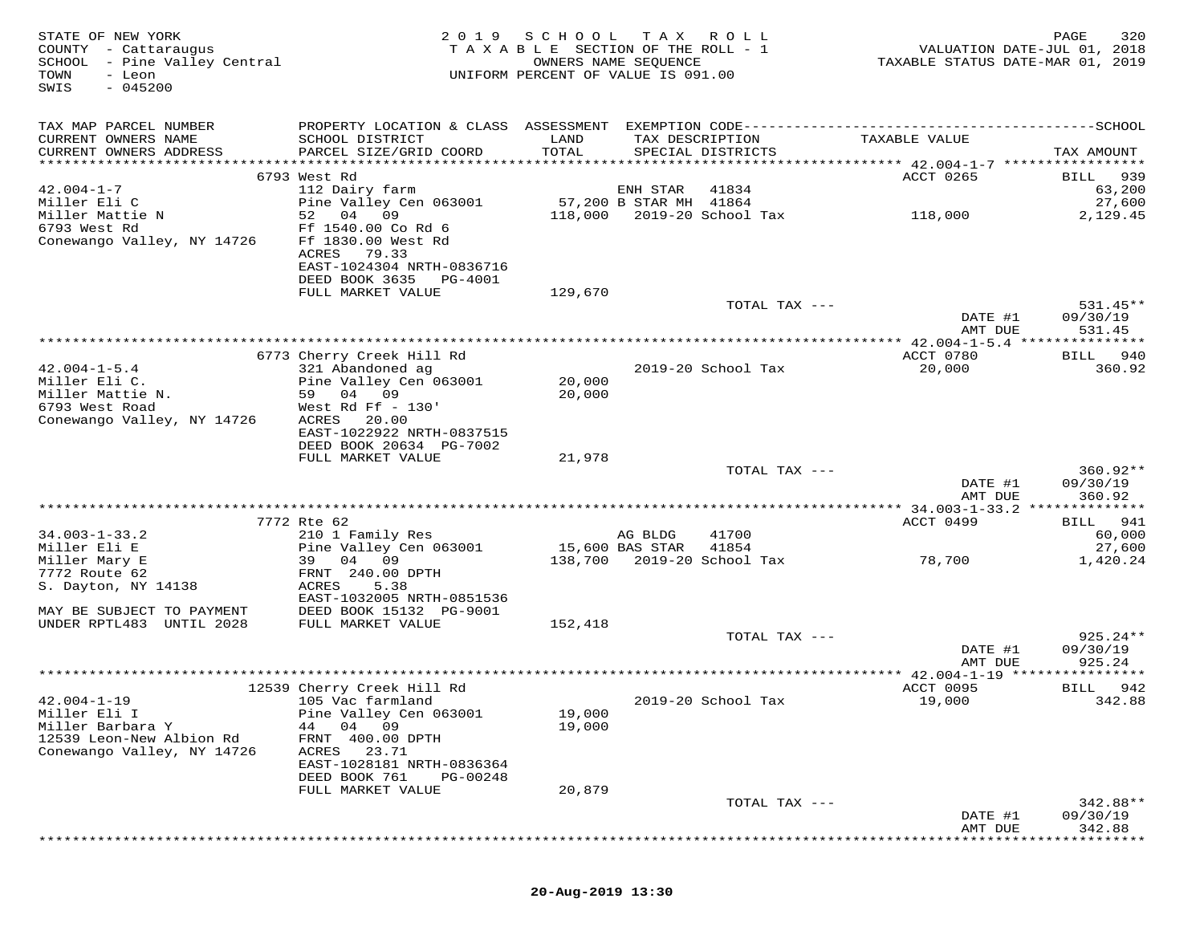STATE OF NEW YORK
COUNTY - Cattaraugus
SCHOOL - Pine Valley Central
TOWN - Leon
SWIS - 045200

2019 SCHOOL TAX ROLL
TAXABLE SECTION OF THE ROLL - 1
OWNERS NAME SEQUENCE
UNIFORM PERCENT OF VALUE IS 091.00

VALUATION DATE-JUL 01, 2018
TAXABLE STATUS DATE-MAR 01, 2019

| TAX MAP PARCEL NUMBER / CURRENT OWNERS NAME / CURRENT OWNERS ADDRESS | PROPERTY LOCATION & CLASS / SCHOOL DISTRICT / PARCEL SIZE/GRID COORD | ASSESSMENT LAND / TOTAL | EXEMPTION CODE / TAX DESCRIPTION / SPECIAL DISTRICTS | TAXABLE VALUE | SCHOOL TAX AMOUNT |
|---|---|---|---|---|---|
| **42.004-1-7** | 6793 West Rd | | | ACCT 0265 | BILL 939 |
| 42.004-1-7 | 112 Dairy farm | | ENH STAR 41834 | | 63,200 |
| Miller Eli C | Pine Valley Cen 063001 | 57,200 | B STAR MH 41864 | | 27,600 |
| Miller Mattie N | 52 04 09 | 118,000 | 2019-20 School Tax | 118,000 | 2,129.45 |
| 6793 West Rd | Ff 1540.00 Co Rd 6 | | | | |
| Conewango Valley, NY 14726 | Ff 1830.00 West Rd | | | | |
| | ACRES 79.33 | | | | |
| | EAST-1024304 NRTH-0836716 | | | | |
| | DEED BOOK 3635 PG-4001 | | | | |
| | FULL MARKET VALUE | 129,670 | | | |
| | | | TOTAL TAX --- | | 531.45** |
| | | | | DATE #1 | 09/30/19 |
| | | | | AMT DUE | 531.45 |
| **42.004-1-5.4** | 6773 Cherry Creek Hill Rd | | | ACCT 0780 | BILL 940 |
| 42.004-1-5.4 | 321 Abandoned ag | | 2019-20 School Tax | 20,000 | 360.92 |
| Miller Eli C. | Pine Valley Cen 063001 | 20,000 | | | |
| Miller Mattie N. | 59 04 09 | 20,000 | | | |
| 6793 West Road | West Rd Ff - 130' | | | | |
| Conewango Valley, NY 14726 | ACRES 20.00 | | | | |
| | EAST-1022922 NRTH-0837515 | | | | |
| | DEED BOOK 20634 PG-7002 | | | | |
| | FULL MARKET VALUE | 21,978 | | | |
| | | | TOTAL TAX --- | | 360.92** |
| | | | | DATE #1 | 09/30/19 |
| | | | | AMT DUE | 360.92 |
| **34.003-1-33.2** | 7772 Rte 62 | | | ACCT 0499 | BILL 941 |
| 34.003-1-33.2 | 210 1 Family Res | | AG BLDG 41700 | | 60,000 |
| Miller Eli E | Pine Valley Cen 063001 | 15,600 | BAS STAR 41854 | | 27,600 |
| Miller Mary E | 39 04 09 | 138,700 | 2019-20 School Tax | 78,700 | 1,420.24 |
| 7772 Route 62 | FRNT 240.00 DPTH | | | | |
| S. Dayton, NY 14138 | ACRES 5.38 | | | | |
| | EAST-1032005 NRTH-0851536 | | | | |
| MAY BE SUBJECT TO PAYMENT | DEED BOOK 15132 PG-9001 | | | | |
| UNDER RPTL483 UNTIL 2028 | FULL MARKET VALUE | 152,418 | | | |
| | | | TOTAL TAX --- | | 925.24** |
| | | | | DATE #1 | 09/30/19 |
| | | | | AMT DUE | 925.24 |
| **42.004-1-19** | 12539 Cherry Creek Hill Rd | | | ACCT 0095 | BILL 942 |
| 42.004-1-19 | 105 Vac farmland | | 2019-20 School Tax | 19,000 | 342.88 |
| Miller Eli I | Pine Valley Cen 063001 | 19,000 | | | |
| Miller Barbara Y | 44 04 09 | 19,000 | | | |
| 12539 Leon-New Albion Rd | FRNT 400.00 DPTH | | | | |
| Conewango Valley, NY 14726 | ACRES 23.71 | | | | |
| | EAST-1028181 NRTH-0836364 | | | | |
| | DEED BOOK 761 PG-00248 | | | | |
| | FULL MARKET VALUE | 20,879 | | | |
| | | | TOTAL TAX --- | | 342.88** |
| | | | | DATE #1 | 09/30/19 |
| | | | | AMT DUE | 342.88 |

20-Aug-2019 13:30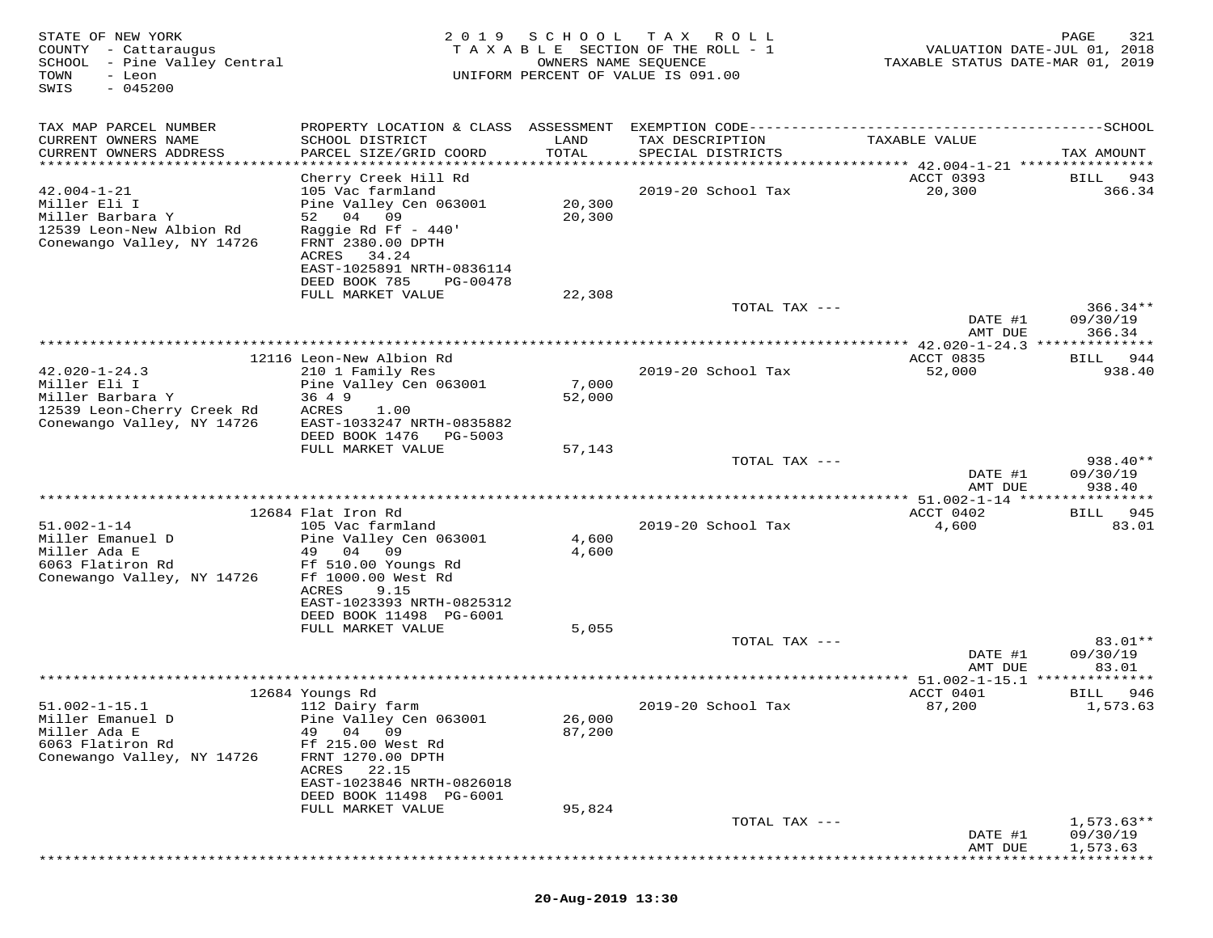STATE OF NEW YORK
COUNTY - Cattaraugus
SCHOOL - Pine Valley Central
TOWN - Leon
SWIS - 045200

2019 SCHOOL TAX ROLL
TAXABLE SECTION OF THE ROLL - 1
OWNERS NAME SEQUENCE
UNIFORM PERCENT OF VALUE IS 091.00

VALUATION DATE-JUL 01, 2018
TAXABLE STATUS DATE-MAR 01, 2019

| TAX MAP PARCEL NUMBER / CURRENT OWNERS NAME / CURRENT OWNERS ADDRESS | PROPERTY LOCATION & CLASS / SCHOOL DISTRICT / PARCEL SIZE/GRID COORD | ASSESSMENT LAND / TOTAL | EXEMPTION CODE / TAX DESCRIPTION / SPECIAL DISTRICTS | TAXABLE VALUE | SCHOOL TAX AMOUNT |
|---|---|---|---|---|---|
| 42.004-1-21 | Cherry Creek Hill Rd | | | ACCT 0393 | BILL 943 |
| Miller Eli I | 105 Vac farmland | | 2019-20 School Tax | 20,300 | 366.34 |
| Miller Barbara Y | Pine Valley Cen 063001 | 20,300 | | | |
| 12539 Leon-New Albion Rd | 52 04 09 | 20,300 | | | |
| Conewango Valley, NY 14726 | Raggie Rd Ff - 440' | | | | |
| | FRNT 2380.00 DPTH | | | | |
| | ACRES 34.24 | | | | |
| | EAST-1025891 NRTH-0836114 | | | | |
| | DEED BOOK 785 PG-00478 | | | | |
| | FULL MARKET VALUE | 22,308 | | | |
| | | | TOTAL TAX --- | | 366.34** |
| | | | | DATE #1 | 09/30/19 |
| | | | | AMT DUE | 366.34 |
| 42.020-1-24.3 | 12116 Leon-New Albion Rd | | | ACCT 0835 | BILL 944 |
| Miller Eli I | 210 1 Family Res | | 2019-20 School Tax | 52,000 | 938.40 |
| Miller Barbara Y | Pine Valley Cen 063001 | 7,000 | | | |
| 12539 Leon-Cherry Creek Rd | 36 4 9 | 52,000 | | | |
| Conewango Valley, NY 14726 | ACRES 1.00 | | | | |
| | EAST-1033247 NRTH-0835882 | | | | |
| | DEED BOOK 1476 PG-5003 | | | | |
| | FULL MARKET VALUE | 57,143 | | | |
| | | | TOTAL TAX --- | | 938.40** |
| | | | | DATE #1 | 09/30/19 |
| | | | | AMT DUE | 938.40 |
| 51.002-1-14 | 12684 Flat Iron Rd | | | ACCT 0402 | BILL 945 |
| Miller Emanuel D | 105 Vac farmland | | 2019-20 School Tax | 4,600 | 83.01 |
| Miller Ada E | Pine Valley Cen 063001 | 4,600 | | | |
| 6063 Flatiron Rd | 49 04 09 | 4,600 | | | |
| Conewango Valley, NY 14726 | Ff 510.00 Youngs Rd | | | | |
| | Ff 1000.00 West Rd | | | | |
| | ACRES 9.15 | | | | |
| | EAST-1023393 NRTH-0825312 | | | | |
| | DEED BOOK 11498 PG-6001 | | | | |
| | FULL MARKET VALUE | 5,055 | | | |
| | | | TOTAL TAX --- | | 83.01** |
| | | | | DATE #1 | 09/30/19 |
| | | | | AMT DUE | 83.01 |
| 51.002-1-15.1 | 12684 Youngs Rd | | | ACCT 0401 | BILL 946 |
| Miller Emanuel D | 112 Dairy farm | | 2019-20 School Tax | 87,200 | 1,573.63 |
| Miller Ada E | Pine Valley Cen 063001 | 26,000 | | | |
| 6063 Flatiron Rd | 49 04 09 | 87,200 | | | |
| Conewango Valley, NY 14726 | Ff 215.00 West Rd | | | | |
| | FRNT 1270.00 DPTH | | | | |
| | ACRES 22.15 | | | | |
| | EAST-1023846 NRTH-0826018 | | | | |
| | DEED BOOK 11498 PG-6001 | | | | |
| | FULL MARKET VALUE | 95,824 | | | |
| | | | TOTAL TAX --- | | 1,573.63** |
| | | | | DATE #1 | 09/30/19 |
| | | | | AMT DUE | 1,573.63 |

20-Aug-2019 13:30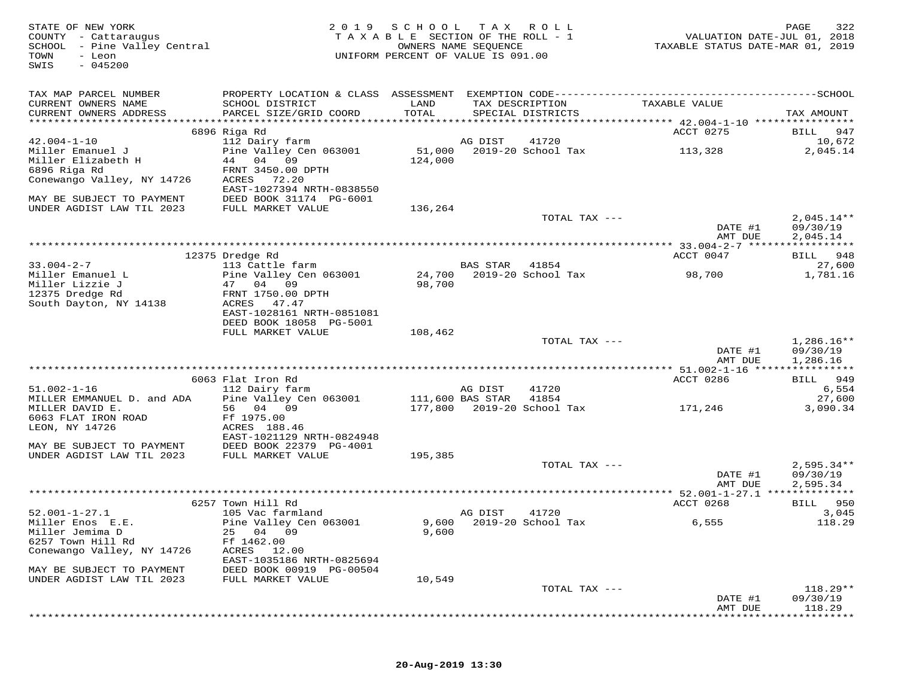STATE OF NEW YORK
COUNTY - Cattaraugus
SCHOOL - Pine Valley Central
TOWN - Leon
SWIS - 045200

2 0 1 9 S C H O O L T A X R O L L
T A X A B L E SECTION OF THE ROLL - 1
OWNERS NAME SEQUENCE
UNIFORM PERCENT OF VALUE IS 091.00

VALUATION DATE-JUL 01, 2018
TAXABLE STATUS DATE-MAR 01, 2019

| TAX MAP PARCEL NUMBER / CURRENT OWNERS NAME / CURRENT OWNERS ADDRESS | PROPERTY LOCATION & CLASS / SCHOOL DISTRICT / PARCEL SIZE/GRID COORD | ASSESSMENT LAND / TOTAL | EXEMPTION CODE / TAX DESCRIPTION / SPECIAL DISTRICTS | TAXABLE VALUE | TAX AMOUNT |
|---|---|---|---|---|---|
| | 6896 Riga Rd | | | ACCT 0275 | BILL 947 |
| 42.004-1-10 | 112 Dairy farm | | AG DIST 41720 | | 10,672 |
| Miller Emanuel J | Pine Valley Cen 063001 | 51,000 | 2019-20 School Tax | 113,328 | 2,045.14 |
| Miller Elizabeth H | 44 04 09 | 124,000 | | | |
| 6896 Riga Rd | FRNT 3450.00 DPTH | | | | |
| Conewango Valley, NY 14726 | ACRES 72.20 | | | | |
| | EAST-1027394 NRTH-0838550 | | | | |
| MAY BE SUBJECT TO PAYMENT | DEED BOOK 31174 PG-6001 | | | | |
| UNDER AGDIST LAW TIL 2023 | FULL MARKET VALUE | 136,264 | | | |
| | | | TOTAL TAX --- | | 2,045.14** |
| | | | | DATE #1 | 09/30/19 |
| | | | | AMT DUE | 2,045.14 |
| | 12375 Dredge Rd | | | ACCT 0047 | BILL 948 |
| 33.004-2-7 | 113 Cattle farm | | BAS STAR 41854 | | 27,600 |
| Miller Emanuel L | Pine Valley Cen 063001 | 24,700 | 2019-20 School Tax | 98,700 | 1,781.16 |
| Miller Lizzie J | 47 04 09 | 98,700 | | | |
| 12375 Dredge Rd | FRNT 1750.00 DPTH | | | | |
| South Dayton, NY 14138 | ACRES 47.47 | | | | |
| | EAST-1028161 NRTH-0851081 | | | | |
| | DEED BOOK 18058 PG-5001 | | | | |
| | FULL MARKET VALUE | 108,462 | | | |
| | | | TOTAL TAX --- | | 1,286.16** |
| | | | | DATE #1 | 09/30/19 |
| | | | | AMT DUE | 1,286.16 |
| | 6063 Flat Iron Rd | | | ACCT 0286 | BILL 949 |
| 51.002-1-16 | 112 Dairy farm | | AG DIST 41720 | | 6,554 |
| MILLER EMMANUEL D. and ADA | Pine Valley Cen 063001 | 111,600 | BAS STAR 41854 | | 27,600 |
| MILLER DAVID E. | 56 04 09 | 177,800 | 2019-20 School Tax | 171,246 | 3,090.34 |
| 6063 FLAT IRON ROAD | Ff 1975.00 | | | | |
| LEON, NY 14726 | ACRES 188.46 | | | | |
| | EAST-1021129 NRTH-0824948 | | | | |
| MAY BE SUBJECT TO PAYMENT | DEED BOOK 22379 PG-4001 | | | | |
| UNDER AGDIST LAW TIL 2023 | FULL MARKET VALUE | 195,385 | | | |
| | | | TOTAL TAX --- | | 2,595.34** |
| | | | | DATE #1 | 09/30/19 |
| | | | | AMT DUE | 2,595.34 |
| | 6257 Town Hill Rd | | | ACCT 0268 | BILL 950 |
| 52.001-1-27.1 | 105 Vac farmland | | AG DIST 41720 | | 3,045 |
| Miller Enos E.E. | Pine Valley Cen 063001 | 9,600 | 2019-20 School Tax | 6,555 | 118.29 |
| Miller Jemima D | 25 04 09 | 9,600 | | | |
| 6257 Town Hill Rd | Ff 1462.00 | | | | |
| Conewango Valley, NY 14726 | ACRES 12.00 | | | | |
| | EAST-1035186 NRTH-0825694 | | | | |
| MAY BE SUBJECT TO PAYMENT | DEED BOOK 00919 PG-00504 | | | | |
| UNDER AGDIST LAW TIL 2023 | FULL MARKET VALUE | 10,549 | | | |
| | | | TOTAL TAX --- | | 118.29** |
| | | | | DATE #1 | 09/30/19 |
| | | | | AMT DUE | 118.29 |

20-Aug-2019 13:30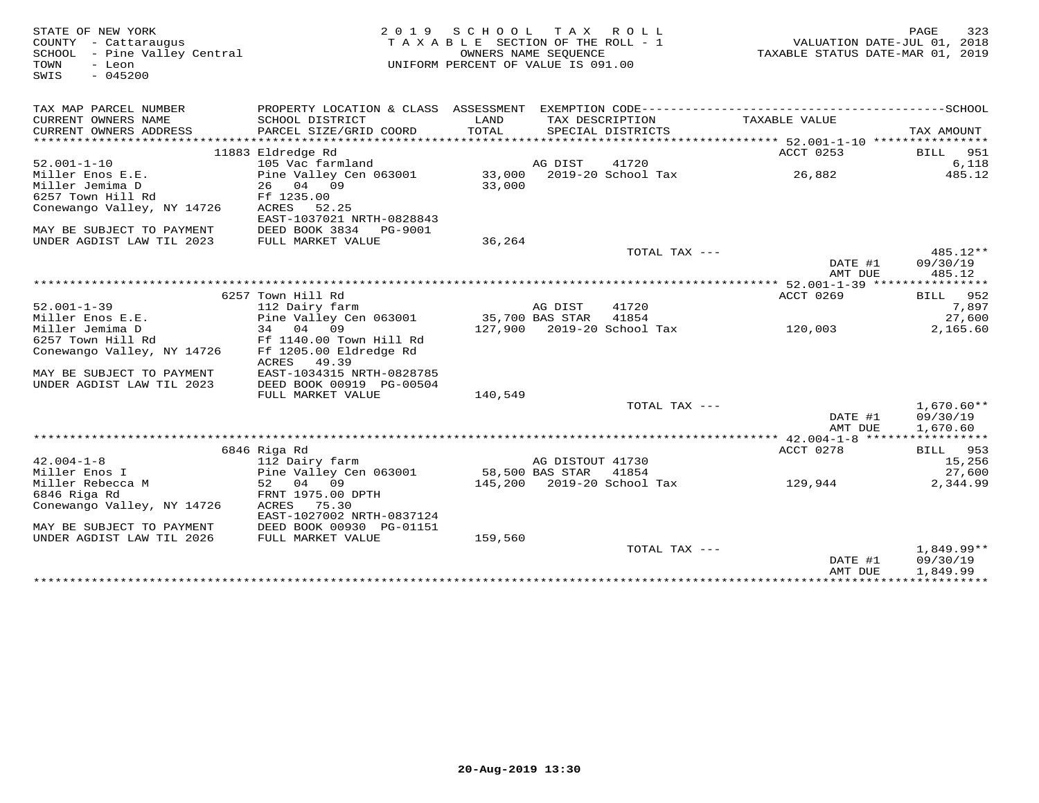STATE OF NEW YORK
COUNTY - Cattaraugus
SCHOOL - Pine Valley Central
TOWN - Leon
SWIS - 045200

2019 SCHOOL TAX ROLL
TAXABLE SECTION OF THE ROLL - 1
OWNERS NAME SEQUENCE
UNIFORM PERCENT OF VALUE IS 091.00

VALUATION DATE-JUL 01, 2018
TAXABLE STATUS DATE-MAR 01, 2019

| TAX MAP PARCEL NUMBER / CURRENT OWNERS NAME / CURRENT OWNERS ADDRESS | PROPERTY LOCATION & CLASS / SCHOOL DISTRICT / PARCEL SIZE/GRID COORD | ASSESSMENT LAND / TOTAL | EXEMPTION CODE / TAX DESCRIPTION / SPECIAL DISTRICTS | TAXABLE VALUE | TAX AMOUNT |
|---|---|---|---|---|---|
| | 11883 Eldredge Rd | | | ACCT 0253 | BILL 951 |
| 52.001-1-10 | 105 Vac farmland | | AG DIST 41720 | | 6,118 |
| Miller Enos E.E. | Pine Valley Cen 063001 | 33,000 | 2019-20 School Tax | 26,882 | 485.12 |
| Miller Jemima D | 26 04 09 | 33,000 | | | |
| 6257 Town Hill Rd | Ff 1235.00 | | | | |
| Conewango Valley, NY 14726 | ACRES 52.25 | | | | |
| | EAST-1037021 NRTH-0828843 | | | | |
| MAY BE SUBJECT TO PAYMENT | DEED BOOK 3834 PG-9001 | | | | |
| UNDER AGDIST LAW TIL 2023 | FULL MARKET VALUE | 36,264 | | | |
| | | | TOTAL TAX --- | | 485.12** |
| | | | | DATE #1 | 09/30/19 |
| | | | | AMT DUE | 485.12 |
| | 6257 Town Hill Rd | | | ACCT 0269 | BILL 952 |
| 52.001-1-39 | 112 Dairy farm | | AG DIST 41720 | | 7,897 |
| Miller Enos E.E. | Pine Valley Cen 063001 | 35,700 | BAS STAR 41854 | | 27,600 |
| Miller Jemima D | 34 04 09 | 127,900 | 2019-20 School Tax | 120,003 | 2,165.60 |
| 6257 Town Hill Rd | Ff 1140.00 Town Hill Rd | | | | |
| Conewango Valley, NY 14726 | Ff 1205.00 Eldredge Rd | | | | |
| | ACRES 49.39 | | | | |
| MAY BE SUBJECT TO PAYMENT | EAST-1034315 NRTH-0828785 | | | | |
| UNDER AGDIST LAW TIL 2023 | DEED BOOK 00919 PG-00504 | | | | |
| | FULL MARKET VALUE | 140,549 | | | |
| | | | TOTAL TAX --- | | 1,670.60** |
| | | | | DATE #1 | 09/30/19 |
| | | | | AMT DUE | 1,670.60 |
| | 6846 Riga Rd | | | ACCT 0278 | BILL 953 |
| 42.004-1-8 | 112 Dairy farm | | AG DISTOUT 41730 | | 15,256 |
| Miller Enos I | Pine Valley Cen 063001 | 58,500 | BAS STAR 41854 | | 27,600 |
| Miller Rebecca M | 52 04 09 | 145,200 | 2019-20 School Tax | 129,944 | 2,344.99 |
| 6846 Riga Rd | FRNT 1975.00 DPTH | | | | |
| Conewango Valley, NY 14726 | ACRES 75.30 | | | | |
| | EAST-1027002 NRTH-0837124 | | | | |
| MAY BE SUBJECT TO PAYMENT | DEED BOOK 00930 PG-01151 | | | | |
| UNDER AGDIST LAW TIL 2026 | FULL MARKET VALUE | 159,560 | | | |
| | | | TOTAL TAX --- | | 1,849.99** |
| | | | | DATE #1 | 09/30/19 |
| | | | | AMT DUE | 1,849.99 |

20-Aug-2019 13:30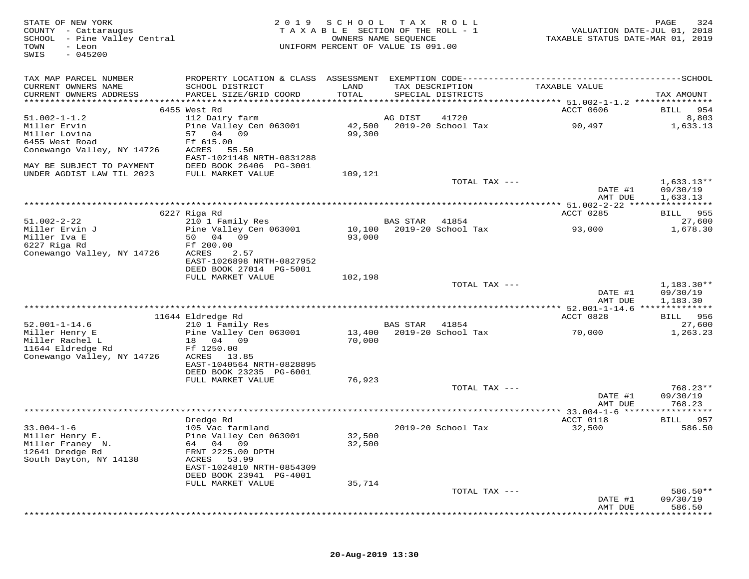STATE OF NEW YORK
COUNTY - Cattaraugus
SCHOOL - Pine Valley Central
TOWN - Leon
SWIS - 045200

2019 SCHOOL TAX ROLL
TAXABLE SECTION OF THE ROLL - 1
OWNERS NAME SEQUENCE
UNIFORM PERCENT OF VALUE IS 091.00

VALUATION DATE-JUL 01, 2018
TAXABLE STATUS DATE-MAR 01, 2019

| TAX MAP PARCEL NUMBER / CURRENT OWNERS NAME / CURRENT OWNERS ADDRESS | PROPERTY LOCATION & CLASS / SCHOOL DISTRICT / PARCEL SIZE/GRID COORD | ASSESSMENT LAND / TOTAL | EXEMPTION CODE / TAX DESCRIPTION / SPECIAL DISTRICTS | TAXABLE VALUE | TAX AMOUNT |
|---|---|---|---|---|---|
| | 6455 West Rd | | | ACCT 0606 | BILL 954 |
| 51.002-1-1.2 | 112 Dairy farm | | AG DIST 41720 | | 8,803 |
| Miller Ervin | Pine Valley Cen 063001 | 42,500 | 2019-20 School Tax | 90,497 | 1,633.13 |
| Miller Lovina | 57 04 09 | 99,300 | | | |
| 6455 West Road | Ff 615.00 | | | | |
| Conewango Valley, NY 14726 | ACRES 55.50 | | | | |
| | EAST-1021148 NRTH-0831288 | | | | |
| MAY BE SUBJECT TO PAYMENT | DEED BOOK 26406 PG-3001 | | | | |
| UNDER AGDIST LAW TIL 2023 | FULL MARKET VALUE | 109,121 | | | |
| | | | TOTAL TAX --- | | 1,633.13** |
| | | | | DATE #1 | 09/30/19 |
| | | | | AMT DUE | 1,633.13 |
| | 6227 Riga Rd | | | ACCT 0285 | BILL 955 |
| 51.002-2-22 | 210 1 Family Res | | BAS STAR 41854 | | 27,600 |
| Miller Ervin J | Pine Valley Cen 063001 | 10,100 | 2019-20 School Tax | 93,000 | 1,678.30 |
| Miller Iva E | 50 04 09 | 93,000 | | | |
| 6227 Riga Rd | Ff 200.00 | | | | |
| Conewango Valley, NY 14726 | ACRES 2.57 | | | | |
| | EAST-1026898 NRTH-0827952 | | | | |
| | DEED BOOK 27014 PG-5001 | | | | |
| | FULL MARKET VALUE | 102,198 | | | |
| | | | TOTAL TAX --- | | 1,183.30** |
| | | | | DATE #1 | 09/30/19 |
| | | | | AMT DUE | 1,183.30 |
| | 11644 Eldredge Rd | | | ACCT 0828 | BILL 956 |
| 52.001-1-14.6 | 210 1 Family Res | | BAS STAR 41854 | | 27,600 |
| Miller Henry E | Pine Valley Cen 063001 | 13,400 | 2019-20 School Tax | 70,000 | 1,263.23 |
| Miller Rachel L | 18 04 09 | 70,000 | | | |
| 11644 Eldredge Rd | Ff 1250.00 | | | | |
| Conewango Valley, NY 14726 | ACRES 13.85 | | | | |
| | EAST-1040564 NRTH-0828895 | | | | |
| | DEED BOOK 23235 PG-6001 | | | | |
| | FULL MARKET VALUE | 76,923 | | | |
| | | | TOTAL TAX --- | | 768.23** |
| | | | | DATE #1 | 09/30/19 |
| | | | | AMT DUE | 768.23 |
| | Dredge Rd | | | ACCT 0118 | BILL 957 |
| 33.004-1-6 | 105 Vac farmland | | 2019-20 School Tax | 32,500 | 586.50 |
| Miller Henry E. | Pine Valley Cen 063001 | 32,500 | | | |
| Miller Franey N. | 64 04 09 | 32,500 | | | |
| 12641 Dredge Rd | FRNT 2225.00 DPTH | | | | |
| South Dayton, NY 14138 | ACRES 53.99 | | | | |
| | EAST-1024810 NRTH-0854309 | | | | |
| | DEED BOOK 23941 PG-4001 | | | | |
| | FULL MARKET VALUE | 35,714 | | | |
| | | | TOTAL TAX --- | | 586.50** |
| | | | | DATE #1 | 09/30/19 |
| | | | | AMT DUE | 586.50 |

20-Aug-2019 13:30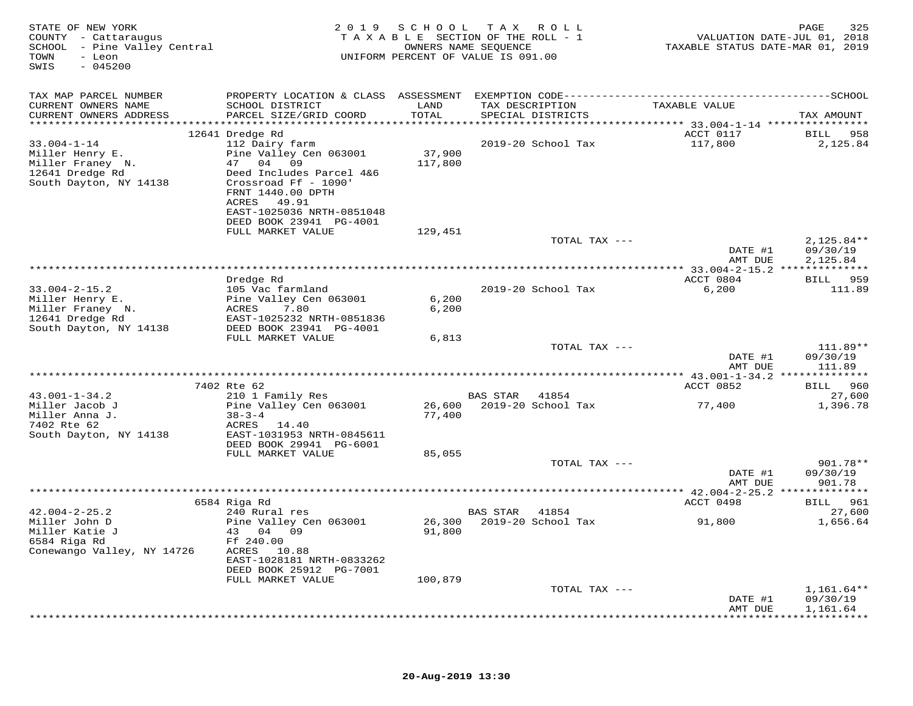STATE OF NEW YORK
COUNTY - Cattaraugus
SCHOOL - Pine Valley Central
TOWN - Leon
SWIS - 045200

2019 SCHOOL TAX ROLL
TAXABLE SECTION OF THE ROLL - 1
OWNERS NAME SEQUENCE
UNIFORM PERCENT OF VALUE IS 091.00

VALUATION DATE-JUL 01, 2018
TAXABLE STATUS DATE-MAR 01, 2019

| TAX MAP PARCEL NUMBER / CURRENT OWNERS NAME / CURRENT OWNERS ADDRESS | PROPERTY LOCATION & CLASS / SCHOOL DISTRICT / PARCEL SIZE/GRID COORD | ASSESSMENT LAND / TOTAL | EXEMPTION CODE / TAX DESCRIPTION / SPECIAL DISTRICTS | TAXABLE VALUE | TAX AMOUNT |
|---|---|---|---|---|---|
| | 12641 Dredge Rd | | | ACCT 0117 | BILL 958 |
| 33.004-1-14 | 112 Dairy farm | | 2019-20 School Tax | 117,800 | 2,125.84 |
| Miller Henry E. | Pine Valley Cen 063001 | 37,900 | | | |
| Miller Franey N. | 47 04 09 | 117,800 | | | |
| 12641 Dredge Rd | Deed Includes Parcel 4&6 | | | | |
| South Dayton, NY 14138 | Crossroad Ff - 1090' | | | | |
| | FRNT 1440.00 DPTH | | | | |
| | ACRES 49.91 | | | | |
| | EAST-1025036 NRTH-0851048 | | | | |
| | DEED BOOK 23941 PG-4001 | | | | |
| | FULL MARKET VALUE | 129,451 | | | |
| | | | TOTAL TAX --- | | 2,125.84** |
| | | | | DATE #1 | 09/30/19 |
| | | | | AMT DUE | 2,125.84 |
| | Dredge Rd | | | ACCT 0804 | BILL 959 |
| 33.004-2-15.2 | 105 Vac farmland | | 2019-20 School Tax | 6,200 | 111.89 |
| Miller Henry E. | Pine Valley Cen 063001 | 6,200 | | | |
| Miller Franey N. | ACRES 7.80 | 6,200 | | | |
| 12641 Dredge Rd | EAST-1025232 NRTH-0851836 | | | | |
| South Dayton, NY 14138 | DEED BOOK 23941 PG-4001 | | | | |
| | FULL MARKET VALUE | 6,813 | | | |
| | | | TOTAL TAX --- | | 111.89** |
| | | | | DATE #1 | 09/30/19 |
| | | | | AMT DUE | 111.89 |
| | 7402 Rte 62 | | | ACCT 0852 | BILL 960 |
| 43.001-1-34.2 | 210 1 Family Res | | BAS STAR 41854 | | 27,600 |
| Miller Jacob J | Pine Valley Cen 063001 | 26,600 | 2019-20 School Tax | 77,400 | 1,396.78 |
| Miller Anna J. | 38-3-4 | 77,400 | | | |
| 7402 Rte 62 | ACRES 14.40 | | | | |
| South Dayton, NY 14138 | EAST-1031953 NRTH-0845611 | | | | |
| | DEED BOOK 29941 PG-6001 | | | | |
| | FULL MARKET VALUE | 85,055 | | | |
| | | | TOTAL TAX --- | | 901.78** |
| | | | | DATE #1 | 09/30/19 |
| | | | | AMT DUE | 901.78 |
| | 6584 Riga Rd | | | ACCT 0498 | BILL 961 |
| 42.004-2-25.2 | 240 Rural res | | BAS STAR 41854 | | 27,600 |
| Miller John D | Pine Valley Cen 063001 | 26,300 | 2019-20 School Tax | 91,800 | 1,656.64 |
| Miller Katie J | 43 04 09 | 91,800 | | | |
| 6584 Riga Rd | Ff 240.00 | | | | |
| Conewango Valley, NY 14726 | ACRES 10.88 | | | | |
| | EAST-1028181 NRTH-0833262 | | | | |
| | DEED BOOK 25912 PG-7001 | | | | |
| | FULL MARKET VALUE | 100,879 | | | |
| | | | TOTAL TAX --- | | 1,161.64** |
| | | | | DATE #1 | 09/30/19 |
| | | | | AMT DUE | 1,161.64 |

20-Aug-2019 13:30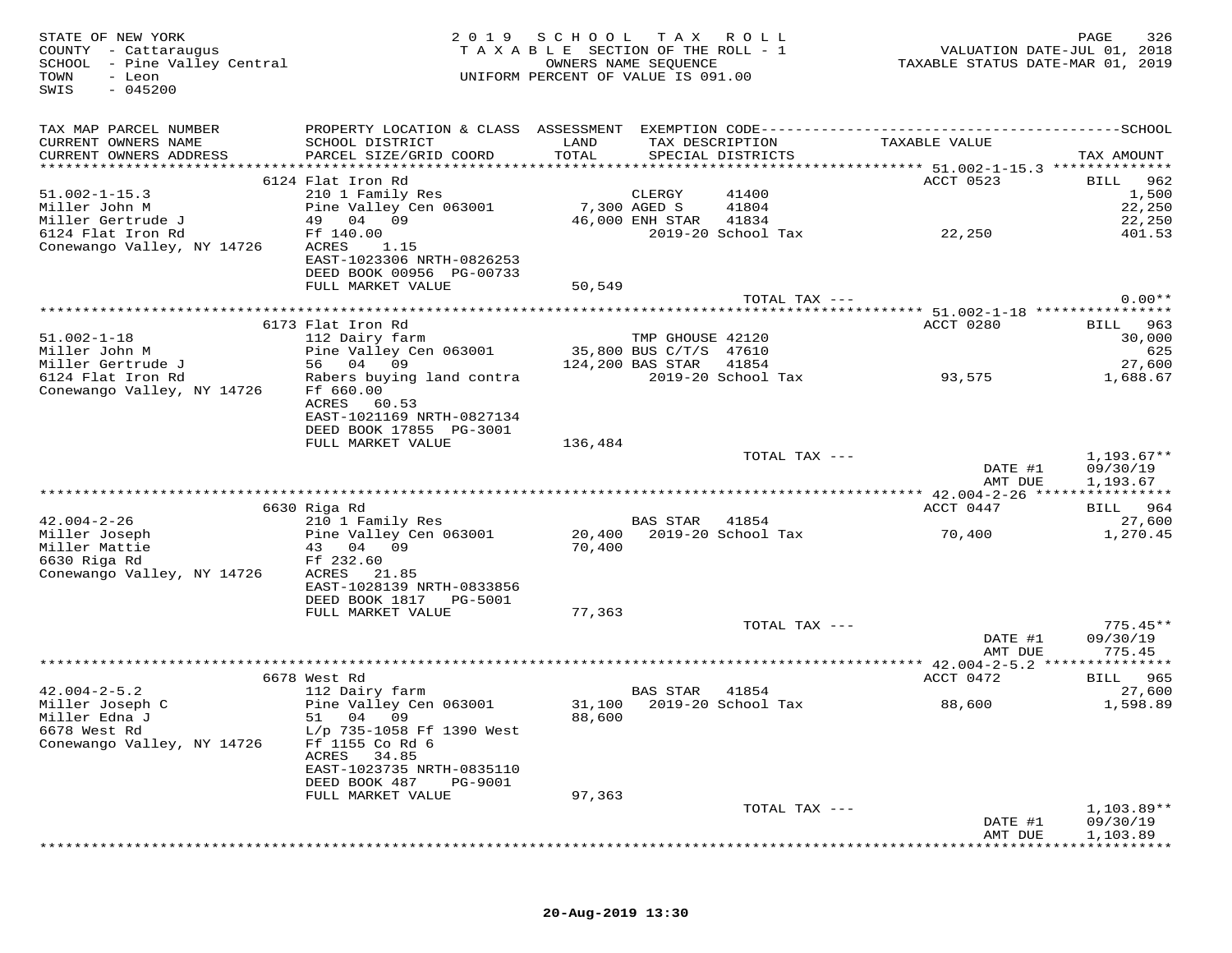STATE OF NEW YORK
COUNTY - Cattaraugus
SCHOOL - Pine Valley Central
TOWN - Leon
SWIS - 045200

2019 SCHOOL TAX ROLL
TAXABLE SECTION OF THE ROLL - 1
OWNERS NAME SEQUENCE
UNIFORM PERCENT OF VALUE IS 091.00

VALUATION DATE-JUL 01, 2018
TAXABLE STATUS DATE-MAR 01, 2019

| TAX MAP PARCEL NUMBER / CURRENT OWNERS NAME / CURRENT OWNERS ADDRESS | PROPERTY LOCATION & CLASS / SCHOOL DISTRICT / PARCEL SIZE/GRID COORD | ASSESSMENT LAND / TOTAL | EXEMPTION CODE / TAX DESCRIPTION / SPECIAL DISTRICTS | | TAXABLE VALUE | SCHOOL TAX AMOUNT |
|---|---|---|---|---|---|---|
| | 6124 Flat Iron Rd | | | | ACCT 0523 | BILL 962 |
| 51.002-1-15.3 | 210 1 Family Res | | CLERGY | 41400 | | 1,500 |
| Miller John M | Pine Valley Cen 063001 | 7,300 | AGED S | 41804 | | 22,250 |
| Miller Gertrude J | 49 04 09 | 46,000 | ENH STAR | 41834 | | 22,250 |
| 6124 Flat Iron Rd | Ff 140.00 | | 2019-20 School Tax | | 22,250 | 401.53 |
| Conewango Valley, NY 14726 | ACRES 1.15 | | | | | |
| | EAST-1023306 NRTH-0826253 | | | | | |
| | DEED BOOK 00956 PG-00733 | | | | | |
| | FULL MARKET VALUE | 50,549 | | | | |
| | | | TOTAL TAX --- | | | 0.00** |
| | 6173 Flat Iron Rd | | | | ACCT 0280 | BILL 963 |
| 51.002-1-18 | 112 Dairy farm | | TMP GHOUSE | 42120 | | 30,000 |
| Miller John M | Pine Valley Cen 063001 | 35,800 | BUS C/T/S | 47610 | | 625 |
| Miller Gertrude J | 56 04 09 | 124,200 | BAS STAR | 41854 | | 27,600 |
| 6124 Flat Iron Rd | Rabers buying land contra | | 2019-20 School Tax | | 93,575 | 1,688.67 |
| Conewango Valley, NY 14726 | Ff 660.00 | | | | | |
| | ACRES 60.53 | | | | | |
| | EAST-1021169 NRTH-0827134 | | | | | |
| | DEED BOOK 17855 PG-3001 | | | | | |
| | FULL MARKET VALUE | 136,484 | | | | |
| | | | TOTAL TAX --- | | | 1,193.67** |
| | | | | | DATE #1 | 09/30/19 |
| | | | | | AMT DUE | 1,193.67 |
| | 6630 Riga Rd | | | | ACCT 0447 | BILL 964 |
| 42.004-2-26 | 210 1 Family Res | | BAS STAR | 41854 | | 27,600 |
| Miller Joseph | Pine Valley Cen 063001 | 20,400 | 2019-20 School Tax | | 70,400 | 1,270.45 |
| Miller Mattie | 43 04 09 | 70,400 | | | | |
| 6630 Riga Rd | Ff 232.60 | | | | | |
| Conewango Valley, NY 14726 | ACRES 21.85 | | | | | |
| | EAST-1028139 NRTH-0833856 | | | | | |
| | DEED BOOK 1817 PG-5001 | | | | | |
| | FULL MARKET VALUE | 77,363 | | | | |
| | | | TOTAL TAX --- | | | 775.45** |
| | | | | | DATE #1 | 09/30/19 |
| | | | | | AMT DUE | 775.45 |
| | 6678 West Rd | | | | ACCT 0472 | BILL 965 |
| 42.004-2-5.2 | 112 Dairy farm | | BAS STAR | 41854 | | 27,600 |
| Miller Joseph C | Pine Valley Cen 063001 | 31,100 | 2019-20 School Tax | | 88,600 | 1,598.89 |
| Miller Edna J | 51 04 09 | 88,600 | | | | |
| 6678 West Rd | L/p 735-1058 Ff 1390 West | | | | | |
| Conewango Valley, NY 14726 | Ff 1155 Co Rd 6 | | | | | |
| | ACRES 34.85 | | | | | |
| | EAST-1023735 NRTH-0835110 | | | | | |
| | DEED BOOK 487 PG-9001 | | | | | |
| | FULL MARKET VALUE | 97,363 | | | | |
| | | | TOTAL TAX --- | | | 1,103.89** |
| | | | | | DATE #1 | 09/30/19 |
| | | | | | AMT DUE | 1,103.89 |

20-Aug-2019 13:30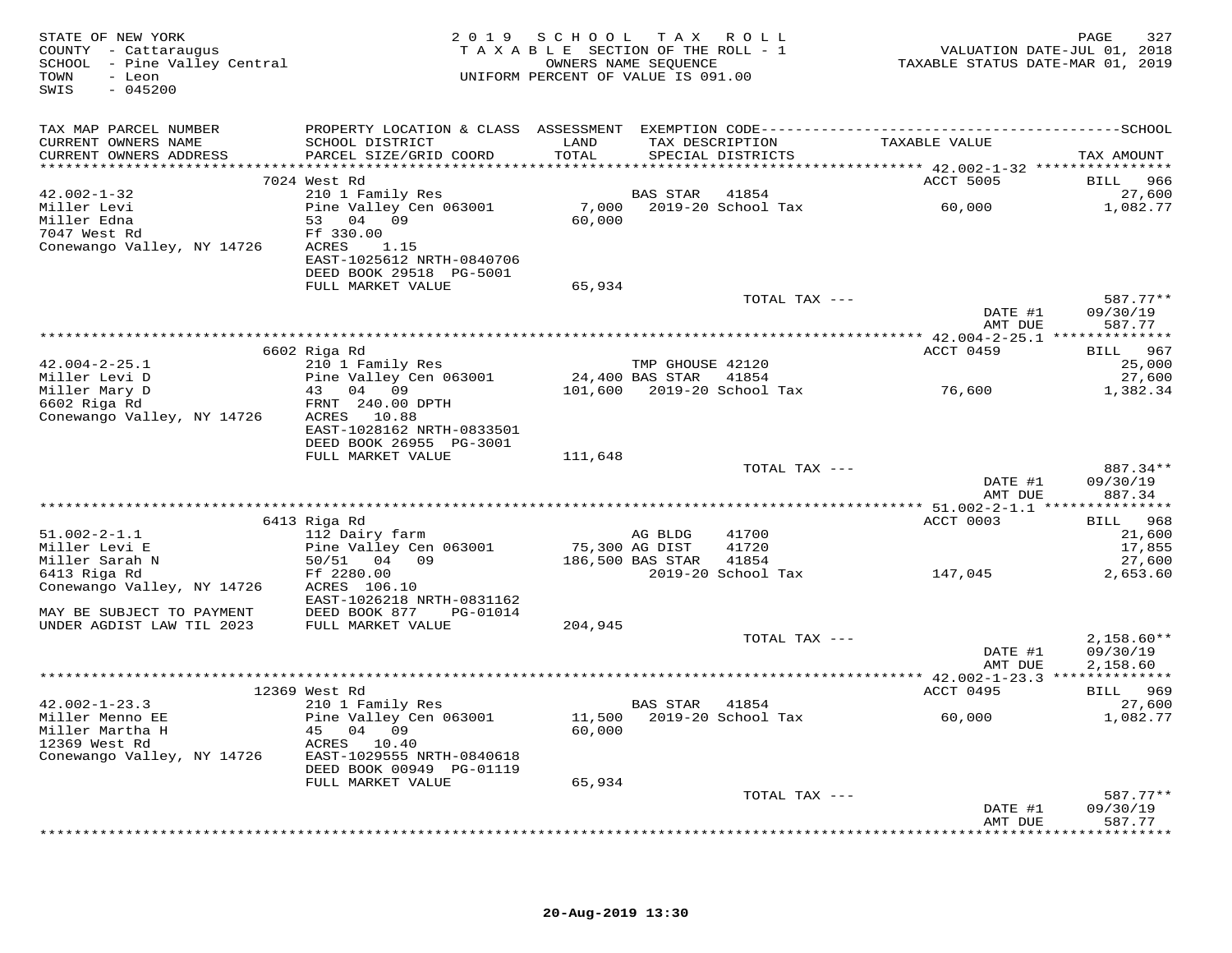STATE OF NEW YORK
COUNTY - Cattaraugus
SCHOOL - Pine Valley Central
TOWN - Leon
SWIS - 045200

2019 SCHOOL TAX ROLL
TAXABLE SECTION OF THE ROLL - 1
OWNERS NAME SEQUENCE
UNIFORM PERCENT OF VALUE IS 091.00

VALUATION DATE-JUL 01, 2018
TAXABLE STATUS DATE-MAR 01, 2019

| TAX MAP PARCEL NUMBER / CURRENT OWNERS NAME / CURRENT OWNERS ADDRESS | PROPERTY LOCATION & CLASS / SCHOOL DISTRICT / PARCEL SIZE/GRID COORD | ASSESSMENT LAND / TOTAL | EXEMPTION CODE / TAX DESCRIPTION / SPECIAL DISTRICTS | TAXABLE VALUE | TAX AMOUNT |
|---|---|---|---|---|---|
| **42.002-1-32** | 7024 West Rd | | | ACCT 5005 | BILL 966 |
| 42.002-1-32 | 210 1 Family Res | | BAS STAR 41854 | | 27,600 |
| Miller Levi | Pine Valley Cen 063001 | 7,000 | 2019-20 School Tax | 60,000 | 1,082.77 |
| Miller Edna | 53 04 09 | 60,000 | | | |
| 7047 West Rd | Ff 330.00 | | | | |
| Conewango Valley, NY 14726 | ACRES 1.15 | | | | |
| | EAST-1025612 NRTH-0840706 | | | | |
| | DEED BOOK 29518 PG-5001 | | | | |
| | FULL MARKET VALUE | 65,934 | | | |
| | | | TOTAL TAX --- | | 587.77** |
| | | | | DATE #1 | 09/30/19 |
| | | | | AMT DUE | 587.77 |
| **42.004-2-25.1** | 6602 Riga Rd | | | ACCT 0459 | BILL 967 |
| 42.004-2-25.1 | 210 1 Family Res | | TMP GHOUSE 42120 | | 25,000 |
| Miller Levi D | Pine Valley Cen 063001 | 24,400 | BAS STAR 41854 | | 27,600 |
| Miller Mary D | 43 04 09 | 101,600 | 2019-20 School Tax | 76,600 | 1,382.34 |
| 6602 Riga Rd | FRNT 240.00 DPTH | | | | |
| Conewango Valley, NY 14726 | ACRES 10.88 | | | | |
| | EAST-1028162 NRTH-0833501 | | | | |
| | DEED BOOK 26955 PG-3001 | | | | |
| | FULL MARKET VALUE | 111,648 | | | |
| | | | TOTAL TAX --- | | 887.34** |
| | | | | DATE #1 | 09/30/19 |
| | | | | AMT DUE | 887.34 |
| **51.002-2-1.1** | 6413 Riga Rd | | | ACCT 0003 | BILL 968 |
| 51.002-2-1.1 | 112 Dairy farm | | AG BLDG 41700 | | 21,600 |
| Miller Levi E | Pine Valley Cen 063001 | 75,300 | AG DIST 41720 | | 17,855 |
| Miller Sarah N | 50/51 04 09 | 186,500 | BAS STAR 41854 | | 27,600 |
| 6413 Riga Rd | Ff 2280.00 | | 2019-20 School Tax | 147,045 | 2,653.60 |
| Conewango Valley, NY 14726 | ACRES 106.10 | | | | |
| | EAST-1026218 NRTH-0831162 | | | | |
| MAY BE SUBJECT TO PAYMENT | DEED BOOK 877 PG-01014 | | | | |
| UNDER AGDIST LAW TIL 2023 | FULL MARKET VALUE | 204,945 | | | |
| | | | TOTAL TAX --- | | 2,158.60** |
| | | | | DATE #1 | 09/30/19 |
| | | | | AMT DUE | 2,158.60 |
| **42.002-1-23.3** | 12369 West Rd | | | ACCT 0495 | BILL 969 |
| 42.002-1-23.3 | 210 1 Family Res | | BAS STAR 41854 | | 27,600 |
| Miller Menno EE | Pine Valley Cen 063001 | 11,500 | 2019-20 School Tax | 60,000 | 1,082.77 |
| Miller Martha H | 45 04 09 | 60,000 | | | |
| 12369 West Rd | ACRES 10.40 | | | | |
| Conewango Valley, NY 14726 | EAST-1029555 NRTH-0840618 | | | | |
| | DEED BOOK 00949 PG-01119 | | | | |
| | FULL MARKET VALUE | 65,934 | | | |
| | | | TOTAL TAX --- | | 587.77** |
| | | | | DATE #1 | 09/30/19 |
| | | | | AMT DUE | 587.77 |

20-Aug-2019 13:30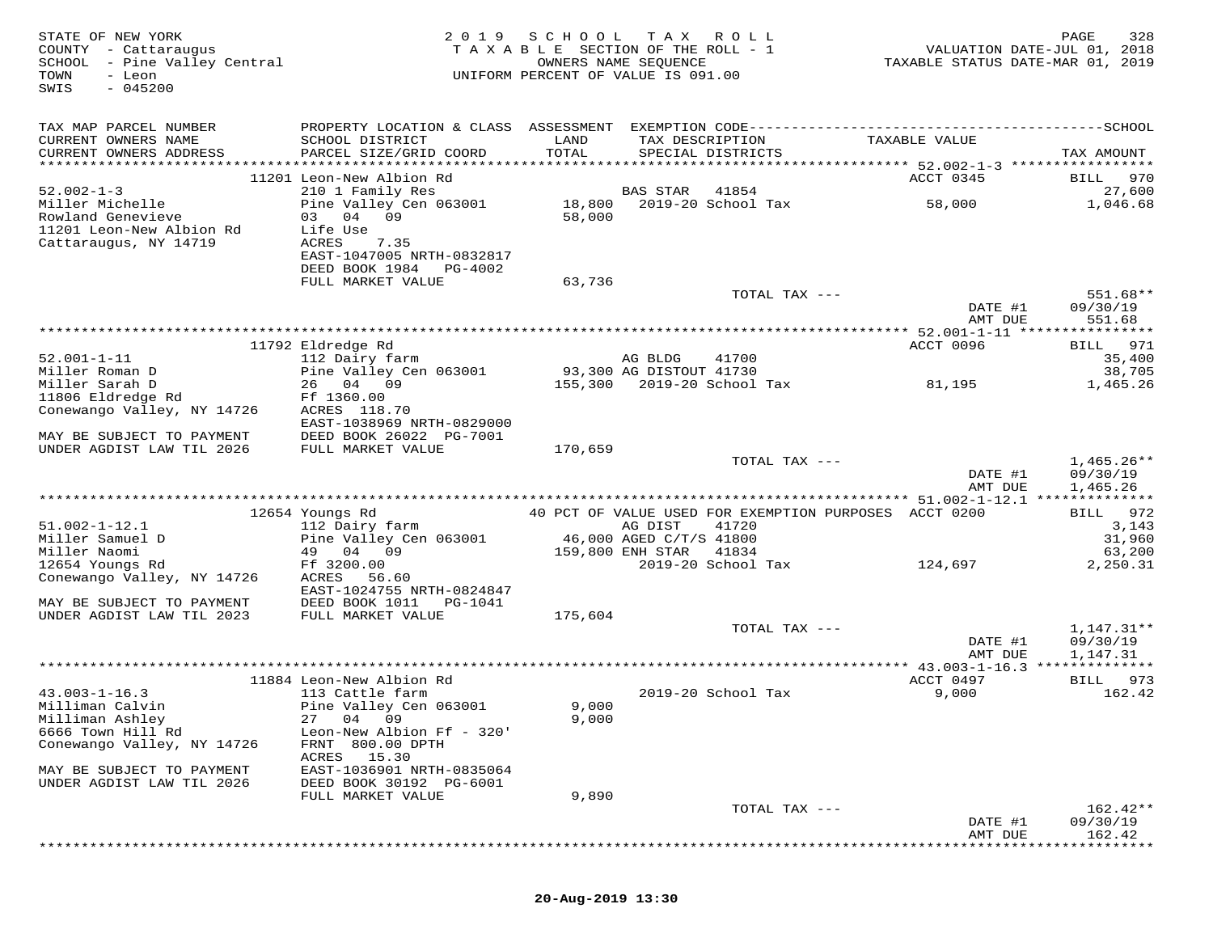STATE OF NEW YORK
COUNTY - Cattaraugus
SCHOOL - Pine Valley Central
TOWN - Leon
SWIS - 045200

2019 SCHOOL TAX ROLL
TAXABLE SECTION OF THE ROLL - 1
OWNERS NAME SEQUENCE
UNIFORM PERCENT OF VALUE IS 091.00

VALUATION DATE-JUL 01, 2018
TAXABLE STATUS DATE-MAR 01, 2019

| TAX MAP PARCEL NUMBER / CURRENT OWNERS NAME / CURRENT OWNERS ADDRESS | PROPERTY LOCATION & CLASS / SCHOOL DISTRICT / PARCEL SIZE/GRID COORD | ASSESSMENT LAND / TOTAL | EXEMPTION CODE / TAX DESCRIPTION / SPECIAL DISTRICTS | TAXABLE VALUE | TAX AMOUNT |
|---|---|---|---|---|---|
| | 11201 Leon-New Albion Rd | | | ACCT 0345 | BILL 970 |
| 52.002-1-3 | 210 1 Family Res | | BAS STAR 41854 | | 27,600 |
| Miller Michelle | Pine Valley Cen 063001 | 18,800 | 2019-20 School Tax | 58,000 | 1,046.68 |
| Rowland Genevieve | 03 04 09 | 58,000 | | | |
| 11201 Leon-New Albion Rd | Life Use | | | | |
| Cattaraugus, NY 14719 | ACRES 7.35 | | | | |
| | EAST-1047005 NRTH-0832817 | | | | |
| | DEED BOOK 1984 PG-4002 | | | | |
| | FULL MARKET VALUE | 63,736 | | | |
| | | | TOTAL TAX --- | | 551.68** |
| | | | | DATE #1 | 09/30/19 |
| | | | | AMT DUE | 551.68 |
| | 11792 Eldredge Rd | | | ACCT 0096 | BILL 971 |
| 52.001-1-11 | 112 Dairy farm | | AG BLDG 41700 | | 35,400 |
| Miller Roman D | Pine Valley Cen 063001 | 93,300 | AG DISTOUT 41730 | | 38,705 |
| Miller Sarah D | 26 04 09 | 155,300 | 2019-20 School Tax | 81,195 | 1,465.26 |
| 11806 Eldredge Rd | Ff 1360.00 | | | | |
| Conewango Valley, NY 14726 | ACRES 118.70 | | | | |
| | EAST-1038969 NRTH-0829000 | | | | |
| MAY BE SUBJECT TO PAYMENT | DEED BOOK 26022 PG-7001 | | | | |
| UNDER AGDIST LAW TIL 2026 | FULL MARKET VALUE | 170,659 | | | |
| | | | TOTAL TAX --- | | 1,465.26** |
| | | | | DATE #1 | 09/30/19 |
| | | | | AMT DUE | 1,465.26 |
| | 12654 Youngs Rd | | 40 PCT OF VALUE USED FOR EXEMPTION PURPOSES | ACCT 0200 | BILL 972 |
| 51.002-1-12.1 | 112 Dairy farm | | AG DIST 41720 | | 3,143 |
| Miller Samuel D | Pine Valley Cen 063001 | 46,000 | AGED C/T/S 41800 | | 31,960 |
| Miller Naomi | 49 04 09 | 159,800 | ENH STAR 41834 | | 63,200 |
| 12654 Youngs Rd | Ff 3200.00 | | 2019-20 School Tax | 124,697 | 2,250.31 |
| Conewango Valley, NY 14726 | ACRES 56.60 | | | | |
| | EAST-1024755 NRTH-0824847 | | | | |
| MAY BE SUBJECT TO PAYMENT | DEED BOOK 1011 PG-1041 | | | | |
| UNDER AGDIST LAW TIL 2023 | FULL MARKET VALUE | 175,604 | | | |
| | | | TOTAL TAX --- | | 1,147.31** |
| | | | | DATE #1 | 09/30/19 |
| | | | | AMT DUE | 1,147.31 |
| | 11884 Leon-New Albion Rd | | | ACCT 0497 | BILL 973 |
| 43.003-1-16.3 | 113 Cattle farm | | 2019-20 School Tax | 9,000 | 162.42 |
| Milliman Calvin | Pine Valley Cen 063001 | 9,000 | | | |
| Milliman Ashley | 27 04 09 | 9,000 | | | |
| 6666 Town Hill Rd | Leon-New Albion Ff - 320' | | | | |
| Conewango Valley, NY 14726 | FRNT 800.00 DPTH | | | | |
| | ACRES 15.30 | | | | |
| MAY BE SUBJECT TO PAYMENT | EAST-1036901 NRTH-0835064 | | | | |
| UNDER AGDIST LAW TIL 2026 | DEED BOOK 30192 PG-6001 | | | | |
| | FULL MARKET VALUE | 9,890 | | | |
| | | | TOTAL TAX --- | | 162.42** |
| | | | | DATE #1 | 09/30/19 |
| | | | | AMT DUE | 162.42 |

20-Aug-2019 13:30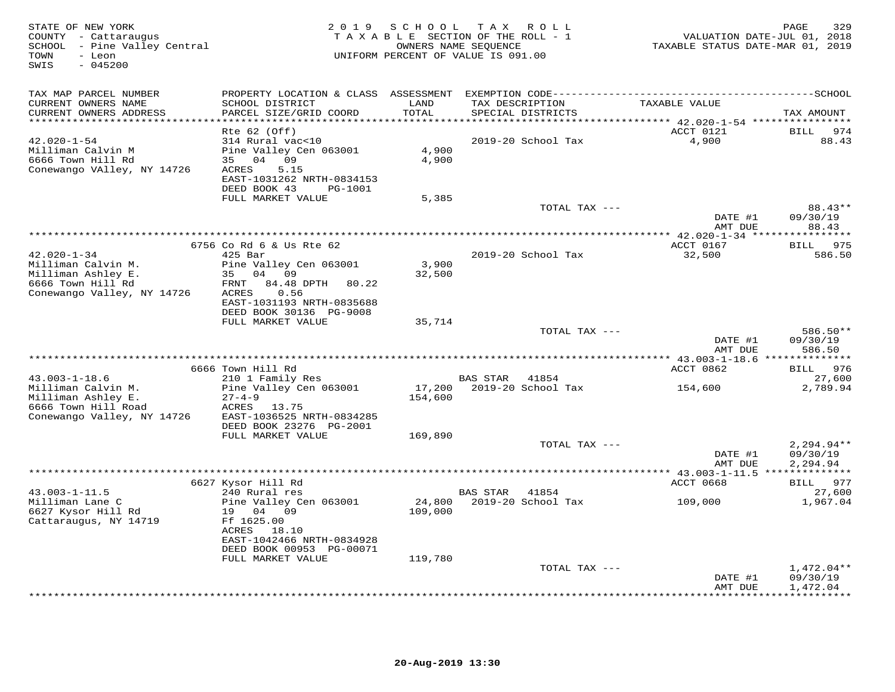STATE OF NEW YORK
COUNTY - Cattaraugus
SCHOOL - Pine Valley Central
TOWN - Leon
SWIS - 045200

2019 SCHOOL TAX ROLL
TAXABLE SECTION OF THE ROLL - 1
OWNERS NAME SEQUENCE
UNIFORM PERCENT OF VALUE IS 091.00

VALUATION DATE-JUL 01, 2018
TAXABLE STATUS DATE-MAR 01, 2019

| TAX MAP PARCEL NUMBER / CURRENT OWNERS NAME / CURRENT OWNERS ADDRESS | PROPERTY LOCATION & CLASS / SCHOOL DISTRICT / PARCEL SIZE/GRID COORD | ASSESSMENT LAND / TOTAL | EXEMPTION CODE / TAX DESCRIPTION / SPECIAL DISTRICTS | TAXABLE VALUE | TAX AMOUNT |
|---|---|---|---|---|---|
| 42.020-1-54 | Rte 62 (Off) | | | ACCT 0121 | BILL 974 |
| 42.020-1-54 | 314 Rural vac<10 | | 2019-20 School Tax | 4,900 | 88.43 |
| Milliman Calvin M | Pine Valley Cen 063001 | 4,900 | | | |
| 6666 Town Hill Rd | 35 04 09 | 4,900 | | | |
| Conewango VAlley, NY 14726 | ACRES 5.15 | | | | |
| | EAST-1031262 NRTH-0834153 | | | | |
| | DEED BOOK 43 PG-1001 | | | | |
| | FULL MARKET VALUE | 5,385 | | | |
| | | | TOTAL TAX --- | | 88.43** |
| | | | | DATE #1 | 09/30/19 |
| | | | | AMT DUE | 88.43 |
| 42.020-1-34 | 6756 Co Rd 6 & Us Rte 62 | | | ACCT 0167 | BILL 975 |
| 42.020-1-34 | 425 Bar | | 2019-20 School Tax | 32,500 | 586.50 |
| Milliman Calvin M. | Pine Valley Cen 063001 | 3,900 | | | |
| Milliman Ashley E. | 35 04 09 | 32,500 | | | |
| 6666 Town Hill Rd | FRNT 84.48 DPTH 80.22 | | | | |
| Conewango Valley, NY 14726 | ACRES 0.56 | | | | |
| | EAST-1031193 NRTH-0835688 | | | | |
| | DEED BOOK 30136 PG-9008 | | | | |
| | FULL MARKET VALUE | 35,714 | | | |
| | | | TOTAL TAX --- | | 586.50** |
| | | | | DATE #1 | 09/30/19 |
| | | | | AMT DUE | 586.50 |
| 43.003-1-18.6 | 6666 Town Hill Rd | | | ACCT 0862 | BILL 976 |
| 43.003-1-18.6 | 210 1 Family Res | | BAS STAR 41854 | | 27,600 |
| Milliman Calvin M. | Pine Valley Cen 063001 | 17,200 | 2019-20 School Tax | 154,600 | 2,789.94 |
| Milliman Ashley E. | 27-4-9 | 154,600 | | | |
| 6666 Town Hill Road | ACRES 13.75 | | | | |
| Conewango Valley, NY 14726 | EAST-1036525 NRTH-0834285 | | | | |
| | DEED BOOK 23276 PG-2001 | | | | |
| | FULL MARKET VALUE | 169,890 | | | |
| | | | TOTAL TAX --- | | 2,294.94** |
| | | | | DATE #1 | 09/30/19 |
| | | | | AMT DUE | 2,294.94 |
| 43.003-1-11.5 | 6627 Kysor Hill Rd | | | ACCT 0668 | BILL 977 |
| 43.003-1-11.5 | 240 Rural res | | BAS STAR 41854 | | 27,600 |
| Milliman Lane C | Pine Valley Cen 063001 | 24,800 | 2019-20 School Tax | 109,000 | 1,967.04 |
| 6627 Kysor Hill Rd | 19 04 09 | 109,000 | | | |
| Cattaraugus, NY 14719 | Ff 1625.00 | | | | |
| | ACRES 18.10 | | | | |
| | EAST-1042466 NRTH-0834928 | | | | |
| | DEED BOOK 00953 PG-00071 | | | | |
| | FULL MARKET VALUE | 119,780 | | | |
| | | | TOTAL TAX --- | | 1,472.04** |
| | | | | DATE #1 | 09/30/19 |
| | | | | AMT DUE | 1,472.04 |

20-Aug-2019 13:30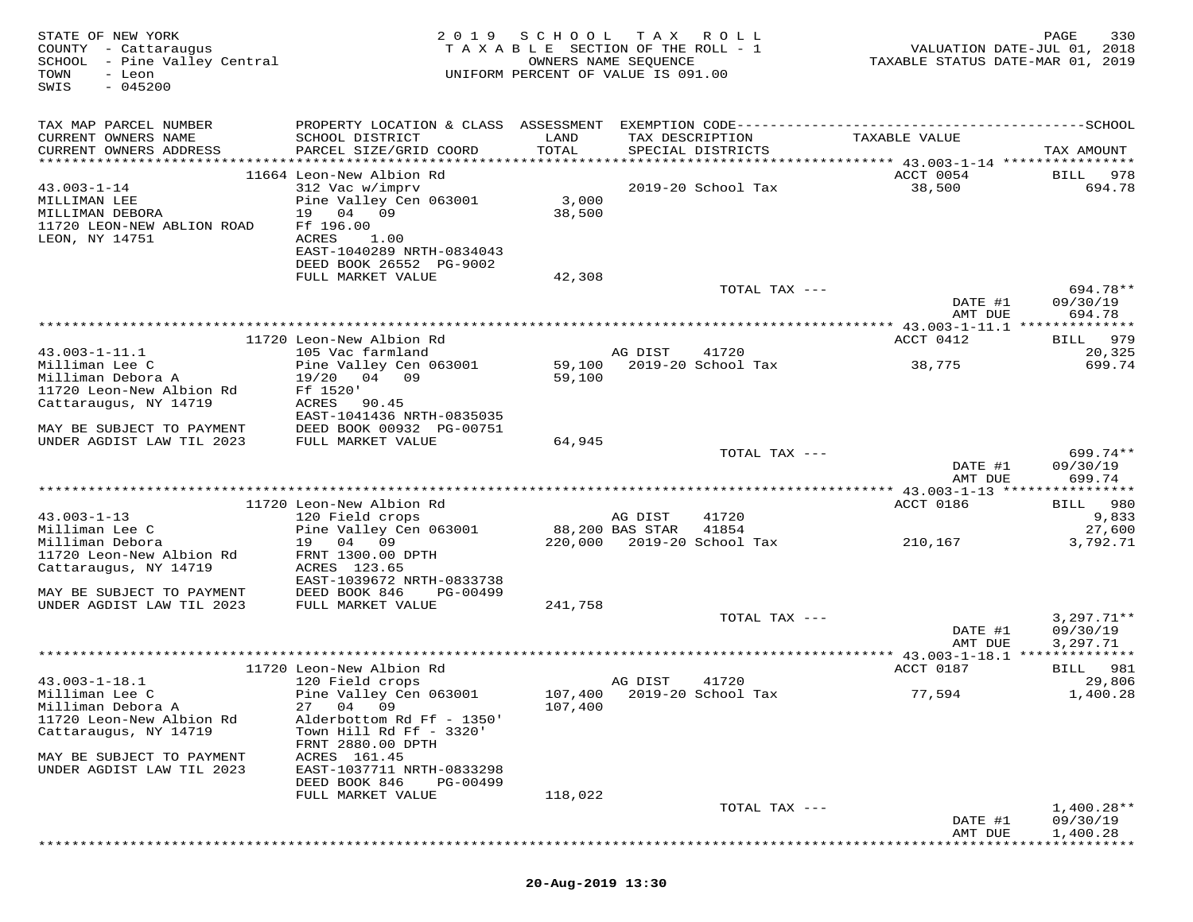STATE OF NEW YORK
COUNTY - Cattaraugus
SCHOOL - Pine Valley Central
TOWN - Leon
SWIS - 045200

2019 SCHOOL TAX ROLL
TAXABLE SECTION OF THE ROLL - 1
OWNERS NAME SEQUENCE
UNIFORM PERCENT OF VALUE IS 091.00

VALUATION DATE-JUL 01, 2018
TAXABLE STATUS DATE-MAR 01, 2019

| TAX MAP PARCEL NUMBER / CURRENT OWNERS NAME / CURRENT OWNERS ADDRESS | PROPERTY LOCATION & CLASS / SCHOOL DISTRICT / PARCEL SIZE/GRID COORD | ASSESSMENT LAND / TOTAL | EXEMPTION CODE / TAX DESCRIPTION / SPECIAL DISTRICTS | TAXABLE VALUE | TAX AMOUNT |
|---|---|---|---|---|---|
| | 11664 Leon-New Albion Rd | | | ACCT 0054 | BILL 978 |
| 43.003-1-14 | 312 Vac w/imprv | | 2019-20 School Tax | 38,500 | 694.78 |
| MILLIMAN LEE | Pine Valley Cen 063001 | 3,000 | | | |
| MILLIMAN DEBORA | 19 04 09 | 38,500 | | | |
| 11720 LEON-NEW ABLION ROAD | Ff 196.00 | | | | |
| LEON, NY 14751 | ACRES 1.00 | | | | |
| | EAST-1040289 NRTH-0834043 | | | | |
| | DEED BOOK 26552 PG-9002 | | | | |
| | FULL MARKET VALUE | 42,308 | | | |
| | | | TOTAL TAX --- | | 694.78** |
| | | | | DATE #1 | 09/30/19 |
| | | | | AMT DUE | 694.78 |
| | 11720 Leon-New Albion Rd | | | ACCT 0412 | BILL 979 |
| 43.003-1-11.1 | 105 Vac farmland | | AG DIST 41720 | | 20,325 |
| Milliman Lee C | Pine Valley Cen 063001 | 59,100 | 2019-20 School Tax | 38,775 | 699.74 |
| Milliman Debora A | 19/20 04 09 | 59,100 | | | |
| 11720 Leon-New Albion Rd | Ff 1520' | | | | |
| Cattaraugus, NY 14719 | ACRES 90.45 | | | | |
| | EAST-1041436 NRTH-0835035 | | | | |
| MAY BE SUBJECT TO PAYMENT | DEED BOOK 00932 PG-00751 | | | | |
| UNDER AGDIST LAW TIL 2023 | FULL MARKET VALUE | 64,945 | | | |
| | | | TOTAL TAX --- | | 699.74** |
| | | | | DATE #1 | 09/30/19 |
| | | | | AMT DUE | 699.74 |
| | 11720 Leon-New Albion Rd | | | ACCT 0186 | BILL 980 |
| 43.003-1-13 | 120 Field crops | | AG DIST 41720 | | 9,833 |
| Milliman Lee C | Pine Valley Cen 063001 | 88,200 | BAS STAR 41854 | | 27,600 |
| Milliman Debora | 19 04 09 | 220,000 | 2019-20 School Tax | 210,167 | 3,792.71 |
| 11720 Leon-New Albion Rd | FRNT 1300.00 DPTH | | | | |
| Cattaraugus, NY 14719 | ACRES 123.65 | | | | |
| | EAST-1039672 NRTH-0833738 | | | | |
| MAY BE SUBJECT TO PAYMENT | DEED BOOK 846 PG-00499 | | | | |
| UNDER AGDIST LAW TIL 2023 | FULL MARKET VALUE | 241,758 | | | |
| | | | TOTAL TAX --- | | 3,297.71** |
| | | | | DATE #1 | 09/30/19 |
| | | | | AMT DUE | 3,297.71 |
| | 11720 Leon-New Albion Rd | | | ACCT 0187 | BILL 981 |
| 43.003-1-18.1 | 120 Field crops | | AG DIST 41720 | | 29,806 |
| Milliman Lee C | Pine Valley Cen 063001 | 107,400 | 2019-20 School Tax | 77,594 | 1,400.28 |
| Milliman Debora A | 27 04 09 | 107,400 | | | |
| 11720 Leon-New Albion Rd | Alderbottom Rd Ff - 1350' | | | | |
| Cattaraugus, NY 14719 | Town Hill Rd Ff - 3320' | | | | |
| | FRNT 2880.00 DPTH | | | | |
| MAY BE SUBJECT TO PAYMENT | ACRES 161.45 | | | | |
| UNDER AGDIST LAW TIL 2023 | EAST-1037711 NRTH-0833298 | | | | |
| | DEED BOOK 846 PG-00499 | | | | |
| | FULL MARKET VALUE | 118,022 | | | |
| | | | TOTAL TAX --- | | 1,400.28** |
| | | | | DATE #1 | 09/30/19 |
| | | | | AMT DUE | 1,400.28 |

20-Aug-2019 13:30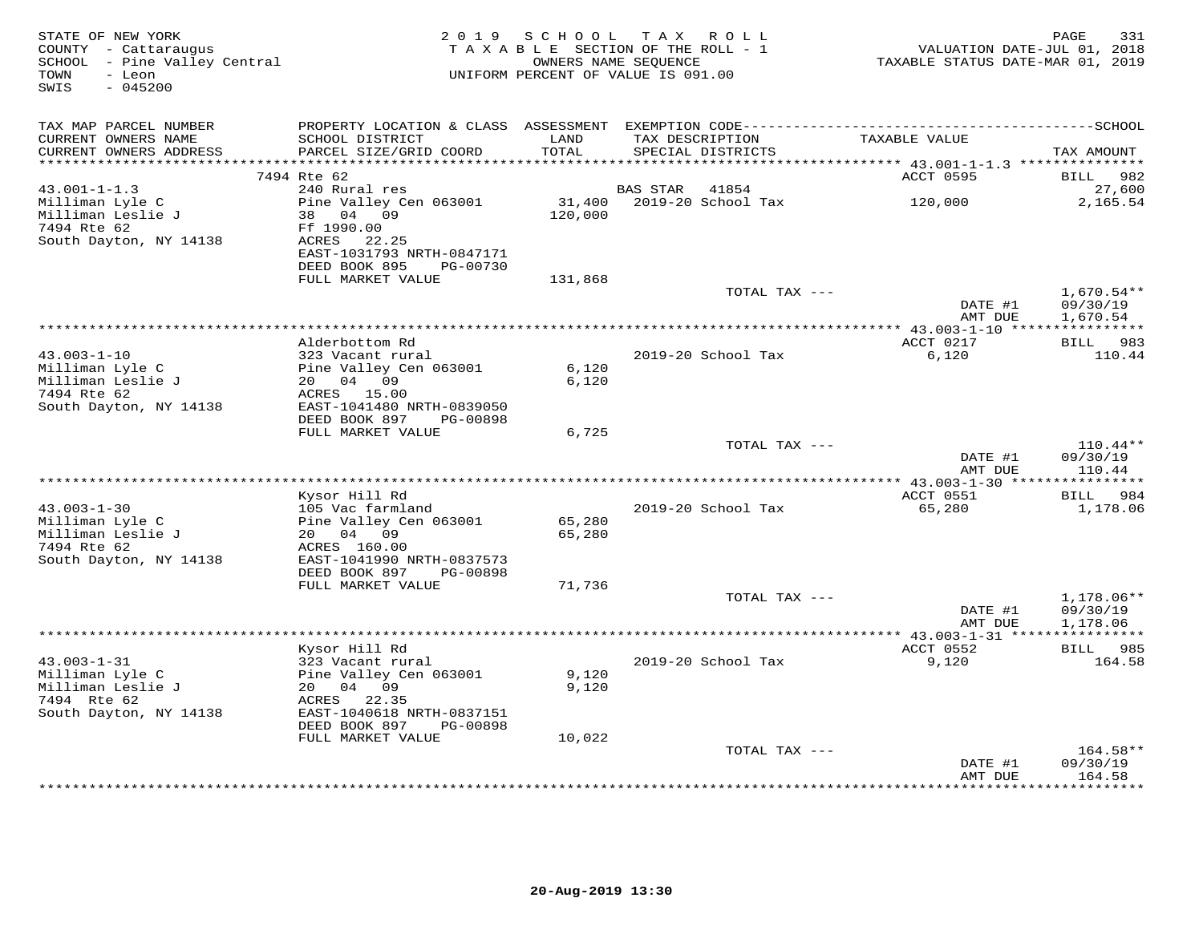STATE OF NEW YORK
COUNTY - Cattaraugus
SCHOOL - Pine Valley Central
TOWN - Leon
SWIS - 045200

2019 SCHOOL TAX ROLL
TAXABLE SECTION OF THE ROLL - 1
OWNERS NAME SEQUENCE
UNIFORM PERCENT OF VALUE IS 091.00

VALUATION DATE-JUL 01, 2018
TAXABLE STATUS DATE-MAR 01, 2019

| TAX MAP PARCEL NUMBER<br>CURRENT OWNERS NAME<br>CURRENT OWNERS ADDRESS | PROPERTY LOCATION & CLASS<br>SCHOOL DISTRICT<br>PARCEL SIZE/GRID COORD | ASSESSMENT<br>LAND<br>TOTAL | EXEMPTION CODE<br>TAX DESCRIPTION<br>SPECIAL DISTRICTS | TAXABLE VALUE | SCHOOL<br>TAX AMOUNT |
|---|---|---|---|---|---|
| | 7494 Rte 62 | | | ACCT 0595 | BILL 982 |
| 43.001-1-1.3 | 240 Rural res | | BAS STAR 41854 | | 27,600 |
| Milliman Lyle C | Pine Valley Cen 063001 | 31,400 | 2019-20 School Tax | 120,000 | 2,165.54 |
| Milliman Leslie J | 38 04 09 | 120,000 | | | |
| 7494 Rte 62 | Ff 1990.00 | | | | |
| South Dayton, NY 14138 | ACRES 22.25 | | | | |
| | EAST-1031793 NRTH-0847171 | | | | |
| | DEED BOOK 895 PG-00730 | | | | |
| | FULL MARKET VALUE | 131,868 | | | |
| | | | TOTAL TAX --- | | 1,670.54** |
| | | | | DATE #1 | 09/30/19 |
| | | | | AMT DUE | 1,670.54 |
| | Alderbottom Rd | | | ACCT 0217 | BILL 983 |
| 43.003-1-10 | 323 Vacant rural | | 2019-20 School Tax | 6,120 | 110.44 |
| Milliman Lyle C | Pine Valley Cen 063001 | 6,120 | | | |
| Milliman Leslie J | 20 04 09 | 6,120 | | | |
| 7494 Rte 62 | ACRES 15.00 | | | | |
| South Dayton, NY 14138 | EAST-1041480 NRTH-0839050 | | | | |
| | DEED BOOK 897 PG-00898 | | | | |
| | FULL MARKET VALUE | 6,725 | | | |
| | | | TOTAL TAX --- | | 110.44** |
| | | | | DATE #1 | 09/30/19 |
| | | | | AMT DUE | 110.44 |
| | Kysor Hill Rd | | | ACCT 0551 | BILL 984 |
| 43.003-1-30 | 105 Vac farmland | | 2019-20 School Tax | 65,280 | 1,178.06 |
| Milliman Lyle C | Pine Valley Cen 063001 | 65,280 | | | |
| Milliman Leslie J | 20 04 09 | 65,280 | | | |
| 7494 Rte 62 | ACRES 160.00 | | | | |
| South Dayton, NY 14138 | EAST-1041990 NRTH-0837573 | | | | |
| | DEED BOOK 897 PG-00898 | | | | |
| | FULL MARKET VALUE | 71,736 | | | |
| | | | TOTAL TAX --- | | 1,178.06** |
| | | | | DATE #1 | 09/30/19 |
| | | | | AMT DUE | 1,178.06 |
| | Kysor Hill Rd | | | ACCT 0552 | BILL 985 |
| 43.003-1-31 | 323 Vacant rural | | 2019-20 School Tax | 9,120 | 164.58 |
| Milliman Lyle C | Pine Valley Cen 063001 | 9,120 | | | |
| Milliman Leslie J | 20 04 09 | 9,120 | | | |
| 7494 Rte 62 | ACRES 22.35 | | | | |
| South Dayton, NY 14138 | EAST-1040618 NRTH-0837151 | | | | |
| | DEED BOOK 897 PG-00898 | | | | |
| | FULL MARKET VALUE | 10,022 | | | |
| | | | TOTAL TAX --- | | 164.58** |
| | | | | DATE #1 | 09/30/19 |
| | | | | AMT DUE | 164.58 |

20-Aug-2019 13:30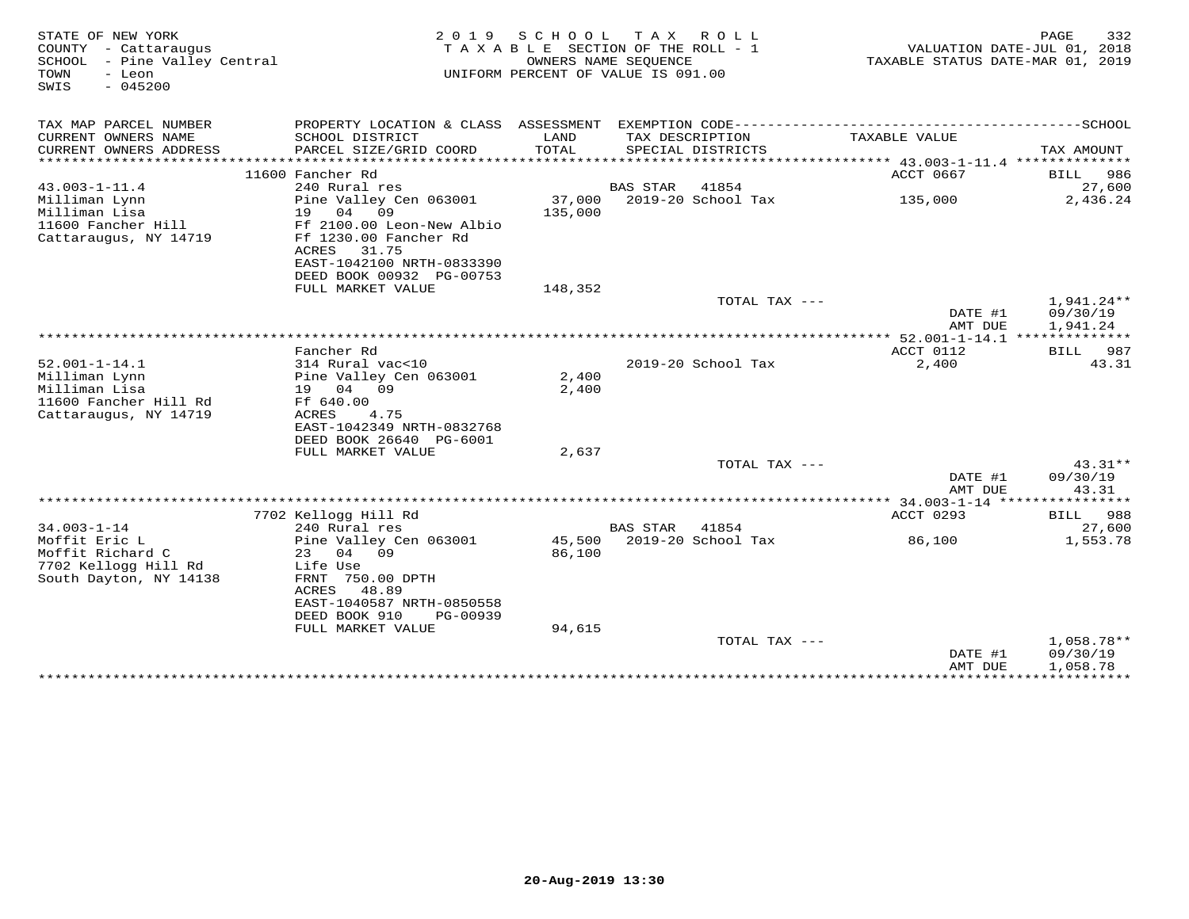STATE OF NEW YORK
COUNTY - Cattaraugus
SCHOOL - Pine Valley Central
TOWN - Leon
SWIS - 045200

2019 SCHOOL TAX ROLL
TAXABLE SECTION OF THE ROLL - 1
OWNERS NAME SEQUENCE
UNIFORM PERCENT OF VALUE IS 091.00

VALUATION DATE-JUL 01, 2018
TAXABLE STATUS DATE-MAR 01, 2019

| TAX MAP PARCEL NUMBER / CURRENT OWNERS NAME / CURRENT OWNERS ADDRESS | PROPERTY LOCATION & CLASS / SCHOOL DISTRICT / PARCEL SIZE/GRID COORD | ASSESSMENT LAND / TOTAL | EXEMPTION CODE / TAX DESCRIPTION / SPECIAL DISTRICTS | TAXABLE VALUE | TAX AMOUNT |
|---|---|---|---|---|---|
| | 11600 Fancher Rd | | | ACCT 0667 | BILL 986 |
| 43.003-1-11.4 | 240 Rural res | | BAS STAR 41854 | | 27,600 |
| Milliman Lynn | Pine Valley Cen 063001 | 37,000 | 2019-20 School Tax | 135,000 | 2,436.24 |
| Milliman Lisa | 19 04 09 | 135,000 | | | |
| 11600 Fancher Hill | Ff 2100.00 Leon-New Albio | | | | |
| Cattaraugus, NY 14719 | Ff 1230.00 Fancher Rd | | | | |
| | ACRES 31.75 | | | | |
| | EAST-1042100 NRTH-0833390 | | | | |
| | DEED BOOK 00932 PG-00753 | | | | |
| | FULL MARKET VALUE | 148,352 | | | |
| | | | TOTAL TAX --- | | 1,941.24** |
| | | | | DATE #1 | 09/30/19 |
| | | | | AMT DUE | 1,941.24 |
| | Fancher Rd | | | ACCT 0112 | BILL 987 |
| 52.001-1-14.1 | 314 Rural vac<10 | | 2019-20 School Tax | 2,400 | 43.31 |
| Milliman Lynn | Pine Valley Cen 063001 | 2,400 | | | |
| Milliman Lisa | 19 04 09 | 2,400 | | | |
| 11600 Fancher Hill Rd | Ff 640.00 | | | | |
| Cattaraugus, NY 14719 | ACRES 4.75 | | | | |
| | EAST-1042349 NRTH-0832768 | | | | |
| | DEED BOOK 26640 PG-6001 | | | | |
| | FULL MARKET VALUE | 2,637 | | | |
| | | | TOTAL TAX --- | | 43.31** |
| | | | | DATE #1 | 09/30/19 |
| | | | | AMT DUE | 43.31 |
| | 7702 Kellogg Hill Rd | | | ACCT 0293 | BILL 988 |
| 34.003-1-14 | 240 Rural res | | BAS STAR 41854 | | 27,600 |
| Moffit Eric L | Pine Valley Cen 063001 | 45,500 | 2019-20 School Tax | 86,100 | 1,553.78 |
| Moffit Richard C | 23 04 09 | 86,100 | | | |
| 7702 Kellogg Hill Rd | Life Use | | | | |
| South Dayton, NY 14138 | FRNT 750.00 DPTH | | | | |
| | ACRES 48.89 | | | | |
| | EAST-1040587 NRTH-0850558 | | | | |
| | DEED BOOK 910 PG-00939 | | | | |
| | FULL MARKET VALUE | 94,615 | | | |
| | | | TOTAL TAX --- | | 1,058.78** |
| | | | | DATE #1 | 09/30/19 |
| | | | | AMT DUE | 1,058.78 |

20-Aug-2019 13:30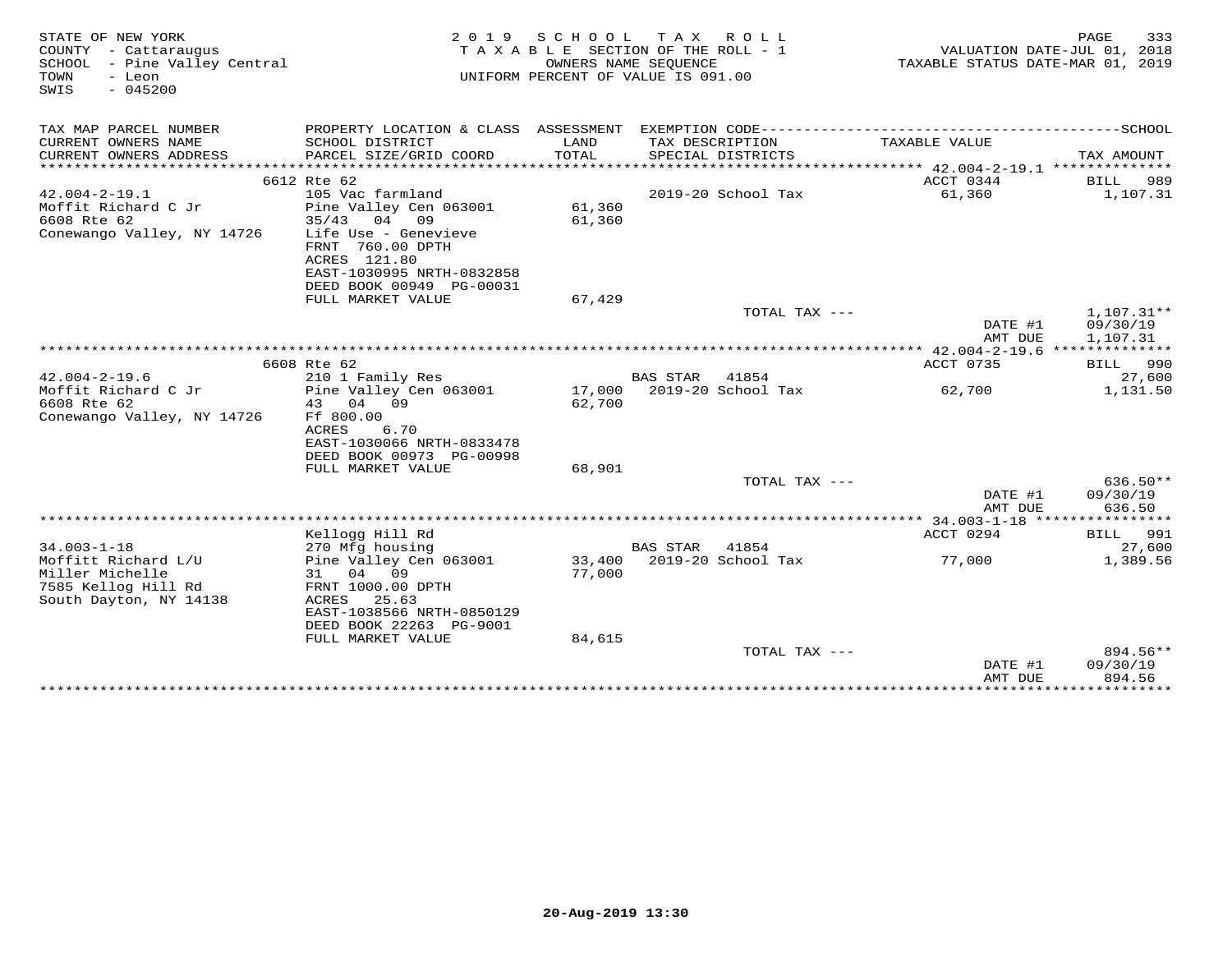STATE OF NEW YORK
COUNTY - Cattaraugus
SCHOOL - Pine Valley Central
TOWN - Leon
SWIS - 045200

2019 SCHOOL TAX ROLL
TAXABLE SECTION OF THE ROLL - 1
OWNERS NAME SEQUENCE
UNIFORM PERCENT OF VALUE IS 091.00

VALUATION DATE-JUL 01, 2018
TAXABLE STATUS DATE-MAR 01, 2019

| TAX MAP PARCEL NUMBER / CURRENT OWNERS NAME / CURRENT OWNERS ADDRESS | PROPERTY LOCATION & CLASS / SCHOOL DISTRICT / PARCEL SIZE/GRID COORD | ASSESSMENT LAND / TOTAL | EXEMPTION CODE / TAX DESCRIPTION / SPECIAL DISTRICTS | TAXABLE VALUE | TAX AMOUNT |
|---|---|---|---|---|---|
| | 6612 Rte 62 | | | ACCT 0344 | BILL 989 |
| 42.004-2-19.1 | 105 Vac farmland | | 2019-20 School Tax | 61,360 | 1,107.31 |
| Moffit Richard C Jr | Pine Valley Cen 063001 | 61,360 | | | |
| 6608 Rte 62 | 35/43 04 09 | 61,360 | | | |
| Conewango Valley, NY 14726 | Life Use - Genevieve | | | | |
| | FRNT 760.00 DPTH | | | | |
| | ACRES 121.80 | | | | |
| | EAST-1030995 NRTH-0832858 | | | | |
| | DEED BOOK 00949 PG-00031 | | | | |
| | FULL MARKET VALUE | 67,429 | | | |
| | | | TOTAL TAX --- | | 1,107.31** |
| | | | | DATE #1 | 09/30/19 |
| | | | | AMT DUE | 1,107.31 |
| | 6608 Rte 62 | | | ACCT 0735 | BILL 990 |
| 42.004-2-19.6 | 210 1 Family Res | | BAS STAR 41854 | | 27,600 |
| Moffit Richard C Jr | Pine Valley Cen 063001 | 17,000 | 2019-20 School Tax | 62,700 | 1,131.50 |
| 6608 Rte 62 | 43 04 09 | 62,700 | | | |
| Conewango Valley, NY 14726 | Ff 800.00 | | | | |
| | ACRES 6.70 | | | | |
| | EAST-1030066 NRTH-0833478 | | | | |
| | DEED BOOK 00973 PG-00998 | | | | |
| | FULL MARKET VALUE | 68,901 | | | |
| | | | TOTAL TAX --- | | 636.50** |
| | | | | DATE #1 | 09/30/19 |
| | | | | AMT DUE | 636.50 |
| | Kellogg Hill Rd | | | ACCT 0294 | BILL 991 |
| 34.003-1-18 | 270 Mfg housing | | BAS STAR 41854 | | 27,600 |
| Moffitt Richard L/U | Pine Valley Cen 063001 | 33,400 | 2019-20 School Tax | 77,000 | 1,389.56 |
| Miller Michelle | 31 04 09 | 77,000 | | | |
| 7585 Kellog Hill Rd | FRNT 1000.00 DPTH | | | | |
| South Dayton, NY 14138 | ACRES 25.63 | | | | |
| | EAST-1038566 NRTH-0850129 | | | | |
| | DEED BOOK 22263 PG-9001 | | | | |
| | FULL MARKET VALUE | 84,615 | | | |
| | | | TOTAL TAX --- | | 894.56** |
| | | | | DATE #1 | 09/30/19 |
| | | | | AMT DUE | 894.56 |

20-Aug-2019 13:30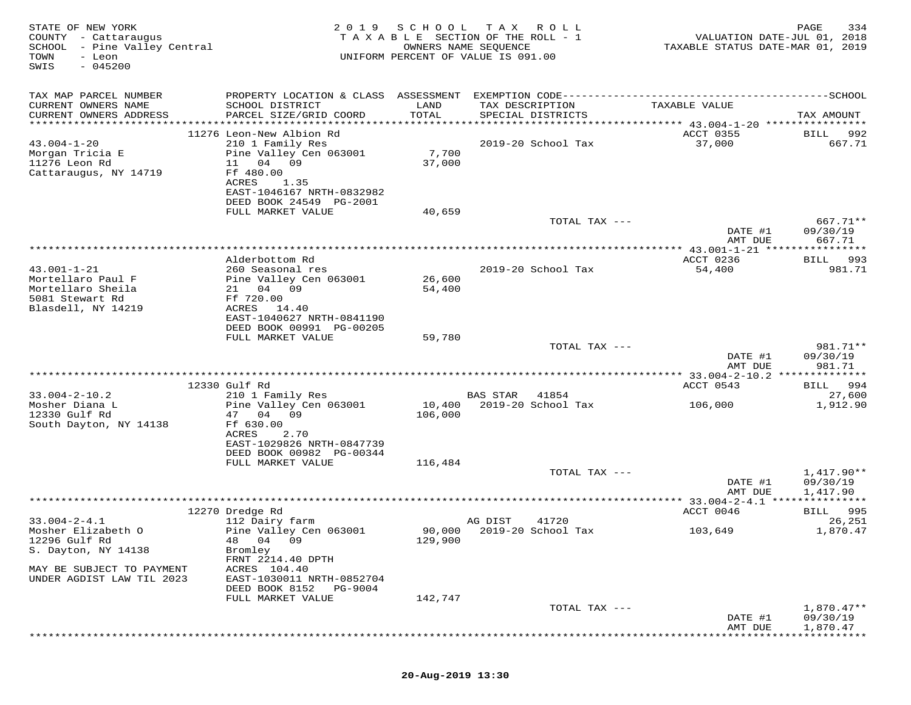STATE OF NEW YORK
COUNTY - Cattaraugus
SCHOOL - Pine Valley Central
TOWN - Leon
SWIS - 045200

2019 SCHOOL TAX ROLL
TAXABLE SECTION OF THE ROLL - 1
OWNERS NAME SEQUENCE
UNIFORM PERCENT OF VALUE IS 091.00

VALUATION DATE-JUL 01, 2018
TAXABLE STATUS DATE-MAR 01, 2019

| TAX MAP PARCEL NUMBER / CURRENT OWNERS NAME / CURRENT OWNERS ADDRESS | PROPERTY LOCATION & CLASS / SCHOOL DISTRICT / PARCEL SIZE/GRID COORD | ASSESSMENT LAND / TOTAL | EXEMPTION CODE / TAX DESCRIPTION / SPECIAL DISTRICTS | TAXABLE VALUE | SCHOOL TAX AMOUNT |
|---|---|---|---|---|---|
| | 11276 Leon-New Albion Rd | | | ACCT 0355 | BILL 992 |
| 43.004-1-20 | 210 1 Family Res | | 2019-20 School Tax | 37,000 | 667.71 |
| Morgan Tricia E | Pine Valley Cen 063001 | 7,700 | | | |
| 11276 Leon Rd | 11 04 09 | 37,000 | | | |
| Cattaraugus, NY 14719 | Ff 480.00 | | | | |
| | ACRES 1.35 | | | | |
| | EAST-1046167 NRTH-0832982 | | | | |
| | DEED BOOK 24549 PG-2001 | | | | |
| | FULL MARKET VALUE | 40,659 | | | |
| | | | TOTAL TAX --- | | 667.71** |
| | | | | DATE #1 | 09/30/19 |
| | | | | AMT DUE | 667.71 |
| | Alderbottom Rd | | | ACCT 0236 | BILL 993 |
| 43.001-1-21 | 260 Seasonal res | | 2019-20 School Tax | 54,400 | 981.71 |
| Mortellaro Paul F | Pine Valley Cen 063001 | 26,600 | | | |
| Mortellaro Sheila | 21 04 09 | 54,400 | | | |
| 5081 Stewart Rd | Ff 720.00 | | | | |
| Blasdell, NY 14219 | ACRES 14.40 | | | | |
| | EAST-1040627 NRTH-0841190 | | | | |
| | DEED BOOK 00991 PG-00205 | | | | |
| | FULL MARKET VALUE | 59,780 | | | |
| | | | TOTAL TAX --- | | 981.71** |
| | | | | DATE #1 | 09/30/19 |
| | | | | AMT DUE | 981.71 |
| | 12330 Gulf Rd | | | ACCT 0543 | BILL 994 |
| 33.004-2-10.2 | 210 1 Family Res | | BAS STAR 41854 | | 27,600 |
| Mosher Diana L | Pine Valley Cen 063001 | 10,400 | 2019-20 School Tax | 106,000 | 1,912.90 |
| 12330 Gulf Rd | 47 04 09 | 106,000 | | | |
| South Dayton, NY 14138 | Ff 630.00 | | | | |
| | ACRES 2.70 | | | | |
| | EAST-1029826 NRTH-0847739 | | | | |
| | DEED BOOK 00982 PG-00344 | | | | |
| | FULL MARKET VALUE | 116,484 | | | |
| | | | TOTAL TAX --- | | 1,417.90** |
| | | | | DATE #1 | 09/30/19 |
| | | | | AMT DUE | 1,417.90 |
| | 12270 Dredge Rd | | | ACCT 0046 | BILL 995 |
| 33.004-2-4.1 | 112 Dairy farm | | AG DIST 41720 | | 26,251 |
| Mosher Elizabeth O | Pine Valley Cen 063001 | 90,000 | 2019-20 School Tax | 103,649 | 1,870.47 |
| 12296 Gulf Rd | 48 04 09 | 129,900 | | | |
| S. Dayton, NY 14138 | Bromley | | | | |
| | FRNT 2214.40 DPTH | | | | |
| MAY BE SUBJECT TO PAYMENT | ACRES 104.40 | | | | |
| UNDER AGDIST LAW TIL 2023 | EAST-1030011 NRTH-0852704 | | | | |
| | DEED BOOK 8152 PG-9004 | | | | |
| | FULL MARKET VALUE | 142,747 | | | |
| | | | TOTAL TAX --- | | 1,870.47** |
| | | | | DATE #1 | 09/30/19 |
| | | | | AMT DUE | 1,870.47 |

20-Aug-2019 13:30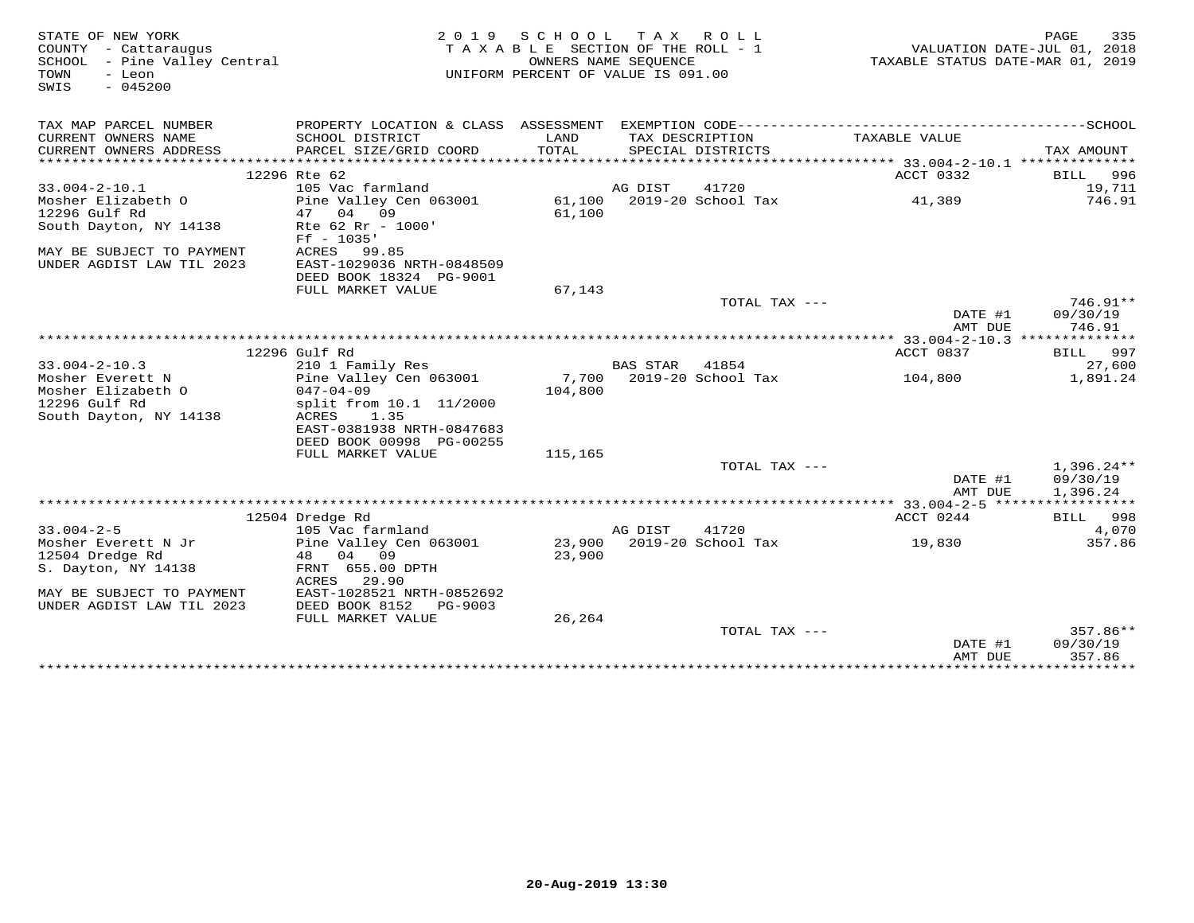STATE OF NEW YORK
COUNTY - Cattaraugus
SCHOOL - Pine Valley Central
TOWN - Leon
SWIS - 045200

2019 SCHOOL TAX ROLL
TAXABLE SECTION OF THE ROLL - 1
OWNERS NAME SEQUENCE
UNIFORM PERCENT OF VALUE IS 091.00

VALUATION DATE-JUL 01, 2018
TAXABLE STATUS DATE-MAR 01, 2019

| TAX MAP PARCEL NUMBER / CURRENT OWNERS NAME / CURRENT OWNERS ADDRESS | PROPERTY LOCATION & CLASS / SCHOOL DISTRICT / PARCEL SIZE/GRID COORD | ASSESSMENT LAND / TOTAL | EXEMPTION CODE / TAX DESCRIPTION / SPECIAL DISTRICTS | TAXABLE VALUE | TAX AMOUNT |
|---|---|---|---|---|---|
| | 12296 Rte 62 | | | ACCT 0332 | BILL 996 |
| 33.004-2-10.1 | 105 Vac farmland | | AG DIST 41720 | | 19,711 |
| Mosher Elizabeth O | Pine Valley Cen 063001 | 61,100 | 2019-20 School Tax | 41,389 | 746.91 |
| 12296 Gulf Rd | 47 04 09 | 61,100 | | | |
| South Dayton, NY 14138 | Rte 62 Rr - 1000' | | | | |
| | Ff - 1035' | | | | |
| MAY BE SUBJECT TO PAYMENT | ACRES 99.85 | | | | |
| UNDER AGDIST LAW TIL 2023 | EAST-1029036 NRTH-0848509 | | | | |
| | DEED BOOK 18324 PG-9001 | | | | |
| | FULL MARKET VALUE | 67,143 | | | |
| | | | TOTAL TAX --- | | 746.91** |
| | | | | DATE #1 | 09/30/19 |
| | | | | AMT DUE | 746.91 |
| | 12296 Gulf Rd | | | ACCT 0837 | BILL 997 |
| 33.004-2-10.3 | 210 1 Family Res | | BAS STAR 41854 | | 27,600 |
| Mosher Everett N | Pine Valley Cen 063001 | 7,700 | 2019-20 School Tax | 104,800 | 1,891.24 |
| Mosher Elizabeth O | 047-04-09 | 104,800 | | | |
| 12296 Gulf Rd | split from 10.1 11/2000 | | | | |
| South Dayton, NY 14138 | ACRES 1.35 | | | | |
| | EAST-0381938 NRTH-0847683 | | | | |
| | DEED BOOK 00998 PG-00255 | | | | |
| | FULL MARKET VALUE | 115,165 | | | |
| | | | TOTAL TAX --- | | 1,396.24** |
| | | | | DATE #1 | 09/30/19 |
| | | | | AMT DUE | 1,396.24 |
| | 12504 Dredge Rd | | | ACCT 0244 | BILL 998 |
| 33.004-2-5 | 105 Vac farmland | | AG DIST 41720 | | 4,070 |
| Mosher Everett N Jr | Pine Valley Cen 063001 | 23,900 | 2019-20 School Tax | 19,830 | 357.86 |
| 12504 Dredge Rd | 48 04 09 | 23,900 | | | |
| S. Dayton, NY 14138 | FRNT 655.00 DPTH | | | | |
| | ACRES 29.90 | | | | |
| MAY BE SUBJECT TO PAYMENT | EAST-1028521 NRTH-0852692 | | | | |
| UNDER AGDIST LAW TIL 2023 | DEED BOOK 8152 PG-9003 | | | | |
| | FULL MARKET VALUE | 26,264 | | | |
| | | | TOTAL TAX --- | | 357.86** |
| | | | | DATE #1 | 09/30/19 |
| | | | | AMT DUE | 357.86 |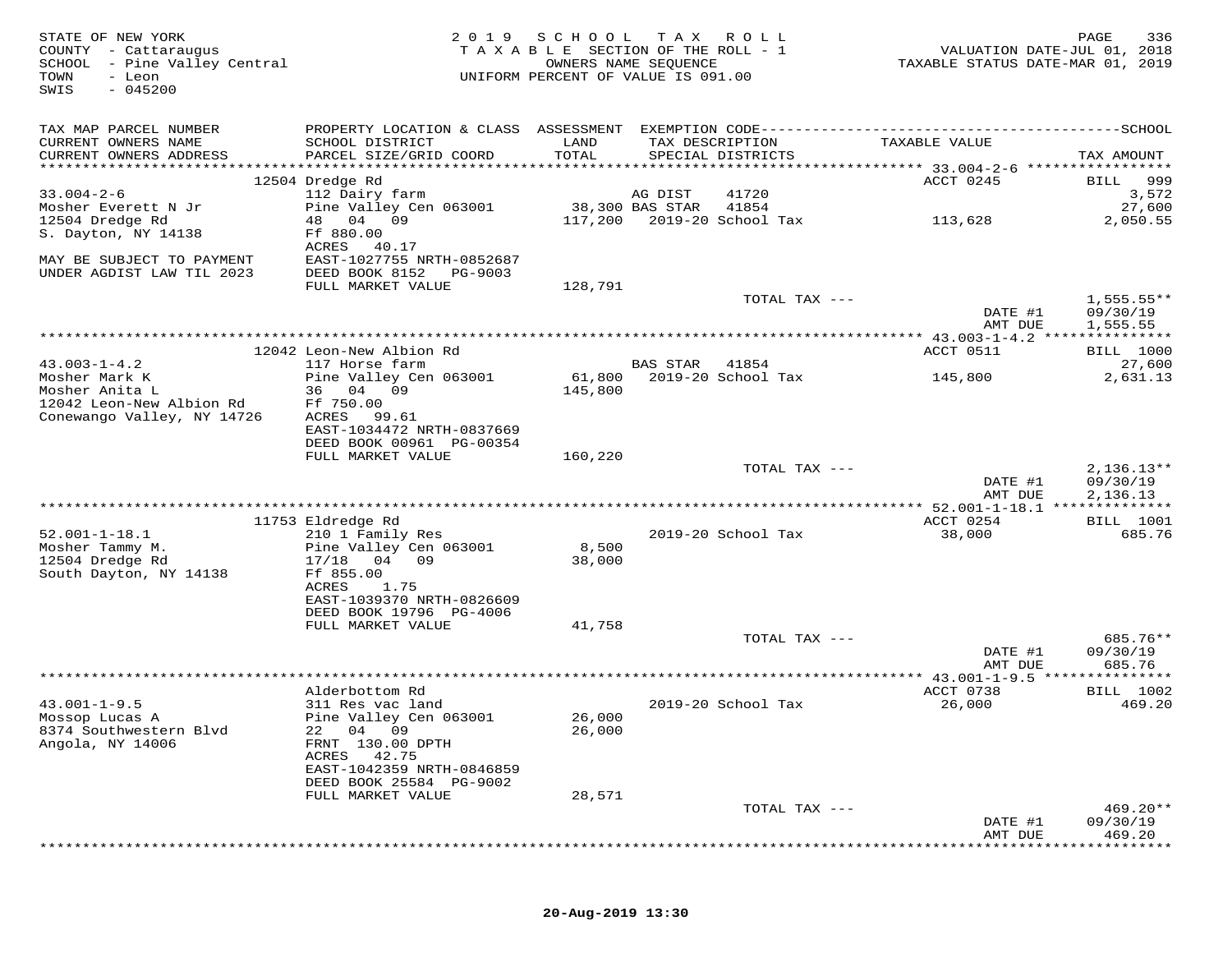STATE OF NEW YORK
COUNTY - Cattaraugus
SCHOOL - Pine Valley Central
TOWN - Leon
SWIS - 045200

2019 SCHOOL TAX ROLL
TAXABLE SECTION OF THE ROLL - 1
OWNERS NAME SEQUENCE
UNIFORM PERCENT OF VALUE IS 091.00

VALUATION DATE-JUL 01, 2018
TAXABLE STATUS DATE-MAR 01, 2019

| TAX MAP PARCEL NUMBER / CURRENT OWNERS NAME / CURRENT OWNERS ADDRESS | PROPERTY LOCATION & CLASS / SCHOOL DISTRICT / PARCEL SIZE/GRID COORD | ASSESSMENT LAND / TOTAL | EXEMPTION CODE / TAX DESCRIPTION / SPECIAL DISTRICTS | TAXABLE VALUE | TAX AMOUNT |
|---|---|---|---|---|---|
| | 12504 Dredge Rd | | | ACCT 0245 | BILL 999 |
| 33.004-2-6 | 112 Dairy farm | | AG DIST 41720 | | 3,572 |
| Mosher Everett N Jr | Pine Valley Cen 063001 | 38,300 | BAS STAR 41854 | | 27,600 |
| 12504 Dredge Rd | 48 04 09 | 117,200 | 2019-20 School Tax | 113,628 | 2,050.55 |
| S. Dayton, NY 14138 | Ff 880.00 | | | | |
| | ACRES 40.17 | | | | |
| MAY BE SUBJECT TO PAYMENT | EAST-1027755 NRTH-0852687 | | | | |
| UNDER AGDIST LAW TIL 2023 | DEED BOOK 8152 PG-9003 | | | | |
| | FULL MARKET VALUE | 128,791 | | | |
| | | | TOTAL TAX --- | | 1,555.55** |
| | | | | DATE #1 | 09/30/19 |
| | | | | AMT DUE | 1,555.55 |
| | 12042 Leon-New Albion Rd | | | ACCT 0511 | BILL 1000 |
| 43.003-1-4.2 | 117 Horse farm | | BAS STAR 41854 | | 27,600 |
| Mosher Mark K | Pine Valley Cen 063001 | 61,800 | 2019-20 School Tax | 145,800 | 2,631.13 |
| Mosher Anita L | 36 04 09 | 145,800 | | | |
| 12042 Leon-New Albion Rd | Ff 750.00 | | | | |
| Conewango Valley, NY 14726 | ACRES 99.61 | | | | |
| | EAST-1034472 NRTH-0837669 | | | | |
| | DEED BOOK 00961 PG-00354 | | | | |
| | FULL MARKET VALUE | 160,220 | | | |
| | | | TOTAL TAX --- | | 2,136.13** |
| | | | | DATE #1 | 09/30/19 |
| | | | | AMT DUE | 2,136.13 |
| | 11753 Eldredge Rd | | | ACCT 0254 | BILL 1001 |
| 52.001-1-18.1 | 210 1 Family Res | | 2019-20 School Tax | 38,000 | 685.76 |
| Mosher Tammy M. | Pine Valley Cen 063001 | 8,500 | | | |
| 12504 Dredge Rd | 17/18 04 09 | 38,000 | | | |
| South Dayton, NY 14138 | Ff 855.00 | | | | |
| | ACRES 1.75 | | | | |
| | EAST-1039370 NRTH-0826609 | | | | |
| | DEED BOOK 19796 PG-4006 | | | | |
| | FULL MARKET VALUE | 41,758 | | | |
| | | | TOTAL TAX --- | | 685.76** |
| | | | | DATE #1 | 09/30/19 |
| | | | | AMT DUE | 685.76 |
| | Alderbottom Rd | | | ACCT 0738 | BILL 1002 |
| 43.001-1-9.5 | 311 Res vac land | | 2019-20 School Tax | 26,000 | 469.20 |
| Mossop Lucas A | Pine Valley Cen 063001 | 26,000 | | | |
| 8374 Southwestern Blvd | 22 04 09 | 26,000 | | | |
| Angola, NY 14006 | FRNT 130.00 DPTH | | | | |
| | ACRES 42.75 | | | | |
| | EAST-1042359 NRTH-0846859 | | | | |
| | DEED BOOK 25584 PG-9002 | | | | |
| | FULL MARKET VALUE | 28,571 | | | |
| | | | TOTAL TAX --- | | 469.20** |
| | | | | DATE #1 | 09/30/19 |
| | | | | AMT DUE | 469.20 |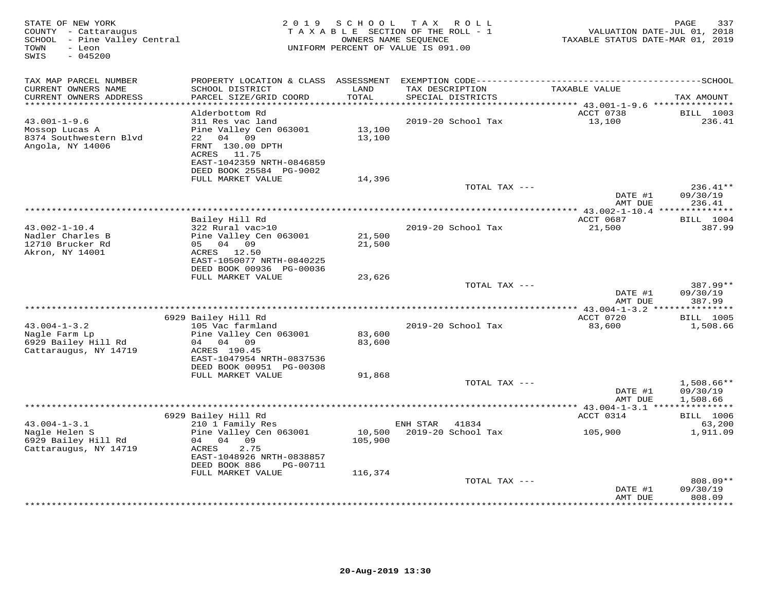STATE OF NEW YORK
COUNTY - Cattaraugus
SCHOOL - Pine Valley Central
TOWN - Leon
SWIS - 045200

2019 SCHOOL TAX ROLL
TAXABLE SECTION OF THE ROLL - 1
OWNERS NAME SEQUENCE
UNIFORM PERCENT OF VALUE IS 091.00

VALUATION DATE-JUL 01, 2018
TAXABLE STATUS DATE-MAR 01, 2019

| TAX MAP PARCEL NUMBER / CURRENT OWNERS NAME / CURRENT OWNERS ADDRESS | PROPERTY LOCATION & CLASS / SCHOOL DISTRICT / PARCEL SIZE/GRID COORD | ASSESSMENT LAND / TOTAL | EXEMPTION CODE / TAX DESCRIPTION / SPECIAL DISTRICTS | TAXABLE VALUE | TAX AMOUNT |
|---|---|---|---|---|---|
| **43.001-1-9.6** | Alderbottom Rd | | | ACCT 0738 | BILL 1003 |
| 43.001-1-9.6 | 311 Res vac land | | 2019-20 School Tax | 13,100 | 236.41 |
| Mossop Lucas A | Pine Valley Cen 063001 | 13,100 | | | |
| 8374 Southwestern Blvd | 22 04 09 | 13,100 | | | |
| Angola, NY 14006 | FRNT 130.00 DPTH | | | | |
| | ACRES 11.75 | | | | |
| | EAST-1042359 NRTH-0846859 | | | | |
| | DEED BOOK 25584 PG-9002 | | | | |
| | FULL MARKET VALUE | 14,396 | | | |
| | | | TOTAL TAX --- | | 236.41** |
| | | | | DATE #1 | 09/30/19 |
| | | | | AMT DUE | 236.41 |
| **43.002-1-10.4** | Bailey Hill Rd | | | ACCT 0687 | BILL 1004 |
| 43.002-1-10.4 | 322 Rural vac>10 | | 2019-20 School Tax | 21,500 | 387.99 |
| Nadler Charles B | Pine Valley Cen 063001 | 21,500 | | | |
| 12710 Brucker Rd | 05 04 09 | 21,500 | | | |
| Akron, NY 14001 | ACRES 12.50 | | | | |
| | EAST-1050077 NRTH-0840225 | | | | |
| | DEED BOOK 00936 PG-00036 | | | | |
| | FULL MARKET VALUE | 23,626 | | | |
| | | | TOTAL TAX --- | | 387.99** |
| | | | | DATE #1 | 09/30/19 |
| | | | | AMT DUE | 387.99 |
| **43.004-1-3.2** | 6929 Bailey Hill Rd | | | ACCT 0720 | BILL 1005 |
| 43.004-1-3.2 | 105 Vac farmland | | 2019-20 School Tax | 83,600 | 1,508.66 |
| Nagle Farm Lp | Pine Valley Cen 063001 | 83,600 | | | |
| 6929 Bailey Hill Rd | 04 04 09 | 83,600 | | | |
| Cattaraugus, NY 14719 | ACRES 190.45 | | | | |
| | EAST-1047954 NRTH-0837536 | | | | |
| | DEED BOOK 00951 PG-00308 | | | | |
| | FULL MARKET VALUE | 91,868 | | | |
| | | | TOTAL TAX --- | | 1,508.66** |
| | | | | DATE #1 | 09/30/19 |
| | | | | AMT DUE | 1,508.66 |
| **43.004-1-3.1** | 6929 Bailey Hill Rd | | | ACCT 0314 | BILL 1006 |
| 43.004-1-3.1 | 210 1 Family Res | | ENH STAR 41834 | | 63,200 |
| Nagle Helen S | Pine Valley Cen 063001 | 10,500 | 2019-20 School Tax | 105,900 | 1,911.09 |
| 6929 Bailey Hill Rd | 04 04 09 | 105,900 | | | |
| Cattaraugus, NY 14719 | ACRES 2.75 | | | | |
| | EAST-1048926 NRTH-0838857 | | | | |
| | DEED BOOK 886 PG-00711 | | | | |
| | FULL MARKET VALUE | 116,374 | | | |
| | | | TOTAL TAX --- | | 808.09** |
| | | | | DATE #1 | 09/30/19 |
| | | | | AMT DUE | 808.09 |

20-Aug-2019 13:30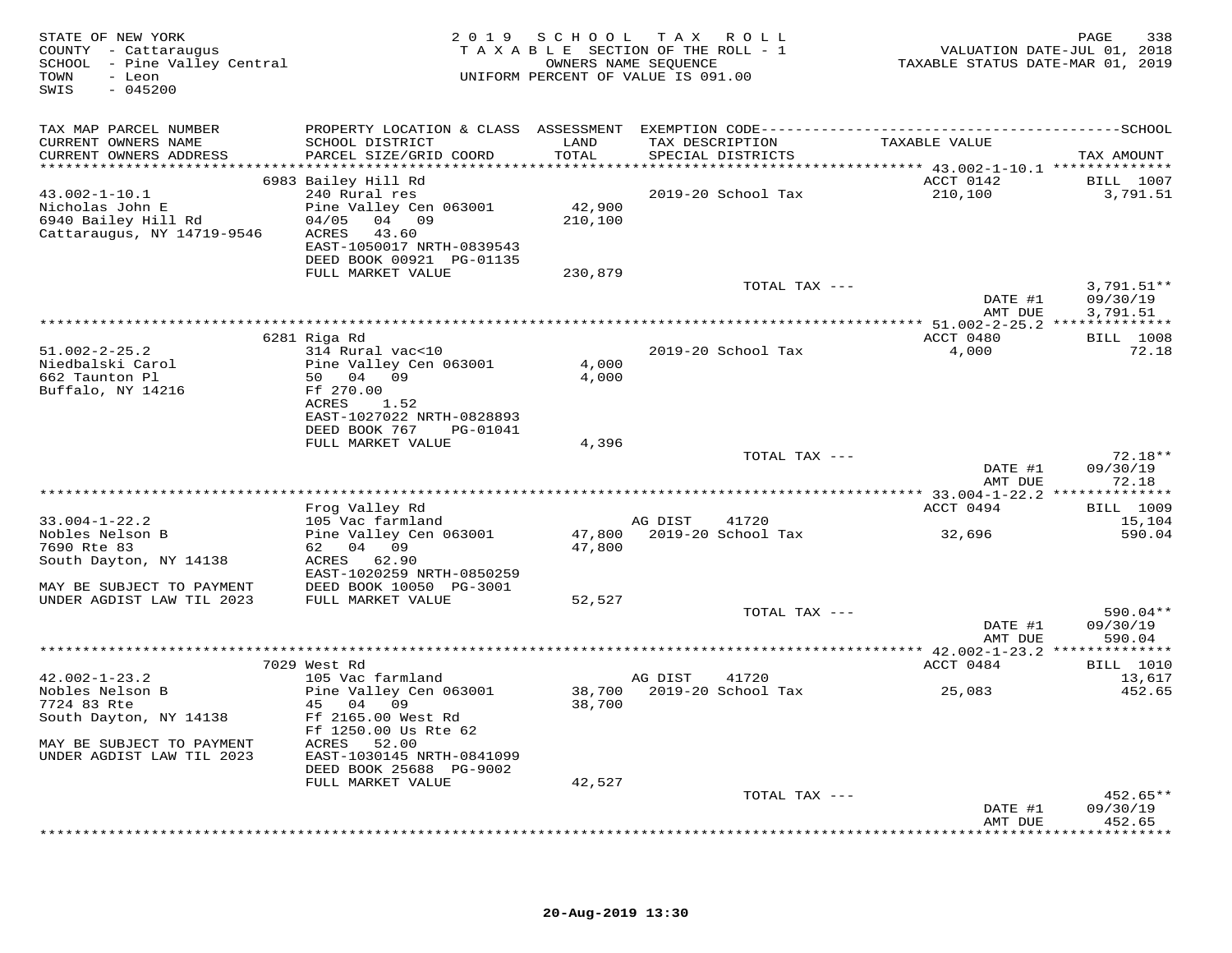STATE OF NEW YORK
COUNTY - Cattaraugus
SCHOOL - Pine Valley Central
TOWN - Leon
SWIS - 045200

2019 SCHOOL TAX ROLL
TAXABLE SECTION OF THE ROLL - 1
OWNERS NAME SEQUENCE
UNIFORM PERCENT OF VALUE IS 091.00

VALUATION DATE-JUL 01, 2018
TAXABLE STATUS DATE-MAR 01, 2019

| TAX MAP PARCEL NUMBER / CURRENT OWNERS NAME / CURRENT OWNERS ADDRESS | PROPERTY LOCATION & CLASS / SCHOOL DISTRICT / PARCEL SIZE/GRID COORD | ASSESSMENT LAND / TOTAL | EXEMPTION CODE / TAX DESCRIPTION / SPECIAL DISTRICTS | TAXABLE VALUE | TAX AMOUNT |
|---|---|---|---|---|---|
| 43.002-1-10.1 | 6983 Bailey Hill Rd | | | ACCT 0142 | BILL 1007 |
| Nicholas John E | 240 Rural res | | 2019-20 School Tax | 210,100 | 3,791.51 |
| 6940 Bailey Hill Rd | Pine Valley Cen 063001 | 42,900 | | | |
| Cattaraugus, NY 14719-9546 | 04/05 04 09 | 210,100 | | | |
| | ACRES 43.60 | | | | |
| | EAST-1050017 NRTH-0839543 | | | | |
| | DEED BOOK 00921 PG-01135 | | | | |
| | FULL MARKET VALUE | 230,879 | | | |
| | | | TOTAL TAX --- | | 3,791.51** |
| | | | | DATE #1 | 09/30/19 |
| | | | | AMT DUE | 3,791.51 |
| 51.002-2-25.2 | 6281 Riga Rd | | | ACCT 0480 | BILL 1008 |
| Niedbalski Carol | 314 Rural vac<10 | | 2019-20 School Tax | 4,000 | 72.18 |
| 662 Taunton Pl | Pine Valley Cen 063001 | 4,000 | | | |
| Buffalo, NY 14216 | 50 04 09 | 4,000 | | | |
| | Ff 270.00 | | | | |
| | ACRES 1.52 | | | | |
| | EAST-1027022 NRTH-0828893 | | | | |
| | DEED BOOK 767 PG-01041 | | | | |
| | FULL MARKET VALUE | 4,396 | | | |
| | | | TOTAL TAX --- | | 72.18** |
| | | | | DATE #1 | 09/30/19 |
| | | | | AMT DUE | 72.18 |
| 33.004-1-22.2 | Frog Valley Rd | | | ACCT 0494 | BILL 1009 |
| Nobles Nelson B | 105 Vac farmland | | AG DIST 41720 | | 15,104 |
| 7690 Rte 83 | Pine Valley Cen 063001 | 47,800 | 2019-20 School Tax | 32,696 | 590.04 |
| South Dayton, NY 14138 | 62 04 09 | 47,800 | | | |
| | ACRES 62.90 | | | | |
| | EAST-1020259 NRTH-0850259 | | | | |
| MAY BE SUBJECT TO PAYMENT | DEED BOOK 10050 PG-3001 | | | | |
| UNDER AGDIST LAW TIL 2023 | FULL MARKET VALUE | 52,527 | | | |
| | | | TOTAL TAX --- | | 590.04** |
| | | | | DATE #1 | 09/30/19 |
| | | | | AMT DUE | 590.04 |
| 42.002-1-23.2 | 7029 West Rd | | | ACCT 0484 | BILL 1010 |
| Nobles Nelson B | 105 Vac farmland | | AG DIST 41720 | | 13,617 |
| 7724 83 Rte | Pine Valley Cen 063001 | 38,700 | 2019-20 School Tax | 25,083 | 452.65 |
| South Dayton, NY 14138 | 45 04 09 | 38,700 | | | |
| | Ff 2165.00 West Rd | | | | |
| | Ff 1250.00 Us Rte 62 | | | | |
| MAY BE SUBJECT TO PAYMENT | ACRES 52.00 | | | | |
| UNDER AGDIST LAW TIL 2023 | EAST-1030145 NRTH-0841099 | | | | |
| | DEED BOOK 25688 PG-9002 | | | | |
| | FULL MARKET VALUE | 42,527 | | | |
| | | | TOTAL TAX --- | | 452.65** |
| | | | | DATE #1 | 09/30/19 |
| | | | | AMT DUE | 452.65 |

20-Aug-2019 13:30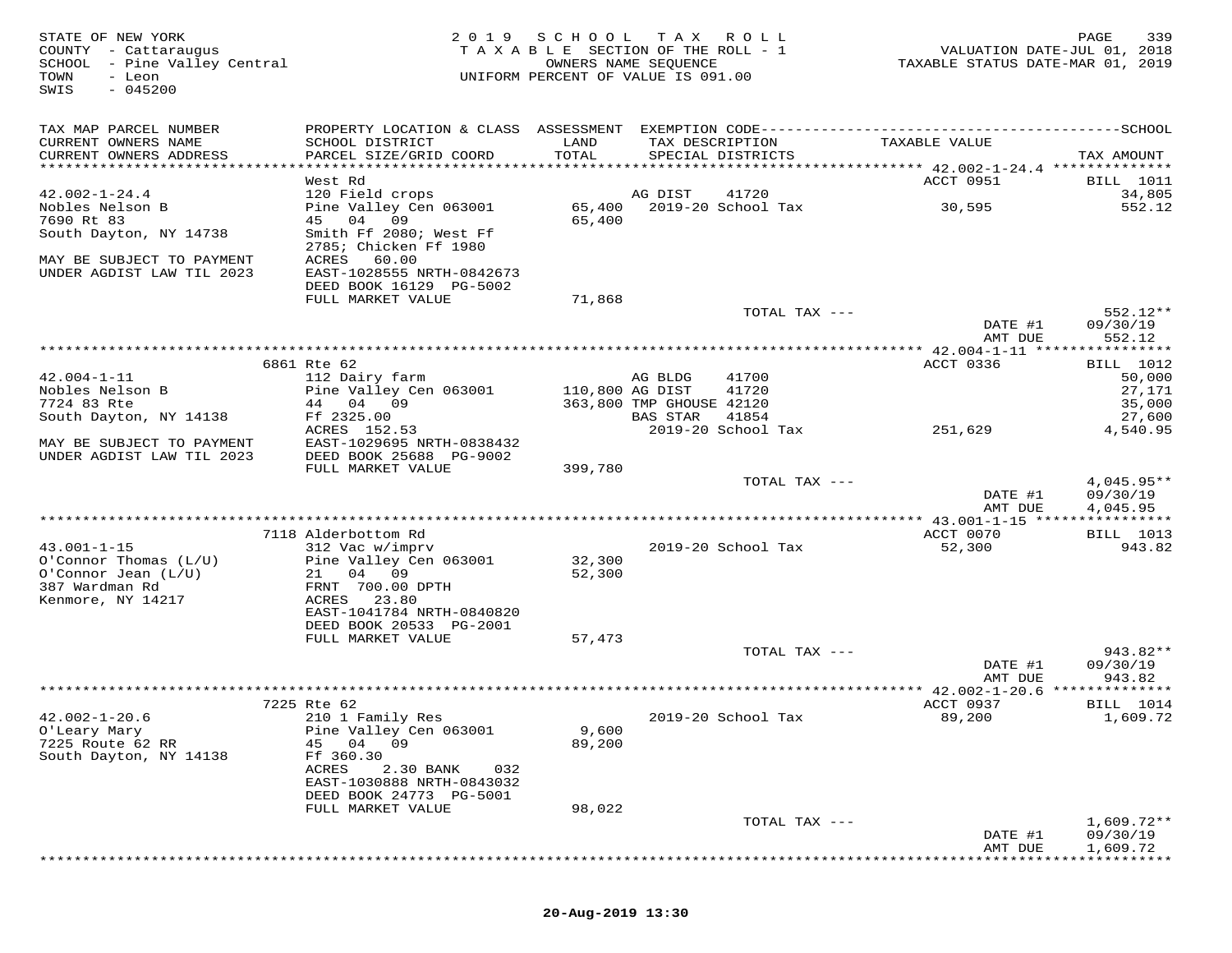STATE OF NEW YORK
COUNTY - Cattaraugus
SCHOOL - Pine Valley Central
TOWN - Leon
SWIS - 045200

2019 SCHOOL TAX ROLL
TAXABLE SECTION OF THE ROLL - 1
OWNERS NAME SEQUENCE
UNIFORM PERCENT OF VALUE IS 091.00

VALUATION DATE-JUL 01, 2018
TAXABLE STATUS DATE-MAR 01, 2019

| TAX MAP PARCEL NUMBER / CURRENT OWNERS NAME / CURRENT OWNERS ADDRESS | PROPERTY LOCATION & CLASS / SCHOOL DISTRICT / PARCEL SIZE/GRID COORD | ASSESSMENT LAND / TOTAL | EXEMPTION CODE / TAX DESCRIPTION / SPECIAL DISTRICTS | TAXABLE VALUE | SCHOOL TAX AMOUNT |
|---|---|---|---|---|---|
| | West Rd | | | ACCT 0951 | BILL 1011 |
| 42.002-1-24.4 | 120 Field crops | | AG DIST 41720 | | 34,805 |
| Nobles Nelson B | Pine Valley Cen 063001 | 65,400 | 2019-20 School Tax | 30,595 | 552.12 |
| 7690 Rt 83 | 45 04 09 | 65,400 | | | |
| South Dayton, NY 14738 | Smith Ff 2080; West Ff 2785; Chicken Ff 1980 | | | | |
| MAY BE SUBJECT TO PAYMENT | ACRES 60.00 | | | | |
| UNDER AGDIST LAW TIL 2023 | EAST-1028555 NRTH-0842673 | | | | |
| | DEED BOOK 16129 PG-5002 | | | | |
| | FULL MARKET VALUE | 71,868 | | | |
| | | | TOTAL TAX --- | | 552.12** |
| | | | | DATE #1 | 09/30/19 |
| | | | | AMT DUE | 552.12 |
| | 6861 Rte 62 | | | ACCT 0336 | BILL 1012 |
| 42.004-1-11 | 112 Dairy farm | | AG BLDG 41700 | | 50,000 |
| Nobles Nelson B | Pine Valley Cen 063001 | 110,800 | AG DIST 41720 | | 27,171 |
| 7724 83 Rte | 44 04 09 | 363,800 | TMP GHOUSE 42120 | | 35,000 |
| South Dayton, NY 14138 | Ff 2325.00 | | BAS STAR 41854 | | 27,600 |
| | ACRES 152.53 | | 2019-20 School Tax | 251,629 | 4,540.95 |
| MAY BE SUBJECT TO PAYMENT | EAST-1029695 NRTH-0838432 | | | | |
| UNDER AGDIST LAW TIL 2023 | DEED BOOK 25688 PG-9002 | | | | |
| | FULL MARKET VALUE | 399,780 | | | |
| | | | TOTAL TAX --- | | 4,045.95** |
| | | | | DATE #1 | 09/30/19 |
| | | | | AMT DUE | 4,045.95 |
| | 7118 Alderbottom Rd | | | ACCT 0070 | BILL 1013 |
| 43.001-1-15 | 312 Vac w/imprv | | 2019-20 School Tax | 52,300 | 943.82 |
| O'Connor Thomas (L/U) | Pine Valley Cen 063001 | 32,300 | | | |
| O'Connor Jean (L/U) | 21 04 09 | 52,300 | | | |
| 387 Wardman Rd | FRNT 700.00 DPTH | | | | |
| Kenmore, NY 14217 | ACRES 23.80 | | | | |
| | EAST-1041784 NRTH-0840820 | | | | |
| | DEED BOOK 20533 PG-2001 | | | | |
| | FULL MARKET VALUE | 57,473 | | | |
| | | | TOTAL TAX --- | | 943.82** |
| | | | | DATE #1 | 09/30/19 |
| | | | | AMT DUE | 943.82 |
| | 7225 Rte 62 | | | ACCT 0937 | BILL 1014 |
| 42.002-1-20.6 | 210 1 Family Res | | 2019-20 School Tax | 89,200 | 1,609.72 |
| O'Leary Mary | Pine Valley Cen 063001 | 9,600 | | | |
| 7225 Route 62 RR | 45 04 09 | 89,200 | | | |
| South Dayton, NY 14138 | Ff 360.30 | | | | |
| | ACRES 2.30 BANK 032 | | | | |
| | EAST-1030888 NRTH-0843032 | | | | |
| | DEED BOOK 24773 PG-5001 | | | | |
| | FULL MARKET VALUE | 98,022 | | | |
| | | | TOTAL TAX --- | | 1,609.72** |
| | | | | DATE #1 | 09/30/19 |
| | | | | AMT DUE | 1,609.72 |

20-Aug-2019 13:30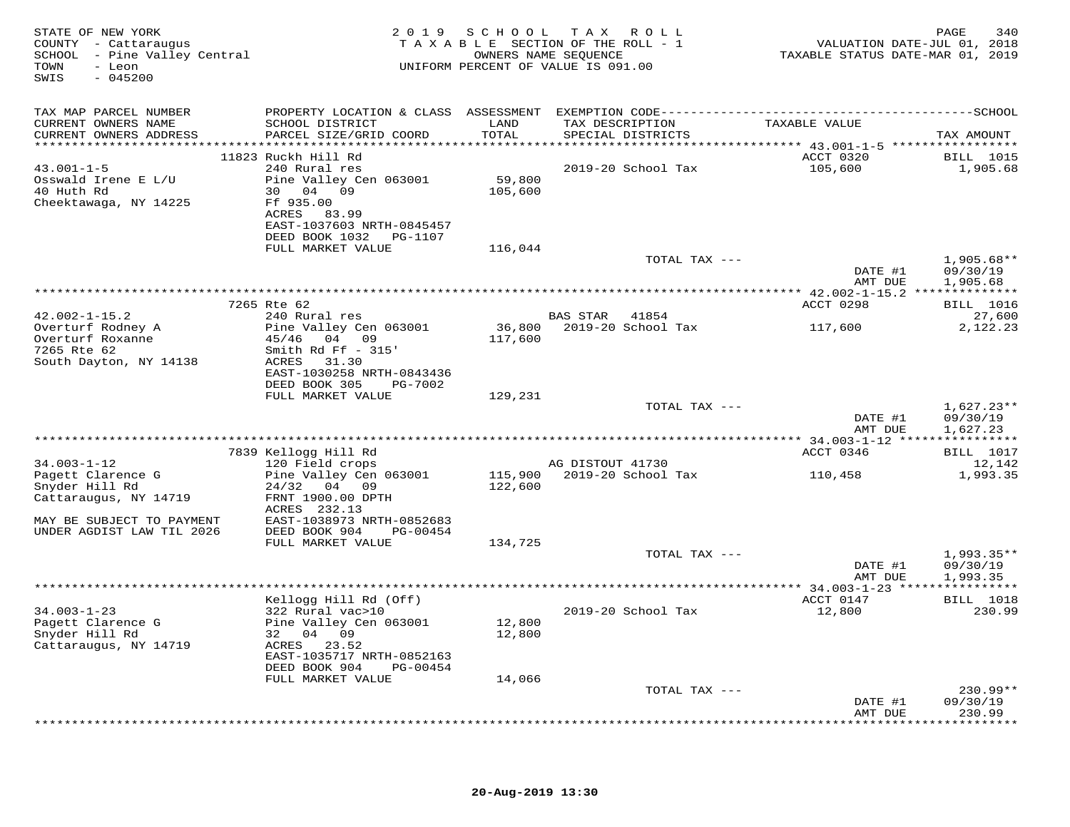STATE OF NEW YORK
COUNTY - Cattaraugus
SCHOOL - Pine Valley Central
TOWN - Leon
SWIS - 045200

2019 SCHOOL TAX ROLL
TAXABLE SECTION OF THE ROLL - 1
OWNERS NAME SEQUENCE
UNIFORM PERCENT OF VALUE IS 091.00

VALUATION DATE-JUL 01, 2018
TAXABLE STATUS DATE-MAR 01, 2019

| TAX MAP PARCEL NUMBER / CURRENT OWNERS NAME / CURRENT OWNERS ADDRESS | PROPERTY LOCATION & CLASS / SCHOOL DISTRICT / PARCEL SIZE/GRID COORD | ASSESSMENT LAND / TOTAL | EXEMPTION CODE / TAX DESCRIPTION / SPECIAL DISTRICTS | TAXABLE VALUE | TAX AMOUNT |
|---|---|---|---|---|---|
| 43.001-1-5 | 11823 Ruckh Hill Rd | | | ACCT 0320 | BILL 1015 |
| Osswald Irene E L/U | 240 Rural res | | 2019-20 School Tax | 105,600 | 1,905.68 |
| 40 Huth Rd | Pine Valley Cen 063001 | 59,800 | | | |
| Cheektawaga, NY 14225 | 30 04 09 | 105,600 | | | |
| | Ff 935.00 | | | | |
| | ACRES 83.99 | | | | |
| | EAST-1037603 NRTH-0845457 | | | | |
| | DEED BOOK 1032 PG-1107 | | | | |
| | FULL MARKET VALUE | 116,044 | | | |
| | | | TOTAL TAX --- | | 1,905.68** |
| | | | | DATE #1 | 09/30/19 |
| | | | | AMT DUE | 1,905.68 |
| 42.002-1-15.2 | 7265 Rte 62 | | | ACCT 0298 | BILL 1016 |
| Overturf Rodney A | 240 Rural res | | BAS STAR 41854 | | 27,600 |
| Overturf Roxanne | Pine Valley Cen 063001 | 36,800 | 2019-20 School Tax | 117,600 | 2,122.23 |
| 7265 Rte 62 | 45/46 04 09 | 117,600 | | | |
| South Dayton, NY 14138 | Smith Rd Ff - 315' | | | | |
| | ACRES 31.30 | | | | |
| | EAST-1030258 NRTH-0843436 | | | | |
| | DEED BOOK 305 PG-7002 | | | | |
| | FULL MARKET VALUE | 129,231 | | | |
| | | | TOTAL TAX --- | | 1,627.23** |
| | | | | DATE #1 | 09/30/19 |
| | | | | AMT DUE | 1,627.23 |
| 34.003-1-12 | 7839 Kellogg Hill Rd | | | ACCT 0346 | BILL 1017 |
| Pagett Clarence G | 120 Field crops | | AG DISTOUT 41730 | | 12,142 |
| Snyder Hill Rd | Pine Valley Cen 063001 | 115,900 | 2019-20 School Tax | 110,458 | 1,993.35 |
| Cattaraugus, NY 14719 | 24/32 04 09 | 122,600 | | | |
| | FRNT 1900.00 DPTH | | | | |
| | ACRES 232.13 | | | | |
| MAY BE SUBJECT TO PAYMENT | EAST-1038973 NRTH-0852683 | | | | |
| UNDER AGDIST LAW TIL 2026 | DEED BOOK 904 PG-00454 | | | | |
| | FULL MARKET VALUE | 134,725 | | | |
| | | | TOTAL TAX --- | | 1,993.35** |
| | | | | DATE #1 | 09/30/19 |
| | | | | AMT DUE | 1,993.35 |
| 34.003-1-23 | Kellogg Hill Rd (Off) | | | ACCT 0147 | BILL 1018 |
| Pagett Clarence G | 322 Rural vac>10 | | 2019-20 School Tax | 12,800 | 230.99 |
| Snyder Hill Rd | Pine Valley Cen 063001 | 12,800 | | | |
| Cattaraugus, NY 14719 | 32 04 09 | 12,800 | | | |
| | ACRES 23.52 | | | | |
| | EAST-1035717 NRTH-0852163 | | | | |
| | DEED BOOK 904 PG-00454 | | | | |
| | FULL MARKET VALUE | 14,066 | | | |
| | | | TOTAL TAX --- | | 230.99** |
| | | | | DATE #1 | 09/30/19 |
| | | | | AMT DUE | 230.99 |

20-Aug-2019 13:30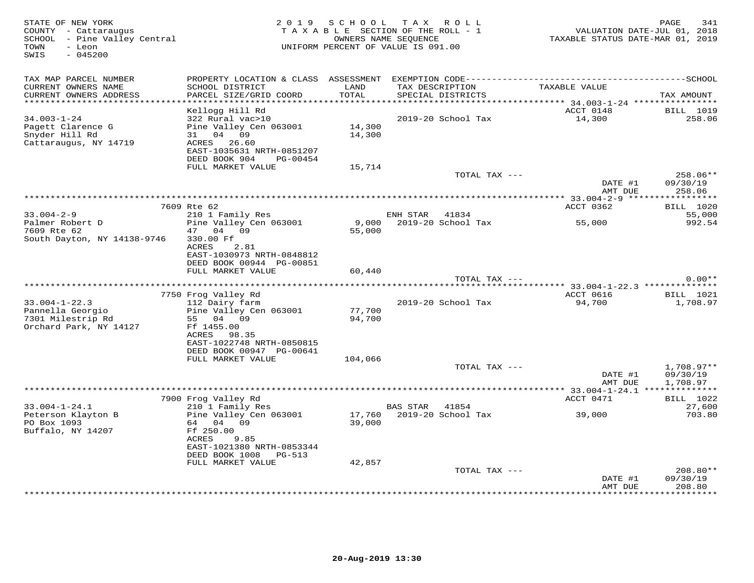STATE OF NEW YORK
COUNTY - Cattaraugus
SCHOOL - Pine Valley Central
TOWN - Leon
SWIS - 045200

2019 SCHOOL TAX ROLL
TAXABLE SECTION OF THE ROLL - 1
OWNERS NAME SEQUENCE
UNIFORM PERCENT OF VALUE IS 091.00

VALUATION DATE-JUL 01, 2018
TAXABLE STATUS DATE-MAR 01, 2019

| TAX MAP PARCEL NUMBER / CURRENT OWNERS NAME / CURRENT OWNERS ADDRESS | PROPERTY LOCATION & CLASS / SCHOOL DISTRICT / PARCEL SIZE/GRID COORD | ASSESSMENT LAND / TOTAL | EXEMPTION CODE / TAX DESCRIPTION / SPECIAL DISTRICTS | TAXABLE VALUE | TAX AMOUNT |
|---|---|---|---|---|---|
| 34.003-1-24 | Kellogg Hill Rd | | | ACCT 0148 | BILL 1019 |
| Pagett Clarence G | 322 Rural vac>10 | | 2019-20 School Tax | 14,300 | 258.06 |
| Snyder Hill Rd | Pine Valley Cen 063001 | 14,300 | | | |
| Cattaraugus, NY 14719 | 31 04 09 | 14,300 | | | |
| | ACRES 26.60 | | | | |
| | EAST-1035631 NRTH-0851207 | | | | |
| | DEED BOOK 904 PG-00454 | | | | |
| | FULL MARKET VALUE | 15,714 | | | |
| | | | TOTAL TAX --- | | 258.06** |
| | | | | DATE #1 | 09/30/19 |
| | | | | AMT DUE | 258.06 |
| 33.004-2-9 | 7609 Rte 62 | | | ACCT 0362 | BILL 1020 |
| Palmer Robert D | 210 1 Family Res | | ENH STAR 41834 | | 55,000 |
| 7609 Rte 62 | Pine Valley Cen 063001 | 9,000 | 2019-20 School Tax | 55,000 | 992.54 |
| South Dayton, NY 14138-9746 | 47 04 09 | 55,000 | | | |
| | 330.00 Ff | | | | |
| | ACRES 2.81 | | | | |
| | EAST-1030973 NRTH-0848812 | | | | |
| | DEED BOOK 00944 PG-00851 | | | | |
| | FULL MARKET VALUE | 60,440 | | | |
| | | | TOTAL TAX --- | | 0.00** |
| 33.004-1-22.3 | 7750 Frog Valley Rd | | | ACCT 0616 | BILL 1021 |
| Pannella Georgio | 112 Dairy farm | | 2019-20 School Tax | 94,700 | 1,708.97 |
| 7301 Milestrip Rd | Pine Valley Cen 063001 | 77,700 | | | |
| Orchard Park, NY 14127 | 55 04 09 | 94,700 | | | |
| | Ff 1455.00 | | | | |
| | ACRES 98.35 | | | | |
| | EAST-1022748 NRTH-0850815 | | | | |
| | DEED BOOK 00947 PG-00641 | | | | |
| | FULL MARKET VALUE | 104,066 | | | |
| | | | TOTAL TAX --- | | 1,708.97** |
| | | | | DATE #1 | 09/30/19 |
| | | | | AMT DUE | 1,708.97 |
| 33.004-1-24.1 | 7900 Frog Valley Rd | | | ACCT 0471 | BILL 1022 |
| Peterson Klayton B | 210 1 Family Res | | BAS STAR 41854 | | 27,600 |
| PO Box 1093 | Pine Valley Cen 063001 | 17,760 | 2019-20 School Tax | 39,000 | 703.80 |
| Buffalo, NY 14207 | 64 04 09 | 39,000 | | | |
| | Ff 250.00 | | | | |
| | ACRES 9.85 | | | | |
| | EAST-1021380 NRTH-0853344 | | | | |
| | DEED BOOK 1008 PG-513 | | | | |
| | FULL MARKET VALUE | 42,857 | | | |
| | | | TOTAL TAX --- | | 208.80** |
| | | | | DATE #1 | 09/30/19 |
| | | | | AMT DUE | 208.80 |

20-Aug-2019 13:30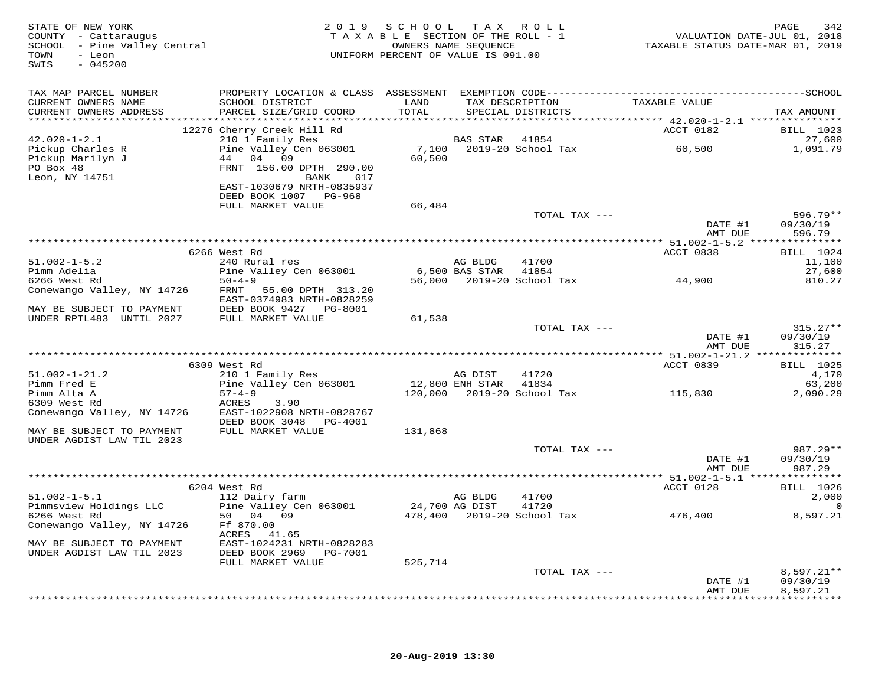STATE OF NEW YORK
COUNTY - Cattaraugus
SCHOOL - Pine Valley Central
TOWN - Leon
SWIS - 045200

2019 SCHOOL TAX ROLL
TAXABLE SECTION OF THE ROLL - 1
OWNERS NAME SEQUENCE
UNIFORM PERCENT OF VALUE IS 091.00

VALUATION DATE-JUL 01, 2018
TAXABLE STATUS DATE-MAR 01, 2019

| TAX MAP PARCEL NUMBER / CURRENT OWNERS NAME / CURRENT OWNERS ADDRESS | PROPERTY LOCATION & CLASS / SCHOOL DISTRICT / PARCEL SIZE/GRID COORD | ASSESSMENT LAND / TOTAL | EXEMPTION CODE / TAX DESCRIPTION / SPECIAL DISTRICTS | TAXABLE VALUE | TAX AMOUNT |
|---|---|---|---|---|---|
| **42.020-1-2.1** | 12276 Cherry Creek Hill Rd | | | ACCT 0182 | BILL 1023 |
| Pickup Charles R | 210 1 Family Res | | BAS STAR 41854 | | 27,600 |
| Pickup Marilyn J | Pine Valley Cen 063001 | 7,100 | 2019-20 School Tax | 60,500 | 1,091.79 |
| PO Box 48 | 44 04 09 | 60,500 | | | |
| Leon, NY 14751 | FRNT 156.00 DPTH 290.00 | | | | |
| | BANK 017 | | | | |
| | EAST-1030679 NRTH-0835937 | | | | |
| | DEED BOOK 1007 PG-968 | | | | |
| | FULL MARKET VALUE | 66,484 | | | |
| | | | TOTAL TAX --- | | 596.79** |
| | | | | DATE #1 | 09/30/19 |
| | | | | AMT DUE | 596.79 |
| **51.002-1-5.2** | 6266 West Rd | | | ACCT 0838 | BILL 1024 |
| Pimm Adelia | 240 Rural res | | AG BLDG 41700 | | 11,100 |
| 6266 West Rd | Pine Valley Cen 063001 | 6,500 | BAS STAR 41854 | | 27,600 |
| Conewango Valley, NY 14726 | 50-4-9 | 56,000 | 2019-20 School Tax | 44,900 | 810.27 |
| | FRNT 55.00 DPTH 313.20 | | | | |
| | EAST-0374983 NRTH-0828259 | | | | |
| MAY BE SUBJECT TO PAYMENT | DEED BOOK 9427 PG-8001 | | | | |
| UNDER RPTL483 UNTIL 2027 | FULL MARKET VALUE | 61,538 | | | |
| | | | TOTAL TAX --- | | 315.27** |
| | | | | DATE #1 | 09/30/19 |
| | | | | AMT DUE | 315.27 |
| **51.002-1-21.2** | 6309 West Rd | | | ACCT 0839 | BILL 1025 |
| Pimm Fred E | 210 1 Family Res | | AG DIST 41720 | | 4,170 |
| Pimm Alta A | Pine Valley Cen 063001 | 12,800 | ENH STAR 41834 | | 63,200 |
| 6309 West Rd | 57-4-9 | 120,000 | 2019-20 School Tax | 115,830 | 2,090.29 |
| Conewango Valley, NY 14726 | ACRES 3.90 | | | | |
| | EAST-1022908 NRTH-0828767 | | | | |
| | DEED BOOK 3048 PG-4001 | | | | |
| MAY BE SUBJECT TO PAYMENT | FULL MARKET VALUE | 131,868 | | | |
| UNDER AGDIST LAW TIL 2023 | | | | | |
| | | | TOTAL TAX --- | | 987.29** |
| | | | | DATE #1 | 09/30/19 |
| | | | | AMT DUE | 987.29 |
| **51.002-1-5.1** | 6204 West Rd | | | ACCT 0128 | BILL 1026 |
| Pimmsview Holdings LLC | 112 Dairy farm | | AG BLDG 41700 | | 2,000 |
| 6266 West Rd | Pine Valley Cen 063001 | 24,700 | AG DIST 41720 | | 0 |
| Conewango Valley, NY 14726 | 50 04 09 | 478,400 | 2019-20 School Tax | 476,400 | 8,597.21 |
| | Ff 870.00 | | | | |
| MAY BE SUBJECT TO PAYMENT | ACRES 41.65 | | | | |
| UNDER AGDIST LAW TIL 2023 | EAST-1024231 NRTH-0828283 | | | | |
| | DEED BOOK 2969 PG-7001 | | | | |
| | FULL MARKET VALUE | 525,714 | | | |
| | | | TOTAL TAX --- | | 8,597.21** |
| | | | | DATE #1 | 09/30/19 |
| | | | | AMT DUE | 8,597.21 |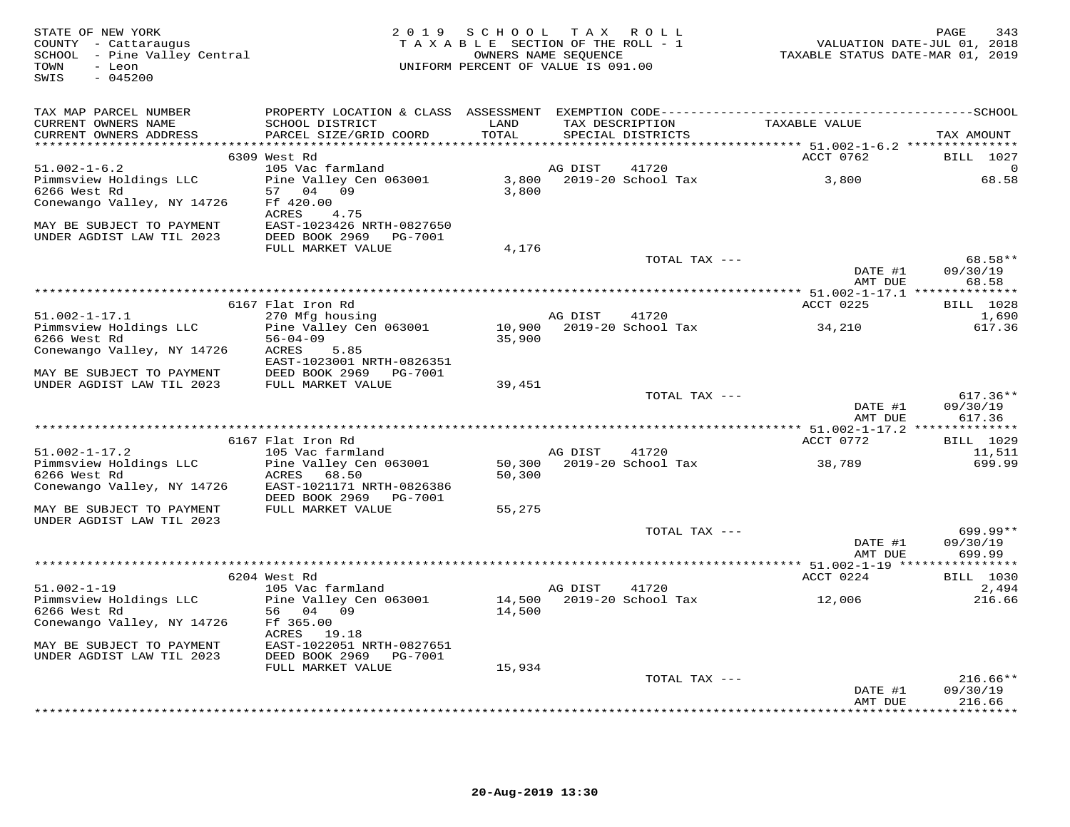STATE OF NEW YORK
COUNTY - Cattaraugus
SCHOOL - Pine Valley Central
TOWN - Leon
SWIS - 045200

2019 SCHOOL TAX ROLL
TAXABLE SECTION OF THE ROLL - 1
OWNERS NAME SEQUENCE
UNIFORM PERCENT OF VALUE IS 091.00

VALUATION DATE-JUL 01, 2018
TAXABLE STATUS DATE-MAR 01, 2019

| TAX MAP PARCEL NUMBER / CURRENT OWNERS NAME / CURRENT OWNERS ADDRESS | PROPERTY LOCATION & CLASS / SCHOOL DISTRICT / PARCEL SIZE/GRID COORD | ASSESSMENT LAND / TOTAL | EXEMPTION CODE / TAX DESCRIPTION / SPECIAL DISTRICTS | TAXABLE VALUE | TAX AMOUNT |
|---|---|---|---|---|---|
| 51.002-1-6.2 | 6309 West Rd | | | ACCT 0762 | BILL 1027 |
| 51.002-1-6.2 | 105 Vac farmland | | AG DIST 41720 | | 0 |
| Pimmsview Holdings LLC | Pine Valley Cen 063001 | 3,800 | 2019-20 School Tax | 3,800 | 68.58 |
| 6266 West Rd | 57 04 09 | 3,800 | | | |
| Conewango Valley, NY 14726 | Ff 420.00 | | | | |
| | ACRES 4.75 | | | | |
| MAY BE SUBJECT TO PAYMENT | EAST-1023426 NRTH-0827650 | | | | |
| UNDER AGDIST LAW TIL 2023 | DEED BOOK 2969 PG-7001 | | | | |
| | FULL MARKET VALUE | 4,176 | | | |
| | | | TOTAL TAX --- | | 68.58** |
| | | | | DATE #1 | 09/30/19 |
| | | | | AMT DUE | 68.58 |
| 51.002-1-17.1 | 6167 Flat Iron Rd | | | ACCT 0225 | BILL 1028 |
| 51.002-1-17.1 | 270 Mfg housing | | AG DIST 41720 | | 1,690 |
| Pimmsview Holdings LLC | Pine Valley Cen 063001 | 10,900 | 2019-20 School Tax | 34,210 | 617.36 |
| 6266 West Rd | 56-04-09 | 35,900 | | | |
| Conewango Valley, NY 14726 | ACRES 5.85 | | | | |
| | EAST-1023001 NRTH-0826351 | | | | |
| MAY BE SUBJECT TO PAYMENT | DEED BOOK 2969 PG-7001 | | | | |
| UNDER AGDIST LAW TIL 2023 | FULL MARKET VALUE | 39,451 | | | |
| | | | TOTAL TAX --- | | 617.36** |
| | | | | DATE #1 | 09/30/19 |
| | | | | AMT DUE | 617.36 |
| 51.002-1-17.2 | 6167 Flat Iron Rd | | | ACCT 0772 | BILL 1029 |
| 51.002-1-17.2 | 105 Vac farmland | | AG DIST 41720 | | 11,511 |
| Pimmsview Holdings LLC | Pine Valley Cen 063001 | 50,300 | 2019-20 School Tax | 38,789 | 699.99 |
| 6266 West Rd | ACRES 68.50 | 50,300 | | | |
| Conewango Valley, NY 14726 | EAST-1021171 NRTH-0826386 | | | | |
| | DEED BOOK 2969 PG-7001 | | | | |
| MAY BE SUBJECT TO PAYMENT | FULL MARKET VALUE | 55,275 | | | |
| UNDER AGDIST LAW TIL 2023 | | | | | |
| | | | TOTAL TAX --- | | 699.99** |
| | | | | DATE #1 | 09/30/19 |
| | | | | AMT DUE | 699.99 |
| 51.002-1-19 | 6204 West Rd | | | ACCT 0224 | BILL 1030 |
| 51.002-1-19 | 105 Vac farmland | | AG DIST 41720 | | 2,494 |
| Pimmsview Holdings LLC | Pine Valley Cen 063001 | 14,500 | 2019-20 School Tax | 12,006 | 216.66 |
| 6266 West Rd | 56 04 09 | 14,500 | | | |
| Conewango Valley, NY 14726 | Ff 365.00 | | | | |
| | ACRES 19.18 | | | | |
| MAY BE SUBJECT TO PAYMENT | EAST-1022051 NRTH-0827651 | | | | |
| UNDER AGDIST LAW TIL 2023 | DEED BOOK 2969 PG-7001 | | | | |
| | FULL MARKET VALUE | 15,934 | | | |
| | | | TOTAL TAX --- | | 216.66** |
| | | | | DATE #1 | 09/30/19 |
| | | | | AMT DUE | 216.66 |

20-Aug-2019 13:30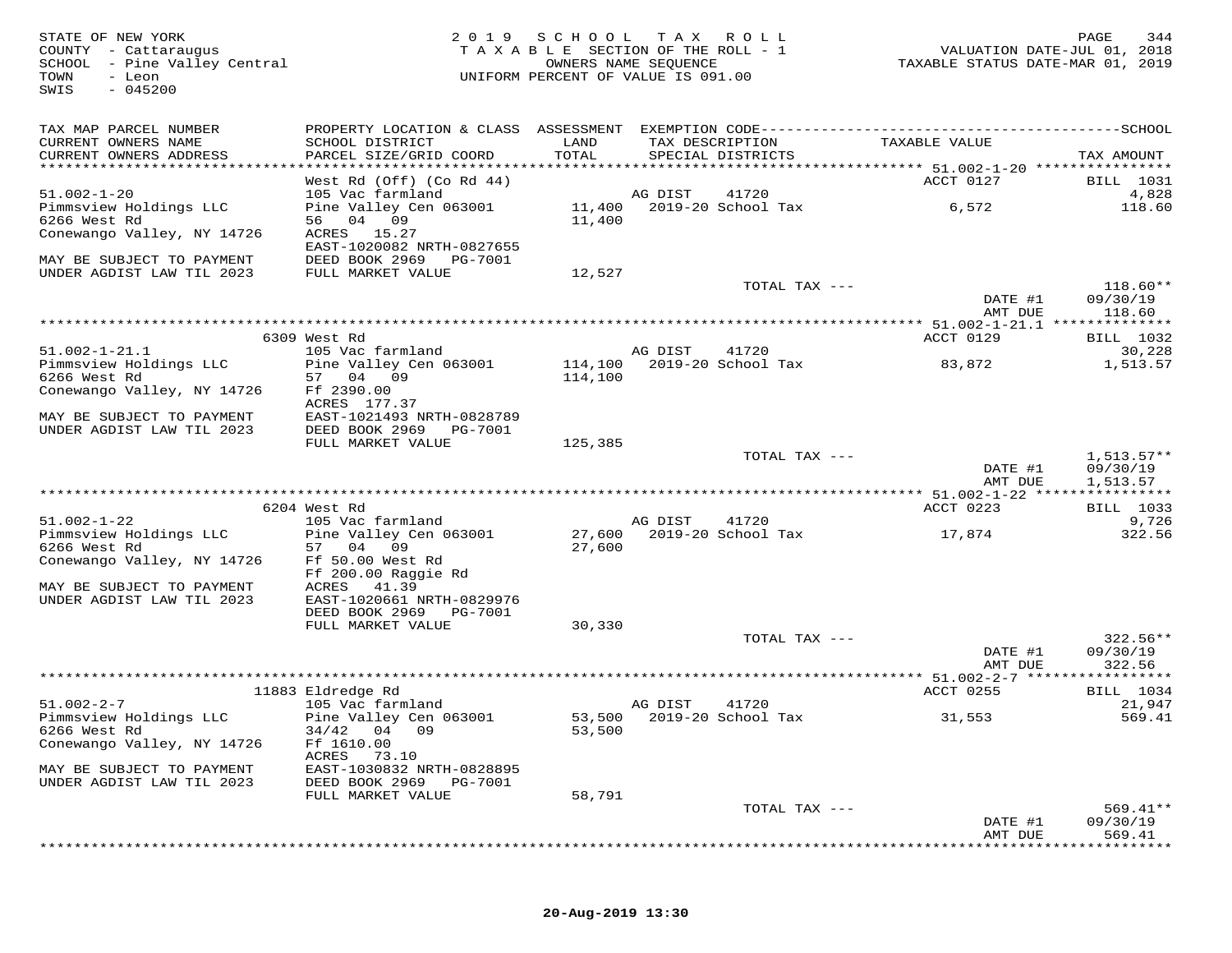STATE OF NEW YORK
COUNTY - Cattaraugus
SCHOOL - Pine Valley Central
TOWN - Leon
SWIS - 045200

2 0 1 9 S C H O O L T A X R O L L
T A X A B L E SECTION OF THE ROLL - 1
OWNERS NAME SEQUENCE
UNIFORM PERCENT OF VALUE IS 091.00

VALUATION DATE-JUL 01, 2018
TAXABLE STATUS DATE-MAR 01, 2019

| TAX MAP PARCEL NUMBER<br>CURRENT OWNERS NAME<br>CURRENT OWNERS ADDRESS | PROPERTY LOCATION & CLASS<br>SCHOOL DISTRICT<br>PARCEL SIZE/GRID COORD | ASSESSMENT<br>LAND<br>TOTAL | EXEMPTION CODE<br>TAX DESCRIPTION<br>SPECIAL DISTRICTS | TAXABLE VALUE | SCHOOL<br>TAX AMOUNT |
|---|---|---|---|---|---|
| 51.002-1-20 | West Rd (Off) (Co Rd 44) | | | ACCT 0127 | BILL 1031 |
| 51.002-1-20 | 105 Vac farmland | | AG DIST 41720 | | 4,828 |
| Pimmsview Holdings LLC | Pine Valley Cen 063001 | 11,400 | 2019-20 School Tax | 6,572 | 118.60 |
| 6266 West Rd | 56 04 09 | 11,400 | | | |
| Conewango Valley, NY 14726 | ACRES 15.27 | | | | |
| | EAST-1020082 NRTH-0827655 | | | | |
| MAY BE SUBJECT TO PAYMENT | DEED BOOK 2969 PG-7001 | | | | |
| UNDER AGDIST LAW TIL 2023 | FULL MARKET VALUE | 12,527 | | | |
| | | | TOTAL TAX --- | | 118.60** |
| | | | | DATE #1 | 09/30/19 |
| | | | | AMT DUE | 118.60 |
| 51.002-1-21.1 | 6309 West Rd | | | ACCT 0129 | BILL 1032 |
| 51.002-1-21.1 | 105 Vac farmland | | AG DIST 41720 | | 30,228 |
| Pimmsview Holdings LLC | Pine Valley Cen 063001 | 114,100 | 2019-20 School Tax | 83,872 | 1,513.57 |
| 6266 West Rd | 57 04 09 | 114,100 | | | |
| Conewango Valley, NY 14726 | Ff 2390.00 | | | | |
| | ACRES 177.37 | | | | |
| MAY BE SUBJECT TO PAYMENT | EAST-1021493 NRTH-0828789 | | | | |
| UNDER AGDIST LAW TIL 2023 | DEED BOOK 2969 PG-7001 | | | | |
| | FULL MARKET VALUE | 125,385 | | | |
| | | | TOTAL TAX --- | | 1,513.57** |
| | | | | DATE #1 | 09/30/19 |
| | | | | AMT DUE | 1,513.57 |
| 51.002-1-22 | 6204 West Rd | | | ACCT 0223 | BILL 1033 |
| 51.002-1-22 | 105 Vac farmland | | AG DIST 41720 | | 9,726 |
| Pimmsview Holdings LLC | Pine Valley Cen 063001 | 27,600 | 2019-20 School Tax | 17,874 | 322.56 |
| 6266 West Rd | 57 04 09 | 27,600 | | | |
| Conewango Valley, NY 14726 | Ff 50.00 West Rd | | | | |
| | Ff 200.00 Raggie Rd | | | | |
| MAY BE SUBJECT TO PAYMENT | ACRES 41.39 | | | | |
| UNDER AGDIST LAW TIL 2023 | EAST-1020661 NRTH-0829976 | | | | |
| | DEED BOOK 2969 PG-7001 | | | | |
| | FULL MARKET VALUE | 30,330 | | | |
| | | | TOTAL TAX --- | | 322.56** |
| | | | | DATE #1 | 09/30/19 |
| | | | | AMT DUE | 322.56 |
| 51.002-2-7 | 11883 Eldredge Rd | | | ACCT 0255 | BILL 1034 |
| 51.002-2-7 | 105 Vac farmland | | AG DIST 41720 | | 21,947 |
| Pimmsview Holdings LLC | Pine Valley Cen 063001 | 53,500 | 2019-20 School Tax | 31,553 | 569.41 |
| 6266 West Rd | 34/42 04 09 | 53,500 | | | |
| Conewango Valley, NY 14726 | Ff 1610.00 | | | | |
| | ACRES 73.10 | | | | |
| MAY BE SUBJECT TO PAYMENT | EAST-1030832 NRTH-0828895 | | | | |
| UNDER AGDIST LAW TIL 2023 | DEED BOOK 2969 PG-7001 | | | | |
| | FULL MARKET VALUE | 58,791 | | | |
| | | | TOTAL TAX --- | | 569.41** |
| | | | | DATE #1 | 09/30/19 |
| | | | | AMT DUE | 569.41 |

20-Aug-2019 13:30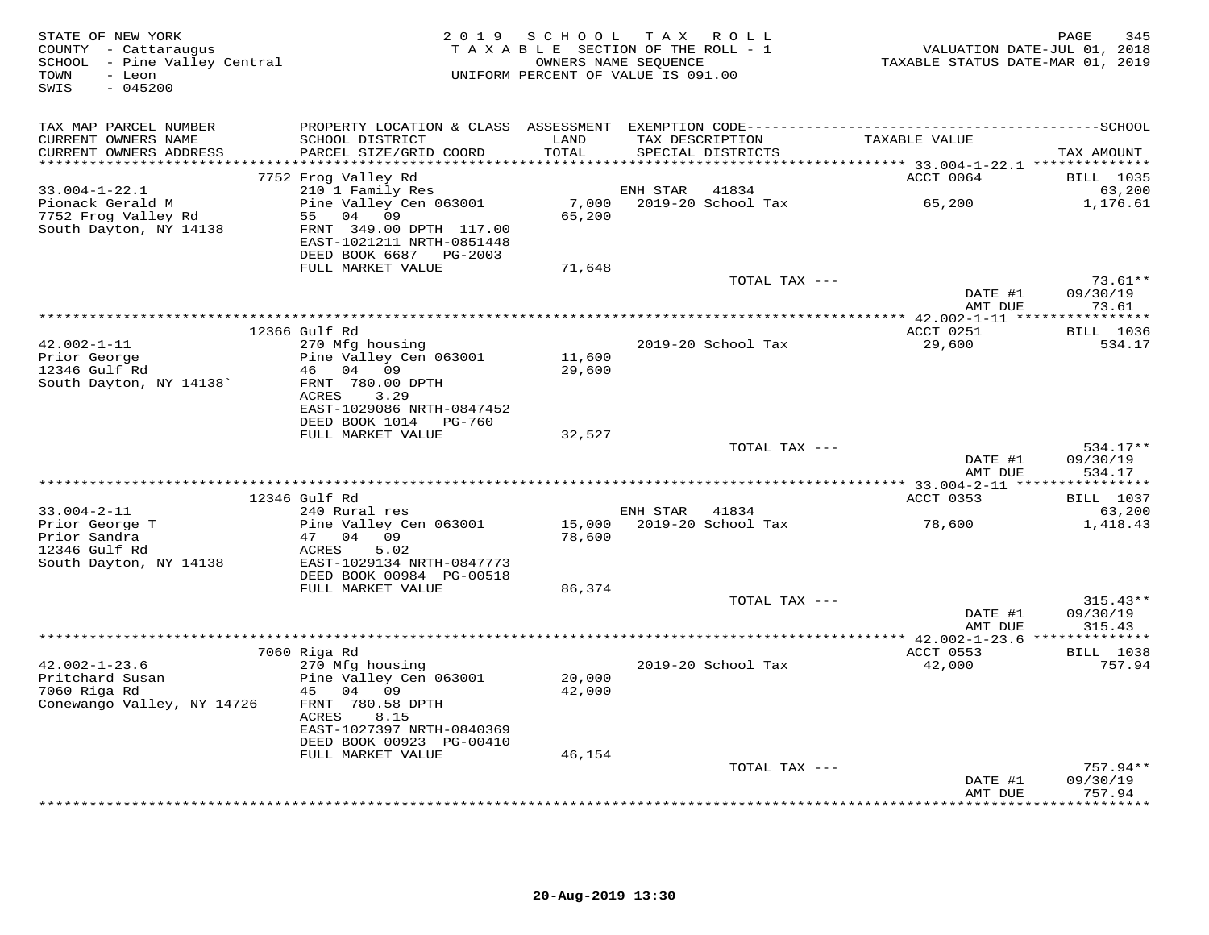STATE OF NEW YORK
COUNTY - Cattaraugus
SCHOOL - Pine Valley Central
TOWN - Leon
SWIS - 045200

2019 SCHOOL TAX ROLL
TAXABLE SECTION OF THE ROLL - 1
OWNERS NAME SEQUENCE
UNIFORM PERCENT OF VALUE IS 091.00

VALUATION DATE-JUL 01, 2018
TAXABLE STATUS DATE-MAR 01, 2019

| TAX MAP PARCEL NUMBER / CURRENT OWNERS NAME / CURRENT OWNERS ADDRESS | PROPERTY LOCATION & CLASS / SCHOOL DISTRICT / PARCEL SIZE/GRID COORD | ASSESSMENT LAND / TOTAL | EXEMPTION CODE / TAX DESCRIPTION / SPECIAL DISTRICTS | TAXABLE VALUE | TAX AMOUNT |
|---|---|---|---|---|---|
| 33.004-1-22.1 | 7752 Frog Valley Rd | | | ACCT 0064 | BILL 1035 |
| Pionack Gerald M | 210 1 Family Res | | ENH STAR 41834 | | 63,200 |
| 7752 Frog Valley Rd | Pine Valley Cen 063001 | 7,000 | 2019-20 School Tax | 65,200 | 1,176.61 |
| South Dayton, NY 14138 | 55 04 09 | 65,200 | | | |
| | FRNT 349.00 DPTH 117.00 | | | | |
| | EAST-1021211 NRTH-0851448 | | | | |
| | DEED BOOK 6687 PG-2003 | | | | |
| | FULL MARKET VALUE | 71,648 | | | |
| | | | TOTAL TAX --- | | 73.61** |
| | | | | DATE #1 | 09/30/19 |
| | | | | AMT DUE | 73.61 |
| 42.002-1-11 | 12366 Gulf Rd | | | ACCT 0251 | BILL 1036 |
| Prior George | 270 Mfg housing | | 2019-20 School Tax | 29,600 | 534.17 |
| 12346 Gulf Rd | Pine Valley Cen 063001 | 11,600 | | | |
| South Dayton, NY 14138` | 46 04 09 | 29,600 | | | |
| | FRNT 780.00 DPTH | | | | |
| | ACRES 3.29 | | | | |
| | EAST-1029086 NRTH-0847452 | | | | |
| | DEED BOOK 1014 PG-760 | | | | |
| | FULL MARKET VALUE | 32,527 | | | |
| | | | TOTAL TAX --- | | 534.17** |
| | | | | DATE #1 | 09/30/19 |
| | | | | AMT DUE | 534.17 |
| 33.004-2-11 | 12346 Gulf Rd | | | ACCT 0353 | BILL 1037 |
| Prior George T | 240 Rural res | | ENH STAR 41834 | | 63,200 |
| Prior Sandra | Pine Valley Cen 063001 | 15,000 | 2019-20 School Tax | 78,600 | 1,418.43 |
| 12346 Gulf Rd | 47 04 09 | 78,600 | | | |
| South Dayton, NY 14138 | ACRES 5.02 | | | | |
| | EAST-1029134 NRTH-0847773 | | | | |
| | DEED BOOK 00984 PG-00518 | | | | |
| | FULL MARKET VALUE | 86,374 | | | |
| | | | TOTAL TAX --- | | 315.43** |
| | | | | DATE #1 | 09/30/19 |
| | | | | AMT DUE | 315.43 |
| 42.002-1-23.6 | 7060 Riga Rd | | | ACCT 0553 | BILL 1038 |
| Pritchard Susan | 270 Mfg housing | | 2019-20 School Tax | 42,000 | 757.94 |
| 7060 Riga Rd | Pine Valley Cen 063001 | 20,000 | | | |
| Conewango Valley, NY 14726 | 45 04 09 | 42,000 | | | |
| | FRNT 780.58 DPTH | | | | |
| | ACRES 8.15 | | | | |
| | EAST-1027397 NRTH-0840369 | | | | |
| | DEED BOOK 00923 PG-00410 | | | | |
| | FULL MARKET VALUE | 46,154 | | | |
| | | | TOTAL TAX --- | | 757.94** |
| | | | | DATE #1 | 09/30/19 |
| | | | | AMT DUE | 757.94 |

20-Aug-2019 13:30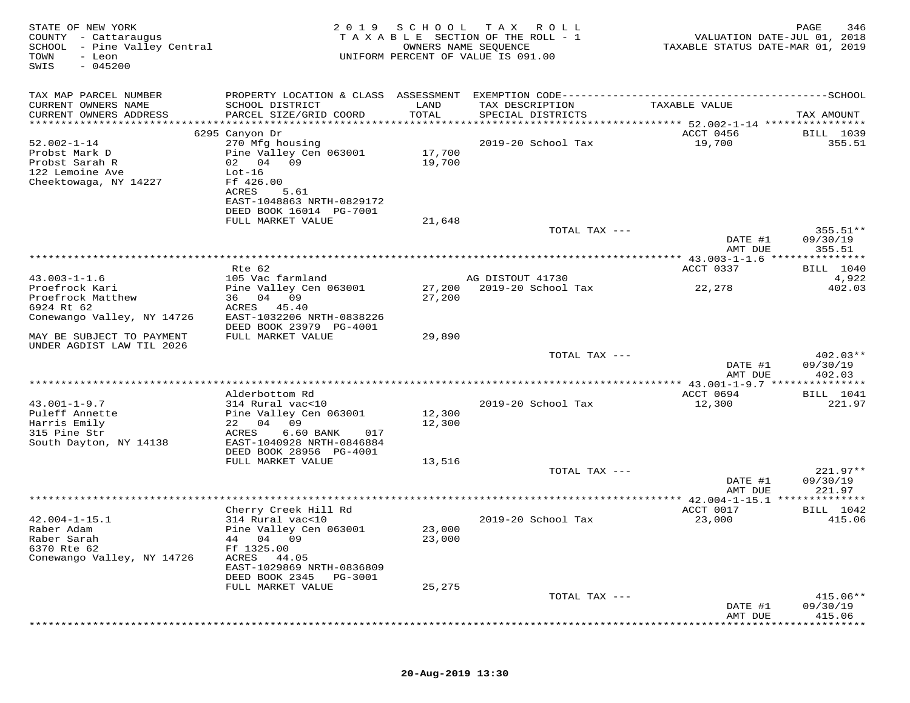STATE OF NEW YORK
COUNTY - Cattaraugus
SCHOOL - Pine Valley Central
TOWN - Leon
SWIS - 045200

2019 SCHOOL TAX ROLL
TAXABLE SECTION OF THE ROLL - 1
OWNERS NAME SEQUENCE
UNIFORM PERCENT OF VALUE IS 091.00

VALUATION DATE-JUL 01, 2018
TAXABLE STATUS DATE-MAR 01, 2019

| TAX MAP PARCEL NUMBER / CURRENT OWNERS NAME / CURRENT OWNERS ADDRESS | PROPERTY LOCATION & CLASS / SCHOOL DISTRICT / PARCEL SIZE/GRID COORD | ASSESSMENT LAND / TOTAL | EXEMPTION CODE / TAX DESCRIPTION / SPECIAL DISTRICTS | TAXABLE VALUE | TAX AMOUNT (SCHOOL) |
|---|---|---|---|---|---|
| | 6295 Canyon Dr | | | ACCT 0456 | BILL 1039 |
| 52.002-1-14 | 270 Mfg housing | | 2019-20 School Tax | 19,700 | 355.51 |
| Probst Mark D | Pine Valley Cen 063001 | 17,700 | | | |
| Probst Sarah R | 02 04 09 | 19,700 | | | |
| 122 Lemoine Ave | Lot-16 | | | | |
| Cheektowaga, NY 14227 | Ff 426.00 | | | | |
| | ACRES 5.61 | | | | |
| | EAST-1048863 NRTH-0829172 | | | | |
| | DEED BOOK 16014 PG-7001 | | | | |
| | FULL MARKET VALUE | 21,648 | | | |
| | | | TOTAL TAX --- | | 355.51** |
| | | | | DATE #1 | 09/30/19 |
| | | | | AMT DUE | 355.51 |
| | Rte 62 | | | ACCT 0337 | BILL 1040 |
| 43.003-1-1.6 | 105 Vac farmland | | AG DISTOUT 41730 | | 4,922 |
| Proefrock Kari | Pine Valley Cen 063001 | 27,200 | 2019-20 School Tax | 22,278 | 402.03 |
| Proefrock Matthew | 36 04 09 | 27,200 | | | |
| 6924 Rt 62 | ACRES 45.40 | | | | |
| Conewango Valley, NY 14726 | EAST-1032206 NRTH-0838226 | | | | |
| | DEED BOOK 23979 PG-4001 | | | | |
| MAY BE SUBJECT TO PAYMENT UNDER AGDIST LAW TIL 2026 | FULL MARKET VALUE | 29,890 | | | |
| | | | TOTAL TAX --- | | 402.03** |
| | | | | DATE #1 | 09/30/19 |
| | | | | AMT DUE | 402.03 |
| | Alderbottom Rd | | | ACCT 0694 | BILL 1041 |
| 43.001-1-9.7 | 314 Rural vac<10 | | 2019-20 School Tax | 12,300 | 221.97 |
| Puleff Annette | Pine Valley Cen 063001 | 12,300 | | | |
| Harris Emily | 22 04 09 | 12,300 | | | |
| 315 Pine Str | ACRES 6.60 BANK 017 | | | | |
| South Dayton, NY 14138 | EAST-1040928 NRTH-0846884 | | | | |
| | DEED BOOK 28956 PG-4001 | | | | |
| | FULL MARKET VALUE | 13,516 | | | |
| | | | TOTAL TAX --- | | 221.97** |
| | | | | DATE #1 | 09/30/19 |
| | | | | AMT DUE | 221.97 |
| | Cherry Creek Hill Rd | | | ACCT 0017 | BILL 1042 |
| 42.004-1-15.1 | 314 Rural vac<10 | | 2019-20 School Tax | 23,000 | 415.06 |
| Raber Adam | Pine Valley Cen 063001 | 23,000 | | | |
| Raber Sarah | 44 04 09 | 23,000 | | | |
| 6370 Rte 62 | Ff 1325.00 | | | | |
| Conewango Valley, NY 14726 | ACRES 44.05 | | | | |
| | EAST-1029869 NRTH-0836809 | | | | |
| | DEED BOOK 2345 PG-3001 | | | | |
| | FULL MARKET VALUE | 25,275 | | | |
| | | | TOTAL TAX --- | | 415.06** |
| | | | | DATE #1 | 09/30/19 |
| | | | | AMT DUE | 415.06 |

20-Aug-2019 13:30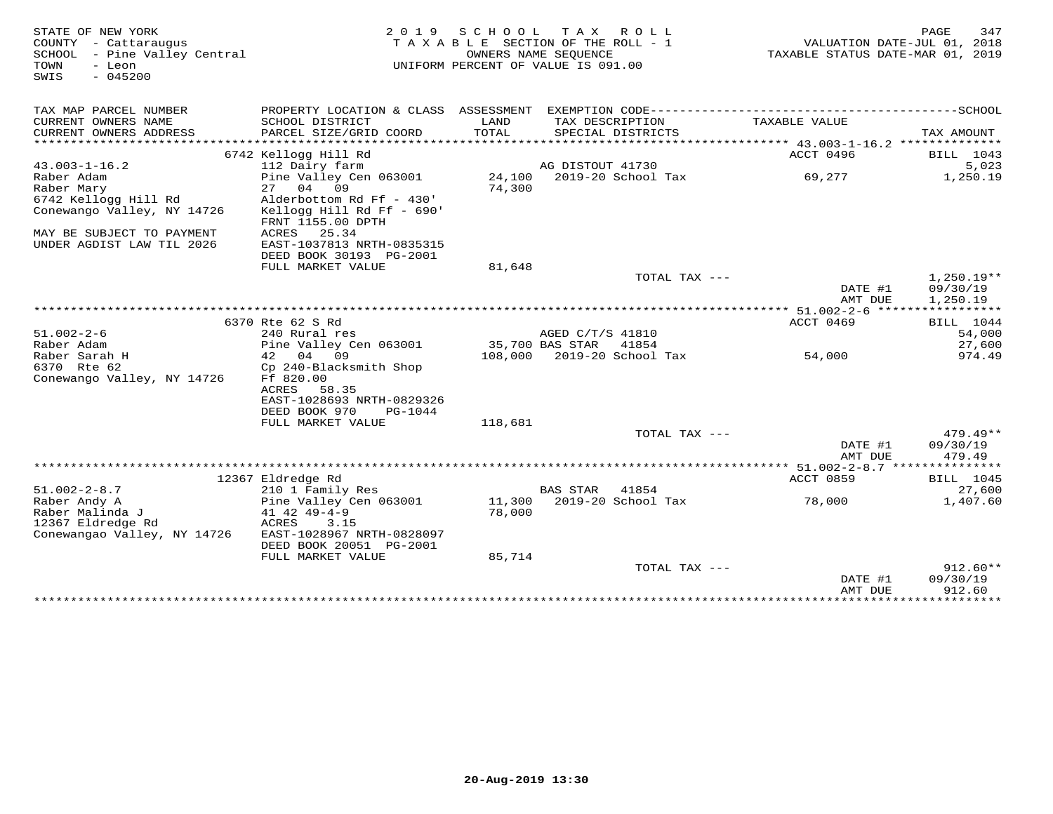STATE OF NEW YORK
COUNTY - Cattaraugus
SCHOOL - Pine Valley Central
TOWN - Leon
SWIS - 045200

2 0 1 9 S C H O O L T A X R O L L
T A X A B L E SECTION OF THE ROLL - 1
OWNERS NAME SEQUENCE
UNIFORM PERCENT OF VALUE IS 091.00

VALUATION DATE-JUL 01, 2018
TAXABLE STATUS DATE-MAR 01, 2019

| TAX MAP PARCEL NUMBER / CURRENT OWNERS NAME / CURRENT OWNERS ADDRESS | PROPERTY LOCATION & CLASS / SCHOOL DISTRICT / PARCEL SIZE/GRID COORD | ASSESSMENT LAND / TOTAL | EXEMPTION CODE / TAX DESCRIPTION / SPECIAL DISTRICTS | TAXABLE VALUE | TAX AMOUNT |
|---|---|---|---|---|---|
| | 6742 Kellogg Hill Rd | | | ACCT 0496 | BILL 1043 |
| 43.003-1-16.2 | 112 Dairy farm | | AG DISTOUT 41730 | | 5,023 |
| Raber Adam | Pine Valley Cen 063001 | 24,100 | 2019-20 School Tax | 69,277 | 1,250.19 |
| Raber Mary | 27 04 09 | 74,300 | | | |
| 6742 Kellogg Hill Rd | Alderbottom Rd Ff - 430' | | | | |
| Conewango Valley, NY 14726 | Kellogg Hill Rd Ff - 690' | | | | |
| | FRNT 1155.00 DPTH | | | | |
| MAY BE SUBJECT TO PAYMENT | ACRES 25.34 | | | | |
| UNDER AGDIST LAW TIL 2026 | EAST-1037813 NRTH-0835315 | | | | |
| | DEED BOOK 30193 PG-2001 | | | | |
| | FULL MARKET VALUE | 81,648 | | | |
| | | | TOTAL TAX --- | | 1,250.19** |
| | | | | DATE #1 | 09/30/19 |
| | | | | AMT DUE | 1,250.19 |
| | 6370 Rte 62 S Rd | | | ACCT 0469 | BILL 1044 |
| 51.002-2-6 | 240 Rural res | | AGED C/T/S 41810 | | 54,000 |
| Raber Adam | Pine Valley Cen 063001 | 35,700 | BAS STAR 41854 | | 27,600 |
| Raber Sarah H | 42 04 09 | 108,000 | 2019-20 School Tax | 54,000 | 974.49 |
| 6370 Rte 62 | Cp 240-Blacksmith Shop | | | | |
| Conewango Valley, NY 14726 | Ff 820.00 | | | | |
| | ACRES 58.35 | | | | |
| | EAST-1028693 NRTH-0829326 | | | | |
| | DEED BOOK 970 PG-1044 | | | | |
| | FULL MARKET VALUE | 118,681 | | | |
| | | | TOTAL TAX --- | | 479.49** |
| | | | | DATE #1 | 09/30/19 |
| | | | | AMT DUE | 479.49 |
| | 12367 Eldredge Rd | | | ACCT 0859 | BILL 1045 |
| 51.002-2-8.7 | 210 1 Family Res | | BAS STAR 41854 | | 27,600 |
| Raber Andy A | Pine Valley Cen 063001 | 11,300 | 2019-20 School Tax | 78,000 | 1,407.60 |
| Raber Malinda J | 41 42 49-4-9 | 78,000 | | | |
| 12367 Eldredge Rd | ACRES 3.15 | | | | |
| Conewangao Valley, NY 14726 | EAST-1028967 NRTH-0828097 | | | | |
| | DEED BOOK 20051 PG-2001 | | | | |
| | FULL MARKET VALUE | 85,714 | | | |
| | | | TOTAL TAX --- | | 912.60** |
| | | | | DATE #1 | 09/30/19 |
| | | | | AMT DUE | 912.60 |

20-Aug-2019 13:30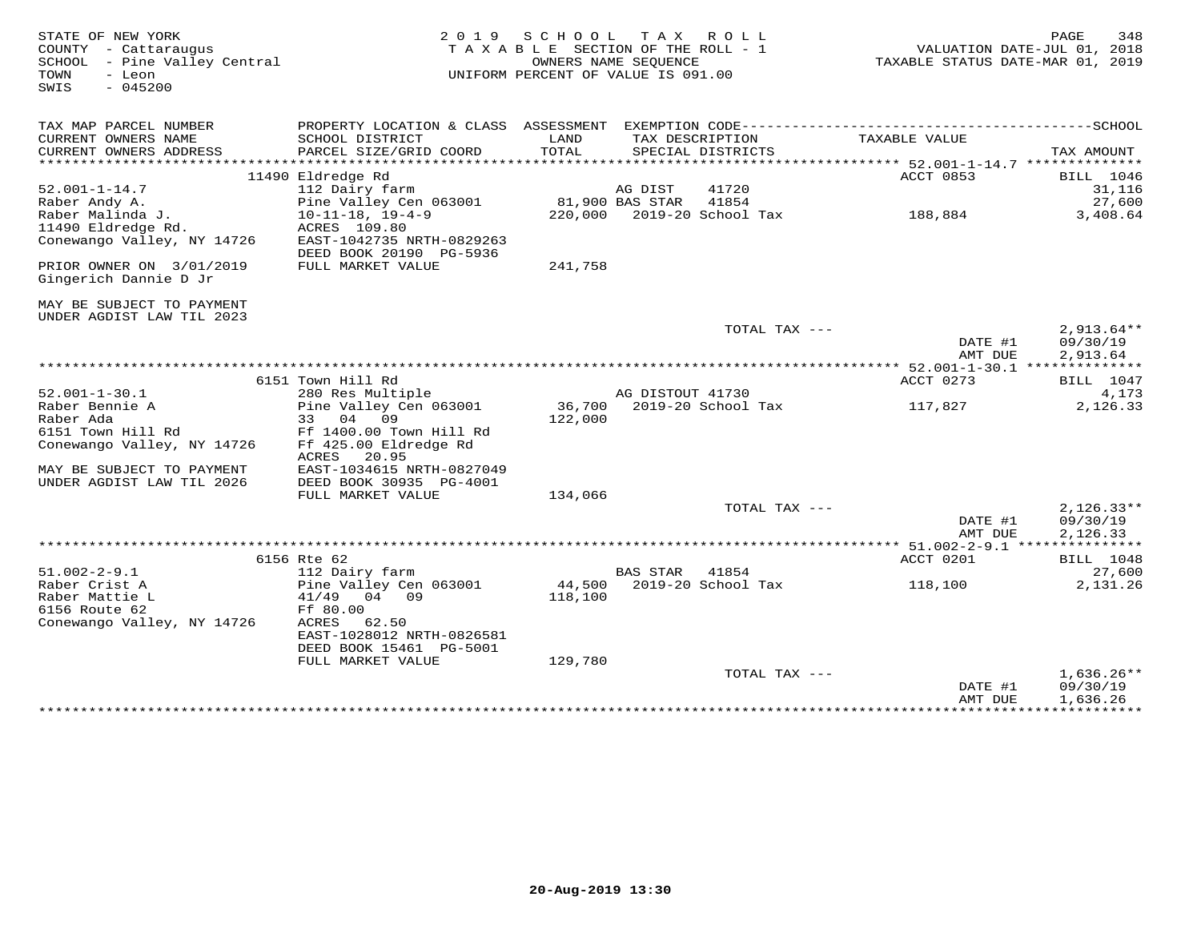STATE OF NEW YORK
COUNTY - Cattaraugus
SCHOOL - Pine Valley Central
TOWN - Leon
SWIS - 045200

2019 SCHOOL TAX ROLL
TAXABLE SECTION OF THE ROLL - 1
OWNERS NAME SEQUENCE
UNIFORM PERCENT OF VALUE IS 091.00

VALUATION DATE-JUL 01, 2018
TAXABLE STATUS DATE-MAR 01, 2019

| TAX MAP PARCEL NUMBER / CURRENT OWNERS NAME / CURRENT OWNERS ADDRESS | PROPERTY LOCATION & CLASS / SCHOOL DISTRICT / PARCEL SIZE/GRID COORD | ASSESSMENT LAND / TOTAL | EXEMPTION CODE / TAX DESCRIPTION / SPECIAL DISTRICTS | TAXABLE VALUE | TAX AMOUNT |
|---|---|---|---|---|---|
| | 11490 Eldredge Rd | | | ACCT 0853 | BILL 1046 |
| 52.001-1-14.7 | 112 Dairy farm | | AG DIST 41720 | | 31,116 |
| Raber Andy A. | Pine Valley Cen 063001 | 81,900 | BAS STAR 41854 | | 27,600 |
| Raber Malinda J. | 10-11-18, 19-4-9 | 220,000 | 2019-20 School Tax | 188,884 | 3,408.64 |
| 11490 Eldredge Rd. | ACRES 109.80 | | | | |
| Conewango Valley, NY 14726 | EAST-1042735 NRTH-0829263 | | | | |
| | DEED BOOK 20190 PG-5936 | | | | |
| PRIOR OWNER ON 3/01/2019 | FULL MARKET VALUE | 241,758 | | | |
| Gingerich Dannie D Jr | | | | | |
| MAY BE SUBJECT TO PAYMENT UNDER AGDIST LAW TIL 2023 | | | | | |
| | | | TOTAL TAX --- | | 2,913.64** |
| | | | | DATE #1 | 09/30/19 |
| | | | | AMT DUE | 2,913.64 |
| | 6151 Town Hill Rd | | | ACCT 0273 | BILL 1047 |
| 52.001-1-30.1 | 280 Res Multiple | | AG DISTOUT 41730 | | 4,173 |
| Raber Bennie A | Pine Valley Cen 063001 | 36,700 | 2019-20 School Tax | 117,827 | 2,126.33 |
| Raber Ada | 33 04 09 | 122,000 | | | |
| 6151 Town Hill Rd | Ff 1400.00 Town Hill Rd | | | | |
| Conewango Valley, NY 14726 | Ff 425.00 Eldredge Rd | | | | |
| | ACRES 20.95 | | | | |
| MAY BE SUBJECT TO PAYMENT | EAST-1034615 NRTH-0827049 | | | | |
| UNDER AGDIST LAW TIL 2026 | DEED BOOK 30935 PG-4001 | | | | |
| | FULL MARKET VALUE | 134,066 | | | |
| | | | TOTAL TAX --- | | 2,126.33** |
| | | | | DATE #1 | 09/30/19 |
| | | | | AMT DUE | 2,126.33 |
| | 6156 Rte 62 | | | ACCT 0201 | BILL 1048 |
| 51.002-2-9.1 | 112 Dairy farm | | BAS STAR 41854 | | 27,600 |
| Raber Crist A | Pine Valley Cen 063001 | 44,500 | 2019-20 School Tax | 118,100 | 2,131.26 |
| Raber Mattie L | 41/49 04 09 | 118,100 | | | |
| 6156 Route 62 | Ff 80.00 | | | | |
| Conewango Valley, NY 14726 | ACRES 62.50 | | | | |
| | EAST-1028012 NRTH-0826581 | | | | |
| | DEED BOOK 15461 PG-5001 | | | | |
| | FULL MARKET VALUE | 129,780 | | | |
| | | | TOTAL TAX --- | | 1,636.26** |
| | | | | DATE #1 | 09/30/19 |
| | | | | AMT DUE | 1,636.26 |

20-Aug-2019 13:30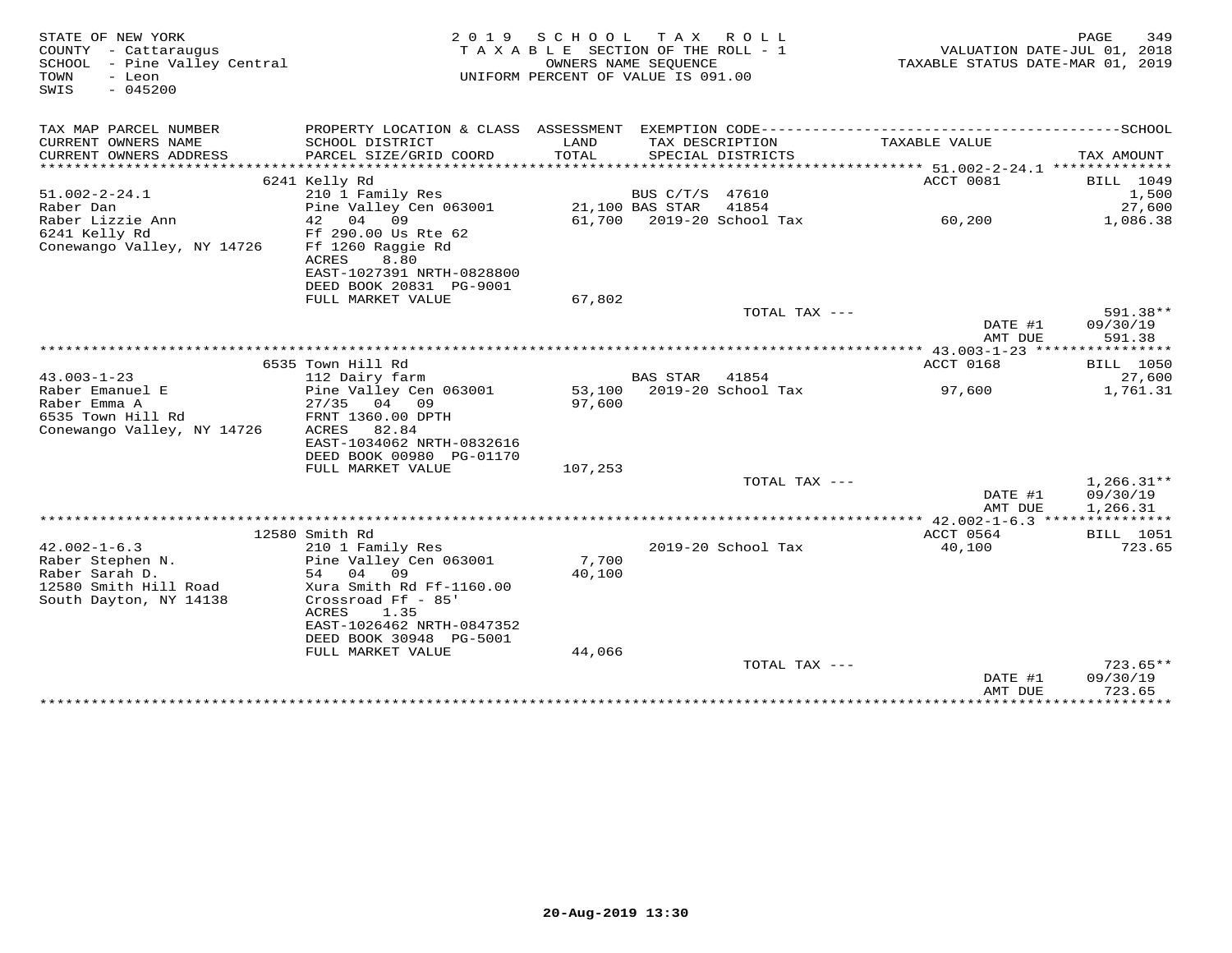STATE OF NEW YORK
COUNTY - Cattaraugus
SCHOOL - Pine Valley Central
TOWN - Leon
SWIS - 045200

2019 SCHOOL TAX ROLL
TAXABLE SECTION OF THE ROLL - 1
OWNERS NAME SEQUENCE
UNIFORM PERCENT OF VALUE IS 091.00

VALUATION DATE-JUL 01, 2018
TAXABLE STATUS DATE-MAR 01, 2019

| TAX MAP PARCEL NUMBER / CURRENT OWNERS NAME / CURRENT OWNERS ADDRESS | PROPERTY LOCATION & CLASS / SCHOOL DISTRICT / PARCEL SIZE/GRID COORD | ASSESSMENT LAND / TOTAL | EXEMPTION CODE / TAX DESCRIPTION / SPECIAL DISTRICTS | TAXABLE VALUE | TAX AMOUNT |
|---|---|---|---|---|---|
| | 6241 Kelly Rd | | | ACCT 0081 | BILL 1049 |
| 51.002-2-24.1 | 210 1 Family Res | | BUS C/T/S 47610 | | 1,500 |
| Raber Dan | Pine Valley Cen 063001 | 21,100 | BAS STAR 41854 | | 27,600 |
| Raber Lizzie Ann | 42 04 09 | 61,700 | 2019-20 School Tax | 60,200 | 1,086.38 |
| 6241 Kelly Rd | Ff 290.00 Us Rte 62 | | | | |
| Conewango Valley, NY 14726 | Ff 1260 Raggie Rd | | | | |
| | ACRES 8.80 | | | | |
| | EAST-1027391 NRTH-0828800 | | | | |
| | DEED BOOK 20831 PG-9001 | | | | |
| | FULL MARKET VALUE | 67,802 | | | |
| | | | TOTAL TAX --- | | 591.38** |
| | | | | DATE #1 | 09/30/19 |
| | | | | AMT DUE | 591.38 |
| | 6535 Town Hill Rd | | | ACCT 0168 | BILL 1050 |
| 43.003-1-23 | 112 Dairy farm | | BAS STAR 41854 | | 27,600 |
| Raber Emanuel E | Pine Valley Cen 063001 | 53,100 | 2019-20 School Tax | 97,600 | 1,761.31 |
| Raber Emma A | 27/35 04 09 | 97,600 | | | |
| 6535 Town Hill Rd | FRNT 1360.00 DPTH | | | | |
| Conewango Valley, NY 14726 | ACRES 82.84 | | | | |
| | EAST-1034062 NRTH-0832616 | | | | |
| | DEED BOOK 00980 PG-01170 | | | | |
| | FULL MARKET VALUE | 107,253 | | | |
| | | | TOTAL TAX --- | | 1,266.31** |
| | | | | DATE #1 | 09/30/19 |
| | | | | AMT DUE | 1,266.31 |
| | 12580 Smith Rd | | | ACCT 0564 | BILL 1051 |
| 42.002-1-6.3 | 210 1 Family Res | | 2019-20 School Tax | 40,100 | 723.65 |
| Raber Stephen N. | Pine Valley Cen 063001 | 7,700 | | | |
| Raber Sarah D. | 54 04 09 | 40,100 | | | |
| 12580 Smith Hill Road | Xura Smith Rd Ff-1160.00 | | | | |
| South Dayton, NY 14138 | Crossroad Ff - 85' | | | | |
| | ACRES 1.35 | | | | |
| | EAST-1026462 NRTH-0847352 | | | | |
| | DEED BOOK 30948 PG-5001 | | | | |
| | FULL MARKET VALUE | 44,066 | | | |
| | | | TOTAL TAX --- | | 723.65** |
| | | | | DATE #1 | 09/30/19 |
| | | | | AMT DUE | 723.65 |

20-Aug-2019 13:30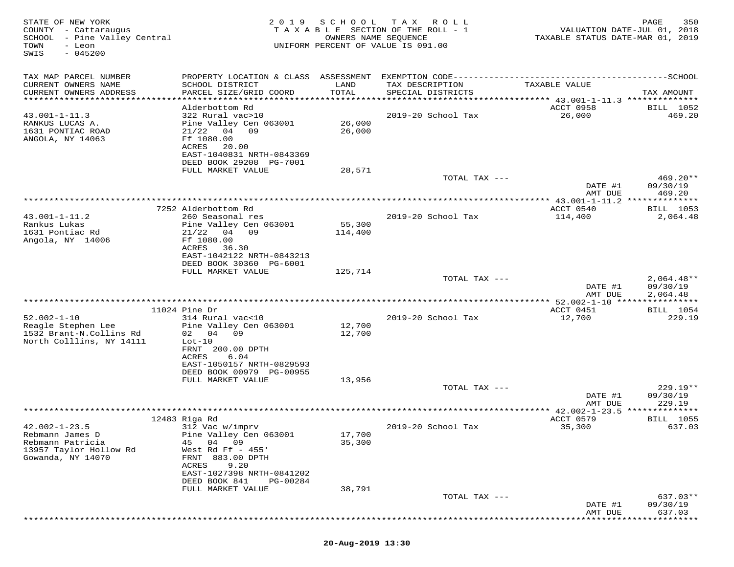STATE OF NEW YORK
COUNTY - Cattaraugus
SCHOOL - Pine Valley Central
TOWN - Leon
SWIS - 045200

2019 SCHOOL TAX ROLL
TAXABLE SECTION OF THE ROLL - 1
OWNERS NAME SEQUENCE
UNIFORM PERCENT OF VALUE IS 091.00

VALUATION DATE-JUL 01, 2018
TAXABLE STATUS DATE-MAR 01, 2019

| TAX MAP PARCEL NUMBER / CURRENT OWNERS NAME / CURRENT OWNERS ADDRESS | PROPERTY LOCATION & CLASS / SCHOOL DISTRICT / PARCEL SIZE/GRID COORD | ASSESSMENT LAND / TOTAL | EXEMPTION CODE / TAX DESCRIPTION / SPECIAL DISTRICTS | TAXABLE VALUE | TAX AMOUNT |
|---|---|---|---|---|---|
| | Alderbottom Rd | | | ACCT 0958 | BILL 1052 |
| 43.001-1-11.3 | 322 Rural vac>10 | | 2019-20 School Tax | 26,000 | 469.20 |
| RANKUS LUCAS A. | Pine Valley Cen 063001 | 26,000 | | | |
| 1631 PONTIAC ROAD | 21/22 04 09 | 26,000 | | | |
| ANGOLA, NY 14063 | Ff 1080.00 | | | | |
| | ACRES 20.00 | | | | |
| | EAST-1040831 NRTH-0843369 | | | | |
| | DEED BOOK 29208 PG-7001 | | | | |
| | FULL MARKET VALUE | 28,571 | | | |
| | | | TOTAL TAX --- | | 469.20** |
| | | | | DATE #1 | 09/30/19 |
| | | | | AMT DUE | 469.20 |
| | 7252 Alderbottom Rd | | | ACCT 0540 | BILL 1053 |
| 43.001-1-11.2 | 260 Seasonal res | | 2019-20 School Tax | 114,400 | 2,064.48 |
| Rankus Lukas | Pine Valley Cen 063001 | 55,300 | | | |
| 1631 Pontiac Rd | 21/22 04 09 | 114,400 | | | |
| Angola, NY 14006 | Ff 1080.00 | | | | |
| | ACRES 36.30 | | | | |
| | EAST-1042122 NRTH-0843213 | | | | |
| | DEED BOOK 30360 PG-6001 | | | | |
| | FULL MARKET VALUE | 125,714 | | | |
| | | | TOTAL TAX --- | | 2,064.48** |
| | | | | DATE #1 | 09/30/19 |
| | | | | AMT DUE | 2,064.48 |
| | 11024 Pine Dr | | | ACCT 0451 | BILL 1054 |
| 52.002-1-10 | 314 Rural vac<10 | | 2019-20 School Tax | 12,700 | 229.19 |
| Reagle Stephen Lee | Pine Valley Cen 063001 | 12,700 | | | |
| 1532 Brant-N.Collins Rd | 02 04 09 | 12,700 | | | |
| North Colllins, NY 14111 | Lot-10 | | | | |
| | FRNT 200.00 DPTH | | | | |
| | ACRES 6.04 | | | | |
| | EAST-1050157 NRTH-0829593 | | | | |
| | DEED BOOK 00979 PG-00955 | | | | |
| | FULL MARKET VALUE | 13,956 | | | |
| | | | TOTAL TAX --- | | 229.19** |
| | | | | DATE #1 | 09/30/19 |
| | | | | AMT DUE | 229.19 |
| | 12483 Riga Rd | | | ACCT 0579 | BILL 1055 |
| 42.002-1-23.5 | 312 Vac w/imprv | | 2019-20 School Tax | 35,300 | 637.03 |
| Rebmann James D | Pine Valley Cen 063001 | 17,700 | | | |
| Rebmann Patricia | 45 04 09 | 35,300 | | | |
| 13957 Taylor Hollow Rd | West Rd Ff - 455' | | | | |
| Gowanda, NY 14070 | FRNT 883.00 DPTH | | | | |
| | ACRES 9.20 | | | | |
| | EAST-1027398 NRTH-0841202 | | | | |
| | DEED BOOK 841 PG-00284 | | | | |
| | FULL MARKET VALUE | 38,791 | | | |
| | | | TOTAL TAX --- | | 637.03** |
| | | | | DATE #1 | 09/30/19 |
| | | | | AMT DUE | 637.03 |

20-Aug-2019 13:30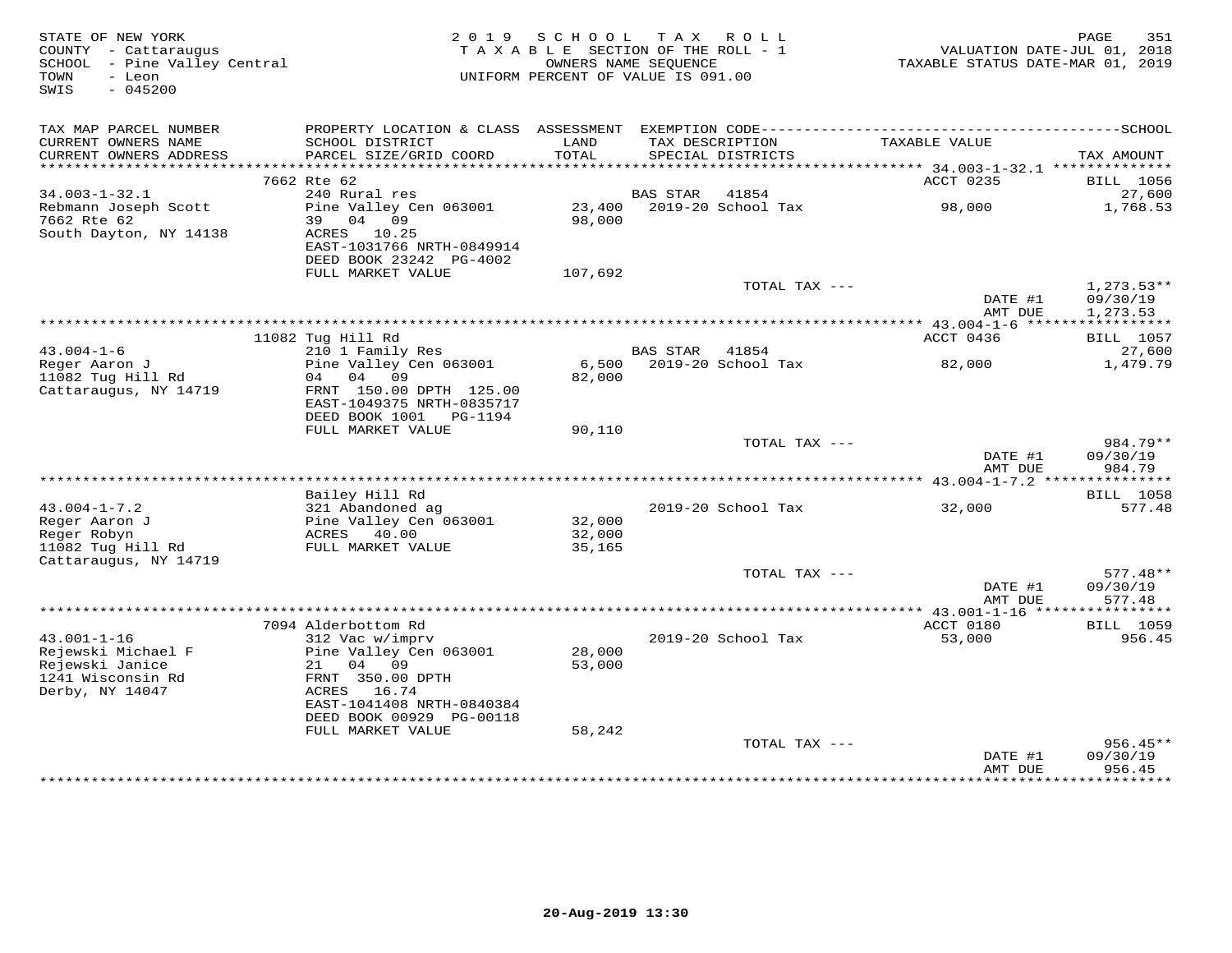STATE OF NEW YORK
COUNTY - Cattaraugus
SCHOOL - Pine Valley Central
TOWN - Leon
SWIS - 045200

2019 SCHOOL TAX ROLL
TAXABLE SECTION OF THE ROLL - 1
OWNERS NAME SEQUENCE
UNIFORM PERCENT OF VALUE IS 091.00

VALUATION DATE-JUL 01, 2018
TAXABLE STATUS DATE-MAR 01, 2019

| TAX MAP PARCEL NUMBER / CURRENT OWNERS NAME / CURRENT OWNERS ADDRESS | PROPERTY LOCATION & CLASS / SCHOOL DISTRICT / PARCEL SIZE/GRID COORD | ASSESSMENT LAND / TOTAL | EXEMPTION CODE / TAX DESCRIPTION / SPECIAL DISTRICTS | TAXABLE VALUE | TAX AMOUNT |
|---|---|---|---|---|---|
| | 7662 Rte 62 | | | ACCT 0235 | BILL 1056 |
| 34.003-1-32.1 | 240 Rural res | | BAS STAR 41854 | | 27,600 |
| Rebmann Joseph Scott | Pine Valley Cen 063001 | 23,400 | 2019-20 School Tax | 98,000 | 1,768.53 |
| 7662 Rte 62 | 39 04 09 | 98,000 | | | |
| South Dayton, NY 14138 | ACRES 10.25 | | | | |
| | EAST-1031766 NRTH-0849914 | | | | |
| | DEED BOOK 23242 PG-4002 | | | | |
| | FULL MARKET VALUE | 107,692 | | | |
| | | | TOTAL TAX --- | | 1,273.53** |
| | | | | DATE #1 | 09/30/19 |
| | | | | AMT DUE | 1,273.53 |
| | 11082 Tug Hill Rd | | | ACCT 0436 | BILL 1057 |
| 43.004-1-6 | 210 1 Family Res | | BAS STAR 41854 | | 27,600 |
| Reger Aaron J | Pine Valley Cen 063001 | 6,500 | 2019-20 School Tax | 82,000 | 1,479.79 |
| 11082 Tug Hill Rd | 04 04 09 | 82,000 | | | |
| Cattaraugus, NY 14719 | FRNT 150.00 DPTH 125.00 | | | | |
| | EAST-1049375 NRTH-0835717 | | | | |
| | DEED BOOK 1001 PG-1194 | | | | |
| | FULL MARKET VALUE | 90,110 | | | |
| | | | TOTAL TAX --- | | 984.79** |
| | | | | DATE #1 | 09/30/19 |
| | | | | AMT DUE | 984.79 |
| | Bailey Hill Rd | | | | BILL 1058 |
| 43.004-1-7.2 | 321 Abandoned ag | | 2019-20 School Tax | 32,000 | 577.48 |
| Reger Aaron J | Pine Valley Cen 063001 | 32,000 | | | |
| Reger Robyn | ACRES 40.00 | 32,000 | | | |
| 11082 Tug Hill Rd | FULL MARKET VALUE | 35,165 | | | |
| Cattaraugus, NY 14719 | | | | | |
| | | | TOTAL TAX --- | | 577.48** |
| | | | | DATE #1 | 09/30/19 |
| | | | | AMT DUE | 577.48 |
| | 7094 Alderbottom Rd | | | ACCT 0180 | BILL 1059 |
| 43.001-1-16 | 312 Vac w/imprv | | 2019-20 School Tax | 53,000 | 956.45 |
| Rejewski Michael F | Pine Valley Cen 063001 | 28,000 | | | |
| Rejewski Janice | 21 04 09 | 53,000 | | | |
| 1241 Wisconsin Rd | FRNT 350.00 DPTH | | | | |
| Derby, NY 14047 | ACRES 16.74 | | | | |
| | EAST-1041408 NRTH-0840384 | | | | |
| | DEED BOOK 00929 PG-00118 | | | | |
| | FULL MARKET VALUE | 58,242 | | | |
| | | | TOTAL TAX --- | | 956.45** |
| | | | | DATE #1 | 09/30/19 |
| | | | | AMT DUE | 956.45 |

20-Aug-2019 13:30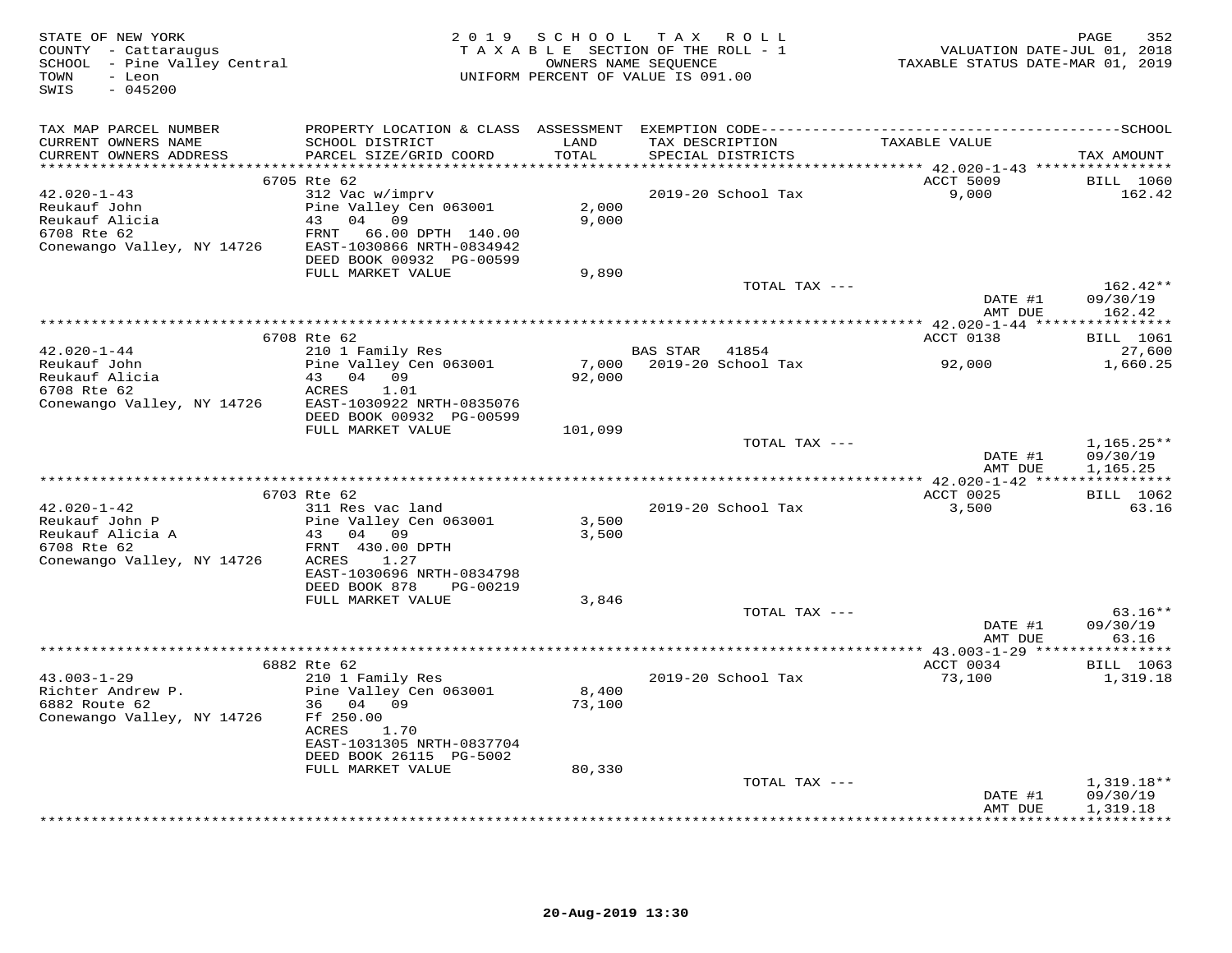STATE OF NEW YORK
COUNTY - Cattaraugus
SCHOOL - Pine Valley Central
TOWN - Leon
SWIS - 045200

2019 SCHOOL TAX ROLL
TAXABLE SECTION OF THE ROLL - 1
OWNERS NAME SEQUENCE
UNIFORM PERCENT OF VALUE IS 091.00

VALUATION DATE-JUL 01, 2018
TAXABLE STATUS DATE-MAR 01, 2019

| TAX MAP PARCEL NUMBER / CURRENT OWNERS NAME / CURRENT OWNERS ADDRESS | PROPERTY LOCATION & CLASS / SCHOOL DISTRICT / PARCEL SIZE/GRID COORD | ASSESSMENT LAND / TOTAL | EXEMPTION CODE / TAX DESCRIPTION / SPECIAL DISTRICTS | TAXABLE VALUE | TAX AMOUNT |
|---|---|---|---|---|---|
| | 6705 Rte 62 | | | ACCT 5009 | BILL 1060 |
| 42.020-1-43 | 312 Vac w/imprv | | 2019-20 School Tax | 9,000 | 162.42 |
| Reukauf John | Pine Valley Cen 063001 | 2,000 | | | |
| Reukauf Alicia | 43 04 09 | 9,000 | | | |
| 6708 Rte 62 | FRNT 66.00 DPTH 140.00 | | | | |
| Conewango Valley, NY 14726 | EAST-1030866 NRTH-0834942 | | | | |
| | DEED BOOK 00932 PG-00599 | | | | |
| | FULL MARKET VALUE | 9,890 | | | |
| | | | TOTAL TAX --- | | 162.42** |
| | | | | DATE #1 | 09/30/19 |
| | | | | AMT DUE | 162.42 |
| | 6708 Rte 62 | | | ACCT 0138 | BILL 1061 |
| 42.020-1-44 | 210 1 Family Res | | BAS STAR 41854 | | 27,600 |
| Reukauf John | Pine Valley Cen 063001 | 7,000 | 2019-20 School Tax | 92,000 | 1,660.25 |
| Reukauf Alicia | 43 04 09 | 92,000 | | | |
| 6708 Rte 62 | ACRES 1.01 | | | | |
| Conewango Valley, NY 14726 | EAST-1030922 NRTH-0835076 | | | | |
| | DEED BOOK 00932 PG-00599 | | | | |
| | FULL MARKET VALUE | 101,099 | | | |
| | | | TOTAL TAX --- | | 1,165.25** |
| | | | | DATE #1 | 09/30/19 |
| | | | | AMT DUE | 1,165.25 |
| | 6703 Rte 62 | | | ACCT 0025 | BILL 1062 |
| 42.020-1-42 | 311 Res vac land | | 2019-20 School Tax | 3,500 | 63.16 |
| Reukauf John P | Pine Valley Cen 063001 | 3,500 | | | |
| Reukauf Alicia A | 43 04 09 | 3,500 | | | |
| 6708 Rte 62 | FRNT 430.00 DPTH | | | | |
| Conewango Valley, NY 14726 | ACRES 1.27 | | | | |
| | EAST-1030696 NRTH-0834798 | | | | |
| | DEED BOOK 878 PG-00219 | | | | |
| | FULL MARKET VALUE | 3,846 | | | |
| | | | TOTAL TAX --- | | 63.16** |
| | | | | DATE #1 | 09/30/19 |
| | | | | AMT DUE | 63.16 |
| | 6882 Rte 62 | | | ACCT 0034 | BILL 1063 |
| 43.003-1-29 | 210 1 Family Res | | 2019-20 School Tax | 73,100 | 1,319.18 |
| Richter Andrew P. | Pine Valley Cen 063001 | 8,400 | | | |
| 6882 Route 62 | 36 04 09 | 73,100 | | | |
| Conewango Valley, NY 14726 | Ff 250.00 | | | | |
| | ACRES 1.70 | | | | |
| | EAST-1031305 NRTH-0837704 | | | | |
| | DEED BOOK 26115 PG-5002 | | | | |
| | FULL MARKET VALUE | 80,330 | | | |
| | | | TOTAL TAX --- | | 1,319.18** |
| | | | | DATE #1 | 09/30/19 |
| | | | | AMT DUE | 1,319.18 |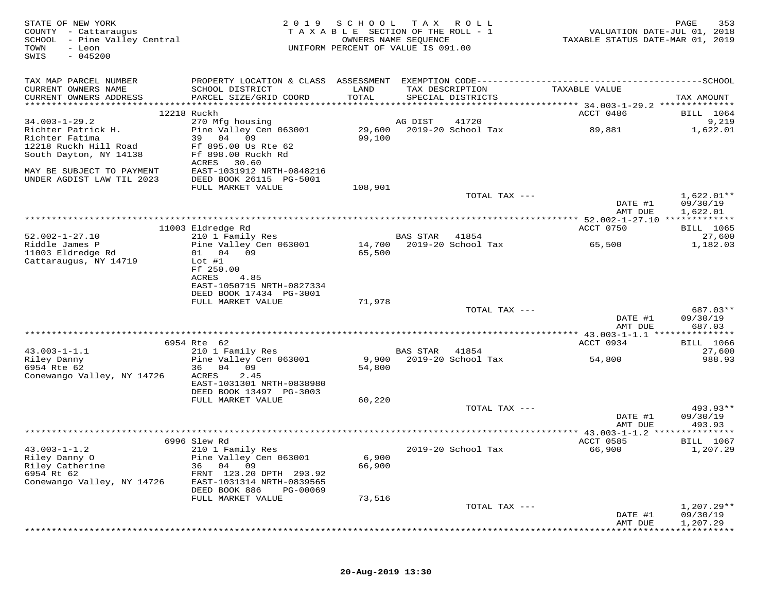STATE OF NEW YORK
COUNTY - Cattaraugus
SCHOOL - Pine Valley Central
TOWN - Leon
SWIS - 045200

2019 SCHOOL TAX ROLL
TAXABLE SECTION OF THE ROLL - 1
OWNERS NAME SEQUENCE
UNIFORM PERCENT OF VALUE IS 091.00

VALUATION DATE-JUL 01, 2018
TAXABLE STATUS DATE-MAR 01, 2019

| TAX MAP PARCEL NUMBER / CURRENT OWNERS NAME / CURRENT OWNERS ADDRESS | PROPERTY LOCATION & CLASS / SCHOOL DISTRICT / PARCEL SIZE/GRID COORD | ASSESSMENT LAND / TOTAL | EXEMPTION CODE / TAX DESCRIPTION / SPECIAL DISTRICTS | TAXABLE VALUE | TAX AMOUNT |
|---|---|---|---|---|---|
| | 12218 Ruckh | | | ACCT 0486 | BILL 1064 |
| 34.003-1-29.2 | 270 Mfg housing | | AG DIST 41720 | | 9,219 |
| Richter Patrick H. | Pine Valley Cen 063001 | 29,600 | 2019-20 School Tax | 89,881 | 1,622.01 |
| Richter Fatima | 39 04 09 | 99,100 | | | |
| 12218 Ruckh Hill Road | Ff 895.00 Us Rte 62 | | | | |
| South Dayton, NY 14138 | Ff 898.00 Ruckh Rd | | | | |
| | ACRES 30.60 | | | | |
| MAY BE SUBJECT TO PAYMENT | EAST-1031912 NRTH-0848216 | | | | |
| UNDER AGDIST LAW TIL 2023 | DEED BOOK 26115 PG-5001 | | | | |
| | FULL MARKET VALUE | 108,901 | | | |
| | | | TOTAL TAX --- | | 1,622.01** |
| | | | | DATE #1 | 09/30/19 |
| | | | | AMT DUE | 1,622.01 |
| | 11003 Eldredge Rd | | | ACCT 0750 | BILL 1065 |
| 52.002-1-27.10 | 210 1 Family Res | | BAS STAR 41854 | | 27,600 |
| Riddle James P | Pine Valley Cen 063001 | 14,700 | 2019-20 School Tax | 65,500 | 1,182.03 |
| 11003 Eldredge Rd | 01 04 09 | 65,500 | | | |
| Cattaraugus, NY 14719 | Lot #1 | | | | |
| | Ff 250.00 | | | | |
| | ACRES 4.85 | | | | |
| | EAST-1050715 NRTH-0827334 | | | | |
| | DEED BOOK 17434 PG-3001 | | | | |
| | FULL MARKET VALUE | 71,978 | | | |
| | | | TOTAL TAX --- | | 687.03** |
| | | | | DATE #1 | 09/30/19 |
| | | | | AMT DUE | 687.03 |
| | 6954 Rte 62 | | | ACCT 0934 | BILL 1066 |
| 43.003-1-1.1 | 210 1 Family Res | | BAS STAR 41854 | | 27,600 |
| Riley Danny | Pine Valley Cen 063001 | 9,900 | 2019-20 School Tax | 54,800 | 988.93 |
| 6954 Rte 62 | 36 04 09 | 54,800 | | | |
| Conewango Valley, NY 14726 | ACRES 2.45 | | | | |
| | EAST-1031301 NRTH-0838980 | | | | |
| | DEED BOOK 13497 PG-3003 | | | | |
| | FULL MARKET VALUE | 60,220 | | | |
| | | | TOTAL TAX --- | | 493.93** |
| | | | | DATE #1 | 09/30/19 |
| | | | | AMT DUE | 493.93 |
| | 6996 Slew Rd | | | ACCT 0585 | BILL 1067 |
| 43.003-1-1.2 | 210 1 Family Res | | 2019-20 School Tax | 66,900 | 1,207.29 |
| Riley Danny O | Pine Valley Cen 063001 | 6,900 | | | |
| Riley Catherine | 36 04 09 | 66,900 | | | |
| 6954 Rt 62 | FRNT 123.20 DPTH 293.92 | | | | |
| Conewango Valley, NY 14726 | EAST-1031314 NRTH-0839565 | | | | |
| | DEED BOOK 886 PG-00069 | | | | |
| | FULL MARKET VALUE | 73,516 | | | |
| | | | TOTAL TAX --- | | 1,207.29** |
| | | | | DATE #1 | 09/30/19 |
| | | | | AMT DUE | 1,207.29 |

20-Aug-2019 13:30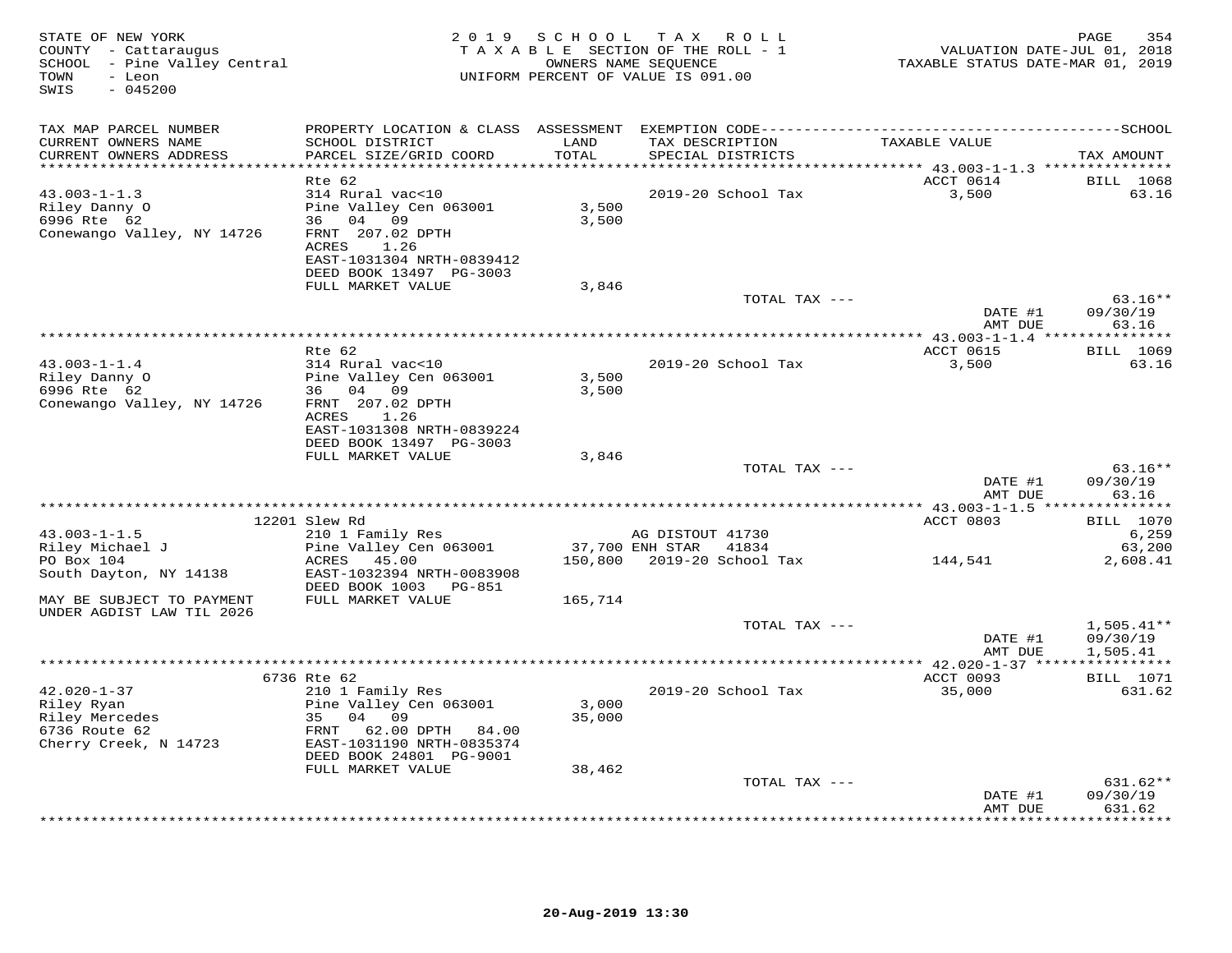STATE OF NEW YORK
COUNTY - Cattaraugus
SCHOOL - Pine Valley Central
TOWN - Leon
SWIS - 045200

2019 SCHOOL TAX ROLL
TAXABLE SECTION OF THE ROLL - 1
OWNERS NAME SEQUENCE
UNIFORM PERCENT OF VALUE IS 091.00

VALUATION DATE-JUL 01, 2018
TAXABLE STATUS DATE-MAR 01, 2019

| TAX MAP PARCEL NUMBER / CURRENT OWNERS NAME / CURRENT OWNERS ADDRESS | PROPERTY LOCATION & CLASS / SCHOOL DISTRICT / PARCEL SIZE/GRID COORD | ASSESSMENT LAND / TOTAL | EXEMPTION CODE / TAX DESCRIPTION / SPECIAL DISTRICTS | TAXABLE VALUE | TAX AMOUNT |
|---|---|---|---|---|---|
| **43.003-1-1.3** | Rte 62 | | | ACCT 0614 | BILL 1068 |
| Riley Danny O | 314 Rural vac<10 | | 2019-20 School Tax | 3,500 | 63.16 |
| 6996 Rte 62 | Pine Valley Cen 063001 | 3,500 | | | |
| Conewango Valley, NY 14726 | 36 04 09 | 3,500 | | | |
| | FRNT 207.02 DPTH | | | | |
| | ACRES 1.26 | | | | |
| | EAST-1031304 NRTH-0839412 | | | | |
| | DEED BOOK 13497 PG-3003 | | | | |
| | FULL MARKET VALUE | 3,846 | | | |
| | | | TOTAL TAX --- | | 63.16** |
| | | | | DATE #1 | 09/30/19 |
| | | | | AMT DUE | 63.16 |
| **43.003-1-1.4** | Rte 62 | | | ACCT 0615 | BILL 1069 |
| Riley Danny O | 314 Rural vac<10 | | 2019-20 School Tax | 3,500 | 63.16 |
| 6996 Rte 62 | Pine Valley Cen 063001 | 3,500 | | | |
| Conewango Valley, NY 14726 | 36 04 09 | 3,500 | | | |
| | FRNT 207.02 DPTH | | | | |
| | ACRES 1.26 | | | | |
| | EAST-1031308 NRTH-0839224 | | | | |
| | DEED BOOK 13497 PG-3003 | | | | |
| | FULL MARKET VALUE | 3,846 | | | |
| | | | TOTAL TAX --- | | 63.16** |
| | | | | DATE #1 | 09/30/19 |
| | | | | AMT DUE | 63.16 |
| **43.003-1-1.5** | 12201 Slew Rd | | | ACCT 0803 | BILL 1070 |
| Riley Michael J | 210 1 Family Res | | AG DISTOUT 41730 | | 6,259 |
| PO Box 104 | Pine Valley Cen 063001 | 37,700 | ENH STAR 41834 | | 63,200 |
| South Dayton, NY 14138 | ACRES 45.00 | 150,800 | 2019-20 School Tax | 144,541 | 2,608.41 |
| | EAST-1032394 NRTH-0083908 | | | | |
| | DEED BOOK 1003 PG-851 | | | | |
| MAY BE SUBJECT TO PAYMENT | FULL MARKET VALUE | 165,714 | | | |
| UNDER AGDIST LAW TIL 2026 | | | | | |
| | | | TOTAL TAX --- | | 1,505.41** |
| | | | | DATE #1 | 09/30/19 |
| | | | | AMT DUE | 1,505.41 |
| **42.020-1-37** | 6736 Rte 62 | | | ACCT 0093 | BILL 1071 |
| Riley Ryan | 210 1 Family Res | | 2019-20 School Tax | 35,000 | 631.62 |
| Riley Mercedes | Pine Valley Cen 063001 | 3,000 | | | |
| 6736 Route 62 | 35 04 09 | 35,000 | | | |
| Cherry Creek, N 14723 | FRNT 62.00 DPTH 84.00 | | | | |
| | EAST-1031190 NRTH-0835374 | | | | |
| | DEED BOOK 24801 PG-9001 | | | | |
| | FULL MARKET VALUE | 38,462 | | | |
| | | | TOTAL TAX --- | | 631.62** |
| | | | | DATE #1 | 09/30/19 |
| | | | | AMT DUE | 631.62 |

20-Aug-2019 13:30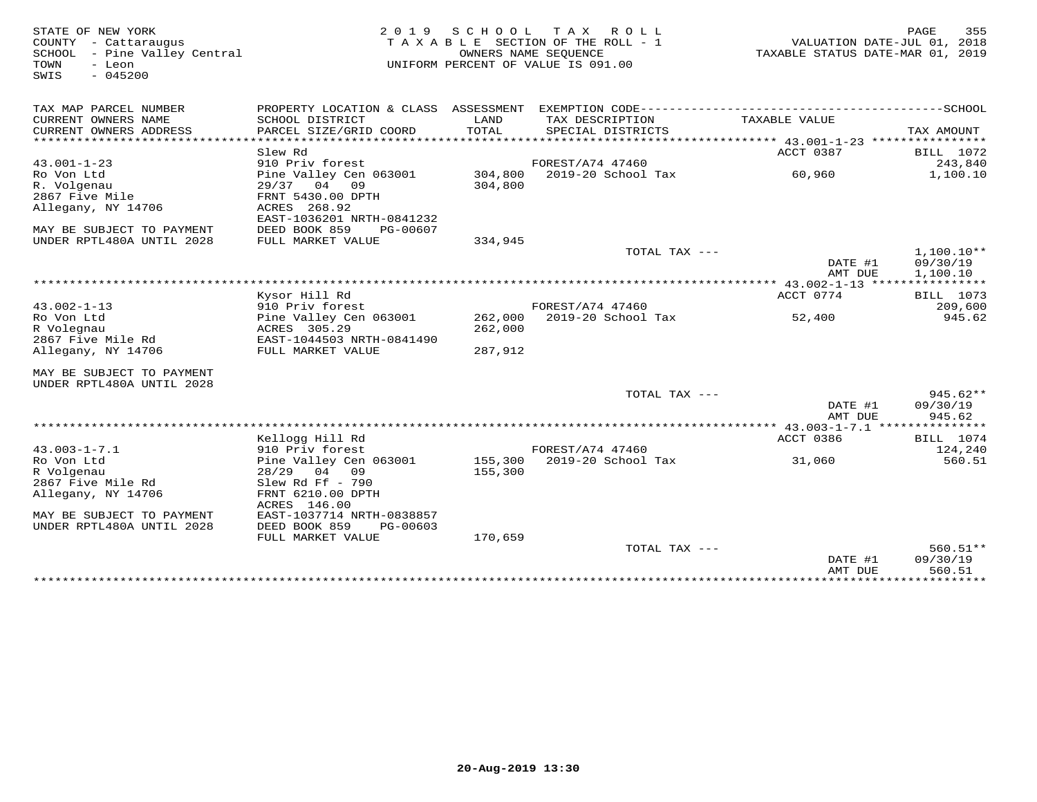STATE OF NEW YORK
COUNTY - Cattaraugus
SCHOOL - Pine Valley Central
TOWN - Leon
SWIS - 045200

2019 SCHOOL TAX ROLL
TAXABLE SECTION OF THE ROLL - 1
OWNERS NAME SEQUENCE
UNIFORM PERCENT OF VALUE IS 091.00

VALUATION DATE-JUL 01, 2018
TAXABLE STATUS DATE-MAR 01, 2019

| TAX MAP PARCEL NUMBER / CURRENT OWNERS NAME / CURRENT OWNERS ADDRESS | PROPERTY LOCATION & CLASS / SCHOOL DISTRICT / PARCEL SIZE/GRID COORD | ASSESSMENT LAND / TOTAL | EXEMPTION CODE / TAX DESCRIPTION / SPECIAL DISTRICTS | TAXABLE VALUE | TAX AMOUNT |
|---|---|---|---|---|---|
| | Slew Rd | | | ACCT 0387 | BILL 1072 |
| 43.001-1-23 | 910 Priv forest | | FOREST/A74 47460 | | 243,840 |
| Ro Von Ltd | Pine Valley Cen 063001 | 304,800 | 2019-20 School Tax | 60,960 | 1,100.10 |
| R. Volgenau | 29/37 04 09 | 304,800 | | | |
| 2867 Five Mile | FRNT 5430.00 DPTH | | | | |
| Allegany, NY 14706 | ACRES 268.92 | | | | |
| | EAST-1036201 NRTH-0841232 | | | | |
| MAY BE SUBJECT TO PAYMENT | DEED BOOK 859 PG-00607 | | | | |
| UNDER RPTL480A UNTIL 2028 | FULL MARKET VALUE | 334,945 | | | |
| | | | TOTAL TAX --- | | 1,100.10** |
| | | | | DATE #1 | 09/30/19 |
| | | | | AMT DUE | 1,100.10 |
| | Kysor Hill Rd | | | ACCT 0774 | BILL 1073 |
| 43.002-1-13 | 910 Priv forest | | FOREST/A74 47460 | | 209,600 |
| Ro Von Ltd | Pine Valley Cen 063001 | 262,000 | 2019-20 School Tax | 52,400 | 945.62 |
| R Volegnau | ACRES 305.29 | 262,000 | | | |
| 2867 Five Mile Rd | EAST-1044503 NRTH-0841490 | | | | |
| Allegany, NY 14706 | FULL MARKET VALUE | 287,912 | | | |
| MAY BE SUBJECT TO PAYMENT | | | | | |
| UNDER RPTL480A UNTIL 2028 | | | | | |
| | | | TOTAL TAX --- | | 945.62** |
| | | | | DATE #1 | 09/30/19 |
| | | | | AMT DUE | 945.62 |
| | Kellogg Hill Rd | | | ACCT 0386 | BILL 1074 |
| 43.003-1-7.1 | 910 Priv forest | | FOREST/A74 47460 | | 124,240 |
| Ro Von Ltd | Pine Valley Cen 063001 | 155,300 | 2019-20 School Tax | 31,060 | 560.51 |
| R Volgenau | 28/29 04 09 | 155,300 | | | |
| 2867 Five Mile Rd | Slew Rd Ff - 790 | | | | |
| Allegany, NY 14706 | FRNT 6210.00 DPTH | | | | |
| | ACRES 146.00 | | | | |
| MAY BE SUBJECT TO PAYMENT | EAST-1037714 NRTH-0838857 | | | | |
| UNDER RPTL480A UNTIL 2028 | DEED BOOK 859 PG-00603 | | | | |
| | FULL MARKET VALUE | 170,659 | | | |
| | | | TOTAL TAX --- | | 560.51** |
| | | | | DATE #1 | 09/30/19 |
| | | | | AMT DUE | 560.51 |

20-Aug-2019 13:30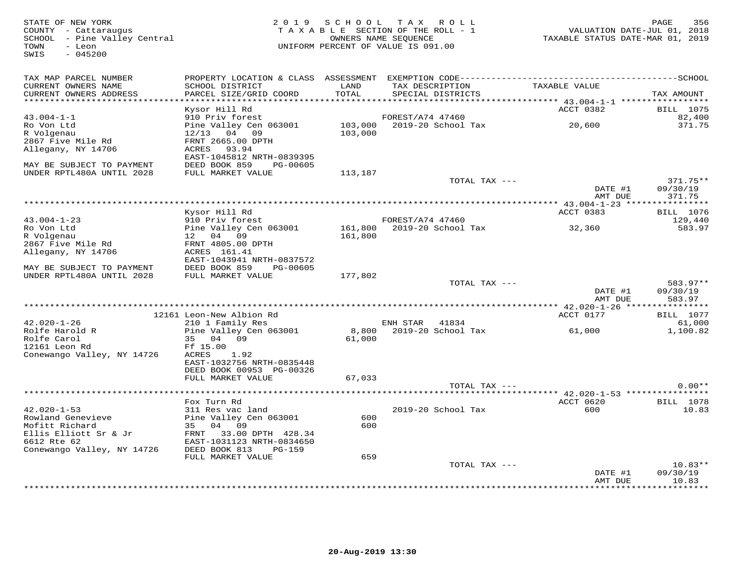STATE OF NEW YORK
COUNTY - Cattaraugus
SCHOOL - Pine Valley Central
TOWN - Leon
SWIS - 045200

2019 SCHOOL TAX ROLL
TAXABLE SECTION OF THE ROLL - 1
OWNERS NAME SEQUENCE
UNIFORM PERCENT OF VALUE IS 091.00

VALUATION DATE-JUL 01, 2018
TAXABLE STATUS DATE-MAR 01, 2019

| TAX MAP PARCEL NUMBER / CURRENT OWNERS NAME / CURRENT OWNERS ADDRESS | PROPERTY LOCATION & CLASS / SCHOOL DISTRICT / PARCEL SIZE/GRID COORD | ASSESSMENT LAND / TOTAL | EXEMPTION CODE / TAX DESCRIPTION / SPECIAL DISTRICTS | TAXABLE VALUE | SCHOOL TAX AMOUNT |
|---|---|---|---|---|---|
| | Kysor Hill Rd | | | ACCT 0382 | BILL 1075 |
| 43.004-1-1 | 910 Priv forest | | FOREST/A74 47460 | | 82,400 |
| Ro Von Ltd | Pine Valley Cen 063001 | 103,000 | 2019-20 School Tax | 20,600 | 371.75 |
| R Volgenau | 12/13 04 09 | 103,000 | | | |
| 2867 Five Mile Rd | FRNT 2665.00 DPTH | | | | |
| Allegany, NY 14706 | ACRES 93.94 | | | | |
| | EAST-1045812 NRTH-0839395 | | | | |
| MAY BE SUBJECT TO PAYMENT | DEED BOOK 859 PG-00605 | | | | |
| UNDER RPTL480A UNTIL 2028 | FULL MARKET VALUE | 113,187 | | | |
| | | | TOTAL TAX --- | | 371.75** |
| | | | | DATE #1 | 09/30/19 |
| | | | | AMT DUE | 371.75 |
| | Kysor Hill Rd | | | ACCT 0383 | BILL 1076 |
| 43.004-1-23 | 910 Priv forest | | FOREST/A74 47460 | | 129,440 |
| Ro Von Ltd | Pine Valley Cen 063001 | 161,800 | 2019-20 School Tax | 32,360 | 583.97 |
| R Volgenau | 12 04 09 | 161,800 | | | |
| 2867 Five Mile Rd | FRNT 4805.00 DPTH | | | | |
| Allegany, NY 14706 | ACRES 161.41 | | | | |
| | EAST-1043941 NRTH-0837572 | | | | |
| MAY BE SUBJECT TO PAYMENT | DEED BOOK 859 PG-00605 | | | | |
| UNDER RPTL480A UNTIL 2028 | FULL MARKET VALUE | 177,802 | | | |
| | | | TOTAL TAX --- | | 583.97** |
| | | | | DATE #1 | 09/30/19 |
| | | | | AMT DUE | 583.97 |
| | 12161 Leon-New Albion Rd | | | ACCT 0177 | BILL 1077 |
| 42.020-1-26 | 210 1 Family Res | | ENH STAR 41834 | | 61,000 |
| Rolfe Harold R | Pine Valley Cen 063001 | 8,800 | 2019-20 School Tax | 61,000 | 1,100.82 |
| Rolfe Carol | 35 04 09 | 61,000 | | | |
| 12161 Leon Rd | Ff 15.00 | | | | |
| Conewango Valley, NY 14726 | ACRES 1.92 | | | | |
| | EAST-1032756 NRTH-0835448 | | | | |
| | DEED BOOK 00953 PG-00326 | | | | |
| | FULL MARKET VALUE | 67,033 | | | |
| | | | TOTAL TAX --- | | 0.00** |
| | Fox Turn Rd | | | ACCT 0620 | BILL 1078 |
| 42.020-1-53 | 311 Res vac land | | 2019-20 School Tax | 600 | 10.83 |
| Rowland Genevieve | Pine Valley Cen 063001 | 600 | | | |
| Mofitt Richard | 35 04 09 | 600 | | | |
| Ellis Elliott Sr & Jr | FRNT 33.00 DPTH 428.34 | | | | |
| 6612 Rte 62 | EAST-1031123 NRTH-0834650 | | | | |
| Conewango Valley, NY 14726 | DEED BOOK 813 PG-159 | | | | |
| | FULL MARKET VALUE | 659 | | | |
| | | | TOTAL TAX --- | | 10.83** |
| | | | | DATE #1 | 09/30/19 |
| | | | | AMT DUE | 10.83 |

20-Aug-2019 13:30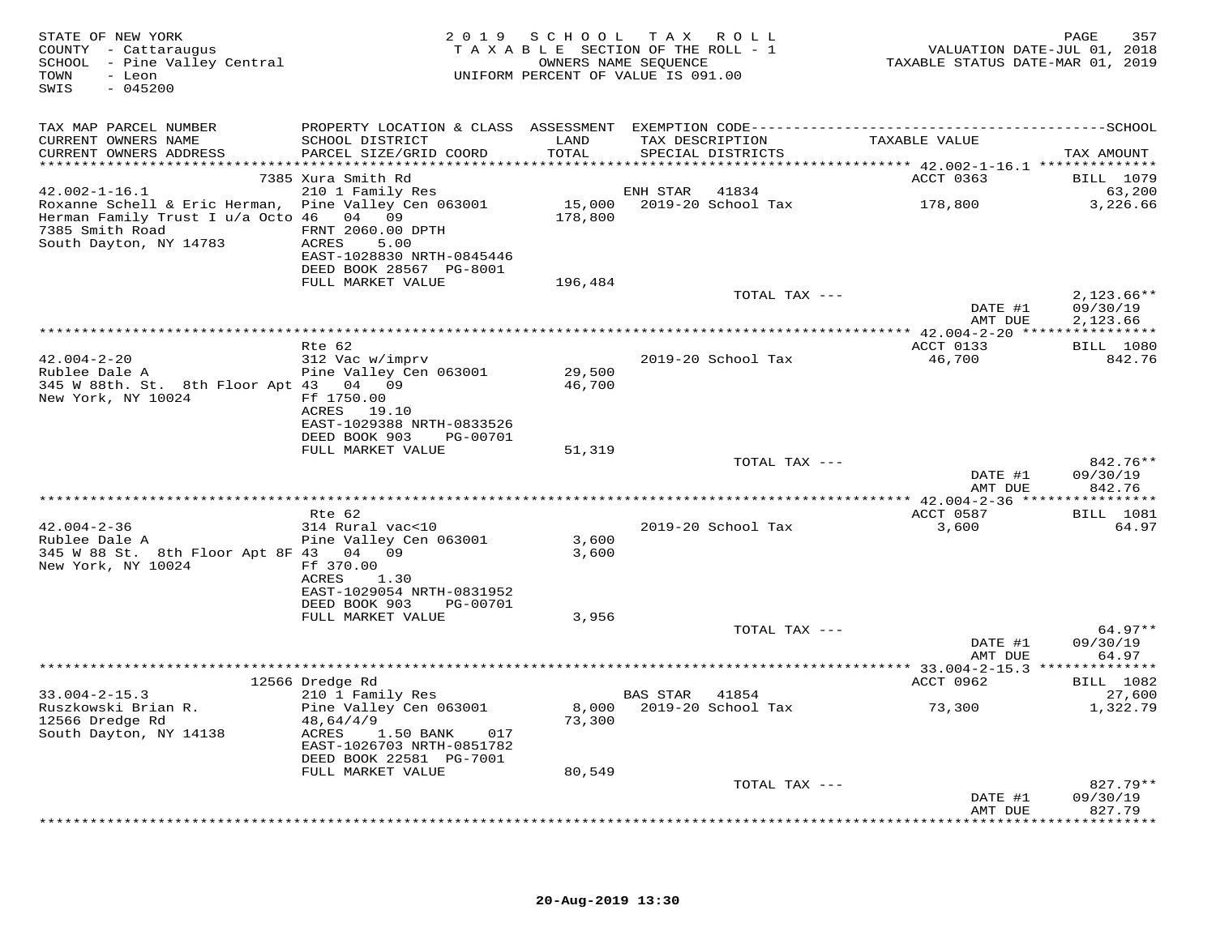STATE OF NEW YORK
COUNTY - Cattaraugus
SCHOOL - Pine Valley Central
TOWN - Leon
SWIS - 045200

2019 SCHOOL TAX ROLL
TAXABLE SECTION OF THE ROLL - 1
OWNERS NAME SEQUENCE
UNIFORM PERCENT OF VALUE IS 091.00

VALUATION DATE-JUL 01, 2018
TAXABLE STATUS DATE-MAR 01, 2019

| TAX MAP PARCEL NUMBER / CURRENT OWNERS NAME / CURRENT OWNERS ADDRESS | PROPERTY LOCATION & CLASS / SCHOOL DISTRICT / PARCEL SIZE/GRID COORD | ASSESSMENT LAND / TOTAL | EXEMPTION CODE / TAX DESCRIPTION / SPECIAL DISTRICTS | TAXABLE VALUE | TAX AMOUNT |
|---|---|---|---|---|---|
| | 7385 Xura Smith Rd | | | ACCT 0363 | BILL 1079 |
| 42.002-1-16.1 | 210 1 Family Res | | ENH STAR 41834 | | 63,200 |
| Roxanne Schell & Eric Herman, | Pine Valley Cen 063001 | 15,000 | 2019-20 School Tax | 178,800 | 3,226.66 |
| Herman Family Trust I u/a Octo | 46 04 09 | 178,800 | | | |
| 7385 Smith Road | FRNT 2060.00 DPTH | | | | |
| South Dayton, NY 14783 | ACRES 5.00 | | | | |
| | EAST-1028830 NRTH-0845446 | | | | |
| | DEED BOOK 28567 PG-8001 | | | | |
| | FULL MARKET VALUE | 196,484 | | | |
| | | | TOTAL TAX --- | | 2,123.66** |
| | | | | DATE #1 | 09/30/19 |
| | | | | AMT DUE | 2,123.66 |
| | Rte 62 | | | ACCT 0133 | BILL 1080 |
| 42.004-2-20 | 312 Vac w/imprv | | 2019-20 School Tax | 46,700 | 842.76 |
| Rublee Dale A | Pine Valley Cen 063001 | 29,500 | | | |
| 345 W 88th. St. 8th Floor Apt | 43 04 09 | 46,700 | | | |
| New York, NY 10024 | Ff 1750.00 | | | | |
| | ACRES 19.10 | | | | |
| | EAST-1029388 NRTH-0833526 | | | | |
| | DEED BOOK 903 PG-00701 | | | | |
| | FULL MARKET VALUE | 51,319 | | | |
| | | | TOTAL TAX --- | | 842.76** |
| | | | | DATE #1 | 09/30/19 |
| | | | | AMT DUE | 842.76 |
| | Rte 62 | | | ACCT 0587 | BILL 1081 |
| 42.004-2-36 | 314 Rural vac<10 | | 2019-20 School Tax | 3,600 | 64.97 |
| Rublee Dale A | Pine Valley Cen 063001 | 3,600 | | | |
| 345 W 88 St. 8th Floor Apt 8F | 43 04 09 | 3,600 | | | |
| New York, NY 10024 | Ff 370.00 | | | | |
| | ACRES 1.30 | | | | |
| | EAST-1029054 NRTH-0831952 | | | | |
| | DEED BOOK 903 PG-00701 | | | | |
| | FULL MARKET VALUE | 3,956 | | | |
| | | | TOTAL TAX --- | | 64.97** |
| | | | | DATE #1 | 09/30/19 |
| | | | | AMT DUE | 64.97 |
| | 12566 Dredge Rd | | | ACCT 0962 | BILL 1082 |
| 33.004-2-15.3 | 210 1 Family Res | | BAS STAR 41854 | | 27,600 |
| Ruszkowski Brian R. | Pine Valley Cen 063001 | 8,000 | 2019-20 School Tax | 73,300 | 1,322.79 |
| 12566 Dredge Rd | 48,64/4/9 | 73,300 | | | |
| South Dayton, NY 14138 | ACRES 1.50 BANK 017 | | | | |
| | EAST-1026703 NRTH-0851782 | | | | |
| | DEED BOOK 22581 PG-7001 | | | | |
| | FULL MARKET VALUE | 80,549 | | | |
| | | | TOTAL TAX --- | | 827.79** |
| | | | | DATE #1 | 09/30/19 |
| | | | | AMT DUE | 827.79 |

20-Aug-2019 13:30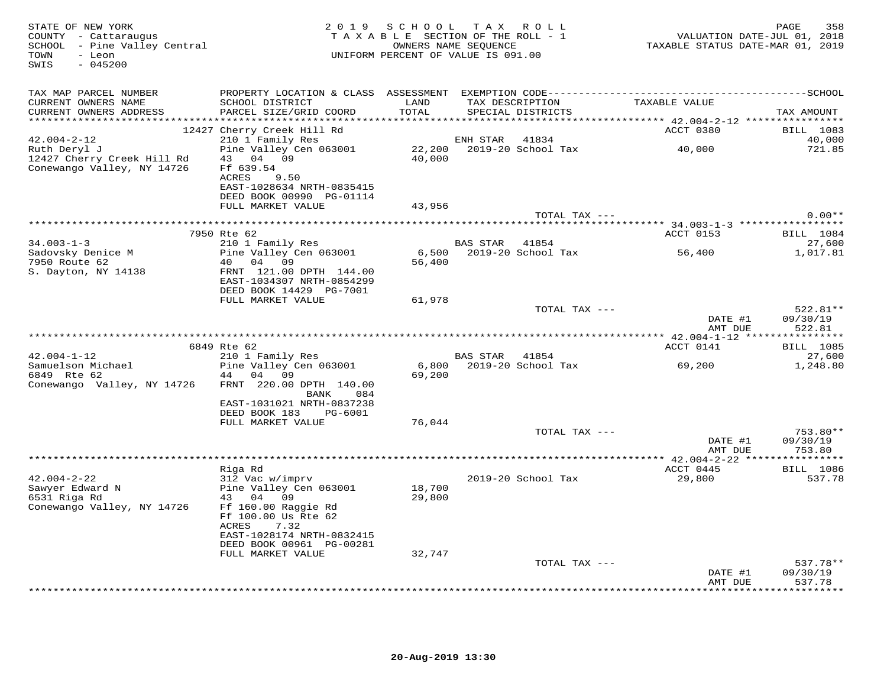STATE OF NEW YORK
COUNTY - Cattaraugus
SCHOOL - Pine Valley Central
TOWN - Leon
SWIS - 045200

2 0 1 9 S C H O O L T A X R O L L
T A X A B L E SECTION OF THE ROLL - 1
OWNERS NAME SEQUENCE
UNIFORM PERCENT OF VALUE IS 091.00

VALUATION DATE-JUL 01, 2018
TAXABLE STATUS DATE-MAR 01, 2019

| TAX MAP PARCEL NUMBER / CURRENT OWNERS NAME / CURRENT OWNERS ADDRESS | PROPERTY LOCATION & CLASS / SCHOOL DISTRICT / PARCEL SIZE/GRID COORD | ASSESSMENT LAND / TOTAL | EXEMPTION CODE / TAX DESCRIPTION / SPECIAL DISTRICTS | TAXABLE VALUE | SCHOOL TAX AMOUNT |
|---|---|---|---|---|---|
| | 12427 Cherry Creek Hill Rd | | | ACCT 0380 | BILL 1083 |
| 42.004-2-12 | 210 1 Family Res | | ENH STAR 41834 | | 40,000 |
| Ruth Deryl J | Pine Valley Cen 063001 | 22,200 | 2019-20 School Tax | 40,000 | 721.85 |
| 12427 Cherry Creek Hill Rd | 43 04 09 | 40,000 | | | |
| Conewango Valley, NY 14726 | Ff 639.54 | | | | |
| | ACRES 9.50 | | | | |
| | EAST-1028634 NRTH-0835415 | | | | |
| | DEED BOOK 00990 PG-01114 | | | | |
| | FULL MARKET VALUE | 43,956 | | | |
| | | | TOTAL TAX --- | | 0.00** |
| | 7950 Rte 62 | | | ACCT 0153 | BILL 1084 |
| 34.003-1-3 | 210 1 Family Res | | BAS STAR 41854 | | 27,600 |
| Sadovsky Denice M | Pine Valley Cen 063001 | 6,500 | 2019-20 School Tax | 56,400 | 1,017.81 |
| 7950 Route 62 | 40 04 09 | 56,400 | | | |
| S. Dayton, NY 14138 | FRNT 121.00 DPTH 144.00 | | | | |
| | EAST-1034307 NRTH-0854299 | | | | |
| | DEED BOOK 14429 PG-7001 | | | | |
| | FULL MARKET VALUE | 61,978 | | | |
| | | | TOTAL TAX --- | | 522.81** |
| | | | | DATE #1 | 09/30/19 |
| | | | | AMT DUE | 522.81 |
| | 6849 Rte 62 | | | ACCT 0141 | BILL 1085 |
| 42.004-1-12 | 210 1 Family Res | | BAS STAR 41854 | | 27,600 |
| Samuelson Michael | Pine Valley Cen 063001 | 6,800 | 2019-20 School Tax | 69,200 | 1,248.80 |
| 6849 Rte 62 | 44 04 09 | 69,200 | | | |
| Conewango Valley, NY 14726 | FRNT 220.00 DPTH 140.00 | | | | |
| | BANK 084 | | | | |
| | EAST-1031021 NRTH-0837238 | | | | |
| | DEED BOOK 183 PG-6001 | | | | |
| | FULL MARKET VALUE | 76,044 | | | |
| | | | TOTAL TAX --- | | 753.80** |
| | | | | DATE #1 | 09/30/19 |
| | | | | AMT DUE | 753.80 |
| | Riga Rd | | | ACCT 0445 | BILL 1086 |
| 42.004-2-22 | 312 Vac w/imprv | | 2019-20 School Tax | 29,800 | 537.78 |
| Sawyer Edward N | Pine Valley Cen 063001 | 18,700 | | | |
| 6531 Riga Rd | 43 04 09 | 29,800 | | | |
| Conewango Valley, NY 14726 | Ff 160.00 Raggie Rd | | | | |
| | Ff 100.00 Us Rte 62 | | | | |
| | ACRES 7.32 | | | | |
| | EAST-1028174 NRTH-0832415 | | | | |
| | DEED BOOK 00961 PG-00281 | | | | |
| | FULL MARKET VALUE | 32,747 | | | |
| | | | TOTAL TAX --- | | 537.78** |
| | | | | DATE #1 | 09/30/19 |
| | | | | AMT DUE | 537.78 |

20-Aug-2019 13:30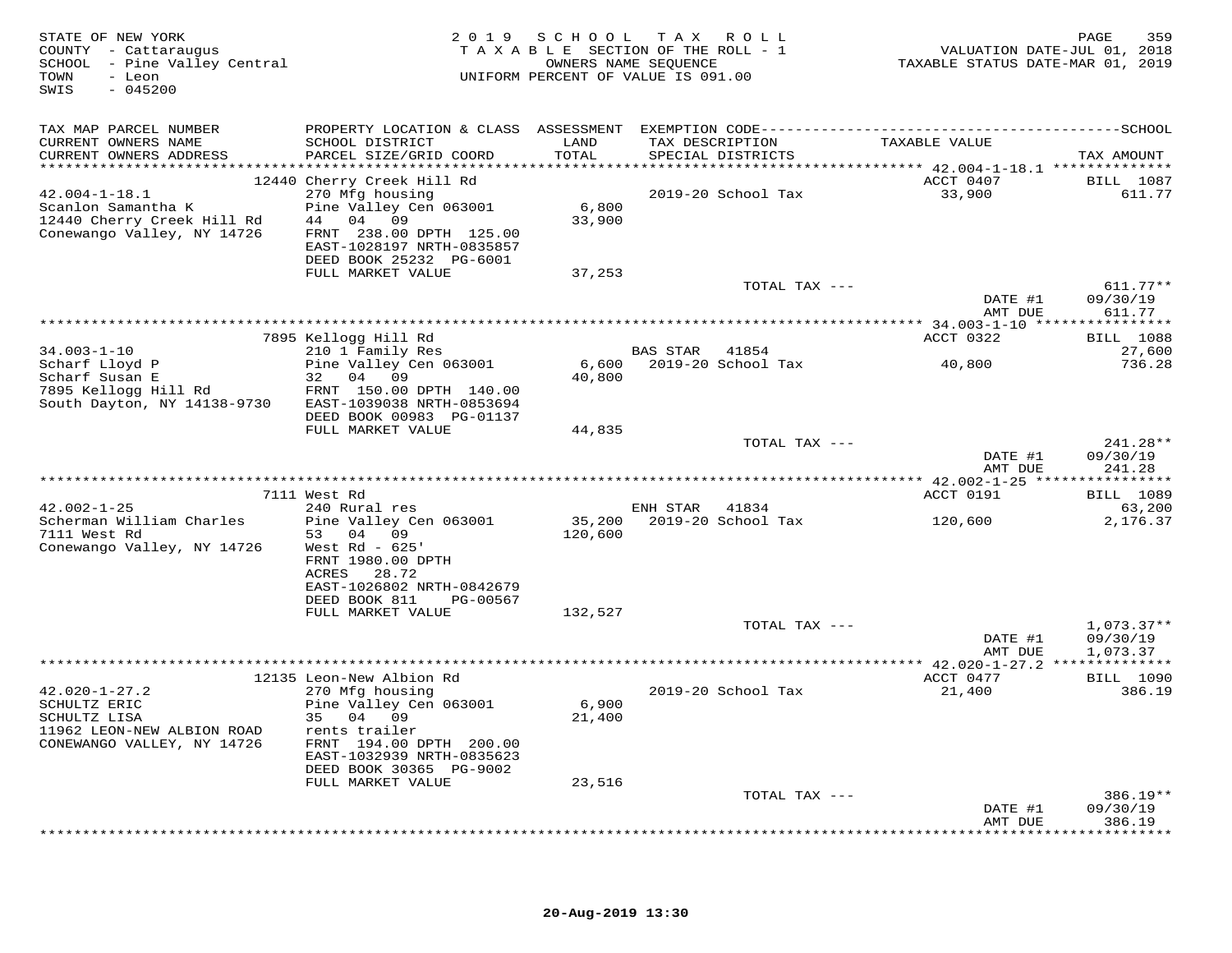STATE OF NEW YORK
COUNTY - Cattaraugus
SCHOOL - Pine Valley Central
TOWN - Leon
SWIS - 045200

2019 SCHOOL TAX ROLL
TAXABLE SECTION OF THE ROLL - 1
OWNERS NAME SEQUENCE
UNIFORM PERCENT OF VALUE IS 091.00

VALUATION DATE-JUL 01, 2018
TAXABLE STATUS DATE-MAR 01, 2019

| TAX MAP PARCEL NUMBER / CURRENT OWNERS NAME / CURRENT OWNERS ADDRESS | PROPERTY LOCATION & CLASS / SCHOOL DISTRICT / PARCEL SIZE/GRID COORD | ASSESSMENT LAND / TOTAL | EXEMPTION CODE / TAX DESCRIPTION / SPECIAL DISTRICTS | TAXABLE VALUE | TAX AMOUNT |
|---|---|---|---|---|---|
| | 12440 Cherry Creek Hill Rd | | | ACCT 0407 | BILL 1087 |
| 42.004-1-18.1 | 270 Mfg housing | | 2019-20 School Tax | 33,900 | 611.77 |
| Scanlon Samantha K | Pine Valley Cen 063001 | 6,800 | | | |
| 12440 Cherry Creek Hill Rd | 44 04 09 | 33,900 | | | |
| Conewango Valley, NY 14726 | FRNT 238.00 DPTH 125.00 | | | | |
| | EAST-1028197 NRTH-0835857 | | | | |
| | DEED BOOK 25232 PG-6001 | | | | |
| | FULL MARKET VALUE | 37,253 | | | |
| | | | TOTAL TAX --- | | 611.77** |
| | | | | DATE #1 | 09/30/19 |
| | | | | AMT DUE | 611.77 |
| | 7895 Kellogg Hill Rd | | | ACCT 0322 | BILL 1088 |
| 34.003-1-10 | 210 1 Family Res | | BAS STAR 41854 | | 27,600 |
| Scharf Lloyd P | Pine Valley Cen 063001 | 6,600 | 2019-20 School Tax | 40,800 | 736.28 |
| Scharf Susan E | 32 04 09 | 40,800 | | | |
| 7895 Kellogg Hill Rd | FRNT 150.00 DPTH 140.00 | | | | |
| South Dayton, NY 14138-9730 | EAST-1039038 NRTH-0853694 | | | | |
| | DEED BOOK 00983 PG-01137 | | | | |
| | FULL MARKET VALUE | 44,835 | | | |
| | | | TOTAL TAX --- | | 241.28** |
| | | | | DATE #1 | 09/30/19 |
| | | | | AMT DUE | 241.28 |
| | 7111 West Rd | | | ACCT 0191 | BILL 1089 |
| 42.002-1-25 | 240 Rural res | | ENH STAR 41834 | | 63,200 |
| Scherman William Charles | Pine Valley Cen 063001 | 35,200 | 2019-20 School Tax | 120,600 | 2,176.37 |
| 7111 West Rd | 53 04 09 | 120,600 | | | |
| Conewango Valley, NY 14726 | West Rd - 625' | | | | |
| | FRNT 1980.00 DPTH | | | | |
| | ACRES 28.72 | | | | |
| | EAST-1026802 NRTH-0842679 | | | | |
| | DEED BOOK 811 PG-00567 | | | | |
| | FULL MARKET VALUE | 132,527 | | | |
| | | | TOTAL TAX --- | | 1,073.37** |
| | | | | DATE #1 | 09/30/19 |
| | | | | AMT DUE | 1,073.37 |
| | 12135 Leon-New Albion Rd | | | ACCT 0477 | BILL 1090 |
| 42.020-1-27.2 | 270 Mfg housing | | 2019-20 School Tax | 21,400 | 386.19 |
| SCHULTZ ERIC | Pine Valley Cen 063001 | 6,900 | | | |
| SCHULTZ LISA | 35 04 09 | 21,400 | | | |
| 11962 LEON-NEW ALBION ROAD | rents trailer | | | | |
| CONEWANGO VALLEY, NY 14726 | FRNT 194.00 DPTH 200.00 | | | | |
| | EAST-1032939 NRTH-0835623 | | | | |
| | DEED BOOK 30365 PG-9002 | | | | |
| | FULL MARKET VALUE | 23,516 | | | |
| | | | TOTAL TAX --- | | 386.19** |
| | | | | DATE #1 | 09/30/19 |
| | | | | AMT DUE | 386.19 |

20-Aug-2019 13:30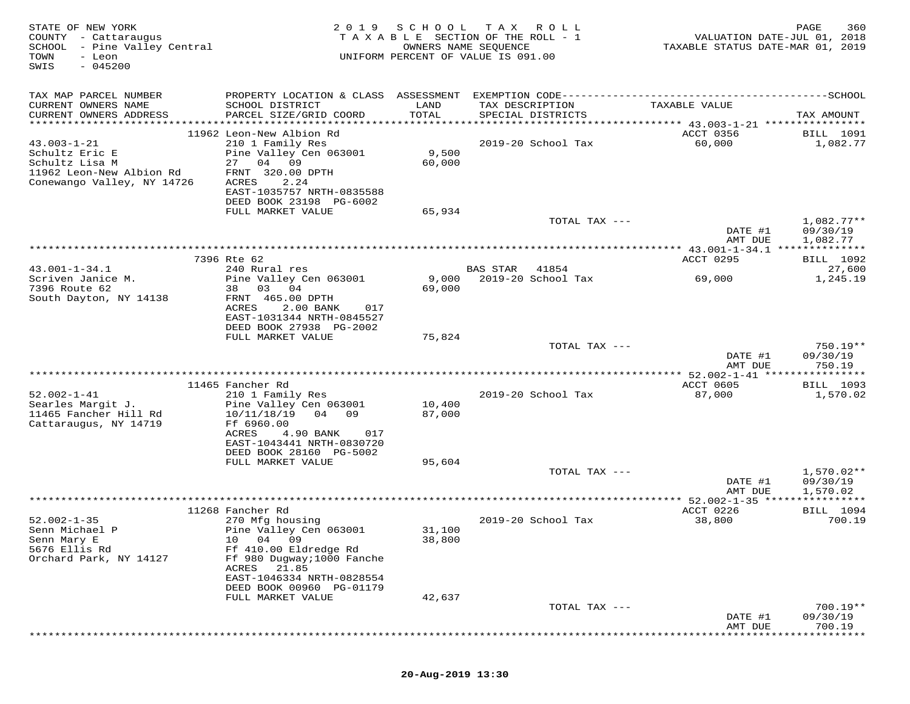STATE OF NEW YORK
COUNTY - Cattaraugus
SCHOOL - Pine Valley Central
TOWN - Leon
SWIS - 045200

2019 SCHOOL TAX ROLL
TAXABLE SECTION OF THE ROLL - 1
OWNERS NAME SEQUENCE
UNIFORM PERCENT OF VALUE IS 091.00

VALUATION DATE-JUL 01, 2018
TAXABLE STATUS DATE-MAR 01, 2019

| TAX MAP PARCEL NUMBER / CURRENT OWNERS NAME / CURRENT OWNERS ADDRESS | PROPERTY LOCATION & CLASS / SCHOOL DISTRICT / PARCEL SIZE/GRID COORD | ASSESSMENT LAND / TOTAL | EXEMPTION CODE / TAX DESCRIPTION / SPECIAL DISTRICTS | TAXABLE VALUE | TAX AMOUNT |
|---|---|---|---|---|---|
| 43.003-1-21 | 11962 Leon-New Albion Rd | | | ACCT 0356 | BILL 1091 |
| 43.003-1-21 | 210 1 Family Res | | 2019-20 School Tax | 60,000 | 1,082.77 |
| Schultz Eric E | Pine Valley Cen 063001 | 9,500 | | | |
| Schultz Lisa M | 27 04 09 | 60,000 | | | |
| 11962 Leon-New Albion Rd | FRNT 320.00 DPTH | | | | |
| Conewango Valley, NY 14726 | ACRES 2.24 | | | | |
| | EAST-1035757 NRTH-0835588 | | | | |
| | DEED BOOK 23198 PG-6002 | | | | |
| | FULL MARKET VALUE | 65,934 | | | |
| | | | TOTAL TAX --- | | 1,082.77** |
| | | | | DATE #1 | 09/30/19 |
| | | | | AMT DUE | 1,082.77 |
| 43.001-1-34.1 | 7396 Rte 62 | | | ACCT 0295 | BILL 1092 |
| 43.001-1-34.1 | 240 Rural res | | BAS STAR 41854 | | 27,600 |
| Scriven Janice M. | Pine Valley Cen 063001 | 9,000 | 2019-20 School Tax | 69,000 | 1,245.19 |
| 7396 Route 62 | 38 03 04 | 69,000 | | | |
| South Dayton, NY 14138 | FRNT 465.00 DPTH | | | | |
| | ACRES 2.00 BANK 017 | | | | |
| | EAST-1031344 NRTH-0845527 | | | | |
| | DEED BOOK 27938 PG-2002 | | | | |
| | FULL MARKET VALUE | 75,824 | | | |
| | | | TOTAL TAX --- | | 750.19** |
| | | | | DATE #1 | 09/30/19 |
| | | | | AMT DUE | 750.19 |
| 52.002-1-41 | 11465 Fancher Rd | | | ACCT 0605 | BILL 1093 |
| 52.002-1-41 | 210 1 Family Res | | 2019-20 School Tax | 87,000 | 1,570.02 |
| Searles Margit J. | Pine Valley Cen 063001 | 10,400 | | | |
| 11465 Fancher Hill Rd | 10/11/18/19 04 09 | 87,000 | | | |
| Cattaraugus, NY 14719 | Ff 6960.00 | | | | |
| | ACRES 4.90 BANK 017 | | | | |
| | EAST-1043441 NRTH-0830720 | | | | |
| | DEED BOOK 28160 PG-5002 | | | | |
| | FULL MARKET VALUE | 95,604 | | | |
| | | | TOTAL TAX --- | | 1,570.02** |
| | | | | DATE #1 | 09/30/19 |
| | | | | AMT DUE | 1,570.02 |
| 52.002-1-35 | 11268 Fancher Rd | | | ACCT 0226 | BILL 1094 |
| 52.002-1-35 | 270 Mfg housing | | 2019-20 School Tax | 38,800 | 700.19 |
| Senn Michael P | Pine Valley Cen 063001 | 31,100 | | | |
| Senn Mary E | 10 04 09 | 38,800 | | | |
| 5676 Ellis Rd | Ff 410.00 Eldredge Rd | | | | |
| Orchard Park, NY 14127 | Ff 980 Dugway;1000 Fanche | | | | |
| | ACRES 21.85 | | | | |
| | EAST-1046334 NRTH-0828554 | | | | |
| | DEED BOOK 00960 PG-01179 | | | | |
| | FULL MARKET VALUE | 42,637 | | | |
| | | | TOTAL TAX --- | | 700.19** |
| | | | | DATE #1 | 09/30/19 |
| | | | | AMT DUE | 700.19 |

20-Aug-2019 13:30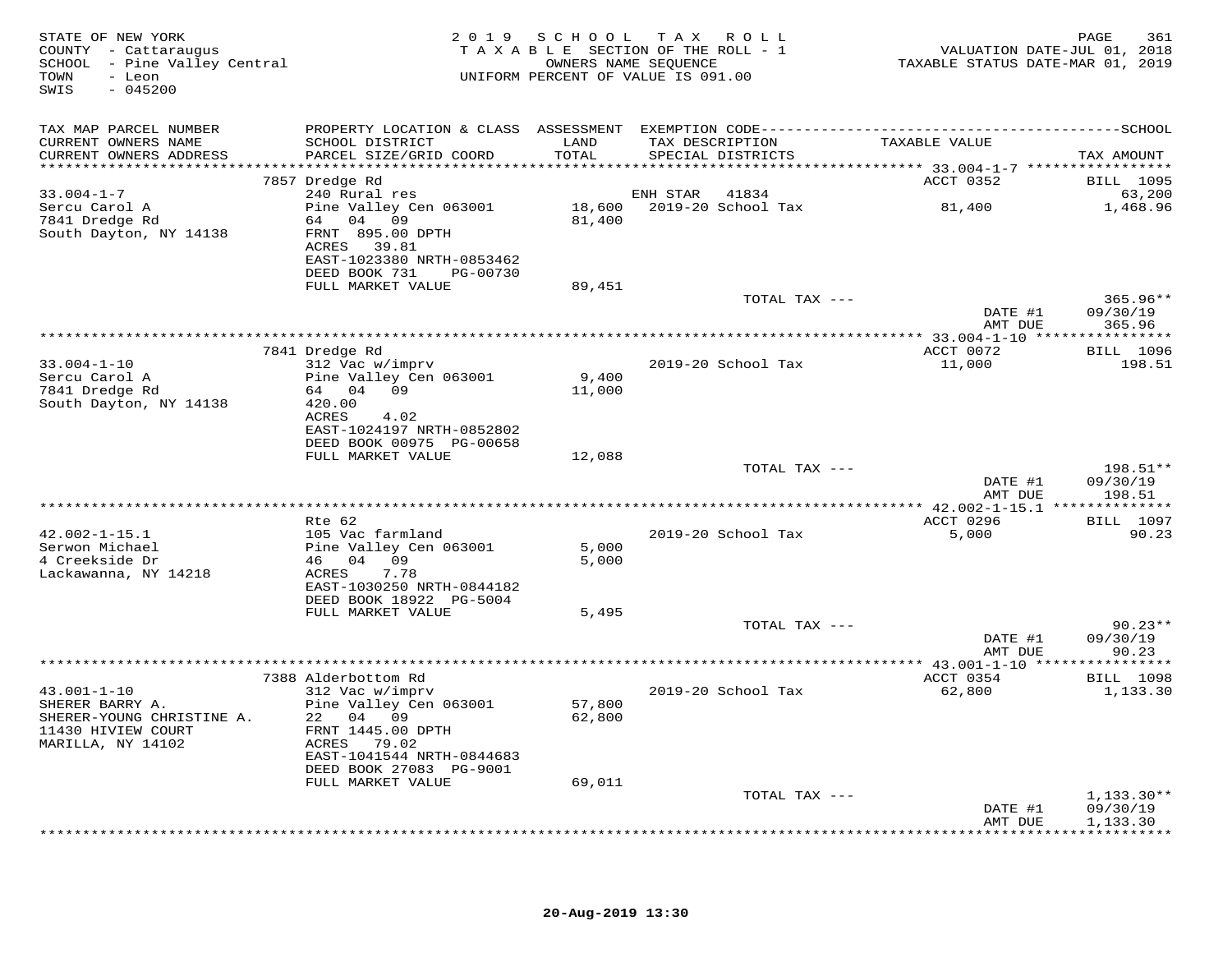STATE OF NEW YORK
COUNTY - Cattaraugus
SCHOOL - Pine Valley Central
TOWN - Leon
SWIS - 045200

2019 SCHOOL TAX ROLL
TAXABLE SECTION OF THE ROLL - 1
OWNERS NAME SEQUENCE
UNIFORM PERCENT OF VALUE IS 091.00

VALUATION DATE-JUL 01, 2018
TAXABLE STATUS DATE-MAR 01, 2019

| TAX MAP PARCEL NUMBER<br>CURRENT OWNERS NAME<br>CURRENT OWNERS ADDRESS | PROPERTY LOCATION & CLASS<br>SCHOOL DISTRICT<br>PARCEL SIZE/GRID COORD | ASSESSMENT<br>LAND<br>TOTAL | EXEMPTION CODE<br>TAX DESCRIPTION<br>SPECIAL DISTRICTS | TAXABLE VALUE | SCHOOL<br>TAX AMOUNT |
|---|---|---|---|---|---|
| | 7857 Dredge Rd | | | ACCT 0352 | BILL 1095 |
| 33.004-1-7 | 240 Rural res | | ENH STAR 41834 | | 63,200 |
| Sercu Carol A | Pine Valley Cen 063001 | 18,600 | 2019-20 School Tax | 81,400 | 1,468.96 |
| 7841 Dredge Rd | 64 04 09 | 81,400 | | | |
| South Dayton, NY 14138 | FRNT 895.00 DPTH | | | | |
| | ACRES 39.81 | | | | |
| | EAST-1023380 NRTH-0853462 | | | | |
| | DEED BOOK 731 PG-00730 | | | | |
| | FULL MARKET VALUE | 89,451 | | | |
| | | | TOTAL TAX --- | | 365.96** |
| | | | | DATE #1 | 09/30/19 |
| | | | | AMT DUE | 365.96 |
| | 7841 Dredge Rd | | | ACCT 0072 | BILL 1096 |
| 33.004-1-10 | 312 Vac w/imprv | | 2019-20 School Tax | 11,000 | 198.51 |
| Sercu Carol A | Pine Valley Cen 063001 | 9,400 | | | |
| 7841 Dredge Rd | 64 04 09 | 11,000 | | | |
| South Dayton, NY 14138 | 420.00 | | | | |
| | ACRES 4.02 | | | | |
| | EAST-1024197 NRTH-0852802 | | | | |
| | DEED BOOK 00975 PG-00658 | | | | |
| | FULL MARKET VALUE | 12,088 | | | |
| | | | TOTAL TAX --- | | 198.51** |
| | | | | DATE #1 | 09/30/19 |
| | | | | AMT DUE | 198.51 |
| | Rte 62 | | | ACCT 0296 | BILL 1097 |
| 42.002-1-15.1 | 105 Vac farmland | | 2019-20 School Tax | 5,000 | 90.23 |
| Serwon Michael | Pine Valley Cen 063001 | 5,000 | | | |
| 4 Creekside Dr | 46 04 09 | 5,000 | | | |
| Lackawanna, NY 14218 | ACRES 7.78 | | | | |
| | EAST-1030250 NRTH-0844182 | | | | |
| | DEED BOOK 18922 PG-5004 | | | | |
| | FULL MARKET VALUE | 5,495 | | | |
| | | | TOTAL TAX --- | | 90.23** |
| | | | | DATE #1 | 09/30/19 |
| | | | | AMT DUE | 90.23 |
| | 7388 Alderbottom Rd | | | ACCT 0354 | BILL 1098 |
| 43.001-1-10 | 312 Vac w/imprv | | 2019-20 School Tax | 62,800 | 1,133.30 |
| SHERER BARRY A. | Pine Valley Cen 063001 | 57,800 | | | |
| SHERER-YOUNG CHRISTINE A. | 22 04 09 | 62,800 | | | |
| 11430 HIVIEW COURT | FRNT 1445.00 DPTH | | | | |
| MARILLA, NY 14102 | ACRES 79.02 | | | | |
| | EAST-1041544 NRTH-0844683 | | | | |
| | DEED BOOK 27083 PG-9001 | | | | |
| | FULL MARKET VALUE | 69,011 | | | |
| | | | TOTAL TAX --- | | 1,133.30** |
| | | | | DATE #1 | 09/30/19 |
| | | | | AMT DUE | 1,133.30 |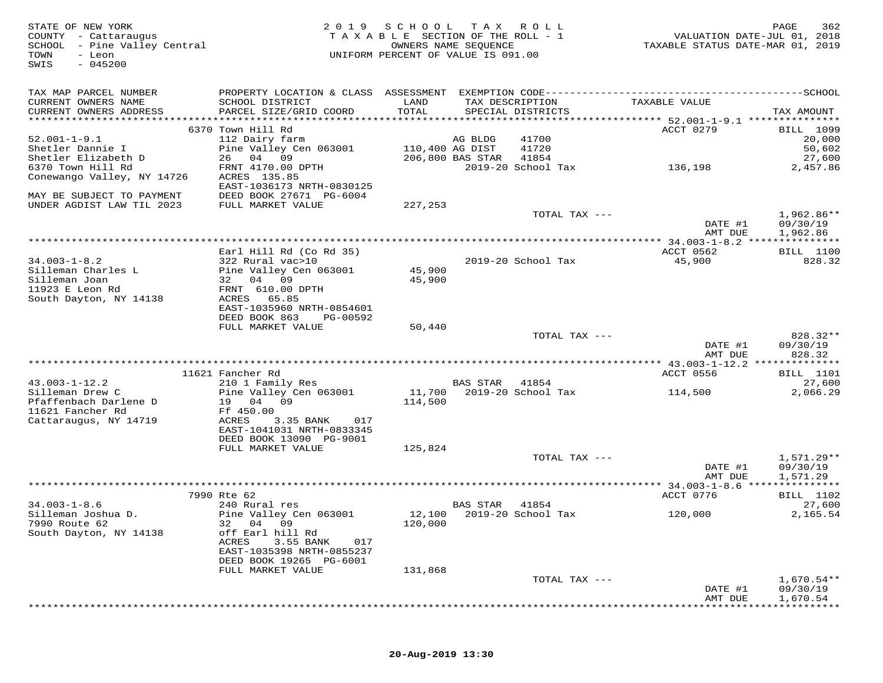STATE OF NEW YORK
COUNTY - Cattaraugus
SCHOOL - Pine Valley Central
TOWN - Leon
SWIS - 045200

2019 SCHOOL TAX ROLL
TAXABLE SECTION OF THE ROLL - 1
OWNERS NAME SEQUENCE
UNIFORM PERCENT OF VALUE IS 091.00

VALUATION DATE-JUL 01, 2018
TAXABLE STATUS DATE-MAR 01, 2019

| TAX MAP PARCEL NUMBER / CURRENT OWNERS NAME / CURRENT OWNERS ADDRESS | PROPERTY LOCATION & CLASS / SCHOOL DISTRICT / PARCEL SIZE/GRID COORD | ASSESSMENT LAND / TOTAL | EXEMPTION CODE / TAX DESCRIPTION / SPECIAL DISTRICTS | TAXABLE VALUE | TAX AMOUNT |
|---|---|---|---|---|---|
| **52.001-1-9.1** | 6370 Town Hill Rd | | | ACCT 0279 | BILL 1099 |
| Shetler Dannie I | 112 Dairy farm | | AG BLDG 41700 | | 20,000 |
| Shetler Elizabeth D | Pine Valley Cen 063001 | 110,400 | AG DIST 41720 | | 50,602 |
| 6370 Town Hill Rd | 26 04 09 | 206,800 | BAS STAR 41854 | | 27,600 |
| Conewango Valley, NY 14726 | FRNT 4170.00 DPTH | | 2019-20 School Tax | 136,198 | 2,457.86 |
| | ACRES 135.85 | | | | |
| MAY BE SUBJECT TO PAYMENT | EAST-1036173 NRTH-0830125 | | | | |
| UNDER AGDIST LAW TIL 2023 | DEED BOOK 27671 PG-6004 | | | | |
| | FULL MARKET VALUE | 227,253 | | | |
| | | | TOTAL TAX --- | | 1,962.86** |
| | | | | DATE #1 | 09/30/19 |
| | | | | AMT DUE | 1,962.86 |
| **34.003-1-8.2** | Earl Hill Rd (Co Rd 35) | | | ACCT 0562 | BILL 1100 |
| Silleman Charles L | 322 Rural vac>10 | | 2019-20 School Tax | 45,900 | 828.32 |
| Silleman Joan | Pine Valley Cen 063001 | 45,900 | | | |
| 11923 E Leon Rd | 32 04 09 | 45,900 | | | |
| South Dayton, NY 14138 | FRNT 610.00 DPTH | | | | |
| | ACRES 65.85 | | | | |
| | EAST-1035960 NRTH-0854601 | | | | |
| | DEED BOOK 863 PG-00592 | | | | |
| | FULL MARKET VALUE | 50,440 | | | |
| | | | TOTAL TAX --- | | 828.32** |
| | | | | DATE #1 | 09/30/19 |
| | | | | AMT DUE | 828.32 |
| **43.003-1-12.2** | 11621 Fancher Rd | | | ACCT 0556 | BILL 1101 |
| Silleman Drew C | 210 1 Family Res | | BAS STAR 41854 | | 27,600 |
| Pfaffenbach Darlene D | Pine Valley Cen 063001 | 11,700 | 2019-20 School Tax | 114,500 | 2,066.29 |
| 11621 Fancher Rd | 19 04 09 | 114,500 | | | |
| Cattaraugus, NY 14719 | Ff 450.00 | | | | |
| | ACRES 3.35 BANK 017 | | | | |
| | EAST-1041031 NRTH-0833345 | | | | |
| | DEED BOOK 13090 PG-9001 | | | | |
| | FULL MARKET VALUE | 125,824 | | | |
| | | | TOTAL TAX --- | | 1,571.29** |
| | | | | DATE #1 | 09/30/19 |
| | | | | AMT DUE | 1,571.29 |
| **34.003-1-8.6** | 7990 Rte 62 | | | ACCT 0776 | BILL 1102 |
| Silleman Joshua D. | 240 Rural res | | BAS STAR 41854 | | 27,600 |
| 7990 Route 62 | Pine Valley Cen 063001 | 12,100 | 2019-20 School Tax | 120,000 | 2,165.54 |
| South Dayton, NY 14138 | 32 04 09 | 120,000 | | | |
| | off Earl hill Rd | | | | |
| | ACRES 3.55 BANK 017 | | | | |
| | EAST-1035398 NRTH-0855237 | | | | |
| | DEED BOOK 19265 PG-6001 | | | | |
| | FULL MARKET VALUE | 131,868 | | | |
| | | | TOTAL TAX --- | | 1,670.54** |
| | | | | DATE #1 | 09/30/19 |
| | | | | AMT DUE | 1,670.54 |

20-Aug-2019 13:30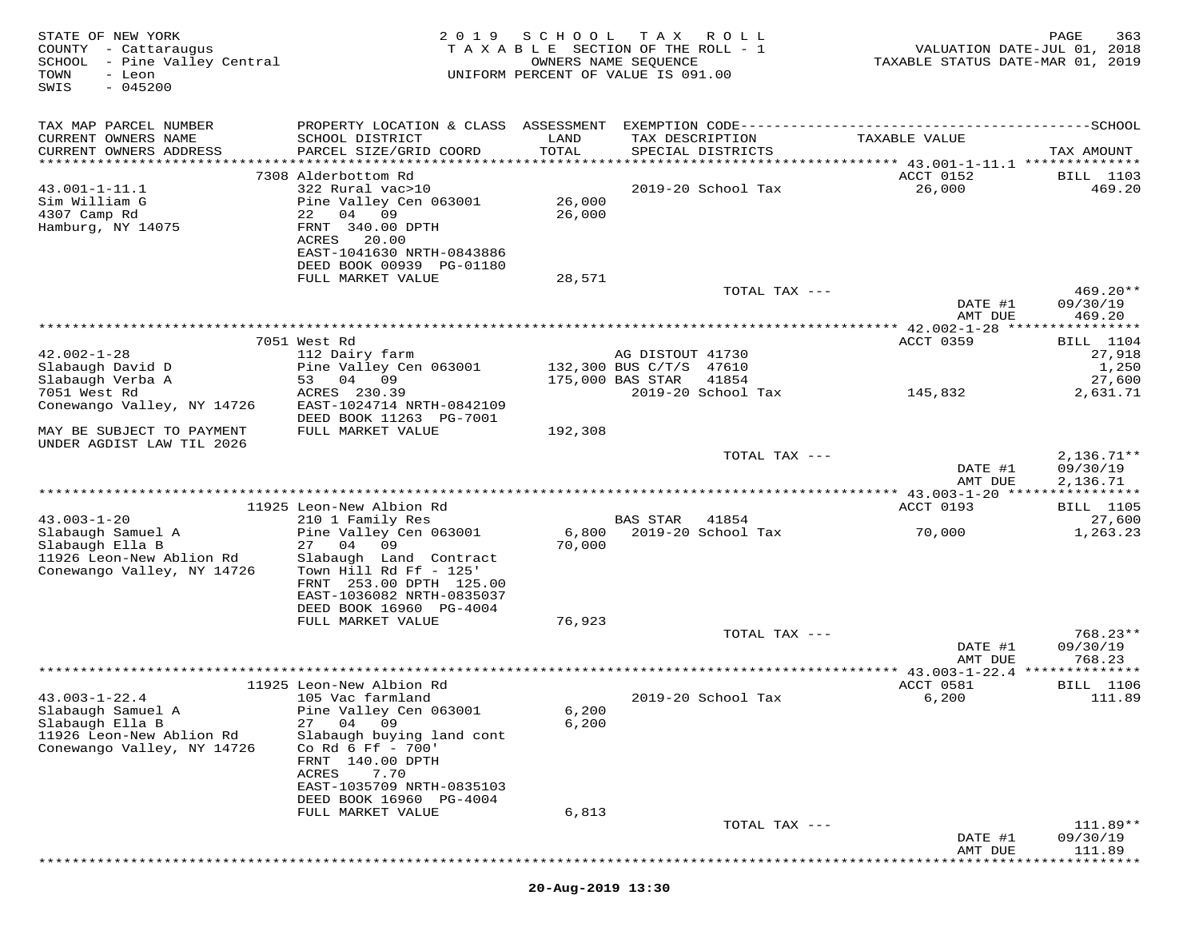STATE OF NEW YORK
COUNTY - Cattaraugus
SCHOOL - Pine Valley Central
TOWN - Leon
SWIS - 045200

2019 SCHOOL TAX ROLL
TAXABLE SECTION OF THE ROLL - 1
OWNERS NAME SEQUENCE
UNIFORM PERCENT OF VALUE IS 091.00

VALUATION DATE-JUL 01, 2018
TAXABLE STATUS DATE-MAR 01, 2019

| TAX MAP PARCEL NUMBER / CURRENT OWNERS NAME / CURRENT OWNERS ADDRESS | PROPERTY LOCATION & CLASS / SCHOOL DISTRICT / PARCEL SIZE/GRID COORD | ASSESSMENT LAND / TOTAL | EXEMPTION CODE / TAX DESCRIPTION / SPECIAL DISTRICTS | TAXABLE VALUE | SCHOOL TAX AMOUNT |
|---|---|---|---|---|---|
| | 7308 Alderbottom Rd | | | ACCT 0152 | BILL 1103 |
| 43.001-1-11.1 | 322 Rural vac>10 | | 2019-20 School Tax | 26,000 | 469.20 |
| Sim William G | Pine Valley Cen 063001 | 26,000 | | | |
| 4307 Camp Rd | 22 04 09 | 26,000 | | | |
| Hamburg, NY 14075 | FRNT 340.00 DPTH | | | | |
| | ACRES 20.00 | | | | |
| | EAST-1041630 NRTH-0843886 | | | | |
| | DEED BOOK 00939 PG-01180 | | | | |
| | FULL MARKET VALUE | 28,571 | | | |
| | | | TOTAL TAX --- | | 469.20** |
| | | | | DATE #1 | 09/30/19 |
| | | | | AMT DUE | 469.20 |
| | 7051 West Rd | | | ACCT 0359 | BILL 1104 |
| 42.002-1-28 | 112 Dairy farm | | AG DISTOUT 41730 | | 27,918 |
| Slabaugh David D | Pine Valley Cen 063001 | 132,300 | BUS C/T/S 47610 | | 1,250 |
| Slabaugh Verba A | 53 04 09 | 175,000 | BAS STAR 41854 | | 27,600 |
| 7051 West Rd | ACRES 230.39 | | 2019-20 School Tax | 145,832 | 2,631.71 |
| Conewango Valley, NY 14726 | EAST-1024714 NRTH-0842109 | | | | |
| | DEED BOOK 11263 PG-7001 | | | | |
| MAY BE SUBJECT TO PAYMENT | FULL MARKET VALUE | 192,308 | | | |
| UNDER AGDIST LAW TIL 2026 | | | | | |
| | | | TOTAL TAX --- | | 2,136.71** |
| | | | | DATE #1 | 09/30/19 |
| | | | | AMT DUE | 2,136.71 |
| | 11925 Leon-New Albion Rd | | | ACCT 0193 | BILL 1105 |
| 43.003-1-20 | 210 1 Family Res | | BAS STAR 41854 | | 27,600 |
| Slabaugh Samuel A | Pine Valley Cen 063001 | 6,800 | 2019-20 School Tax | 70,000 | 1,263.23 |
| Slabaugh Ella B | 27 04 09 | 70,000 | | | |
| 11926 Leon-New Ablion Rd | Slabaugh Land Contract | | | | |
| Conewango Valley, NY 14726 | Town Hill Rd Ff - 125' | | | | |
| | FRNT 253.00 DPTH 125.00 | | | | |
| | EAST-1036082 NRTH-0835037 | | | | |
| | DEED BOOK 16960 PG-4004 | | | | |
| | FULL MARKET VALUE | 76,923 | | | |
| | | | TOTAL TAX --- | | 768.23** |
| | | | | DATE #1 | 09/30/19 |
| | | | | AMT DUE | 768.23 |
| | 11925 Leon-New Albion Rd | | | ACCT 0581 | BILL 1106 |
| 43.003-1-22.4 | 105 Vac farmland | | 2019-20 School Tax | 6,200 | 111.89 |
| Slabaugh Samuel A | Pine Valley Cen 063001 | 6,200 | | | |
| Slabaugh Ella B | 27 04 09 | 6,200 | | | |
| 11926 Leon-New Ablion Rd | Slabaugh buying land cont | | | | |
| Conewango Valley, NY 14726 | Co Rd 6 Ff - 700' | | | | |
| | FRNT 140.00 DPTH | | | | |
| | ACRES 7.70 | | | | |
| | EAST-1035709 NRTH-0835103 | | | | |
| | DEED BOOK 16960 PG-4004 | | | | |
| | FULL MARKET VALUE | 6,813 | | | |
| | | | TOTAL TAX --- | | 111.89** |
| | | | | DATE #1 | 09/30/19 |
| | | | | AMT DUE | 111.89 |

20-Aug-2019 13:30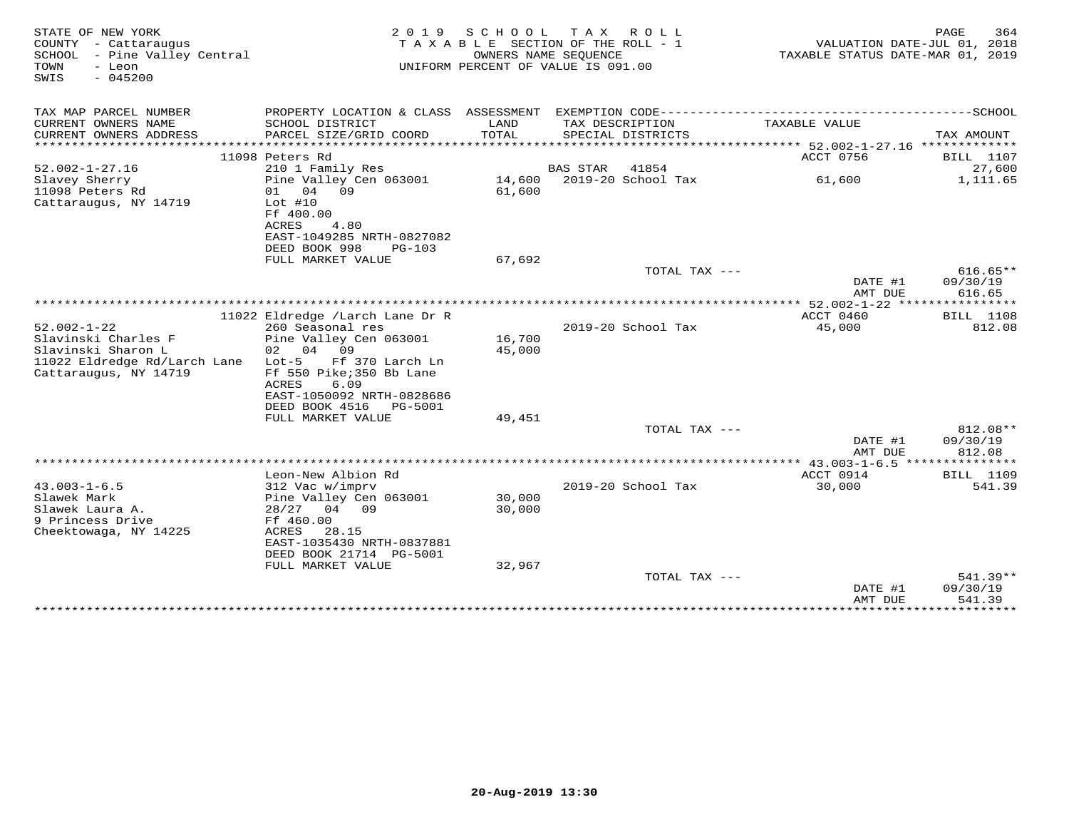STATE OF NEW YORK
COUNTY - Cattaraugus
SCHOOL - Pine Valley Central
TOWN - Leon
SWIS - 045200

2019 SCHOOL TAX ROLL
TAXABLE SECTION OF THE ROLL - 1
OWNERS NAME SEQUENCE
UNIFORM PERCENT OF VALUE IS 091.00

VALUATION DATE-JUL 01, 2018
TAXABLE STATUS DATE-MAR 01, 2019

| TAX MAP PARCEL NUMBER / CURRENT OWNERS NAME / CURRENT OWNERS ADDRESS | PROPERTY LOCATION & CLASS / SCHOOL DISTRICT / PARCEL SIZE/GRID COORD | ASSESSMENT LAND / TOTAL | EXEMPTION CODE / TAX DESCRIPTION / SPECIAL DISTRICTS | TAXABLE VALUE | TAX AMOUNT |
|---|---|---|---|---|---|
| | 11098 Peters Rd | | | ACCT 0756 | BILL 1107 |
| 52.002-1-27.16 | 210 1 Family Res | | BAS STAR 41854 | | 27,600 |
| Slavey Sherry | Pine Valley Cen 063001 | 14,600 | 2019-20 School Tax | 61,600 | 1,111.65 |
| 11098 Peters Rd | 01 04 09 | 61,600 | | | |
| Cattaraugus, NY 14719 | Lot #10 | | | | |
| | Ff 400.00 | | | | |
| | ACRES 4.80 | | | | |
| | EAST-1049285 NRTH-0827082 | | | | |
| | DEED BOOK 998 PG-103 | | | | |
| | FULL MARKET VALUE | 67,692 | | | |
| | | | TOTAL TAX --- | | 616.65** |
| | | | | DATE #1 | 09/30/19 |
| | | | | AMT DUE | 616.65 |
| | 11022 Eldredge /Larch Lane Dr R | | | ACCT 0460 | BILL 1108 |
| 52.002-1-22 | 260 Seasonal res | | 2019-20 School Tax | 45,000 | 812.08 |
| Slavinski Charles F | Pine Valley Cen 063001 | 16,700 | | | |
| Slavinski Sharon L | 02 04 09 | 45,000 | | | |
| 11022 Eldredge Rd/Larch Lane | Lot-5 Ff 370 Larch Ln | | | | |
| Cattaraugus, NY 14719 | Ff 550 Pike;350 Bb Lane | | | | |
| | ACRES 6.09 | | | | |
| | EAST-1050092 NRTH-0828686 | | | | |
| | DEED BOOK 4516 PG-5001 | | | | |
| | FULL MARKET VALUE | 49,451 | | | |
| | | | TOTAL TAX --- | | 812.08** |
| | | | | DATE #1 | 09/30/19 |
| | | | | AMT DUE | 812.08 |
| | Leon-New Albion Rd | | | ACCT 0914 | BILL 1109 |
| 43.003-1-6.5 | 312 Vac w/imprv | | 2019-20 School Tax | 30,000 | 541.39 |
| Slawek Mark | Pine Valley Cen 063001 | 30,000 | | | |
| Slawek Laura A. | 28/27 04 09 | 30,000 | | | |
| 9 Princess Drive | Ff 460.00 | | | | |
| Cheektowaga, NY 14225 | ACRES 28.15 | | | | |
| | EAST-1035430 NRTH-0837881 | | | | |
| | DEED BOOK 21714 PG-5001 | | | | |
| | FULL MARKET VALUE | 32,967 | | | |
| | | | TOTAL TAX --- | | 541.39** |
| | | | | DATE #1 | 09/30/19 |
| | | | | AMT DUE | 541.39 |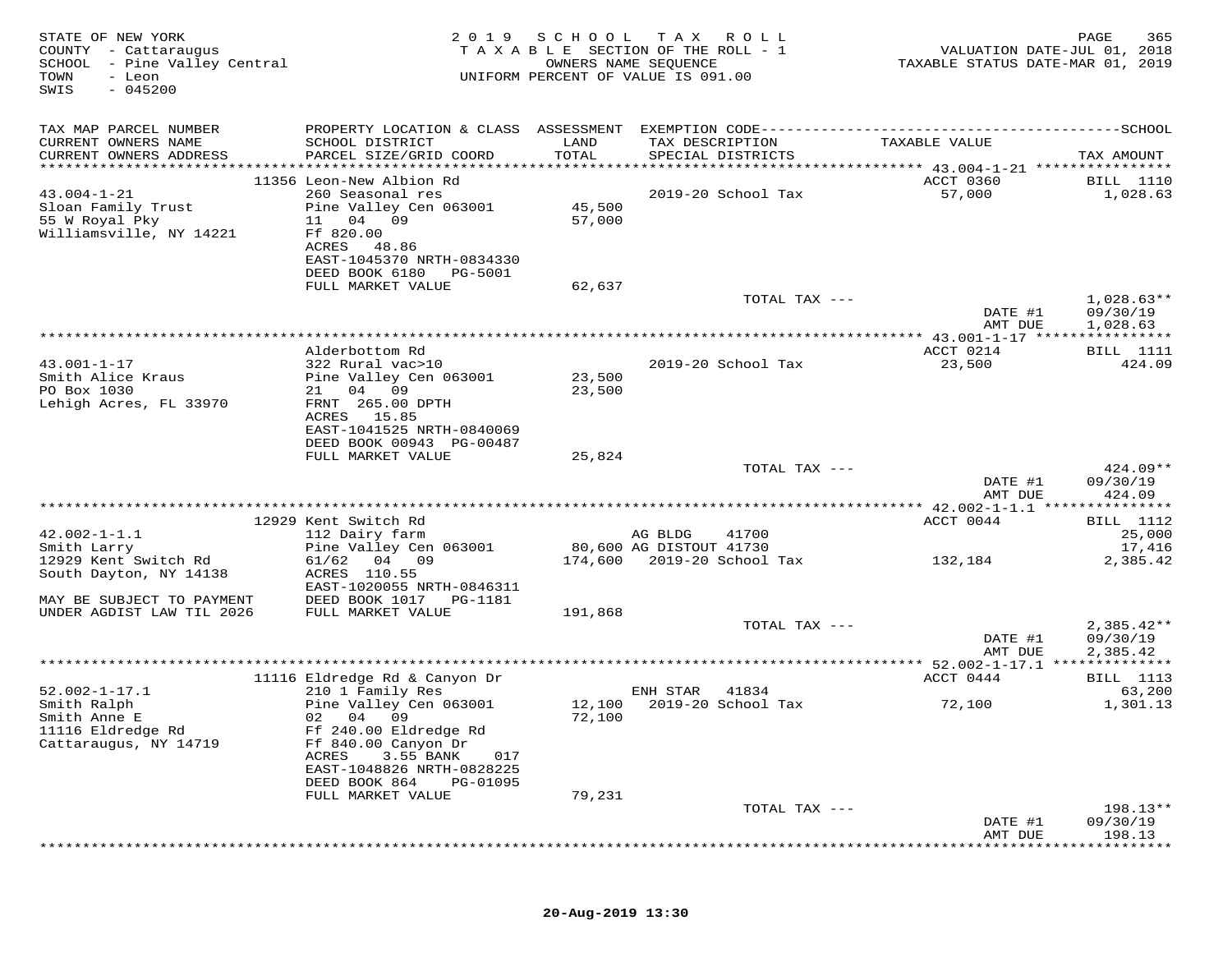STATE OF NEW YORK
COUNTY - Cattaraugus
SCHOOL - Pine Valley Central
TOWN - Leon
SWIS - 045200

2019 SCHOOL TAX ROLL
TAXABLE SECTION OF THE ROLL - 1
OWNERS NAME SEQUENCE
UNIFORM PERCENT OF VALUE IS 091.00

VALUATION DATE-JUL 01, 2018
TAXABLE STATUS DATE-MAR 01, 2019

| TAX MAP PARCEL NUMBER / CURRENT OWNERS NAME / CURRENT OWNERS ADDRESS | PROPERTY LOCATION & CLASS / SCHOOL DISTRICT / PARCEL SIZE/GRID COORD | ASSESSMENT LAND / TOTAL | EXEMPTION CODE / TAX DESCRIPTION / SPECIAL DISTRICTS | TAXABLE VALUE | TAX AMOUNT |
|---|---|---|---|---|---|
| 43.004-1-21 | 11356 Leon-New Albion Rd | | | ACCT 0360 | BILL 1110 |
| Sloan Family Trust | 260 Seasonal res | | 2019-20 School Tax | 57,000 | 1,028.63 |
| 55 W Royal Pky | Pine Valley Cen 063001 | 45,500 | | | |
| Williamsville, NY 14221 | 11 04 09 | 57,000 | | | |
| | Ff 820.00 | | | | |
| | ACRES 48.86 | | | | |
| | EAST-1045370 NRTH-0834330 | | | | |
| | DEED BOOK 6180 PG-5001 | | | | |
| | FULL MARKET VALUE | 62,637 | | | |
| | | | TOTAL TAX --- | | 1,028.63** |
| | | | | DATE #1 | 09/30/19 |
| | | | | AMT DUE | 1,028.63 |
| 43.001-1-17 | Alderbottom Rd | | | ACCT 0214 | BILL 1111 |
| Smith Alice Kraus | 322 Rural vac>10 | | 2019-20 School Tax | 23,500 | 424.09 |
| PO Box 1030 | Pine Valley Cen 063001 | 23,500 | | | |
| Lehigh Acres, FL 33970 | 21 04 09 | 23,500 | | | |
| | FRNT 265.00 DPTH | | | | |
| | ACRES 15.85 | | | | |
| | EAST-1041525 NRTH-0840069 | | | | |
| | DEED BOOK 00943 PG-00487 | | | | |
| | FULL MARKET VALUE | 25,824 | | | |
| | | | TOTAL TAX --- | | 424.09** |
| | | | | DATE #1 | 09/30/19 |
| | | | | AMT DUE | 424.09 |
| 42.002-1-1.1 | 12929 Kent Switch Rd | | | ACCT 0044 | BILL 1112 |
| Smith Larry | 112 Dairy farm | | AG BLDG 41700 | | 25,000 |
| 12929 Kent Switch Rd | Pine Valley Cen 063001 | 80,600 | AG DISTOUT 41730 | | 17,416 |
| South Dayton, NY 14138 | 61/62 04 09 | 174,600 | 2019-20 School Tax | 132,184 | 2,385.42 |
| | ACRES 110.55 | | | | |
| | EAST-1020055 NRTH-0846311 | | | | |
| MAY BE SUBJECT TO PAYMENT | DEED BOOK 1017 PG-1181 | | | | |
| UNDER AGDIST LAW TIL 2026 | FULL MARKET VALUE | 191,868 | | | |
| | | | TOTAL TAX --- | | 2,385.42** |
| | | | | DATE #1 | 09/30/19 |
| | | | | AMT DUE | 2,385.42 |
| 52.002-1-17.1 | 11116 Eldredge Rd & Canyon Dr | | | ACCT 0444 | BILL 1113 |
| Smith Ralph | 210 1 Family Res | | ENH STAR 41834 | | 63,200 |
| Smith Anne E | Pine Valley Cen 063001 | 12,100 | 2019-20 School Tax | 72,100 | 1,301.13 |
| 11116 Eldredge Rd | 02 04 09 | 72,100 | | | |
| Cattaraugus, NY 14719 | Ff 240.00 Eldredge Rd | | | | |
| | Ff 840.00 Canyon Dr | | | | |
| | ACRES 3.55 BANK 017 | | | | |
| | EAST-1048826 NRTH-0828225 | | | | |
| | DEED BOOK 864 PG-01095 | | | | |
| | FULL MARKET VALUE | 79,231 | | | |
| | | | TOTAL TAX --- | | 198.13** |
| | | | | DATE #1 | 09/30/19 |
| | | | | AMT DUE | 198.13 |

20-Aug-2019 13:30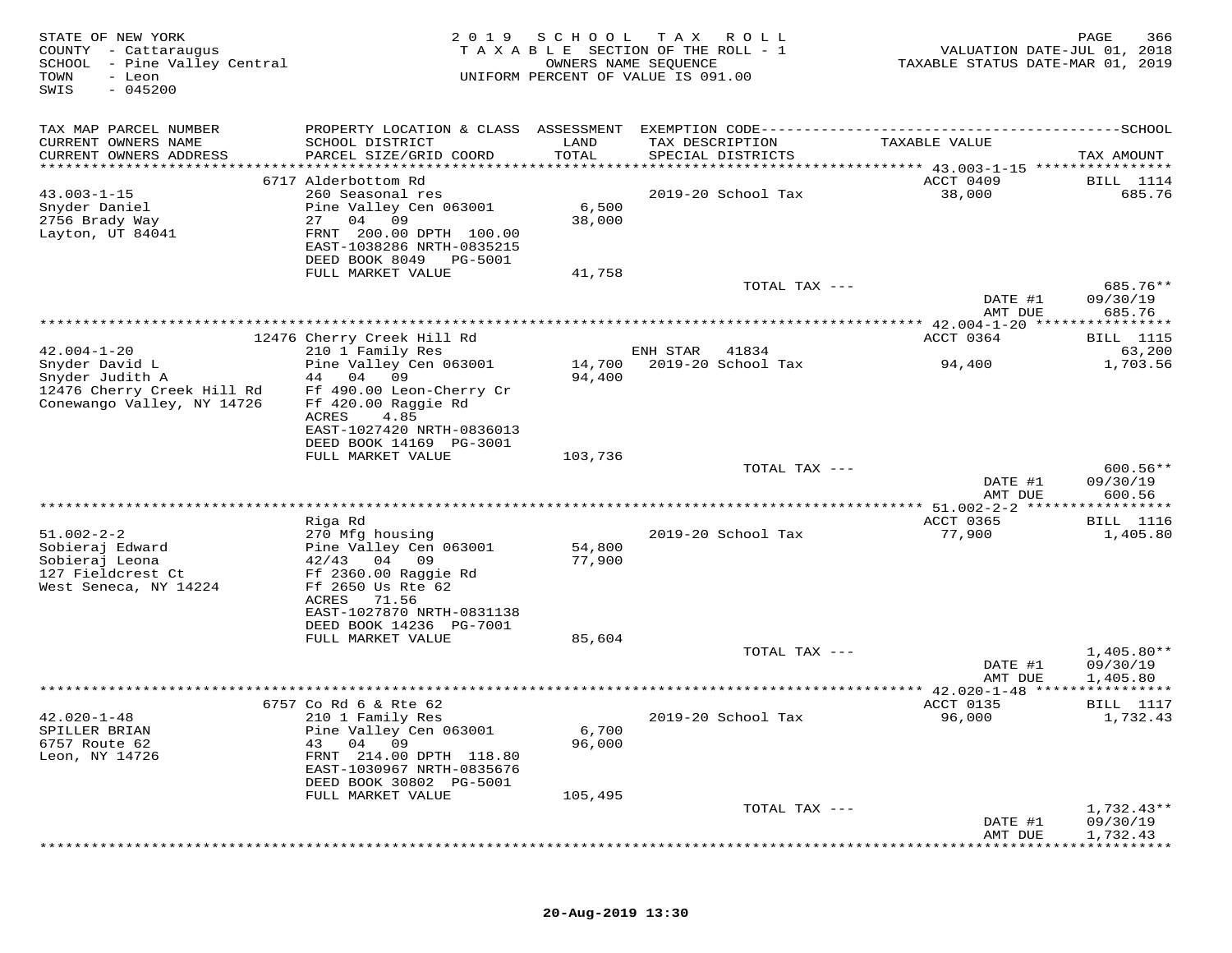STATE OF NEW YORK
COUNTY - Cattaraugus
SCHOOL - Pine Valley Central
TOWN - Leon
SWIS - 045200

2019 SCHOOL TAX ROLL
TAXABLE SECTION OF THE ROLL - 1
OWNERS NAME SEQUENCE
UNIFORM PERCENT OF VALUE IS 091.00

VALUATION DATE-JUL 01, 2018
TAXABLE STATUS DATE-MAR 01, 2019

| TAX MAP PARCEL NUMBER / CURRENT OWNERS NAME / CURRENT OWNERS ADDRESS | PROPERTY LOCATION & CLASS / SCHOOL DISTRICT / PARCEL SIZE/GRID COORD | ASSESSMENT LAND / TOTAL | EXEMPTION CODE / TAX DESCRIPTION / SPECIAL DISTRICTS | TAXABLE VALUE | TAX AMOUNT |
|---|---|---|---|---|---|
| | 6717 Alderbottom Rd | | | ACCT 0409 | BILL 1114 |
| 43.003-1-15 | 260 Seasonal res | | 2019-20 School Tax | 38,000 | 685.76 |
| Snyder Daniel | Pine Valley Cen 063001 | 6,500 | | | |
| 2756 Brady Way | 27 04 09 | 38,000 | | | |
| Layton, UT 84041 | FRNT 200.00 DPTH 100.00 | | | | |
| | EAST-1038286 NRTH-0835215 | | | | |
| | DEED BOOK 8049 PG-5001 | | | | |
| | FULL MARKET VALUE | 41,758 | | | |
| | | | TOTAL TAX --- | | 685.76** |
| | | | | DATE #1 | 09/30/19 |
| | | | | AMT DUE | 685.76 |
| | 12476 Cherry Creek Hill Rd | | | ACCT 0364 | BILL 1115 |
| 42.004-1-20 | 210 1 Family Res | | ENH STAR 41834 | | 63,200 |
| Snyder David L | Pine Valley Cen 063001 | 14,700 | 2019-20 School Tax | 94,400 | 1,703.56 |
| Snyder Judith A | 44 04 09 | 94,400 | | | |
| 12476 Cherry Creek Hill Rd | Ff 490.00 Leon-Cherry Cr | | | | |
| Conewango Valley, NY 14726 | Ff 420.00 Raggie Rd | | | | |
| | ACRES 4.85 | | | | |
| | EAST-1027420 NRTH-0836013 | | | | |
| | DEED BOOK 14169 PG-3001 | | | | |
| | FULL MARKET VALUE | 103,736 | | | |
| | | | TOTAL TAX --- | | 600.56** |
| | | | | DATE #1 | 09/30/19 |
| | | | | AMT DUE | 600.56 |
| | Riga Rd | | | ACCT 0365 | BILL 1116 |
| 51.002-2-2 | 270 Mfg housing | | 2019-20 School Tax | 77,900 | 1,405.80 |
| Sobieraj Edward | Pine Valley Cen 063001 | 54,800 | | | |
| Sobieraj Leona | 42/43 04 09 | 77,900 | | | |
| 127 Fieldcrest Ct | Ff 2360.00 Raggie Rd | | | | |
| West Seneca, NY 14224 | Ff 2650 Us Rte 62 | | | | |
| | ACRES 71.56 | | | | |
| | EAST-1027870 NRTH-0831138 | | | | |
| | DEED BOOK 14236 PG-7001 | | | | |
| | FULL MARKET VALUE | 85,604 | | | |
| | | | TOTAL TAX --- | | 1,405.80** |
| | | | | DATE #1 | 09/30/19 |
| | | | | AMT DUE | 1,405.80 |
| | 6757 Co Rd 6 & Rte 62 | | | ACCT 0135 | BILL 1117 |
| 42.020-1-48 | 210 1 Family Res | | 2019-20 School Tax | 96,000 | 1,732.43 |
| SPILLER BRIAN | Pine Valley Cen 063001 | 6,700 | | | |
| 6757 Route 62 | 43 04 09 | 96,000 | | | |
| Leon, NY 14726 | FRNT 214.00 DPTH 118.80 | | | | |
| | EAST-1030967 NRTH-0835676 | | | | |
| | DEED BOOK 30802 PG-5001 | | | | |
| | FULL MARKET VALUE | 105,495 | | | |
| | | | TOTAL TAX --- | | 1,732.43** |
| | | | | DATE #1 | 09/30/19 |
| | | | | AMT DUE | 1,732.43 |

20-Aug-2019 13:30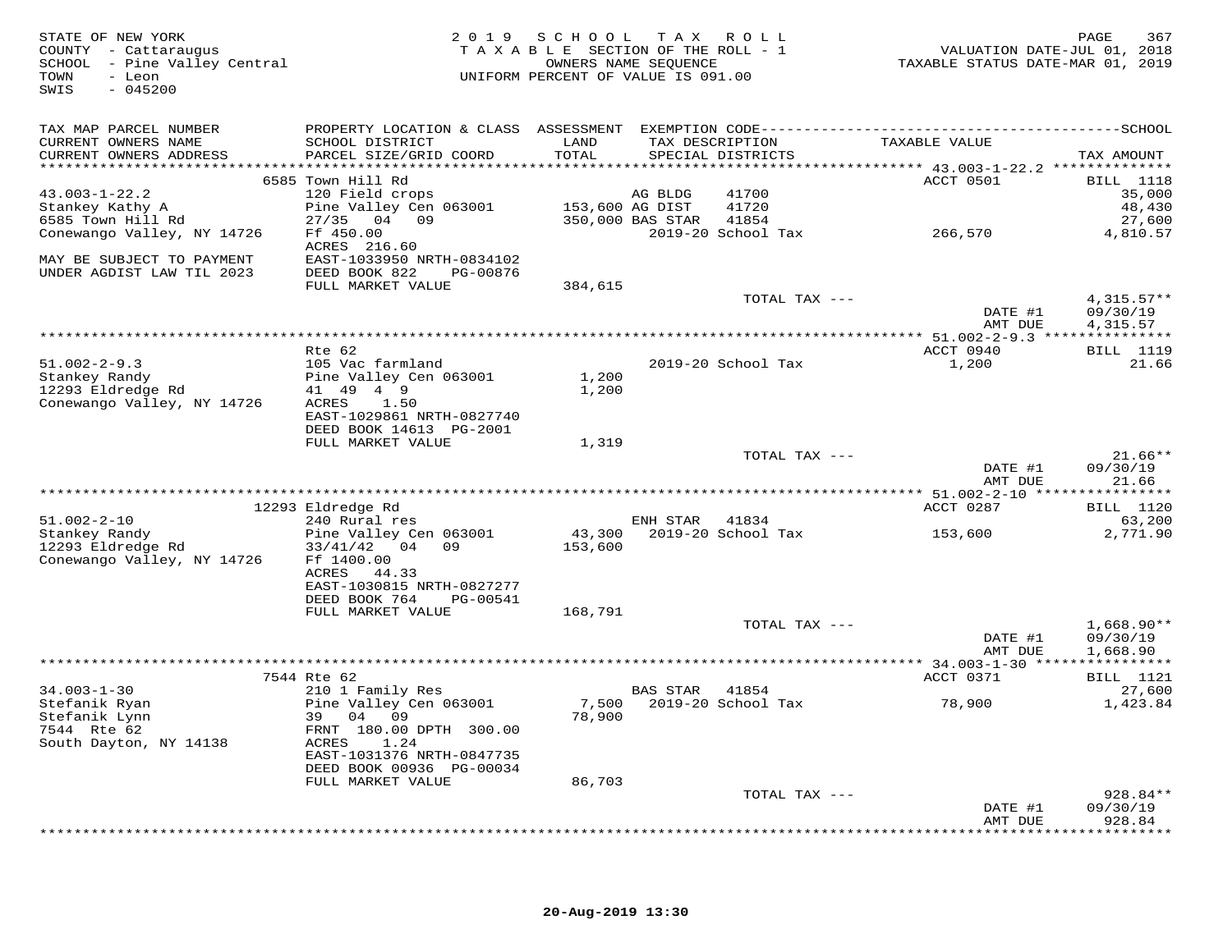STATE OF NEW YORK
COUNTY - Cattaraugus
SCHOOL - Pine Valley Central
TOWN - Leon
SWIS - 045200

2019 SCHOOL TAX ROLL
TAXABLE SECTION OF THE ROLL - 1
OWNERS NAME SEQUENCE
UNIFORM PERCENT OF VALUE IS 091.00

VALUATION DATE-JUL 01, 2018
TAXABLE STATUS DATE-MAR 01, 2019

| TAX MAP PARCEL NUMBER / CURRENT OWNERS NAME / CURRENT OWNERS ADDRESS | PROPERTY LOCATION & CLASS / SCHOOL DISTRICT / PARCEL SIZE/GRID COORD | ASSESSMENT LAND / TOTAL | EXEMPTION CODE / TAX DESCRIPTION / SPECIAL DISTRICTS | | TAXABLE VALUE | TAX AMOUNT |
|---|---|---|---|---|---|---|
| | 6585 Town Hill Rd | | | | ACCT 0501 | BILL 1118 |
| 43.003-1-22.2 | 120 Field crops | | AG BLDG | 41700 | | 35,000 |
| Stankey Kathy A | Pine Valley Cen 063001 | 153,600 | AG DIST | 41720 | | 48,430 |
| 6585 Town Hill Rd | 27/35 04 09 | 350,000 | BAS STAR | 41854 | | 27,600 |
| Conewango Valley, NY 14726 | Ff 450.00 | | 2019-20 School Tax | | 266,570 | 4,810.57 |
| | ACRES 216.60 | | | | | |
| MAY BE SUBJECT TO PAYMENT | EAST-1033950 NRTH-0834102 | | | | | |
| UNDER AGDIST LAW TIL 2023 | DEED BOOK 822 PG-00876 | | | | | |
| | FULL MARKET VALUE | 384,615 | | | | |
| | | | TOTAL TAX --- | | | 4,315.57** |
| | | | | | DATE #1 | 09/30/19 |
| | | | | | AMT DUE | 4,315.57 |
| | Rte 62 | | | | ACCT 0940 | BILL 1119 |
| 51.002-2-9.3 | 105 Vac farmland | | 2019-20 School Tax | | 1,200 | 21.66 |
| Stankey Randy | Pine Valley Cen 063001 | 1,200 | | | | |
| 12293 Eldredge Rd | 41 49 4 9 | 1,200 | | | | |
| Conewango Valley, NY 14726 | ACRES 1.50 | | | | | |
| | EAST-1029861 NRTH-0827740 | | | | | |
| | DEED BOOK 14613 PG-2001 | | | | | |
| | FULL MARKET VALUE | 1,319 | | | | |
| | | | TOTAL TAX --- | | | 21.66** |
| | | | | | DATE #1 | 09/30/19 |
| | | | | | AMT DUE | 21.66 |
| | 12293 Eldredge Rd | | | | ACCT 0287 | BILL 1120 |
| 51.002-2-10 | 240 Rural res | | ENH STAR | 41834 | | 63,200 |
| Stankey Randy | Pine Valley Cen 063001 | 43,300 | 2019-20 School Tax | | 153,600 | 2,771.90 |
| 12293 Eldredge Rd | 33/41/42 04 09 | 153,600 | | | | |
| Conewango Valley, NY 14726 | Ff 1400.00 | | | | | |
| | ACRES 44.33 | | | | | |
| | EAST-1030815 NRTH-0827277 | | | | | |
| | DEED BOOK 764 PG-00541 | | | | | |
| | FULL MARKET VALUE | 168,791 | | | | |
| | | | TOTAL TAX --- | | | 1,668.90** |
| | | | | | DATE #1 | 09/30/19 |
| | | | | | AMT DUE | 1,668.90 |
| | 7544 Rte 62 | | | | ACCT 0371 | BILL 1121 |
| 34.003-1-30 | 210 1 Family Res | | BAS STAR | 41854 | | 27,600 |
| Stefanik Ryan | Pine Valley Cen 063001 | 7,500 | 2019-20 School Tax | | 78,900 | 1,423.84 |
| Stefanik Lynn | 39 04 09 | 78,900 | | | | |
| 7544 Rte 62 | FRNT 180.00 DPTH 300.00 | | | | | |
| South Dayton, NY 14138 | ACRES 1.24 | | | | | |
| | EAST-1031376 NRTH-0847735 | | | | | |
| | DEED BOOK 00936 PG-00034 | | | | | |
| | FULL MARKET VALUE | 86,703 | | | | |
| | | | TOTAL TAX --- | | | 928.84** |
| | | | | | DATE #1 | 09/30/19 |
| | | | | | AMT DUE | 928.84 |

20-Aug-2019 13:30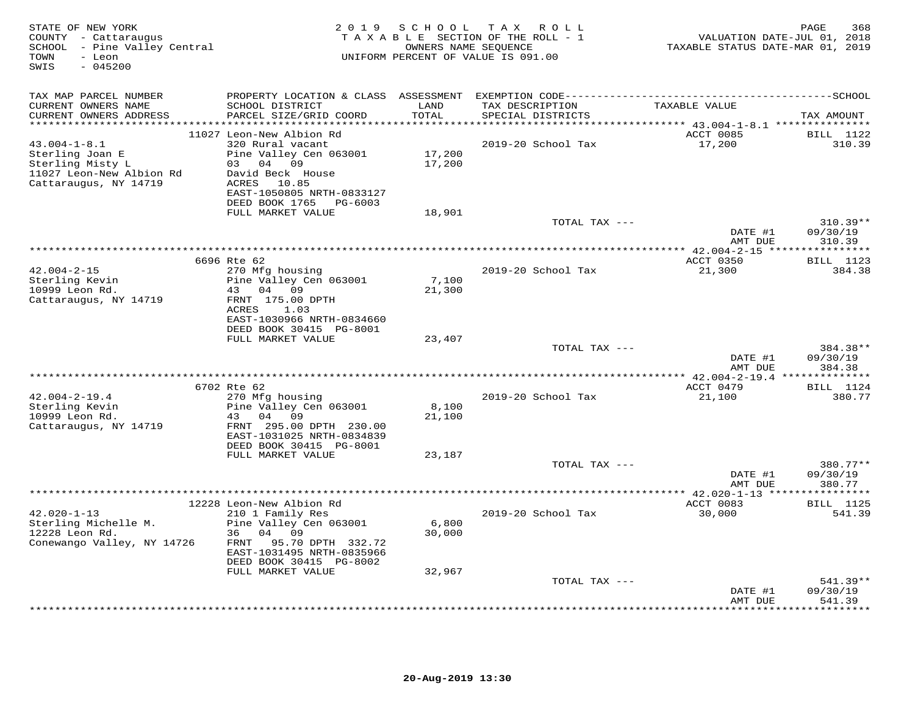STATE OF NEW YORK
COUNTY - Cattaraugus
SCHOOL - Pine Valley Central
TOWN - Leon
SWIS - 045200

2019 SCHOOL TAX ROLL
TAXABLE SECTION OF THE ROLL - 1
OWNERS NAME SEQUENCE
UNIFORM PERCENT OF VALUE IS 091.00

VALUATION DATE-JUL 01, 2018
TAXABLE STATUS DATE-MAR 01, 2019

| TAX MAP PARCEL NUMBER / CURRENT OWNERS NAME / CURRENT OWNERS ADDRESS | PROPERTY LOCATION & CLASS / SCHOOL DISTRICT / PARCEL SIZE/GRID COORD | ASSESSMENT LAND / TOTAL | EXEMPTION CODE / TAX DESCRIPTION / SPECIAL DISTRICTS | TAXABLE VALUE | TAX AMOUNT |
|---|---|---|---|---|---|
| | 11027 Leon-New Albion Rd | | | ACCT 0085 | BILL 1122 |
| 43.004-1-8.1 | 320 Rural vacant | | 2019-20 School Tax | 17,200 | 310.39 |
| Sterling Joan E | Pine Valley Cen 063001 | 17,200 | | | |
| Sterling Misty L | 03 04 09 | 17,200 | | | |
| 11027 Leon-New Albion Rd | David Beck House | | | | |
| Cattaraugus, NY 14719 | ACRES 10.85 | | | | |
| | EAST-1050805 NRTH-0833127 | | | | |
| | DEED BOOK 1765 PG-6003 | | | | |
| | FULL MARKET VALUE | 18,901 | | | |
| | | | TOTAL TAX --- | | 310.39** |
| | | | | DATE #1 | 09/30/19 |
| | | | | AMT DUE | 310.39 |
| | 6696 Rte 62 | | | ACCT 0350 | BILL 1123 |
| 42.004-2-15 | 270 Mfg housing | | 2019-20 School Tax | 21,300 | 384.38 |
| Sterling Kevin | Pine Valley Cen 063001 | 7,100 | | | |
| 10999 Leon Rd. | 43 04 09 | 21,300 | | | |
| Cattaraugus, NY 14719 | FRNT 175.00 DPTH | | | | |
| | ACRES 1.03 | | | | |
| | EAST-1030966 NRTH-0834660 | | | | |
| | DEED BOOK 30415 PG-8001 | | | | |
| | FULL MARKET VALUE | 23,407 | | | |
| | | | TOTAL TAX --- | | 384.38** |
| | | | | DATE #1 | 09/30/19 |
| | | | | AMT DUE | 384.38 |
| | 6702 Rte 62 | | | ACCT 0479 | BILL 1124 |
| 42.004-2-19.4 | 270 Mfg housing | | 2019-20 School Tax | 21,100 | 380.77 |
| Sterling Kevin | Pine Valley Cen 063001 | 8,100 | | | |
| 10999 Leon Rd. | 43 04 09 | 21,100 | | | |
| Cattaraugus, NY 14719 | FRNT 295.00 DPTH 230.00 | | | | |
| | EAST-1031025 NRTH-0834839 | | | | |
| | DEED BOOK 30415 PG-8001 | | | | |
| | FULL MARKET VALUE | 23,187 | | | |
| | | | TOTAL TAX --- | | 380.77** |
| | | | | DATE #1 | 09/30/19 |
| | | | | AMT DUE | 380.77 |
| | 12228 Leon-New Albion Rd | | | ACCT 0083 | BILL 1125 |
| 42.020-1-13 | 210 1 Family Res | | 2019-20 School Tax | 30,000 | 541.39 |
| Sterling Michelle M. | Pine Valley Cen 063001 | 6,800 | | | |
| 12228 Leon Rd. | 36 04 09 | 30,000 | | | |
| Conewango Valley, NY 14726 | FRNT 95.70 DPTH 332.72 | | | | |
| | EAST-1031495 NRTH-0835966 | | | | |
| | DEED BOOK 30415 PG-8002 | | | | |
| | FULL MARKET VALUE | 32,967 | | | |
| | | | TOTAL TAX --- | | 541.39** |
| | | | | DATE #1 | 09/30/19 |
| | | | | AMT DUE | 541.39 |

20-Aug-2019 13:30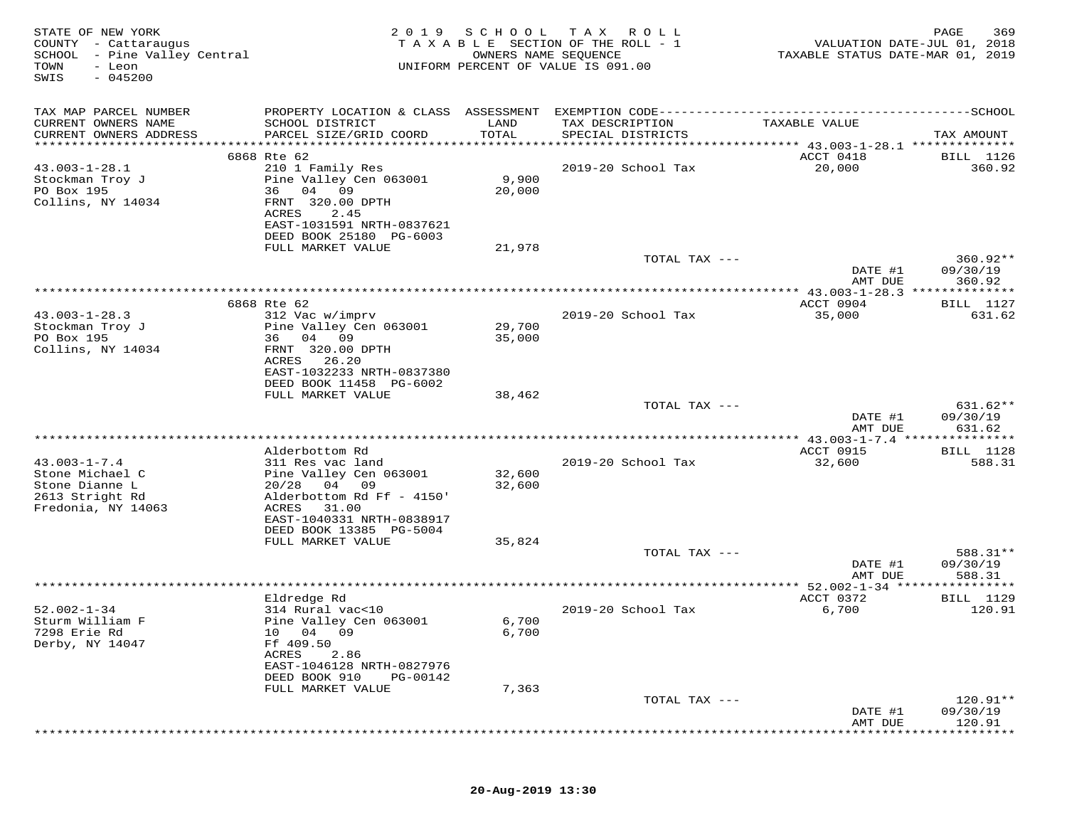STATE OF NEW YORK
COUNTY - Cattaraugus
SCHOOL - Pine Valley Central
TOWN - Leon
SWIS - 045200

2019 SCHOOL TAX ROLL
TAXABLE SECTION OF THE ROLL - 1
OWNERS NAME SEQUENCE
UNIFORM PERCENT OF VALUE IS 091.00

VALUATION DATE-JUL 01, 2018
TAXABLE STATUS DATE-MAR 01, 2019

| TAX MAP PARCEL NUMBER / CURRENT OWNERS NAME / CURRENT OWNERS ADDRESS | PROPERTY LOCATION & CLASS / SCHOOL DISTRICT / PARCEL SIZE/GRID COORD | ASSESSMENT LAND / TOTAL | EXEMPTION CODE / TAX DESCRIPTION / SPECIAL DISTRICTS | TAXABLE VALUE | TAX AMOUNT |
|---|---|---|---|---|---|
| 43.003-1-28.1 | 6868 Rte 62 | | | ACCT 0418 | BILL 1126 |
| Stockman Troy J | 210 1 Family Res | | 2019-20 School Tax | 20,000 | 360.92 |
| PO Box 195 | Pine Valley Cen 063001 | 9,900 | | | |
| Collins, NY 14034 | 36 04 09 | 20,000 | | | |
| | FRNT 320.00 DPTH | | | | |
| | ACRES 2.45 | | | | |
| | EAST-1031591 NRTH-0837621 | | | | |
| | DEED BOOK 25180 PG-6003 | | | | |
| | FULL MARKET VALUE | 21,978 | | | |
| | | | TOTAL TAX --- | | 360.92** |
| | | | | DATE #1 | 09/30/19 |
| | | | | AMT DUE | 360.92 |
| 43.003-1-28.3 | 6868 Rte 62 | | | ACCT 0904 | BILL 1127 |
| Stockman Troy J | 312 Vac w/imprv | | 2019-20 School Tax | 35,000 | 631.62 |
| PO Box 195 | Pine Valley Cen 063001 | 29,700 | | | |
| Collins, NY 14034 | 36 04 09 | 35,000 | | | |
| | FRNT 320.00 DPTH | | | | |
| | ACRES 26.20 | | | | |
| | EAST-1032233 NRTH-0837380 | | | | |
| | DEED BOOK 11458 PG-6002 | | | | |
| | FULL MARKET VALUE | 38,462 | | | |
| | | | TOTAL TAX --- | | 631.62** |
| | | | | DATE #1 | 09/30/19 |
| | | | | AMT DUE | 631.62 |
| 43.003-1-7.4 | Alderbottom Rd | | | ACCT 0915 | BILL 1128 |
| Stone Michael C | 311 Res vac land | | 2019-20 School Tax | 32,600 | 588.31 |
| Stone Dianne L | Pine Valley Cen 063001 | 32,600 | | | |
| 2613 Stright Rd | 20/28 04 09 | 32,600 | | | |
| Fredonia, NY 14063 | Alderbottom Rd Ff - 4150' | | | | |
| | ACRES 31.00 | | | | |
| | EAST-1040331 NRTH-0838917 | | | | |
| | DEED BOOK 13385 PG-5004 | | | | |
| | FULL MARKET VALUE | 35,824 | | | |
| | | | TOTAL TAX --- | | 588.31** |
| | | | | DATE #1 | 09/30/19 |
| | | | | AMT DUE | 588.31 |
| 52.002-1-34 | Eldredge Rd | | | ACCT 0372 | BILL 1129 |
| Sturm William F | 314 Rural vac<10 | | 2019-20 School Tax | 6,700 | 120.91 |
| 7298 Erie Rd | Pine Valley Cen 063001 | 6,700 | | | |
| Derby, NY 14047 | 10 04 09 | 6,700 | | | |
| | Ff 409.50 | | | | |
| | ACRES 2.86 | | | | |
| | EAST-1046128 NRTH-0827976 | | | | |
| | DEED BOOK 910 PG-00142 | | | | |
| | FULL MARKET VALUE | 7,363 | | | |
| | | | TOTAL TAX --- | | 120.91** |
| | | | | DATE #1 | 09/30/19 |
| | | | | AMT DUE | 120.91 |

20-Aug-2019 13:30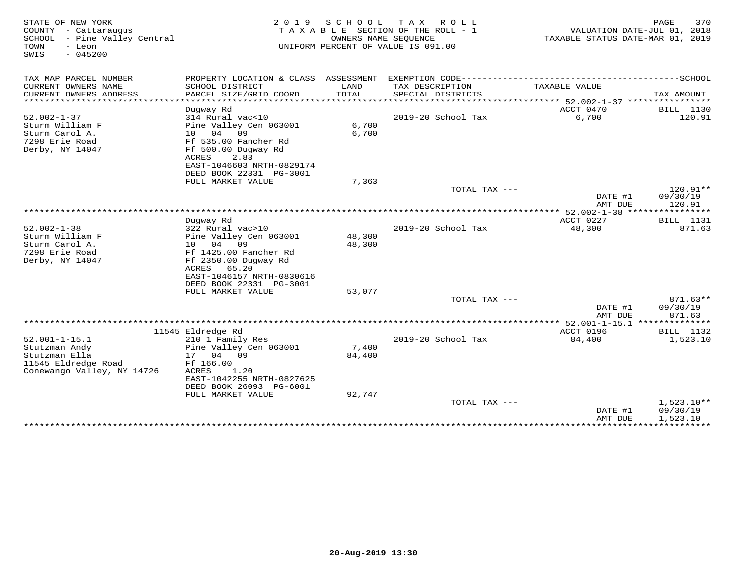STATE OF NEW YORK
COUNTY - Cattaraugus
SCHOOL - Pine Valley Central
TOWN - Leon
SWIS - 045200

2019 SCHOOL TAX ROLL
TAXABLE SECTION OF THE ROLL - 1
OWNERS NAME SEQUENCE
UNIFORM PERCENT OF VALUE IS 091.00

VALUATION DATE-JUL 01, 2018
TAXABLE STATUS DATE-MAR 01, 2019

| TAX MAP PARCEL NUMBER / CURRENT OWNERS NAME / CURRENT OWNERS ADDRESS | PROPERTY LOCATION & CLASS / SCHOOL DISTRICT / PARCEL SIZE/GRID COORD | ASSESSMENT LAND / TOTAL | EXEMPTION CODE / TAX DESCRIPTION / SPECIAL DISTRICTS | TAXABLE VALUE | TAX AMOUNT |
|---|---|---|---|---|---|
| **52.002-1-37** | Dugway Rd | | | ACCT 0470 | BILL 1130 |
| 52.002-1-37 | 314 Rural vac<10 | | 2019-20 School Tax | 6,700 | 120.91 |
| Sturm William F | Pine Valley Cen 063001 | 6,700 | | | |
| Sturm Carol A. | 10 04 09 | 6,700 | | | |
| 7298 Erie Road | Ff 535.00 Fancher Rd | | | | |
| Derby, NY 14047 | Ff 500.00 Dugway Rd | | | | |
| | ACRES 2.83 | | | | |
| | EAST-1046603 NRTH-0829174 | | | | |
| | DEED BOOK 22331 PG-3001 | | | | |
| | FULL MARKET VALUE | 7,363 | | | |
| | | | TOTAL TAX --- | | 120.91** |
| | | | | DATE #1 | 09/30/19 |
| | | | | AMT DUE | 120.91 |
| **52.002-1-38** | Dugway Rd | | | ACCT 0227 | BILL 1131 |
| 52.002-1-38 | 322 Rural vac>10 | | 2019-20 School Tax | 48,300 | 871.63 |
| Sturm William F | Pine Valley Cen 063001 | 48,300 | | | |
| Sturm Carol A. | 10 04 09 | 48,300 | | | |
| 7298 Erie Road | Ff 1425.00 Fancher Rd | | | | |
| Derby, NY 14047 | Ff 2350.00 Dugway Rd | | | | |
| | ACRES 65.20 | | | | |
| | EAST-1046157 NRTH-0830616 | | | | |
| | DEED BOOK 22331 PG-3001 | | | | |
| | FULL MARKET VALUE | 53,077 | | | |
| | | | TOTAL TAX --- | | 871.63** |
| | | | | DATE #1 | 09/30/19 |
| | | | | AMT DUE | 871.63 |
| **52.001-1-15.1** | 11545 Eldredge Rd | | | ACCT 0196 | BILL 1132 |
| 52.001-1-15.1 | 210 1 Family Res | | 2019-20 School Tax | 84,400 | 1,523.10 |
| Stutzman Andy | Pine Valley Cen 063001 | 7,400 | | | |
| Stutzman Ella | 17 04 09 | 84,400 | | | |
| 11545 Eldredge Road | Ff 166.00 | | | | |
| Conewango Valley, NY 14726 | ACRES 1.20 | | | | |
| | EAST-1042255 NRTH-0827625 | | | | |
| | DEED BOOK 26093 PG-6001 | | | | |
| | FULL MARKET VALUE | 92,747 | | | |
| | | | TOTAL TAX --- | | 1,523.10** |
| | | | | DATE #1 | 09/30/19 |
| | | | | AMT DUE | 1,523.10 |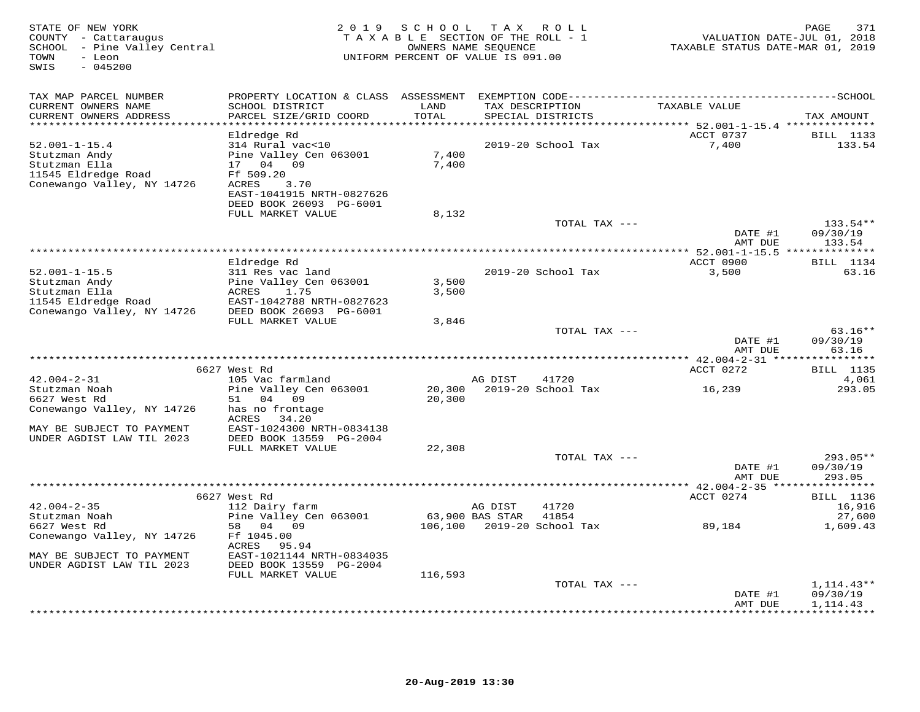STATE OF NEW YORK
COUNTY - Cattaraugus
SCHOOL - Pine Valley Central
TOWN - Leon
SWIS - 045200

2019 SCHOOL TAX ROLL
TAXABLE SECTION OF THE ROLL - 1
OWNERS NAME SEQUENCE
UNIFORM PERCENT OF VALUE IS 091.00

VALUATION DATE-JUL 01, 2018
TAXABLE STATUS DATE-MAR 01, 2019

| TAX MAP PARCEL NUMBER / CURRENT OWNERS NAME / CURRENT OWNERS ADDRESS | PROPERTY LOCATION & CLASS / SCHOOL DISTRICT / PARCEL SIZE/GRID COORD | ASSESSMENT LAND / TOTAL | EXEMPTION CODE / TAX DESCRIPTION / SPECIAL DISTRICTS | TAXABLE VALUE | TAX AMOUNT |
|---|---|---|---|---|---|
| 52.001-1-15.4 | Eldredge Rd | | | ACCT 0737 | BILL 1133 |
| 52.001-1-15.4 | 314 Rural vac<10 | | 2019-20 School Tax | 7,400 | 133.54 |
| Stutzman Andy | Pine Valley Cen 063001 | 7,400 | | | |
| Stutzman Ella | 17 04 09 | 7,400 | | | |
| 11545 Eldredge Road | Ff 509.20 | | | | |
| Conewango Valley, NY 14726 | ACRES 3.70 | | | | |
| | EAST-1041915 NRTH-0827626 | | | | |
| | DEED BOOK 26093 PG-6001 | | | | |
| | FULL MARKET VALUE | 8,132 | | | |
| | | | TOTAL TAX --- | | 133.54** |
| | | | | DATE #1 | 09/30/19 |
| | | | | AMT DUE | 133.54 |
| 52.001-1-15.5 | Eldredge Rd | | | ACCT 0900 | BILL 1134 |
| 52.001-1-15.5 | 311 Res vac land | | 2019-20 School Tax | 3,500 | 63.16 |
| Stutzman Andy | Pine Valley Cen 063001 | 3,500 | | | |
| Stutzman Ella | ACRES 1.75 | 3,500 | | | |
| 11545 Eldredge Road | EAST-1042788 NRTH-0827623 | | | | |
| Conewango Valley, NY 14726 | DEED BOOK 26093 PG-6001 | | | | |
| | FULL MARKET VALUE | 3,846 | | | |
| | | | TOTAL TAX --- | | 63.16** |
| | | | | DATE #1 | 09/30/19 |
| | | | | AMT DUE | 63.16 |
| 42.004-2-31 | 6627 West Rd | | | ACCT 0272 | BILL 1135 |
| 42.004-2-31 | 105 Vac farmland | | AG DIST 41720 | | 4,061 |
| Stutzman Noah | Pine Valley Cen 063001 | 20,300 | 2019-20 School Tax | 16,239 | 293.05 |
| 6627 West Rd | 51 04 09 | 20,300 | | | |
| Conewango Valley, NY 14726 | has no frontage | | | | |
| | ACRES 34.20 | | | | |
| MAY BE SUBJECT TO PAYMENT | EAST-1024300 NRTH-0834138 | | | | |
| UNDER AGDIST LAW TIL 2023 | DEED BOOK 13559 PG-2004 | | | | |
| | FULL MARKET VALUE | 22,308 | | | |
| | | | TOTAL TAX --- | | 293.05** |
| | | | | DATE #1 | 09/30/19 |
| | | | | AMT DUE | 293.05 |
| 42.004-2-35 | 6627 West Rd | | | ACCT 0274 | BILL 1136 |
| 42.004-2-35 | 112 Dairy farm | | AG DIST 41720 | | 16,916 |
| Stutzman Noah | Pine Valley Cen 063001 | 63,900 | BAS STAR 41854 | | 27,600 |
| 6627 West Rd | 58 04 09 | 106,100 | 2019-20 School Tax | 89,184 | 1,609.43 |
| Conewango Valley, NY 14726 | Ff 1045.00 | | | | |
| | ACRES 95.94 | | | | |
| MAY BE SUBJECT TO PAYMENT | EAST-1021144 NRTH-0834035 | | | | |
| UNDER AGDIST LAW TIL 2023 | DEED BOOK 13559 PG-2004 | | | | |
| | FULL MARKET VALUE | 116,593 | | | |
| | | | TOTAL TAX --- | | 1,114.43** |
| | | | | DATE #1 | 09/30/19 |
| | | | | AMT DUE | 1,114.43 |

20-Aug-2019 13:30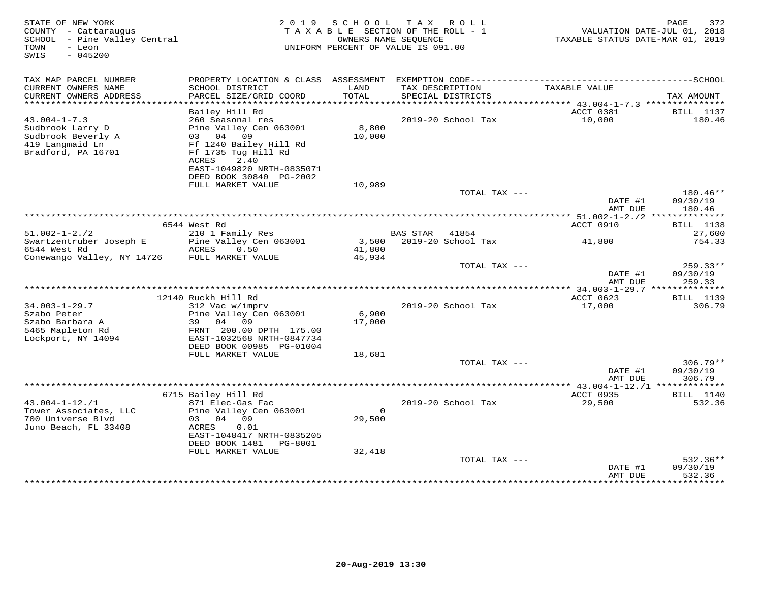STATE OF NEW YORK
COUNTY - Cattaraugus
SCHOOL - Pine Valley Central
TOWN - Leon
SWIS - 045200

2019 SCHOOL TAX ROLL
TAXABLE SECTION OF THE ROLL - 1
OWNERS NAME SEQUENCE
UNIFORM PERCENT OF VALUE IS 091.00

VALUATION DATE-JUL 01, 2018
TAXABLE STATUS DATE-MAR 01, 2019

| TAX MAP PARCEL NUMBER / CURRENT OWNERS NAME / CURRENT OWNERS ADDRESS | PROPERTY LOCATION & CLASS / SCHOOL DISTRICT / PARCEL SIZE/GRID COORD | ASSESSMENT LAND / TOTAL | EXEMPTION CODE / TAX DESCRIPTION / SPECIAL DISTRICTS | TAXABLE VALUE | TAX AMOUNT |
|---|---|---|---|---|---|
| 43.004-1-7.3 | Bailey Hill Rd | | | ACCT 0381 | BILL 1137 |
| Sudbrook Larry D | 260 Seasonal res | | 2019-20 School Tax | 10,000 | 180.46 |
| Sudbrook Beverly A | Pine Valley Cen 063001 | 8,800 | | | |
| 419 Langmaid Ln | 03 04 09 | 10,000 | | | |
| Bradford, PA 16701 | Ff 1240 Bailey Hill Rd | | | | |
| | Ff 1735 Tug Hill Rd | | | | |
| | ACRES 2.40 | | | | |
| | EAST-1049820 NRTH-0835071 | | | | |
| | DEED BOOK 30840 PG-2002 | | | | |
| | FULL MARKET VALUE | 10,989 | | | |
| | | | TOTAL TAX --- | | 180.46** |
| | | | | DATE #1 | 09/30/19 |
| | | | | AMT DUE | 180.46 |
| 51.002-1-2./2 | 6544 West Rd | | | ACCT 0910 | BILL 1138 |
| Swartzentruber Joseph E | 210 1 Family Res | | BAS STAR 41854 | | 27,600 |
| 6544 West Rd | Pine Valley Cen 063001 | 3,500 | 2019-20 School Tax | 41,800 | 754.33 |
| Conewango Valley, NY 14726 | ACRES 0.50 | 41,800 | | | |
| | FULL MARKET VALUE | 45,934 | | | |
| | | | TOTAL TAX --- | | 259.33** |
| | | | | DATE #1 | 09/30/19 |
| | | | | AMT DUE | 259.33 |
| 34.003-1-29.7 | 12140 Ruckh Hill Rd | | | ACCT 0623 | BILL 1139 |
| Szabo Peter | 312 Vac w/imprv | | 2019-20 School Tax | 17,000 | 306.79 |
| Szabo Barbara A | Pine Valley Cen 063001 | 6,900 | | | |
| 5465 Mapleton Rd | 39 04 09 | 17,000 | | | |
| Lockport, NY 14094 | FRNT 200.00 DPTH 175.00 | | | | |
| | EAST-1032568 NRTH-0847734 | | | | |
| | DEED BOOK 00985 PG-01004 | | | | |
| | FULL MARKET VALUE | 18,681 | | | |
| | | | TOTAL TAX --- | | 306.79** |
| | | | | DATE #1 | 09/30/19 |
| | | | | AMT DUE | 306.79 |
| 43.004-1-12./1 | 6715 Bailey Hill Rd | | | ACCT 0935 | BILL 1140 |
| Tower Associates, LLC | 871 Elec-Gas Fac | | 2019-20 School Tax | 29,500 | 532.36 |
| 700 Universe Blvd | Pine Valley Cen 063001 | 0 | | | |
| Juno Beach, FL 33408 | 03 04 09 | 29,500 | | | |
| | ACRES 0.01 | | | | |
| | EAST-1048417 NRTH-0835205 | | | | |
| | DEED BOOK 1481 PG-8001 | | | | |
| | FULL MARKET VALUE | 32,418 | | | |
| | | | TOTAL TAX --- | | 532.36** |
| | | | | DATE #1 | 09/30/19 |
| | | | | AMT DUE | 532.36 |

20-Aug-2019 13:30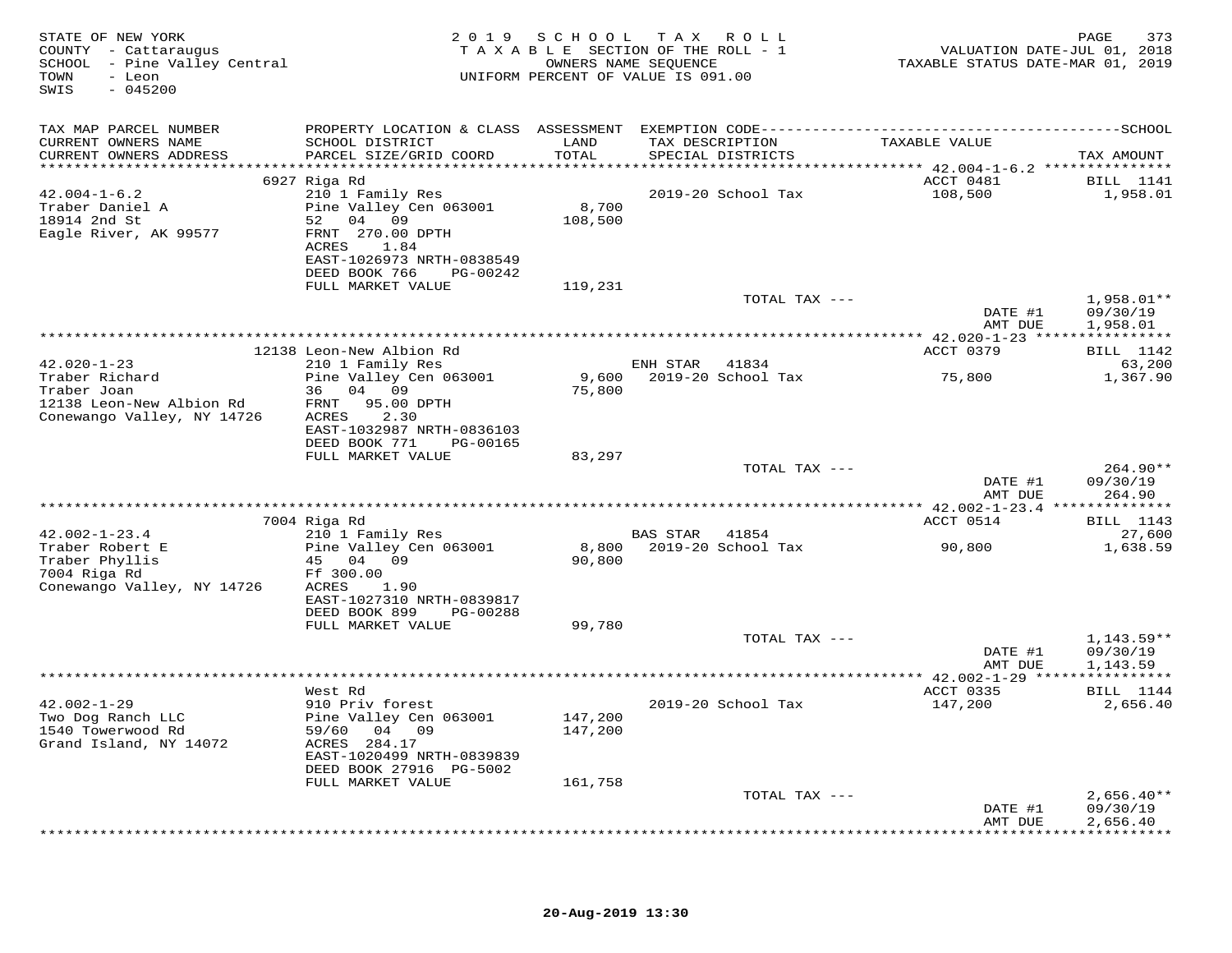STATE OF NEW YORK
COUNTY - Cattaraugus
SCHOOL - Pine Valley Central
TOWN - Leon
SWIS - 045200

2 0 1 9 S C H O O L T A X R O L L
T A X A B L E SECTION OF THE ROLL - 1
OWNERS NAME SEQUENCE
UNIFORM PERCENT OF VALUE IS 091.00

VALUATION DATE-JUL 01, 2018
TAXABLE STATUS DATE-MAR 01, 2019

| TAX MAP PARCEL NUMBER / CURRENT OWNERS NAME / CURRENT OWNERS ADDRESS | PROPERTY LOCATION & CLASS / SCHOOL DISTRICT / PARCEL SIZE/GRID COORD | ASSESSMENT LAND / TOTAL | EXEMPTION CODE / TAX DESCRIPTION / SPECIAL DISTRICTS | TAXABLE VALUE | TAX AMOUNT |
|---|---|---|---|---|---|
| | 6927 Riga Rd | | | ACCT 0481 | BILL 1141 |
| 42.004-1-6.2 | 210 1 Family Res | | 2019-20 School Tax | 108,500 | 1,958.01 |
| Traber Daniel A | Pine Valley Cen 063001 | 8,700 | | | |
| 18914 2nd St | 52 04 09 | 108,500 | | | |
| Eagle River, AK 99577 | FRNT 270.00 DPTH | | | | |
| | ACRES 1.84 | | | | |
| | EAST-1026973 NRTH-0838549 | | | | |
| | DEED BOOK 766 PG-00242 | | | | |
| | FULL MARKET VALUE | 119,231 | | | |
| | | | TOTAL TAX --- | | 1,958.01** |
| | | | | DATE #1 | 09/30/19 |
| | | | | AMT DUE | 1,958.01 |
| | 12138 Leon-New Albion Rd | | | ACCT 0379 | BILL 1142 |
| 42.020-1-23 | 210 1 Family Res | | ENH STAR 41834 | | 63,200 |
| Traber Richard | Pine Valley Cen 063001 | 9,600 | 2019-20 School Tax | 75,800 | 1,367.90 |
| Traber Joan | 36 04 09 | 75,800 | | | |
| 12138 Leon-New Albion Rd | FRNT 95.00 DPTH | | | | |
| Conewango Valley, NY 14726 | ACRES 2.30 | | | | |
| | EAST-1032987 NRTH-0836103 | | | | |
| | DEED BOOK 771 PG-00165 | | | | |
| | FULL MARKET VALUE | 83,297 | | | |
| | | | TOTAL TAX --- | | 264.90** |
| | | | | DATE #1 | 09/30/19 |
| | | | | AMT DUE | 264.90 |
| | 7004 Riga Rd | | | ACCT 0514 | BILL 1143 |
| 42.002-1-23.4 | 210 1 Family Res | | BAS STAR 41854 | | 27,600 |
| Traber Robert E | Pine Valley Cen 063001 | 8,800 | 2019-20 School Tax | 90,800 | 1,638.59 |
| Traber Phyllis | 45 04 09 | 90,800 | | | |
| 7004 Riga Rd | Ff 300.00 | | | | |
| Conewango Valley, NY 14726 | ACRES 1.90 | | | | |
| | EAST-1027310 NRTH-0839817 | | | | |
| | DEED BOOK 899 PG-00288 | | | | |
| | FULL MARKET VALUE | 99,780 | | | |
| | | | TOTAL TAX --- | | 1,143.59** |
| | | | | DATE #1 | 09/30/19 |
| | | | | AMT DUE | 1,143.59 |
| | West Rd | | | ACCT 0335 | BILL 1144 |
| 42.002-1-29 | 910 Priv forest | | 2019-20 School Tax | 147,200 | 2,656.40 |
| Two Dog Ranch LLC | Pine Valley Cen 063001 | 147,200 | | | |
| 1540 Towerwood Rd | 59/60 04 09 | 147,200 | | | |
| Grand Island, NY 14072 | ACRES 284.17 | | | | |
| | EAST-1020499 NRTH-0839839 | | | | |
| | DEED BOOK 27916 PG-5002 | | | | |
| | FULL MARKET VALUE | 161,758 | | | |
| | | | TOTAL TAX --- | | 2,656.40** |
| | | | | DATE #1 | 09/30/19 |
| | | | | AMT DUE | 2,656.40 |

20-Aug-2019 13:30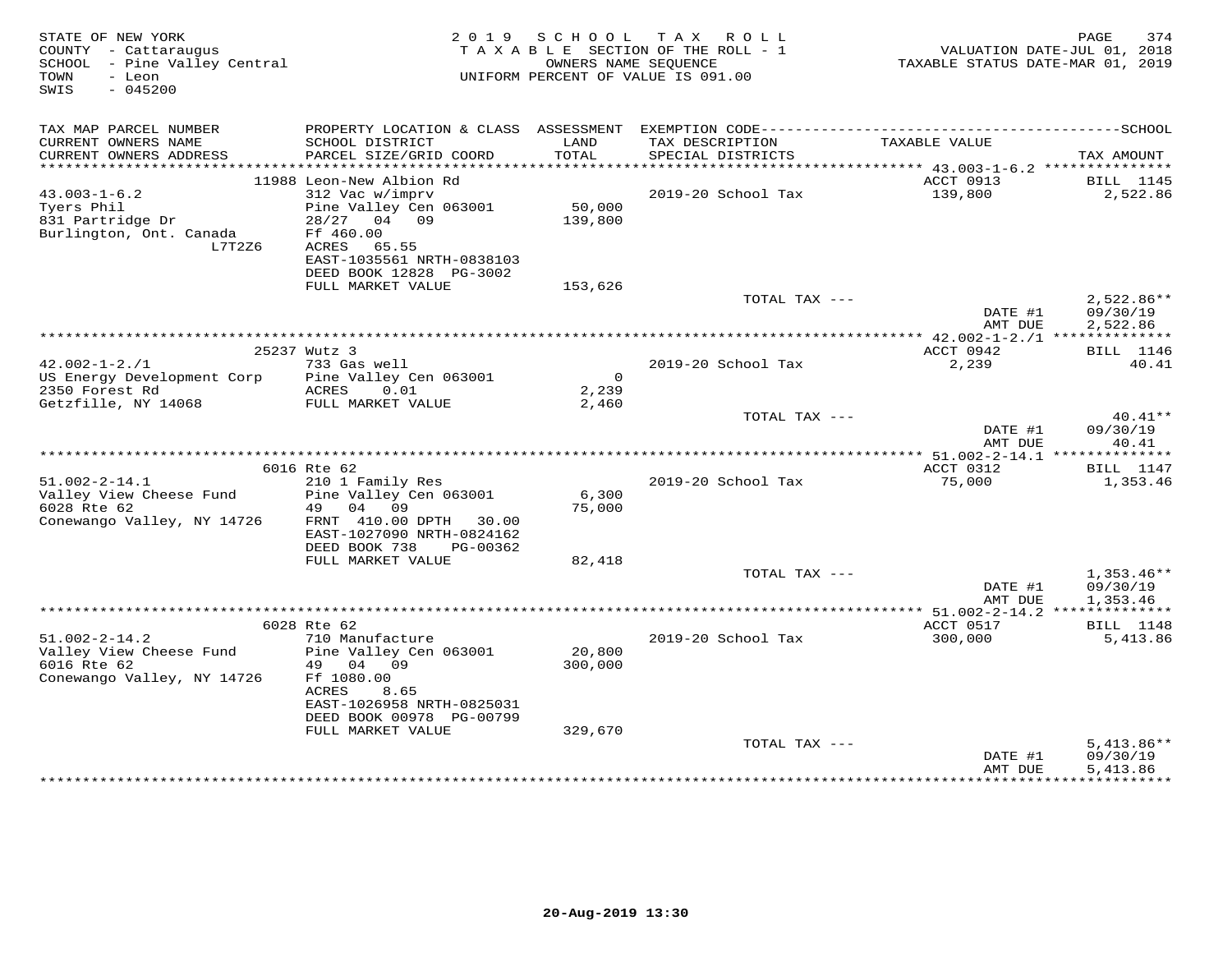STATE OF NEW YORK
COUNTY - Cattaraugus
SCHOOL - Pine Valley Central
TOWN - Leon
SWIS - 045200

2019 SCHOOL TAX ROLL
TAXABLE SECTION OF THE ROLL - 1
OWNERS NAME SEQUENCE
UNIFORM PERCENT OF VALUE IS 091.00

VALUATION DATE-JUL 01, 2018
TAXABLE STATUS DATE-MAR 01, 2019

| TAX MAP PARCEL NUMBER / CURRENT OWNERS NAME / CURRENT OWNERS ADDRESS | PROPERTY LOCATION & CLASS / SCHOOL DISTRICT / PARCEL SIZE/GRID COORD | ASSESSMENT LAND / TOTAL | EXEMPTION CODE / TAX DESCRIPTION / SPECIAL DISTRICTS | TAXABLE VALUE | TAX AMOUNT |
|---|---|---|---|---|---|
| 43.003-1-6.2 | 11988 Leon-New Albion Rd | | | ACCT 0913 | BILL 1145 |
| 43.003-1-6.2 | 312 Vac w/imprv | | 2019-20 School Tax | 139,800 | 2,522.86 |
| Tyers Phil | Pine Valley Cen 063001 | 50,000 | | | |
| 831 Partridge Dr | 28/27 04 09 | 139,800 | | | |
| Burlington, Ont. Canada L7T2Z6 | Ff 460.00 | | | | |
| | ACRES 65.55 | | | | |
| | EAST-1035561 NRTH-0838103 | | | | |
| | DEED BOOK 12828 PG-3002 | | | | |
| | FULL MARKET VALUE | 153,626 | | | |
| | | | TOTAL TAX --- | | 2,522.86** |
| | | | | DATE #1 | 09/30/19 |
| | | | | AMT DUE | 2,522.86 |
| 42.002-1-2./1 | 25237 Wutz 3 | | | ACCT 0942 | BILL 1146 |
| 42.002-1-2./1 | 733 Gas well | | 2019-20 School Tax | 2,239 | 40.41 |
| US Energy Development Corp | Pine Valley Cen 063001 | 0 | | | |
| 2350 Forest Rd | ACRES 0.01 | 2,239 | | | |
| Getzfille, NY 14068 | FULL MARKET VALUE | 2,460 | | | |
| | | | TOTAL TAX --- | | 40.41** |
| | | | | DATE #1 | 09/30/19 |
| | | | | AMT DUE | 40.41 |
| 51.002-2-14.1 | 6016 Rte 62 | | | ACCT 0312 | BILL 1147 |
| 51.002-2-14.1 | 210 1 Family Res | | 2019-20 School Tax | 75,000 | 1,353.46 |
| Valley View Cheese Fund | Pine Valley Cen 063001 | 6,300 | | | |
| 6028 Rte 62 | 49 04 09 | 75,000 | | | |
| Conewango Valley, NY 14726 | FRNT 410.00 DPTH 30.00 | | | | |
| | EAST-1027090 NRTH-0824162 | | | | |
| | DEED BOOK 738 PG-00362 | | | | |
| | FULL MARKET VALUE | 82,418 | | | |
| | | | TOTAL TAX --- | | 1,353.46** |
| | | | | DATE #1 | 09/30/19 |
| | | | | AMT DUE | 1,353.46 |
| 51.002-2-14.2 | 6028 Rte 62 | | | ACCT 0517 | BILL 1148 |
| 51.002-2-14.2 | 710 Manufacture | | 2019-20 School Tax | 300,000 | 5,413.86 |
| Valley View Cheese Fund | Pine Valley Cen 063001 | 20,800 | | | |
| 6016 Rte 62 | 49 04 09 | 300,000 | | | |
| Conewango Valley, NY 14726 | Ff 1080.00 | | | | |
| | ACRES 8.65 | | | | |
| | EAST-1026958 NRTH-0825031 | | | | |
| | DEED BOOK 00978 PG-00799 | | | | |
| | FULL MARKET VALUE | 329,670 | | | |
| | | | TOTAL TAX --- | | 5,413.86** |
| | | | | DATE #1 | 09/30/19 |
| | | | | AMT DUE | 5,413.86 |

20-Aug-2019 13:30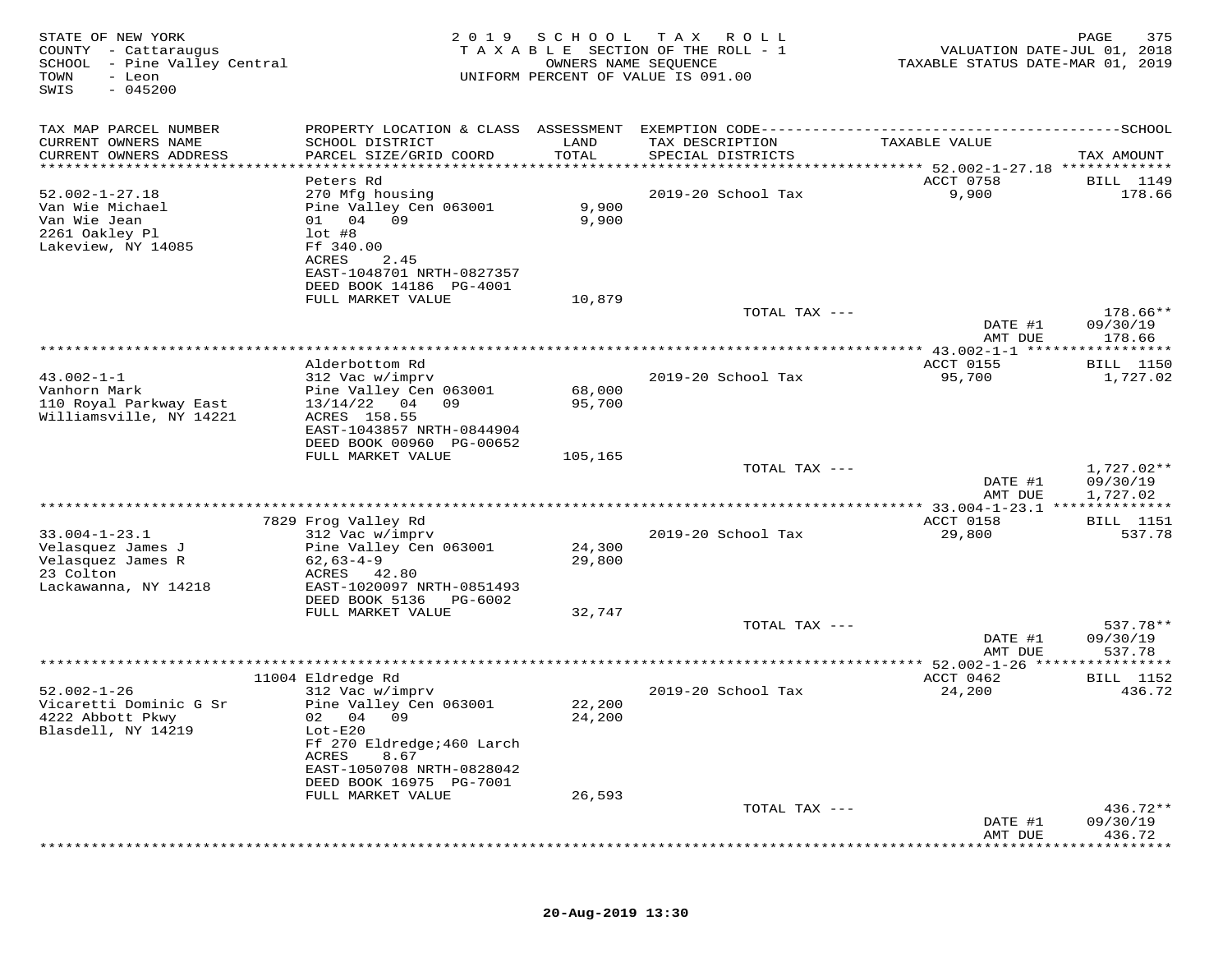STATE OF NEW YORK
COUNTY - Cattaraugus
SCHOOL - Pine Valley Central
TOWN - Leon
SWIS - 045200

2019 SCHOOL TAX ROLL
TAXABLE SECTION OF THE ROLL - 1
OWNERS NAME SEQUENCE
UNIFORM PERCENT OF VALUE IS 091.00

VALUATION DATE-JUL 01, 2018
TAXABLE STATUS DATE-MAR 01, 2019

| TAX MAP PARCEL NUMBER / CURRENT OWNERS NAME / CURRENT OWNERS ADDRESS | PROPERTY LOCATION & CLASS / SCHOOL DISTRICT / PARCEL SIZE/GRID COORD | ASSESSMENT LAND / TOTAL | EXEMPTION CODE / TAX DESCRIPTION / SPECIAL DISTRICTS | TAXABLE VALUE | TAX AMOUNT |
|---|---|---|---|---|---|
| 52.002-1-27.18 | Peters Rd | | | ACCT 0758 | BILL 1149 |
| 52.002-1-27.18 | 270 Mfg housing | | 2019-20 School Tax | 9,900 | 178.66 |
| Van Wie Michael | Pine Valley Cen 063001 | 9,900 | | | |
| Van Wie Jean | 01 04 09 | 9,900 | | | |
| 2261 Oakley Pl | lot #8 | | | | |
| Lakeview, NY 14085 | Ff 340.00 | | | | |
| | ACRES 2.45 | | | | |
| | EAST-1048701 NRTH-0827357 | | | | |
| | DEED BOOK 14186 PG-4001 | | | | |
| | FULL MARKET VALUE | 10,879 | | | |
| | | | TOTAL TAX --- | | 178.66** |
| | | | | DATE #1 | 09/30/19 |
| | | | | AMT DUE | 178.66 |
| 43.002-1-1 | Alderbottom Rd | | | ACCT 0155 | BILL 1150 |
| 43.002-1-1 | 312 Vac w/imprv | | 2019-20 School Tax | 95,700 | 1,727.02 |
| Vanhorn Mark | Pine Valley Cen 063001 | 68,000 | | | |
| 110 Royal Parkway East | 13/14/22 04 09 | 95,700 | | | |
| Williamsville, NY 14221 | ACRES 158.55 | | | | |
| | EAST-1043857 NRTH-0844904 | | | | |
| | DEED BOOK 00960 PG-00652 | | | | |
| | FULL MARKET VALUE | 105,165 | | | |
| | | | TOTAL TAX --- | | 1,727.02** |
| | | | | DATE #1 | 09/30/19 |
| | | | | AMT DUE | 1,727.02 |
| 33.004-1-23.1 | 7829 Frog Valley Rd | | | ACCT 0158 | BILL 1151 |
| 33.004-1-23.1 | 312 Vac w/imprv | | 2019-20 School Tax | 29,800 | 537.78 |
| Velasquez James J | Pine Valley Cen 063001 | 24,300 | | | |
| Velasquez James R | 62,63-4-9 | 29,800 | | | |
| 23 Colton | ACRES 42.80 | | | | |
| Lackawanna, NY 14218 | EAST-1020097 NRTH-0851493 | | | | |
| | DEED BOOK 5136 PG-6002 | | | | |
| | FULL MARKET VALUE | 32,747 | | | |
| | | | TOTAL TAX --- | | 537.78** |
| | | | | DATE #1 | 09/30/19 |
| | | | | AMT DUE | 537.78 |
| 52.002-1-26 | 11004 Eldredge Rd | | | ACCT 0462 | BILL 1152 |
| 52.002-1-26 | 312 Vac w/imprv | | 2019-20 School Tax | 24,200 | 436.72 |
| Vicaretti Dominic G Sr | Pine Valley Cen 063001 | 22,200 | | | |
| 4222 Abbott Pkwy | 02 04 09 | 24,200 | | | |
| Blasdell, NY 14219 | Lot-E20 | | | | |
| | Ff 270 Eldredge;460 Larch | | | | |
| | ACRES 8.67 | | | | |
| | EAST-1050708 NRTH-0828042 | | | | |
| | DEED BOOK 16975 PG-7001 | | | | |
| | FULL MARKET VALUE | 26,593 | | | |
| | | | TOTAL TAX --- | | 436.72** |
| | | | | DATE #1 | 09/30/19 |
| | | | | AMT DUE | 436.72 |

20-Aug-2019 13:30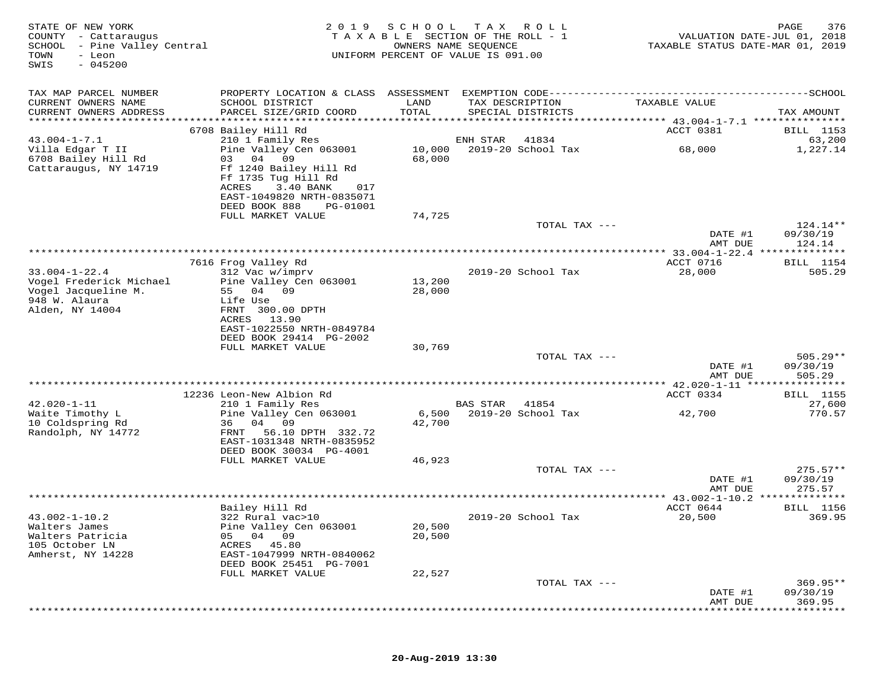STATE OF NEW YORK
COUNTY - Cattaraugus
SCHOOL - Pine Valley Central
TOWN - Leon
SWIS - 045200

2019 SCHOOL TAX ROLL
TAXABLE SECTION OF THE ROLL - 1
OWNERS NAME SEQUENCE
UNIFORM PERCENT OF VALUE IS 091.00

VALUATION DATE-JUL 01, 2018
TAXABLE STATUS DATE-MAR 01, 2019

| TAX MAP PARCEL NUMBER / CURRENT OWNERS NAME / CURRENT OWNERS ADDRESS | PROPERTY LOCATION & CLASS / SCHOOL DISTRICT / PARCEL SIZE/GRID COORD | ASSESSMENT LAND / TOTAL | EXEMPTION CODE / TAX DESCRIPTION / SPECIAL DISTRICTS | TAXABLE VALUE | TAX AMOUNT |
|---|---|---|---|---|---|
| | 6708 Bailey Hill Rd | | | ACCT 0381 | BILL 1153 |
| 43.004-1-7.1 | 210 1 Family Res | | ENH STAR 41834 | | 63,200 |
| Villa Edgar T II | Pine Valley Cen 063001 | 10,000 | 2019-20 School Tax | 68,000 | 1,227.14 |
| 6708 Bailey Hill Rd | 03 04 09 | 68,000 | | | |
| Cattaraugus, NY 14719 | Ff 1240 Bailey Hill Rd | | | | |
| | Ff 1735 Tug Hill Rd | | | | |
| | ACRES 3.40 BANK 017 | | | | |
| | EAST-1049820 NRTH-0835071 | | | | |
| | DEED BOOK 888 PG-01001 | | | | |
| | FULL MARKET VALUE | 74,725 | | | |
| | | | TOTAL TAX --- | | 124.14** |
| | | | | DATE #1 | 09/30/19 |
| | | | | AMT DUE | 124.14 |
| | 7616 Frog Valley Rd | | | ACCT 0716 | BILL 1154 |
| 33.004-1-22.4 | 312 Vac w/imprv | | 2019-20 School Tax | 28,000 | 505.29 |
| Vogel Frederick Michael | Pine Valley Cen 063001 | 13,200 | | | |
| Vogel Jacqueline M. | 55 04 09 | 28,000 | | | |
| 948 W. Alaura | Life Use | | | | |
| Alden, NY 14004 | FRNT 300.00 DPTH | | | | |
| | ACRES 13.90 | | | | |
| | EAST-1022550 NRTH-0849784 | | | | |
| | DEED BOOK 29414 PG-2002 | | | | |
| | FULL MARKET VALUE | 30,769 | | | |
| | | | TOTAL TAX --- | | 505.29** |
| | | | | DATE #1 | 09/30/19 |
| | | | | AMT DUE | 505.29 |
| | 12236 Leon-New Albion Rd | | | ACCT 0334 | BILL 1155 |
| 42.020-1-11 | 210 1 Family Res | | BAS STAR 41854 | | 27,600 |
| Waite Timothy L | Pine Valley Cen 063001 | 6,500 | 2019-20 School Tax | 42,700 | 770.57 |
| 10 Coldspring Rd | 36 04 09 | 42,700 | | | |
| Randolph, NY 14772 | FRNT 56.10 DPTH 332.72 | | | | |
| | EAST-1031348 NRTH-0835952 | | | | |
| | DEED BOOK 30034 PG-4001 | | | | |
| | FULL MARKET VALUE | 46,923 | | | |
| | | | TOTAL TAX --- | | 275.57** |
| | | | | DATE #1 | 09/30/19 |
| | | | | AMT DUE | 275.57 |
| | Bailey Hill Rd | | | ACCT 0644 | BILL 1156 |
| 43.002-1-10.2 | 322 Rural vac>10 | | 2019-20 School Tax | 20,500 | 369.95 |
| Walters James | Pine Valley Cen 063001 | 20,500 | | | |
| Walters Patricia | 05 04 09 | 20,500 | | | |
| 105 October LN | ACRES 45.80 | | | | |
| Amherst, NY 14228 | EAST-1047999 NRTH-0840062 | | | | |
| | DEED BOOK 25451 PG-7001 | | | | |
| | FULL MARKET VALUE | 22,527 | | | |
| | | | TOTAL TAX --- | | 369.95** |
| | | | | DATE #1 | 09/30/19 |
| | | | | AMT DUE | 369.95 |

20-Aug-2019 13:30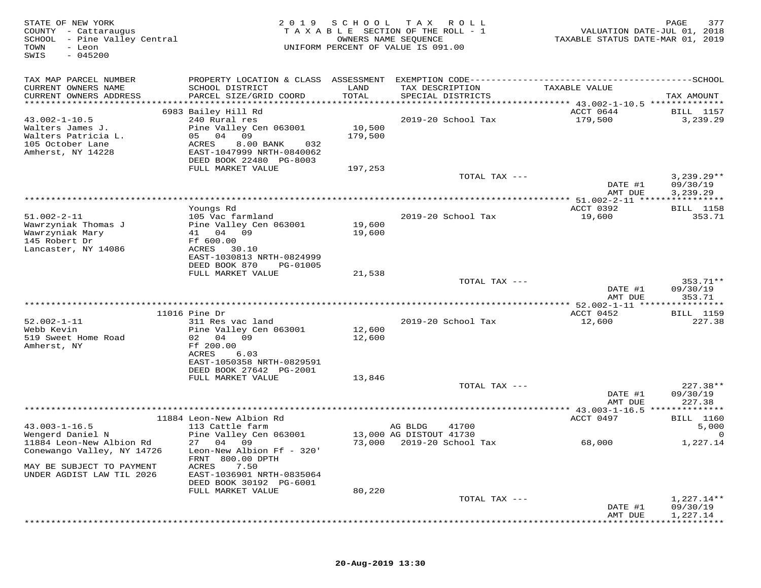STATE OF NEW YORK
COUNTY - Cattaraugus
SCHOOL - Pine Valley Central
TOWN - Leon
SWIS - 045200

2019 SCHOOL TAX ROLL
TAXABLE SECTION OF THE ROLL - 1
OWNERS NAME SEQUENCE
UNIFORM PERCENT OF VALUE IS 091.00

VALUATION DATE-JUL 01, 2018
TAXABLE STATUS DATE-MAR 01, 2019

| TAX MAP PARCEL NUMBER / CURRENT OWNERS NAME / CURRENT OWNERS ADDRESS | PROPERTY LOCATION & CLASS / SCHOOL DISTRICT / PARCEL SIZE/GRID COORD | ASSESSMENT LAND / TOTAL | EXEMPTION CODE / TAX DESCRIPTION / SPECIAL DISTRICTS | TAXABLE VALUE | TAX AMOUNT |
|---|---|---|---|---|---|
| | 6983 Bailey Hill Rd | | | ACCT 0644 | BILL 1157 |
| 43.002-1-10.5 | 240 Rural res | | 2019-20 School Tax | 179,500 | 3,239.29 |
| Walters James J. | Pine Valley Cen 063001 | 10,500 | | | |
| Walters Patricia L. | 05 04 09 | 179,500 | | | |
| 105 October Lane | ACRES 8.00 BANK 032 | | | | |
| Amherst, NY 14228 | EAST-1047999 NRTH-0840062 | | | | |
| | DEED BOOK 22480 PG-8003 | | | | |
| | FULL MARKET VALUE | 197,253 | | | |
| | | | TOTAL TAX --- | | 3,239.29** |
| | | | | DATE #1 | 09/30/19 |
| | | | | AMT DUE | 3,239.29 |
| | Youngs Rd | | | ACCT 0392 | BILL 1158 |
| 51.002-2-11 | 105 Vac farmland | | 2019-20 School Tax | 19,600 | 353.71 |
| Wawrzyniak Thomas J | Pine Valley Cen 063001 | 19,600 | | | |
| Wawrzyniak Mary | 41 04 09 | 19,600 | | | |
| 145 Robert Dr | Ff 600.00 | | | | |
| Lancaster, NY 14086 | ACRES 30.10 | | | | |
| | EAST-1030813 NRTH-0824999 | | | | |
| | DEED BOOK 870 PG-01005 | | | | |
| | FULL MARKET VALUE | 21,538 | | | |
| | | | TOTAL TAX --- | | 353.71** |
| | | | | DATE #1 | 09/30/19 |
| | | | | AMT DUE | 353.71 |
| | 11016 Pine Dr | | | ACCT 0452 | BILL 1159 |
| 52.002-1-11 | 311 Res vac land | | 2019-20 School Tax | 12,600 | 227.38 |
| Webb Kevin | Pine Valley Cen 063001 | 12,600 | | | |
| 519 Sweet Home Road | 02 04 09 | 12,600 | | | |
| Amherst, NY | Ff 200.00 | | | | |
| | ACRES 6.03 | | | | |
| | EAST-1050358 NRTH-0829591 | | | | |
| | DEED BOOK 27642 PG-2001 | | | | |
| | FULL MARKET VALUE | 13,846 | | | |
| | | | TOTAL TAX --- | | 227.38** |
| | | | | DATE #1 | 09/30/19 |
| | | | | AMT DUE | 227.38 |
| | 11884 Leon-New Albion Rd | | | ACCT 0497 | BILL 1160 |
| 43.003-1-16.5 | 113 Cattle farm | | AG BLDG 41700 | | 5,000 |
| Wengerd Daniel N | Pine Valley Cen 063001 | 13,000 | AG DISTOUT 41730 | | 0 |
| 11884 Leon-New Albion Rd | 27 04 09 | 73,000 | 2019-20 School Tax | 68,000 | 1,227.14 |
| Conewango Valley, NY 14726 | Leon-New Albion Ff - 320' | | | | |
| | FRNT 800.00 DPTH | | | | |
| MAY BE SUBJECT TO PAYMENT | ACRES 7.50 | | | | |
| UNDER AGDIST LAW TIL 2026 | EAST-1036901 NRTH-0835064 | | | | |
| | DEED BOOK 30192 PG-6001 | | | | |
| | FULL MARKET VALUE | 80,220 | | | |
| | | | TOTAL TAX --- | | 1,227.14** |
| | | | | DATE #1 | 09/30/19 |
| | | | | AMT DUE | 1,227.14 |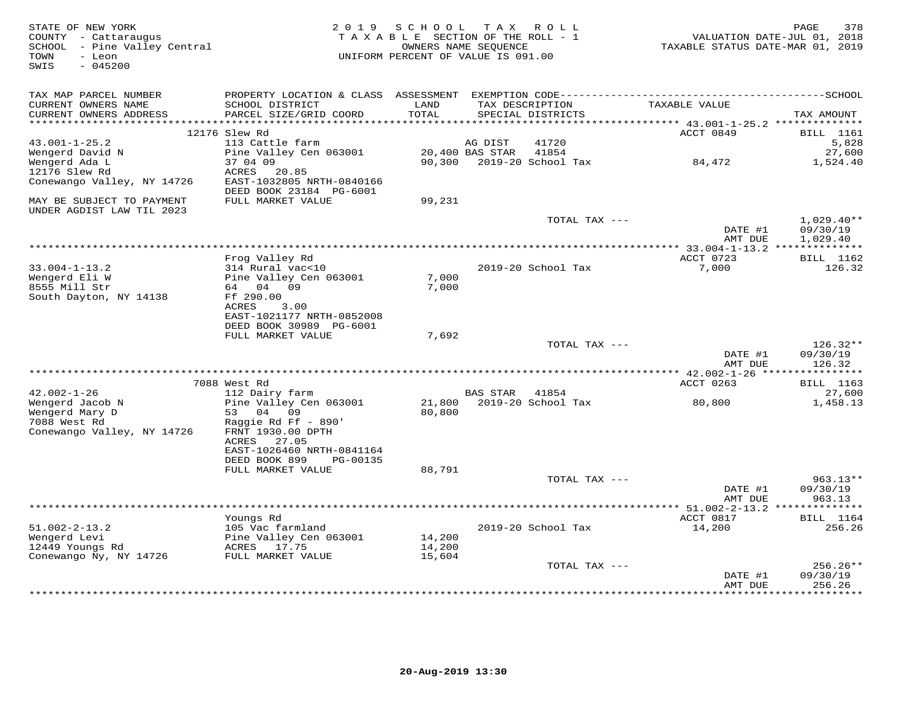STATE OF NEW YORK
COUNTY - Cattaraugus
SCHOOL - Pine Valley Central
TOWN - Leon
SWIS - 045200

2019 SCHOOL TAX ROLL
TAXABLE SECTION OF THE ROLL - 1
OWNERS NAME SEQUENCE
UNIFORM PERCENT OF VALUE IS 091.00

VALUATION DATE-JUL 01, 2018
TAXABLE STATUS DATE-MAR 01, 2019

| TAX MAP PARCEL NUMBER / CURRENT OWNERS NAME / CURRENT OWNERS ADDRESS | PROPERTY LOCATION & CLASS / SCHOOL DISTRICT / PARCEL SIZE/GRID COORD | ASSESSMENT LAND / TOTAL | EXEMPTION CODE / TAX DESCRIPTION / SPECIAL DISTRICTS | TAXABLE VALUE | SCHOOL TAX AMOUNT |
|---|---|---|---|---|---|
| | 12176 Slew Rd | | | ACCT 0849 | BILL 1161 |
| 43.001-1-25.2 | 113 Cattle farm | | AG DIST 41720 | | 5,828 |
| Wengerd David N | Pine Valley Cen 063001 | 20,400 | BAS STAR 41854 | | 27,600 |
| Wengerd Ada L | 37 04 09 | 90,300 | 2019-20 School Tax | 84,472 | 1,524.40 |
| 12176 Slew Rd | ACRES 20.85 | | | | |
| Conewango Valley, NY 14726 | EAST-1032805 NRTH-0840166 | | | | |
| | DEED BOOK 23184 PG-6001 | | | | |
| MAY BE SUBJECT TO PAYMENT UNDER AGDIST LAW TIL 2023 | FULL MARKET VALUE | 99,231 | | | |
| | | | TOTAL TAX --- | | 1,029.40** |
| | | | | DATE #1 | 09/30/19 |
| | | | | AMT DUE | 1,029.40 |
| | Frog Valley Rd | | | ACCT 0723 | BILL 1162 |
| 33.004-1-13.2 | 314 Rural vac<10 | | 2019-20 School Tax | 7,000 | 126.32 |
| Wengerd Eli W | Pine Valley Cen 063001 | 7,000 | | | |
| 8555 Mill Str | 64 04 09 | 7,000 | | | |
| South Dayton, NY 14138 | Ff 290.00 | | | | |
| | ACRES 3.00 | | | | |
| | EAST-1021177 NRTH-0852008 | | | | |
| | DEED BOOK 30989 PG-6001 | | | | |
| | FULL MARKET VALUE | 7,692 | | | |
| | | | TOTAL TAX --- | | 126.32** |
| | | | | DATE #1 | 09/30/19 |
| | | | | AMT DUE | 126.32 |
| | 7088 West Rd | | | ACCT 0263 | BILL 1163 |
| 42.002-1-26 | 112 Dairy farm | | BAS STAR 41854 | | 27,600 |
| Wengerd Jacob N | Pine Valley Cen 063001 | 21,800 | 2019-20 School Tax | 80,800 | 1,458.13 |
| Wengerd Mary D | 53 04 09 | 80,800 | | | |
| 7088 West Rd | Raggie Rd Ff - 890' | | | | |
| Conewango Valley, NY 14726 | FRNT 1930.00 DPTH | | | | |
| | ACRES 27.05 | | | | |
| | EAST-1026460 NRTH-0841164 | | | | |
| | DEED BOOK 899 PG-00135 | | | | |
| | FULL MARKET VALUE | 88,791 | | | |
| | | | TOTAL TAX --- | | 963.13** |
| | | | | DATE #1 | 09/30/19 |
| | | | | AMT DUE | 963.13 |
| | Youngs Rd | | | ACCT 0817 | BILL 1164 |
| 51.002-2-13.2 | 105 Vac farmland | | 2019-20 School Tax | 14,200 | 256.26 |
| Wengerd Levi | Pine Valley Cen 063001 | 14,200 | | | |
| 12449 Youngs Rd | ACRES 17.75 | 14,200 | | | |
| Conewango Ny, NY 14726 | FULL MARKET VALUE | 15,604 | | | |
| | | | TOTAL TAX --- | | 256.26** |
| | | | | DATE #1 | 09/30/19 |
| | | | | AMT DUE | 256.26 |

20-Aug-2019 13:30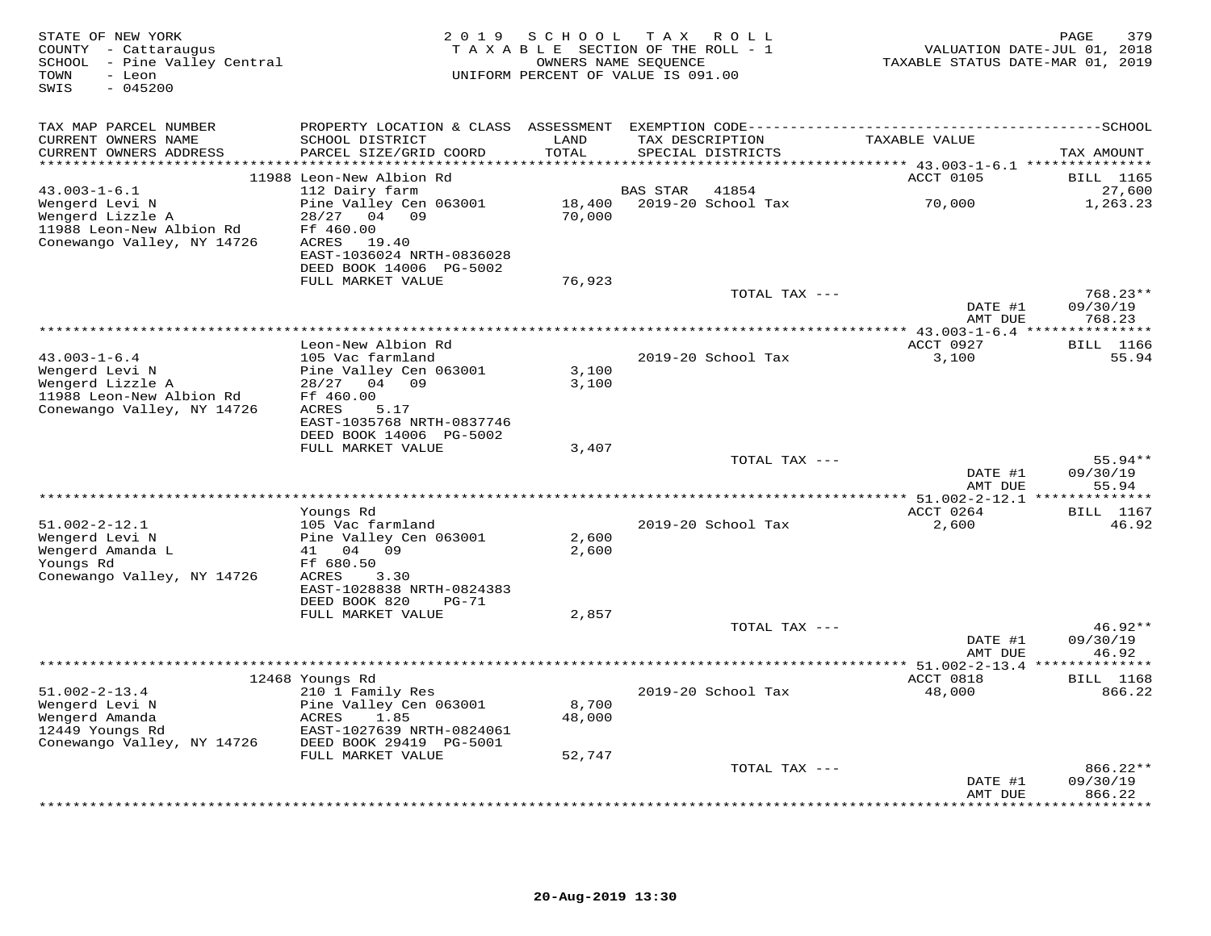STATE OF NEW YORK
COUNTY - Cattaraugus
SCHOOL - Pine Valley Central
TOWN - Leon
SWIS - 045200

2019 SCHOOL TAX ROLL
TAXABLE SECTION OF THE ROLL - 1
OWNERS NAME SEQUENCE
UNIFORM PERCENT OF VALUE IS 091.00

VALUATION DATE-JUL 01, 2018
TAXABLE STATUS DATE-MAR 01, 2019

| TAX MAP PARCEL NUMBER / CURRENT OWNERS NAME / CURRENT OWNERS ADDRESS | PROPERTY LOCATION & CLASS / SCHOOL DISTRICT / PARCEL SIZE/GRID COORD | ASSESSMENT LAND / TOTAL | EXEMPTION CODE / TAX DESCRIPTION / SPECIAL DISTRICTS | TAXABLE VALUE | TAX AMOUNT |
|---|---|---|---|---|---|
| | 11988 Leon-New Albion Rd | | | ACCT 0105 | BILL 1165 |
| 43.003-1-6.1 | 112 Dairy farm | | BAS STAR 41854 | | 27,600 |
| Wengerd Levi N | Pine Valley Cen 063001 | 18,400 | 2019-20 School Tax | 70,000 | 1,263.23 |
| Wengerd Lizzle A | 28/27 04 09 | 70,000 | | | |
| 11988 Leon-New Albion Rd | Ff 460.00 | | | | |
| Conewango Valley, NY 14726 | ACRES 19.40 | | | | |
| | EAST-1036024 NRTH-0836028 | | | | |
| | DEED BOOK 14006 PG-5002 | | | | |
| | FULL MARKET VALUE | 76,923 | | | |
| | | | TOTAL TAX --- | | 768.23** |
| | | | | DATE #1 | 09/30/19 |
| | | | | AMT DUE | 768.23 |
| | Leon-New Albion Rd | | | ACCT 0927 | BILL 1166 |
| 43.003-1-6.4 | 105 Vac farmland | | 2019-20 School Tax | 3,100 | 55.94 |
| Wengerd Levi N | Pine Valley Cen 063001 | 3,100 | | | |
| Wengerd Lizzle A | 28/27 04 09 | 3,100 | | | |
| 11988 Leon-New Albion Rd | Ff 460.00 | | | | |
| Conewango Valley, NY 14726 | ACRES 5.17 | | | | |
| | EAST-1035768 NRTH-0837746 | | | | |
| | DEED BOOK 14006 PG-5002 | | | | |
| | FULL MARKET VALUE | 3,407 | | | |
| | | | TOTAL TAX --- | | 55.94** |
| | | | | DATE #1 | 09/30/19 |
| | | | | AMT DUE | 55.94 |
| | Youngs Rd | | | ACCT 0264 | BILL 1167 |
| 51.002-2-12.1 | 105 Vac farmland | | 2019-20 School Tax | 2,600 | 46.92 |
| Wengerd Levi N | Pine Valley Cen 063001 | 2,600 | | | |
| Wengerd Amanda L | 41 04 09 | 2,600 | | | |
| Youngs Rd | Ff 680.50 | | | | |
| Conewango Valley, NY 14726 | ACRES 3.30 | | | | |
| | EAST-1028838 NRTH-0824383 | | | | |
| | DEED BOOK 820 PG-71 | | | | |
| | FULL MARKET VALUE | 2,857 | | | |
| | | | TOTAL TAX --- | | 46.92** |
| | | | | DATE #1 | 09/30/19 |
| | | | | AMT DUE | 46.92 |
| | 12468 Youngs Rd | | | ACCT 0818 | BILL 1168 |
| 51.002-2-13.4 | 210 1 Family Res | | 2019-20 School Tax | 48,000 | 866.22 |
| Wengerd Levi N | Pine Valley Cen 063001 | 8,700 | | | |
| Wengerd Amanda | ACRES 1.85 | 48,000 | | | |
| 12449 Youngs Rd | EAST-1027639 NRTH-0824061 | | | | |
| Conewango Valley, NY 14726 | DEED BOOK 29419 PG-5001 | | | | |
| | FULL MARKET VALUE | 52,747 | | | |
| | | | TOTAL TAX --- | | 866.22** |
| | | | | DATE #1 | 09/30/19 |
| | | | | AMT DUE | 866.22 |

20-Aug-2019 13:30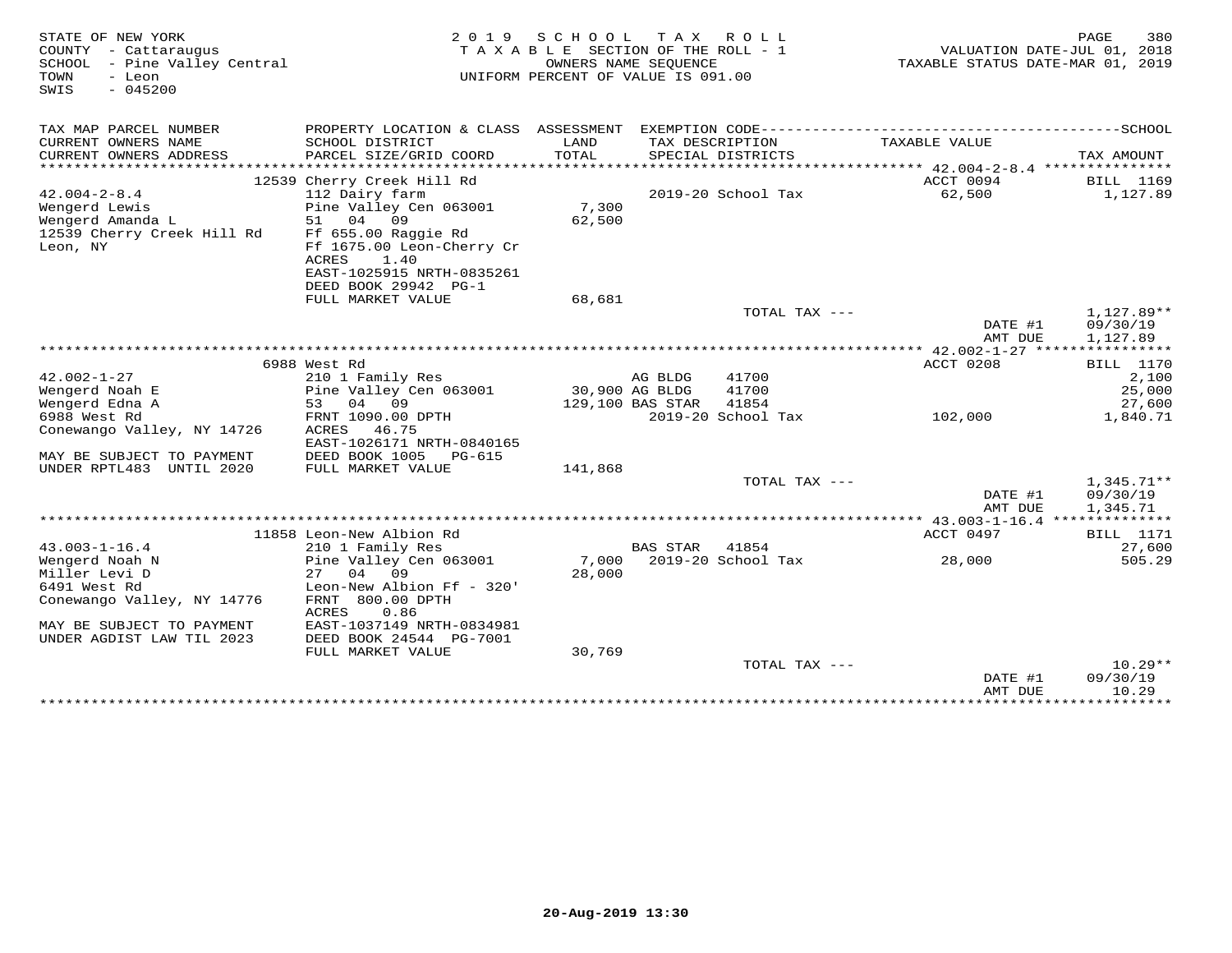STATE OF NEW YORK
COUNTY - Cattaraugus
SCHOOL - Pine Valley Central
TOWN - Leon
SWIS - 045200

2019 SCHOOL TAX ROLL
TAXABLE SECTION OF THE ROLL - 1
OWNERS NAME SEQUENCE
UNIFORM PERCENT OF VALUE IS 091.00

VALUATION DATE-JUL 01, 2018
TAXABLE STATUS DATE-MAR 01, 2019

| TAX MAP PARCEL NUMBER / CURRENT OWNERS NAME / CURRENT OWNERS ADDRESS | PROPERTY LOCATION & CLASS / SCHOOL DISTRICT / PARCEL SIZE/GRID COORD | ASSESSMENT LAND / TOTAL | EXEMPTION CODE / TAX DESCRIPTION / SPECIAL DISTRICTS | TAXABLE VALUE | TAX AMOUNT |
|---|---|---|---|---|---|
| | 12539 Cherry Creek Hill Rd | | | ACCT 0094 | BILL 1169 |
| 42.004-2-8.4 | 112 Dairy farm | | 2019-20 School Tax | 62,500 | 1,127.89 |
| Wengerd Lewis | Pine Valley Cen 063001 | 7,300 | | | |
| Wengerd Amanda L | 51 04 09 | 62,500 | | | |
| 12539 Cherry Creek Hill Rd | Ff 655.00 Raggie Rd | | | | |
| Leon, NY | Ff 1675.00 Leon-Cherry Cr | | | | |
| | ACRES 1.40 | | | | |
| | EAST-1025915 NRTH-0835261 | | | | |
| | DEED BOOK 29942 PG-1 | | | | |
| | FULL MARKET VALUE | 68,681 | | | |
| | | | TOTAL TAX --- | | 1,127.89** |
| | | | | DATE #1 | 09/30/19 |
| | | | | AMT DUE | 1,127.89 |
| | 6988 West Rd | | | ACCT 0208 | BILL 1170 |
| 42.002-1-27 | 210 1 Family Res | | AG BLDG 41700 | | 2,100 |
| Wengerd Noah E | Pine Valley Cen 063001 | 30,900 | AG BLDG 41700 | | 25,000 |
| Wengerd Edna A | 53 04 09 | 129,100 | BAS STAR 41854 | | 27,600 |
| 6988 West Rd | FRNT 1090.00 DPTH | | 2019-20 School Tax | 102,000 | 1,840.71 |
| Conewango Valley, NY 14726 | ACRES 46.75 | | | | |
| | EAST-1026171 NRTH-0840165 | | | | |
| MAY BE SUBJECT TO PAYMENT | DEED BOOK 1005 PG-615 | | | | |
| UNDER RPTL483 UNTIL 2020 | FULL MARKET VALUE | 141,868 | | | |
| | | | TOTAL TAX --- | | 1,345.71** |
| | | | | DATE #1 | 09/30/19 |
| | | | | AMT DUE | 1,345.71 |
| | 11858 Leon-New Albion Rd | | | ACCT 0497 | BILL 1171 |
| 43.003-1-16.4 | 210 1 Family Res | | BAS STAR 41854 | | 27,600 |
| Wengerd Noah N | Pine Valley Cen 063001 | 7,000 | 2019-20 School Tax | 28,000 | 505.29 |
| Miller Levi D | 27 04 09 | 28,000 | | | |
| 6491 West Rd | Leon-New Albion Ff - 320' | | | | |
| Conewango Valley, NY 14776 | FRNT 800.00 DPTH | | | | |
| | ACRES 0.86 | | | | |
| MAY BE SUBJECT TO PAYMENT | EAST-1037149 NRTH-0834981 | | | | |
| UNDER AGDIST LAW TIL 2023 | DEED BOOK 24544 PG-7001 | | | | |
| | FULL MARKET VALUE | 30,769 | | | |
| | | | TOTAL TAX --- | | 10.29** |
| | | | | DATE #1 | 09/30/19 |
| | | | | AMT DUE | 10.29 |

20-Aug-2019 13:30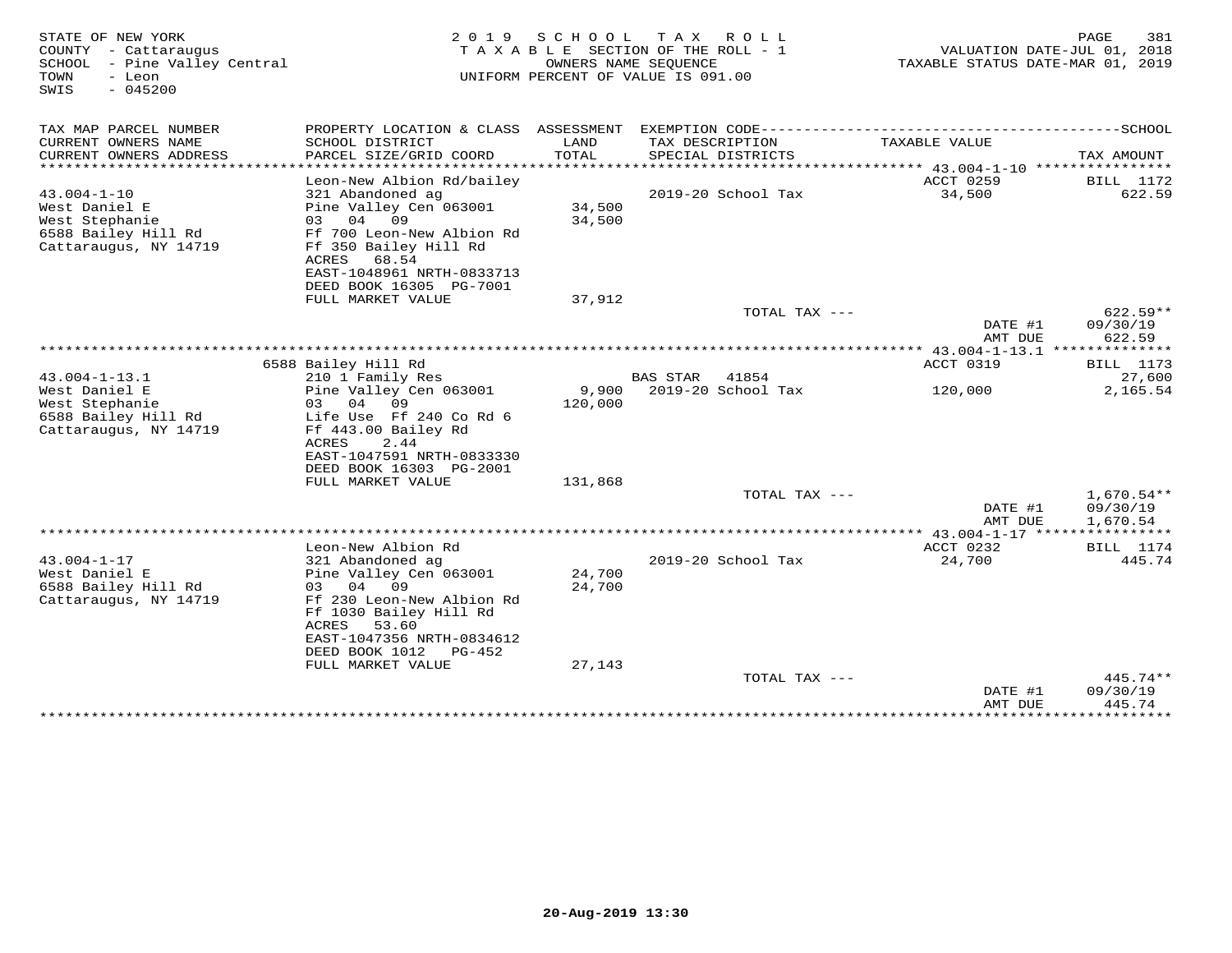STATE OF NEW YORK
COUNTY - Cattaraugus
SCHOOL - Pine Valley Central
TOWN - Leon
SWIS - 045200

2019 SCHOOL TAX ROLL
TAXABLE SECTION OF THE ROLL - 1
OWNERS NAME SEQUENCE
UNIFORM PERCENT OF VALUE IS 091.00

VALUATION DATE-JUL 01, 2018
TAXABLE STATUS DATE-MAR 01, 2019

| TAX MAP PARCEL NUMBER / CURRENT OWNERS NAME / CURRENT OWNERS ADDRESS | PROPERTY LOCATION & CLASS / SCHOOL DISTRICT / PARCEL SIZE/GRID COORD | ASSESSMENT LAND / TOTAL | EXEMPTION CODE / TAX DESCRIPTION / SPECIAL DISTRICTS | TAXABLE VALUE | SCHOOL TAX AMOUNT |
|---|---|---|---|---|---|
| | Leon-New Albion Rd/bailey | | | ACCT 0259 | BILL 1172 |
| 43.004-1-10 | 321 Abandoned ag | | 2019-20 School Tax | 34,500 | 622.59 |
| West Daniel E | Pine Valley Cen 063001 | 34,500 | | | |
| West Stephanie | 03 04 09 | 34,500 | | | |
| 6588 Bailey Hill Rd | Ff 700 Leon-New Albion Rd | | | | |
| Cattaraugus, NY 14719 | Ff 350 Bailey Hill Rd | | | | |
| | ACRES 68.54 | | | | |
| | EAST-1048961 NRTH-0833713 | | | | |
| | DEED BOOK 16305 PG-7001 | | | | |
| | FULL MARKET VALUE | 37,912 | | | |
| | | | TOTAL TAX --- | | 622.59** |
| | | | | DATE #1 | 09/30/19 |
| | | | | AMT DUE | 622.59 |
| | 6588 Bailey Hill Rd | | | ACCT 0319 | BILL 1173 |
| 43.004-1-13.1 | 210 1 Family Res | | BAS STAR 41854 | | 27,600 |
| West Daniel E | Pine Valley Cen 063001 | 9,900 | 2019-20 School Tax | 120,000 | 2,165.54 |
| West Stephanie | 03 04 09 | 120,000 | | | |
| 6588 Bailey Hill Rd | Life Use Ff 240 Co Rd 6 | | | | |
| Cattaraugus, NY 14719 | Ff 443.00 Bailey Rd | | | | |
| | ACRES 2.44 | | | | |
| | EAST-1047591 NRTH-0833330 | | | | |
| | DEED BOOK 16303 PG-2001 | | | | |
| | FULL MARKET VALUE | 131,868 | | | |
| | | | TOTAL TAX --- | | 1,670.54** |
| | | | | DATE #1 | 09/30/19 |
| | | | | AMT DUE | 1,670.54 |
| | Leon-New Albion Rd | | | ACCT 0232 | BILL 1174 |
| 43.004-1-17 | 321 Abandoned ag | | 2019-20 School Tax | 24,700 | 445.74 |
| West Daniel E | Pine Valley Cen 063001 | 24,700 | | | |
| 6588 Bailey Hill Rd | 03 04 09 | 24,700 | | | |
| Cattaraugus, NY 14719 | Ff 230 Leon-New Albion Rd | | | | |
| | Ff 1030 Bailey Hill Rd | | | | |
| | ACRES 53.60 | | | | |
| | EAST-1047356 NRTH-0834612 | | | | |
| | DEED BOOK 1012 PG-452 | | | | |
| | FULL MARKET VALUE | 27,143 | | | |
| | | | TOTAL TAX --- | | 445.74** |
| | | | | DATE #1 | 09/30/19 |
| | | | | AMT DUE | 445.74 |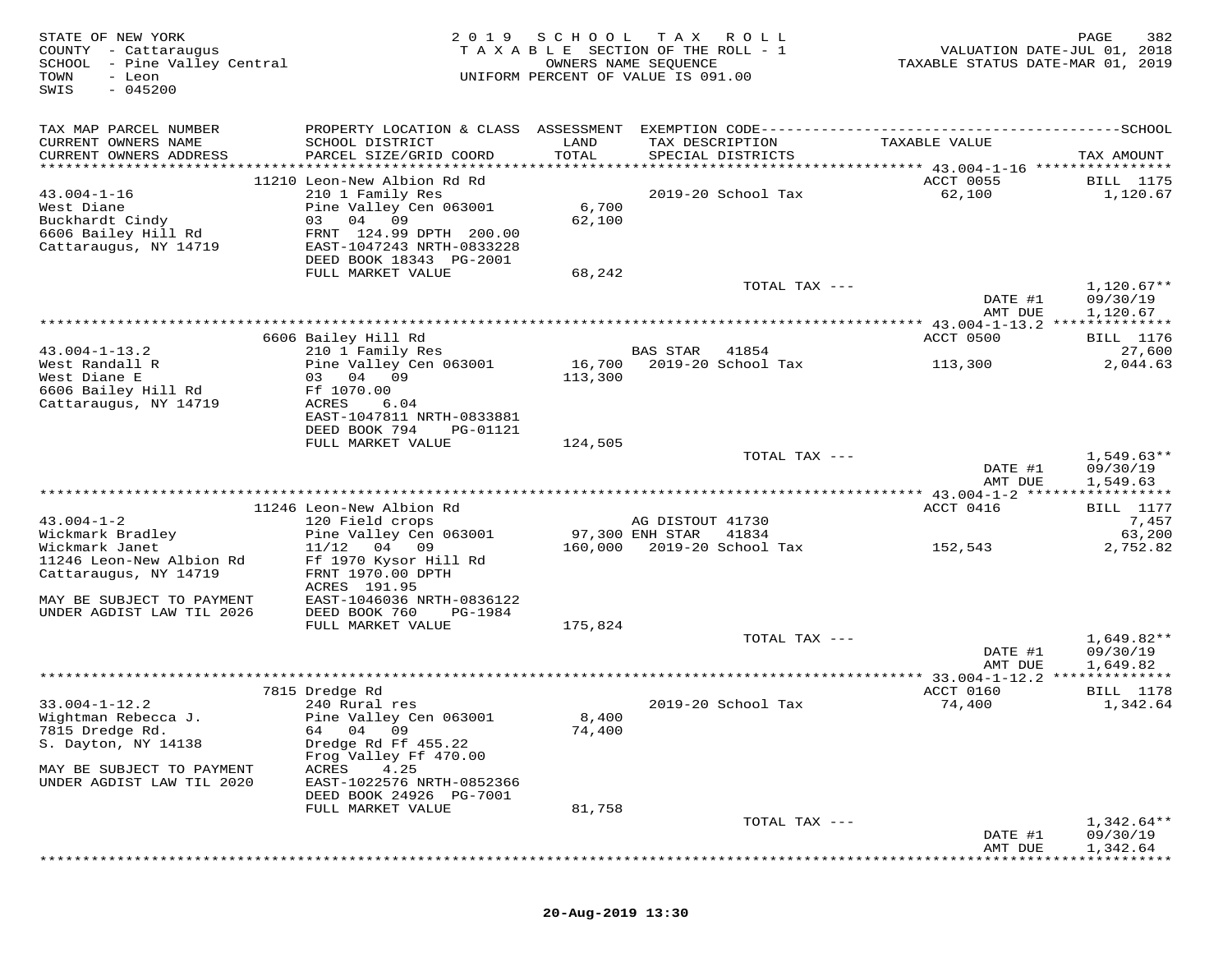STATE OF NEW YORK
COUNTY - Cattaraugus
SCHOOL - Pine Valley Central
TOWN - Leon
SWIS - 045200

2019 SCHOOL TAX ROLL
TAXABLE SECTION OF THE ROLL - 1
OWNERS NAME SEQUENCE
UNIFORM PERCENT OF VALUE IS 091.00

VALUATION DATE-JUL 01, 2018
TAXABLE STATUS DATE-MAR 01, 2019

| TAX MAP PARCEL NUMBER / CURRENT OWNERS NAME / CURRENT OWNERS ADDRESS | PROPERTY LOCATION & CLASS / SCHOOL DISTRICT / PARCEL SIZE/GRID COORD | ASSESSMENT LAND / TOTAL | EXEMPTION CODE / TAX DESCRIPTION / SPECIAL DISTRICTS | TAXABLE VALUE | SCHOOL TAX AMOUNT |
|---|---|---|---|---|---|
| 43.004-1-16 | 11210 Leon-New Albion Rd Rd | | | ACCT 0055 | BILL 1175 |
| West Diane | 210 1 Family Res | | 2019-20 School Tax | 62,100 | 1,120.67 |
| Buckhardt Cindy | Pine Valley Cen 063001 | 6,700 | | | |
| 6606 Bailey Hill Rd | 03 04 09 | 62,100 | | | |
| Cattaraugus, NY 14719 | FRNT 124.99 DPTH 200.00 | | | | |
| | EAST-1047243 NRTH-0833228 | | | | |
| | DEED BOOK 18343 PG-2001 | | | | |
| | FULL MARKET VALUE | 68,242 | | | |
| | | | TOTAL TAX --- | | 1,120.67** |
| | | | | DATE #1 | 09/30/19 |
| | | | | AMT DUE | 1,120.67 |
| 43.004-1-13.2 | 6606 Bailey Hill Rd | | | ACCT 0500 | BILL 1176 |
| West Randall R | 210 1 Family Res | | BAS STAR 41854 | | 27,600 |
| West Diane E | Pine Valley Cen 063001 | 16,700 | 2019-20 School Tax | 113,300 | 2,044.63 |
| 6606 Bailey Hill Rd | 03 04 09 | 113,300 | | | |
| Cattaraugus, NY 14719 | Ff 1070.00 | | | | |
| | ACRES 6.04 | | | | |
| | EAST-1047811 NRTH-0833881 | | | | |
| | DEED BOOK 794 PG-01121 | | | | |
| | FULL MARKET VALUE | 124,505 | | | |
| | | | TOTAL TAX --- | | 1,549.63** |
| | | | | DATE #1 | 09/30/19 |
| | | | | AMT DUE | 1,549.63 |
| 43.004-1-2 | 11246 Leon-New Albion Rd | | | ACCT 0416 | BILL 1177 |
| Wickmark Bradley | 120 Field crops | | AG DISTOUT 41730 | | 7,457 |
| Wickmark Janet | Pine Valley Cen 063001 | 97,300 | ENH STAR 41834 | | 63,200 |
| 11246 Leon-New Albion Rd | 11/12 04 09 | 160,000 | 2019-20 School Tax | 152,543 | 2,752.82 |
| Cattaraugus, NY 14719 | Ff 1970 Kysor Hill Rd | | | | |
| | FRNT 1970.00 DPTH | | | | |
| MAY BE SUBJECT TO PAYMENT | ACRES 191.95 | | | | |
| UNDER AGDIST LAW TIL 2026 | EAST-1046036 NRTH-0836122 | | | | |
| | DEED BOOK 760 PG-1984 | | | | |
| | FULL MARKET VALUE | 175,824 | | | |
| | | | TOTAL TAX --- | | 1,649.82** |
| | | | | DATE #1 | 09/30/19 |
| | | | | AMT DUE | 1,649.82 |
| 33.004-1-12.2 | 7815 Dredge Rd | | | ACCT 0160 | BILL 1178 |
| Wightman Rebecca J. | 240 Rural res | | 2019-20 School Tax | 74,400 | 1,342.64 |
| 7815 Dredge Rd. | Pine Valley Cen 063001 | 8,400 | | | |
| S. Dayton, NY 14138 | 64 04 09 | 74,400 | | | |
| | Dredge Rd Ff 455.22 | | | | |
| | Frog Valley Ff 470.00 | | | | |
| MAY BE SUBJECT TO PAYMENT | ACRES 4.25 | | | | |
| UNDER AGDIST LAW TIL 2020 | EAST-1022576 NRTH-0852366 | | | | |
| | DEED BOOK 24926 PG-7001 | | | | |
| | FULL MARKET VALUE | 81,758 | | | |
| | | | TOTAL TAX --- | | 1,342.64** |
| | | | | DATE #1 | 09/30/19 |
| | | | | AMT DUE | 1,342.64 |

20-Aug-2019 13:30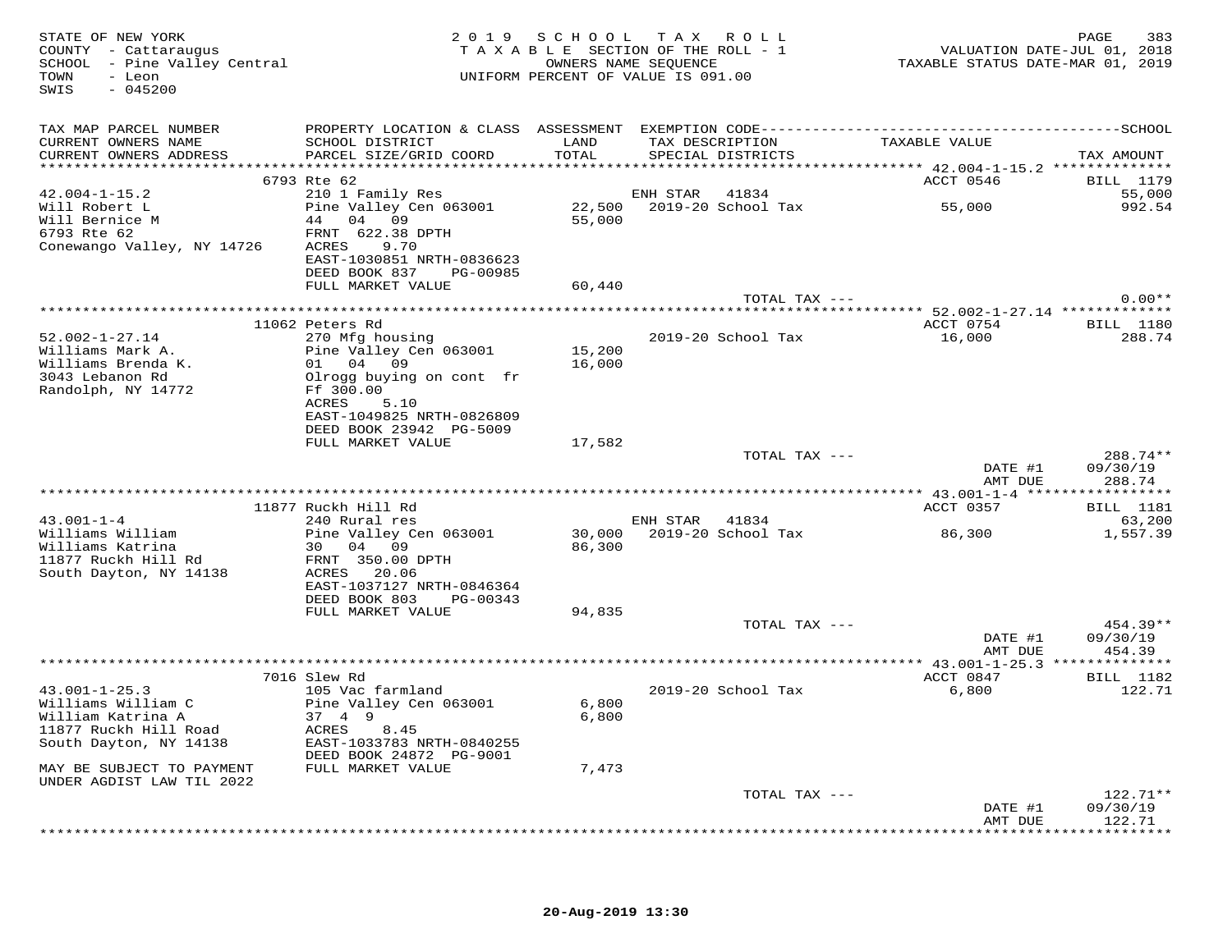STATE OF NEW YORK
COUNTY - Cattaraugus
SCHOOL - Pine Valley Central
TOWN - Leon
SWIS - 045200

2019 SCHOOL TAX ROLL
TAXABLE SECTION OF THE ROLL - 1
OWNERS NAME SEQUENCE
UNIFORM PERCENT OF VALUE IS 091.00

VALUATION DATE-JUL 01, 2018
TAXABLE STATUS DATE-MAR 01, 2019

| TAX MAP PARCEL NUMBER / CURRENT OWNERS NAME / CURRENT OWNERS ADDRESS | PROPERTY LOCATION & CLASS / SCHOOL DISTRICT / PARCEL SIZE/GRID COORD | ASSESSMENT LAND / TOTAL | EXEMPTION CODE / TAX DESCRIPTION / SPECIAL DISTRICTS | TAXABLE VALUE | TAX AMOUNT |
|---|---|---|---|---|---|
| | 6793 Rte 62 | | | ACCT 0546 | BILL 1179 |
| 42.004-1-15.2 | 210 1 Family Res | | ENH STAR 41834 | | 55,000 |
| Will Robert L | Pine Valley Cen 063001 | 22,500 | 2019-20 School Tax | 55,000 | 992.54 |
| Will Bernice M | 44 04 09 | 55,000 | | | |
| 6793 Rte 62 | FRNT 622.38 DPTH | | | | |
| Conewango Valley, NY 14726 | ACRES 9.70 | | | | |
| | EAST-1030851 NRTH-0836623 | | | | |
| | DEED BOOK 837 PG-00985 | | | | |
| | FULL MARKET VALUE | 60,440 | | | |
| | | | TOTAL TAX --- | | 0.00** |
| | 11062 Peters Rd | | | ACCT 0754 | BILL 1180 |
| 52.002-1-27.14 | 270 Mfg housing | | 2019-20 School Tax | 16,000 | 288.74 |
| Williams Mark A. | Pine Valley Cen 063001 | 15,200 | | | |
| Williams Brenda K. | 01 04 09 | 16,000 | | | |
| 3043 Lebanon Rd | Olrogg buying on cont fr | | | | |
| Randolph, NY 14772 | Ff 300.00 | | | | |
| | ACRES 5.10 | | | | |
| | EAST-1049825 NRTH-0826809 | | | | |
| | DEED BOOK 23942 PG-5009 | | | | |
| | FULL MARKET VALUE | 17,582 | | | |
| | | | TOTAL TAX --- | | 288.74** |
| | | | | DATE #1 | 09/30/19 |
| | | | | AMT DUE | 288.74 |
| | 11877 Ruckh Hill Rd | | | ACCT 0357 | BILL 1181 |
| 43.001-1-4 | 240 Rural res | | ENH STAR 41834 | | 63,200 |
| Williams William | Pine Valley Cen 063001 | 30,000 | 2019-20 School Tax | 86,300 | 1,557.39 |
| Williams Katrina | 30 04 09 | 86,300 | | | |
| 11877 Ruckh Hill Rd | FRNT 350.00 DPTH | | | | |
| South Dayton, NY 14138 | ACRES 20.06 | | | | |
| | EAST-1037127 NRTH-0846364 | | | | |
| | DEED BOOK 803 PG-00343 | | | | |
| | FULL MARKET VALUE | 94,835 | | | |
| | | | TOTAL TAX --- | | 454.39** |
| | | | | DATE #1 | 09/30/19 |
| | | | | AMT DUE | 454.39 |
| | 7016 Slew Rd | | | ACCT 0847 | BILL 1182 |
| 43.001-1-25.3 | 105 Vac farmland | | 2019-20 School Tax | 6,800 | 122.71 |
| Williams William C | Pine Valley Cen 063001 | 6,800 | | | |
| William Katrina A | 37 4 9 | 6,800 | | | |
| 11877 Ruckh Hill Road | ACRES 8.45 | | | | |
| South Dayton, NY 14138 | EAST-1033783 NRTH-0840255 | | | | |
| | DEED BOOK 24872 PG-9001 | | | | |
| MAY BE SUBJECT TO PAYMENT UNDER AGDIST LAW TIL 2022 | FULL MARKET VALUE | 7,473 | | | |
| | | | TOTAL TAX --- | | 122.71** |
| | | | | DATE #1 | 09/30/19 |
| | | | | AMT DUE | 122.71 |

20-Aug-2019 13:30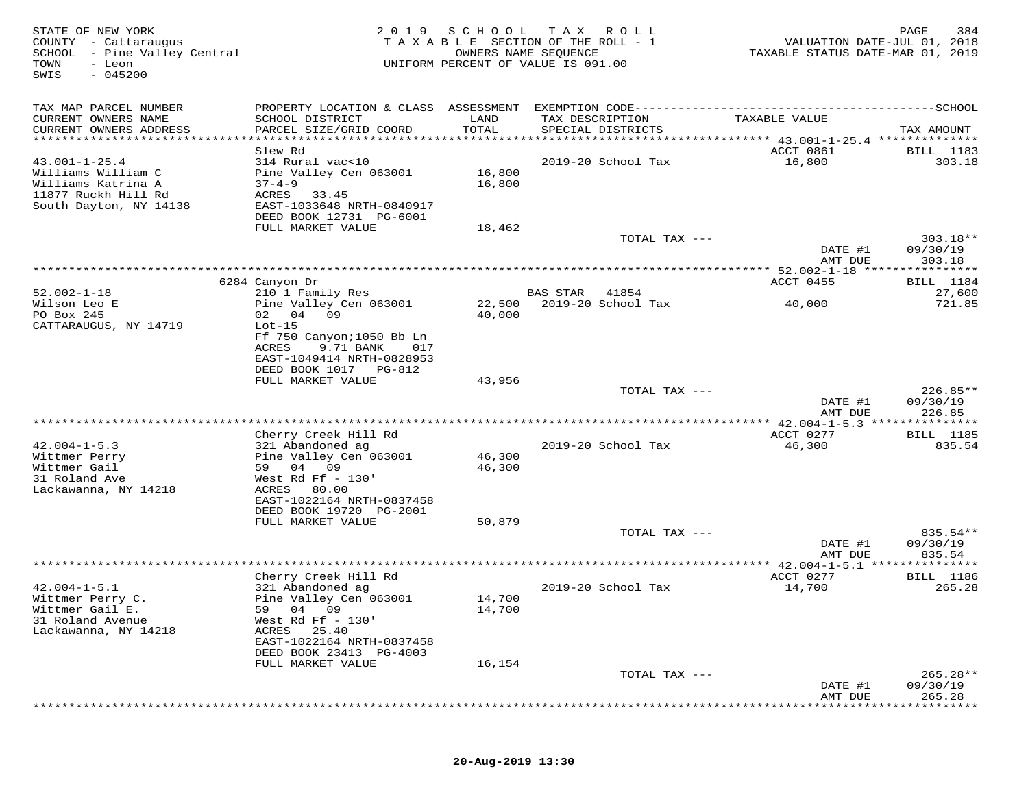STATE OF NEW YORK
COUNTY - Cattaraugus
SCHOOL - Pine Valley Central
TOWN - Leon
SWIS - 045200

2 0 1 9 S C H O O L T A X R O L L
T A X A B L E SECTION OF THE ROLL - 1
OWNERS NAME SEQUENCE
UNIFORM PERCENT OF VALUE IS 091.00

VALUATION DATE-JUL 01, 2018
TAXABLE STATUS DATE-MAR 01, 2019

| TAX MAP PARCEL NUMBER / CURRENT OWNERS NAME / CURRENT OWNERS ADDRESS | PROPERTY LOCATION & CLASS / SCHOOL DISTRICT / PARCEL SIZE/GRID COORD | ASSESSMENT LAND / TOTAL | EXEMPTION CODE / TAX DESCRIPTION / SPECIAL DISTRICTS | TAXABLE VALUE | TAX AMOUNT (SCHOOL) |
|---|---|---|---|---|---|
| 43.001-1-25.4 | Slew Rd | | | ACCT 0861 | BILL 1183 |
| 43.001-1-25.4 | 314 Rural vac<10 | | 2019-20 School Tax | 16,800 | 303.18 |
| Williams William C | Pine Valley Cen 063001 | 16,800 | | | |
| Williams Katrina A | 37-4-9 | 16,800 | | | |
| 11877 Ruckh Hill Rd | ACRES 33.45 | | | | |
| South Dayton, NY 14138 | EAST-1033648 NRTH-0840917 | | | | |
| | DEED BOOK 12731 PG-6001 | | | | |
| | FULL MARKET VALUE | 18,462 | | | |
| | | | TOTAL TAX --- | | 303.18** |
| | | | | DATE #1 | 09/30/19 |
| | | | | AMT DUE | 303.18 |
| 52.002-1-18 | 6284 Canyon Dr | | | ACCT 0455 | BILL 1184 |
| 52.002-1-18 | 210 1 Family Res | | BAS STAR 41854 | | 27,600 |
| Wilson Leo E | Pine Valley Cen 063001 | 22,500 | 2019-20 School Tax | 40,000 | 721.85 |
| PO Box 245 | 02 04 09 | 40,000 | | | |
| CATTARAUGUS, NY 14719 | Lot-15 | | | | |
| | Ff 750 Canyon;1050 Bb Ln | | | | |
| | ACRES 9.71 BANK 017 | | | | |
| | EAST-1049414 NRTH-0828953 | | | | |
| | DEED BOOK 1017 PG-812 | | | | |
| | FULL MARKET VALUE | 43,956 | | | |
| | | | TOTAL TAX --- | | 226.85** |
| | | | | DATE #1 | 09/30/19 |
| | | | | AMT DUE | 226.85 |
| 42.004-1-5.3 | Cherry Creek Hill Rd | | | ACCT 0277 | BILL 1185 |
| 42.004-1-5.3 | 321 Abandoned ag | | 2019-20 School Tax | 46,300 | 835.54 |
| Wittmer Perry | Pine Valley Cen 063001 | 46,300 | | | |
| Wittmer Gail | 59 04 09 | 46,300 | | | |
| 31 Roland Ave | West Rd Ff - 130' | | | | |
| Lackawanna, NY 14218 | ACRES 80.00 | | | | |
| | EAST-1022164 NRTH-0837458 | | | | |
| | DEED BOOK 19720 PG-2001 | | | | |
| | FULL MARKET VALUE | 50,879 | | | |
| | | | TOTAL TAX --- | | 835.54** |
| | | | | DATE #1 | 09/30/19 |
| | | | | AMT DUE | 835.54 |
| 42.004-1-5.1 | Cherry Creek Hill Rd | | | ACCT 0277 | BILL 1186 |
| 42.004-1-5.1 | 321 Abandoned ag | | 2019-20 School Tax | 14,700 | 265.28 |
| Wittmer Perry C. | Pine Valley Cen 063001 | 14,700 | | | |
| Wittmer Gail E. | 59 04 09 | 14,700 | | | |
| 31 Roland Avenue | West Rd Ff - 130' | | | | |
| Lackawanna, NY 14218 | ACRES 25.40 | | | | |
| | EAST-1022164 NRTH-0837458 | | | | |
| | DEED BOOK 23413 PG-4003 | | | | |
| | FULL MARKET VALUE | 16,154 | | | |
| | | | TOTAL TAX --- | | 265.28** |
| | | | | DATE #1 | 09/30/19 |
| | | | | AMT DUE | 265.28 |

20-Aug-2019 13:30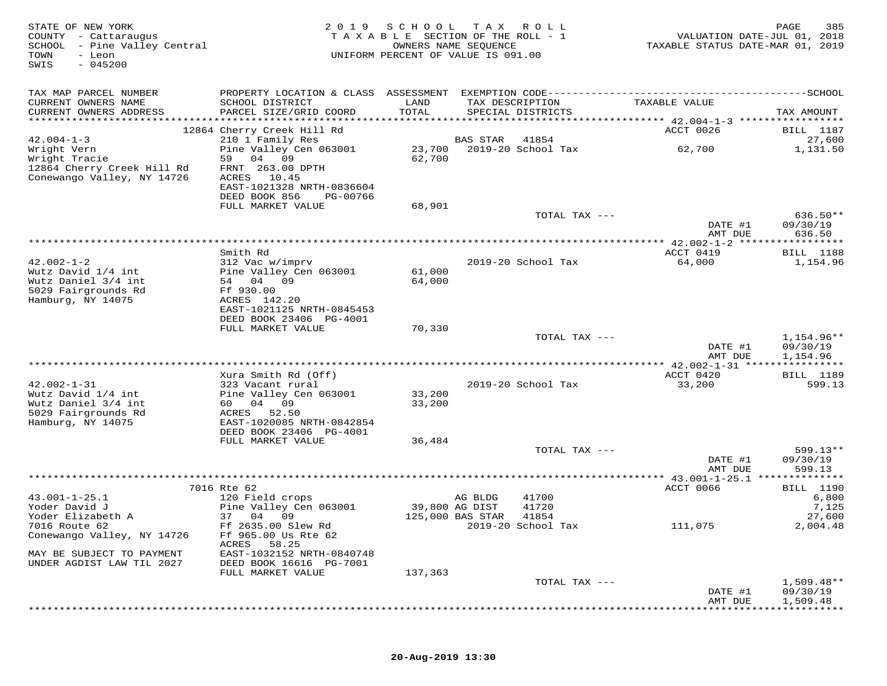STATE OF NEW YORK — 2019 SCHOOL TAX ROLL — PAGE 385
COUNTY - Cattaraugus — TAXABLE SECTION OF THE ROLL - 1 — VALUATION DATE-JUL 01, 2018
SCHOOL - Pine Valley Central — OWNERS NAME SEQUENCE — TAXABLE STATUS DATE-MAR 01, 2019
TOWN - Leon — UNIFORM PERCENT OF VALUE IS 091.00
SWIS - 045200

| TAX MAP PARCEL NUMBER / CURRENT OWNERS NAME / CURRENT OWNERS ADDRESS | PROPERTY LOCATION & CLASS / SCHOOL DISTRICT / PARCEL SIZE/GRID COORD | ASSESSMENT LAND / TOTAL | EXEMPTION CODE / TAX DESCRIPTION / SPECIAL DISTRICTS | TAXABLE VALUE | TAX AMOUNT |
|---|---|---|---|---|---|
| **42.004-1-3** | 12864 Cherry Creek Hill Rd | | | ACCT 0026 | BILL 1187 |
| 42.004-1-3 | 210 1 Family Res | | BAS STAR 41854 | | 27,600 |
| Wright Vern | Pine Valley Cen 063001 | 23,700 | 2019-20 School Tax | 62,700 | 1,131.50 |
| Wright Tracie | 59 04 09 | 62,700 | | | |
| 12864 Cherry Creek Hill Rd | FRNT 263.00 DPTH | | | | |
| Conewango Valley, NY 14726 | ACRES 10.45 | | | | |
| | EAST-1021328 NRTH-0836604 | | | | |
| | DEED BOOK 856 PG-00766 | | | | |
| | FULL MARKET VALUE | 68,901 | | | |
| | | | TOTAL TAX --- | | 636.50** |
| | | | | DATE #1 | 09/30/19 |
| | | | | AMT DUE | 636.50 |
| **42.002-1-2** | Smith Rd | | | ACCT 0419 | BILL 1188 |
| 42.002-1-2 | 312 Vac w/imprv | | 2019-20 School Tax | 64,000 | 1,154.96 |
| Wutz David 1/4 int | Pine Valley Cen 063001 | 61,000 | | | |
| Wutz Daniel 3/4 int | 54 04 09 | 64,000 | | | |
| 5029 Fairgrounds Rd | Ff 930.00 | | | | |
| Hamburg, NY 14075 | ACRES 142.20 | | | | |
| | EAST-1021125 NRTH-0845453 | | | | |
| | DEED BOOK 23406 PG-4001 | | | | |
| | FULL MARKET VALUE | 70,330 | | | |
| | | | TOTAL TAX --- | | 1,154.96** |
| | | | | DATE #1 | 09/30/19 |
| | | | | AMT DUE | 1,154.96 |
| **42.002-1-31** | Xura Smith Rd (Off) | | | ACCT 0420 | BILL 1189 |
| 42.002-1-31 | 323 Vacant rural | | 2019-20 School Tax | 33,200 | 599.13 |
| Wutz David 1/4 int | Pine Valley Cen 063001 | 33,200 | | | |
| Wutz Daniel 3/4 int | 60 04 09 | 33,200 | | | |
| 5029 Fairgrounds Rd | ACRES 52.50 | | | | |
| Hamburg, NY 14075 | EAST-1020085 NRTH-0842854 | | | | |
| | DEED BOOK 23406 PG-4001 | | | | |
| | FULL MARKET VALUE | 36,484 | | | |
| | | | TOTAL TAX --- | | 599.13** |
| | | | | DATE #1 | 09/30/19 |
| | | | | AMT DUE | 599.13 |
| **43.001-1-25.1** | 7016 Rte 62 | | | ACCT 0066 | BILL 1190 |
| 43.001-1-25.1 | 120 Field crops | | AG BLDG 41700 | | 6,800 |
| Yoder David J | Pine Valley Cen 063001 | 39,800 | AG DIST 41720 | | 7,125 |
| Yoder Elizabeth A | 37 04 09 | 125,000 | BAS STAR 41854 | | 27,600 |
| 7016 Route 62 | Ff 2635.00 Slew Rd | | 2019-20 School Tax | 111,075 | 2,004.48 |
| Conewango Valley, NY 14726 | Ff 965.00 Us Rte 62 | | | | |
| | ACRES 58.25 | | | | |
| MAY BE SUBJECT TO PAYMENT | EAST-1032152 NRTH-0840748 | | | | |
| UNDER AGDIST LAW TIL 2027 | DEED BOOK 16616 PG-7001 | | | | |
| | FULL MARKET VALUE | 137,363 | | | |
| | | | TOTAL TAX --- | | 1,509.48** |
| | | | | DATE #1 | 09/30/19 |
| | | | | AMT DUE | 1,509.48 |

20-Aug-2019 13:30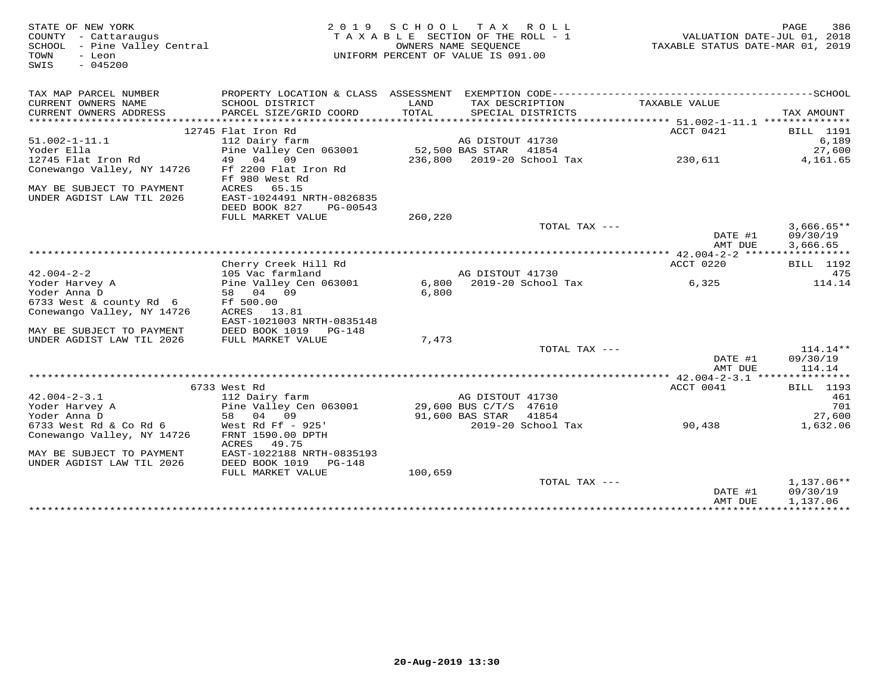STATE OF NEW YORK
COUNTY - Cattaraugus
SCHOOL - Pine Valley Central
TOWN - Leon
SWIS - 045200

2019 SCHOOL TAX ROLL
TAXABLE SECTION OF THE ROLL - 1
OWNERS NAME SEQUENCE
UNIFORM PERCENT OF VALUE IS 091.00

VALUATION DATE-JUL 01, 2018
TAXABLE STATUS DATE-MAR 01, 2019

| TAX MAP PARCEL NUMBER / CURRENT OWNERS NAME / CURRENT OWNERS ADDRESS | PROPERTY LOCATION & CLASS / SCHOOL DISTRICT / PARCEL SIZE/GRID COORD | ASSESSMENT LAND / TOTAL | EXEMPTION CODE / TAX DESCRIPTION / SPECIAL DISTRICTS | TAXABLE VALUE | TAX AMOUNT |
|---|---|---|---|---|---|
| | 12745 Flat Iron Rd | | | ACCT 0421 | BILL 1191 |
| 51.002-1-11.1 | 112 Dairy farm | | AG DISTOUT 41730 | | 6,189 |
| Yoder Ella | Pine Valley Cen 063001 | 52,500 | BAS STAR 41854 | | 27,600 |
| 12745 Flat Iron Rd | 49 04 09 | 236,800 | 2019-20 School Tax | 230,611 | 4,161.65 |
| Conewango Valley, NY 14726 | Ff 2200 Flat Iron Rd | | | | |
| | Ff 980 West Rd | | | | |
| MAY BE SUBJECT TO PAYMENT | ACRES 65.15 | | | | |
| UNDER AGDIST LAW TIL 2026 | EAST-1024491 NRTH-0826835 | | | | |
| | DEED BOOK 827 PG-00543 | | | | |
| | FULL MARKET VALUE | 260,220 | | | |
| | | | TOTAL TAX --- | | 3,666.65** |
| | | | | DATE #1 | 09/30/19 |
| | | | | AMT DUE | 3,666.65 |
| | Cherry Creek Hill Rd | | | ACCT 0220 | BILL 1192 |
| 42.004-2-2 | 105 Vac farmland | | AG DISTOUT 41730 | | 475 |
| Yoder Harvey A | Pine Valley Cen 063001 | 6,800 | 2019-20 School Tax | 6,325 | 114.14 |
| Yoder Anna D | 58 04 09 | 6,800 | | | |
| 6733 West & county Rd 6 | Ff 500.00 | | | | |
| Conewango Valley, NY 14726 | ACRES 13.81 | | | | |
| | EAST-1021003 NRTH-0835148 | | | | |
| MAY BE SUBJECT TO PAYMENT | DEED BOOK 1019 PG-148 | | | | |
| UNDER AGDIST LAW TIL 2026 | FULL MARKET VALUE | 7,473 | | | |
| | | | TOTAL TAX --- | | 114.14** |
| | | | | DATE #1 | 09/30/19 |
| | | | | AMT DUE | 114.14 |
| | 6733 West Rd | | | ACCT 0041 | BILL 1193 |
| 42.004-2-3.1 | 112 Dairy farm | | AG DISTOUT 41730 | | 461 |
| Yoder Harvey A | Pine Valley Cen 063001 | 29,600 | BUS C/T/S 47610 | | 701 |
| Yoder Anna D | 58 04 09 | 91,600 | BAS STAR 41854 | | 27,600 |
| 6733 West Rd & Co Rd 6 | West Rd Ff - 925' | | 2019-20 School Tax | 90,438 | 1,632.06 |
| Conewango Valley, NY 14726 | FRNT 1590.00 DPTH | | | | |
| | ACRES 49.75 | | | | |
| MAY BE SUBJECT TO PAYMENT | EAST-1022188 NRTH-0835193 | | | | |
| UNDER AGDIST LAW TIL 2026 | DEED BOOK 1019 PG-148 | | | | |
| | FULL MARKET VALUE | 100,659 | | | |
| | | | TOTAL TAX --- | | 1,137.06** |
| | | | | DATE #1 | 09/30/19 |
| | | | | AMT DUE | 1,137.06 |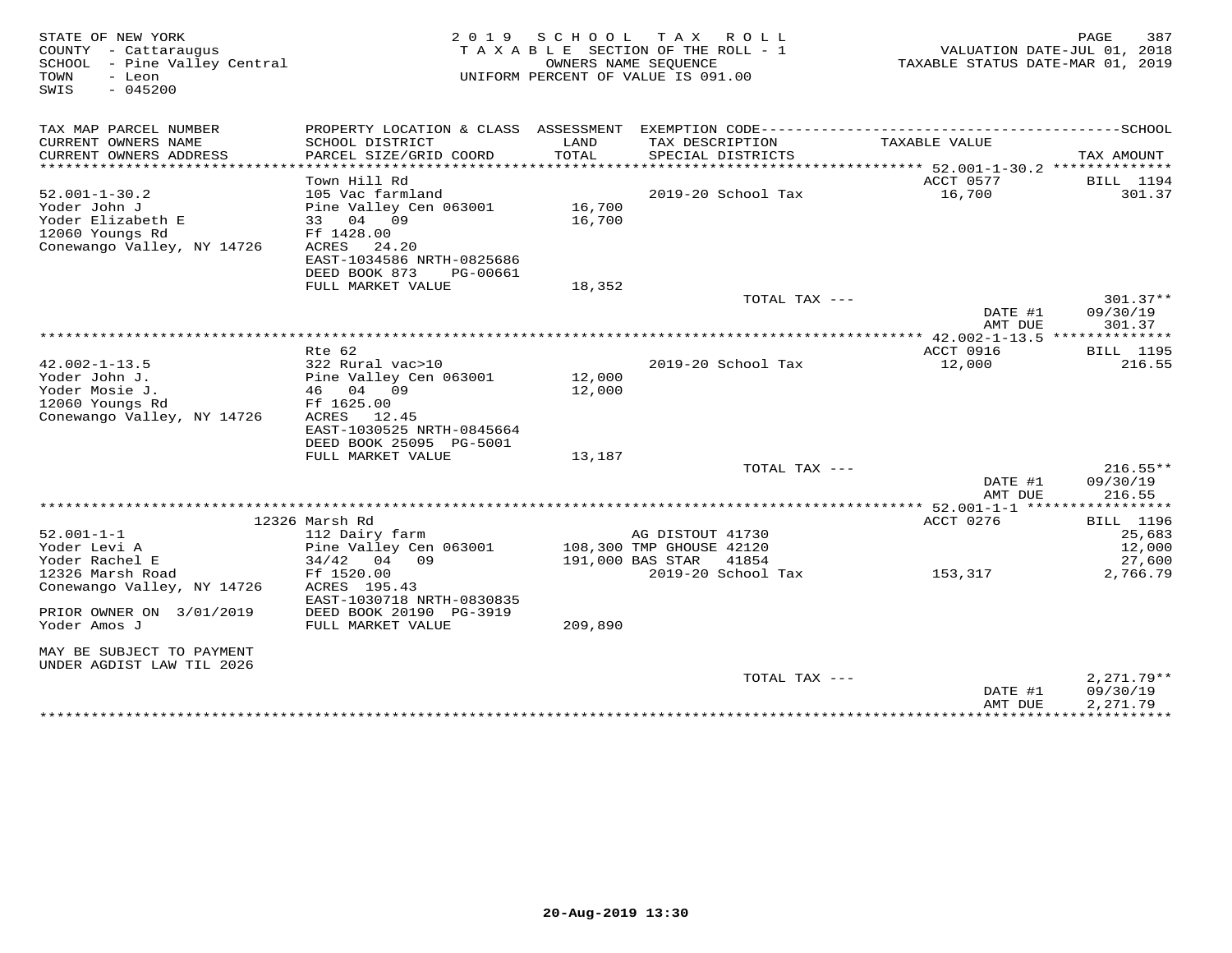STATE OF NEW YORK
COUNTY - Cattaraugus
SCHOOL - Pine Valley Central
TOWN - Leon
SWIS - 045200

2019 SCHOOL TAX ROLL
TAXABLE SECTION OF THE ROLL - 1
OWNERS NAME SEQUENCE
UNIFORM PERCENT OF VALUE IS 091.00

VALUATION DATE-JUL 01, 2018
TAXABLE STATUS DATE-MAR 01, 2019

| TAX MAP PARCEL NUMBER / CURRENT OWNERS NAME / CURRENT OWNERS ADDRESS | PROPERTY LOCATION & CLASS / SCHOOL DISTRICT / PARCEL SIZE/GRID COORD | ASSESSMENT LAND / TOTAL | EXEMPTION CODE / TAX DESCRIPTION / SPECIAL DISTRICTS | TAXABLE VALUE | TAX AMOUNT |
|---|---|---|---|---|---|
| **52.001-1-30.2** | Town Hill Rd | | | ACCT 0577 | BILL 1194 |
| Yoder John J | 105 Vac farmland | | | | |
| Yoder Elizabeth E | Pine Valley Cen 063001 | 16,700 | 2019-20 School Tax | 16,700 | 301.37 |
| 12060 Youngs Rd | 33 04 09 | 16,700 | | | |
| Conewango Valley, NY 14726 | Ff 1428.00 | | | | |
| | ACRES 24.20 | | | | |
| | EAST-1034586 NRTH-0825686 | | | | |
| | DEED BOOK 873 PG-00661 | | | | |
| | FULL MARKET VALUE | 18,352 | | | |
| | | | TOTAL TAX --- | | 301.37** |
| | | | | DATE #1 | 09/30/19 |
| | | | | AMT DUE | 301.37 |
| **42.002-1-13.5** | Rte 62 | | | ACCT 0916 | BILL 1195 |
| Yoder John J. | 322 Rural vac>10 | | | | |
| Yoder Mosie J. | Pine Valley Cen 063001 | 12,000 | 2019-20 School Tax | 12,000 | 216.55 |
| 12060 Youngs Rd | 46 04 09 | 12,000 | | | |
| Conewango Valley, NY 14726 | Ff 1625.00 | | | | |
| | ACRES 12.45 | | | | |
| | EAST-1030525 NRTH-0845664 | | | | |
| | DEED BOOK 25095 PG-5001 | | | | |
| | FULL MARKET VALUE | 13,187 | | | |
| | | | TOTAL TAX --- | | 216.55** |
| | | | | DATE #1 | 09/30/19 |
| | | | | AMT DUE | 216.55 |
| **52.001-1-1** | 12326 Marsh Rd | | | ACCT 0276 | BILL 1196 |
| Yoder Levi A | 112 Dairy farm | | AG DISTOUT 41730 | | 25,683 |
| Yoder Rachel E | Pine Valley Cen 063001 | 108,300 | TMP GHOUSE 42120 | | 12,000 |
| 12326 Marsh Road | 34/42 04 09 | 191,000 | BAS STAR 41854 | | 27,600 |
| Conewango Valley, NY 14726 | Ff 1520.00 | | 2019-20 School Tax | 153,317 | 2,766.79 |
| | ACRES 195.43 | | | | |
| | EAST-1030718 NRTH-0830835 | | | | |
| PRIOR OWNER ON 3/01/2019 | DEED BOOK 20190 PG-3919 | | | | |
| Yoder Amos J | FULL MARKET VALUE | 209,890 | | | |
| MAY BE SUBJECT TO PAYMENT UNDER AGDIST LAW TIL 2026 | | | | | |
| | | | TOTAL TAX --- | | 2,271.79** |
| | | | | DATE #1 | 09/30/19 |
| | | | | AMT DUE | 2,271.79 |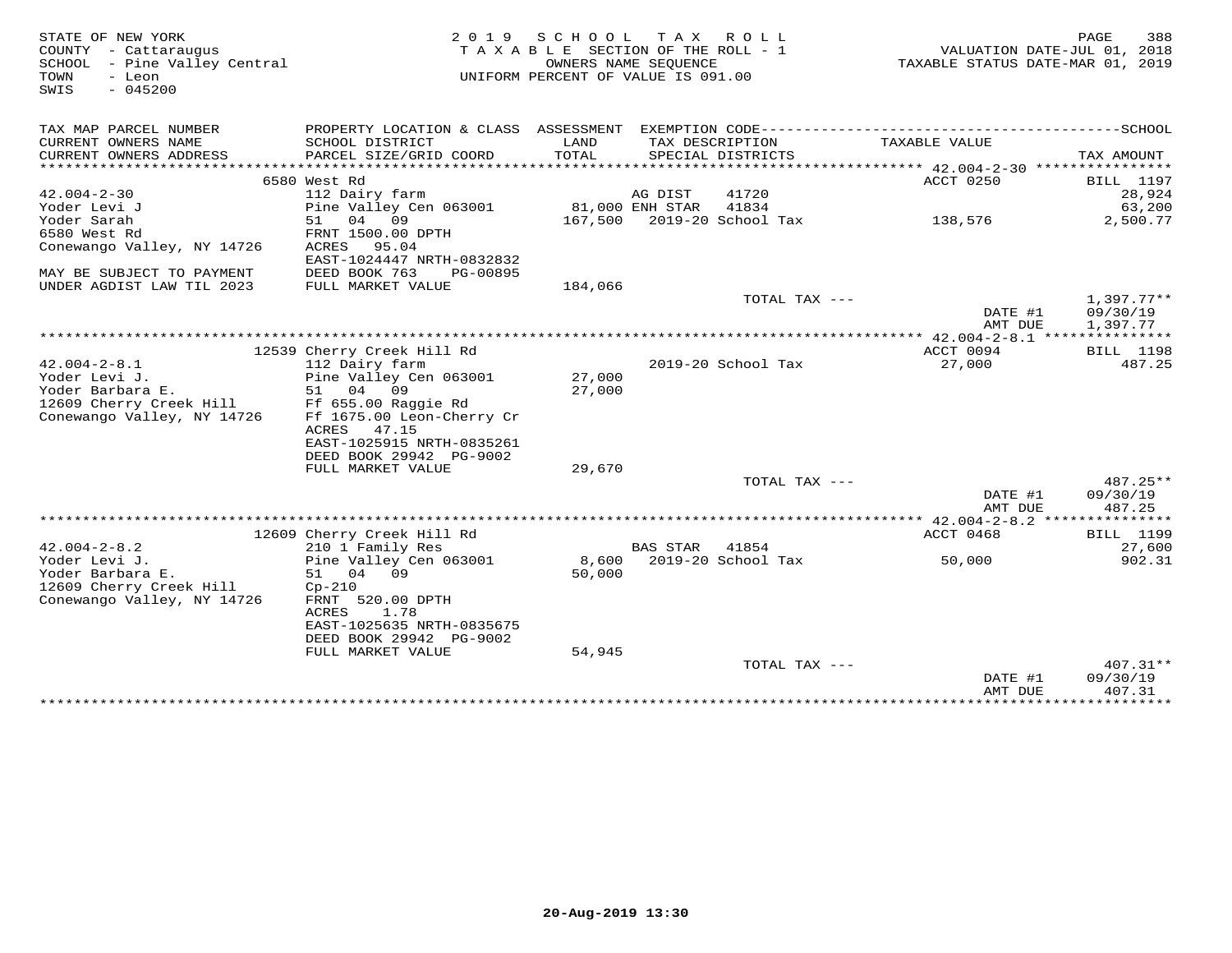STATE OF NEW YORK
COUNTY - Cattaraugus
SCHOOL - Pine Valley Central
TOWN - Leon
SWIS - 045200

2019 SCHOOL TAX ROLL
TAXABLE SECTION OF THE ROLL - 1
OWNERS NAME SEQUENCE
UNIFORM PERCENT OF VALUE IS 091.00

VALUATION DATE-JUL 01, 2018
TAXABLE STATUS DATE-MAR 01, 2019

| TAX MAP PARCEL NUMBER / CURRENT OWNERS NAME / CURRENT OWNERS ADDRESS | PROPERTY LOCATION & CLASS / SCHOOL DISTRICT / PARCEL SIZE/GRID COORD | ASSESSMENT LAND / TOTAL | EXEMPTION CODE / TAX DESCRIPTION / SPECIAL DISTRICTS | TAXABLE VALUE | SCHOOL TAX AMOUNT |
|---|---|---|---|---|---|
| **42.004-2-30** | 6580 West Rd | | | ACCT 0250 | BILL 1197 |
| 42.004-2-30 | 112 Dairy farm | | AG DIST 41720 | | 28,924 |
| Yoder Levi J | Pine Valley Cen 063001 | 81,000 | ENH STAR 41834 | | 63,200 |
| Yoder Sarah | 51 04 09 | 167,500 | 2019-20 School Tax | 138,576 | 2,500.77 |
| 6580 West Rd | FRNT 1500.00 DPTH | | | | |
| Conewango Valley, NY 14726 | ACRES 95.04 | | | | |
| | EAST-1024447 NRTH-0832832 | | | | |
| MAY BE SUBJECT TO PAYMENT | DEED BOOK 763 PG-00895 | | | | |
| UNDER AGDIST LAW TIL 2023 | FULL MARKET VALUE | 184,066 | | | |
| | | | TOTAL TAX --- | | 1,397.77** |
| | | | | DATE #1 | 09/30/19 |
| | | | | AMT DUE | 1,397.77 |
| **42.004-2-8.1** | 12539 Cherry Creek Hill Rd | | | ACCT 0094 | BILL 1198 |
| 42.004-2-8.1 | 112 Dairy farm | | 2019-20 School Tax | 27,000 | 487.25 |
| Yoder Levi J. | Pine Valley Cen 063001 | 27,000 | | | |
| Yoder Barbara E. | 51 04 09 | 27,000 | | | |
| 12609 Cherry Creek Hill | Ff 655.00 Raggie Rd | | | | |
| Conewango Valley, NY 14726 | Ff 1675.00 Leon-Cherry Cr | | | | |
| | ACRES 47.15 | | | | |
| | EAST-1025915 NRTH-0835261 | | | | |
| | DEED BOOK 29942 PG-9002 | | | | |
| | FULL MARKET VALUE | 29,670 | | | |
| | | | TOTAL TAX --- | | 487.25** |
| | | | | DATE #1 | 09/30/19 |
| | | | | AMT DUE | 487.25 |
| **42.004-2-8.2** | 12609 Cherry Creek Hill Rd | | | ACCT 0468 | BILL 1199 |
| 42.004-2-8.2 | 210 1 Family Res | | BAS STAR 41854 | | 27,600 |
| Yoder Levi J. | Pine Valley Cen 063001 | 8,600 | 2019-20 School Tax | 50,000 | 902.31 |
| Yoder Barbara E. | 51 04 09 | 50,000 | | | |
| 12609 Cherry Creek Hill | Cp-210 | | | | |
| Conewango Valley, NY 14726 | FRNT 520.00 DPTH | | | | |
| | ACRES 1.78 | | | | |
| | EAST-1025635 NRTH-0835675 | | | | |
| | DEED BOOK 29942 PG-9002 | | | | |
| | FULL MARKET VALUE | 54,945 | | | |
| | | | TOTAL TAX --- | | 407.31** |
| | | | | DATE #1 | 09/30/19 |
| | | | | AMT DUE | 407.31 |

20-Aug-2019 13:30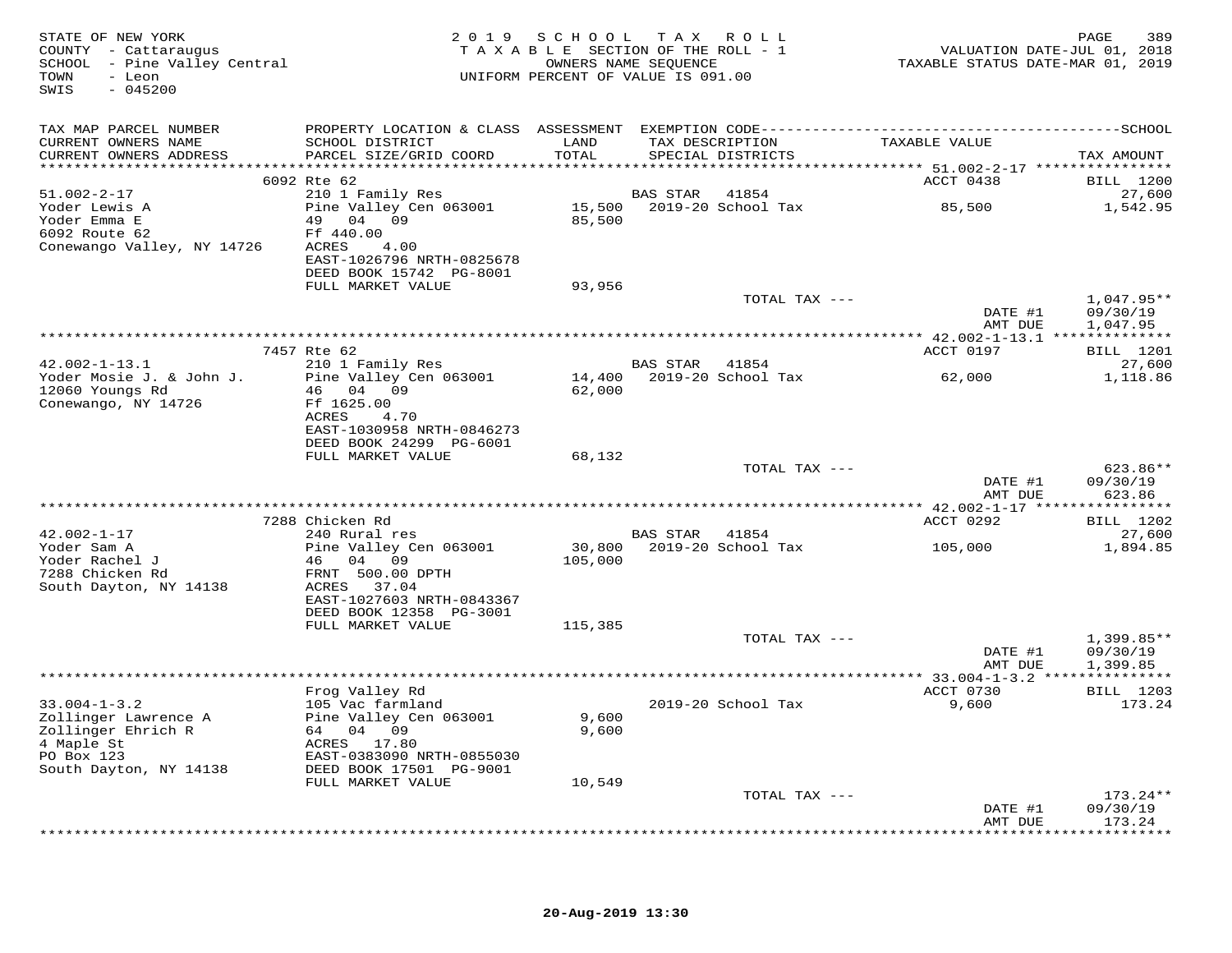STATE OF NEW YORK
COUNTY - Cattaraugus
SCHOOL - Pine Valley Central
TOWN - Leon
SWIS - 045200

2 0 1 9 S C H O O L T A X R O L L
T A X A B L E SECTION OF THE ROLL - 1
OWNERS NAME SEQUENCE
UNIFORM PERCENT OF VALUE IS 091.00

VALUATION DATE-JUL 01, 2018
TAXABLE STATUS DATE-MAR 01, 2019

| TAX MAP PARCEL NUMBER / CURRENT OWNERS NAME / CURRENT OWNERS ADDRESS | PROPERTY LOCATION & CLASS / SCHOOL DISTRICT / PARCEL SIZE/GRID COORD | ASSESSMENT LAND / TOTAL | EXEMPTION CODE / TAX DESCRIPTION / SPECIAL DISTRICTS | TAXABLE VALUE | TAX AMOUNT |
|---|---|---|---|---|---|
| **51.002-2-17** | 6092 Rte 62 | | | ACCT 0438 | BILL 1200 |
| 51.002-2-17 | 210 1 Family Res | | BAS STAR 41854 | | 27,600 |
| Yoder Lewis A | Pine Valley Cen 063001 | 15,500 | 2019-20 School Tax | 85,500 | 1,542.95 |
| Yoder Emma E | 49 04 09 | 85,500 | | | |
| 6092 Route 62 | Ff 440.00 | | | | |
| Conewango Valley, NY 14726 | ACRES 4.00 | | | | |
| | EAST-1026796 NRTH-0825678 | | | | |
| | DEED BOOK 15742 PG-8001 | | | | |
| | FULL MARKET VALUE | 93,956 | | | |
| | | | TOTAL TAX --- | | 1,047.95** |
| | | | | DATE #1 | 09/30/19 |
| | | | | AMT DUE | 1,047.95 |
| **42.002-1-13.1** | 7457 Rte 62 | | | ACCT 0197 | BILL 1201 |
| 42.002-1-13.1 | 210 1 Family Res | | BAS STAR 41854 | | 27,600 |
| Yoder Mosie J. & John J. | Pine Valley Cen 063001 | 14,400 | 2019-20 School Tax | 62,000 | 1,118.86 |
| 12060 Youngs Rd | 46 04 09 | 62,000 | | | |
| Conewango, NY 14726 | Ff 1625.00 | | | | |
| | ACRES 4.70 | | | | |
| | EAST-1030958 NRTH-0846273 | | | | |
| | DEED BOOK 24299 PG-6001 | | | | |
| | FULL MARKET VALUE | 68,132 | | | |
| | | | TOTAL TAX --- | | 623.86** |
| | | | | DATE #1 | 09/30/19 |
| | | | | AMT DUE | 623.86 |
| **42.002-1-17** | 7288 Chicken Rd | | | ACCT 0292 | BILL 1202 |
| 42.002-1-17 | 240 Rural res | | BAS STAR 41854 | | 27,600 |
| Yoder Sam A | Pine Valley Cen 063001 | 30,800 | 2019-20 School Tax | 105,000 | 1,894.85 |
| Yoder Rachel J | 46 04 09 | 105,000 | | | |
| 7288 Chicken Rd | FRNT 500.00 DPTH | | | | |
| South Dayton, NY 14138 | ACRES 37.04 | | | | |
| | EAST-1027603 NRTH-0843367 | | | | |
| | DEED BOOK 12358 PG-3001 | | | | |
| | FULL MARKET VALUE | 115,385 | | | |
| | | | TOTAL TAX --- | | 1,399.85** |
| | | | | DATE #1 | 09/30/19 |
| | | | | AMT DUE | 1,399.85 |
| **33.004-1-3.2** | Frog Valley Rd | | | ACCT 0730 | BILL 1203 |
| 33.004-1-3.2 | 105 Vac farmland | | 2019-20 School Tax | 9,600 | 173.24 |
| Zollinger Lawrence A | Pine Valley Cen 063001 | 9,600 | | | |
| Zollinger Ehrich R | 64 04 09 | 9,600 | | | |
| 4 Maple St | ACRES 17.80 | | | | |
| PO Box 123 | EAST-0383090 NRTH-0855030 | | | | |
| South Dayton, NY 14138 | DEED BOOK 17501 PG-9001 | | | | |
| | FULL MARKET VALUE | 10,549 | | | |
| | | | TOTAL TAX --- | | 173.24** |
| | | | | DATE #1 | 09/30/19 |
| | | | | AMT DUE | 173.24 |

20-Aug-2019 13:30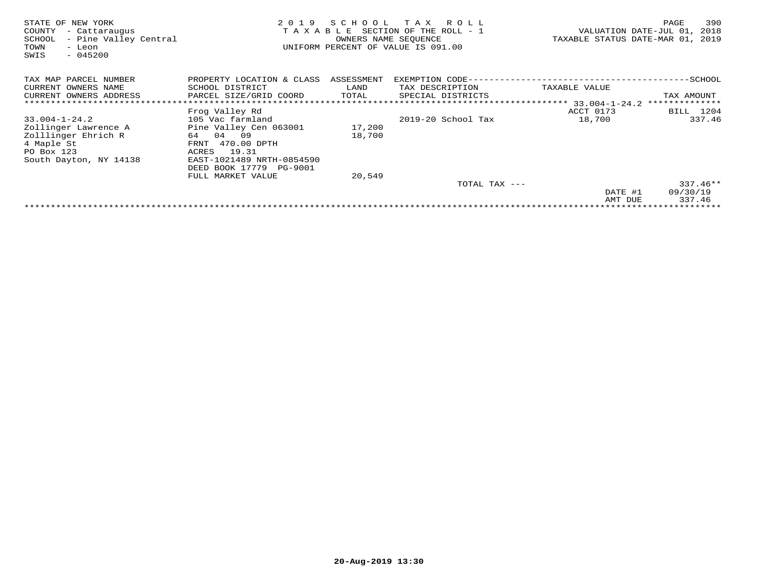STATE OF NEW YORK
COUNTY - Cattaraugus
SCHOOL - Pine Valley Central
TOWN - Leon
SWIS - 045200

2 0 1 9 S C H O O L T A X R O L L
T A X A B L E SECTION OF THE ROLL - 1
OWNERS NAME SEQUENCE
UNIFORM PERCENT OF VALUE IS 091.00

VALUATION DATE-JUL 01, 2018
TAXABLE STATUS DATE-MAR 01, 2019

| TAX MAP PARCEL NUMBER<br>CURRENT OWNERS NAME<br>CURRENT OWNERS ADDRESS | PROPERTY LOCATION & CLASS<br>SCHOOL DISTRICT<br>PARCEL SIZE/GRID COORD | ASSESSMENT<br>LAND<br>TOTAL | EXEMPTION CODE<br>TAX DESCRIPTION<br>SPECIAL DISTRICTS | TAXABLE VALUE | SCHOOL<br>TAX AMOUNT |
|---|---|---|---|---|---|
| 33.004-1-24.2 | | | | | |
| | Frog Valley Rd | | | ACCT 0173 | BILL 1204 |
| 33.004-1-24.2 | 105 Vac farmland | | 2019-20 School Tax | 18,700 | 337.46 |
| Zollinger Lawrence A | Pine Valley Cen 063001 | 17,200 | | | |
| Zolllinger Ehrich R | 64 04 09 | 18,700 | | | |
| 4 Maple St | FRNT 470.00 DPTH | | | | |
| PO Box 123 | ACRES 19.31 | | | | |
| South Dayton, NY 14138 | EAST-1021489 NRTH-0854590 | | | | |
| | DEED BOOK 17779 PG-9001 | | | | |
| | FULL MARKET VALUE | 20,549 | | | |
| | | | TOTAL TAX --- | | 337.46** |
| | | | | DATE #1 | 09/30/19 |
| | | | | AMT DUE | 337.46 |

20-Aug-2019 13:30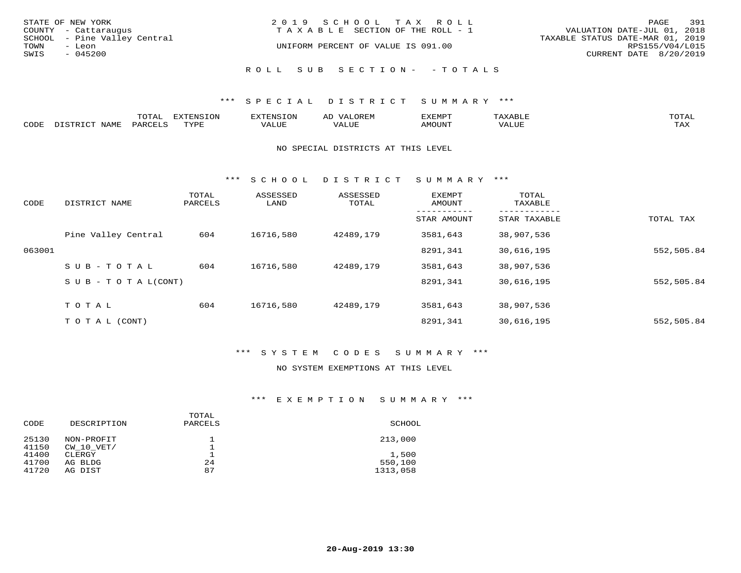STATE OF NEW YORK
COUNTY - Cattaraugus
SCHOOL - Pine Valley Central
TOWN - Leon
SWIS - 045200

2019 SCHOOL TAX ROLL
TAXABLE SECTION OF THE ROLL - 1
UNIFORM PERCENT OF VALUE IS 091.00

VALUATION DATE-JUL 01, 2018
TAXABLE STATUS DATE-MAR 01, 2019
RPS155/V04/L015
CURRENT DATE 8/20/2019

## ROLL SUB SECTION - - TOTALS

### *** SPECIAL DISTRICT SUMMARY ***

| CODE | DISTRICT NAME | TOTAL PARCELS | EXTENSION TYPE | EXTENSION VALUE | AD VALOREM VALUE | EXEMPT AMOUNT | TAXABLE VALUE | TOTAL TAX |
|---|---|---|---|---|---|---|---|---|

NO SPECIAL DISTRICTS AT THIS LEVEL

### *** SCHOOL DISTRICT SUMMARY ***

| CODE | DISTRICT NAME | TOTAL PARCELS | ASSESSED LAND | ASSESSED TOTAL | EXEMPT AMOUNT / STAR AMOUNT | TOTAL TAXABLE / STAR TAXABLE | TOTAL TAX |
|---|---|---|---|---|---|---|---|
| | Pine Valley Central | 604 | 16716,580 | 42489,179 | 3581,643 | 38,907,536 | |
| 063001 | | | | | 8291,341 | 30,616,195 | 552,505.84 |
| | SUB-TOTAL | 604 | 16716,580 | 42489,179 | 3581,643 | 38,907,536 | |
| | SUB-TOTAL(CONT) | | | | 8291,341 | 30,616,195 | 552,505.84 |
| | TOTAL | 604 | 16716,580 | 42489,179 | 3581,643 | 38,907,536 | |
| | TOTAL (CONT) | | | | 8291,341 | 30,616,195 | 552,505.84 |

### *** SYSTEM CODES SUMMARY ***

NO SYSTEM EXEMPTIONS AT THIS LEVEL

### *** EXEMPTION SUMMARY ***

| CODE | DESCRIPTION | TOTAL PARCELS | SCHOOL |
|---|---|---|---|
| 25130 | NON-PROFIT | 1 | 213,000 |
| 41150 | CW_10_VET/ | 1 | |
| 41400 | CLERGY | 1 | 1,500 |
| 41700 | AG BLDG | 24 | 550,100 |
| 41720 | AG DIST | 87 | 1313,058 |

20-Aug-2019 13:30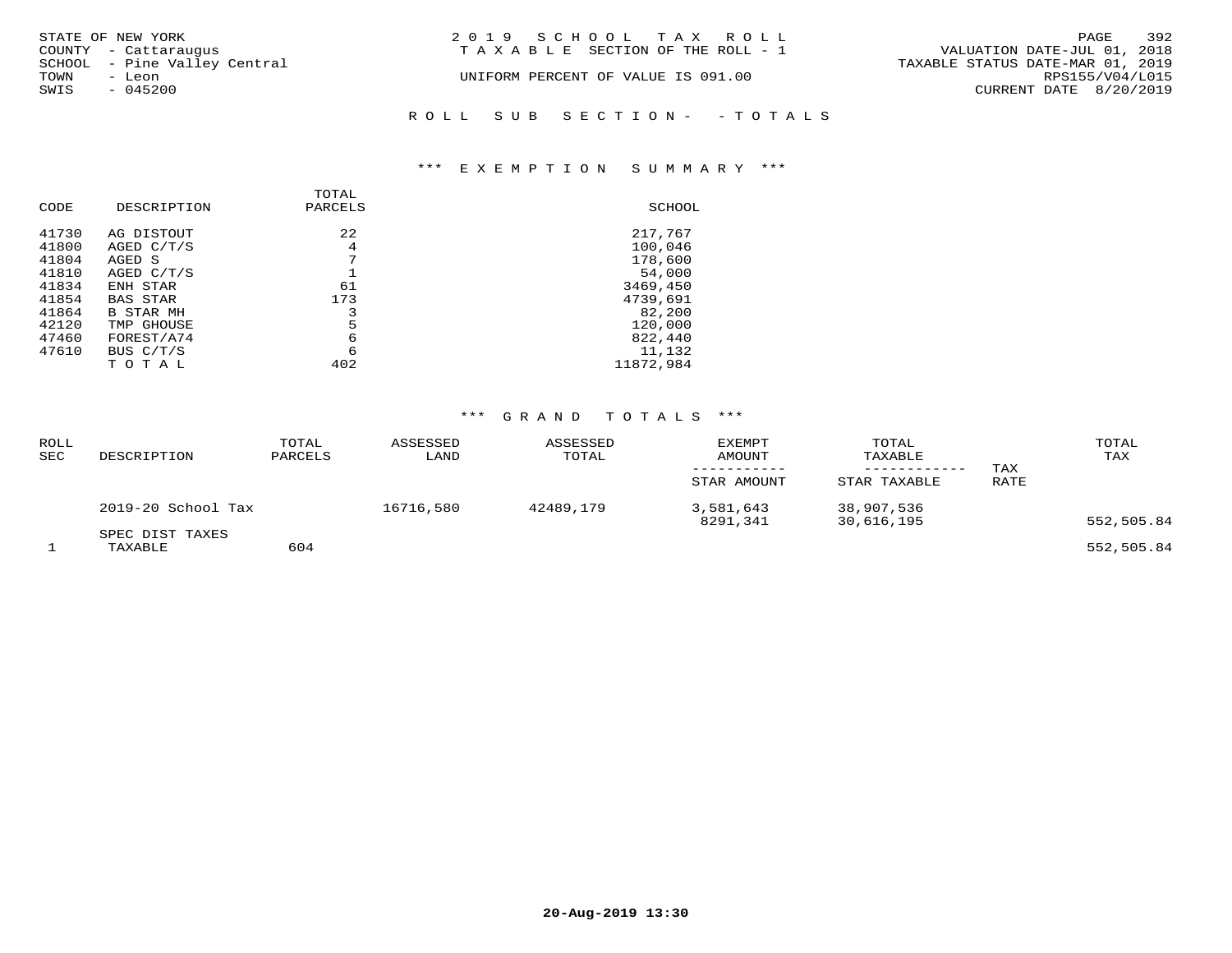STATE OF NEW YORK
COUNTY - Cattaraugus
SCHOOL - Pine Valley Central
TOWN - Leon
SWIS - 045200

2019 SCHOOL TAX ROLL
TAXABLE SECTION OF THE ROLL - 1
UNIFORM PERCENT OF VALUE IS 091.00

VALUATION DATE-JUL 01, 2018
TAXABLE STATUS DATE-MAR 01, 2019
RPS155/V04/L015
CURRENT DATE 8/20/2019

ROLL SUB SECTION- - TOTALS

## *** EXEMPTION SUMMARY ***

| CODE | DESCRIPTION | TOTAL PARCELS | SCHOOL |
|---|---|---|---|
| 41730 | AG DISTOUT | 22 | 217,767 |
| 41800 | AGED C/T/S | 4 | 100,046 |
| 41804 | AGED S | 7 | 178,600 |
| 41810 | AGED C/T/S | 1 | 54,000 |
| 41834 | ENH STAR | 61 | 3469,450 |
| 41854 | BAS STAR | 173 | 4739,691 |
| 41864 | B STAR MH | 3 | 82,200 |
| 42120 | TMP GHOUSE | 5 | 120,000 |
| 47460 | FOREST/A74 | 6 | 822,440 |
| 47610 | BUS C/T/S | 6 | 11,132 |
| | TOTAL | 402 | 11872,984 |

## *** GRAND TOTALS ***

| ROLL SEC | DESCRIPTION | TOTAL PARCELS | ASSESSED LAND | ASSESSED TOTAL | EXEMPT AMOUNT / STAR AMOUNT | TOTAL TAXABLE / STAR TAXABLE | TAX RATE | TOTAL TAX |
|---|---|---|---|---|---|---|---|---|
| | 2019-20 School Tax | | 16716,580 | 42489,179 | 3,581,643 | 38,907,536 | | |
| | | | | | 8291,341 | 30,616,195 | | 552,505.84 |
| | SPEC DIST TAXES | | | | | | | |
| 1 | TAXABLE | 604 | | | | | | 552,505.84 |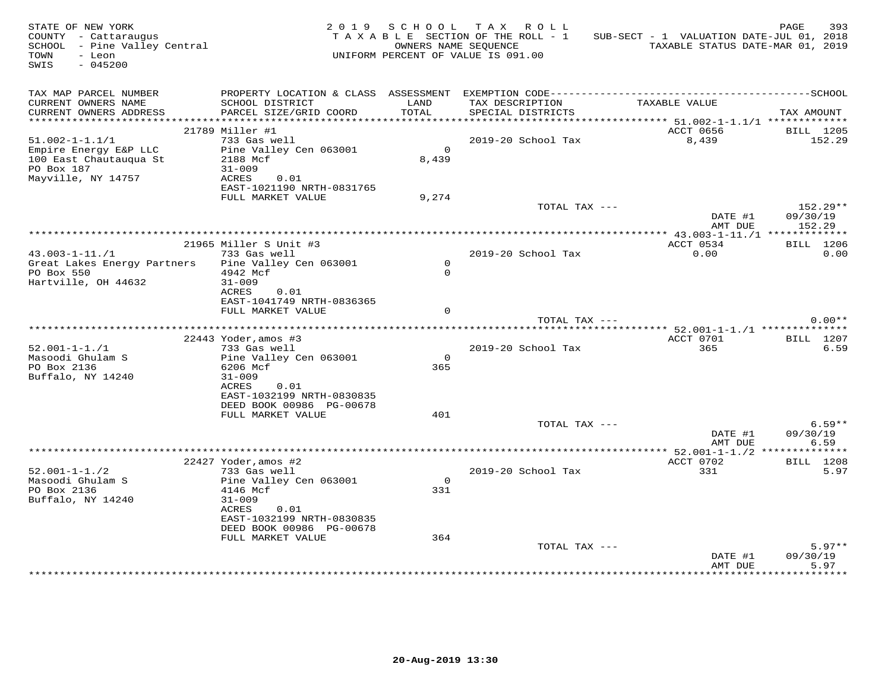STATE OF NEW YORK
COUNTY - Cattaraugus
SCHOOL - Pine Valley Central
TOWN - Leon
SWIS - 045200

2019 SCHOOL TAX ROLL
TAXABLE SECTION OF THE ROLL - 1
OWNERS NAME SEQUENCE
UNIFORM PERCENT OF VALUE IS 091.00

SUB-SECT - 1 VALUATION DATE-JUL 01, 2018
TAXABLE STATUS DATE-MAR 01, 2019

| TAX MAP PARCEL NUMBER / CURRENT OWNERS NAME / CURRENT OWNERS ADDRESS | PROPERTY LOCATION & CLASS / SCHOOL DISTRICT / PARCEL SIZE/GRID COORD | ASSESSMENT LAND / TOTAL | EXEMPTION CODE / TAX DESCRIPTION / SPECIAL DISTRICTS | TAXABLE VALUE | TAX AMOUNT |
|---|---|---|---|---|---|
| 51.002-1-1.1/1 | 21789 Miller #1 | | | ACCT 0656 | BILL 1205 |
| Empire Energy E&P LLC | 733 Gas well | | 2019-20 School Tax | 8,439 | 152.29 |
| 100 East Chautauqua St | Pine Valley Cen 063001 | 0 | | | |
| PO Box 187 | 2188 Mcf | 8,439 | | | |
| Mayville, NY 14757 | 31-009 | | | | |
| | ACRES 0.01 | | | | |
| | EAST-1021190 NRTH-0831765 | | | | |
| | FULL MARKET VALUE | 9,274 | | | |
| | | | TOTAL TAX --- | | 152.29** |
| | | | | DATE #1 | 09/30/19 |
| | | | | AMT DUE | 152.29 |
| 43.003-1-11./1 | 21965 Miller S Unit #3 | | | ACCT 0534 | BILL 1206 |
| Great Lakes Energy Partners | 733 Gas well | | 2019-20 School Tax | 0.00 | 0.00 |
| PO Box 550 | Pine Valley Cen 063001 | 0 | | | |
| Hartville, OH 44632 | 4942 Mcf | 0 | | | |
| | 31-009 | | | | |
| | ACRES 0.01 | | | | |
| | EAST-1041749 NRTH-0836365 | | | | |
| | FULL MARKET VALUE | 0 | | | |
| | | | TOTAL TAX --- | | 0.00** |
| 52.001-1-1./1 | 22443 Yoder,amos #3 | | | ACCT 0701 | BILL 1207 |
| Masoodi Ghulam S | 733 Gas well | | 2019-20 School Tax | 365 | 6.59 |
| PO Box 2136 | Pine Valley Cen 063001 | 0 | | | |
| Buffalo, NY 14240 | 6206 Mcf | 365 | | | |
| | 31-009 | | | | |
| | ACRES 0.01 | | | | |
| | EAST-1032199 NRTH-0830835 | | | | |
| | DEED BOOK 00986 PG-00678 | | | | |
| | FULL MARKET VALUE | 401 | | | |
| | | | TOTAL TAX --- | | 6.59** |
| | | | | DATE #1 | 09/30/19 |
| | | | | AMT DUE | 6.59 |
| 52.001-1-1./2 | 22427 Yoder,amos #2 | | | ACCT 0702 | BILL 1208 |
| Masoodi Ghulam S | 733 Gas well | | 2019-20 School Tax | 331 | 5.97 |
| PO Box 2136 | Pine Valley Cen 063001 | 0 | | | |
| Buffalo, NY 14240 | 4146 Mcf | 331 | | | |
| | 31-009 | | | | |
| | ACRES 0.01 | | | | |
| | EAST-1032199 NRTH-0830835 | | | | |
| | DEED BOOK 00986 PG-00678 | | | | |
| | FULL MARKET VALUE | 364 | | | |
| | | | TOTAL TAX --- | | 5.97** |
| | | | | DATE #1 | 09/30/19 |
| | | | | AMT DUE | 5.97 |

20-Aug-2019 13:30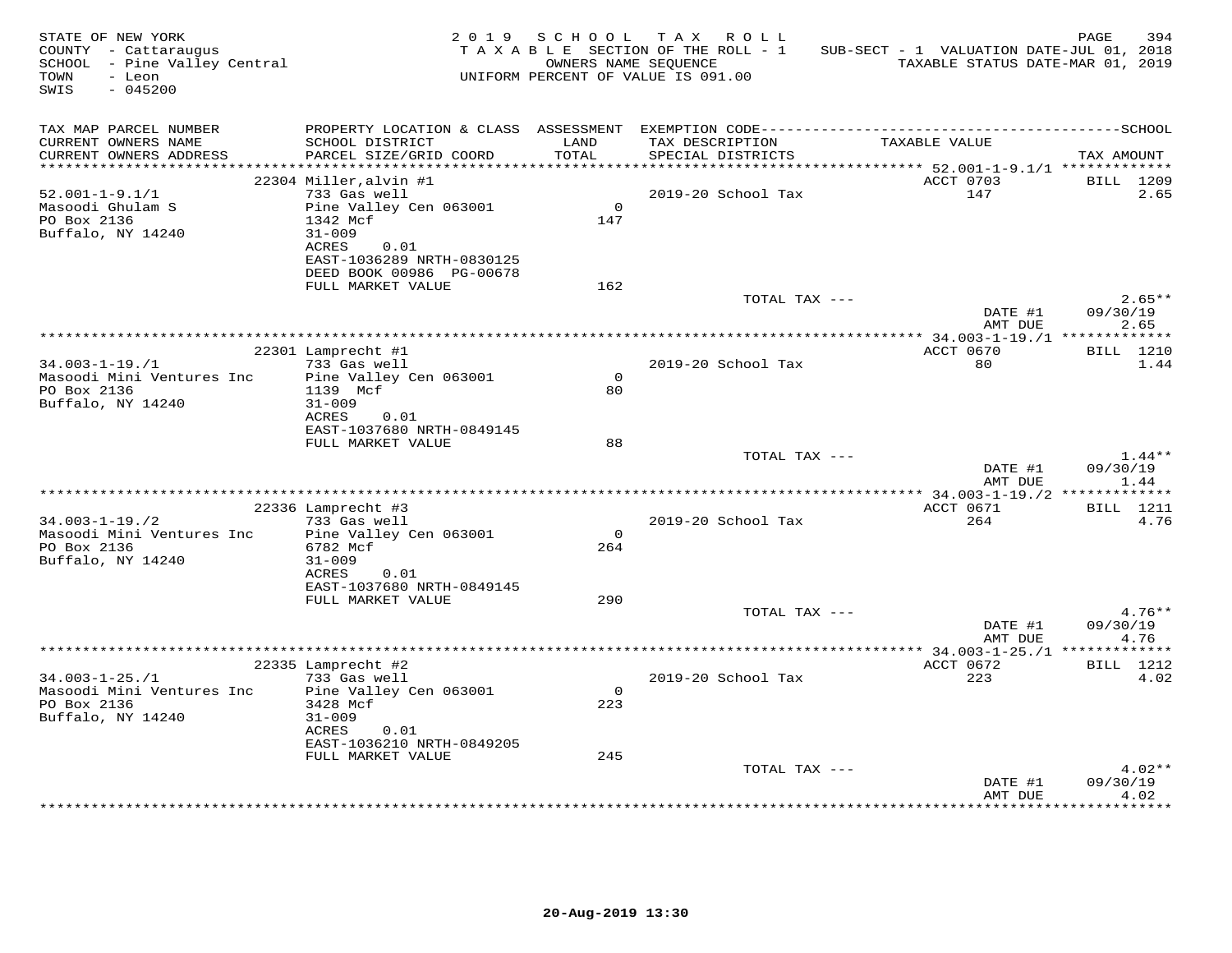STATE OF NEW YORK
COUNTY - Cattaraugus
SCHOOL - Pine Valley Central
TOWN - Leon
SWIS - 045200

2019 SCHOOL TAX ROLL
TAXABLE SECTION OF THE ROLL - 1
OWNERS NAME SEQUENCE
UNIFORM PERCENT OF VALUE IS 091.00

SUB-SECT - 1 VALUATION DATE-JUL 01, 2018
TAXABLE STATUS DATE-MAR 01, 2019

| TAX MAP PARCEL NUMBER / CURRENT OWNERS NAME / CURRENT OWNERS ADDRESS | PROPERTY LOCATION & CLASS / SCHOOL DISTRICT / PARCEL SIZE/GRID COORD | ASSESSMENT LAND / TOTAL | EXEMPTION CODE / TAX DESCRIPTION / SPECIAL DISTRICTS | TAXABLE VALUE | TAX AMOUNT |
|---|---|---|---|---|---|
| 52.001-1-9.1/1 | 22304 Miller,alvin #1 | | | ACCT 0703 | BILL 1209 |
| Masoodi Ghulam S | 733 Gas well | | 2019-20 School Tax | 147 | 2.65 |
| PO Box 2136 | Pine Valley Cen 063001 | 0 | | | |
| Buffalo, NY 14240 | 1342 Mcf | 147 | | | |
| | 31-009 | | | | |
| | ACRES 0.01 | | | | |
| | EAST-1036289 NRTH-0830125 | | | | |
| | DEED BOOK 00986 PG-00678 | | | | |
| | FULL MARKET VALUE | 162 | | | |
| | | | TOTAL TAX --- | | 2.65** |
| | | | | DATE #1 | 09/30/19 |
| | | | | AMT DUE | 2.65 |
| 34.003-1-19./1 | 22301 Lamprecht #1 | | | ACCT 0670 | BILL 1210 |
| Masoodi Mini Ventures Inc | 733 Gas well | | 2019-20 School Tax | 80 | 1.44 |
| PO Box 2136 | Pine Valley Cen 063001 | 0 | | | |
| Buffalo, NY 14240 | 1139 Mcf | 80 | | | |
| | 31-009 | | | | |
| | ACRES 0.01 | | | | |
| | EAST-1037680 NRTH-0849145 | | | | |
| | FULL MARKET VALUE | 88 | | | |
| | | | TOTAL TAX --- | | 1.44** |
| | | | | DATE #1 | 09/30/19 |
| | | | | AMT DUE | 1.44 |
| 34.003-1-19./2 | 22336 Lamprecht #3 | | | ACCT 0671 | BILL 1211 |
| Masoodi Mini Ventures Inc | 733 Gas well | | 2019-20 School Tax | 264 | 4.76 |
| PO Box 2136 | Pine Valley Cen 063001 | 0 | | | |
| Buffalo, NY 14240 | 6782 Mcf | 264 | | | |
| | 31-009 | | | | |
| | ACRES 0.01 | | | | |
| | EAST-1037680 NRTH-0849145 | | | | |
| | FULL MARKET VALUE | 290 | | | |
| | | | TOTAL TAX --- | | 4.76** |
| | | | | DATE #1 | 09/30/19 |
| | | | | AMT DUE | 4.76 |
| 34.003-1-25./1 | 22335 Lamprecht #2 | | | ACCT 0672 | BILL 1212 |
| Masoodi Mini Ventures Inc | 733 Gas well | | 2019-20 School Tax | 223 | 4.02 |
| PO Box 2136 | Pine Valley Cen 063001 | 0 | | | |
| Buffalo, NY 14240 | 3428 Mcf | 223 | | | |
| | 31-009 | | | | |
| | ACRES 0.01 | | | | |
| | EAST-1036210 NRTH-0849205 | | | | |
| | FULL MARKET VALUE | 245 | | | |
| | | | TOTAL TAX --- | | 4.02** |
| | | | | DATE #1 | 09/30/19 |
| | | | | AMT DUE | 4.02 |

20-Aug-2019 13:30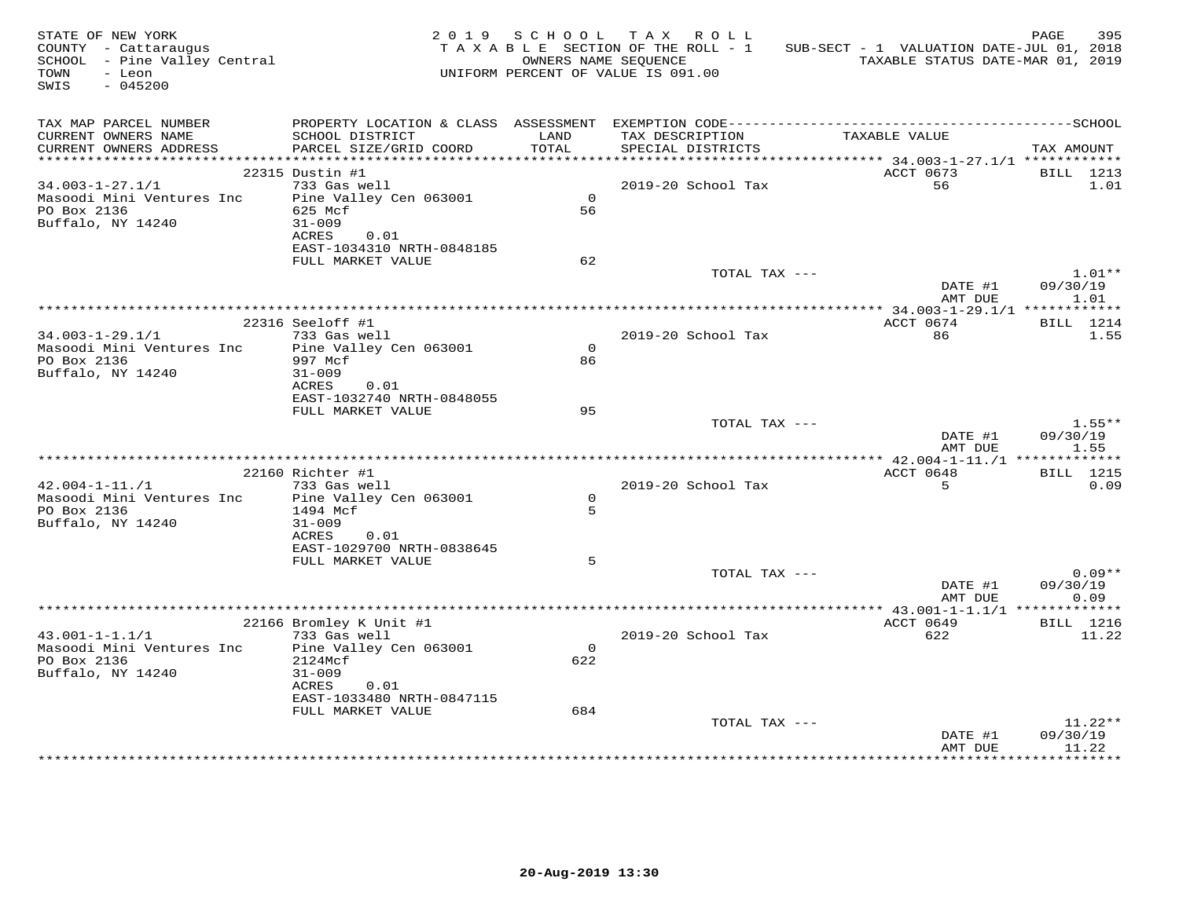STATE OF NEW YORK | 2019 SCHOOL TAX ROLL
COUNTY - Cattaraugus | TAXABLE SECTION OF THE ROLL - 1 | SUB-SECT - 1 VALUATION DATE-JUL 01, 2018
SCHOOL - Pine Valley Central | OWNERS NAME SEQUENCE | TAXABLE STATUS DATE-MAR 01, 2019
TOWN - Leon | UNIFORM PERCENT OF VALUE IS 091.00
SWIS - 045200

| TAX MAP PARCEL NUMBER / CURRENT OWNERS NAME / CURRENT OWNERS ADDRESS | PROPERTY LOCATION & CLASS / SCHOOL DISTRICT / PARCEL SIZE/GRID COORD | ASSESSMENT LAND / TOTAL | EXEMPTION CODE / TAX DESCRIPTION / SPECIAL DISTRICTS | TAXABLE VALUE | TAX AMOUNT |
|---|---|---|---|---|---|
| 34.003-1-27.1/1 | 22315 Dustin #1 | | | ACCT 0673 | BILL 1213 |
| Masoodi Mini Ventures Inc | 733 Gas well | | 2019-20 School Tax | 56 | 1.01 |
| PO Box 2136 | Pine Valley Cen 063001 | 0 | | | |
| Buffalo, NY 14240 | 625 Mcf | 56 | | | |
| | 31-009 | | | | |
| | ACRES 0.01 | | | | |
| | EAST-1034310 NRTH-0848185 | | | | |
| | FULL MARKET VALUE | 62 | | | |
| | | | TOTAL TAX --- | | 1.01** |
| | | | | DATE #1 | 09/30/19 |
| | | | | AMT DUE | 1.01 |
| 34.003-1-29.1/1 | 22316 Seeloff #1 | | | ACCT 0674 | BILL 1214 |
| Masoodi Mini Ventures Inc | 733 Gas well | | 2019-20 School Tax | 86 | 1.55 |
| PO Box 2136 | Pine Valley Cen 063001 | 0 | | | |
| Buffalo, NY 14240 | 997 Mcf | 86 | | | |
| | 31-009 | | | | |
| | ACRES 0.01 | | | | |
| | EAST-1032740 NRTH-0848055 | | | | |
| | FULL MARKET VALUE | 95 | | | |
| | | | TOTAL TAX --- | | 1.55** |
| | | | | DATE #1 | 09/30/19 |
| | | | | AMT DUE | 1.55 |
| 42.004-1-11./1 | 22160 Richter #1 | | | ACCT 0648 | BILL 1215 |
| Masoodi Mini Ventures Inc | 733 Gas well | | 2019-20 School Tax | 5 | 0.09 |
| PO Box 2136 | Pine Valley Cen 063001 | 0 | | | |
| Buffalo, NY 14240 | 1494 Mcf | 5 | | | |
| | 31-009 | | | | |
| | ACRES 0.01 | | | | |
| | EAST-1029700 NRTH-0838645 | | | | |
| | FULL MARKET VALUE | 5 | | | |
| | | | TOTAL TAX --- | | 0.09** |
| | | | | DATE #1 | 09/30/19 |
| | | | | AMT DUE | 0.09 |
| 43.001-1-1.1/1 | 22166 Bromley K Unit #1 | | | ACCT 0649 | BILL 1216 |
| Masoodi Mini Ventures Inc | 733 Gas well | | 2019-20 School Tax | 622 | 11.22 |
| PO Box 2136 | Pine Valley Cen 063001 | 0 | | | |
| Buffalo, NY 14240 | 2124Mcf | 622 | | | |
| | 31-009 | | | | |
| | ACRES 0.01 | | | | |
| | EAST-1033480 NRTH-0847115 | | | | |
| | FULL MARKET VALUE | 684 | | | |
| | | | TOTAL TAX --- | | 11.22** |
| | | | | DATE #1 | 09/30/19 |
| | | | | AMT DUE | 11.22 |

20-Aug-2019 13:30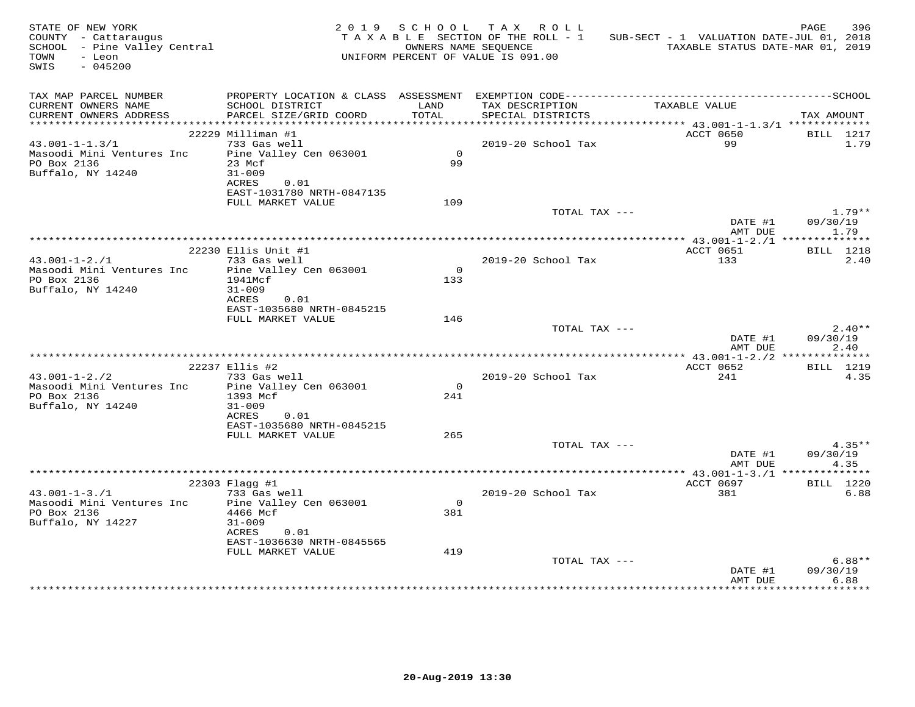STATE OF NEW YORK
COUNTY - Cattaraugus
SCHOOL - Pine Valley Central
TOWN - Leon
SWIS - 045200

2019 SCHOOL TAX ROLL
TAXABLE SECTION OF THE ROLL - 1
OWNERS NAME SEQUENCE
UNIFORM PERCENT OF VALUE IS 091.00

SUB-SECT - 1 VALUATION DATE-JUL 01, 2018
TAXABLE STATUS DATE-MAR 01, 2019

| TAX MAP PARCEL NUMBER / CURRENT OWNERS NAME / CURRENT OWNERS ADDRESS | PROPERTY LOCATION & CLASS / SCHOOL DISTRICT / PARCEL SIZE/GRID COORD | ASSESSMENT LAND / TOTAL | EXEMPTION CODE / TAX DESCRIPTION / SPECIAL DISTRICTS | TAXABLE VALUE | SCHOOL TAX AMOUNT |
|---|---|---|---|---|---|
| 43.001-1-1.3/1 | 22229 Milliman #1 | | | ACCT 0650 | BILL 1217 |
| Masoodi Mini Ventures Inc | 733 Gas well | | 2019-20 School Tax | 99 | 1.79 |
| PO Box 2136 | Pine Valley Cen 063001 | 0 | | | |
| Buffalo, NY 14240 | 23 Mcf | 99 | | | |
| | 31-009 | | | | |
| | ACRES 0.01 | | | | |
| | EAST-1031780 NRTH-0847135 | | | | |
| | FULL MARKET VALUE | 109 | | | |
| | | | TOTAL TAX --- | | 1.79** |
| | | | | DATE #1 | 09/30/19 |
| | | | | AMT DUE | 1.79 |
| 43.001-1-2./1 | 22230 Ellis Unit #1 | | | ACCT 0651 | BILL 1218 |
| Masoodi Mini Ventures Inc | 733 Gas well | | 2019-20 School Tax | 133 | 2.40 |
| PO Box 2136 | Pine Valley Cen 063001 | 0 | | | |
| Buffalo, NY 14240 | 1941Mcf | 133 | | | |
| | 31-009 | | | | |
| | ACRES 0.01 | | | | |
| | EAST-1035680 NRTH-0845215 | | | | |
| | FULL MARKET VALUE | 146 | | | |
| | | | TOTAL TAX --- | | 2.40** |
| | | | | DATE #1 | 09/30/19 |
| | | | | AMT DUE | 2.40 |
| 43.001-1-2./2 | 22237 Ellis #2 | | | ACCT 0652 | BILL 1219 |
| Masoodi Mini Ventures Inc | 733 Gas well | | 2019-20 School Tax | 241 | 4.35 |
| PO Box 2136 | Pine Valley Cen 063001 | 0 | | | |
| Buffalo, NY 14240 | 1393 Mcf | 241 | | | |
| | 31-009 | | | | |
| | ACRES 0.01 | | | | |
| | EAST-1035680 NRTH-0845215 | | | | |
| | FULL MARKET VALUE | 265 | | | |
| | | | TOTAL TAX --- | | 4.35** |
| | | | | DATE #1 | 09/30/19 |
| | | | | AMT DUE | 4.35 |
| 43.001-1-3./1 | 22303 Flagg #1 | | | ACCT 0697 | BILL 1220 |
| Masoodi Mini Ventures Inc | 733 Gas well | | 2019-20 School Tax | 381 | 6.88 |
| PO Box 2136 | Pine Valley Cen 063001 | 0 | | | |
| Buffalo, NY 14227 | 4466 Mcf | 381 | | | |
| | 31-009 | | | | |
| | ACRES 0.01 | | | | |
| | EAST-1036630 NRTH-0845565 | | | | |
| | FULL MARKET VALUE | 419 | | | |
| | | | TOTAL TAX --- | | 6.88** |
| | | | | DATE #1 | 09/30/19 |
| | | | | AMT DUE | 6.88 |

20-Aug-2019 13:30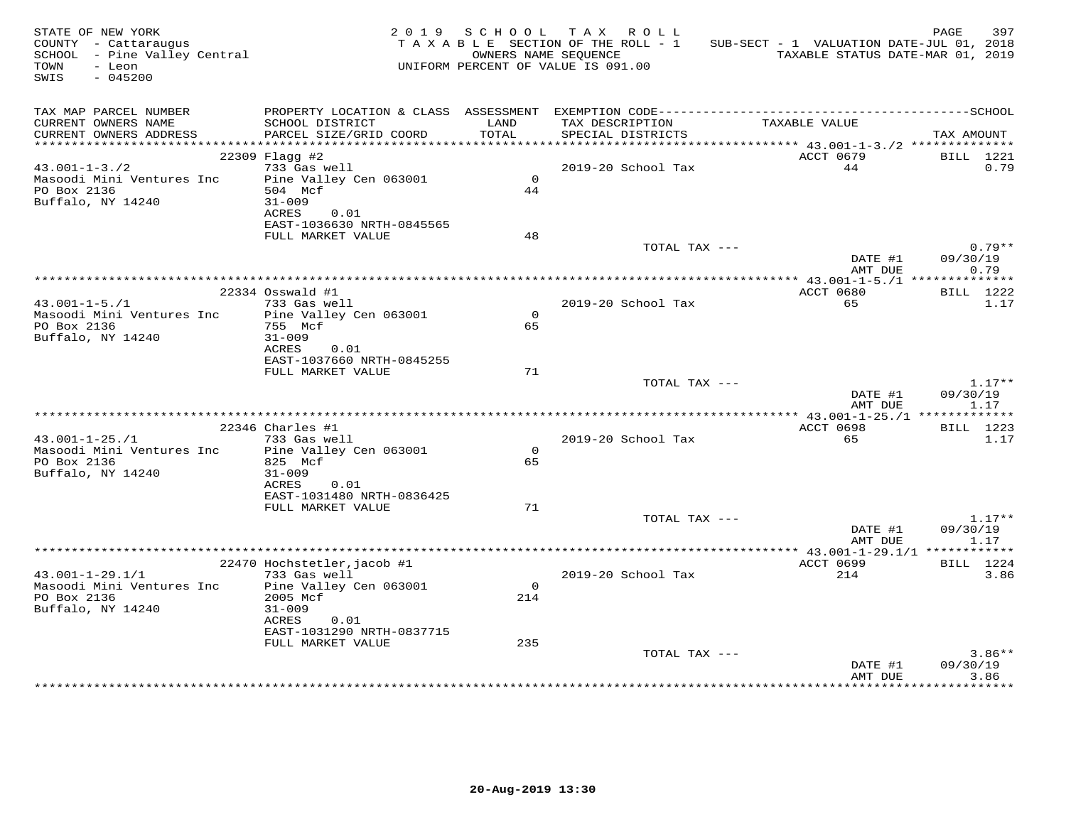STATE OF NEW YORK
COUNTY - Cattaraugus
SCHOOL - Pine Valley Central
TOWN - Leon
SWIS - 045200

2019 SCHOOL TAX ROLL
TAXABLE SECTION OF THE ROLL - 1
OWNERS NAME SEQUENCE
UNIFORM PERCENT OF VALUE IS 091.00

SUB-SECT - 1 VALUATION DATE-JUL 01, 2018
TAXABLE STATUS DATE-MAR 01, 2019

| TAX MAP PARCEL NUMBER / CURRENT OWNERS NAME / CURRENT OWNERS ADDRESS | PROPERTY LOCATION & CLASS / SCHOOL DISTRICT / PARCEL SIZE/GRID COORD | ASSESSMENT LAND / TOTAL | EXEMPTION CODE / TAX DESCRIPTION / SPECIAL DISTRICTS | TAXABLE VALUE | TAX AMOUNT |
|---|---|---|---|---|---|
| **43.001-1-3./2** | 22309 Flagg #2 | | | ACCT 0679 | BILL 1221 |
| 43.001-1-3./2 | 733 Gas well | | 2019-20 School Tax | 44 | 0.79 |
| Masoodi Mini Ventures Inc | Pine Valley Cen 063001 | 0 | | | |
| PO Box 2136 | 504 Mcf | 44 | | | |
| Buffalo, NY 14240 | 31-009 | | | | |
| | ACRES 0.01 | | | | |
| | EAST-1036630 NRTH-0845565 | | | | |
| | FULL MARKET VALUE | 48 | | | |
| | | | TOTAL TAX --- | | 0.79** |
| | | | | DATE #1 | 09/30/19 |
| | | | | AMT DUE | 0.79 |
| **43.001-1-5./1** | 22334 Osswald #1 | | | ACCT 0680 | BILL 1222 |
| 43.001-1-5./1 | 733 Gas well | | 2019-20 School Tax | 65 | 1.17 |
| Masoodi Mini Ventures Inc | Pine Valley Cen 063001 | 0 | | | |
| PO Box 2136 | 755 Mcf | 65 | | | |
| Buffalo, NY 14240 | 31-009 | | | | |
| | ACRES 0.01 | | | | |
| | EAST-1037660 NRTH-0845255 | | | | |
| | FULL MARKET VALUE | 71 | | | |
| | | | TOTAL TAX --- | | 1.17** |
| | | | | DATE #1 | 09/30/19 |
| | | | | AMT DUE | 1.17 |
| **43.001-1-25./1** | 22346 Charles #1 | | | ACCT 0698 | BILL 1223 |
| 43.001-1-25./1 | 733 Gas well | | 2019-20 School Tax | 65 | 1.17 |
| Masoodi Mini Ventures Inc | Pine Valley Cen 063001 | 0 | | | |
| PO Box 2136 | 825 Mcf | 65 | | | |
| Buffalo, NY 14240 | 31-009 | | | | |
| | ACRES 0.01 | | | | |
| | EAST-1031480 NRTH-0836425 | | | | |
| | FULL MARKET VALUE | 71 | | | |
| | | | TOTAL TAX --- | | 1.17** |
| | | | | DATE #1 | 09/30/19 |
| | | | | AMT DUE | 1.17 |
| **43.001-1-29.1/1** | 22470 Hochstetler,jacob #1 | | | ACCT 0699 | BILL 1224 |
| 43.001-1-29.1/1 | 733 Gas well | | 2019-20 School Tax | 214 | 3.86 |
| Masoodi Mini Ventures Inc | Pine Valley Cen 063001 | 0 | | | |
| PO Box 2136 | 2005 Mcf | 214 | | | |
| Buffalo, NY 14240 | 31-009 | | | | |
| | ACRES 0.01 | | | | |
| | EAST-1031290 NRTH-0837715 | | | | |
| | FULL MARKET VALUE | 235 | | | |
| | | | TOTAL TAX --- | | 3.86** |
| | | | | DATE #1 | 09/30/19 |
| | | | | AMT DUE | 3.86 |

20-Aug-2019 13:30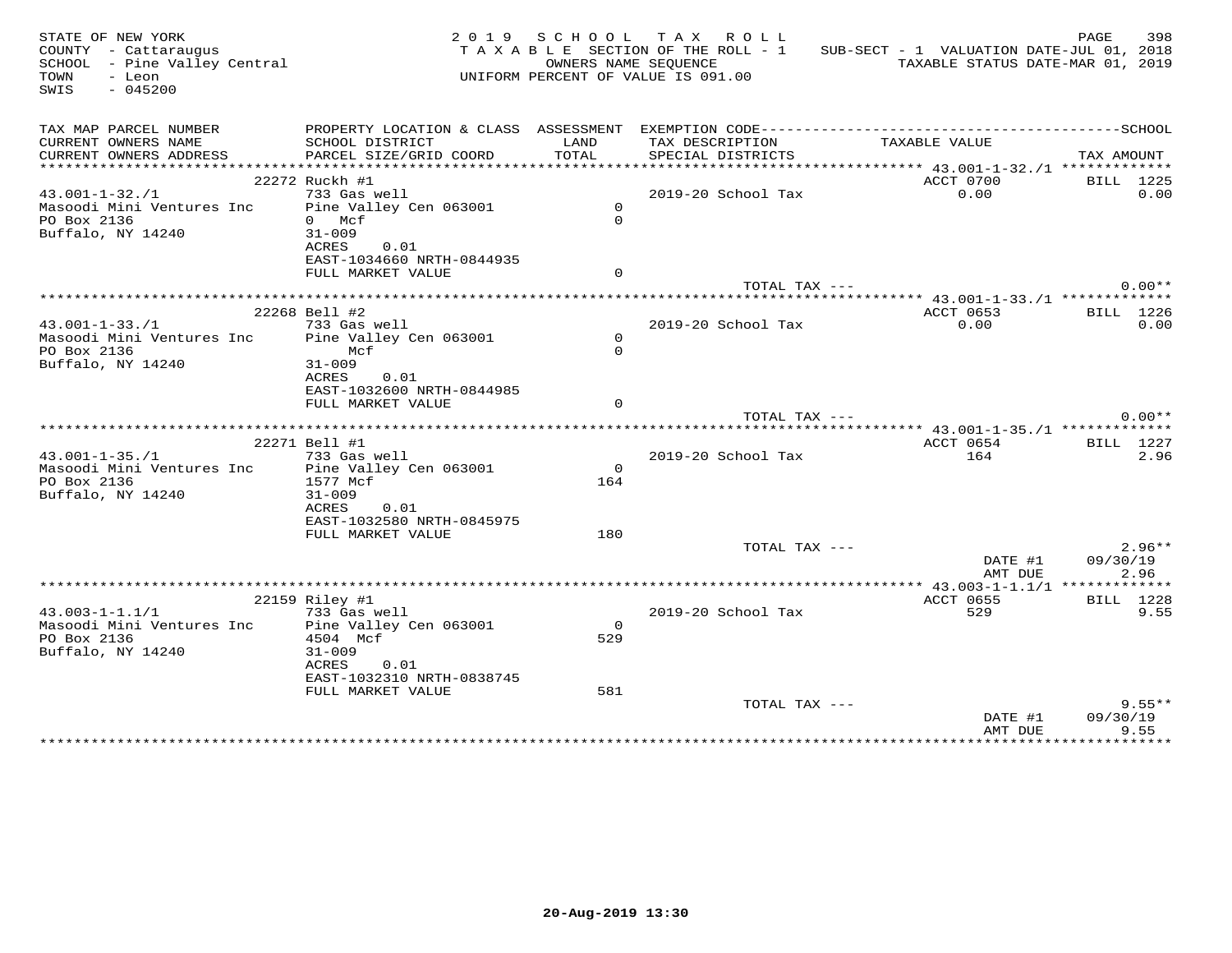STATE OF NEW YORK
COUNTY - Cattaraugus
SCHOOL - Pine Valley Central
TOWN - Leon
SWIS - 045200

2019 SCHOOL TAX ROLL
TAXABLE SECTION OF THE ROLL - 1
OWNERS NAME SEQUENCE
UNIFORM PERCENT OF VALUE IS 091.00

SUB-SECT - 1 VALUATION DATE-JUL 01, 2018
TAXABLE STATUS DATE-MAR 01, 2019

| TAX MAP PARCEL NUMBER / CURRENT OWNERS NAME / CURRENT OWNERS ADDRESS | PROPERTY LOCATION & CLASS / SCHOOL DISTRICT / PARCEL SIZE/GRID COORD | ASSESSMENT LAND / TOTAL | EXEMPTION CODE / TAX DESCRIPTION / SPECIAL DISTRICTS | TAXABLE VALUE | TAX AMOUNT |
|---|---|---|---|---|---|
| 43.001-1-32./1 | 22272 Ruckh #1 | | | ACCT 0700 | BILL 1225 |
| Masoodi Mini Ventures Inc | 733 Gas well | | 2019-20 School Tax | 0.00 | 0.00 |
| PO Box 2136 | Pine Valley Cen 063001 | 0 | | | |
| Buffalo, NY 14240 | 0 Mcf | 0 | | | |
| | 31-009 | | | | |
| | ACRES 0.01 | | | | |
| | EAST-1034660 NRTH-0844935 | | | | |
| | FULL MARKET VALUE | 0 | | | |
| | | | TOTAL TAX --- | | 0.00** |
| 43.001-1-33./1 | 22268 Bell #2 | | | ACCT 0653 | BILL 1226 |
| Masoodi Mini Ventures Inc | 733 Gas well | | 2019-20 School Tax | 0.00 | 0.00 |
| PO Box 2136 | Pine Valley Cen 063001 | 0 | | | |
| Buffalo, NY 14240 | Mcf | 0 | | | |
| | 31-009 | | | | |
| | ACRES 0.01 | | | | |
| | EAST-1032600 NRTH-0844985 | | | | |
| | FULL MARKET VALUE | 0 | | | |
| | | | TOTAL TAX --- | | 0.00** |
| 43.001-1-35./1 | 22271 Bell #1 | | | ACCT 0654 | BILL 1227 |
| Masoodi Mini Ventures Inc | 733 Gas well | | 2019-20 School Tax | 164 | 2.96 |
| PO Box 2136 | Pine Valley Cen 063001 | 0 | | | |
| Buffalo, NY 14240 | 1577 Mcf | 164 | | | |
| | 31-009 | | | | |
| | ACRES 0.01 | | | | |
| | EAST-1032580 NRTH-0845975 | | | | |
| | FULL MARKET VALUE | 180 | | | |
| | | | TOTAL TAX --- | | 2.96** |
| | | | | DATE #1 | 09/30/19 |
| | | | | AMT DUE | 2.96 |
| 43.003-1-1.1/1 | 22159 Riley #1 | | | ACCT 0655 | BILL 1228 |
| Masoodi Mini Ventures Inc | 733 Gas well | | 2019-20 School Tax | 529 | 9.55 |
| PO Box 2136 | Pine Valley Cen 063001 | 0 | | | |
| Buffalo, NY 14240 | 4504 Mcf | 529 | | | |
| | 31-009 | | | | |
| | ACRES 0.01 | | | | |
| | EAST-1032310 NRTH-0838745 | | | | |
| | FULL MARKET VALUE | 581 | | | |
| | | | TOTAL TAX --- | | 9.55** |
| | | | | DATE #1 | 09/30/19 |
| | | | | AMT DUE | 9.55 |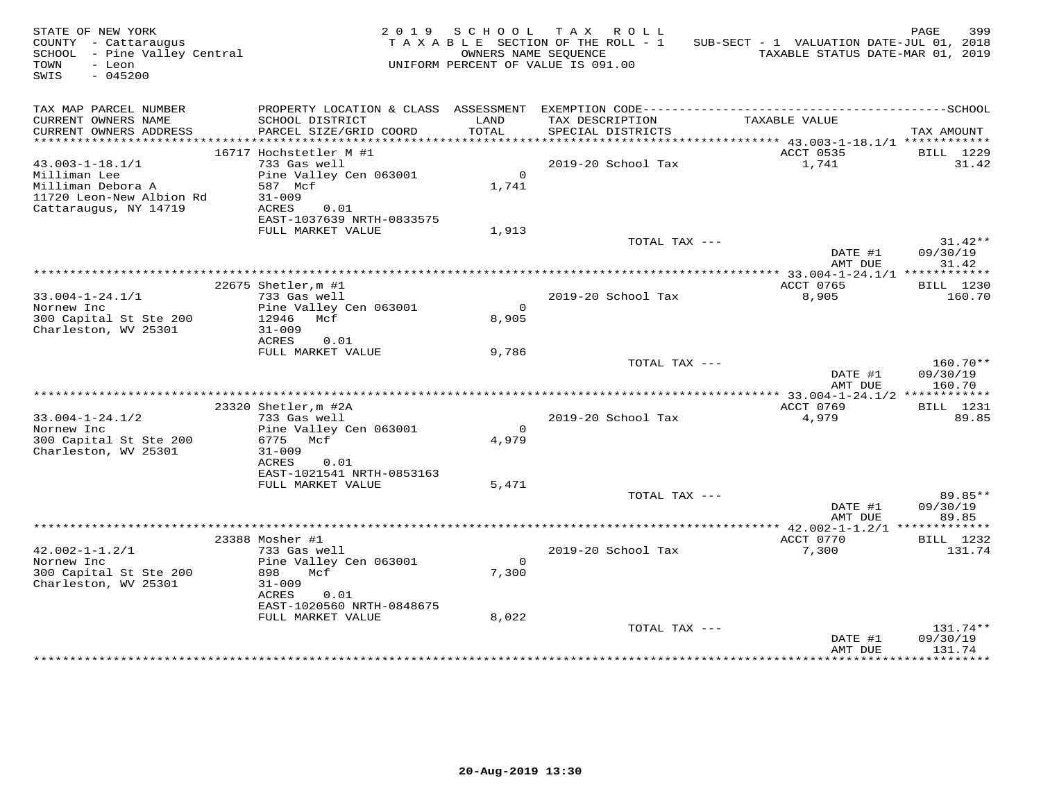STATE OF NEW YORK
COUNTY - Cattaraugus
SCHOOL - Pine Valley Central
TOWN - Leon
SWIS - 045200

2019 SCHOOL TAX ROLL
TAXABLE SECTION OF THE ROLL - 1
OWNERS NAME SEQUENCE
UNIFORM PERCENT OF VALUE IS 091.00

SUB-SECT - 1 VALUATION DATE-JUL 01, 2018
TAXABLE STATUS DATE-MAR 01, 2019

| TAX MAP PARCEL NUMBER / CURRENT OWNERS NAME / CURRENT OWNERS ADDRESS | PROPERTY LOCATION & CLASS / SCHOOL DISTRICT / PARCEL SIZE/GRID COORD | ASSESSMENT LAND / TOTAL | EXEMPTION CODE / TAX DESCRIPTION / SPECIAL DISTRICTS | TAXABLE VALUE | SCHOOL TAX AMOUNT |
|---|---|---|---|---|---|
| 43.003-1-18.1/1 | 16717 Hochstetler M #1 | | | ACCT 0535 | BILL 1229 |
| Milliman Lee | 733 Gas well | | 2019-20 School Tax | 1,741 | 31.42 |
| Milliman Debora A | Pine Valley Cen 063001 | 0 | | | |
| 11720 Leon-New Albion Rd | 587 Mcf | 1,741 | | | |
| Cattaraugus, NY 14719 | 31-009 | | | | |
| | ACRES 0.01 | | | | |
| | EAST-1037639 NRTH-0833575 | | | | |
| | FULL MARKET VALUE | 1,913 | | | |
| | | | TOTAL TAX --- | | 31.42** |
| | | | | DATE #1 | 09/30/19 |
| | | | | AMT DUE | 31.42 |
| 33.004-1-24.1/1 | 22675 Shetler,m #1 | | | ACCT 0765 | BILL 1230 |
| Nornew Inc | 733 Gas well | | 2019-20 School Tax | 8,905 | 160.70 |
| 300 Capital St Ste 200 | Pine Valley Cen 063001 | 0 | | | |
| Charleston, WV 25301 | 12946 Mcf | 8,905 | | | |
| | 31-009 | | | | |
| | ACRES 0.01 | | | | |
| | FULL MARKET VALUE | 9,786 | | | |
| | | | TOTAL TAX --- | | 160.70** |
| | | | | DATE #1 | 09/30/19 |
| | | | | AMT DUE | 160.70 |
| 33.004-1-24.1/2 | 23320 Shetler,m #2A | | | ACCT 0769 | BILL 1231 |
| Nornew Inc | 733 Gas well | | 2019-20 School Tax | 4,979 | 89.85 |
| 300 Capital St Ste 200 | Pine Valley Cen 063001 | 0 | | | |
| Charleston, WV 25301 | 6775 Mcf | 4,979 | | | |
| | 31-009 | | | | |
| | ACRES 0.01 | | | | |
| | EAST-1021541 NRTH-0853163 | | | | |
| | FULL MARKET VALUE | 5,471 | | | |
| | | | TOTAL TAX --- | | 89.85** |
| | | | | DATE #1 | 09/30/19 |
| | | | | AMT DUE | 89.85 |
| 42.002-1-1.2/1 | 23388 Mosher #1 | | | ACCT 0770 | BILL 1232 |
| Nornew Inc | 733 Gas well | | 2019-20 School Tax | 7,300 | 131.74 |
| 300 Capital St Ste 200 | Pine Valley Cen 063001 | 0 | | | |
| Charleston, WV 25301 | 898 Mcf | 7,300 | | | |
| | 31-009 | | | | |
| | ACRES 0.01 | | | | |
| | EAST-1020560 NRTH-0848675 | | | | |
| | FULL MARKET VALUE | 8,022 | | | |
| | | | TOTAL TAX --- | | 131.74** |
| | | | | DATE #1 | 09/30/19 |
| | | | | AMT DUE | 131.74 |

20-Aug-2019 13:30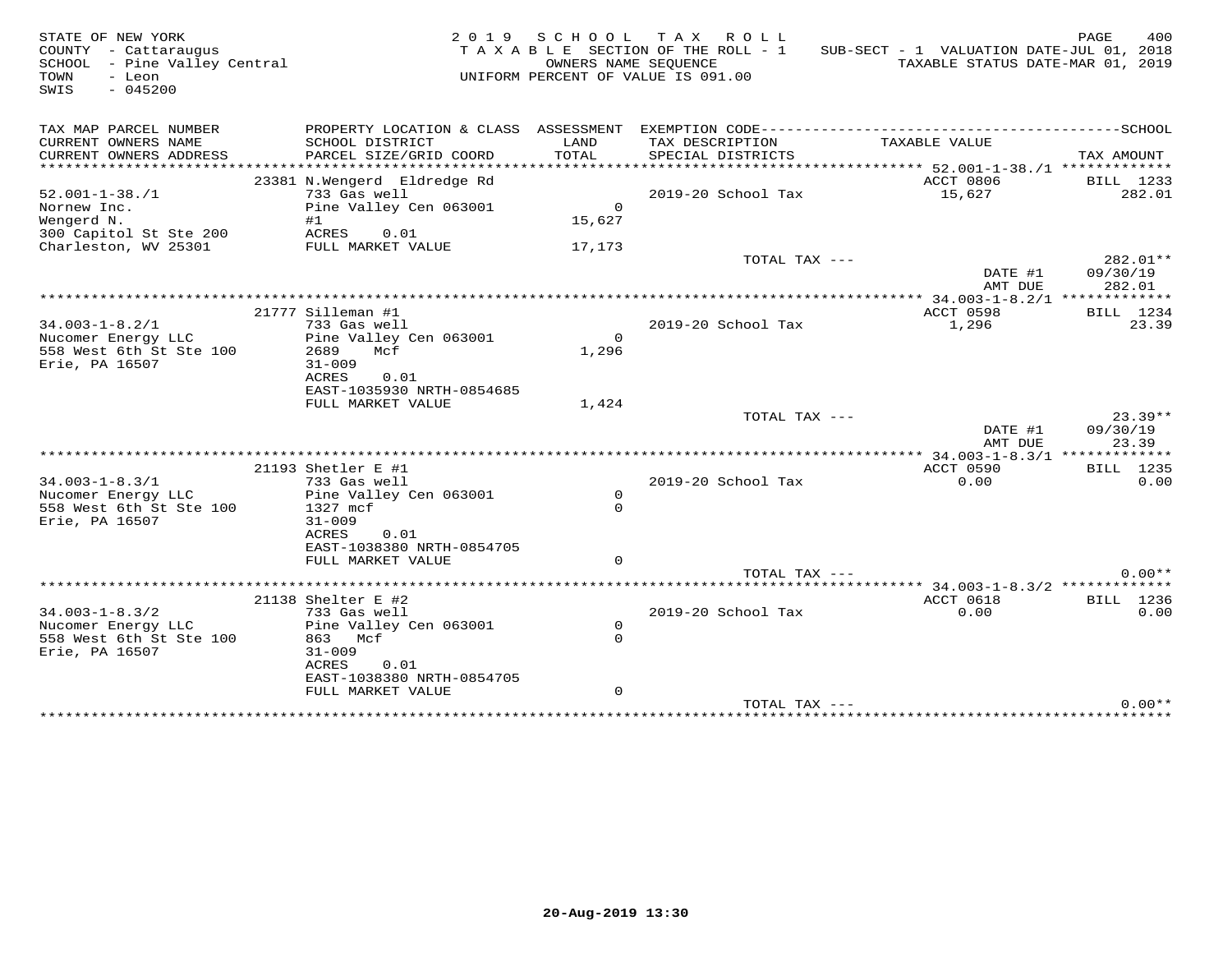STATE OF NEW YORK
COUNTY - Cattaraugus
SCHOOL - Pine Valley Central
TOWN - Leon
SWIS - 045200

2019 SCHOOL TAX ROLL
TAXABLE SECTION OF THE ROLL - 1
OWNERS NAME SEQUENCE
UNIFORM PERCENT OF VALUE IS 091.00

SUB-SECT - 1 VALUATION DATE-JUL 01, 2018
TAXABLE STATUS DATE-MAR 01, 2019

| TAX MAP PARCEL NUMBER / CURRENT OWNERS NAME / CURRENT OWNERS ADDRESS | PROPERTY LOCATION & CLASS / SCHOOL DISTRICT / PARCEL SIZE/GRID COORD | ASSESSMENT LAND / TOTAL | EXEMPTION CODE / TAX DESCRIPTION / SPECIAL DISTRICTS | TAXABLE VALUE | SCHOOL TAX AMOUNT |
|---|---|---|---|---|---|
| 52.001-1-38./1 | 23381 N.Wengerd Eldredge Rd | | | ACCT 0806 | BILL 1233 |
| Nornew Inc. | 733 Gas well | | 2019-20 School Tax | 15,627 | 282.01 |
| Wengerd N. | Pine Valley Cen 063001 | 0 | | | |
| 300 Capitol St Ste 200 | #1 | 15,627 | | | |
| Charleston, WV 25301 | ACRES 0.01 | | | | |
| | FULL MARKET VALUE | 17,173 | | | |
| | | | TOTAL TAX --- | | 282.01** |
| | | | | DATE #1 | 09/30/19 |
| | | | | AMT DUE | 282.01 |
| 34.003-1-8.2/1 | 21777 Silleman #1 | | | ACCT 0598 | BILL 1234 |
| Nucomer Energy LLC | 733 Gas well | | 2019-20 School Tax | 1,296 | 23.39 |
| 558 West 6th St Ste 100 | Pine Valley Cen 063001 | 0 | | | |
| Erie, PA 16507 | 2689 Mcf | 1,296 | | | |
| | 31-009 | | | | |
| | ACRES 0.01 | | | | |
| | EAST-1035930 NRTH-0854685 | | | | |
| | FULL MARKET VALUE | 1,424 | | | |
| | | | TOTAL TAX --- | | 23.39** |
| | | | | DATE #1 | 09/30/19 |
| | | | | AMT DUE | 23.39 |
| 34.003-1-8.3/1 | 21193 Shetler E #1 | | | ACCT 0590 | BILL 1235 |
| Nucomer Energy LLC | 733 Gas well | | 2019-20 School Tax | 0.00 | 0.00 |
| 558 West 6th St Ste 100 | Pine Valley Cen 063001 | 0 | | | |
| Erie, PA 16507 | 1327 mcf | 0 | | | |
| | 31-009 | | | | |
| | ACRES 0.01 | | | | |
| | EAST-1038380 NRTH-0854705 | | | | |
| | FULL MARKET VALUE | 0 | | | |
| | | | TOTAL TAX --- | | 0.00** |
| 34.003-1-8.3/2 | 21138 Shelter E #2 | | | ACCT 0618 | BILL 1236 |
| Nucomer Energy LLC | 733 Gas well | | 2019-20 School Tax | 0.00 | 0.00 |
| 558 West 6th St Ste 100 | Pine Valley Cen 063001 | 0 | | | |
| Erie, PA 16507 | 863 Mcf | 0 | | | |
| | 31-009 | | | | |
| | ACRES 0.01 | | | | |
| | EAST-1038380 NRTH-0854705 | | | | |
| | FULL MARKET VALUE | 0 | | | |
| | | | TOTAL TAX --- | | 0.00** |

20-Aug-2019 13:30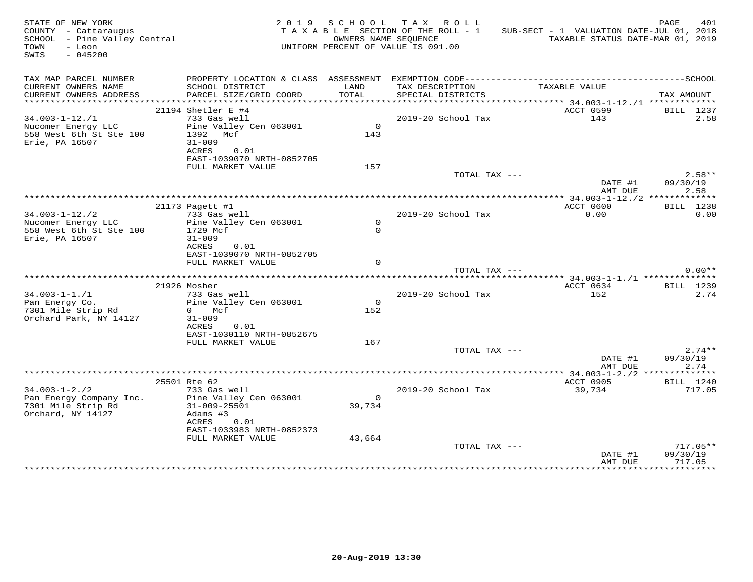STATE OF NEW YORK
COUNTY - Cattaraugus
SCHOOL - Pine Valley Central
TOWN - Leon
SWIS - 045200

2019 SCHOOL TAX ROLL
TAXABLE SECTION OF THE ROLL - 1
OWNERS NAME SEQUENCE
UNIFORM PERCENT OF VALUE IS 091.00

SUB-SECT - 1 VALUATION DATE-JUL 01, 2018
TAXABLE STATUS DATE-MAR 01, 2019

| TAX MAP PARCEL NUMBER / CURRENT OWNERS NAME / CURRENT OWNERS ADDRESS | PROPERTY LOCATION & CLASS / SCHOOL DISTRICT / PARCEL SIZE/GRID COORD | ASSESSMENT LAND / TOTAL | EXEMPTION CODE / TAX DESCRIPTION / SPECIAL DISTRICTS | TAXABLE VALUE | TAX AMOUNT |
|---|---|---|---|---|---|
| 34.003-1-12./1 | 21194 Shetler E #4 | | | ACCT 0599 | BILL 1237 |
| Nucomer Energy LLC | 733 Gas well | | 2019-20 School Tax | 143 | 2.58 |
| 558 West 6th St Ste 100 | Pine Valley Cen 063001 | 0 | | | |
| Erie, PA 16507 | 1392 Mcf | 143 | | | |
| | 31-009 | | | | |
| | ACRES 0.01 | | | | |
| | EAST-1039070 NRTH-0852705 | | | | |
| | FULL MARKET VALUE | 157 | | | |
| | | | TOTAL TAX --- | | 2.58** |
| | | | | DATE #1 | 09/30/19 |
| | | | | AMT DUE | 2.58 |
| 34.003-1-12./2 | 21173 Pagett #1 | | | ACCT 0600 | BILL 1238 |
| Nucomer Energy LLC | 733 Gas well | | 2019-20 School Tax | 0.00 | 0.00 |
| 558 West 6th St Ste 100 | Pine Valley Cen 063001 | 0 | | | |
| Erie, PA 16507 | 1729 Mcf | 0 | | | |
| | 31-009 | | | | |
| | ACRES 0.01 | | | | |
| | EAST-1039070 NRTH-0852705 | | | | |
| | FULL MARKET VALUE | 0 | | | |
| | | | TOTAL TAX --- | | 0.00** |
| 34.003-1-1./1 | 21926 Mosher | | | ACCT 0634 | BILL 1239 |
| Pan Energy Co. | 733 Gas well | | 2019-20 School Tax | 152 | 2.74 |
| 7301 Mile Strip Rd | Pine Valley Cen 063001 | 0 | | | |
| Orchard Park, NY 14127 | 0 Mcf | 152 | | | |
| | 31-009 | | | | |
| | ACRES 0.01 | | | | |
| | EAST-1030110 NRTH-0852675 | | | | |
| | FULL MARKET VALUE | 167 | | | |
| | | | TOTAL TAX --- | | 2.74** |
| | | | | DATE #1 | 09/30/19 |
| | | | | AMT DUE | 2.74 |
| 34.003-1-2./2 | 25501 Rte 62 | | | ACCT 0905 | BILL 1240 |
| Pan Energy Company Inc. | 733 Gas well | | 2019-20 School Tax | 39,734 | 717.05 |
| 7301 Mile Strip Rd | Pine Valley Cen 063001 | 0 | | | |
| Orchard, NY 14127 | 31-009-25501 | 39,734 | | | |
| | Adams #3 | | | | |
| | ACRES 0.01 | | | | |
| | EAST-1033983 NRTH-0852373 | | | | |
| | FULL MARKET VALUE | 43,664 | | | |
| | | | TOTAL TAX --- | | 717.05** |
| | | | | DATE #1 | 09/30/19 |
| | | | | AMT DUE | 717.05 |

20-Aug-2019 13:30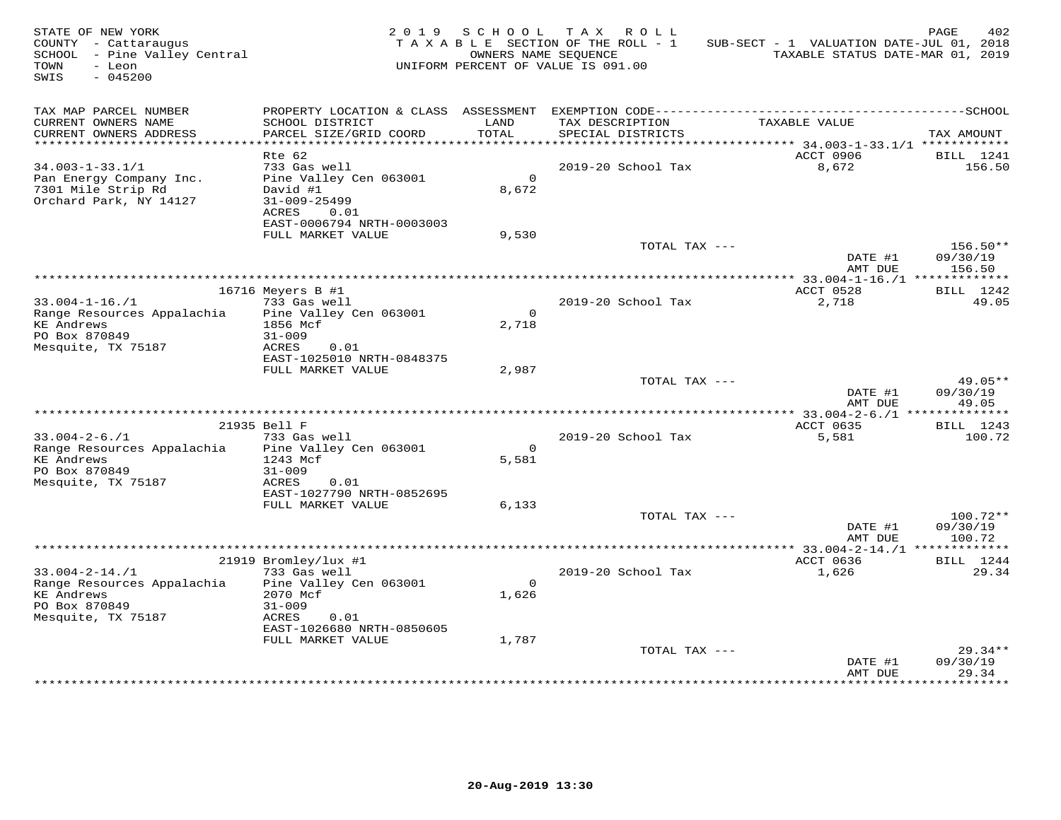STATE OF NEW YORK — 2019 SCHOOL TAX ROLL
COUNTY - Cattaraugus — TAXABLE SECTION OF THE ROLL - 1 — SUB-SECT - 1 VALUATION DATE-JUL 01, 2018
SCHOOL - Pine Valley Central — OWNERS NAME SEQUENCE — TAXABLE STATUS DATE-MAR 01, 2019
TOWN - Leon — UNIFORM PERCENT OF VALUE IS 091.00
SWIS - 045200

| TAX MAP PARCEL NUMBER / CURRENT OWNERS NAME / CURRENT OWNERS ADDRESS | PROPERTY LOCATION & CLASS / SCHOOL DISTRICT / PARCEL SIZE/GRID COORD | ASSESSMENT LAND / TOTAL | EXEMPTION CODE / TAX DESCRIPTION / SPECIAL DISTRICTS | TAXABLE VALUE | TAX AMOUNT |
|---|---|---|---|---|---|
| **34.003-1-33.1/1** | Rte 62 | | | ACCT 0906 | BILL 1241 |
| 34.003-1-33.1/1 | 733 Gas well | | 2019-20 School Tax | 8,672 | 156.50 |
| Pan Energy Company Inc. | Pine Valley Cen 063001 | 0 | | | |
| 7301 Mile Strip Rd | David #1 | 8,672 | | | |
| Orchard Park, NY 14127 | 31-009-25499 | | | | |
| | ACRES 0.01 | | | | |
| | EAST-0006794 NRTH-0003003 | | | | |
| | FULL MARKET VALUE | 9,530 | | | |
| | | | TOTAL TAX --- | | 156.50** |
| | | | | DATE #1 | 09/30/19 |
| | | | | AMT DUE | 156.50 |
| **33.004-1-16./1** | 16716 Meyers B #1 | | | ACCT 0528 | BILL 1242 |
| 33.004-1-16./1 | 733 Gas well | | 2019-20 School Tax | 2,718 | 49.05 |
| Range Resources Appalachia | Pine Valley Cen 063001 | 0 | | | |
| KE Andrews | 1856 Mcf | 2,718 | | | |
| PO Box 870849 | 31-009 | | | | |
| Mesquite, TX 75187 | ACRES 0.01 | | | | |
| | EAST-1025010 NRTH-0848375 | | | | |
| | FULL MARKET VALUE | 2,987 | | | |
| | | | TOTAL TAX --- | | 49.05** |
| | | | | DATE #1 | 09/30/19 |
| | | | | AMT DUE | 49.05 |
| **33.004-2-6./1** | 21935 Bell F | | | ACCT 0635 | BILL 1243 |
| 33.004-2-6./1 | 733 Gas well | | 2019-20 School Tax | 5,581 | 100.72 |
| Range Resources Appalachia | Pine Valley Cen 063001 | 0 | | | |
| KE Andrews | 1243 Mcf | 5,581 | | | |
| PO Box 870849 | 31-009 | | | | |
| Mesquite, TX 75187 | ACRES 0.01 | | | | |
| | EAST-1027790 NRTH-0852695 | | | | |
| | FULL MARKET VALUE | 6,133 | | | |
| | | | TOTAL TAX --- | | 100.72** |
| | | | | DATE #1 | 09/30/19 |
| | | | | AMT DUE | 100.72 |
| **33.004-2-14./1** | 21919 Bromley/lux #1 | | | ACCT 0636 | BILL 1244 |
| 33.004-2-14./1 | 733 Gas well | | 2019-20 School Tax | 1,626 | 29.34 |
| Range Resources Appalachia | Pine Valley Cen 063001 | 0 | | | |
| KE Andrews | 2070 Mcf | 1,626 | | | |
| PO Box 870849 | 31-009 | | | | |
| Mesquite, TX 75187 | ACRES 0.01 | | | | |
| | EAST-1026680 NRTH-0850605 | | | | |
| | FULL MARKET VALUE | 1,787 | | | |
| | | | TOTAL TAX --- | | 29.34** |
| | | | | DATE #1 | 09/30/19 |
| | | | | AMT DUE | 29.34 |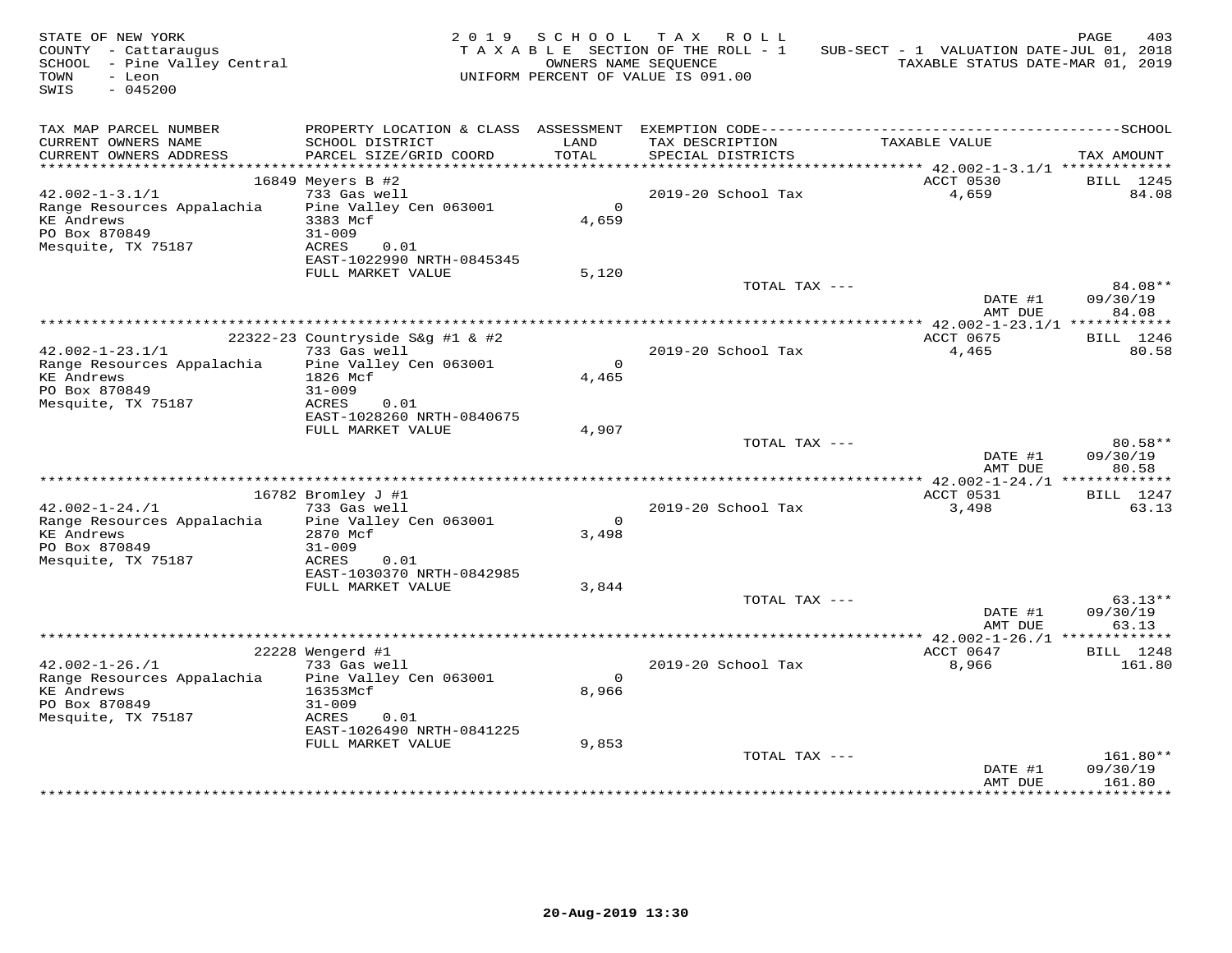STATE OF NEW YORK
COUNTY - Cattaraugus
SCHOOL - Pine Valley Central
TOWN - Leon
SWIS - 045200

2 0 1 9 S C H O O L T A X R O L L
T A X A B L E SECTION OF THE ROLL - 1
OWNERS NAME SEQUENCE
UNIFORM PERCENT OF VALUE IS 091.00

SUB-SECT - 1 VALUATION DATE-JUL 01, 2018
TAXABLE STATUS DATE-MAR 01, 2019

| TAX MAP PARCEL NUMBER / CURRENT OWNERS NAME / CURRENT OWNERS ADDRESS | PROPERTY LOCATION & CLASS / SCHOOL DISTRICT / PARCEL SIZE/GRID COORD | ASSESSMENT LAND / TOTAL | EXEMPTION CODE / TAX DESCRIPTION / SPECIAL DISTRICTS | TAXABLE VALUE | SCHOOL TAX AMOUNT |
|---|---|---|---|---|---|
| **42.002-1-3.1/1** | 16849 Meyers B #2 | | | ACCT 0530 | BILL 1245 |
| 42.002-1-3.1/1 | 733 Gas well | | 2019-20 School Tax | 4,659 | 84.08 |
| Range Resources Appalachia | Pine Valley Cen 063001 | 0 | | | |
| KE Andrews | 3383 Mcf | 4,659 | | | |
| PO Box 870849 | 31-009 | | | | |
| Mesquite, TX 75187 | ACRES 0.01 | | | | |
| | EAST-1022990 NRTH-0845345 | | | | |
| | FULL MARKET VALUE | 5,120 | | | |
| | | | TOTAL TAX --- | | 84.08** |
| | | | | DATE #1 | 09/30/19 |
| | | | | AMT DUE | 84.08 |
| **42.002-1-23.1/1** | 22322-23 Countryside S&g #1 & #2 | | | ACCT 0675 | BILL 1246 |
| 42.002-1-23.1/1 | 733 Gas well | | 2019-20 School Tax | 4,465 | 80.58 |
| Range Resources Appalachia | Pine Valley Cen 063001 | 0 | | | |
| KE Andrews | 1826 Mcf | 4,465 | | | |
| PO Box 870849 | 31-009 | | | | |
| Mesquite, TX 75187 | ACRES 0.01 | | | | |
| | EAST-1028260 NRTH-0840675 | | | | |
| | FULL MARKET VALUE | 4,907 | | | |
| | | | TOTAL TAX --- | | 80.58** |
| | | | | DATE #1 | 09/30/19 |
| | | | | AMT DUE | 80.58 |
| **42.002-1-24./1** | 16782 Bromley J #1 | | | ACCT 0531 | BILL 1247 |
| 42.002-1-24./1 | 733 Gas well | | 2019-20 School Tax | 3,498 | 63.13 |
| Range Resources Appalachia | Pine Valley Cen 063001 | 0 | | | |
| KE Andrews | 2870 Mcf | 3,498 | | | |
| PO Box 870849 | 31-009 | | | | |
| Mesquite, TX 75187 | ACRES 0.01 | | | | |
| | EAST-1030370 NRTH-0842985 | | | | |
| | FULL MARKET VALUE | 3,844 | | | |
| | | | TOTAL TAX --- | | 63.13** |
| | | | | DATE #1 | 09/30/19 |
| | | | | AMT DUE | 63.13 |
| **42.002-1-26./1** | 22228 Wengerd #1 | | | ACCT 0647 | BILL 1248 |
| 42.002-1-26./1 | 733 Gas well | | 2019-20 School Tax | 8,966 | 161.80 |
| Range Resources Appalachia | Pine Valley Cen 063001 | 0 | | | |
| KE Andrews | 16353Mcf | 8,966 | | | |
| PO Box 870849 | 31-009 | | | | |
| Mesquite, TX 75187 | ACRES 0.01 | | | | |
| | EAST-1026490 NRTH-0841225 | | | | |
| | FULL MARKET VALUE | 9,853 | | | |
| | | | TOTAL TAX --- | | 161.80** |
| | | | | DATE #1 | 09/30/19 |
| | | | | AMT DUE | 161.80 |

20-Aug-2019 13:30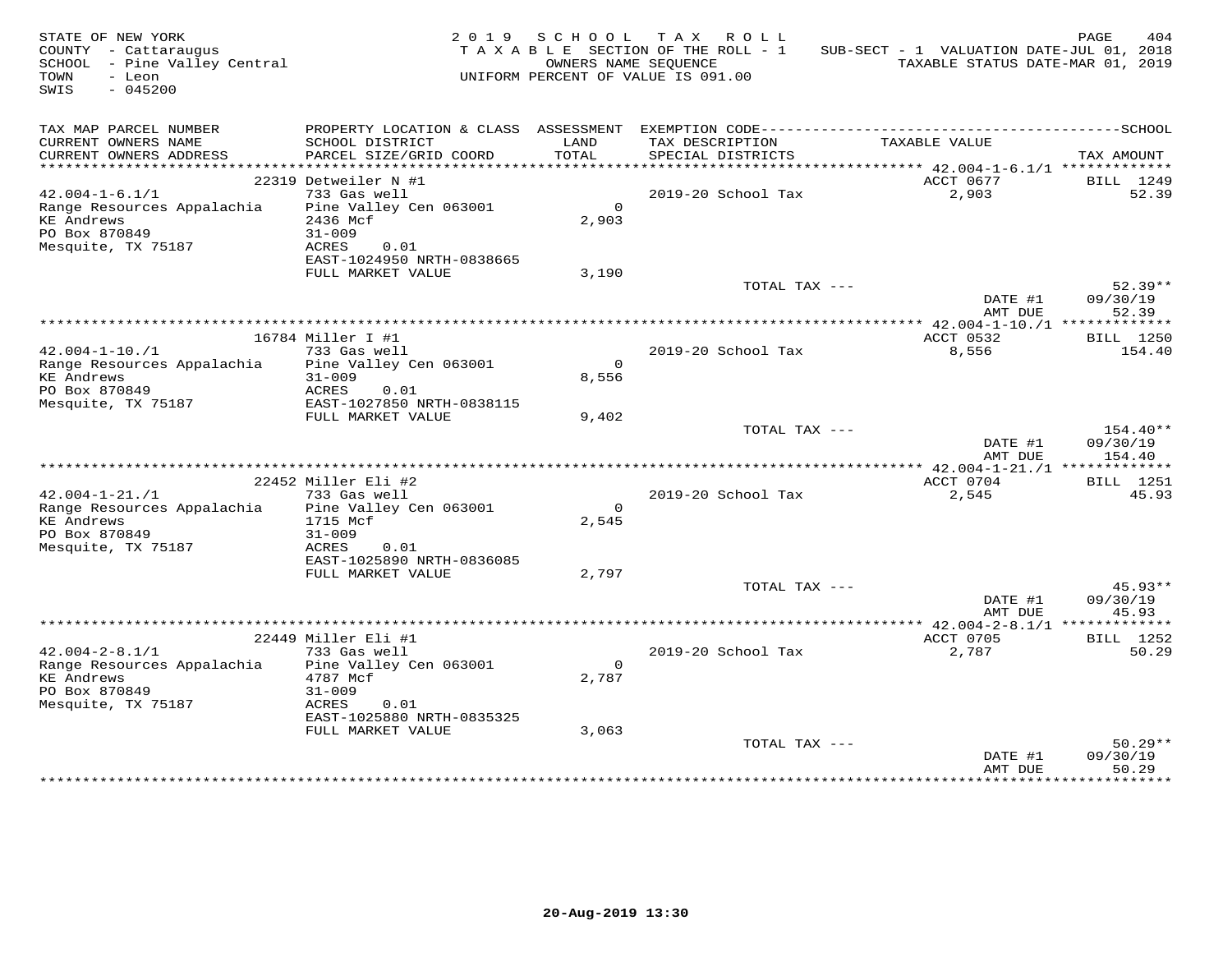STATE OF NEW YORK — 2019 SCHOOL TAX ROLL
COUNTY - Cattaraugus — TAXABLE SECTION OF THE ROLL - 1 — SUB-SECT - 1 VALUATION DATE-JUL 01, 2018
SCHOOL - Pine Valley Central — OWNERS NAME SEQUENCE — TAXABLE STATUS DATE-MAR 01, 2019
TOWN - Leon — UNIFORM PERCENT OF VALUE IS 091.00
SWIS - 045200

| TAX MAP PARCEL NUMBER / CURRENT OWNERS NAME / CURRENT OWNERS ADDRESS | PROPERTY LOCATION & CLASS / SCHOOL DISTRICT / PARCEL SIZE/GRID COORD | ASSESSMENT LAND / TOTAL | EXEMPTION CODE / TAX DESCRIPTION / SPECIAL DISTRICTS | TAXABLE VALUE | SCHOOL TAX AMOUNT |
|---|---|---|---|---|---|
| **42.004-1-6.1/1** | 22319 Detweiler N #1 | | | ACCT 0677 | BILL 1249 |
| Range Resources Appalachia | 733 Gas well | | 2019-20 School Tax | 2,903 | 52.39 |
| KE Andrews | Pine Valley Cen 063001 | 0 | | | |
| PO Box 870849 | 2436 Mcf | 2,903 | | | |
| Mesquite, TX 75187 | 31-009 | | | | |
| | ACRES 0.01 | | | | |
| | EAST-1024950 NRTH-0838665 | | | | |
| | FULL MARKET VALUE | 3,190 | | | |
| | | | TOTAL TAX --- | | 52.39** |
| | | | | DATE #1 | 09/30/19 |
| | | | | AMT DUE | 52.39 |
| **42.004-1-10./1** | 16784 Miller I #1 | | | ACCT 0532 | BILL 1250 |
| Range Resources Appalachia | 733 Gas well | | 2019-20 School Tax | 8,556 | 154.40 |
| KE Andrews | Pine Valley Cen 063001 | 0 | | | |
| PO Box 870849 | 31-009 | 8,556 | | | |
| Mesquite, TX 75187 | ACRES 0.01 | | | | |
| | EAST-1027850 NRTH-0838115 | | | | |
| | FULL MARKET VALUE | 9,402 | | | |
| | | | TOTAL TAX --- | | 154.40** |
| | | | | DATE #1 | 09/30/19 |
| | | | | AMT DUE | 154.40 |
| **42.004-1-21./1** | 22452 Miller Eli #2 | | | ACCT 0704 | BILL 1251 |
| Range Resources Appalachia | 733 Gas well | | 2019-20 School Tax | 2,545 | 45.93 |
| KE Andrews | Pine Valley Cen 063001 | 0 | | | |
| PO Box 870849 | 1715 Mcf | 2,545 | | | |
| Mesquite, TX 75187 | 31-009 | | | | |
| | ACRES 0.01 | | | | |
| | EAST-1025890 NRTH-0836085 | | | | |
| | FULL MARKET VALUE | 2,797 | | | |
| | | | TOTAL TAX --- | | 45.93** |
| | | | | DATE #1 | 09/30/19 |
| | | | | AMT DUE | 45.93 |
| **42.004-2-8.1/1** | 22449 Miller Eli #1 | | | ACCT 0705 | BILL 1252 |
| Range Resources Appalachia | 733 Gas well | | 2019-20 School Tax | 2,787 | 50.29 |
| KE Andrews | Pine Valley Cen 063001 | 0 | | | |
| PO Box 870849 | 4787 Mcf | 2,787 | | | |
| Mesquite, TX 75187 | 31-009 | | | | |
| | ACRES 0.01 | | | | |
| | EAST-1025880 NRTH-0835325 | | | | |
| | FULL MARKET VALUE | 3,063 | | | |
| | | | TOTAL TAX --- | | 50.29** |
| | | | | DATE #1 | 09/30/19 |
| | | | | AMT DUE | 50.29 |

20-Aug-2019 13:30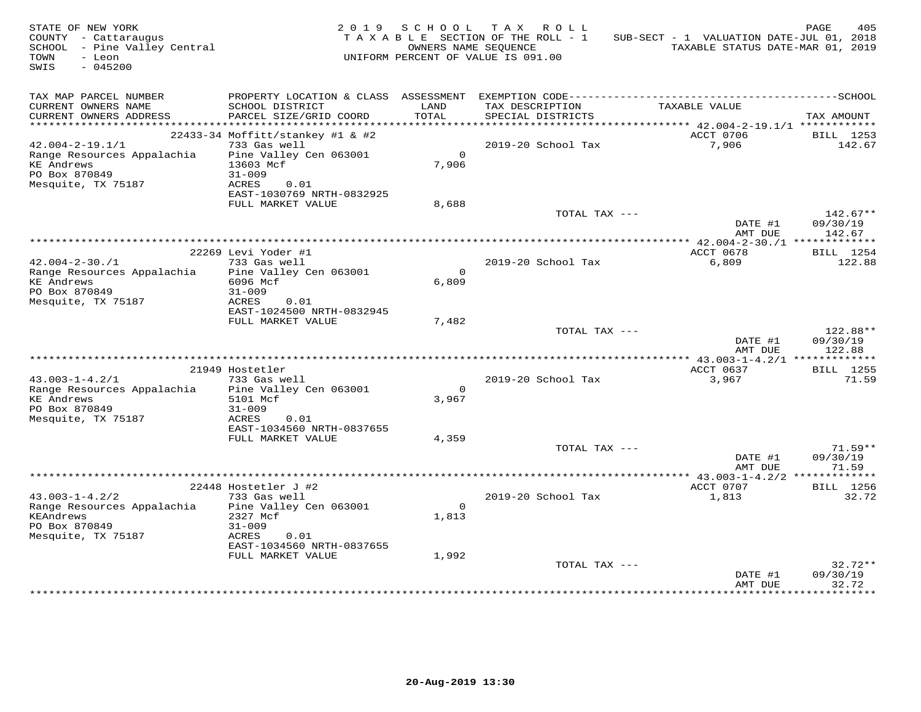STATE OF NEW YORK
COUNTY - Cattaraugus
SCHOOL - Pine Valley Central
TOWN - Leon
SWIS - 045200

2019 SCHOOL TAX ROLL
TAXABLE SECTION OF THE ROLL - 1
OWNERS NAME SEQUENCE
UNIFORM PERCENT OF VALUE IS 091.00

SUB-SECT - 1 VALUATION DATE-JUL 01, 2018
TAXABLE STATUS DATE-MAR 01, 2019

| TAX MAP PARCEL NUMBER / CURRENT OWNERS NAME / CURRENT OWNERS ADDRESS | PROPERTY LOCATION & CLASS / SCHOOL DISTRICT / PARCEL SIZE/GRID COORD | ASSESSMENT LAND / TOTAL | EXEMPTION CODE / TAX DESCRIPTION / SPECIAL DISTRICTS | TAXABLE VALUE | TAX AMOUNT |
|---|---|---|---|---|---|
| **42.004-2-19.1/1** | 22433-34 Moffitt/stankey #1 & #2 | | | ACCT 0706 | BILL 1253 |
| 42.004-2-19.1/1 | 733 Gas well | | 2019-20 School Tax | 7,906 | 142.67 |
| Range Resources Appalachia | Pine Valley Cen 063001 | 0 | | | |
| KE Andrews | 13603 Mcf | 7,906 | | | |
| PO Box 870849 | 31-009 | | | | |
| Mesquite, TX 75187 | ACRES 0.01 | | | | |
| | EAST-1030769 NRTH-0832925 | | | | |
| | FULL MARKET VALUE | 8,688 | | | |
| | | | TOTAL TAX --- | | 142.67** |
| | | | | DATE #1 | 09/30/19 |
| | | | | AMT DUE | 142.67 |
| **42.004-2-30./1** | 22269 Levi Yoder #1 | | | ACCT 0678 | BILL 1254 |
| 42.004-2-30./1 | 733 Gas well | | 2019-20 School Tax | 6,809 | 122.88 |
| Range Resources Appalachia | Pine Valley Cen 063001 | 0 | | | |
| KE Andrews | 6096 Mcf | 6,809 | | | |
| PO Box 870849 | 31-009 | | | | |
| Mesquite, TX 75187 | ACRES 0.01 | | | | |
| | EAST-1024500 NRTH-0832945 | | | | |
| | FULL MARKET VALUE | 7,482 | | | |
| | | | TOTAL TAX --- | | 122.88** |
| | | | | DATE #1 | 09/30/19 |
| | | | | AMT DUE | 122.88 |
| **43.003-1-4.2/1** | 21949 Hostetler | | | ACCT 0637 | BILL 1255 |
| 43.003-1-4.2/1 | 733 Gas well | | 2019-20 School Tax | 3,967 | 71.59 |
| Range Resources Appalachia | Pine Valley Cen 063001 | 0 | | | |
| KE Andrews | 5101 Mcf | 3,967 | | | |
| PO Box 870849 | 31-009 | | | | |
| Mesquite, TX 75187 | ACRES 0.01 | | | | |
| | EAST-1034560 NRTH-0837655 | | | | |
| | FULL MARKET VALUE | 4,359 | | | |
| | | | TOTAL TAX --- | | 71.59** |
| | | | | DATE #1 | 09/30/19 |
| | | | | AMT DUE | 71.59 |
| **43.003-1-4.2/2** | 22448 Hostetler J #2 | | | ACCT 0707 | BILL 1256 |
| 43.003-1-4.2/2 | 733 Gas well | | 2019-20 School Tax | 1,813 | 32.72 |
| Range Resources Appalachia | Pine Valley Cen 063001 | 0 | | | |
| KEAndrews | 2327 Mcf | 1,813 | | | |
| PO Box 870849 | 31-009 | | | | |
| Mesquite, TX 75187 | ACRES 0.01 | | | | |
| | EAST-1034560 NRTH-0837655 | | | | |
| | FULL MARKET VALUE | 1,992 | | | |
| | | | TOTAL TAX --- | | 32.72** |
| | | | | DATE #1 | 09/30/19 |
| | | | | AMT DUE | 32.72 |

20-Aug-2019 13:30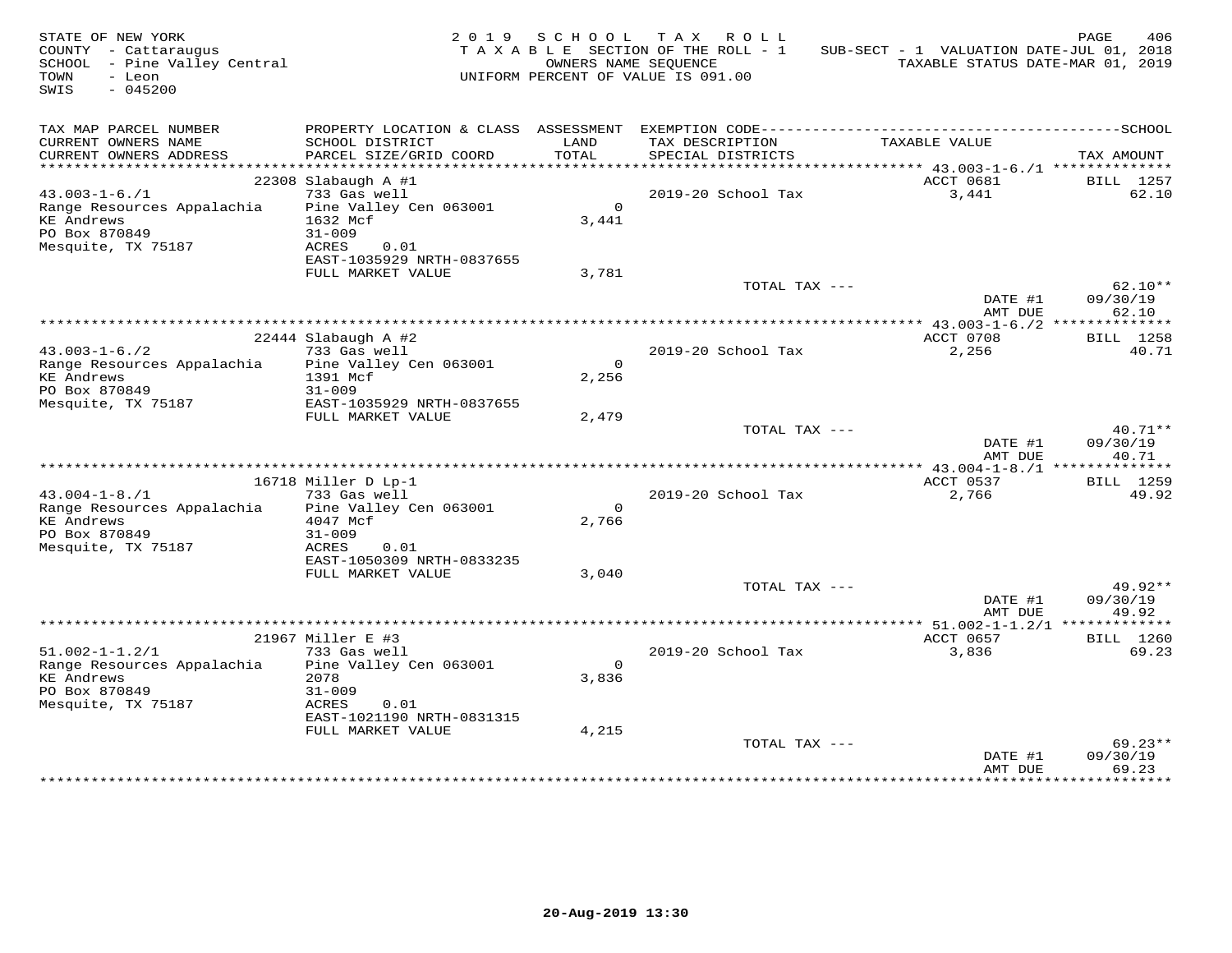STATE OF NEW YORK
COUNTY - Cattaraugus
SCHOOL - Pine Valley Central
TOWN - Leon
SWIS - 045200

2019 SCHOOL TAX ROLL
TAXABLE SECTION OF THE ROLL - 1
OWNERS NAME SEQUENCE
UNIFORM PERCENT OF VALUE IS 091.00

SUB-SECT - 1 VALUATION DATE-JUL 01, 2018
TAXABLE STATUS DATE-MAR 01, 2019

| TAX MAP PARCEL NUMBER / CURRENT OWNERS NAME / CURRENT OWNERS ADDRESS | PROPERTY LOCATION & CLASS / SCHOOL DISTRICT / PARCEL SIZE/GRID COORD | ASSESSMENT LAND / TOTAL | EXEMPTION CODE / TAX DESCRIPTION / SPECIAL DISTRICTS | TAXABLE VALUE | TAX AMOUNT |
|---|---|---|---|---|---|
| 43.003-1-6./1 | 22308 Slabaugh A #1 | | | ACCT 0681 | BILL 1257 |
| Range Resources Appalachia | 733 Gas well | | 2019-20 School Tax | 3,441 | 62.10 |
| KE Andrews | Pine Valley Cen 063001 | 0 | | | |
| PO Box 870849 | 1632 Mcf | 3,441 | | | |
| Mesquite, TX 75187 | 31-009 | | | | |
| | ACRES 0.01 | | | | |
| | EAST-1035929 NRTH-0837655 | | | | |
| | FULL MARKET VALUE | 3,781 | | | |
| | | | TOTAL TAX --- | | 62.10** |
| | | | | DATE #1 | 09/30/19 |
| | | | | AMT DUE | 62.10 |
| 43.003-1-6./2 | 22444 Slabaugh A #2 | | | ACCT 0708 | BILL 1258 |
| Range Resources Appalachia | 733 Gas well | | 2019-20 School Tax | 2,256 | 40.71 |
| KE Andrews | Pine Valley Cen 063001 | 0 | | | |
| PO Box 870849 | 1391 Mcf | 2,256 | | | |
| Mesquite, TX 75187 | 31-009 | | | | |
| | EAST-1035929 NRTH-0837655 | | | | |
| | FULL MARKET VALUE | 2,479 | | | |
| | | | TOTAL TAX --- | | 40.71** |
| | | | | DATE #1 | 09/30/19 |
| | | | | AMT DUE | 40.71 |
| 43.004-1-8./1 | 16718 Miller D Lp-1 | | | ACCT 0537 | BILL 1259 |
| Range Resources Appalachia | 733 Gas well | | 2019-20 School Tax | 2,766 | 49.92 |
| KE Andrews | Pine Valley Cen 063001 | 0 | | | |
| PO Box 870849 | 4047 Mcf | 2,766 | | | |
| Mesquite, TX 75187 | 31-009 | | | | |
| | ACRES 0.01 | | | | |
| | EAST-1050309 NRTH-0833235 | | | | |
| | FULL MARKET VALUE | 3,040 | | | |
| | | | TOTAL TAX --- | | 49.92** |
| | | | | DATE #1 | 09/30/19 |
| | | | | AMT DUE | 49.92 |
| 51.002-1-1.2/1 | 21967 Miller E #3 | | | ACCT 0657 | BILL 1260 |
| Range Resources Appalachia | 733 Gas well | | 2019-20 School Tax | 3,836 | 69.23 |
| KE Andrews | Pine Valley Cen 063001 | 0 | | | |
| PO Box 870849 | 2078 | 3,836 | | | |
| Mesquite, TX 75187 | 31-009 | | | | |
| | ACRES 0.01 | | | | |
| | EAST-1021190 NRTH-0831315 | | | | |
| | FULL MARKET VALUE | 4,215 | | | |
| | | | TOTAL TAX --- | | 69.23** |
| | | | | DATE #1 | 09/30/19 |
| | | | | AMT DUE | 69.23 |

20-Aug-2019 13:30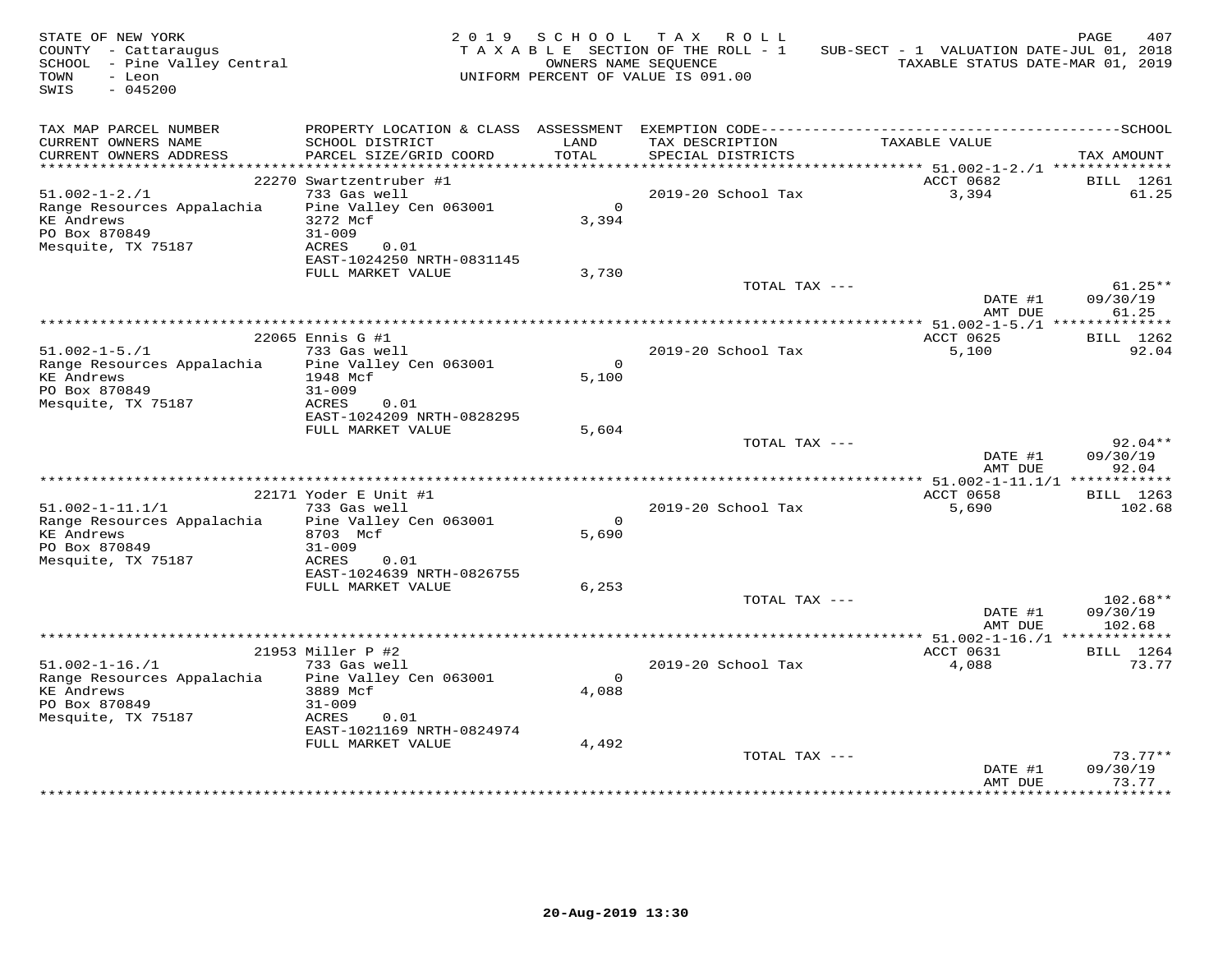STATE OF NEW YORK — 2019 SCHOOL TAX ROLL
COUNTY - Cattaraugus — TAXABLE SECTION OF THE ROLL - 1 — SUB-SECT - 1 VALUATION DATE-JUL 01, 2018
SCHOOL - Pine Valley Central — OWNERS NAME SEQUENCE — TAXABLE STATUS DATE-MAR 01, 2019
TOWN - Leon — UNIFORM PERCENT OF VALUE IS 091.00
SWIS - 045200

| TAX MAP PARCEL NUMBER / CURRENT OWNERS NAME / CURRENT OWNERS ADDRESS | PROPERTY LOCATION & CLASS / SCHOOL DISTRICT / PARCEL SIZE/GRID COORD | ASSESSMENT LAND / TOTAL | EXEMPTION CODE / TAX DESCRIPTION / SPECIAL DISTRICTS | TAXABLE VALUE | SCHOOL TAX AMOUNT |
|---|---|---|---|---|---|
| 51.002-1-2./1 | 22270 Swartzentruber #1 | | | ACCT 0682 | BILL 1261 |
| 51.002-1-2./1 | 733 Gas well | | 2019-20 School Tax | 3,394 | 61.25 |
| Range Resources Appalachia | Pine Valley Cen 063001 | 0 | | | |
| KE Andrews | 3272 Mcf | 3,394 | | | |
| PO Box 870849 | 31-009 | | | | |
| Mesquite, TX 75187 | ACRES 0.01 | | | | |
| | EAST-1024250 NRTH-0831145 | | | | |
| | FULL MARKET VALUE | 3,730 | | | |
| | | | TOTAL TAX --- | | 61.25** |
| | | | | DATE #1 | 09/30/19 |
| | | | | AMT DUE | 61.25 |
| 51.002-1-5./1 | 22065 Ennis G #1 | | | ACCT 0625 | BILL 1262 |
| 51.002-1-5./1 | 733 Gas well | | 2019-20 School Tax | 5,100 | 92.04 |
| Range Resources Appalachia | Pine Valley Cen 063001 | 0 | | | |
| KE Andrews | 1948 Mcf | 5,100 | | | |
| PO Box 870849 | 31-009 | | | | |
| Mesquite, TX 75187 | ACRES 0.01 | | | | |
| | EAST-1024209 NRTH-0828295 | | | | |
| | FULL MARKET VALUE | 5,604 | | | |
| | | | TOTAL TAX --- | | 92.04** |
| | | | | DATE #1 | 09/30/19 |
| | | | | AMT DUE | 92.04 |
| 51.002-1-11.1/1 | 22171 Yoder E Unit #1 | | | ACCT 0658 | BILL 1263 |
| 51.002-1-11.1/1 | 733 Gas well | | 2019-20 School Tax | 5,690 | 102.68 |
| Range Resources Appalachia | Pine Valley Cen 063001 | 0 | | | |
| KE Andrews | 8703 Mcf | 5,690 | | | |
| PO Box 870849 | 31-009 | | | | |
| Mesquite, TX 75187 | ACRES 0.01 | | | | |
| | EAST-1024639 NRTH-0826755 | | | | |
| | FULL MARKET VALUE | 6,253 | | | |
| | | | TOTAL TAX --- | | 102.68** |
| | | | | DATE #1 | 09/30/19 |
| | | | | AMT DUE | 102.68 |
| 51.002-1-16./1 | 21953 Miller P #2 | | | ACCT 0631 | BILL 1264 |
| 51.002-1-16./1 | 733 Gas well | | 2019-20 School Tax | 4,088 | 73.77 |
| Range Resources Appalachia | Pine Valley Cen 063001 | 0 | | | |
| KE Andrews | 3889 Mcf | 4,088 | | | |
| PO Box 870849 | 31-009 | | | | |
| Mesquite, TX 75187 | ACRES 0.01 | | | | |
| | EAST-1021169 NRTH-0824974 | | | | |
| | FULL MARKET VALUE | 4,492 | | | |
| | | | TOTAL TAX --- | | 73.77** |
| | | | | DATE #1 | 09/30/19 |
| | | | | AMT DUE | 73.77 |

20-Aug-2019 13:30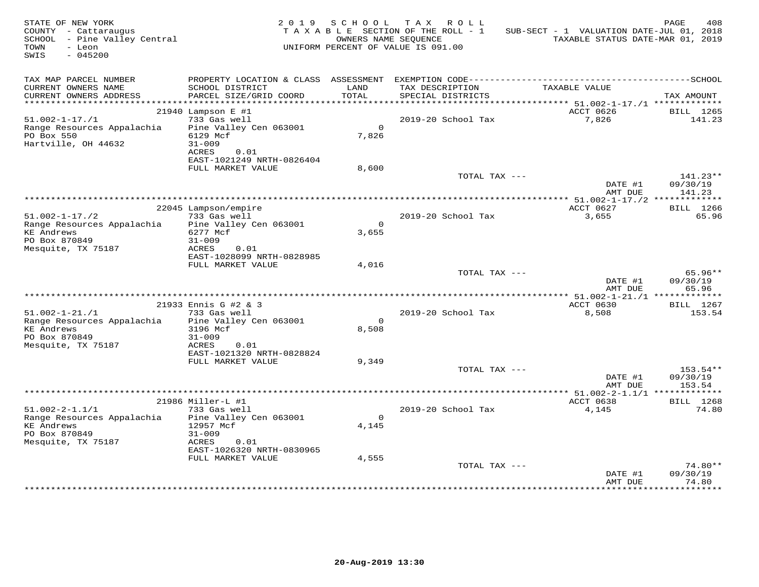STATE OF NEW YORK
COUNTY - Cattaraugus
SCHOOL - Pine Valley Central
TOWN - Leon
SWIS - 045200

2019 SCHOOL TAX ROLL
TAXABLE SECTION OF THE ROLL - 1
OWNERS NAME SEQUENCE
UNIFORM PERCENT OF VALUE IS 091.00

SUB-SECT - 1 VALUATION DATE-JUL 01, 2018
TAXABLE STATUS DATE-MAR 01, 2019

| TAX MAP PARCEL NUMBER / CURRENT OWNERS NAME / CURRENT OWNERS ADDRESS | PROPERTY LOCATION & CLASS / SCHOOL DISTRICT / PARCEL SIZE/GRID COORD | ASSESSMENT LAND / TOTAL | EXEMPTION CODE / TAX DESCRIPTION / SPECIAL DISTRICTS | TAXABLE VALUE | TAX AMOUNT |
|---|---|---|---|---|---|
| **51.002-1-17./1** | 21940 Lampson E #1 | | | ACCT 0626 | BILL 1265 |
| 51.002-1-17./1 | 733 Gas well | | 2019-20 School Tax | 7,826 | 141.23 |
| Range Resources Appalachia | Pine Valley Cen 063001 | 0 | | | |
| PO Box 550 | 6129 Mcf | 7,826 | | | |
| Hartville, OH 44632 | 31-009 | | | | |
| | ACRES 0.01 | | | | |
| | EAST-1021249 NRTH-0826404 | | | | |
| | FULL MARKET VALUE | 8,600 | | | |
| | | | TOTAL TAX --- | | 141.23** |
| | | | | DATE #1 | 09/30/19 |
| | | | | AMT DUE | 141.23 |
| **51.002-1-17./2** | 22045 Lampson/empire | | | ACCT 0627 | BILL 1266 |
| 51.002-1-17./2 | 733 Gas well | | 2019-20 School Tax | 3,655 | 65.96 |
| Range Resources Appalachia | Pine Valley Cen 063001 | 0 | | | |
| KE Andrews | 6277 Mcf | 3,655 | | | |
| PO Box 870849 | 31-009 | | | | |
| Mesquite, TX 75187 | ACRES 0.01 | | | | |
| | EAST-1028099 NRTH-0828985 | | | | |
| | FULL MARKET VALUE | 4,016 | | | |
| | | | TOTAL TAX --- | | 65.96** |
| | | | | DATE #1 | 09/30/19 |
| | | | | AMT DUE | 65.96 |
| **51.002-1-21./1** | 21933 Ennis G #2 & 3 | | | ACCT 0630 | BILL 1267 |
| 51.002-1-21./1 | 733 Gas well | | 2019-20 School Tax | 8,508 | 153.54 |
| Range Resources Appalachia | Pine Valley Cen 063001 | 0 | | | |
| KE Andrews | 3196 Mcf | 8,508 | | | |
| PO Box 870849 | 31-009 | | | | |
| Mesquite, TX 75187 | ACRES 0.01 | | | | |
| | EAST-1021320 NRTH-0828824 | | | | |
| | FULL MARKET VALUE | 9,349 | | | |
| | | | TOTAL TAX --- | | 153.54** |
| | | | | DATE #1 | 09/30/19 |
| | | | | AMT DUE | 153.54 |
| **51.002-2-1.1/1** | 21986 Miller-L #1 | | | ACCT 0638 | BILL 1268 |
| 51.002-2-1.1/1 | 733 Gas well | | 2019-20 School Tax | 4,145 | 74.80 |
| Range Resources Appalachia | Pine Valley Cen 063001 | 0 | | | |
| KE Andrews | 12957 Mcf | 4,145 | | | |
| PO Box 870849 | 31-009 | | | | |
| Mesquite, TX 75187 | ACRES 0.01 | | | | |
| | EAST-1026320 NRTH-0830965 | | | | |
| | FULL MARKET VALUE | 4,555 | | | |
| | | | TOTAL TAX --- | | 74.80** |
| | | | | DATE #1 | 09/30/19 |
| | | | | AMT DUE | 74.80 |

20-Aug-2019 13:30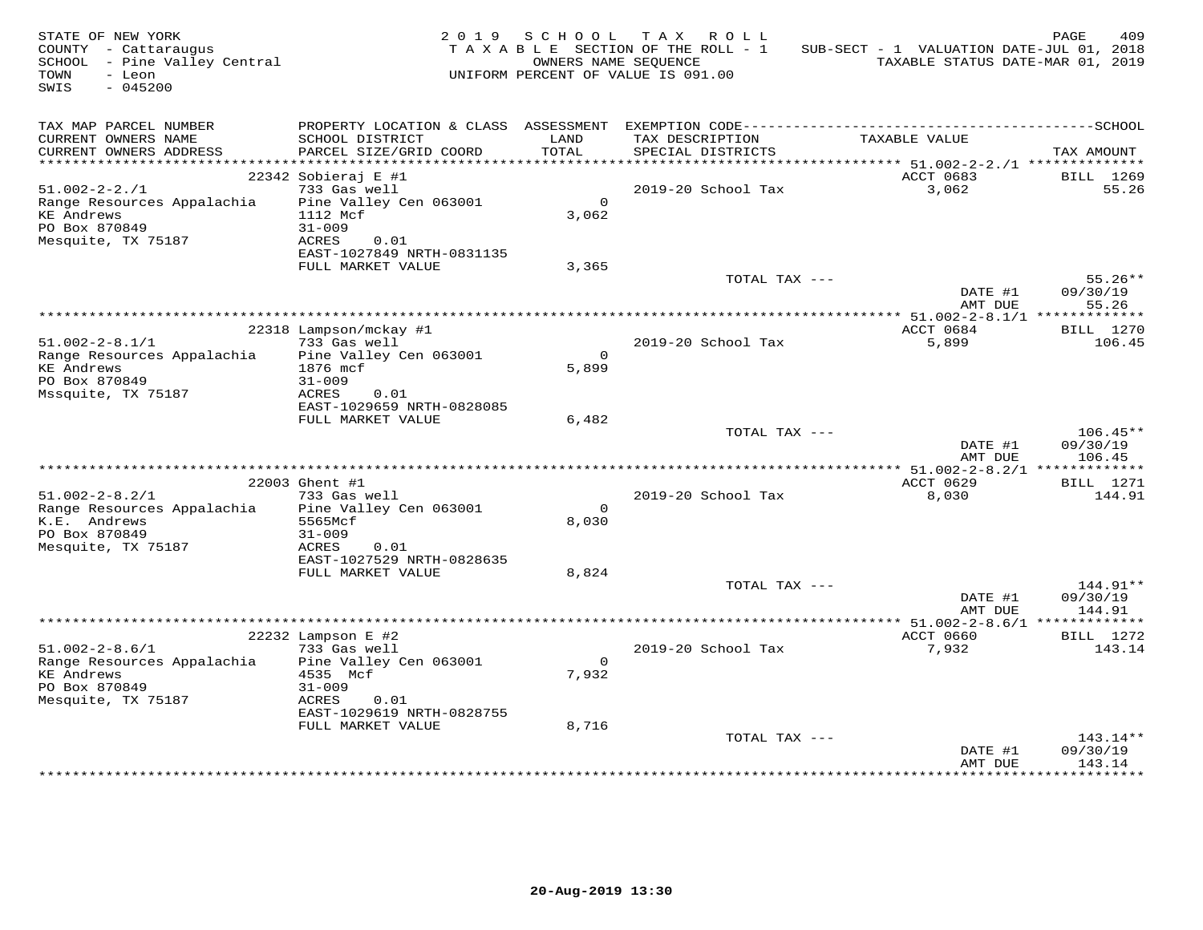STATE OF NEW YORK
COUNTY - Cattaraugus
SCHOOL - Pine Valley Central
TOWN - Leon
SWIS - 045200

2 0 1 9 S C H O O L T A X R O L L
T A X A B L E SECTION OF THE ROLL - 1
OWNERS NAME SEQUENCE
UNIFORM PERCENT OF VALUE IS 091.00

SUB-SECT - 1 VALUATION DATE-JUL 01, 2018
TAXABLE STATUS DATE-MAR 01, 2019

| TAX MAP PARCEL NUMBER / CURRENT OWNERS NAME / CURRENT OWNERS ADDRESS | PROPERTY LOCATION & CLASS / SCHOOL DISTRICT / PARCEL SIZE/GRID COORD | ASSESSMENT LAND / TOTAL | EXEMPTION CODE / TAX DESCRIPTION / SPECIAL DISTRICTS | TAXABLE VALUE | SCHOOL TAX AMOUNT |
|---|---|---|---|---|---|
| | 22342 Sobieraj E #1 | | | ACCT 0683 | BILL 1269 |
| 51.002-2-2./1 | 733 Gas well | | 2019-20 School Tax | 3,062 | 55.26 |
| Range Resources Appalachia | Pine Valley Cen 063001 | 0 | | | |
| KE Andrews | 1112 Mcf | 3,062 | | | |
| PO Box 870849 | 31-009 | | | | |
| Mesquite, TX 75187 | ACRES 0.01 | | | | |
| | EAST-1027849 NRTH-0831135 | | | | |
| | FULL MARKET VALUE | 3,365 | | | |
| | | | TOTAL TAX --- | | 55.26** |
| | | | | DATE #1 | 09/30/19 |
| | | | | AMT DUE | 55.26 |
| | 22318 Lampson/mckay #1 | | | ACCT 0684 | BILL 1270 |
| 51.002-2-8.1/1 | 733 Gas well | | 2019-20 School Tax | 5,899 | 106.45 |
| Range Resources Appalachia | Pine Valley Cen 063001 | 0 | | | |
| KE Andrews | 1876 mcf | 5,899 | | | |
| PO Box 870849 | 31-009 | | | | |
| Mssquite, TX 75187 | ACRES 0.01 | | | | |
| | EAST-1029659 NRTH-0828085 | | | | |
| | FULL MARKET VALUE | 6,482 | | | |
| | | | TOTAL TAX --- | | 106.45** |
| | | | | DATE #1 | 09/30/19 |
| | | | | AMT DUE | 106.45 |
| | 22003 Ghent #1 | | | ACCT 0629 | BILL 1271 |
| 51.002-2-8.2/1 | 733 Gas well | | 2019-20 School Tax | 8,030 | 144.91 |
| Range Resources Appalachia | Pine Valley Cen 063001 | 0 | | | |
| K.E. Andrews | 5565Mcf | 8,030 | | | |
| PO Box 870849 | 31-009 | | | | |
| Mesquite, TX 75187 | ACRES 0.01 | | | | |
| | EAST-1027529 NRTH-0828635 | | | | |
| | FULL MARKET VALUE | 8,824 | | | |
| | | | TOTAL TAX --- | | 144.91** |
| | | | | DATE #1 | 09/30/19 |
| | | | | AMT DUE | 144.91 |
| | 22232 Lampson E #2 | | | ACCT 0660 | BILL 1272 |
| 51.002-2-8.6/1 | 733 Gas well | | 2019-20 School Tax | 7,932 | 143.14 |
| Range Resources Appalachia | Pine Valley Cen 063001 | 0 | | | |
| KE Andrews | 4535 Mcf | 7,932 | | | |
| PO Box 870849 | 31-009 | | | | |
| Mesquite, TX 75187 | ACRES 0.01 | | | | |
| | EAST-1029619 NRTH-0828755 | | | | |
| | FULL MARKET VALUE | 8,716 | | | |
| | | | TOTAL TAX --- | | 143.14** |
| | | | | DATE #1 | 09/30/19 |
| | | | | AMT DUE | 143.14 |

20-Aug-2019 13:30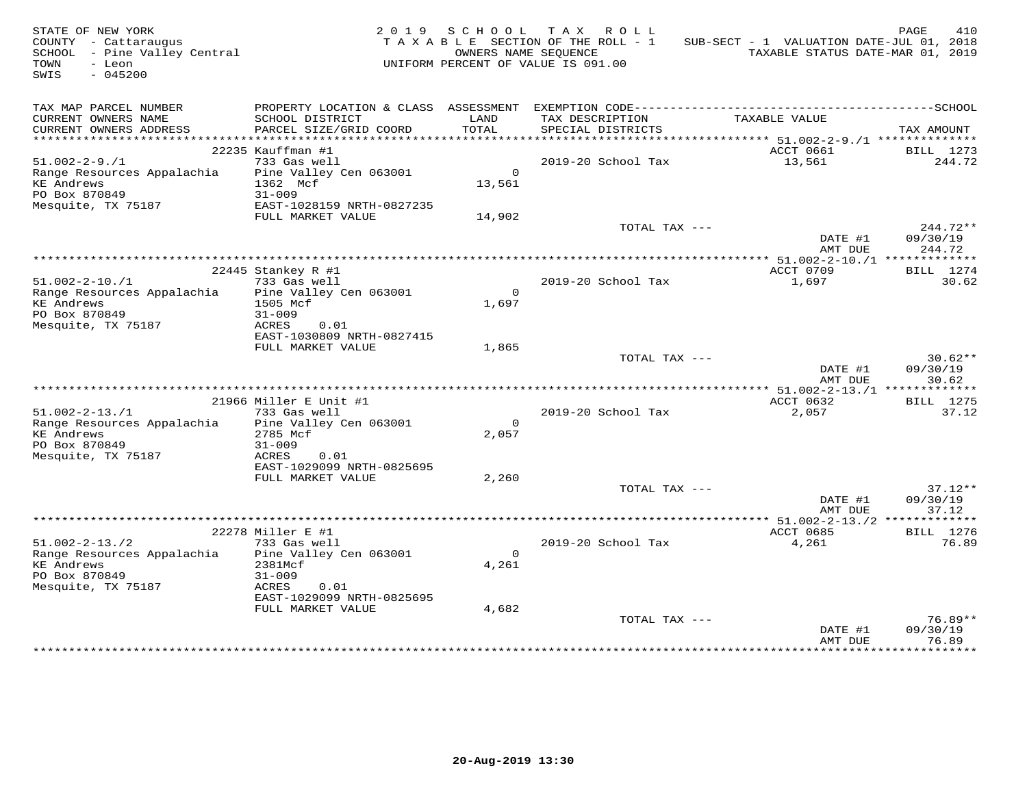STATE OF NEW YORK
COUNTY - Cattaraugus
SCHOOL - Pine Valley Central
TOWN - Leon
SWIS - 045200

2 0 1 9 S C H O O L T A X R O L L
T A X A B L E SECTION OF THE ROLL - 1
OWNERS NAME SEQUENCE
UNIFORM PERCENT OF VALUE IS 091.00

SUB-SECT - 1 VALUATION DATE-JUL 01, 2018
TAXABLE STATUS DATE-MAR 01, 2019

| TAX MAP PARCEL NUMBER / CURRENT OWNERS NAME / CURRENT OWNERS ADDRESS | PROPERTY LOCATION & CLASS / SCHOOL DISTRICT / PARCEL SIZE/GRID COORD | ASSESSMENT LAND / TOTAL | EXEMPTION CODE / TAX DESCRIPTION / SPECIAL DISTRICTS | TAXABLE VALUE | SCHOOL TAX AMOUNT |
|---|---|---|---|---|---|
| | 22235 Kauffman #1 | | | ACCT 0661 | BILL 1273 |
| 51.002-2-9./1 | 733 Gas well | | 2019-20 School Tax | 13,561 | 244.72 |
| Range Resources Appalachia | Pine Valley Cen 063001 | 0 | | | |
| KE Andrews | 1362 Mcf | 13,561 | | | |
| PO Box 870849 | 31-009 | | | | |
| Mesquite, TX 75187 | EAST-1028159 NRTH-0827235 | | | | |
| | FULL MARKET VALUE | 14,902 | | | |
| | | | TOTAL TAX --- | | 244.72** |
| | | | | DATE #1 | 09/30/19 |
| | | | | AMT DUE | 244.72 |
| | 22445 Stankey R #1 | | | ACCT 0709 | BILL 1274 |
| 51.002-2-10./1 | 733 Gas well | | 2019-20 School Tax | 1,697 | 30.62 |
| Range Resources Appalachia | Pine Valley Cen 063001 | 0 | | | |
| KE Andrews | 1505 Mcf | 1,697 | | | |
| PO Box 870849 | 31-009 | | | | |
| Mesquite, TX 75187 | ACRES 0.01 | | | | |
| | EAST-1030809 NRTH-0827415 | | | | |
| | FULL MARKET VALUE | 1,865 | | | |
| | | | TOTAL TAX --- | | 30.62** |
| | | | | DATE #1 | 09/30/19 |
| | | | | AMT DUE | 30.62 |
| | 21966 Miller E Unit #1 | | | ACCT 0632 | BILL 1275 |
| 51.002-2-13./1 | 733 Gas well | | 2019-20 School Tax | 2,057 | 37.12 |
| Range Resources Appalachia | Pine Valley Cen 063001 | 0 | | | |
| KE Andrews | 2785 Mcf | 2,057 | | | |
| PO Box 870849 | 31-009 | | | | |
| Mesquite, TX 75187 | ACRES 0.01 | | | | |
| | EAST-1029099 NRTH-0825695 | | | | |
| | FULL MARKET VALUE | 2,260 | | | |
| | | | TOTAL TAX --- | | 37.12** |
| | | | | DATE #1 | 09/30/19 |
| | | | | AMT DUE | 37.12 |
| | 22278 Miller E #1 | | | ACCT 0685 | BILL 1276 |
| 51.002-2-13./2 | 733 Gas well | | 2019-20 School Tax | 4,261 | 76.89 |
| Range Resources Appalachia | Pine Valley Cen 063001 | 0 | | | |
| KE Andrews | 2381Mcf | 4,261 | | | |
| PO Box 870849 | 31-009 | | | | |
| Mesquite, TX 75187 | ACRES 0.01 | | | | |
| | EAST-1029099 NRTH-0825695 | | | | |
| | FULL MARKET VALUE | 4,682 | | | |
| | | | TOTAL TAX --- | | 76.89** |
| | | | | DATE #1 | 09/30/19 |
| | | | | AMT DUE | 76.89 |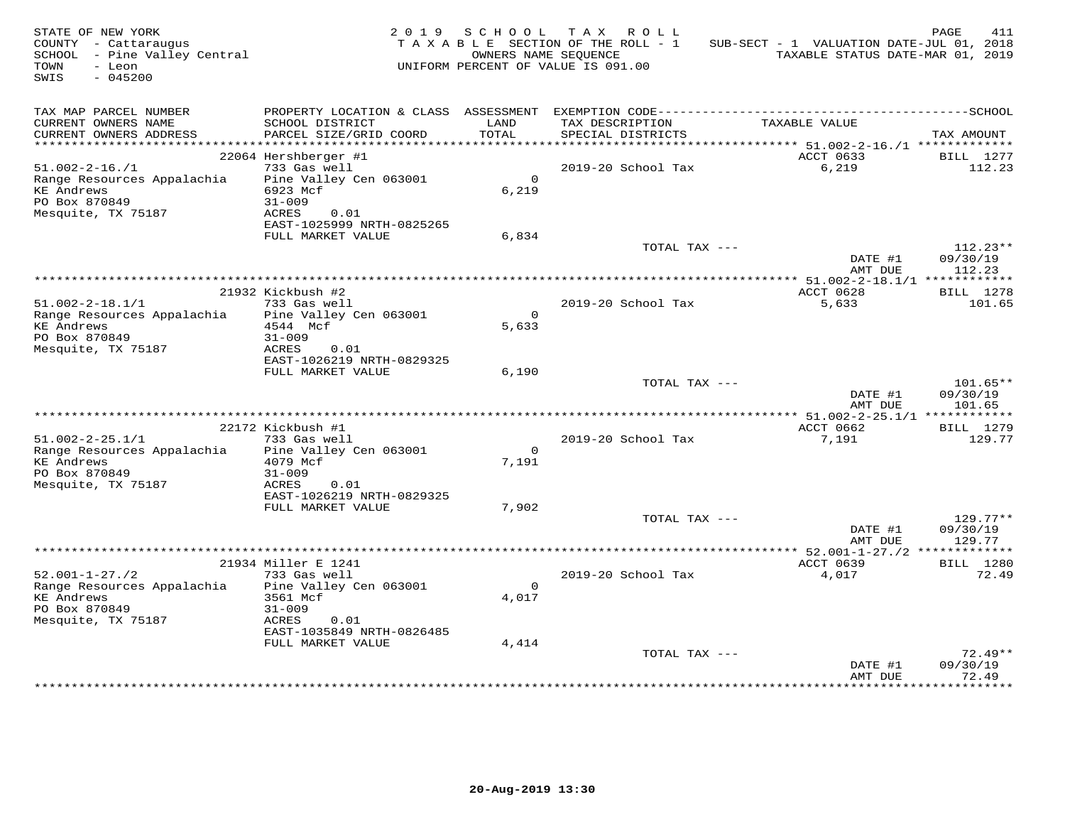STATE OF NEW YORK
COUNTY - Cattaraugus
SCHOOL - Pine Valley Central
TOWN - Leon
SWIS - 045200

2019 SCHOOL TAX ROLL
TAXABLE SECTION OF THE ROLL - 1
OWNERS NAME SEQUENCE
UNIFORM PERCENT OF VALUE IS 091.00

SUB-SECT - 1 VALUATION DATE-JUL 01, 2018
TAXABLE STATUS DATE-MAR 01, 2019

| TAX MAP PARCEL NUMBER / CURRENT OWNERS NAME / CURRENT OWNERS ADDRESS | PROPERTY LOCATION & CLASS / SCHOOL DISTRICT / PARCEL SIZE/GRID COORD | ASSESSMENT LAND / TOTAL | EXEMPTION CODE / TAX DESCRIPTION / SPECIAL DISTRICTS | TAXABLE VALUE | TAX AMOUNT |
|---|---|---|---|---|---|
| 51.002-2-16./1 | 22064 Hershberger #1 | | | ACCT 0633 | BILL 1277 |
| Range Resources Appalachia | 733 Gas well | | 2019-20 School Tax | 6,219 | 112.23 |
| KE Andrews | Pine Valley Cen 063001 | 0 | | | |
| PO Box 870849 | 6923 Mcf | 6,219 | | | |
| Mesquite, TX 75187 | 31-009 | | | | |
| | ACRES 0.01 | | | | |
| | EAST-1025999 NRTH-0825265 | | | | |
| | FULL MARKET VALUE | 6,834 | | | |
| | | | TOTAL TAX --- | | 112.23** |
| | | | | DATE #1 | 09/30/19 |
| | | | | AMT DUE | 112.23 |
| 51.002-2-18.1/1 | 21932 Kickbush #2 | | | ACCT 0628 | BILL 1278 |
| Range Resources Appalachia | 733 Gas well | | 2019-20 School Tax | 5,633 | 101.65 |
| KE Andrews | Pine Valley Cen 063001 | 0 | | | |
| PO Box 870849 | 4544 Mcf | 5,633 | | | |
| Mesquite, TX 75187 | 31-009 | | | | |
| | ACRES 0.01 | | | | |
| | EAST-1026219 NRTH-0829325 | | | | |
| | FULL MARKET VALUE | 6,190 | | | |
| | | | TOTAL TAX --- | | 101.65** |
| | | | | DATE #1 | 09/30/19 |
| | | | | AMT DUE | 101.65 |
| 51.002-2-25.1/1 | 22172 Kickbush #1 | | | ACCT 0662 | BILL 1279 |
| Range Resources Appalachia | 733 Gas well | | 2019-20 School Tax | 7,191 | 129.77 |
| KE Andrews | Pine Valley Cen 063001 | 0 | | | |
| PO Box 870849 | 4079 Mcf | 7,191 | | | |
| Mesquite, TX 75187 | 31-009 | | | | |
| | ACRES 0.01 | | | | |
| | EAST-1026219 NRTH-0829325 | | | | |
| | FULL MARKET VALUE | 7,902 | | | |
| | | | TOTAL TAX --- | | 129.77** |
| | | | | DATE #1 | 09/30/19 |
| | | | | AMT DUE | 129.77 |
| 52.001-1-27./2 | 21934 Miller E 1241 | | | ACCT 0639 | BILL 1280 |
| Range Resources Appalachia | 733 Gas well | | 2019-20 School Tax | 4,017 | 72.49 |
| KE Andrews | Pine Valley Cen 063001 | 0 | | | |
| PO Box 870849 | 3561 Mcf | 4,017 | | | |
| Mesquite, TX 75187 | 31-009 | | | | |
| | ACRES 0.01 | | | | |
| | EAST-1035849 NRTH-0826485 | | | | |
| | FULL MARKET VALUE | 4,414 | | | |
| | | | TOTAL TAX --- | | 72.49** |
| | | | | DATE #1 | 09/30/19 |
| | | | | AMT DUE | 72.49 |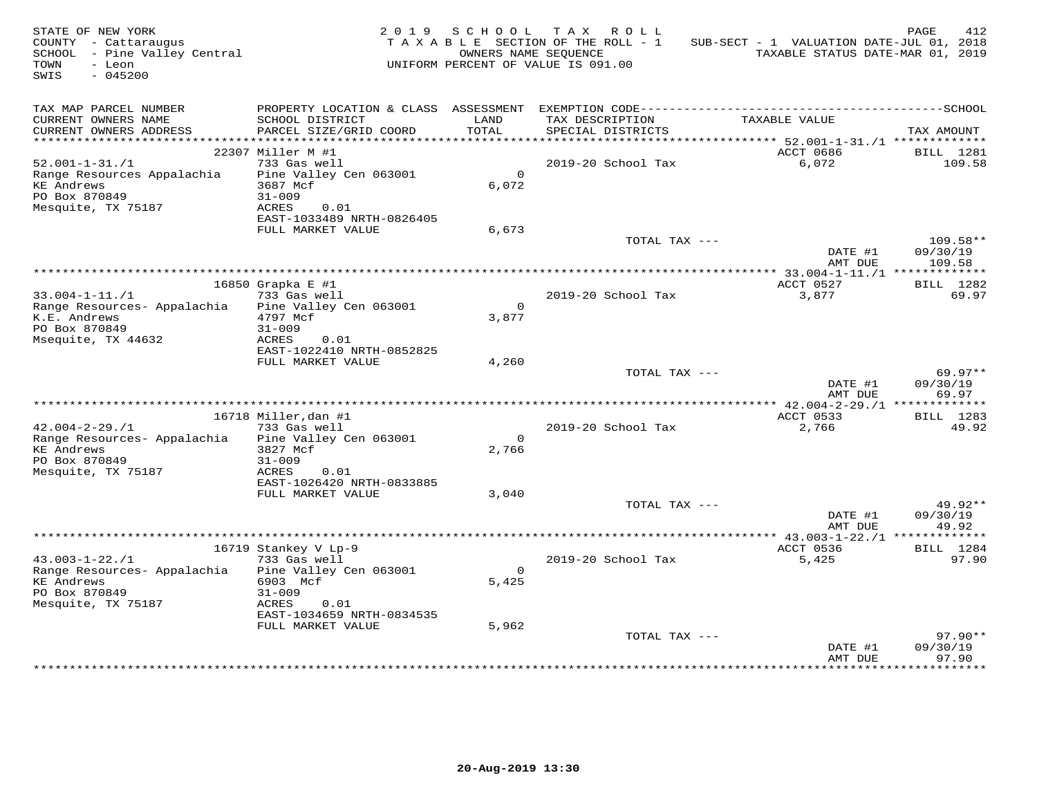STATE OF NEW YORK
COUNTY - Cattaraugus
SCHOOL - Pine Valley Central
TOWN - Leon
SWIS - 045200

2019 SCHOOL TAX ROLL
TAXABLE SECTION OF THE ROLL - 1
OWNERS NAME SEQUENCE
UNIFORM PERCENT OF VALUE IS 091.00

SUB-SECT - 1 VALUATION DATE-JUL 01, 2018
TAXABLE STATUS DATE-MAR 01, 2019

| TAX MAP PARCEL NUMBER / CURRENT OWNERS NAME / CURRENT OWNERS ADDRESS | PROPERTY LOCATION & CLASS / SCHOOL DISTRICT / PARCEL SIZE/GRID COORD | ASSESSMENT LAND / TOTAL | EXEMPTION CODE / TAX DESCRIPTION / SPECIAL DISTRICTS | TAXABLE VALUE | TAX AMOUNT |
|---|---|---|---|---|---|
| **52.001-1-31./1** | 22307 Miller M #1 | | | ACCT 0686 | BILL 1281 |
| 52.001-1-31./1 | 733 Gas well | | 2019-20 School Tax | 6,072 | 109.58 |
| Range Resources Appalachia | Pine Valley Cen 063001 | 0 | | | |
| KE Andrews | 3687 Mcf | 6,072 | | | |
| PO Box 870849 | 31-009 | | | | |
| Mesquite, TX 75187 | ACRES 0.01 | | | | |
| | EAST-1033489 NRTH-0826405 | | | | |
| | FULL MARKET VALUE | 6,673 | | | |
| | | | TOTAL TAX --- | | 109.58** |
| | | | | DATE #1 | 09/30/19 |
| | | | | AMT DUE | 109.58 |
| **33.004-1-11./1** | 16850 Grapka E #1 | | | ACCT 0527 | BILL 1282 |
| 33.004-1-11./1 | 733 Gas well | | 2019-20 School Tax | 3,877 | 69.97 |
| Range Resources- Appalachia | Pine Valley Cen 063001 | 0 | | | |
| K.E. Andrews | 4797 Mcf | 3,877 | | | |
| PO Box 870849 | 31-009 | | | | |
| Msequite, TX 44632 | ACRES 0.01 | | | | |
| | EAST-1022410 NRTH-0852825 | | | | |
| | FULL MARKET VALUE | 4,260 | | | |
| | | | TOTAL TAX --- | | 69.97** |
| | | | | DATE #1 | 09/30/19 |
| | | | | AMT DUE | 69.97 |
| **42.004-2-29./1** | 16718 Miller,dan #1 | | | ACCT 0533 | BILL 1283 |
| 42.004-2-29./1 | 733 Gas well | | 2019-20 School Tax | 2,766 | 49.92 |
| Range Resources- Appalachia | Pine Valley Cen 063001 | 0 | | | |
| KE Andrews | 3827 Mcf | 2,766 | | | |
| PO Box 870849 | 31-009 | | | | |
| Mesquite, TX 75187 | ACRES 0.01 | | | | |
| | EAST-1026420 NRTH-0833885 | | | | |
| | FULL MARKET VALUE | 3,040 | | | |
| | | | TOTAL TAX --- | | 49.92** |
| | | | | DATE #1 | 09/30/19 |
| | | | | AMT DUE | 49.92 |
| **43.003-1-22./1** | 16719 Stankey V Lp-9 | | | ACCT 0536 | BILL 1284 |
| 43.003-1-22./1 | 733 Gas well | | 2019-20 School Tax | 5,425 | 97.90 |
| Range Resources- Appalachia | Pine Valley Cen 063001 | 0 | | | |
| KE Andrews | 6903 Mcf | 5,425 | | | |
| PO Box 870849 | 31-009 | | | | |
| Mesquite, TX 75187 | ACRES 0.01 | | | | |
| | EAST-1034659 NRTH-0834535 | | | | |
| | FULL MARKET VALUE | 5,962 | | | |
| | | | TOTAL TAX --- | | 97.90** |
| | | | | DATE #1 | 09/30/19 |
| | | | | AMT DUE | 97.90 |

20-Aug-2019 13:30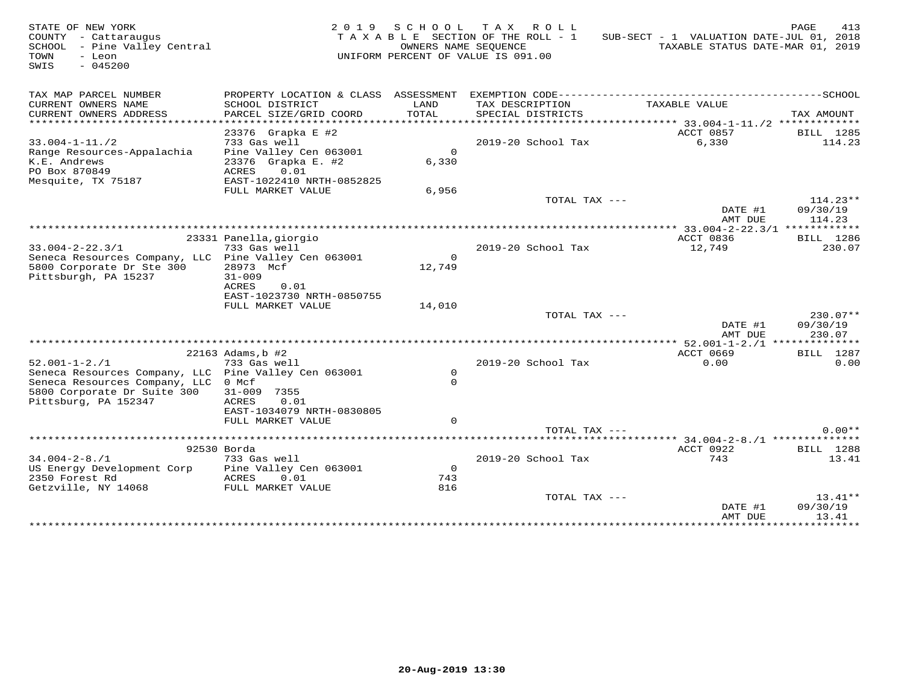STATE OF NEW YORK
COUNTY - Cattaraugus
SCHOOL - Pine Valley Central
TOWN - Leon
SWIS - 045200

2 0 1 9 S C H O O L T A X R O L L
T A X A B L E SECTION OF THE ROLL - 1
OWNERS NAME SEQUENCE
UNIFORM PERCENT OF VALUE IS 091.00

SUB-SECT - 1 VALUATION DATE-JUL 01, 2018
TAXABLE STATUS DATE-MAR 01, 2019

PAGE 413

| TAX MAP PARCEL NUMBER / CURRENT OWNERS NAME / CURRENT OWNERS ADDRESS | PROPERTY LOCATION & CLASS / SCHOOL DISTRICT / PARCEL SIZE/GRID COORD | ASSESSMENT LAND / TOTAL | EXEMPTION CODE / TAX DESCRIPTION / SPECIAL DISTRICTS | TAXABLE VALUE | SCHOOL TAX AMOUNT |
|---|---|---|---|---|---|
| 33.004-1-11./2 | 23376 Grapka E #2 | | | ACCT 0857 | BILL 1285 |
| Range Resources-Appalachia | 733 Gas well | | 2019-20 School Tax | 6,330 | 114.23 |
| K.E. Andrews | Pine Valley Cen 063001 | 0 | | | |
| PO Box 870849 | 23376 Grapka E. #2 | 6,330 | | | |
| Mesquite, TX 75187 | ACRES 0.01 | | | | |
| | EAST-1022410 NRTH-0852825 | | | | |
| | FULL MARKET VALUE | 6,956 | | | |
| | | | TOTAL TAX --- | | 114.23** |
| | | | | DATE #1 | 09/30/19 |
| | | | | AMT DUE | 114.23 |
| 33.004-2-22.3/1 | 23331 Panella,giorgio | | | ACCT 0836 | BILL 1286 |
| Seneca Resources Company, LLC | 733 Gas well | | 2019-20 School Tax | 12,749 | 230.07 |
| 5800 Corporate Dr Ste 300 | Pine Valley Cen 063001 | 0 | | | |
| Pittsburgh, PA 15237 | 28973 Mcf | 12,749 | | | |
| | 31-009 | | | | |
| | ACRES 0.01 | | | | |
| | EAST-1023730 NRTH-0850755 | | | | |
| | FULL MARKET VALUE | 14,010 | | | |
| | | | TOTAL TAX --- | | 230.07** |
| | | | | DATE #1 | 09/30/19 |
| | | | | AMT DUE | 230.07 |
| 52.001-1-2./1 | 22163 Adams,b #2 | | | ACCT 0669 | BILL 1287 |
| Seneca Resources Company, LLC | 733 Gas well | | 2019-20 School Tax | 0.00 | 0.00 |
| Seneca Resources Company, LLC | Pine Valley Cen 063001 | 0 | | | |
| 5800 Corporate Dr Suite 300 | 0 Mcf | 0 | | | |
| Pittsburg, PA 152347 | 31-009 7355 | | | | |
| | ACRES 0.01 | | | | |
| | EAST-1034079 NRTH-0830805 | | | | |
| | FULL MARKET VALUE | 0 | | | |
| | | | TOTAL TAX --- | | 0.00** |
| 34.004-2-8./1 | 92530 Borda | | | ACCT 0922 | BILL 1288 |
| US Energy Development Corp | 733 Gas well | | 2019-20 School Tax | 743 | 13.41 |
| 2350 Forest Rd | Pine Valley Cen 063001 | 0 | | | |
| Getzville, NY 14068 | ACRES 0.01 | 743 | | | |
| | FULL MARKET VALUE | 816 | | | |
| | | | TOTAL TAX --- | | 13.41** |
| | | | | DATE #1 | 09/30/19 |
| | | | | AMT DUE | 13.41 |

20-Aug-2019 13:30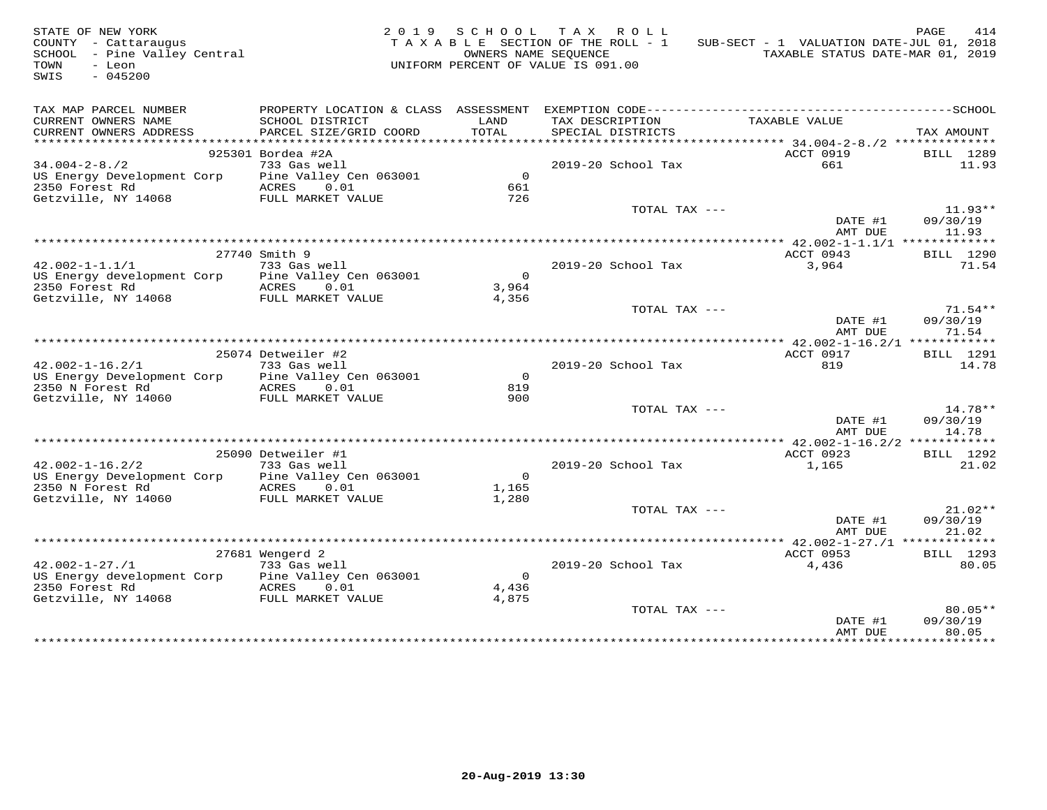STATE OF NEW YORK
COUNTY - Cattaraugus
SCHOOL - Pine Valley Central
TOWN - Leon
SWIS - 045200

2 0 1 9 S C H O O L T A X R O L L
T A X A B L E SECTION OF THE ROLL - 1
OWNERS NAME SEQUENCE
UNIFORM PERCENT OF VALUE IS 091.00

SUB-SECT - 1 VALUATION DATE-JUL 01, 2018
TAXABLE STATUS DATE-MAR 01, 2019

| TAX MAP PARCEL NUMBER / CURRENT OWNERS NAME / CURRENT OWNERS ADDRESS | PROPERTY LOCATION & CLASS / SCHOOL DISTRICT / PARCEL SIZE/GRID COORD | ASSESSMENT LAND / TOTAL | EXEMPTION CODE / TAX DESCRIPTION / SPECIAL DISTRICTS | TAXABLE VALUE | SCHOOL TAX AMOUNT |
|---|---|---|---|---|---|
| 34.004-2-8./2 | 925301 Bordea #2A | | | ACCT 0919 | BILL 1289 |
| US Energy Development Corp | 733 Gas well | | 2019-20 School Tax | 661 | 11.93 |
| 2350 Forest Rd | Pine Valley Cen 063001 | 0 | | | |
| Getzville, NY 14068 | ACRES 0.01 | 661 | | | |
| | FULL MARKET VALUE | 726 | | | |
| | | | TOTAL TAX --- | | 11.93** |
| | | | | DATE #1 | 09/30/19 |
| | | | | AMT DUE | 11.93 |
| 42.002-1-1.1/1 | 27740 Smith 9 | | | ACCT 0943 | BILL 1290 |
| US Energy development Corp | 733 Gas well | | 2019-20 School Tax | 3,964 | 71.54 |
| 2350 Forest Rd | Pine Valley Cen 063001 | 0 | | | |
| Getzville, NY 14068 | ACRES 0.01 | 3,964 | | | |
| | FULL MARKET VALUE | 4,356 | | | |
| | | | TOTAL TAX --- | | 71.54** |
| | | | | DATE #1 | 09/30/19 |
| | | | | AMT DUE | 71.54 |
| 42.002-1-16.2/1 | 25074 Detweiler #2 | | | ACCT 0917 | BILL 1291 |
| US Energy Development Corp | 733 Gas well | | 2019-20 School Tax | 819 | 14.78 |
| 2350 N Forest Rd | Pine Valley Cen 063001 | 0 | | | |
| Getzville, NY 14060 | ACRES 0.01 | 819 | | | |
| | FULL MARKET VALUE | 900 | | | |
| | | | TOTAL TAX --- | | 14.78** |
| | | | | DATE #1 | 09/30/19 |
| | | | | AMT DUE | 14.78 |
| 42.002-1-16.2/2 | 25090 Detweiler #1 | | | ACCT 0923 | BILL 1292 |
| US Energy Development Corp | 733 Gas well | | 2019-20 School Tax | 1,165 | 21.02 |
| 2350 N Forest Rd | Pine Valley Cen 063001 | 0 | | | |
| Getzville, NY 14060 | ACRES 0.01 | 1,165 | | | |
| | FULL MARKET VALUE | 1,280 | | | |
| | | | TOTAL TAX --- | | 21.02** |
| | | | | DATE #1 | 09/30/19 |
| | | | | AMT DUE | 21.02 |
| 42.002-1-27./1 | 27681 Wengerd 2 | | | ACCT 0953 | BILL 1293 |
| US Energy development Corp | 733 Gas well | | 2019-20 School Tax | 4,436 | 80.05 |
| 2350 Forest Rd | Pine Valley Cen 063001 | 0 | | | |
| Getzville, NY 14068 | ACRES 0.01 | 4,436 | | | |
| | FULL MARKET VALUE | 4,875 | | | |
| | | | TOTAL TAX --- | | 80.05** |
| | | | | DATE #1 | 09/30/19 |
| | | | | AMT DUE | 80.05 |

20-Aug-2019 13:30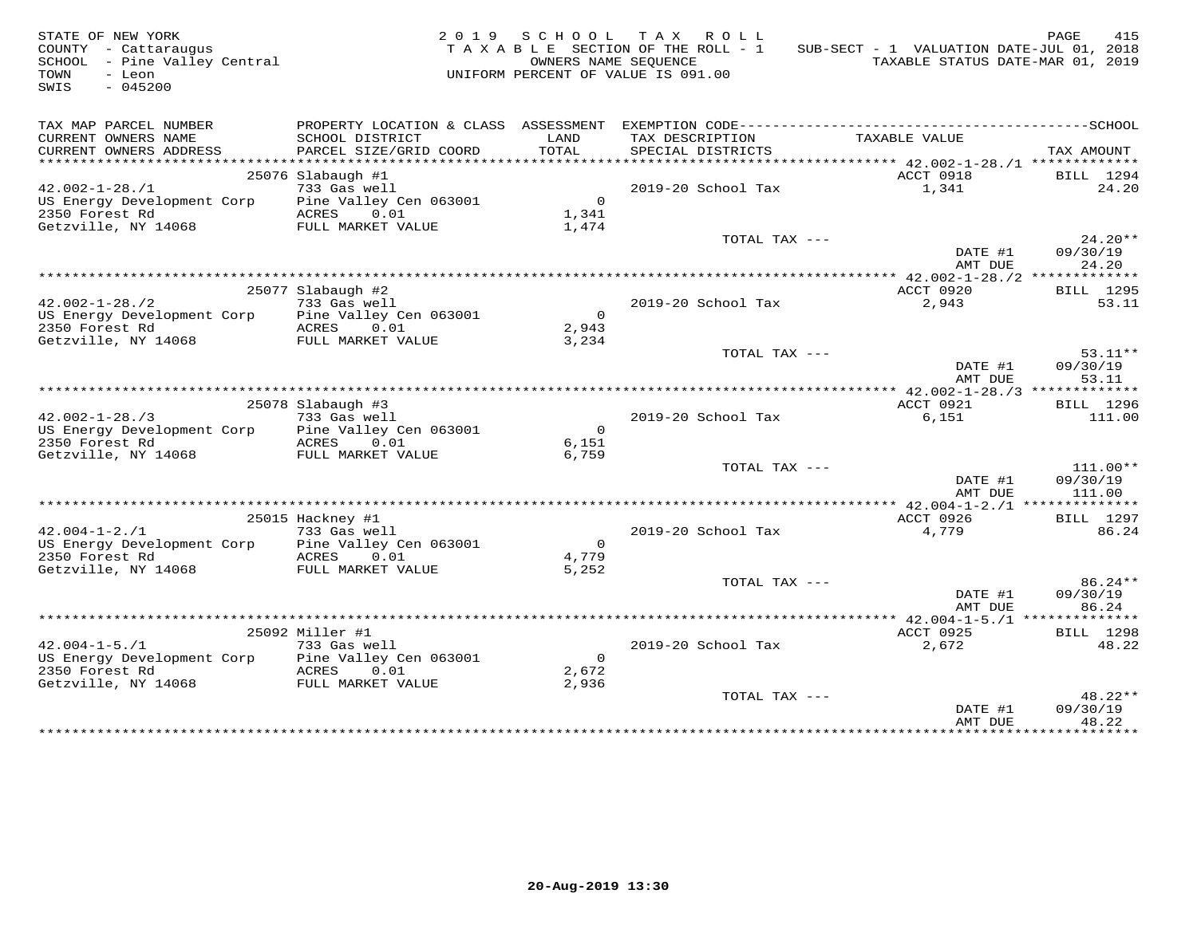STATE OF NEW YORK
COUNTY - Cattaraugus
SCHOOL - Pine Valley Central
TOWN - Leon
SWIS - 045200

2019 SCHOOL TAX ROLL
TAXABLE SECTION OF THE ROLL - 1
OWNERS NAME SEQUENCE
UNIFORM PERCENT OF VALUE IS 091.00

SUB-SECT - 1 VALUATION DATE-JUL 01, 2018
TAXABLE STATUS DATE-MAR 01, 2019

| TAX MAP PARCEL NUMBER / CURRENT OWNERS NAME / CURRENT OWNERS ADDRESS | PROPERTY LOCATION & CLASS / SCHOOL DISTRICT / PARCEL SIZE/GRID COORD | ASSESSMENT LAND / TOTAL | EXEMPTION CODE / TAX DESCRIPTION / SPECIAL DISTRICTS | TAXABLE VALUE | TAX AMOUNT |
|---|---|---|---|---|---|
| 42.002-1-28./1 | 25076 Slabaugh #1 | | | ACCT 0918 | BILL 1294 |
| 42.002-1-28./1 | 733 Gas well | | 2019-20 School Tax | 1,341 | 24.20 |
| US Energy Development Corp | Pine Valley Cen 063001 | 0 | | | |
| 2350 Forest Rd | ACRES 0.01 | 1,341 | | | |
| Getzville, NY 14068 | FULL MARKET VALUE | 1,474 | | | |
| | | | TOTAL TAX --- | | 24.20** |
| | | | | DATE #1 | 09/30/19 |
| | | | | AMT DUE | 24.20 |
| 42.002-1-28./2 | 25077 Slabaugh #2 | | | ACCT 0920 | BILL 1295 |
| 42.002-1-28./2 | 733 Gas well | | 2019-20 School Tax | 2,943 | 53.11 |
| US Energy Development Corp | Pine Valley Cen 063001 | 0 | | | |
| 2350 Forest Rd | ACRES 0.01 | 2,943 | | | |
| Getzville, NY 14068 | FULL MARKET VALUE | 3,234 | | | |
| | | | TOTAL TAX --- | | 53.11** |
| | | | | DATE #1 | 09/30/19 |
| | | | | AMT DUE | 53.11 |
| 42.002-1-28./3 | 25078 Slabaugh #3 | | | ACCT 0921 | BILL 1296 |
| 42.002-1-28./3 | 733 Gas well | | 2019-20 School Tax | 6,151 | 111.00 |
| US Energy Development Corp | Pine Valley Cen 063001 | 0 | | | |
| 2350 Forest Rd | ACRES 0.01 | 6,151 | | | |
| Getzville, NY 14068 | FULL MARKET VALUE | 6,759 | | | |
| | | | TOTAL TAX --- | | 111.00** |
| | | | | DATE #1 | 09/30/19 |
| | | | | AMT DUE | 111.00 |
| 42.004-1-2./1 | 25015 Hackney #1 | | | ACCT 0926 | BILL 1297 |
| 42.004-1-2./1 | 733 Gas well | | 2019-20 School Tax | 4,779 | 86.24 |
| US Energy Development Corp | Pine Valley Cen 063001 | 0 | | | |
| 2350 Forest Rd | ACRES 0.01 | 4,779 | | | |
| Getzville, NY 14068 | FULL MARKET VALUE | 5,252 | | | |
| | | | TOTAL TAX --- | | 86.24** |
| | | | | DATE #1 | 09/30/19 |
| | | | | AMT DUE | 86.24 |
| 42.004-1-5./1 | 25092 Miller #1 | | | ACCT 0925 | BILL 1298 |
| 42.004-1-5./1 | 733 Gas well | | 2019-20 School Tax | 2,672 | 48.22 |
| US Energy Development Corp | Pine Valley Cen 063001 | 0 | | | |
| 2350 Forest Rd | ACRES 0.01 | 2,672 | | | |
| Getzville, NY 14068 | FULL MARKET VALUE | 2,936 | | | |
| | | | TOTAL TAX --- | | 48.22** |
| | | | | DATE #1 | 09/30/19 |
| | | | | AMT DUE | 48.22 |

20-Aug-2019 13:30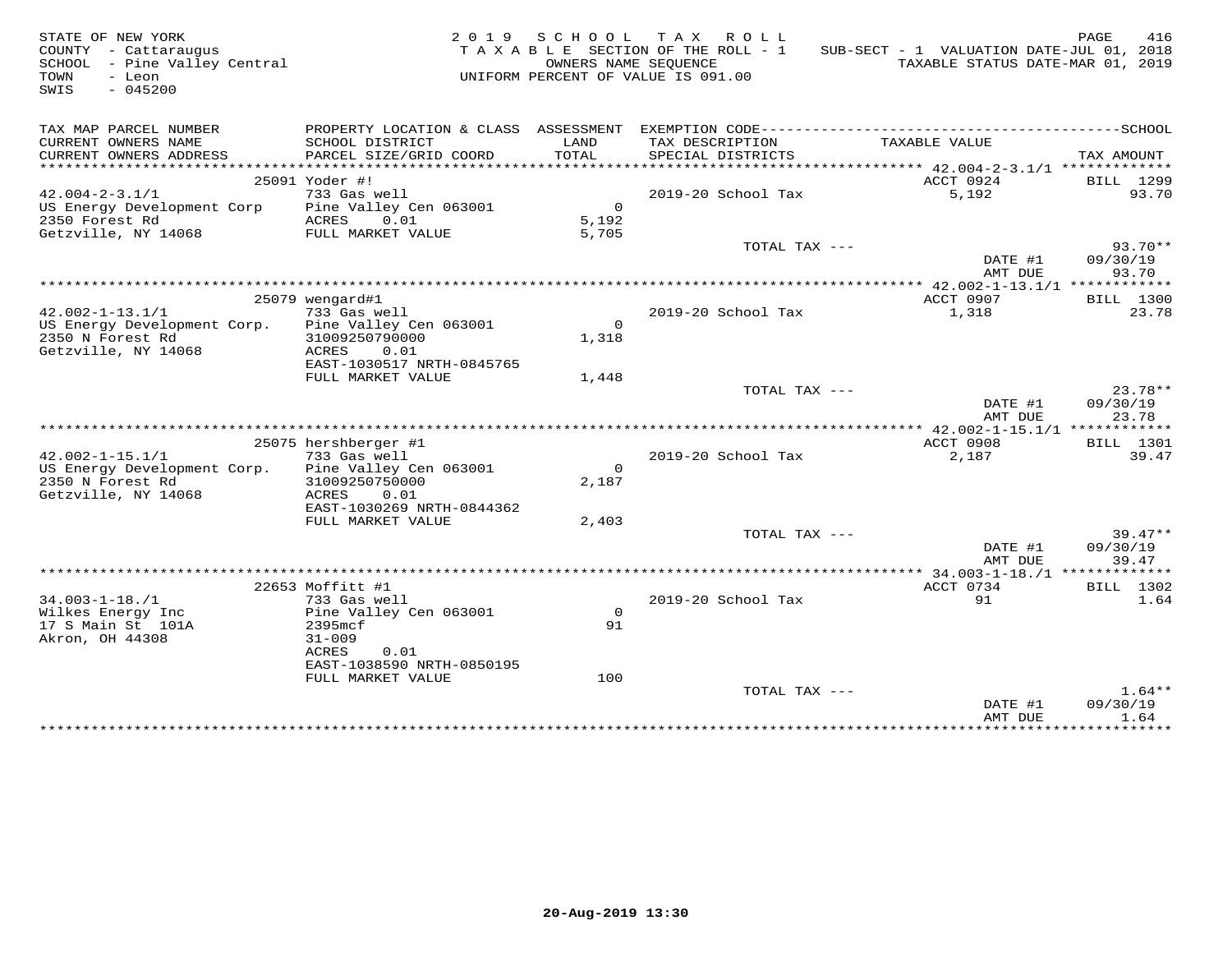STATE OF NEW YORK
COUNTY - Cattaraugus
SCHOOL - Pine Valley Central
TOWN - Leon
SWIS - 045200

2019 SCHOOL TAX ROLL
TAXABLE SECTION OF THE ROLL - 1
OWNERS NAME SEQUENCE
UNIFORM PERCENT OF VALUE IS 091.00

SUB-SECT - 1 VALUATION DATE-JUL 01, 2018
TAXABLE STATUS DATE-MAR 01, 2019

| TAX MAP PARCEL NUMBER / CURRENT OWNERS NAME / CURRENT OWNERS ADDRESS | PROPERTY LOCATION & CLASS / SCHOOL DISTRICT / PARCEL SIZE/GRID COORD | ASSESSMENT LAND / TOTAL | EXEMPTION CODE / TAX DESCRIPTION / SPECIAL DISTRICTS | TAXABLE VALUE | TAX AMOUNT |
|---|---|---|---|---|---|
| 42.004-2-3.1/1 | 25091 Yoder #! | | | ACCT 0924 | BILL 1299 |
| 42.004-2-3.1/1 | 733 Gas well | | 2019-20 School Tax | 5,192 | 93.70 |
| US Energy Development Corp | Pine Valley Cen 063001 | 0 | | | |
| 2350 Forest Rd | ACRES 0.01 | 5,192 | | | |
| Getzville, NY 14068 | FULL MARKET VALUE | 5,705 | | | |
| | | | TOTAL TAX --- | | 93.70** |
| | | | | DATE #1 | 09/30/19 |
| | | | | AMT DUE | 93.70 |
| 42.002-1-13.1/1 | 25079 wengard#1 | | | ACCT 0907 | BILL 1300 |
| 42.002-1-13.1/1 | 733 Gas well | | 2019-20 School Tax | 1,318 | 23.78 |
| US Energy Development Corp. | Pine Valley Cen 063001 | 0 | | | |
| 2350 N Forest Rd | 31009250790000 | 1,318 | | | |
| Getzville, NY 14068 | ACRES 0.01 | | | | |
| | EAST-1030517 NRTH-0845765 | | | | |
| | FULL MARKET VALUE | 1,448 | | | |
| | | | TOTAL TAX --- | | 23.78** |
| | | | | DATE #1 | 09/30/19 |
| | | | | AMT DUE | 23.78 |
| 42.002-1-15.1/1 | 25075 hershberger #1 | | | ACCT 0908 | BILL 1301 |
| 42.002-1-15.1/1 | 733 Gas well | | 2019-20 School Tax | 2,187 | 39.47 |
| US Energy Development Corp. | Pine Valley Cen 063001 | 0 | | | |
| 2350 N Forest Rd | 31009250750000 | 2,187 | | | |
| Getzville, NY 14068 | ACRES 0.01 | | | | |
| | EAST-1030269 NRTH-0844362 | | | | |
| | FULL MARKET VALUE | 2,403 | | | |
| | | | TOTAL TAX --- | | 39.47** |
| | | | | DATE #1 | 09/30/19 |
| | | | | AMT DUE | 39.47 |
| 34.003-1-18./1 | 22653 Moffitt #1 | | | ACCT 0734 | BILL 1302 |
| 34.003-1-18./1 | 733 Gas well | | 2019-20 School Tax | 91 | 1.64 |
| Wilkes Energy Inc | Pine Valley Cen 063001 | 0 | | | |
| 17 S Main St 101A | 2395mcf | 91 | | | |
| Akron, OH 44308 | 31-009 | | | | |
| | ACRES 0.01 | | | | |
| | EAST-1038590 NRTH-0850195 | | | | |
| | FULL MARKET VALUE | 100 | | | |
| | | | TOTAL TAX --- | | 1.64** |
| | | | | DATE #1 | 09/30/19 |
| | | | | AMT DUE | 1.64 |

20-Aug-2019 13:30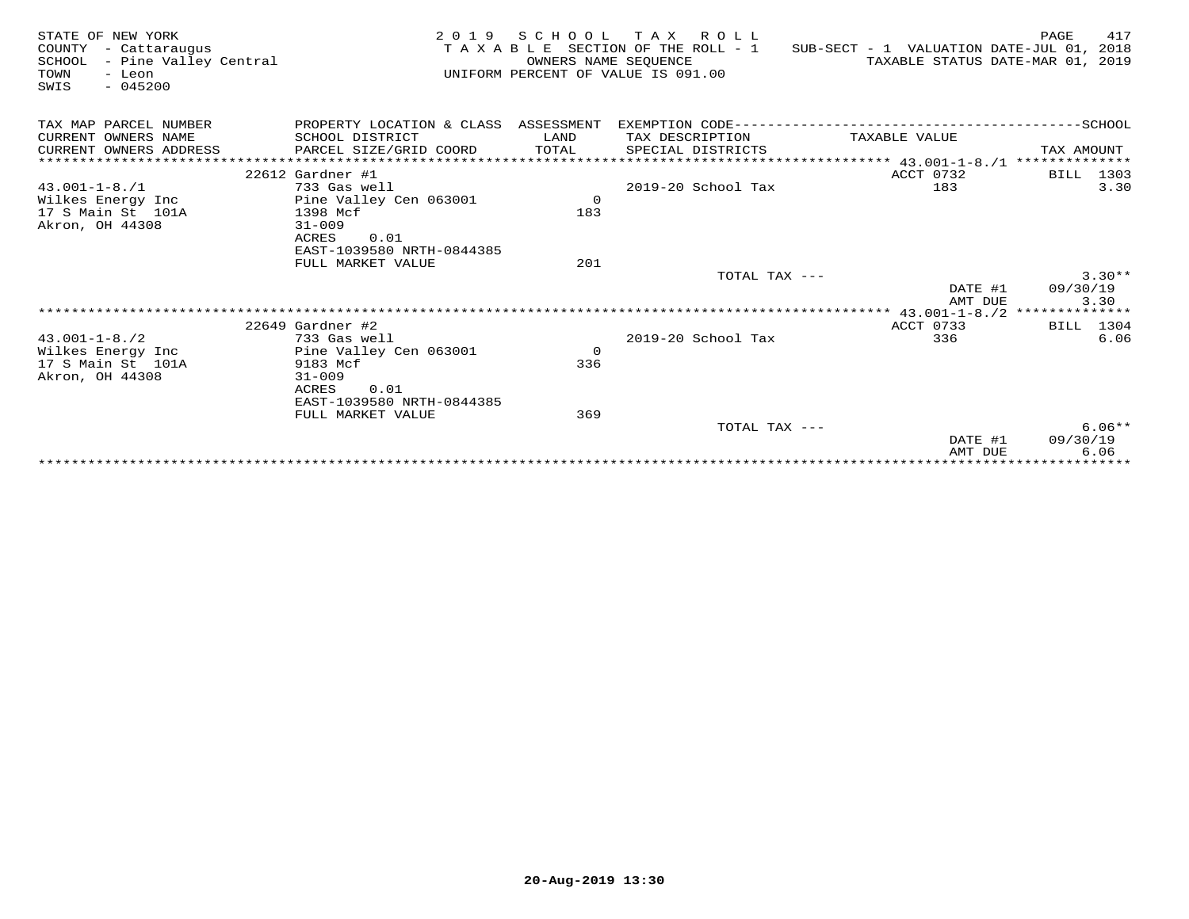STATE OF NEW YORK
COUNTY - Cattaraugus
SCHOOL - Pine Valley Central
TOWN - Leon
SWIS - 045200

2019 SCHOOL TAX ROLL
TAXABLE SECTION OF THE ROLL - 1
OWNERS NAME SEQUENCE
UNIFORM PERCENT OF VALUE IS 091.00

SUB-SECT - 1 VALUATION DATE-JUL 01, 2018
TAXABLE STATUS DATE-MAR 01, 2019

| TAX MAP PARCEL NUMBER / CURRENT OWNERS NAME / CURRENT OWNERS ADDRESS | PROPERTY LOCATION & CLASS / SCHOOL DISTRICT / PARCEL SIZE/GRID COORD | ASSESSMENT LAND / TOTAL | EXEMPTION CODE / TAX DESCRIPTION / SPECIAL DISTRICTS | TAXABLE VALUE | TAX AMOUNT |
|---|---|---|---|---|---|
| 43.001-1-8./1 | 22612 Gardner #1 | | | ACCT 0732 | BILL 1303 |
| Wilkes Energy Inc | 733 Gas well | | 2019-20 School Tax | 183 | 3.30 |
| 17 S Main St 101A | Pine Valley Cen 063001 | 0 | | | |
| Akron, OH 44308 | 1398 Mcf | 183 | | | |
| | 31-009 | | | | |
| | ACRES 0.01 | | | | |
| | EAST-1039580 NRTH-0844385 | | | | |
| | FULL MARKET VALUE | 201 | | | |
| | | | TOTAL TAX --- | | 3.30** |
| | | | | DATE #1 | 09/30/19 |
| | | | | AMT DUE | 3.30 |
| 43.001-1-8./2 | 22649 Gardner #2 | | | ACCT 0733 | BILL 1304 |
| Wilkes Energy Inc | 733 Gas well | | 2019-20 School Tax | 336 | 6.06 |
| 17 S Main St 101A | Pine Valley Cen 063001 | 0 | | | |
| Akron, OH 44308 | 9183 Mcf | 336 | | | |
| | 31-009 | | | | |
| | ACRES 0.01 | | | | |
| | EAST-1039580 NRTH-0844385 | | | | |
| | FULL MARKET VALUE | 369 | | | |
| | | | TOTAL TAX --- | | 6.06** |
| | | | | DATE #1 | 09/30/19 |
| | | | | AMT DUE | 6.06 |

20-Aug-2019 13:30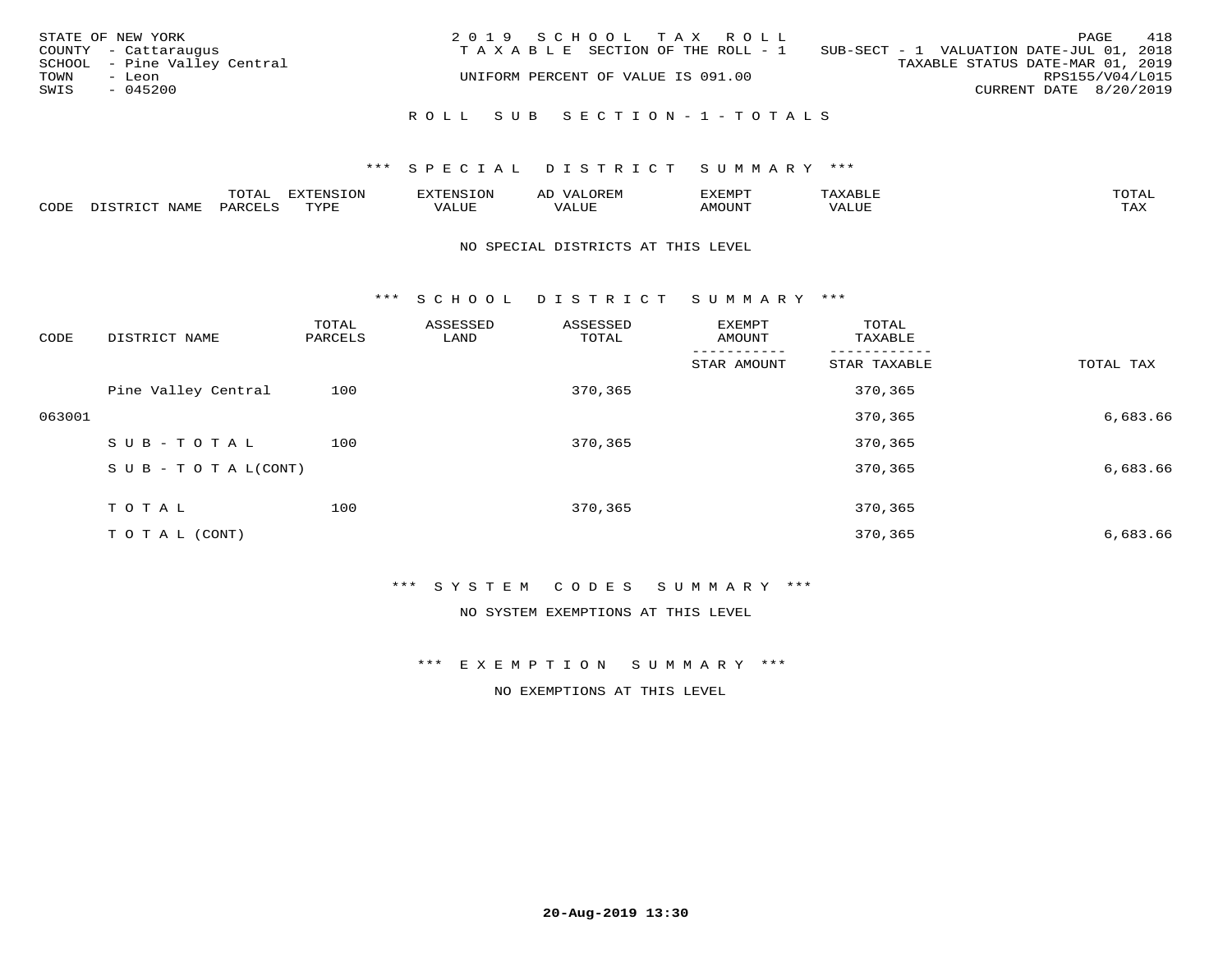STATE OF NEW YORK
COUNTY - Cattaraugus
SCHOOL - Pine Valley Central
TOWN - Leon
SWIS - 045200

2019 SCHOOL TAX ROLL
TAXABLE SECTION OF THE ROLL - 1
UNIFORM PERCENT OF VALUE IS 091.00

SUB-SECT - 1 VALUATION DATE-JUL 01, 2018
TAXABLE STATUS DATE-MAR 01, 2019
RPS155/V04/L015
CURRENT DATE 8/20/2019

## ROLL SUB SECTION-1-TOTALS

### *** SPECIAL DISTRICT SUMMARY ***

| CODE | DISTRICT NAME | TOTAL PARCELS | EXTENSION TYPE | EXTENSION VALUE | AD VALOREM VALUE | EXEMPT AMOUNT | TAXABLE VALUE | TOTAL TAX |
|---|---|---|---|---|---|---|---|---|

NO SPECIAL DISTRICTS AT THIS LEVEL

### *** SCHOOL DISTRICT SUMMARY ***

| CODE | DISTRICT NAME | TOTAL PARCELS | ASSESSED LAND | ASSESSED TOTAL | EXEMPT AMOUNT / STAR AMOUNT | TOTAL TAXABLE / STAR TAXABLE | TOTAL TAX |
|---|---|---|---|---|---|---|---|
| | Pine Valley Central | 100 | | 370,365 | | 370,365 | |
| 063001 | | | | | | 370,365 | 6,683.66 |
| | SUB-TOTAL | 100 | | 370,365 | | 370,365 | |
| | SUB-TOTAL(CONT) | | | | | 370,365 | 6,683.66 |
| | TOTAL | 100 | | 370,365 | | 370,365 | |
| | TOTAL (CONT) | | | | | 370,365 | 6,683.66 |

### *** SYSTEM CODES SUMMARY ***

NO SYSTEM EXEMPTIONS AT THIS LEVEL

### *** EXEMPTION SUMMARY ***

NO EXEMPTIONS AT THIS LEVEL

20-Aug-2019 13:30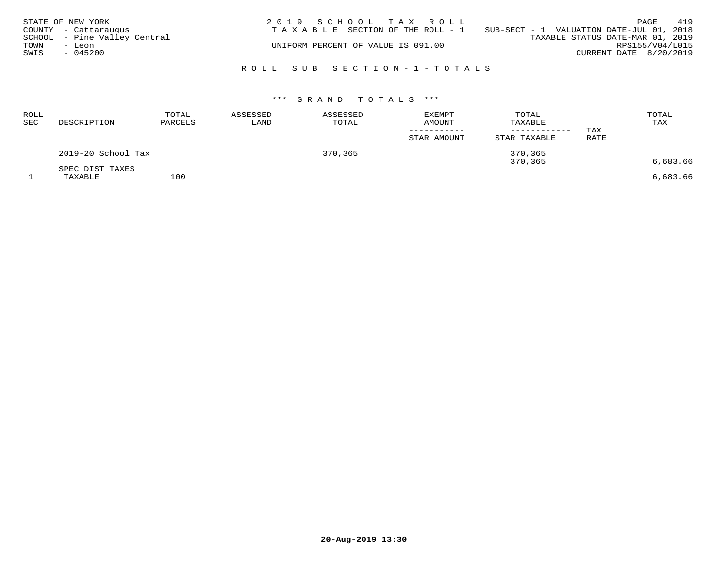STATE OF NEW YORK
COUNTY - Cattaraugus
SCHOOL - Pine Valley Central
TOWN - Leon
SWIS - 045200

2019 SCHOOL TAX ROLL
TAXABLE SECTION OF THE ROLL - 1
UNIFORM PERCENT OF VALUE IS 091.00

SUB-SECT - 1 VALUATION DATE-JUL 01, 2018
TAXABLE STATUS DATE-MAR 01, 2019
RPS155/V04/L015
CURRENT DATE 8/20/2019

## ROLL SUB SECTION-1-TOTALS

### *** GRAND TOTALS ***

| ROLL SEC | DESCRIPTION | TOTAL PARCELS | ASSESSED LAND | ASSESSED TOTAL | EXEMPT AMOUNT / STAR AMOUNT | TOTAL TAXABLE / STAR TAXABLE | TAX RATE | TOTAL TAX |
|---|---|---|---|---|---|---|---|---|
| | 2019-20 School Tax | | | 370,365 | | 370,365 | | |
| | | | | | | 370,365 | | 6,683.66 |
| | SPEC DIST TAXES | | | | | | | |
| 1 | TAXABLE | 100 | | | | | | 6,683.66 |

20-Aug-2019 13:30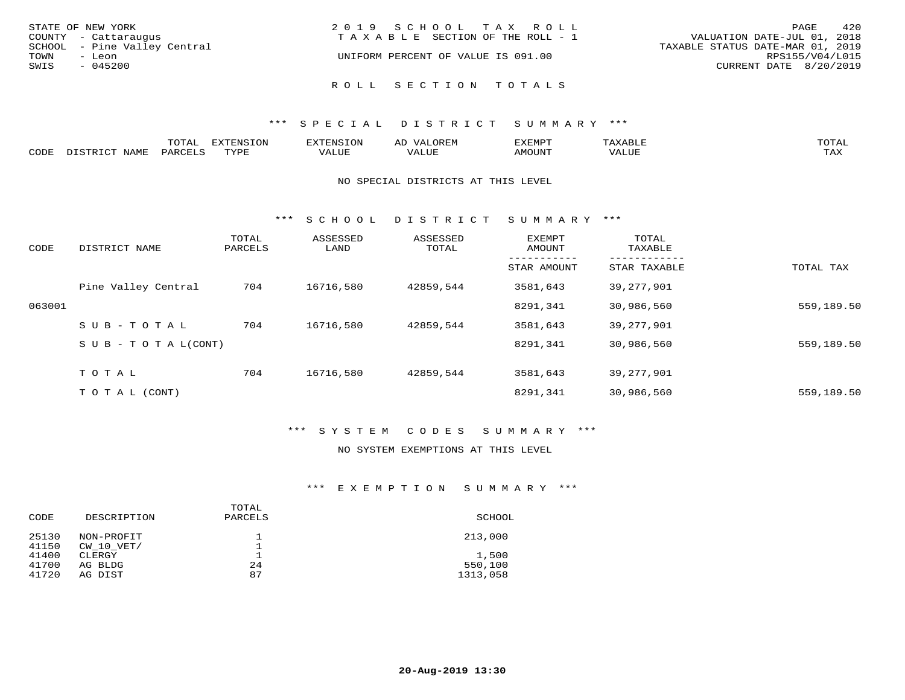STATE OF NEW YORK
COUNTY - Cattaraugus
SCHOOL - Pine Valley Central
TOWN - Leon
SWIS - 045200

2019 SCHOOL TAX ROLL
TAXABLE SECTION OF THE ROLL - 1
UNIFORM PERCENT OF VALUE IS 091.00

VALUATION DATE-JUL 01, 2018
TAXABLE STATUS DATE-MAR 01, 2019
RPS155/V04/L015
CURRENT DATE 8/20/2019

## ROLL SECTION TOTALS

### *** SPECIAL DISTRICT SUMMARY ***

| CODE | DISTRICT NAME | TOTAL PARCELS | EXTENSION TYPE | EXTENSION VALUE | AD VALOREM VALUE | EXEMPT AMOUNT | TAXABLE VALUE | TOTAL TAX |
|---|---|---|---|---|---|---|---|---|

NO SPECIAL DISTRICTS AT THIS LEVEL

### *** SCHOOL DISTRICT SUMMARY ***

| CODE | DISTRICT NAME | TOTAL PARCELS | ASSESSED LAND | ASSESSED TOTAL | EXEMPT AMOUNT / STAR AMOUNT | TOTAL TAXABLE / STAR TAXABLE | TOTAL TAX |
|---|---|---|---|---|---|---|---|
| | Pine Valley Central | 704 | 16716,580 | 42859,544 | 3581,643 | 39,277,901 | |
| 063001 | | | | | 8291,341 | 30,986,560 | 559,189.50 |
| | SUB-TOTAL | 704 | 16716,580 | 42859,544 | 3581,643 | 39,277,901 | |
| | SUB-TOTAL(CONT) | | | | 8291,341 | 30,986,560 | 559,189.50 |
| | TOTAL | 704 | 16716,580 | 42859,544 | 3581,643 | 39,277,901 | |
| | TOTAL (CONT) | | | | 8291,341 | 30,986,560 | 559,189.50 |

### *** SYSTEM CODES SUMMARY ***

NO SYSTEM EXEMPTIONS AT THIS LEVEL

### *** EXEMPTION SUMMARY ***

| CODE | DESCRIPTION | TOTAL PARCELS | SCHOOL |
|---|---|---|---|
| 25130 | NON-PROFIT | 1 | 213,000 |
| 41150 | CW_10_VET/ | 1 | |
| 41400 | CLERGY | 1 | 1,500 |
| 41700 | AG BLDG | 24 | 550,100 |
| 41720 | AG DIST | 87 | 1313,058 |

20-Aug-2019 13:30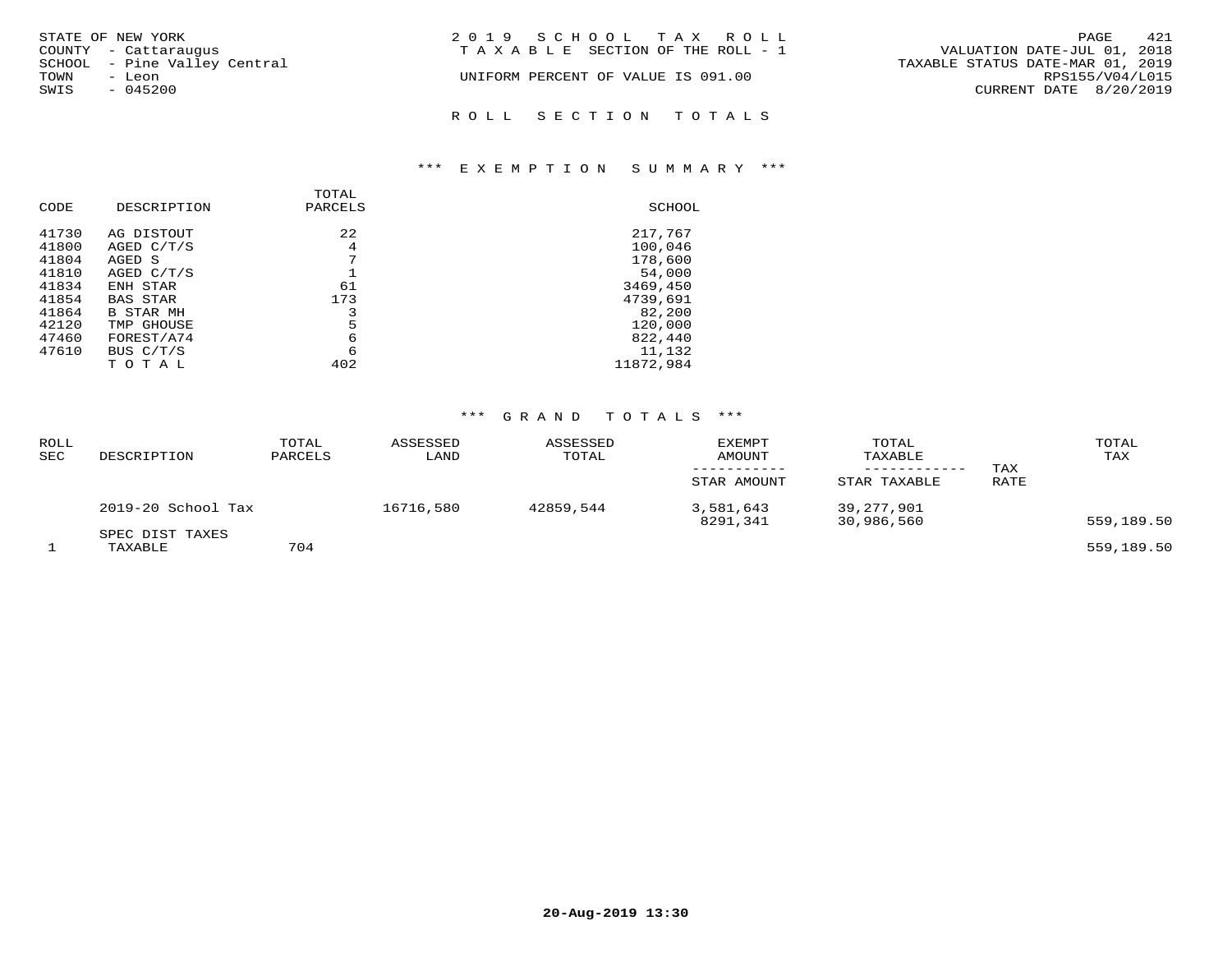STATE OF NEW YORK
COUNTY - Cattaraugus
SCHOOL - Pine Valley Central
TOWN - Leon
SWIS - 045200

2019 SCHOOL TAX ROLL
TAXABLE SECTION OF THE ROLL - 1
UNIFORM PERCENT OF VALUE IS 091.00

VALUATION DATE-JUL 01, 2018
TAXABLE STATUS DATE-MAR 01, 2019
RPS155/V04/L015
CURRENT DATE 8/20/2019

## ROLL SECTION TOTALS

### *** EXEMPTION SUMMARY ***

| CODE | DESCRIPTION | TOTAL PARCELS | SCHOOL |
|---|---|---|---|
| 41730 | AG DISTOUT | 22 | 217,767 |
| 41800 | AGED C/T/S | 4 | 100,046 |
| 41804 | AGED S | 7 | 178,600 |
| 41810 | AGED C/T/S | 1 | 54,000 |
| 41834 | ENH STAR | 61 | 3469,450 |
| 41854 | BAS STAR | 173 | 4739,691 |
| 41864 | B STAR MH | 3 | 82,200 |
| 42120 | TMP GHOUSE | 5 | 120,000 |
| 47460 | FOREST/A74 | 6 | 822,440 |
| 47610 | BUS C/T/S | 6 | 11,132 |
| | TOTAL | 402 | 11872,984 |

### *** GRAND TOTALS ***

| ROLL SEC | DESCRIPTION | TOTAL PARCELS | ASSESSED LAND | ASSESSED TOTAL | EXEMPT AMOUNT / STAR AMOUNT | TOTAL TAXABLE / STAR TAXABLE | TAX RATE | TOTAL TAX |
|---|---|---|---|---|---|---|---|---|
| | 2019-20 School Tax | | 16716,580 | 42859,544 | 3,581,643 | 39,277,901 | | |
| | | | | | 8291,341 | 30,986,560 | | 559,189.50 |
| | SPEC DIST TAXES | | | | | | | |
| 1 | TAXABLE | 704 | | | | | | 559,189.50 |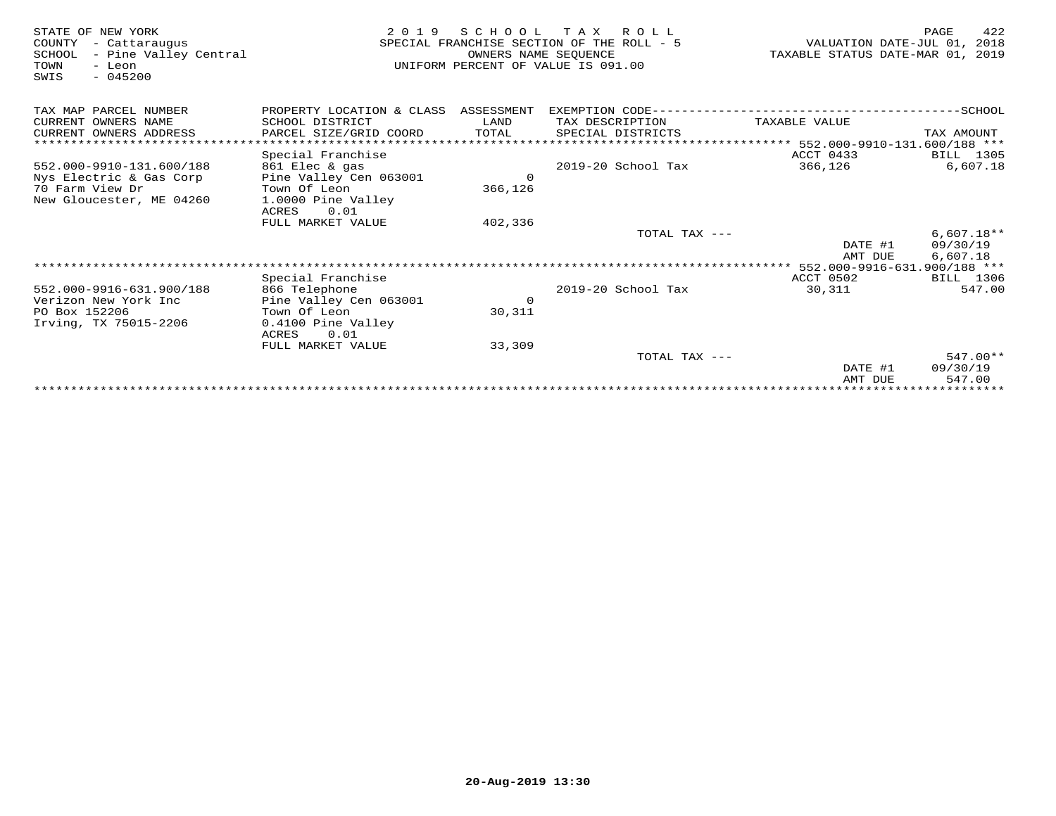STATE OF NEW YORK
COUNTY - Cattaraugus
SCHOOL - Pine Valley Central
TOWN - Leon
SWIS - 045200

2 0 1 9 S C H O O L T A X R O L L
SPECIAL FRANCHISE SECTION OF THE ROLL - 5
OWNERS NAME SEQUENCE
UNIFORM PERCENT OF VALUE IS 091.00

VALUATION DATE-JUL 01, 2018
TAXABLE STATUS DATE-MAR 01, 2019

| TAX MAP PARCEL NUMBER / CURRENT OWNERS NAME / CURRENT OWNERS ADDRESS | PROPERTY LOCATION & CLASS / SCHOOL DISTRICT / PARCEL SIZE/GRID COORD | ASSESSMENT LAND / TOTAL | EXEMPTION CODE / TAX DESCRIPTION / SPECIAL DISTRICTS | TAXABLE VALUE | TAX AMOUNT |
|---|---|---|---|---|---|
| | | | | 552.000-9910-131.600/188 | |
| | Special Franchise | | | ACCT 0433 | BILL 1305 |
| 552.000-9910-131.600/188 | 861 Elec & gas | | 2019-20 School Tax | 366,126 | 6,607.18 |
| Nys Electric & Gas Corp | Pine Valley Cen 063001 | 0 | | | |
| 70 Farm View Dr | Town Of Leon | 366,126 | | | |
| New Gloucester, ME 04260 | 1.0000 Pine Valley | | | | |
| | ACRES 0.01 | | | | |
| | FULL MARKET VALUE | 402,336 | | | |
| | | | TOTAL TAX --- | | 6,607.18** |
| | | | | DATE #1 | 09/30/19 |
| | | | | AMT DUE | 6,607.18 |
| | | | | 552.000-9916-631.900/188 | |
| | Special Franchise | | | ACCT 0502 | BILL 1306 |
| 552.000-9916-631.900/188 | 866 Telephone | | 2019-20 School Tax | 30,311 | 547.00 |
| Verizon New York Inc | Pine Valley Cen 063001 | 0 | | | |
| PO Box 152206 | Town Of Leon | 30,311 | | | |
| Irving, TX 75015-2206 | 0.4100 Pine Valley | | | | |
| | ACRES 0.01 | | | | |
| | FULL MARKET VALUE | 33,309 | | | |
| | | | TOTAL TAX --- | | 547.00** |
| | | | | DATE #1 | 09/30/19 |
| | | | | AMT DUE | 547.00 |

20-Aug-2019 13:30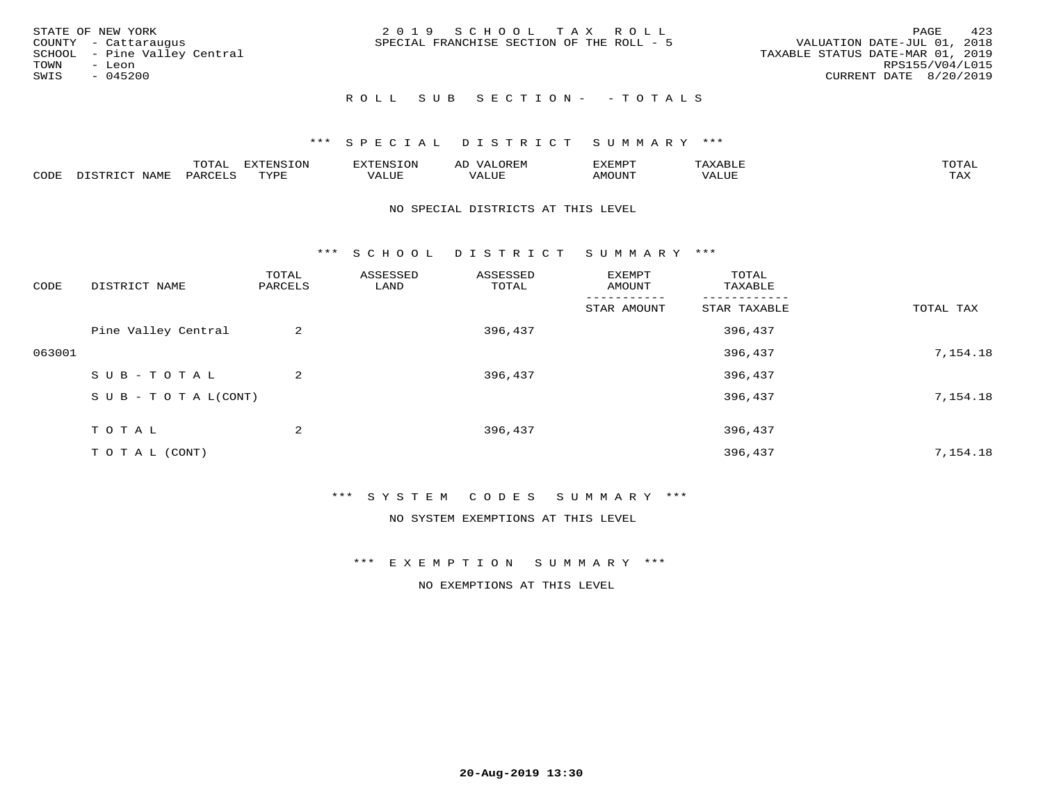STATE OF NEW YORK
COUNTY - Cattaraugus
SCHOOL - Pine Valley Central
TOWN - Leon
SWIS - 045200

2019 SCHOOL TAX ROLL
SPECIAL FRANCHISE SECTION OF THE ROLL - 5

VALUATION DATE-JUL 01, 2018
TAXABLE STATUS DATE-MAR 01, 2019
RPS155/V04/L015
CURRENT DATE 8/20/2019

ROLL SUB SECTION- - TOTALS

## *** SPECIAL DISTRICT SUMMARY ***

| CODE | DISTRICT NAME | TOTAL PARCELS | EXTENSION TYPE | EXTENSION VALUE | AD VALOREM VALUE | EXEMPT AMOUNT | TAXABLE VALUE | TOTAL TAX |
|---|---|---|---|---|---|---|---|---|

NO SPECIAL DISTRICTS AT THIS LEVEL

## *** SCHOOL DISTRICT SUMMARY ***

| CODE | DISTRICT NAME | TOTAL PARCELS | ASSESSED LAND | ASSESSED TOTAL | EXEMPT AMOUNT / STAR AMOUNT | TOTAL TAXABLE / STAR TAXABLE | TOTAL TAX |
|---|---|---|---|---|---|---|---|
| | Pine Valley Central | 2 | | 396,437 | | 396,437 | |
| 063001 | | | | | | 396,437 | 7,154.18 |
| | SUB-TOTAL | 2 | | 396,437 | | 396,437 | |
| | SUB-TOTAL(CONT) | | | | | 396,437 | 7,154.18 |
| | TOTAL | 2 | | 396,437 | | 396,437 | |
| | TOTAL (CONT) | | | | | 396,437 | 7,154.18 |

## *** SYSTEM CODES SUMMARY ***

NO SYSTEM EXEMPTIONS AT THIS LEVEL

## *** EXEMPTION SUMMARY ***

NO EXEMPTIONS AT THIS LEVEL

20-Aug-2019 13:30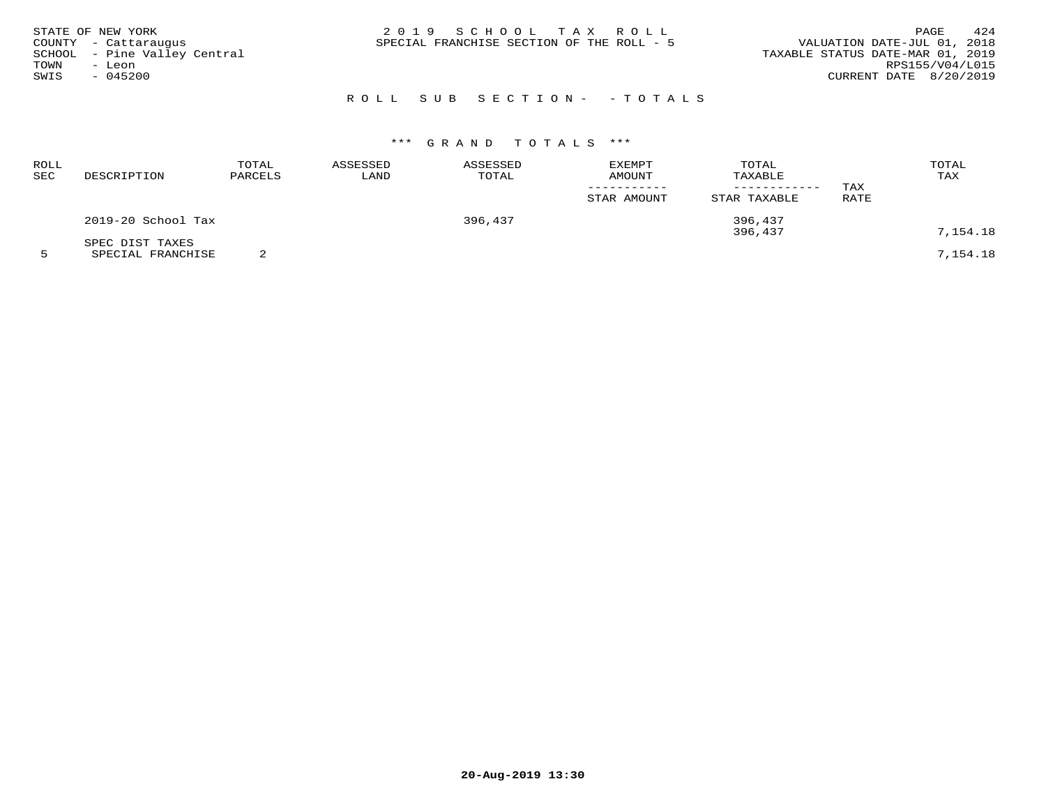STATE OF NEW YORK
COUNTY - Cattaraugus
SCHOOL - Pine Valley Central
TOWN - Leon
SWIS - 045200

2019 SCHOOL TAX ROLL
SPECIAL FRANCHISE SECTION OF THE ROLL - 5

VALUATION DATE-JUL 01, 2018
TAXABLE STATUS DATE-MAR 01, 2019
RPS155/V04/L015
CURRENT DATE 8/20/2019

## ROLL SUB SECTION- - TOTALS

### *** GRAND TOTALS ***

| ROLL SEC | DESCRIPTION | TOTAL PARCELS | ASSESSED LAND | ASSESSED TOTAL | EXEMPT AMOUNT / STAR AMOUNT | TOTAL TAXABLE / STAR TAXABLE | TAX RATE | TOTAL TAX |
|---|---|---|---|---|---|---|---|---|
| | 2019-20 School Tax | | | 396,437 | | 396,437 | | |
| | | | | | | 396,437 | | 7,154.18 |
| | SPEC DIST TAXES | | | | | | | |
| 5 | SPECIAL FRANCHISE | 2 | | | | | | 7,154.18 |

20-Aug-2019 13:30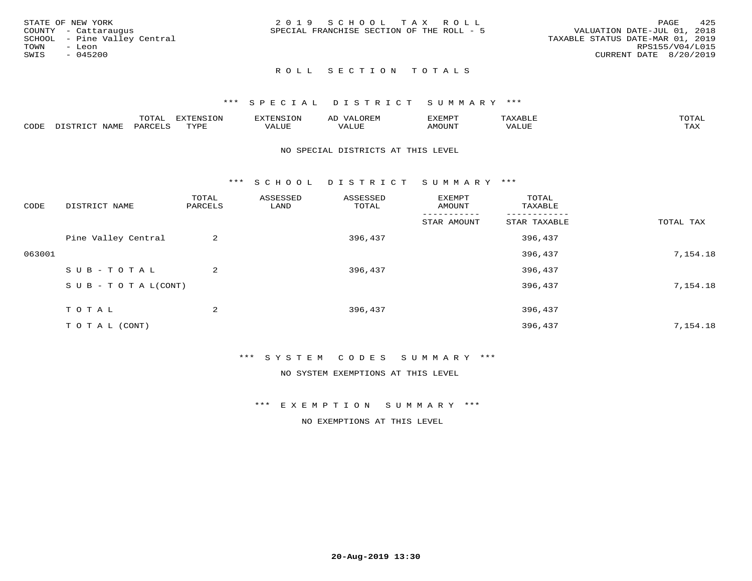STATE OF NEW YORK
COUNTY - Cattaraugus
SCHOOL - Pine Valley Central
TOWN - Leon
SWIS - 045200

2 0 1 9 S C H O O L T A X R O L L
SPECIAL FRANCHISE SECTION OF THE ROLL - 5

VALUATION DATE-JUL 01, 2018
TAXABLE STATUS DATE-MAR 01, 2019
RPS155/V04/L015
CURRENT DATE 8/20/2019

## R O L L S E C T I O N T O T A L S

### *** S P E C I A L D I S T R I C T S U M M A R Y ***

| CODE | DISTRICT NAME | TOTAL PARCELS | EXTENSION TYPE | EXTENSION VALUE | AD VALOREM VALUE | EXEMPT AMOUNT | TAXABLE VALUE | TOTAL TAX |
|---|---|---|---|---|---|---|---|---|

NO SPECIAL DISTRICTS AT THIS LEVEL

### *** S C H O O L D I S T R I C T S U M M A R Y ***

| CODE | DISTRICT NAME | TOTAL PARCELS | ASSESSED LAND | ASSESSED TOTAL | EXEMPT AMOUNT / STAR AMOUNT | TOTAL TAXABLE / STAR TAXABLE | TOTAL TAX |
|---|---|---|---|---|---|---|---|
| | Pine Valley Central | 2 | | 396,437 | | 396,437 | |
| 063001 | | | | | | 396,437 | 7,154.18 |
| | S U B - T O T A L | 2 | | 396,437 | | 396,437 | |
| | S U B - T O T A L(CONT) | | | | | 396,437 | 7,154.18 |
| | T O T A L | 2 | | 396,437 | | 396,437 | |
| | T O T A L (CONT) | | | | | 396,437 | 7,154.18 |

### *** S Y S T E M C O D E S S U M M A R Y ***

NO SYSTEM EXEMPTIONS AT THIS LEVEL

### *** E X E M P T I O N S U M M A R Y ***

NO EXEMPTIONS AT THIS LEVEL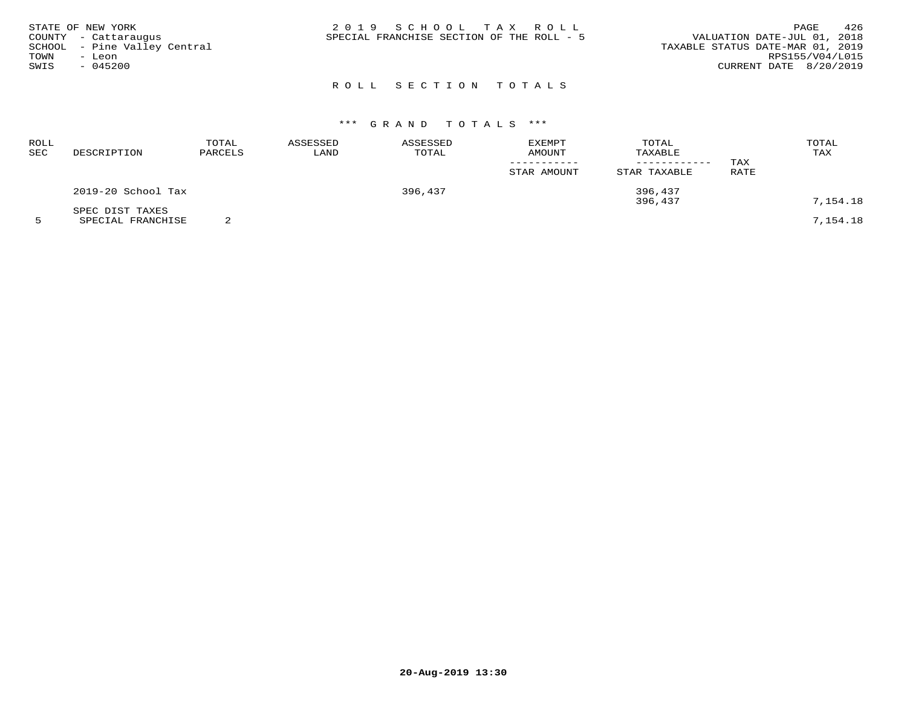STATE OF NEW YORK
COUNTY - Cattaraugus
SCHOOL - Pine Valley Central
TOWN - Leon
SWIS - 045200

2 0 1 9 S C H O O L T A X R O L L
SPECIAL FRANCHISE SECTION OF THE ROLL - 5

VALUATION DATE-JUL 01, 2018
TAXABLE STATUS DATE-MAR 01, 2019
RPS155/V04/L015
CURRENT DATE 8/20/2019

## R O L L S E C T I O N T O T A L S

### *** G R A N D T O T A L S ***

| ROLL SEC | DESCRIPTION | TOTAL PARCELS | ASSESSED LAND | ASSESSED TOTAL | EXEMPT AMOUNT / STAR AMOUNT | TOTAL TAXABLE / STAR TAXABLE | TAX RATE | TOTAL TAX |
|---|---|---|---|---|---|---|---|---|
| | 2019-20 School Tax | | | 396,437 | | 396,437 | | |
| | | | | | | 396,437 | | 7,154.18 |
| | SPEC DIST TAXES | | | | | | | |
| 5 | SPECIAL FRANCHISE | 2 | | | | | | 7,154.18 |

20-Aug-2019 13:30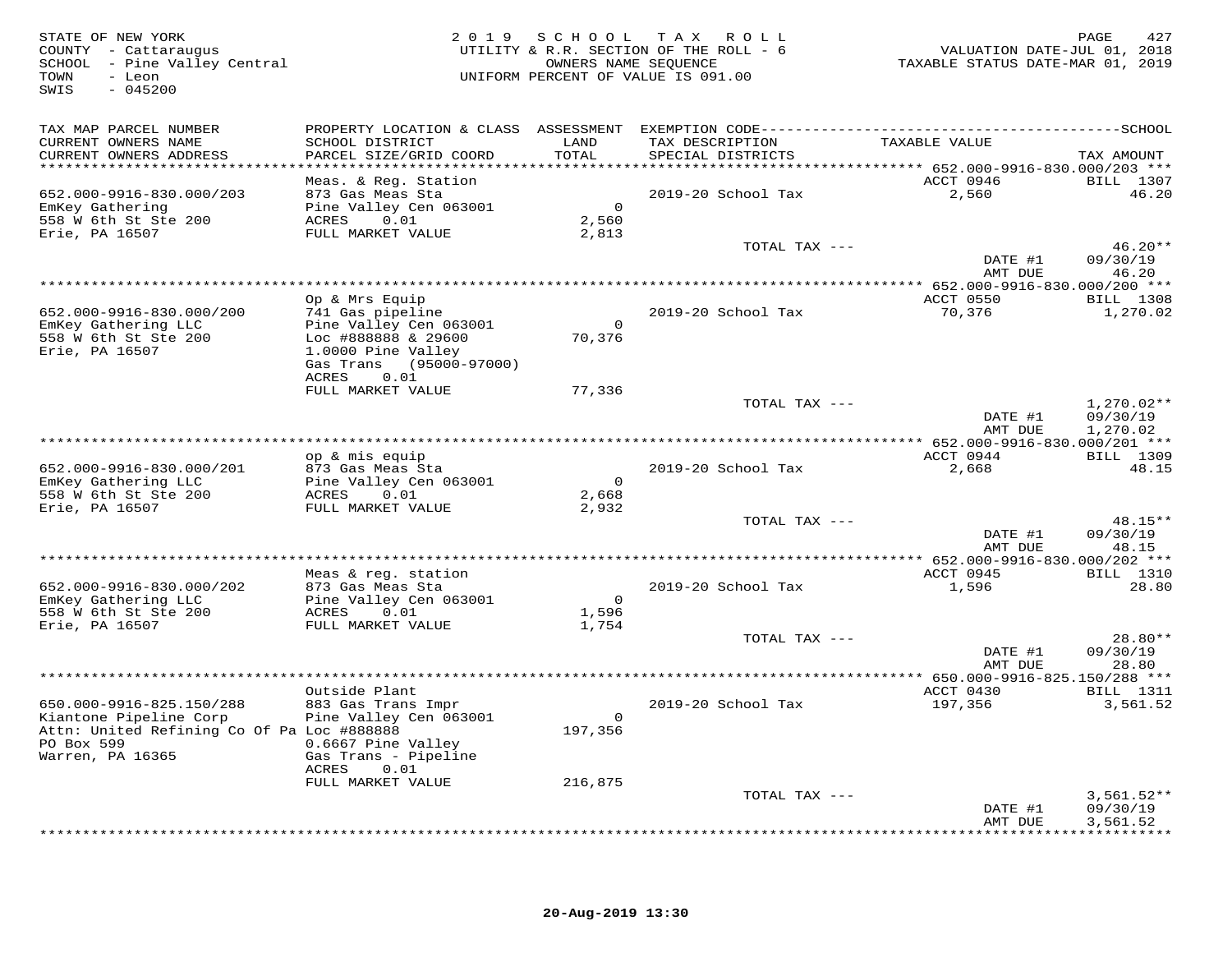STATE OF NEW YORK
COUNTY - Cattaraugus
SCHOOL - Pine Valley Central
TOWN - Leon
SWIS - 045200

2019 SCHOOL TAX ROLL
UTILITY & R.R. SECTION OF THE ROLL - 6
OWNERS NAME SEQUENCE
UNIFORM PERCENT OF VALUE IS 091.00

VALUATION DATE-JUL 01, 2018
TAXABLE STATUS DATE-MAR 01, 2019

| TAX MAP PARCEL NUMBER / CURRENT OWNERS NAME / CURRENT OWNERS ADDRESS | PROPERTY LOCATION & CLASS / SCHOOL DISTRICT / PARCEL SIZE/GRID COORD | ASSESSMENT LAND / TOTAL | EXEMPTION CODE / TAX DESCRIPTION / SPECIAL DISTRICTS | TAXABLE VALUE | SCHOOL TAX AMOUNT |
|---|---|---|---|---|---|
| **652.000-9916-830.000/203** | Meas. & Reg. Station | | | ACCT 0946 | BILL 1307 |
| 652.000-9916-830.000/203 | 873 Gas Meas Sta | | 2019-20 School Tax | 2,560 | 46.20 |
| EmKey Gathering | Pine Valley Cen 063001 | 0 | | | |
| 558 W 6th St Ste 200 | ACRES 0.01 | 2,560 | | | |
| Erie, PA 16507 | FULL MARKET VALUE | 2,813 | | | |
| | | | TOTAL TAX --- | | 46.20** |
| | | | | DATE #1 | 09/30/19 |
| | | | | AMT DUE | 46.20 |
| **652.000-9916-830.000/200** | Op & Mrs Equip | | | ACCT 0550 | BILL 1308 |
| 652.000-9916-830.000/200 | 741 Gas pipeline | | 2019-20 School Tax | 70,376 | 1,270.02 |
| EmKey Gathering LLC | Pine Valley Cen 063001 | 0 | | | |
| 558 W 6th St Ste 200 | Loc #888888 & 29600 | 70,376 | | | |
| Erie, PA 16507 | 1.0000 Pine Valley | | | | |
| | Gas Trans (95000-97000) | | | | |
| | ACRES 0.01 | | | | |
| | FULL MARKET VALUE | 77,336 | | | |
| | | | TOTAL TAX --- | | 1,270.02** |
| | | | | DATE #1 | 09/30/19 |
| | | | | AMT DUE | 1,270.02 |
| **652.000-9916-830.000/201** | op & mis equip | | | ACCT 0944 | BILL 1309 |
| 652.000-9916-830.000/201 | 873 Gas Meas Sta | | 2019-20 School Tax | 2,668 | 48.15 |
| EmKey Gathering LLC | Pine Valley Cen 063001 | 0 | | | |
| 558 W 6th St Ste 200 | ACRES 0.01 | 2,668 | | | |
| Erie, PA 16507 | FULL MARKET VALUE | 2,932 | | | |
| | | | TOTAL TAX --- | | 48.15** |
| | | | | DATE #1 | 09/30/19 |
| | | | | AMT DUE | 48.15 |
| **652.000-9916-830.000/202** | Meas & reg. station | | | ACCT 0945 | BILL 1310 |
| 652.000-9916-830.000/202 | 873 Gas Meas Sta | | 2019-20 School Tax | 1,596 | 28.80 |
| EmKey Gathering LLC | Pine Valley Cen 063001 | 0 | | | |
| 558 W 6th St Ste 200 | ACRES 0.01 | 1,596 | | | |
| Erie, PA 16507 | FULL MARKET VALUE | 1,754 | | | |
| | | | TOTAL TAX --- | | 28.80** |
| | | | | DATE #1 | 09/30/19 |
| | | | | AMT DUE | 28.80 |
| **650.000-9916-825.150/288** | Outside Plant | | | ACCT 0430 | BILL 1311 |
| 650.000-9916-825.150/288 | 883 Gas Trans Impr | | 2019-20 School Tax | 197,356 | 3,561.52 |
| Kiantone Pipeline Corp | Pine Valley Cen 063001 | 0 | | | |
| Attn: United Refining Co Of Pa | Loc #888888 | 197,356 | | | |
| PO Box 599 | 0.6667 Pine Valley | | | | |
| Warren, PA 16365 | Gas Trans - Pipeline | | | | |
| | ACRES 0.01 | | | | |
| | FULL MARKET VALUE | 216,875 | | | |
| | | | TOTAL TAX --- | | 3,561.52** |
| | | | | DATE #1 | 09/30/19 |
| | | | | AMT DUE | 3,561.52 |

20-Aug-2019 13:30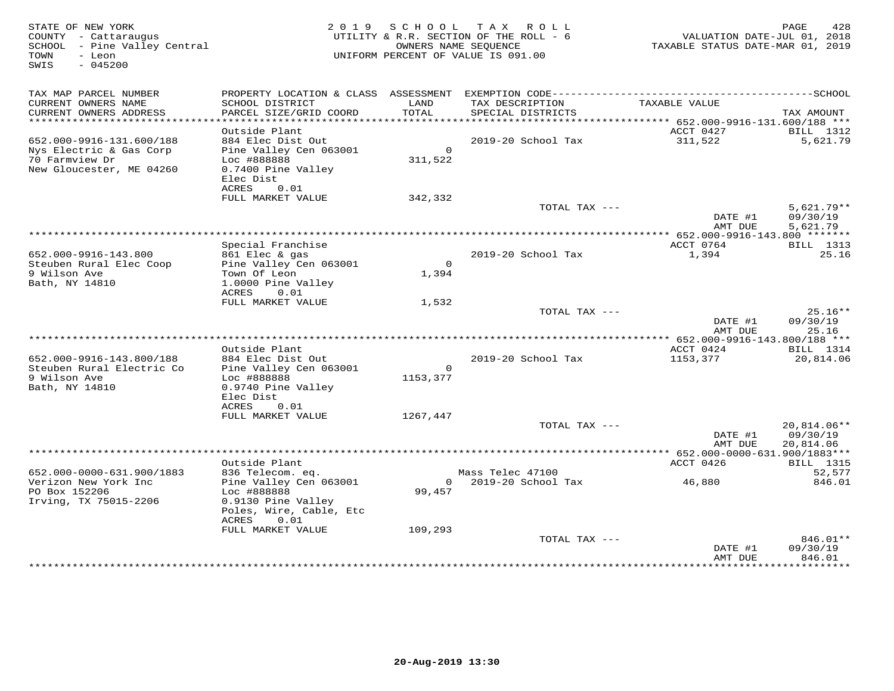STATE OF NEW YORK
COUNTY - Cattaraugus
SCHOOL - Pine Valley Central
TOWN - Leon
SWIS - 045200

2019 SCHOOL TAX ROLL
UTILITY & R.R. SECTION OF THE ROLL - 6
OWNERS NAME SEQUENCE
UNIFORM PERCENT OF VALUE IS 091.00

VALUATION DATE-JUL 01, 2018
TAXABLE STATUS DATE-MAR 01, 2019

| TAX MAP PARCEL NUMBER / CURRENT OWNERS NAME / CURRENT OWNERS ADDRESS | PROPERTY LOCATION & CLASS / SCHOOL DISTRICT / PARCEL SIZE/GRID COORD | ASSESSMENT LAND / TOTAL | EXEMPTION CODE / TAX DESCRIPTION / SPECIAL DISTRICTS | TAXABLE VALUE | TAX AMOUNT |
|---|---|---|---|---|---|
| **652.000-9916-131.600/188** | Outside Plant | | | ACCT 0427 | BILL 1312 |
| 652.000-9916-131.600/188 | 884 Elec Dist Out | | 2019-20 School Tax | 311,522 | 5,621.79 |
| Nys Electric & Gas Corp | Pine Valley Cen 063001 | 0 | | | |
| 70 Farmview Dr | Loc #888888 | 311,522 | | | |
| New Gloucester, ME 04260 | 0.7400 Pine Valley | | | | |
| | Elec Dist | | | | |
| | ACRES 0.01 | | | | |
| | FULL MARKET VALUE | 342,332 | | | |
| | | | TOTAL TAX --- | | 5,621.79** |
| | | | | DATE #1 | 09/30/19 |
| | | | | AMT DUE | 5,621.79 |
| **652.000-9916-143.800** | Special Franchise | | | ACCT 0764 | BILL 1313 |
| 652.000-9916-143.800 | 861 Elec & gas | | 2019-20 School Tax | 1,394 | 25.16 |
| Steuben Rural Elec Coop | Pine Valley Cen 063001 | 0 | | | |
| 9 Wilson Ave | Town Of Leon | 1,394 | | | |
| Bath, NY 14810 | 1.0000 Pine Valley | | | | |
| | ACRES 0.01 | | | | |
| | FULL MARKET VALUE | 1,532 | | | |
| | | | TOTAL TAX --- | | 25.16** |
| | | | | DATE #1 | 09/30/19 |
| | | | | AMT DUE | 25.16 |
| **652.000-9916-143.800/188** | Outside Plant | | | ACCT 0424 | BILL 1314 |
| 652.000-9916-143.800/188 | 884 Elec Dist Out | | 2019-20 School Tax | 1153,377 | 20,814.06 |
| Steuben Rural Electric Co | Pine Valley Cen 063001 | 0 | | | |
| 9 Wilson Ave | Loc #888888 | 1153,377 | | | |
| Bath, NY 14810 | 0.9740 Pine Valley | | | | |
| | Elec Dist | | | | |
| | ACRES 0.01 | | | | |
| | FULL MARKET VALUE | 1267,447 | | | |
| | | | TOTAL TAX --- | | 20,814.06** |
| | | | | DATE #1 | 09/30/19 |
| | | | | AMT DUE | 20,814.06 |
| **652.000-0000-631.900/1883** | Outside Plant | | | ACCT 0426 | BILL 1315 |
| 652.000-0000-631.900/1883 | 836 Telecom. eq. | | Mass Telec 47100 | | 52,577 |
| Verizon New York Inc | Pine Valley Cen 063001 | 0 | 2019-20 School Tax | 46,880 | 846.01 |
| PO Box 152206 | Loc #888888 | 99,457 | | | |
| Irving, TX 75015-2206 | 0.9130 Pine Valley | | | | |
| | Poles, Wire, Cable, Etc | | | | |
| | ACRES 0.01 | | | | |
| | FULL MARKET VALUE | 109,293 | | | |
| | | | TOTAL TAX --- | | 846.01** |
| | | | | DATE #1 | 09/30/19 |
| | | | | AMT DUE | 846.01 |

20-Aug-2019 13:30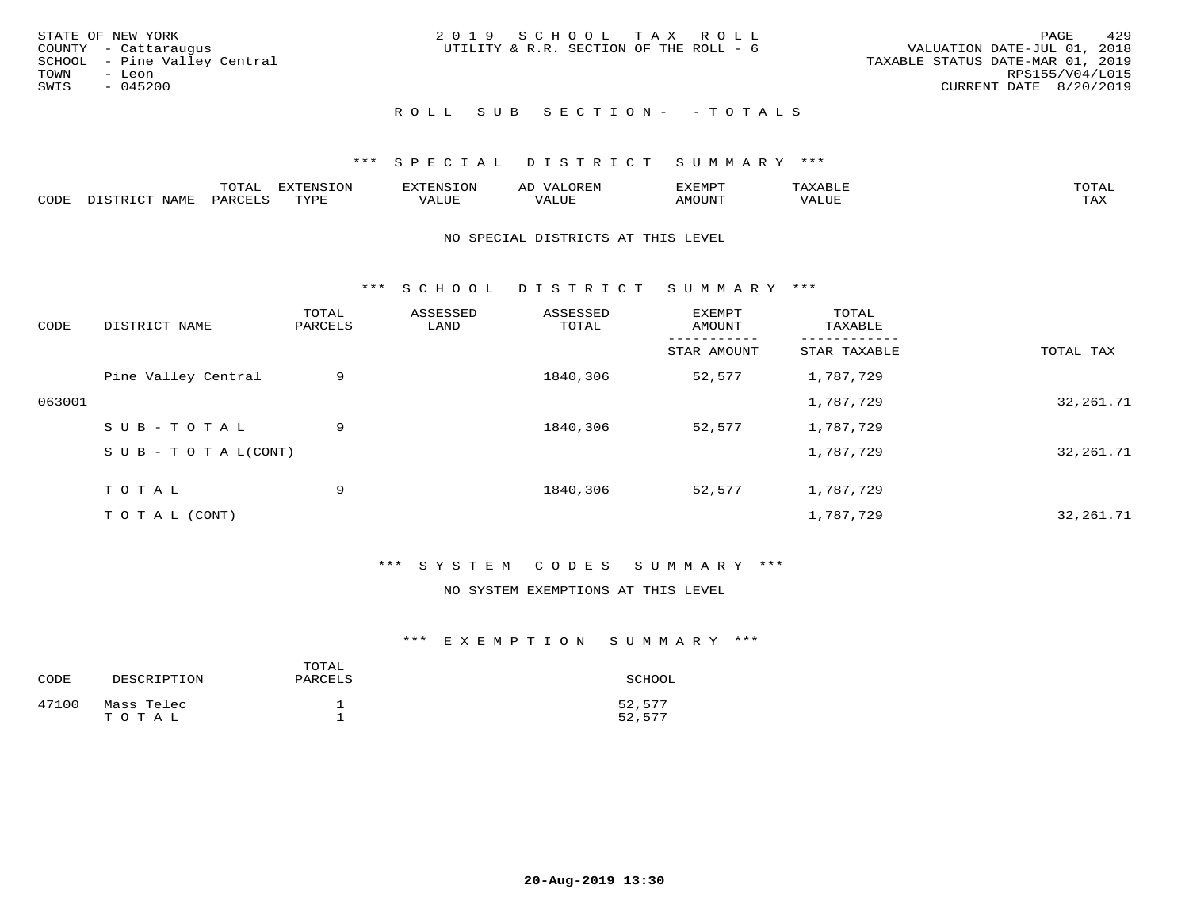STATE OF NEW YORK
COUNTY - Cattaraugus
SCHOOL - Pine Valley Central
TOWN - Leon
SWIS - 045200

2019 SCHOOL TAX ROLL
UTILITY & R.R. SECTION OF THE ROLL - 6

VALUATION DATE-JUL 01, 2018
TAXABLE STATUS DATE-MAR 01, 2019
RPS155/V04/L015
CURRENT DATE 8/20/2019

## ROLL SUB SECTION- - TOTALS

### *** SPECIAL DISTRICT SUMMARY ***

| CODE | DISTRICT NAME | TOTAL PARCELS | EXTENSION TYPE | EXTENSION VALUE | AD VALOREM VALUE | EXEMPT AMOUNT | TAXABLE VALUE | TOTAL TAX |
|---|---|---|---|---|---|---|---|---|

NO SPECIAL DISTRICTS AT THIS LEVEL

### *** SCHOOL DISTRICT SUMMARY ***

| CODE | DISTRICT NAME | TOTAL PARCELS | ASSESSED LAND | ASSESSED TOTAL | EXEMPT AMOUNT / STAR AMOUNT | TOTAL TAXABLE / STAR TAXABLE | TOTAL TAX |
|---|---|---|---|---|---|---|---|
| | Pine Valley Central | 9 | | 1840,306 | 52,577 | 1,787,729 | |
| 063001 | | | | | | 1,787,729 | 32,261.71 |
| | SUB-TOTAL | 9 | | 1840,306 | 52,577 | 1,787,729 | |
| | SUB-TOTAL(CONT) | | | | | 1,787,729 | 32,261.71 |
| | TOTAL | 9 | | 1840,306 | 52,577 | 1,787,729 | |
| | TOTAL (CONT) | | | | | 1,787,729 | 32,261.71 |

### *** SYSTEM CODES SUMMARY ***

NO SYSTEM EXEMPTIONS AT THIS LEVEL

### *** EXEMPTION SUMMARY ***

| CODE | DESCRIPTION | TOTAL PARCELS | SCHOOL |
|---|---|---|---|
| 47100 | Mass Telec | 1 | 52,577 |
| | TOTAL | 1 | 52,577 |

20-Aug-2019 13:30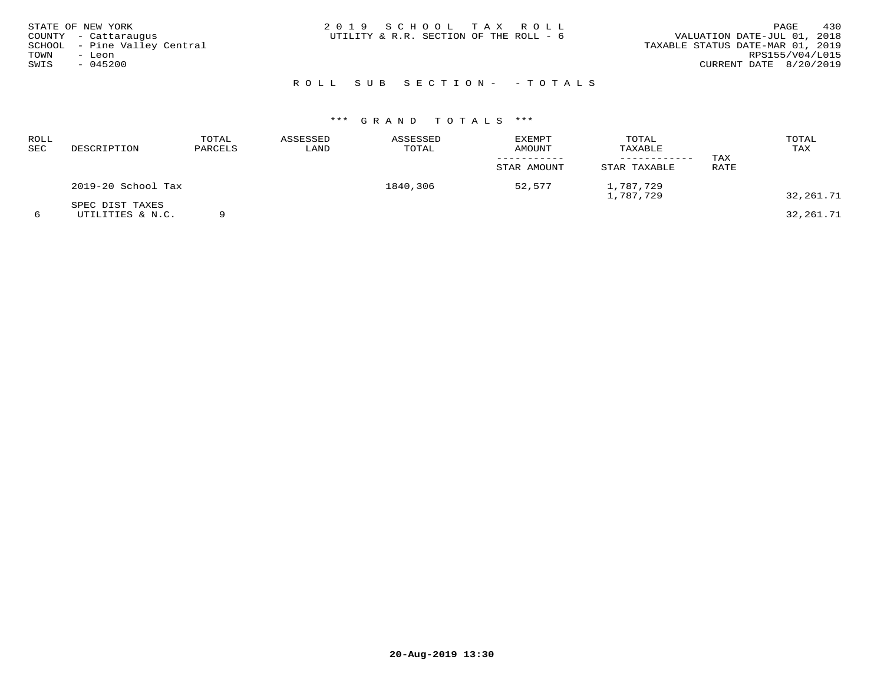STATE OF NEW YORK
COUNTY - Cattaraugus
SCHOOL - Pine Valley Central
TOWN - Leon
SWIS - 045200

2 0 1 9 S C H O O L T A X R O L L
UTILITY & R.R. SECTION OF THE ROLL - 6

VALUATION DATE-JUL 01, 2018
TAXABLE STATUS DATE-MAR 01, 2019
RPS155/V04/L015
CURRENT DATE 8/20/2019

R O L L S U B S E C T I O N - - T O T A L S

*** G R A N D T O T A L S ***

| ROLL SEC | DESCRIPTION | TOTAL PARCELS | ASSESSED LAND | ASSESSED TOTAL | EXEMPT AMOUNT / STAR AMOUNT | TOTAL TAXABLE / STAR TAXABLE | TAX RATE | TOTAL TAX |
|---|---|---|---|---|---|---|---|---|
| | 2019-20 School Tax | | | 1840,306 | 52,577 | 1,787,729 | | |
| | | | | | | 1,787,729 | | 32,261.71 |
| | SPEC DIST TAXES | | | | | | | |
| 6 | UTILITIES & N.C. | 9 | | | | | | 32,261.71 |

20-Aug-2019 13:30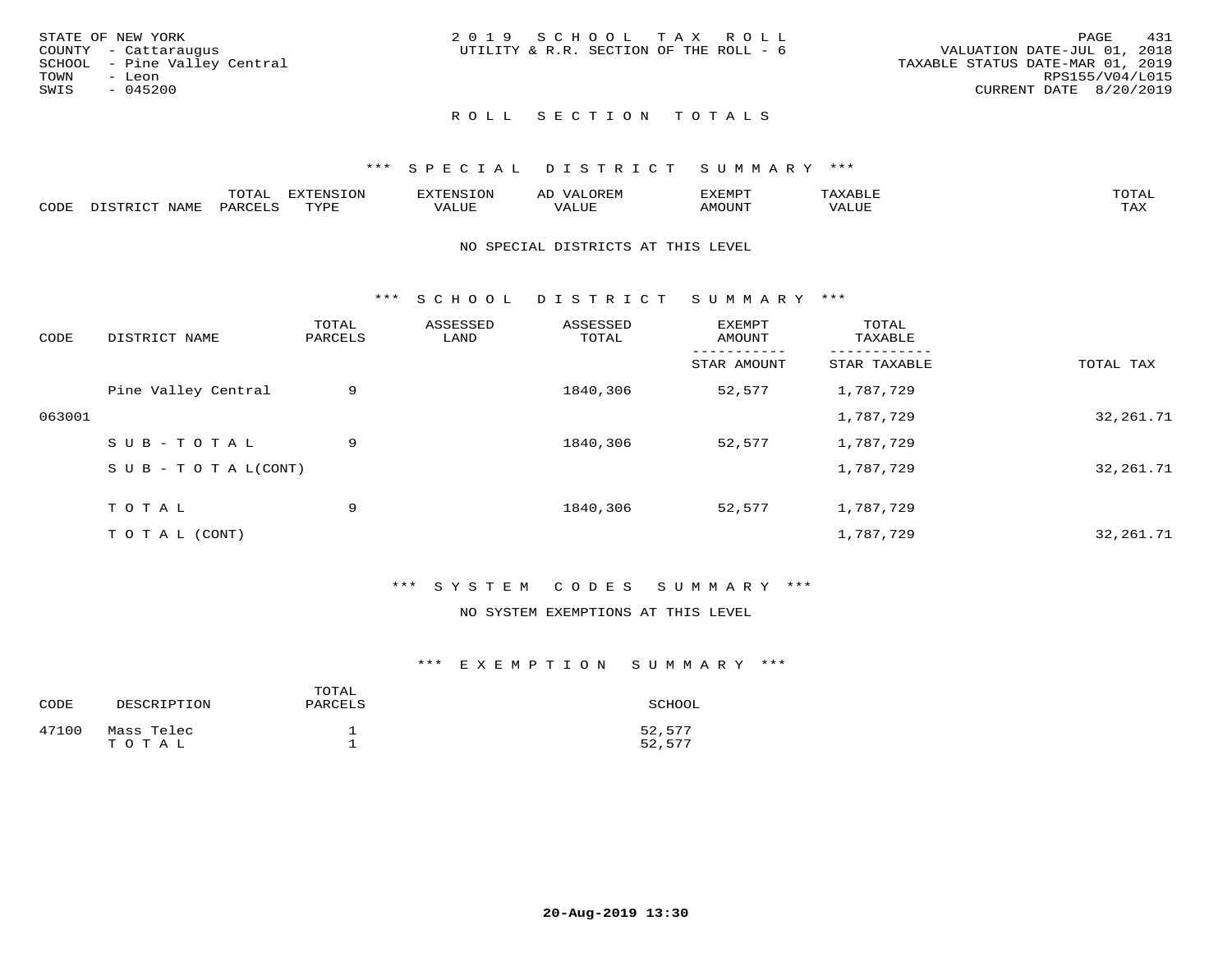STATE OF NEW YORK
COUNTY - Cattaraugus
SCHOOL - Pine Valley Central
TOWN - Leon
SWIS - 045200

2019 SCHOOL TAX ROLL
UTILITY & R.R. SECTION OF THE ROLL - 6

PAGE 431
VALUATION DATE-JUL 01, 2018
TAXABLE STATUS DATE-MAR 01, 2019
RPS155/V04/L015
CURRENT DATE 8/20/2019

## ROLL SECTION TOTALS

### *** SPECIAL DISTRICT SUMMARY ***

| CODE | DISTRICT NAME | TOTAL PARCELS | EXTENSION TYPE | EXTENSION VALUE | AD VALOREM VALUE | EXEMPT AMOUNT | TAXABLE VALUE | TOTAL TAX |
|---|---|---|---|---|---|---|---|---|

NO SPECIAL DISTRICTS AT THIS LEVEL

### *** SCHOOL DISTRICT SUMMARY ***

| CODE | DISTRICT NAME | TOTAL PARCELS | ASSESSED LAND | ASSESSED TOTAL | EXEMPT AMOUNT / STAR AMOUNT | TOTAL TAXABLE / STAR TAXABLE | TOTAL TAX |
|---|---|---|---|---|---|---|---|
| | Pine Valley Central | 9 | | 1840,306 | 52,577 | 1,787,729 | |
| 063001 | | | | | | 1,787,729 | 32,261.71 |
| | S U B - T O T A L | 9 | | 1840,306 | 52,577 | 1,787,729 | |
| | S U B - T O T A L(CONT) | | | | | 1,787,729 | 32,261.71 |
| | T O T A L | 9 | | 1840,306 | 52,577 | 1,787,729 | |
| | T O T A L (CONT) | | | | | 1,787,729 | 32,261.71 |

### *** SYSTEM CODES SUMMARY ***

NO SYSTEM EXEMPTIONS AT THIS LEVEL

### *** EXEMPTION SUMMARY ***

| CODE | DESCRIPTION | TOTAL PARCELS | SCHOOL |
|---|---|---|---|
| 47100 | Mass Telec | 1 | 52,577 |
| | T O T A L | 1 | 52,577 |

20-Aug-2019 13:30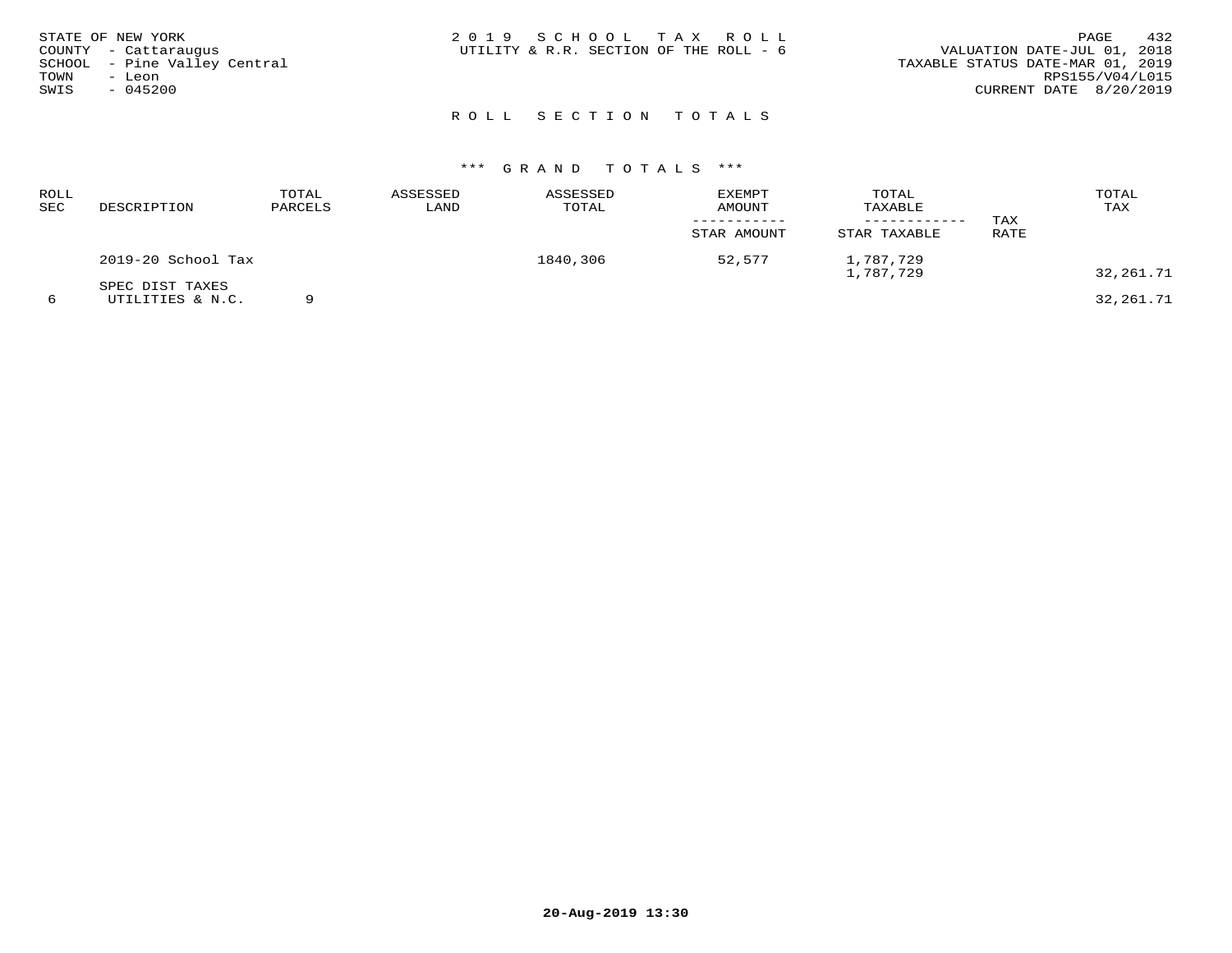STATE OF NEW YORK
COUNTY - Cattaraugus
SCHOOL - Pine Valley Central
TOWN - Leon
SWIS - 045200

2019 SCHOOL TAX ROLL
UTILITY & R.R. SECTION OF THE ROLL - 6

VALUATION DATE-JUL 01, 2018
TAXABLE STATUS DATE-MAR 01, 2019
RPS155/V04/L015
CURRENT DATE 8/20/2019

## ROLL SECTION TOTALS

### *** GRAND TOTALS ***

| ROLL SEC | DESCRIPTION | TOTAL PARCELS | ASSESSED LAND | ASSESSED TOTAL | EXEMPT AMOUNT / STAR AMOUNT | TOTAL TAXABLE / STAR TAXABLE | TAX RATE | TOTAL TAX |
|---|---|---|---|---|---|---|---|---|
| | 2019-20 School Tax | | | 1840,306 | 52,577 | 1,787,729 | | |
| | | | | | | 1,787,729 | | 32,261.71 |
| | SPEC DIST TAXES | | | | | | | |
| 6 | UTILITIES & N.C. | 9 | | | | | | 32,261.71 |

20-Aug-2019 13:30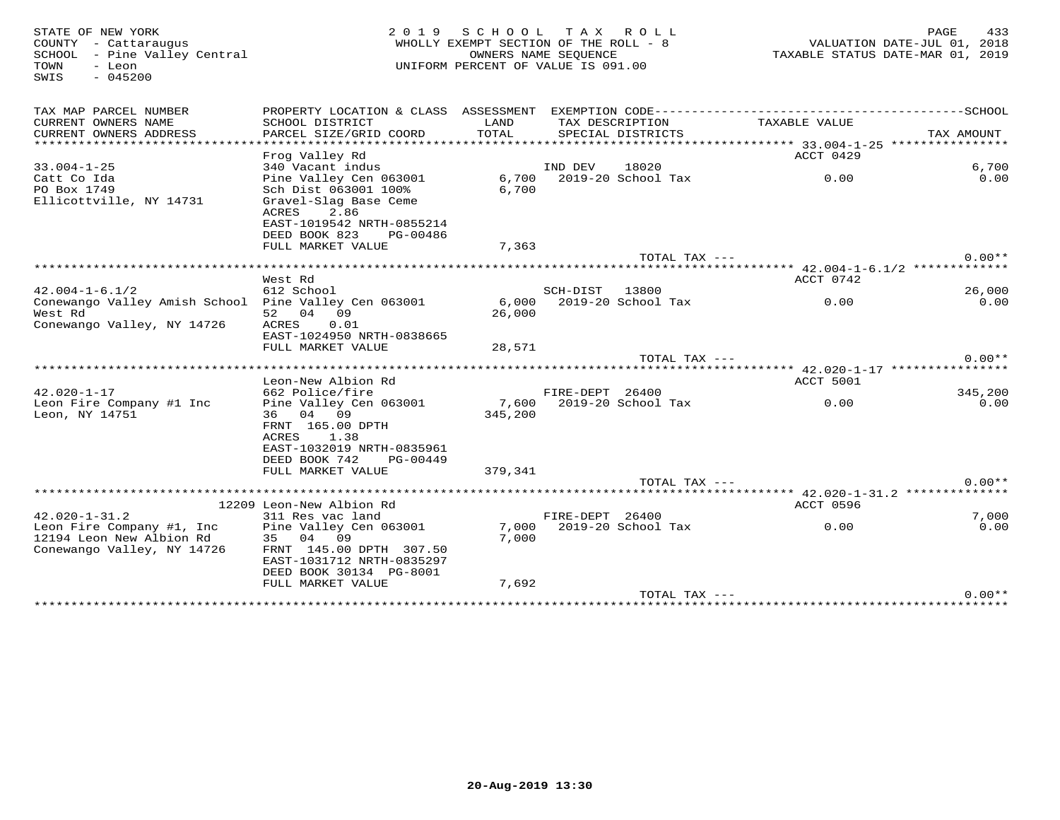STATE OF NEW YORK
COUNTY - Cattaraugus
SCHOOL - Pine Valley Central
TOWN - Leon
SWIS - 045200

2019 SCHOOL TAX ROLL
WHOLLY EXEMPT SECTION OF THE ROLL - 8
OWNERS NAME SEQUENCE
UNIFORM PERCENT OF VALUE IS 091.00

VALUATION DATE-JUL 01, 2018
TAXABLE STATUS DATE-MAR 01, 2019

| TAX MAP PARCEL NUMBER / CURRENT OWNERS NAME / CURRENT OWNERS ADDRESS | PROPERTY LOCATION & CLASS / SCHOOL DISTRICT / PARCEL SIZE/GRID COORD | ASSESSMENT LAND / TOTAL | EXEMPTION CODE / TAX DESCRIPTION / SPECIAL DISTRICTS | TAXABLE VALUE | SCHOOL / TAX AMOUNT |
|---|---|---|---|---|---|
| 33.004-1-25 | Frog Valley Rd | | | ACCT 0429 | |
| 33.004-1-25 | 340 Vacant indus | | IND DEV 18020 | | 6,700 |
| Catt Co Ida | Pine Valley Cen 063001 | 6,700 | 2019-20 School Tax | 0.00 | 0.00 |
| PO Box 1749 | Sch Dist 063001 100% | 6,700 | | | |
| Ellicottville, NY 14731 | Gravel-Slag Base Ceme | | | | |
| | ACRES 2.86 | | | | |
| | EAST-1019542 NRTH-0855214 | | | | |
| | DEED BOOK 823 PG-00486 | | | | |
| | FULL MARKET VALUE | 7,363 | | | |
| | | | TOTAL TAX --- | | 0.00** |
| 42.004-1-6.1/2 | West Rd | | | ACCT 0742 | |
| 42.004-1-6.1/2 | 612 School | | SCH-DIST 13800 | | 26,000 |
| Conewango Valley Amish School | Pine Valley Cen 063001 | 6,000 | 2019-20 School Tax | 0.00 | 0.00 |
| West Rd | 52 04 09 | 26,000 | | | |
| Conewango Valley, NY 14726 | ACRES 0.01 | | | | |
| | EAST-1024950 NRTH-0838665 | | | | |
| | FULL MARKET VALUE | 28,571 | | | |
| | | | TOTAL TAX --- | | 0.00** |
| 42.020-1-17 | Leon-New Albion Rd | | | ACCT 5001 | |
| 42.020-1-17 | 662 Police/fire | | FIRE-DEPT 26400 | | 345,200 |
| Leon Fire Company #1 Inc | Pine Valley Cen 063001 | 7,600 | 2019-20 School Tax | 0.00 | 0.00 |
| Leon, NY 14751 | 36 04 09 | 345,200 | | | |
| | FRNT 165.00 DPTH | | | | |
| | ACRES 1.38 | | | | |
| | EAST-1032019 NRTH-0835961 | | | | |
| | DEED BOOK 742 PG-00449 | | | | |
| | FULL MARKET VALUE | 379,341 | | | |
| | | | TOTAL TAX --- | | 0.00** |
| 42.020-1-31.2 | 12209 Leon-New Albion Rd | | | ACCT 0596 | |
| 42.020-1-31.2 | 311 Res vac land | | FIRE-DEPT 26400 | | 7,000 |
| Leon Fire Company #1, Inc | Pine Valley Cen 063001 | 7,000 | 2019-20 School Tax | 0.00 | 0.00 |
| 12194 Leon New Albion Rd | 35 04 09 | 7,000 | | | |
| Conewango Valley, NY 14726 | FRNT 145.00 DPTH 307.50 | | | | |
| | EAST-1031712 NRTH-0835297 | | | | |
| | DEED BOOK 30134 PG-8001 | | | | |
| | FULL MARKET VALUE | 7,692 | | | |
| | | | TOTAL TAX --- | | 0.00** |

20-Aug-2019 13:30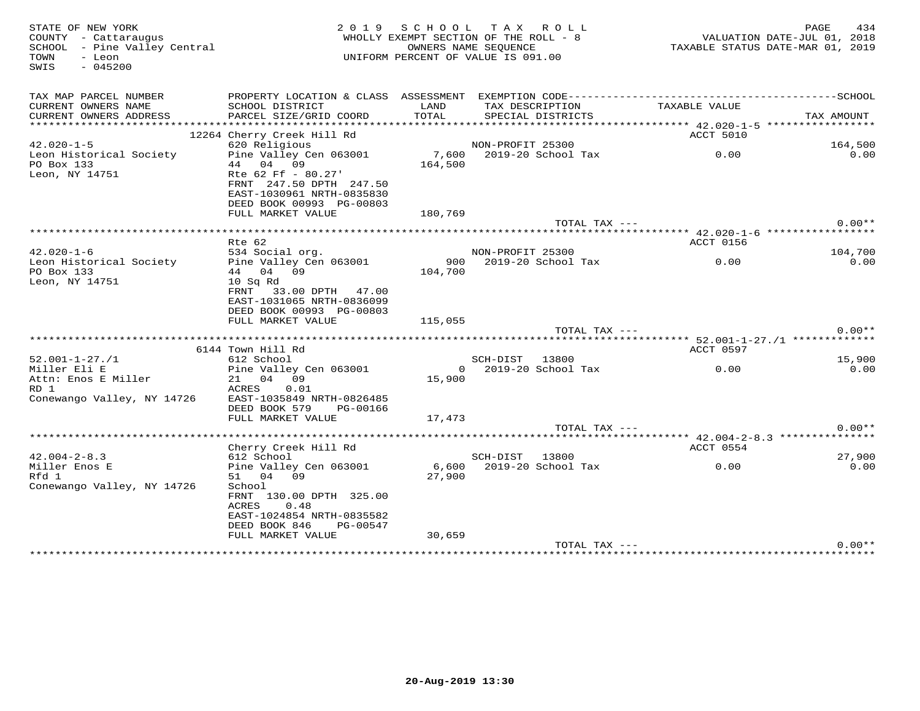STATE OF NEW YORK
COUNTY - Cattaraugus
SCHOOL - Pine Valley Central
TOWN - Leon
SWIS - 045200

2019 SCHOOL TAX ROLL
WHOLLY EXEMPT SECTION OF THE ROLL - 8
OWNERS NAME SEQUENCE
UNIFORM PERCENT OF VALUE IS 091.00

VALUATION DATE-JUL 01, 2018
TAXABLE STATUS DATE-MAR 01, 2019

| TAX MAP PARCEL NUMBER / CURRENT OWNERS NAME / CURRENT OWNERS ADDRESS | PROPERTY LOCATION & CLASS / SCHOOL DISTRICT / PARCEL SIZE/GRID COORD | ASSESSMENT LAND / TOTAL | EXEMPTION CODE / TAX DESCRIPTION / SPECIAL DISTRICTS | TAXABLE VALUE | SCHOOL / TAX AMOUNT |
|---|---|---|---|---|---|
| 42.020-1-5 | 12264 Cherry Creek Hill Rd | | | ACCT 5010 | |
| 42.020-1-5 | 620 Religious | | NON-PROFIT 25300 | | 164,500 |
| Leon Historical Society | Pine Valley Cen 063001 | 7,600 | 2019-20 School Tax | 0.00 | 0.00 |
| PO Box 133 | 44 04 09 | 164,500 | | | |
| Leon, NY 14751 | Rte 62 Ff - 80.27' | | | | |
| | FRNT 247.50 DPTH 247.50 | | | | |
| | EAST-1030961 NRTH-0835830 | | | | |
| | DEED BOOK 00993 PG-00803 | | | | |
| | FULL MARKET VALUE | 180,769 | | | |
| | | | TOTAL TAX --- | | 0.00** |
| 42.020-1-6 | Rte 62 | | | ACCT 0156 | |
| 42.020-1-6 | 534 Social org. | | NON-PROFIT 25300 | | 104,700 |
| Leon Historical Society | Pine Valley Cen 063001 | 900 | 2019-20 School Tax | 0.00 | 0.00 |
| PO Box 133 | 44 04 09 | 104,700 | | | |
| Leon, NY 14751 | 10 Sq Rd | | | | |
| | FRNT 33.00 DPTH 47.00 | | | | |
| | EAST-1031065 NRTH-0836099 | | | | |
| | DEED BOOK 00993 PG-00803 | | | | |
| | FULL MARKET VALUE | 115,055 | | | |
| | | | TOTAL TAX --- | | 0.00** |
| 52.001-1-27./1 | 6144 Town Hill Rd | | | ACCT 0597 | |
| 52.001-1-27./1 | 612 School | | SCH-DIST 13800 | | 15,900 |
| Miller Eli E | Pine Valley Cen 063001 | 0 | 2019-20 School Tax | 0.00 | 0.00 |
| Attn: Enos E Miller | 21 04 09 | 15,900 | | | |
| RD 1 | ACRES 0.01 | | | | |
| Conewango Valley, NY 14726 | EAST-1035849 NRTH-0826485 | | | | |
| | DEED BOOK 579 PG-00166 | | | | |
| | FULL MARKET VALUE | 17,473 | | | |
| | | | TOTAL TAX --- | | 0.00** |
| 42.004-2-8.3 | Cherry Creek Hill Rd | | | ACCT 0554 | |
| 42.004-2-8.3 | 612 School | | SCH-DIST 13800 | | 27,900 |
| Miller Enos E | Pine Valley Cen 063001 | 6,600 | 2019-20 School Tax | 0.00 | 0.00 |
| Rfd 1 | 51 04 09 | 27,900 | | | |
| Conewango Valley, NY 14726 | School | | | | |
| | FRNT 130.00 DPTH 325.00 | | | | |
| | ACRES 0.48 | | | | |
| | EAST-1024854 NRTH-0835582 | | | | |
| | DEED BOOK 846 PG-00547 | | | | |
| | FULL MARKET VALUE | 30,659 | | | |
| | | | TOTAL TAX --- | | 0.00** |

20-Aug-2019 13:30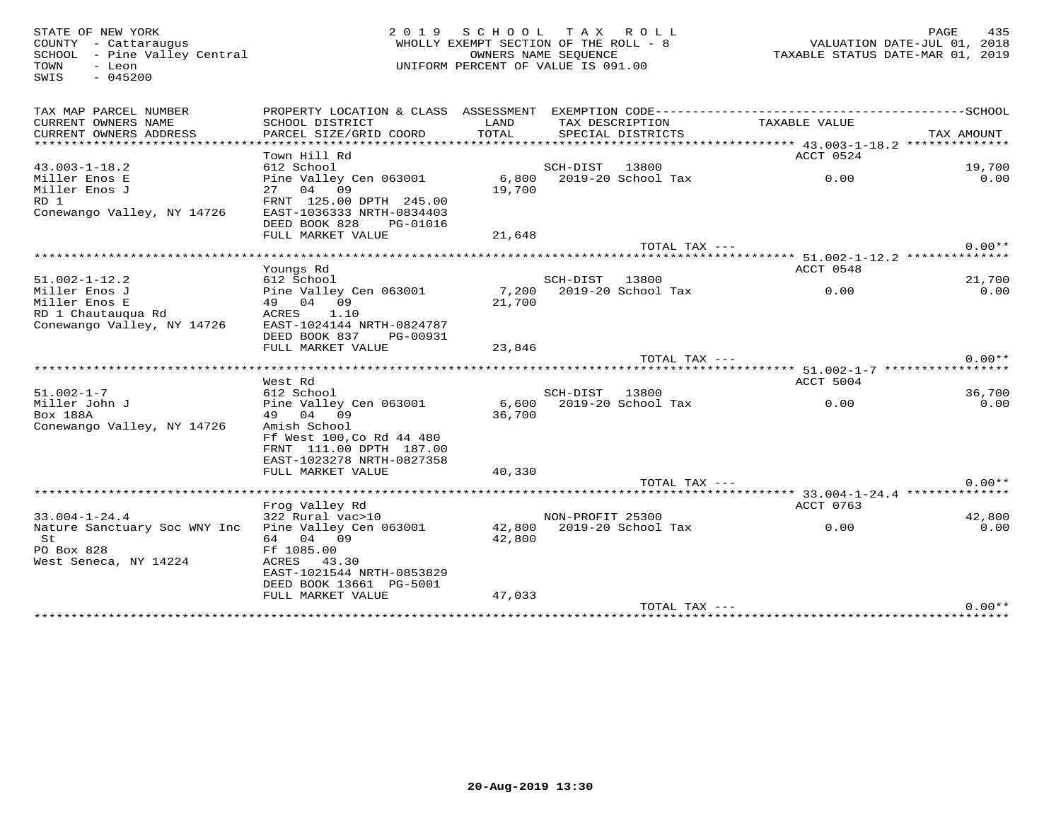STATE OF NEW YORK
COUNTY - Cattaraugus
SCHOOL - Pine Valley Central
TOWN - Leon
SWIS - 045200

2019 SCHOOL TAX ROLL
WHOLLY EXEMPT SECTION OF THE ROLL - 8
OWNERS NAME SEQUENCE
UNIFORM PERCENT OF VALUE IS 091.00

VALUATION DATE-JUL 01, 2018
TAXABLE STATUS DATE-MAR 01, 2019

| TAX MAP PARCEL NUMBER / CURRENT OWNERS NAME / CURRENT OWNERS ADDRESS | PROPERTY LOCATION & CLASS / SCHOOL DISTRICT / PARCEL SIZE/GRID COORD | ASSESSMENT LAND / TOTAL | EXEMPTION CODE / TAX DESCRIPTION / SPECIAL DISTRICTS | TAXABLE VALUE | SCHOOL / TAX AMOUNT |
|---|---|---|---|---|---|
| 43.003-1-18.2 | Town Hill Rd | | | ACCT 0524 | |
| 43.003-1-18.2 | 612 School | | SCH-DIST 13800 | | 19,700 |
| Miller Enos E | Pine Valley Cen 063001 | 6,800 | 2019-20 School Tax | 0.00 | 0.00 |
| Miller Enos J | 27 04 09 | 19,700 | | | |
| RD 1 | FRNT 125.00 DPTH 245.00 | | | | |
| Conewango Valley, NY 14726 | EAST-1036333 NRTH-0834403 | | | | |
| | DEED BOOK 828 PG-01016 | | | | |
| | FULL MARKET VALUE | 21,648 | | | |
| | | | TOTAL TAX --- | | 0.00** |
| 51.002-1-12.2 | Youngs Rd | | | ACCT 0548 | |
| 51.002-1-12.2 | 612 School | | SCH-DIST 13800 | | 21,700 |
| Miller Enos J | Pine Valley Cen 063001 | 7,200 | 2019-20 School Tax | 0.00 | 0.00 |
| Miller Enos E | 49 04 09 | 21,700 | | | |
| RD 1 Chautauqua Rd | ACRES 1.10 | | | | |
| Conewango Valley, NY 14726 | EAST-1024144 NRTH-0824787 | | | | |
| | DEED BOOK 837 PG-00931 | | | | |
| | FULL MARKET VALUE | 23,846 | | | |
| | | | TOTAL TAX --- | | 0.00** |
| 51.002-1-7 | West Rd | | | ACCT 5004 | |
| 51.002-1-7 | 612 School | | SCH-DIST 13800 | | 36,700 |
| Miller John J | Pine Valley Cen 063001 | 6,600 | 2019-20 School Tax | 0.00 | 0.00 |
| Box 188A | 49 04 09 | 36,700 | | | |
| Conewango Valley, NY 14726 | Amish School | | | | |
| | Ff West 100,Co Rd 44 480 | | | | |
| | FRNT 111.00 DPTH 187.00 | | | | |
| | EAST-1023278 NRTH-0827358 | | | | |
| | FULL MARKET VALUE | 40,330 | | | |
| | | | TOTAL TAX --- | | 0.00** |
| 33.004-1-24.4 | Frog Valley Rd | | | ACCT 0763 | |
| 33.004-1-24.4 | 322 Rural vac>10 | | NON-PROFIT 25300 | | 42,800 |
| Nature Sanctuary Soc WNY Inc | Pine Valley Cen 063001 | 42,800 | 2019-20 School Tax | 0.00 | 0.00 |
| St | 64 04 09 | 42,800 | | | |
| PO Box 828 | Ff 1085.00 | | | | |
| West Seneca, NY 14224 | ACRES 43.30 | | | | |
| | EAST-1021544 NRTH-0853829 | | | | |
| | DEED BOOK 13661 PG-5001 | | | | |
| | FULL MARKET VALUE | 47,033 | | | |
| | | | TOTAL TAX --- | | 0.00** |

20-Aug-2019 13:30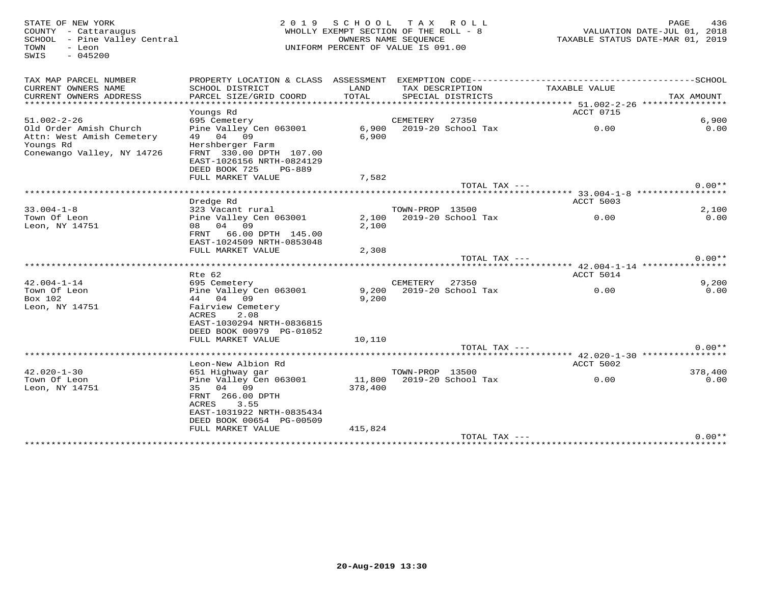STATE OF NEW YORK
COUNTY - Cattaraugus
SCHOOL - Pine Valley Central
TOWN - Leon
SWIS - 045200

2 0 1 9 S C H O O L T A X R O L L
WHOLLY EXEMPT SECTION OF THE ROLL - 8
OWNERS NAME SEQUENCE
UNIFORM PERCENT OF VALUE IS 091.00

VALUATION DATE-JUL 01, 2018
TAXABLE STATUS DATE-MAR 01, 2019

| TAX MAP PARCEL NUMBER / CURRENT OWNERS NAME / CURRENT OWNERS ADDRESS | PROPERTY LOCATION & CLASS / SCHOOL DISTRICT / PARCEL SIZE/GRID COORD | ASSESSMENT LAND / TOTAL | EXEMPTION CODE / TAX DESCRIPTION / SPECIAL DISTRICTS | TAXABLE VALUE | SCHOOL / TAX AMOUNT |
|---|---|---|---|---|---|
| **51.002-2-26** | Youngs Rd | | | ACCT 0715 | |
| 51.002-2-26 | 695 Cemetery | | CEMETERY 27350 | | 6,900 |
| Old Order Amish Church | Pine Valley Cen 063001 | 6,900 | 2019-20 School Tax | 0.00 | 0.00 |
| Attn: West Amish Cemetery | 49 04 09 | 6,900 | | | |
| Youngs Rd | Hershberger Farm | | | | |
| Conewango Valley, NY 14726 | FRNT 330.00 DPTH 107.00 | | | | |
| | EAST-1026156 NRTH-0824129 | | | | |
| | DEED BOOK 725 PG-889 | | | | |
| | FULL MARKET VALUE | 7,582 | | | |
| | | | TOTAL TAX --- | | 0.00** |
| **33.004-1-8** | Dredge Rd | | | ACCT 5003 | |
| 33.004-1-8 | 323 Vacant rural | | TOWN-PROP 13500 | | 2,100 |
| Town Of Leon | Pine Valley Cen 063001 | 2,100 | 2019-20 School Tax | 0.00 | 0.00 |
| Leon, NY 14751 | 08 04 09 | 2,100 | | | |
| | FRNT 66.00 DPTH 145.00 | | | | |
| | EAST-1024509 NRTH-0853048 | | | | |
| | FULL MARKET VALUE | 2,308 | | | |
| | | | TOTAL TAX --- | | 0.00** |
| **42.004-1-14** | Rte 62 | | | ACCT 5014 | |
| 42.004-1-14 | 695 Cemetery | | CEMETERY 27350 | | 9,200 |
| Town Of Leon | Pine Valley Cen 063001 | 9,200 | 2019-20 School Tax | 0.00 | 0.00 |
| Box 102 | 44 04 09 | 9,200 | | | |
| Leon, NY 14751 | Fairview Cemetery | | | | |
| | ACRES 2.08 | | | | |
| | EAST-1030294 NRTH-0836815 | | | | |
| | DEED BOOK 00979 PG-01052 | | | | |
| | FULL MARKET VALUE | 10,110 | | | |
| | | | TOTAL TAX --- | | 0.00** |
| **42.020-1-30** | Leon-New Albion Rd | | | ACCT 5002 | |
| 42.020-1-30 | 651 Highway gar | | TOWN-PROP 13500 | | 378,400 |
| Town Of Leon | Pine Valley Cen 063001 | 11,800 | 2019-20 School Tax | 0.00 | 0.00 |
| Leon, NY 14751 | 35 04 09 | 378,400 | | | |
| | FRNT 266.00 DPTH | | | | |
| | ACRES 3.55 | | | | |
| | EAST-1031922 NRTH-0835434 | | | | |
| | DEED BOOK 00654 PG-00509 | | | | |
| | FULL MARKET VALUE | 415,824 | | | |
| | | | TOTAL TAX --- | | 0.00** |

20-Aug-2019 13:30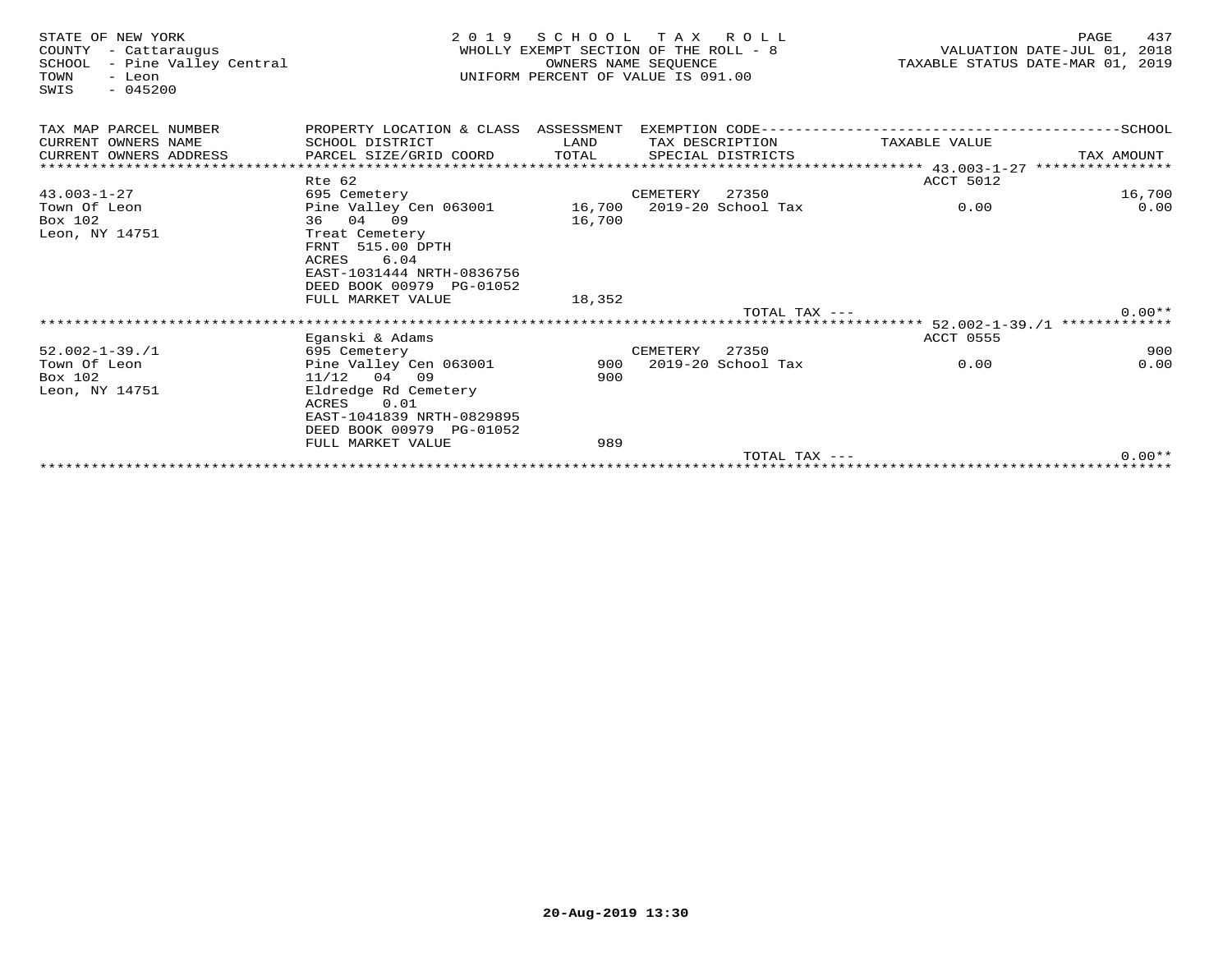STATE OF NEW YORK
COUNTY - Cattaraugus
SCHOOL - Pine Valley Central
TOWN - Leon
SWIS - 045200

2019 SCHOOL TAX ROLL
WHOLLY EXEMPT SECTION OF THE ROLL - 8
OWNERS NAME SEQUENCE
UNIFORM PERCENT OF VALUE IS 091.00

VALUATION DATE-JUL 01, 2018
TAXABLE STATUS DATE-MAR 01, 2019

| TAX MAP PARCEL NUMBER / CURRENT OWNERS NAME / CURRENT OWNERS ADDRESS | PROPERTY LOCATION & CLASS / SCHOOL DISTRICT / PARCEL SIZE/GRID COORD | ASSESSMENT LAND / TOTAL | EXEMPTION CODE / TAX DESCRIPTION / SPECIAL DISTRICTS | TAXABLE VALUE | SCHOOL / TAX AMOUNT |
|---|---|---|---|---|---|
| 43.003-1-27 | Rte 62 | | | ACCT 5012 | |
| 43.003-1-27 | 695 Cemetery | | CEMETERY 27350 | | 16,700 |
| Town Of Leon | Pine Valley Cen 063001 | 16,700 | 2019-20 School Tax | 0.00 | 0.00 |
| Box 102 | 36 04 09 | 16,700 | | | |
| Leon, NY 14751 | Treat Cemetery | | | | |
| | FRNT 515.00 DPTH | | | | |
| | ACRES 6.04 | | | | |
| | EAST-1031444 NRTH-0836756 | | | | |
| | DEED BOOK 00979 PG-01052 | | | | |
| | FULL MARKET VALUE | 18,352 | | | |
| | | | TOTAL TAX --- | | 0.00** |
| 52.002-1-39./1 | Eganski & Adams | | | ACCT 0555 | |
| 52.002-1-39./1 | 695 Cemetery | | CEMETERY 27350 | | 900 |
| Town Of Leon | Pine Valley Cen 063001 | 900 | 2019-20 School Tax | 0.00 | 0.00 |
| Box 102 | 11/12 04 09 | 900 | | | |
| Leon, NY 14751 | Eldredge Rd Cemetery | | | | |
| | ACRES 0.01 | | | | |
| | EAST-1041839 NRTH-0829895 | | | | |
| | DEED BOOK 00979 PG-01052 | | | | |
| | FULL MARKET VALUE | 989 | | | |
| | | | TOTAL TAX --- | | 0.00** |

20-Aug-2019 13:30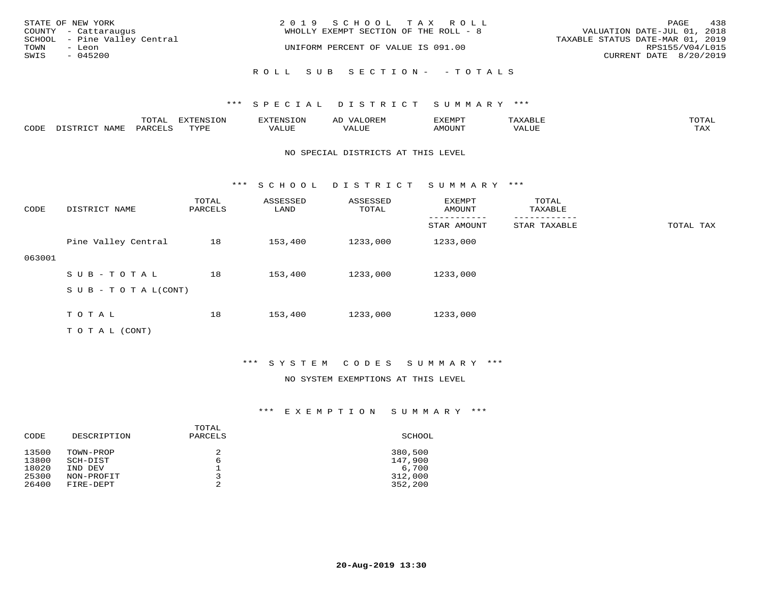STATE OF NEW YORK
COUNTY - Cattaraugus
SCHOOL - Pine Valley Central
TOWN - Leon
SWIS - 045200

2019 SCHOOL TAX ROLL
WHOLLY EXEMPT SECTION OF THE ROLL - 8
UNIFORM PERCENT OF VALUE IS 091.00

VALUATION DATE-JUL 01, 2018
TAXABLE STATUS DATE-MAR 01, 2019
RPS155/V04/L015
CURRENT DATE 8/20/2019

## ROLL SUB SECTION- - TOTALS

### *** SPECIAL DISTRICT SUMMARY ***

| CODE | DISTRICT NAME | TOTAL PARCELS | EXTENSION TYPE | EXTENSION VALUE | AD VALOREM VALUE | EXEMPT AMOUNT | TAXABLE VALUE | TOTAL TAX |
|---|---|---|---|---|---|---|---|---|

NO SPECIAL DISTRICTS AT THIS LEVEL

### *** SCHOOL DISTRICT SUMMARY ***

| CODE | DISTRICT NAME | TOTAL PARCELS | ASSESSED LAND | ASSESSED TOTAL | EXEMPT AMOUNT / STAR AMOUNT | TOTAL TAXABLE / STAR TAXABLE | TOTAL TAX |
|---|---|---|---|---|---|---|---|
| 063001 | Pine Valley Central | 18 | 153,400 | 1233,000 | 1233,000 | | |
| | SUB-TOTAL | 18 | 153,400 | 1233,000 | 1233,000 | | |
| | SUB-TOTAL(CONT) | | | | | | |
| | TOTAL | 18 | 153,400 | 1233,000 | 1233,000 | | |
| | TOTAL (CONT) | | | | | | |

### *** SYSTEM CODES SUMMARY ***

NO SYSTEM EXEMPTIONS AT THIS LEVEL

### *** EXEMPTION SUMMARY ***

| CODE | DESCRIPTION | TOTAL PARCELS | SCHOOL |
|---|---|---|---|
| 13500 | TOWN-PROP | 2 | 380,500 |
| 13800 | SCH-DIST | 6 | 147,900 |
| 18020 | IND DEV | 1 | 6,700 |
| 25300 | NON-PROFIT | 3 | 312,000 |
| 26400 | FIRE-DEPT | 2 | 352,200 |

20-Aug-2019 13:30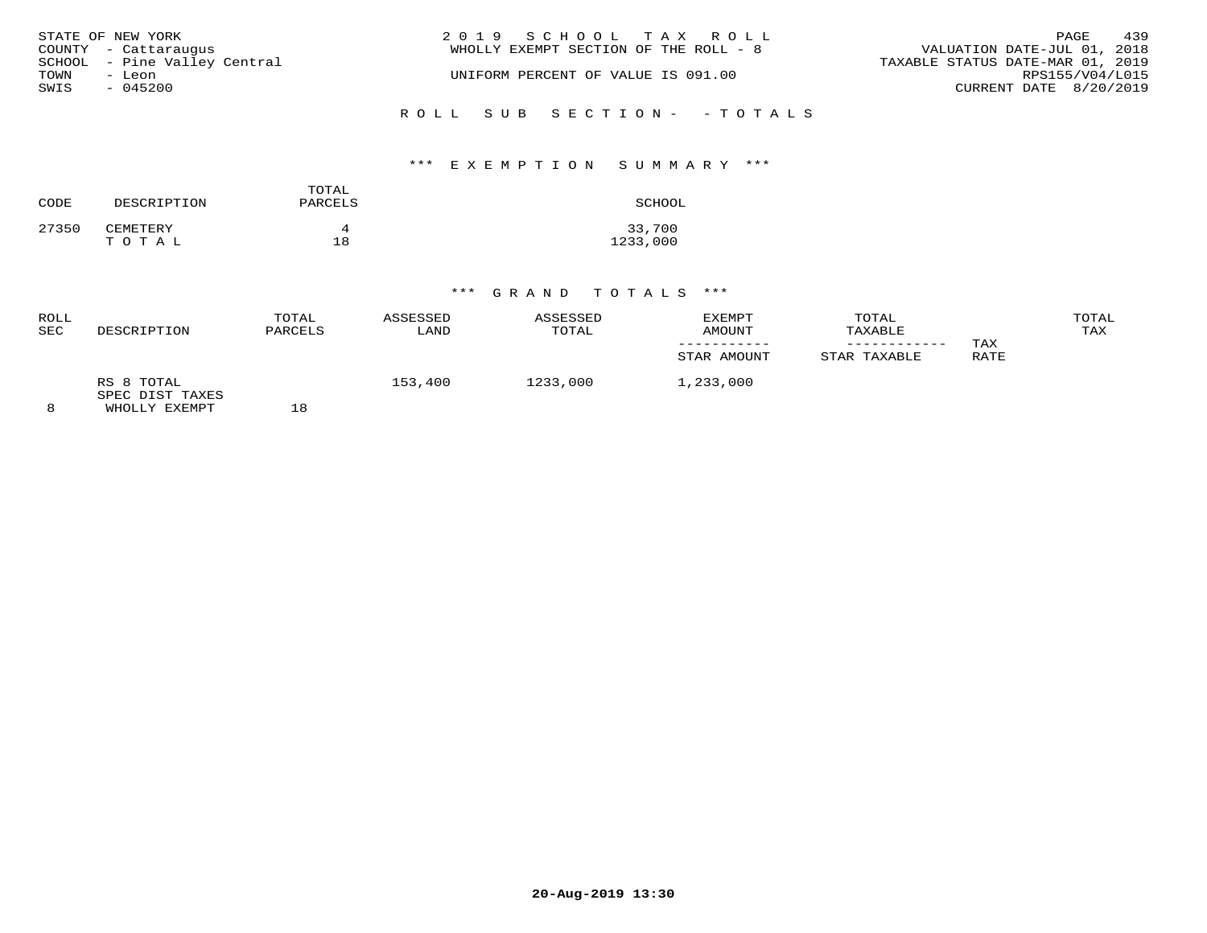STATE OF NEW YORK
COUNTY - Cattaraugus
SCHOOL - Pine Valley Central
TOWN - Leon
SWIS - 045200

2019 SCHOOL TAX ROLL
WHOLLY EXEMPT SECTION OF THE ROLL - 8
UNIFORM PERCENT OF VALUE IS 091.00

VALUATION DATE-JUL 01, 2018
TAXABLE STATUS DATE-MAR 01, 2019
RPS155/V04/L015
CURRENT DATE 8/20/2019

ROLL SUB SECTION- - TOTALS

*** EXEMPTION SUMMARY ***

| CODE | DESCRIPTION | TOTAL PARCELS | SCHOOL |
|---|---|---|---|
| 27350 | CEMETERY | 4 | 33,700 |
| | TOTAL | 18 | 1233,000 |

*** GRAND TOTALS ***

| ROLL SEC | DESCRIPTION | TOTAL PARCELS | ASSESSED LAND | ASSESSED TOTAL | EXEMPT AMOUNT / STAR AMOUNT | TOTAL TAXABLE / STAR TAXABLE | TAX RATE | TOTAL TAX |
|---|---|---|---|---|---|---|---|---|
| | RS 8 TOTAL | | 153,400 | 1233,000 | 1,233,000 | | | |
| | SPEC DIST TAXES | | | | | | | |
| 8 | WHOLLY EXEMPT | 18 | | | | | | |

20-Aug-2019 13:30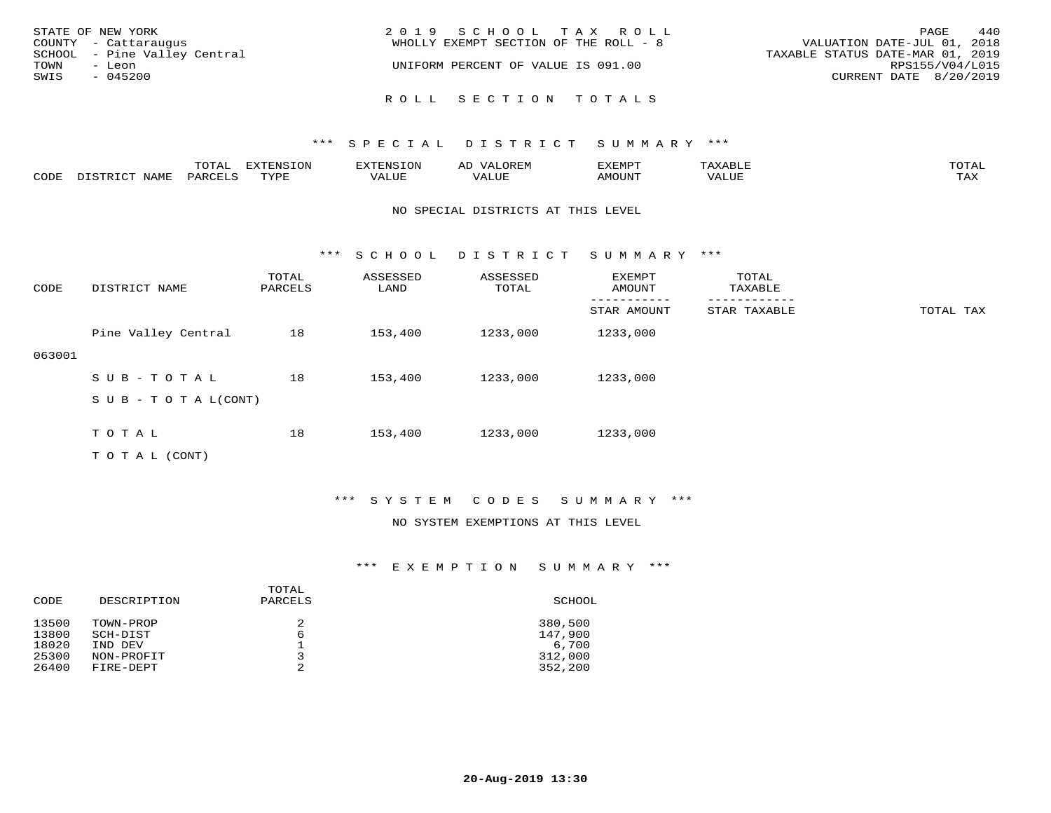STATE OF NEW YORK
COUNTY - Cattaraugus
SCHOOL - Pine Valley Central
TOWN - Leon
SWIS - 045200

2 0 1 9 S C H O O L T A X R O L L
WHOLLY EXEMPT SECTION OF THE ROLL - 8

UNIFORM PERCENT OF VALUE IS 091.00

PAGE 440
VALUATION DATE-JUL 01, 2018
TAXABLE STATUS DATE-MAR 01, 2019
RPS155/V04/L015
CURRENT DATE 8/20/2019

## R O L L S E C T I O N T O T A L S

### *** S P E C I A L D I S T R I C T S U M M A R Y ***

| CODE | DISTRICT NAME | TOTAL PARCELS | EXTENSION TYPE | EXTENSION VALUE | AD VALOREM VALUE | EXEMPT AMOUNT | TAXABLE VALUE | TOTAL TAX |
|---|---|---|---|---|---|---|---|---|

NO SPECIAL DISTRICTS AT THIS LEVEL

### *** S C H O O L D I S T R I C T S U M M A R Y ***

| CODE | DISTRICT NAME | TOTAL PARCELS | ASSESSED LAND | ASSESSED TOTAL | EXEMPT AMOUNT / STAR AMOUNT | TOTAL TAXABLE / STAR TAXABLE | TOTAL TAX |
|---|---|---|---|---|---|---|---|
| 063001 | Pine Valley Central | 18 | 153,400 | 1233,000 | 1233,000 | | |
| | S U B - T O T A L | 18 | 153,400 | 1233,000 | 1233,000 | | |
| | S U B - T O T A L(CONT) | | | | | | |
| | T O T A L | 18 | 153,400 | 1233,000 | 1233,000 | | |
| | T O T A L (CONT) | | | | | | |

### *** S Y S T E M C O D E S S U M M A R Y ***

NO SYSTEM EXEMPTIONS AT THIS LEVEL

### *** E X E M P T I O N S U M M A R Y ***

| CODE | DESCRIPTION | TOTAL PARCELS | SCHOOL |
|---|---|---|---|
| 13500 | TOWN-PROP | 2 | 380,500 |
| 13800 | SCH-DIST | 6 | 147,900 |
| 18020 | IND DEV | 1 | 6,700 |
| 25300 | NON-PROFIT | 3 | 312,000 |
| 26400 | FIRE-DEPT | 2 | 352,200 |

20-Aug-2019 13:30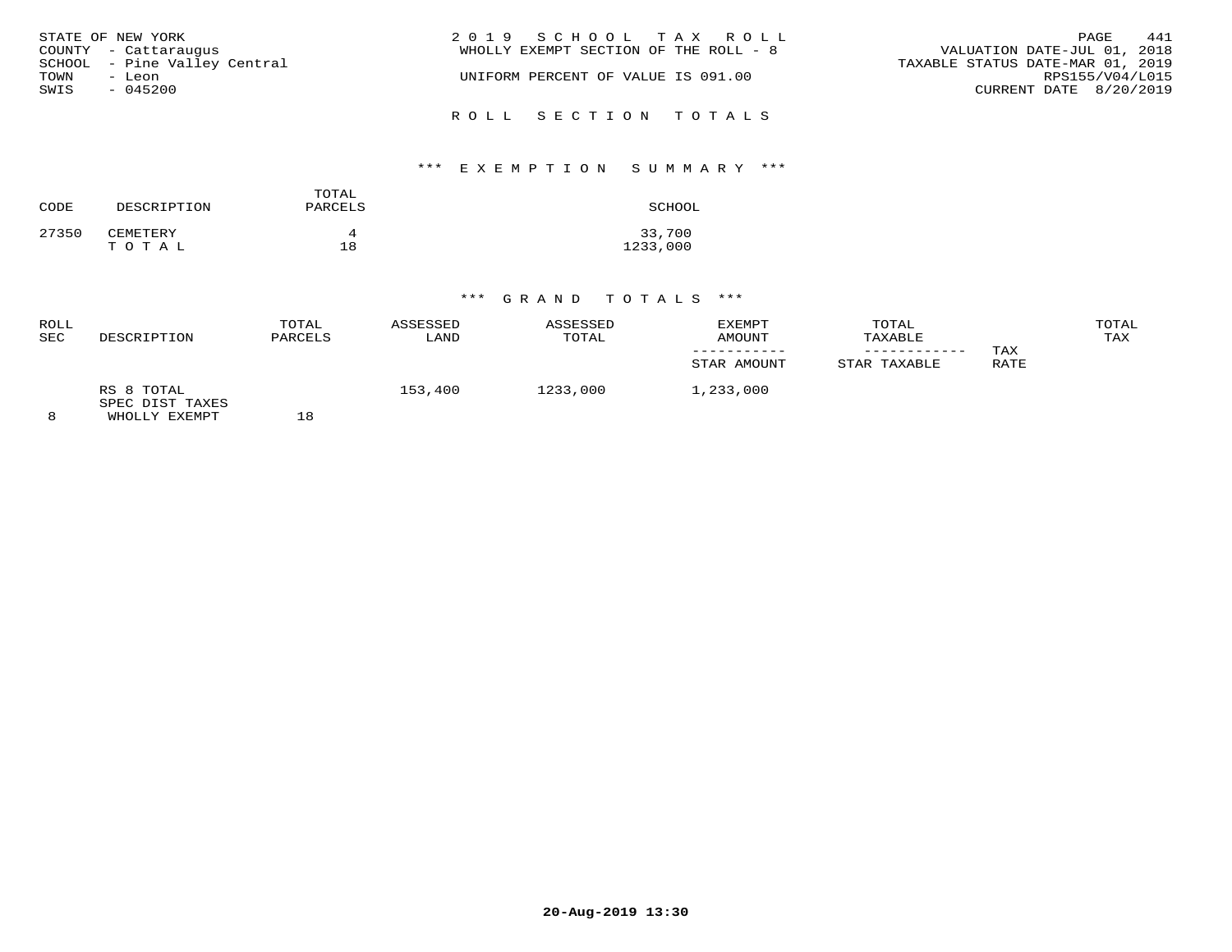STATE OF NEW YORK
COUNTY - Cattaraugus
SCHOOL - Pine Valley Central
TOWN - Leon
SWIS - 045200

2019 SCHOOL TAX ROLL
WHOLLY EXEMPT SECTION OF THE ROLL - 8

UNIFORM PERCENT OF VALUE IS 091.00

VALUATION DATE-JUL 01, 2018
TAXABLE STATUS DATE-MAR 01, 2019
RPS155/V04/L015
CURRENT DATE 8/20/2019

## ROLL SECTION TOTALS

### *** EXEMPTION SUMMARY ***

| CODE | DESCRIPTION | TOTAL PARCELS | SCHOOL |
|---|---|---|---|
| 27350 | CEMETERY | 4 | 33,700 |
| | T O T A L | 18 | 1233,000 |

### *** GRAND TOTALS ***

| ROLL SEC | DESCRIPTION | TOTAL PARCELS | ASSESSED LAND | ASSESSED TOTAL | EXEMPT AMOUNT / STAR AMOUNT | TOTAL TAXABLE / STAR TAXABLE | TAX RATE | TOTAL TAX |
|---|---|---|---|---|---|---|---|---|
| 8 | RS 8 TOTAL SPEC DIST TAXES WHOLLY EXEMPT | 18 | 153,400 | 1233,000 | 1,233,000 | | | |

20-Aug-2019 13:30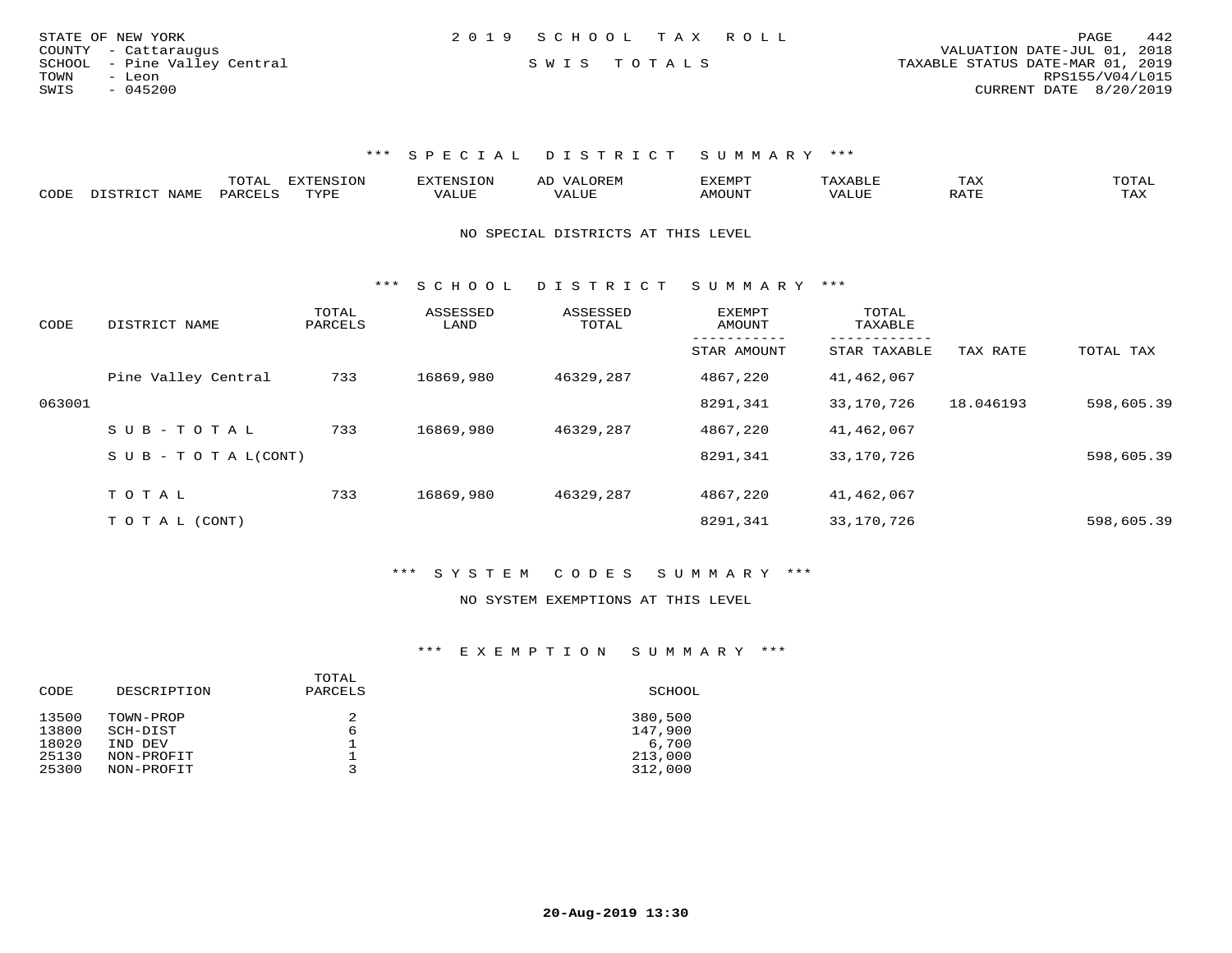STATE OF NEW YORK
COUNTY - Cattaraugus
SCHOOL - Pine Valley Central
TOWN - Leon
SWIS - 045200

2 0 1 9 S C H O O L T A X R O L L

S W I S T O T A L S

VALUATION DATE-JUL 01, 2018
TAXABLE STATUS DATE-MAR 01, 2019
RPS155/V04/L015
CURRENT DATE 8/20/2019

### *** S P E C I A L D I S T R I C T S U M M A R Y ***

| CODE | DISTRICT NAME | TOTAL PARCELS | EXTENSION TYPE | EXTENSION VALUE | AD VALOREM VALUE | EXEMPT AMOUNT | TAXABLE VALUE | TAX RATE | TOTAL TAX |
|---|---|---|---|---|---|---|---|---|---|

NO SPECIAL DISTRICTS AT THIS LEVEL

### *** S C H O O L D I S T R I C T S U M M A R Y ***

| CODE | DISTRICT NAME | TOTAL PARCELS | ASSESSED LAND | ASSESSED TOTAL | EXEMPT AMOUNT / STAR AMOUNT | TOTAL TAXABLE / STAR TAXABLE | TAX RATE | TOTAL TAX |
|---|---|---|---|---|---|---|---|---|
| | Pine Valley Central | 733 | 16869,980 | 46329,287 | 4867,220 | 41,462,067 | | |
| 063001 | | | | | 8291,341 | 33,170,726 | 18.046193 | 598,605.39 |
| | S U B - T O T A L | 733 | 16869,980 | 46329,287 | 4867,220 | 41,462,067 | | |
| | S U B - T O T A L(CONT) | | | | 8291,341 | 33,170,726 | | 598,605.39 |
| | T O T A L | 733 | 16869,980 | 46329,287 | 4867,220 | 41,462,067 | | |
| | T O T A L (CONT) | | | | 8291,341 | 33,170,726 | | 598,605.39 |

### *** S Y S T E M C O D E S S U M M A R Y ***

NO SYSTEM EXEMPTIONS AT THIS LEVEL

### *** E X E M P T I O N S U M M A R Y ***

| CODE | DESCRIPTION | TOTAL PARCELS | SCHOOL |
|---|---|---|---|
| 13500 | TOWN-PROP | 2 | 380,500 |
| 13800 | SCH-DIST | 6 | 147,900 |
| 18020 | IND DEV | 1 | 6,700 |
| 25130 | NON-PROFIT | 1 | 213,000 |
| 25300 | NON-PROFIT | 3 | 312,000 |

20-Aug-2019 13:30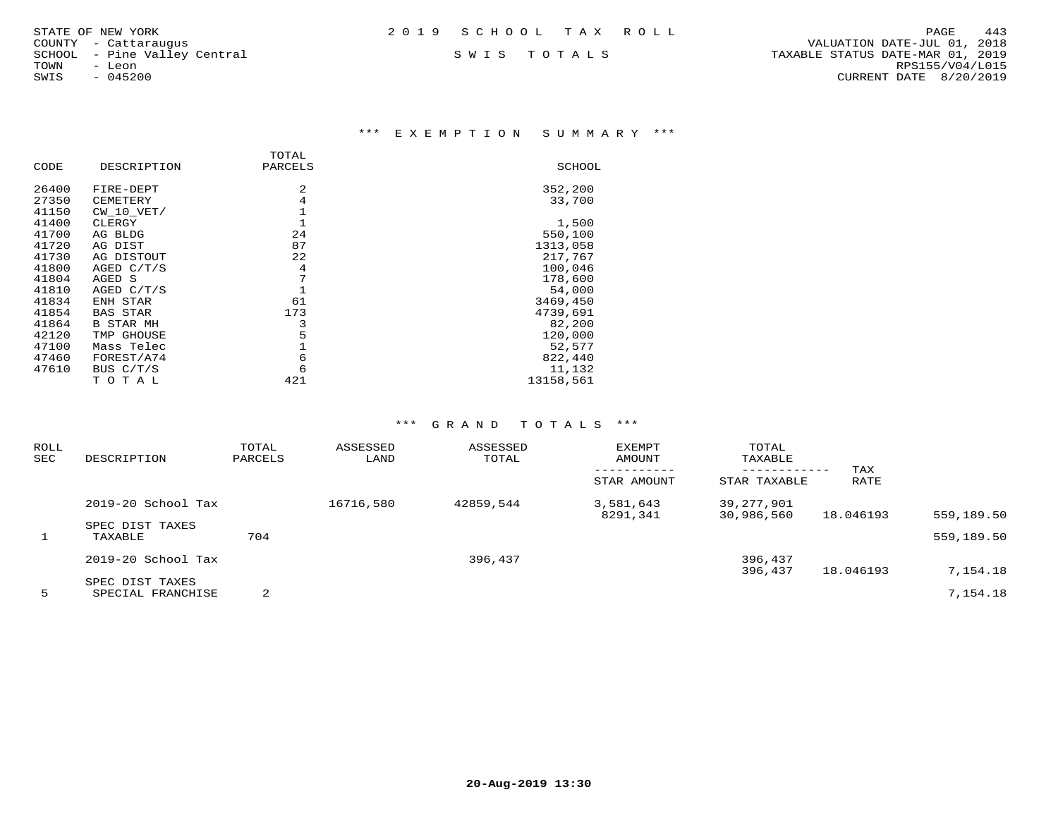STATE OF NEW YORK
COUNTY - Cattaraugus
SCHOOL - Pine Valley Central
TOWN - Leon
SWIS - 045200

2 0 1 9 S C H O O L T A X R O L L

S W I S T O T A L S

VALUATION DATE-JUL 01, 2018
TAXABLE STATUS DATE-MAR 01, 2019
RPS155/V04/L015
CURRENT DATE 8/20/2019

### *** E X E M P T I O N S U M M A R Y ***

| CODE | DESCRIPTION | TOTAL PARCELS | SCHOOL |
|---|---|---|---|
| 26400 | FIRE-DEPT | 2 | 352,200 |
| 27350 | CEMETERY | 4 | 33,700 |
| 41150 | CW_10_VET/ | 1 | |
| 41400 | CLERGY | 1 | 1,500 |
| 41700 | AG BLDG | 24 | 550,100 |
| 41720 | AG DIST | 87 | 1313,058 |
| 41730 | AG DISTOUT | 22 | 217,767 |
| 41800 | AGED C/T/S | 4 | 100,046 |
| 41804 | AGED S | 7 | 178,600 |
| 41810 | AGED C/T/S | 1 | 54,000 |
| 41834 | ENH STAR | 61 | 3469,450 |
| 41854 | BAS STAR | 173 | 4739,691 |
| 41864 | B STAR MH | 3 | 82,200 |
| 42120 | TMP GHOUSE | 5 | 120,000 |
| 47100 | Mass Telec | 1 | 52,577 |
| 47460 | FOREST/A74 | 6 | 822,440 |
| 47610 | BUS C/T/S | 6 | 11,132 |
| | T O T A L | 421 | 13158,561 |

### *** G R A N D T O T A L S ***

| ROLL SEC | DESCRIPTION | TOTAL PARCELS | ASSESSED LAND | ASSESSED TOTAL | EXEMPT AMOUNT / STAR AMOUNT | TOTAL TAXABLE / STAR TAXABLE | TAX RATE | |
|---|---|---|---|---|---|---|---|---|
| | 2019-20 School Tax | | 16716,580 | 42859,544 | 3,581,643 | 39,277,901 | | |
| | | | | | 8291,341 | 30,986,560 | 18.046193 | 559,189.50 |
| | SPEC DIST TAXES | | | | | | | |
| 1 | TAXABLE | 704 | | | | | | 559,189.50 |
| | 2019-20 School Tax | | | 396,437 | | 396,437 | | |
| | | | | | | 396,437 | 18.046193 | 7,154.18 |
| | SPEC DIST TAXES | | | | | | | |
| 5 | SPECIAL FRANCHISE | 2 | | | | | | 7,154.18 |

20-Aug-2019 13:30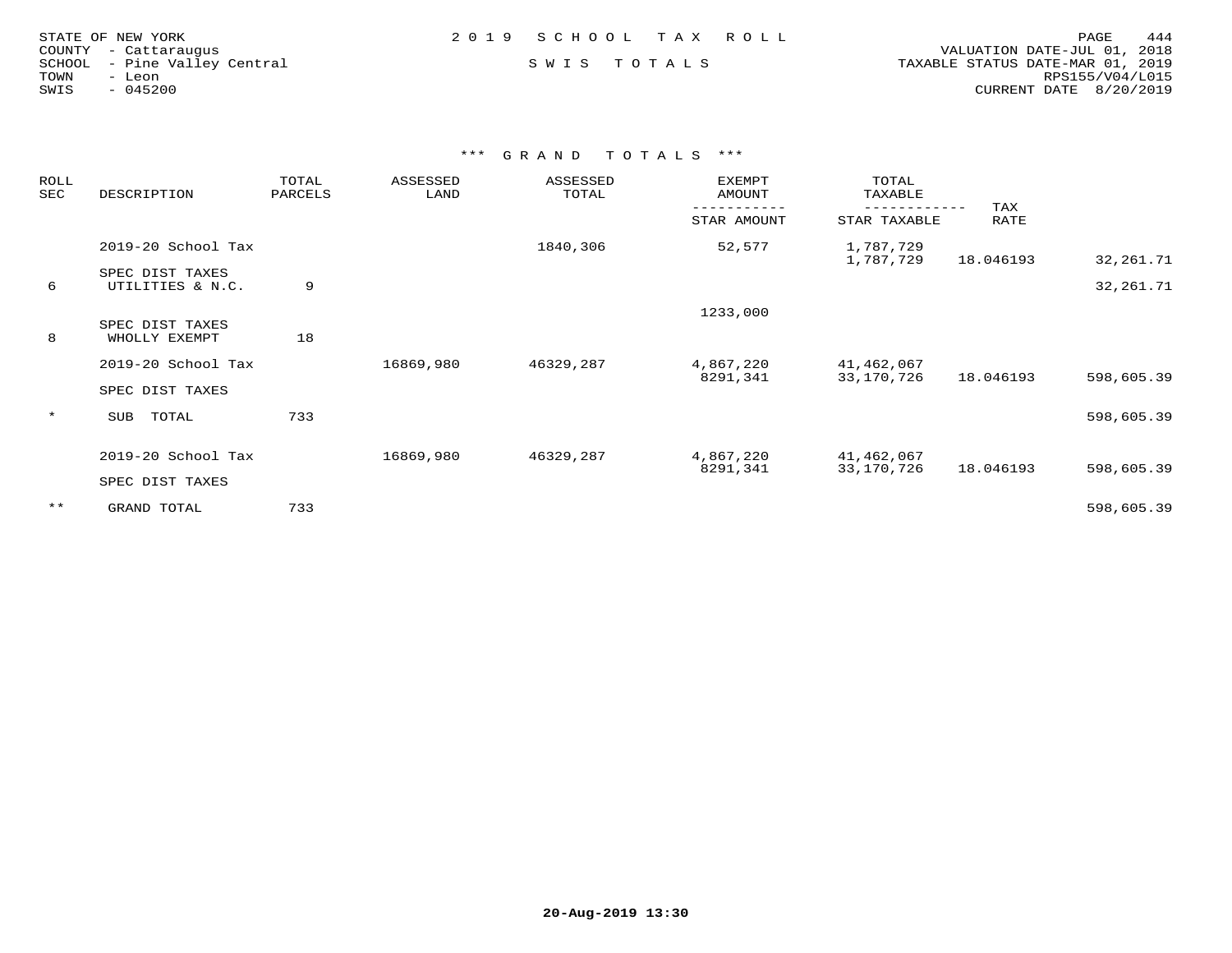STATE OF NEW YORK
COUNTY - Cattaraugus
SCHOOL - Pine Valley Central
TOWN - Leon
SWIS - 045200

2019 SCHOOL TAX ROLL

SWIS TOTALS

VALUATION DATE-JUL 01, 2018
TAXABLE STATUS DATE-MAR 01, 2019
RPS155/V04/L015
CURRENT DATE 8/20/2019

*** GRAND TOTALS ***

| ROLL SEC | DESCRIPTION | TOTAL PARCELS | ASSESSED LAND | ASSESSED TOTAL | EXEMPT AMOUNT / STAR AMOUNT | TOTAL TAXABLE / STAR TAXABLE | TAX RATE | |
|---|---|---|---|---|---|---|---|---|
| | 2019-20 School Tax | | | 1840,306 | 52,577 | 1,787,729 | | |
| | | | | | | 1,787,729 | 18.046193 | 32,261.71 |
| | SPEC DIST TAXES | | | | | | | |
| 6 | UTILITIES & N.C. | 9 | | | | | | 32,261.71 |
| | | | | | 1233,000 | | | |
| | SPEC DIST TAXES | | | | | | | |
| 8 | WHOLLY EXEMPT | 18 | | | | | | |
| | 2019-20 School Tax | | 16869,980 | 46329,287 | 4,867,220 | 41,462,067 | | |
| | | | | | 8291,341 | 33,170,726 | 18.046193 | 598,605.39 |
| | SPEC DIST TAXES | | | | | | | |
| * | SUB TOTAL | 733 | | | | | | 598,605.39 |
| | 2019-20 School Tax | | 16869,980 | 46329,287 | 4,867,220 | 41,462,067 | | |
| | | | | | 8291,341 | 33,170,726 | 18.046193 | 598,605.39 |
| | SPEC DIST TAXES | | | | | | | |
| ** | GRAND TOTAL | 733 | | | | | | 598,605.39 |

20-Aug-2019 13:30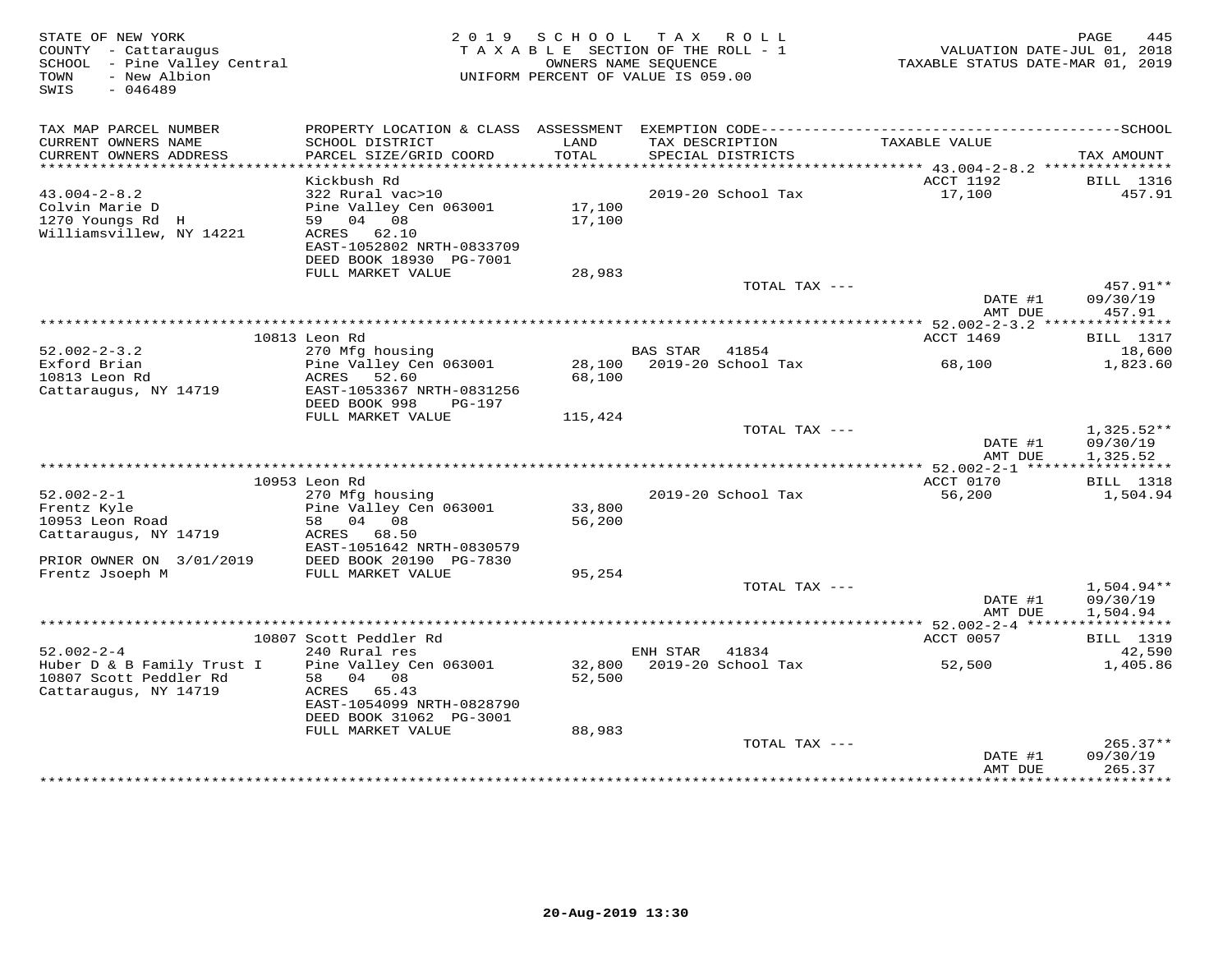STATE OF NEW YORK
COUNTY - Cattaraugus
SCHOOL - Pine Valley Central
TOWN - New Albion
SWIS - 046489

2019 SCHOOL TAX ROLL
TAXABLE SECTION OF THE ROLL - 1
OWNERS NAME SEQUENCE
UNIFORM PERCENT OF VALUE IS 059.00

VALUATION DATE-JUL 01, 2018
TAXABLE STATUS DATE-MAR 01, 2019

| TAX MAP PARCEL NUMBER / CURRENT OWNERS NAME / CURRENT OWNERS ADDRESS | PROPERTY LOCATION & CLASS / SCHOOL DISTRICT / PARCEL SIZE/GRID COORD | ASSESSMENT LAND / TOTAL | EXEMPTION CODE / TAX DESCRIPTION / SPECIAL DISTRICTS | TAXABLE VALUE | TAX AMOUNT |
|---|---|---|---|---|---|
| **43.004-2-8.2** | Kickbush Rd | | | ACCT 1192 | BILL 1316 |
| Colvin Marie D | 322 Rural vac>10 | | 2019-20 School Tax | 17,100 | 457.91 |
| 1270 Youngs Rd H | Pine Valley Cen 063001 | 17,100 | | | |
| Williamsvillew, NY 14221 | 59 04 08 | 17,100 | | | |
| | ACRES 62.10 | | | | |
| | EAST-1052802 NRTH-0833709 | | | | |
| | DEED BOOK 18930 PG-7001 | | | | |
| | FULL MARKET VALUE | 28,983 | | | |
| | | | TOTAL TAX --- | | 457.91** |
| | | | | DATE #1 | 09/30/19 |
| | | | | AMT DUE | 457.91 |
| **52.002-2-3.2** | 10813 Leon Rd | | | ACCT 1469 | BILL 1317 |
| Exford Brian | 270 Mfg housing | | BAS STAR 41854 | | 18,600 |
| 10813 Leon Rd | Pine Valley Cen 063001 | 28,100 | 2019-20 School Tax | 68,100 | 1,823.60 |
| Cattaraugus, NY 14719 | ACRES 52.60 | 68,100 | | | |
| | EAST-1053367 NRTH-0831256 | | | | |
| | DEED BOOK 998 PG-197 | | | | |
| | FULL MARKET VALUE | 115,424 | | | |
| | | | TOTAL TAX --- | | 1,325.52** |
| | | | | DATE #1 | 09/30/19 |
| | | | | AMT DUE | 1,325.52 |
| **52.002-2-1** | 10953 Leon Rd | | | ACCT 0170 | BILL 1318 |
| Frentz Kyle | 270 Mfg housing | | 2019-20 School Tax | 56,200 | 1,504.94 |
| 10953 Leon Road | Pine Valley Cen 063001 | 33,800 | | | |
| Cattaraugus, NY 14719 | 58 04 08 | 56,200 | | | |
| | ACRES 68.50 | | | | |
| | EAST-1051642 NRTH-0830579 | | | | |
| PRIOR OWNER ON 3/01/2019 | DEED BOOK 20190 PG-7830 | | | | |
| Frentz Jsoeph M | FULL MARKET VALUE | 95,254 | | | |
| | | | TOTAL TAX --- | | 1,504.94** |
| | | | | DATE #1 | 09/30/19 |
| | | | | AMT DUE | 1,504.94 |
| **52.002-2-4** | 10807 Scott Peddler Rd | | | ACCT 0057 | BILL 1319 |
| Huber D & B Family Trust I | 240 Rural res | | ENH STAR 41834 | | 42,590 |
| 10807 Scott Peddler Rd | Pine Valley Cen 063001 | 32,800 | 2019-20 School Tax | 52,500 | 1,405.86 |
| Cattaraugus, NY 14719 | 58 04 08 | 52,500 | | | |
| | ACRES 65.43 | | | | |
| | EAST-1054099 NRTH-0828790 | | | | |
| | DEED BOOK 31062 PG-3001 | | | | |
| | FULL MARKET VALUE | 88,983 | | | |
| | | | TOTAL TAX --- | | 265.37** |
| | | | | DATE #1 | 09/30/19 |
| | | | | AMT DUE | 265.37 |

20-Aug-2019 13:30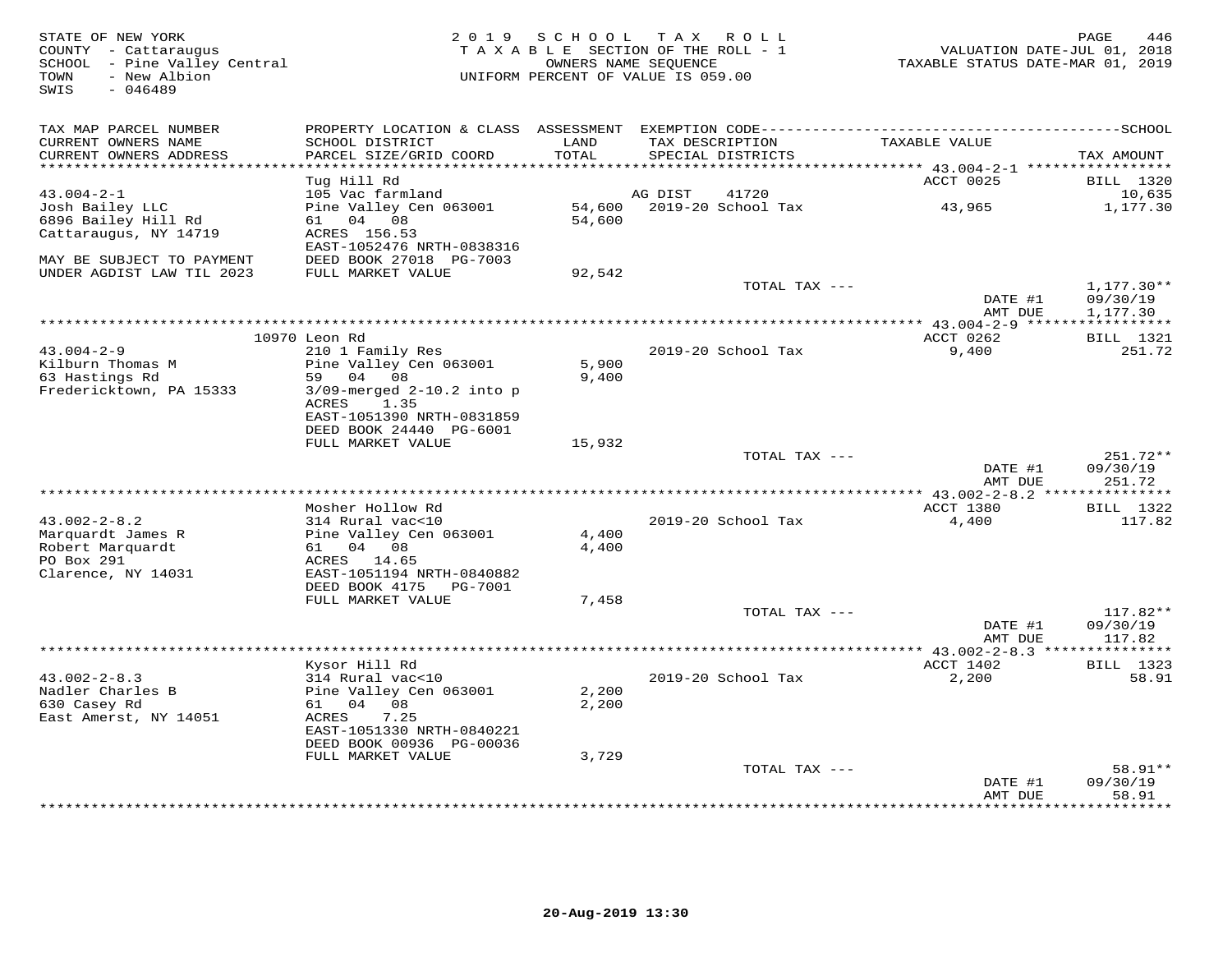STATE OF NEW YORK
COUNTY - Cattaraugus
SCHOOL - Pine Valley Central
TOWN - New Albion
SWIS - 046489

2019 SCHOOL TAX ROLL
TAXABLE SECTION OF THE ROLL - 1
OWNERS NAME SEQUENCE
UNIFORM PERCENT OF VALUE IS 059.00

VALUATION DATE-JUL 01, 2018
TAXABLE STATUS DATE-MAR 01, 2019

| TAX MAP PARCEL NUMBER / CURRENT OWNERS NAME / CURRENT OWNERS ADDRESS | PROPERTY LOCATION & CLASS / SCHOOL DISTRICT / PARCEL SIZE/GRID COORD | ASSESSMENT LAND / TOTAL | EXEMPTION CODE / TAX DESCRIPTION / SPECIAL DISTRICTS | TAXABLE VALUE | TAX AMOUNT |
|---|---|---|---|---|---|
| **43.004-2-1** | Tug Hill Rd | | | ACCT 0025 | BILL 1320 |
| 43.004-2-1 | 105 Vac farmland | | AG DIST 41720 | | 10,635 |
| Josh Bailey LLC | Pine Valley Cen 063001 | 54,600 | 2019-20 School Tax | 43,965 | 1,177.30 |
| 6896 Bailey Hill Rd | 61 04 08 | 54,600 | | | |
| Cattaraugus, NY 14719 | ACRES 156.53 | | | | |
| | EAST-1052476 NRTH-0838316 | | | | |
| MAY BE SUBJECT TO PAYMENT | DEED BOOK 27018 PG-7003 | | | | |
| UNDER AGDIST LAW TIL 2023 | FULL MARKET VALUE | 92,542 | | | |
| | | | TOTAL TAX --- | | 1,177.30** |
| | | | | DATE #1 | 09/30/19 |
| | | | | AMT DUE | 1,177.30 |
| **43.004-2-9** | 10970 Leon Rd | | | ACCT 0262 | BILL 1321 |
| 43.004-2-9 | 210 1 Family Res | | 2019-20 School Tax | 9,400 | 251.72 |
| Kilburn Thomas M | Pine Valley Cen 063001 | 5,900 | | | |
| 63 Hastings Rd | 59 04 08 | 9,400 | | | |
| Fredericktown, PA 15333 | 3/09-merged 2-10.2 into p | | | | |
| | ACRES 1.35 | | | | |
| | EAST-1051390 NRTH-0831859 | | | | |
| | DEED BOOK 24440 PG-6001 | | | | |
| | FULL MARKET VALUE | 15,932 | | | |
| | | | TOTAL TAX --- | | 251.72** |
| | | | | DATE #1 | 09/30/19 |
| | | | | AMT DUE | 251.72 |
| **43.002-2-8.2** | Mosher Hollow Rd | | | ACCT 1380 | BILL 1322 |
| 43.002-2-8.2 | 314 Rural vac<10 | | 2019-20 School Tax | 4,400 | 117.82 |
| Marquardt James R | Pine Valley Cen 063001 | 4,400 | | | |
| Robert Marquardt | 61 04 08 | 4,400 | | | |
| PO Box 291 | ACRES 14.65 | | | | |
| Clarence, NY 14031 | EAST-1051194 NRTH-0840882 | | | | |
| | DEED BOOK 4175 PG-7001 | | | | |
| | FULL MARKET VALUE | 7,458 | | | |
| | | | TOTAL TAX --- | | 117.82** |
| | | | | DATE #1 | 09/30/19 |
| | | | | AMT DUE | 117.82 |
| **43.002-2-8.3** | Kysor Hill Rd | | | ACCT 1402 | BILL 1323 |
| 43.002-2-8.3 | 314 Rural vac<10 | | 2019-20 School Tax | 2,200 | 58.91 |
| Nadler Charles B | Pine Valley Cen 063001 | 2,200 | | | |
| 630 Casey Rd | 61 04 08 | 2,200 | | | |
| East Amerst, NY 14051 | ACRES 7.25 | | | | |
| | EAST-1051330 NRTH-0840221 | | | | |
| | DEED BOOK 00936 PG-00036 | | | | |
| | FULL MARKET VALUE | 3,729 | | | |
| | | | TOTAL TAX --- | | 58.91** |
| | | | | DATE #1 | 09/30/19 |
| | | | | AMT DUE | 58.91 |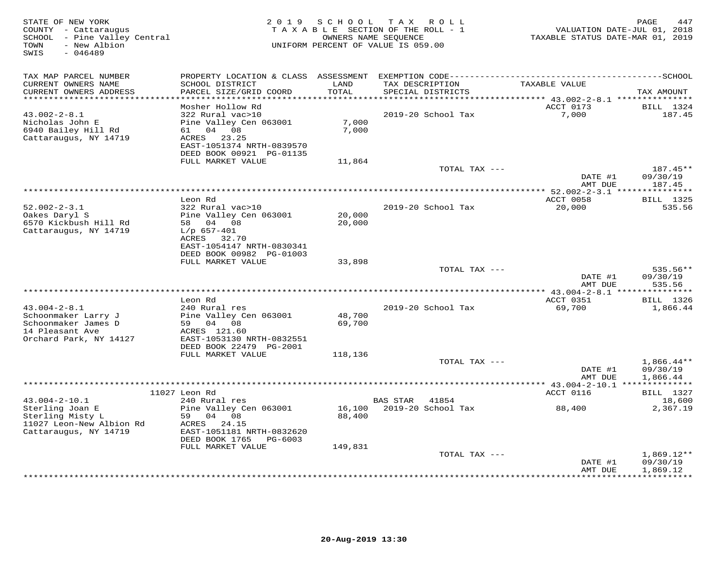STATE OF NEW YORK
COUNTY - Cattaraugus
SCHOOL - Pine Valley Central
TOWN - New Albion
SWIS - 046489

2 0 1 9 S C H O O L T A X R O L L
T A X A B L E SECTION OF THE ROLL - 1
OWNERS NAME SEQUENCE
UNIFORM PERCENT OF VALUE IS 059.00

VALUATION DATE-JUL 01, 2018
TAXABLE STATUS DATE-MAR 01, 2019

| TAX MAP PARCEL NUMBER / CURRENT OWNERS NAME / CURRENT OWNERS ADDRESS | PROPERTY LOCATION & CLASS / SCHOOL DISTRICT / PARCEL SIZE/GRID COORD | ASSESSMENT LAND / TOTAL | EXEMPTION CODE / TAX DESCRIPTION / SPECIAL DISTRICTS | TAXABLE VALUE | TAX AMOUNT |
|---|---|---|---|---|---|
| 43.002-2-8.1 | Mosher Hollow Rd | | | ACCT 0173 | BILL 1324 |
| Nicholas John E | 322 Rural vac>10 | | 2019-20 School Tax | 7,000 | 187.45 |
| 6940 Bailey Hill Rd | Pine Valley Cen 063001 | 7,000 | | | |
| Cattaraugus, NY 14719 | 61 04 08 | 7,000 | | | |
| | ACRES 23.25 | | | | |
| | EAST-1051374 NRTH-0839570 | | | | |
| | DEED BOOK 00921 PG-01135 | | | | |
| | FULL MARKET VALUE | 11,864 | | | |
| | | | TOTAL TAX --- | | 187.45** |
| | | | | DATE #1 | 09/30/19 |
| | | | | AMT DUE | 187.45 |
| 52.002-2-3.1 | Leon Rd | | | ACCT 0058 | BILL 1325 |
| Oakes Daryl S | 322 Rural vac>10 | | 2019-20 School Tax | 20,000 | 535.56 |
| 6570 Kickbush Hill Rd | Pine Valley Cen 063001 | 20,000 | | | |
| Cattaraugus, NY 14719 | 58 04 08 | 20,000 | | | |
| | L/p 657-401 | | | | |
| | ACRES 32.70 | | | | |
| | EAST-1054147 NRTH-0830341 | | | | |
| | DEED BOOK 00982 PG-01003 | | | | |
| | FULL MARKET VALUE | 33,898 | | | |
| | | | TOTAL TAX --- | | 535.56** |
| | | | | DATE #1 | 09/30/19 |
| | | | | AMT DUE | 535.56 |
| 43.004-2-8.1 | Leon Rd | | | ACCT 0351 | BILL 1326 |
| Schoonmaker Larry J | 240 Rural res | | 2019-20 School Tax | 69,700 | 1,866.44 |
| Schoonmaker James D | Pine Valley Cen 063001 | 48,700 | | | |
| 14 Pleasant Ave | 59 04 08 | 69,700 | | | |
| Orchard Park, NY 14127 | ACRES 121.60 | | | | |
| | EAST-1053130 NRTH-0832551 | | | | |
| | DEED BOOK 22479 PG-2001 | | | | |
| | FULL MARKET VALUE | 118,136 | | | |
| | | | TOTAL TAX --- | | 1,866.44** |
| | | | | DATE #1 | 09/30/19 |
| | | | | AMT DUE | 1,866.44 |
| 43.004-2-10.1 | 11027 Leon Rd | | | ACCT 0116 | BILL 1327 |
| Sterling Joan E | 240 Rural res | | BAS STAR 41854 | | 18,600 |
| Sterling Misty L | Pine Valley Cen 063001 | 16,100 | 2019-20 School Tax | 88,400 | 2,367.19 |
| 11027 Leon-New Albion Rd | 59 04 08 | 88,400 | | | |
| Cattaraugus, NY 14719 | ACRES 24.15 | | | | |
| | EAST-1051181 NRTH-0832620 | | | | |
| | DEED BOOK 1765 PG-6003 | | | | |
| | FULL MARKET VALUE | 149,831 | | | |
| | | | TOTAL TAX --- | | 1,869.12** |
| | | | | DATE #1 | 09/30/19 |
| | | | | AMT DUE | 1,869.12 |

20-Aug-2019 13:30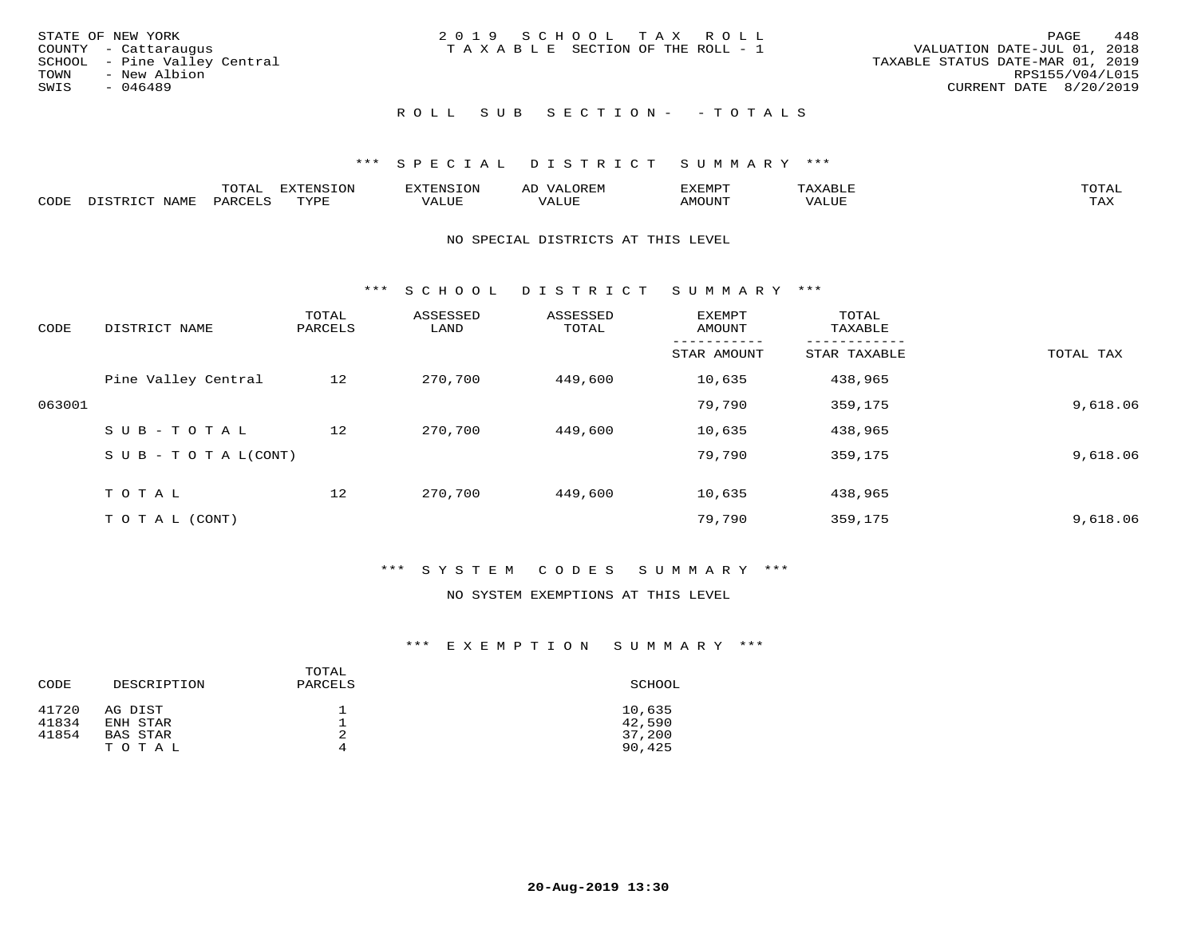STATE OF NEW YORK
COUNTY - Cattaraugus
SCHOOL - Pine Valley Central
TOWN - New Albion
SWIS - 046489

2019 SCHOOL TAX ROLL
TAXABLE SECTION OF THE ROLL - 1

VALUATION DATE-JUL 01, 2018
TAXABLE STATUS DATE-MAR 01, 2019
RPS155/V04/L015
CURRENT DATE 8/20/2019

## ROLL SUB SECTION- - TOTALS

### *** SPECIAL DISTRICT SUMMARY ***

| CODE | DISTRICT NAME | TOTAL PARCELS | EXTENSION TYPE | EXTENSION VALUE | AD VALOREM VALUE | EXEMPT AMOUNT | TAXABLE VALUE | TOTAL TAX |
|---|---|---|---|---|---|---|---|---|

NO SPECIAL DISTRICTS AT THIS LEVEL

### *** SCHOOL DISTRICT SUMMARY ***

| CODE | DISTRICT NAME | TOTAL PARCELS | ASSESSED LAND | ASSESSED TOTAL | EXEMPT AMOUNT / STAR AMOUNT | TOTAL TAXABLE / STAR TAXABLE | TOTAL TAX |
|---|---|---|---|---|---|---|---|
| | Pine Valley Central | 12 | 270,700 | 449,600 | 10,635 | 438,965 | |
| 063001 | | | | | 79,790 | 359,175 | 9,618.06 |
| | SUB-TOTAL | 12 | 270,700 | 449,600 | 10,635 | 438,965 | |
| | SUB-TOTAL(CONT) | | | | 79,790 | 359,175 | 9,618.06 |
| | TOTAL | 12 | 270,700 | 449,600 | 10,635 | 438,965 | |
| | TOTAL (CONT) | | | | 79,790 | 359,175 | 9,618.06 |

### *** SYSTEM CODES SUMMARY ***

NO SYSTEM EXEMPTIONS AT THIS LEVEL

### *** EXEMPTION SUMMARY ***

| CODE | DESCRIPTION | TOTAL PARCELS | SCHOOL |
|---|---|---|---|
| 41720 | AG DIST | 1 | 10,635 |
| 41834 | ENH STAR | 1 | 42,590 |
| 41854 | BAS STAR | 2 | 37,200 |
| | TOTAL | 4 | 90,425 |

20-Aug-2019 13:30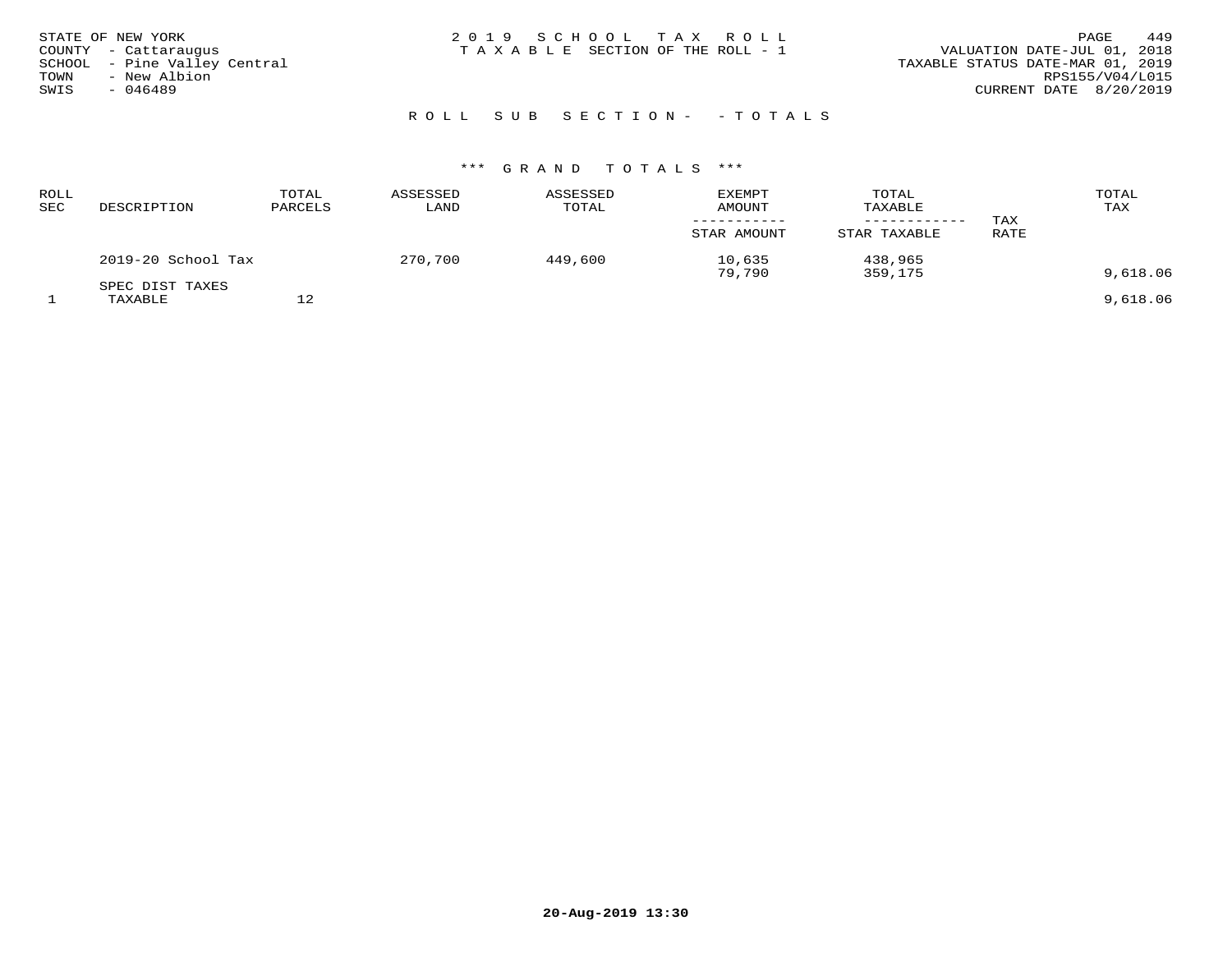STATE OF NEW YORK
COUNTY - Cattaraugus
SCHOOL - Pine Valley Central
TOWN - New Albion
SWIS - 046489

2019 SCHOOL TAX ROLL
TAXABLE SECTION OF THE ROLL - 1

VALUATION DATE-JUL 01, 2018
TAXABLE STATUS DATE-MAR 01, 2019
RPS155/V04/L015
CURRENT DATE 8/20/2019

## ROLL SUB SECTION- - TOTALS

### *** GRAND TOTALS ***

| ROLL SEC | DESCRIPTION | TOTAL PARCELS | ASSESSED LAND | ASSESSED TOTAL | EXEMPT AMOUNT / STAR AMOUNT | TOTAL TAXABLE / STAR TAXABLE | TAX RATE | TOTAL TAX |
|---|---|---|---|---|---|---|---|---|
| | 2019-20 School Tax | | 270,700 | 449,600 | 10,635 | 438,965 | | |
| | | | | | 79,790 | 359,175 | | 9,618.06 |
| | SPEC DIST TAXES | | | | | | | |
| 1 | TAXABLE | 12 | | | | | | 9,618.06 |

20-Aug-2019 13:30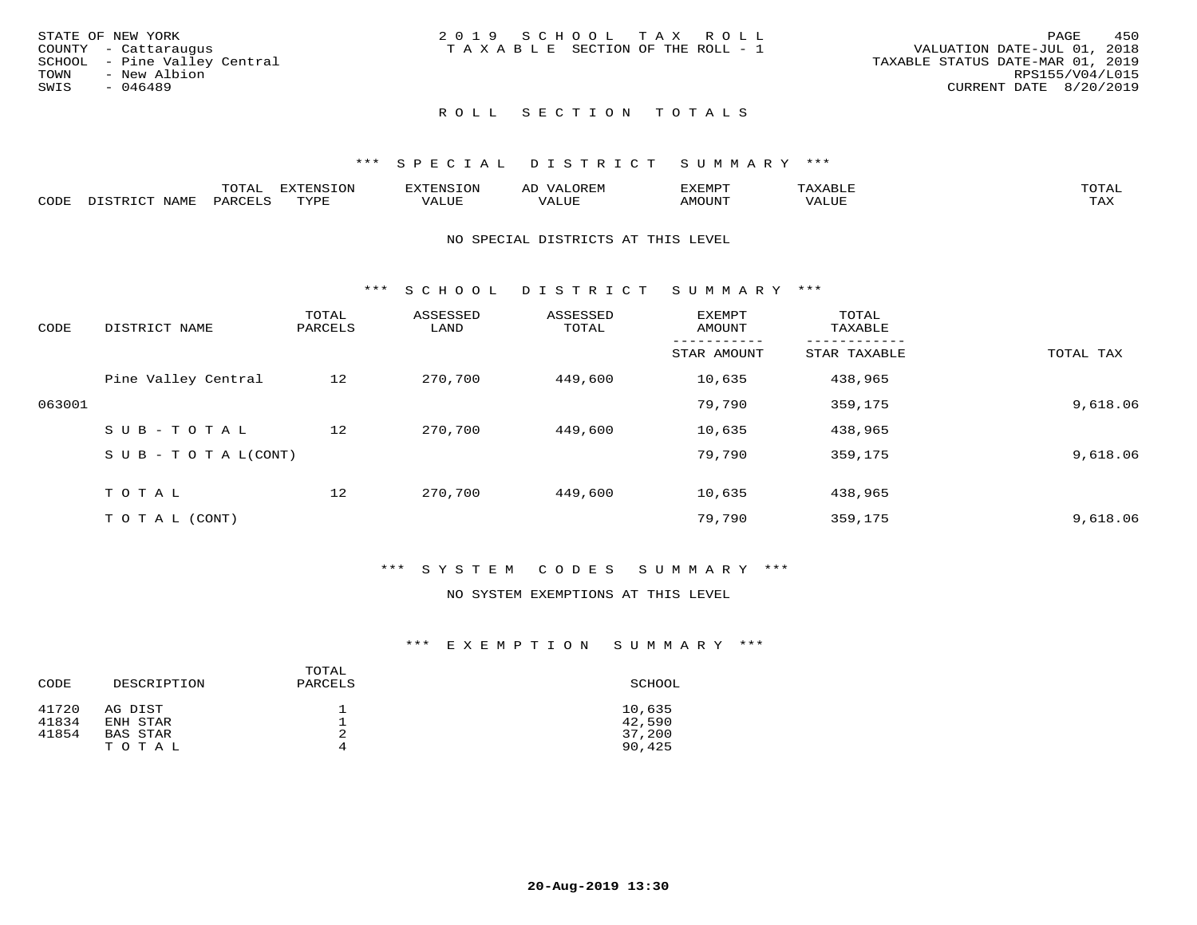STATE OF NEW YORK
COUNTY - Cattaraugus
SCHOOL - Pine Valley Central
TOWN - New Albion
SWIS - 046489

2019 SCHOOL TAX ROLL
TAXABLE SECTION OF THE ROLL - 1

VALUATION DATE-JUL 01, 2018
TAXABLE STATUS DATE-MAR 01, 2019
RPS155/V04/L015
CURRENT DATE 8/20/2019

## ROLL SECTION TOTALS

### *** SPECIAL DISTRICT SUMMARY ***

| CODE | DISTRICT NAME | TOTAL PARCELS | EXTENSION TYPE | EXTENSION VALUE | AD VALOREM VALUE | EXEMPT AMOUNT | TAXABLE VALUE | TOTAL TAX |
|---|---|---|---|---|---|---|---|---|

NO SPECIAL DISTRICTS AT THIS LEVEL

### *** SCHOOL DISTRICT SUMMARY ***

| CODE | DISTRICT NAME | TOTAL PARCELS | ASSESSED LAND | ASSESSED TOTAL | EXEMPT AMOUNT / STAR AMOUNT | TOTAL TAXABLE / STAR TAXABLE | TOTAL TAX |
|---|---|---|---|---|---|---|---|
| | Pine Valley Central | 12 | 270,700 | 449,600 | 10,635 | 438,965 | |
| 063001 | | | | | 79,790 | 359,175 | 9,618.06 |
| | SUB-TOTAL | 12 | 270,700 | 449,600 | 10,635 | 438,965 | |
| | SUB-TOTAL(CONT) | | | | 79,790 | 359,175 | 9,618.06 |
| | TOTAL | 12 | 270,700 | 449,600 | 10,635 | 438,965 | |
| | TOTAL (CONT) | | | | 79,790 | 359,175 | 9,618.06 |

### *** SYSTEM CODES SUMMARY ***

NO SYSTEM EXEMPTIONS AT THIS LEVEL

### *** EXEMPTION SUMMARY ***

| CODE | DESCRIPTION | TOTAL PARCELS | SCHOOL |
|---|---|---|---|
| 41720 | AG DIST | 1 | 10,635 |
| 41834 | ENH STAR | 1 | 42,590 |
| 41854 | BAS STAR | 2 | 37,200 |
| | TOTAL | 4 | 90,425 |

20-Aug-2019 13:30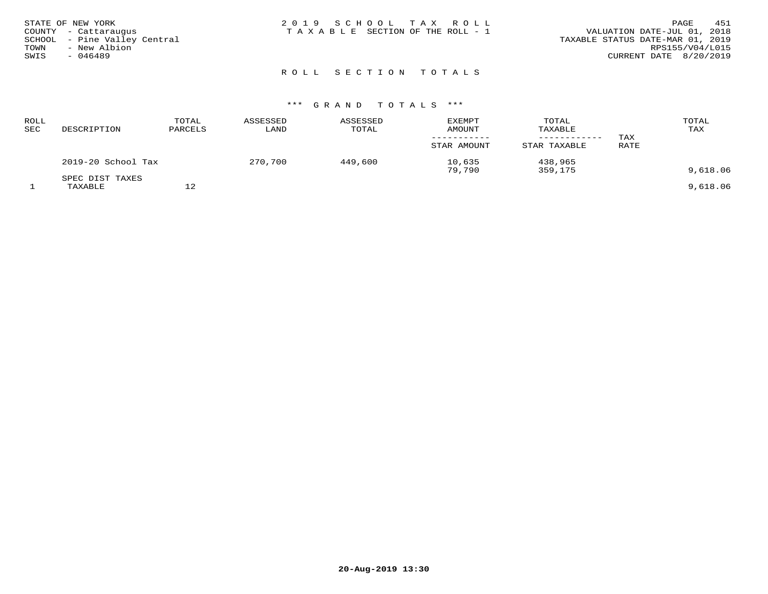STATE OF NEW YORK
COUNTY - Cattaraugus
SCHOOL - Pine Valley Central
TOWN - New Albion
SWIS - 046489

2019 SCHOOL TAX ROLL
TAXABLE SECTION OF THE ROLL - 1

PAGE 451
VALUATION DATE-JUL 01, 2018
TAXABLE STATUS DATE-MAR 01, 2019
RPS155/V04/L015
CURRENT DATE 8/20/2019

## ROLL SECTION TOTALS

### *** GRAND TOTALS ***

| ROLL SEC | DESCRIPTION | TOTAL PARCELS | ASSESSED LAND | ASSESSED TOTAL | EXEMPT AMOUNT / STAR AMOUNT | TOTAL TAXABLE / STAR TAXABLE | TAX RATE | TOTAL TAX |
|---|---|---|---|---|---|---|---|---|
| | 2019-20 School Tax | | 270,700 | 449,600 | 10,635 | 438,965 | | |
| | | | | | 79,790 | 359,175 | | 9,618.06 |
| | SPEC DIST TAXES | | | | | | | |
| 1 | TAXABLE | 12 | | | | | | 9,618.06 |

20-Aug-2019 13:30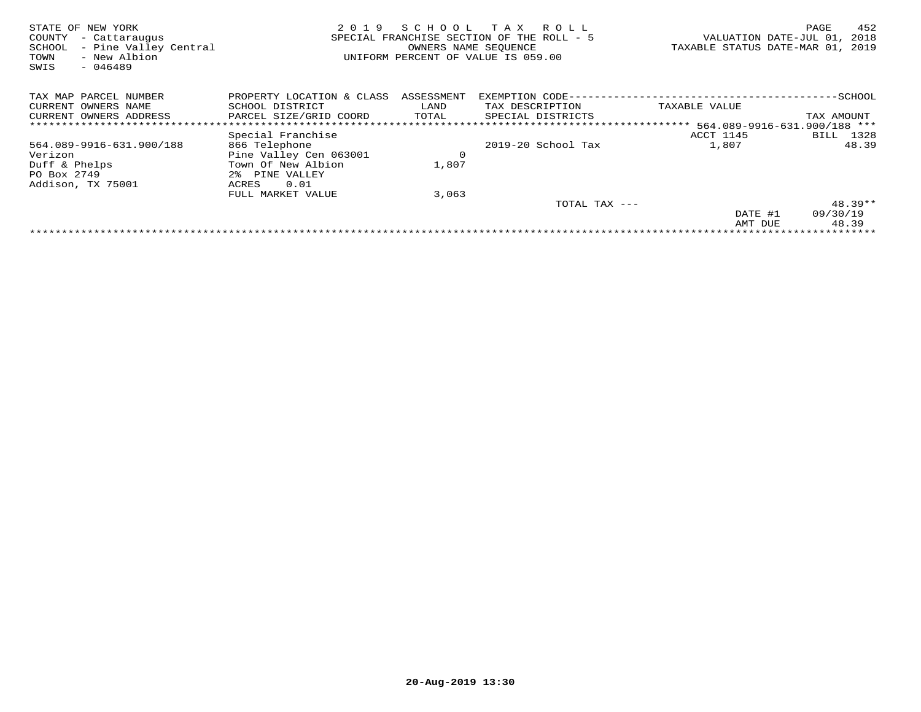STATE OF NEW YORK
COUNTY - Cattaraugus
SCHOOL - Pine Valley Central
TOWN - New Albion
SWIS - 046489

2019 SCHOOL TAX ROLL
SPECIAL FRANCHISE SECTION OF THE ROLL - 5
OWNERS NAME SEQUENCE
UNIFORM PERCENT OF VALUE IS 059.00

VALUATION DATE-JUL 01, 2018
TAXABLE STATUS DATE-MAR 01, 2019

| TAX MAP PARCEL NUMBER / CURRENT OWNERS NAME / CURRENT OWNERS ADDRESS | PROPERTY LOCATION & CLASS / SCHOOL DISTRICT / PARCEL SIZE/GRID COORD | ASSESSMENT LAND / TOTAL | EXEMPTION CODE / TAX DESCRIPTION / SPECIAL DISTRICTS | TAXABLE VALUE | SCHOOL TAX AMOUNT |
|---|---|---|---|---|---|
| 564.089-9916-631.900/188 | | | | | |
| | Special Franchise | | | ACCT 1145 | BILL 1328 |
| 564.089-9916-631.900/188 | 866 Telephone | | 2019-20 School Tax | 1,807 | 48.39 |
| Verizon | Pine Valley Cen 063001 | 0 | | | |
| Duff & Phelps | Town Of New Albion | 1,807 | | | |
| PO Box 2749 | 2% PINE VALLEY | | | | |
| Addison, TX 75001 | ACRES 0.01 | | | | |
| | FULL MARKET VALUE | 3,063 | | | |
| | | | TOTAL TAX --- | | 48.39** |
| | | | | DATE #1 | 09/30/19 |
| | | | | AMT DUE | 48.39 |

20-Aug-2019 13:30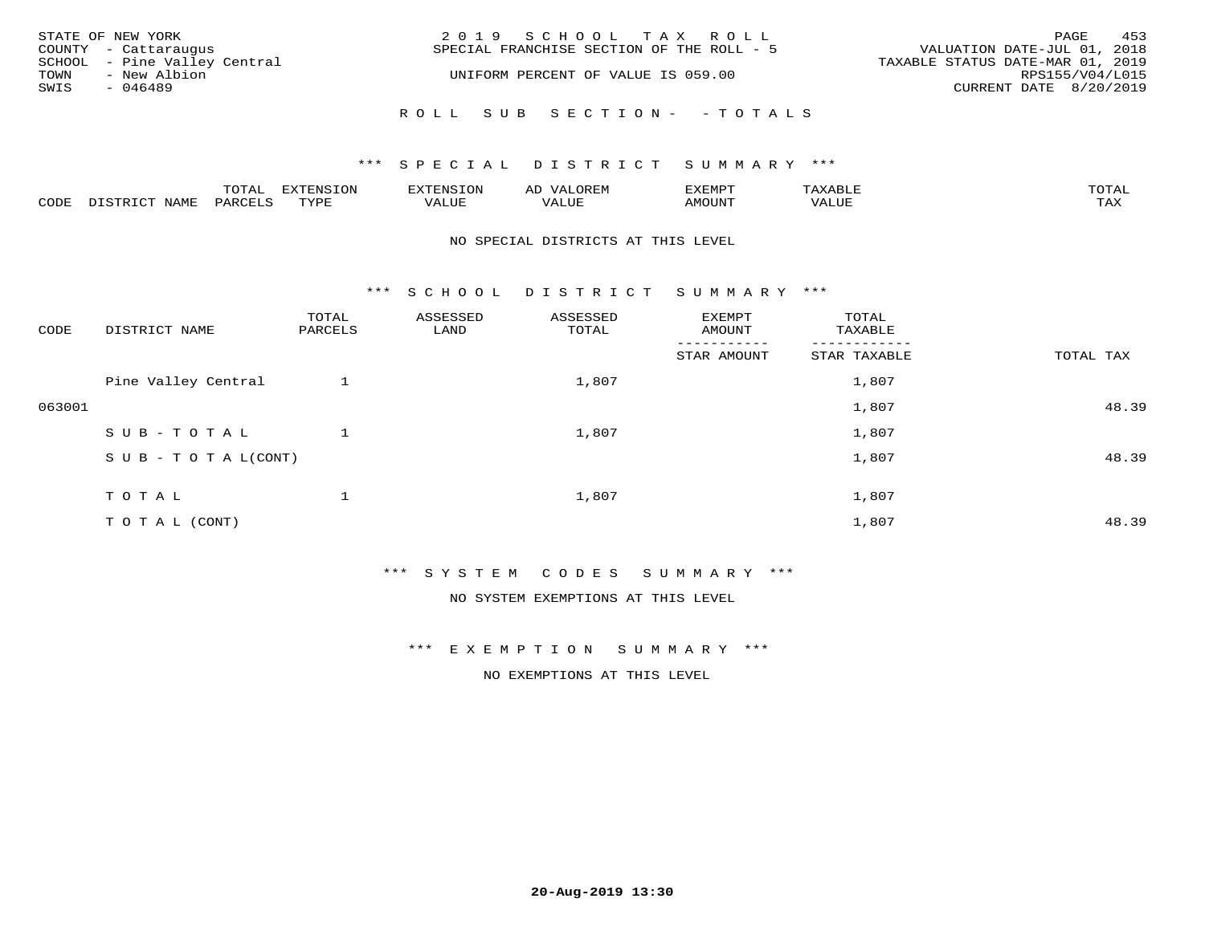STATE OF NEW YORK
COUNTY - Cattaraugus
SCHOOL - Pine Valley Central
TOWN - New Albion
SWIS - 046489

2019 SCHOOL TAX ROLL
SPECIAL FRANCHISE SECTION OF THE ROLL - 5
UNIFORM PERCENT OF VALUE IS 059.00

VALUATION DATE-JUL 01, 2018
TAXABLE STATUS DATE-MAR 01, 2019
RPS155/V04/L015
CURRENT DATE 8/20/2019

ROLL SUB SECTION- - TOTALS

*** SPECIAL DISTRICT SUMMARY ***

| CODE | DISTRICT NAME | TOTAL PARCELS | EXTENSION TYPE | EXTENSION VALUE | AD VALOREM VALUE | EXEMPT AMOUNT | TAXABLE VALUE | TOTAL TAX |
|---|---|---|---|---|---|---|---|---|

NO SPECIAL DISTRICTS AT THIS LEVEL

*** SCHOOL DISTRICT SUMMARY ***

| CODE | DISTRICT NAME | TOTAL PARCELS | ASSESSED LAND | ASSESSED TOTAL | EXEMPT AMOUNT / STAR AMOUNT | TOTAL TAXABLE / STAR TAXABLE | TOTAL TAX |
|---|---|---|---|---|---|---|---|
| | Pine Valley Central | 1 | | 1,807 | | 1,807 | |
| 063001 | | | | | | 1,807 | 48.39 |
| | SUB-TOTAL | 1 | | 1,807 | | 1,807 | |
| | SUB-TOTAL(CONT) | | | | | 1,807 | 48.39 |
| | TOTAL | 1 | | 1,807 | | 1,807 | |
| | TOTAL (CONT) | | | | | 1,807 | 48.39 |

*** SYSTEM CODES SUMMARY ***

NO SYSTEM EXEMPTIONS AT THIS LEVEL

*** EXEMPTION SUMMARY ***

NO EXEMPTIONS AT THIS LEVEL

20-Aug-2019 13:30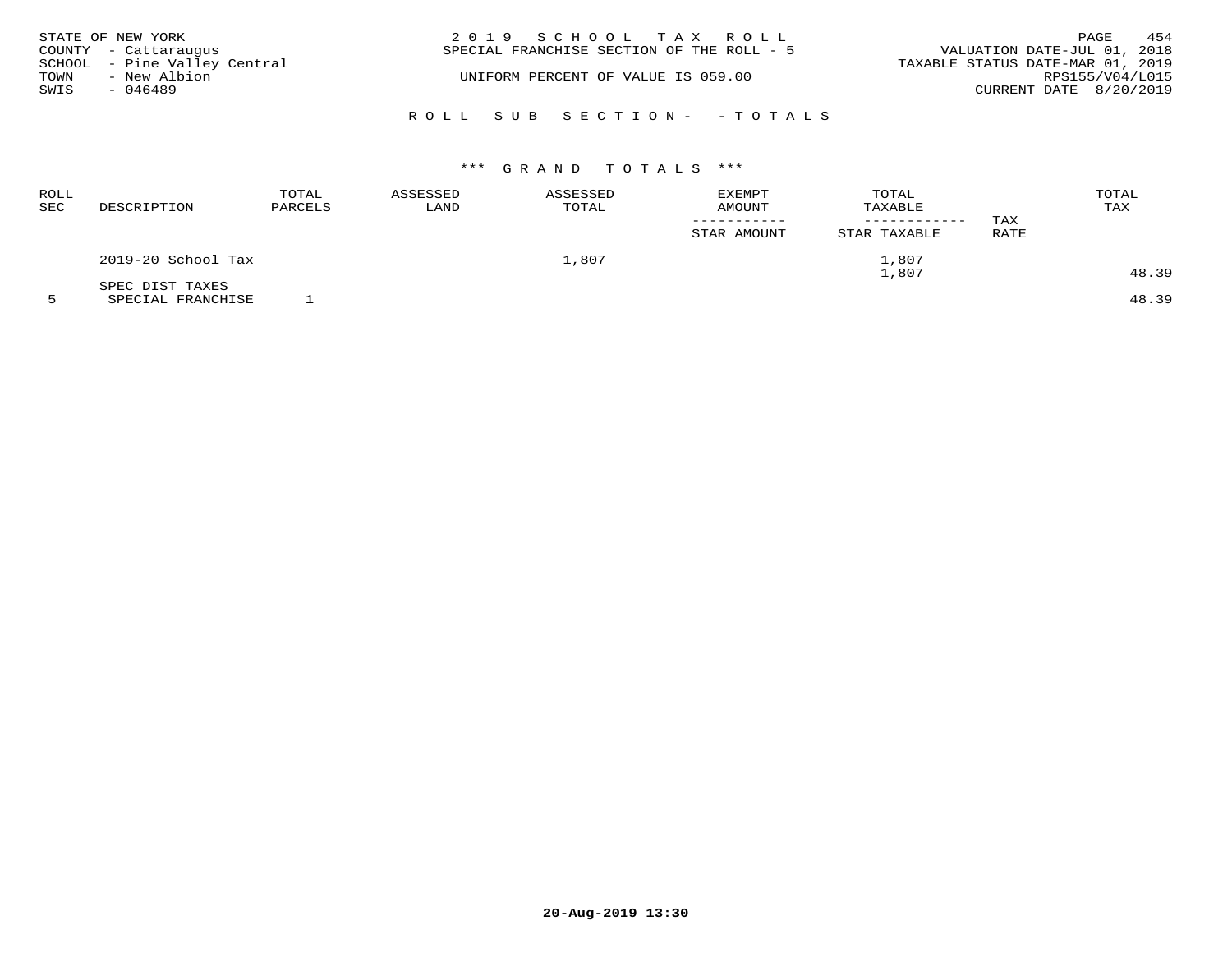STATE OF NEW YORK
COUNTY - Cattaraugus
SCHOOL - Pine Valley Central
TOWN - New Albion
SWIS - 046489

2 0 1 9 S C H O O L T A X R O L L
SPECIAL FRANCHISE SECTION OF THE ROLL - 5

UNIFORM PERCENT OF VALUE IS 059.00

VALUATION DATE-JUL 01, 2018
TAXABLE STATUS DATE-MAR 01, 2019
RPS155/V04/L015
CURRENT DATE 8/20/2019

R O L L S U B S E C T I O N - - T O T A L S

*** G R A N D T O T A L S ***

| ROLL SEC | DESCRIPTION | TOTAL PARCELS | ASSESSED LAND | ASSESSED TOTAL | EXEMPT AMOUNT<br>-----------<br>STAR AMOUNT | TOTAL TAXABLE<br>------------<br>STAR TAXABLE | TAX RATE | TOTAL TAX |
|---|---|---|---|---|---|---|---|---|
| | 2019-20 School Tax | | | 1,807 | | 1,807<br>1,807 | | 48.39 |
| | SPEC DIST TAXES | | | | | | | |
| 5 | SPECIAL FRANCHISE | 1 | | | | | | 48.39 |

20-Aug-2019 13:30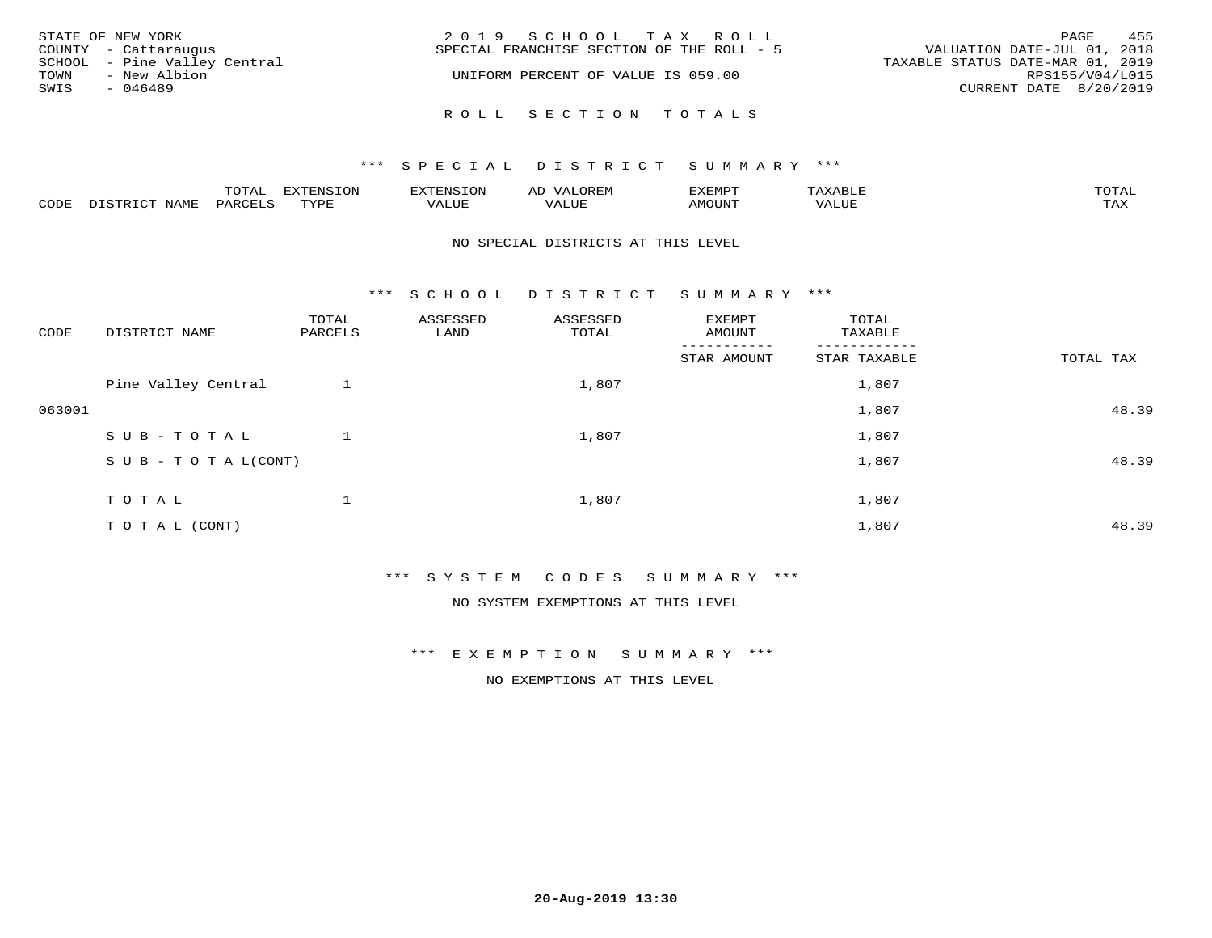STATE OF NEW YORK
COUNTY - Cattaraugus
SCHOOL - Pine Valley Central
TOWN - New Albion
SWIS - 046489

2019 SCHOOL TAX ROLL
SPECIAL FRANCHISE SECTION OF THE ROLL - 5
UNIFORM PERCENT OF VALUE IS 059.00

VALUATION DATE-JUL 01, 2018
TAXABLE STATUS DATE-MAR 01, 2019
RPS155/V04/L015
CURRENT DATE 8/20/2019

# ROLL SECTION TOTALS

## *** SPECIAL DISTRICT SUMMARY ***

| CODE | DISTRICT NAME | TOTAL PARCELS | EXTENSION TYPE | EXTENSION VALUE | AD VALOREM VALUE | EXEMPT AMOUNT | TAXABLE VALUE | TOTAL TAX |
|---|---|---|---|---|---|---|---|---|

NO SPECIAL DISTRICTS AT THIS LEVEL

## *** SCHOOL DISTRICT SUMMARY ***

| CODE | DISTRICT NAME | TOTAL PARCELS | ASSESSED LAND | ASSESSED TOTAL | EXEMPT AMOUNT / STAR AMOUNT | TOTAL TAXABLE / STAR TAXABLE | TOTAL TAX |
|---|---|---|---|---|---|---|---|
| | Pine Valley Central | 1 | | 1,807 | | 1,807 | |
| 063001 | | | | | | 1,807 | 48.39 |
| | SUB-TOTAL | 1 | | 1,807 | | 1,807 | |
| | SUB-TOTAL(CONT) | | | | | 1,807 | 48.39 |
| | TOTAL | 1 | | 1,807 | | 1,807 | |
| | TOTAL (CONT) | | | | | 1,807 | 48.39 |

## *** SYSTEM CODES SUMMARY ***

NO SYSTEM EXEMPTIONS AT THIS LEVEL

## *** EXEMPTION SUMMARY ***

NO EXEMPTIONS AT THIS LEVEL

20-Aug-2019 13:30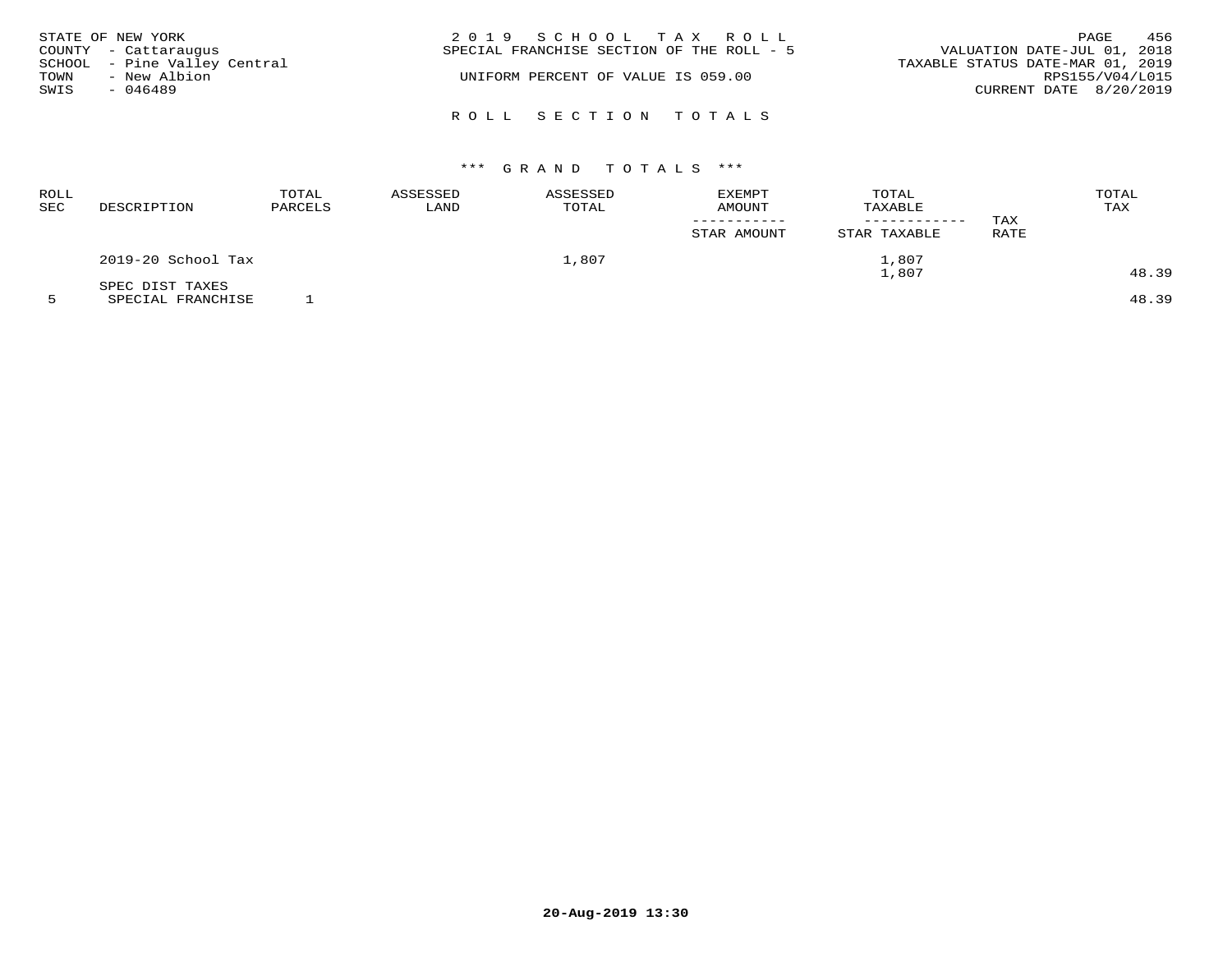STATE OF NEW YORK
COUNTY - Cattaraugus
SCHOOL - Pine Valley Central
TOWN - New Albion
SWIS - 046489

2 0 1 9 S C H O O L T A X R O L L
SPECIAL FRANCHISE SECTION OF THE ROLL - 5

UNIFORM PERCENT OF VALUE IS 059.00

VALUATION DATE-JUL 01, 2018
TAXABLE STATUS DATE-MAR 01, 2019
RPS155/V04/L015
CURRENT DATE 8/20/2019

R O L L S E C T I O N T O T A L S

*** G R A N D T O T A L S ***

| ROLL SEC | DESCRIPTION | TOTAL PARCELS | ASSESSED LAND | ASSESSED TOTAL | EXEMPT AMOUNT / STAR AMOUNT | TOTAL TAXABLE / STAR TAXABLE | TAX RATE | TOTAL TAX |
|---|---|---|---|---|---|---|---|---|
| | 2019-20 School Tax | | | 1,807 | | 1,807 | | |
| | | | | | | 1,807 | | 48.39 |
| | SPEC DIST TAXES | | | | | | | |
| 5 | SPECIAL FRANCHISE | 1 | | | | | | 48.39 |

20-Aug-2019 13:30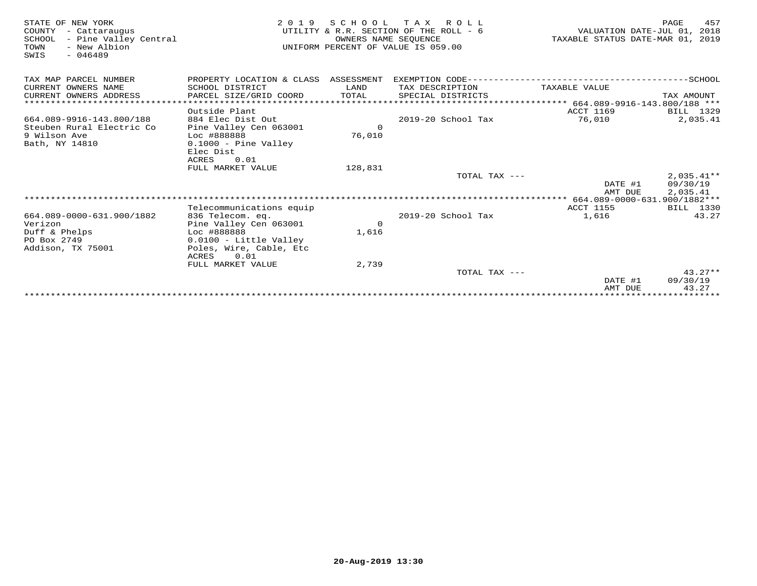STATE OF NEW YORK
COUNTY - Cattaraugus
SCHOOL - Pine Valley Central
TOWN - New Albion
SWIS - 046489

2019 SCHOOL TAX ROLL
UTILITY & R.R. SECTION OF THE ROLL - 6
OWNERS NAME SEQUENCE
UNIFORM PERCENT OF VALUE IS 059.00

VALUATION DATE-JUL 01, 2018
TAXABLE STATUS DATE-MAR 01, 2019

| TAX MAP PARCEL NUMBER / CURRENT OWNERS NAME / CURRENT OWNERS ADDRESS | PROPERTY LOCATION & CLASS / SCHOOL DISTRICT / PARCEL SIZE/GRID COORD | ASSESSMENT LAND / TOTAL | EXEMPTION CODE / TAX DESCRIPTION / SPECIAL DISTRICTS | TAXABLE VALUE | TAX AMOUNT |
|---|---|---|---|---|---|
| *** 664.089-9916-143.800/188 *** | | | | | |
| | Outside Plant | | | ACCT 1169 | BILL 1329 |
| 664.089-9916-143.800/188 | 884 Elec Dist Out | | 2019-20 School Tax | 76,010 | 2,035.41 |
| Steuben Rural Electric Co | Pine Valley Cen 063001 | 0 | | | |
| 9 Wilson Ave | Loc #888888 | 76,010 | | | |
| Bath, NY 14810 | 0.1000 - Pine Valley | | | | |
| | Elec Dist | | | | |
| | ACRES 0.01 | | | | |
| | FULL MARKET VALUE | 128,831 | | | |
| | | | TOTAL TAX --- | | 2,035.41** |
| | | | | DATE #1 | 09/30/19 |
| | | | | AMT DUE | 2,035.41 |
| *** 664.089-0000-631.900/1882*** | | | | | |
| | Telecommunications equip | | | ACCT 1155 | BILL 1330 |
| 664.089-0000-631.900/1882 | 836 Telecom. eq. | | 2019-20 School Tax | 1,616 | 43.27 |
| Verizon | Pine Valley Cen 063001 | 0 | | | |
| Duff & Phelps | Loc #888888 | 1,616 | | | |
| PO Box 2749 | 0.0100 - Little Valley | | | | |
| Addison, TX 75001 | Poles, Wire, Cable, Etc | | | | |
| | ACRES 0.01 | | | | |
| | FULL MARKET VALUE | 2,739 | | | |
| | | | TOTAL TAX --- | | 43.27** |
| | | | | DATE #1 | 09/30/19 |
| | | | | AMT DUE | 43.27 |

20-Aug-2019 13:30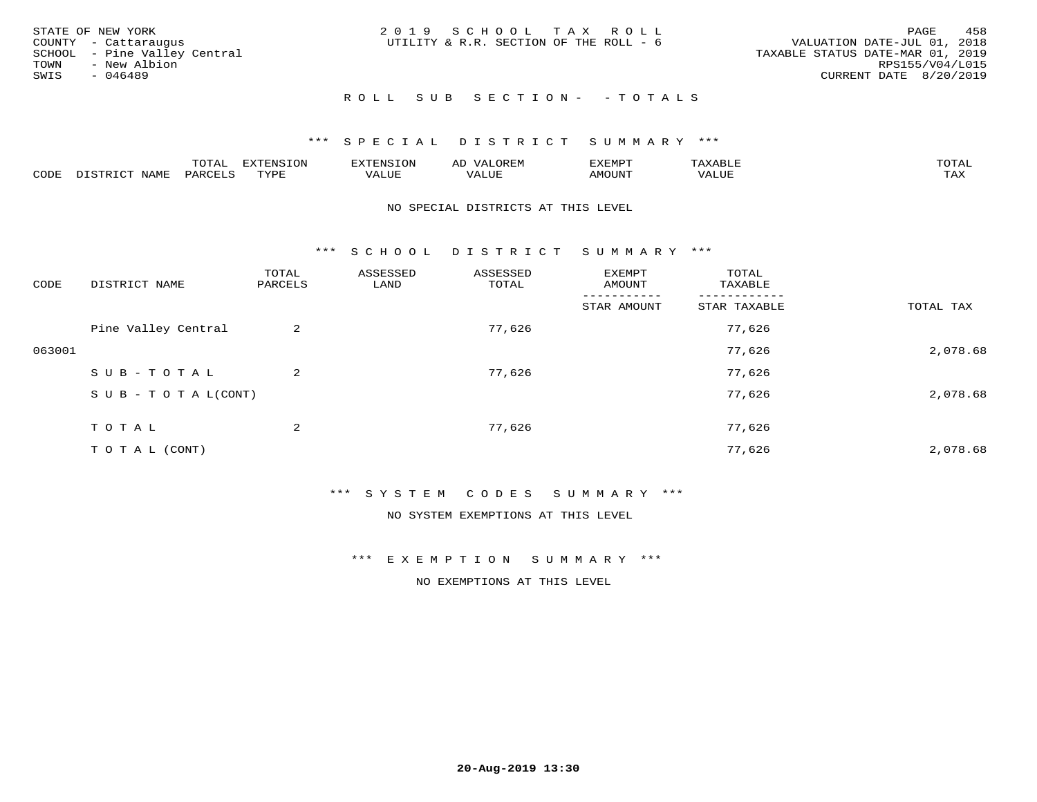STATE OF NEW YORK
COUNTY - Cattaraugus
SCHOOL - Pine Valley Central
TOWN - New Albion
SWIS - 046489

2019 SCHOOL TAX ROLL
UTILITY & R.R. SECTION OF THE ROLL - 6

VALUATION DATE-JUL 01, 2018
TAXABLE STATUS DATE-MAR 01, 2019
RPS155/V04/L015
CURRENT DATE 8/20/2019

## ROLL SUB SECTION- - TOTALS

### *** SPECIAL DISTRICT SUMMARY ***

| CODE | DISTRICT NAME | TOTAL PARCELS | EXTENSION TYPE | EXTENSION VALUE | AD VALOREM VALUE | EXEMPT AMOUNT | TAXABLE VALUE | TOTAL TAX |
|---|---|---|---|---|---|---|---|---|

NO SPECIAL DISTRICTS AT THIS LEVEL

### *** SCHOOL DISTRICT SUMMARY ***

| CODE | DISTRICT NAME | TOTAL PARCELS | ASSESSED LAND | ASSESSED TOTAL | EXEMPT AMOUNT / STAR AMOUNT | TOTAL TAXABLE / STAR TAXABLE | TOTAL TAX |
|---|---|---|---|---|---|---|---|
| | Pine Valley Central | 2 | | 77,626 | | 77,626 | |
| 063001 | | | | | | 77,626 | 2,078.68 |
| | SUB-TOTAL | 2 | | 77,626 | | 77,626 | |
| | SUB-TOTAL(CONT) | | | | | 77,626 | 2,078.68 |
| | TOTAL | 2 | | 77,626 | | 77,626 | |
| | TOTAL (CONT) | | | | | 77,626 | 2,078.68 |

### *** SYSTEM CODES SUMMARY ***

NO SYSTEM EXEMPTIONS AT THIS LEVEL

### *** EXEMPTION SUMMARY ***

NO EXEMPTIONS AT THIS LEVEL

20-Aug-2019 13:30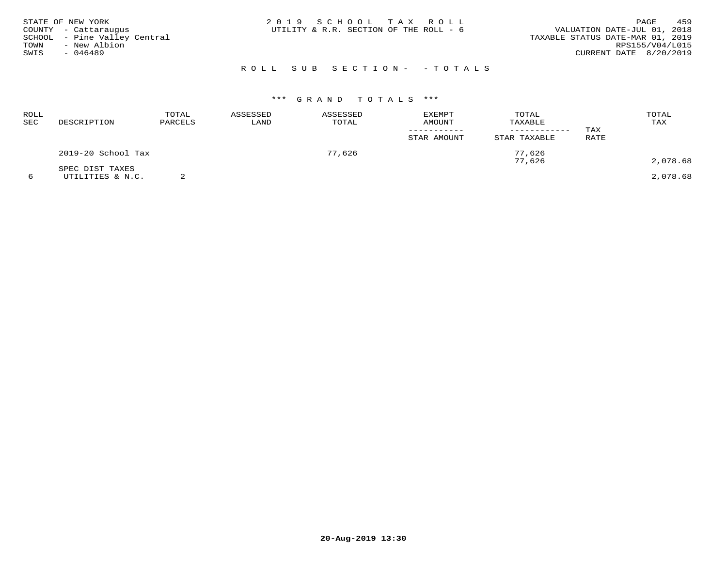STATE OF NEW YORK
COUNTY - Cattaraugus
SCHOOL - Pine Valley Central
TOWN - New Albion
SWIS - 046489

2 0 1 9 S C H O O L T A X R O L L
UTILITY & R.R. SECTION OF THE ROLL - 6

VALUATION DATE-JUL 01, 2018
TAXABLE STATUS DATE-MAR 01, 2019
RPS155/V04/L015
CURRENT DATE 8/20/2019

R O L L S U B S E C T I O N - - T O T A L S

\*\*\* G R A N D T O T A L S \*\*\*

| ROLL SEC | DESCRIPTION | TOTAL PARCELS | ASSESSED LAND | ASSESSED TOTAL | EXEMPT AMOUNT / STAR AMOUNT | TOTAL TAXABLE / STAR TAXABLE | TAX RATE | TOTAL TAX |
|---|---|---|---|---|---|---|---|---|
| | 2019-20 School Tax | | | 77,626 | | 77,626 | | |
| | | | | | | 77,626 | | 2,078.68 |
| | SPEC DIST TAXES | | | | | | | |
| 6 | UTILITIES & N.C. | 2 | | | | | | 2,078.68 |

20-Aug-2019 13:30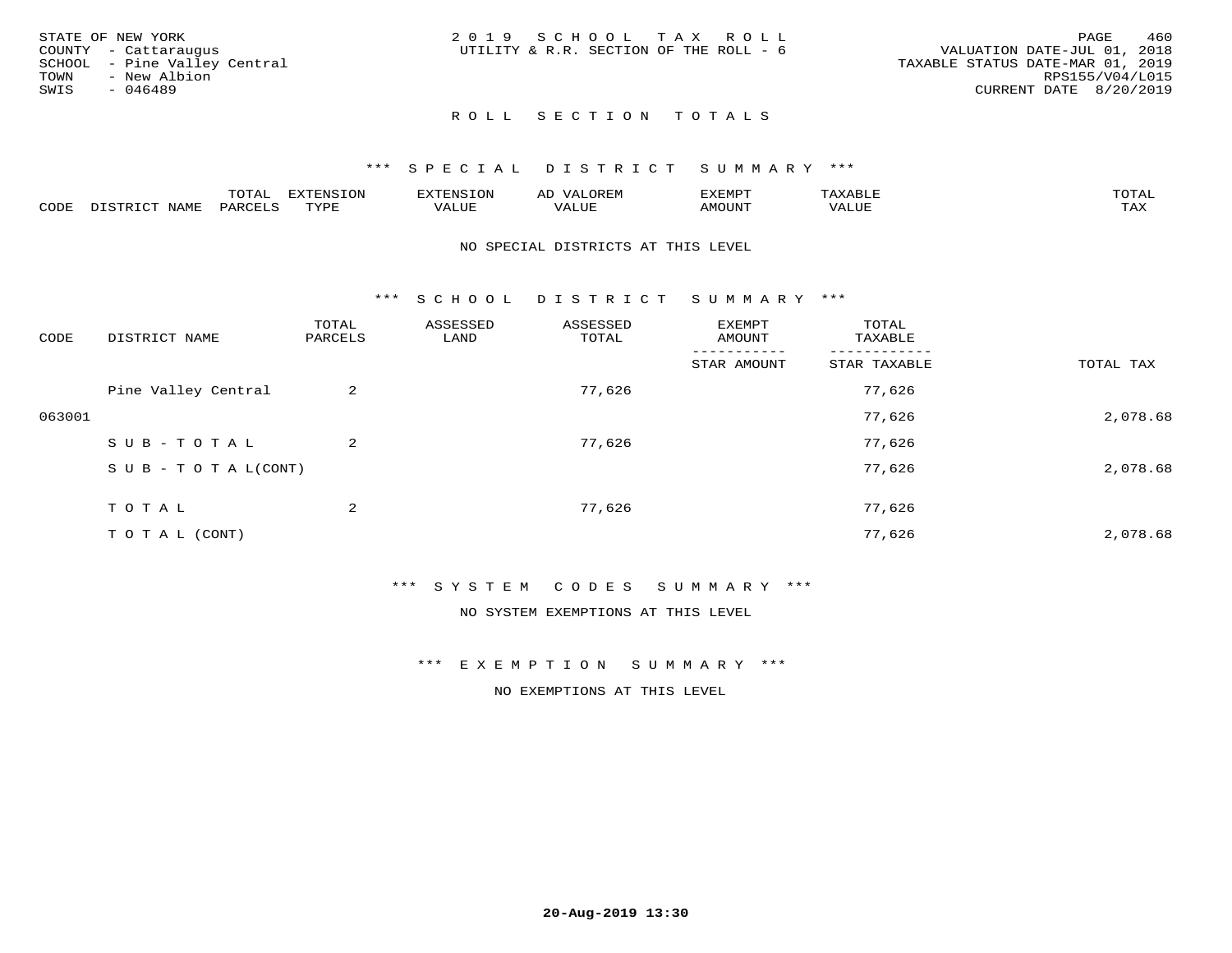STATE OF NEW YORK
COUNTY - Cattaraugus
SCHOOL - Pine Valley Central
TOWN - New Albion
SWIS - 046489

2 0 1 9 S C H O O L T A X R O L L
UTILITY & R.R. SECTION OF THE ROLL - 6

PAGE 460
VALUATION DATE-JUL 01, 2018
TAXABLE STATUS DATE-MAR 01, 2019
RPS155/V04/L015
CURRENT DATE 8/20/2019

## R O L L S E C T I O N T O T A L S

### *** S P E C I A L D I S T R I C T S U M M A R Y ***

| CODE | DISTRICT NAME | TOTAL PARCELS | EXTENSION TYPE | EXTENSION VALUE | AD VALOREM VALUE | EXEMPT AMOUNT | TAXABLE VALUE | TOTAL TAX |
|---|---|---|---|---|---|---|---|---|

NO SPECIAL DISTRICTS AT THIS LEVEL

### *** S C H O O L D I S T R I C T S U M M A R Y ***

| CODE | DISTRICT NAME | TOTAL PARCELS | ASSESSED LAND | ASSESSED TOTAL | EXEMPT AMOUNT / STAR AMOUNT | TOTAL TAXABLE / STAR TAXABLE | TOTAL TAX |
|---|---|---|---|---|---|---|---|
| | Pine Valley Central | 2 | | 77,626 | | 77,626 | |
| 063001 | | | | | | 77,626 | 2,078.68 |
| | S U B - T O T A L | 2 | | 77,626 | | 77,626 | |
| | S U B - T O T A L(CONT) | | | | | 77,626 | 2,078.68 |
| | T O T A L | 2 | | 77,626 | | 77,626 | |
| | T O T A L (CONT) | | | | | 77,626 | 2,078.68 |

### *** S Y S T E M C O D E S S U M M A R Y ***

NO SYSTEM EXEMPTIONS AT THIS LEVEL

### *** E X E M P T I O N S U M M A R Y ***

NO EXEMPTIONS AT THIS LEVEL

20-Aug-2019 13:30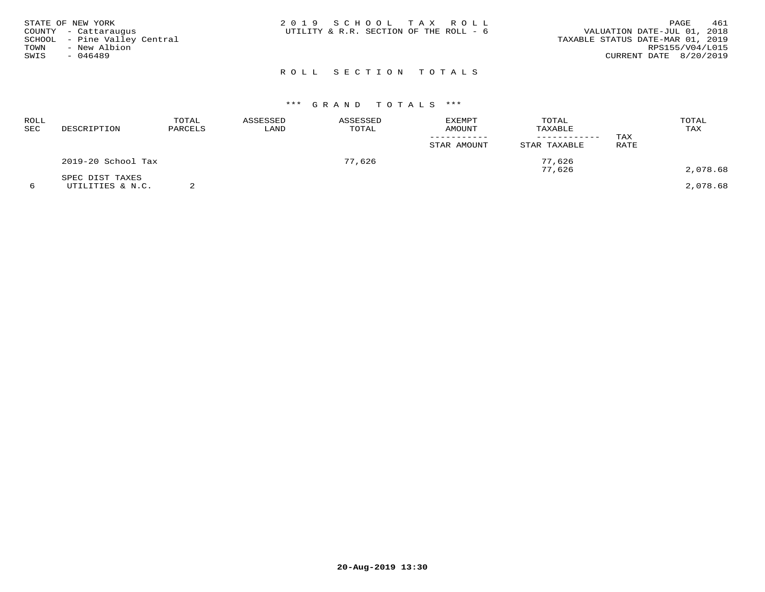STATE OF NEW YORK
COUNTY - Cattaraugus
SCHOOL - Pine Valley Central
TOWN - New Albion
SWIS - 046489

2019 SCHOOL TAX ROLL
UTILITY & R.R. SECTION OF THE ROLL - 6

VALUATION DATE-JUL 01, 2018
TAXABLE STATUS DATE-MAR 01, 2019
RPS155/V04/L015
CURRENT DATE 8/20/2019

## ROLL SECTION TOTALS

### *** GRAND TOTALS ***

| ROLL SEC | DESCRIPTION | TOTAL PARCELS | ASSESSED LAND | ASSESSED TOTAL | EXEMPT AMOUNT / STAR AMOUNT | TOTAL TAXABLE / STAR TAXABLE | TAX RATE | TOTAL TAX |
|---|---|---|---|---|---|---|---|---|
| | 2019-20 School Tax | | | 77,626 | | 77,626 | | |
| | | | | | | 77,626 | | 2,078.68 |
| | SPEC DIST TAXES | | | | | | | |
| 6 | UTILITIES & N.C. | 2 | | | | | | 2,078.68 |

20-Aug-2019 13:30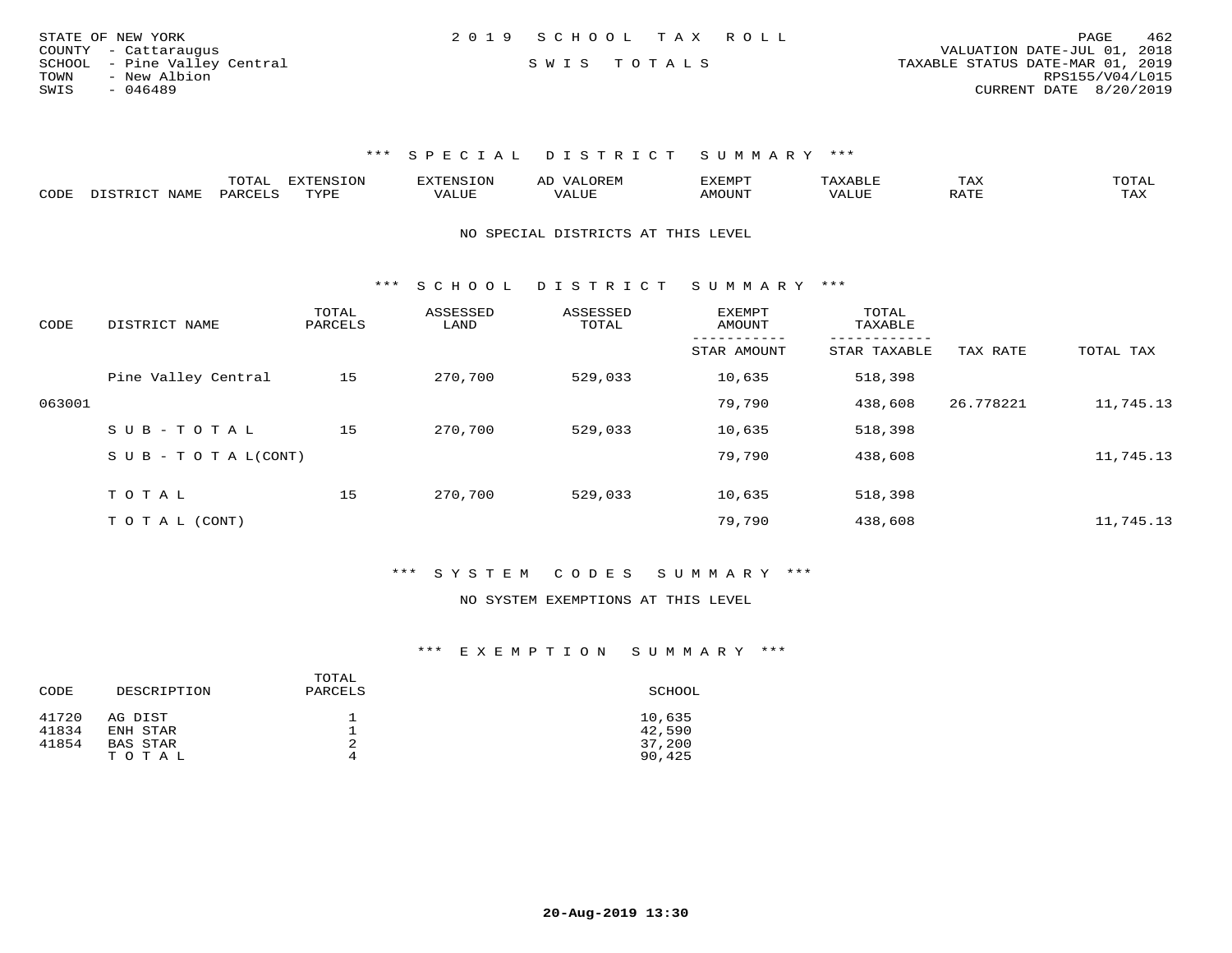STATE OF NEW YORK
COUNTY - Cattaraugus
SCHOOL - Pine Valley Central
TOWN - New Albion
SWIS - 046489

2019 SCHOOL TAX ROLL

SWIS TOTALS

VALUATION DATE-JUL 01, 2018
TAXABLE STATUS DATE-MAR 01, 2019
RPS155/V04/L015
CURRENT DATE 8/20/2019

### *** SPECIAL DISTRICT SUMMARY ***

| CODE | DISTRICT NAME | TOTAL PARCELS | EXTENSION TYPE | EXTENSION VALUE | AD VALOREM VALUE | EXEMPT AMOUNT | TAXABLE VALUE | TAX RATE | TOTAL TAX |
|---|---|---|---|---|---|---|---|---|---|

NO SPECIAL DISTRICTS AT THIS LEVEL

### *** SCHOOL DISTRICT SUMMARY ***

| CODE | DISTRICT NAME | TOTAL PARCELS | ASSESSED LAND | ASSESSED TOTAL | EXEMPT AMOUNT / STAR AMOUNT | TOTAL TAXABLE / STAR TAXABLE | TAX RATE | TOTAL TAX |
|---|---|---|---|---|---|---|---|---|
| | Pine Valley Central | 15 | 270,700 | 529,033 | 10,635 | 518,398 | | |
| 063001 | | | | | 79,790 | 438,608 | 26.778221 | 11,745.13 |
| | SUB-TOTAL | 15 | 270,700 | 529,033 | 10,635 | 518,398 | | |
| | SUB-TOTAL(CONT) | | | | 79,790 | 438,608 | | 11,745.13 |
| | TOTAL | 15 | 270,700 | 529,033 | 10,635 | 518,398 | | |
| | TOTAL (CONT) | | | | 79,790 | 438,608 | | 11,745.13 |

### *** SYSTEM CODES SUMMARY ***

NO SYSTEM EXEMPTIONS AT THIS LEVEL

### *** EXEMPTION SUMMARY ***

| CODE | DESCRIPTION | TOTAL PARCELS | SCHOOL |
|---|---|---|---|
| 41720 | AG DIST | 1 | 10,635 |
| 41834 | ENH STAR | 1 | 42,590 |
| 41854 | BAS STAR | 2 | 37,200 |
| | TOTAL | 4 | 90,425 |

20-Aug-2019 13:30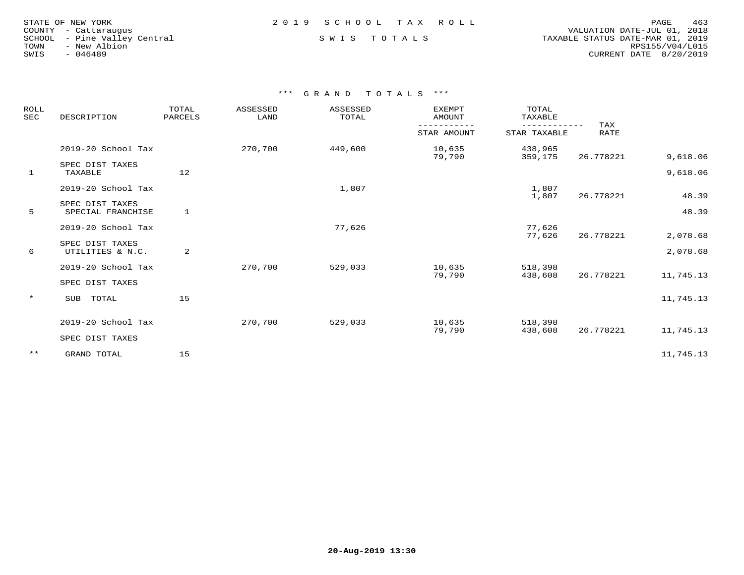STATE OF NEW YORK
COUNTY - Cattaraugus
SCHOOL - Pine Valley Central
TOWN - New Albion
SWIS - 046489

2 0 1 9 S C H O O L T A X R O L L

S W I S T O T A L S

VALUATION DATE-JUL 01, 2018
TAXABLE STATUS DATE-MAR 01, 2019
RPS155/V04/L015
CURRENT DATE 8/20/2019

### *** G R A N D T O T A L S ***

| ROLL SEC | DESCRIPTION | TOTAL PARCELS | ASSESSED LAND | ASSESSED TOTAL | EXEMPT AMOUNT / STAR AMOUNT | TOTAL TAXABLE / STAR TAXABLE | TAX RATE | |
|---|---|---|---|---|---|---|---|---|
| | 2019-20 School Tax | | 270,700 | 449,600 | 10,635 | 438,965 | | |
| | | | | | 79,790 | 359,175 | 26.778221 | 9,618.06 |
| | SPEC DIST TAXES | | | | | | | |
| 1 | TAXABLE | 12 | | | | | | 9,618.06 |
| | 2019-20 School Tax | | | 1,807 | | 1,807 | | |
| | | | | | | 1,807 | 26.778221 | 48.39 |
| | SPEC DIST TAXES | | | | | | | |
| 5 | SPECIAL FRANCHISE | 1 | | | | | | 48.39 |
| | 2019-20 School Tax | | | 77,626 | | 77,626 | | |
| | | | | | | 77,626 | 26.778221 | 2,078.68 |
| | SPEC DIST TAXES | | | | | | | |
| 6 | UTILITIES & N.C. | 2 | | | | | | 2,078.68 |
| | 2019-20 School Tax | | 270,700 | 529,033 | 10,635 | 518,398 | | |
| | | | | | 79,790 | 438,608 | 26.778221 | 11,745.13 |
| | SPEC DIST TAXES | | | | | | | |
| * | SUB TOTAL | 15 | | | | | | 11,745.13 |
| | 2019-20 School Tax | | 270,700 | 529,033 | 10,635 | 518,398 | | |
| | | | | | 79,790 | 438,608 | 26.778221 | 11,745.13 |
| | SPEC DIST TAXES | | | | | | | |
| ** | GRAND TOTAL | 15 | | | | | | 11,745.13 |

20-Aug-2019 13:30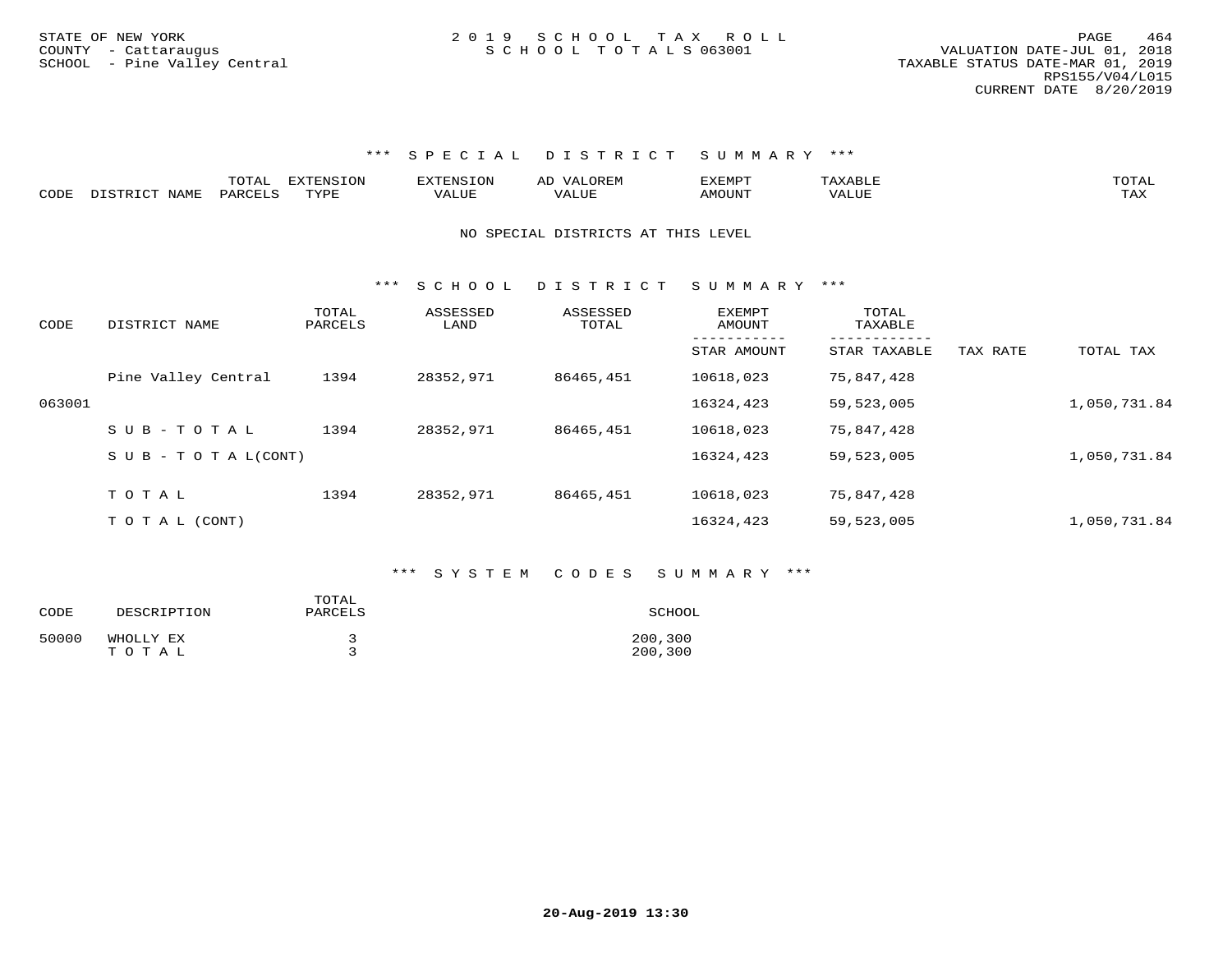STATE OF NEW YORK
COUNTY - Cattaraugus
SCHOOL - Pine Valley Central

2 0 1 9 S C H O O L T A X R O L L
S C H O O L T O T A L S 063001

VALUATION DATE-JUL 01, 2018
TAXABLE STATUS DATE-MAR 01, 2019
RPS155/V04/L015
CURRENT DATE 8/20/2019

### *** S P E C I A L D I S T R I C T S U M M A R Y ***

| CODE | DISTRICT NAME | TOTAL PARCELS | EXTENSION TYPE | EXTENSION VALUE | AD VALOREM VALUE | EXEMPT AMOUNT | TAXABLE VALUE | TOTAL TAX |
|---|---|---|---|---|---|---|---|---|

NO SPECIAL DISTRICTS AT THIS LEVEL

### *** S C H O O L D I S T R I C T S U M M A R Y ***

| CODE | DISTRICT NAME | TOTAL PARCELS | ASSESSED LAND | ASSESSED TOTAL | EXEMPT AMOUNT / STAR AMOUNT | TOTAL TAXABLE / STAR TAXABLE | TAX RATE | TOTAL TAX |
|---|---|---|---|---|---|---|---|---|
| | Pine Valley Central | 1394 | 28352,971 | 86465,451 | 10618,023 | 75,847,428 | | |
| 063001 | | | | | 16324,423 | 59,523,005 | | 1,050,731.84 |
| | S U B - T O T A L | 1394 | 28352,971 | 86465,451 | 10618,023 | 75,847,428 | | |
| | S U B - T O T A L(CONT) | | | | 16324,423 | 59,523,005 | | 1,050,731.84 |
| | T O T A L | 1394 | 28352,971 | 86465,451 | 10618,023 | 75,847,428 | | |
| | T O T A L (CONT) | | | | 16324,423 | 59,523,005 | | 1,050,731.84 |

### *** S Y S T E M C O D E S S U M M A R Y ***

| CODE | DESCRIPTION | TOTAL PARCELS | SCHOOL |
|---|---|---|---|
| 50000 | WHOLLY EX | 3 | 200,300 |
| | T O T A L | 3 | 200,300 |

20-Aug-2019 13:30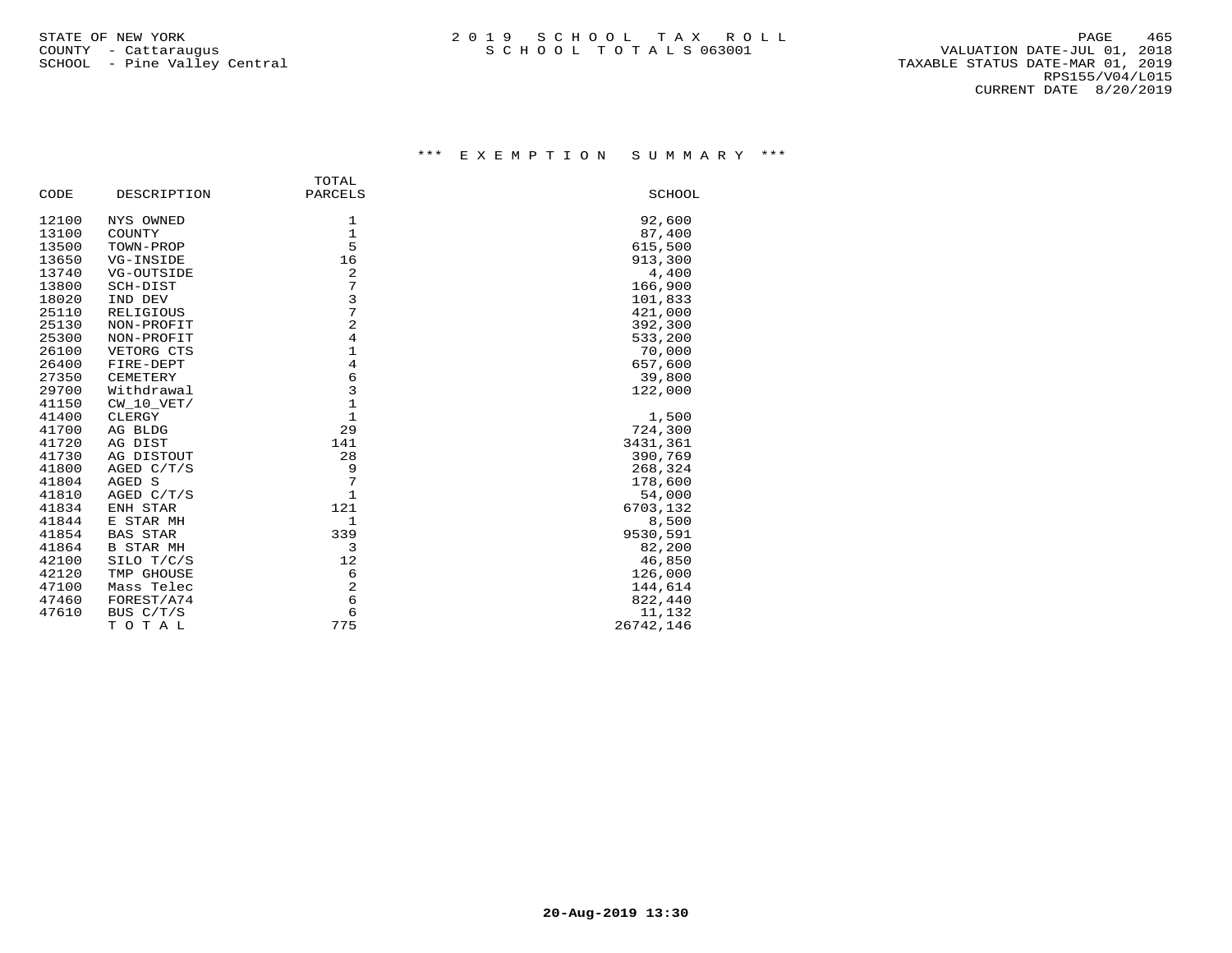STATE OF NEW YORK
COUNTY - Cattaraugus
SCHOOL - Pine Valley Central

# 2 0 1 9 S C H O O L T A X R O L L
S C H O O L T O T A L S 063001

VALUATION DATE-JUL 01, 2018
TAXABLE STATUS DATE-MAR 01, 2019
RPS155/V04/L015
CURRENT DATE 8/20/2019

## *** E X E M P T I O N S U M M A R Y ***

| CODE | DESCRIPTION | TOTAL PARCELS | SCHOOL |
|---|---|---|---|
| 12100 | NYS OWNED | 1 | 92,600 |
| 13100 | COUNTY | 1 | 87,400 |
| 13500 | TOWN-PROP | 5 | 615,500 |
| 13650 | VG-INSIDE | 16 | 913,300 |
| 13740 | VG-OUTSIDE | 2 | 4,400 |
| 13800 | SCH-DIST | 7 | 166,900 |
| 18020 | IND DEV | 3 | 101,833 |
| 25110 | RELIGIOUS | 7 | 421,000 |
| 25130 | NON-PROFIT | 2 | 392,300 |
| 25300 | NON-PROFIT | 4 | 533,200 |
| 26100 | VETORG CTS | 1 | 70,000 |
| 26400 | FIRE-DEPT | 4 | 657,600 |
| 27350 | CEMETERY | 6 | 39,800 |
| 29700 | Withdrawal | 3 | 122,000 |
| 41150 | CW_10_VET/ | 1 | |
| 41400 | CLERGY | 1 | 1,500 |
| 41700 | AG BLDG | 29 | 724,300 |
| 41720 | AG DIST | 141 | 3431,361 |
| 41730 | AG DISTOUT | 28 | 390,769 |
| 41800 | AGED C/T/S | 9 | 268,324 |
| 41804 | AGED S | 7 | 178,600 |
| 41810 | AGED C/T/S | 1 | 54,000 |
| 41834 | ENH STAR | 121 | 6703,132 |
| 41844 | E STAR MH | 1 | 8,500 |
| 41854 | BAS STAR | 339 | 9530,591 |
| 41864 | B STAR MH | 3 | 82,200 |
| 42100 | SILO T/C/S | 12 | 46,850 |
| 42120 | TMP GHOUSE | 6 | 126,000 |
| 47100 | Mass Telec | 2 | 144,614 |
| 47460 | FOREST/A74 | 6 | 822,440 |
| 47610 | BUS C/T/S | 6 | 11,132 |
| | T O T A L | 775 | 26742,146 |

20-Aug-2019 13:30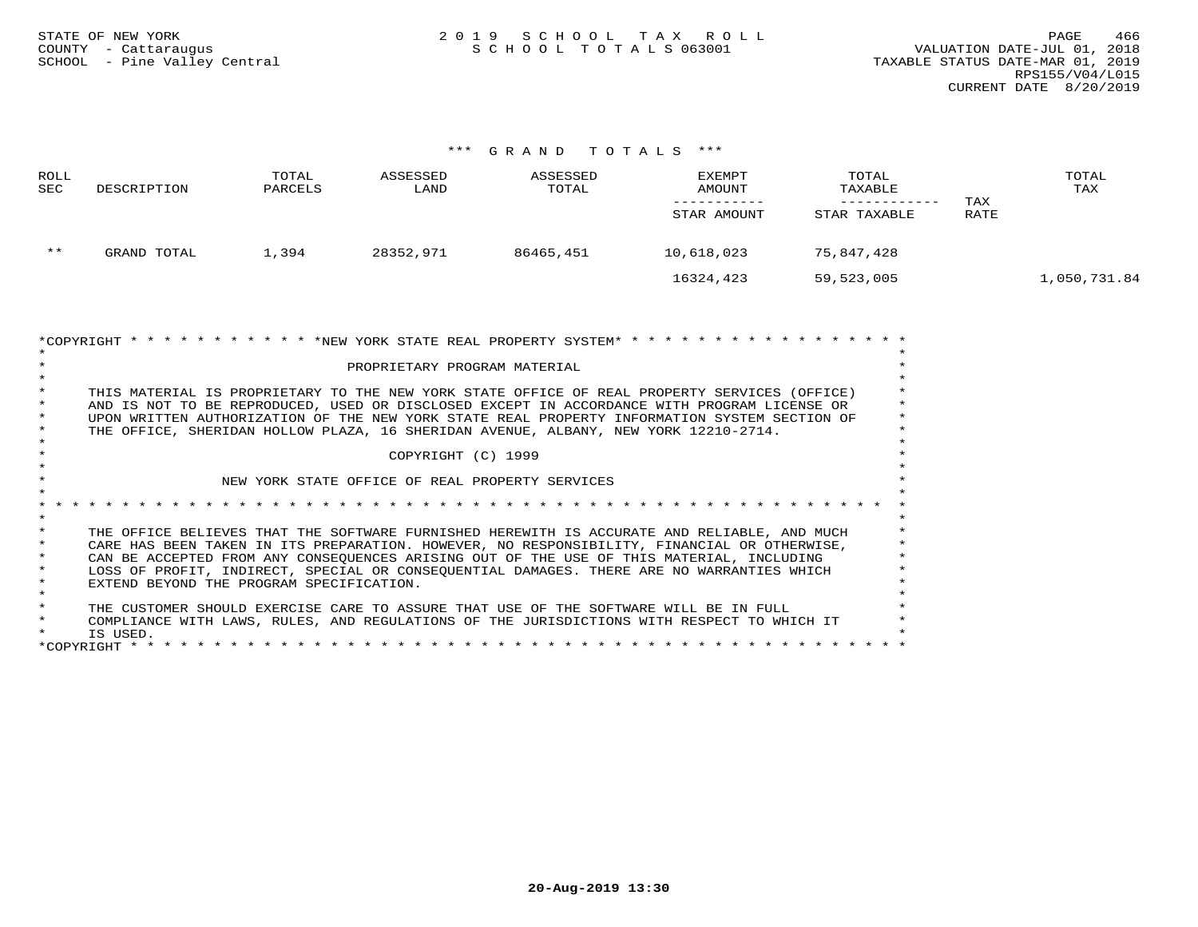STATE OF NEW YORK
COUNTY - Cattaraugus
SCHOOL - Pine Valley Central

2 0 1 9 S C H O O L T A X R O L L
S C H O O L T O T A L S 063001

VALUATION DATE-JUL 01, 2018
TAXABLE STATUS DATE-MAR 01, 2019
RPS155/V04/L015
CURRENT DATE 8/20/2019

*** G R A N D T O T A L S ***

| ROLL SEC | DESCRIPTION | TOTAL PARCELS | ASSESSED LAND | ASSESSED TOTAL | EXEMPT AMOUNT / STAR AMOUNT | TOTAL TAXABLE / STAR TAXABLE | TAX RATE | TOTAL TAX |
|---|---|---|---|---|---|---|---|---|
| ** | GRAND TOTAL | 1,394 | 28352,971 | 86465,451 | 10,618,023 | 75,847,428 | | |
| | | | | | 16324,423 | 59,523,005 | | 1,050,731.84 |

*COPYRIGHT * * * * * * * * * * * *NEW YORK STATE REAL PROPERTY SYSTEM* * * * * * * * * * * * * * * * * * *

PROPRIETARY PROGRAM MATERIAL

THIS MATERIAL IS PROPRIETARY TO THE NEW YORK STATE OFFICE OF REAL PROPERTY SERVICES (OFFICE) AND IS NOT TO BE REPRODUCED, USED OR DISCLOSED EXCEPT IN ACCORDANCE WITH PROGRAM LICENSE OR UPON WRITTEN AUTHORIZATION OF THE NEW YORK STATE REAL PROPERTY INFORMATION SYSTEM SECTION OF THE OFFICE, SHERIDAN HOLLOW PLAZA, 16 SHERIDAN AVENUE, ALBANY, NEW YORK 12210-2714.

COPYRIGHT (C) 1999

NEW YORK STATE OFFICE OF REAL PROPERTY SERVICES

THE OFFICE BELIEVES THAT THE SOFTWARE FURNISHED HEREWITH IS ACCURATE AND RELIABLE, AND MUCH CARE HAS BEEN TAKEN IN ITS PREPARATION. HOWEVER, NO RESPONSIBILITY, FINANCIAL OR OTHERWISE, CAN BE ACCEPTED FROM ANY CONSEQUENCES ARISING OUT OF THE USE OF THIS MATERIAL, INCLUDING LOSS OF PROFIT, INDIRECT, SPECIAL OR CONSEQUENTIAL DAMAGES. THERE ARE NO WARRANTIES WHICH EXTEND BEYOND THE PROGRAM SPECIFICATION.

THE CUSTOMER SHOULD EXERCISE CARE TO ASSURE THAT USE OF THE SOFTWARE WILL BE IN FULL COMPLIANCE WITH LAWS, RULES, AND REGULATIONS OF THE JURISDICTIONS WITH RESPECT TO WHICH IT IS USED.

*COPYRIGHT * * * * * * * * * * * * * * * * * * * * * * * * * * * * * * * * * * * * * * * * * * * * *

20-Aug-2019 13:30